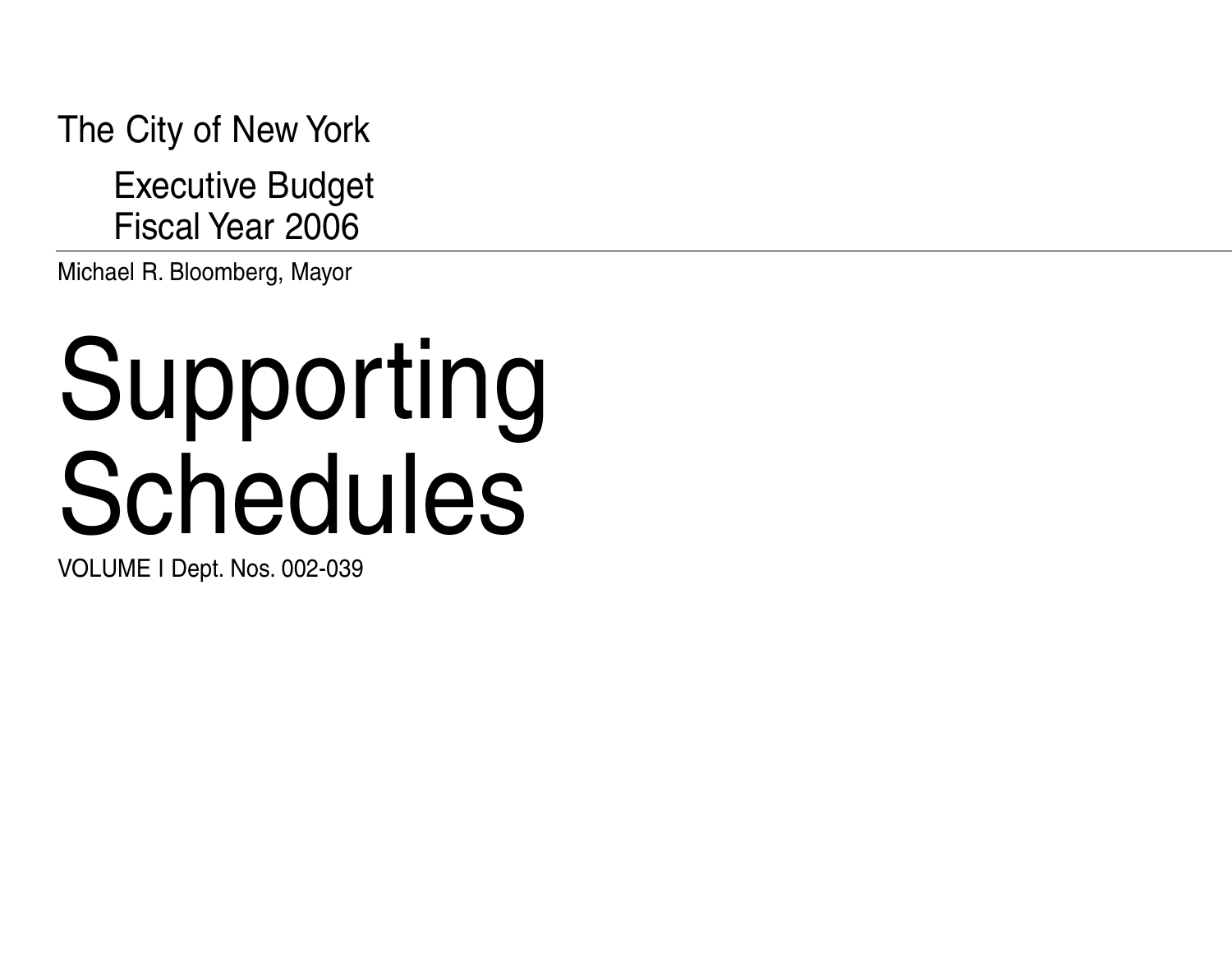The City of New York

Executive Budget
Fiscal Year 2006

Michael R. Bloomberg, Mayor

# Supporting Schedules

VOLUME I Dept. Nos. 002-039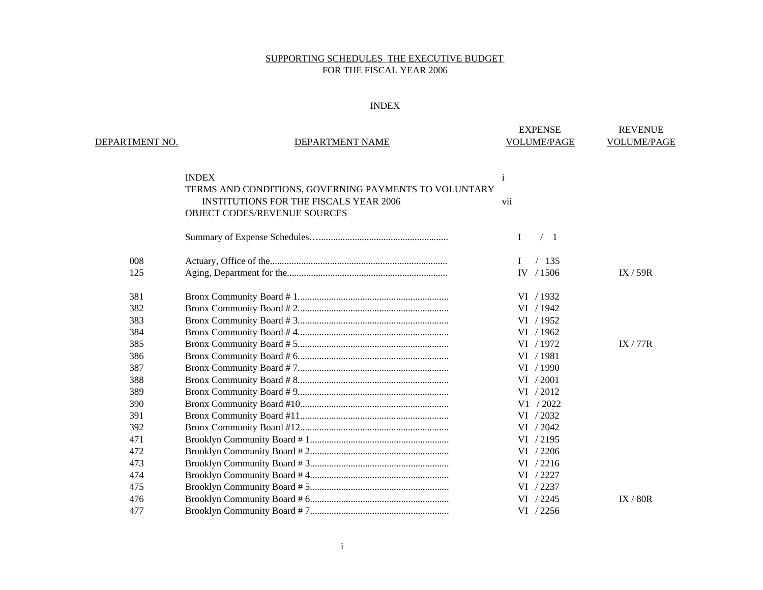SUPPORTING SCHEDULES THE EXECUTIVE BUDGET
FOR THE FISCAL YEAR 2006

INDEX

| DEPARTMENT NO. | DEPARTMENT NAME | EXPENSE VOLUME/PAGE | REVENUE VOLUME/PAGE |
|---|---|---|---|
| | INDEX | i | |
| | TERMS AND CONDITIONS, GOVERNING PAYMENTS TO VOLUNTARY INSTITUTIONS FOR THE FISCALS YEAR 2006 | vii | |
| | OBJECT CODES/REVENUE SOURCES | | |
| | Summary of Expense Schedules…...................................................... | I / 1 | |
| 008 | Actuary, Office of the......................................................................... | I / 135 | |
| 125 | Aging, Department for the.................................................................. | IV / 1506 | IX / 59R |
| 381 | Bronx Community Board # 1............................................................... | VI / 1932 | |
| 382 | Bronx Community Board # 2............................................................... | VI / 1942 | |
| 383 | Bronx Community Board # 3............................................................... | VI / 1952 | |
| 384 | Bronx Community Board # 4............................................................... | VI / 1962 | |
| 385 | Bronx Community Board # 5............................................................... | VI / 1972 | IX / 77R |
| 386 | Bronx Community Board # 6............................................................... | VI / 1981 | |
| 387 | Bronx Community Board # 7............................................................... | VI / 1990 | |
| 388 | Bronx Community Board # 8............................................................... | VI / 2001 | |
| 389 | Bronx Community Board # 9............................................................... | VI / 2012 | |
| 390 | Bronx Community Board #10.............................................................. | V1 / 2022 | |
| 391 | Bronx Community Board #11.............................................................. | VI / 2032 | |
| 392 | Bronx Community Board #12.............................................................. | VI / 2042 | |
| 471 | Brooklyn Community Board # 1.......................................................... | VI / 2195 | |
| 472 | Brooklyn Community Board # 2.......................................................... | VI / 2206 | |
| 473 | Brooklyn Community Board # 3.......................................................... | VI / 2216 | |
| 474 | Brooklyn Community Board # 4.......................................................... | VI / 2227 | |
| 475 | Brooklyn Community Board # 5.......................................................... | VI / 2237 | |
| 476 | Brooklyn Community Board # 6.......................................................... | VI / 2245 | IX / 80R |
| 477 | Brooklyn Community Board # 7.......................................................... | VI / 2256 | |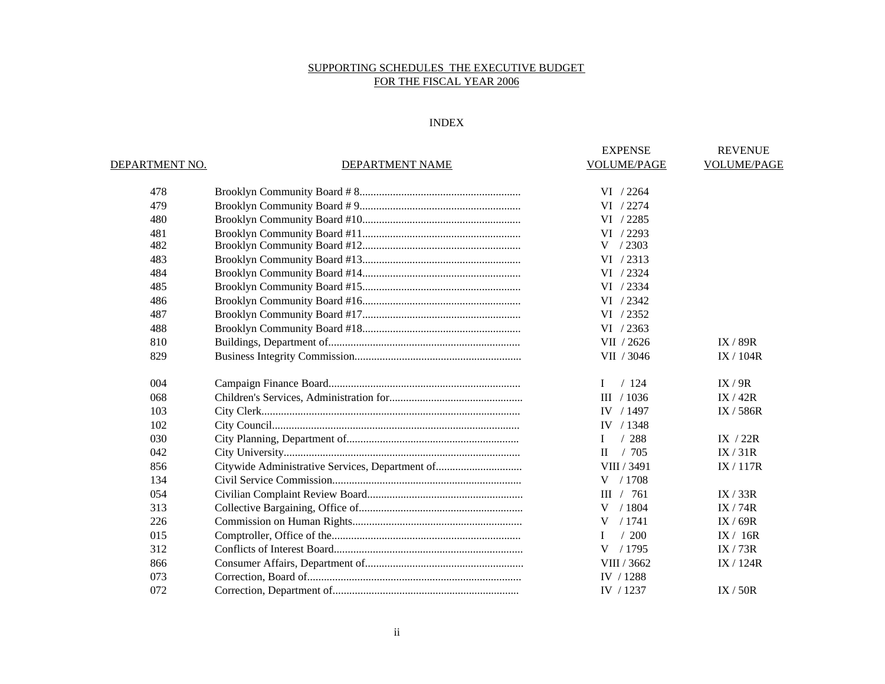SUPPORTING SCHEDULES THE EXECUTIVE BUDGET
FOR THE FISCAL YEAR 2006

INDEX

| DEPARTMENT NO. | DEPARTMENT NAME | EXPENSE VOLUME/PAGE | REVENUE VOLUME/PAGE |
|---|---|---|---|
| 478 | Brooklyn Community Board # 8 | VI / 2264 | |
| 479 | Brooklyn Community Board # 9 | VI / 2274 | |
| 480 | Brooklyn Community Board #10 | VI / 2285 | |
| 481 | Brooklyn Community Board #11 | VI / 2293 | |
| 482 | Brooklyn Community Board #12 | V / 2303 | |
| 483 | Brooklyn Community Board #13 | VI / 2313 | |
| 484 | Brooklyn Community Board #14 | VI / 2324 | |
| 485 | Brooklyn Community Board #15 | VI / 2334 | |
| 486 | Brooklyn Community Board #16 | VI / 2342 | |
| 487 | Brooklyn Community Board #17 | VI / 2352 | |
| 488 | Brooklyn Community Board #18 | VI / 2363 | |
| 810 | Buildings, Department of | VII / 2626 | IX / 89R |
| 829 | Business Integrity Commission | VII / 3046 | IX / 104R |
| 004 | Campaign Finance Board | I / 124 | IX / 9R |
| 068 | Children's Services, Administration for | III / 1036 | IX / 42R |
| 103 | City Clerk | IV / 1497 | IX / 586R |
| 102 | City Council | IV / 1348 | |
| 030 | City Planning, Department of | I / 288 | IX / 22R |
| 042 | City University | II / 705 | IX / 31R |
| 856 | Citywide Administrative Services, Department of | VIII / 3491 | IX / 117R |
| 134 | Civil Service Commission | V / 1708 | |
| 054 | Civilian Complaint Review Board | III / 761 | IX / 33R |
| 313 | Collective Bargaining, Office of | V / 1804 | IX / 74R |
| 226 | Commission on Human Rights | V / 1741 | IX / 69R |
| 015 | Comptroller, Office of the | I / 200 | IX / 16R |
| 312 | Conflicts of Interest Board | V / 1795 | IX / 73R |
| 866 | Consumer Affairs, Department of | VIII / 3662 | IX / 124R |
| 073 | Correction, Board of | IV / 1288 | |
| 072 | Correction, Department of | IV / 1237 | IX / 50R |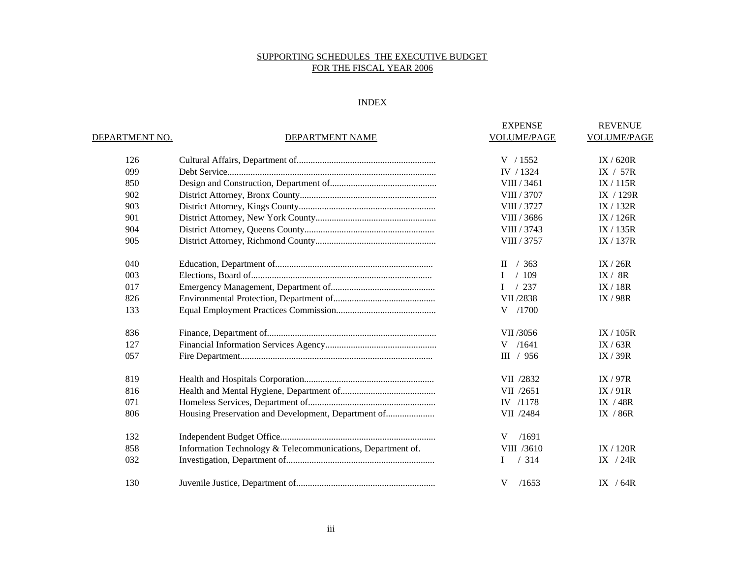SUPPORTING SCHEDULES THE EXECUTIVE BUDGET
FOR THE FISCAL YEAR 2006

INDEX

| DEPARTMENT NO. | DEPARTMENT NAME | EXPENSE VOLUME/PAGE | REVENUE VOLUME/PAGE |
|---|---|---|---|
| 126 | Cultural Affairs, Department of | V / 1552 | IX / 620R |
| 099 | Debt Service | IV / 1324 | IX / 57R |
| 850 | Design and Construction, Department of | VIII / 3461 | IX / 115R |
| 902 | District Attorney, Bronx County | VIII / 3707 | IX / 129R |
| 903 | District Attorney, Kings County | VIII / 3727 | IX / 132R |
| 901 | District Attorney, New York County | VIII / 3686 | IX / 126R |
| 904 | District Attorney, Queens County | VIII / 3743 | IX / 135R |
| 905 | District Attorney, Richmond County | VIII / 3757 | IX / 137R |
| 040 | Education, Department of | II / 363 | IX / 26R |
| 003 | Elections, Board of | I / 109 | IX / 8R |
| 017 | Emergency Management, Department of | I / 237 | IX / 18R |
| 826 | Environmental Protection, Department of | VII /2838 | IX / 98R |
| 133 | Equal Employment Practices Commission | V /1700 | |
| 836 | Finance, Department of | VII /3056 | IX / 105R |
| 127 | Financial Information Services Agency | V /1641 | IX / 63R |
| 057 | Fire Department | III / 956 | IX / 39R |
| 819 | Health and Hospitals Corporation | VII /2832 | IX / 97R |
| 816 | Health and Mental Hygiene, Department of | VII /2651 | IX / 91R |
| 071 | Homeless Services, Department of | IV /1178 | IX / 48R |
| 806 | Housing Preservation and Development, Department of | VII /2484 | IX / 86R |
| 132 | Independent Budget Office | V /1691 | |
| 858 | Information Technology & Telecommunications, Department of. | VIII /3610 | IX / 120R |
| 032 | Investigation, Department of | I / 314 | IX / 24R |
| 130 | Juvenile Justice, Department of | V /1653 | IX / 64R |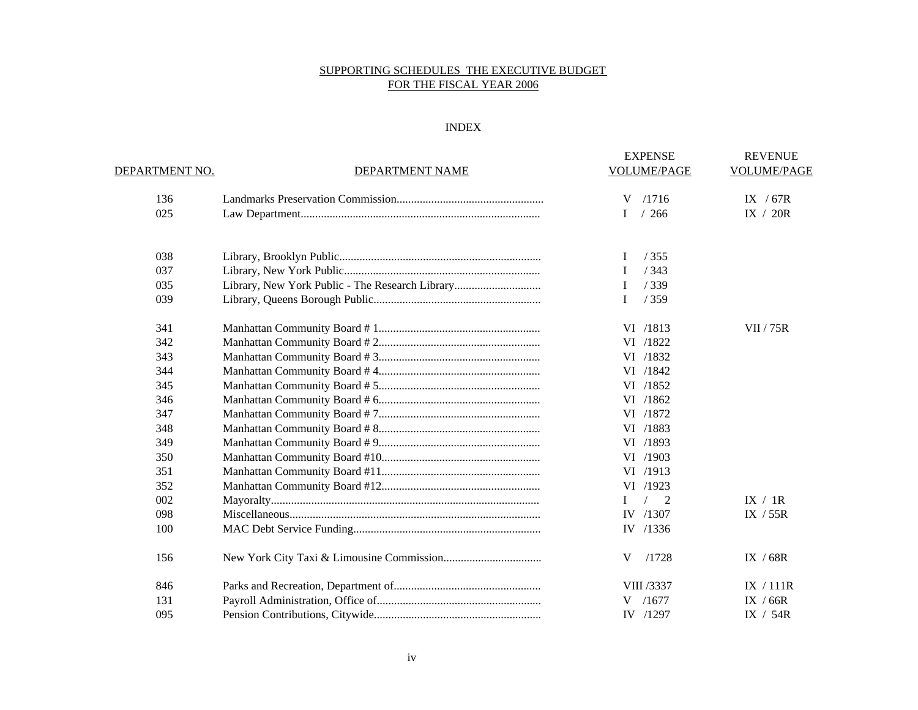SUPPORTING SCHEDULES THE EXECUTIVE BUDGET
FOR THE FISCAL YEAR 2006

INDEX

| DEPARTMENT NO. | DEPARTMENT NAME | EXPENSE VOLUME/PAGE | REVENUE VOLUME/PAGE |
|---|---|---|---|
| 136 | Landmarks Preservation Commission | V /1716 | IX / 67R |
| 025 | Law Department | I / 266 | IX / 20R |
| 038 | Library, Brooklyn Public | I / 355 | |
| 037 | Library, New York Public | I / 343 | |
| 035 | Library, New York Public - The Research Library | I / 339 | |
| 039 | Library, Queens Borough Public | I / 359 | |
| 341 | Manhattan Community Board # 1 | VI /1813 | VII / 75R |
| 342 | Manhattan Community Board # 2 | VI /1822 | |
| 343 | Manhattan Community Board # 3 | VI /1832 | |
| 344 | Manhattan Community Board # 4 | VI /1842 | |
| 345 | Manhattan Community Board # 5 | VI /1852 | |
| 346 | Manhattan Community Board # 6 | VI /1862 | |
| 347 | Manhattan Community Board # 7 | VI /1872 | |
| 348 | Manhattan Community Board # 8 | VI /1883 | |
| 349 | Manhattan Community Board # 9 | VI /1893 | |
| 350 | Manhattan Community Board #10 | VI /1903 | |
| 351 | Manhattan Community Board #11 | VI /1913 | |
| 352 | Manhattan Community Board #12 | VI /1923 | |
| 002 | Mayoralty | I / 2 | IX / 1R |
| 098 | Miscellaneous | IV /1307 | IX / 55R |
| 100 | MAC Debt Service Funding | IV /1336 | |
| 156 | New York City Taxi & Limousine Commission | V /1728 | IX / 68R |
| 846 | Parks and Recreation, Department of | VIII /3337 | IX / 111R |
| 131 | Payroll Administration, Office of | V /1677 | IX / 66R |
| 095 | Pension Contributions, Citywide | IV /1297 | IX / 54R |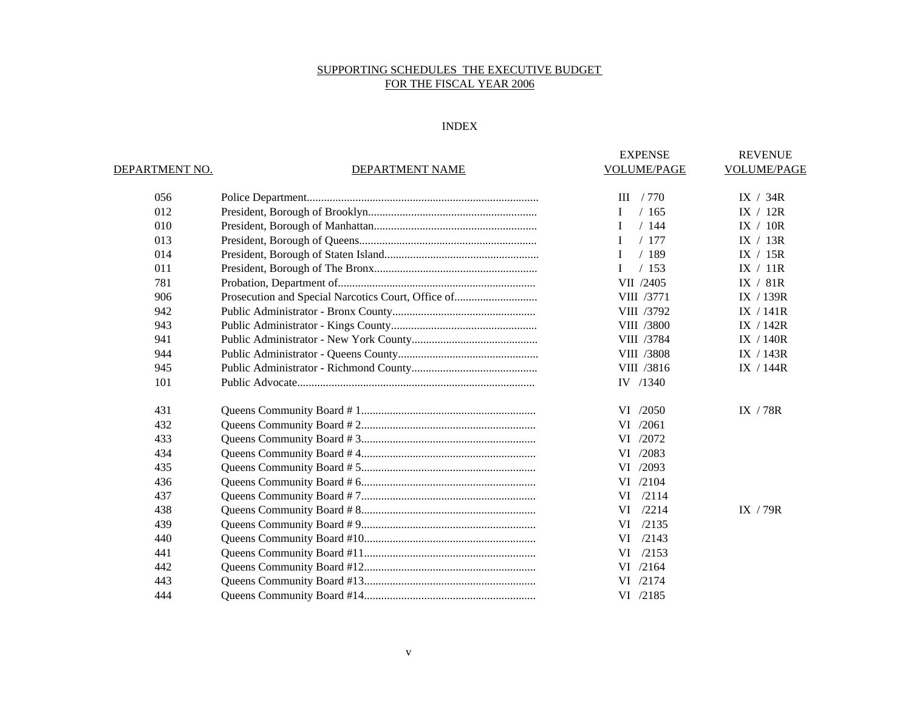SUPPORTING SCHEDULES THE EXECUTIVE BUDGET
FOR THE FISCAL YEAR 2006

INDEX

| DEPARTMENT NO. | DEPARTMENT NAME | EXPENSE VOLUME/PAGE | REVENUE VOLUME/PAGE |
|---|---|---|---|
| 056 | Police Department | III / 770 | IX / 34R |
| 012 | President, Borough of Brooklyn | I / 165 | IX / 12R |
| 010 | President, Borough of Manhattan | I / 144 | IX / 10R |
| 013 | President, Borough of Queens | I / 177 | IX / 13R |
| 014 | President, Borough of Staten Island | I / 189 | IX / 15R |
| 011 | President, Borough of The Bronx | I / 153 | IX / 11R |
| 781 | Probation, Department of | VII /2405 | IX / 81R |
| 906 | Prosecution and Special Narcotics Court, Office of | VIII /3771 | IX / 139R |
| 942 | Public Administrator - Bronx County | VIII /3792 | IX / 141R |
| 943 | Public Administrator - Kings County | VIII /3800 | IX / 142R |
| 941 | Public Administrator - New York County | VIII /3784 | IX / 140R |
| 944 | Public Administrator - Queens County | VIII /3808 | IX / 143R |
| 945 | Public Administrator - Richmond County | VIII /3816 | IX / 144R |
| 101 | Public Advocate | IV /1340 | |
| 431 | Queens Community Board # 1 | VI /2050 | IX / 78R |
| 432 | Queens Community Board # 2 | VI /2061 | |
| 433 | Queens Community Board # 3 | VI /2072 | |
| 434 | Queens Community Board # 4 | VI /2083 | |
| 435 | Queens Community Board # 5 | VI /2093 | |
| 436 | Queens Community Board # 6 | VI /2104 | |
| 437 | Queens Community Board # 7 | VI /2114 | |
| 438 | Queens Community Board # 8 | VI /2214 | IX / 79R |
| 439 | Queens Community Board # 9 | VI /2135 | |
| 440 | Queens Community Board #10 | VI /2143 | |
| 441 | Queens Community Board #11 | VI /2153 | |
| 442 | Queens Community Board #12 | VI /2164 | |
| 443 | Queens Community Board #13 | VI /2174 | |
| 444 | Queens Community Board #14 | VI /2185 | |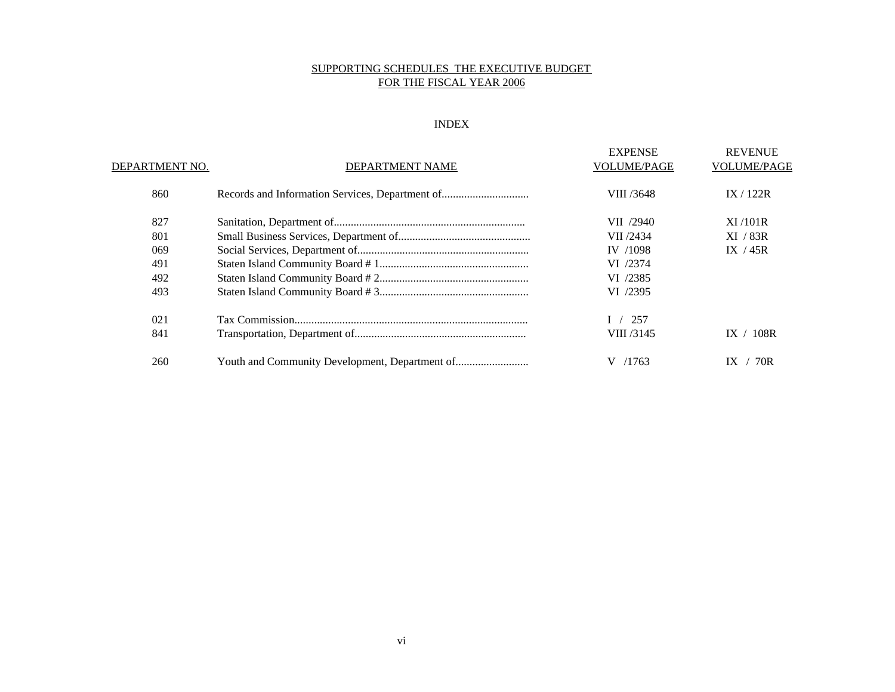# SUPPORTING SCHEDULES THE EXECUTIVE BUDGET FOR THE FISCAL YEAR 2006

## INDEX

| DEPARTMENT NO. | DEPARTMENT NAME | EXPENSE VOLUME/PAGE | REVENUE VOLUME/PAGE |
|---|---|---|---|
| 860 | Records and Information Services, Department of | VIII /3648 | IX / 122R |
| 827 | Sanitation, Department of | VII /2940 | XI /101R |
| 801 | Small Business Services, Department of | VII /2434 | XI / 83R |
| 069 | Social Services, Department of | IV /1098 | IX / 45R |
| 491 | Staten Island Community Board # 1 | VI /2374 | |
| 492 | Staten Island Community Board # 2 | VI /2385 | |
| 493 | Staten Island Community Board # 3 | VI /2395 | |
| 021 | Tax Commission | I / 257 | |
| 841 | Transportation, Department of | VIII /3145 | IX / 108R |
| 260 | Youth and Community Development, Department of | V /1763 | IX / 70R |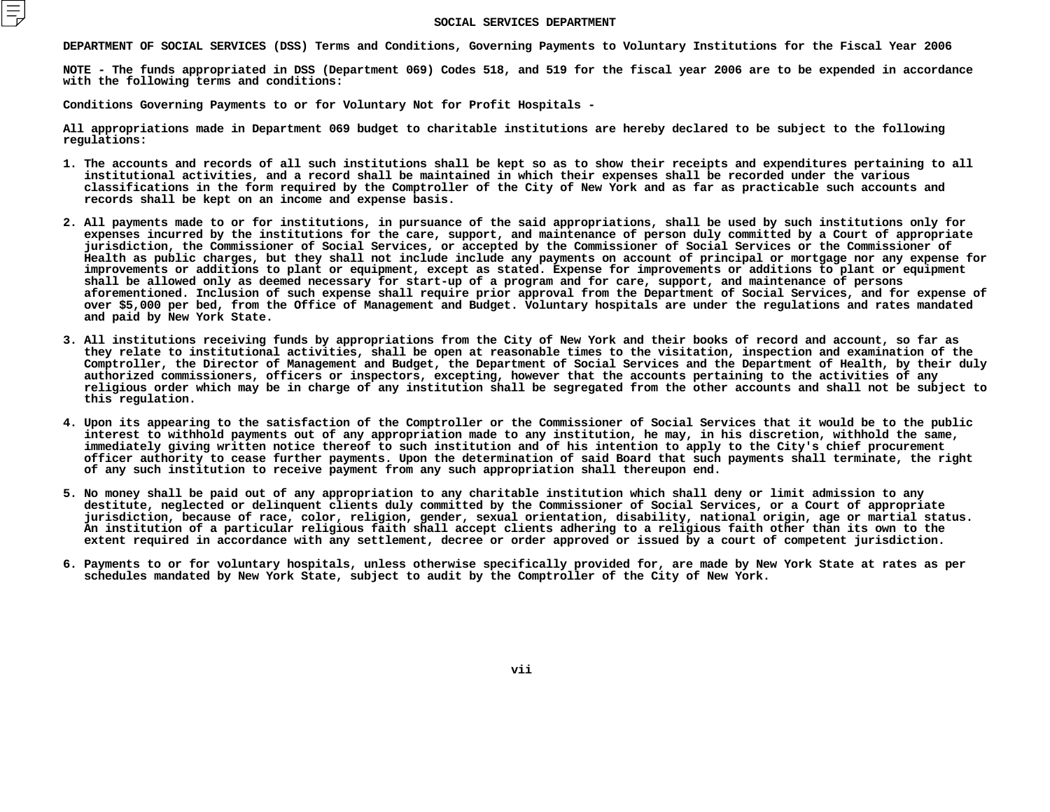# SOCIAL SERVICES DEPARTMENT

**DEPARTMENT OF SOCIAL SERVICES (DSS) Terms and Conditions, Governing Payments to Voluntary Institutions for the Fiscal Year 2006**

**NOTE - The funds appropriated in DSS (Department 069) Codes 518, and 519 for the fiscal year 2006 are to be expended in accordance with the following terms and conditions:**

**Conditions Governing Payments to or for Voluntary Not for Profit Hospitals -**

**All appropriations made in Department 069 budget to charitable institutions are hereby declared to be subject to the following regulations:**

1. The accounts and records of all such institutions shall be kept so as to show their receipts and expenditures pertaining to all institutional activities, and a record shall be maintained in which their expenses shall be recorded under the various classifications in the form required by the Comptroller of the City of New York and as far as practicable such accounts and records shall be kept on an income and expense basis.

2. All payments made to or for institutions, in pursuance of the said appropriations, shall be used by such institutions only for expenses incurred by the institutions for the care, support, and maintenance of person duly committed by a Court of appropriate jurisdiction, the Commissioner of Social Services, or accepted by the Commissioner of Social Services or the Commissioner of Health as public charges, but they shall not include include any payments on account of principal or mortgage nor any expense for improvements or additions to plant or equipment, except as stated. Expense for improvements or additions to plant or equipment shall be allowed only as deemed necessary for start-up of a program and for care, support, and maintenance of persons aforementioned. Inclusion of such expense shall require prior approval from the Department of Social Services, and for expense of over $5,000 per bed, from the Office of Management and Budget. Voluntary hospitals are under the regulations and rates mandated and paid by New York State.

3. All institutions receiving funds by appropriations from the City of New York and their books of record and account, so far as they relate to institutional activities, shall be open at reasonable times to the visitation, inspection and examination of the Comptroller, the Director of Management and Budget, the Department of Social Services and the Department of Health, by their duly authorized commissioners, officers or inspectors, excepting, however that the accounts pertaining to the activities of any religious order which may be in charge of any institution shall be segregated from the other accounts and shall not be subject to this regulation.

4. Upon its appearing to the satisfaction of the Comptroller or the Commissioner of Social Services that it would be to the public interest to withhold payments out of any appropriation made to any institution, he may, in his discretion, withhold the same, immediately giving written notice thereof to such institution and of his intention to apply to the City's chief procurement officer authority to cease further payments. Upon the determination of said Board that such payments shall terminate, the right of any such institution to receive payment from any such appropriation shall thereupon end.

5. No money shall be paid out of any appropriation to any charitable institution which shall deny or limit admission to any destitute, neglected or delinquent clients duly committed by the Commissioner of Social Services, or a Court of appropriate jurisdiction, because of race, color, religion, gender, sexual orientation, disability, national origin, age or martial status. An institution of a particular religious faith shall accept clients adhering to a religious faith other than its own to the extent required in accordance with any settlement, decree or order approved or issued by a court of competent jurisdiction.

6. Payments to or for voluntary hospitals, unless otherwise specifically provided for, are made by New York State at rates as per schedules mandated by New York State, subject to audit by the Comptroller of the City of New York.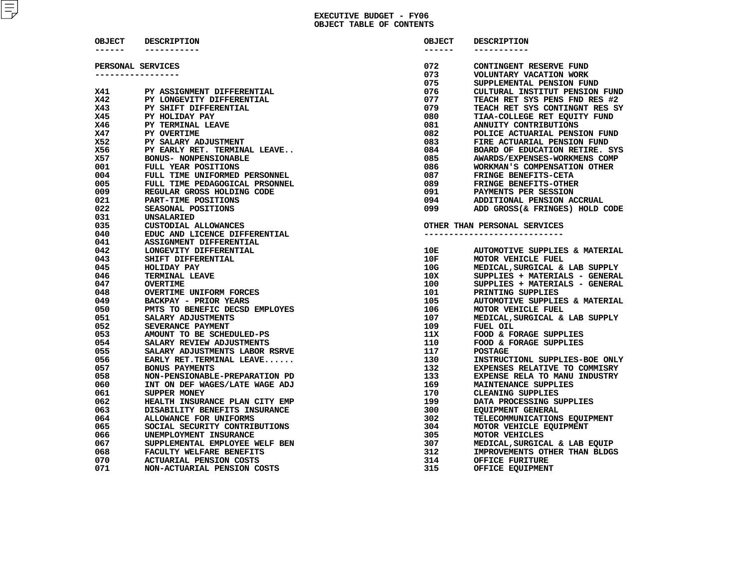# EXECUTIVE BUDGET - FY06
## OBJECT TABLE OF CONTENTS

### PERSONAL SERVICES

| OBJECT | DESCRIPTION |
|---|---|
| X41 | PY ASSIGNMENT DIFFERENTIAL |
| X42 | PY LONGEVITY DIFFERENTIAL |
| X43 | PY SHIFT DIFFERENTIAL |
| X45 | PY HOLIDAY PAY |
| X46 | PY TERMINAL LEAVE |
| X47 | PY OVERTIME |
| X52 | PY SALARY ADJUSTMENT |
| X56 | PY EARLY RET. TERMINAL LEAVE.. |
| X57 | BONUS- NONPENSIONABLE |
| 001 | FULL YEAR POSITIONS |
| 004 | FULL TIME UNIFORMED PERSONNEL |
| 005 | FULL TIME PEDAGOGICAL PRSONNEL |
| 009 | REGULAR GROSS HOLDING CODE |
| 021 | PART-TIME POSITIONS |
| 022 | SEASONAL POSITIONS |
| 031 | UNSALARIED |
| 035 | CUSTODIAL ALLOWANCES |
| 040 | EDUC AND LICENCE DIFFERENTIAL |
| 041 | ASSIGNMENT DIFFERENTIAL |
| 042 | LONGEVITY DIFFERENTIAL |
| 043 | SHIFT DIFFERENTIAL |
| 045 | HOLIDAY PAY |
| 046 | TERMINAL LEAVE |
| 047 | OVERTIME |
| 048 | OVERTIME UNIFORM FORCES |
| 049 | BACKPAY - PRIOR YEARS |
| 050 | PMTS TO BENEFIC DECSD EMPLOYES |
| 051 | SALARY ADJUSTMENTS |
| 052 | SEVERANCE PAYMENT |
| 053 | AMOUNT TO BE SCHEDULED-PS |
| 054 | SALARY REVIEW ADJUSTMENTS |
| 055 | SALARY ADJUSTMENTS LABOR RSRVE |
| 056 | EARLY RET.TERMINAL LEAVE...... |
| 057 | BONUS PAYMENTS |
| 058 | NON-PENSIONABLE-PREPARATION PD |
| 060 | INT ON DEF WAGES/LATE WAGE ADJ |
| 061 | SUPPER MONEY |
| 062 | HEALTH INSURANCE PLAN CITY EMP |
| 063 | DISABILITY BENEFITS INSURANCE |
| 064 | ALLOWANCE FOR UNIFORMS |
| 065 | SOCIAL SECURITY CONTRIBUTIONS |
| 066 | UNEMPLOYMENT INSURANCE |
| 067 | SUPPLEMENTAL EMPLOYEE WELF BEN |
| 068 | FACULTY WELFARE BENEFITS |
| 070 | ACTUARIAL PENSION COSTS |
| 071 | NON-ACTUARIAL PENSION COSTS |
| 072 | CONTINGENT RESERVE FUND |
| 073 | VOLUNTARY VACATION WORK |
| 075 | SUPPLEMENTAL PENSION FUND |
| 076 | CULTURAL INSTITUT PENSION FUND |
| 077 | TEACH RET SYS PENS FND RES #2 |
| 079 | TEACH RET SYS CONTINGNT RES SY |
| 080 | TIAA-COLLEGE RET EQUITY FUND |
| 081 | ANNUITY CONTRIBUTIONS |
| 082 | POLICE ACTUARIAL PENSION FUND |
| 083 | FIRE ACTUARIAL PENSION FUND |
| 084 | BOARD OF EDUCATION RETIRE. SYS |
| 085 | AWARDS/EXPENSES-WORKMENS COMP |
| 086 | WORKMAN'S COMPENSATION OTHER |
| 087 | FRINGE BENEFITS-CETA |
| 089 | FRINGE BENEFITS-OTHER |
| 091 | PAYMENTS PER SESSION |
| 094 | ADDITIONAL PENSION ACCRUAL |
| 099 | ADD GROSS(& FRINGES) HOLD CODE |

### OTHER THAN PERSONAL SERVICES

| OBJECT | DESCRIPTION |
|---|---|
| 10E | AUTOMOTIVE SUPPLIES & MATERIAL |
| 10F | MOTOR VEHICLE FUEL |
| 10G | MEDICAL,SURGICAL & LAB SUPPLY |
| 10X | SUPPLIES + MATERIALS - GENERAL |
| 100 | SUPPLIES + MATERIALS - GENERAL |
| 101 | PRINTING SUPPLIES |
| 105 | AUTOMOTIVE SUPPLIES & MATERIAL |
| 106 | MOTOR VEHICLE FUEL |
| 107 | MEDICAL,SURGICAL & LAB SUPPLY |
| 109 | FUEL OIL |
| 11X | FOOD & FORAGE SUPPLIES |
| 110 | FOOD & FORAGE SUPPLIES |
| 117 | POSTAGE |
| 130 | INSTRUCTIONL SUPPLIES-BOE ONLY |
| 132 | EXPENSES RELATIVE TO COMMISRY |
| 133 | EXPENSE RELA TO MANU INDUSTRY |
| 169 | MAINTENANCE SUPPLIES |
| 170 | CLEANING SUPPLIES |
| 199 | DATA PROCESSING SUPPLIES |
| 300 | EQUIPMENT GENERAL |
| 302 | TELECOMMUNICATIONS EQUIPMENT |
| 304 | MOTOR VEHICLE EQUIPMENT |
| 305 | MOTOR VEHICLES |
| 307 | MEDICAL,SURGICAL & LAB EQUIP |
| 312 | IMPROVEMENTS OTHER THAN BLDGS |
| 314 | OFFICE FURITURE |
| 315 | OFFICE EQUIPMENT |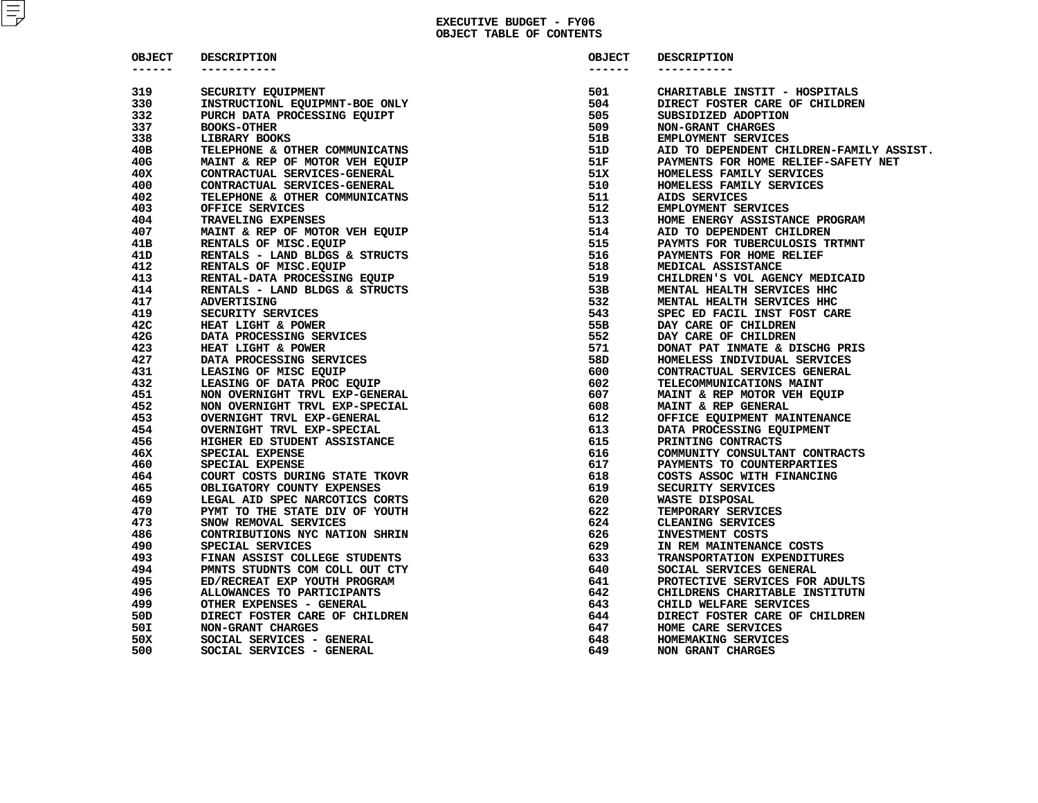# EXECUTIVE BUDGET - FY06
## OBJECT TABLE OF CONTENTS

| OBJECT | DESCRIPTION |
|---|---|
| 319 | SECURITY EQUIPMENT |
| 330 | INSTRUCTIONL EQUIPMNT-BOE ONLY |
| 332 | PURCH DATA PROCESSING EQUIPT |
| 337 | BOOKS-OTHER |
| 338 | LIBRARY BOOKS |
| 40B | TELEPHONE & OTHER COMMUNICATNS |
| 40G | MAINT & REP OF MOTOR VEH EQUIP |
| 40X | CONTRACTUAL SERVICES-GENERAL |
| 400 | CONTRACTUAL SERVICES-GENERAL |
| 402 | TELEPHONE & OTHER COMMUNICATNS |
| 403 | OFFICE SERVICES |
| 404 | TRAVELING EXPENSES |
| 407 | MAINT & REP OF MOTOR VEH EQUIP |
| 41B | RENTALS OF MISC.EQUIP |
| 41D | RENTALS - LAND BLDGS & STRUCTS |
| 412 | RENTALS OF MISC.EQUIP |
| 413 | RENTAL-DATA PROCESSING EQUIP |
| 414 | RENTALS - LAND BLDGS & STRUCTS |
| 417 | ADVERTISING |
| 419 | SECURITY SERVICES |
| 42C | HEAT LIGHT & POWER |
| 42G | DATA PROCESSING SERVICES |
| 423 | HEAT LIGHT & POWER |
| 427 | DATA PROCESSING SERVICES |
| 431 | LEASING OF MISC EQUIP |
| 432 | LEASING OF DATA PROC EQUIP |
| 451 | NON OVERNIGHT TRVL EXP-GENERAL |
| 452 | NON OVERNIGHT TRVL EXP-SPECIAL |
| 453 | OVERNIGHT TRVL EXP-GENERAL |
| 454 | OVERNIGHT TRVL EXP-SPECIAL |
| 456 | HIGHER ED STUDENT ASSISTANCE |
| 46X | SPECIAL EXPENSE |
| 460 | SPECIAL EXPENSE |
| 464 | COURT COSTS DURING STATE TKOVR |
| 465 | OBLIGATORY COUNTY EXPENSES |
| 469 | LEGAL AID SPEC NARCOTICS CORTS |
| 470 | PYMT TO THE STATE DIV OF YOUTH |
| 473 | SNOW REMOVAL SERVICES |
| 486 | CONTRIBUTIONS NYC NATION SHRIN |
| 490 | SPECIAL SERVICES |
| 493 | FINAN ASSIST COLLEGE STUDENTS |
| 494 | PMNTS STUDNTS COM COLL OUT CTY |
| 495 | ED/RECREAT EXP YOUTH PROGRAM |
| 496 | ALLOWANCES TO PARTICIPANTS |
| 499 | OTHER EXPENSES - GENERAL |
| 50D | DIRECT FOSTER CARE OF CHILDREN |
| 50I | NON-GRANT CHARGES |
| 50X | SOCIAL SERVICES - GENERAL |
| 500 | SOCIAL SERVICES - GENERAL |
| 501 | CHARITABLE INSTIT - HOSPITALS |
| 504 | DIRECT FOSTER CARE OF CHILDREN |
| 505 | SUBSIDIZED ADOPTION |
| 509 | NON-GRANT CHARGES |
| 51B | EMPLOYMENT SERVICES |
| 51D | AID TO DEPENDENT CHILDREN-FAMILY ASSIST. |
| 51F | PAYMENTS FOR HOME RELIEF-SAFETY NET |
| 51X | HOMELESS FAMILY SERVICES |
| 510 | HOMELESS FAMILY SERVICES |
| 511 | AIDS SERVICES |
| 512 | EMPLOYMENT SERVICES |
| 513 | HOME ENERGY ASSISTANCE PROGRAM |
| 514 | AID TO DEPENDENT CHILDREN |
| 515 | PAYMTS FOR TUBERCULOSIS TRTMNT |
| 516 | PAYMENTS FOR HOME RELIEF |
| 518 | MEDICAL ASSISTANCE |
| 519 | CHILDREN'S VOL AGENCY MEDICAID |
| 53B | MENTAL HEALTH SERVICES HHC |
| 532 | MENTAL HEALTH SERVICES HHC |
| 543 | SPEC ED FACIL INST FOST CARE |
| 55B | DAY CARE OF CHILDREN |
| 552 | DAY CARE OF CHILDREN |
| 571 | DONAT PAT INMATE & DISCHG PRIS |
| 58D | HOMELESS INDIVIDUAL SERVICES |
| 600 | CONTRACTUAL SERVICES GENERAL |
| 602 | TELECOMMUNICATIONS MAINT |
| 607 | MAINT & REP MOTOR VEH EQUIP |
| 608 | MAINT & REP GENERAL |
| 612 | OFFICE EQUIPMENT MAINTENANCE |
| 613 | DATA PROCESSING EQUIPMENT |
| 615 | PRINTING CONTRACTS |
| 616 | COMMUNITY CONSULTANT CONTRACTS |
| 617 | PAYMENTS TO COUNTERPARTIES |
| 618 | COSTS ASSOC WITH FINANCING |
| 619 | SECURITY SERVICES |
| 620 | WASTE DISPOSAL |
| 622 | TEMPORARY SERVICES |
| 624 | CLEANING SERVICES |
| 626 | INVESTMENT COSTS |
| 629 | IN REM MAINTENANCE COSTS |
| 633 | TRANSPORTATION EXPENDITURES |
| 640 | SOCIAL SERVICES GENERAL |
| 641 | PROTECTIVE SERVICES FOR ADULTS |
| 642 | CHILDRENS CHARITABLE INSTITUTN |
| 643 | CHILD WELFARE SERVICES |
| 644 | DIRECT FOSTER CARE OF CHILDREN |
| 647 | HOME CARE SERVICES |
| 648 | HOMEMAKING SERVICES |
| 649 | NON GRANT CHARGES |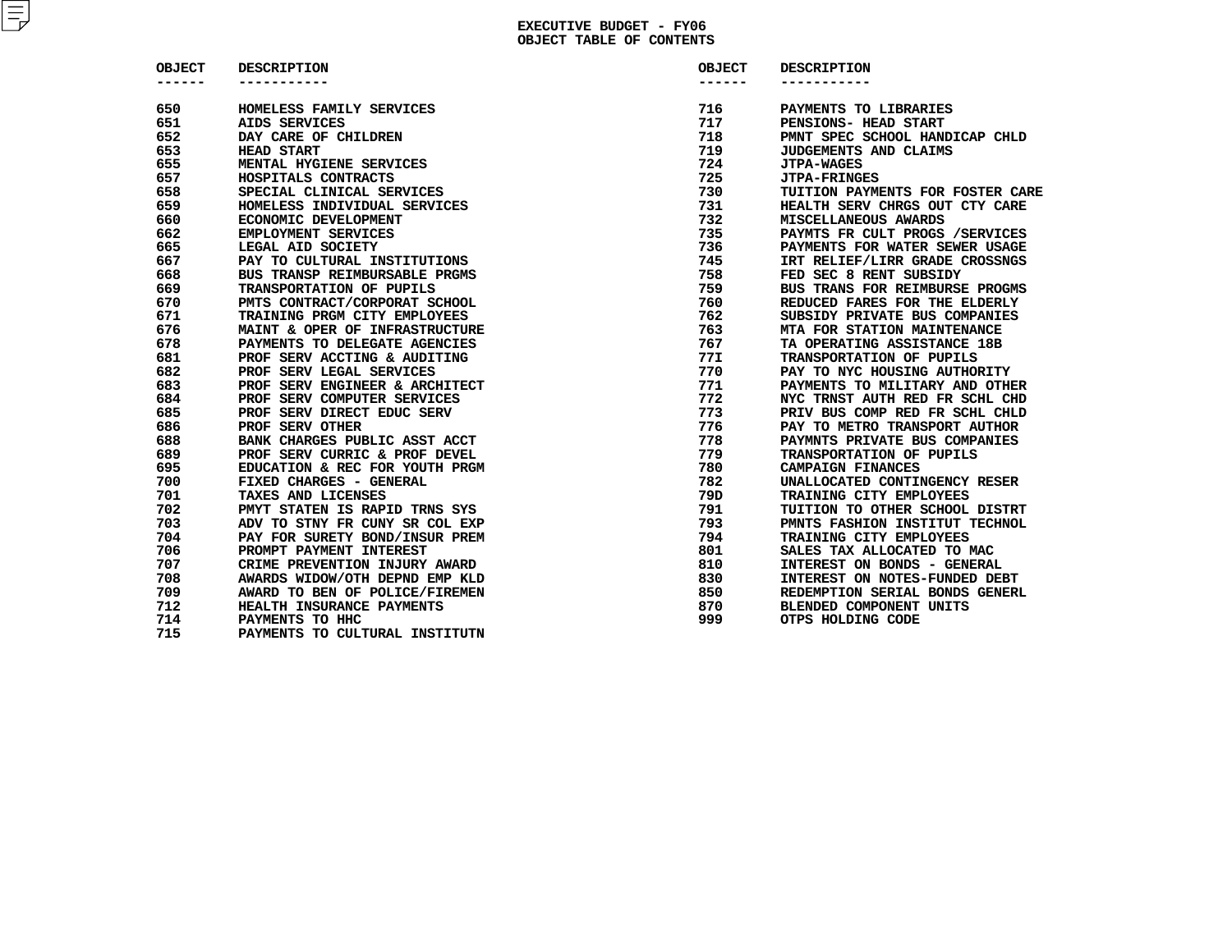# EXECUTIVE BUDGET - FY06
## OBJECT TABLE OF CONTENTS

| OBJECT | DESCRIPTION |
|---|---|
| 650 | HOMELESS FAMILY SERVICES |
| 651 | AIDS SERVICES |
| 652 | DAY CARE OF CHILDREN |
| 653 | HEAD START |
| 655 | MENTAL HYGIENE SERVICES |
| 657 | HOSPITALS CONTRACTS |
| 658 | SPECIAL CLINICAL SERVICES |
| 659 | HOMELESS INDIVIDUAL SERVICES |
| 660 | ECONOMIC DEVELOPMENT |
| 662 | EMPLOYMENT SERVICES |
| 665 | LEGAL AID SOCIETY |
| 667 | PAY TO CULTURAL INSTITUTIONS |
| 668 | BUS TRANSP REIMBURSABLE PRGMS |
| 669 | TRANSPORTATION OF PUPILS |
| 670 | PMTS CONTRACT/CORPORAT SCHOOL |
| 671 | TRAINING PRGM CITY EMPLOYEES |
| 676 | MAINT & OPER OF INFRASTRUCTURE |
| 678 | PAYMENTS TO DELEGATE AGENCIES |
| 681 | PROF SERV ACCTING & AUDITING |
| 682 | PROF SERV LEGAL SERVICES |
| 683 | PROF SERV ENGINEER & ARCHITECT |
| 684 | PROF SERV COMPUTER SERVICES |
| 685 | PROF SERV DIRECT EDUC SERV |
| 686 | PROF SERV OTHER |
| 688 | BANK CHARGES PUBLIC ASST ACCT |
| 689 | PROF SERV CURRIC & PROF DEVEL |
| 695 | EDUCATION & REC FOR YOUTH PRGM |
| 700 | FIXED CHARGES - GENERAL |
| 701 | TAXES AND LICENSES |
| 702 | PMYT STATEN IS RAPID TRNS SYS |
| 703 | ADV TO STNY FR CUNY SR COL EXP |
| 704 | PAY FOR SURETY BOND/INSUR PREM |
| 706 | PROMPT PAYMENT INTEREST |
| 707 | CRIME PREVENTION INJURY AWARD |
| 708 | AWARDS WIDOW/OTH DEPND EMP KLD |
| 709 | AWARD TO BEN OF POLICE/FIREMEN |
| 712 | HEALTH INSURANCE PAYMENTS |
| 714 | PAYMENTS TO HHC |
| 715 | PAYMENTS TO CULTURAL INSTITUTN |
| 716 | PAYMENTS TO LIBRARIES |
| 717 | PENSIONS- HEAD START |
| 718 | PMNT SPEC SCHOOL HANDICAP CHLD |
| 719 | JUDGEMENTS AND CLAIMS |
| 724 | JTPA-WAGES |
| 725 | JTPA-FRINGES |
| 730 | TUITION PAYMENTS FOR FOSTER CARE |
| 731 | HEALTH SERV CHRGS OUT CTY CARE |
| 732 | MISCELLANEOUS AWARDS |
| 735 | PAYMTS FR CULT PROGS /SERVICES |
| 736 | PAYMENTS FOR WATER SEWER USAGE |
| 745 | IRT RELIEF/LIRR GRADE CROSSNGS |
| 758 | FED SEC 8 RENT SUBSIDY |
| 759 | BUS TRANS FOR REIMBURSE PROGMS |
| 760 | REDUCED FARES FOR THE ELDERLY |
| 762 | SUBSIDY PRIVATE BUS COMPANIES |
| 763 | MTA FOR STATION MAINTENANCE |
| 767 | TA OPERATING ASSISTANCE 18B |
| 77I | TRANSPORTATION OF PUPILS |
| 770 | PAY TO NYC HOUSING AUTHORITY |
| 771 | PAYMENTS TO MILITARY AND OTHER |
| 772 | NYC TRNST AUTH RED FR SCHL CHD |
| 773 | PRIV BUS COMP RED FR SCHL CHLD |
| 776 | PAY TO METRO TRANSPORT AUTHOR |
| 778 | PAYMNTS PRIVATE BUS COMPANIES |
| 779 | TRANSPORTATION OF PUPILS |
| 780 | CAMPAIGN FINANCES |
| 782 | UNALLOCATED CONTINGENCY RESER |
| 79D | TRAINING CITY EMPLOYEES |
| 791 | TUITION TO OTHER SCHOOL DISTRT |
| 793 | PMNTS FASHION INSTITUT TECHNOL |
| 794 | TRAINING CITY EMPLOYEES |
| 801 | SALES TAX ALLOCATED TO MAC |
| 810 | INTEREST ON BONDS - GENERAL |
| 830 | INTEREST ON NOTES-FUNDED DEBT |
| 850 | REDEMPTION SERIAL BONDS GENERL |
| 870 | BLENDED COMPONENT UNITS |
| 999 | OTPS HOLDING CODE |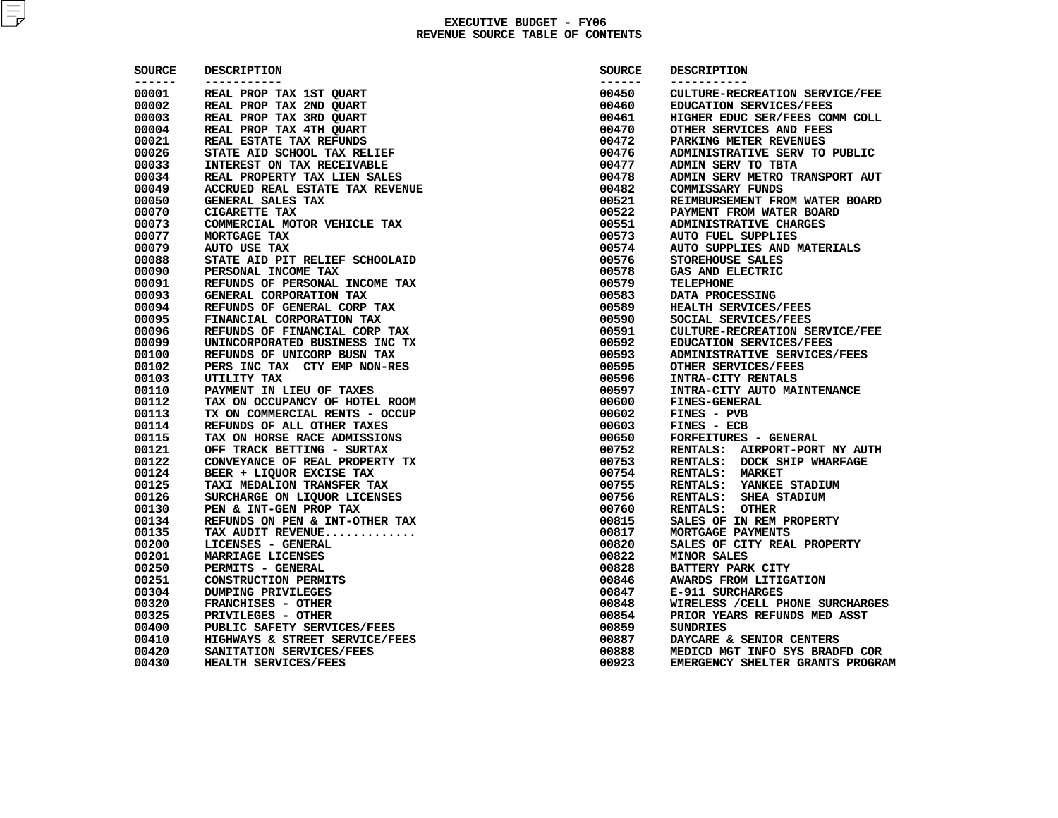# EXECUTIVE BUDGET - FY06
## REVENUE SOURCE TABLE OF CONTENTS

| SOURCE | DESCRIPTION |
|---|---|
| 00001 | REAL PROP TAX 1ST QUART |
| 00002 | REAL PROP TAX 2ND QUART |
| 00003 | REAL PROP TAX 3RD QUART |
| 00004 | REAL PROP TAX 4TH QUART |
| 00021 | REAL ESTATE TAX REFUNDS |
| 00026 | STATE AID SCHOOL TAX RELIEF |
| 00033 | INTEREST ON TAX RECEIVABLE |
| 00034 | REAL PROPERTY TAX LIEN SALES |
| 00049 | ACCRUED REAL ESTATE TAX REVENUE |
| 00050 | GENERAL SALES TAX |
| 00070 | CIGARETTE TAX |
| 00073 | COMMERCIAL MOTOR VEHICLE TAX |
| 00077 | MORTGAGE TAX |
| 00079 | AUTO USE TAX |
| 00088 | STATE AID PIT RELIEF SCHOOLAID |
| 00090 | PERSONAL INCOME TAX |
| 00091 | REFUNDS OF PERSONAL INCOME TAX |
| 00093 | GENERAL CORPORATION TAX |
| 00094 | REFUNDS OF GENERAL CORP TAX |
| 00095 | FINANCIAL CORPORATION TAX |
| 00096 | REFUNDS OF FINANCIAL CORP TAX |
| 00099 | UNINCORPORATED BUSINESS INC TX |
| 00100 | REFUNDS OF UNICORP BUSN TAX |
| 00102 | PERS INC TAX CTY EMP NON-RES |
| 00103 | UTILITY TAX |
| 00110 | PAYMENT IN LIEU OF TAXES |
| 00112 | TAX ON OCCUPANCY OF HOTEL ROOM |
| 00113 | TX ON COMMERCIAL RENTS - OCCUP |
| 00114 | REFUNDS OF ALL OTHER TAXES |
| 00115 | TAX ON HORSE RACE ADMISSIONS |
| 00121 | OFF TRACK BETTING - SURTAX |
| 00122 | CONVEYANCE OF REAL PROPERTY TX |
| 00124 | BEER + LIQUOR EXCISE TAX |
| 00125 | TAXI MEDALION TRANSFER TAX |
| 00126 | SURCHARGE ON LIQUOR LICENSES |
| 00130 | PEN & INT-GEN PROP TAX |
| 00134 | REFUNDS ON PEN & INT-OTHER TAX |
| 00135 | TAX AUDIT REVENUE............. |
| 00200 | LICENSES - GENERAL |
| 00201 | MARRIAGE LICENSES |
| 00250 | PERMITS - GENERAL |
| 00251 | CONSTRUCTION PERMITS |
| 00304 | DUMPING PRIVILEGES |
| 00320 | FRANCHISES - OTHER |
| 00325 | PRIVILEGES - OTHER |
| 00400 | PUBLIC SAFETY SERVICES/FEES |
| 00410 | HIGHWAYS & STREET SERVICE/FEES |
| 00420 | SANITATION SERVICES/FEES |
| 00430 | HEALTH SERVICES/FEES |
| 00450 | CULTURE-RECREATION SERVICE/FEE |
| 00460 | EDUCATION SERVICES/FEES |
| 00461 | HIGHER EDUC SER/FEES COMM COLL |
| 00470 | OTHER SERVICES AND FEES |
| 00472 | PARKING METER REVENUES |
| 00476 | ADMINISTRATIVE SERV TO PUBLIC |
| 00477 | ADMIN SERV TO TBTA |
| 00478 | ADMIN SERV METRO TRANSPORT AUT |
| 00482 | COMMISSARY FUNDS |
| 00521 | REIMBURSEMENT FROM WATER BOARD |
| 00522 | PAYMENT FROM WATER BOARD |
| 00551 | ADMINISTRATIVE CHARGES |
| 00573 | AUTO FUEL SUPPLIES |
| 00574 | AUTO SUPPLIES AND MATERIALS |
| 00576 | STOREHOUSE SALES |
| 00578 | GAS AND ELECTRIC |
| 00579 | TELEPHONE |
| 00583 | DATA PROCESSING |
| 00589 | HEALTH SERVICES/FEES |
| 00590 | SOCIAL SERVICES/FEES |
| 00591 | CULTURE-RECREATION SERVICE/FEE |
| 00592 | EDUCATION SERVICES/FEES |
| 00593 | ADMINISTRATIVE SERVICES/FEES |
| 00595 | OTHER SERVICES/FEES |
| 00596 | INTRA-CITY RENTALS |
| 00597 | INTRA-CITY AUTO MAINTENANCE |
| 00600 | FINES-GENERAL |
| 00602 | FINES - PVB |
| 00603 | FINES - ECB |
| 00650 | FORFEITURES - GENERAL |
| 00752 | RENTALS: AIRPORT-PORT NY AUTH |
| 00753 | RENTALS: DOCK SHIP WHARFAGE |
| 00754 | RENTALS: MARKET |
| 00755 | RENTALS: YANKEE STADIUM |
| 00756 | RENTALS: SHEA STADIUM |
| 00760 | RENTALS: OTHER |
| 00815 | SALES OF IN REM PROPERTY |
| 00817 | MORTGAGE PAYMENTS |
| 00820 | SALES OF CITY REAL PROPERTY |
| 00822 | MINOR SALES |
| 00828 | BATTERY PARK CITY |
| 00846 | AWARDS FROM LITIGATION |
| 00847 | E-911 SURCHARGES |
| 00848 | WIRELESS /CELL PHONE SURCHARGES |
| 00854 | PRIOR YEARS REFUNDS MED ASST |
| 00859 | SUNDRIES |
| 00887 | DAYCARE & SENIOR CENTERS |
| 00888 | MEDICD MGT INFO SYS BRADFD COR |
| 00923 | EMERGENCY SHELTER GRANTS PROGRAM |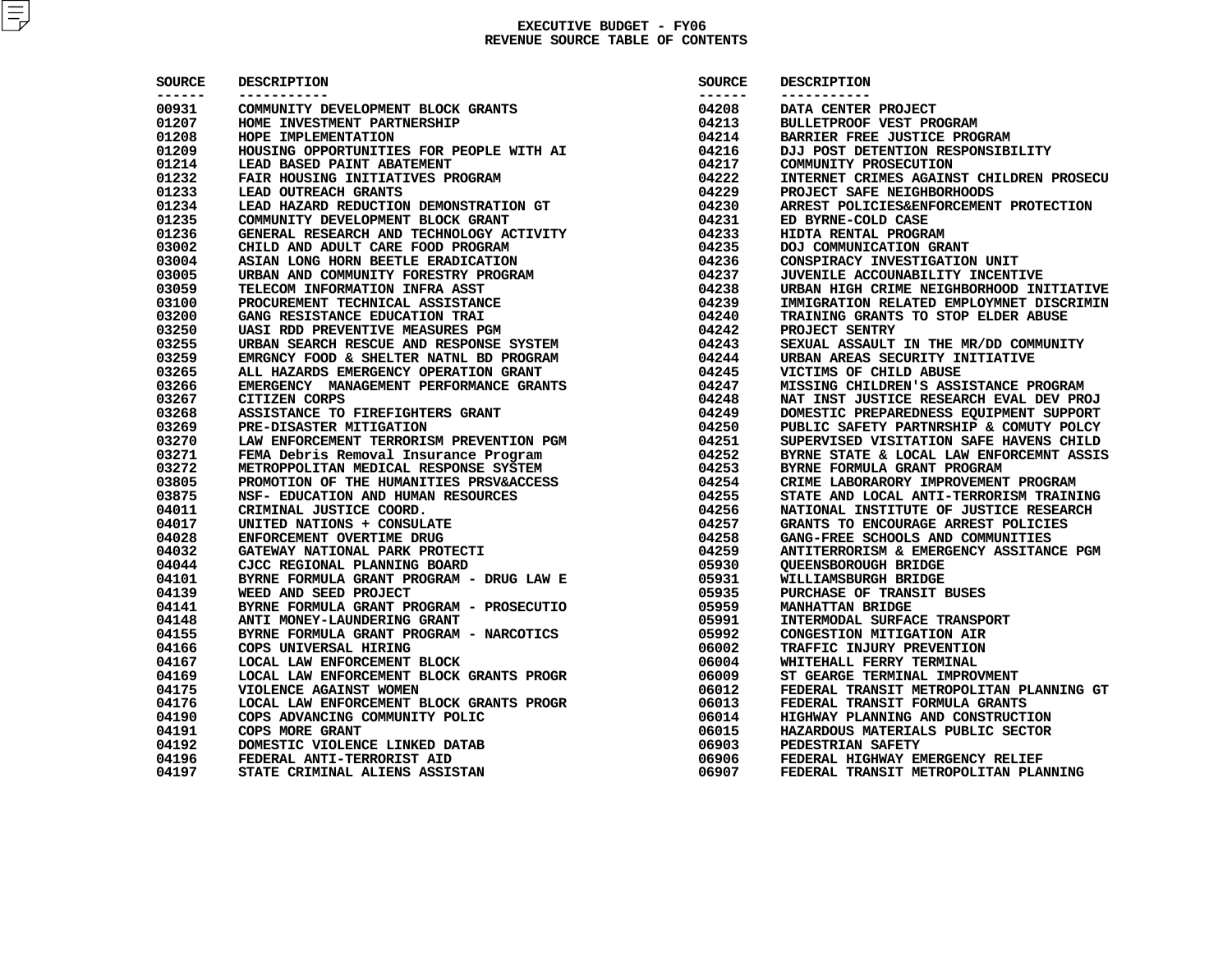# EXECUTIVE BUDGET - FY06
## REVENUE SOURCE TABLE OF CONTENTS

| SOURCE | DESCRIPTION |
|---|---|
| 00931 | COMMUNITY DEVELOPMENT BLOCK GRANTS |
| 01207 | HOME INVESTMENT PARTNERSHIP |
| 01208 | HOPE IMPLEMENTATION |
| 01209 | HOUSING OPPORTUNITIES FOR PEOPLE WITH AI |
| 01214 | LEAD BASED PAINT ABATEMENT |
| 01232 | FAIR HOUSING INITIATIVES PROGRAM |
| 01233 | LEAD OUTREACH GRANTS |
| 01234 | LEAD HAZARD REDUCTION DEMONSTRATION GT |
| 01235 | COMMUNITY DEVELOPMENT BLOCK GRANT |
| 01236 | GENERAL RESEARCH AND TECHNOLOGY ACTIVITY |
| 03002 | CHILD AND ADULT CARE FOOD PROGRAM |
| 03004 | ASIAN LONG HORN BEETLE ERADICATION |
| 03005 | URBAN AND COMMUNITY FORESTRY PROGRAM |
| 03059 | TELECOM INFORMATION INFRA ASST |
| 03100 | PROCUREMENT TECHNICAL ASSISTANCE |
| 03200 | GANG RESISTANCE EDUCATION TRAI |
| 03250 | UASI RDD PREVENTIVE MEASURES PGM |
| 03255 | URBAN SEARCH RESCUE AND RESPONSE SYSTEM |
| 03259 | EMRGNCY FOOD & SHELTER NATNL BD PROGRAM |
| 03265 | ALL HAZARDS EMERGENCY OPERATION GRANT |
| 03266 | EMERGENCY  MANAGEMENT PERFORMANCE GRANTS |
| 03267 | CITIZEN CORPS |
| 03268 | ASSISTANCE TO FIREFIGHTERS GRANT |
| 03269 | PRE-DISASTER MITIGATION |
| 03270 | LAW ENFORCEMENT TERRORISM PREVENTION PGM |
| 03271 | FEMA Debris Removal Insurance Program |
| 03272 | METROPPOLITAN MEDICAL RESPONSE SYSTEM |
| 03805 | PROMOTION OF THE HUMANITIES PRSV&ACCESS |
| 03875 | NSF- EDUCATION AND HUMAN RESOURCES |
| 04011 | CRIMINAL JUSTICE COORD. |
| 04017 | UNITED NATIONS + CONSULATE |
| 04028 | ENFORCEMENT OVERTIME DRUG |
| 04032 | GATEWAY NATIONAL PARK PROTECTI |
| 04044 | CJCC REGIONAL PLANNING BOARD |
| 04101 | BYRNE FORMULA GRANT PROGRAM - DRUG LAW E |
| 04139 | WEED AND SEED PROJECT |
| 04141 | BYRNE FORMULA GRANT PROGRAM - PROSECUTIO |
| 04148 | ANTI MONEY-LAUNDERING GRANT |
| 04155 | BYRNE FORMULA GRANT PROGRAM - NARCOTICS |
| 04166 | COPS UNIVERSAL HIRING |
| 04167 | LOCAL LAW ENFORCEMENT BLOCK |
| 04169 | LOCAL LAW ENFORCEMENT BLOCK GRANTS PROGR |
| 04175 | VIOLENCE AGAINST WOMEN |
| 04176 | LOCAL LAW ENFORCEMENT BLOCK GRANTS PROGR |
| 04190 | COPS ADVANCING COMMUNITY POLIC |
| 04191 | COPS MORE GRANT |
| 04192 | DOMESTIC VIOLENCE LINKED DATAB |
| 04196 | FEDERAL ANTI-TERRORIST AID |
| 04197 | STATE CRIMINAL ALIENS ASSISTAN |
| 04208 | DATA CENTER PROJECT |
| 04213 | BULLETPROOF VEST PROGRAM |
| 04214 | BARRIER FREE JUSTICE PROGRAM |
| 04216 | DJJ POST DETENTION RESPONSIBILITY |
| 04217 | COMMUNITY PROSECUTION |
| 04222 | INTERNET CRIMES AGAINST CHILDREN PROSECU |
| 04229 | PROJECT SAFE NEIGHBORHOODS |
| 04230 | ARREST POLICIES&ENFORCEMENT PROTECTION |
| 04231 | ED BYRNE-COLD CASE |
| 04233 | HIDTA RENTAL PROGRAM |
| 04235 | DOJ COMMUNICATION GRANT |
| 04236 | CONSPIRACY INVESTIGATION UNIT |
| 04237 | JUVENILE ACCOUNABILITY INCENTIVE |
| 04238 | URBAN HIGH CRIME NEIGHBORHOOD INITIATIVE |
| 04239 | IMMIGRATION RELATED EMPLOYMNET DISCRIMIN |
| 04240 | TRAINING GRANTS TO STOP ELDER ABUSE |
| 04242 | PROJECT SENTRY |
| 04243 | SEXUAL ASSAULT IN THE MR/DD COMMUNITY |
| 04244 | URBAN AREAS SECURITY INITIATIVE |
| 04245 | VICTIMS OF CHILD ABUSE |
| 04247 | MISSING CHILDREN'S ASSISTANCE PROGRAM |
| 04248 | NAT INST JUSTICE RESEARCH EVAL DEV PROJ |
| 04249 | DOMESTIC PREPAREDNESS EQUIPMENT SUPPORT |
| 04250 | PUBLIC SAFETY PARTNRSHIP & COMUTY POLCY |
| 04251 | SUPERVISED VISITATION SAFE HAVENS CHILD |
| 04252 | BYRNE STATE & LOCAL LAW ENFORCEMNT ASSIS |
| 04253 | BYRNE FORMULA GRANT PROGRAM |
| 04254 | CRIME LABORARORY IMPROVEMENT PROGRAM |
| 04255 | STATE AND LOCAL ANTI-TERRORISM TRAINING |
| 04256 | NATIONAL INSTITUTE OF JUSTICE RESEARCH |
| 04257 | GRANTS TO ENCOURAGE ARREST POLICIES |
| 04258 | GANG-FREE SCHOOLS AND COMMUNITIES |
| 04259 | ANTITERRORISM & EMERGENCY ASSITANCE PGM |
| 05930 | QUEENSBOROUGH BRIDGE |
| 05931 | WILLIAMSBURGH BRIDGE |
| 05935 | PURCHASE OF TRANSIT BUSES |
| 05959 | MANHATTAN BRIDGE |
| 05991 | INTERMODAL SURFACE TRANSPORT |
| 05992 | CONGESTION MITIGATION AIR |
| 06002 | TRAFFIC INJURY PREVENTION |
| 06004 | WHITEHALL FERRY TERMINAL |
| 06009 | ST GEARGE TERMINAL IMPROVMENT |
| 06012 | FEDERAL TRANSIT METROPOLITAN PLANNING GT |
| 06013 | FEDERAL TRANSIT FORMULA GRANTS |
| 06014 | HIGHWAY PLANNING AND CONSTRUCTION |
| 06015 | HAZARDOUS MATERIALS PUBLIC SECTOR |
| 06903 | PEDESTRIAN SAFETY |
| 06906 | FEDERAL HIGHWAY EMERGENCY RELIEF |
| 06907 | FEDERAL TRANSIT METROPOLITAN PLANNING |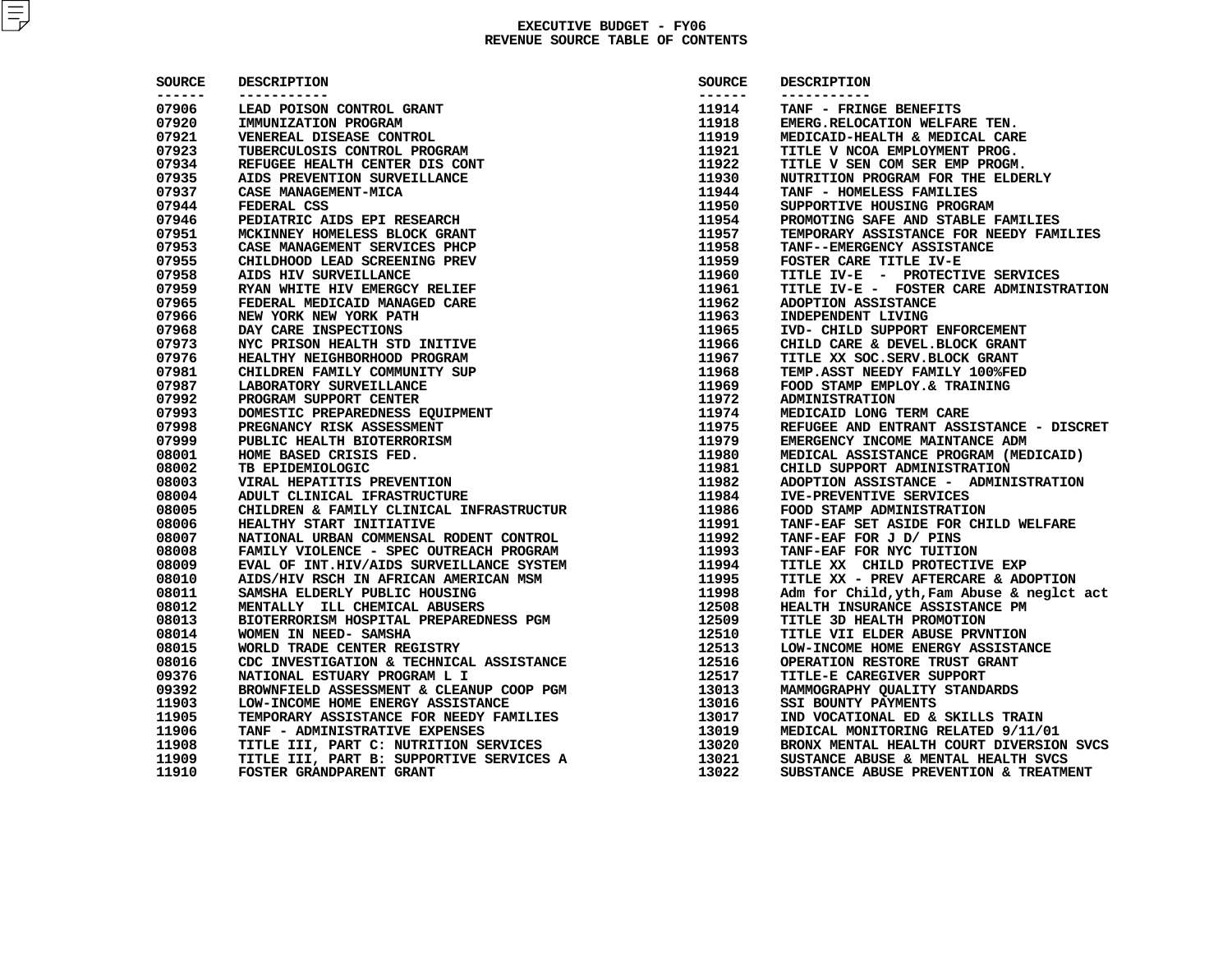# EXECUTIVE BUDGET - FY06
## REVENUE SOURCE TABLE OF CONTENTS

| SOURCE | DESCRIPTION |
|---|---|
| 07906 | LEAD POISON CONTROL GRANT |
| 07920 | IMMUNIZATION PROGRAM |
| 07921 | VENEREAL DISEASE CONTROL |
| 07923 | TUBERCULOSIS CONTROL PROGRAM |
| 07934 | REFUGEE HEALTH CENTER DIS CONT |
| 07935 | AIDS PREVENTION SURVEILLANCE |
| 07937 | CASE MANAGEMENT-MICA |
| 07944 | FEDERAL CSS |
| 07946 | PEDIATRIC AIDS EPI RESEARCH |
| 07951 | MCKINNEY HOMELESS BLOCK GRANT |
| 07953 | CASE MANAGEMENT SERVICES PHCP |
| 07955 | CHILDHOOD LEAD SCREENING PREV |
| 07958 | AIDS HIV SURVEILLANCE |
| 07959 | RYAN WHITE HIV EMERGCY RELIEF |
| 07965 | FEDERAL MEDICAID MANAGED CARE |
| 07966 | NEW YORK NEW YORK PATH |
| 07968 | DAY CARE INSPECTIONS |
| 07973 | NYC PRISON HEALTH STD INITIVE |
| 07976 | HEALTHY NEIGHBORHOOD PROGRAM |
| 07981 | CHILDREN FAMILY COMMUNITY SUP |
| 07987 | LABORATORY SURVEILLANCE |
| 07992 | PROGRAM SUPPORT CENTER |
| 07993 | DOMESTIC PREPAREDNESS EQUIPMENT |
| 07998 | PREGNANCY RISK ASSESSMENT |
| 07999 | PUBLIC HEALTH BIOTERRORISM |
| 08001 | HOME BASED CRISIS FED. |
| 08002 | TB EPIDEMIOLOGIC |
| 08003 | VIRAL HEPATITIS PREVENTION |
| 08004 | ADULT CLINICAL IFRASTRUCTURE |
| 08005 | CHILDREN & FAMILY CLINICAL INFRASTRUCTUR |
| 08006 | HEALTHY START INITIATIVE |
| 08007 | NATIONAL URBAN COMMENSAL RODENT CONTROL |
| 08008 | FAMILY VIOLENCE - SPEC OUTREACH PROGRAM |
| 08009 | EVAL OF INT.HIV/AIDS SURVEILLANCE SYSTEM |
| 08010 | AIDS/HIV RSCH IN AFRICAN AMERICAN MSM |
| 08011 | SAMSHA ELDERLY PUBLIC HOUSING |
| 08012 | MENTALLY ILL CHEMICAL ABUSERS |
| 08013 | BIOTERRORISM HOSPITAL PREPAREDNESS PGM |
| 08014 | WOMEN IN NEED- SAMSHA |
| 08015 | WORLD TRADE CENTER REGISTRY |
| 08016 | CDC INVESTIGATION & TECHNICAL ASSISTANCE |
| 09376 | NATIONAL ESTUARY PROGRAM L I |
| 09392 | BROWNFIELD ASSESSMENT & CLEANUP COOP PGM |
| 11903 | LOW-INCOME HOME ENERGY ASSISTANCE |
| 11905 | TEMPORARY ASSISTANCE FOR NEEDY FAMILIES |
| 11906 | TANF - ADMINISTRATIVE EXPENSES |
| 11908 | TITLE III, PART C: NUTRITION SERVICES |
| 11909 | TITLE III, PART B: SUPPORTIVE SERVICES A |
| 11910 | FOSTER GRANDPARENT GRANT |
| 11914 | TANF - FRINGE BENEFITS |
| 11918 | EMERG.RELOCATION WELFARE TEN. |
| 11919 | MEDICAID-HEALTH & MEDICAL CARE |
| 11921 | TITLE V NCOA EMPLOYMENT PROG. |
| 11922 | TITLE V SEN COM SER EMP PROGM. |
| 11930 | NUTRITION PROGRAM FOR THE ELDERLY |
| 11944 | TANF - HOMELESS FAMILIES |
| 11950 | SUPPORTIVE HOUSING PROGRAM |
| 11954 | PROMOTING SAFE AND STABLE FAMILIES |
| 11957 | TEMPORARY ASSISTANCE FOR NEEDY FAMILIES |
| 11958 | TANF--EMERGENCY ASSISTANCE |
| 11959 | FOSTER CARE TITLE IV-E |
| 11960 | TITLE IV-E - PROTECTIVE SERVICES |
| 11961 | TITLE IV-E - FOSTER CARE ADMINISTRATION |
| 11962 | ADOPTION ASSISTANCE |
| 11963 | INDEPENDENT LIVING |
| 11965 | IVD- CHILD SUPPORT ENFORCEMENT |
| 11966 | CHILD CARE & DEVEL.BLOCK GRANT |
| 11967 | TITLE XX SOC.SERV.BLOCK GRANT |
| 11968 | TEMP.ASST NEEDY FAMILY 100%FED |
| 11969 | FOOD STAMP EMPLOY.& TRAINING |
| 11972 | ADMINISTRATION |
| 11974 | MEDICAID LONG TERM CARE |
| 11975 | REFUGEE AND ENTRANT ASSISTANCE - DISCRET |
| 11979 | EMERGENCY INCOME MAINTANCE ADM |
| 11980 | MEDICAL ASSISTANCE PROGRAM (MEDICAID) |
| 11981 | CHILD SUPPORT ADMINISTRATION |
| 11982 | ADOPTION ASSISTANCE - ADMINISTRATION |
| 11984 | IVE-PREVENTIVE SERVICES |
| 11986 | FOOD STAMP ADMINISTRATION |
| 11991 | TANF-EAF SET ASIDE FOR CHILD WELFARE |
| 11992 | TANF-EAF FOR J D/ PINS |
| 11993 | TANF-EAF FOR NYC TUITION |
| 11994 | TITLE XX CHILD PROTECTIVE EXP |
| 11995 | TITLE XX - PREV AFTERCARE & ADOPTION |
| 11998 | Adm for Child,yth,Fam Abuse & neglct act |
| 12508 | HEALTH INSURANCE ASSISTANCE PM |
| 12509 | TITLE 3D HEALTH PROMOTION |
| 12510 | TITLE VII ELDER ABUSE PRVNTION |
| 12513 | LOW-INCOME HOME ENERGY ASSISTANCE |
| 12516 | OPERATION RESTORE TRUST GRANT |
| 12517 | TITLE-E CAREGIVER SUPPORT |
| 13013 | MAMMOGRAPHY QUALITY STANDARDS |
| 13016 | SSI BOUNTY PAYMENTS |
| 13017 | IND VOCATIONAL ED & SKILLS TRAIN |
| 13019 | MEDICAL MONITORING RELATED 9/11/01 |
| 13020 | BRONX MENTAL HEALTH COURT DIVERSION SVCS |
| 13021 | SUSTANCE ABUSE & MENTAL HEALTH SVCS |
| 13022 | SUBSTANCE ABUSE PREVENTION & TREATMENT |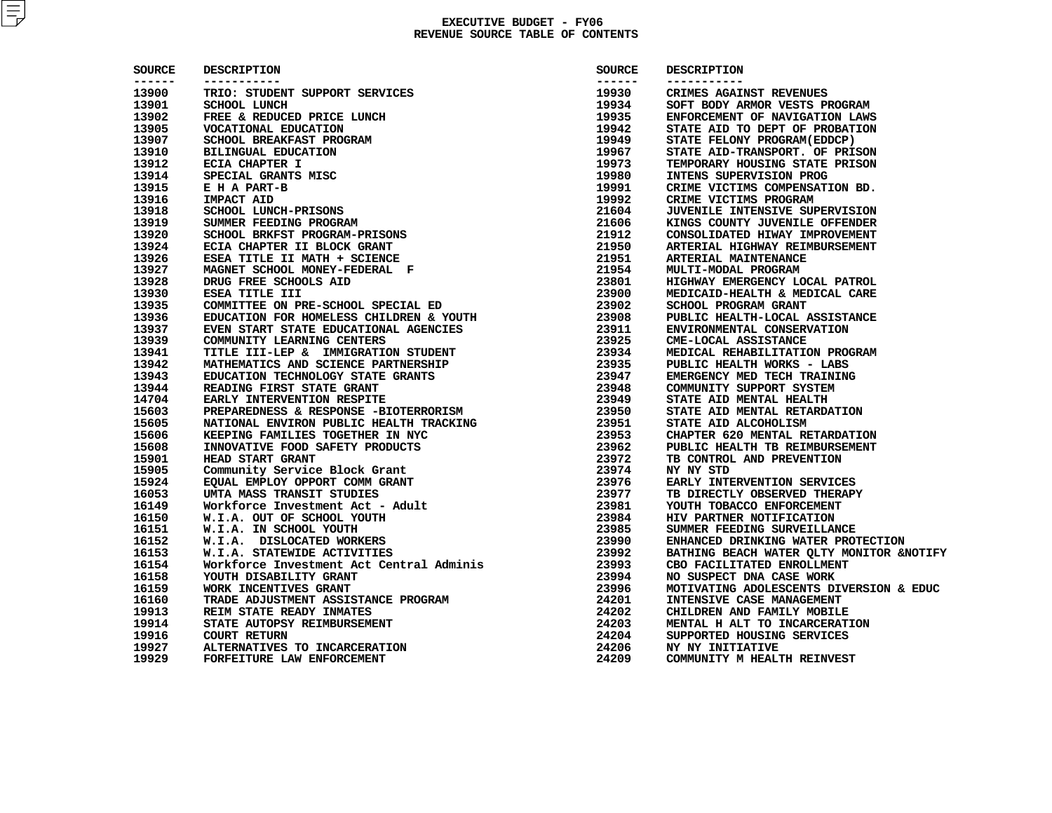# EXECUTIVE BUDGET - FY06
## REVENUE SOURCE TABLE OF CONTENTS

| SOURCE | DESCRIPTION |
|---|---|
| 13900 | TRIO: STUDENT SUPPORT SERVICES |
| 13901 | SCHOOL LUNCH |
| 13902 | FREE & REDUCED PRICE LUNCH |
| 13905 | VOCATIONAL EDUCATION |
| 13907 | SCHOOL BREAKFAST PROGRAM |
| 13910 | BILINGUAL EDUCATION |
| 13912 | ECIA CHAPTER I |
| 13914 | SPECIAL GRANTS MISC |
| 13915 | E H A PART-B |
| 13916 | IMPACT AID |
| 13918 | SCHOOL LUNCH-PRISONS |
| 13919 | SUMMER FEEDING PROGRAM |
| 13920 | SCHOOL BRKFST PROGRAM-PRISONS |
| 13924 | ECIA CHAPTER II BLOCK GRANT |
| 13926 | ESEA TITLE II MATH + SCIENCE |
| 13927 | MAGNET SCHOOL MONEY-FEDERAL F |
| 13928 | DRUG FREE SCHOOLS AID |
| 13930 | ESEA TITLE III |
| 13935 | COMMITTEE ON PRE-SCHOOL SPECIAL ED |
| 13936 | EDUCATION FOR HOMELESS CHILDREN & YOUTH |
| 13937 | EVEN START STATE EDUCATIONAL AGENCIES |
| 13939 | COMMUNITY LEARNING CENTERS |
| 13941 | TITLE III-LEP & IMMIGRATION STUDENT |
| 13942 | MATHEMATICS AND SCIENCE PARTNERSHIP |
| 13943 | EDUCATION TECHNOLOGY STATE GRANTS |
| 13944 | READING FIRST STATE GRANT |
| 14704 | EARLY INTERVENTION RESPITE |
| 15603 | PREPAREDNESS & RESPONSE -BIOTERRORISM |
| 15605 | NATIONAL ENVIRON PUBLIC HEALTH TRACKING |
| 15606 | KEEPING FAMILIES TOGETHER IN NYC |
| 15608 | INNOVATIVE FOOD SAFETY PRODUCTS |
| 15901 | HEAD START GRANT |
| 15905 | Community Service Block Grant |
| 15924 | EQUAL EMPLOY OPPORT COMM GRANT |
| 16053 | UMTA MASS TRANSIT STUDIES |
| 16149 | Workforce Investment Act - Adult |
| 16150 | W.I.A. OUT OF SCHOOL YOUTH |
| 16151 | W.I.A. IN SCHOOL YOUTH |
| 16152 | W.I.A. DISLOCATED WORKERS |
| 16153 | W.I.A. STATEWIDE ACTIVITIES |
| 16154 | Workforce Investment Act Central Adminis |
| 16158 | YOUTH DISABILITY GRANT |
| 16159 | WORK INCENTIVES GRANT |
| 16160 | TRADE ADJUSTMENT ASSISTANCE PROGRAM |
| 19913 | REIM STATE READY INMATES |
| 19914 | STATE AUTOPSY REIMBURSEMENT |
| 19916 | COURT RETURN |
| 19927 | ALTERNATIVES TO INCARCERATION |
| 19929 | FORFEITURE LAW ENFORCEMENT |
| 19930 | CRIMES AGAINST REVENUES |
| 19934 | SOFT BODY ARMOR VESTS PROGRAM |
| 19935 | ENFORCEMENT OF NAVIGATION LAWS |
| 19942 | STATE AID TO DEPT OF PROBATION |
| 19949 | STATE FELONY PROGRAM(EDDCP) |
| 19967 | STATE AID-TRANSPORT. OF PRISON |
| 19973 | TEMPORARY HOUSING STATE PRISON |
| 19980 | INTENS SUPERVISION PROG |
| 19991 | CRIME VICTIMS COMPENSATION BD. |
| 19992 | CRIME VICTIMS PROGRAM |
| 21604 | JUVENILE INTENSIVE SUPERVISION |
| 21606 | KINGS COUNTY JUVENILE OFFENDER |
| 21912 | CONSOLIDATED HIWAY IMPROVEMENT |
| 21950 | ARTERIAL HIGHWAY REIMBURSEMENT |
| 21951 | ARTERIAL MAINTENANCE |
| 21954 | MULTI-MODAL PROGRAM |
| 23801 | HIGHWAY EMERGENCY LOCAL PATROL |
| 23900 | MEDICAID-HEALTH & MEDICAL CARE |
| 23902 | SCHOOL PROGRAM GRANT |
| 23908 | PUBLIC HEALTH-LOCAL ASSISTANCE |
| 23911 | ENVIRONMENTAL CONSERVATION |
| 23925 | CME-LOCAL ASSISTANCE |
| 23934 | MEDICAL REHABILITATION PROGRAM |
| 23935 | PUBLIC HEALTH WORKS - LABS |
| 23947 | EMERGENCY MED TECH TRAINING |
| 23948 | COMMUNITY SUPPORT SYSTEM |
| 23949 | STATE AID MENTAL HEALTH |
| 23950 | STATE AID MENTAL RETARDATION |
| 23951 | STATE AID ALCOHOLISM |
| 23953 | CHAPTER 620 MENTAL RETARDATION |
| 23962 | PUBLIC HEALTH TB REIMBURSEMENT |
| 23972 | TB CONTROL AND PREVENTION |
| 23974 | NY NY STD |
| 23976 | EARLY INTERVENTION SERVICES |
| 23977 | TB DIRECTLY OBSERVED THERAPY |
| 23981 | YOUTH TOBACCO ENFORCEMENT |
| 23984 | HIV PARTNER NOTIFICATION |
| 23985 | SUMMER FEEDING SURVEILLANCE |
| 23990 | ENHANCED DRINKING WATER PROTECTION |
| 23992 | BATHING BEACH WATER QLTY MONITOR &NOTIFY |
| 23993 | CBO FACILITATED ENROLLMENT |
| 23994 | NO SUSPECT DNA CASE WORK |
| 23996 | MOTIVATING ADOLESCENTS DIVERSION & EDUC |
| 24201 | INTENSIVE CASE MANAGEMENT |
| 24202 | CHILDREN AND FAMILY MOBILE |
| 24203 | MENTAL H ALT TO INCARCERATION |
| 24204 | SUPPORTED HOUSING SERVICES |
| 24206 | NY NY INITIATIVE |
| 24209 | COMMUNITY M HEALTH REINVEST |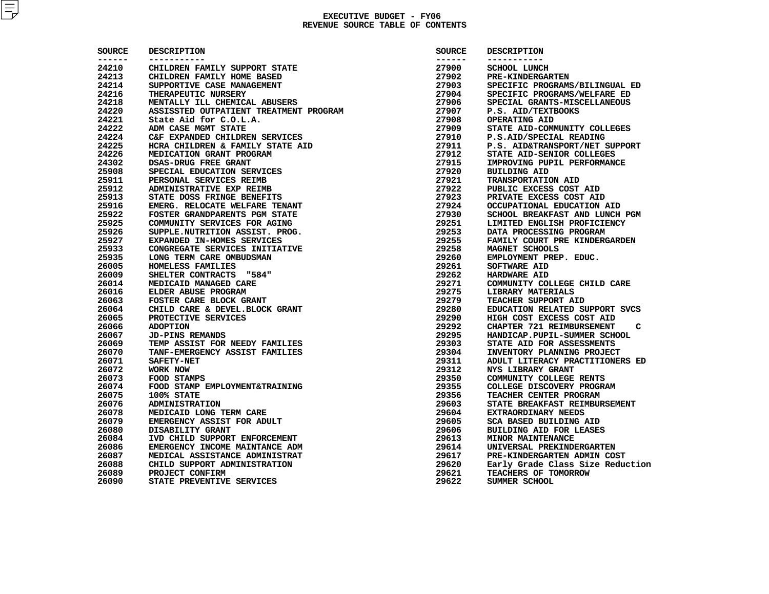# EXECUTIVE BUDGET - FY06
## REVENUE SOURCE TABLE OF CONTENTS

| SOURCE | DESCRIPTION |
|---|---|
| 24210 | CHILDREN FAMILY SUPPORT STATE |
| 24213 | CHILDREN FAMILY HOME BASED |
| 24214 | SUPPORTIVE CASE MANAGEMENT |
| 24216 | THERAPEUTIC NURSERY |
| 24218 | MENTALLY ILL CHEMICAL ABUSERS |
| 24220 | ASSISSTED OUTPATIENT TREATMENT PROGRAM |
| 24221 | State Aid for C.O.L.A. |
| 24222 | ADM CASE MGMT STATE |
| 24224 | C&F EXPANDED CHILDREN SERVICES |
| 24225 | HCRA CHILDREN & FAMILY STATE AID |
| 24226 | MEDICATION GRANT PROGRAM |
| 24302 | DSAS-DRUG FREE GRANT |
| 25908 | SPECIAL EDUCATION SERVICES |
| 25911 | PERSONAL SERVICES REIMB |
| 25912 | ADMINISTRATIVE EXP REIMB |
| 25913 | STATE DOSS FRINGE BENEFITS |
| 25916 | EMERG. RELOCATE WELFARE TENANT |
| 25922 | FOSTER GRANDPARENTS PGM STATE |
| 25925 | COMMUNITY SERVICES FOR AGING |
| 25926 | SUPPLE.NUTRITION ASSIST. PROG. |
| 25927 | EXPANDED IN-HOMES SERVICES |
| 25933 | CONGREGATE SERVICES INITIATIVE |
| 25935 | LONG TERM CARE OMBUDSMAN |
| 26005 | HOMELESS FAMILIES |
| 26009 | SHELTER CONTRACTS "584" |
| 26014 | MEDICAID MANAGED CARE |
| 26016 | ELDER ABUSE PROGRAM |
| 26063 | FOSTER CARE BLOCK GRANT |
| 26064 | CHILD CARE & DEVEL.BLOCK GRANT |
| 26065 | PROTECTIVE SERVICES |
| 26066 | ADOPTION |
| 26067 | JD-PINS REMANDS |
| 26069 | TEMP ASSIST FOR NEEDY FAMILIES |
| 26070 | TANF-EMERGENCY ASSIST FAMILIES |
| 26071 | SAFETY-NET |
| 26072 | WORK NOW |
| 26073 | FOOD STAMPS |
| 26074 | FOOD STAMP EMPLOYMENT&TRAINING |
| 26075 | 100% STATE |
| 26076 | ADMINISTRATION |
| 26078 | MEDICAID LONG TERM CARE |
| 26079 | EMERGENCY ASSIST FOR ADULT |
| 26080 | DISABILITY GRANT |
| 26084 | IVD CHILD SUPPORT ENFORCEMENT |
| 26086 | EMERGENCY INCOME MAINTANCE ADM |
| 26087 | MEDICAL ASSISTANCE ADMINISTRAT |
| 26088 | CHILD SUPPORT ADMINISTRATION |
| 26089 | PROJECT CONFIRM |
| 26090 | STATE PREVENTIVE SERVICES |
| 27900 | SCHOOL LUNCH |
| 27902 | PRE-KINDERGARTEN |
| 27903 | SPECIFIC PROGRAMS/BILINGUAL ED |
| 27904 | SPECIFIC PROGRAMS/WELFARE ED |
| 27906 | SPECIAL GRANTS-MISCELLANEOUS |
| 27907 | P.S. AID/TEXTBOOKS |
| 27908 | OPERATING AID |
| 27909 | STATE AID-COMMUNITY COLLEGES |
| 27910 | P.S.AID/SPECIAL READING |
| 27911 | P.S. AID&TRANSPORT/NET SUPPORT |
| 27912 | STATE AID-SENIOR COLLEGES |
| 27915 | IMPROVING PUPIL PERFORMANCE |
| 27920 | BUILDING AID |
| 27921 | TRANSPORTATION AID |
| 27922 | PUBLIC EXCESS COST AID |
| 27923 | PRIVATE EXCESS COST AID |
| 27924 | OCCUPATIONAL EDUCATION AID |
| 27930 | SCHOOL BREAKFAST AND LUNCH PGM |
| 29251 | LIMITED ENGLISH PROFICIENCY |
| 29253 | DATA PROCESSING PROGRAM |
| 29255 | FAMILY COURT PRE KINDERGARDEN |
| 29258 | MAGNET SCHOOLS |
| 29260 | EMPLOYMENT PREP. EDUC. |
| 29261 | SOFTWARE AID |
| 29262 | HARDWARE AID |
| 29271 | COMMUNITY COLLEGE CHILD CARE |
| 29275 | LIBRARY MATERIALS |
| 29279 | TEACHER SUPPORT AID |
| 29280 | EDUCATION RELATED SUPPORT SVCS |
| 29290 | HIGH COST EXCESS COST AID |
| 29292 | CHAPTER 721 REIMBURSEMENT C |
| 29295 | HANDICAP.PUPIL-SUMMER SCHOOL |
| 29303 | STATE AID FOR ASSESSMENTS |
| 29304 | INVENTORY PLANNING PROJECT |
| 29311 | ADULT LITERACY PRACTITIONERS ED |
| 29312 | NYS LIBRARY GRANT |
| 29350 | COMMUNITY COLLEGE RENTS |
| 29355 | COLLEGE DISCOVERY PROGRAM |
| 29356 | TEACHER CENTER PROGRAM |
| 29603 | STATE BREAKFAST REIMBURSEMENT |
| 29604 | EXTRAORDINARY NEEDS |
| 29605 | SCA BASED BUILDING AID |
| 29606 | BUILDING AID FOR LEASES |
| 29613 | MINOR MAINTENANCE |
| 29614 | UNIVERSAL PREKINDERGARTEN |
| 29617 | PRE-KINDERGARTEN ADMIN COST |
| 29620 | Early Grade Class Size Reduction |
| 29621 | TEACHERS OF TOMORROW |
| 29622 | SUMMER SCHOOL |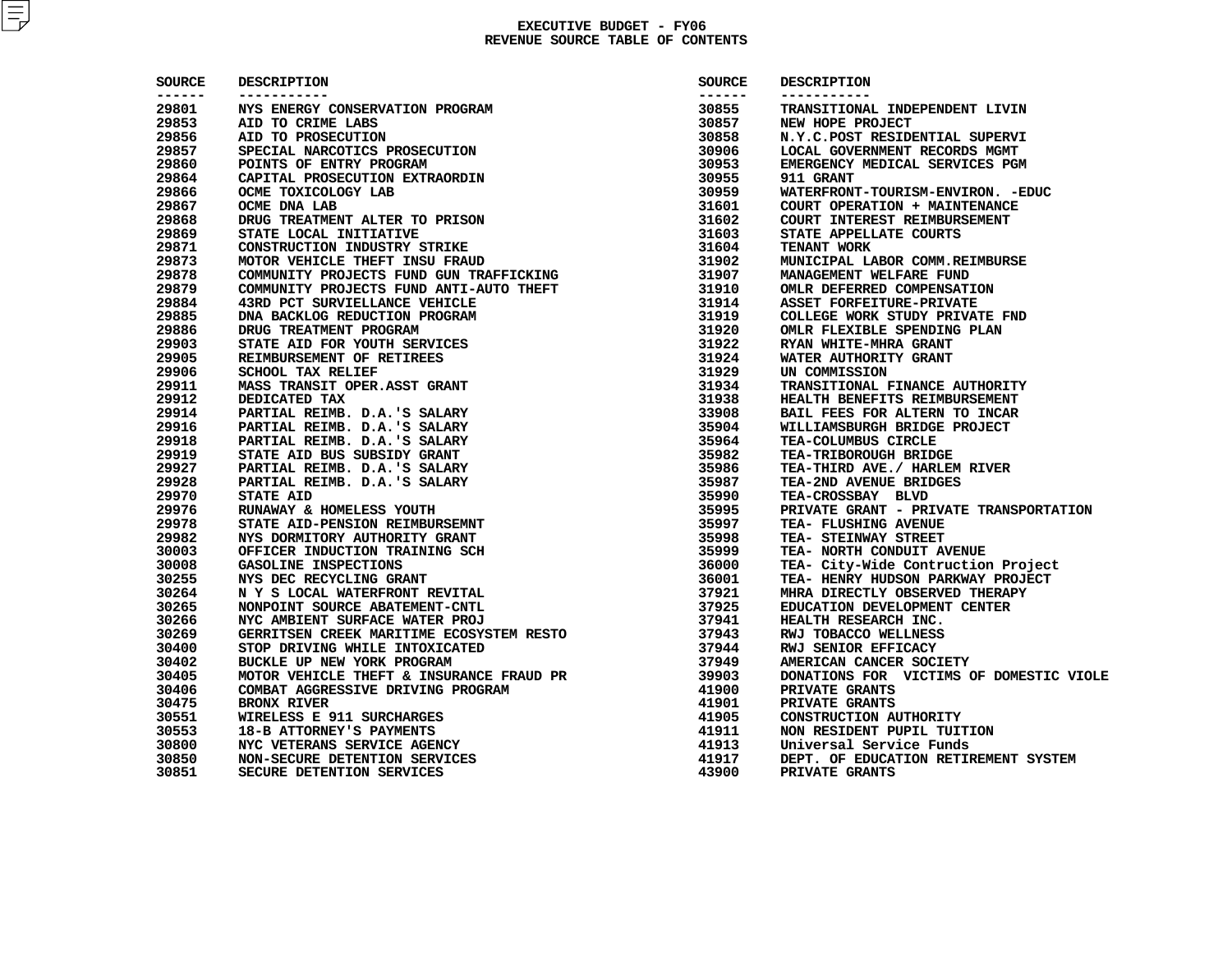# EXECUTIVE BUDGET - FY06
## REVENUE SOURCE TABLE OF CONTENTS

| SOURCE | DESCRIPTION |
|---|---|
| 29801 | NYS ENERGY CONSERVATION PROGRAM |
| 29853 | AID TO CRIME LABS |
| 29856 | AID TO PROSECUTION |
| 29857 | SPECIAL NARCOTICS PROSECUTION |
| 29860 | POINTS OF ENTRY PROGRAM |
| 29864 | CAPITAL PROSECUTION EXTRAORDIN |
| 29866 | OCME TOXICOLOGY LAB |
| 29867 | OCME DNA LAB |
| 29868 | DRUG TREATMENT ALTER TO PRISON |
| 29869 | STATE LOCAL INITIATIVE |
| 29871 | CONSTRUCTION INDUSTRY STRIKE |
| 29873 | MOTOR VEHICLE THEFT INSU FRAUD |
| 29878 | COMMUNITY PROJECTS FUND GUN TRAFFICKING |
| 29879 | COMMUNITY PROJECTS FUND ANTI-AUTO THEFT |
| 29884 | 43RD PCT SURVIELLANCE VEHICLE |
| 29885 | DNA BACKLOG REDUCTION PROGRAM |
| 29886 | DRUG TREATMENT PROGRAM |
| 29903 | STATE AID FOR YOUTH SERVICES |
| 29905 | REIMBURSEMENT OF RETIREES |
| 29906 | SCHOOL TAX RELIEF |
| 29911 | MASS TRANSIT OPER.ASST GRANT |
| 29912 | DEDICATED TAX |
| 29914 | PARTIAL REIMB. D.A.'S SALARY |
| 29916 | PARTIAL REIMB. D.A.'S SALARY |
| 29918 | PARTIAL REIMB. D.A.'S SALARY |
| 29919 | STATE AID BUS SUBSIDY GRANT |
| 29927 | PARTIAL REIMB. D.A.'S SALARY |
| 29928 | PARTIAL REIMB. D.A.'S SALARY |
| 29970 | STATE AID |
| 29976 | RUNAWAY & HOMELESS YOUTH |
| 29978 | STATE AID-PENSION REIMBURSEMNT |
| 29982 | NYS DORMITORY AUTHORITY GRANT |
| 30003 | OFFICER INDUCTION TRAINING SCH |
| 30008 | GASOLINE INSPECTIONS |
| 30255 | NYS DEC RECYCLING GRANT |
| 30264 | N Y S LOCAL WATERFRONT REVITAL |
| 30265 | NONPOINT SOURCE ABATEMENT-CNTL |
| 30266 | NYC AMBIENT SURFACE WATER PROJ |
| 30269 | GERRITSEN CREEK MARITIME ECOSYSTEM RESTO |
| 30400 | STOP DRIVING WHILE INTOXICATED |
| 30402 | BUCKLE UP NEW YORK PROGRAM |
| 30405 | MOTOR VEHICLE THEFT & INSURANCE FRAUD PR |
| 30406 | COMBAT AGGRESSIVE DRIVING PROGRAM |
| 30475 | BRONX RIVER |
| 30551 | WIRELESS E 911 SURCHARGES |
| 30553 | 18-B ATTORNEY'S PAYMENTS |
| 30800 | NYC VETERANS SERVICE AGENCY |
| 30850 | NON-SECURE DETENTION SERVICES |
| 30851 | SECURE DETENTION SERVICES |
| 30855 | TRANSITIONAL INDEPENDENT LIVIN |
| 30857 | NEW HOPE PROJECT |
| 30858 | N.Y.C.POST RESIDENTIAL SUPERVI |
| 30906 | LOCAL GOVERNMENT RECORDS MGMT |
| 30953 | EMERGENCY MEDICAL SERVICES PGM |
| 30955 | 911 GRANT |
| 30959 | WATERFRONT-TOURISM-ENVIRON. -EDUC |
| 31601 | COURT OPERATION + MAINTENANCE |
| 31602 | COURT INTEREST REIMBURSEMENT |
| 31603 | STATE APPELLATE COURTS |
| 31604 | TENANT WORK |
| 31902 | MUNICIPAL LABOR COMM.REIMBURSE |
| 31907 | MANAGEMENT WELFARE FUND |
| 31910 | OMLR DEFERRED COMPENSATION |
| 31914 | ASSET FORFEITURE-PRIVATE |
| 31919 | COLLEGE WORK STUDY PRIVATE FND |
| 31920 | OMLR FLEXIBLE SPENDING PLAN |
| 31922 | RYAN WHITE-MHRA GRANT |
| 31924 | WATER AUTHORITY GRANT |
| 31929 | UN COMMISSION |
| 31934 | TRANSITIONAL FINANCE AUTHORITY |
| 31938 | HEALTH BENEFITS REIMBURSEMENT |
| 33908 | BAIL FEES FOR ALTERN TO INCAR |
| 35904 | WILLIAMSBURGH BRIDGE PROJECT |
| 35964 | TEA-COLUMBUS CIRCLE |
| 35982 | TEA-TRIBOROUGH BRIDGE |
| 35986 | TEA-THIRD AVE./ HARLEM RIVER |
| 35987 | TEA-2ND AVENUE BRIDGES |
| 35990 | TEA-CROSSBAY BLVD |
| 35995 | PRIVATE GRANT - PRIVATE TRANSPORTATION |
| 35997 | TEA- FLUSHING AVENUE |
| 35998 | TEA- STEINWAY STREET |
| 35999 | TEA- NORTH CONDUIT AVENUE |
| 36000 | TEA- City-Wide Contruction Project |
| 36001 | TEA- HENRY HUDSON PARKWAY PROJECT |
| 37921 | MHRA DIRECTLY OBSERVED THERAPY |
| 37925 | EDUCATION DEVELOPMENT CENTER |
| 37941 | HEALTH RESEARCH INC. |
| 37943 | RWJ TOBACCO WELLNESS |
| 37944 | RWJ SENIOR EFFICACY |
| 37949 | AMERICAN CANCER SOCIETY |
| 39903 | DONATIONS FOR VICTIMS OF DOMESTIC VIOLE |
| 41900 | PRIVATE GRANTS |
| 41901 | PRIVATE GRANTS |
| 41905 | CONSTRUCTION AUTHORITY |
| 41911 | NON RESIDENT PUPIL TUITION |
| 41913 | Universal Service Funds |
| 41917 | DEPT. OF EDUCATION RETIREMENT SYSTEM |
| 43900 | PRIVATE GRANTS |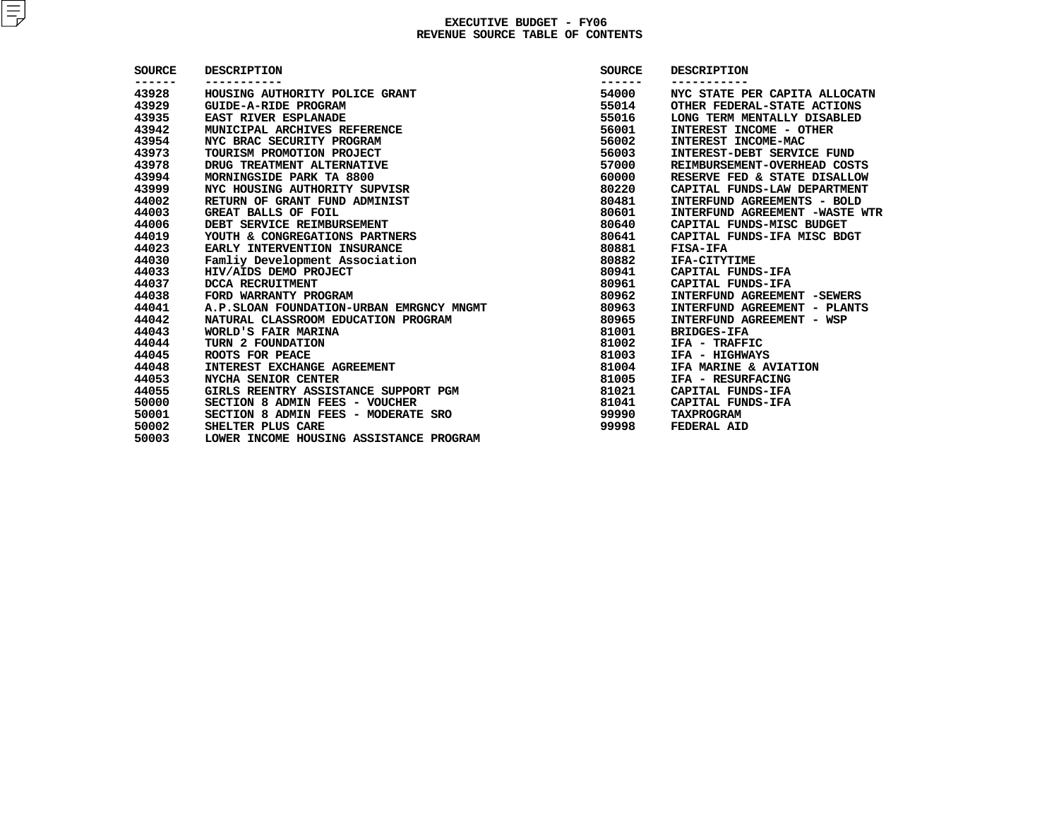# EXECUTIVE BUDGET - FY06
## REVENUE SOURCE TABLE OF CONTENTS

| SOURCE | DESCRIPTION |
|---|---|
| 43928 | HOUSING AUTHORITY POLICE GRANT |
| 43929 | GUIDE-A-RIDE PROGRAM |
| 43935 | EAST RIVER ESPLANADE |
| 43942 | MUNICIPAL ARCHIVES REFERENCE |
| 43954 | NYC BRAC SECURITY PROGRAM |
| 43973 | TOURISM PROMOTION PROJECT |
| 43978 | DRUG TREATMENT ALTERNATIVE |
| 43994 | MORNINGSIDE PARK TA 8800 |
| 43999 | NYC HOUSING AUTHORITY SUPVISR |
| 44002 | RETURN OF GRANT FUND ADMINIST |
| 44003 | GREAT BALLS OF FOIL |
| 44006 | DEBT SERVICE REIMBURSEMENT |
| 44019 | YOUTH & CONGREGATIONS PARTNERS |
| 44023 | EARLY INTERVENTION INSURANCE |
| 44030 | Famliy Development Association |
| 44033 | HIV/AIDS DEMO PROJECT |
| 44037 | DCCA RECRUITMENT |
| 44038 | FORD WARRANTY PROGRAM |
| 44041 | A.P.SLOAN FOUNDATION-URBAN EMRGNCY MNGMT |
| 44042 | NATURAL CLASSROOM EDUCATION PROGRAM |
| 44043 | WORLD'S FAIR MARINA |
| 44044 | TURN 2 FOUNDATION |
| 44045 | ROOTS FOR PEACE |
| 44048 | INTEREST EXCHANGE AGREEMENT |
| 44053 | NYCHA SENIOR CENTER |
| 44055 | GIRLS REENTRY ASSISTANCE SUPPORT PGM |
| 50000 | SECTION 8 ADMIN FEES - VOUCHER |
| 50001 | SECTION 8 ADMIN FEES - MODERATE SRO |
| 50002 | SHELTER PLUS CARE |
| 50003 | LOWER INCOME HOUSING ASSISTANCE PROGRAM |
| 54000 | NYC STATE PER CAPITA ALLOCATN |
| 55014 | OTHER FEDERAL-STATE ACTIONS |
| 55016 | LONG TERM MENTALLY DISABLED |
| 56001 | INTEREST INCOME - OTHER |
| 56002 | INTEREST INCOME-MAC |
| 56003 | INTEREST-DEBT SERVICE FUND |
| 57000 | REIMBURSEMENT-OVERHEAD COSTS |
| 60000 | RESERVE FED & STATE DISALLOW |
| 80220 | CAPITAL FUNDS-LAW DEPARTMENT |
| 80481 | INTERFUND AGREEMENTS - BOLD |
| 80601 | INTERFUND AGREEMENT -WASTE WTR |
| 80640 | CAPITAL FUNDS-MISC BUDGET |
| 80641 | CAPITAL FUNDS-IFA MISC BDGT |
| 80881 | FISA-IFA |
| 80882 | IFA-CITYTIME |
| 80941 | CAPITAL FUNDS-IFA |
| 80961 | CAPITAL FUNDS-IFA |
| 80962 | INTERFUND AGREEMENT -SEWERS |
| 80963 | INTERFUND AGREEMENT - PLANTS |
| 80965 | INTERFUND AGREEMENT - WSP |
| 81001 | BRIDGES-IFA |
| 81002 | IFA - TRAFFIC |
| 81003 | IFA - HIGHWAYS |
| 81004 | IFA MARINE & AVIATION |
| 81005 | IFA - RESURFACING |
| 81021 | CAPITAL FUNDS-IFA |
| 81041 | CAPITAL FUNDS-IFA |
| 99990 | TAXPROGRAM |
| 99998 | FEDERAL AID |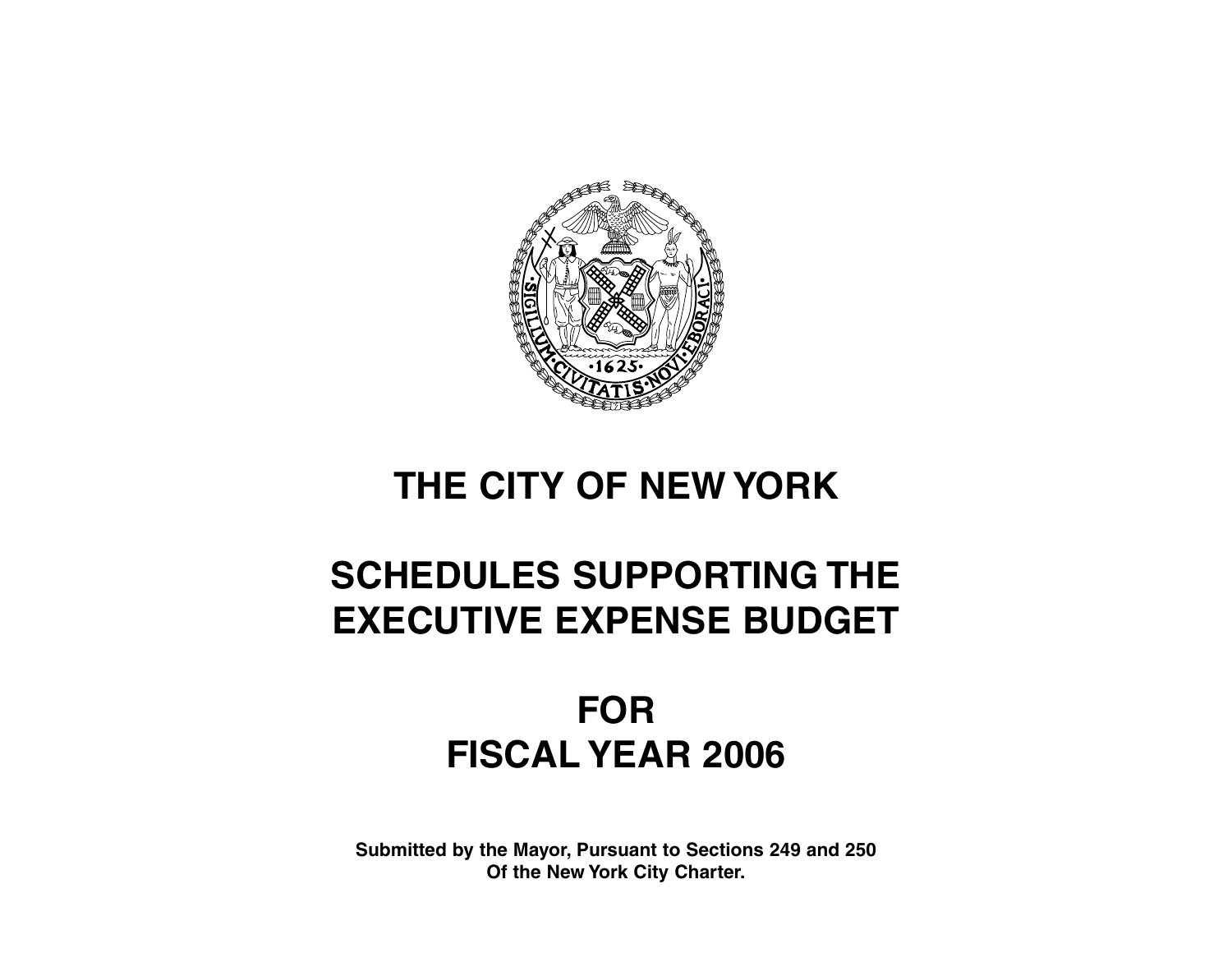# THE CITY OF NEW YORK

# SCHEDULES SUPPORTING THE EXECUTIVE EXPENSE BUDGET

# FOR FISCAL YEAR 2006

**Submitted by the Mayor, Pursuant to Sections 249 and 250 Of the New York City Charter.**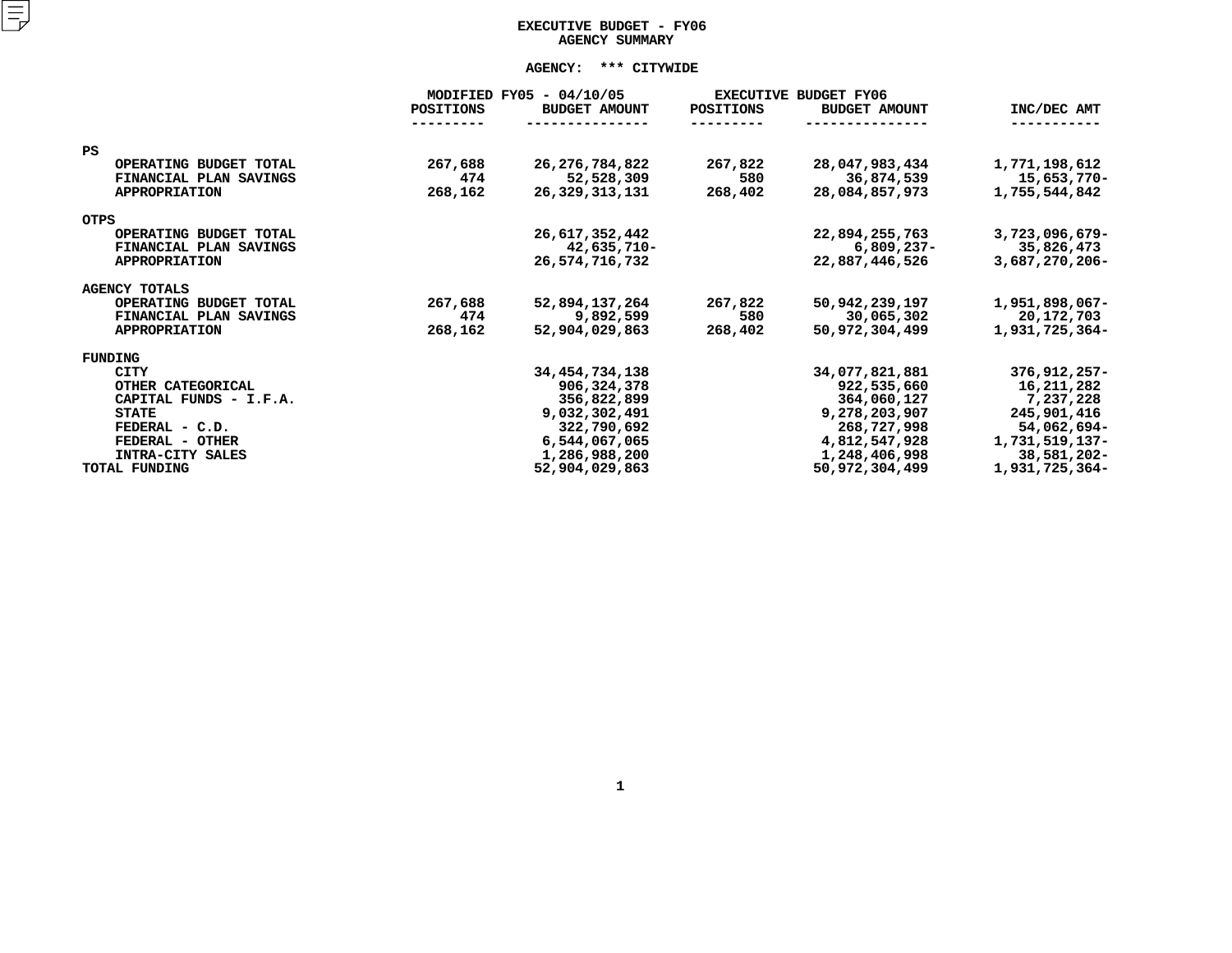# EXECUTIVE BUDGET - FY06
## AGENCY SUMMARY

**AGENCY: *** CITYWIDE**

| | MODIFIED FY05 - 04/10/05 | | EXECUTIVE BUDGET FY06 | | |
|---|---|---|---|---|---|
| | POSITIONS | BUDGET AMOUNT | POSITIONS | BUDGET AMOUNT | INC/DEC AMT |
| **PS** | | | | | |
| OPERATING BUDGET TOTAL | 267,688 | 26,276,784,822 | 267,822 | 28,047,983,434 | 1,771,198,612 |
| FINANCIAL PLAN SAVINGS | 474 | 52,528,309 | 580 | 36,874,539 | 15,653,770- |
| APPROPRIATION | 268,162 | 26,329,313,131 | 268,402 | 28,084,857,973 | 1,755,544,842 |
| **OTPS** | | | | | |
| OPERATING BUDGET TOTAL | | 26,617,352,442 | | 22,894,255,763 | 3,723,096,679- |
| FINANCIAL PLAN SAVINGS | | 42,635,710- | | 6,809,237- | 35,826,473 |
| APPROPRIATION | | 26,574,716,732 | | 22,887,446,526 | 3,687,270,206- |
| **AGENCY TOTALS** | | | | | |
| OPERATING BUDGET TOTAL | 267,688 | 52,894,137,264 | 267,822 | 50,942,239,197 | 1,951,898,067- |
| FINANCIAL PLAN SAVINGS | 474 | 9,892,599 | 580 | 30,065,302 | 20,172,703 |
| APPROPRIATION | 268,162 | 52,904,029,863 | 268,402 | 50,972,304,499 | 1,931,725,364- |
| **FUNDING** | | | | | |
| CITY | | 34,454,734,138 | | 34,077,821,881 | 376,912,257- |
| OTHER CATEGORICAL | | 906,324,378 | | 922,535,660 | 16,211,282 |
| CAPITAL FUNDS - I.F.A. | | 356,822,899 | | 364,060,127 | 7,237,228 |
| STATE | | 9,032,302,491 | | 9,278,203,907 | 245,901,416 |
| FEDERAL - C.D. | | 322,790,692 | | 268,727,998 | 54,062,694- |
| FEDERAL - OTHER | | 6,544,067,065 | | 4,812,547,928 | 1,731,519,137- |
| INTRA-CITY SALES | | 1,286,988,200 | | 1,248,406,998 | 38,581,202- |
| **TOTAL FUNDING** | | 52,904,029,863 | | 50,972,304,499 | 1,931,725,364- |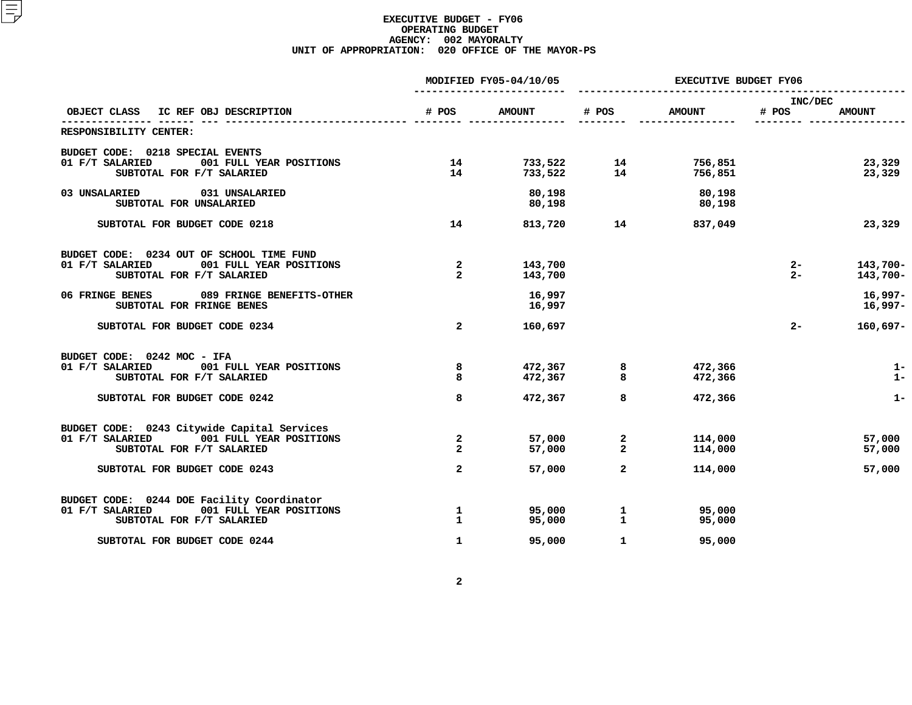**EXECUTIVE BUDGET - FY06**
**OPERATING BUDGET**
**AGENCY: 002 MAYORALTY**
**UNIT OF APPROPRIATION: 020 OFFICE OF THE MAYOR-PS**

| OBJECT CLASS | IC REF OBJ DESCRIPTION | MODIFIED FY05-04/10/05 # POS | MODIFIED FY05-04/10/05 AMOUNT | EXECUTIVE BUDGET FY06 # POS | EXECUTIVE BUDGET FY06 AMOUNT | INC/DEC # POS | INC/DEC AMOUNT |
|---|---|---|---|---|---|---|---|
| RESPONSIBILITY CENTER: | | | | | | | |
| BUDGET CODE: 0218 SPECIAL EVENTS | | | | | | | |
| 01 F/T SALARIED | 001 FULL YEAR POSITIONS | 14 | 733,522 | 14 | 756,851 | | 23,329 |
| SUBTOTAL FOR F/T SALARIED | | 14 | 733,522 | 14 | 756,851 | | 23,329 |
| 03 UNSALARIED | 031 UNSALARIED | | 80,198 | | 80,198 | | |
| SUBTOTAL FOR UNSALARIED | | | 80,198 | | 80,198 | | |
| SUBTOTAL FOR BUDGET CODE 0218 | | 14 | 813,720 | 14 | 837,049 | | 23,329 |
| BUDGET CODE: 0234 OUT OF SCHOOL TIME FUND | | | | | | | |
| 01 F/T SALARIED | 001 FULL YEAR POSITIONS | 2 | 143,700 | | | 2- | 143,700- |
| SUBTOTAL FOR F/T SALARIED | | 2 | 143,700 | | | 2- | 143,700- |
| 06 FRINGE BENES | 089 FRINGE BENEFITS-OTHER | | 16,997 | | | | 16,997- |
| SUBTOTAL FOR FRINGE BENES | | | 16,997 | | | | 16,997- |
| SUBTOTAL FOR BUDGET CODE 0234 | | 2 | 160,697 | | | 2- | 160,697- |
| BUDGET CODE: 0242 MOC - IFA | | | | | | | |
| 01 F/T SALARIED | 001 FULL YEAR POSITIONS | 8 | 472,367 | 8 | 472,366 | | 1- |
| SUBTOTAL FOR F/T SALARIED | | 8 | 472,367 | 8 | 472,366 | | 1- |
| SUBTOTAL FOR BUDGET CODE 0242 | | 8 | 472,367 | 8 | 472,366 | | 1- |
| BUDGET CODE: 0243 Citywide Capital Services | | | | | | | |
| 01 F/T SALARIED | 001 FULL YEAR POSITIONS | 2 | 57,000 | 2 | 114,000 | | 57,000 |
| SUBTOTAL FOR F/T SALARIED | | 2 | 57,000 | 2 | 114,000 | | 57,000 |
| SUBTOTAL FOR BUDGET CODE 0243 | | 2 | 57,000 | 2 | 114,000 | | 57,000 |
| BUDGET CODE: 0244 DOE Facility Coordinator | | | | | | | |
| 01 F/T SALARIED | 001 FULL YEAR POSITIONS | 1 | 95,000 | 1 | 95,000 | | |
| SUBTOTAL FOR F/T SALARIED | | 1 | 95,000 | 1 | 95,000 | | |
| SUBTOTAL FOR BUDGET CODE 0244 | | 1 | 95,000 | 1 | 95,000 | | |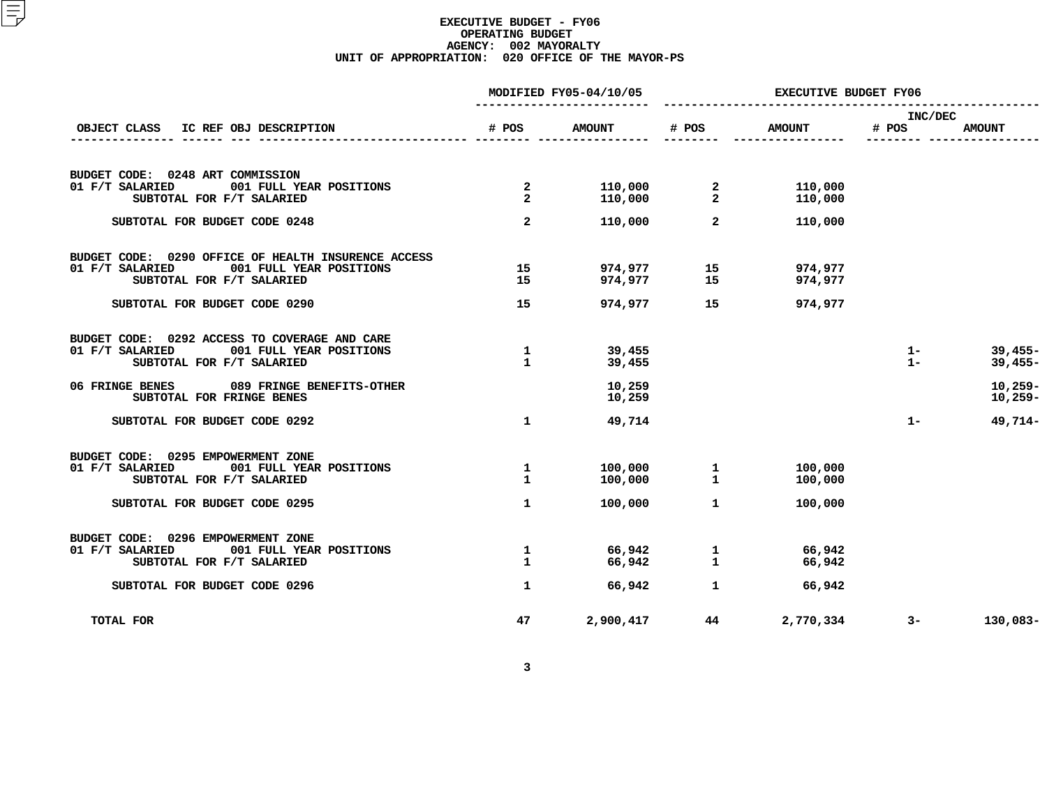# EXECUTIVE BUDGET - FY06
## OPERATING BUDGET
### AGENCY: 002 MAYORALTY
### UNIT OF APPROPRIATION: 020 OFFICE OF THE MAYOR-PS

| OBJECT CLASS | IC REF OBJ DESCRIPTION | MODIFIED FY05-04/10/05 # POS | MODIFIED FY05-04/10/05 AMOUNT | EXECUTIVE BUDGET FY06 # POS | EXECUTIVE BUDGET FY06 AMOUNT | INC/DEC # POS | INC/DEC AMOUNT |
|---|---|---|---|---|---|---|---|
| **BUDGET CODE: 0248 ART COMMISSION** | | | | | | | |
| 01 F/T SALARIED | 001 FULL YEAR POSITIONS | 2 | 110,000 | 2 | 110,000 | | |
| SUBTOTAL FOR F/T SALARIED | | 2 | 110,000 | 2 | 110,000 | | |
| SUBTOTAL FOR BUDGET CODE 0248 | | 2 | 110,000 | 2 | 110,000 | | |
| **BUDGET CODE: 0290 OFFICE OF HEALTH INSURENCE ACCESS** | | | | | | | |
| 01 F/T SALARIED | 001 FULL YEAR POSITIONS | 15 | 974,977 | 15 | 974,977 | | |
| SUBTOTAL FOR F/T SALARIED | | 15 | 974,977 | 15 | 974,977 | | |
| SUBTOTAL FOR BUDGET CODE 0290 | | 15 | 974,977 | 15 | 974,977 | | |
| **BUDGET CODE: 0292 ACCESS TO COVERAGE AND CARE** | | | | | | | |
| 01 F/T SALARIED | 001 FULL YEAR POSITIONS | 1 | 39,455 | | | 1- | 39,455- |
| SUBTOTAL FOR F/T SALARIED | | 1 | 39,455 | | | 1- | 39,455- |
| 06 FRINGE BENES | 089 FRINGE BENEFITS-OTHER | | 10,259 | | | | 10,259- |
| SUBTOTAL FOR FRINGE BENES | | | 10,259 | | | | 10,259- |
| SUBTOTAL FOR BUDGET CODE 0292 | | 1 | 49,714 | | | 1- | 49,714- |
| **BUDGET CODE: 0295 EMPOWERMENT ZONE** | | | | | | | |
| 01 F/T SALARIED | 001 FULL YEAR POSITIONS | 1 | 100,000 | 1 | 100,000 | | |
| SUBTOTAL FOR F/T SALARIED | | 1 | 100,000 | 1 | 100,000 | | |
| SUBTOTAL FOR BUDGET CODE 0295 | | 1 | 100,000 | 1 | 100,000 | | |
| **BUDGET CODE: 0296 EMPOWERMENT ZONE** | | | | | | | |
| 01 F/T SALARIED | 001 FULL YEAR POSITIONS | 1 | 66,942 | 1 | 66,942 | | |
| SUBTOTAL FOR F/T SALARIED | | 1 | 66,942 | 1 | 66,942 | | |
| SUBTOTAL FOR BUDGET CODE 0296 | | 1 | 66,942 | 1 | 66,942 | | |
| TOTAL FOR | | 47 | 2,900,417 | 44 | 2,770,334 | 3- | 130,083- |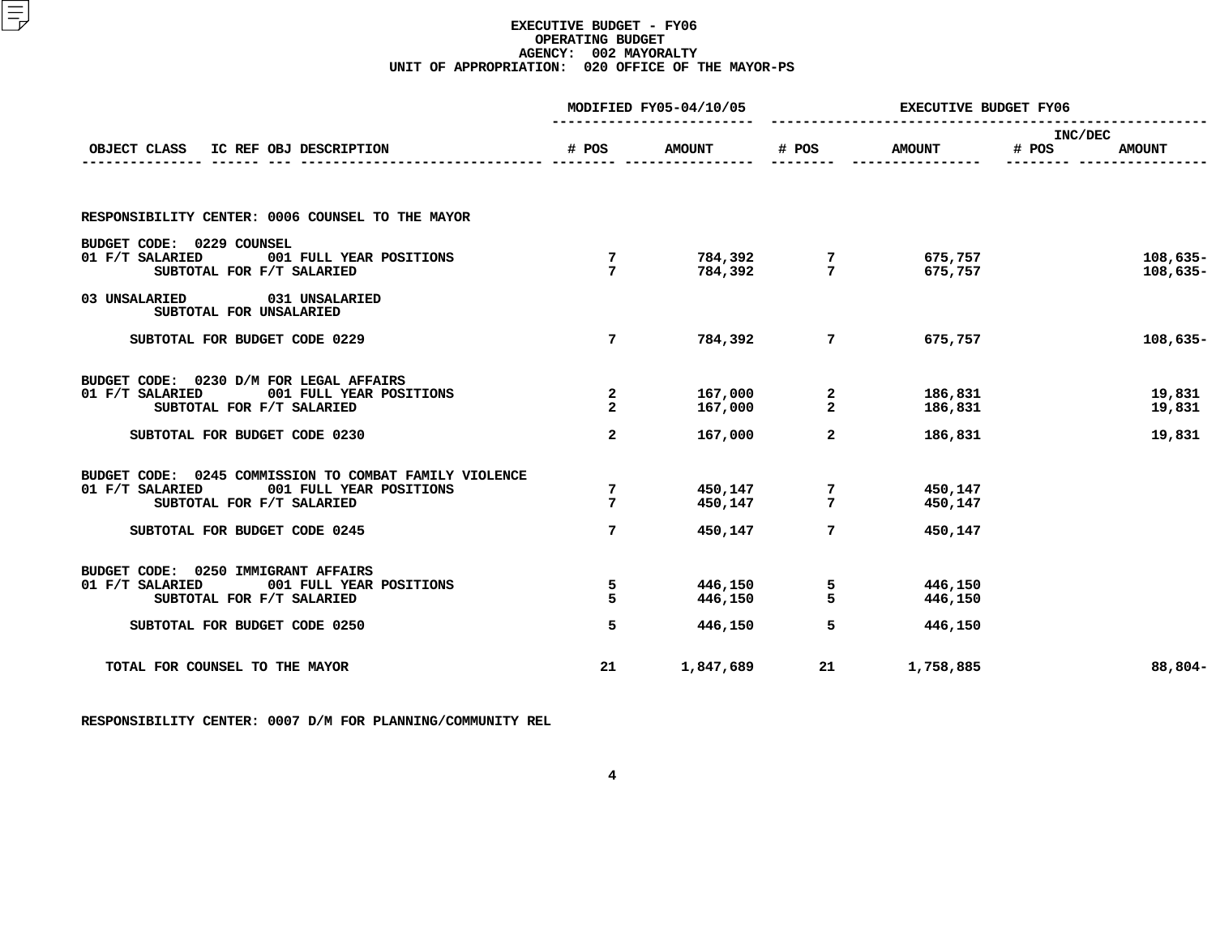# EXECUTIVE BUDGET - FY06
## OPERATING BUDGET
### AGENCY: 002 MAYORALTY
### UNIT OF APPROPRIATION: 020 OFFICE OF THE MAYOR-PS

| OBJECT CLASS | IC REF OBJ DESCRIPTION | MODIFIED FY05-04/10/05 # POS | MODIFIED FY05-04/10/05 AMOUNT | EXECUTIVE BUDGET FY06 # POS | EXECUTIVE BUDGET FY06 AMOUNT | INC/DEC # POS | INC/DEC AMOUNT |
|---|---|---|---|---|---|---|---|
| **RESPONSIBILITY CENTER: 0006 COUNSEL TO THE MAYOR** | | | | | | | |
| **BUDGET CODE: 0229 COUNSEL** | | | | | | | |
| 01 F/T SALARIED | 001 FULL YEAR POSITIONS | 7 | 784,392 | 7 | 675,757 | | 108,635- |
| | SUBTOTAL FOR F/T SALARIED | 7 | 784,392 | 7 | 675,757 | | 108,635- |
| 03 UNSALARIED | 031 UNSALARIED | | | | | | |
| | SUBTOTAL FOR UNSALARIED | | | | | | |
| | SUBTOTAL FOR BUDGET CODE 0229 | 7 | 784,392 | 7 | 675,757 | | 108,635- |
| **BUDGET CODE: 0230 D/M FOR LEGAL AFFAIRS** | | | | | | | |
| 01 F/T SALARIED | 001 FULL YEAR POSITIONS | 2 | 167,000 | 2 | 186,831 | | 19,831 |
| | SUBTOTAL FOR F/T SALARIED | 2 | 167,000 | 2 | 186,831 | | 19,831 |
| | SUBTOTAL FOR BUDGET CODE 0230 | 2 | 167,000 | 2 | 186,831 | | 19,831 |
| **BUDGET CODE: 0245 COMMISSION TO COMBAT FAMILY VIOLENCE** | | | | | | | |
| 01 F/T SALARIED | 001 FULL YEAR POSITIONS | 7 | 450,147 | 7 | 450,147 | | |
| | SUBTOTAL FOR F/T SALARIED | 7 | 450,147 | 7 | 450,147 | | |
| | SUBTOTAL FOR BUDGET CODE 0245 | 7 | 450,147 | 7 | 450,147 | | |
| **BUDGET CODE: 0250 IMMIGRANT AFFAIRS** | | | | | | | |
| 01 F/T SALARIED | 001 FULL YEAR POSITIONS | 5 | 446,150 | 5 | 446,150 | | |
| | SUBTOTAL FOR F/T SALARIED | 5 | 446,150 | 5 | 446,150 | | |
| | SUBTOTAL FOR BUDGET CODE 0250 | 5 | 446,150 | 5 | 446,150 | | |
| **TOTAL FOR COUNSEL TO THE MAYOR** | | 21 | 1,847,689 | 21 | 1,758,885 | | 88,804- |

**RESPONSIBILITY CENTER: 0007 D/M FOR PLANNING/COMMUNITY REL**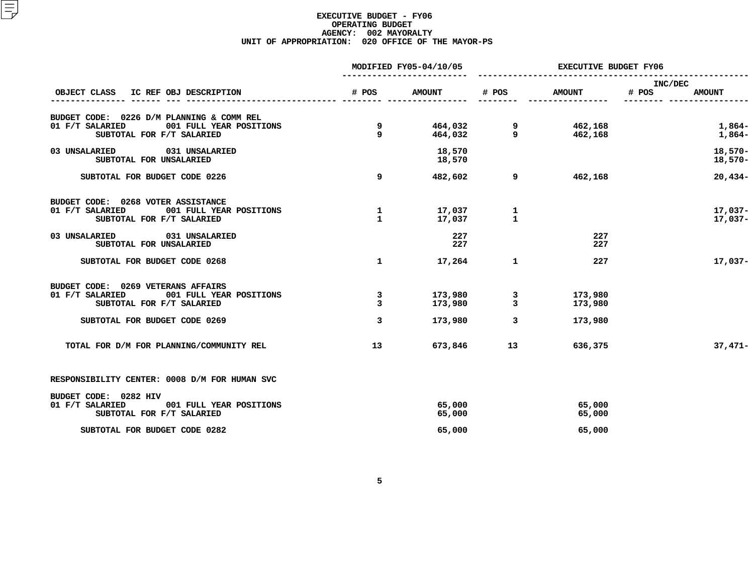# EXECUTIVE BUDGET - FY06
## OPERATING BUDGET
## AGENCY: 002 MAYORALTY
## UNIT OF APPROPRIATION: 020 OFFICE OF THE MAYOR-PS

| OBJECT CLASS | IC REF OBJ DESCRIPTION | MODIFIED FY05-04/10/05 # POS | MODIFIED FY05-04/10/05 AMOUNT | EXECUTIVE BUDGET FY06 # POS | EXECUTIVE BUDGET FY06 AMOUNT | INC/DEC # POS | INC/DEC AMOUNT |
|---|---|---|---|---|---|---|---|
| BUDGET CODE: 0226 D/M PLANNING & COMM REL | | | | | | | |
| 01 F/T SALARIED | 001 FULL YEAR POSITIONS | 9 | 464,032 | 9 | 462,168 | | 1,864- |
| | SUBTOTAL FOR F/T SALARIED | 9 | 464,032 | 9 | 462,168 | | 1,864- |
| 03 UNSALARIED | 031 UNSALARIED | | 18,570 | | | | 18,570- |
| | SUBTOTAL FOR UNSALARIED | | 18,570 | | | | 18,570- |
| | SUBTOTAL FOR BUDGET CODE 0226 | 9 | 482,602 | 9 | 462,168 | | 20,434- |
| BUDGET CODE: 0268 VOTER ASSISTANCE | | | | | | | |
| 01 F/T SALARIED | 001 FULL YEAR POSITIONS | 1 | 17,037 | 1 | | | 17,037- |
| | SUBTOTAL FOR F/T SALARIED | 1 | 17,037 | 1 | | | 17,037- |
| 03 UNSALARIED | 031 UNSALARIED | | 227 | | 227 | | |
| | SUBTOTAL FOR UNSALARIED | | 227 | | 227 | | |
| | SUBTOTAL FOR BUDGET CODE 0268 | 1 | 17,264 | 1 | 227 | | 17,037- |
| BUDGET CODE: 0269 VETERANS AFFAIRS | | | | | | | |
| 01 F/T SALARIED | 001 FULL YEAR POSITIONS | 3 | 173,980 | 3 | 173,980 | | |
| | SUBTOTAL FOR F/T SALARIED | 3 | 173,980 | 3 | 173,980 | | |
| | SUBTOTAL FOR BUDGET CODE 0269 | 3 | 173,980 | 3 | 173,980 | | |
| TOTAL FOR D/M FOR PLANNING/COMMUNITY REL | | 13 | 673,846 | 13 | 636,375 | | 37,471- |
| RESPONSIBILITY CENTER: 0008 D/M FOR HUMAN SVC | | | | | | | |
| BUDGET CODE: 0282 HIV | | | | | | | |
| 01 F/T SALARIED | 001 FULL YEAR POSITIONS | | 65,000 | | 65,000 | | |
| | SUBTOTAL FOR F/T SALARIED | | 65,000 | | 65,000 | | |
| | SUBTOTAL FOR BUDGET CODE 0282 | | 65,000 | | 65,000 | | |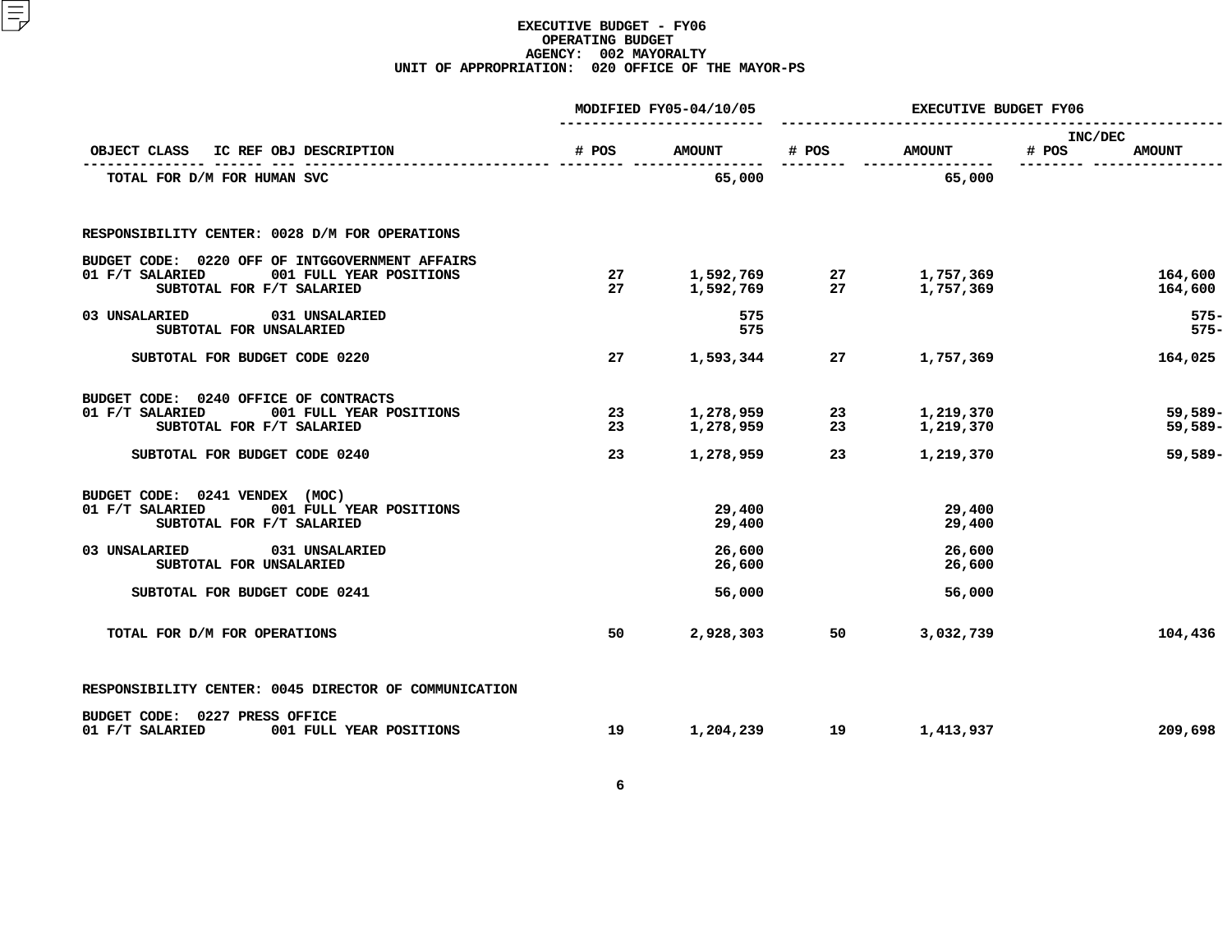# EXECUTIVE BUDGET - FY06
## OPERATING BUDGET
### AGENCY: 002 MAYORALTY
### UNIT OF APPROPRIATION: 020 OFFICE OF THE MAYOR-PS

| OBJECT CLASS | IC REF OBJ DESCRIPTION | MODIFIED FY05-04/10/05 # POS | MODIFIED FY05-04/10/05 AMOUNT | EXECUTIVE BUDGET FY06 # POS | EXECUTIVE BUDGET FY06 AMOUNT | INC/DEC # POS | INC/DEC AMOUNT |
|---|---|---|---|---|---|---|---|
| TOTAL FOR D/M FOR HUMAN SVC | | | 65,000 | | 65,000 | | |
| **RESPONSIBILITY CENTER: 0028 D/M FOR OPERATIONS** | | | | | | | |
| BUDGET CODE: 0220 OFF OF INTGGOVERNMENT AFFAIRS | | | | | | | |
| 01 F/T SALARIED | 001 FULL YEAR POSITIONS | 27 | 1,592,769 | 27 | 1,757,369 | | 164,600 |
| | SUBTOTAL FOR F/T SALARIED | 27 | 1,592,769 | 27 | 1,757,369 | | 164,600 |
| 03 UNSALARIED | 031 UNSALARIED | | 575 | | | | 575- |
| | SUBTOTAL FOR UNSALARIED | | 575 | | | | 575- |
| SUBTOTAL FOR BUDGET CODE 0220 | | 27 | 1,593,344 | 27 | 1,757,369 | | 164,025 |
| BUDGET CODE: 0240 OFFICE OF CONTRACTS | | | | | | | |
| 01 F/T SALARIED | 001 FULL YEAR POSITIONS | 23 | 1,278,959 | 23 | 1,219,370 | | 59,589- |
| | SUBTOTAL FOR F/T SALARIED | 23 | 1,278,959 | 23 | 1,219,370 | | 59,589- |
| SUBTOTAL FOR BUDGET CODE 0240 | | 23 | 1,278,959 | 23 | 1,219,370 | | 59,589- |
| BUDGET CODE: 0241 VENDEX (MOC) | | | | | | | |
| 01 F/T SALARIED | 001 FULL YEAR POSITIONS | | 29,400 | | 29,400 | | |
| | SUBTOTAL FOR F/T SALARIED | | 29,400 | | 29,400 | | |
| 03 UNSALARIED | 031 UNSALARIED | | 26,600 | | 26,600 | | |
| | SUBTOTAL FOR UNSALARIED | | 26,600 | | 26,600 | | |
| SUBTOTAL FOR BUDGET CODE 0241 | | | 56,000 | | 56,000 | | |
| TOTAL FOR D/M FOR OPERATIONS | | 50 | 2,928,303 | 50 | 3,032,739 | | 104,436 |
| **RESPONSIBILITY CENTER: 0045 DIRECTOR OF COMMUNICATION** | | | | | | | |
| BUDGET CODE: 0227 PRESS OFFICE | | | | | | | |
| 01 F/T SALARIED | 001 FULL YEAR POSITIONS | 19 | 1,204,239 | 19 | 1,413,937 | | 209,698 |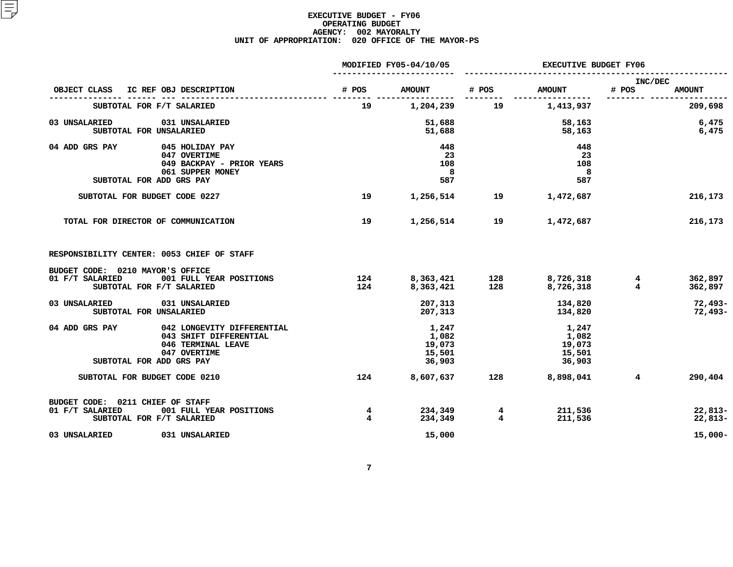# EXECUTIVE BUDGET - FY06
## OPERATING BUDGET
### AGENCY: 002 MAYORALTY
### UNIT OF APPROPRIATION: 020 OFFICE OF THE MAYOR-PS

| OBJECT CLASS | IC REF OBJ DESCRIPTION | MODIFIED FY05-04/10/05 # POS | MODIFIED FY05-04/10/05 AMOUNT | EXECUTIVE BUDGET FY06 # POS | EXECUTIVE BUDGET FY06 AMOUNT | INC/DEC # POS | INC/DEC AMOUNT |
|---|---|---|---|---|---|---|---|
| SUBTOTAL FOR F/T SALARIED | | 19 | 1,204,239 | 19 | 1,413,937 | | 209,698 |
| 03 UNSALARIED | 031 UNSALARIED | | 51,688 | | 58,163 | | 6,475 |
| SUBTOTAL FOR UNSALARIED | | | 51,688 | | 58,163 | | 6,475 |
| 04 ADD GRS PAY | 045 HOLIDAY PAY | | 448 | | 448 | | |
| | 047 OVERTIME | | 23 | | 23 | | |
| | 049 BACKPAY - PRIOR YEARS | | 108 | | 108 | | |
| | 061 SUPPER MONEY | | 8 | | 8 | | |
| SUBTOTAL FOR ADD GRS PAY | | | 587 | | 587 | | |
| SUBTOTAL FOR BUDGET CODE 0227 | | 19 | 1,256,514 | 19 | 1,472,687 | | 216,173 |
| TOTAL FOR DIRECTOR OF COMMUNICATION | | 19 | 1,256,514 | 19 | 1,472,687 | | 216,173 |
| RESPONSIBILITY CENTER: 0053 CHIEF OF STAFF | | | | | | | |
| BUDGET CODE: 0210 MAYOR'S OFFICE | | | | | | | |
| 01 F/T SALARIED | 001 FULL YEAR POSITIONS | 124 | 8,363,421 | 128 | 8,726,318 | 4 | 362,897 |
| SUBTOTAL FOR F/T SALARIED | | 124 | 8,363,421 | 128 | 8,726,318 | 4 | 362,897 |
| 03 UNSALARIED | 031 UNSALARIED | | 207,313 | | 134,820 | | 72,493- |
| SUBTOTAL FOR UNSALARIED | | | 207,313 | | 134,820 | | 72,493- |
| 04 ADD GRS PAY | 042 LONGEVITY DIFFERENTIAL | | 1,247 | | 1,247 | | |
| | 043 SHIFT DIFFERENTIAL | | 1,082 | | 1,082 | | |
| | 046 TERMINAL LEAVE | | 19,073 | | 19,073 | | |
| | 047 OVERTIME | | 15,501 | | 15,501 | | |
| SUBTOTAL FOR ADD GRS PAY | | | 36,903 | | 36,903 | | |
| SUBTOTAL FOR BUDGET CODE 0210 | | 124 | 8,607,637 | 128 | 8,898,041 | 4 | 290,404 |
| BUDGET CODE: 0211 CHIEF OF STAFF | | | | | | | |
| 01 F/T SALARIED | 001 FULL YEAR POSITIONS | 4 | 234,349 | 4 | 211,536 | | 22,813- |
| SUBTOTAL FOR F/T SALARIED | | 4 | 234,349 | 4 | 211,536 | | 22,813- |
| 03 UNSALARIED | 031 UNSALARIED | | 15,000 | | | | 15,000- |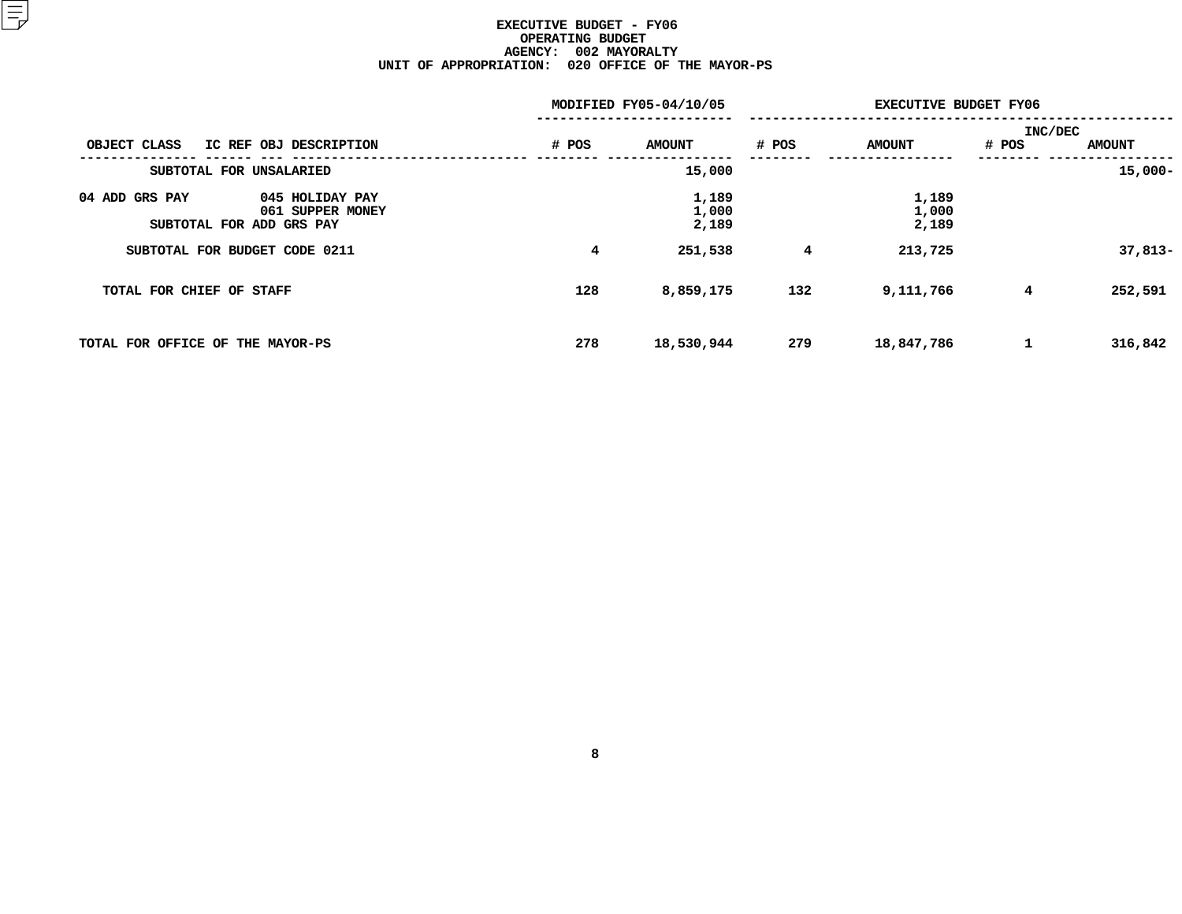# EXECUTIVE BUDGET - FY06
## OPERATING BUDGET
### AGENCY: 002 MAYORALTY
### UNIT OF APPROPRIATION: 020 OFFICE OF THE MAYOR-PS

| OBJECT CLASS | IC REF | OBJ | DESCRIPTION | MODIFIED FY05-04/10/05 # POS | MODIFIED FY05-04/10/05 AMOUNT | EXECUTIVE BUDGET FY06 # POS | EXECUTIVE BUDGET FY06 AMOUNT | EXECUTIVE BUDGET FY06 INC/DEC # POS | EXECUTIVE BUDGET FY06 INC/DEC AMOUNT |
|---|---|---|---|---|---|---|---|---|---|
| SUBTOTAL FOR UNSALARIED | | | | | 15,000 | | | | 15,000- |
| 04 ADD GRS PAY | | 045 | HOLIDAY PAY | | 1,189 | | 1,189 | | |
| | | 061 | SUPPER MONEY | | 1,000 | | 1,000 | | |
| SUBTOTAL FOR ADD GRS PAY | | | | | 2,189 | | 2,189 | | |
| SUBTOTAL FOR BUDGET CODE 0211 | | | | 4 | 251,538 | 4 | 213,725 | | 37,813- |
| TOTAL FOR CHIEF OF STAFF | | | | 128 | 8,859,175 | 132 | 9,111,766 | 4 | 252,591 |
| TOTAL FOR OFFICE OF THE MAYOR-PS | | | | 278 | 18,530,944 | 279 | 18,847,786 | 1 | 316,842 |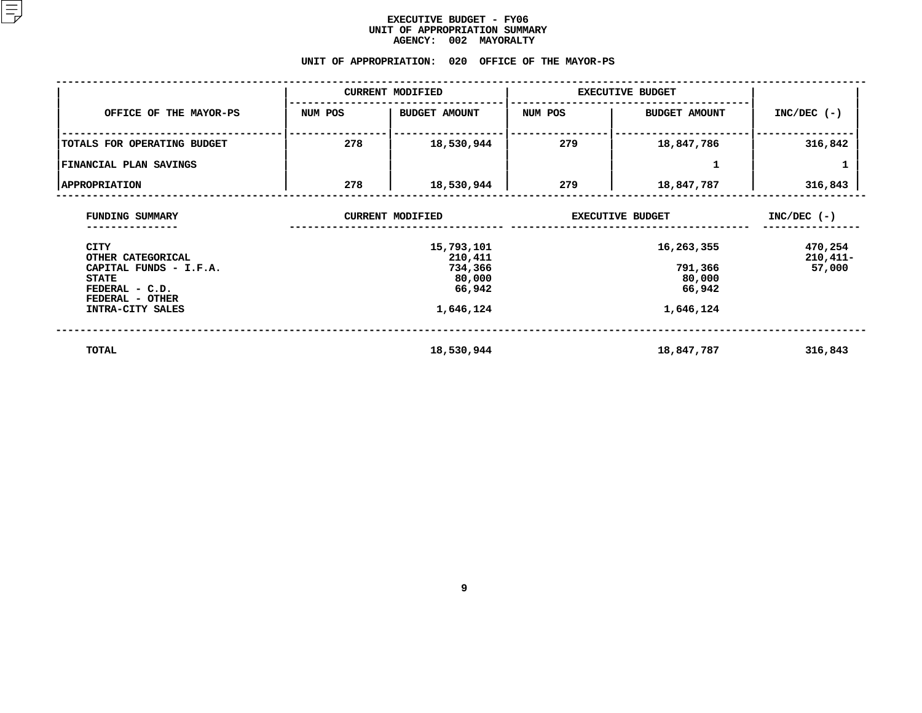# EXECUTIVE BUDGET - FY06
## UNIT OF APPROPRIATION SUMMARY
## AGENCY: 002 MAYORALTY

### UNIT OF APPROPRIATION: 020 OFFICE OF THE MAYOR-PS

| OFFICE OF THE MAYOR-PS | CURRENT MODIFIED | | EXECUTIVE BUDGET | | INC/DEC (-) |
|---|---|---|---|---|---|
| | NUM POS | BUDGET AMOUNT | NUM POS | BUDGET AMOUNT | |
| TOTALS FOR OPERATING BUDGET | 278 | 18,530,944 | 279 | 18,847,786 | 316,842 |
| FINANCIAL PLAN SAVINGS | | | | 1 | 1 |
| APPROPRIATION | 278 | 18,530,944 | 279 | 18,847,787 | 316,843 |

| FUNDING SUMMARY | CURRENT MODIFIED | EXECUTIVE BUDGET | INC/DEC (-) |
|---|---|---|---|
| CITY | 15,793,101 | 16,263,355 | 470,254 |
| OTHER CATEGORICAL | 210,411 | | 210,411- |
| CAPITAL FUNDS - I.F.A. | 734,366 | 791,366 | 57,000 |
| STATE | 80,000 | 80,000 | |
| FEDERAL - C.D. | 66,942 | 66,942 | |
| FEDERAL - OTHER | | | |
| INTRA-CITY SALES | 1,646,124 | 1,646,124 | |
| TOTAL | 18,530,944 | 18,847,787 | 316,843 |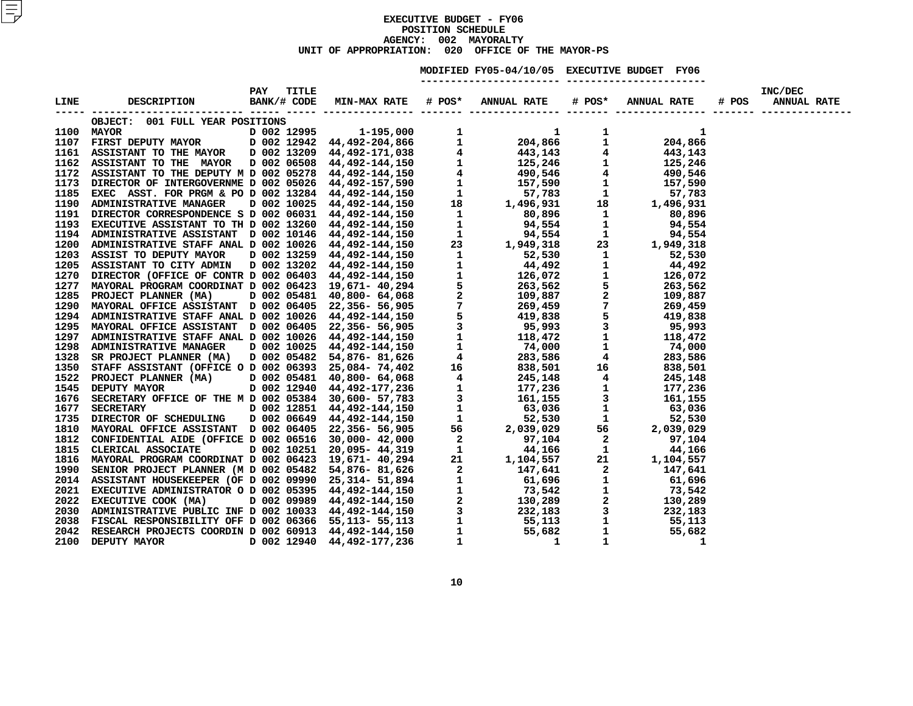**EXECUTIVE BUDGET - FY06**
**POSITION SCHEDULE**
**AGENCY: 002 MAYORALTY**
**UNIT OF APPROPRIATION: 020 OFFICE OF THE MAYOR-PS**

| LINE | DESCRIPTION | PAY BANK/# | TITLE CODE | MIN-MAX RATE | MODIFIED FY05-04/10/05 # POS* | MODIFIED FY05-04/10/05 ANNUAL RATE | EXECUTIVE BUDGET FY06 # POS* | EXECUTIVE BUDGET FY06 ANNUAL RATE | INC/DEC # POS | INC/DEC ANNUAL RATE |
|---|---|---|---|---|---|---|---|---|---|---|
| | OBJECT: 001 FULL YEAR POSITIONS | | | | | | | | | |
| 1100 | MAYOR | D 002 | 12995 | 1-195,000 | 1 | 1 | 1 | 1 | | |
| 1107 | FIRST DEPUTY MAYOR | D 002 | 12942 | 44,492-204,866 | 1 | 204,866 | 1 | 204,866 | | |
| 1161 | ASSISTANT TO THE MAYOR | D 002 | 13209 | 44,492-171,038 | 4 | 443,143 | 4 | 443,143 | | |
| 1162 | ASSISTANT TO THE MAYOR | D 002 | 06508 | 44,492-144,150 | 1 | 125,246 | 1 | 125,246 | | |
| 1172 | ASSISTANT TO THE DEPUTY M | D 002 | 05278 | 44,492-144,150 | 4 | 490,546 | 4 | 490,546 | | |
| 1173 | DIRECTOR OF INTERGOVERNME | D 002 | 05026 | 44,492-157,590 | 1 | 157,590 | 1 | 157,590 | | |
| 1185 | EXEC ASST. FOR PRGM & PO | D 002 | 13284 | 44,492-144,150 | 1 | 57,783 | 1 | 57,783 | | |
| 1190 | ADMINISTRATIVE MANAGER | D 002 | 10025 | 44,492-144,150 | 18 | 1,496,931 | 18 | 1,496,931 | | |
| 1191 | DIRECTOR CORRESPONDENCE S | D 002 | 06031 | 44,492-144,150 | 1 | 80,896 | 1 | 80,896 | | |
| 1193 | EXECUTIVE ASSISTANT TO TH | D 002 | 13260 | 44,492-144,150 | 1 | 94,554 | 1 | 94,554 | | |
| 1194 | ADMINISTRATIVE ASSISTANT | D 002 | 10146 | 44,492-144,150 | 1 | 94,554 | 1 | 94,554 | | |
| 1200 | ADMINISTRATIVE STAFF ANAL | D 002 | 10026 | 44,492-144,150 | 23 | 1,949,318 | 23 | 1,949,318 | | |
| 1203 | ASSIST TO DEPUTY MAYOR | D 002 | 13259 | 44,492-144,150 | 1 | 52,530 | 1 | 52,530 | | |
| 1205 | ASSISTANT TO CITY ADMIN | D 002 | 13202 | 44,492-144,150 | 1 | 44,492 | 1 | 44,492 | | |
| 1270 | DIRECTOR (OFFICE OF CONTR | D 002 | 06403 | 44,492-144,150 | 1 | 126,072 | 1 | 126,072 | | |
| 1277 | MAYORAL PROGRAM COORDINAT | D 002 | 06423 | 19,671- 40,294 | 5 | 263,562 | 5 | 263,562 | | |
| 1285 | PROJECT PLANNER (MA) | D 002 | 05481 | 40,800- 64,068 | 2 | 109,887 | 2 | 109,887 | | |
| 1290 | MAYORAL OFFICE ASSISTANT | D 002 | 06405 | 22,356- 56,905 | 7 | 269,459 | 7 | 269,459 | | |
| 1294 | ADMINISTRATIVE STAFF ANAL | D 002 | 10026 | 44,492-144,150 | 5 | 419,838 | 5 | 419,838 | | |
| 1295 | MAYORAL OFFICE ASSISTANT | D 002 | 06405 | 22,356- 56,905 | 3 | 95,993 | 3 | 95,993 | | |
| 1297 | ADMINISTRATIVE STAFF ANAL | D 002 | 10026 | 44,492-144,150 | 1 | 118,472 | 1 | 118,472 | | |
| 1298 | ADMINISTRATIVE MANAGER | D 002 | 10025 | 44,492-144,150 | 1 | 74,000 | 1 | 74,000 | | |
| 1328 | SR PROJECT PLANNER (MA) | D 002 | 05482 | 54,876- 81,626 | 4 | 283,586 | 4 | 283,586 | | |
| 1350 | STAFF ASSISTANT (OFFICE O | D 002 | 06393 | 25,084- 74,402 | 16 | 838,501 | 16 | 838,501 | | |
| 1522 | PROJECT PLANNER (MA) | D 002 | 05481 | 40,800- 64,068 | 4 | 245,148 | 4 | 245,148 | | |
| 1545 | DEPUTY MAYOR | D 002 | 12940 | 44,492-177,236 | 1 | 177,236 | 1 | 177,236 | | |
| 1676 | SECRETARY OFFICE OF THE M | D 002 | 05384 | 30,600- 57,783 | 3 | 161,155 | 3 | 161,155 | | |
| 1677 | SECRETARY | D 002 | 12851 | 44,492-144,150 | 1 | 63,036 | 1 | 63,036 | | |
| 1735 | DIRECTOR OF SCHEDULING | D 002 | 06649 | 44,492-144,150 | 1 | 52,530 | 1 | 52,530 | | |
| 1810 | MAYORAL OFFICE ASSISTANT | D 002 | 06405 | 22,356- 56,905 | 56 | 2,039,029 | 56 | 2,039,029 | | |
| 1812 | CONFIDENTIAL AIDE (OFFICE | D 002 | 06516 | 30,000- 42,000 | 2 | 97,104 | 2 | 97,104 | | |
| 1815 | CLERICAL ASSOCIATE | D 002 | 10251 | 20,095- 44,319 | 1 | 44,166 | 1 | 44,166 | | |
| 1816 | MAYORAL PROGRAM COORDINAT | D 002 | 06423 | 19,671- 40,294 | 21 | 1,104,557 | 21 | 1,104,557 | | |
| 1990 | SENIOR PROJECT PLANNER (M | D 002 | 05482 | 54,876- 81,626 | 2 | 147,641 | 2 | 147,641 | | |
| 2014 | ASSISTANT HOUSEKEEPER (OF | D 002 | 09990 | 25,314- 51,894 | 1 | 61,696 | 1 | 61,696 | | |
| 2021 | EXECUTIVE ADMINISTRATOR O | D 002 | 05395 | 44,492-144,150 | 1 | 73,542 | 1 | 73,542 | | |
| 2022 | EXECUTIVE COOK (MA) | D 002 | 09989 | 44,492-144,150 | 2 | 130,289 | 2 | 130,289 | | |
| 2030 | ADMINISTRATIVE PUBLIC INF | D 002 | 10033 | 44,492-144,150 | 3 | 232,183 | 3 | 232,183 | | |
| 2038 | FISCAL RESPONSIBILITY OFF | D 002 | 06366 | 55,113- 55,113 | 1 | 55,113 | 1 | 55,113 | | |
| 2042 | RESEARCH PROJECTS COORDIN | D 002 | 60913 | 44,492-144,150 | 1 | 55,682 | 1 | 55,682 | | |
| 2100 | DEPUTY MAYOR | D 002 | 12940 | 44,492-177,236 | 1 | 1 | 1 | 1 | | |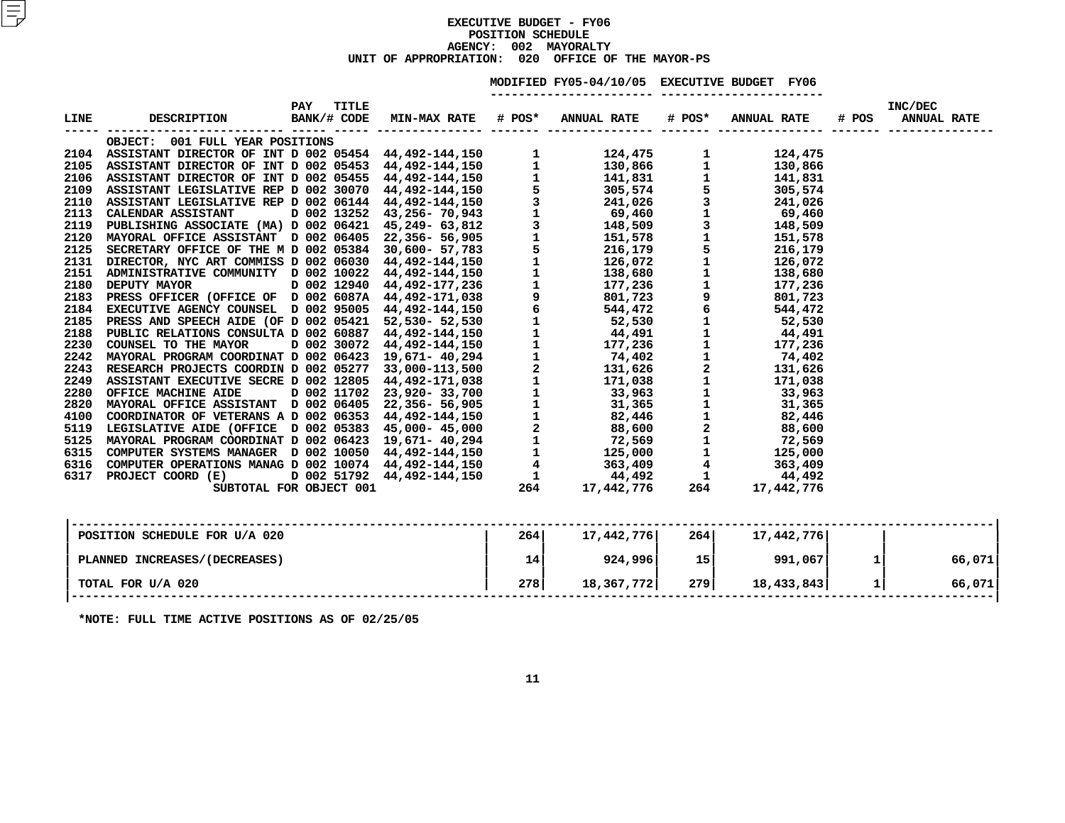# EXECUTIVE BUDGET - FY06
## POSITION SCHEDULE
### AGENCY: 002 MAYORALTY
### UNIT OF APPROPRIATION: 020 OFFICE OF THE MAYOR-PS

| LINE | DESCRIPTION | PAY BANK/# | TITLE CODE | MIN-MAX RATE | MODIFIED FY05-04/10/05 # POS* | MODIFIED FY05-04/10/05 ANNUAL RATE | EXECUTIVE BUDGET FY06 # POS* | EXECUTIVE BUDGET FY06 ANNUAL RATE | INC/DEC # POS | INC/DEC ANNUAL RATE |
|---|---|---|---|---|---|---|---|---|---|---|
| | OBJECT: 001 FULL YEAR POSITIONS | | | | | | | | | |
| 2104 | ASSISTANT DIRECTOR OF INT | D 002 | 05454 | 44,492-144,150 | 1 | 124,475 | 1 | 124,475 | | |
| 2105 | ASSISTANT DIRECTOR OF INT | D 002 | 05453 | 44,492-144,150 | 1 | 130,866 | 1 | 130,866 | | |
| 2106 | ASSISTANT DIRECTOR OF INT | D 002 | 05455 | 44,492-144,150 | 1 | 141,831 | 1 | 141,831 | | |
| 2109 | ASSISTANT LEGISLATIVE REP | D 002 | 30070 | 44,492-144,150 | 5 | 305,574 | 5 | 305,574 | | |
| 2110 | ASSISTANT LEGISLATIVE REP | D 002 | 06144 | 44,492-144,150 | 3 | 241,026 | 3 | 241,026 | | |
| 2113 | CALENDAR ASSISTANT | D 002 | 13252 | 43,256- 70,943 | 1 | 69,460 | 1 | 69,460 | | |
| 2119 | PUBLISHING ASSOCIATE (MA) | D 002 | 06421 | 45,249- 63,812 | 3 | 148,509 | 3 | 148,509 | | |
| 2120 | MAYORAL OFFICE ASSISTANT | D 002 | 06405 | 22,356- 56,905 | 1 | 151,578 | 1 | 151,578 | | |
| 2125 | SECRETARY OFFICE OF THE M | D 002 | 05384 | 30,600- 57,783 | 5 | 216,179 | 5 | 216,179 | | |
| 2131 | DIRECTOR, NYC ART COMMISS | D 002 | 06030 | 44,492-144,150 | 1 | 126,072 | 1 | 126,072 | | |
| 2151 | ADMINISTRATIVE COMMUNITY | D 002 | 10022 | 44,492-144,150 | 1 | 138,680 | 1 | 138,680 | | |
| 2180 | DEPUTY MAYOR | D 002 | 12940 | 44,492-177,236 | 1 | 177,236 | 1 | 177,236 | | |
| 2183 | PRESS OFFICER (OFFICE OF | D 002 | 6087A | 44,492-171,038 | 9 | 801,723 | 9 | 801,723 | | |
| 2184 | EXECUTIVE AGENCY COUNSEL | D 002 | 95005 | 44,492-144,150 | 6 | 544,472 | 6 | 544,472 | | |
| 2185 | PRESS AND SPEECH AIDE (OF | D 002 | 05421 | 52,530- 52,530 | 1 | 52,530 | 1 | 52,530 | | |
| 2188 | PUBLIC RELATIONS CONSULTA | D 002 | 60887 | 44,492-144,150 | 1 | 44,491 | 1 | 44,491 | | |
| 2230 | COUNSEL TO THE MAYOR | D 002 | 30072 | 44,492-144,150 | 1 | 177,236 | 1 | 177,236 | | |
| 2242 | MAYORAL PROGRAM COORDINAT | D 002 | 06423 | 19,671- 40,294 | 1 | 74,402 | 1 | 74,402 | | |
| 2243 | RESEARCH PROJECTS COORDIN | D 002 | 05277 | 33,000-113,500 | 2 | 131,626 | 2 | 131,626 | | |
| 2249 | ASSISTANT EXECUTIVE SECRE | D 002 | 12805 | 44,492-171,038 | 1 | 171,038 | 1 | 171,038 | | |
| 2280 | OFFICE MACHINE AIDE | D 002 | 11702 | 23,920- 33,700 | 1 | 33,963 | 1 | 33,963 | | |
| 2820 | MAYORAL OFFICE ASSISTANT | D 002 | 06405 | 22,356- 56,905 | 1 | 31,365 | 1 | 31,365 | | |
| 4100 | COORDINATOR OF VETERANS A | D 002 | 06353 | 44,492-144,150 | 1 | 82,446 | 1 | 82,446 | | |
| 5119 | LEGISLATIVE AIDE (OFFICE | D 002 | 05383 | 45,000- 45,000 | 2 | 88,600 | 2 | 88,600 | | |
| 5125 | MAYORAL PROGRAM COORDINAT | D 002 | 06423 | 19,671- 40,294 | 1 | 72,569 | 1 | 72,569 | | |
| 6315 | COMPUTER SYSTEMS MANAGER | D 002 | 10050 | 44,492-144,150 | 1 | 125,000 | 1 | 125,000 | | |
| 6316 | COMPUTER OPERATIONS MANAG | D 002 | 10074 | 44,492-144,150 | 4 | 363,409 | 4 | 363,409 | | |
| 6317 | PROJECT COORD (E) | D 002 | 51792 | 44,492-144,150 | 1 | 44,492 | 1 | 44,492 | | |
| | SUBTOTAL FOR OBJECT 001 | | | | 264 | 17,442,776 | 264 | 17,442,776 | | |

| | # POS* | ANNUAL RATE | # POS* | ANNUAL RATE | # POS | ANNUAL RATE |
|---|---|---|---|---|---|---|
| POSITION SCHEDULE FOR U/A 020 | 264 | 17,442,776 | 264 | 17,442,776 | | |
| PLANNED INCREASES/(DECREASES) | 14 | 924,996 | 15 | 991,067 | 1 | 66,071 |
| TOTAL FOR U/A 020 | 278 | 18,367,772 | 279 | 18,433,843 | 1 | 66,071 |

*NOTE: FULL TIME ACTIVE POSITIONS AS OF 02/25/05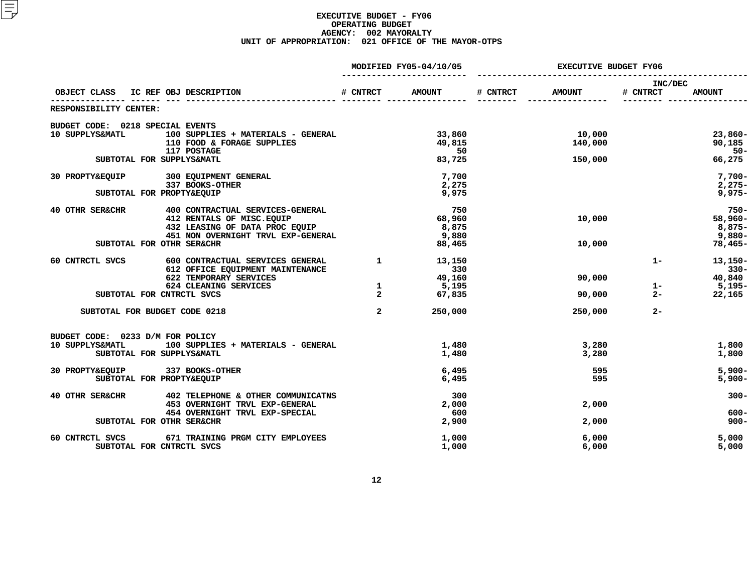# EXECUTIVE BUDGET - FY06
## OPERATING BUDGET
### AGENCY: 002 MAYORALTY
### UNIT OF APPROPRIATION: 021 OFFICE OF THE MAYOR-OTPS

| OBJECT CLASS | IC REF | OBJ | DESCRIPTION | MODIFIED FY05-04/10/05 # CNTRCT | MODIFIED FY05-04/10/05 AMOUNT | EXECUTIVE BUDGET FY06 # CNTRCT | EXECUTIVE BUDGET FY06 AMOUNT | INC/DEC # CNTRCT | INC/DEC AMOUNT |
|---|---|---|---|---|---|---|---|---|---|
| RESPONSIBILITY CENTER: | | | | | | | | | |
| BUDGET CODE: 0218 SPECIAL EVENTS | | | | | | | | | |
| 10 SUPPLYS&MATL | | 100 | SUPPLIES + MATERIALS - GENERAL | | 33,860 | | 10,000 | | 23,860- |
| | | 110 | FOOD & FORAGE SUPPLIES | | 49,815 | | 140,000 | | 90,185 |
| | | 117 | POSTAGE | | 50 | | | | 50- |
| | | | SUBTOTAL FOR SUPPLYS&MATL | | 83,725 | | 150,000 | | 66,275 |
| 30 PROPTY&EQUIP | | 300 | EQUIPMENT GENERAL | | 7,700 | | | | 7,700- |
| | | 337 | BOOKS-OTHER | | 2,275 | | | | 2,275- |
| | | | SUBTOTAL FOR PROPTY&EQUIP | | 9,975 | | | | 9,975- |
| 40 OTHR SER&CHR | | 400 | CONTRACTUAL SERVICES-GENERAL | | 750 | | | | 750- |
| | | 412 | RENTALS OF MISC.EQUIP | | 68,960 | | 10,000 | | 58,960- |
| | | 432 | LEASING OF DATA PROC EQUIP | | 8,875 | | | | 8,875- |
| | | 451 | NON OVERNIGHT TRVL EXP-GENERAL | | 9,880 | | | | 9,880- |
| | | | SUBTOTAL FOR OTHR SER&CHR | | 88,465 | | 10,000 | | 78,465- |
| 60 CNTRCTL SVCS | | 600 | CONTRACTUAL SERVICES GENERAL | 1 | 13,150 | | | 1- | 13,150- |
| | | 612 | OFFICE EQUIPMENT MAINTENANCE | | 330 | | | | 330- |
| | | 622 | TEMPORARY SERVICES | | 49,160 | | 90,000 | | 40,840 |
| | | 624 | CLEANING SERVICES | 1 | 5,195 | | | 1- | 5,195- |
| | | | SUBTOTAL FOR CNTRCTL SVCS | 2 | 67,835 | | 90,000 | 2- | 22,165 |
| | | | SUBTOTAL FOR BUDGET CODE 0218 | 2 | 250,000 | | 250,000 | 2- | |
| BUDGET CODE: 0233 D/M FOR POLICY | | | | | | | | | |
| 10 SUPPLYS&MATL | | 100 | SUPPLIES + MATERIALS - GENERAL | | 1,480 | | 3,280 | | 1,800 |
| | | | SUBTOTAL FOR SUPPLYS&MATL | | 1,480 | | 3,280 | | 1,800 |
| 30 PROPTY&EQUIP | | 337 | BOOKS-OTHER | | 6,495 | | 595 | | 5,900- |
| | | | SUBTOTAL FOR PROPTY&EQUIP | | 6,495 | | 595 | | 5,900- |
| 40 OTHR SER&CHR | | 402 | TELEPHONE & OTHER COMMUNICATNS | | 300 | | | | 300- |
| | | 453 | OVERNIGHT TRVL EXP-GENERAL | | 2,000 | | 2,000 | | |
| | | 454 | OVERNIGHT TRVL EXP-SPECIAL | | 600 | | | | 600- |
| | | | SUBTOTAL FOR OTHR SER&CHR | | 2,900 | | 2,000 | | 900- |
| 60 CNTRCTL SVCS | | 671 | TRAINING PRGM CITY EMPLOYEES | | 1,000 | | 6,000 | | 5,000 |
| | | | SUBTOTAL FOR CNTRCTL SVCS | | 1,000 | | 6,000 | | 5,000 |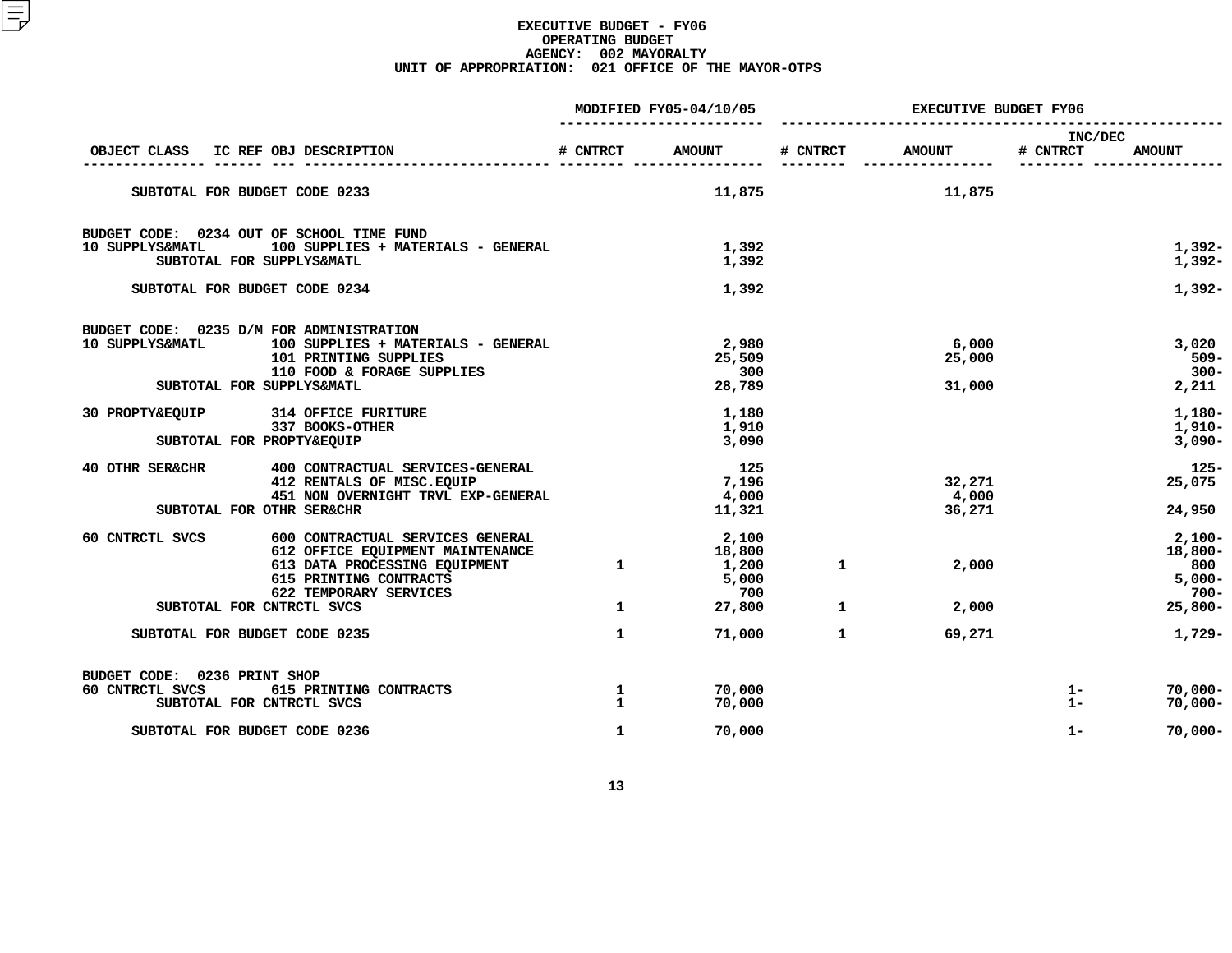# EXECUTIVE BUDGET - FY06
## OPERATING BUDGET
### AGENCY: 002 MAYORALTY
### UNIT OF APPROPRIATION: 021 OFFICE OF THE MAYOR-OTPS

| OBJECT CLASS | IC REF OBJ DESCRIPTION | MODIFIED FY05-04/10/05 # CNTRCT | MODIFIED FY05-04/10/05 AMOUNT | EXECUTIVE BUDGET FY06 # CNTRCT | EXECUTIVE BUDGET FY06 AMOUNT | INC/DEC # CNTRCT | INC/DEC AMOUNT |
|---|---|---|---|---|---|---|---|
| SUBTOTAL FOR BUDGET CODE 0233 | | | 11,875 | | 11,875 | | |
| BUDGET CODE: 0234 OUT OF SCHOOL TIME FUND | | | | | | | |
| 10 SUPPLYS&MATL | 100 SUPPLIES + MATERIALS - GENERAL | | 1,392 | | | | 1,392- |
| SUBTOTAL FOR SUPPLYS&MATL | | | 1,392 | | | | 1,392- |
| SUBTOTAL FOR BUDGET CODE 0234 | | | 1,392 | | | | 1,392- |
| BUDGET CODE: 0235 D/M FOR ADMINISTRATION | | | | | | | |
| 10 SUPPLYS&MATL | 100 SUPPLIES + MATERIALS - GENERAL | | 2,980 | | 6,000 | | 3,020 |
| | 101 PRINTING SUPPLIES | | 25,509 | | 25,000 | | 509- |
| | 110 FOOD & FORAGE SUPPLIES | | 300 | | | | 300- |
| SUBTOTAL FOR SUPPLYS&MATL | | | 28,789 | | 31,000 | | 2,211 |
| 30 PROPTY&EQUIP | 314 OFFICE FURITURE | | 1,180 | | | | 1,180- |
| | 337 BOOKS-OTHER | | 1,910 | | | | 1,910- |
| SUBTOTAL FOR PROPTY&EQUIP | | | 3,090 | | | | 3,090- |
| 40 OTHR SER&CHR | 400 CONTRACTUAL SERVICES-GENERAL | | 125 | | | | 125- |
| | 412 RENTALS OF MISC.EQUIP | | 7,196 | | 32,271 | | 25,075 |
| | 451 NON OVERNIGHT TRVL EXP-GENERAL | | 4,000 | | 4,000 | | |
| SUBTOTAL FOR OTHR SER&CHR | | | 11,321 | | 36,271 | | 24,950 |
| 60 CNTRCTL SVCS | 600 CONTRACTUAL SERVICES GENERAL | | 2,100 | | | | 2,100- |
| | 612 OFFICE EQUIPMENT MAINTENANCE | | 18,800 | | | | 18,800- |
| | 613 DATA PROCESSING EQUIPMENT | 1 | 1,200 | 1 | 2,000 | | 800 |
| | 615 PRINTING CONTRACTS | | 5,000 | | | | 5,000- |
| | 622 TEMPORARY SERVICES | | 700 | | | | 700- |
| SUBTOTAL FOR CNTRCTL SVCS | | 1 | 27,800 | 1 | 2,000 | | 25,800- |
| SUBTOTAL FOR BUDGET CODE 0235 | | 1 | 71,000 | 1 | 69,271 | | 1,729- |
| BUDGET CODE: 0236 PRINT SHOP | | | | | | | |
| 60 CNTRCTL SVCS | 615 PRINTING CONTRACTS | 1 | 70,000 | | | 1- | 70,000- |
| SUBTOTAL FOR CNTRCTL SVCS | | 1 | 70,000 | | | 1- | 70,000- |
| SUBTOTAL FOR BUDGET CODE 0236 | | 1 | 70,000 | | | 1- | 70,000- |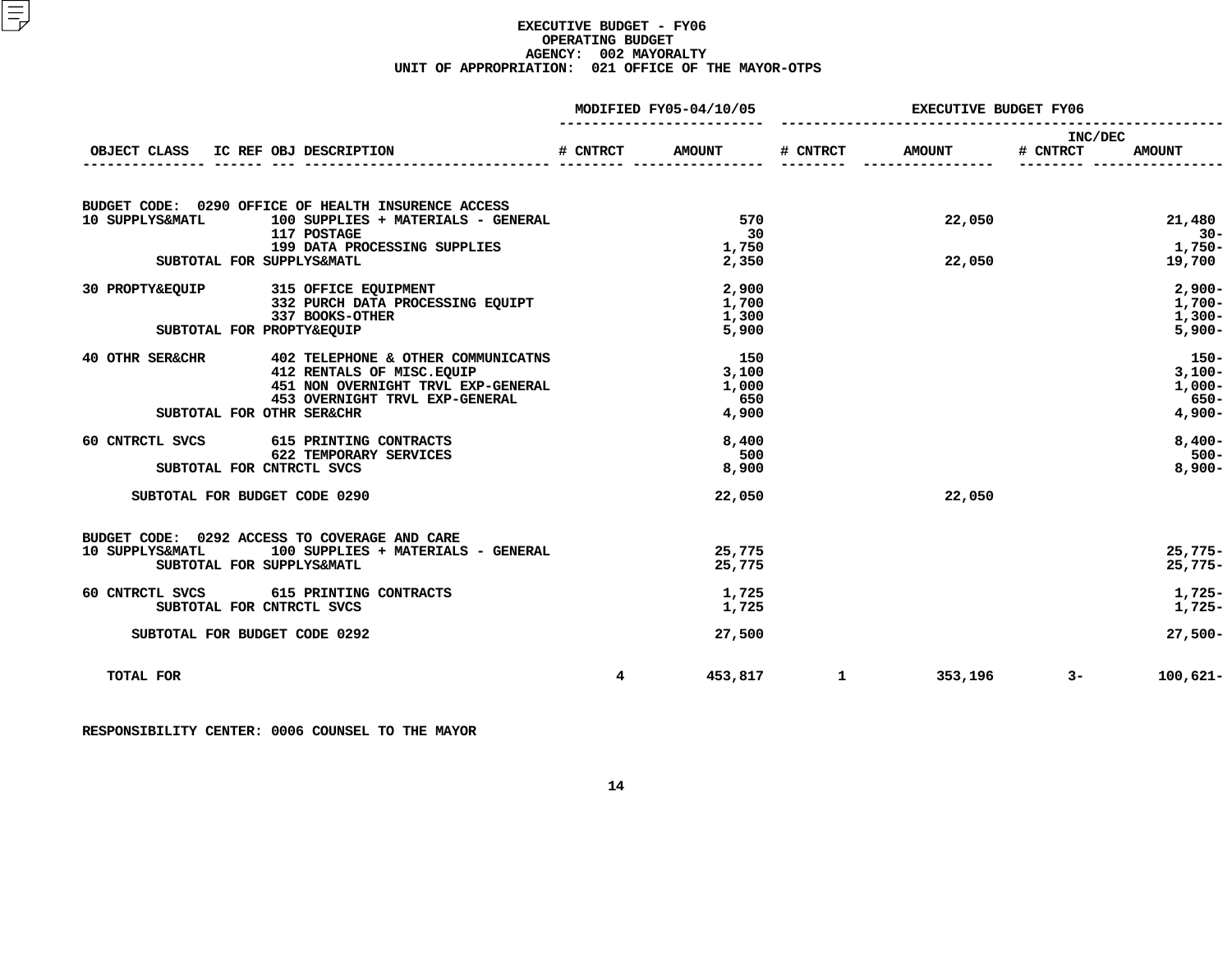**EXECUTIVE BUDGET - FY06**
**OPERATING BUDGET**
**AGENCY: 002 MAYORALTY**
**UNIT OF APPROPRIATION: 021 OFFICE OF THE MAYOR-OTPS**

| OBJECT CLASS | IC REF OBJ DESCRIPTION | MODIFIED FY05-04/10/05 # CNTRCT | MODIFIED FY05-04/10/05 AMOUNT | EXECUTIVE BUDGET FY06 # CNTRCT | EXECUTIVE BUDGET FY06 AMOUNT | INC/DEC # CNTRCT | INC/DEC AMOUNT |
|---|---|---|---|---|---|---|---|
| BUDGET CODE: 0290 OFFICE OF HEALTH INSURENCE ACCESS | | | | | | | |
| 10 SUPPLYS&MATL | 100 SUPPLIES + MATERIALS - GENERAL | | 570 | | 22,050 | | 21,480 |
| | 117 POSTAGE | | 30 | | | | 30- |
| | 199 DATA PROCESSING SUPPLIES | | 1,750 | | | | 1,750- |
| SUBTOTAL FOR SUPPLYS&MATL | | | 2,350 | | 22,050 | | 19,700 |
| 30 PROPTY&EQUIP | 315 OFFICE EQUIPMENT | | 2,900 | | | | 2,900- |
| | 332 PURCH DATA PROCESSING EQUIPT | | 1,700 | | | | 1,700- |
| | 337 BOOKS-OTHER | | 1,300 | | | | 1,300- |
| SUBTOTAL FOR PROPTY&EQUIP | | | 5,900 | | | | 5,900- |
| 40 OTHR SER&CHR | 402 TELEPHONE & OTHER COMMUNICATNS | | 150 | | | | 150- |
| | 412 RENTALS OF MISC.EQUIP | | 3,100 | | | | 3,100- |
| | 451 NON OVERNIGHT TRVL EXP-GENERAL | | 1,000 | | | | 1,000- |
| | 453 OVERNIGHT TRVL EXP-GENERAL | | 650 | | | | 650- |
| SUBTOTAL FOR OTHR SER&CHR | | | 4,900 | | | | 4,900- |
| 60 CNTRCTL SVCS | 615 PRINTING CONTRACTS | | 8,400 | | | | 8,400- |
| | 622 TEMPORARY SERVICES | | 500 | | | | 500- |
| SUBTOTAL FOR CNTRCTL SVCS | | | 8,900 | | | | 8,900- |
| SUBTOTAL FOR BUDGET CODE 0290 | | | 22,050 | | 22,050 | | |
| BUDGET CODE: 0292 ACCESS TO COVERAGE AND CARE | | | | | | | |
| 10 SUPPLYS&MATL | 100 SUPPLIES + MATERIALS - GENERAL | | 25,775 | | | | 25,775- |
| SUBTOTAL FOR SUPPLYS&MATL | | | 25,775 | | | | 25,775- |
| 60 CNTRCTL SVCS | 615 PRINTING CONTRACTS | | 1,725 | | | | 1,725- |
| SUBTOTAL FOR CNTRCTL SVCS | | | 1,725 | | | | 1,725- |
| SUBTOTAL FOR BUDGET CODE 0292 | | | 27,500 | | | | 27,500- |
| TOTAL FOR | | 4 | 453,817 | 1 | 353,196 | 3- | 100,621- |

RESPONSIBILITY CENTER: 0006 COUNSEL TO THE MAYOR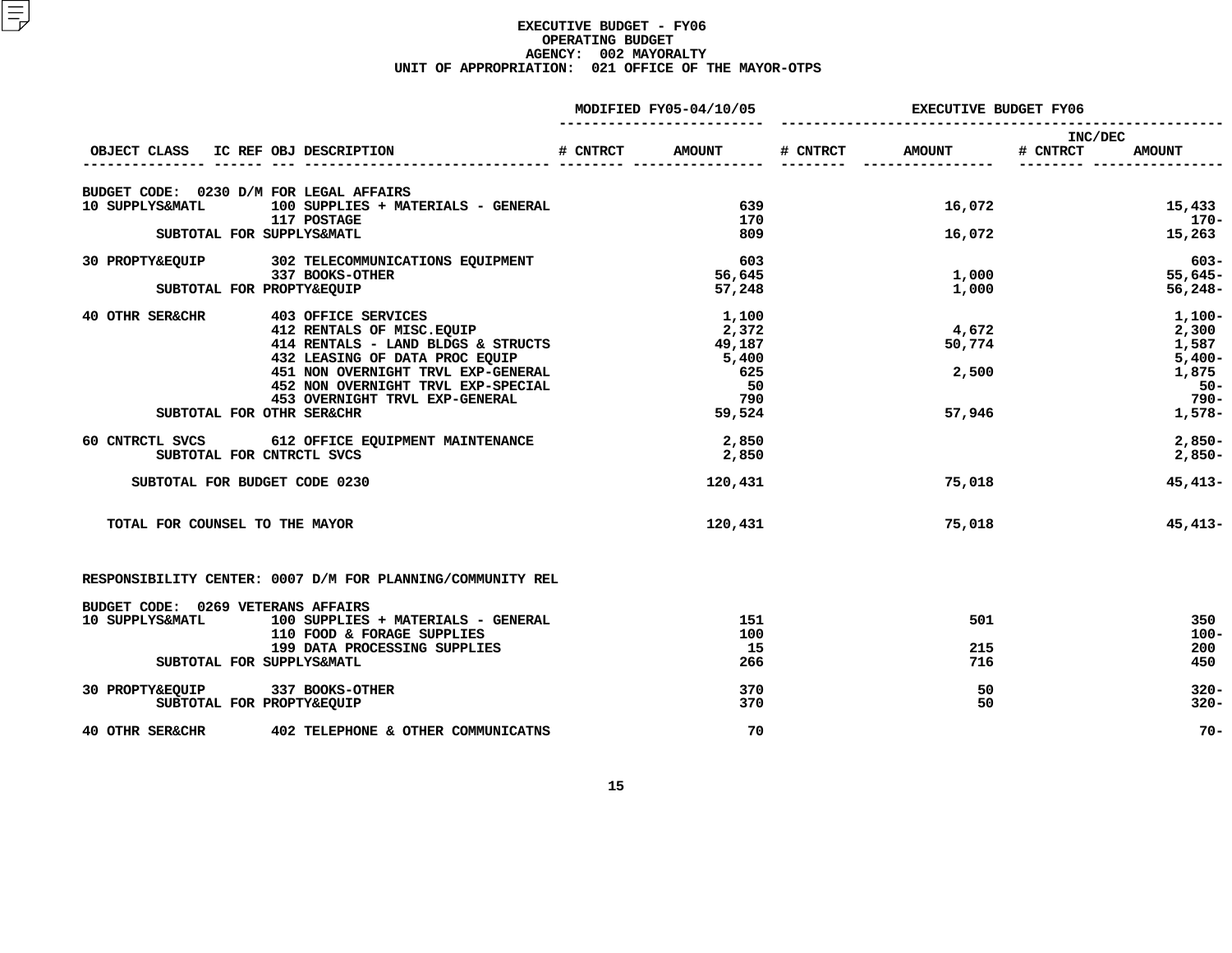# EXECUTIVE BUDGET - FY06
## OPERATING BUDGET
### AGENCY: 002 MAYORALTY
### UNIT OF APPROPRIATION: 021 OFFICE OF THE MAYOR-OTPS

| OBJECT CLASS | IC REF OBJ DESCRIPTION | MODIFIED FY05-04/10/05 # CNTRCT | MODIFIED FY05-04/10/05 AMOUNT | EXECUTIVE BUDGET FY06 # CNTRCT | EXECUTIVE BUDGET FY06 AMOUNT | INC/DEC # CNTRCT | INC/DEC AMOUNT |
|---|---|---|---|---|---|---|---|
| BUDGET CODE: 0230 D/M FOR LEGAL AFFAIRS | | | | | | | |
| 10 SUPPLYS&MATL | 100 SUPPLIES + MATERIALS - GENERAL | | 639 | | 16,072 | | 15,433 |
| | 117 POSTAGE | | 170 | | | | 170- |
| SUBTOTAL FOR SUPPLYS&MATL | | | 809 | | 16,072 | | 15,263 |
| 30 PROPTY&EQUIP | 302 TELECOMMUNICATIONS EQUIPMENT | | 603 | | | | 603- |
| | 337 BOOKS-OTHER | | 56,645 | | 1,000 | | 55,645- |
| SUBTOTAL FOR PROPTY&EQUIP | | | 57,248 | | 1,000 | | 56,248- |
| 40 OTHR SER&CHR | 403 OFFICE SERVICES | | 1,100 | | | | 1,100- |
| | 412 RENTALS OF MISC.EQUIP | | 2,372 | | 4,672 | | 2,300 |
| | 414 RENTALS - LAND BLDGS & STRUCTS | | 49,187 | | 50,774 | | 1,587 |
| | 432 LEASING OF DATA PROC EQUIP | | 5,400 | | | | 5,400- |
| | 451 NON OVERNIGHT TRVL EXP-GENERAL | | 625 | | 2,500 | | 1,875 |
| | 452 NON OVERNIGHT TRVL EXP-SPECIAL | | 50 | | | | 50- |
| | 453 OVERNIGHT TRVL EXP-GENERAL | | 790 | | | | 790- |
| SUBTOTAL FOR OTHR SER&CHR | | | 59,524 | | 57,946 | | 1,578- |
| 60 CNTRCTL SVCS | 612 OFFICE EQUIPMENT MAINTENANCE | | 2,850 | | | | 2,850- |
| SUBTOTAL FOR CNTRCTL SVCS | | | 2,850 | | | | 2,850- |
| SUBTOTAL FOR BUDGET CODE 0230 | | | 120,431 | | 75,018 | | 45,413- |
| TOTAL FOR COUNSEL TO THE MAYOR | | | 120,431 | | 75,018 | | 45,413- |
| RESPONSIBILITY CENTER: 0007 D/M FOR PLANNING/COMMUNITY REL | | | | | | | |
| BUDGET CODE: 0269 VETERANS AFFAIRS | | | | | | | |
| 10 SUPPLYS&MATL | 100 SUPPLIES + MATERIALS - GENERAL | | 151 | | 501 | | 350 |
| | 110 FOOD & FORAGE SUPPLIES | | 100 | | | | 100- |
| | 199 DATA PROCESSING SUPPLIES | | 15 | | 215 | | 200 |
| SUBTOTAL FOR SUPPLYS&MATL | | | 266 | | 716 | | 450 |
| 30 PROPTY&EQUIP | 337 BOOKS-OTHER | | 370 | | 50 | | 320- |
| SUBTOTAL FOR PROPTY&EQUIP | | | 370 | | 50 | | 320- |
| 40 OTHR SER&CHR | 402 TELEPHONE & OTHER COMMUNICATNS | | 70 | | | | 70- |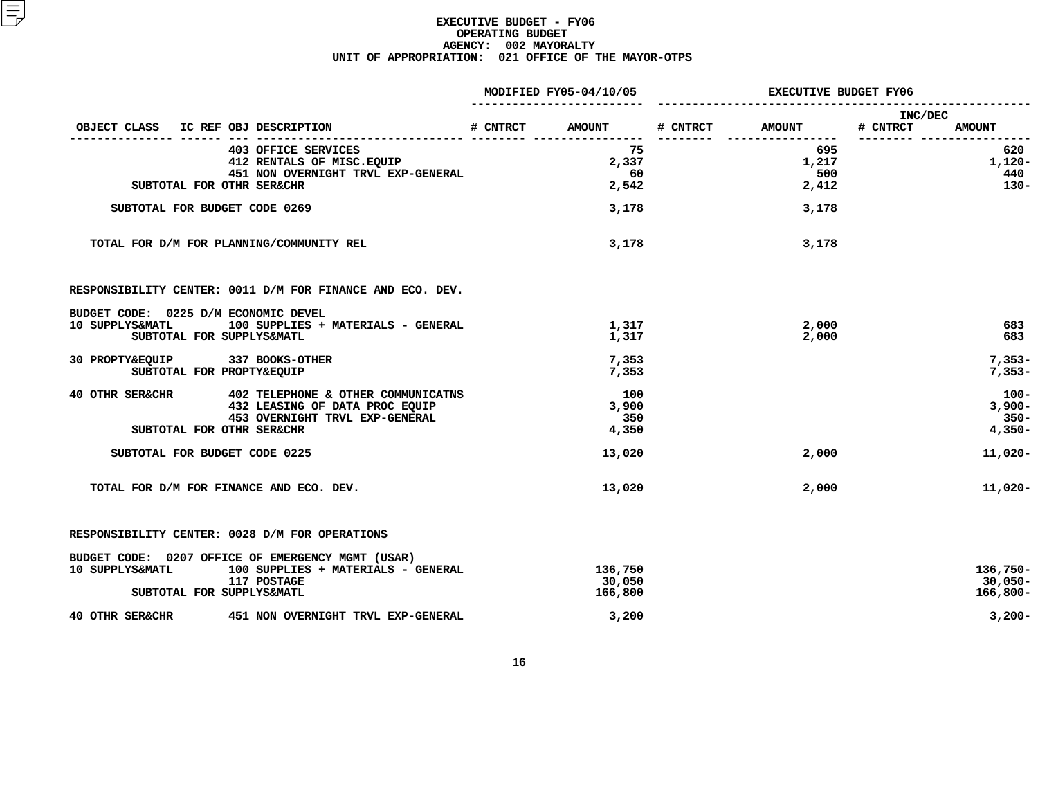# EXECUTIVE BUDGET - FY06
## OPERATING BUDGET
### AGENCY: 002 MAYORALTY
### UNIT OF APPROPRIATION: 021 OFFICE OF THE MAYOR-OTPS

| OBJECT CLASS | IC REF | OBJ DESCRIPTION | MODIFIED FY05-04/10/05 # CNTRCT | MODIFIED FY05-04/10/05 AMOUNT | EXECUTIVE BUDGET FY06 # CNTRCT | EXECUTIVE BUDGET FY06 AMOUNT | INC/DEC # CNTRCT | INC/DEC AMOUNT |
|---|---|---|---|---|---|---|---|---|
| | | 403 OFFICE SERVICES | | 75 | | 695 | | 620 |
| | | 412 RENTALS OF MISC.EQUIP | | 2,337 | | 1,217 | | 1,120- |
| | | 451 NON OVERNIGHT TRVL EXP-GENERAL | | 60 | | 500 | | 440 |
| SUBTOTAL FOR OTHR SER&CHR | | | | 2,542 | | 2,412 | | 130- |
| SUBTOTAL FOR BUDGET CODE 0269 | | | | 3,178 | | 3,178 | | |
| TOTAL FOR D/M FOR PLANNING/COMMUNITY REL | | | | 3,178 | | 3,178 | | |
| RESPONSIBILITY CENTER: 0011 D/M FOR FINANCE AND ECO. DEV. | | | | | | | | |
| BUDGET CODE: 0225 D/M ECONOMIC DEVEL | | | | | | | | |
| 10 SUPPLYS&MATL | | 100 SUPPLIES + MATERIALS - GENERAL | | 1,317 | | 2,000 | | 683 |
| SUBTOTAL FOR SUPPLYS&MATL | | | | 1,317 | | 2,000 | | 683 |
| 30 PROPTY&EQUIP | | 337 BOOKS-OTHER | | 7,353 | | | | 7,353- |
| SUBTOTAL FOR PROPTY&EQUIP | | | | 7,353 | | | | 7,353- |
| 40 OTHR SER&CHR | | 402 TELEPHONE & OTHER COMMUNICATNS | | 100 | | | | 100- |
| | | 432 LEASING OF DATA PROC EQUIP | | 3,900 | | | | 3,900- |
| | | 453 OVERNIGHT TRVL EXP-GENERAL | | 350 | | | | 350- |
| SUBTOTAL FOR OTHR SER&CHR | | | | 4,350 | | | | 4,350- |
| SUBTOTAL FOR BUDGET CODE 0225 | | | | 13,020 | | 2,000 | | 11,020- |
| TOTAL FOR D/M FOR FINANCE AND ECO. DEV. | | | | 13,020 | | 2,000 | | 11,020- |
| RESPONSIBILITY CENTER: 0028 D/M FOR OPERATIONS | | | | | | | | |
| BUDGET CODE: 0207 OFFICE OF EMERGENCY MGMT (USAR) | | | | | | | | |
| 10 SUPPLYS&MATL | | 100 SUPPLIES + MATERIALS - GENERAL | | 136,750 | | | | 136,750- |
| | | 117 POSTAGE | | 30,050 | | | | 30,050- |
| SUBTOTAL FOR SUPPLYS&MATL | | | | 166,800 | | | | 166,800- |
| 40 OTHR SER&CHR | | 451 NON OVERNIGHT TRVL EXP-GENERAL | | 3,200 | | | | 3,200- |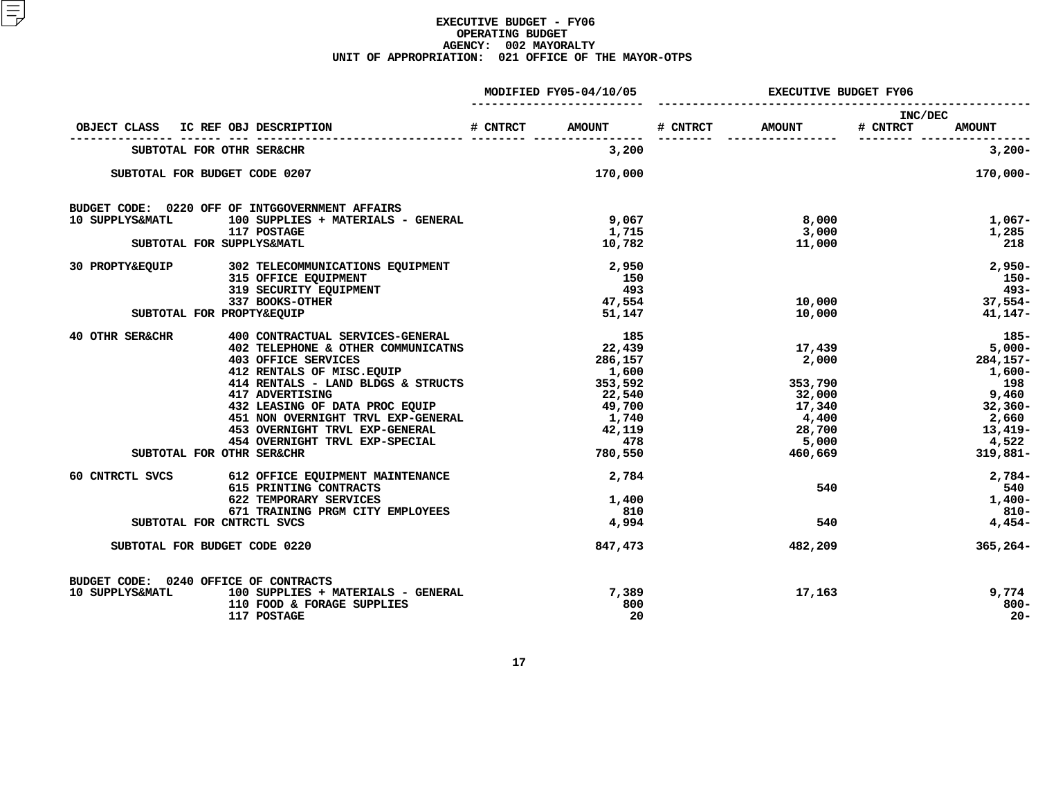# EXECUTIVE BUDGET - FY06
## OPERATING BUDGET
### AGENCY: 002 MAYORALTY
### UNIT OF APPROPRIATION: 021 OFFICE OF THE MAYOR-OTPS

| OBJECT CLASS | IC REF OBJ DESCRIPTION | MODIFIED FY05-04/10/05 # CNTRCT | MODIFIED FY05-04/10/05 AMOUNT | EXECUTIVE BUDGET FY06 # CNTRCT | EXECUTIVE BUDGET FY06 AMOUNT | INC/DEC # CNTRCT | INC/DEC AMOUNT |
|---|---|---|---|---|---|---|---|
| SUBTOTAL FOR OTHR SER&CHR | | | 3,200 | | | | 3,200- |
| SUBTOTAL FOR BUDGET CODE 0207 | | | 170,000 | | | | 170,000- |
| BUDGET CODE: 0220 OFF OF INTGGOVERNMENT AFFAIRS | | | | | | | |
| 10 SUPPLYS&MATL | 100 SUPPLIES + MATERIALS - GENERAL | | 9,067 | | 8,000 | | 1,067- |
| | 117 POSTAGE | | 1,715 | | 3,000 | | 1,285 |
| SUBTOTAL FOR SUPPLYS&MATL | | | 10,782 | | 11,000 | | 218 |
| 30 PROPTY&EQUIP | 302 TELECOMMUNICATIONS EQUIPMENT | | 2,950 | | | | 2,950- |
| | 315 OFFICE EQUIPMENT | | 150 | | | | 150- |
| | 319 SECURITY EQUIPMENT | | 493 | | | | 493- |
| | 337 BOOKS-OTHER | | 47,554 | | 10,000 | | 37,554- |
| SUBTOTAL FOR PROPTY&EQUIP | | | 51,147 | | 10,000 | | 41,147- |
| 40 OTHR SER&CHR | 400 CONTRACTUAL SERVICES-GENERAL | | 185 | | | | 185- |
| | 402 TELEPHONE & OTHER COMMUNICATNS | | 22,439 | | 17,439 | | 5,000- |
| | 403 OFFICE SERVICES | | 286,157 | | 2,000 | | 284,157- |
| | 412 RENTALS OF MISC.EQUIP | | 1,600 | | | | 1,600- |
| | 414 RENTALS - LAND BLDGS & STRUCTS | | 353,592 | | 353,790 | | 198 |
| | 417 ADVERTISING | | 22,540 | | 32,000 | | 9,460 |
| | 432 LEASING OF DATA PROC EQUIP | | 49,700 | | 17,340 | | 32,360- |
| | 451 NON OVERNIGHT TRVL EXP-GENERAL | | 1,740 | | 4,400 | | 2,660 |
| | 453 OVERNIGHT TRVL EXP-GENERAL | | 42,119 | | 28,700 | | 13,419- |
| | 454 OVERNIGHT TRVL EXP-SPECIAL | | 478 | | 5,000 | | 4,522 |
| SUBTOTAL FOR OTHR SER&CHR | | | 780,550 | | 460,669 | | 319,881- |
| 60 CNTRCTL SVCS | 612 OFFICE EQUIPMENT MAINTENANCE | | 2,784 | | | | 2,784- |
| | 615 PRINTING CONTRACTS | | | | 540 | | 540 |
| | 622 TEMPORARY SERVICES | | 1,400 | | | | 1,400- |
| | 671 TRAINING PRGM CITY EMPLOYEES | | 810 | | | | 810- |
| SUBTOTAL FOR CNTRCTL SVCS | | | 4,994 | | 540 | | 4,454- |
| SUBTOTAL FOR BUDGET CODE 0220 | | | 847,473 | | 482,209 | | 365,264- |
| BUDGET CODE: 0240 OFFICE OF CONTRACTS | | | | | | | |
| 10 SUPPLYS&MATL | 100 SUPPLIES + MATERIALS - GENERAL | | 7,389 | | 17,163 | | 9,774 |
| | 110 FOOD & FORAGE SUPPLIES | | 800 | | | | 800- |
| | 117 POSTAGE | | 20 | | | | 20- |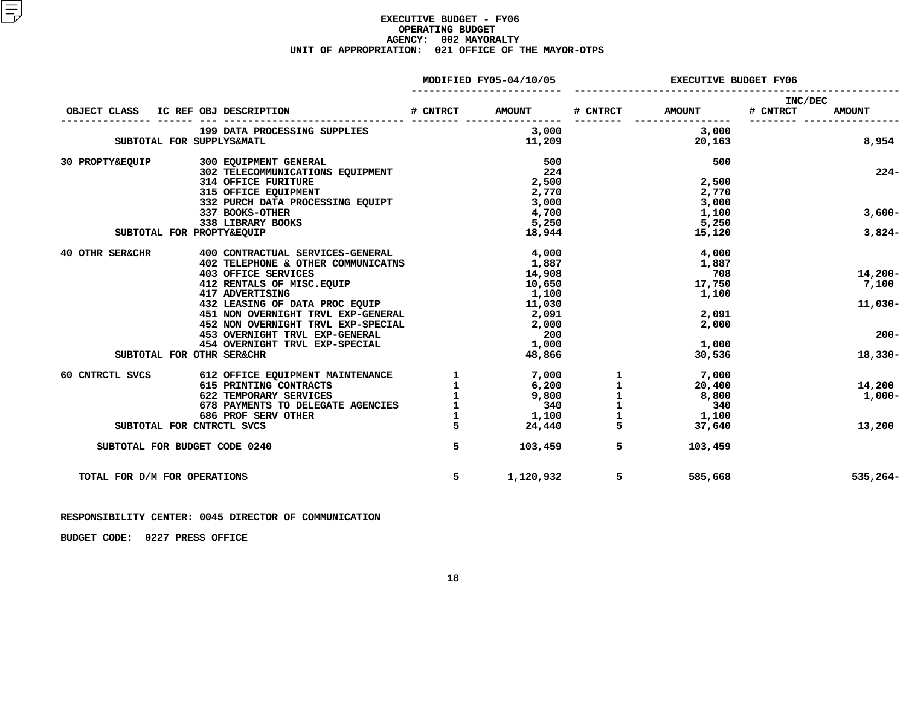# EXECUTIVE BUDGET - FY06
## OPERATING BUDGET
### AGENCY: 002 MAYORALTY
### UNIT OF APPROPRIATION: 021 OFFICE OF THE MAYOR-OTPS

| OBJECT CLASS | IC REF | OBJ DESCRIPTION | MODIFIED FY05-04/10/05 # CNTRCT | MODIFIED FY05-04/10/05 AMOUNT | EXECUTIVE BUDGET FY06 # CNTRCT | EXECUTIVE BUDGET FY06 AMOUNT | INC/DEC # CNTRCT | INC/DEC AMOUNT |
|---|---|---|---|---|---|---|---|---|
| | | 199 DATA PROCESSING SUPPLIES | | 3,000 | | 3,000 | | |
| SUBTOTAL FOR SUPPLYS&MATL | | | | 11,209 | | 20,163 | | 8,954 |
| 30 PROPTY&EQUIP | | 300 EQUIPMENT GENERAL | | 500 | | 500 | | |
| | | 302 TELECOMMUNICATIONS EQUIPMENT | | 224 | | | | 224- |
| | | 314 OFFICE FURITURE | | 2,500 | | 2,500 | | |
| | | 315 OFFICE EQUIPMENT | | 2,770 | | 2,770 | | |
| | | 332 PURCH DATA PROCESSING EQUIPT | | 3,000 | | 3,000 | | |
| | | 337 BOOKS-OTHER | | 4,700 | | 1,100 | | 3,600- |
| | | 338 LIBRARY BOOKS | | 5,250 | | 5,250 | | |
| SUBTOTAL FOR PROPTY&EQUIP | | | | 18,944 | | 15,120 | | 3,824- |
| 40 OTHR SER&CHR | | 400 CONTRACTUAL SERVICES-GENERAL | | 4,000 | | 4,000 | | |
| | | 402 TELEPHONE & OTHER COMMUNICATNS | | 1,887 | | 1,887 | | |
| | | 403 OFFICE SERVICES | | 14,908 | | 708 | | 14,200- |
| | | 412 RENTALS OF MISC.EQUIP | | 10,650 | | 17,750 | | 7,100 |
| | | 417 ADVERTISING | | 1,100 | | 1,100 | | |
| | | 432 LEASING OF DATA PROC EQUIP | | 11,030 | | | | 11,030- |
| | | 451 NON OVERNIGHT TRVL EXP-GENERAL | | 2,091 | | 2,091 | | |
| | | 452 NON OVERNIGHT TRVL EXP-SPECIAL | | 2,000 | | 2,000 | | |
| | | 453 OVERNIGHT TRVL EXP-GENERAL | | 200 | | | | 200- |
| | | 454 OVERNIGHT TRVL EXP-SPECIAL | | 1,000 | | 1,000 | | |
| SUBTOTAL FOR OTHR SER&CHR | | | | 48,866 | | 30,536 | | 18,330- |
| 60 CNTRCTL SVCS | | 612 OFFICE EQUIPMENT MAINTENANCE | 1 | 7,000 | 1 | 7,000 | | |
| | | 615 PRINTING CONTRACTS | 1 | 6,200 | 1 | 20,400 | | 14,200 |
| | | 622 TEMPORARY SERVICES | 1 | 9,800 | 1 | 8,800 | | 1,000- |
| | | 678 PAYMENTS TO DELEGATE AGENCIES | 1 | 340 | 1 | 340 | | |
| | | 686 PROF SERV OTHER | 1 | 1,100 | 1 | 1,100 | | |
| SUBTOTAL FOR CNTRCTL SVCS | | | 5 | 24,440 | 5 | 37,640 | | 13,200 |
| SUBTOTAL FOR BUDGET CODE 0240 | | | 5 | 103,459 | 5 | 103,459 | | |
| TOTAL FOR D/M FOR OPERATIONS | | | 5 | 1,120,932 | 5 | 585,668 | | 535,264- |

RESPONSIBILITY CENTER: 0045 DIRECTOR OF COMMUNICATION

BUDGET CODE: 0227 PRESS OFFICE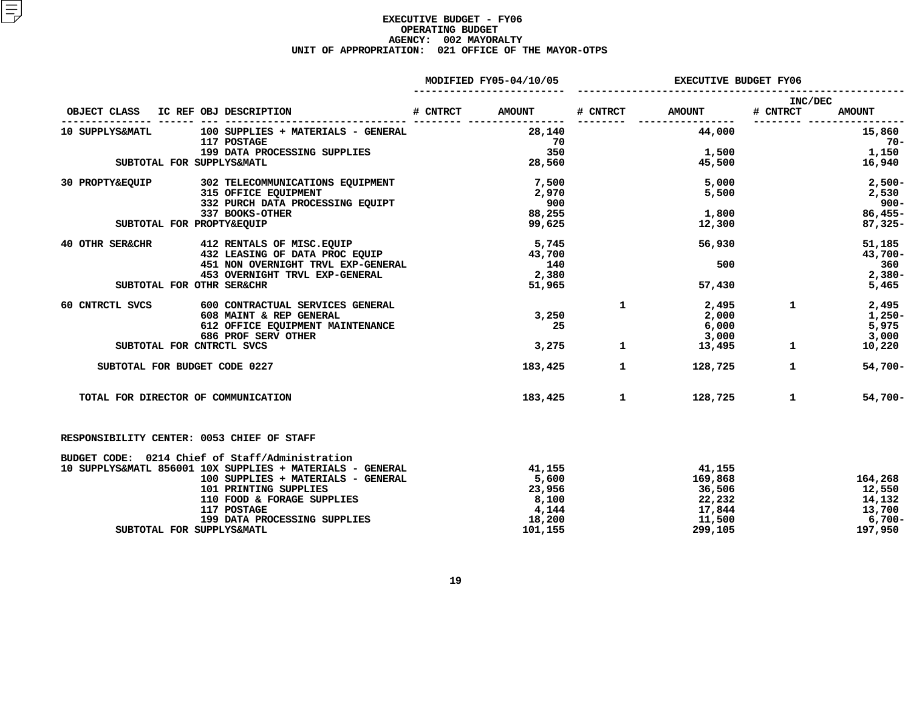# EXECUTIVE BUDGET - FY06
## OPERATING BUDGET
## AGENCY: 002 MAYORALTY
## UNIT OF APPROPRIATION: 021 OFFICE OF THE MAYOR-OTPS

| OBJECT CLASS | IC REF | OBJ DESCRIPTION | MODIFIED FY05-04/10/05 # CNTRCT | MODIFIED FY05-04/10/05 AMOUNT | EXECUTIVE BUDGET FY06 # CNTRCT | EXECUTIVE BUDGET FY06 AMOUNT | INC/DEC # CNTRCT | INC/DEC AMOUNT |
|---|---|---|---|---|---|---|---|---|
| 10 SUPPLYS&MATL | | 100 SUPPLIES + MATERIALS - GENERAL | | 28,140 | | 44,000 | | 15,860 |
| | | 117 POSTAGE | | 70 | | | | 70- |
| | | 199 DATA PROCESSING SUPPLIES | | 350 | | 1,500 | | 1,150 |
| SUBTOTAL FOR SUPPLYS&MATL | | | | 28,560 | | 45,500 | | 16,940 |
| 30 PROPTY&EQUIP | | 302 TELECOMMUNICATIONS EQUIPMENT | | 7,500 | | 5,000 | | 2,500- |
| | | 315 OFFICE EQUIPMENT | | 2,970 | | 5,500 | | 2,530 |
| | | 332 PURCH DATA PROCESSING EQUIPT | | 900 | | | | 900- |
| | | 337 BOOKS-OTHER | | 88,255 | | 1,800 | | 86,455- |
| SUBTOTAL FOR PROPTY&EQUIP | | | | 99,625 | | 12,300 | | 87,325- |
| 40 OTHR SER&CHR | | 412 RENTALS OF MISC.EQUIP | | 5,745 | | 56,930 | | 51,185 |
| | | 432 LEASING OF DATA PROC EQUIP | | 43,700 | | | | 43,700- |
| | | 451 NON OVERNIGHT TRVL EXP-GENERAL | | 140 | | 500 | | 360 |
| | | 453 OVERNIGHT TRVL EXP-GENERAL | | 2,380 | | | | 2,380- |
| SUBTOTAL FOR OTHR SER&CHR | | | | 51,965 | | 57,430 | | 5,465 |
| 60 CNTRCTL SVCS | | 600 CONTRACTUAL SERVICES GENERAL | | | 1 | 2,495 | 1 | 2,495 |
| | | 608 MAINT & REP GENERAL | | 3,250 | | 2,000 | | 1,250- |
| | | 612 OFFICE EQUIPMENT MAINTENANCE | | 25 | | 6,000 | | 5,975 |
| | | 686 PROF SERV OTHER | | | | 3,000 | | 3,000 |
| SUBTOTAL FOR CNTRCTL SVCS | | | | 3,275 | 1 | 13,495 | 1 | 10,220 |
| SUBTOTAL FOR BUDGET CODE 0227 | | | | 183,425 | 1 | 128,725 | 1 | 54,700- |
| TOTAL FOR DIRECTOR OF COMMUNICATION | | | | 183,425 | 1 | 128,725 | 1 | 54,700- |

RESPONSIBILITY CENTER: 0053 CHIEF OF STAFF

BUDGET CODE: 0214 Chief of Staff/Administration

| OBJECT CLASS | IC REF | OBJ DESCRIPTION | MODIFIED FY05-04/10/05 # CNTRCT | MODIFIED FY05-04/10/05 AMOUNT | EXECUTIVE BUDGET FY06 # CNTRCT | EXECUTIVE BUDGET FY06 AMOUNT | INC/DEC # CNTRCT | INC/DEC AMOUNT |
|---|---|---|---|---|---|---|---|---|
| 10 SUPPLYS&MATL | 856001 | 10X SUPPLIES + MATERIALS - GENERAL | | 41,155 | | 41,155 | | |
| | | 100 SUPPLIES + MATERIALS - GENERAL | | 5,600 | | 169,868 | | 164,268 |
| | | 101 PRINTING SUPPLIES | | 23,956 | | 36,506 | | 12,550 |
| | | 110 FOOD & FORAGE SUPPLIES | | 8,100 | | 22,232 | | 14,132 |
| | | 117 POSTAGE | | 4,144 | | 17,844 | | 13,700 |
| | | 199 DATA PROCESSING SUPPLIES | | 18,200 | | 11,500 | | 6,700- |
| SUBTOTAL FOR SUPPLYS&MATL | | | | 101,155 | | 299,105 | | 197,950 |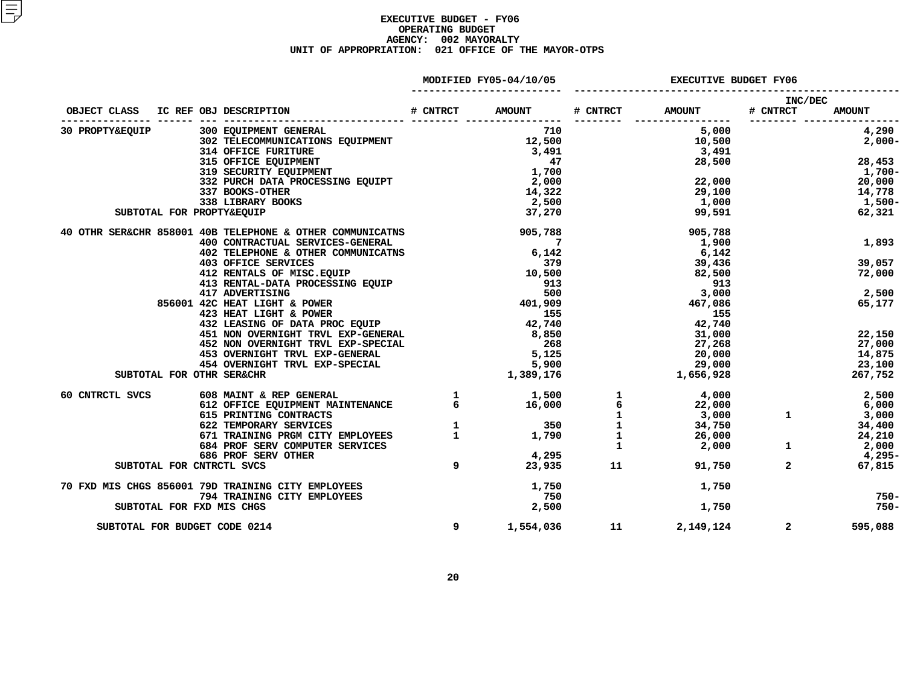# EXECUTIVE BUDGET - FY06
## OPERATING BUDGET
### AGENCY: 002 MAYORALTY
### UNIT OF APPROPRIATION: 021 OFFICE OF THE MAYOR-OTPS

| OBJECT CLASS | IC REF | OBJ | DESCRIPTION | MODIFIED FY05-04/10/05 # CNTRCT | MODIFIED FY05-04/10/05 AMOUNT | EXECUTIVE BUDGET FY06 # CNTRCT | EXECUTIVE BUDGET FY06 AMOUNT | INC/DEC # CNTRCT | INC/DEC AMOUNT |
|---|---|---|---|---|---|---|---|---|---|
| 30 PROPTY&EQUIP | | 300 | EQUIPMENT GENERAL | | 710 | | 5,000 | | 4,290 |
| | | 302 | TELECOMMUNICATIONS EQUIPMENT | | 12,500 | | 10,500 | | 2,000- |
| | | 314 | OFFICE FURITURE | | 3,491 | | 3,491 | | |
| | | 315 | OFFICE EQUIPMENT | | 47 | | 28,500 | | 28,453 |
| | | 319 | SECURITY EQUIPMENT | | 1,700 | | | | 1,700- |
| | | 332 | PURCH DATA PROCESSING EQUIPT | | 2,000 | | 22,000 | | 20,000 |
| | | 337 | BOOKS-OTHER | | 14,322 | | 29,100 | | 14,778 |
| | | 338 | LIBRARY BOOKS | | 2,500 | | 1,000 | | 1,500- |
| SUBTOTAL FOR PROPTY&EQUIP | | | | | 37,270 | | 99,591 | | 62,321 |
| 40 OTHR SER&CHR | 858001 | 40B | TELEPHONE & OTHER COMMUNICATNS | | 905,788 | | 905,788 | | |
| | | 400 | CONTRACTUAL SERVICES-GENERAL | | 7 | | 1,900 | | 1,893 |
| | | 402 | TELEPHONE & OTHER COMMUNICATNS | | 6,142 | | 6,142 | | |
| | | 403 | OFFICE SERVICES | | 379 | | 39,436 | | 39,057 |
| | | 412 | RENTALS OF MISC.EQUIP | | 10,500 | | 82,500 | | 72,000 |
| | | 413 | RENTAL-DATA PROCESSING EQUIP | | 913 | | 913 | | |
| | | 417 | ADVERTISING | | 500 | | 3,000 | | 2,500 |
| | 856001 | 42C | HEAT LIGHT & POWER | | 401,909 | | 467,086 | | 65,177 |
| | | 423 | HEAT LIGHT & POWER | | 155 | | 155 | | |
| | | 432 | LEASING OF DATA PROC EQUIP | | 42,740 | | 42,740 | | |
| | | 451 | NON OVERNIGHT TRVL EXP-GENERAL | | 8,850 | | 31,000 | | 22,150 |
| | | 452 | NON OVERNIGHT TRVL EXP-SPECIAL | | 268 | | 27,268 | | 27,000 |
| | | 453 | OVERNIGHT TRVL EXP-GENERAL | | 5,125 | | 20,000 | | 14,875 |
| | | 454 | OVERNIGHT TRVL EXP-SPECIAL | | 5,900 | | 29,000 | | 23,100 |
| SUBTOTAL FOR OTHR SER&CHR | | | | | 1,389,176 | | 1,656,928 | | 267,752 |
| 60 CNTRCTL SVCS | | 608 | MAINT & REP GENERAL | 1 | 1,500 | 1 | 4,000 | | 2,500 |
| | | 612 | OFFICE EQUIPMENT MAINTENANCE | 6 | 16,000 | 6 | 22,000 | | 6,000 |
| | | 615 | PRINTING CONTRACTS | | | 1 | 3,000 | 1 | 3,000 |
| | | 622 | TEMPORARY SERVICES | 1 | 350 | 1 | 34,750 | | 34,400 |
| | | 671 | TRAINING PRGM CITY EMPLOYEES | 1 | 1,790 | 1 | 26,000 | | 24,210 |
| | | 684 | PROF SERV COMPUTER SERVICES | | | 1 | 2,000 | 1 | 2,000 |
| | | 686 | PROF SERV OTHER | | 4,295 | | | | 4,295- |
| SUBTOTAL FOR CNTRCTL SVCS | | | | 9 | 23,935 | 11 | 91,750 | 2 | 67,815 |
| 70 FXD MIS CHGS | 856001 | 79D | TRAINING CITY EMPLOYEES | | 1,750 | | 1,750 | | |
| | | 794 | TRAINING CITY EMPLOYEES | | 750 | | | | 750- |
| SUBTOTAL FOR FXD MIS CHGS | | | | | 2,500 | | 1,750 | | 750- |
| SUBTOTAL FOR BUDGET CODE 0214 | | | | 9 | 1,554,036 | 11 | 2,149,124 | 2 | 595,088 |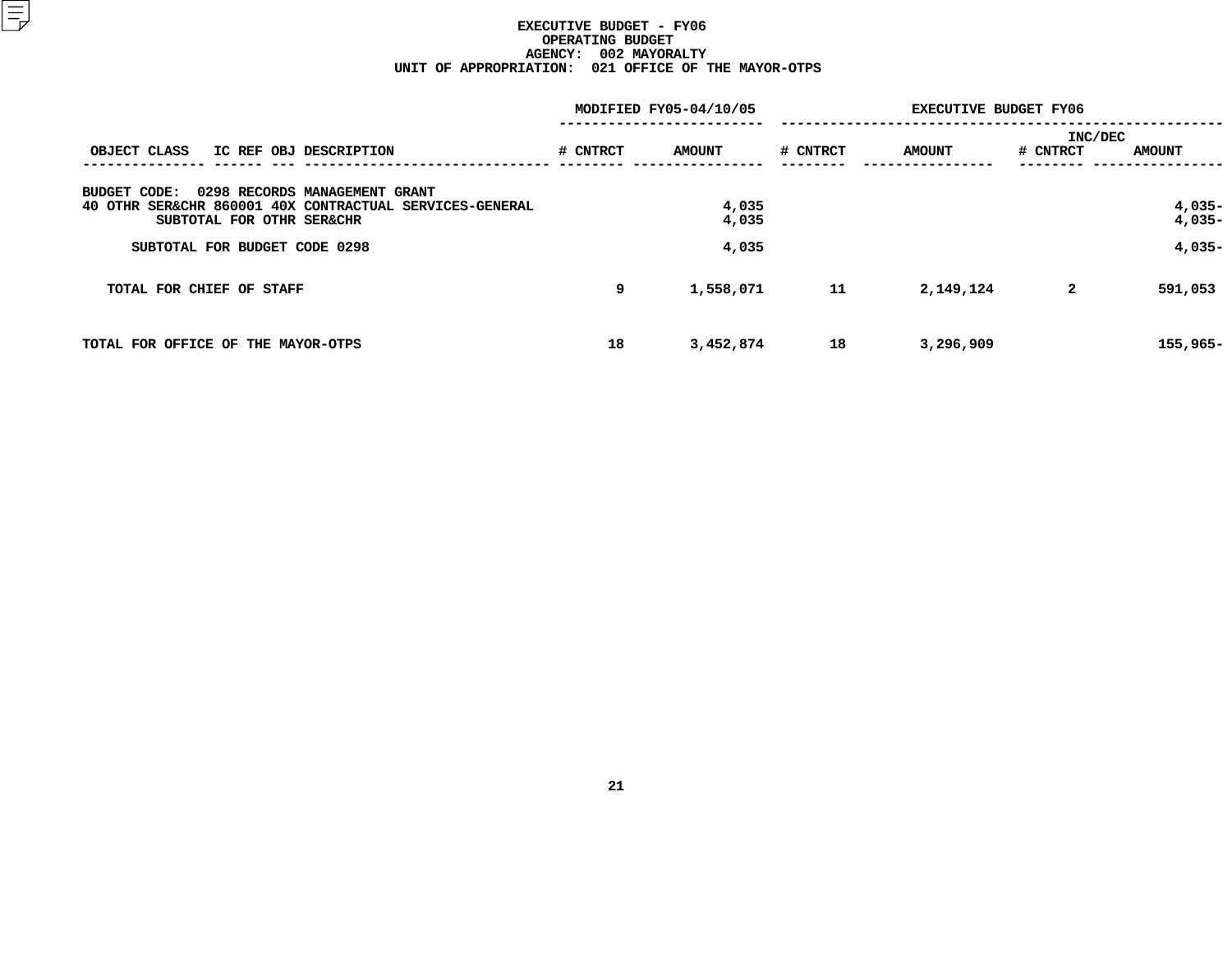# EXECUTIVE BUDGET - FY06
## OPERATING BUDGET
### AGENCY: 002 MAYORALTY
### UNIT OF APPROPRIATION: 021 OFFICE OF THE MAYOR-OTPS

| OBJECT CLASS | IC REF | OBJ | DESCRIPTION | MODIFIED FY05-04/10/05 # CNTRCT | MODIFIED FY05-04/10/05 AMOUNT | EXECUTIVE BUDGET FY06 # CNTRCT | EXECUTIVE BUDGET FY06 AMOUNT | INC/DEC # CNTRCT | INC/DEC AMOUNT |
|---|---|---|---|---|---|---|---|---|---|
| BUDGET CODE: 0298 RECORDS MANAGEMENT GRANT | | | | | | | | | |
| 40 OTHR SER&CHR | 860001 | 40X | CONTRACTUAL SERVICES-GENERAL | | 4,035 | | | | 4,035- |
| SUBTOTAL FOR OTHR SER&CHR | | | | | 4,035 | | | | 4,035- |
| SUBTOTAL FOR BUDGET CODE 0298 | | | | | 4,035 | | | | 4,035- |
| TOTAL FOR CHIEF OF STAFF | | | | 9 | 1,558,071 | 11 | 2,149,124 | 2 | 591,053 |
| TOTAL FOR OFFICE OF THE MAYOR-OTPS | | | | 18 | 3,452,874 | 18 | 3,296,909 | | 155,965- |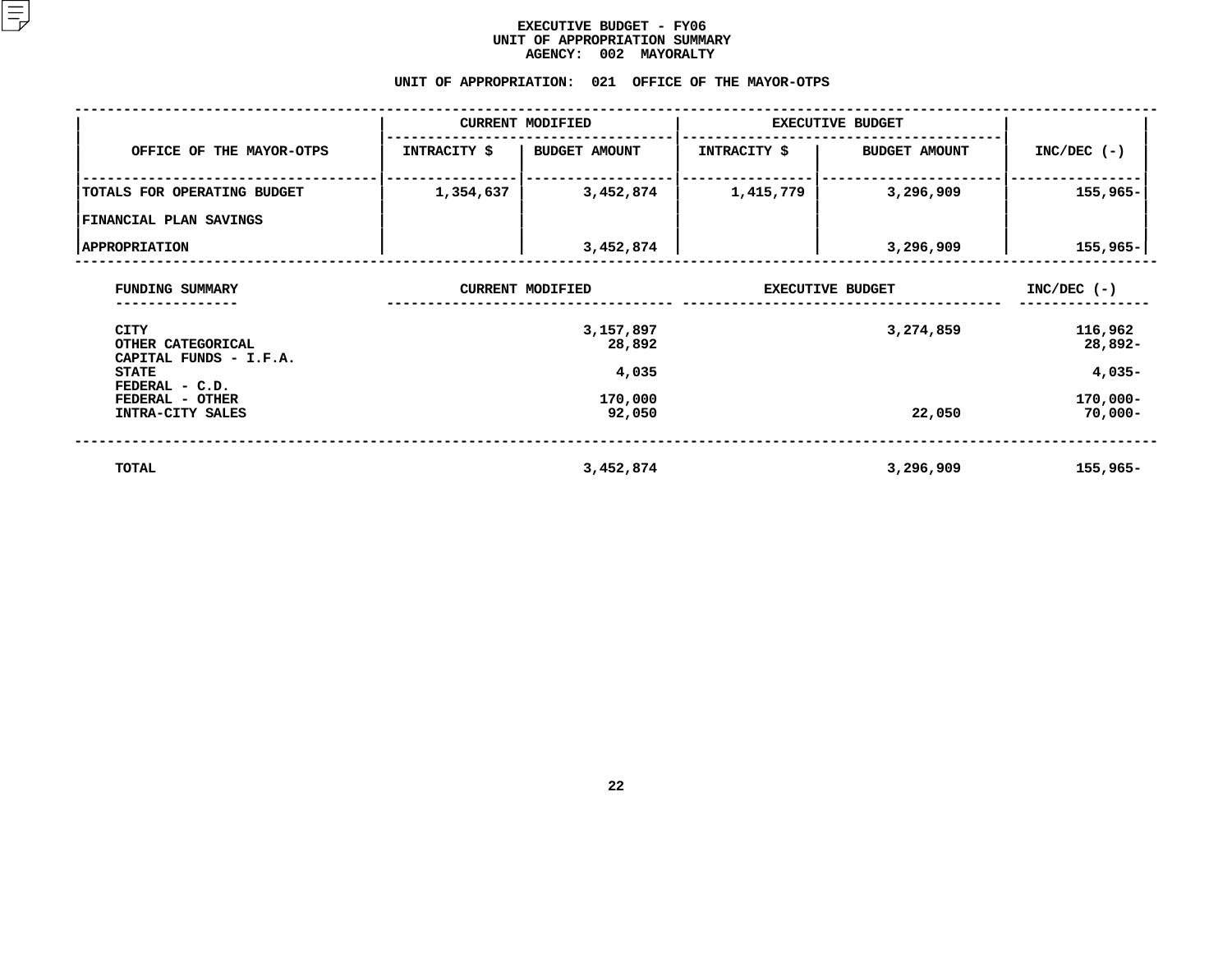# EXECUTIVE BUDGET - FY06
## UNIT OF APPROPRIATION SUMMARY
### AGENCY: 002 MAYORALTY

### UNIT OF APPROPRIATION: 021 OFFICE OF THE MAYOR-OTPS

| OFFICE OF THE MAYOR-OTPS | CURRENT MODIFIED | | EXECUTIVE BUDGET | | INC/DEC (-) |
|---|---|---|---|---|---|
| | INTRACITY $ | BUDGET AMOUNT | INTRACITY $ | BUDGET AMOUNT | |
| TOTALS FOR OPERATING BUDGET | 1,354,637 | 3,452,874 | 1,415,779 | 3,296,909 | 155,965- |
| FINANCIAL PLAN SAVINGS | | | | | |
| APPROPRIATION | | 3,452,874 | | 3,296,909 | 155,965- |

| FUNDING SUMMARY | CURRENT MODIFIED | EXECUTIVE BUDGET | INC/DEC (-) |
|---|---|---|---|
| CITY | 3,157,897 | 3,274,859 | 116,962 |
| OTHER CATEGORICAL | 28,892 | | 28,892- |
| CAPITAL FUNDS - I.F.A. | | | |
| STATE | 4,035 | | 4,035- |
| FEDERAL - C.D. | | | |
| FEDERAL - OTHER | 170,000 | | 170,000- |
| INTRA-CITY SALES | 92,050 | 22,050 | 70,000- |
| TOTAL | 3,452,874 | 3,296,909 | 155,965- |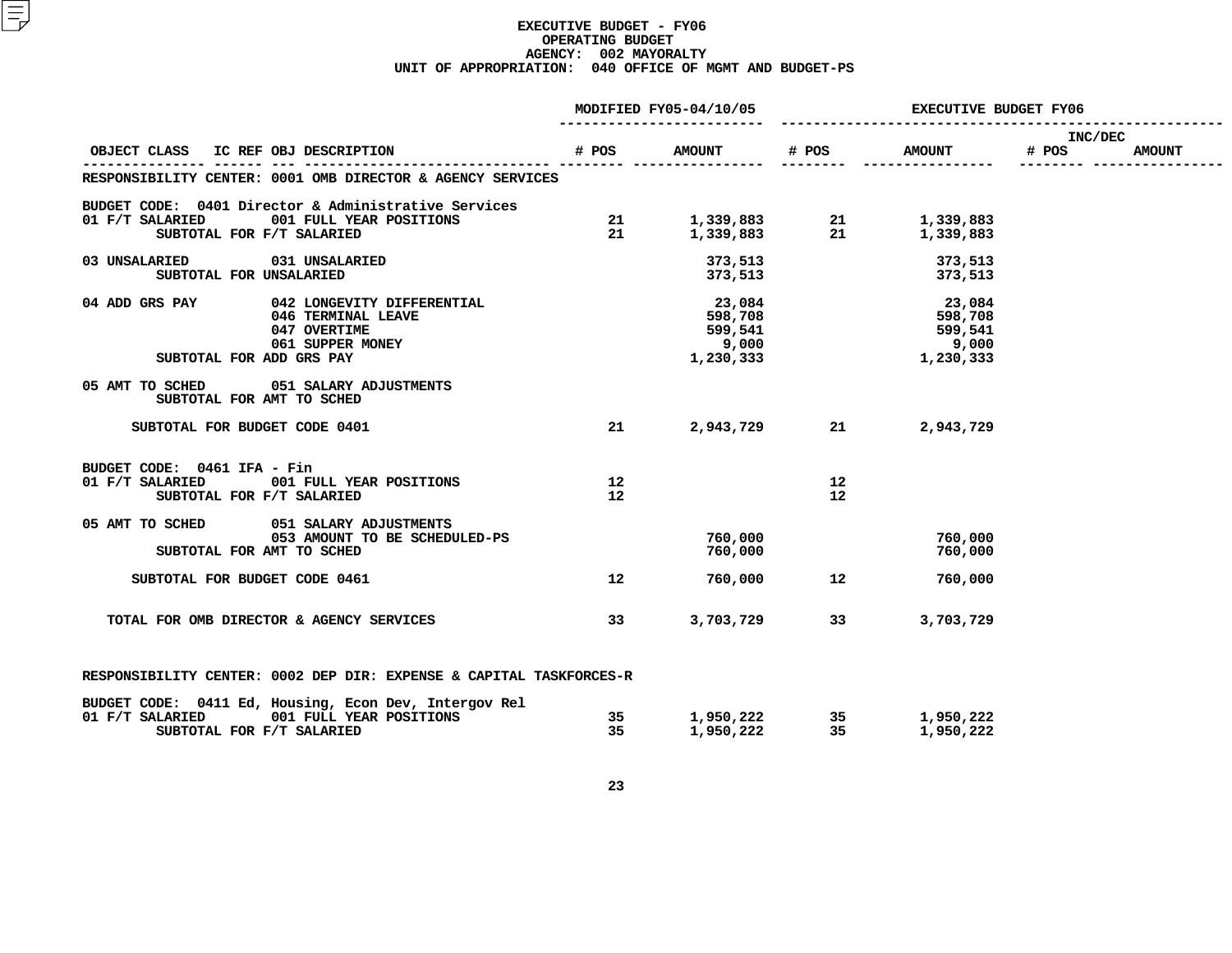# EXECUTIVE BUDGET - FY06
## OPERATING BUDGET
### AGENCY: 002 MAYORALTY
### UNIT OF APPROPRIATION: 040 OFFICE OF MGMT AND BUDGET-PS

| OBJECT CLASS | IC REF OBJ DESCRIPTION | MODIFIED FY05-04/10/05 # POS | MODIFIED FY05-04/10/05 AMOUNT | EXECUTIVE BUDGET FY06 # POS | EXECUTIVE BUDGET FY06 AMOUNT | INC/DEC # POS | INC/DEC AMOUNT |
|---|---|---|---|---|---|---|---|
| **RESPONSIBILITY CENTER: 0001 OMB DIRECTOR & AGENCY SERVICES** | | | | | | | |
| **BUDGET CODE: 0401 Director & Administrative Services** | | | | | | | |
| 01 F/T SALARIED | 001 FULL YEAR POSITIONS | 21 | 1,339,883 | 21 | 1,339,883 | | |
| SUBTOTAL FOR F/T SALARIED | | 21 | 1,339,883 | 21 | 1,339,883 | | |
| 03 UNSALARIED | 031 UNSALARIED | | 373,513 | | 373,513 | | |
| SUBTOTAL FOR UNSALARIED | | | 373,513 | | 373,513 | | |
| 04 ADD GRS PAY | 042 LONGEVITY DIFFERENTIAL | | 23,084 | | 23,084 | | |
| | 046 TERMINAL LEAVE | | 598,708 | | 598,708 | | |
| | 047 OVERTIME | | 599,541 | | 599,541 | | |
| | 061 SUPPER MONEY | | 9,000 | | 9,000 | | |
| SUBTOTAL FOR ADD GRS PAY | | | 1,230,333 | | 1,230,333 | | |
| 05 AMT TO SCHED | 051 SALARY ADJUSTMENTS | | | | | | |
| SUBTOTAL FOR AMT TO SCHED | | | | | | | |
| SUBTOTAL FOR BUDGET CODE 0401 | | 21 | 2,943,729 | 21 | 2,943,729 | | |
| **BUDGET CODE: 0461 IFA - Fin** | | | | | | | |
| 01 F/T SALARIED | 001 FULL YEAR POSITIONS | 12 | | 12 | | | |
| SUBTOTAL FOR F/T SALARIED | | 12 | | 12 | | | |
| 05 AMT TO SCHED | 051 SALARY ADJUSTMENTS | | | | | | |
| | 053 AMOUNT TO BE SCHEDULED-PS | | 760,000 | | 760,000 | | |
| SUBTOTAL FOR AMT TO SCHED | | | 760,000 | | 760,000 | | |
| SUBTOTAL FOR BUDGET CODE 0461 | | 12 | 760,000 | 12 | 760,000 | | |
| TOTAL FOR OMB DIRECTOR & AGENCY SERVICES | | 33 | 3,703,729 | 33 | 3,703,729 | | |
| **RESPONSIBILITY CENTER: 0002 DEP DIR: EXPENSE & CAPITAL TASKFORCES-R** | | | | | | | |
| **BUDGET CODE: 0411 Ed, Housing, Econ Dev, Intergov Rel** | | | | | | | |
| 01 F/T SALARIED | 001 FULL YEAR POSITIONS | 35 | 1,950,222 | 35 | 1,950,222 | | |
| SUBTOTAL FOR F/T SALARIED | | 35 | 1,950,222 | 35 | 1,950,222 | | |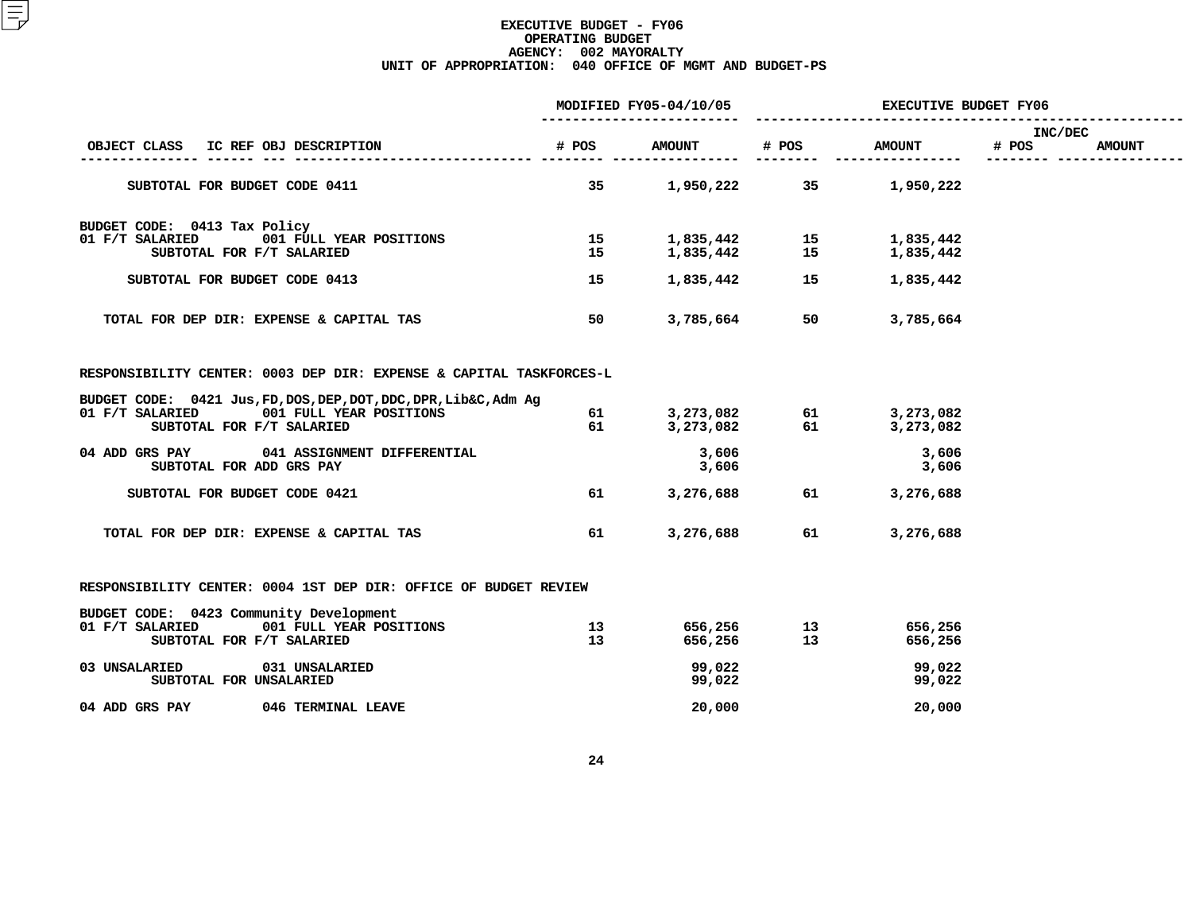# EXECUTIVE BUDGET - FY06
## OPERATING BUDGET
### AGENCY: 002 MAYORALTY
### UNIT OF APPROPRIATION: 040 OFFICE OF MGMT AND BUDGET-PS

| OBJECT CLASS | IC REF OBJ DESCRIPTION | MODIFIED FY05-04/10/05 # POS | MODIFIED FY05-04/10/05 AMOUNT | EXECUTIVE BUDGET FY06 # POS | EXECUTIVE BUDGET FY06 AMOUNT | INC/DEC # POS | INC/DEC AMOUNT |
|---|---|---|---|---|---|---|---|
| SUBTOTAL FOR BUDGET CODE 0411 | | 35 | 1,950,222 | 35 | 1,950,222 | | |
| BUDGET CODE: 0413 Tax Policy | | | | | | | |
| 01 F/T SALARIED | 001 FULL YEAR POSITIONS | 15 | 1,835,442 | 15 | 1,835,442 | | |
| SUBTOTAL FOR F/T SALARIED | | 15 | 1,835,442 | 15 | 1,835,442 | | |
| SUBTOTAL FOR BUDGET CODE 0413 | | 15 | 1,835,442 | 15 | 1,835,442 | | |
| TOTAL FOR DEP DIR: EXPENSE & CAPITAL TAS | | 50 | 3,785,664 | 50 | 3,785,664 | | |
| RESPONSIBILITY CENTER: 0003 DEP DIR: EXPENSE & CAPITAL TASKFORCES-L | | | | | | | |
| BUDGET CODE: 0421 Jus,FD,DOS,DEP,DOT,DDC,DPR,Lib&C,Adm Ag | | | | | | | |
| 01 F/T SALARIED | 001 FULL YEAR POSITIONS | 61 | 3,273,082 | 61 | 3,273,082 | | |
| SUBTOTAL FOR F/T SALARIED | | 61 | 3,273,082 | 61 | 3,273,082 | | |
| 04 ADD GRS PAY | 041 ASSIGNMENT DIFFERENTIAL | | 3,606 | | 3,606 | | |
| SUBTOTAL FOR ADD GRS PAY | | | 3,606 | | 3,606 | | |
| SUBTOTAL FOR BUDGET CODE 0421 | | 61 | 3,276,688 | 61 | 3,276,688 | | |
| TOTAL FOR DEP DIR: EXPENSE & CAPITAL TAS | | 61 | 3,276,688 | 61 | 3,276,688 | | |
| RESPONSIBILITY CENTER: 0004 1ST DEP DIR: OFFICE OF BUDGET REVIEW | | | | | | | |
| BUDGET CODE: 0423 Community Development | | | | | | | |
| 01 F/T SALARIED | 001 FULL YEAR POSITIONS | 13 | 656,256 | 13 | 656,256 | | |
| SUBTOTAL FOR F/T SALARIED | | 13 | 656,256 | 13 | 656,256 | | |
| 03 UNSALARIED | 031 UNSALARIED | | 99,022 | | 99,022 | | |
| SUBTOTAL FOR UNSALARIED | | | 99,022 | | 99,022 | | |
| 04 ADD GRS PAY | 046 TERMINAL LEAVE | | 20,000 | | 20,000 | | |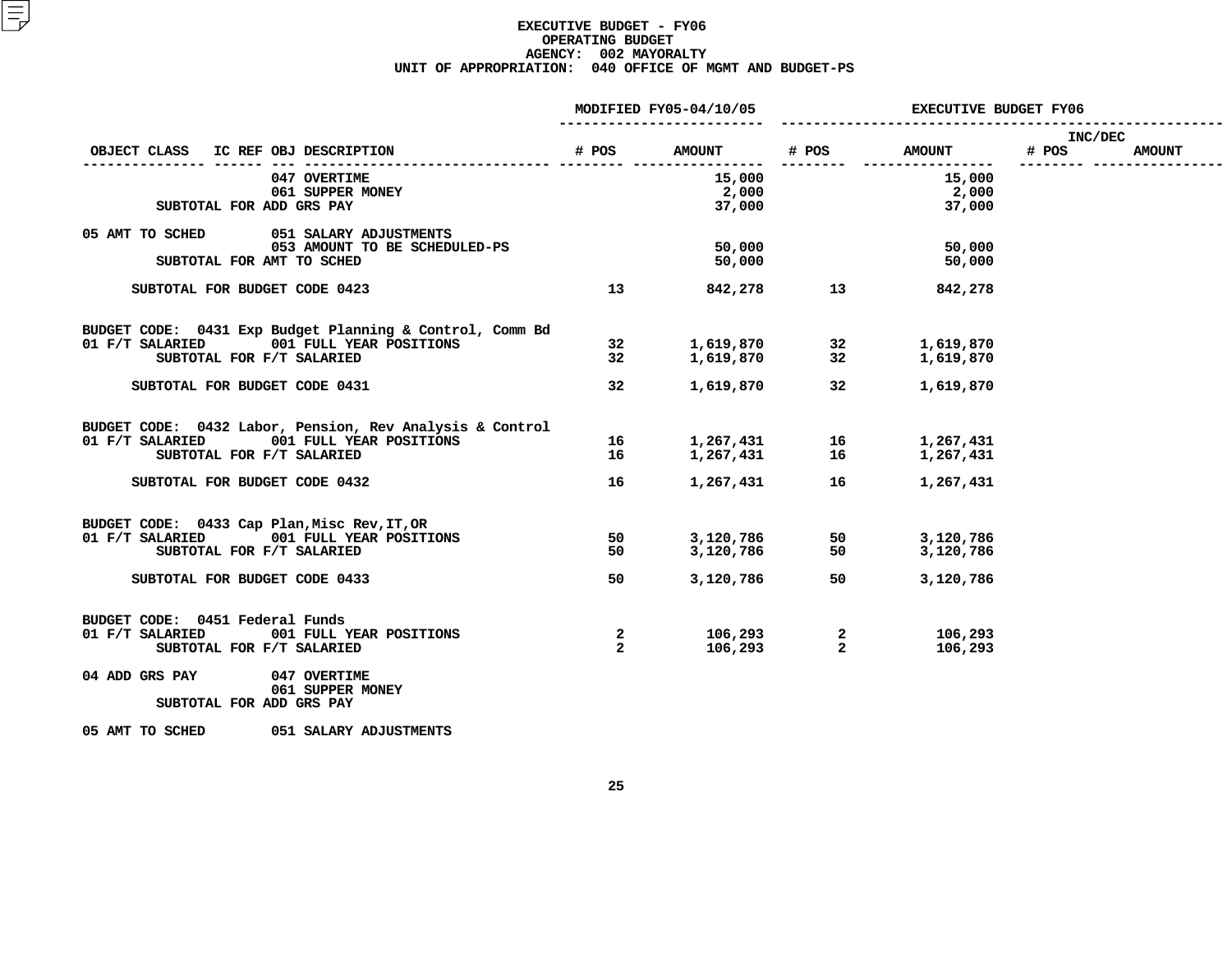# EXECUTIVE BUDGET - FY06
## OPERATING BUDGET
### AGENCY: 002 MAYORALTY
### UNIT OF APPROPRIATION: 040 OFFICE OF MGMT AND BUDGET-PS

| OBJECT CLASS | IC REF OBJ DESCRIPTION | MODIFIED FY05-04/10/05 # POS | MODIFIED FY05-04/10/05 AMOUNT | EXECUTIVE BUDGET FY06 # POS | EXECUTIVE BUDGET FY06 AMOUNT | INC/DEC # POS | INC/DEC AMOUNT |
|---|---|---|---|---|---|---|---|
| | 047 OVERTIME | | 15,000 | | 15,000 | | |
| | 061 SUPPER MONEY | | 2,000 | | 2,000 | | |
| SUBTOTAL FOR ADD GRS PAY | | | 37,000 | | 37,000 | | |
| 05 AMT TO SCHED | 051 SALARY ADJUSTMENTS | | | | | | |
| | 053 AMOUNT TO BE SCHEDULED-PS | | 50,000 | | 50,000 | | |
| SUBTOTAL FOR AMT TO SCHED | | | 50,000 | | 50,000 | | |
| SUBTOTAL FOR BUDGET CODE 0423 | | 13 | 842,278 | 13 | 842,278 | | |
| BUDGET CODE: 0431 Exp Budget Planning & Control, Comm Bd | | | | | | | |
| 01 F/T SALARIED | 001 FULL YEAR POSITIONS | 32 | 1,619,870 | 32 | 1,619,870 | | |
| SUBTOTAL FOR F/T SALARIED | | 32 | 1,619,870 | 32 | 1,619,870 | | |
| SUBTOTAL FOR BUDGET CODE 0431 | | 32 | 1,619,870 | 32 | 1,619,870 | | |
| BUDGET CODE: 0432 Labor, Pension, Rev Analysis & Control | | | | | | | |
| 01 F/T SALARIED | 001 FULL YEAR POSITIONS | 16 | 1,267,431 | 16 | 1,267,431 | | |
| SUBTOTAL FOR F/T SALARIED | | 16 | 1,267,431 | 16 | 1,267,431 | | |
| SUBTOTAL FOR BUDGET CODE 0432 | | 16 | 1,267,431 | 16 | 1,267,431 | | |
| BUDGET CODE: 0433 Cap Plan,Misc Rev,IT,OR | | | | | | | |
| 01 F/T SALARIED | 001 FULL YEAR POSITIONS | 50 | 3,120,786 | 50 | 3,120,786 | | |
| SUBTOTAL FOR F/T SALARIED | | 50 | 3,120,786 | 50 | 3,120,786 | | |
| SUBTOTAL FOR BUDGET CODE 0433 | | 50 | 3,120,786 | 50 | 3,120,786 | | |
| BUDGET CODE: 0451 Federal Funds | | | | | | | |
| 01 F/T SALARIED | 001 FULL YEAR POSITIONS | 2 | 106,293 | 2 | 106,293 | | |
| SUBTOTAL FOR F/T SALARIED | | 2 | 106,293 | 2 | 106,293 | | |
| 04 ADD GRS PAY | 047 OVERTIME | | | | | | |
| | 061 SUPPER MONEY | | | | | | |
| SUBTOTAL FOR ADD GRS PAY | | | | | | | |
| 05 AMT TO SCHED | 051 SALARY ADJUSTMENTS | | | | | | |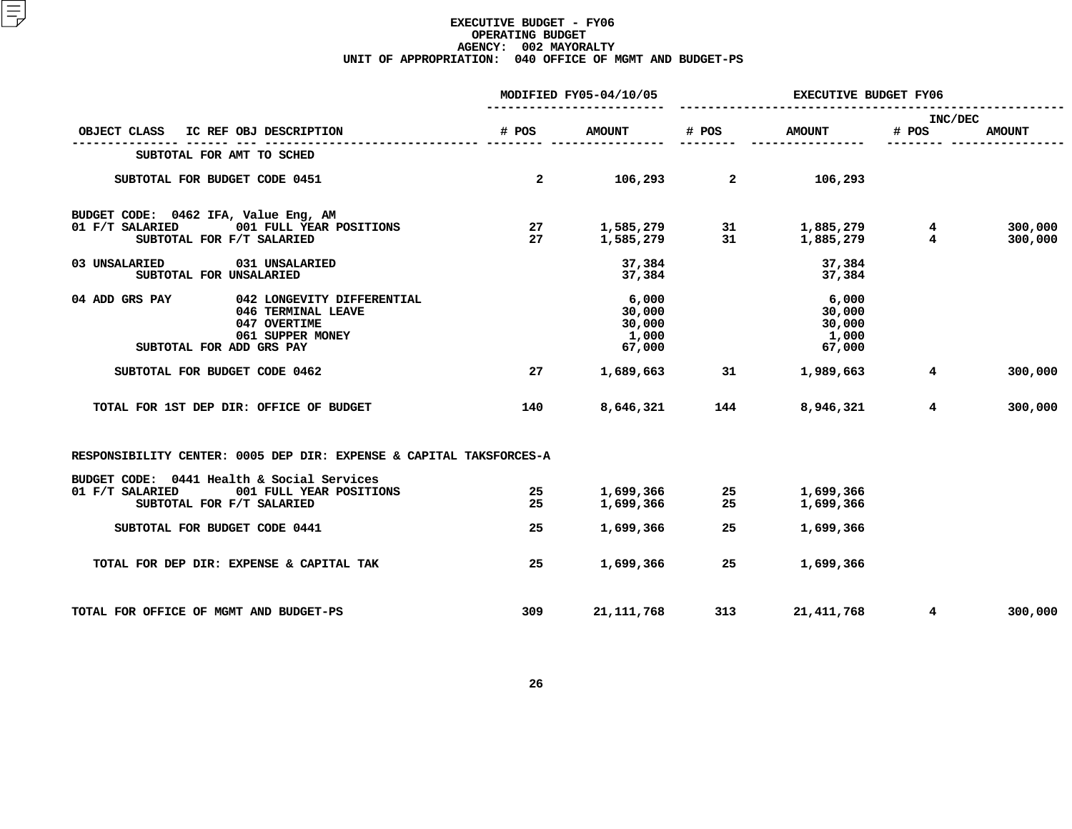# EXECUTIVE BUDGET - FY06
## OPERATING BUDGET
## AGENCY: 002 MAYORALTY
## UNIT OF APPROPRIATION: 040 OFFICE OF MGMT AND BUDGET-PS

| OBJECT CLASS | IC REF OBJ DESCRIPTION | MODIFIED FY05-04/10/05 # POS | MODIFIED FY05-04/10/05 AMOUNT | EXECUTIVE BUDGET FY06 # POS | EXECUTIVE BUDGET FY06 AMOUNT | INC/DEC # POS | INC/DEC AMOUNT |
|---|---|---|---|---|---|---|---|
| SUBTOTAL FOR AMT TO SCHED | | | | | | | |
| SUBTOTAL FOR BUDGET CODE 0451 | | 2 | 106,293 | 2 | 106,293 | | |
| BUDGET CODE: 0462 IFA, Value Eng, AM | | | | | | | |
| 01 F/T SALARIED | 001 FULL YEAR POSITIONS | 27 | 1,585,279 | 31 | 1,885,279 | 4 | 300,000 |
| SUBTOTAL FOR F/T SALARIED | | 27 | 1,585,279 | 31 | 1,885,279 | 4 | 300,000 |
| 03 UNSALARIED | 031 UNSALARIED | | 37,384 | | 37,384 | | |
| SUBTOTAL FOR UNSALARIED | | | 37,384 | | 37,384 | | |
| 04 ADD GRS PAY | 042 LONGEVITY DIFFERENTIAL | | 6,000 | | 6,000 | | |
| | 046 TERMINAL LEAVE | | 30,000 | | 30,000 | | |
| | 047 OVERTIME | | 30,000 | | 30,000 | | |
| | 061 SUPPER MONEY | | 1,000 | | 1,000 | | |
| SUBTOTAL FOR ADD GRS PAY | | | 67,000 | | 67,000 | | |
| SUBTOTAL FOR BUDGET CODE 0462 | | 27 | 1,689,663 | 31 | 1,989,663 | 4 | 300,000 |
| TOTAL FOR 1ST DEP DIR: OFFICE OF BUDGET | | 140 | 8,646,321 | 144 | 8,946,321 | 4 | 300,000 |
| RESPONSIBILITY CENTER: 0005 DEP DIR: EXPENSE & CAPITAL TAKSFORCES-A | | | | | | | |
| BUDGET CODE: 0441 Health & Social Services | | | | | | | |
| 01 F/T SALARIED | 001 FULL YEAR POSITIONS | 25 | 1,699,366 | 25 | 1,699,366 | | |
| SUBTOTAL FOR F/T SALARIED | | 25 | 1,699,366 | 25 | 1,699,366 | | |
| SUBTOTAL FOR BUDGET CODE 0441 | | 25 | 1,699,366 | 25 | 1,699,366 | | |
| TOTAL FOR DEP DIR: EXPENSE & CAPITAL TAK | | 25 | 1,699,366 | 25 | 1,699,366 | | |
| TOTAL FOR OFFICE OF MGMT AND BUDGET-PS | | 309 | 21,111,768 | 313 | 21,411,768 | 4 | 300,000 |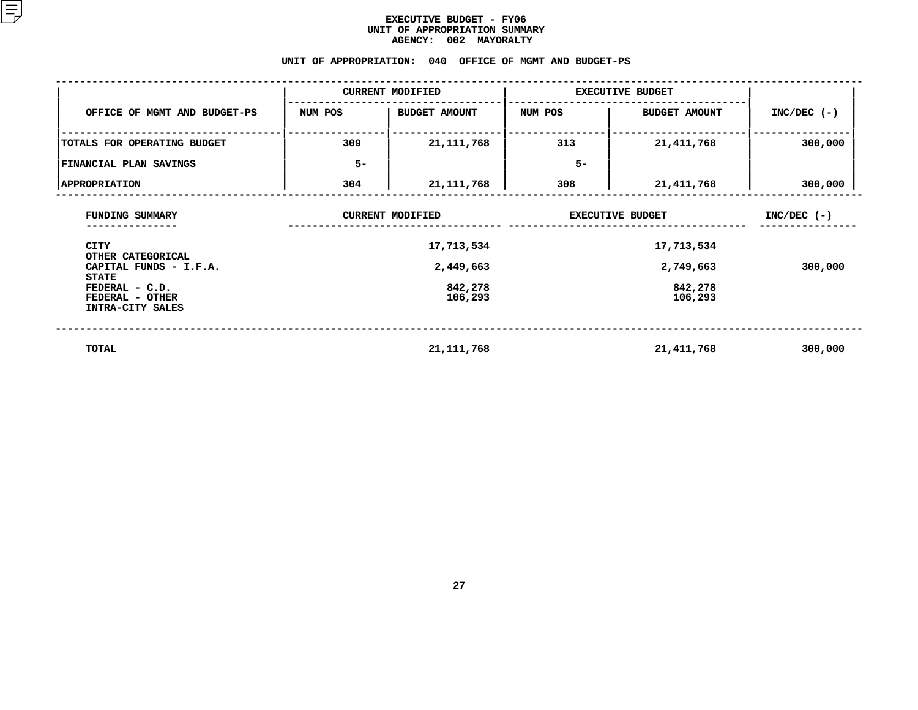# EXECUTIVE BUDGET - FY06
## UNIT OF APPROPRIATION SUMMARY
### AGENCY: 002 MAYORALTY

### UNIT OF APPROPRIATION: 040 OFFICE OF MGMT AND BUDGET-PS

| OFFICE OF MGMT AND BUDGET-PS | CURRENT MODIFIED | | EXECUTIVE BUDGET | | INC/DEC (-) |
|---|---|---|---|---|---|
| | NUM POS | BUDGET AMOUNT | NUM POS | BUDGET AMOUNT | |
| TOTALS FOR OPERATING BUDGET | 309 | 21,111,768 | 313 | 21,411,768 | 300,000 |
| FINANCIAL PLAN SAVINGS | 5- | | 5- | | |
| APPROPRIATION | 304 | 21,111,768 | 308 | 21,411,768 | 300,000 |

| FUNDING SUMMARY | CURRENT MODIFIED | EXECUTIVE BUDGET | INC/DEC (-) |
|---|---|---|---|
| CITY | 17,713,534 | 17,713,534 | |
| OTHER CATEGORICAL | | | |
| CAPITAL FUNDS - I.F.A. | 2,449,663 | 2,749,663 | 300,000 |
| STATE | | | |
| FEDERAL - C.D. | 842,278 | 842,278 | |
| FEDERAL - OTHER | 106,293 | 106,293 | |
| INTRA-CITY SALES | | | |
| TOTAL | 21,111,768 | 21,411,768 | 300,000 |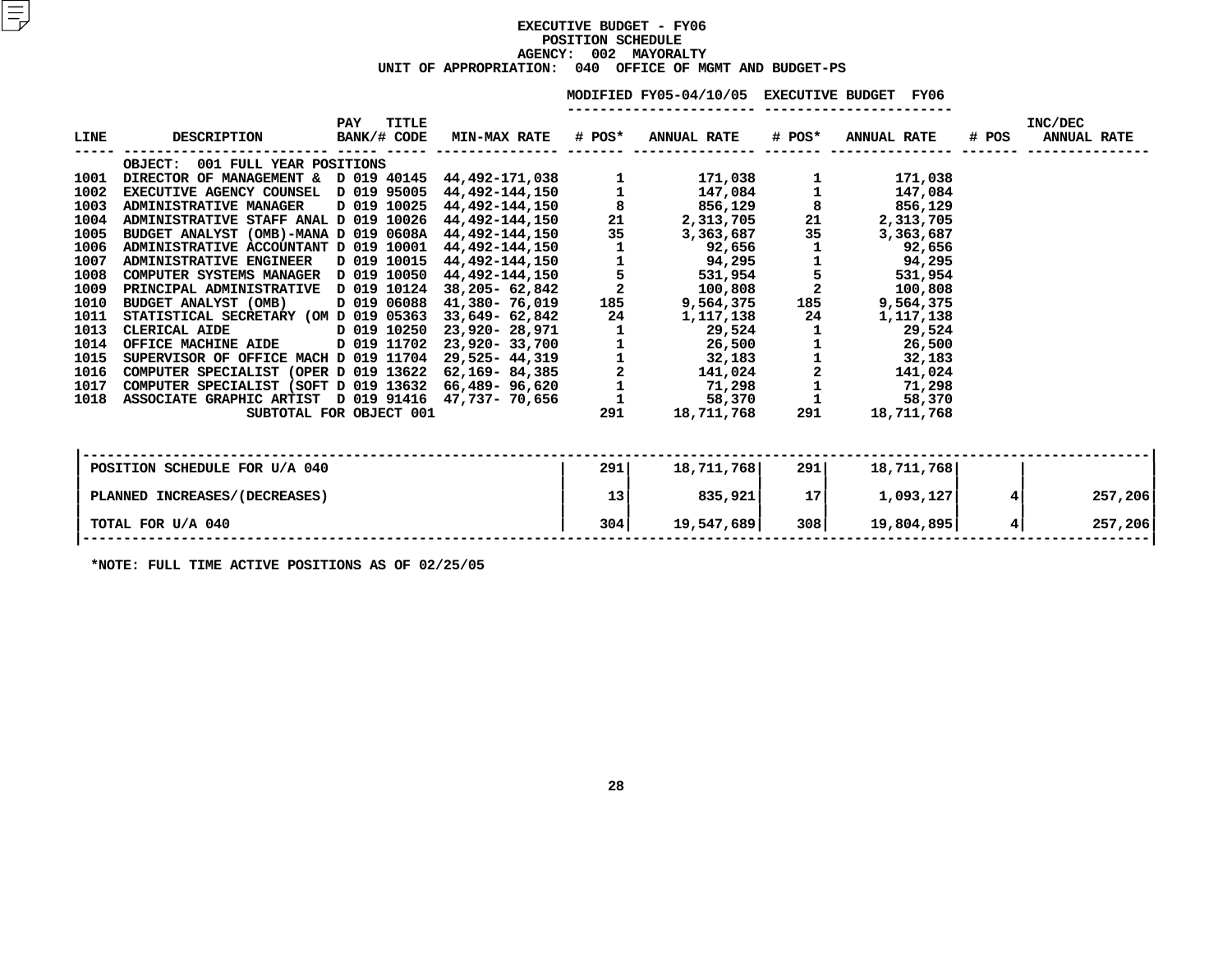**EXECUTIVE BUDGET - FY06**
**POSITION SCHEDULE**
**AGENCY: 002 MAYORALTY**
**UNIT OF APPROPRIATION: 040 OFFICE OF MGMT AND BUDGET-PS**

| LINE | DESCRIPTION | PAY BANK/# | TITLE CODE | MIN-MAX RATE | MODIFIED FY05-04/10/05 # POS* | MODIFIED FY05-04/10/05 ANNUAL RATE | EXECUTIVE BUDGET FY06 # POS* | EXECUTIVE BUDGET FY06 ANNUAL RATE | # POS | INC/DEC ANNUAL RATE |
|---|---|---|---|---|---|---|---|---|---|---|
| | OBJECT: 001 FULL YEAR POSITIONS | | | | | | | | | |
| 1001 | DIRECTOR OF MANAGEMENT & | D 019 | 40145 | 44,492-171,038 | 1 | 171,038 | 1 | 171,038 | | |
| 1002 | EXECUTIVE AGENCY COUNSEL | D 019 | 95005 | 44,492-144,150 | 1 | 147,084 | 1 | 147,084 | | |
| 1003 | ADMINISTRATIVE MANAGER | D 019 | 10025 | 44,492-144,150 | 8 | 856,129 | 8 | 856,129 | | |
| 1004 | ADMINISTRATIVE STAFF ANAL | D 019 | 10026 | 44,492-144,150 | 21 | 2,313,705 | 21 | 2,313,705 | | |
| 1005 | BUDGET ANALYST (OMB)-MANA | D 019 | 0608A | 44,492-144,150 | 35 | 3,363,687 | 35 | 3,363,687 | | |
| 1006 | ADMINISTRATIVE ACCOUNTANT | D 019 | 10001 | 44,492-144,150 | 1 | 92,656 | 1 | 92,656 | | |
| 1007 | ADMINISTRATIVE ENGINEER | D 019 | 10015 | 44,492-144,150 | 1 | 94,295 | 1 | 94,295 | | |
| 1008 | COMPUTER SYSTEMS MANAGER | D 019 | 10050 | 44,492-144,150 | 5 | 531,954 | 5 | 531,954 | | |
| 1009 | PRINCIPAL ADMINISTRATIVE | D 019 | 10124 | 38,205- 62,842 | 2 | 100,808 | 2 | 100,808 | | |
| 1010 | BUDGET ANALYST (OMB) | D 019 | 06088 | 41,380- 76,019 | 185 | 9,564,375 | 185 | 9,564,375 | | |
| 1011 | STATISTICAL SECRETARY (OM | D 019 | 05363 | 33,649- 62,842 | 24 | 1,117,138 | 24 | 1,117,138 | | |
| 1013 | CLERICAL AIDE | D 019 | 10250 | 23,920- 28,971 | 1 | 29,524 | 1 | 29,524 | | |
| 1014 | OFFICE MACHINE AIDE | D 019 | 11702 | 23,920- 33,700 | 1 | 26,500 | 1 | 26,500 | | |
| 1015 | SUPERVISOR OF OFFICE MACH | D 019 | 11704 | 29,525- 44,319 | 1 | 32,183 | 1 | 32,183 | | |
| 1016 | COMPUTER SPECIALIST (OPER | D 019 | 13622 | 62,169- 84,385 | 2 | 141,024 | 2 | 141,024 | | |
| 1017 | COMPUTER SPECIALIST (SOFT | D 019 | 13632 | 66,489- 96,620 | 1 | 71,298 | 1 | 71,298 | | |
| 1018 | ASSOCIATE GRAPHIC ARTIST | D 019 | 91416 | 47,737- 70,656 | 1 | 58,370 | 1 | 58,370 | | |
| | SUBTOTAL FOR OBJECT 001 | | | | 291 | 18,711,768 | 291 | 18,711,768 | | |

| | MODIFIED FY05 # POS* | MODIFIED FY05 ANNUAL RATE | EXECUTIVE BUDGET FY06 # POS* | EXECUTIVE BUDGET FY06 ANNUAL RATE | # POS | INC/DEC ANNUAL RATE |
|---|---|---|---|---|---|---|
| POSITION SCHEDULE FOR U/A 040 | 291 | 18,711,768 | 291 | 18,711,768 | | |
| PLANNED INCREASES/(DECREASES) | 13 | 835,921 | 17 | 1,093,127 | 4 | 257,206 |
| TOTAL FOR U/A 040 | 304 | 19,547,689 | 308 | 19,804,895 | 4 | 257,206 |

*NOTE: FULL TIME ACTIVE POSITIONS AS OF 02/25/05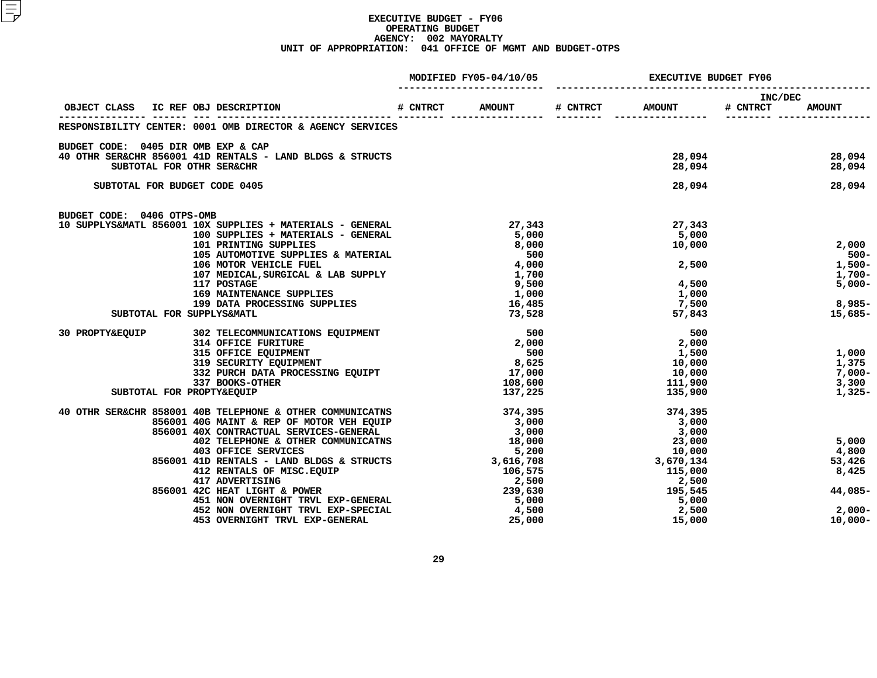# EXECUTIVE BUDGET - FY06
## OPERATING BUDGET
### AGENCY: 002 MAYORALTY
### UNIT OF APPROPRIATION: 041 OFFICE OF MGMT AND BUDGET-OTPS

| OBJECT CLASS | IC REF | OBJ | DESCRIPTION | MODIFIED FY05-04/10/05 # CNTRCT | MODIFIED FY05-04/10/05 AMOUNT | EXECUTIVE BUDGET FY06 # CNTRCT | EXECUTIVE BUDGET FY06 AMOUNT | INC/DEC # CNTRCT | INC/DEC AMOUNT |
|---|---|---|---|---|---|---|---|---|---|
| RESPONSIBILITY CENTER: 0001 OMB DIRECTOR & AGENCY SERVICES | | | | | | | | | |
| BUDGET CODE: 0405 DIR OMB EXP & CAP | | | | | | | | | |
| 40 OTHR SER&CHR | 856001 | 41D | RENTALS - LAND BLDGS & STRUCTS | | | | 28,094 | | 28,094 |
| SUBTOTAL FOR OTHR SER&CHR | | | | | | | 28,094 | | 28,094 |
| SUBTOTAL FOR BUDGET CODE 0405 | | | | | | | 28,094 | | 28,094 |
| BUDGET CODE: 0406 OTPS-OMB | | | | | | | | | |
| 10 SUPPLYS&MATL | 856001 | 10X | SUPPLIES + MATERIALS - GENERAL | | 27,343 | | 27,343 | | |
| | | 100 | SUPPLIES + MATERIALS - GENERAL | | 5,000 | | 5,000 | | |
| | | 101 | PRINTING SUPPLIES | | 8,000 | | 10,000 | | 2,000 |
| | | 105 | AUTOMOTIVE SUPPLIES & MATERIAL | | 500 | | | | 500- |
| | | 106 | MOTOR VEHICLE FUEL | | 4,000 | | 2,500 | | 1,500- |
| | | 107 | MEDICAL,SURGICAL & LAB SUPPLY | | 1,700 | | | | 1,700- |
| | | 117 | POSTAGE | | 9,500 | | 4,500 | | 5,000- |
| | | 169 | MAINTENANCE SUPPLIES | | 1,000 | | 1,000 | | |
| | | 199 | DATA PROCESSING SUPPLIES | | 16,485 | | 7,500 | | 8,985- |
| SUBTOTAL FOR SUPPLYS&MATL | | | | | 73,528 | | 57,843 | | 15,685- |
| 30 PROPTY&EQUIP | | 302 | TELECOMMUNICATIONS EQUIPMENT | | 500 | | 500 | | |
| | | 314 | OFFICE FURITURE | | 2,000 | | 2,000 | | |
| | | 315 | OFFICE EQUIPMENT | | 500 | | 1,500 | | 1,000 |
| | | 319 | SECURITY EQUIPMENT | | 8,625 | | 10,000 | | 1,375 |
| | | 332 | PURCH DATA PROCESSING EQUIPT | | 17,000 | | 10,000 | | 7,000- |
| | | 337 | BOOKS-OTHER | | 108,600 | | 111,900 | | 3,300 |
| SUBTOTAL FOR PROPTY&EQUIP | | | | | 137,225 | | 135,900 | | 1,325- |
| 40 OTHR SER&CHR | 858001 | 40B | TELEPHONE & OTHER COMMUNICATNS | | 374,395 | | 374,395 | | |
| | 856001 | 40G | MAINT & REP OF MOTOR VEH EQUIP | | 3,000 | | 3,000 | | |
| | 856001 | 40X | CONTRACTUAL SERVICES-GENERAL | | 3,000 | | 3,000 | | |
| | | 402 | TELEPHONE & OTHER COMMUNICATNS | | 18,000 | | 23,000 | | 5,000 |
| | | 403 | OFFICE SERVICES | | 5,200 | | 10,000 | | 4,800 |
| | 856001 | 41D | RENTALS - LAND BLDGS & STRUCTS | | 3,616,708 | | 3,670,134 | | 53,426 |
| | | 412 | RENTALS OF MISC.EQUIP | | 106,575 | | 115,000 | | 8,425 |
| | | 417 | ADVERTISING | | 2,500 | | 2,500 | | |
| | 856001 | 42C | HEAT LIGHT & POWER | | 239,630 | | 195,545 | | 44,085- |
| | | 451 | NON OVERNIGHT TRVL EXP-GENERAL | | 5,000 | | 5,000 | | |
| | | 452 | NON OVERNIGHT TRVL EXP-SPECIAL | | 4,500 | | 2,500 | | 2,000- |
| | | 453 | OVERNIGHT TRVL EXP-GENERAL | | 25,000 | | 15,000 | | 10,000- |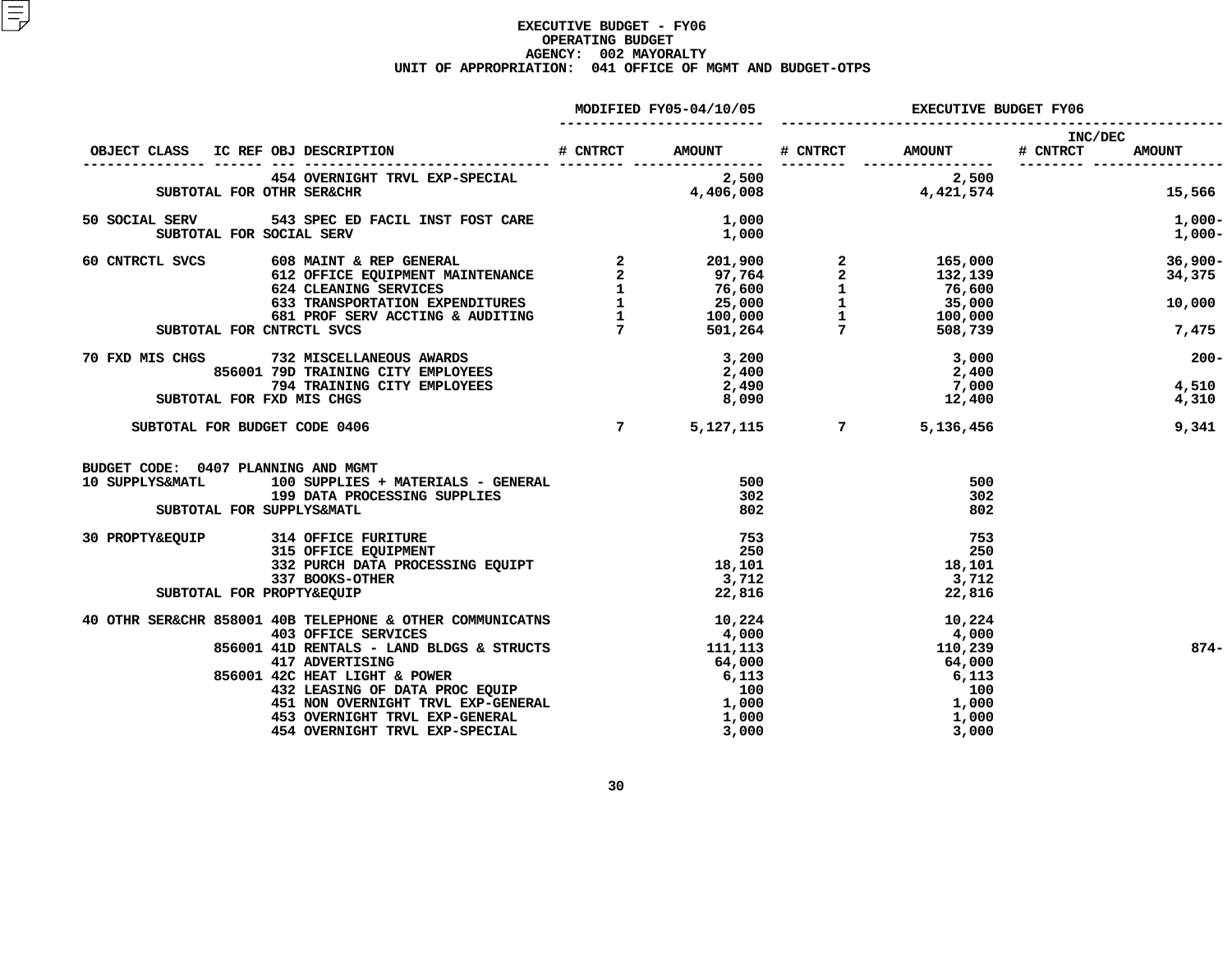# EXECUTIVE BUDGET - FY06
## OPERATING BUDGET
## AGENCY: 002 MAYORALTY
## UNIT OF APPROPRIATION: 041 OFFICE OF MGMT AND BUDGET-OTPS

| OBJECT CLASS | IC REF | OBJ | DESCRIPTION | MODIFIED FY05-04/10/05 # CNTRCT | MODIFIED FY05-04/10/05 AMOUNT | EXECUTIVE BUDGET FY06 # CNTRCT | EXECUTIVE BUDGET FY06 AMOUNT | INC/DEC # CNTRCT | INC/DEC AMOUNT |
|---|---|---|---|---|---|---|---|---|---|
| | | 454 | OVERNIGHT TRVL EXP-SPECIAL | | 2,500 | | 2,500 | | |
| SUBTOTAL FOR OTHR SER&CHR | | | | | 4,406,008 | | 4,421,574 | | 15,566 |
| 50 SOCIAL SERV | | 543 | SPEC ED FACIL INST FOST CARE | | 1,000 | | | | 1,000- |
| SUBTOTAL FOR SOCIAL SERV | | | | | 1,000 | | | | 1,000- |
| 60 CNTRCTL SVCS | | 608 | MAINT & REP GENERAL | 2 | 201,900 | 2 | 165,000 | | 36,900- |
| | | 612 | OFFICE EQUIPMENT MAINTENANCE | 2 | 97,764 | 2 | 132,139 | | 34,375 |
| | | 624 | CLEANING SERVICES | 1 | 76,600 | 1 | 76,600 | | |
| | | 633 | TRANSPORTATION EXPENDITURES | 1 | 25,000 | 1 | 35,000 | | 10,000 |
| | | 681 | PROF SERV ACCTING & AUDITING | 1 | 100,000 | 1 | 100,000 | | |
| SUBTOTAL FOR CNTRCTL SVCS | | | | 7 | 501,264 | 7 | 508,739 | | 7,475 |
| 70 FXD MIS CHGS | | 732 | MISCELLANEOUS AWARDS | | 3,200 | | 3,000 | | 200- |
| | 856001 | 79D | TRAINING CITY EMPLOYEES | | 2,400 | | 2,400 | | |
| | | 794 | TRAINING CITY EMPLOYEES | | 2,490 | | 7,000 | | 4,510 |
| SUBTOTAL FOR FXD MIS CHGS | | | | | 8,090 | | 12,400 | | 4,310 |
| SUBTOTAL FOR BUDGET CODE 0406 | | | | 7 | 5,127,115 | 7 | 5,136,456 | | 9,341 |
| BUDGET CODE: 0407 PLANNING AND MGMT | | | | | | | | | |
| 10 SUPPLYS&MATL | | 100 | SUPPLIES + MATERIALS - GENERAL | | 500 | | 500 | | |
| | | 199 | DATA PROCESSING SUPPLIES | | 302 | | 302 | | |
| SUBTOTAL FOR SUPPLYS&MATL | | | | | 802 | | 802 | | |
| 30 PROPTY&EQUIP | | 314 | OFFICE FURITURE | | 753 | | 753 | | |
| | | 315 | OFFICE EQUIPMENT | | 250 | | 250 | | |
| | | 332 | PURCH DATA PROCESSING EQUIPT | | 18,101 | | 18,101 | | |
| | | 337 | BOOKS-OTHER | | 3,712 | | 3,712 | | |
| SUBTOTAL FOR PROPTY&EQUIP | | | | | 22,816 | | 22,816 | | |
| 40 OTHR SER&CHR | 858001 | 40B | TELEPHONE & OTHER COMMUNICATNS | | 10,224 | | 10,224 | | |
| | | 403 | OFFICE SERVICES | | 4,000 | | 4,000 | | |
| | 856001 | 41D | RENTALS - LAND BLDGS & STRUCTS | | 111,113 | | 110,239 | | 874- |
| | | 417 | ADVERTISING | | 64,000 | | 64,000 | | |
| | 856001 | 42C | HEAT LIGHT & POWER | | 6,113 | | 6,113 | | |
| | | 432 | LEASING OF DATA PROC EQUIP | | 100 | | 100 | | |
| | | 451 | NON OVERNIGHT TRVL EXP-GENERAL | | 1,000 | | 1,000 | | |
| | | 453 | OVERNIGHT TRVL EXP-GENERAL | | 1,000 | | 1,000 | | |
| | | 454 | OVERNIGHT TRVL EXP-SPECIAL | | 3,000 | | 3,000 | | |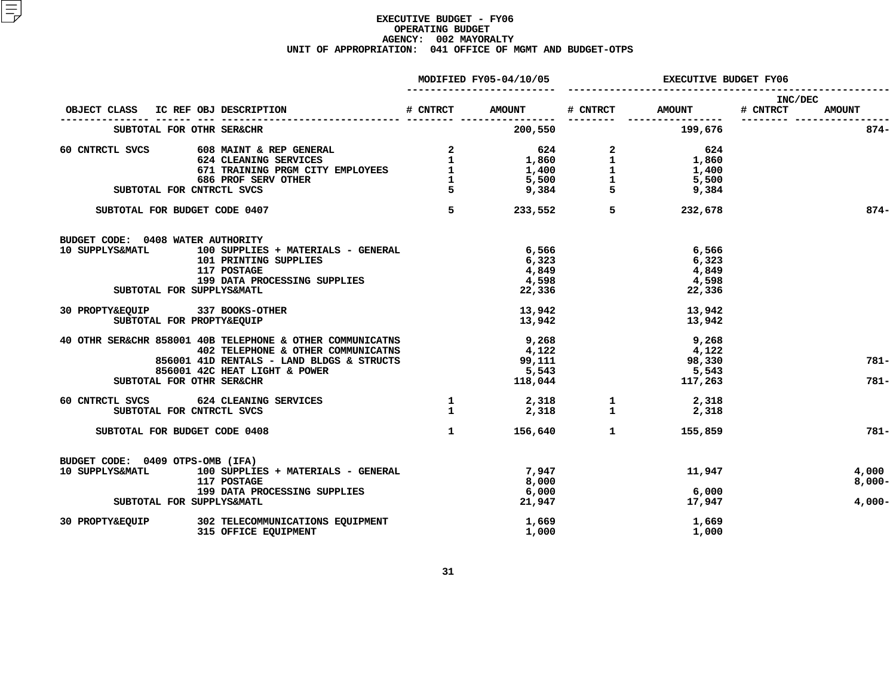# EXECUTIVE BUDGET - FY06
## OPERATING BUDGET
## AGENCY: 002 MAYORALTY
## UNIT OF APPROPRIATION: 041 OFFICE OF MGMT AND BUDGET-OTPS

| OBJECT CLASS | IC REF | OBJ | DESCRIPTION | MODIFIED FY05-04/10/05 # CNTRCT | MODIFIED FY05-04/10/05 AMOUNT | EXECUTIVE BUDGET FY06 # CNTRCT | EXECUTIVE BUDGET FY06 AMOUNT | INC/DEC # CNTRCT | INC/DEC AMOUNT |
|---|---|---|---|---|---|---|---|---|---|
| SUBTOTAL FOR OTHR SER&CHR | | | | | 200,550 | | 199,676 | | 874- |
| 60 CNTRCTL SVCS | | 608 | MAINT & REP GENERAL | 2 | 624 | 2 | 624 | | |
| | | 624 | CLEANING SERVICES | 1 | 1,860 | 1 | 1,860 | | |
| | | 671 | TRAINING PRGM CITY EMPLOYEES | 1 | 1,400 | 1 | 1,400 | | |
| | | 686 | PROF SERV OTHER | 1 | 5,500 | 1 | 5,500 | | |
| SUBTOTAL FOR CNTRCTL SVCS | | | | 5 | 9,384 | 5 | 9,384 | | |
| SUBTOTAL FOR BUDGET CODE 0407 | | | | 5 | 233,552 | 5 | 232,678 | | 874- |
| BUDGET CODE: 0408 WATER AUTHORITY | | | | | | | | | |
| 10 SUPPLYS&MATL | | 100 | SUPPLIES + MATERIALS - GENERAL | | 6,566 | | 6,566 | | |
| | | 101 | PRINTING SUPPLIES | | 6,323 | | 6,323 | | |
| | | 117 | POSTAGE | | 4,849 | | 4,849 | | |
| | | 199 | DATA PROCESSING SUPPLIES | | 4,598 | | 4,598 | | |
| SUBTOTAL FOR SUPPLYS&MATL | | | | | 22,336 | | 22,336 | | |
| 30 PROPTY&EQUIP | | 337 | BOOKS-OTHER | | 13,942 | | 13,942 | | |
| SUBTOTAL FOR PROPTY&EQUIP | | | | | 13,942 | | 13,942 | | |
| 40 OTHR SER&CHR | 858001 | 40B | TELEPHONE & OTHER COMMUNICATNS | | 9,268 | | 9,268 | | |
| | | 402 | TELEPHONE & OTHER COMMUNICATNS | | 4,122 | | 4,122 | | |
| | 856001 | 41D | RENTALS - LAND BLDGS & STRUCTS | | 99,111 | | 98,330 | | 781- |
| | 856001 | 42C | HEAT LIGHT & POWER | | 5,543 | | 5,543 | | |
| SUBTOTAL FOR OTHR SER&CHR | | | | | 118,044 | | 117,263 | | 781- |
| 60 CNTRCTL SVCS | | 624 | CLEANING SERVICES | 1 | 2,318 | 1 | 2,318 | | |
| SUBTOTAL FOR CNTRCTL SVCS | | | | 1 | 2,318 | 1 | 2,318 | | |
| SUBTOTAL FOR BUDGET CODE 0408 | | | | 1 | 156,640 | 1 | 155,859 | | 781- |
| BUDGET CODE: 0409 OTPS-OMB (IFA) | | | | | | | | | |
| 10 SUPPLYS&MATL | | 100 | SUPPLIES + MATERIALS - GENERAL | | 7,947 | | 11,947 | | 4,000 |
| | | 117 | POSTAGE | | 8,000 | | | | 8,000- |
| | | 199 | DATA PROCESSING SUPPLIES | | 6,000 | | 6,000 | | |
| SUBTOTAL FOR SUPPLYS&MATL | | | | | 21,947 | | 17,947 | | 4,000- |
| 30 PROPTY&EQUIP | | 302 | TELECOMMUNICATIONS EQUIPMENT | | 1,669 | | 1,669 | | |
| | | 315 | OFFICE EQUIPMENT | | 1,000 | | 1,000 | | |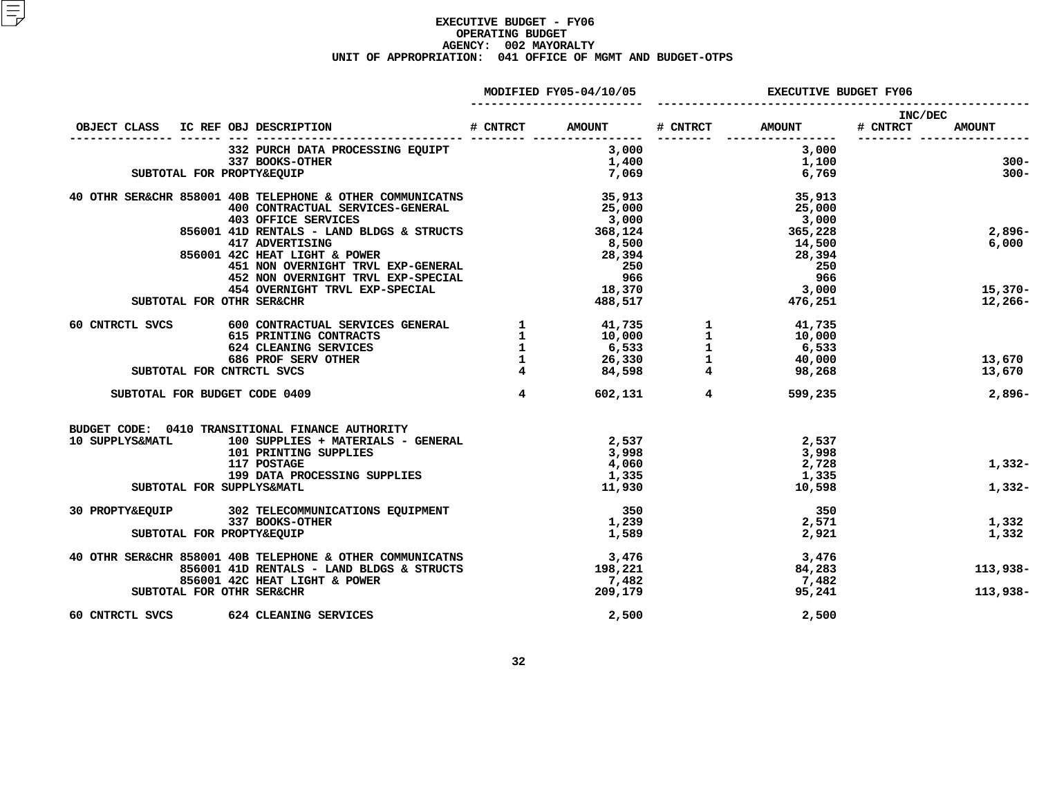# EXECUTIVE BUDGET - FY06
## OPERATING BUDGET
### AGENCY: 002 MAYORALTY
### UNIT OF APPROPRIATION: 041 OFFICE OF MGMT AND BUDGET-OTPS

| OBJECT CLASS | IC REF | OBJ | DESCRIPTION | MODIFIED FY05-04/10/05 # CNTRCT | MODIFIED FY05-04/10/05 AMOUNT | EXECUTIVE BUDGET FY06 # CNTRCT | EXECUTIVE BUDGET FY06 AMOUNT | INC/DEC # CNTRCT | INC/DEC AMOUNT |
|---|---|---|---|---|---|---|---|---|---|
| | | 332 | PURCH DATA PROCESSING EQUIPT | | 3,000 | | 3,000 | | |
| | | 337 | BOOKS-OTHER | | 1,400 | | 1,100 | | 300- |
| SUBTOTAL FOR PROPTY&EQUIP | | | | | 7,069 | | 6,769 | | 300- |
| 40 OTHR SER&CHR | 858001 | 40B | TELEPHONE & OTHER COMMUNICATNS | | 35,913 | | 35,913 | | |
| | | 400 | CONTRACTUAL SERVICES-GENERAL | | 25,000 | | 25,000 | | |
| | | 403 | OFFICE SERVICES | | 3,000 | | 3,000 | | |
| | 856001 | 41D | RENTALS - LAND BLDGS & STRUCTS | | 368,124 | | 365,228 | | 2,896- |
| | | 417 | ADVERTISING | | 8,500 | | 14,500 | | 6,000 |
| | 856001 | 42C | HEAT LIGHT & POWER | | 28,394 | | 28,394 | | |
| | | 451 | NON OVERNIGHT TRVL EXP-GENERAL | | 250 | | 250 | | |
| | | 452 | NON OVERNIGHT TRVL EXP-SPECIAL | | 966 | | 966 | | |
| | | 454 | OVERNIGHT TRVL EXP-SPECIAL | | 18,370 | | 3,000 | | 15,370- |
| SUBTOTAL FOR OTHR SER&CHR | | | | | 488,517 | | 476,251 | | 12,266- |
| 60 CNTRCTL SVCS | | 600 | CONTRACTUAL SERVICES GENERAL | 1 | 41,735 | 1 | 41,735 | | |
| | | 615 | PRINTING CONTRACTS | 1 | 10,000 | 1 | 10,000 | | |
| | | 624 | CLEANING SERVICES | 1 | 6,533 | 1 | 6,533 | | |
| | | 686 | PROF SERV OTHER | 1 | 26,330 | 1 | 40,000 | | 13,670 |
| SUBTOTAL FOR CNTRCTL SVCS | | | | 4 | 84,598 | 4 | 98,268 | | 13,670 |
| SUBTOTAL FOR BUDGET CODE 0409 | | | | 4 | 602,131 | 4 | 599,235 | | 2,896- |
| BUDGET CODE: 0410 TRANSITIONAL FINANCE AUTHORITY | | | | | | | | | |
| 10 SUPPLYS&MATL | | 100 | SUPPLIES + MATERIALS - GENERAL | | 2,537 | | 2,537 | | |
| | | 101 | PRINTING SUPPLIES | | 3,998 | | 3,998 | | |
| | | 117 | POSTAGE | | 4,060 | | 2,728 | | 1,332- |
| | | 199 | DATA PROCESSING SUPPLIES | | 1,335 | | 1,335 | | |
| SUBTOTAL FOR SUPPLYS&MATL | | | | | 11,930 | | 10,598 | | 1,332- |
| 30 PROPTY&EQUIP | | 302 | TELECOMMUNICATIONS EQUIPMENT | | 350 | | 350 | | |
| | | 337 | BOOKS-OTHER | | 1,239 | | 2,571 | | 1,332 |
| SUBTOTAL FOR PROPTY&EQUIP | | | | | 1,589 | | 2,921 | | 1,332 |
| 40 OTHR SER&CHR | 858001 | 40B | TELEPHONE & OTHER COMMUNICATNS | | 3,476 | | 3,476 | | |
| | 856001 | 41D | RENTALS - LAND BLDGS & STRUCTS | | 198,221 | | 84,283 | | 113,938- |
| | 856001 | 42C | HEAT LIGHT & POWER | | 7,482 | | 7,482 | | |
| SUBTOTAL FOR OTHR SER&CHR | | | | | 209,179 | | 95,241 | | 113,938- |
| 60 CNTRCTL SVCS | | 624 | CLEANING SERVICES | | 2,500 | | 2,500 | | |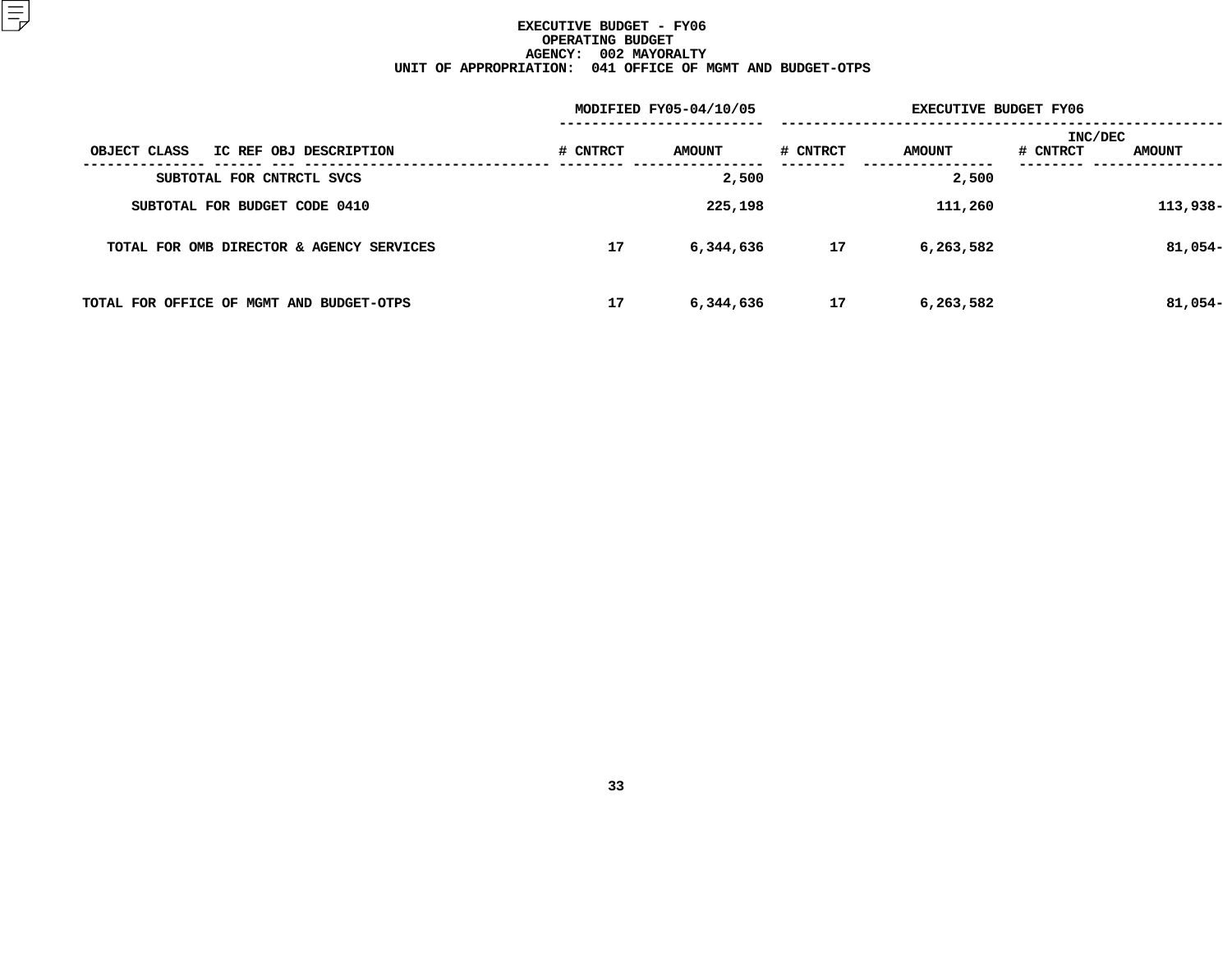# EXECUTIVE BUDGET - FY06
## OPERATING BUDGET
### AGENCY: 002 MAYORALTY
### UNIT OF APPROPRIATION: 041 OFFICE OF MGMT AND BUDGET-OTPS

| OBJECT CLASS IC REF OBJ DESCRIPTION | MODIFIED FY05-04/10/05 # CNTRCT | MODIFIED FY05-04/10/05 AMOUNT | EXECUTIVE BUDGET FY06 # CNTRCT | EXECUTIVE BUDGET FY06 AMOUNT | INC/DEC # CNTRCT | INC/DEC AMOUNT |
|---|---|---|---|---|---|---|
| SUBTOTAL FOR CNTRCTL SVCS | | 2,500 | | 2,500 | | |
| SUBTOTAL FOR BUDGET CODE 0410 | | 225,198 | | 111,260 | | 113,938- |
| TOTAL FOR OMB DIRECTOR & AGENCY SERVICES | 17 | 6,344,636 | 17 | 6,263,582 | | 81,054- |
| TOTAL FOR OFFICE OF MGMT AND BUDGET-OTPS | 17 | 6,344,636 | 17 | 6,263,582 | | 81,054- |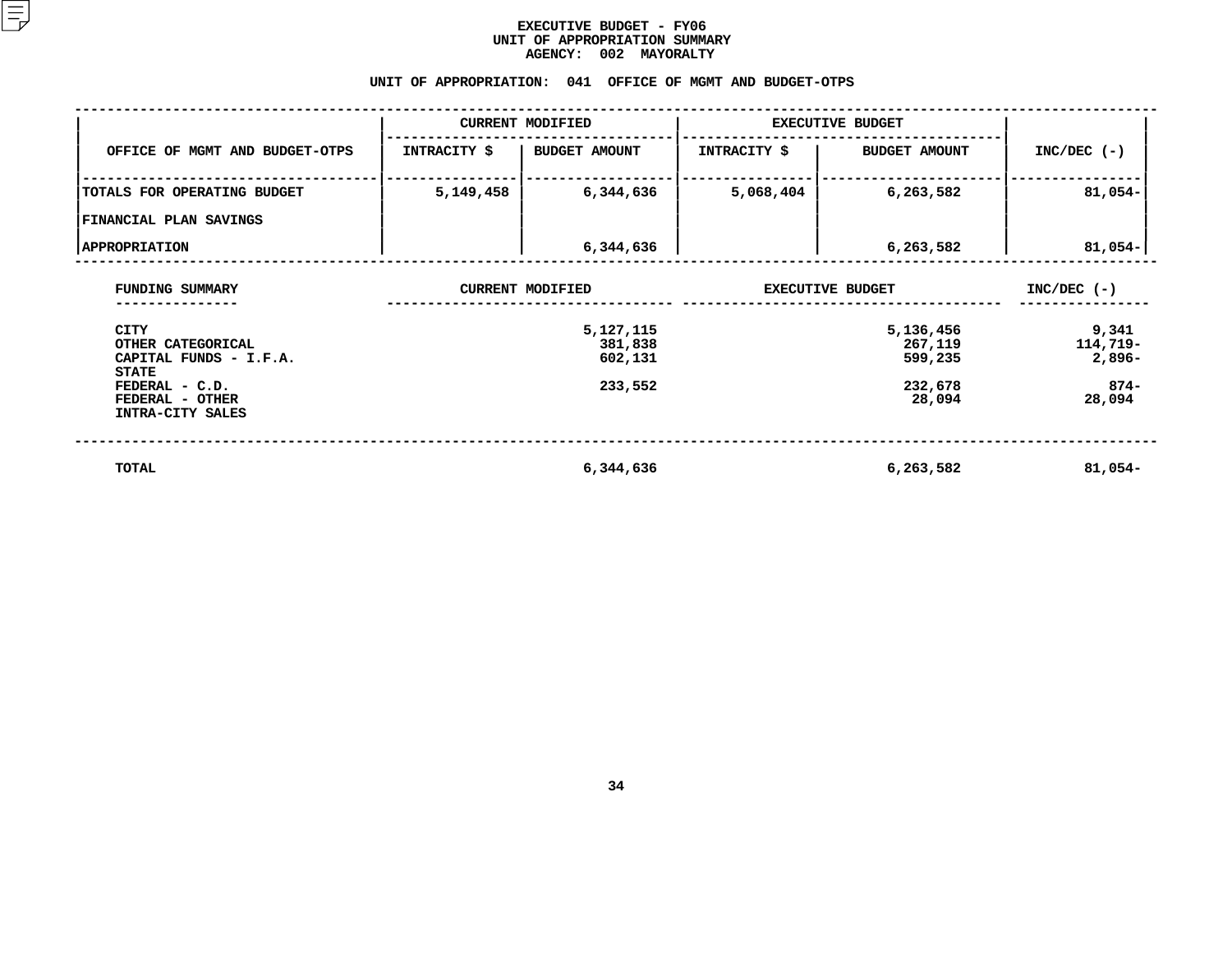# EXECUTIVE BUDGET - FY06
## UNIT OF APPROPRIATION SUMMARY
### AGENCY: 002 MAYORALTY

### UNIT OF APPROPRIATION: 041 OFFICE OF MGMT AND BUDGET-OTPS

| OFFICE OF MGMT AND BUDGET-OTPS | CURRENT MODIFIED | | EXECUTIVE BUDGET | | INC/DEC (-) |
|---|---|---|---|---|---|
| | INTRACITY $ | BUDGET AMOUNT | INTRACITY $ | BUDGET AMOUNT | |
| TOTALS FOR OPERATING BUDGET | 5,149,458 | 6,344,636 | 5,068,404 | 6,263,582 | 81,054- |
| FINANCIAL PLAN SAVINGS | | | | | |
| APPROPRIATION | | 6,344,636 | | 6,263,582 | 81,054- |

| FUNDING SUMMARY | CURRENT MODIFIED | EXECUTIVE BUDGET | INC/DEC (-) |
|---|---|---|---|
| CITY | 5,127,115 | 5,136,456 | 9,341 |
| OTHER CATEGORICAL | 381,838 | 267,119 | 114,719- |
| CAPITAL FUNDS - I.F.A. | 602,131 | 599,235 | 2,896- |
| STATE | | | |
| FEDERAL - C.D. | 233,552 | 232,678 | 874- |
| FEDERAL - OTHER | | 28,094 | 28,094 |
| INTRA-CITY SALES | | | |
| TOTAL | 6,344,636 | 6,263,582 | 81,054- |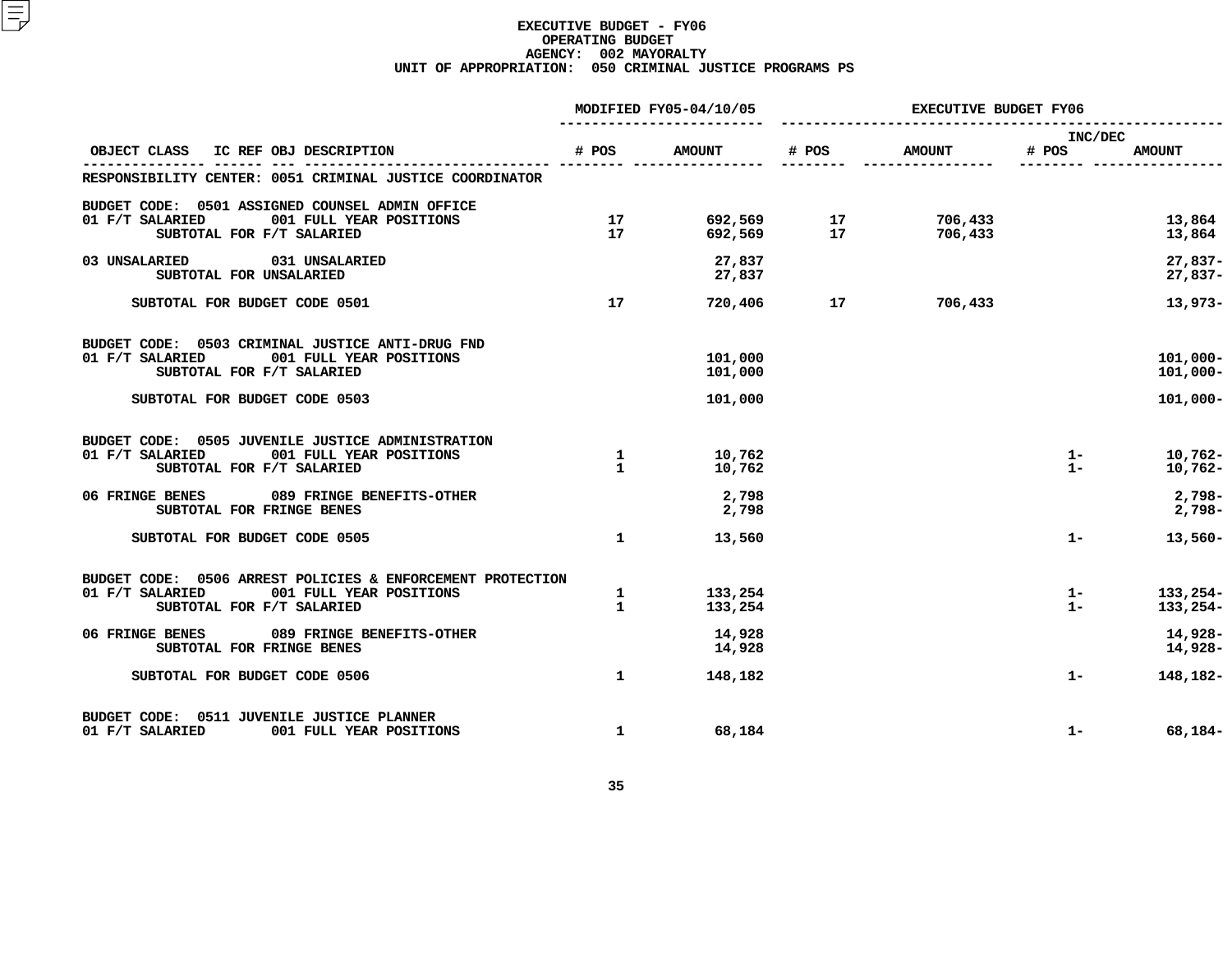# EXECUTIVE BUDGET - FY06
## OPERATING BUDGET
## AGENCY: 002 MAYORALTY
## UNIT OF APPROPRIATION: 050 CRIMINAL JUSTICE PROGRAMS PS

| OBJECT CLASS | IC REF OBJ DESCRIPTION | MODIFIED FY05-04/10/05 # POS | MODIFIED FY05-04/10/05 AMOUNT | EXECUTIVE BUDGET FY06 # POS | EXECUTIVE BUDGET FY06 AMOUNT | INC/DEC # POS | INC/DEC AMOUNT |
|---|---|---|---|---|---|---|---|
| RESPONSIBILITY CENTER: 0051 CRIMINAL JUSTICE COORDINATOR | | | | | | | |
| BUDGET CODE: 0501 ASSIGNED COUNSEL ADMIN OFFICE | | | | | | | |
| 01 F/T SALARIED | 001 FULL YEAR POSITIONS | 17 | 692,569 | 17 | 706,433 | | 13,864 |
| SUBTOTAL FOR F/T SALARIED | | 17 | 692,569 | 17 | 706,433 | | 13,864 |
| 03 UNSALARIED | 031 UNSALARIED | | 27,837 | | | | 27,837- |
| SUBTOTAL FOR UNSALARIED | | | 27,837 | | | | 27,837- |
| SUBTOTAL FOR BUDGET CODE 0501 | | 17 | 720,406 | 17 | 706,433 | | 13,973- |
| BUDGET CODE: 0503 CRIMINAL JUSTICE ANTI-DRUG FND | | | | | | | |
| 01 F/T SALARIED | 001 FULL YEAR POSITIONS | | 101,000 | | | | 101,000- |
| SUBTOTAL FOR F/T SALARIED | | | 101,000 | | | | 101,000- |
| SUBTOTAL FOR BUDGET CODE 0503 | | | 101,000 | | | | 101,000- |
| BUDGET CODE: 0505 JUVENILE JUSTICE ADMINISTRATION | | | | | | | |
| 01 F/T SALARIED | 001 FULL YEAR POSITIONS | 1 | 10,762 | | | 1- | 10,762- |
| SUBTOTAL FOR F/T SALARIED | | 1 | 10,762 | | | 1- | 10,762- |
| 06 FRINGE BENES | 089 FRINGE BENEFITS-OTHER | | 2,798 | | | | 2,798- |
| SUBTOTAL FOR FRINGE BENES | | | 2,798 | | | | 2,798- |
| SUBTOTAL FOR BUDGET CODE 0505 | | 1 | 13,560 | | | 1- | 13,560- |
| BUDGET CODE: 0506 ARREST POLICIES & ENFORCEMENT PROTECTION | | | | | | | |
| 01 F/T SALARIED | 001 FULL YEAR POSITIONS | 1 | 133,254 | | | 1- | 133,254- |
| SUBTOTAL FOR F/T SALARIED | | 1 | 133,254 | | | 1- | 133,254- |
| 06 FRINGE BENES | 089 FRINGE BENEFITS-OTHER | | 14,928 | | | | 14,928- |
| SUBTOTAL FOR FRINGE BENES | | | 14,928 | | | | 14,928- |
| SUBTOTAL FOR BUDGET CODE 0506 | | 1 | 148,182 | | | 1- | 148,182- |
| BUDGET CODE: 0511 JUVENILE JUSTICE PLANNER | | | | | | | |
| 01 F/T SALARIED | 001 FULL YEAR POSITIONS | 1 | 68,184 | | | 1- | 68,184- |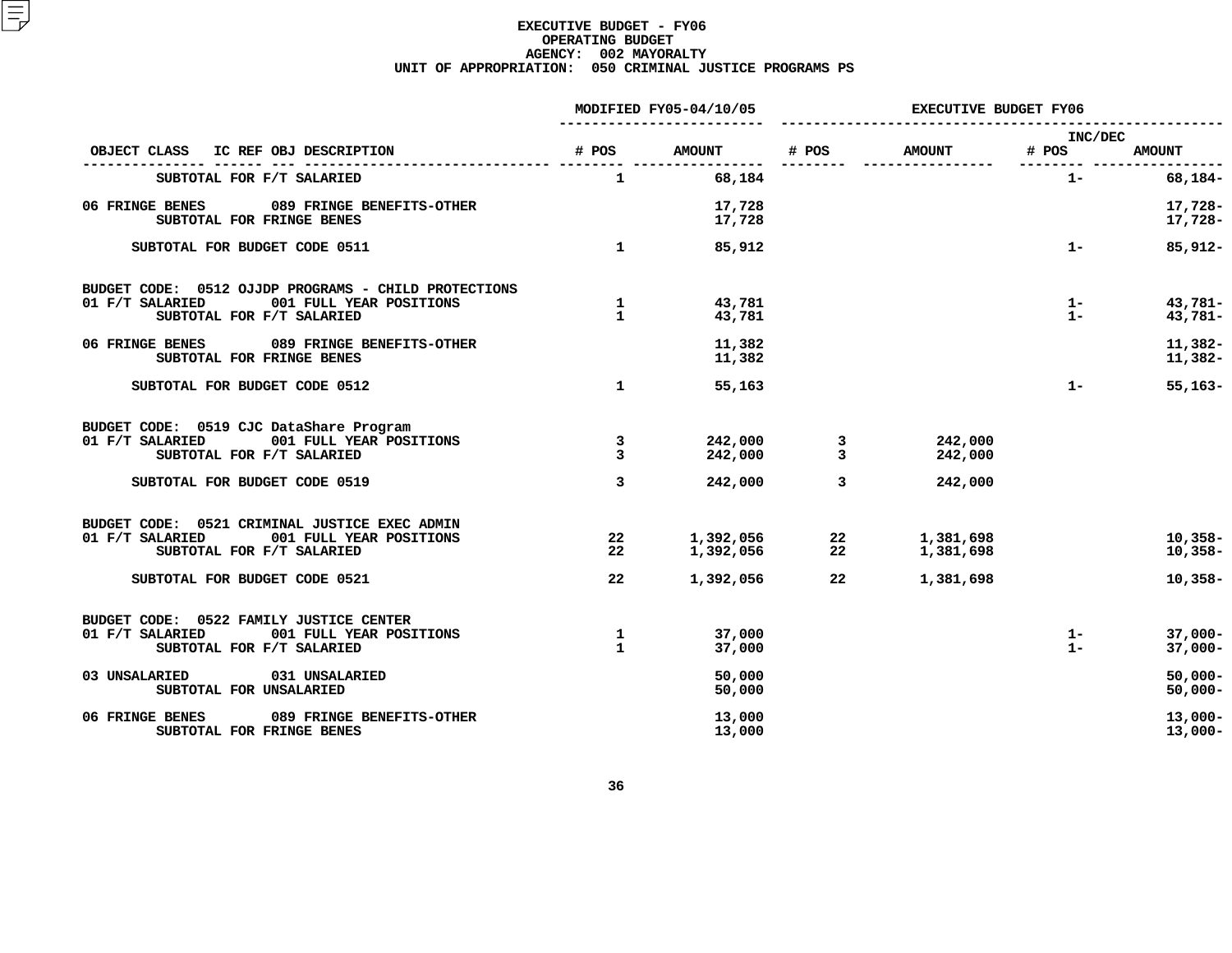# EXECUTIVE BUDGET - FY06
## OPERATING BUDGET
### AGENCY: 002 MAYORALTY
### UNIT OF APPROPRIATION: 050 CRIMINAL JUSTICE PROGRAMS PS

| OBJECT CLASS | IC REF OBJ DESCRIPTION | MODIFIED FY05-04/10/05 # POS | MODIFIED FY05-04/10/05 AMOUNT | EXECUTIVE BUDGET FY06 # POS | EXECUTIVE BUDGET FY06 AMOUNT | INC/DEC # POS | INC/DEC AMOUNT |
|---|---|---|---|---|---|---|---|
| | SUBTOTAL FOR F/T SALARIED | 1 | 68,184 | | | 1- | 68,184- |
| 06 FRINGE BENES | 089 FRINGE BENEFITS-OTHER | | 17,728 | | | | 17,728- |
| | SUBTOTAL FOR FRINGE BENES | | 17,728 | | | | 17,728- |
| | SUBTOTAL FOR BUDGET CODE 0511 | 1 | 85,912 | | | 1- | 85,912- |
| BUDGET CODE: 0512 OJJDP PROGRAMS - CHILD PROTECTIONS | | | | | | | |
| 01 F/T SALARIED | 001 FULL YEAR POSITIONS | 1 | 43,781 | | | 1- | 43,781- |
| | SUBTOTAL FOR F/T SALARIED | 1 | 43,781 | | | 1- | 43,781- |
| 06 FRINGE BENES | 089 FRINGE BENEFITS-OTHER | | 11,382 | | | | 11,382- |
| | SUBTOTAL FOR FRINGE BENES | | 11,382 | | | | 11,382- |
| | SUBTOTAL FOR BUDGET CODE 0512 | 1 | 55,163 | | | 1- | 55,163- |
| BUDGET CODE: 0519 CJC DataShare Program | | | | | | | |
| 01 F/T SALARIED | 001 FULL YEAR POSITIONS | 3 | 242,000 | 3 | 242,000 | | |
| | SUBTOTAL FOR F/T SALARIED | 3 | 242,000 | 3 | 242,000 | | |
| | SUBTOTAL FOR BUDGET CODE 0519 | 3 | 242,000 | 3 | 242,000 | | |
| BUDGET CODE: 0521 CRIMINAL JUSTICE EXEC ADMIN | | | | | | | |
| 01 F/T SALARIED | 001 FULL YEAR POSITIONS | 22 | 1,392,056 | 22 | 1,381,698 | | 10,358- |
| | SUBTOTAL FOR F/T SALARIED | 22 | 1,392,056 | 22 | 1,381,698 | | 10,358- |
| | SUBTOTAL FOR BUDGET CODE 0521 | 22 | 1,392,056 | 22 | 1,381,698 | | 10,358- |
| BUDGET CODE: 0522 FAMILY JUSTICE CENTER | | | | | | | |
| 01 F/T SALARIED | 001 FULL YEAR POSITIONS | 1 | 37,000 | | | 1- | 37,000- |
| | SUBTOTAL FOR F/T SALARIED | 1 | 37,000 | | | 1- | 37,000- |
| 03 UNSALARIED | 031 UNSALARIED | | 50,000 | | | | 50,000- |
| | SUBTOTAL FOR UNSALARIED | | 50,000 | | | | 50,000- |
| 06 FRINGE BENES | 089 FRINGE BENEFITS-OTHER | | 13,000 | | | | 13,000- |
| | SUBTOTAL FOR FRINGE BENES | | 13,000 | | | | 13,000- |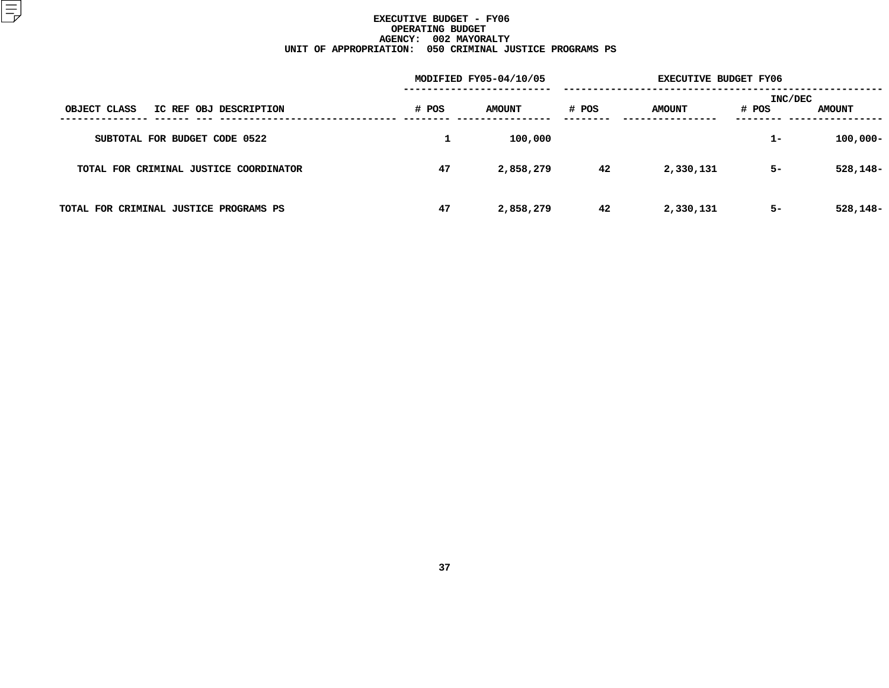# EXECUTIVE BUDGET - FY06
## OPERATING BUDGET
## AGENCY: 002 MAYORALTY
## UNIT OF APPROPRIATION: 050 CRIMINAL JUSTICE PROGRAMS PS

| OBJECT CLASS | IC REF OBJ DESCRIPTION | MODIFIED FY05-04/10/05 # POS | MODIFIED FY05-04/10/05 AMOUNT | EXECUTIVE BUDGET FY06 # POS | EXECUTIVE BUDGET FY06 AMOUNT | INC/DEC # POS | INC/DEC AMOUNT |
|---|---|---|---|---|---|---|---|
| SUBTOTAL FOR BUDGET CODE 0522 | | 1 | 100,000 | | | 1- | 100,000- |
| TOTAL FOR CRIMINAL JUSTICE COORDINATOR | | 47 | 2,858,279 | 42 | 2,330,131 | 5- | 528,148- |
| TOTAL FOR CRIMINAL JUSTICE PROGRAMS PS | | 47 | 2,858,279 | 42 | 2,330,131 | 5- | 528,148- |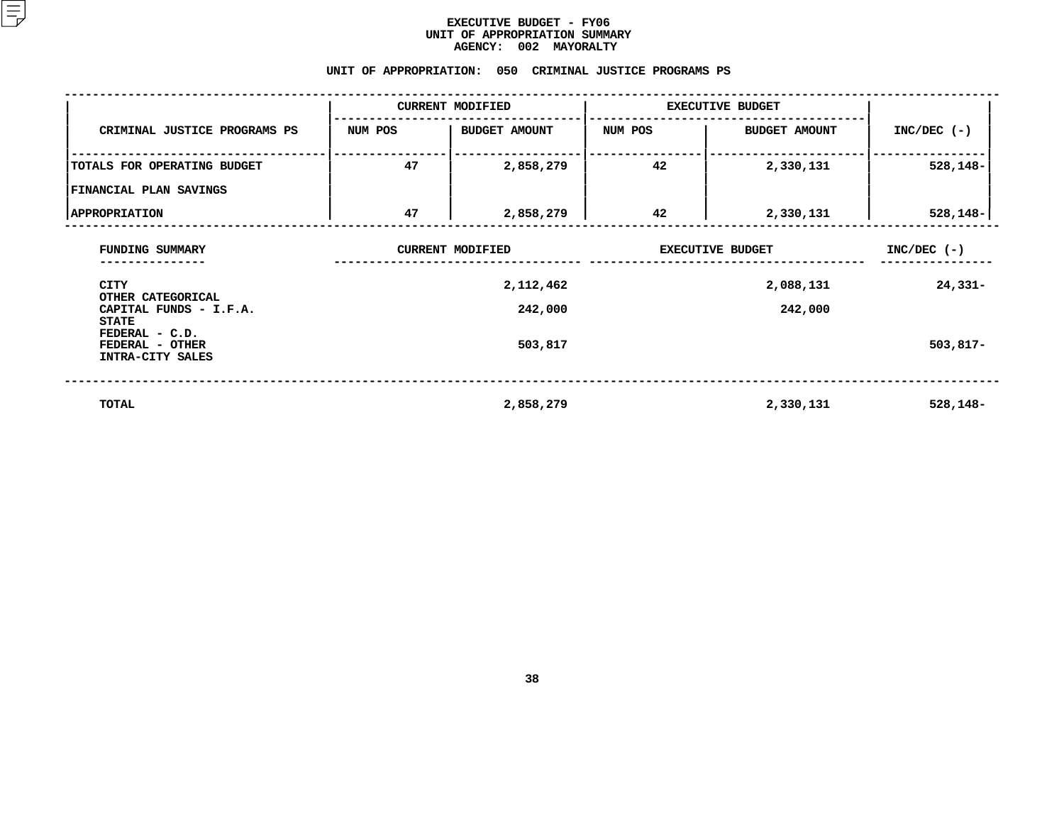# EXECUTIVE BUDGET - FY06
## UNIT OF APPROPRIATION SUMMARY
### AGENCY: 002 MAYORALTY

### UNIT OF APPROPRIATION: 050 CRIMINAL JUSTICE PROGRAMS PS

| CRIMINAL JUSTICE PROGRAMS PS | CURRENT MODIFIED | | EXECUTIVE BUDGET | | INC/DEC (-) |
|---|---|---|---|---|---|
| | NUM POS | BUDGET AMOUNT | NUM POS | BUDGET AMOUNT | |
| TOTALS FOR OPERATING BUDGET | 47 | 2,858,279 | 42 | 2,330,131 | 528,148- |
| FINANCIAL PLAN SAVINGS | | | | | |
| APPROPRIATION | 47 | 2,858,279 | 42 | 2,330,131 | 528,148- |

| FUNDING SUMMARY | CURRENT MODIFIED | EXECUTIVE BUDGET | INC/DEC (-) |
|---|---|---|---|
| CITY | 2,112,462 | 2,088,131 | 24,331- |
| OTHER CATEGORICAL | | | |
| CAPITAL FUNDS - I.F.A. | 242,000 | 242,000 | |
| STATE | | | |
| FEDERAL - C.D. | | | |
| FEDERAL - OTHER | 503,817 | | 503,817- |
| INTRA-CITY SALES | | | |
| TOTAL | 2,858,279 | 2,330,131 | 528,148- |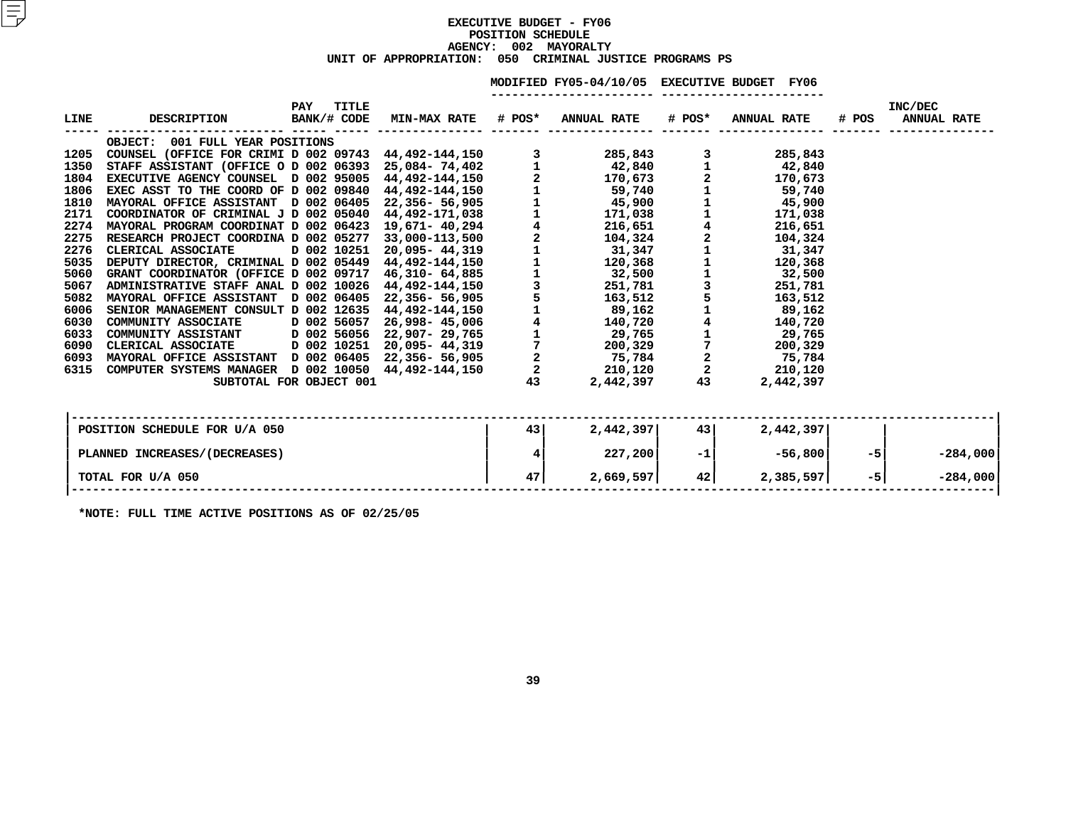# EXECUTIVE BUDGET - FY06
## POSITION SCHEDULE
### AGENCY: 002 MAYORALTY
### UNIT OF APPROPRIATION: 050 CRIMINAL JUSTICE PROGRAMS PS

| LINE | DESCRIPTION | PAY BANK/# | TITLE CODE | MIN-MAX RATE | MODIFIED FY05-04/10/05 # POS* | MODIFIED FY05-04/10/05 ANNUAL RATE | EXECUTIVE BUDGET FY06 # POS* | EXECUTIVE BUDGET FY06 ANNUAL RATE | INC/DEC # POS | INC/DEC ANNUAL RATE |
|---|---|---|---|---|---|---|---|---|---|---|
| | OBJECT: 001 FULL YEAR POSITIONS | | | | | | | | | |
| 1205 | COUNSEL (OFFICE FOR CRIMI | D 002 | 09743 | 44,492-144,150 | 3 | 285,843 | 3 | 285,843 | | |
| 1350 | STAFF ASSISTANT (OFFICE O | D 002 | 06393 | 25,084- 74,402 | 1 | 42,840 | 1 | 42,840 | | |
| 1804 | EXECUTIVE AGENCY COUNSEL | D 002 | 95005 | 44,492-144,150 | 2 | 170,673 | 2 | 170,673 | | |
| 1806 | EXEC ASST TO THE COORD OF | D 002 | 09840 | 44,492-144,150 | 1 | 59,740 | 1 | 59,740 | | |
| 1810 | MAYORAL OFFICE ASSISTANT | D 002 | 06405 | 22,356- 56,905 | 1 | 45,900 | 1 | 45,900 | | |
| 2171 | COORDINATOR OF CRIMINAL J | D 002 | 05040 | 44,492-171,038 | 1 | 171,038 | 1 | 171,038 | | |
| 2274 | MAYORAL PROGRAM COORDINAT | D 002 | 06423 | 19,671- 40,294 | 4 | 216,651 | 4 | 216,651 | | |
| 2275 | RESEARCH PROJECT COORDINA | D 002 | 05277 | 33,000-113,500 | 2 | 104,324 | 2 | 104,324 | | |
| 2276 | CLERICAL ASSOCIATE | D 002 | 10251 | 20,095- 44,319 | 1 | 31,347 | 1 | 31,347 | | |
| 5035 | DEPUTY DIRECTOR, CRIMINAL | D 002 | 05449 | 44,492-144,150 | 1 | 120,368 | 1 | 120,368 | | |
| 5060 | GRANT COORDINATOR (OFFICE | D 002 | 09717 | 46,310- 64,885 | 1 | 32,500 | 1 | 32,500 | | |
| 5067 | ADMINISTRATIVE STAFF ANAL | D 002 | 10026 | 44,492-144,150 | 3 | 251,781 | 3 | 251,781 | | |
| 5082 | MAYORAL OFFICE ASSISTANT | D 002 | 06405 | 22,356- 56,905 | 5 | 163,512 | 5 | 163,512 | | |
| 6006 | SENIOR MANAGEMENT CONSULT | D 002 | 12635 | 44,492-144,150 | 1 | 89,162 | 1 | 89,162 | | |
| 6030 | COMMUNITY ASSOCIATE | D 002 | 56057 | 26,998- 45,006 | 4 | 140,720 | 4 | 140,720 | | |
| 6033 | COMMUNITY ASSISTANT | D 002 | 56056 | 22,907- 29,765 | 1 | 29,765 | 1 | 29,765 | | |
| 6090 | CLERICAL ASSOCIATE | D 002 | 10251 | 20,095- 44,319 | 7 | 200,329 | 7 | 200,329 | | |
| 6093 | MAYORAL OFFICE ASSISTANT | D 002 | 06405 | 22,356- 56,905 | 2 | 75,784 | 2 | 75,784 | | |
| 6315 | COMPUTER SYSTEMS MANAGER | D 002 | 10050 | 44,492-144,150 | 2 | 210,120 | 2 | 210,120 | | |
| | SUBTOTAL FOR OBJECT 001 | | | | 43 | 2,442,397 | 43 | 2,442,397 | | |

| | MODIFIED FY05 # POS* | MODIFIED FY05 ANNUAL RATE | EXECUTIVE BUDGET FY06 # POS* | EXECUTIVE BUDGET FY06 ANNUAL RATE | INC/DEC # POS | INC/DEC ANNUAL RATE |
|---|---|---|---|---|---|---|
| POSITION SCHEDULE FOR U/A 050 | 43 | 2,442,397 | 43 | 2,442,397 | | |
| PLANNED INCREASES/(DECREASES) | 4 | 227,200 | -1 | -56,800 | -5 | -284,000 |
| TOTAL FOR U/A 050 | 47 | 2,669,597 | 42 | 2,385,597 | -5 | -284,000 |

*NOTE: FULL TIME ACTIVE POSITIONS AS OF 02/25/05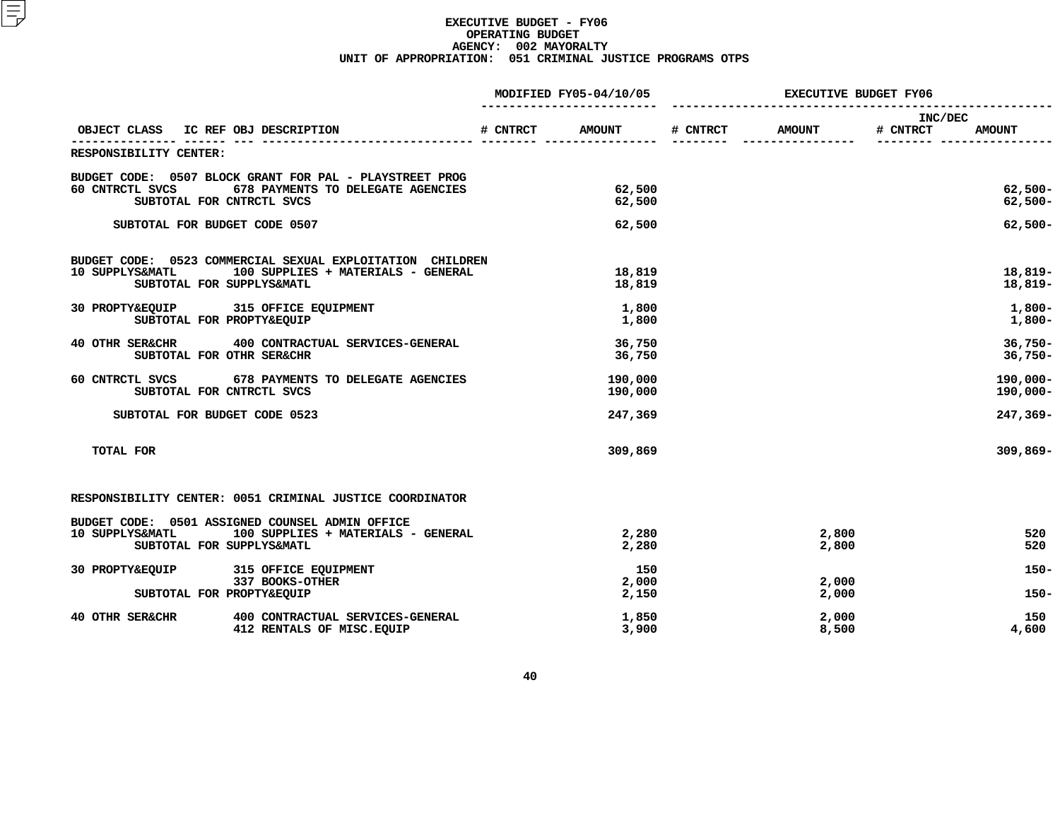# EXECUTIVE BUDGET - FY06
## OPERATING BUDGET
### AGENCY: 002 MAYORALTY
### UNIT OF APPROPRIATION: 051 CRIMINAL JUSTICE PROGRAMS OTPS

| OBJECT CLASS | IC REF OBJ DESCRIPTION | MODIFIED FY05-04/10/05 # CNTRCT | MODIFIED FY05-04/10/05 AMOUNT | EXECUTIVE BUDGET FY06 # CNTRCT | EXECUTIVE BUDGET FY06 AMOUNT | INC/DEC # CNTRCT | INC/DEC AMOUNT |
|---|---|---|---|---|---|---|---|
| RESPONSIBILITY CENTER: | | | | | | | |
| BUDGET CODE: 0507 BLOCK GRANT FOR PAL - PLAYSTREET PROG | | | | | | | |
| 60 CNTRCTL SVCS | 678 PAYMENTS TO DELEGATE AGENCIES | | 62,500 | | | | 62,500- |
| SUBTOTAL FOR CNTRCTL SVCS | | | 62,500 | | | | 62,500- |
| SUBTOTAL FOR BUDGET CODE 0507 | | | 62,500 | | | | 62,500- |
| BUDGET CODE: 0523 COMMERCIAL SEXUAL EXPLOITATION CHILDREN | | | | | | | |
| 10 SUPPLYS&MATL | 100 SUPPLIES + MATERIALS - GENERAL | | 18,819 | | | | 18,819- |
| SUBTOTAL FOR SUPPLYS&MATL | | | 18,819 | | | | 18,819- |
| 30 PROPTY&EQUIP | 315 OFFICE EQUIPMENT | | 1,800 | | | | 1,800- |
| SUBTOTAL FOR PROPTY&EQUIP | | | 1,800 | | | | 1,800- |
| 40 OTHR SER&CHR | 400 CONTRACTUAL SERVICES-GENERAL | | 36,750 | | | | 36,750- |
| SUBTOTAL FOR OTHR SER&CHR | | | 36,750 | | | | 36,750- |
| 60 CNTRCTL SVCS | 678 PAYMENTS TO DELEGATE AGENCIES | | 190,000 | | | | 190,000- |
| SUBTOTAL FOR CNTRCTL SVCS | | | 190,000 | | | | 190,000- |
| SUBTOTAL FOR BUDGET CODE 0523 | | | 247,369 | | | | 247,369- |
| TOTAL FOR | | | 309,869 | | | | 309,869- |
| RESPONSIBILITY CENTER: 0051 CRIMINAL JUSTICE COORDINATOR | | | | | | | |
| BUDGET CODE: 0501 ASSIGNED COUNSEL ADMIN OFFICE | | | | | | | |
| 10 SUPPLYS&MATL | 100 SUPPLIES + MATERIALS - GENERAL | | 2,280 | | 2,800 | | 520 |
| SUBTOTAL FOR SUPPLYS&MATL | | | 2,280 | | 2,800 | | 520 |
| 30 PROPTY&EQUIP | 315 OFFICE EQUIPMENT | | 150 | | | | 150- |
| | 337 BOOKS-OTHER | | 2,000 | | 2,000 | | |
| SUBTOTAL FOR PROPTY&EQUIP | | | 2,150 | | 2,000 | | 150- |
| 40 OTHR SER&CHR | 400 CONTRACTUAL SERVICES-GENERAL | | 1,850 | | 2,000 | | 150 |
| | 412 RENTALS OF MISC.EQUIP | | 3,900 | | 8,500 | | 4,600 |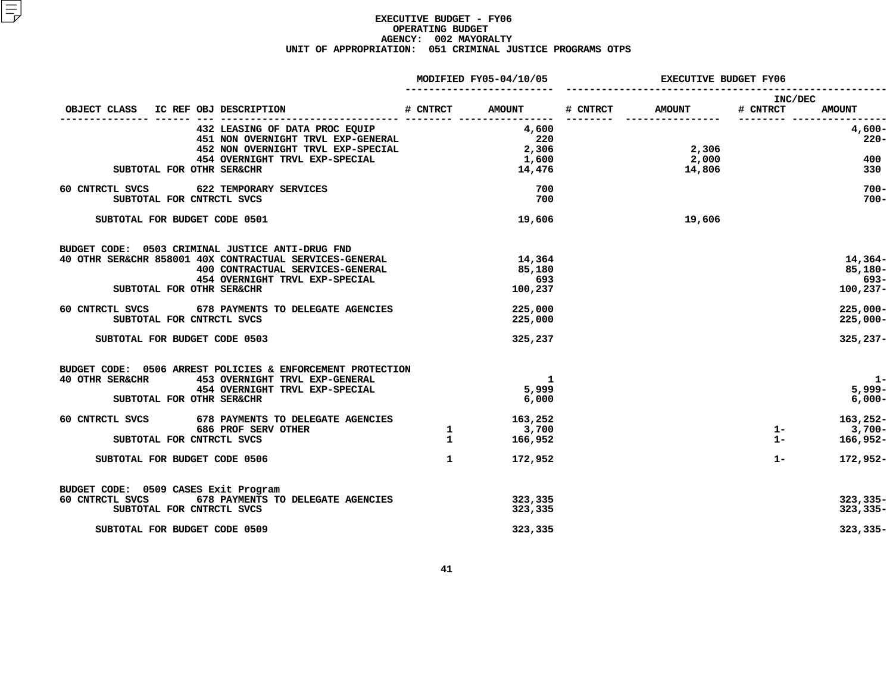# EXECUTIVE BUDGET - FY06
## OPERATING BUDGET
## AGENCY: 002 MAYORALTY
## UNIT OF APPROPRIATION: 051 CRIMINAL JUSTICE PROGRAMS OTPS

| OBJECT CLASS | IC REF | OBJ | DESCRIPTION | MODIFIED FY05-04/10/05 # CNTRCT | MODIFIED FY05-04/10/05 AMOUNT | EXECUTIVE BUDGET FY06 # CNTRCT | EXECUTIVE BUDGET FY06 AMOUNT | INC/DEC # CNTRCT | INC/DEC AMOUNT |
|---|---|---|---|---|---|---|---|---|---|
| | | 432 | LEASING OF DATA PROC EQUIP | | 4,600 | | | | 4,600- |
| | | 451 | NON OVERNIGHT TRVL EXP-GENERAL | | 220 | | | | 220- |
| | | 452 | NON OVERNIGHT TRVL EXP-SPECIAL | | 2,306 | | 2,306 | | |
| | | 454 | OVERNIGHT TRVL EXP-SPECIAL | | 1,600 | | 2,000 | | 400 |
| SUBTOTAL FOR OTHR SER&CHR | | | | | 14,476 | | 14,806 | | 330 |
| 60 CNTRCTL SVCS | | 622 | TEMPORARY SERVICES | | 700 | | | | 700- |
| SUBTOTAL FOR CNTRCTL SVCS | | | | | 700 | | | | 700- |
| SUBTOTAL FOR BUDGET CODE 0501 | | | | | 19,606 | | 19,606 | | |
| BUDGET CODE: 0503 CRIMINAL JUSTICE ANTI-DRUG FND | | | | | | | | | |
| 40 OTHR SER&CHR | 858001 | 40X | CONTRACTUAL SERVICES-GENERAL | | 14,364 | | | | 14,364- |
| | | 400 | CONTRACTUAL SERVICES-GENERAL | | 85,180 | | | | 85,180- |
| | | 454 | OVERNIGHT TRVL EXP-SPECIAL | | 693 | | | | 693- |
| SUBTOTAL FOR OTHR SER&CHR | | | | | 100,237 | | | | 100,237- |
| 60 CNTRCTL SVCS | | 678 | PAYMENTS TO DELEGATE AGENCIES | | 225,000 | | | | 225,000- |
| SUBTOTAL FOR CNTRCTL SVCS | | | | | 225,000 | | | | 225,000- |
| SUBTOTAL FOR BUDGET CODE 0503 | | | | | 325,237 | | | | 325,237- |
| BUDGET CODE: 0506 ARREST POLICIES & ENFORCEMENT PROTECTION | | | | | | | | | |
| 40 OTHR SER&CHR | | 453 | OVERNIGHT TRVL EXP-GENERAL | | 1 | | | | 1- |
| | | 454 | OVERNIGHT TRVL EXP-SPECIAL | | 5,999 | | | | 5,999- |
| SUBTOTAL FOR OTHR SER&CHR | | | | | 6,000 | | | | 6,000- |
| 60 CNTRCTL SVCS | | 678 | PAYMENTS TO DELEGATE AGENCIES | | 163,252 | | | | 163,252- |
| | | 686 | PROF SERV OTHER | 1 | 3,700 | | | 1- | 3,700- |
| SUBTOTAL FOR CNTRCTL SVCS | | | | 1 | 166,952 | | | 1- | 166,952- |
| SUBTOTAL FOR BUDGET CODE 0506 | | | | 1 | 172,952 | | | 1- | 172,952- |
| BUDGET CODE: 0509 CASES Exit Program | | | | | | | | | |
| 60 CNTRCTL SVCS | | 678 | PAYMENTS TO DELEGATE AGENCIES | | 323,335 | | | | 323,335- |
| SUBTOTAL FOR CNTRCTL SVCS | | | | | 323,335 | | | | 323,335- |
| SUBTOTAL FOR BUDGET CODE 0509 | | | | | 323,335 | | | | 323,335- |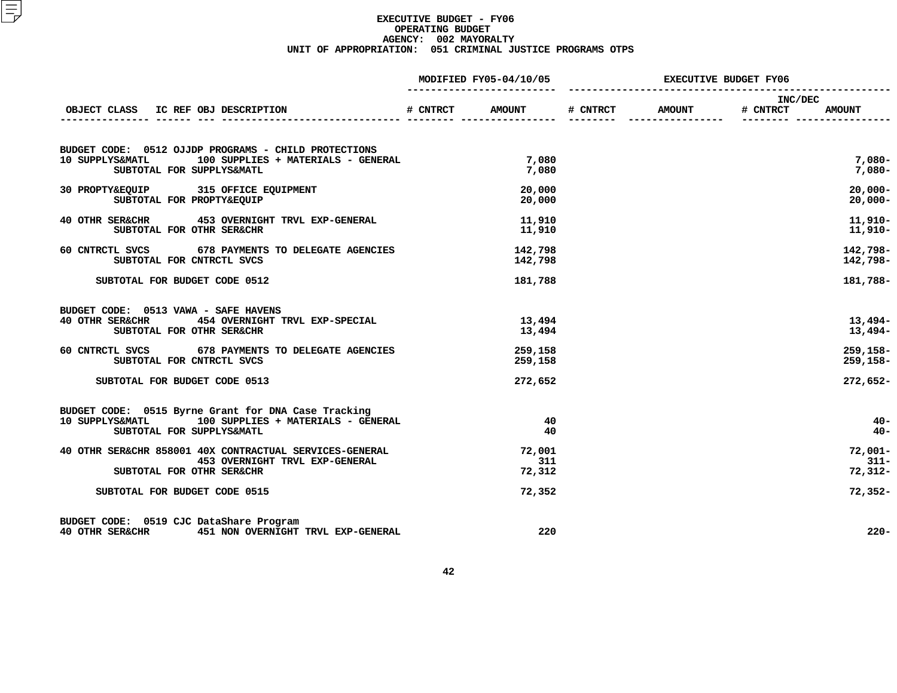# EXECUTIVE BUDGET - FY06
## OPERATING BUDGET
### AGENCY: 002 MAYORALTY
### UNIT OF APPROPRIATION: 051 CRIMINAL JUSTICE PROGRAMS OTPS

| OBJECT CLASS | IC REF | OBJ | DESCRIPTION | MODIFIED FY05-04/10/05 # CNTRCT | MODIFIED FY05-04/10/05 AMOUNT | EXECUTIVE BUDGET FY06 # CNTRCT | EXECUTIVE BUDGET FY06 AMOUNT | INC/DEC # CNTRCT | INC/DEC AMOUNT |
|---|---|---|---|---|---|---|---|---|---|
| BUDGET CODE: 0512 OJJDP PROGRAMS - CHILD PROTECTIONS | | | | | | | | | |
| 10 SUPPLYS&MATL | | 100 | SUPPLIES + MATERIALS - GENERAL | | 7,080 | | | | 7,080- |
| | | | SUBTOTAL FOR SUPPLYS&MATL | | 7,080 | | | | 7,080- |
| 30 PROPTY&EQUIP | | 315 | OFFICE EQUIPMENT | | 20,000 | | | | 20,000- |
| | | | SUBTOTAL FOR PROPTY&EQUIP | | 20,000 | | | | 20,000- |
| 40 OTHR SER&CHR | | 453 | OVERNIGHT TRVL EXP-GENERAL | | 11,910 | | | | 11,910- |
| | | | SUBTOTAL FOR OTHR SER&CHR | | 11,910 | | | | 11,910- |
| 60 CNTRCTL SVCS | | 678 | PAYMENTS TO DELEGATE AGENCIES | | 142,798 | | | | 142,798- |
| | | | SUBTOTAL FOR CNTRCTL SVCS | | 142,798 | | | | 142,798- |
| | | | SUBTOTAL FOR BUDGET CODE 0512 | | 181,788 | | | | 181,788- |
| BUDGET CODE: 0513 VAWA - SAFE HAVENS | | | | | | | | | |
| 40 OTHR SER&CHR | | 454 | OVERNIGHT TRVL EXP-SPECIAL | | 13,494 | | | | 13,494- |
| | | | SUBTOTAL FOR OTHR SER&CHR | | 13,494 | | | | 13,494- |
| 60 CNTRCTL SVCS | | 678 | PAYMENTS TO DELEGATE AGENCIES | | 259,158 | | | | 259,158- |
| | | | SUBTOTAL FOR CNTRCTL SVCS | | 259,158 | | | | 259,158- |
| | | | SUBTOTAL FOR BUDGET CODE 0513 | | 272,652 | | | | 272,652- |
| BUDGET CODE: 0515 Byrne Grant for DNA Case Tracking | | | | | | | | | |
| 10 SUPPLYS&MATL | | 100 | SUPPLIES + MATERIALS - GENERAL | | 40 | | | | 40- |
| | | | SUBTOTAL FOR SUPPLYS&MATL | | 40 | | | | 40- |
| 40 OTHR SER&CHR | 858001 | 40X | CONTRACTUAL SERVICES-GENERAL | | 72,001 | | | | 72,001- |
| | | 453 | OVERNIGHT TRVL EXP-GENERAL | | 311 | | | | 311- |
| | | | SUBTOTAL FOR OTHR SER&CHR | | 72,312 | | | | 72,312- |
| | | | SUBTOTAL FOR BUDGET CODE 0515 | | 72,352 | | | | 72,352- |
| BUDGET CODE: 0519 CJC DataShare Program | | | | | | | | | |
| 40 OTHR SER&CHR | | 451 | NON OVERNIGHT TRVL EXP-GENERAL | | 220 | | | | 220- |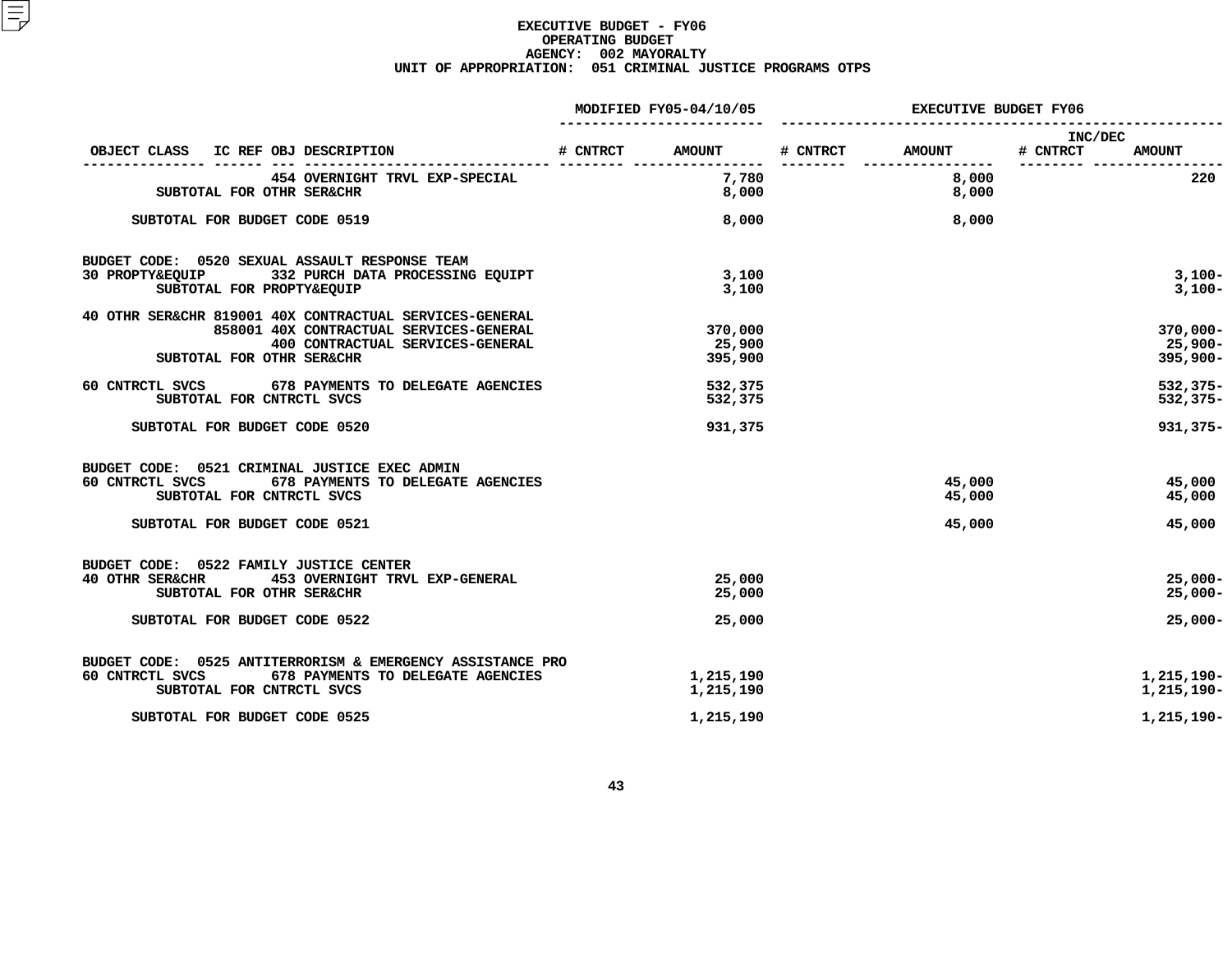# EXECUTIVE BUDGET - FY06
## OPERATING BUDGET
## AGENCY: 002 MAYORALTY
## UNIT OF APPROPRIATION: 051 CRIMINAL JUSTICE PROGRAMS OTPS

| OBJECT CLASS | IC REF | OBJ | DESCRIPTION | MODIFIED FY05-04/10/05 # CNTRCT | MODIFIED FY05-04/10/05 AMOUNT | EXECUTIVE BUDGET FY06 # CNTRCT | EXECUTIVE BUDGET FY06 AMOUNT | INC/DEC # CNTRCT | INC/DEC AMOUNT |
|---|---|---|---|---|---|---|---|---|---|
| | | 454 | OVERNIGHT TRVL EXP-SPECIAL | | 7,780 | | 8,000 | | 220 |
| SUBTOTAL FOR OTHR SER&CHR | | | | | 8,000 | | 8,000 | | |
| SUBTOTAL FOR BUDGET CODE 0519 | | | | | 8,000 | | 8,000 | | |
| BUDGET CODE: 0520 SEXUAL ASSAULT RESPONSE TEAM | | | | | | | | | |
| 30 PROPTY&EQUIP | | 332 | PURCH DATA PROCESSING EQUIPT | | 3,100 | | | | 3,100- |
| SUBTOTAL FOR PROPTY&EQUIP | | | | | 3,100 | | | | 3,100- |
| 40 OTHR SER&CHR | 819001 | 40X | CONTRACTUAL SERVICES-GENERAL | | | | | | |
| | 858001 | 40X | CONTRACTUAL SERVICES-GENERAL | | 370,000 | | | | 370,000- |
| | | 400 | CONTRACTUAL SERVICES-GENERAL | | 25,900 | | | | 25,900- |
| SUBTOTAL FOR OTHR SER&CHR | | | | | 395,900 | | | | 395,900- |
| 60 CNTRCTL SVCS | | 678 | PAYMENTS TO DELEGATE AGENCIES | | 532,375 | | | | 532,375- |
| SUBTOTAL FOR CNTRCTL SVCS | | | | | 532,375 | | | | 532,375- |
| SUBTOTAL FOR BUDGET CODE 0520 | | | | | 931,375 | | | | 931,375- |
| BUDGET CODE: 0521 CRIMINAL JUSTICE EXEC ADMIN | | | | | | | | | |
| 60 CNTRCTL SVCS | | 678 | PAYMENTS TO DELEGATE AGENCIES | | | | 45,000 | | 45,000 |
| SUBTOTAL FOR CNTRCTL SVCS | | | | | | | 45,000 | | 45,000 |
| SUBTOTAL FOR BUDGET CODE 0521 | | | | | | | 45,000 | | 45,000 |
| BUDGET CODE: 0522 FAMILY JUSTICE CENTER | | | | | | | | | |
| 40 OTHR SER&CHR | | 453 | OVERNIGHT TRVL EXP-GENERAL | | 25,000 | | | | 25,000- |
| SUBTOTAL FOR OTHR SER&CHR | | | | | 25,000 | | | | 25,000- |
| SUBTOTAL FOR BUDGET CODE 0522 | | | | | 25,000 | | | | 25,000- |
| BUDGET CODE: 0525 ANTITERRORISM & EMERGENCY ASSISTANCE PRO | | | | | | | | | |
| 60 CNTRCTL SVCS | | 678 | PAYMENTS TO DELEGATE AGENCIES | | 1,215,190 | | | | 1,215,190- |
| SUBTOTAL FOR CNTRCTL SVCS | | | | | 1,215,190 | | | | 1,215,190- |
| SUBTOTAL FOR BUDGET CODE 0525 | | | | | 1,215,190 | | | | 1,215,190- |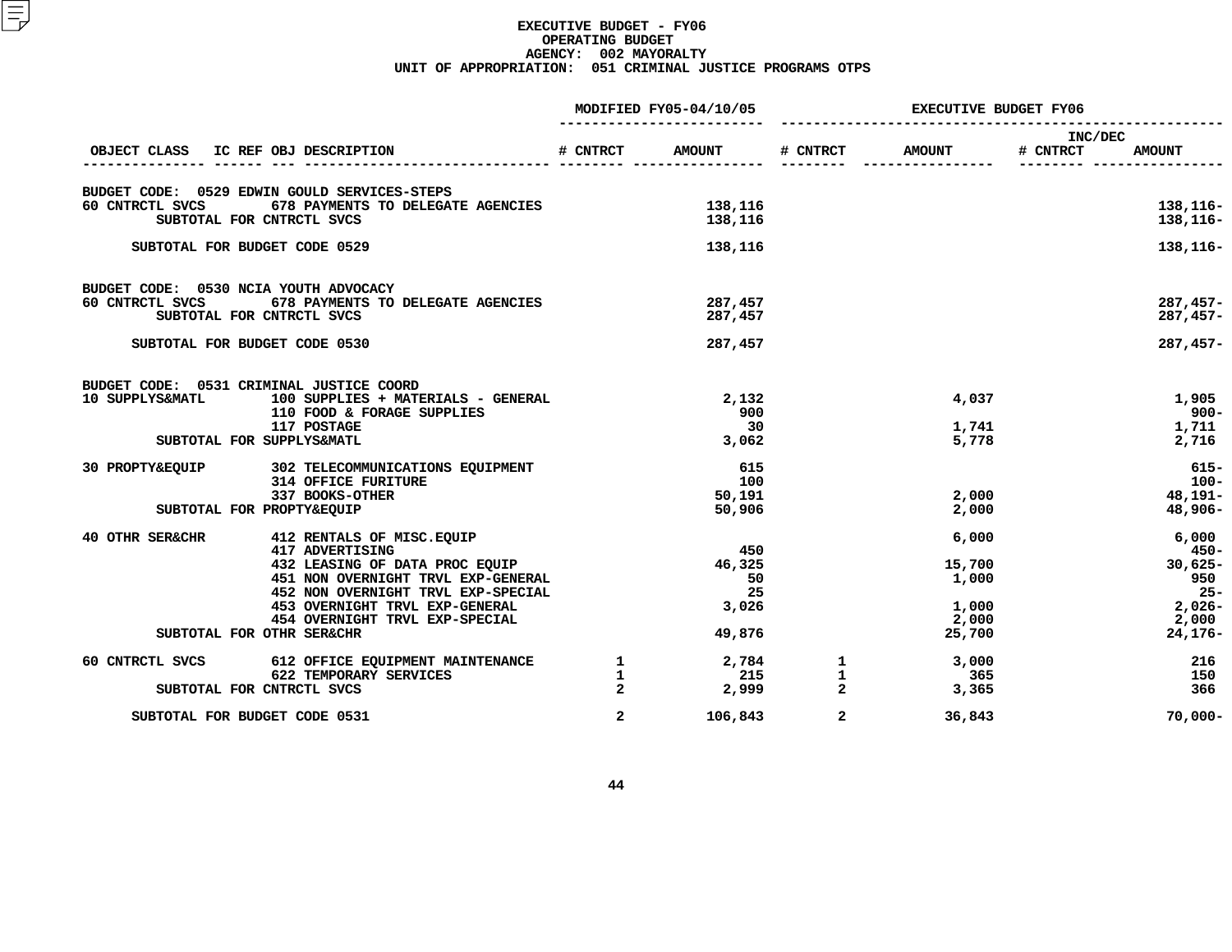# EXECUTIVE BUDGET - FY06
## OPERATING BUDGET
## AGENCY: 002 MAYORALTY
## UNIT OF APPROPRIATION: 051 CRIMINAL JUSTICE PROGRAMS OTPS

| OBJECT CLASS | IC REF OBJ DESCRIPTION | MODIFIED FY05-04/10/05 # CNTRCT | MODIFIED FY05-04/10/05 AMOUNT | EXECUTIVE BUDGET FY06 # CNTRCT | EXECUTIVE BUDGET FY06 AMOUNT | INC/DEC # CNTRCT | INC/DEC AMOUNT |
|---|---|---|---|---|---|---|---|
| BUDGET CODE: 0529 EDWIN GOULD SERVICES-STEPS | | | | | | | |
| 60 CNTRCTL SVCS | 678 PAYMENTS TO DELEGATE AGENCIES | | 138,116 | | | | 138,116- |
| SUBTOTAL FOR CNTRCTL SVCS | | | 138,116 | | | | 138,116- |
| SUBTOTAL FOR BUDGET CODE 0529 | | | 138,116 | | | | 138,116- |
| BUDGET CODE: 0530 NCIA YOUTH ADVOCACY | | | | | | | |
| 60 CNTRCTL SVCS | 678 PAYMENTS TO DELEGATE AGENCIES | | 287,457 | | | | 287,457- |
| SUBTOTAL FOR CNTRCTL SVCS | | | 287,457 | | | | 287,457- |
| SUBTOTAL FOR BUDGET CODE 0530 | | | 287,457 | | | | 287,457- |
| BUDGET CODE: 0531 CRIMINAL JUSTICE COORD | | | | | | | |
| 10 SUPPLYS&MATL | 100 SUPPLIES + MATERIALS - GENERAL | | 2,132 | | 4,037 | | 1,905 |
| | 110 FOOD & FORAGE SUPPLIES | | 900 | | | | 900- |
| | 117 POSTAGE | | 30 | | 1,741 | | 1,711 |
| SUBTOTAL FOR SUPPLYS&MATL | | | 3,062 | | 5,778 | | 2,716 |
| 30 PROPTY&EQUIP | 302 TELECOMMUNICATIONS EQUIPMENT | | 615 | | | | 615- |
| | 314 OFFICE FURITURE | | 100 | | | | 100- |
| | 337 BOOKS-OTHER | | 50,191 | | 2,000 | | 48,191- |
| SUBTOTAL FOR PROPTY&EQUIP | | | 50,906 | | 2,000 | | 48,906- |
| 40 OTHR SER&CHR | 412 RENTALS OF MISC.EQUIP | | | | 6,000 | | 6,000 |
| | 417 ADVERTISING | | 450 | | | | 450- |
| | 432 LEASING OF DATA PROC EQUIP | | 46,325 | | 15,700 | | 30,625- |
| | 451 NON OVERNIGHT TRVL EXP-GENERAL | | 50 | | 1,000 | | 950 |
| | 452 NON OVERNIGHT TRVL EXP-SPECIAL | | 25 | | | | 25- |
| | 453 OVERNIGHT TRVL EXP-GENERAL | | 3,026 | | 1,000 | | 2,026- |
| | 454 OVERNIGHT TRVL EXP-SPECIAL | | | | 2,000 | | 2,000 |
| SUBTOTAL FOR OTHR SER&CHR | | | 49,876 | | 25,700 | | 24,176- |
| 60 CNTRCTL SVCS | 612 OFFICE EQUIPMENT MAINTENANCE | 1 | 2,784 | 1 | 3,000 | | 216 |
| | 622 TEMPORARY SERVICES | 1 | 215 | 1 | 365 | | 150 |
| SUBTOTAL FOR CNTRCTL SVCS | | 2 | 2,999 | 2 | 3,365 | | 366 |
| SUBTOTAL FOR BUDGET CODE 0531 | | 2 | 106,843 | 2 | 36,843 | | 70,000- |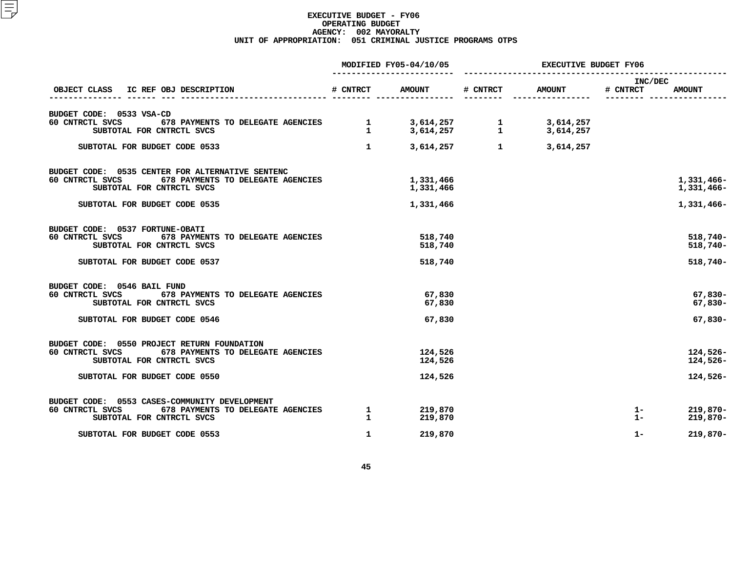# EXECUTIVE BUDGET - FY06
## OPERATING BUDGET
### AGENCY: 002 MAYORALTY
### UNIT OF APPROPRIATION: 051 CRIMINAL JUSTICE PROGRAMS OTPS

| OBJECT CLASS | IC REF OBJ DESCRIPTION | MODIFIED FY05-04/10/05 # CNTRCT | MODIFIED FY05-04/10/05 AMOUNT | EXECUTIVE BUDGET FY06 # CNTRCT | EXECUTIVE BUDGET FY06 AMOUNT | INC/DEC # CNTRCT | INC/DEC AMOUNT |
|---|---|---|---|---|---|---|---|
| **BUDGET CODE: 0533 VSA-CD** | | | | | | | |
| 60 CNTRCTL SVCS | 678 PAYMENTS TO DELEGATE AGENCIES | 1 | 3,614,257 | 1 | 3,614,257 | | |
| SUBTOTAL FOR CNTRCTL SVCS | | 1 | 3,614,257 | 1 | 3,614,257 | | |
| SUBTOTAL FOR BUDGET CODE 0533 | | 1 | 3,614,257 | 1 | 3,614,257 | | |
| **BUDGET CODE: 0535 CENTER FOR ALTERNATIVE SENTENC** | | | | | | | |
| 60 CNTRCTL SVCS | 678 PAYMENTS TO DELEGATE AGENCIES | | 1,331,466 | | | | 1,331,466- |
| SUBTOTAL FOR CNTRCTL SVCS | | | 1,331,466 | | | | 1,331,466- |
| SUBTOTAL FOR BUDGET CODE 0535 | | | 1,331,466 | | | | 1,331,466- |
| **BUDGET CODE: 0537 FORTUNE-OBATI** | | | | | | | |
| 60 CNTRCTL SVCS | 678 PAYMENTS TO DELEGATE AGENCIES | | 518,740 | | | | 518,740- |
| SUBTOTAL FOR CNTRCTL SVCS | | | 518,740 | | | | 518,740- |
| SUBTOTAL FOR BUDGET CODE 0537 | | | 518,740 | | | | 518,740- |
| **BUDGET CODE: 0546 BAIL FUND** | | | | | | | |
| 60 CNTRCTL SVCS | 678 PAYMENTS TO DELEGATE AGENCIES | | 67,830 | | | | 67,830- |
| SUBTOTAL FOR CNTRCTL SVCS | | | 67,830 | | | | 67,830- |
| SUBTOTAL FOR BUDGET CODE 0546 | | | 67,830 | | | | 67,830- |
| **BUDGET CODE: 0550 PROJECT RETURN FOUNDATION** | | | | | | | |
| 60 CNTRCTL SVCS | 678 PAYMENTS TO DELEGATE AGENCIES | | 124,526 | | | | 124,526- |
| SUBTOTAL FOR CNTRCTL SVCS | | | 124,526 | | | | 124,526- |
| SUBTOTAL FOR BUDGET CODE 0550 | | | 124,526 | | | | 124,526- |
| **BUDGET CODE: 0553 CASES-COMMUNITY DEVELOPMENT** | | | | | | | |
| 60 CNTRCTL SVCS | 678 PAYMENTS TO DELEGATE AGENCIES | 1 | 219,870 | | | 1- | 219,870- |
| SUBTOTAL FOR CNTRCTL SVCS | | 1 | 219,870 | | | 1- | 219,870- |
| SUBTOTAL FOR BUDGET CODE 0553 | | 1 | 219,870 | | | 1- | 219,870- |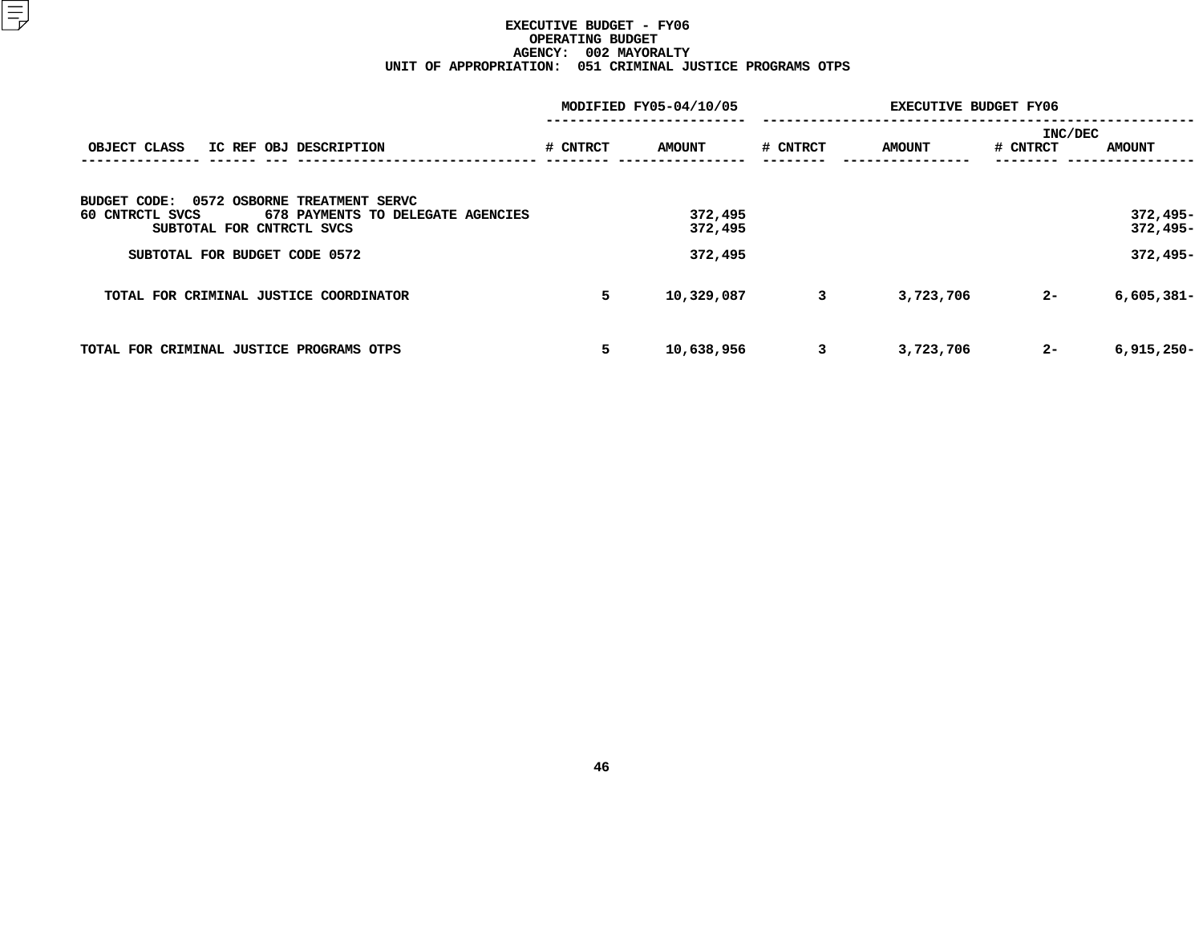# EXECUTIVE BUDGET - FY06
## OPERATING BUDGET
### AGENCY: 002 MAYORALTY
### UNIT OF APPROPRIATION: 051 CRIMINAL JUSTICE PROGRAMS OTPS

| OBJECT CLASS | IC REF | OBJ | DESCRIPTION | MODIFIED FY05-04/10/05 # CNTRCT | MODIFIED FY05-04/10/05 AMOUNT | EXECUTIVE BUDGET FY06 # CNTRCT | EXECUTIVE BUDGET FY06 AMOUNT | INC/DEC # CNTRCT | INC/DEC AMOUNT |
|---|---|---|---|---|---|---|---|---|---|
| BUDGET CODE: 0572 OSBORNE TREATMENT SERVC | | | | | | | | | |
| 60 CNTRCTL SVCS | | 678 | PAYMENTS TO DELEGATE AGENCIES | | 372,495 | | | | 372,495- |
| SUBTOTAL FOR CNTRCTL SVCS | | | | | 372,495 | | | | 372,495- |
| SUBTOTAL FOR BUDGET CODE 0572 | | | | | 372,495 | | | | 372,495- |
| TOTAL FOR CRIMINAL JUSTICE COORDINATOR | | | | 5 | 10,329,087 | 3 | 3,723,706 | 2- | 6,605,381- |
| TOTAL FOR CRIMINAL JUSTICE PROGRAMS OTPS | | | | 5 | 10,638,956 | 3 | 3,723,706 | 2- | 6,915,250- |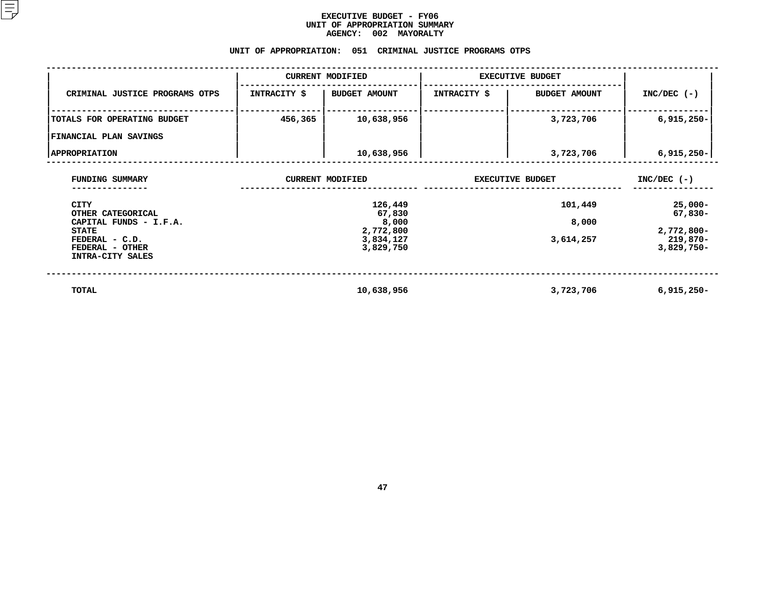# EXECUTIVE BUDGET - FY06
## UNIT OF APPROPRIATION SUMMARY
## AGENCY: 002 MAYORALTY

### UNIT OF APPROPRIATION: 051 CRIMINAL JUSTICE PROGRAMS OTPS

| CRIMINAL JUSTICE PROGRAMS OTPS | CURRENT MODIFIED | | EXECUTIVE BUDGET | | INC/DEC (-) |
|---|---|---|---|---|---|
| | INTRACITY $ | BUDGET AMOUNT | INTRACITY $ | BUDGET AMOUNT | |
| TOTALS FOR OPERATING BUDGET | 456,365 | 10,638,956 | | 3,723,706 | 6,915,250- |
| FINANCIAL PLAN SAVINGS | | | | | |
| APPROPRIATION | | 10,638,956 | | 3,723,706 | 6,915,250- |

| FUNDING SUMMARY | CURRENT MODIFIED | EXECUTIVE BUDGET | INC/DEC (-) |
|---|---|---|---|
| CITY | 126,449 | 101,449 | 25,000- |
| OTHER CATEGORICAL | 67,830 | | 67,830- |
| CAPITAL FUNDS - I.F.A. | 8,000 | 8,000 | |
| STATE | 2,772,800 | | 2,772,800- |
| FEDERAL - C.D. | 3,834,127 | 3,614,257 | 219,870- |
| FEDERAL - OTHER | 3,829,750 | | 3,829,750- |
| INTRA-CITY SALES | | | |
| TOTAL | 10,638,956 | 3,723,706 | 6,915,250- |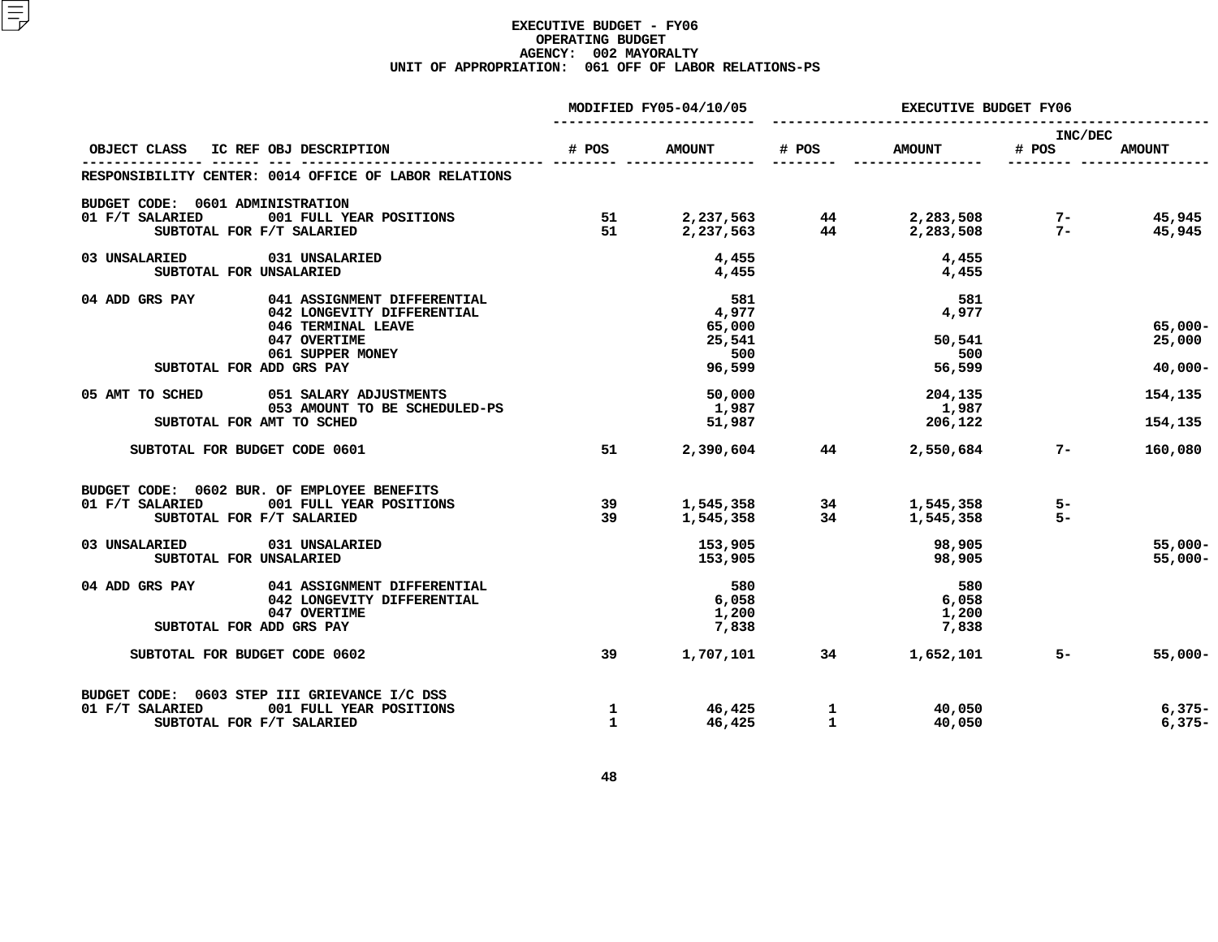# EXECUTIVE BUDGET - FY06
## OPERATING BUDGET
### AGENCY: 002 MAYORALTY
### UNIT OF APPROPRIATION: 061 OFF OF LABOR RELATIONS-PS

| OBJECT CLASS | IC REF OBJ DESCRIPTION | MODIFIED FY05-04/10/05 # POS | MODIFIED FY05-04/10/05 AMOUNT | EXECUTIVE BUDGET FY06 # POS | EXECUTIVE BUDGET FY06 AMOUNT | INC/DEC # POS | INC/DEC AMOUNT |
|---|---|---|---|---|---|---|---|
| RESPONSIBILITY CENTER: 0014 OFFICE OF LABOR RELATIONS | | | | | | | |
| BUDGET CODE: 0601 ADMINISTRATION | | | | | | | |
| 01 F/T SALARIED | 001 FULL YEAR POSITIONS | 51 | 2,237,563 | 44 | 2,283,508 | 7- | 45,945 |
| SUBTOTAL FOR F/T SALARIED | | 51 | 2,237,563 | 44 | 2,283,508 | 7- | 45,945 |
| 03 UNSALARIED | 031 UNSALARIED | | 4,455 | | 4,455 | | |
| SUBTOTAL FOR UNSALARIED | | | 4,455 | | 4,455 | | |
| 04 ADD GRS PAY | 041 ASSIGNMENT DIFFERENTIAL | | 581 | | 581 | | |
| | 042 LONGEVITY DIFFERENTIAL | | 4,977 | | 4,977 | | |
| | 046 TERMINAL LEAVE | | 65,000 | | | | 65,000- |
| | 047 OVERTIME | | 25,541 | | 50,541 | | 25,000 |
| | 061 SUPPER MONEY | | 500 | | 500 | | |
| SUBTOTAL FOR ADD GRS PAY | | | 96,599 | | 56,599 | | 40,000- |
| 05 AMT TO SCHED | 051 SALARY ADJUSTMENTS | | 50,000 | | 204,135 | | 154,135 |
| | 053 AMOUNT TO BE SCHEDULED-PS | | 1,987 | | 1,987 | | |
| SUBTOTAL FOR AMT TO SCHED | | | 51,987 | | 206,122 | | 154,135 |
| SUBTOTAL FOR BUDGET CODE 0601 | | 51 | 2,390,604 | 44 | 2,550,684 | 7- | 160,080 |
| BUDGET CODE: 0602 BUR. OF EMPLOYEE BENEFITS | | | | | | | |
| 01 F/T SALARIED | 001 FULL YEAR POSITIONS | 39 | 1,545,358 | 34 | 1,545,358 | 5- | |
| SUBTOTAL FOR F/T SALARIED | | 39 | 1,545,358 | 34 | 1,545,358 | 5- | |
| 03 UNSALARIED | 031 UNSALARIED | | 153,905 | | 98,905 | | 55,000- |
| SUBTOTAL FOR UNSALARIED | | | 153,905 | | 98,905 | | 55,000- |
| 04 ADD GRS PAY | 041 ASSIGNMENT DIFFERENTIAL | | 580 | | 580 | | |
| | 042 LONGEVITY DIFFERENTIAL | | 6,058 | | 6,058 | | |
| | 047 OVERTIME | | 1,200 | | 1,200 | | |
| SUBTOTAL FOR ADD GRS PAY | | | 7,838 | | 7,838 | | |
| SUBTOTAL FOR BUDGET CODE 0602 | | 39 | 1,707,101 | 34 | 1,652,101 | 5- | 55,000- |
| BUDGET CODE: 0603 STEP III GRIEVANCE I/C DSS | | | | | | | |
| 01 F/T SALARIED | 001 FULL YEAR POSITIONS | 1 | 46,425 | 1 | 40,050 | | 6,375- |
| SUBTOTAL FOR F/T SALARIED | | 1 | 46,425 | 1 | 40,050 | | 6,375- |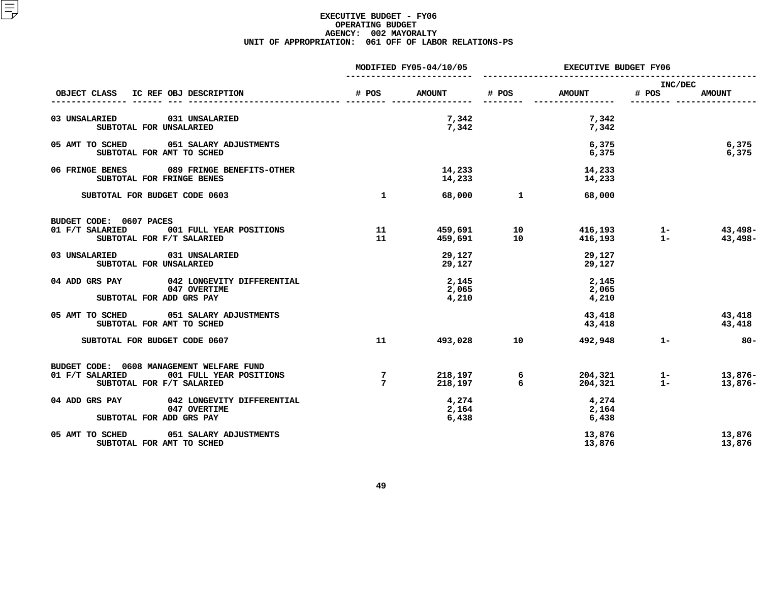# EXECUTIVE BUDGET - FY06
## OPERATING BUDGET
### AGENCY: 002 MAYORALTY
### UNIT OF APPROPRIATION: 061 OFF OF LABOR RELATIONS-PS

| OBJECT CLASS | IC REF OBJ DESCRIPTION | MODIFIED FY05-04/10/05 # POS | MODIFIED FY05-04/10/05 AMOUNT | EXECUTIVE BUDGET FY06 # POS | EXECUTIVE BUDGET FY06 AMOUNT | INC/DEC # POS | INC/DEC AMOUNT |
|---|---|---|---|---|---|---|---|
| 03 UNSALARIED | 031 UNSALARIED | | 7,342 | | 7,342 | | |
| SUBTOTAL FOR UNSALARIED | | | 7,342 | | 7,342 | | |
| 05 AMT TO SCHED | 051 SALARY ADJUSTMENTS | | | | 6,375 | | 6,375 |
| SUBTOTAL FOR AMT TO SCHED | | | | | 6,375 | | 6,375 |
| 06 FRINGE BENES | 089 FRINGE BENEFITS-OTHER | | 14,233 | | 14,233 | | |
| SUBTOTAL FOR FRINGE BENES | | | 14,233 | | 14,233 | | |
| SUBTOTAL FOR BUDGET CODE 0603 | | 1 | 68,000 | 1 | 68,000 | | |
| BUDGET CODE: 0607 PACES | | | | | | | |
| 01 F/T SALARIED | 001 FULL YEAR POSITIONS | 11 | 459,691 | 10 | 416,193 | 1- | 43,498- |
| SUBTOTAL FOR F/T SALARIED | | 11 | 459,691 | 10 | 416,193 | 1- | 43,498- |
| 03 UNSALARIED | 031 UNSALARIED | | 29,127 | | 29,127 | | |
| SUBTOTAL FOR UNSALARIED | | | 29,127 | | 29,127 | | |
| 04 ADD GRS PAY | 042 LONGEVITY DIFFERENTIAL | | 2,145 | | 2,145 | | |
| | 047 OVERTIME | | 2,065 | | 2,065 | | |
| SUBTOTAL FOR ADD GRS PAY | | | 4,210 | | 4,210 | | |
| 05 AMT TO SCHED | 051 SALARY ADJUSTMENTS | | | | 43,418 | | 43,418 |
| SUBTOTAL FOR AMT TO SCHED | | | | | 43,418 | | 43,418 |
| SUBTOTAL FOR BUDGET CODE 0607 | | 11 | 493,028 | 10 | 492,948 | 1- | 80- |
| BUDGET CODE: 0608 MANAGEMENT WELFARE FUND | | | | | | | |
| 01 F/T SALARIED | 001 FULL YEAR POSITIONS | 7 | 218,197 | 6 | 204,321 | 1- | 13,876- |
| SUBTOTAL FOR F/T SALARIED | | 7 | 218,197 | 6 | 204,321 | 1- | 13,876- |
| 04 ADD GRS PAY | 042 LONGEVITY DIFFERENTIAL | | 4,274 | | 4,274 | | |
| | 047 OVERTIME | | 2,164 | | 2,164 | | |
| SUBTOTAL FOR ADD GRS PAY | | | 6,438 | | 6,438 | | |
| 05 AMT TO SCHED | 051 SALARY ADJUSTMENTS | | | | 13,876 | | 13,876 |
| SUBTOTAL FOR AMT TO SCHED | | | | | 13,876 | | 13,876 |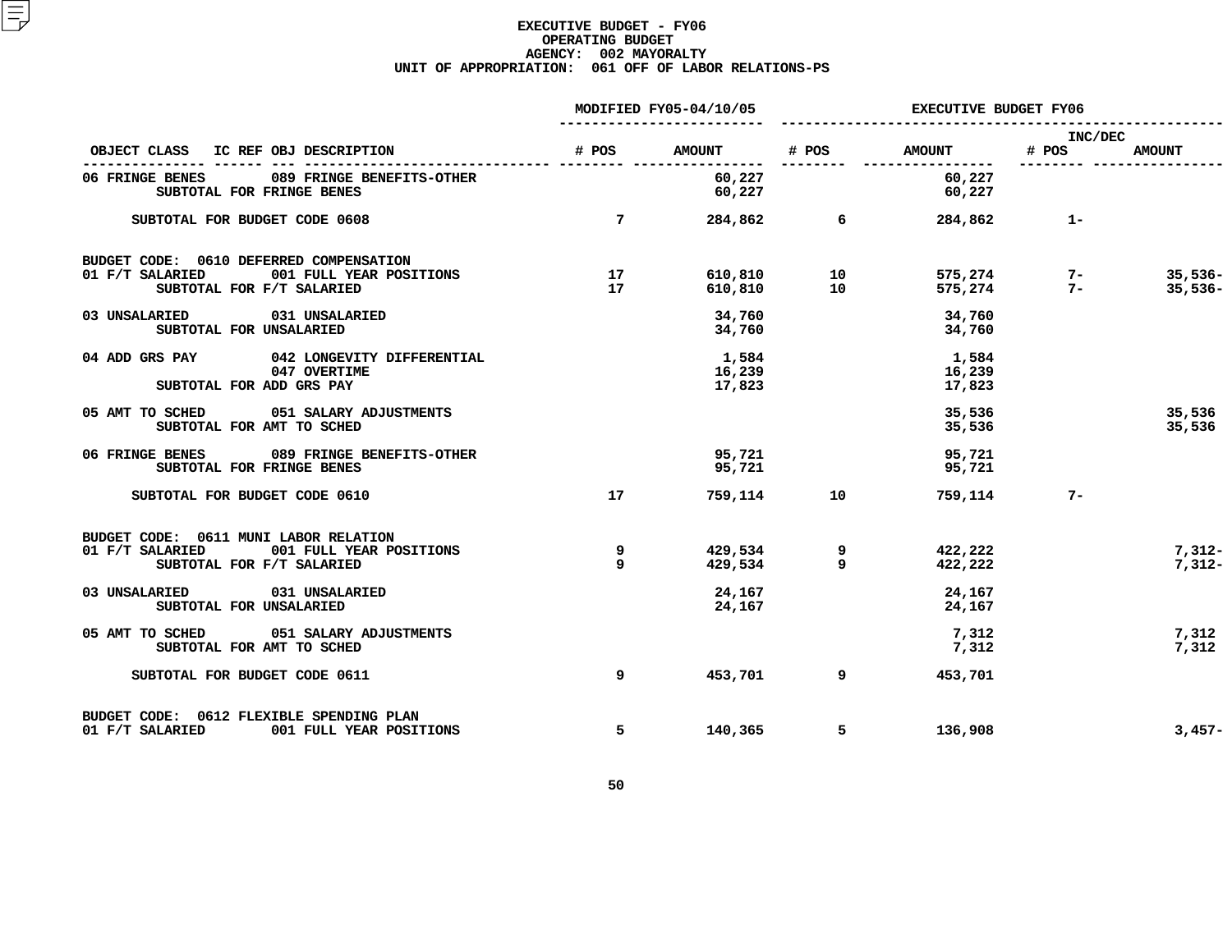**EXECUTIVE BUDGET - FY06**
**OPERATING BUDGET**
**AGENCY: 002 MAYORALTY**
**UNIT OF APPROPRIATION: 061 OFF OF LABOR RELATIONS-PS**

| OBJECT CLASS | IC REF OBJ DESCRIPTION | MODIFIED FY05-04/10/05 # POS | MODIFIED FY05-04/10/05 AMOUNT | EXECUTIVE BUDGET FY06 # POS | EXECUTIVE BUDGET FY06 AMOUNT | INC/DEC # POS | INC/DEC AMOUNT |
|---|---|---|---|---|---|---|---|
| 06 FRINGE BENES | 089 FRINGE BENEFITS-OTHER | | 60,227 | | 60,227 | | |
| | SUBTOTAL FOR FRINGE BENES | | 60,227 | | 60,227 | | |
| | SUBTOTAL FOR BUDGET CODE 0608 | 7 | 284,862 | 6 | 284,862 | 1- | |
| BUDGET CODE: 0610 DEFERRED COMPENSATION | | | | | | | |
| 01 F/T SALARIED | 001 FULL YEAR POSITIONS | 17 | 610,810 | 10 | 575,274 | 7- | 35,536- |
| | SUBTOTAL FOR F/T SALARIED | 17 | 610,810 | 10 | 575,274 | 7- | 35,536- |
| 03 UNSALARIED | 031 UNSALARIED | | 34,760 | | 34,760 | | |
| | SUBTOTAL FOR UNSALARIED | | 34,760 | | 34,760 | | |
| 04 ADD GRS PAY | 042 LONGEVITY DIFFERENTIAL | | 1,584 | | 1,584 | | |
| | 047 OVERTIME | | 16,239 | | 16,239 | | |
| | SUBTOTAL FOR ADD GRS PAY | | 17,823 | | 17,823 | | |
| 05 AMT TO SCHED | 051 SALARY ADJUSTMENTS | | | | 35,536 | | 35,536 |
| | SUBTOTAL FOR AMT TO SCHED | | | | 35,536 | | 35,536 |
| 06 FRINGE BENES | 089 FRINGE BENEFITS-OTHER | | 95,721 | | 95,721 | | |
| | SUBTOTAL FOR FRINGE BENES | | 95,721 | | 95,721 | | |
| | SUBTOTAL FOR BUDGET CODE 0610 | 17 | 759,114 | 10 | 759,114 | 7- | |
| BUDGET CODE: 0611 MUNI LABOR RELATION | | | | | | | |
| 01 F/T SALARIED | 001 FULL YEAR POSITIONS | 9 | 429,534 | 9 | 422,222 | | 7,312- |
| | SUBTOTAL FOR F/T SALARIED | 9 | 429,534 | 9 | 422,222 | | 7,312- |
| 03 UNSALARIED | 031 UNSALARIED | | 24,167 | | 24,167 | | |
| | SUBTOTAL FOR UNSALARIED | | 24,167 | | 24,167 | | |
| 05 AMT TO SCHED | 051 SALARY ADJUSTMENTS | | | | 7,312 | | 7,312 |
| | SUBTOTAL FOR AMT TO SCHED | | | | 7,312 | | 7,312 |
| | SUBTOTAL FOR BUDGET CODE 0611 | 9 | 453,701 | 9 | 453,701 | | |
| BUDGET CODE: 0612 FLEXIBLE SPENDING PLAN | | | | | | | |
| 01 F/T SALARIED | 001 FULL YEAR POSITIONS | 5 | 140,365 | 5 | 136,908 | | 3,457- |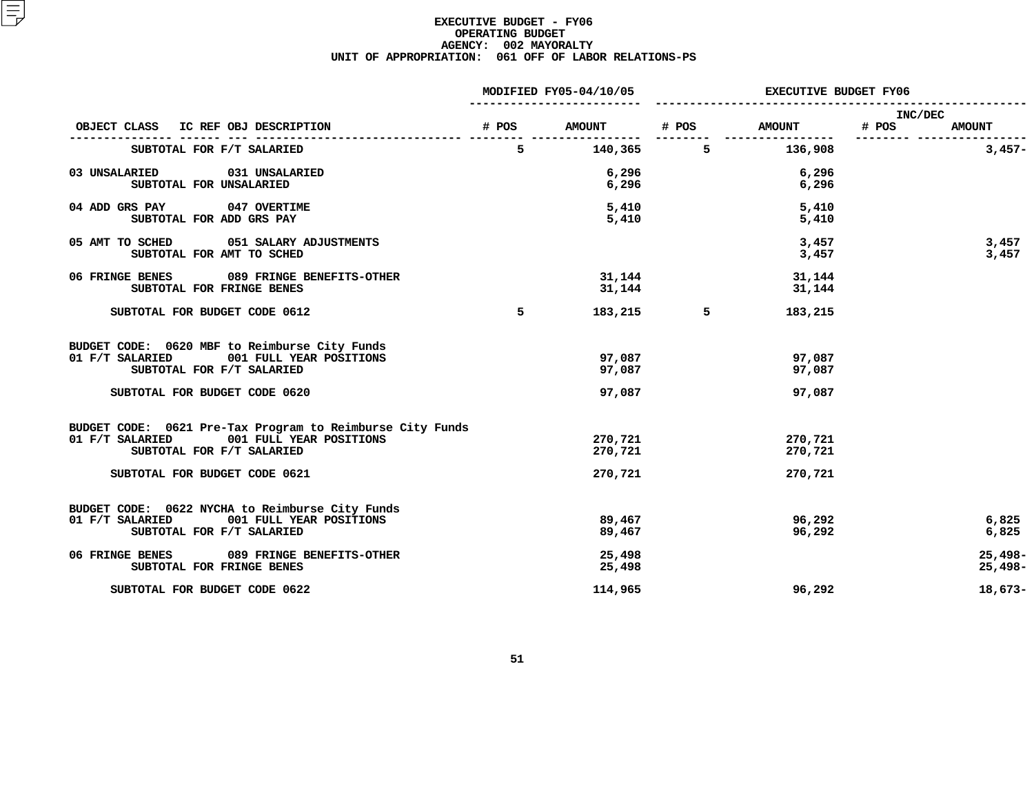# EXECUTIVE BUDGET - FY06
## OPERATING BUDGET
### AGENCY: 002 MAYORALTY
### UNIT OF APPROPRIATION: 061 OFF OF LABOR RELATIONS-PS

| OBJECT CLASS | IC REF OBJ DESCRIPTION | MODIFIED FY05-04/10/05 # POS | MODIFIED FY05-04/10/05 AMOUNT | EXECUTIVE BUDGET FY06 # POS | EXECUTIVE BUDGET FY06 AMOUNT | INC/DEC # POS | INC/DEC AMOUNT |
|---|---|---|---|---|---|---|---|
| | SUBTOTAL FOR F/T SALARIED | 5 | 140,365 | 5 | 136,908 | | 3,457- |
| 03 UNSALARIED | 031 UNSALARIED | | 6,296 | | 6,296 | | |
| | SUBTOTAL FOR UNSALARIED | | 6,296 | | 6,296 | | |
| 04 ADD GRS PAY | 047 OVERTIME | | 5,410 | | 5,410 | | |
| | SUBTOTAL FOR ADD GRS PAY | | 5,410 | | 5,410 | | |
| 05 AMT TO SCHED | 051 SALARY ADJUSTMENTS | | | | 3,457 | | 3,457 |
| | SUBTOTAL FOR AMT TO SCHED | | | | 3,457 | | 3,457 |
| 06 FRINGE BENES | 089 FRINGE BENEFITS-OTHER | | 31,144 | | 31,144 | | |
| | SUBTOTAL FOR FRINGE BENES | | 31,144 | | 31,144 | | |
| | SUBTOTAL FOR BUDGET CODE 0612 | 5 | 183,215 | 5 | 183,215 | | |
| BUDGET CODE: 0620 MBF to Reimburse City Funds | | | | | | | |
| 01 F/T SALARIED | 001 FULL YEAR POSITIONS | | 97,087 | | 97,087 | | |
| | SUBTOTAL FOR F/T SALARIED | | 97,087 | | 97,087 | | |
| | SUBTOTAL FOR BUDGET CODE 0620 | | 97,087 | | 97,087 | | |
| BUDGET CODE: 0621 Pre-Tax Program to Reimburse City Funds | | | | | | | |
| 01 F/T SALARIED | 001 FULL YEAR POSITIONS | | 270,721 | | 270,721 | | |
| | SUBTOTAL FOR F/T SALARIED | | 270,721 | | 270,721 | | |
| | SUBTOTAL FOR BUDGET CODE 0621 | | 270,721 | | 270,721 | | |
| BUDGET CODE: 0622 NYCHA to Reimburse City Funds | | | | | | | |
| 01 F/T SALARIED | 001 FULL YEAR POSITIONS | | 89,467 | | 96,292 | | 6,825 |
| | SUBTOTAL FOR F/T SALARIED | | 89,467 | | 96,292 | | 6,825 |
| 06 FRINGE BENES | 089 FRINGE BENEFITS-OTHER | | 25,498 | | | | 25,498- |
| | SUBTOTAL FOR FRINGE BENES | | 25,498 | | | | 25,498- |
| | SUBTOTAL FOR BUDGET CODE 0622 | | 114,965 | | 96,292 | | 18,673- |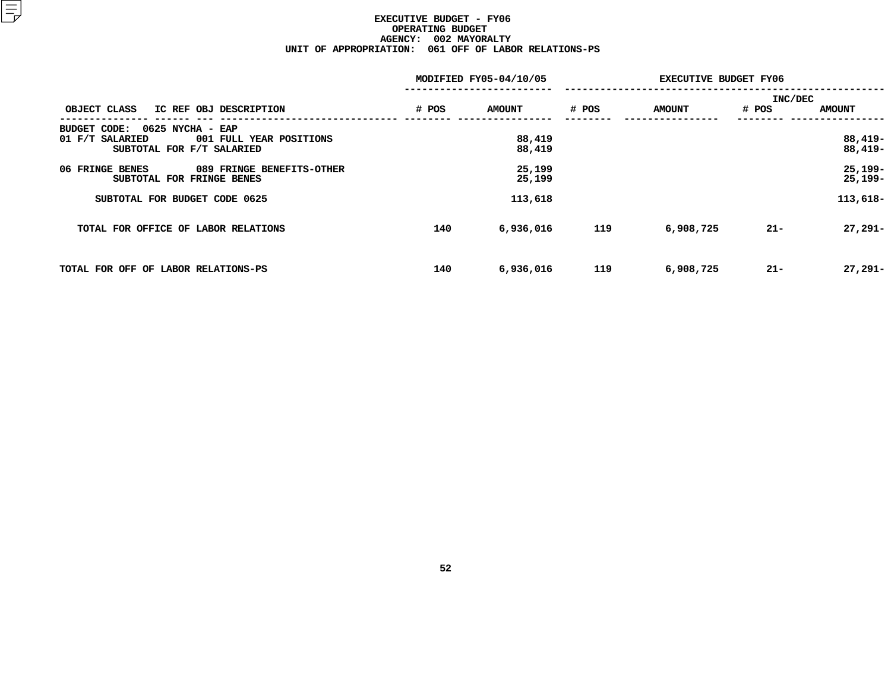# EXECUTIVE BUDGET - FY06
## OPERATING BUDGET
### AGENCY: 002 MAYORALTY
### UNIT OF APPROPRIATION: 061 OFF OF LABOR RELATIONS-PS

| OBJECT CLASS | IC REF OBJ DESCRIPTION | MODIFIED FY05-04/10/05 # POS | MODIFIED FY05-04/10/05 AMOUNT | EXECUTIVE BUDGET FY06 # POS | EXECUTIVE BUDGET FY06 AMOUNT | INC/DEC # POS | INC/DEC AMOUNT |
|---|---|---|---|---|---|---|---|
| BUDGET CODE: 0625 NYCHA - EAP | | | | | | | |
| 01 F/T SALARIED | 001 FULL YEAR POSITIONS | | 88,419 | | | | 88,419- |
| SUBTOTAL FOR F/T SALARIED | | | 88,419 | | | | 88,419- |
| 06 FRINGE BENES | 089 FRINGE BENEFITS-OTHER | | 25,199 | | | | 25,199- |
| SUBTOTAL FOR FRINGE BENES | | | 25,199 | | | | 25,199- |
| SUBTOTAL FOR BUDGET CODE 0625 | | | 113,618 | | | | 113,618- |
| TOTAL FOR OFFICE OF LABOR RELATIONS | | 140 | 6,936,016 | 119 | 6,908,725 | 21- | 27,291- |
| TOTAL FOR OFF OF LABOR RELATIONS-PS | | 140 | 6,936,016 | 119 | 6,908,725 | 21- | 27,291- |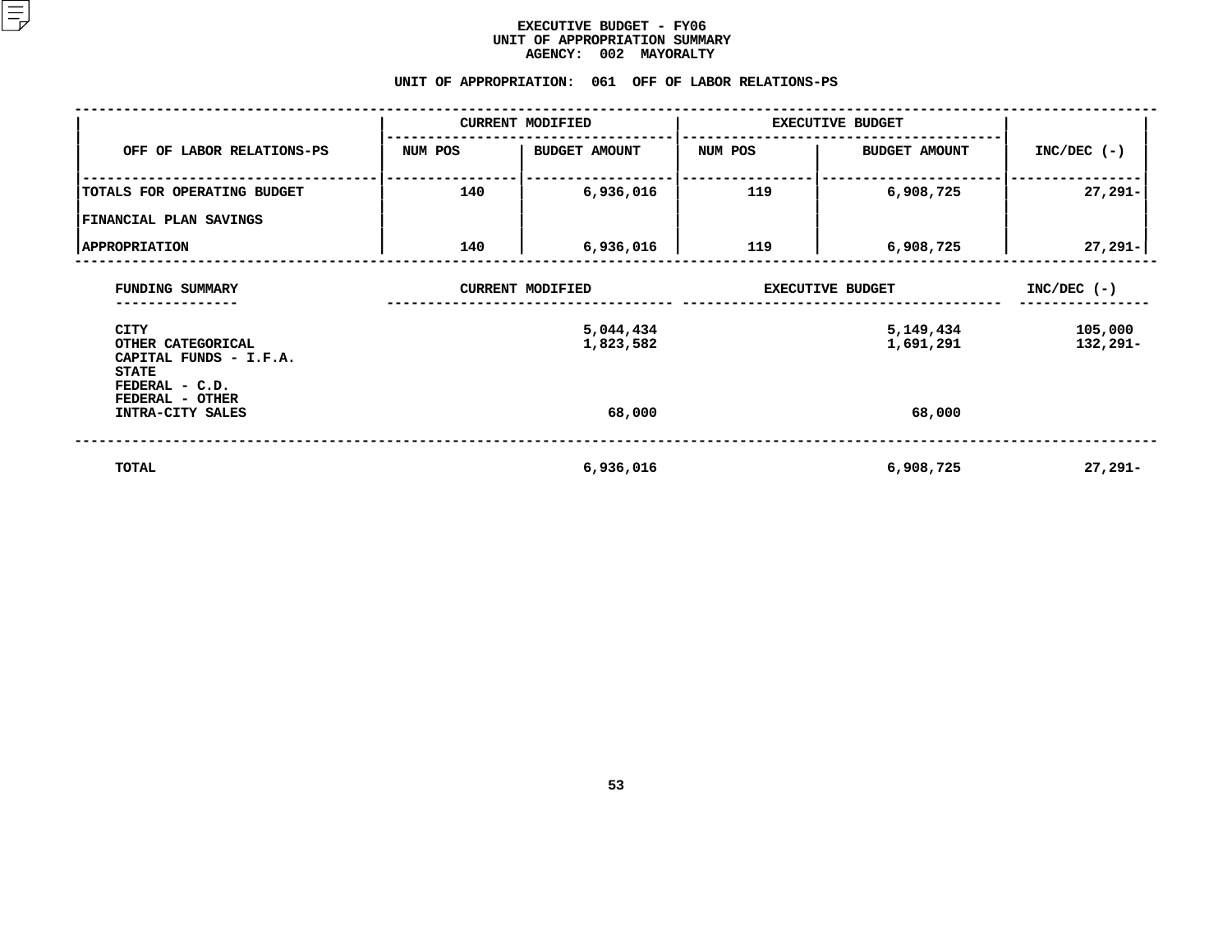# EXECUTIVE BUDGET - FY06
## UNIT OF APPROPRIATION SUMMARY
### AGENCY: 002 MAYORALTY

### UNIT OF APPROPRIATION: 061 OFF OF LABOR RELATIONS-PS

| OFF OF LABOR RELATIONS-PS | CURRENT MODIFIED | | EXECUTIVE BUDGET | | INC/DEC (-) |
|---|---|---|---|---|---|
| | NUM POS | BUDGET AMOUNT | NUM POS | BUDGET AMOUNT | |
| TOTALS FOR OPERATING BUDGET | 140 | 6,936,016 | 119 | 6,908,725 | 27,291- |
| FINANCIAL PLAN SAVINGS | | | | | |
| APPROPRIATION | 140 | 6,936,016 | 119 | 6,908,725 | 27,291- |

| FUNDING SUMMARY | CURRENT MODIFIED | EXECUTIVE BUDGET | INC/DEC (-) |
|---|---|---|---|
| CITY | 5,044,434 | 5,149,434 | 105,000 |
| OTHER CATEGORICAL | 1,823,582 | 1,691,291 | 132,291- |
| CAPITAL FUNDS - I.F.A. | | | |
| STATE | | | |
| FEDERAL - C.D. | | | |
| FEDERAL - OTHER | | | |
| INTRA-CITY SALES | 68,000 | 68,000 | |
| TOTAL | 6,936,016 | 6,908,725 | 27,291- |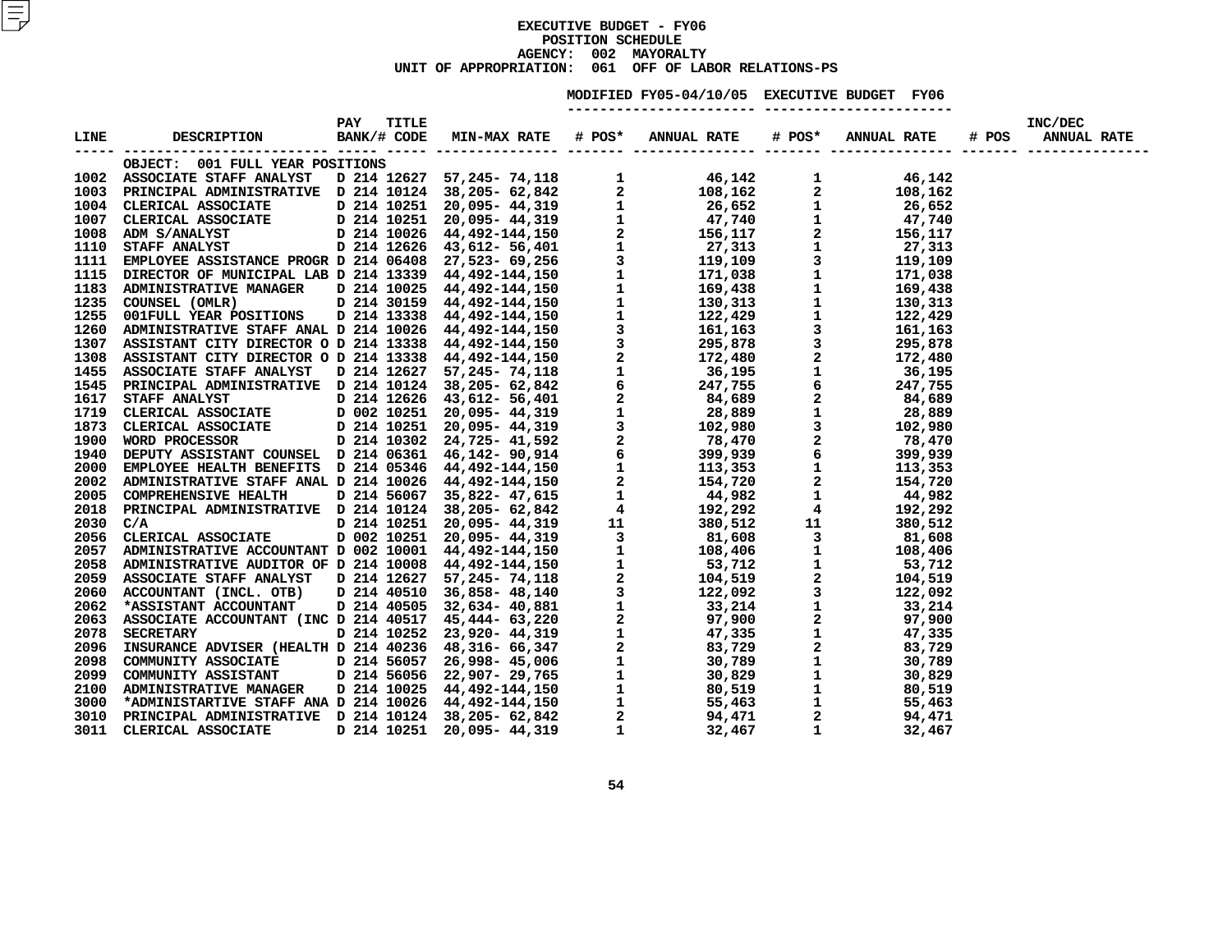# EXECUTIVE BUDGET - FY06
## POSITION SCHEDULE
### AGENCY: 002 MAYORALTY
### UNIT OF APPROPRIATION: 061 OFF OF LABOR RELATIONS-PS

| LINE | DESCRIPTION | PAY BANK/# | TITLE CODE | MIN-MAX RATE | MODIFIED FY05-04/10/05 # POS* | MODIFIED FY05-04/10/05 ANNUAL RATE | EXECUTIVE BUDGET FY06 # POS* | EXECUTIVE BUDGET FY06 ANNUAL RATE | # POS | INC/DEC ANNUAL RATE |
|---|---|---|---|---|---|---|---|---|---|---|
| | OBJECT: 001 FULL YEAR POSITIONS | | | | | | | | | |
| 1002 | ASSOCIATE STAFF ANALYST | D 214 | 12627 | 57,245- 74,118 | 1 | 46,142 | 1 | 46,142 | | |
| 1003 | PRINCIPAL ADMINISTRATIVE | D 214 | 10124 | 38,205- 62,842 | 2 | 108,162 | 2 | 108,162 | | |
| 1004 | CLERICAL ASSOCIATE | D 214 | 10251 | 20,095- 44,319 | 1 | 26,652 | 1 | 26,652 | | |
| 1007 | CLERICAL ASSOCIATE | D 214 | 10251 | 20,095- 44,319 | 1 | 47,740 | 1 | 47,740 | | |
| 1008 | ADM S/ANALYST | D 214 | 10026 | 44,492-144,150 | 2 | 156,117 | 2 | 156,117 | | |
| 1110 | STAFF ANALYST | D 214 | 12626 | 43,612- 56,401 | 1 | 27,313 | 1 | 27,313 | | |
| 1111 | EMPLOYEE ASSISTANCE PROGR | D 214 | 06408 | 27,523- 69,256 | 3 | 119,109 | 3 | 119,109 | | |
| 1115 | DIRECTOR OF MUNICIPAL LAB | D 214 | 13339 | 44,492-144,150 | 1 | 171,038 | 1 | 171,038 | | |
| 1183 | ADMINISTRATIVE MANAGER | D 214 | 10025 | 44,492-144,150 | 1 | 169,438 | 1 | 169,438 | | |
| 1235 | COUNSEL (OMLR) | D 214 | 30159 | 44,492-144,150 | 1 | 130,313 | 1 | 130,313 | | |
| 1255 | 001FULL YEAR POSITIONS | D 214 | 13338 | 44,492-144,150 | 1 | 122,429 | 1 | 122,429 | | |
| 1260 | ADMINISTRATIVE STAFF ANAL | D 214 | 10026 | 44,492-144,150 | 3 | 161,163 | 3 | 161,163 | | |
| 1307 | ASSISTANT CITY DIRECTOR O | D 214 | 13338 | 44,492-144,150 | 3 | 295,878 | 3 | 295,878 | | |
| 1308 | ASSISTANT CITY DIRECTOR O | D 214 | 13338 | 44,492-144,150 | 2 | 172,480 | 2 | 172,480 | | |
| 1455 | ASSOCIATE STAFF ANALYST | D 214 | 12627 | 57,245- 74,118 | 1 | 36,195 | 1 | 36,195 | | |
| 1545 | PRINCIPAL ADMINISTRATIVE | D 214 | 10124 | 38,205- 62,842 | 6 | 247,755 | 6 | 247,755 | | |
| 1617 | STAFF ANALYST | D 214 | 12626 | 43,612- 56,401 | 2 | 84,689 | 2 | 84,689 | | |
| 1719 | CLERICAL ASSOCIATE | D 002 | 10251 | 20,095- 44,319 | 1 | 28,889 | 1 | 28,889 | | |
| 1873 | CLERICAL ASSOCIATE | D 214 | 10251 | 20,095- 44,319 | 3 | 102,980 | 3 | 102,980 | | |
| 1900 | WORD PROCESSOR | D 214 | 10302 | 24,725- 41,592 | 2 | 78,470 | 2 | 78,470 | | |
| 1940 | DEPUTY ASSISTANT COUNSEL | D 214 | 06361 | 46,142- 90,914 | 6 | 399,939 | 6 | 399,939 | | |
| 2000 | EMPLOYEE HEALTH BENEFITS | D 214 | 05346 | 44,492-144,150 | 1 | 113,353 | 1 | 113,353 | | |
| 2002 | ADMINISTRATIVE STAFF ANAL | D 214 | 10026 | 44,492-144,150 | 2 | 154,720 | 2 | 154,720 | | |
| 2005 | COMPREHENSIVE HEALTH | D 214 | 56067 | 35,822- 47,615 | 1 | 44,982 | 1 | 44,982 | | |
| 2018 | PRINCIPAL ADMINISTRATIVE | D 214 | 10124 | 38,205- 62,842 | 4 | 192,292 | 4 | 192,292 | | |
| 2030 | C/A | D 214 | 10251 | 20,095- 44,319 | 11 | 380,512 | 11 | 380,512 | | |
| 2056 | CLERICAL ASSOCIATE | D 002 | 10251 | 20,095- 44,319 | 3 | 81,608 | 3 | 81,608 | | |
| 2057 | ADMINISTRATIVE ACCOUNTANT | D 002 | 10001 | 44,492-144,150 | 1 | 108,406 | 1 | 108,406 | | |
| 2058 | ADMINISTRATIVE AUDITOR OF | D 214 | 10008 | 44,492-144,150 | 1 | 53,712 | 1 | 53,712 | | |
| 2059 | ASSOCIATE STAFF ANALYST | D 214 | 12627 | 57,245- 74,118 | 2 | 104,519 | 2 | 104,519 | | |
| 2060 | ACCOUNTANT (INCL. OTB) | D 214 | 40510 | 36,858- 48,140 | 3 | 122,092 | 3 | 122,092 | | |
| 2062 | *ASSISTANT ACCOUNTANT | D 214 | 40505 | 32,634- 40,881 | 1 | 33,214 | 1 | 33,214 | | |
| 2063 | ASSOCIATE ACCOUNTANT (INC | D 214 | 40517 | 45,444- 63,220 | 2 | 97,900 | 2 | 97,900 | | |
| 2078 | SECRETARY | D 214 | 10252 | 23,920- 44,319 | 1 | 47,335 | 1 | 47,335 | | |
| 2096 | INSURANCE ADVISER (HEALTH | D 214 | 40236 | 48,316- 66,347 | 2 | 83,729 | 2 | 83,729 | | |
| 2098 | COMMUNITY ASSOCIATE | D 214 | 56057 | 26,998- 45,006 | 1 | 30,789 | 1 | 30,789 | | |
| 2099 | COMMUNITY ASSISTANT | D 214 | 56056 | 22,907- 29,765 | 1 | 30,829 | 1 | 30,829 | | |
| 2100 | ADMINISTRATIVE MANAGER | D 214 | 10025 | 44,492-144,150 | 1 | 80,519 | 1 | 80,519 | | |
| 3000 | *ADMINISTARTIVE STAFF ANA | D 214 | 10026 | 44,492-144,150 | 1 | 55,463 | 1 | 55,463 | | |
| 3010 | PRINCIPAL ADMINISTRATIVE | D 214 | 10124 | 38,205- 62,842 | 2 | 94,471 | 2 | 94,471 | | |
| 3011 | CLERICAL ASSOCIATE | D 214 | 10251 | 20,095- 44,319 | 1 | 32,467 | 1 | 32,467 | | |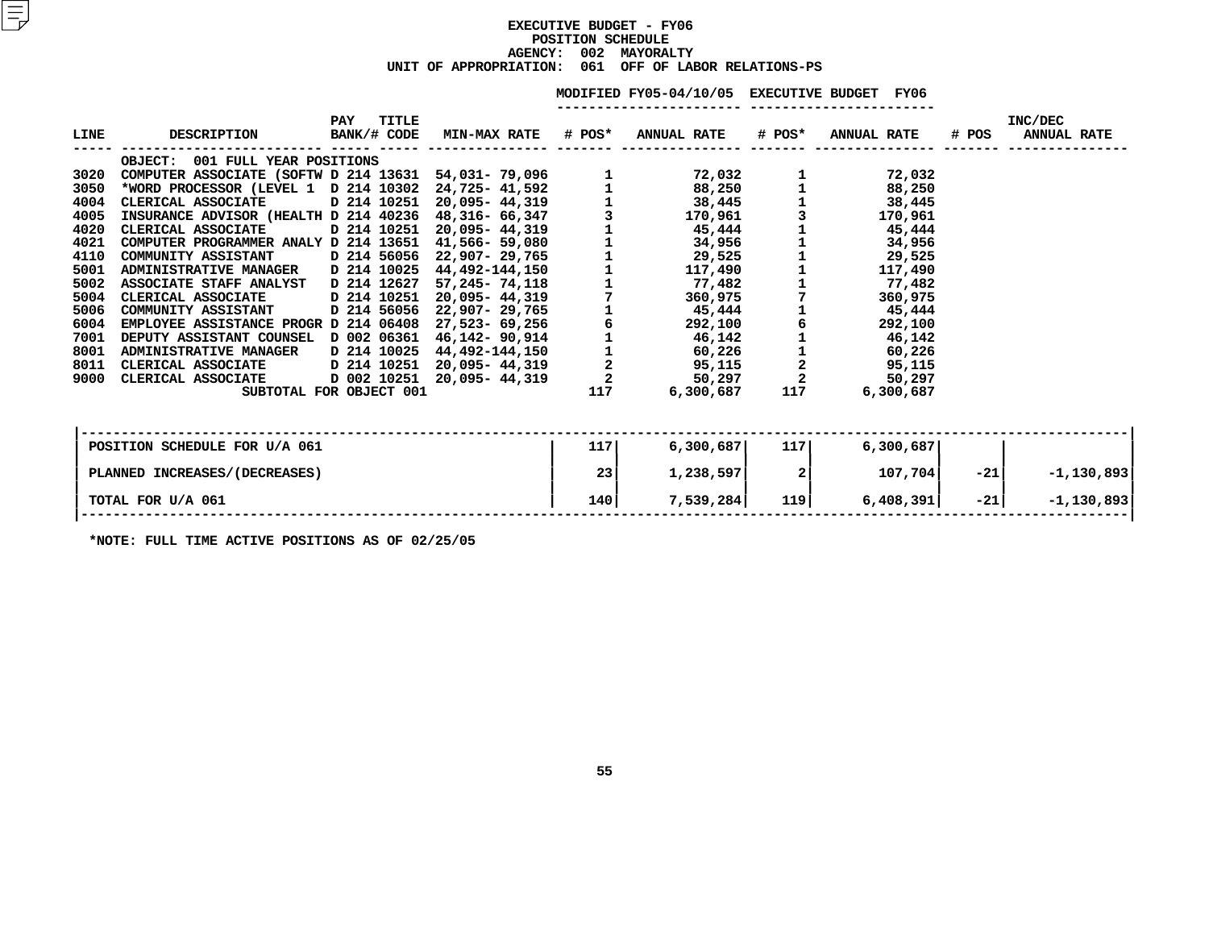# EXECUTIVE BUDGET - FY06
## POSITION SCHEDULE
### AGENCY: 002 MAYORALTY
### UNIT OF APPROPRIATION: 061 OFF OF LABOR RELATIONS-PS

| LINE | DESCRIPTION | PAY BANK/# | TITLE CODE | MIN-MAX RATE | MODIFIED FY05-04/10/05 # POS* | MODIFIED FY05-04/10/05 ANNUAL RATE | EXECUTIVE BUDGET FY06 # POS* | EXECUTIVE BUDGET FY06 ANNUAL RATE | INC/DEC # POS | INC/DEC ANNUAL RATE |
|---|---|---|---|---|---|---|---|---|---|---|
| | OBJECT: 001 FULL YEAR POSITIONS | | | | | | | | | |
| 3020 | COMPUTER ASSOCIATE (SOFTW | D 214 | 13631 | 54,031- 79,096 | 1 | 72,032 | 1 | 72,032 | | |
| 3050 | *WORD PROCESSOR (LEVEL 1 | D 214 | 10302 | 24,725- 41,592 | 1 | 88,250 | 1 | 88,250 | | |
| 4004 | CLERICAL ASSOCIATE | D 214 | 10251 | 20,095- 44,319 | 1 | 38,445 | 1 | 38,445 | | |
| 4005 | INSURANCE ADVISOR (HEALTH | D 214 | 40236 | 48,316- 66,347 | 3 | 170,961 | 3 | 170,961 | | |
| 4020 | CLERICAL ASSOCIATE | D 214 | 10251 | 20,095- 44,319 | 1 | 45,444 | 1 | 45,444 | | |
| 4021 | COMPUTER PROGRAMMER ANALY | D 214 | 13651 | 41,566- 59,080 | 1 | 34,956 | 1 | 34,956 | | |
| 4110 | COMMUNITY ASSISTANT | D 214 | 56056 | 22,907- 29,765 | 1 | 29,525 | 1 | 29,525 | | |
| 5001 | ADMINISTRATIVE MANAGER | D 214 | 10025 | 44,492-144,150 | 1 | 117,490 | 1 | 117,490 | | |
| 5002 | ASSOCIATE STAFF ANALYST | D 214 | 12627 | 57,245- 74,118 | 1 | 77,482 | 1 | 77,482 | | |
| 5004 | CLERICAL ASSOCIATE | D 214 | 10251 | 20,095- 44,319 | 7 | 360,975 | 7 | 360,975 | | |
| 5006 | COMMUNITY ASSISTANT | D 214 | 56056 | 22,907- 29,765 | 1 | 45,444 | 1 | 45,444 | | |
| 6004 | EMPLOYEE ASSISTANCE PROGR | D 214 | 06408 | 27,523- 69,256 | 6 | 292,100 | 6 | 292,100 | | |
| 7001 | DEPUTY ASSISTANT COUNSEL | D 002 | 06361 | 46,142- 90,914 | 1 | 46,142 | 1 | 46,142 | | |
| 8001 | ADMINISTRATIVE MANAGER | D 214 | 10025 | 44,492-144,150 | 1 | 60,226 | 1 | 60,226 | | |
| 8011 | CLERICAL ASSOCIATE | D 214 | 10251 | 20,095- 44,319 | 2 | 95,115 | 2 | 95,115 | | |
| 9000 | CLERICAL ASSOCIATE | D 002 | 10251 | 20,095- 44,319 | 2 | 50,297 | 2 | 50,297 | | |
| | SUBTOTAL FOR OBJECT 001 | | | | 117 | 6,300,687 | 117 | 6,300,687 | | |

| | # POS* | ANNUAL RATE | # POS* | ANNUAL RATE | # POS | ANNUAL RATE |
|---|---|---|---|---|---|---|
| POSITION SCHEDULE FOR U/A 061 | 117 | 6,300,687 | 117 | 6,300,687 | | |
| PLANNED INCREASES/(DECREASES) | 23 | 1,238,597 | 2 | 107,704 | -21 | -1,130,893 |
| TOTAL FOR U/A 061 | 140 | 7,539,284 | 119 | 6,408,391 | -21 | -1,130,893 |

*NOTE: FULL TIME ACTIVE POSITIONS AS OF 02/25/05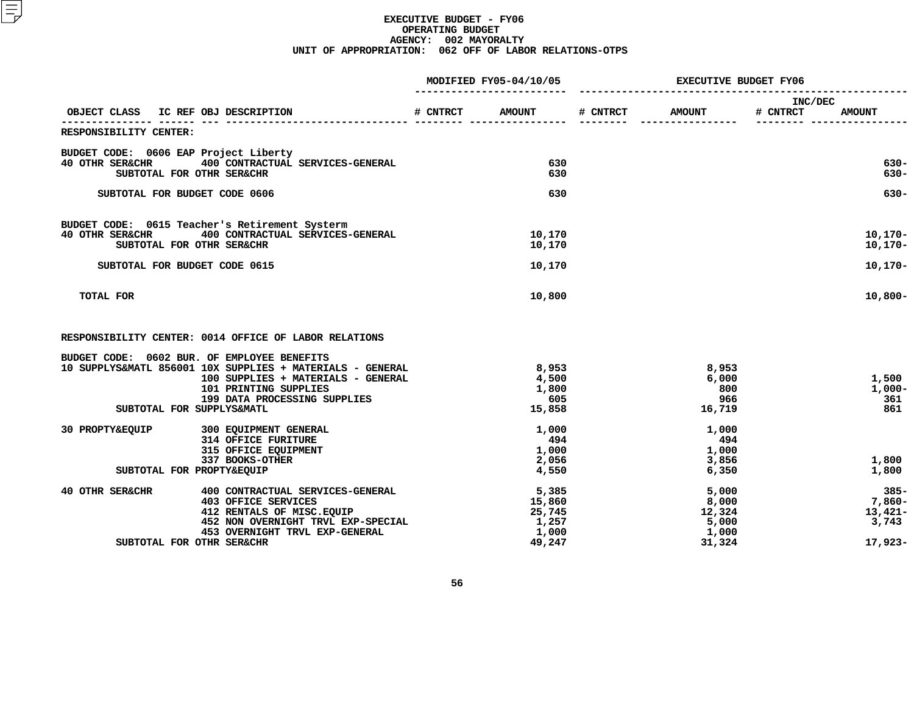# EXECUTIVE BUDGET - FY06
## OPERATING BUDGET
### AGENCY: 002 MAYORALTY
### UNIT OF APPROPRIATION: 062 OFF OF LABOR RELATIONS-OTPS

| OBJECT CLASS | IC REF | OBJ | DESCRIPTION | MODIFIED FY05-04/10/05 # CNTRCT | MODIFIED FY05-04/10/05 AMOUNT | EXECUTIVE BUDGET FY06 # CNTRCT | EXECUTIVE BUDGET FY06 AMOUNT | INC/DEC # CNTRCT | INC/DEC AMOUNT |
|---|---|---|---|---|---|---|---|---|---|
| RESPONSIBILITY CENTER: | | | | | | | | | |
| BUDGET CODE: 0606 EAP Project Liberty | | | | | | | | | |
| 40 OTHR SER&CHR | | 400 | CONTRACTUAL SERVICES-GENERAL | | 630 | | | | 630- |
| SUBTOTAL FOR OTHR SER&CHR | | | | | 630 | | | | 630- |
| SUBTOTAL FOR BUDGET CODE 0606 | | | | | 630 | | | | 630- |
| BUDGET CODE: 0615 Teacher's Retirement Systerm | | | | | | | | | |
| 40 OTHR SER&CHR | | 400 | CONTRACTUAL SERVICES-GENERAL | | 10,170 | | | | 10,170- |
| SUBTOTAL FOR OTHR SER&CHR | | | | | 10,170 | | | | 10,170- |
| SUBTOTAL FOR BUDGET CODE 0615 | | | | | 10,170 | | | | 10,170- |
| TOTAL FOR | | | | | 10,800 | | | | 10,800- |
| RESPONSIBILITY CENTER: 0014 OFFICE OF LABOR RELATIONS | | | | | | | | | |
| BUDGET CODE: 0602 BUR. OF EMPLOYEE BENEFITS | | | | | | | | | |
| 10 SUPPLYS&MATL | 856001 | 10X | SUPPLIES + MATERIALS - GENERAL | | 8,953 | | 8,953 | | |
| | | 100 | SUPPLIES + MATERIALS - GENERAL | | 4,500 | | 6,000 | | 1,500 |
| | | 101 | PRINTING SUPPLIES | | 1,800 | | 800 | | 1,000- |
| | | 199 | DATA PROCESSING SUPPLIES | | 605 | | 966 | | 361 |
| SUBTOTAL FOR SUPPLYS&MATL | | | | | 15,858 | | 16,719 | | 861 |
| 30 PROPTY&EQUIP | | 300 | EQUIPMENT GENERAL | | 1,000 | | 1,000 | | |
| | | 314 | OFFICE FURITURE | | 494 | | 494 | | |
| | | 315 | OFFICE EQUIPMENT | | 1,000 | | 1,000 | | |
| | | 337 | BOOKS-OTHER | | 2,056 | | 3,856 | | 1,800 |
| SUBTOTAL FOR PROPTY&EQUIP | | | | | 4,550 | | 6,350 | | 1,800 |
| 40 OTHR SER&CHR | | 400 | CONTRACTUAL SERVICES-GENERAL | | 5,385 | | 5,000 | | 385- |
| | | 403 | OFFICE SERVICES | | 15,860 | | 8,000 | | 7,860- |
| | | 412 | RENTALS OF MISC.EQUIP | | 25,745 | | 12,324 | | 13,421- |
| | | 452 | NON OVERNIGHT TRVL EXP-SPECIAL | | 1,257 | | 5,000 | | 3,743 |
| | | 453 | OVERNIGHT TRVL EXP-GENERAL | | 1,000 | | 1,000 | | |
| SUBTOTAL FOR OTHR SER&CHR | | | | | 49,247 | | 31,324 | | 17,923- |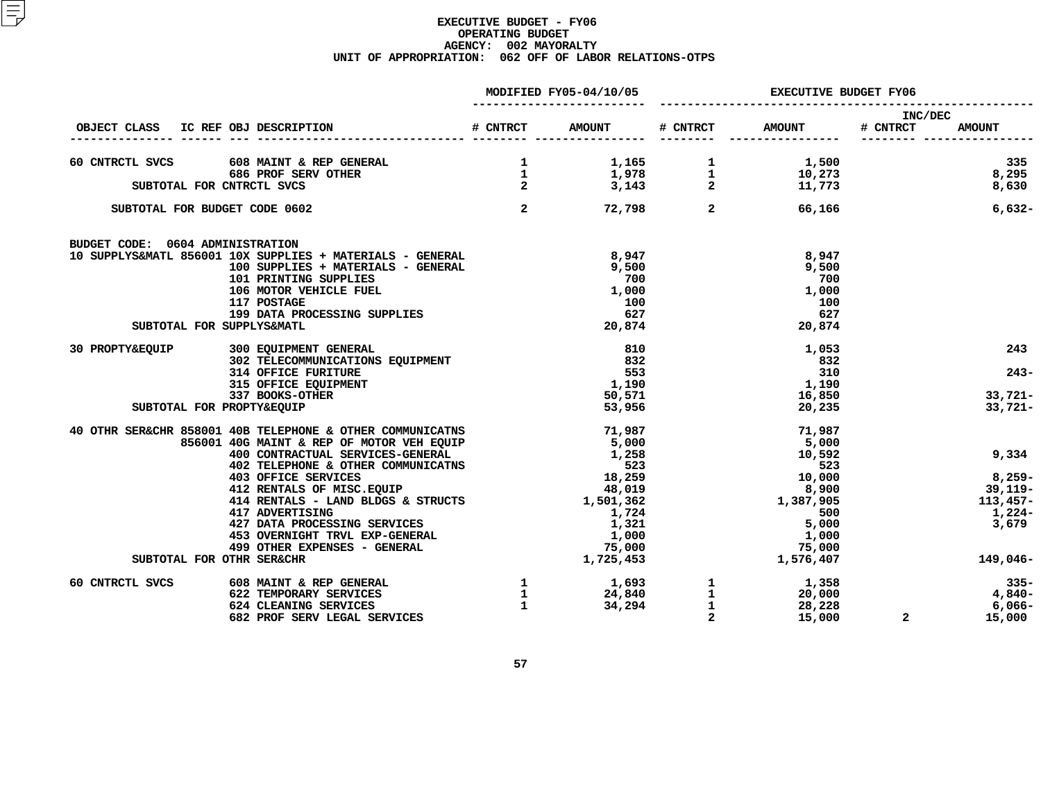# EXECUTIVE BUDGET - FY06
## OPERATING BUDGET
### AGENCY: 002 MAYORALTY
### UNIT OF APPROPRIATION: 062 OFF OF LABOR RELATIONS-OTPS

| OBJECT CLASS | IC REF | OBJ | DESCRIPTION | MODIFIED FY05-04/10/05 # CNTRCT | MODIFIED FY05-04/10/05 AMOUNT | EXECUTIVE BUDGET FY06 # CNTRCT | EXECUTIVE BUDGET FY06 AMOUNT | INC/DEC # CNTRCT | INC/DEC AMOUNT |
|---|---|---|---|---|---|---|---|---|---|
| 60 CNTRCTL SVCS | | 608 | MAINT & REP GENERAL | 1 | 1,165 | 1 | 1,500 | | 335 |
| | | 686 | PROF SERV OTHER | 1 | 1,978 | 1 | 10,273 | | 8,295 |
| SUBTOTAL FOR CNTRCTL SVCS | | | | 2 | 3,143 | 2 | 11,773 | | 8,630 |
| SUBTOTAL FOR BUDGET CODE 0602 | | | | 2 | 72,798 | 2 | 66,166 | | 6,632- |
| BUDGET CODE: 0604 ADMINISTRATION | | | | | | | | | |
| 10 SUPPLYS&MATL | 856001 | 10X | SUPPLIES + MATERIALS - GENERAL | | 8,947 | | 8,947 | | |
| | | 100 | SUPPLIES + MATERIALS - GENERAL | | 9,500 | | 9,500 | | |
| | | 101 | PRINTING SUPPLIES | | 700 | | 700 | | |
| | | 106 | MOTOR VEHICLE FUEL | | 1,000 | | 1,000 | | |
| | | 117 | POSTAGE | | 100 | | 100 | | |
| | | 199 | DATA PROCESSING SUPPLIES | | 627 | | 627 | | |
| SUBTOTAL FOR SUPPLYS&MATL | | | | | 20,874 | | 20,874 | | |
| 30 PROPTY&EQUIP | | 300 | EQUIPMENT GENERAL | | 810 | | 1,053 | | 243 |
| | | 302 | TELECOMMUNICATIONS EQUIPMENT | | 832 | | 832 | | |
| | | 314 | OFFICE FURITURE | | 553 | | 310 | | 243- |
| | | 315 | OFFICE EQUIPMENT | | 1,190 | | 1,190 | | |
| | | 337 | BOOKS-OTHER | | 50,571 | | 16,850 | | 33,721- |
| SUBTOTAL FOR PROPTY&EQUIP | | | | | 53,956 | | 20,235 | | 33,721- |
| 40 OTHR SER&CHR | 858001 | 40B | TELEPHONE & OTHER COMMUNICATNS | | 71,987 | | 71,987 | | |
| | 856001 | 40G | MAINT & REP OF MOTOR VEH EQUIP | | 5,000 | | 5,000 | | |
| | | 400 | CONTRACTUAL SERVICES-GENERAL | | 1,258 | | 10,592 | | 9,334 |
| | | 402 | TELEPHONE & OTHER COMMUNICATNS | | 523 | | 523 | | |
| | | 403 | OFFICE SERVICES | | 18,259 | | 10,000 | | 8,259- |
| | | 412 | RENTALS OF MISC.EQUIP | | 48,019 | | 8,900 | | 39,119- |
| | | 414 | RENTALS - LAND BLDGS & STRUCTS | | 1,501,362 | | 1,387,905 | | 113,457- |
| | | 417 | ADVERTISING | | 1,724 | | 500 | | 1,224- |
| | | 427 | DATA PROCESSING SERVICES | | 1,321 | | 5,000 | | 3,679 |
| | | 453 | OVERNIGHT TRVL EXP-GENERAL | | 1,000 | | 1,000 | | |
| | | 499 | OTHER EXPENSES - GENERAL | | 75,000 | | 75,000 | | |
| SUBTOTAL FOR OTHR SER&CHR | | | | | 1,725,453 | | 1,576,407 | | 149,046- |
| 60 CNTRCTL SVCS | | 608 | MAINT & REP GENERAL | 1 | 1,693 | 1 | 1,358 | | 335- |
| | | 622 | TEMPORARY SERVICES | 1 | 24,840 | 1 | 20,000 | | 4,840- |
| | | 624 | CLEANING SERVICES | 1 | 34,294 | 1 | 28,228 | | 6,066- |
| | | 682 | PROF SERV LEGAL SERVICES | | | 2 | 15,000 | 2 | 15,000 |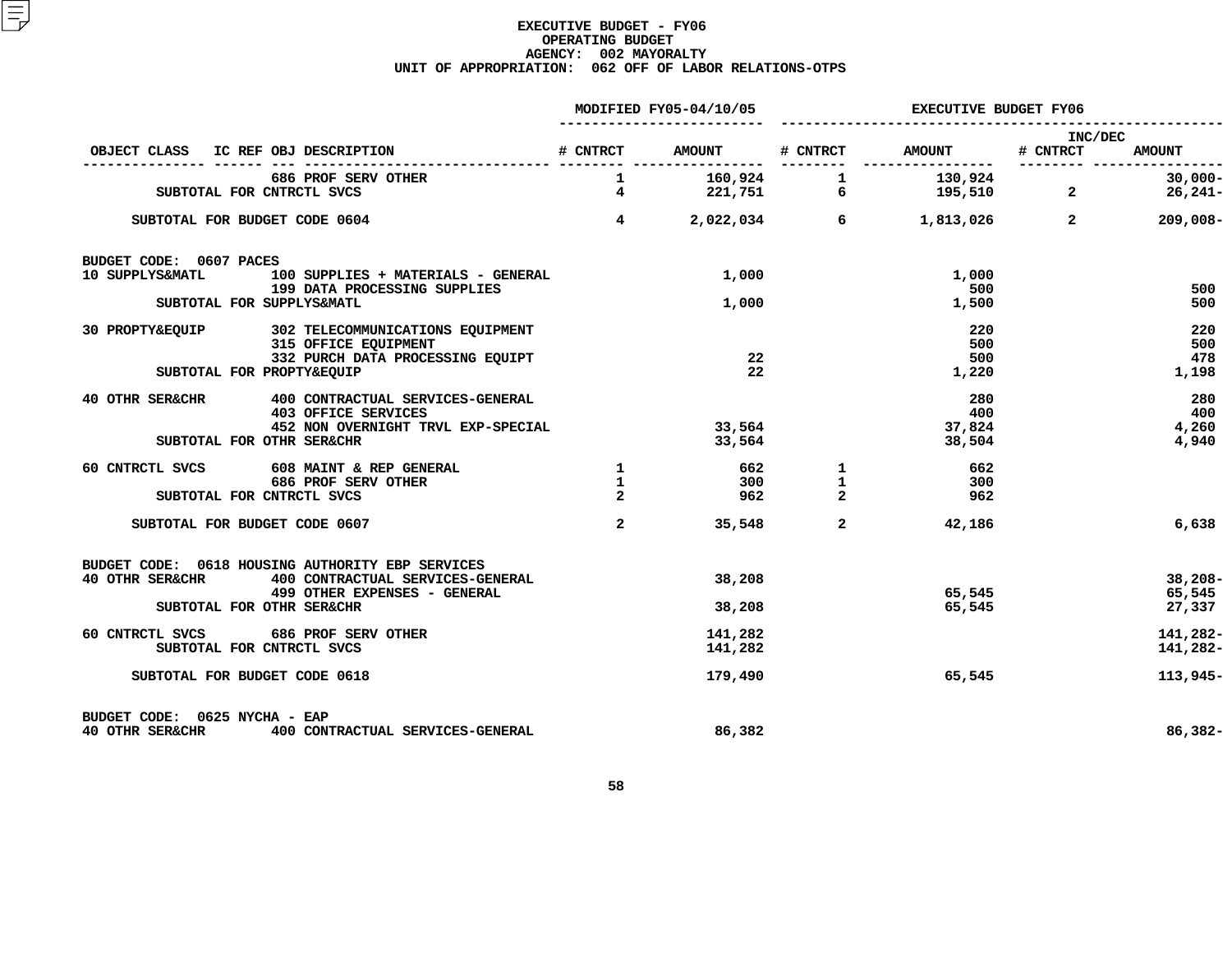# EXECUTIVE BUDGET - FY06
## OPERATING BUDGET
## AGENCY: 002 MAYORALTY
## UNIT OF APPROPRIATION: 062 OFF OF LABOR RELATIONS-OTPS

| OBJECT CLASS | IC REF OBJ DESCRIPTION | MODIFIED FY05-04/10/05 # CNTRCT | MODIFIED FY05-04/10/05 AMOUNT | EXECUTIVE BUDGET FY06 # CNTRCT | EXECUTIVE BUDGET FY06 AMOUNT | INC/DEC # CNTRCT | INC/DEC AMOUNT |
|---|---|---|---|---|---|---|---|
| | 686 PROF SERV OTHER | 1 | 160,924 | 1 | 130,924 | | 30,000- |
| SUBTOTAL FOR CNTRCTL SVCS | | 4 | 221,751 | 6 | 195,510 | 2 | 26,241- |
| SUBTOTAL FOR BUDGET CODE 0604 | | 4 | 2,022,034 | 6 | 1,813,026 | 2 | 209,008- |
| BUDGET CODE: 0607 PACES | | | | | | | |
| 10 SUPPLYS&MATL | 100 SUPPLIES + MATERIALS - GENERAL | | 1,000 | | 1,000 | | |
| | 199 DATA PROCESSING SUPPLIES | | | | 500 | | 500 |
| SUBTOTAL FOR SUPPLYS&MATL | | | 1,000 | | 1,500 | | 500 |
| 30 PROPTY&EQUIP | 302 TELECOMMUNICATIONS EQUIPMENT | | | | 220 | | 220 |
| | 315 OFFICE EQUIPMENT | | | | 500 | | 500 |
| | 332 PURCH DATA PROCESSING EQUIPT | | 22 | | 500 | | 478 |
| SUBTOTAL FOR PROPTY&EQUIP | | | 22 | | 1,220 | | 1,198 |
| 40 OTHR SER&CHR | 400 CONTRACTUAL SERVICES-GENERAL | | | | 280 | | 280 |
| | 403 OFFICE SERVICES | | | | 400 | | 400 |
| | 452 NON OVERNIGHT TRVL EXP-SPECIAL | | 33,564 | | 37,824 | | 4,260 |
| SUBTOTAL FOR OTHR SER&CHR | | | 33,564 | | 38,504 | | 4,940 |
| 60 CNTRCTL SVCS | 608 MAINT & REP GENERAL | 1 | 662 | 1 | 662 | | |
| | 686 PROF SERV OTHER | 1 | 300 | 1 | 300 | | |
| SUBTOTAL FOR CNTRCTL SVCS | | 2 | 962 | 2 | 962 | | |
| SUBTOTAL FOR BUDGET CODE 0607 | | 2 | 35,548 | 2 | 42,186 | | 6,638 |
| BUDGET CODE: 0618 HOUSING AUTHORITY EBP SERVICES | | | | | | | |
| 40 OTHR SER&CHR | 400 CONTRACTUAL SERVICES-GENERAL | | 38,208 | | | | 38,208- |
| | 499 OTHER EXPENSES - GENERAL | | | | 65,545 | | 65,545 |
| SUBTOTAL FOR OTHR SER&CHR | | | 38,208 | | 65,545 | | 27,337 |
| 60 CNTRCTL SVCS | 686 PROF SERV OTHER | | 141,282 | | | | 141,282- |
| SUBTOTAL FOR CNTRCTL SVCS | | | 141,282 | | | | 141,282- |
| SUBTOTAL FOR BUDGET CODE 0618 | | | 179,490 | | 65,545 | | 113,945- |
| BUDGET CODE: 0625 NYCHA - EAP | | | | | | | |
| 40 OTHR SER&CHR | 400 CONTRACTUAL SERVICES-GENERAL | | 86,382 | | | | 86,382- |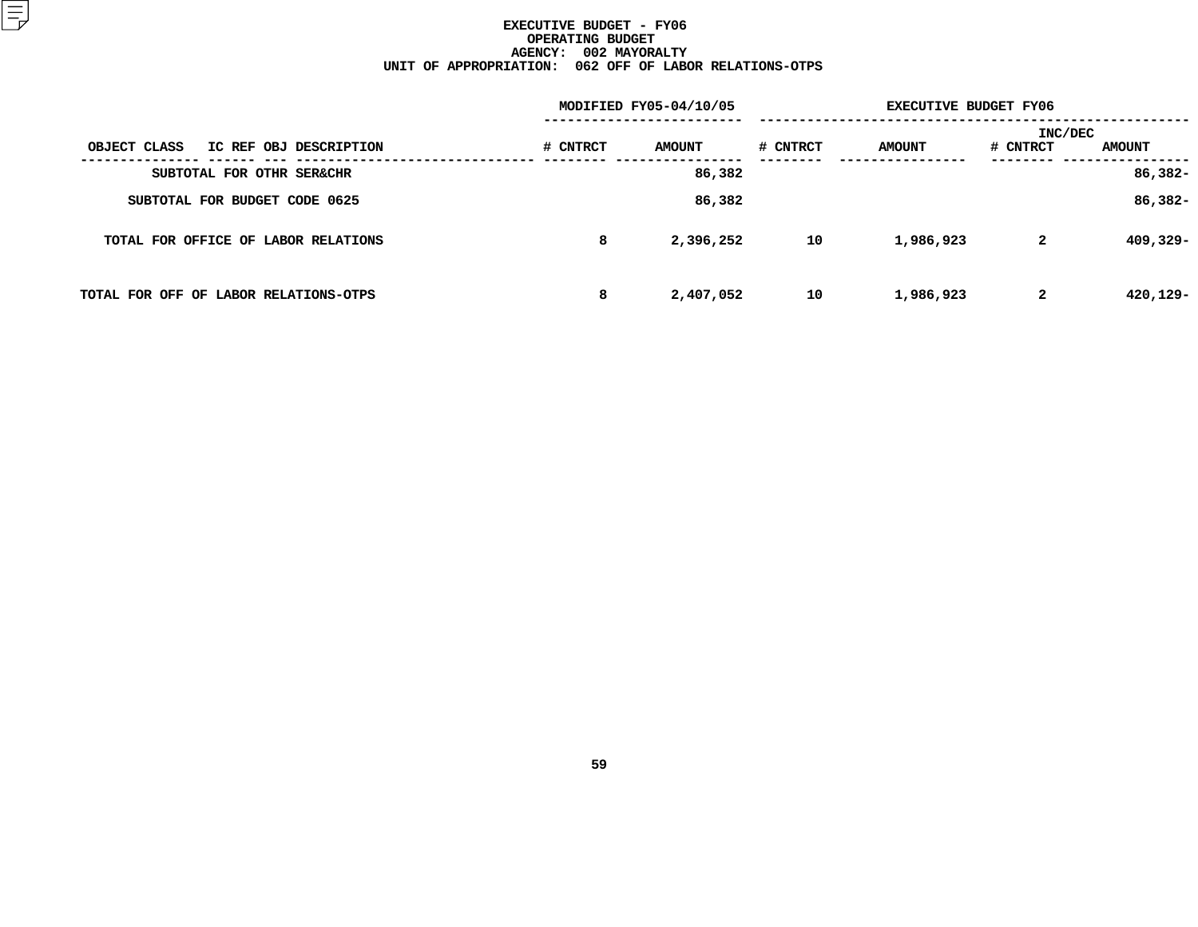**EXECUTIVE BUDGET - FY06**
**OPERATING BUDGET**
**AGENCY: 002 MAYORALTY**
**UNIT OF APPROPRIATION: 062 OFF OF LABOR RELATIONS-OTPS**

| OBJECT CLASS IC REF OBJ DESCRIPTION | MODIFIED FY05-04/10/05 # CNTRCT | MODIFIED FY05-04/10/05 AMOUNT | EXECUTIVE BUDGET FY06 # CNTRCT | EXECUTIVE BUDGET FY06 AMOUNT | INC/DEC # CNTRCT | INC/DEC AMOUNT |
|---|---|---|---|---|---|---|
| SUBTOTAL FOR OTHR SER&CHR | | 86,382 | | | | 86,382- |
| SUBTOTAL FOR BUDGET CODE 0625 | | 86,382 | | | | 86,382- |
| TOTAL FOR OFFICE OF LABOR RELATIONS | 8 | 2,396,252 | 10 | 1,986,923 | 2 | 409,329- |
| TOTAL FOR OFF OF LABOR RELATIONS-OTPS | 8 | 2,407,052 | 10 | 1,986,923 | 2 | 420,129- |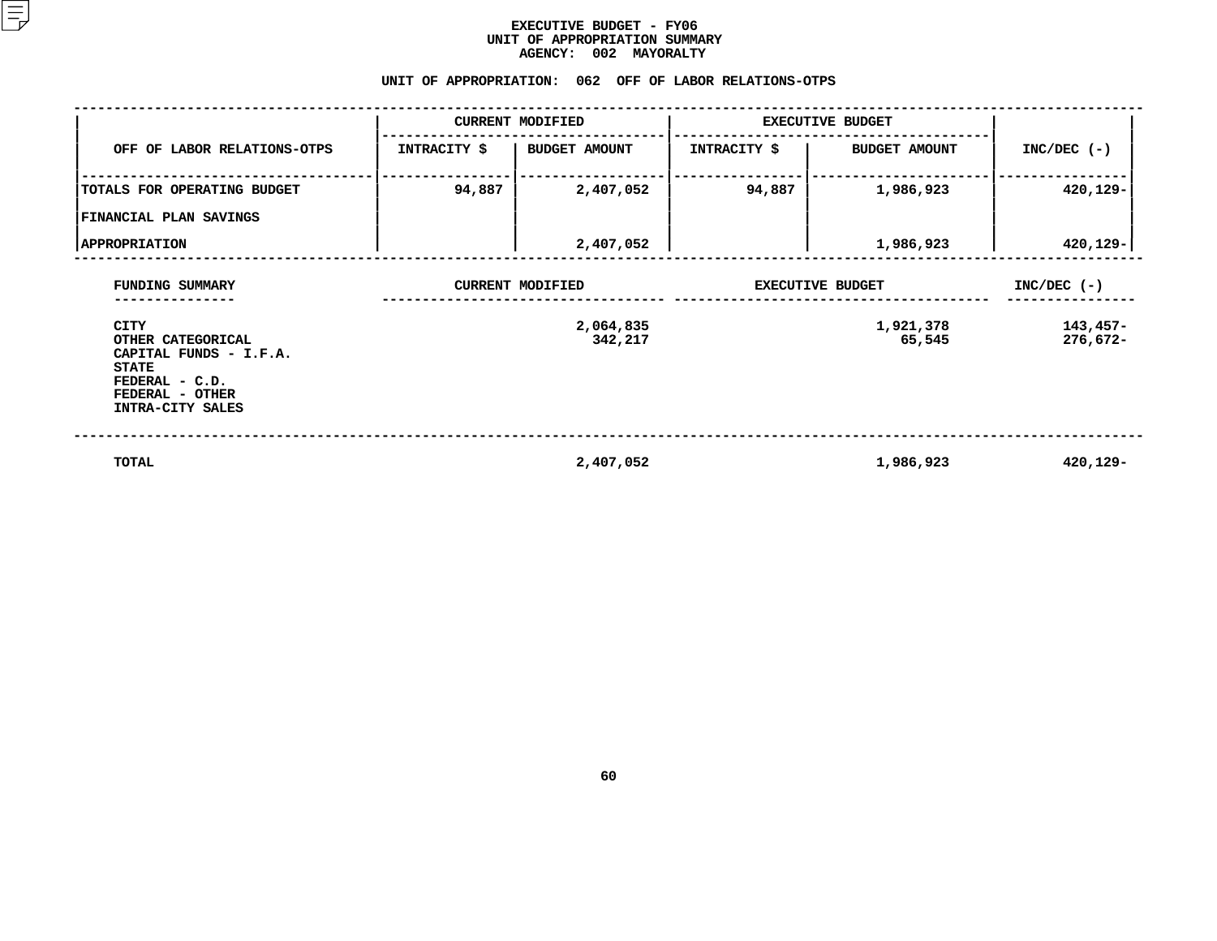# EXECUTIVE BUDGET - FY06
## UNIT OF APPROPRIATION SUMMARY
## AGENCY: 002 MAYORALTY

### UNIT OF APPROPRIATION: 062 OFF OF LABOR RELATIONS-OTPS

| OFF OF LABOR RELATIONS-OTPS | CURRENT MODIFIED | | EXECUTIVE BUDGET | | INC/DEC (-) |
|---|---|---|---|---|---|
| | INTRACITY $ | BUDGET AMOUNT | INTRACITY $ | BUDGET AMOUNT | |
| TOTALS FOR OPERATING BUDGET | 94,887 | 2,407,052 | 94,887 | 1,986,923 | 420,129- |
| FINANCIAL PLAN SAVINGS | | | | | |
| APPROPRIATION | | 2,407,052 | | 1,986,923 | 420,129- |

| FUNDING SUMMARY | CURRENT MODIFIED | EXECUTIVE BUDGET | INC/DEC (-) |
|---|---|---|---|
| CITY | 2,064,835 | 1,921,378 | 143,457- |
| OTHER CATEGORICAL | 342,217 | 65,545 | 276,672- |
| CAPITAL FUNDS - I.F.A. | | | |
| STATE | | | |
| FEDERAL - C.D. | | | |
| FEDERAL - OTHER | | | |
| INTRA-CITY SALES | | | |
| TOTAL | 2,407,052 | 1,986,923 | 420,129- |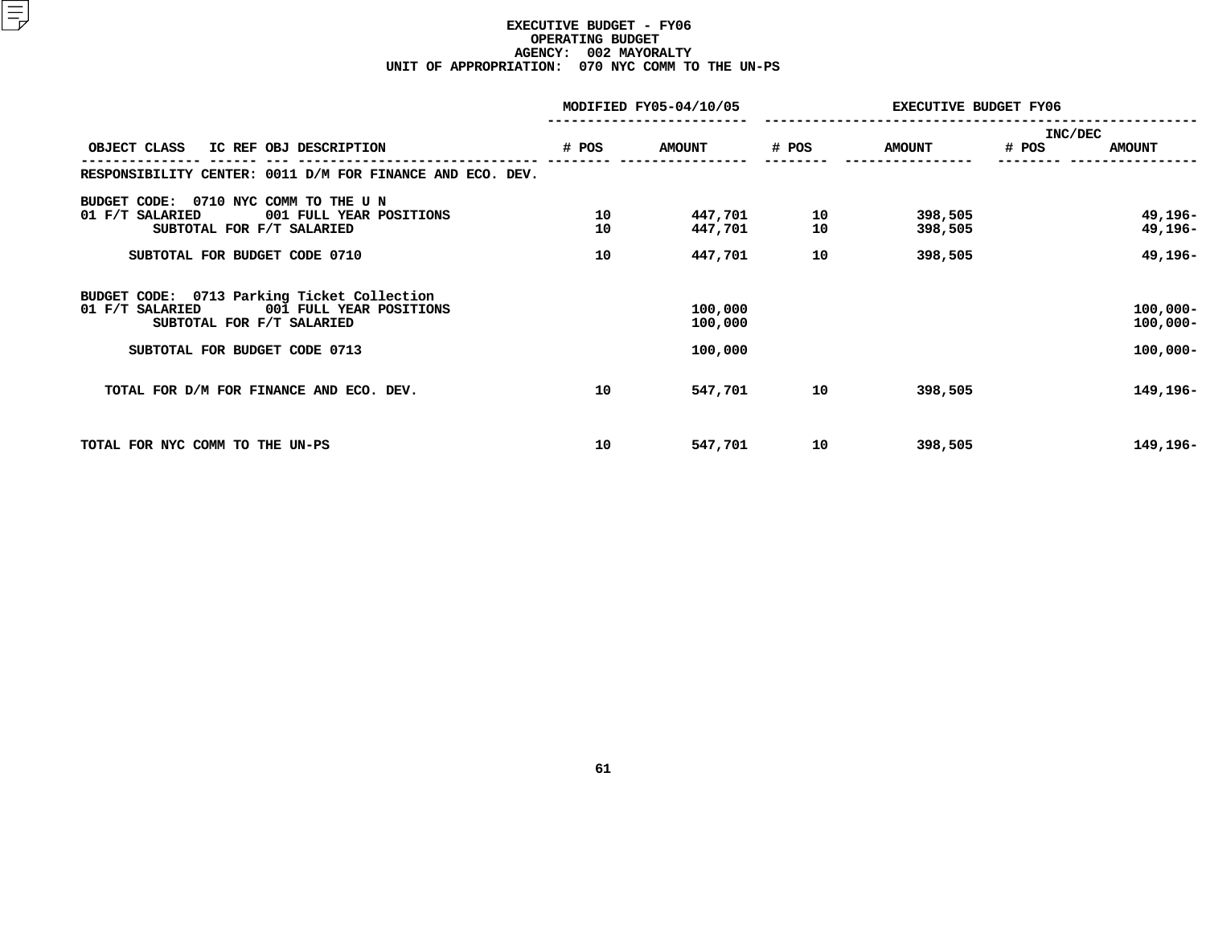# EXECUTIVE BUDGET - FY06
## OPERATING BUDGET
### AGENCY: 002 MAYORALTY
### UNIT OF APPROPRIATION: 070 NYC COMM TO THE UN-PS

| OBJECT CLASS | IC REF | OBJ | DESCRIPTION | MODIFIED FY05-04/10/05 # POS | MODIFIED FY05-04/10/05 AMOUNT | EXECUTIVE BUDGET FY06 # POS | EXECUTIVE BUDGET FY06 AMOUNT | INC/DEC # POS | INC/DEC AMOUNT |
|---|---|---|---|---|---|---|---|---|---|
| RESPONSIBILITY CENTER: 0011 D/M FOR FINANCE AND ECO. DEV. | | | | | | | | | |
| BUDGET CODE: 0710 NYC COMM TO THE U N | | | | | | | | | |
| 01 F/T SALARIED | | 001 | FULL YEAR POSITIONS | 10 | 447,701 | 10 | 398,505 | | 49,196- |
| SUBTOTAL FOR F/T SALARIED | | | | 10 | 447,701 | 10 | 398,505 | | 49,196- |
| SUBTOTAL FOR BUDGET CODE 0710 | | | | 10 | 447,701 | 10 | 398,505 | | 49,196- |
| BUDGET CODE: 0713 Parking Ticket Collection | | | | | | | | | |
| 01 F/T SALARIED | | 001 | FULL YEAR POSITIONS | | 100,000 | | | | 100,000- |
| SUBTOTAL FOR F/T SALARIED | | | | | 100,000 | | | | 100,000- |
| SUBTOTAL FOR BUDGET CODE 0713 | | | | | 100,000 | | | | 100,000- |
| TOTAL FOR D/M FOR FINANCE AND ECO. DEV. | | | | 10 | 547,701 | 10 | 398,505 | | 149,196- |
| TOTAL FOR NYC COMM TO THE UN-PS | | | | 10 | 547,701 | 10 | 398,505 | | 149,196- |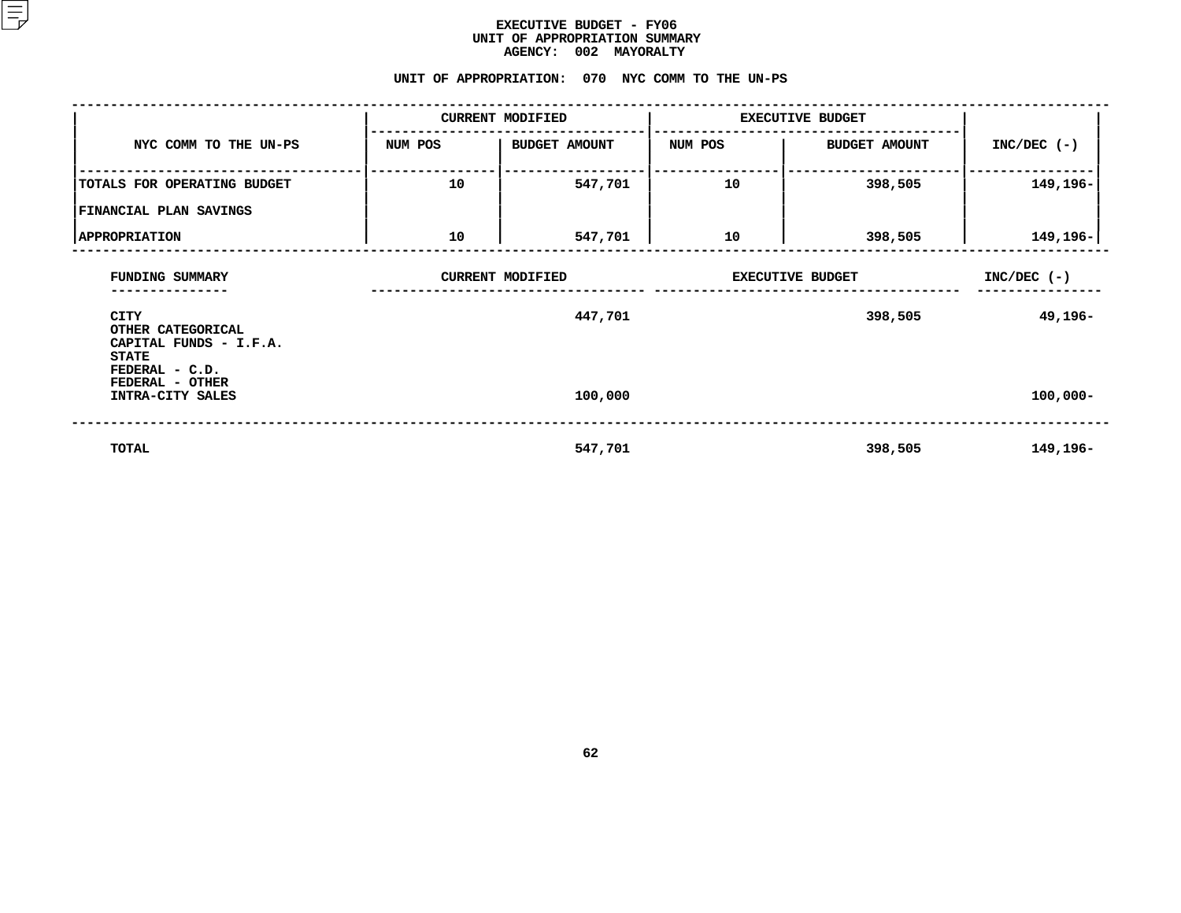# EXECUTIVE BUDGET - FY06
## UNIT OF APPROPRIATION SUMMARY
## AGENCY: 002 MAYORALTY

### UNIT OF APPROPRIATION: 070 NYC COMM TO THE UN-PS

| NYC COMM TO THE UN-PS | CURRENT MODIFIED | | EXECUTIVE BUDGET | | INC/DEC (-) |
|---|---|---|---|---|---|
| | NUM POS | BUDGET AMOUNT | NUM POS | BUDGET AMOUNT | |
| TOTALS FOR OPERATING BUDGET | 10 | 547,701 | 10 | 398,505 | 149,196- |
| FINANCIAL PLAN SAVINGS | | | | | |
| APPROPRIATION | 10 | 547,701 | 10 | 398,505 | 149,196- |

| FUNDING SUMMARY | CURRENT MODIFIED | EXECUTIVE BUDGET | INC/DEC (-) |
|---|---|---|---|
| CITY | 447,701 | 398,505 | 49,196- |
| OTHER CATEGORICAL | | | |
| CAPITAL FUNDS - I.F.A. | | | |
| STATE | | | |
| FEDERAL - C.D. | | | |
| FEDERAL - OTHER | | | |
| INTRA-CITY SALES | 100,000 | | 100,000- |
| TOTAL | 547,701 | 398,505 | 149,196- |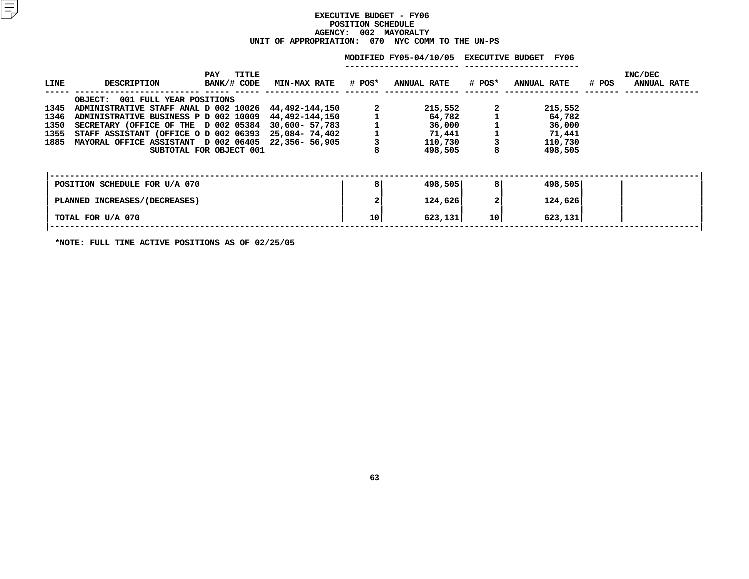# EXECUTIVE BUDGET - FY06
## POSITION SCHEDULE
### AGENCY: 002 MAYORALTY
### UNIT OF APPROPRIATION: 070 NYC COMM TO THE UN-PS

| LINE | DESCRIPTION | PAY BANK/# | TITLE CODE | MIN-MAX RATE | MODIFIED FY05-04/10/05 # POS* | MODIFIED FY05-04/10/05 ANNUAL RATE | EXECUTIVE BUDGET FY06 # POS* | EXECUTIVE BUDGET FY06 ANNUAL RATE | INC/DEC # POS | INC/DEC ANNUAL RATE |
|---|---|---|---|---|---|---|---|---|---|---|
| | OBJECT: 001 FULL YEAR POSITIONS | | | | | | | | | |
| 1345 | ADMINISTRATIVE STAFF ANAL | D 002 | 10026 | 44,492-144,150 | 2 | 215,552 | 2 | 215,552 | | |
| 1346 | ADMINISTRATIVE BUSINESS P | D 002 | 10009 | 44,492-144,150 | 1 | 64,782 | 1 | 64,782 | | |
| 1350 | SECRETARY (OFFICE OF THE | D 002 | 05384 | 30,600- 57,783 | 1 | 36,000 | 1 | 36,000 | | |
| 1355 | STAFF ASSISTANT (OFFICE O | D 002 | 06393 | 25,084- 74,402 | 1 | 71,441 | 1 | 71,441 | | |
| 1885 | MAYORAL OFFICE ASSISTANT | D 002 | 06405 | 22,356- 56,905 | 3 | 110,730 | 3 | 110,730 | | |
| | SUBTOTAL FOR OBJECT 001 | | | | 8 | 498,505 | 8 | 498,505 | | |

| | # POS* | ANNUAL RATE | # POS* | ANNUAL RATE | # POS | ANNUAL RATE |
|---|---|---|---|---|---|---|
| POSITION SCHEDULE FOR U/A 070 | 8 | 498,505 | 8 | 498,505 | | |
| PLANNED INCREASES/(DECREASES) | 2 | 124,626 | 2 | 124,626 | | |
| TOTAL FOR U/A 070 | 10 | 623,131 | 10 | 623,131 | | |

*NOTE: FULL TIME ACTIVE POSITIONS AS OF 02/25/05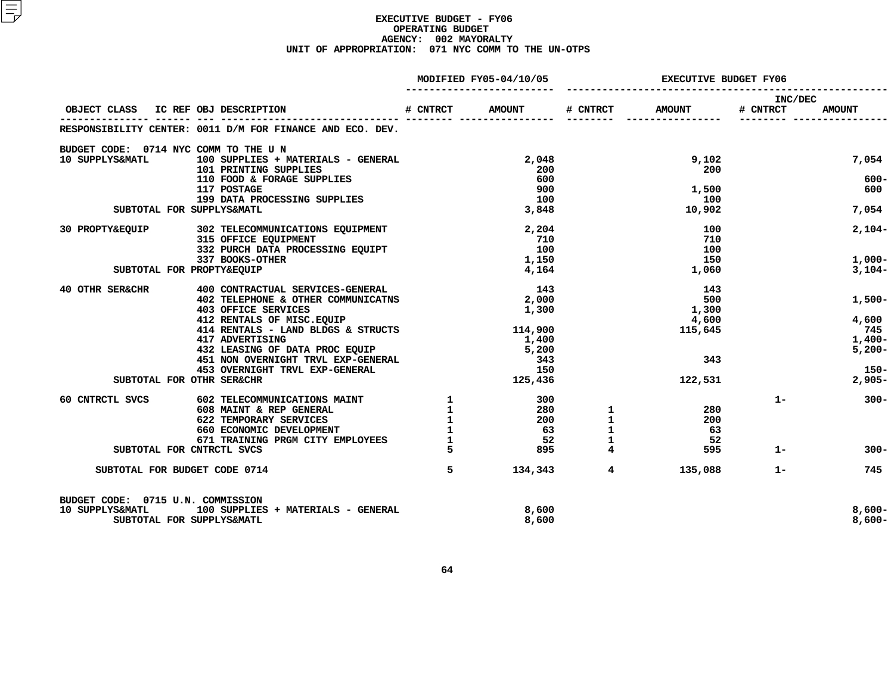# EXECUTIVE BUDGET - FY06
## OPERATING BUDGET
## AGENCY: 002 MAYORALTY
## UNIT OF APPROPRIATION: 071 NYC COMM TO THE UN-OTPS

| OBJECT CLASS | IC REF OBJ DESCRIPTION | MODIFIED FY05-04/10/05 # CNTRCT | MODIFIED FY05-04/10/05 AMOUNT | EXECUTIVE BUDGET FY06 # CNTRCT | EXECUTIVE BUDGET FY06 AMOUNT | INC/DEC # CNTRCT | INC/DEC AMOUNT |
|---|---|---|---|---|---|---|---|
| RESPONSIBILITY CENTER: 0011 D/M FOR FINANCE AND ECO. DEV. | | | | | | | |
| BUDGET CODE: 0714 NYC COMM TO THE U N | | | | | | | |
| 10 SUPPLYS&MATL | 100 SUPPLIES + MATERIALS - GENERAL | | 2,048 | | 9,102 | | 7,054 |
| | 101 PRINTING SUPPLIES | | 200 | | 200 | | |
| | 110 FOOD & FORAGE SUPPLIES | | 600 | | | | 600- |
| | 117 POSTAGE | | 900 | | 1,500 | | 600 |
| | 199 DATA PROCESSING SUPPLIES | | 100 | | 100 | | |
| SUBTOTAL FOR SUPPLYS&MATL | | | 3,848 | | 10,902 | | 7,054 |
| 30 PROPTY&EQUIP | 302 TELECOMMUNICATIONS EQUIPMENT | | 2,204 | | 100 | | 2,104- |
| | 315 OFFICE EQUIPMENT | | 710 | | 710 | | |
| | 332 PURCH DATA PROCESSING EQUIPT | | 100 | | 100 | | |
| | 337 BOOKS-OTHER | | 1,150 | | 150 | | 1,000- |
| SUBTOTAL FOR PROPTY&EQUIP | | | 4,164 | | 1,060 | | 3,104- |
| 40 OTHR SER&CHR | 400 CONTRACTUAL SERVICES-GENERAL | | 143 | | 143 | | |
| | 402 TELEPHONE & OTHER COMMUNICATNS | | 2,000 | | 500 | | 1,500- |
| | 403 OFFICE SERVICES | | 1,300 | | 1,300 | | |
| | 412 RENTALS OF MISC.EQUIP | | | | 4,600 | | 4,600 |
| | 414 RENTALS - LAND BLDGS & STRUCTS | | 114,900 | | 115,645 | | 745 |
| | 417 ADVERTISING | | 1,400 | | | | 1,400- |
| | 432 LEASING OF DATA PROC EQUIP | | 5,200 | | | | 5,200- |
| | 451 NON OVERNIGHT TRVL EXP-GENERAL | | 343 | | 343 | | |
| | 453 OVERNIGHT TRVL EXP-GENERAL | | 150 | | | | 150- |
| SUBTOTAL FOR OTHR SER&CHR | | | 125,436 | | 122,531 | | 2,905- |
| 60 CNTRCTL SVCS | 602 TELECOMMUNICATIONS MAINT | 1 | 300 | | | 1- | 300- |
| | 608 MAINT & REP GENERAL | 1 | 280 | 1 | 280 | | |
| | 622 TEMPORARY SERVICES | 1 | 200 | 1 | 200 | | |
| | 660 ECONOMIC DEVELOPMENT | 1 | 63 | 1 | 63 | | |
| | 671 TRAINING PRGM CITY EMPLOYEES | 1 | 52 | 1 | 52 | | |
| SUBTOTAL FOR CNTRCTL SVCS | | 5 | 895 | 4 | 595 | 1- | 300- |
| SUBTOTAL FOR BUDGET CODE 0714 | | 5 | 134,343 | 4 | 135,088 | 1- | 745 |
| BUDGET CODE: 0715 U.N. COMMISSION | | | | | | | |
| 10 SUPPLYS&MATL | 100 SUPPLIES + MATERIALS - GENERAL | | 8,600 | | | | 8,600- |
| SUBTOTAL FOR SUPPLYS&MATL | | | 8,600 | | | | 8,600- |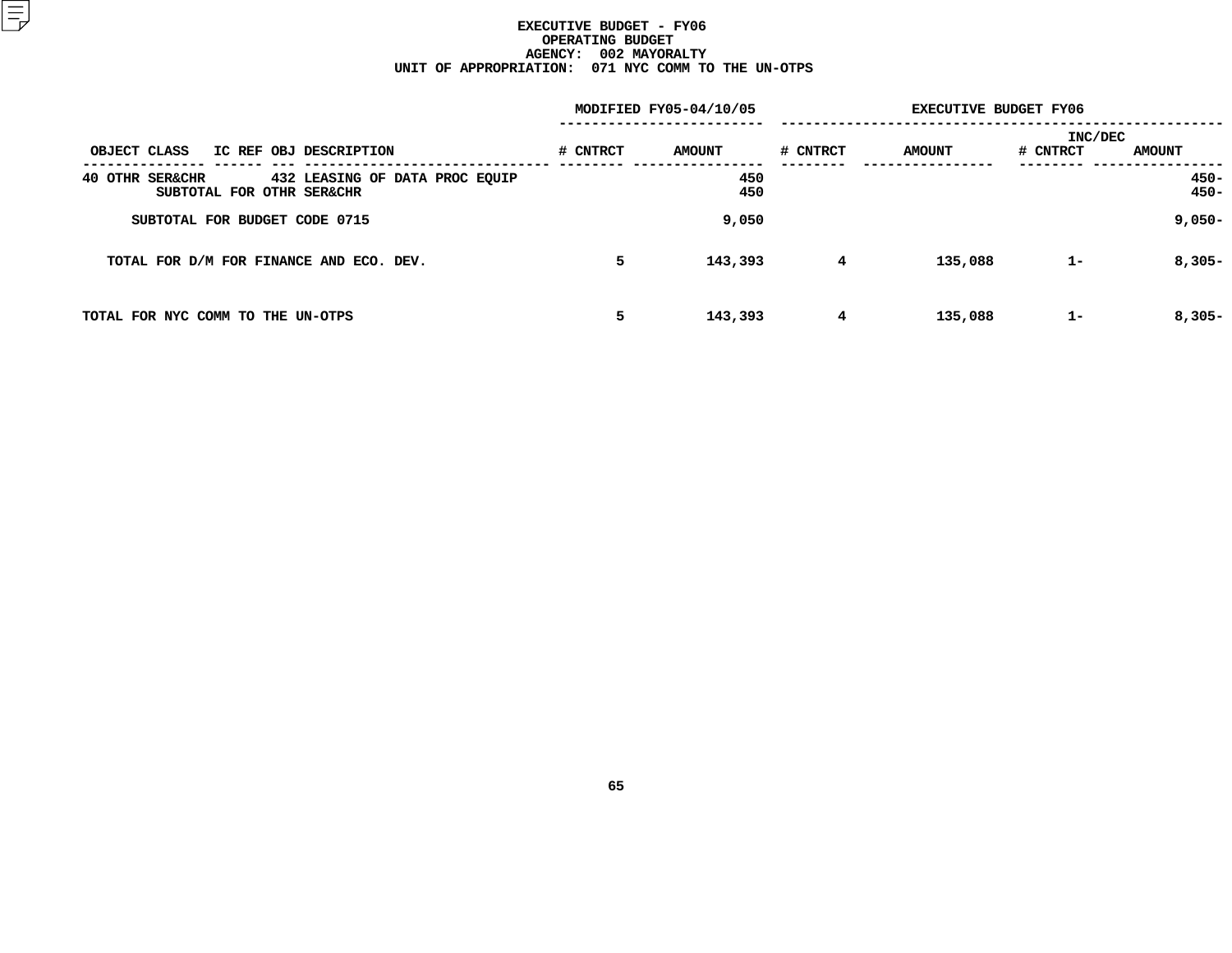# EXECUTIVE BUDGET - FY06
## OPERATING BUDGET
## AGENCY: 002 MAYORALTY
## UNIT OF APPROPRIATION: 071 NYC COMM TO THE UN-OTPS

| OBJECT CLASS | IC REF | OBJ | DESCRIPTION | MODIFIED FY05-04/10/05 # CNTRCT | MODIFIED FY05-04/10/05 AMOUNT | EXECUTIVE BUDGET FY06 # CNTRCT | EXECUTIVE BUDGET FY06 AMOUNT | INC/DEC # CNTRCT | INC/DEC AMOUNT |
|---|---|---|---|---|---|---|---|---|---|
| 40 OTHR SER&CHR | | 432 | LEASING OF DATA PROC EQUIP | | 450 | | | | 450- |
| | | | SUBTOTAL FOR OTHR SER&CHR | | 450 | | | | 450- |
| | | | SUBTOTAL FOR BUDGET CODE 0715 | | 9,050 | | | | 9,050- |
| | | | TOTAL FOR D/M FOR FINANCE AND ECO. DEV. | 5 | 143,393 | 4 | 135,088 | 1- | 8,305- |
| | | | TOTAL FOR NYC COMM TO THE UN-OTPS | 5 | 143,393 | 4 | 135,088 | 1- | 8,305- |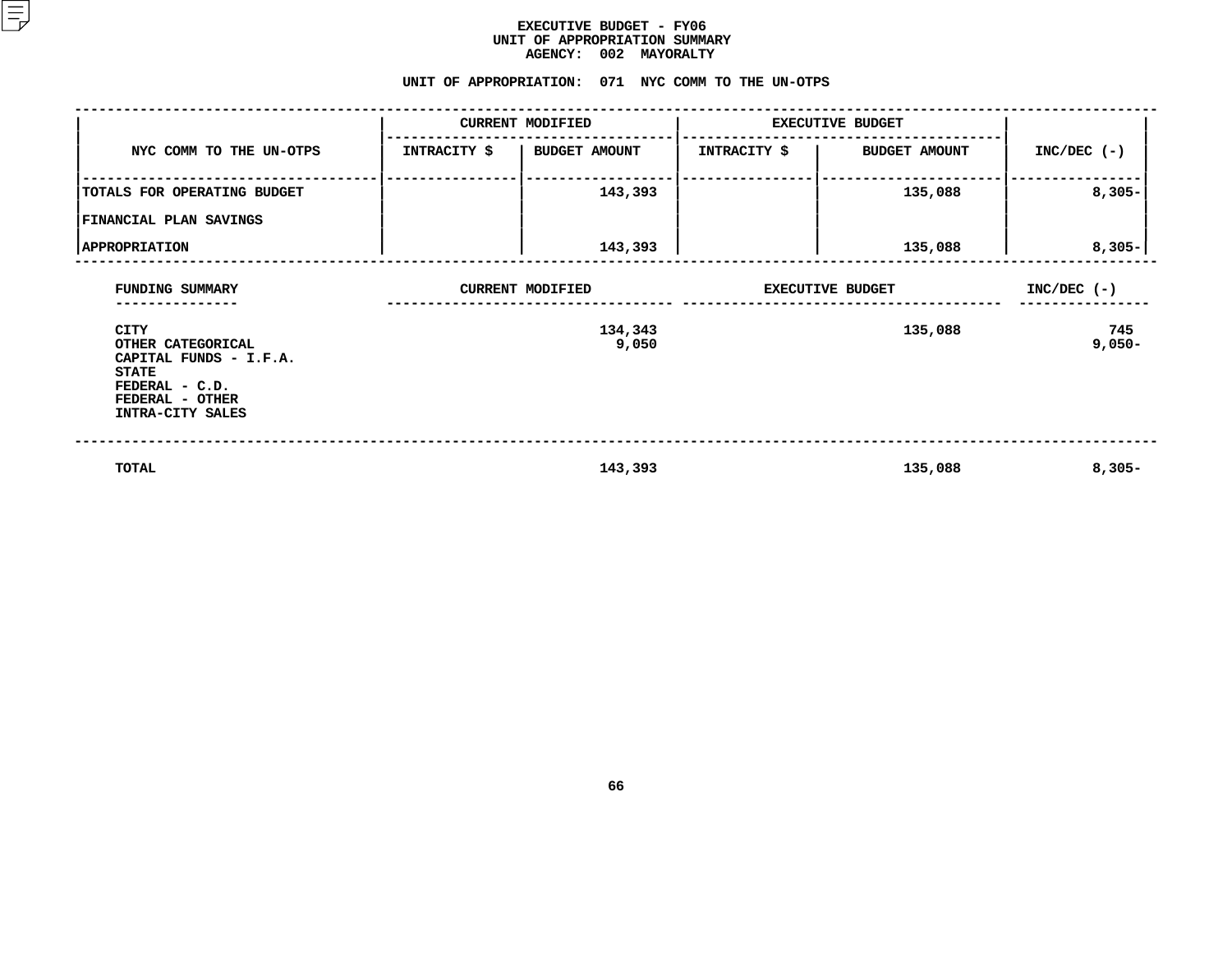# EXECUTIVE BUDGET - FY06
## UNIT OF APPROPRIATION SUMMARY
### AGENCY: 002 MAYORALTY

### UNIT OF APPROPRIATION: 071 NYC COMM TO THE UN-OTPS

| NYC COMM TO THE UN-OTPS | CURRENT MODIFIED | | EXECUTIVE BUDGET | | INC/DEC (-) |
|---|---|---|---|---|---|
| | INTRACITY $ | BUDGET AMOUNT | INTRACITY $ | BUDGET AMOUNT | |
| TOTALS FOR OPERATING BUDGET | | 143,393 | | 135,088 | 8,305- |
| FINANCIAL PLAN SAVINGS | | | | | |
| APPROPRIATION | | 143,393 | | 135,088 | 8,305- |

| FUNDING SUMMARY | CURRENT MODIFIED | EXECUTIVE BUDGET | INC/DEC (-) |
|---|---|---|---|
| CITY | 134,343 | 135,088 | 745 |
| OTHER CATEGORICAL | 9,050 | | 9,050- |
| CAPITAL FUNDS - I.F.A. | | | |
| STATE | | | |
| FEDERAL - C.D. | | | |
| FEDERAL - OTHER | | | |
| INTRA-CITY SALES | | | |
| TOTAL | 143,393 | 135,088 | 8,305- |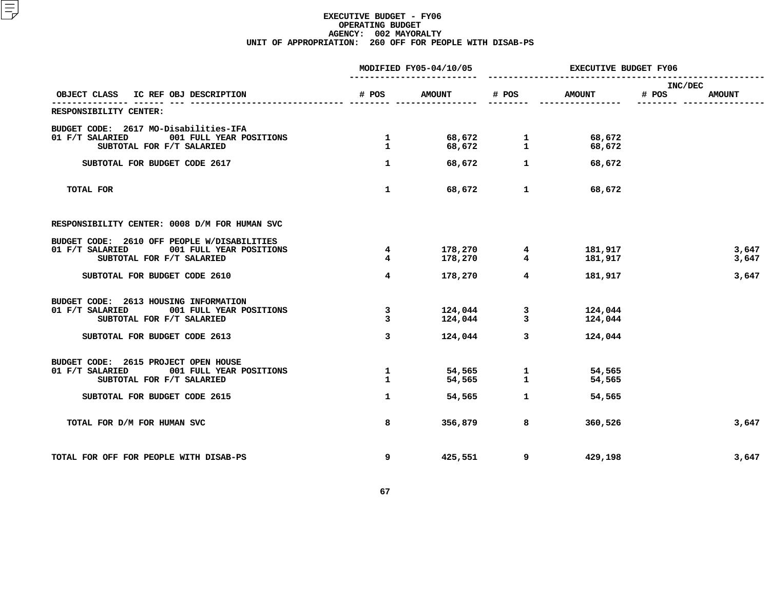# EXECUTIVE BUDGET - FY06
## OPERATING BUDGET
## AGENCY: 002 MAYORALTY
## UNIT OF APPROPRIATION: 260 OFF FOR PEOPLE WITH DISAB-PS

| OBJECT CLASS | IC REF OBJ DESCRIPTION | MODIFIED FY05-04/10/05 # POS | MODIFIED FY05-04/10/05 AMOUNT | EXECUTIVE BUDGET FY06 # POS | EXECUTIVE BUDGET FY06 AMOUNT | INC/DEC # POS | INC/DEC AMOUNT |
|---|---|---|---|---|---|---|---|
| RESPONSIBILITY CENTER: | | | | | | | |
| BUDGET CODE: 2617 MO-Disabilities-IFA | | | | | | | |
| 01 F/T SALARIED | 001 FULL YEAR POSITIONS | 1 | 68,672 | 1 | 68,672 | | |
| SUBTOTAL FOR F/T SALARIED | | 1 | 68,672 | 1 | 68,672 | | |
| SUBTOTAL FOR BUDGET CODE 2617 | | 1 | 68,672 | 1 | 68,672 | | |
| TOTAL FOR | | 1 | 68,672 | 1 | 68,672 | | |
| RESPONSIBILITY CENTER: 0008 D/M FOR HUMAN SVC | | | | | | | |
| BUDGET CODE: 2610 OFF PEOPLE W/DISABILITIES | | | | | | | |
| 01 F/T SALARIED | 001 FULL YEAR POSITIONS | 4 | 178,270 | 4 | 181,917 | | 3,647 |
| SUBTOTAL FOR F/T SALARIED | | 4 | 178,270 | 4 | 181,917 | | 3,647 |
| SUBTOTAL FOR BUDGET CODE 2610 | | 4 | 178,270 | 4 | 181,917 | | 3,647 |
| BUDGET CODE: 2613 HOUSING INFORMATION | | | | | | | |
| 01 F/T SALARIED | 001 FULL YEAR POSITIONS | 3 | 124,044 | 3 | 124,044 | | |
| SUBTOTAL FOR F/T SALARIED | | 3 | 124,044 | 3 | 124,044 | | |
| SUBTOTAL FOR BUDGET CODE 2613 | | 3 | 124,044 | 3 | 124,044 | | |
| BUDGET CODE: 2615 PROJECT OPEN HOUSE | | | | | | | |
| 01 F/T SALARIED | 001 FULL YEAR POSITIONS | 1 | 54,565 | 1 | 54,565 | | |
| SUBTOTAL FOR F/T SALARIED | | 1 | 54,565 | 1 | 54,565 | | |
| SUBTOTAL FOR BUDGET CODE 2615 | | 1 | 54,565 | 1 | 54,565 | | |
| TOTAL FOR D/M FOR HUMAN SVC | | 8 | 356,879 | 8 | 360,526 | | 3,647 |
| TOTAL FOR OFF FOR PEOPLE WITH DISAB-PS | | 9 | 425,551 | 9 | 429,198 | | 3,647 |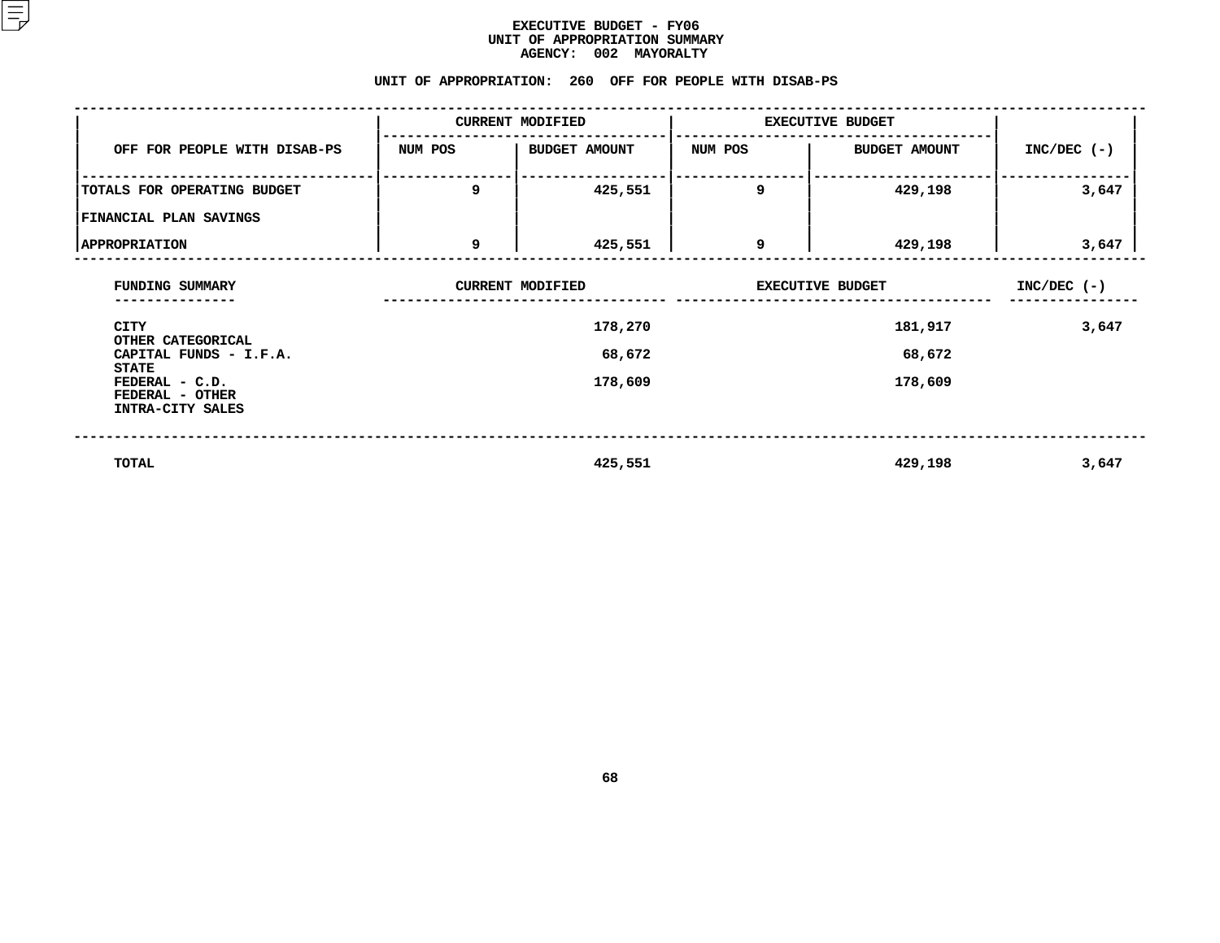# EXECUTIVE BUDGET - FY06
## UNIT OF APPROPRIATION SUMMARY
## AGENCY: 002 MAYORALTY

### UNIT OF APPROPRIATION: 260 OFF FOR PEOPLE WITH DISAB-PS

| OFF FOR PEOPLE WITH DISAB-PS | CURRENT MODIFIED | | EXECUTIVE BUDGET | | INC/DEC (-) |
|---|---|---|---|---|---|
| | NUM POS | BUDGET AMOUNT | NUM POS | BUDGET AMOUNT | |
| TOTALS FOR OPERATING BUDGET | 9 | 425,551 | 9 | 429,198 | 3,647 |
| FINANCIAL PLAN SAVINGS | | | | | |
| APPROPRIATION | 9 | 425,551 | 9 | 429,198 | 3,647 |

| FUNDING SUMMARY | CURRENT MODIFIED | EXECUTIVE BUDGET | INC/DEC (-) |
|---|---|---|---|
| CITY | 178,270 | 181,917 | 3,647 |
| OTHER CATEGORICAL | | | |
| CAPITAL FUNDS - I.F.A. | 68,672 | 68,672 | |
| STATE | | | |
| FEDERAL - C.D. | 178,609 | 178,609 | |
| FEDERAL - OTHER | | | |
| INTRA-CITY SALES | | | |
| TOTAL | 425,551 | 429,198 | 3,647 |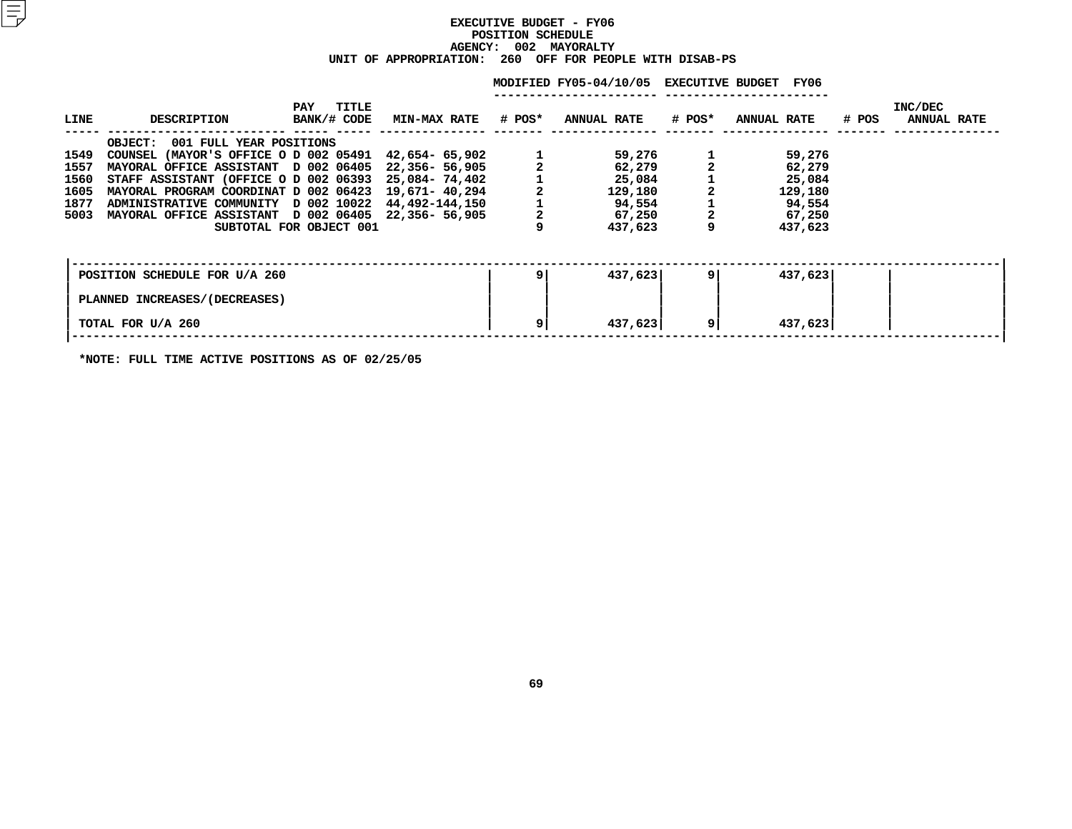**EXECUTIVE BUDGET - FY06**
**POSITION SCHEDULE**
**AGENCY: 002 MAYORALTY**
**UNIT OF APPROPRIATION: 260 OFF FOR PEOPLE WITH DISAB-PS**

| LINE | DESCRIPTION | PAY BANK/# | TITLE CODE | MIN-MAX RATE | MODIFIED FY05-04/10/05 # POS* | MODIFIED FY05-04/10/05 ANNUAL RATE | EXECUTIVE BUDGET FY06 # POS* | EXECUTIVE BUDGET FY06 ANNUAL RATE | INC/DEC # POS | INC/DEC ANNUAL RATE |
|---|---|---|---|---|---|---|---|---|---|---|
| | OBJECT: 001 FULL YEAR POSITIONS | | | | | | | | | |
| 1549 | COUNSEL (MAYOR'S OFFICE O | D 002 | 05491 | 42,654- 65,902 | 1 | 59,276 | 1 | 59,276 | | |
| 1557 | MAYORAL OFFICE ASSISTANT | D 002 | 06405 | 22,356- 56,905 | 2 | 62,279 | 2 | 62,279 | | |
| 1560 | STAFF ASSISTANT (OFFICE O | D 002 | 06393 | 25,084- 74,402 | 1 | 25,084 | 1 | 25,084 | | |
| 1605 | MAYORAL PROGRAM COORDINAT | D 002 | 06423 | 19,671- 40,294 | 2 | 129,180 | 2 | 129,180 | | |
| 1877 | ADMINISTRATIVE COMMUNITY | D 002 | 10022 | 44,492-144,150 | 1 | 94,554 | 1 | 94,554 | | |
| 5003 | MAYORAL OFFICE ASSISTANT | D 002 | 06405 | 22,356- 56,905 | 2 | 67,250 | 2 | 67,250 | | |
| | SUBTOTAL FOR OBJECT 001 | | | | 9 | 437,623 | 9 | 437,623 | | |

| | # POS* | ANNUAL RATE | # POS* | ANNUAL RATE | # POS | ANNUAL RATE |
|---|---|---|---|---|---|---|
| POSITION SCHEDULE FOR U/A 260 | 9 | 437,623 | 9 | 437,623 | | |
| PLANNED INCREASES/(DECREASES) | | | | | | |
| TOTAL FOR U/A 260 | 9 | 437,623 | 9 | 437,623 | | |

*NOTE: FULL TIME ACTIVE POSITIONS AS OF 02/25/05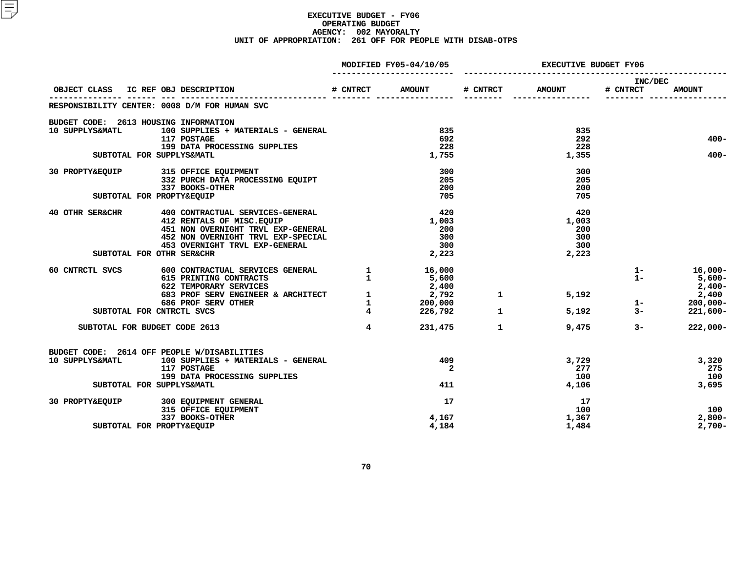# EXECUTIVE BUDGET - FY06
## OPERATING BUDGET
## AGENCY: 002 MAYORALTY
## UNIT OF APPROPRIATION: 261 OFF FOR PEOPLE WITH DISAB-OTPS

| OBJECT CLASS | IC REF OBJ DESCRIPTION | MODIFIED FY05-04/10/05 # CNTRCT | MODIFIED FY05-04/10/05 AMOUNT | EXECUTIVE BUDGET FY06 # CNTRCT | EXECUTIVE BUDGET FY06 AMOUNT | INC/DEC # CNTRCT | INC/DEC AMOUNT |
|---|---|---|---|---|---|---|---|
| RESPONSIBILITY CENTER: 0008 D/M FOR HUMAN SVC | | | | | | | |
| BUDGET CODE: 2613 HOUSING INFORMATION | | | | | | | |
| 10 SUPPLYS&MATL | 100 SUPPLIES + MATERIALS - GENERAL | | 835 | | 835 | | |
| | 117 POSTAGE | | 692 | | 292 | | 400- |
| | 199 DATA PROCESSING SUPPLIES | | 228 | | 228 | | |
| SUBTOTAL FOR SUPPLYS&MATL | | | 1,755 | | 1,355 | | 400- |
| 30 PROPTY&EQUIP | 315 OFFICE EQUIPMENT | | 300 | | 300 | | |
| | 332 PURCH DATA PROCESSING EQUIPT | | 205 | | 205 | | |
| | 337 BOOKS-OTHER | | 200 | | 200 | | |
| SUBTOTAL FOR PROPTY&EQUIP | | | 705 | | 705 | | |
| 40 OTHR SER&CHR | 400 CONTRACTUAL SERVICES-GENERAL | | 420 | | 420 | | |
| | 412 RENTALS OF MISC.EQUIP | | 1,003 | | 1,003 | | |
| | 451 NON OVERNIGHT TRVL EXP-GENERAL | | 200 | | 200 | | |
| | 452 NON OVERNIGHT TRVL EXP-SPECIAL | | 300 | | 300 | | |
| | 453 OVERNIGHT TRVL EXP-GENERAL | | 300 | | 300 | | |
| SUBTOTAL FOR OTHR SER&CHR | | | 2,223 | | 2,223 | | |
| 60 CNTRCTL SVCS | 600 CONTRACTUAL SERVICES GENERAL | 1 | 16,000 | | | 1- | 16,000- |
| | 615 PRINTING CONTRACTS | 1 | 5,600 | | | 1- | 5,600- |
| | 622 TEMPORARY SERVICES | | 2,400 | | | | 2,400- |
| | 683 PROF SERV ENGINEER & ARCHITECT | 1 | 2,792 | 1 | 5,192 | | 2,400 |
| | 686 PROF SERV OTHER | 1 | 200,000 | | | 1- | 200,000- |
| SUBTOTAL FOR CNTRCTL SVCS | | 4 | 226,792 | 1 | 5,192 | 3- | 221,600- |
| SUBTOTAL FOR BUDGET CODE 2613 | | 4 | 231,475 | 1 | 9,475 | 3- | 222,000- |
| BUDGET CODE: 2614 OFF PEOPLE W/DISABILITIES | | | | | | | |
| 10 SUPPLYS&MATL | 100 SUPPLIES + MATERIALS - GENERAL | | 409 | | 3,729 | | 3,320 |
| | 117 POSTAGE | | 2 | | 277 | | 275 |
| | 199 DATA PROCESSING SUPPLIES | | | | 100 | | 100 |
| SUBTOTAL FOR SUPPLYS&MATL | | | 411 | | 4,106 | | 3,695 |
| 30 PROPTY&EQUIP | 300 EQUIPMENT GENERAL | | 17 | | 17 | | |
| | 315 OFFICE EQUIPMENT | | | | 100 | | 100 |
| | 337 BOOKS-OTHER | | 4,167 | | 1,367 | | 2,800- |
| SUBTOTAL FOR PROPTY&EQUIP | | | 4,184 | | 1,484 | | 2,700- |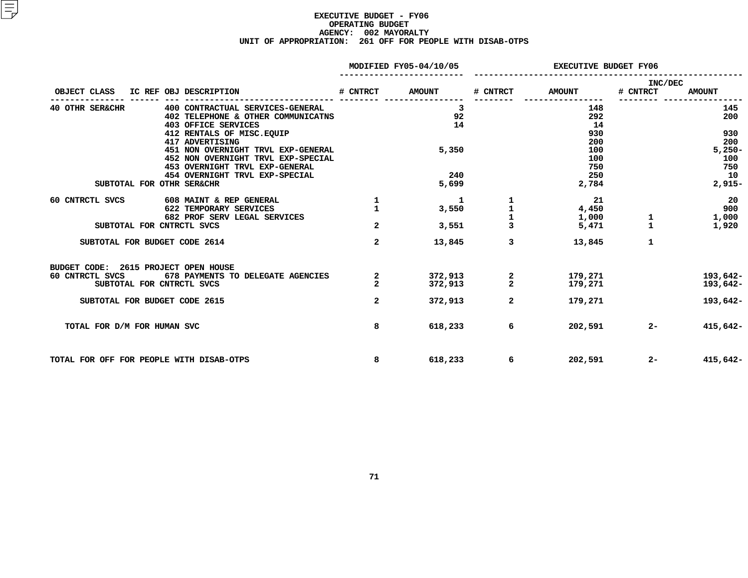# EXECUTIVE BUDGET - FY06
## OPERATING BUDGET
### AGENCY: 002 MAYORALTY
### UNIT OF APPROPRIATION: 261 OFF FOR PEOPLE WITH DISAB-OTPS

| OBJECT CLASS | IC REF | OBJ | DESCRIPTION | MODIFIED FY05-04/10/05 # CNTRCT | MODIFIED FY05-04/10/05 AMOUNT | EXECUTIVE BUDGET FY06 # CNTRCT | EXECUTIVE BUDGET FY06 AMOUNT | INC/DEC # CNTRCT | INC/DEC AMOUNT |
|---|---|---|---|---|---|---|---|---|---|
| 40 OTHR SER&CHR | | 400 | CONTRACTUAL SERVICES-GENERAL | | 3 | | 148 | | 145 |
| | | 402 | TELEPHONE & OTHER COMMUNICATNS | | 92 | | 292 | | 200 |
| | | 403 | OFFICE SERVICES | | 14 | | 14 | | |
| | | 412 | RENTALS OF MISC.EQUIP | | | | 930 | | 930 |
| | | 417 | ADVERTISING | | | | 200 | | 200 |
| | | 451 | NON OVERNIGHT TRVL EXP-GENERAL | | 5,350 | | 100 | | 5,250- |
| | | 452 | NON OVERNIGHT TRVL EXP-SPECIAL | | | | 100 | | 100 |
| | | 453 | OVERNIGHT TRVL EXP-GENERAL | | | | 750 | | 750 |
| | | 454 | OVERNIGHT TRVL EXP-SPECIAL | | 240 | | 250 | | 10 |
| SUBTOTAL FOR OTHR SER&CHR | | | | | 5,699 | | 2,784 | | 2,915- |
| 60 CNTRCTL SVCS | | 608 | MAINT & REP GENERAL | 1 | 1 | 1 | 21 | | 20 |
| | | 622 | TEMPORARY SERVICES | 1 | 3,550 | 1 | 4,450 | | 900 |
| | | 682 | PROF SERV LEGAL SERVICES | | | 1 | 1,000 | 1 | 1,000 |
| SUBTOTAL FOR CNTRCTL SVCS | | | | 2 | 3,551 | 3 | 5,471 | 1 | 1,920 |
| SUBTOTAL FOR BUDGET CODE 2614 | | | | 2 | 13,845 | 3 | 13,845 | 1 | |
| BUDGET CODE: 2615 PROJECT OPEN HOUSE | | | | | | | | | |
| 60 CNTRCTL SVCS | | 678 | PAYMENTS TO DELEGATE AGENCIES | 2 | 372,913 | 2 | 179,271 | | 193,642- |
| SUBTOTAL FOR CNTRCTL SVCS | | | | 2 | 372,913 | 2 | 179,271 | | 193,642- |
| SUBTOTAL FOR BUDGET CODE 2615 | | | | 2 | 372,913 | 2 | 179,271 | | 193,642- |
| TOTAL FOR D/M FOR HUMAN SVC | | | | 8 | 618,233 | 6 | 202,591 | 2- | 415,642- |
| TOTAL FOR OFF FOR PEOPLE WITH DISAB-OTPS | | | | 8 | 618,233 | 6 | 202,591 | 2- | 415,642- |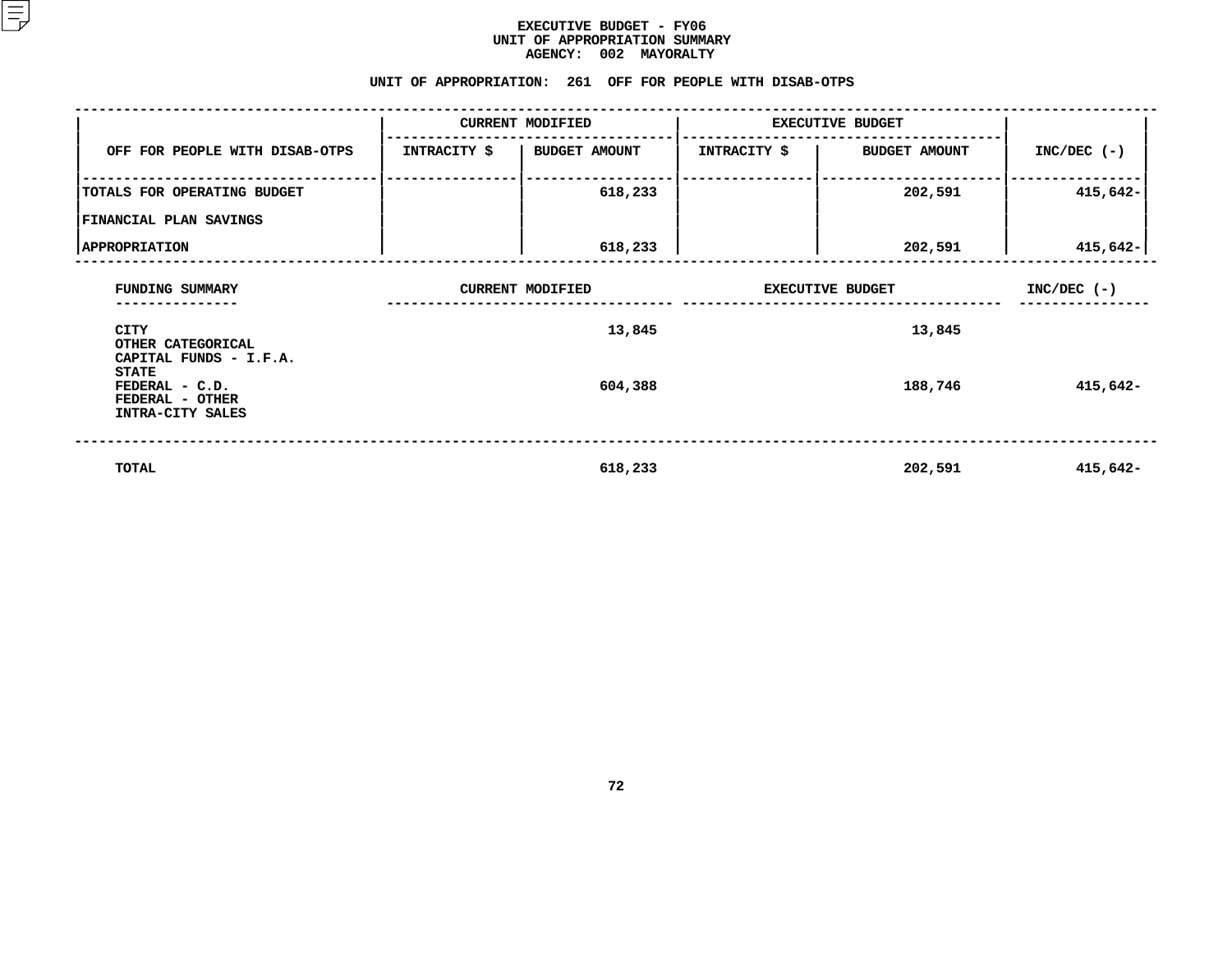# EXECUTIVE BUDGET - FY06
## UNIT OF APPROPRIATION SUMMARY
### AGENCY: 002 MAYORALTY

### UNIT OF APPROPRIATION: 261 OFF FOR PEOPLE WITH DISAB-OTPS

| OFF FOR PEOPLE WITH DISAB-OTPS | CURRENT MODIFIED | | EXECUTIVE BUDGET | | INC/DEC (-) |
|---|---|---|---|---|---|
| | INTRACITY $ | BUDGET AMOUNT | INTRACITY $ | BUDGET AMOUNT | |
| TOTALS FOR OPERATING BUDGET | | 618,233 | | 202,591 | 415,642- |
| FINANCIAL PLAN SAVINGS | | | | | |
| APPROPRIATION | | 618,233 | | 202,591 | 415,642- |

| FUNDING SUMMARY | CURRENT MODIFIED | EXECUTIVE BUDGET | INC/DEC (-) |
|---|---|---|---|
| CITY | 13,845 | 13,845 | |
| OTHER CATEGORICAL | | | |
| CAPITAL FUNDS - I.F.A. | | | |
| STATE | | | |
| FEDERAL - C.D. | 604,388 | 188,746 | 415,642- |
| FEDERAL - OTHER | | | |
| INTRA-CITY SALES | | | |
| TOTAL | 618,233 | 202,591 | 415,642- |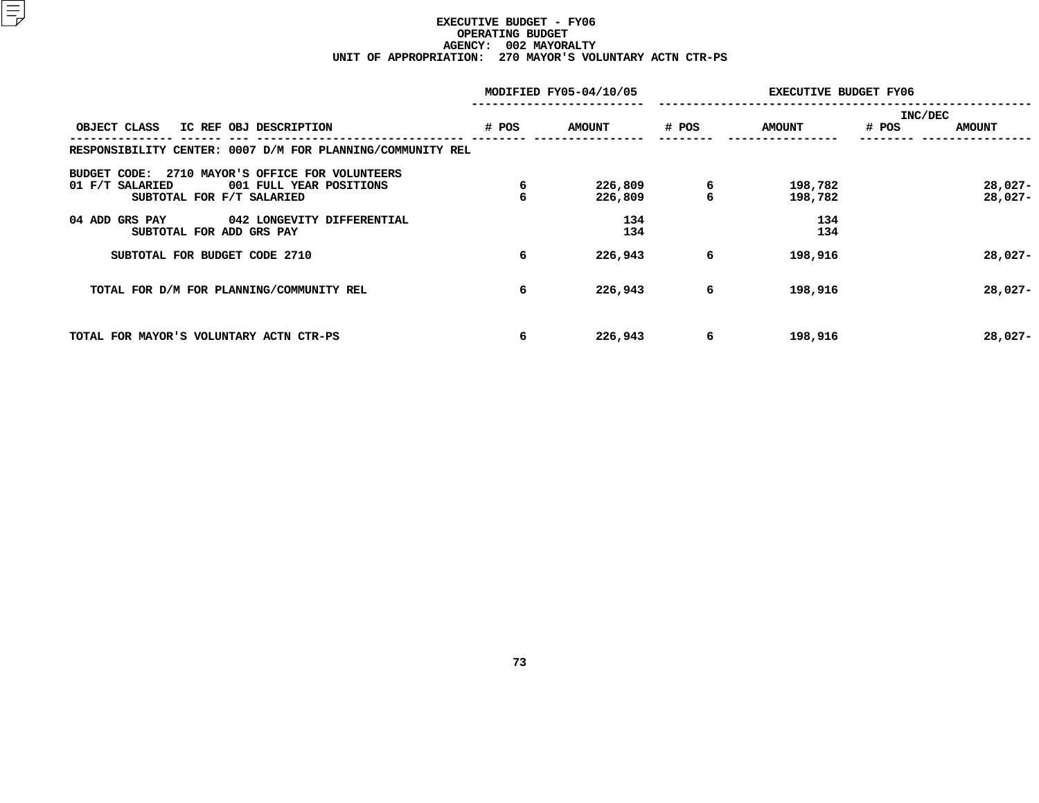# EXECUTIVE BUDGET - FY06
## OPERATING BUDGET
### AGENCY: 002 MAYORALTY
### UNIT OF APPROPRIATION: 270 MAYOR'S VOLUNTARY ACTN CTR-PS

| OBJECT CLASS | IC REF OBJ DESCRIPTION | MODIFIED FY05-04/10/05 # POS | MODIFIED FY05-04/10/05 AMOUNT | EXECUTIVE BUDGET FY06 # POS | EXECUTIVE BUDGET FY06 AMOUNT | INC/DEC # POS | INC/DEC AMOUNT |
|---|---|---|---|---|---|---|---|
| RESPONSIBILITY CENTER: 0007 D/M FOR PLANNING/COMMUNITY REL | | | | | | | |
| BUDGET CODE: 2710 MAYOR'S OFFICE FOR VOLUNTEERS | | | | | | | |
| 01 F/T SALARIED | 001 FULL YEAR POSITIONS | 6 | 226,809 | 6 | 198,782 | | 28,027- |
| | SUBTOTAL FOR F/T SALARIED | 6 | 226,809 | 6 | 198,782 | | 28,027- |
| 04 ADD GRS PAY | 042 LONGEVITY DIFFERENTIAL | | 134 | | 134 | | |
| | SUBTOTAL FOR ADD GRS PAY | | 134 | | 134 | | |
| | SUBTOTAL FOR BUDGET CODE 2710 | 6 | 226,943 | 6 | 198,916 | | 28,027- |
| | TOTAL FOR D/M FOR PLANNING/COMMUNITY REL | 6 | 226,943 | 6 | 198,916 | | 28,027- |
| TOTAL FOR MAYOR'S VOLUNTARY ACTN CTR-PS | | 6 | 226,943 | 6 | 198,916 | | 28,027- |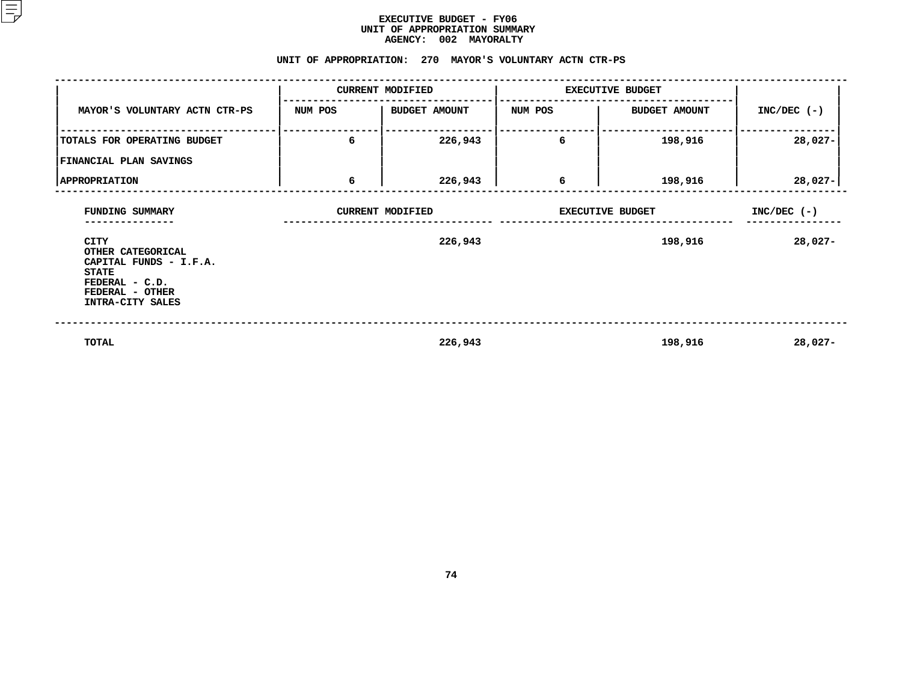# EXECUTIVE BUDGET - FY06
## UNIT OF APPROPRIATION SUMMARY
### AGENCY: 002 MAYORALTY

### UNIT OF APPROPRIATION: 270 MAYOR'S VOLUNTARY ACTN CTR-PS

| MAYOR'S VOLUNTARY ACTN CTR-PS | CURRENT MODIFIED | | EXECUTIVE BUDGET | | INC/DEC (-) |
|---|---|---|---|---|---|
| | NUM POS | BUDGET AMOUNT | NUM POS | BUDGET AMOUNT | |
| TOTALS FOR OPERATING BUDGET | 6 | 226,943 | 6 | 198,916 | 28,027- |
| FINANCIAL PLAN SAVINGS | | | | | |
| APPROPRIATION | 6 | 226,943 | 6 | 198,916 | 28,027- |

| FUNDING SUMMARY | CURRENT MODIFIED | EXECUTIVE BUDGET | INC/DEC (-) |
|---|---|---|---|
| CITY | 226,943 | 198,916 | 28,027- |
| OTHER CATEGORICAL | | | |
| CAPITAL FUNDS - I.F.A. | | | |
| STATE | | | |
| FEDERAL - C.D. | | | |
| FEDERAL - OTHER | | | |
| INTRA-CITY SALES | | | |
| TOTAL | 226,943 | 198,916 | 28,027- |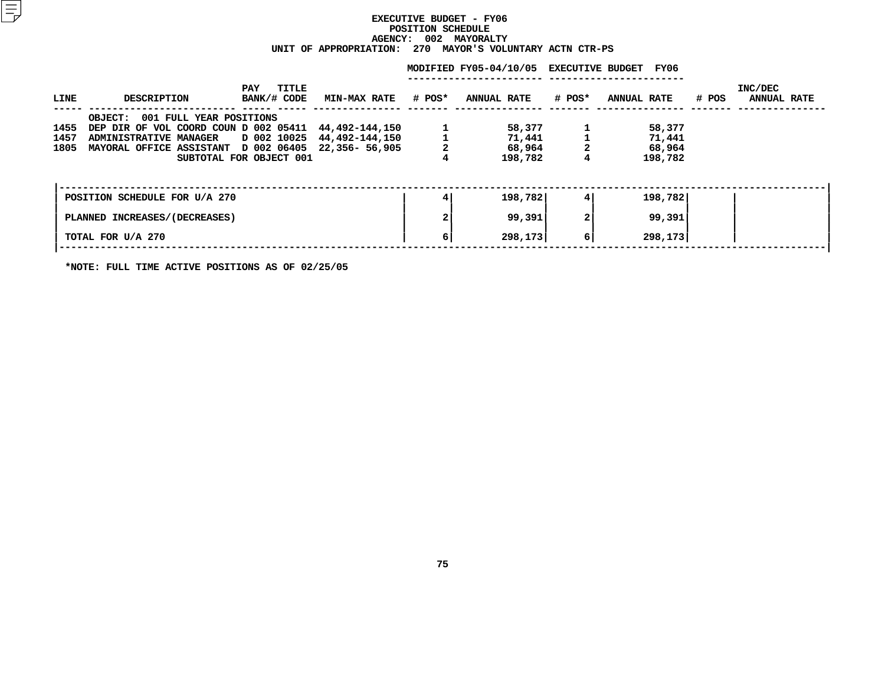# EXECUTIVE BUDGET - FY06
## POSITION SCHEDULE
### AGENCY: 002 MAYORALTY
### UNIT OF APPROPRIATION: 270 MAYOR'S VOLUNTARY ACTN CTR-PS

| LINE | DESCRIPTION | PAY BANK/# | TITLE CODE | MIN-MAX RATE | MODIFIED FY05-04/10/05 # POS* | MODIFIED FY05-04/10/05 ANNUAL RATE | EXECUTIVE BUDGET FY06 # POS* | EXECUTIVE BUDGET FY06 ANNUAL RATE | INC/DEC # POS | INC/DEC ANNUAL RATE |
|---|---|---|---|---|---|---|---|---|---|---|
| | OBJECT: 001 FULL YEAR POSITIONS | | | | | | | | | |
| 1455 | DEP DIR OF VOL COORD COUN | D 002 | 05411 | 44,492-144,150 | 1 | 58,377 | 1 | 58,377 | | |
| 1457 | ADMINISTRATIVE MANAGER | D 002 | 10025 | 44,492-144,150 | 1 | 71,441 | 1 | 71,441 | | |
| 1805 | MAYORAL OFFICE ASSISTANT | D 002 | 06405 | 22,356- 56,905 | 2 | 68,964 | 2 | 68,964 | | |
| | SUBTOTAL FOR OBJECT 001 | | | | 4 | 198,782 | 4 | 198,782 | | |

| | # POS* | ANNUAL RATE | # POS* | ANNUAL RATE | # POS | ANNUAL RATE |
|---|---|---|---|---|---|---|
| POSITION SCHEDULE FOR U/A 270 | 4 | 198,782 | 4 | 198,782 | | |
| PLANNED INCREASES/(DECREASES) | 2 | 99,391 | 2 | 99,391 | | |
| TOTAL FOR U/A 270 | 6 | 298,173 | 6 | 298,173 | | |

*NOTE: FULL TIME ACTIVE POSITIONS AS OF 02/25/05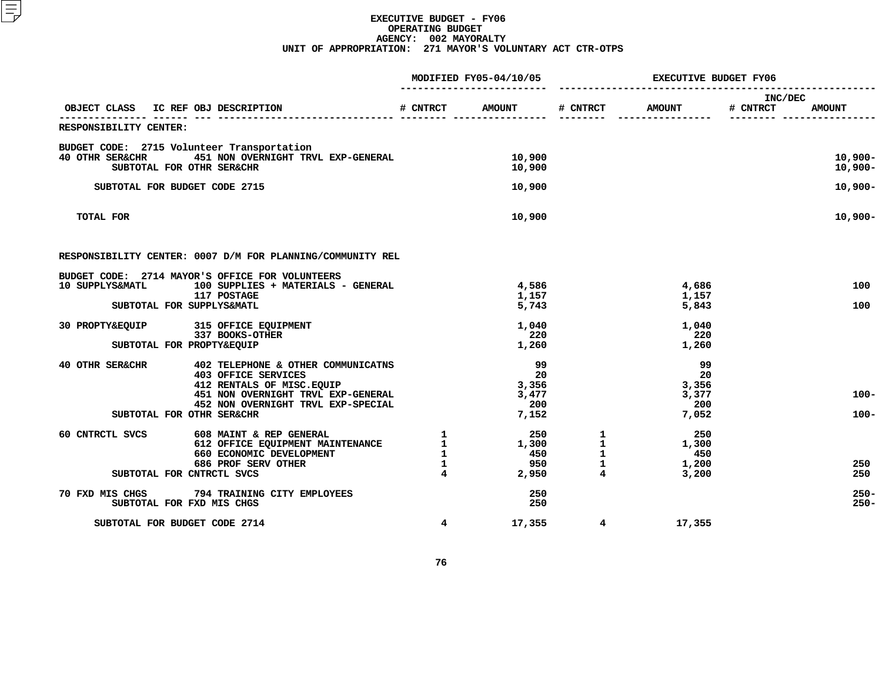# EXECUTIVE BUDGET - FY06
## OPERATING BUDGET
### AGENCY: 002 MAYORALTY
### UNIT OF APPROPRIATION: 271 MAYOR'S VOLUNTARY ACT CTR-OTPS

| OBJECT CLASS | IC REF OBJ DESCRIPTION | MODIFIED FY05-04/10/05 # CNTRCT | MODIFIED FY05-04/10/05 AMOUNT | EXECUTIVE BUDGET FY06 # CNTRCT | EXECUTIVE BUDGET FY06 AMOUNT | INC/DEC # CNTRCT | INC/DEC AMOUNT |
|---|---|---|---|---|---|---|---|
| RESPONSIBILITY CENTER: | | | | | | | |
| BUDGET CODE: 2715 Volunteer Transportation | | | | | | | |
| 40 OTHR SER&CHR | 451 NON OVERNIGHT TRVL EXP-GENERAL | | 10,900 | | | | 10,900- |
| SUBTOTAL FOR OTHR SER&CHR | | | 10,900 | | | | 10,900- |
| SUBTOTAL FOR BUDGET CODE 2715 | | | 10,900 | | | | 10,900- |
| TOTAL FOR | | | 10,900 | | | | 10,900- |
| RESPONSIBILITY CENTER: 0007 D/M FOR PLANNING/COMMUNITY REL | | | | | | | |
| BUDGET CODE: 2714 MAYOR'S OFFICE FOR VOLUNTEERS | | | | | | | |
| 10 SUPPLYS&MATL | 100 SUPPLIES + MATERIALS - GENERAL | | 4,586 | | 4,686 | | 100 |
| | 117 POSTAGE | | 1,157 | | 1,157 | | |
| SUBTOTAL FOR SUPPLYS&MATL | | | 5,743 | | 5,843 | | 100 |
| 30 PROPTY&EQUIP | 315 OFFICE EQUIPMENT | | 1,040 | | 1,040 | | |
| | 337 BOOKS-OTHER | | 220 | | 220 | | |
| SUBTOTAL FOR PROPTY&EQUIP | | | 1,260 | | 1,260 | | |
| 40 OTHR SER&CHR | 402 TELEPHONE & OTHER COMMUNICATNS | | 99 | | 99 | | |
| | 403 OFFICE SERVICES | | 20 | | 20 | | |
| | 412 RENTALS OF MISC.EQUIP | | 3,356 | | 3,356 | | |
| | 451 NON OVERNIGHT TRVL EXP-GENERAL | | 3,477 | | 3,377 | | 100- |
| | 452 NON OVERNIGHT TRVL EXP-SPECIAL | | 200 | | 200 | | |
| SUBTOTAL FOR OTHR SER&CHR | | | 7,152 | | 7,052 | | 100- |
| 60 CNTRCTL SVCS | 608 MAINT & REP GENERAL | 1 | 250 | 1 | 250 | | |
| | 612 OFFICE EQUIPMENT MAINTENANCE | 1 | 1,300 | 1 | 1,300 | | |
| | 660 ECONOMIC DEVELOPMENT | 1 | 450 | 1 | 450 | | |
| | 686 PROF SERV OTHER | 1 | 950 | 1 | 1,200 | | 250 |
| SUBTOTAL FOR CNTRCTL SVCS | | 4 | 2,950 | 4 | 3,200 | | 250 |
| 70 FXD MIS CHGS | 794 TRAINING CITY EMPLOYEES | | 250 | | | | 250- |
| SUBTOTAL FOR FXD MIS CHGS | | | 250 | | | | 250- |
| SUBTOTAL FOR BUDGET CODE 2714 | | 4 | 17,355 | 4 | 17,355 | | |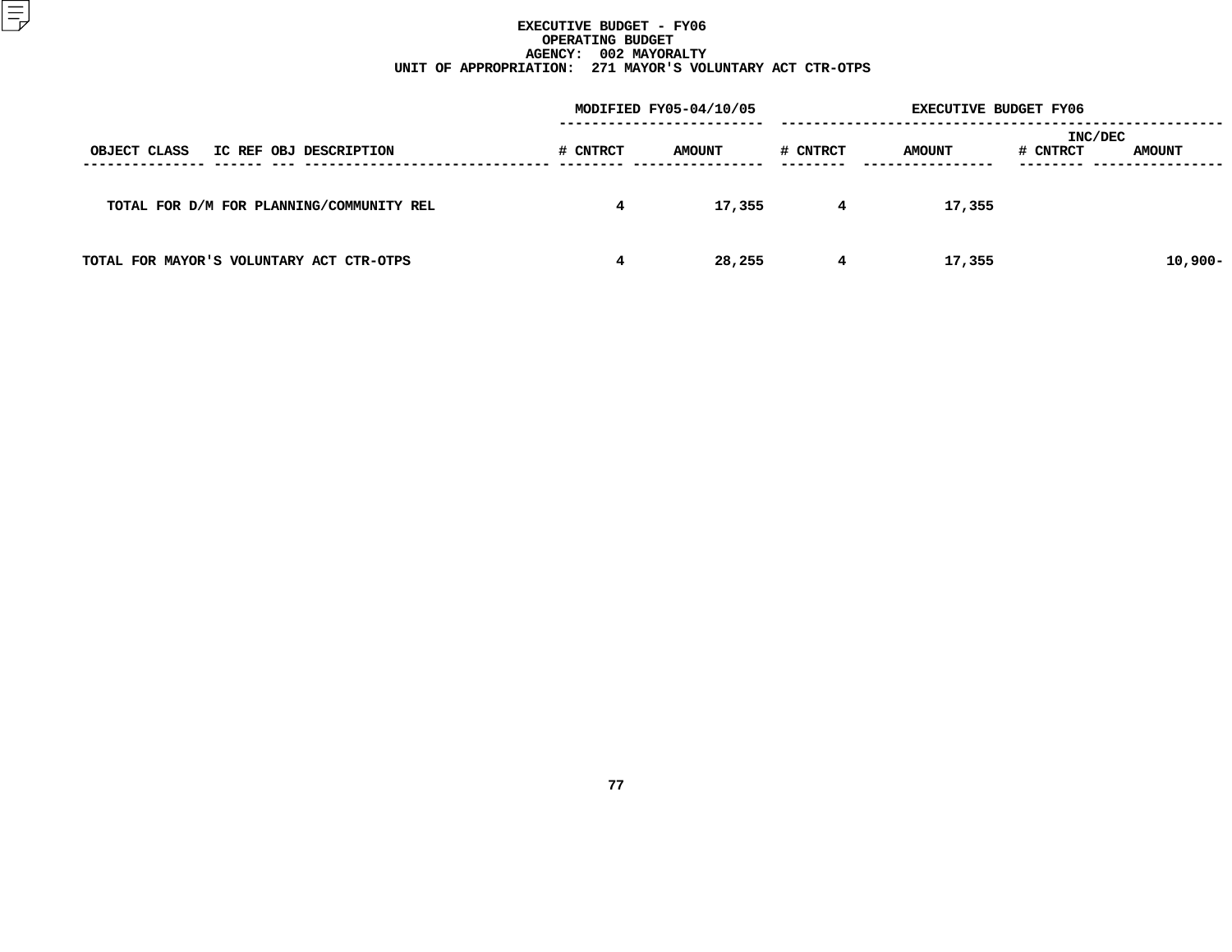# EXECUTIVE BUDGET - FY06
## OPERATING BUDGET
### AGENCY: 002 MAYORALTY
### UNIT OF APPROPRIATION: 271 MAYOR'S VOLUNTARY ACT CTR-OTPS

| OBJECT CLASS | IC REF | OBJ | DESCRIPTION | MODIFIED FY05-04/10/05 # CNTRCT | MODIFIED FY05-04/10/05 AMOUNT | EXECUTIVE BUDGET FY06 # CNTRCT | EXECUTIVE BUDGET FY06 AMOUNT | INC/DEC # CNTRCT | INC/DEC AMOUNT |
|---|---|---|---|---|---|---|---|---|---|
| TOTAL FOR D/M FOR PLANNING/COMMUNITY REL | | | | 4 | 17,355 | 4 | 17,355 | | |
| TOTAL FOR MAYOR'S VOLUNTARY ACT CTR-OTPS | | | | 4 | 28,255 | 4 | 17,355 | | 10,900- |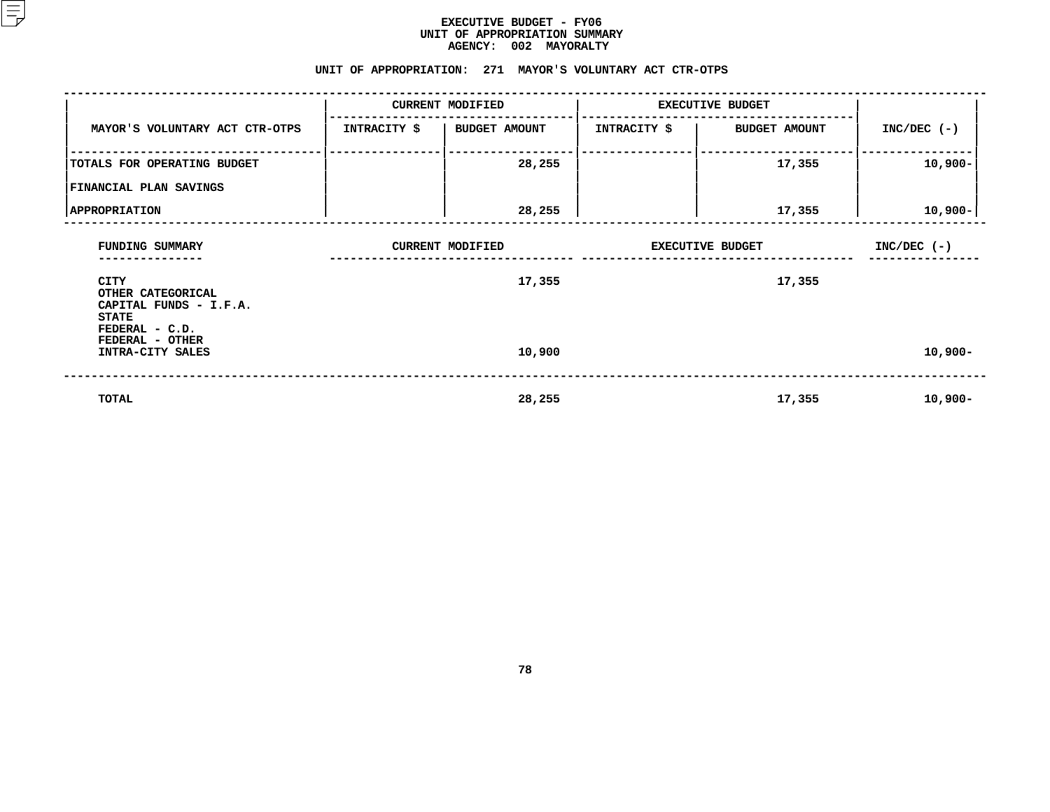# EXECUTIVE BUDGET - FY06
## UNIT OF APPROPRIATION SUMMARY
### AGENCY: 002 MAYORALTY

### UNIT OF APPROPRIATION: 271 MAYOR'S VOLUNTARY ACT CTR-OTPS

| MAYOR'S VOLUNTARY ACT CTR-OTPS | CURRENT MODIFIED | | EXECUTIVE BUDGET | | INC/DEC (-) |
|---|---|---|---|---|---|
| | INTRACITY $ | BUDGET AMOUNT | INTRACITY $ | BUDGET AMOUNT | |
| TOTALS FOR OPERATING BUDGET | | 28,255 | | 17,355 | 10,900- |
| FINANCIAL PLAN SAVINGS | | | | | |
| APPROPRIATION | | 28,255 | | 17,355 | 10,900- |

| FUNDING SUMMARY | CURRENT MODIFIED | EXECUTIVE BUDGET | INC/DEC (-) |
|---|---|---|---|
| CITY | 17,355 | 17,355 | |
| OTHER CATEGORICAL | | | |
| CAPITAL FUNDS - I.F.A. | | | |
| STATE | | | |
| FEDERAL - C.D. | | | |
| FEDERAL - OTHER | | | |
| INTRA-CITY SALES | 10,900 | | 10,900- |
| TOTAL | 28,255 | 17,355 | 10,900- |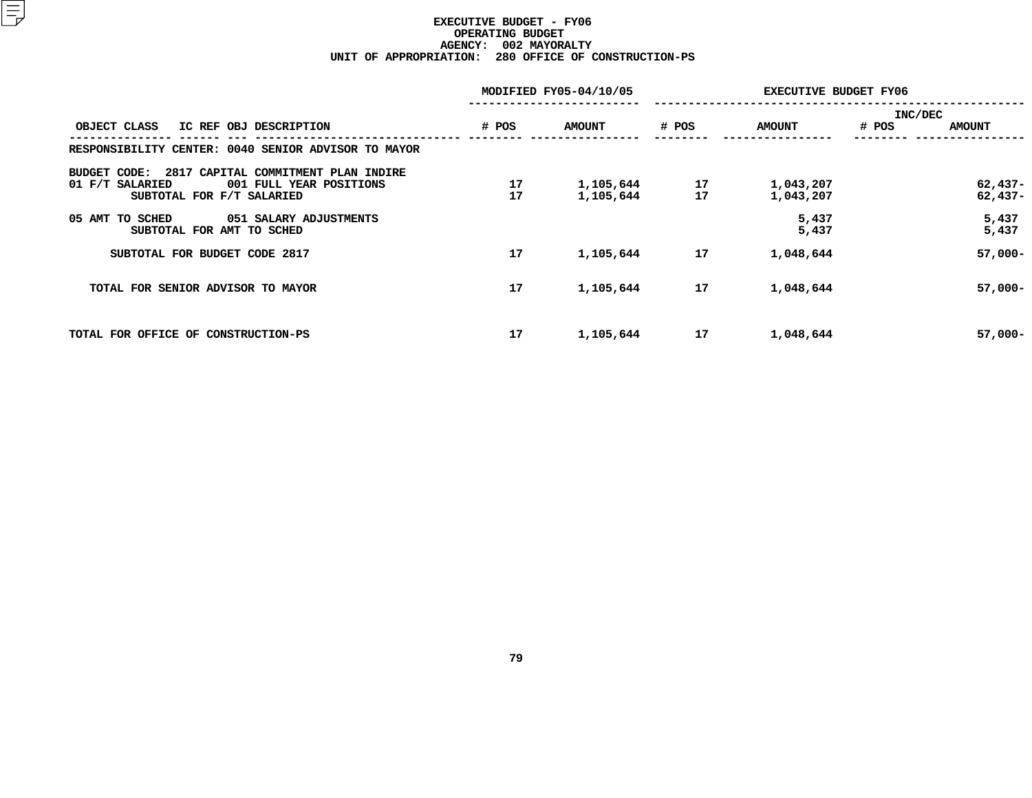# EXECUTIVE BUDGET - FY06
## OPERATING BUDGET
## AGENCY: 002 MAYORALTY
## UNIT OF APPROPRIATION: 280 OFFICE OF CONSTRUCTION-PS

| OBJECT CLASS | IC REF | OBJ DESCRIPTION | MODIFIED FY05-04/10/05 # POS | MODIFIED FY05-04/10/05 AMOUNT | EXECUTIVE BUDGET FY06 # POS | EXECUTIVE BUDGET FY06 AMOUNT | INC/DEC # POS | INC/DEC AMOUNT |
|---|---|---|---|---|---|---|---|---|
| RESPONSIBILITY CENTER: 0040 SENIOR ADVISOR TO MAYOR | | | | | | | | |
| BUDGET CODE: 2817 CAPITAL COMMITMENT PLAN INDIRE | | | | | | | | |
| 01 F/T SALARIED | | 001 FULL YEAR POSITIONS | 17 | 1,105,644 | 17 | 1,043,207 | | 62,437- |
| SUBTOTAL FOR F/T SALARIED | | | 17 | 1,105,644 | 17 | 1,043,207 | | 62,437- |
| 05 AMT TO SCHED | | 051 SALARY ADJUSTMENTS | | | | 5,437 | | 5,437 |
| SUBTOTAL FOR AMT TO SCHED | | | | | | 5,437 | | 5,437 |
| SUBTOTAL FOR BUDGET CODE 2817 | | | 17 | 1,105,644 | 17 | 1,048,644 | | 57,000- |
| TOTAL FOR SENIOR ADVISOR TO MAYOR | | | 17 | 1,105,644 | 17 | 1,048,644 | | 57,000- |
| TOTAL FOR OFFICE OF CONSTRUCTION-PS | | | 17 | 1,105,644 | 17 | 1,048,644 | | 57,000- |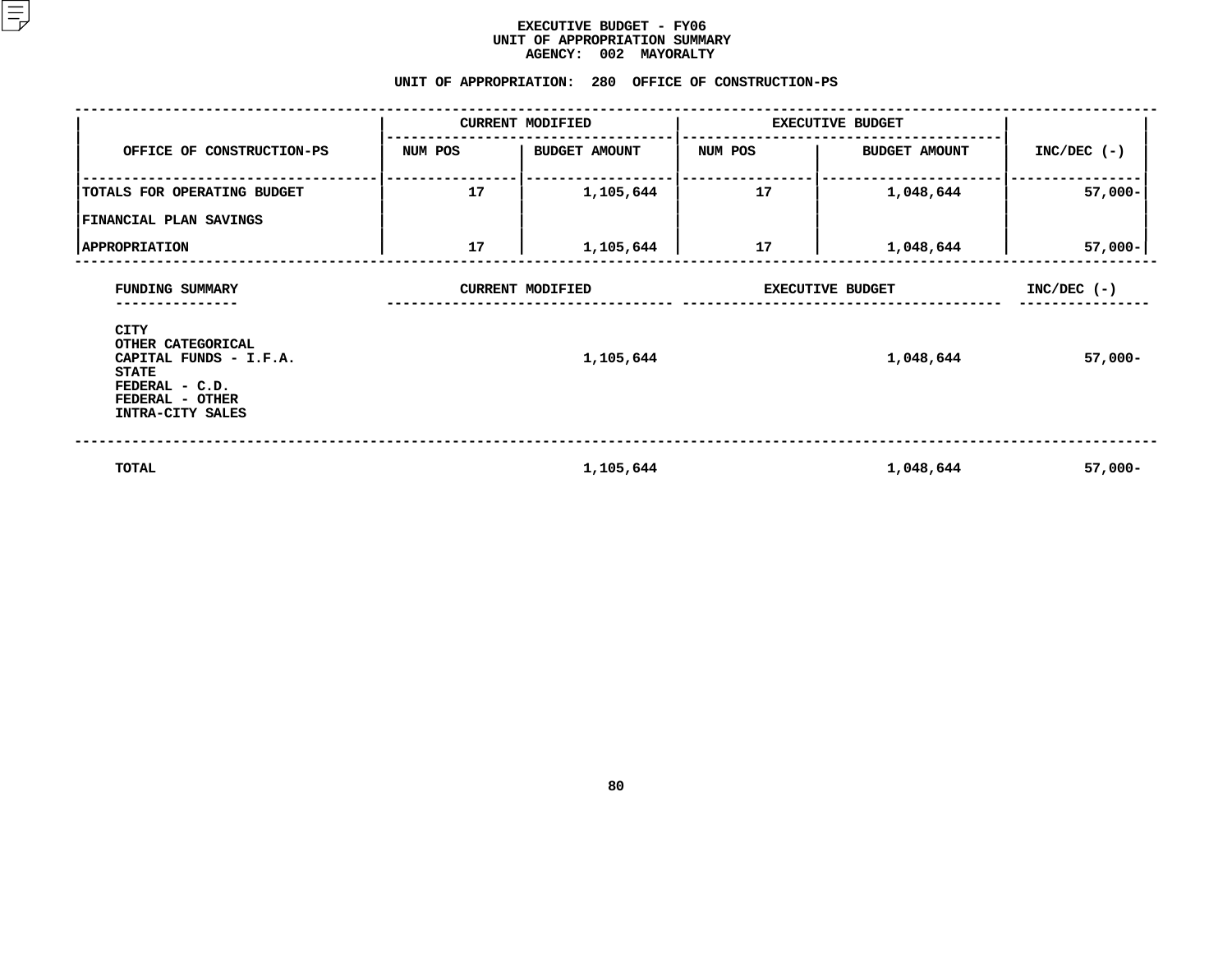# EXECUTIVE BUDGET - FY06
## UNIT OF APPROPRIATION SUMMARY
### AGENCY: 002 MAYORALTY

### UNIT OF APPROPRIATION: 280 OFFICE OF CONSTRUCTION-PS

| OFFICE OF CONSTRUCTION-PS | CURRENT MODIFIED | | EXECUTIVE BUDGET | | INC/DEC (-) |
|---|---|---|---|---|---|
| | NUM POS | BUDGET AMOUNT | NUM POS | BUDGET AMOUNT | |
| TOTALS FOR OPERATING BUDGET | 17 | 1,105,644 | 17 | 1,048,644 | 57,000- |
| FINANCIAL PLAN SAVINGS | | | | | |
| APPROPRIATION | 17 | 1,105,644 | 17 | 1,048,644 | 57,000- |

| FUNDING SUMMARY | CURRENT MODIFIED | EXECUTIVE BUDGET | INC/DEC (-) |
|---|---|---|---|
| CITY | | | |
| OTHER CATEGORICAL | | | |
| CAPITAL FUNDS - I.F.A. | 1,105,644 | 1,048,644 | 57,000- |
| STATE | | | |
| FEDERAL - C.D. | | | |
| FEDERAL - OTHER | | | |
| INTRA-CITY SALES | | | |
| TOTAL | 1,105,644 | 1,048,644 | 57,000- |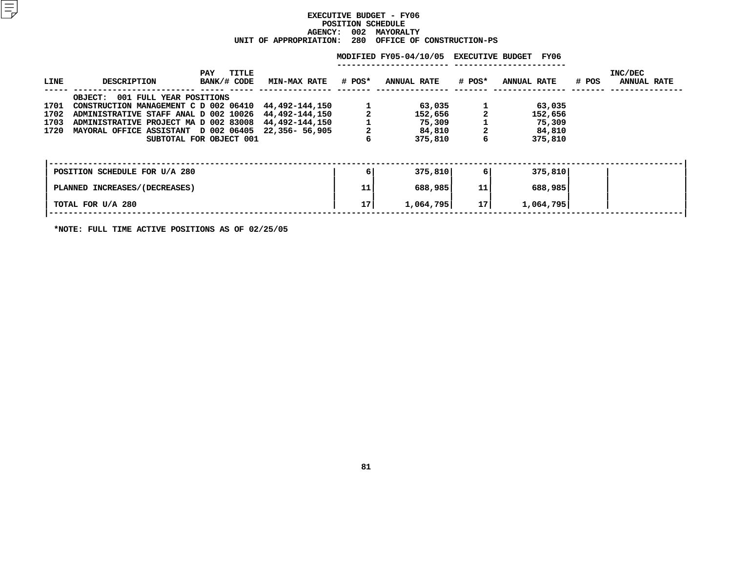# EXECUTIVE BUDGET - FY06
## POSITION SCHEDULE
### AGENCY: 002 MAYORALTY
### UNIT OF APPROPRIATION: 280 OFFICE OF CONSTRUCTION-PS

| LINE | DESCRIPTION | PAY BANK/# | TITLE CODE | MIN-MAX RATE | MODIFIED FY05-04/10/05 # POS* | MODIFIED FY05-04/10/05 ANNUAL RATE | EXECUTIVE BUDGET FY06 # POS* | EXECUTIVE BUDGET FY06 ANNUAL RATE | INC/DEC # POS | INC/DEC ANNUAL RATE |
|---|---|---|---|---|---|---|---|---|---|---|
| | OBJECT: 001 FULL YEAR POSITIONS | | | | | | | | | |
| 1701 | CONSTRUCTION MANAGEMENT C | D 002 | 06410 | 44,492-144,150 | 1 | 63,035 | 1 | 63,035 | | |
| 1702 | ADMINISTRATIVE STAFF ANAL | D 002 | 10026 | 44,492-144,150 | 2 | 152,656 | 2 | 152,656 | | |
| 1703 | ADMINISTRATIVE PROJECT MA | D 002 | 83008 | 44,492-144,150 | 1 | 75,309 | 1 | 75,309 | | |
| 1720 | MAYORAL OFFICE ASSISTANT | D 002 | 06405 | 22,356- 56,905 | 2 | 84,810 | 2 | 84,810 | | |
| | SUBTOTAL FOR OBJECT 001 | | | | 6 | 375,810 | 6 | 375,810 | | |

| | # POS* | ANNUAL RATE | # POS* | ANNUAL RATE | # POS | ANNUAL RATE |
|---|---|---|---|---|---|---|
| POSITION SCHEDULE FOR U/A 280 | 6 | 375,810 | 6 | 375,810 | | |
| PLANNED INCREASES/(DECREASES) | 11 | 688,985 | 11 | 688,985 | | |
| TOTAL FOR U/A 280 | 17 | 1,064,795 | 17 | 1,064,795 | | |

*NOTE: FULL TIME ACTIVE POSITIONS AS OF 02/25/05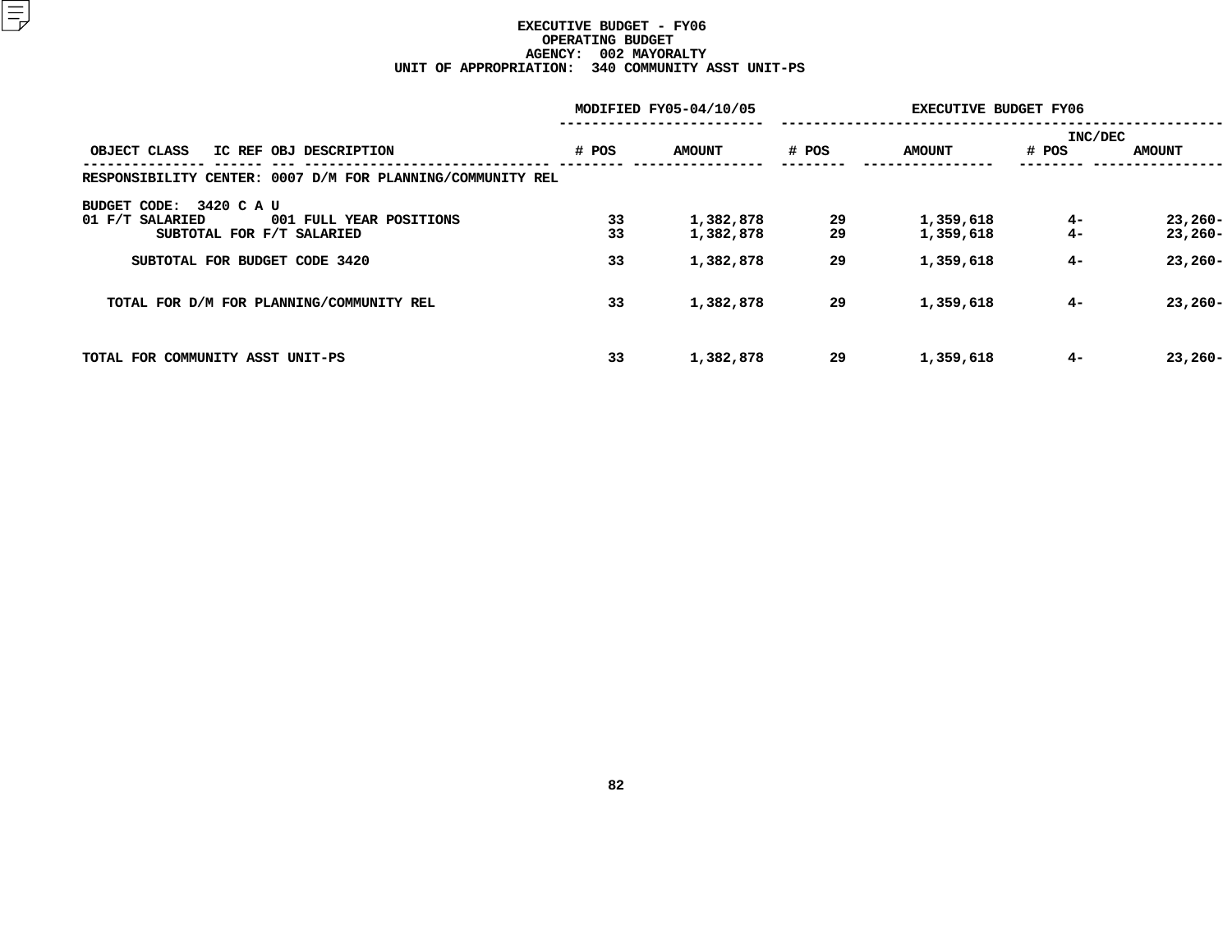# EXECUTIVE BUDGET - FY06
## OPERATING BUDGET
## AGENCY: 002 MAYORALTY
## UNIT OF APPROPRIATION: 340 COMMUNITY ASST UNIT-PS

| OBJECT CLASS | IC REF | OBJ | DESCRIPTION | MODIFIED FY05-04/10/05 # POS | MODIFIED FY05-04/10/05 AMOUNT | EXECUTIVE BUDGET FY06 # POS | EXECUTIVE BUDGET FY06 AMOUNT | INC/DEC # POS | INC/DEC AMOUNT |
|---|---|---|---|---|---|---|---|---|---|
| RESPONSIBILITY CENTER: 0007 D/M FOR PLANNING/COMMUNITY REL | | | | | | | | | |
| BUDGET CODE: 3420 C A U | | | | | | | | | |
| 01 F/T SALARIED | | 001 | FULL YEAR POSITIONS | 33 | 1,382,878 | 29 | 1,359,618 | 4- | 23,260- |
| SUBTOTAL FOR F/T SALARIED | | | | 33 | 1,382,878 | 29 | 1,359,618 | 4- | 23,260- |
| SUBTOTAL FOR BUDGET CODE 3420 | | | | 33 | 1,382,878 | 29 | 1,359,618 | 4- | 23,260- |
| TOTAL FOR D/M FOR PLANNING/COMMUNITY REL | | | | 33 | 1,382,878 | 29 | 1,359,618 | 4- | 23,260- |
| TOTAL FOR COMMUNITY ASST UNIT-PS | | | | 33 | 1,382,878 | 29 | 1,359,618 | 4- | 23,260- |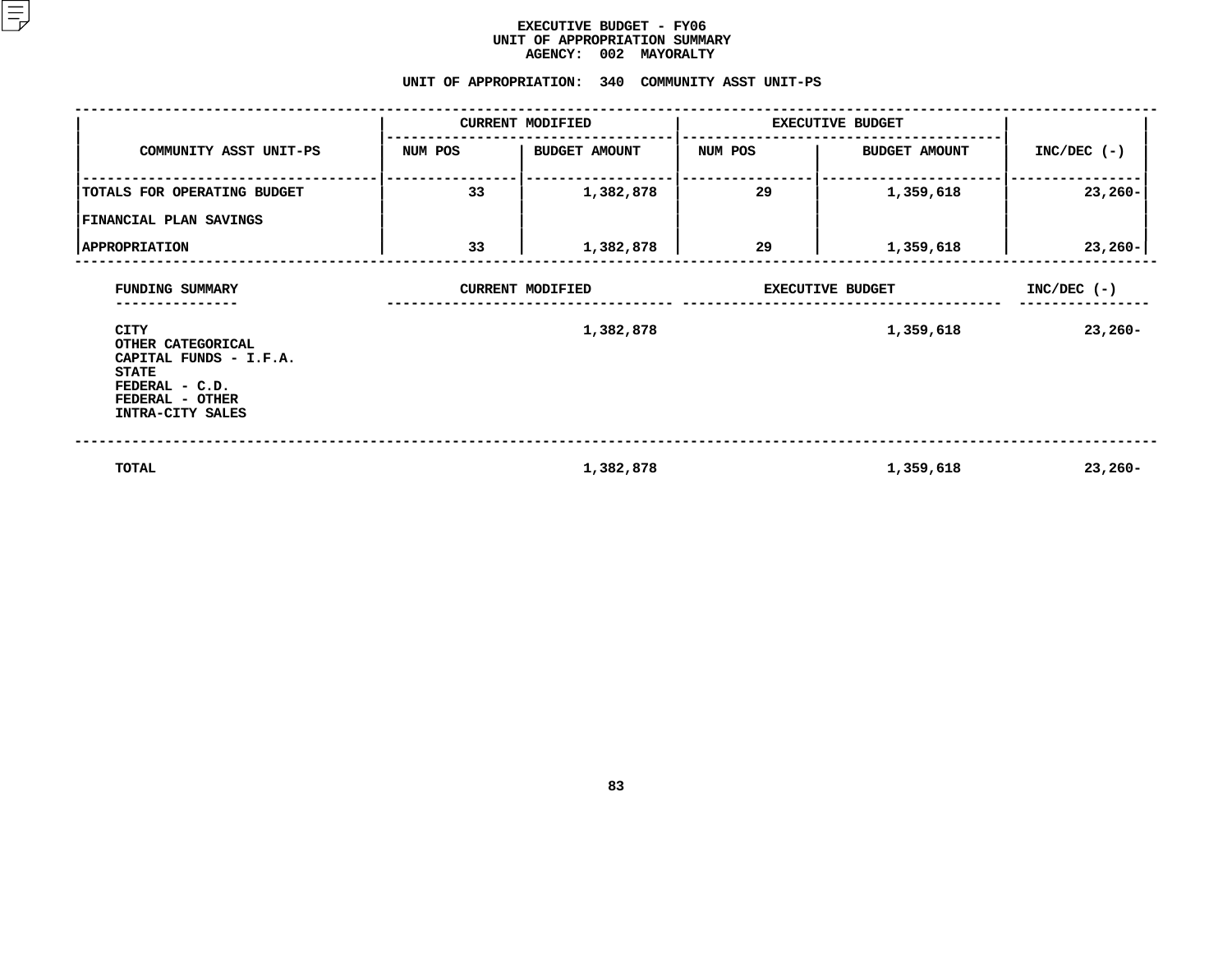# EXECUTIVE BUDGET - FY06
## UNIT OF APPROPRIATION SUMMARY
### AGENCY: 002 MAYORALTY

### UNIT OF APPROPRIATION: 340 COMMUNITY ASST UNIT-PS

| COMMUNITY ASST UNIT-PS | CURRENT MODIFIED | | EXECUTIVE BUDGET | | INC/DEC (-) |
|---|---|---|---|---|---|
| | NUM POS | BUDGET AMOUNT | NUM POS | BUDGET AMOUNT | |
| TOTALS FOR OPERATING BUDGET | 33 | 1,382,878 | 29 | 1,359,618 | 23,260- |
| FINANCIAL PLAN SAVINGS | | | | | |
| APPROPRIATION | 33 | 1,382,878 | 29 | 1,359,618 | 23,260- |

| FUNDING SUMMARY | CURRENT MODIFIED | EXECUTIVE BUDGET | INC/DEC (-) |
|---|---|---|---|
| CITY | 1,382,878 | 1,359,618 | 23,260- |
| OTHER CATEGORICAL | | | |
| CAPITAL FUNDS - I.F.A. | | | |
| STATE | | | |
| FEDERAL - C.D. | | | |
| FEDERAL - OTHER | | | |
| INTRA-CITY SALES | | | |
| TOTAL | 1,382,878 | 1,359,618 | 23,260- |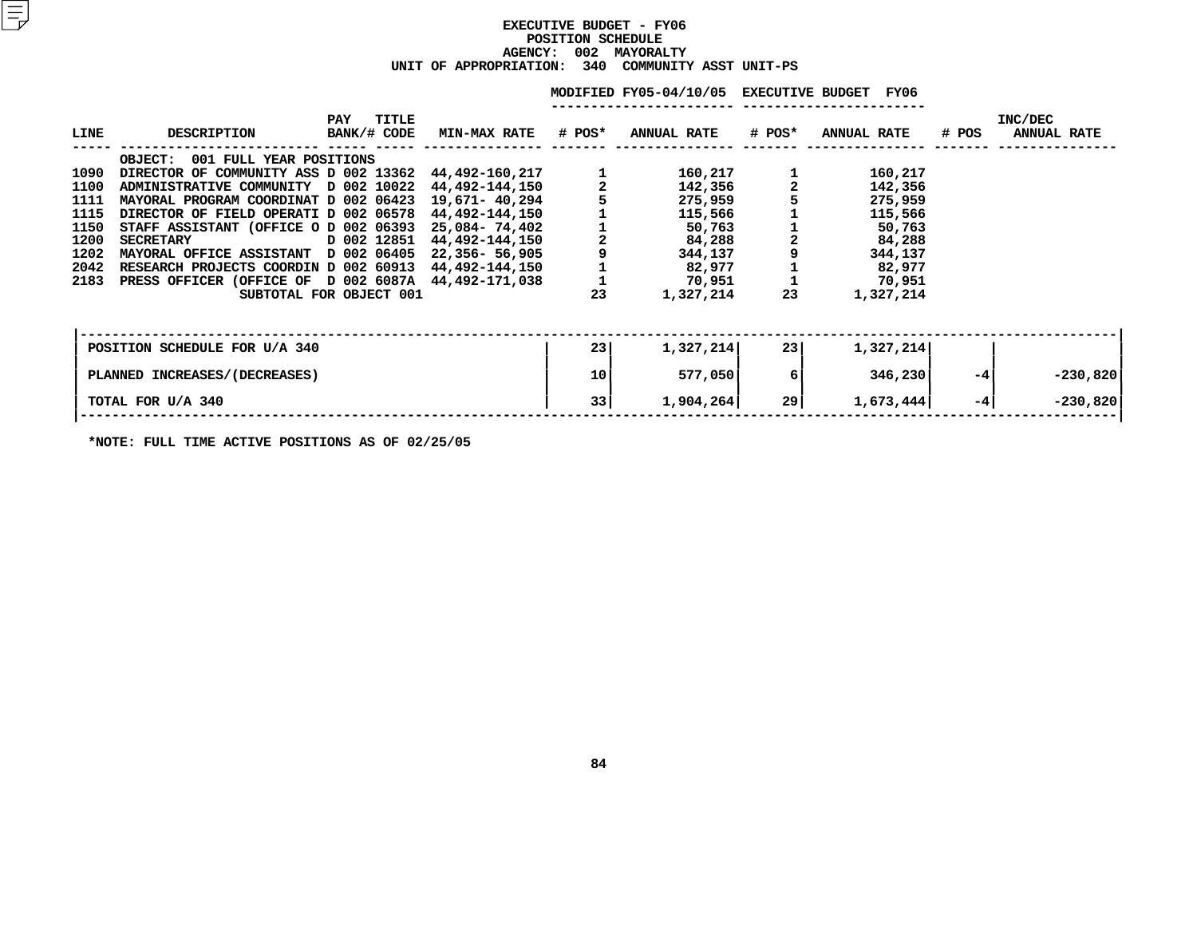# EXECUTIVE BUDGET - FY06
## POSITION SCHEDULE
### AGENCY: 002 MAYORALTY
### UNIT OF APPROPRIATION: 340 COMMUNITY ASST UNIT-PS

| LINE | DESCRIPTION | PAY BANK/# | TITLE CODE | MIN-MAX RATE | MODIFIED FY05-04/10/05 # POS* | MODIFIED FY05-04/10/05 ANNUAL RATE | EXECUTIVE BUDGET FY06 # POS* | EXECUTIVE BUDGET FY06 ANNUAL RATE | INC/DEC # POS | INC/DEC ANNUAL RATE |
|---|---|---|---|---|---|---|---|---|---|---|
| | OBJECT: 001 FULL YEAR POSITIONS | | | | | | | | | |
| 1090 | DIRECTOR OF COMMUNITY ASS | D 002 | 13362 | 44,492-160,217 | 1 | 160,217 | 1 | 160,217 | | |
| 1100 | ADMINISTRATIVE COMMUNITY | D 002 | 10022 | 44,492-144,150 | 2 | 142,356 | 2 | 142,356 | | |
| 1111 | MAYORAL PROGRAM COORDINAT | D 002 | 06423 | 19,671- 40,294 | 5 | 275,959 | 5 | 275,959 | | |
| 1115 | DIRECTOR OF FIELD OPERATI | D 002 | 06578 | 44,492-144,150 | 1 | 115,566 | 1 | 115,566 | | |
| 1150 | STAFF ASSISTANT (OFFICE O | D 002 | 06393 | 25,084- 74,402 | 1 | 50,763 | 1 | 50,763 | | |
| 1200 | SECRETARY | D 002 | 12851 | 44,492-144,150 | 2 | 84,288 | 2 | 84,288 | | |
| 1202 | MAYORAL OFFICE ASSISTANT | D 002 | 06405 | 22,356- 56,905 | 9 | 344,137 | 9 | 344,137 | | |
| 2042 | RESEARCH PROJECTS COORDIN | D 002 | 60913 | 44,492-144,150 | 1 | 82,977 | 1 | 82,977 | | |
| 2183 | PRESS OFFICER (OFFICE OF | D 002 | 6087A | 44,492-171,038 | 1 | 70,951 | 1 | 70,951 | | |
| | SUBTOTAL FOR OBJECT 001 | | | | 23 | 1,327,214 | 23 | 1,327,214 | | |

| | # POS* | ANNUAL RATE | # POS* | ANNUAL RATE | # POS | ANNUAL RATE |
|---|---|---|---|---|---|---|
| POSITION SCHEDULE FOR U/A 340 | 23 | 1,327,214 | 23 | 1,327,214 | | |
| PLANNED INCREASES/(DECREASES) | 10 | 577,050 | 6 | 346,230 | -4 | -230,820 |
| TOTAL FOR U/A 340 | 33 | 1,904,264 | 29 | 1,673,444 | -4 | -230,820 |

*NOTE: FULL TIME ACTIVE POSITIONS AS OF 02/25/05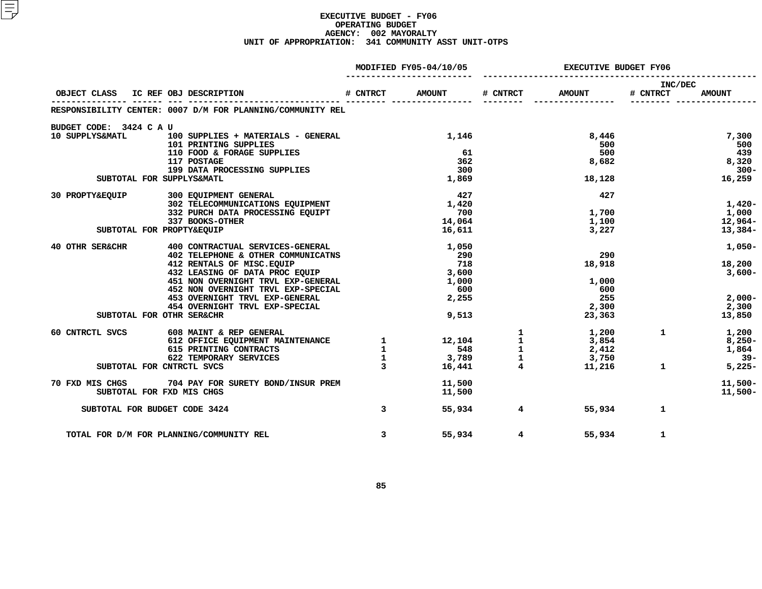# EXECUTIVE BUDGET - FY06
## OPERATING BUDGET
### AGENCY: 002 MAYORALTY
### UNIT OF APPROPRIATION: 341 COMMUNITY ASST UNIT-OTPS

RESPONSIBILITY CENTER: 0007 D/M FOR PLANNING/COMMUNITY REL

BUDGET CODE: 3424 C A U

| OBJECT CLASS | IC REF | OBJ DESCRIPTION | MODIFIED FY05-04/10/05 # CNTRCT | MODIFIED FY05-04/10/05 AMOUNT | EXECUTIVE BUDGET FY06 # CNTRCT | EXECUTIVE BUDGET FY06 AMOUNT | INC/DEC # CNTRCT | INC/DEC AMOUNT |
|---|---|---|---|---|---|---|---|---|
| 10 SUPPLYS&MATL | | 100 SUPPLIES + MATERIALS - GENERAL | | 1,146 | | 8,446 | | 7,300 |
| | | 101 PRINTING SUPPLIES | | | | 500 | | 500 |
| | | 110 FOOD & FORAGE SUPPLIES | | 61 | | 500 | | 439 |
| | | 117 POSTAGE | | 362 | | 8,682 | | 8,320 |
| | | 199 DATA PROCESSING SUPPLIES | | 300 | | | | 300- |
| SUBTOTAL FOR SUPPLYS&MATL | | | | 1,869 | | 18,128 | | 16,259 |
| 30 PROPTY&EQUIP | | 300 EQUIPMENT GENERAL | | 427 | | 427 | | |
| | | 302 TELECOMMUNICATIONS EQUIPMENT | | 1,420 | | | | 1,420- |
| | | 332 PURCH DATA PROCESSING EQUIPT | | 700 | | 1,700 | | 1,000 |
| | | 337 BOOKS-OTHER | | 14,064 | | 1,100 | | 12,964- |
| SUBTOTAL FOR PROPTY&EQUIP | | | | 16,611 | | 3,227 | | 13,384- |
| 40 OTHR SER&CHR | | 400 CONTRACTUAL SERVICES-GENERAL | | 1,050 | | | | 1,050- |
| | | 402 TELEPHONE & OTHER COMMUNICATNS | | 290 | | 290 | | |
| | | 412 RENTALS OF MISC.EQUIP | | 718 | | 18,918 | | 18,200 |
| | | 432 LEASING OF DATA PROC EQUIP | | 3,600 | | | | 3,600- |
| | | 451 NON OVERNIGHT TRVL EXP-GENERAL | | 1,000 | | 1,000 | | |
| | | 452 NON OVERNIGHT TRVL EXP-SPECIAL | | 600 | | 600 | | |
| | | 453 OVERNIGHT TRVL EXP-GENERAL | | 2,255 | | 255 | | 2,000- |
| | | 454 OVERNIGHT TRVL EXP-SPECIAL | | | | 2,300 | | 2,300 |
| SUBTOTAL FOR OTHR SER&CHR | | | | 9,513 | | 23,363 | | 13,850 |
| 60 CNTRCTL SVCS | | 608 MAINT & REP GENERAL | | | 1 | 1,200 | 1 | 1,200 |
| | | 612 OFFICE EQUIPMENT MAINTENANCE | 1 | 12,104 | 1 | 3,854 | | 8,250- |
| | | 615 PRINTING CONTRACTS | 1 | 548 | 1 | 2,412 | | 1,864 |
| | | 622 TEMPORARY SERVICES | 1 | 3,789 | 1 | 3,750 | | 39- |
| SUBTOTAL FOR CNTRCTL SVCS | | | 3 | 16,441 | 4 | 11,216 | 1 | 5,225- |
| 70 FXD MIS CHGS | | 704 PAY FOR SURETY BOND/INSUR PREM | | 11,500 | | | | 11,500- |
| SUBTOTAL FOR FXD MIS CHGS | | | | 11,500 | | | | 11,500- |
| SUBTOTAL FOR BUDGET CODE 3424 | | | 3 | 55,934 | 4 | 55,934 | 1 | |
| TOTAL FOR D/M FOR PLANNING/COMMUNITY REL | | | 3 | 55,934 | 4 | 55,934 | 1 | |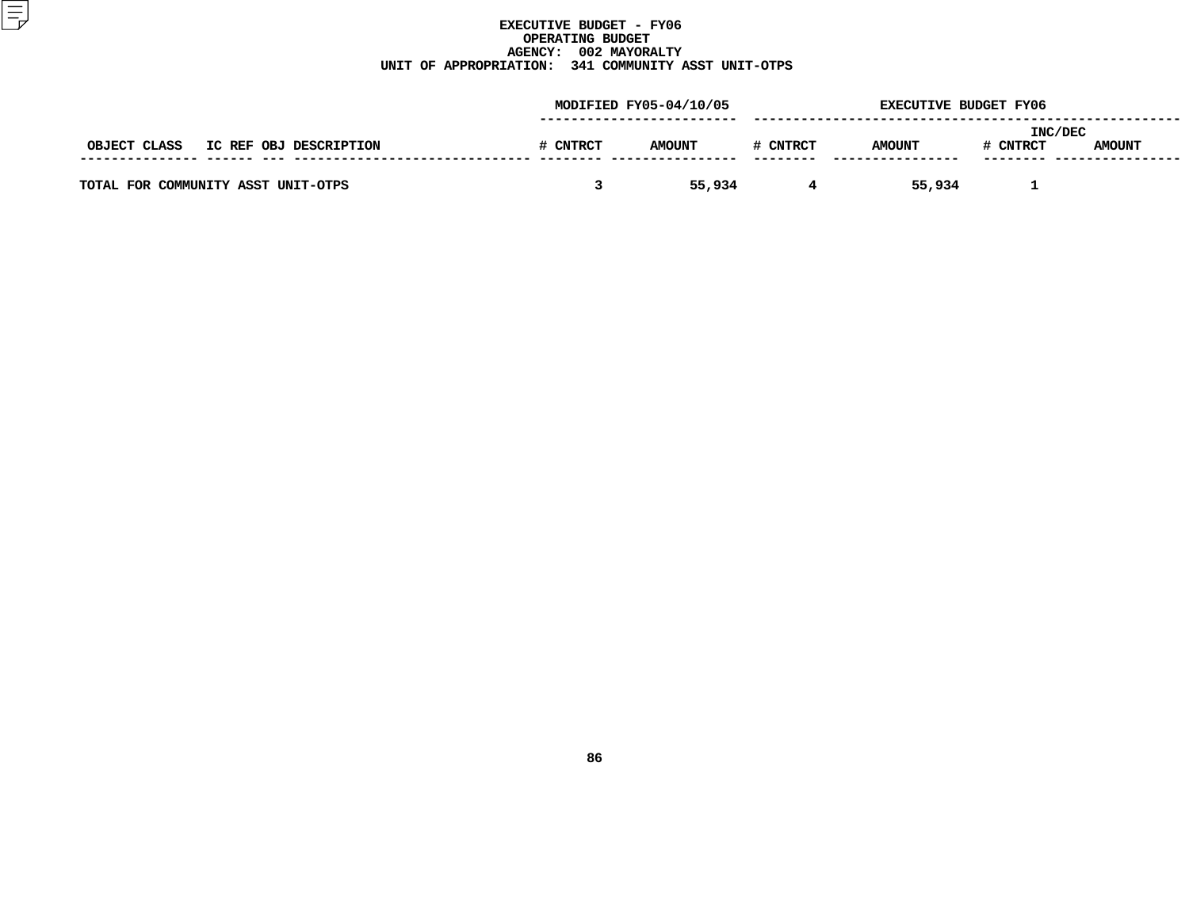# EXECUTIVE BUDGET - FY06
## OPERATING BUDGET
### AGENCY: 002 MAYORALTY
### UNIT OF APPROPRIATION: 341 COMMUNITY ASST UNIT-OTPS

| OBJECT CLASS | IC REF | OBJ | DESCRIPTION | MODIFIED FY05-04/10/05 # CNTRCT | MODIFIED FY05-04/10/05 AMOUNT | EXECUTIVE BUDGET FY06 # CNTRCT | EXECUTIVE BUDGET FY06 AMOUNT | INC/DEC # CNTRCT | INC/DEC AMOUNT |
|---|---|---|---|---|---|---|---|---|---|
| TOTAL FOR COMMUNITY ASST UNIT-OTPS | | | | 3 | 55,934 | 4 | 55,934 | 1 | |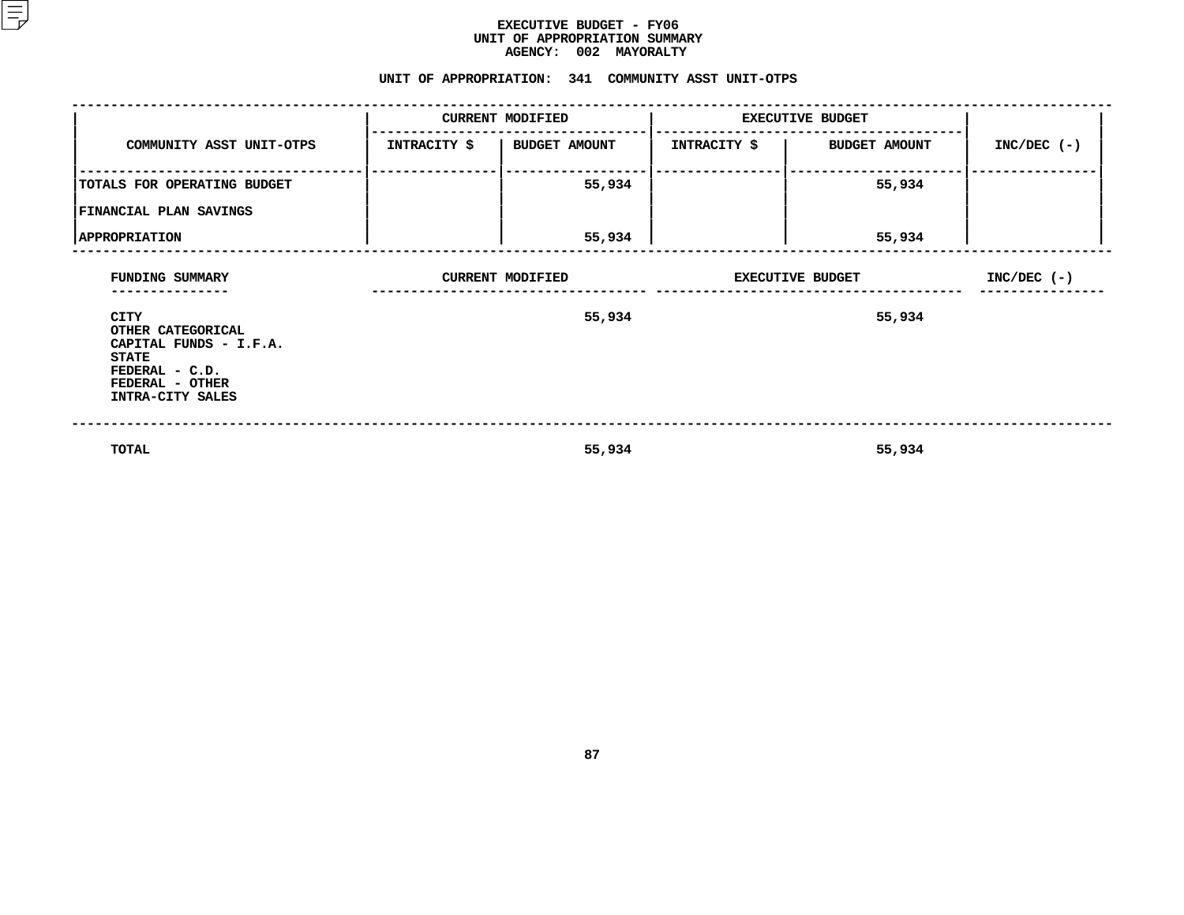# EXECUTIVE BUDGET - FY06
## UNIT OF APPROPRIATION SUMMARY
### AGENCY: 002 MAYORALTY

### UNIT OF APPROPRIATION: 341 COMMUNITY ASST UNIT-OTPS

| COMMUNITY ASST UNIT-OTPS | CURRENT MODIFIED | | EXECUTIVE BUDGET | | INC/DEC (-) |
|---|---|---|---|---|---|
| | INTRACITY $ | BUDGET AMOUNT | INTRACITY $ | BUDGET AMOUNT | |
| TOTALS FOR OPERATING BUDGET | | 55,934 | | 55,934 | |
| FINANCIAL PLAN SAVINGS | | | | | |
| APPROPRIATION | | 55,934 | | 55,934 | |

| FUNDING SUMMARY | CURRENT MODIFIED | EXECUTIVE BUDGET | INC/DEC (-) |
|---|---|---|---|
| CITY | 55,934 | 55,934 | |
| OTHER CATEGORICAL | | | |
| CAPITAL FUNDS - I.F.A. | | | |
| STATE | | | |
| FEDERAL - C.D. | | | |
| FEDERAL - OTHER | | | |
| INTRA-CITY SALES | | | |
| TOTAL | 55,934 | 55,934 | |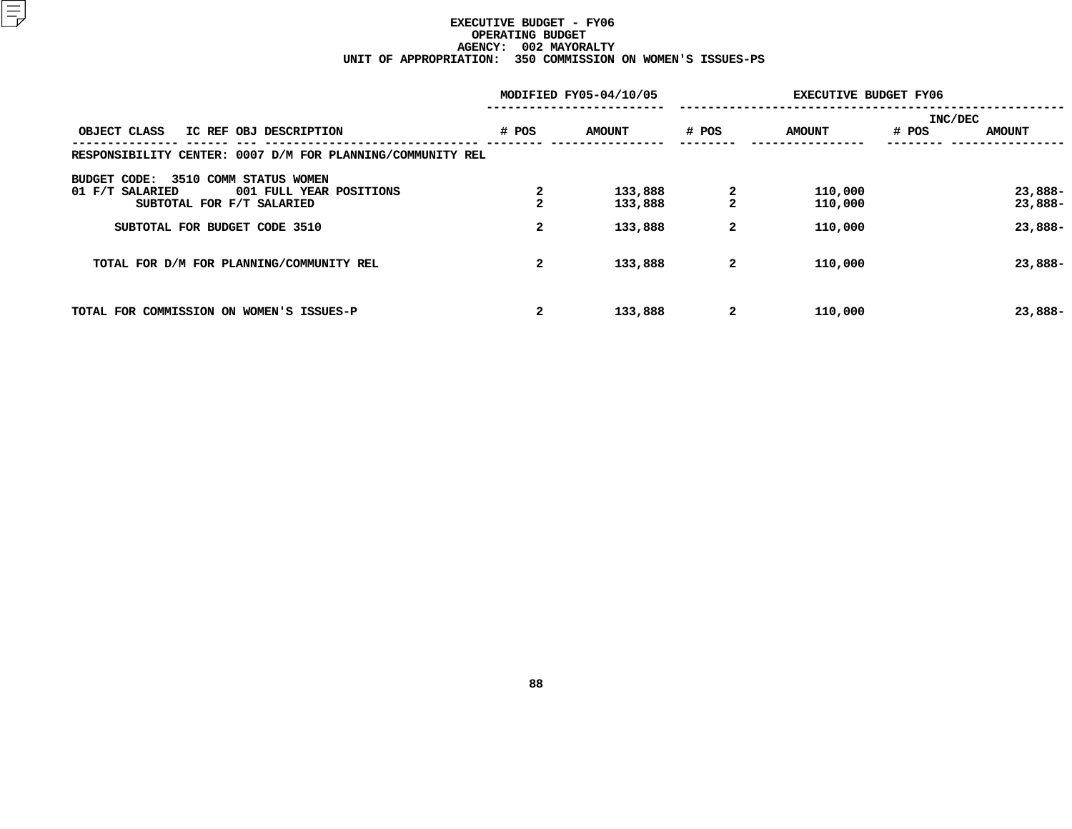# EXECUTIVE BUDGET - FY06
## OPERATING BUDGET
## AGENCY: 002 MAYORALTY
## UNIT OF APPROPRIATION: 350 COMMISSION ON WOMEN'S ISSUES-PS

| OBJECT CLASS | IC REF OBJ DESCRIPTION | MODIFIED FY05-04/10/05 # POS | MODIFIED FY05-04/10/05 AMOUNT | EXECUTIVE BUDGET FY06 # POS | EXECUTIVE BUDGET FY06 AMOUNT | INC/DEC # POS | INC/DEC AMOUNT |
|---|---|---|---|---|---|---|---|
| RESPONSIBILITY CENTER: 0007 D/M FOR PLANNING/COMMUNITY REL | | | | | | | |
| BUDGET CODE: 3510 COMM STATUS WOMEN | | | | | | | |
| 01 F/T SALARIED | 001 FULL YEAR POSITIONS | 2 | 133,888 | 2 | 110,000 | | 23,888- |
| SUBTOTAL FOR F/T SALARIED | | 2 | 133,888 | 2 | 110,000 | | 23,888- |
| SUBTOTAL FOR BUDGET CODE 3510 | | 2 | 133,888 | 2 | 110,000 | | 23,888- |
| TOTAL FOR D/M FOR PLANNING/COMMUNITY REL | | 2 | 133,888 | 2 | 110,000 | | 23,888- |
| TOTAL FOR COMMISSION ON WOMEN'S ISSUES-P | | 2 | 133,888 | 2 | 110,000 | | 23,888- |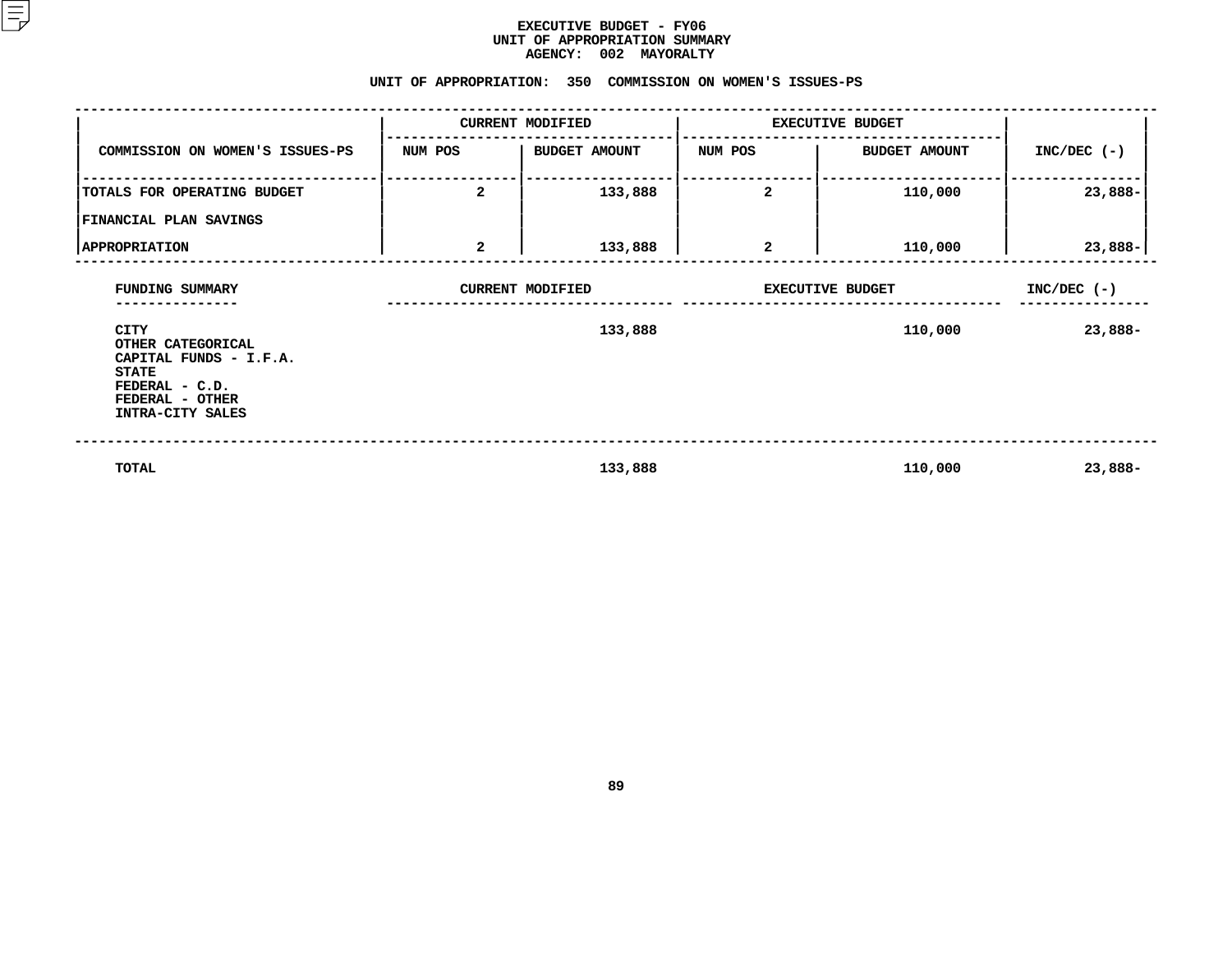# EXECUTIVE BUDGET - FY06
## UNIT OF APPROPRIATION SUMMARY
### AGENCY: 002 MAYORALTY

### UNIT OF APPROPRIATION: 350 COMMISSION ON WOMEN'S ISSUES-PS

| | CURRENT MODIFIED | | EXECUTIVE BUDGET | | |
|---|---|---|---|---|---|
| COMMISSION ON WOMEN'S ISSUES-PS | NUM POS | BUDGET AMOUNT | NUM POS | BUDGET AMOUNT | INC/DEC (-) |
| TOTALS FOR OPERATING BUDGET | 2 | 133,888 | 2 | 110,000 | 23,888- |
| FINANCIAL PLAN SAVINGS | | | | | |
| APPROPRIATION | 2 | 133,888 | 2 | 110,000 | 23,888- |

| FUNDING SUMMARY | CURRENT MODIFIED | EXECUTIVE BUDGET | INC/DEC (-) |
|---|---|---|---|
| CITY | 133,888 | 110,000 | 23,888- |
| OTHER CATEGORICAL | | | |
| CAPITAL FUNDS - I.F.A. | | | |
| STATE | | | |
| FEDERAL - C.D. | | | |
| FEDERAL - OTHER | | | |
| INTRA-CITY SALES | | | |
| TOTAL | 133,888 | 110,000 | 23,888- |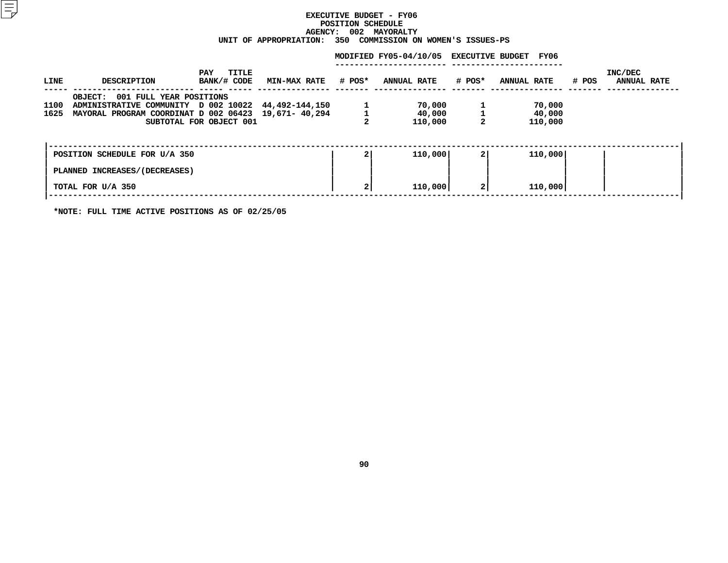# EXECUTIVE BUDGET - FY06
## POSITION SCHEDULE
### AGENCY: 002 MAYORALTY
### UNIT OF APPROPRIATION: 350 COMMISSION ON WOMEN'S ISSUES-PS

| LINE | DESCRIPTION | PAY BANK/# | TITLE CODE | MIN-MAX RATE | MODIFIED FY05-04/10/05 # POS* | MODIFIED FY05-04/10/05 ANNUAL RATE | EXECUTIVE BUDGET FY06 # POS* | EXECUTIVE BUDGET FY06 ANNUAL RATE | INC/DEC # POS | INC/DEC ANNUAL RATE |
|---|---|---|---|---|---|---|---|---|---|---|
| | OBJECT: 001 FULL YEAR POSITIONS | | | | | | | | | |
| 1100 | ADMINISTRATIVE COMMUNITY | D 002 | 10022 | 44,492-144,150 | 1 | 70,000 | 1 | 70,000 | | |
| 1625 | MAYORAL PROGRAM COORDINAT | D 002 | 06423 | 19,671- 40,294 | 1 | 40,000 | 1 | 40,000 | | |
| | SUBTOTAL FOR OBJECT 001 | | | | 2 | 110,000 | 2 | 110,000 | | |

| | MODIFIED FY05 # POS* | MODIFIED FY05 ANNUAL RATE | EXECUTIVE BUDGET FY06 # POS* | EXECUTIVE BUDGET FY06 ANNUAL RATE | INC/DEC # POS | INC/DEC ANNUAL RATE |
|---|---|---|---|---|---|---|
| POSITION SCHEDULE FOR U/A 350 | 2 | 110,000 | 2 | 110,000 | | |
| PLANNED INCREASES/(DECREASES) | | | | | | |
| TOTAL FOR U/A 350 | 2 | 110,000 | 2 | 110,000 | | |

*NOTE: FULL TIME ACTIVE POSITIONS AS OF 02/25/05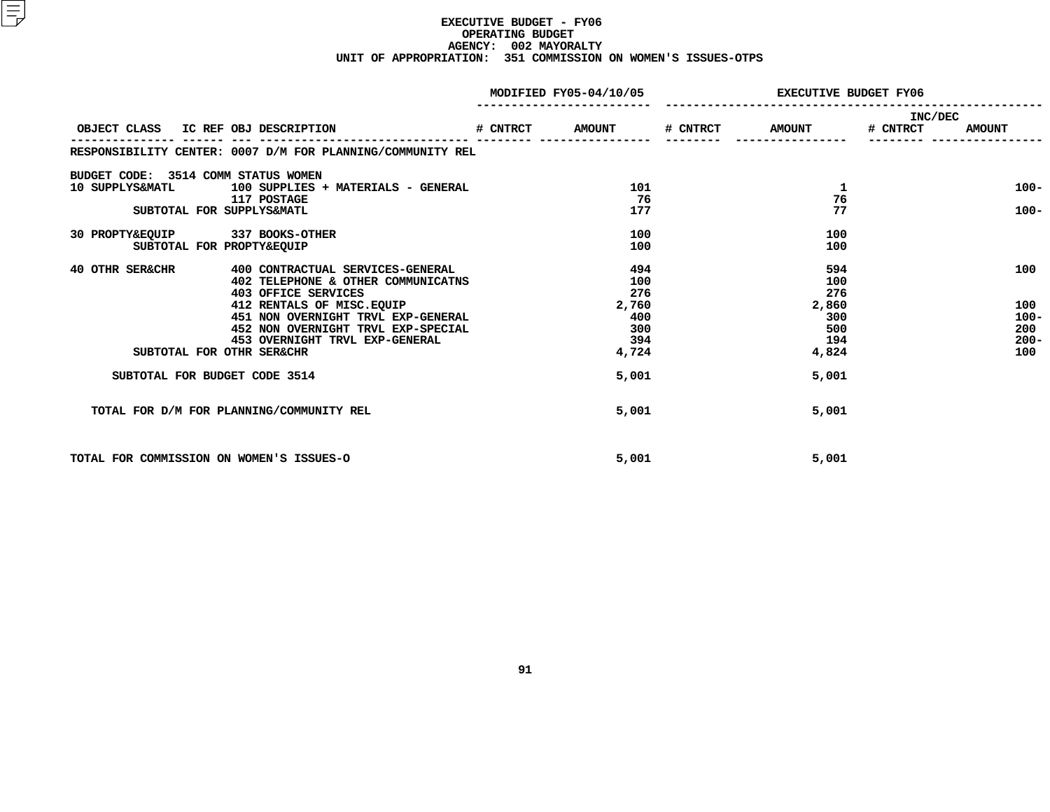# EXECUTIVE BUDGET - FY06
## OPERATING BUDGET
### AGENCY: 002 MAYORALTY
### UNIT OF APPROPRIATION: 351 COMMISSION ON WOMEN'S ISSUES-OTPS

| OBJECT CLASS | IC REF OBJ DESCRIPTION | MODIFIED FY05-04/10/05 # CNTRCT | MODIFIED FY05-04/10/05 AMOUNT | EXECUTIVE BUDGET FY06 # CNTRCT | EXECUTIVE BUDGET FY06 AMOUNT | INC/DEC # CNTRCT | INC/DEC AMOUNT |
|---|---|---|---|---|---|---|---|
| RESPONSIBILITY CENTER: 0007 D/M FOR PLANNING/COMMUNITY REL | | | | | | | |
| BUDGET CODE: 3514 COMM STATUS WOMEN | | | | | | | |
| 10 SUPPLYS&MATL | 100 SUPPLIES + MATERIALS - GENERAL | | 101 | | 1 | | 100- |
| | 117 POSTAGE | | 76 | | 76 | | |
| SUBTOTAL FOR SUPPLYS&MATL | | | 177 | | 77 | | 100- |
| 30 PROPTY&EQUIP | 337 BOOKS-OTHER | | 100 | | 100 | | |
| SUBTOTAL FOR PROPTY&EQUIP | | | 100 | | 100 | | |
| 40 OTHR SER&CHR | 400 CONTRACTUAL SERVICES-GENERAL | | 494 | | 594 | | 100 |
| | 402 TELEPHONE & OTHER COMMUNICATNS | | 100 | | 100 | | |
| | 403 OFFICE SERVICES | | 276 | | 276 | | |
| | 412 RENTALS OF MISC.EQUIP | | 2,760 | | 2,860 | | 100 |
| | 451 NON OVERNIGHT TRVL EXP-GENERAL | | 400 | | 300 | | 100- |
| | 452 NON OVERNIGHT TRVL EXP-SPECIAL | | 300 | | 500 | | 200 |
| | 453 OVERNIGHT TRVL EXP-GENERAL | | 394 | | 194 | | 200- |
| SUBTOTAL FOR OTHR SER&CHR | | | 4,724 | | 4,824 | | 100 |
| SUBTOTAL FOR BUDGET CODE 3514 | | | 5,001 | | 5,001 | | |
| TOTAL FOR D/M FOR PLANNING/COMMUNITY REL | | | 5,001 | | 5,001 | | |
| TOTAL FOR COMMISSION ON WOMEN'S ISSUES-O | | | 5,001 | | 5,001 | | |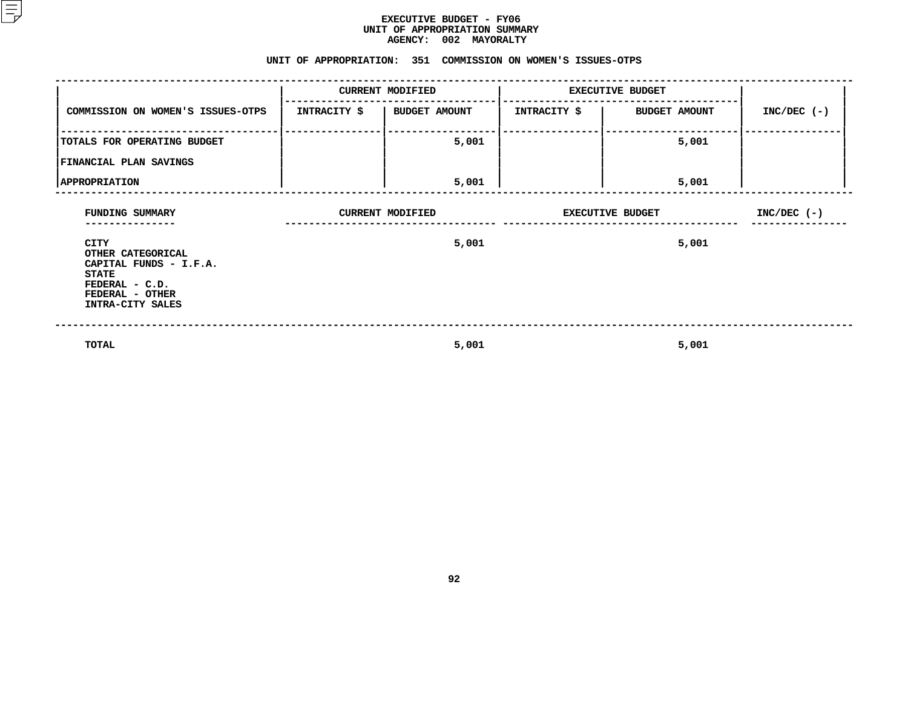# EXECUTIVE BUDGET - FY06
## UNIT OF APPROPRIATION SUMMARY
### AGENCY: 002 MAYORALTY

### UNIT OF APPROPRIATION: 351 COMMISSION ON WOMEN'S ISSUES-OTPS

| COMMISSION ON WOMEN'S ISSUES-OTPS | CURRENT MODIFIED | | EXECUTIVE BUDGET | | INC/DEC (-) |
|---|---|---|---|---|---|
| | INTRACITY $ | BUDGET AMOUNT | INTRACITY $ | BUDGET AMOUNT | |
| TOTALS FOR OPERATING BUDGET | | 5,001 | | 5,001 | |
| FINANCIAL PLAN SAVINGS | | | | | |
| APPROPRIATION | | 5,001 | | 5,001 | |

| FUNDING SUMMARY | CURRENT MODIFIED | EXECUTIVE BUDGET | INC/DEC (-) |
|---|---|---|---|
| CITY | 5,001 | 5,001 | |
| OTHER CATEGORICAL | | | |
| CAPITAL FUNDS - I.F.A. | | | |
| STATE | | | |
| FEDERAL - C.D. | | | |
| FEDERAL - OTHER | | | |
| INTRA-CITY SALES | | | |
| TOTAL | 5,001 | 5,001 | |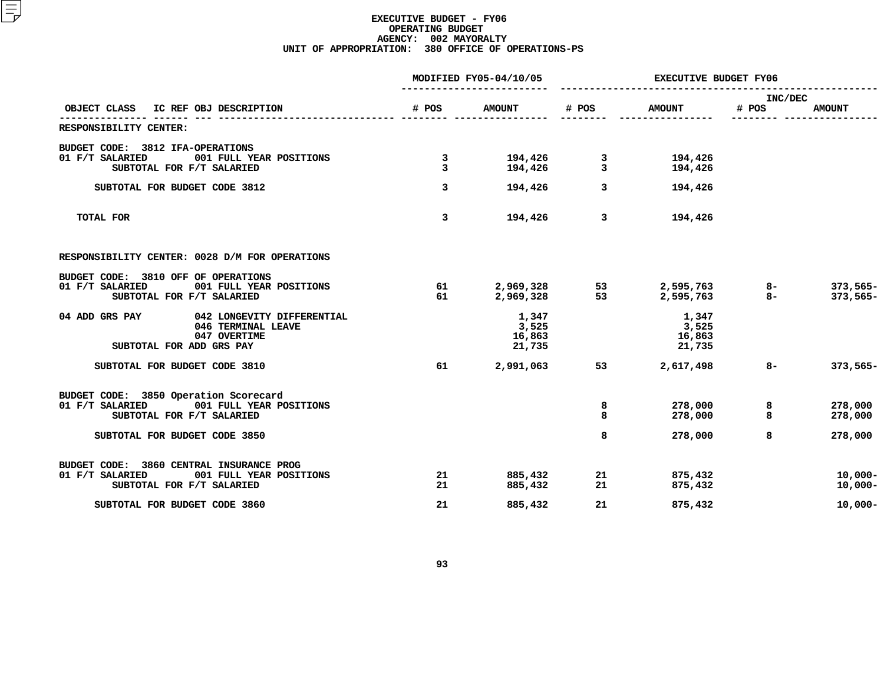**EXECUTIVE BUDGET - FY06**
**OPERATING BUDGET**
**AGENCY: 002 MAYORALTY**
**UNIT OF APPROPRIATION: 380 OFFICE OF OPERATIONS-PS**

| OBJECT CLASS | IC REF | OBJ DESCRIPTION | MODIFIED FY05-04/10/05 # POS | MODIFIED FY05-04/10/05 AMOUNT | EXECUTIVE BUDGET FY06 # POS | EXECUTIVE BUDGET FY06 AMOUNT | INC/DEC # POS | INC/DEC AMOUNT |
|---|---|---|---|---|---|---|---|---|
| RESPONSIBILITY CENTER: | | | | | | | | |
| BUDGET CODE: 3812 IFA-OPERATIONS | | | | | | | | |
| 01 F/T SALARIED | | 001 FULL YEAR POSITIONS | 3 | 194,426 | 3 | 194,426 | | |
| SUBTOTAL FOR F/T SALARIED | | | 3 | 194,426 | 3 | 194,426 | | |
| SUBTOTAL FOR BUDGET CODE 3812 | | | 3 | 194,426 | 3 | 194,426 | | |
| TOTAL FOR | | | 3 | 194,426 | 3 | 194,426 | | |
| RESPONSIBILITY CENTER: 0028 D/M FOR OPERATIONS | | | | | | | | |
| BUDGET CODE: 3810 OFF OF OPERATIONS | | | | | | | | |
| 01 F/T SALARIED | | 001 FULL YEAR POSITIONS | 61 | 2,969,328 | 53 | 2,595,763 | 8- | 373,565- |
| SUBTOTAL FOR F/T SALARIED | | | 61 | 2,969,328 | 53 | 2,595,763 | 8- | 373,565- |
| 04 ADD GRS PAY | | 042 LONGEVITY DIFFERENTIAL | | 1,347 | | 1,347 | | |
| | | 046 TERMINAL LEAVE | | 3,525 | | 3,525 | | |
| | | 047 OVERTIME | | 16,863 | | 16,863 | | |
| SUBTOTAL FOR ADD GRS PAY | | | | 21,735 | | 21,735 | | |
| SUBTOTAL FOR BUDGET CODE 3810 | | | 61 | 2,991,063 | 53 | 2,617,498 | 8- | 373,565- |
| BUDGET CODE: 3850 Operation Scorecard | | | | | | | | |
| 01 F/T SALARIED | | 001 FULL YEAR POSITIONS | | | 8 | 278,000 | 8 | 278,000 |
| SUBTOTAL FOR F/T SALARIED | | | | | 8 | 278,000 | 8 | 278,000 |
| SUBTOTAL FOR BUDGET CODE 3850 | | | | | 8 | 278,000 | 8 | 278,000 |
| BUDGET CODE: 3860 CENTRAL INSURANCE PROG | | | | | | | | |
| 01 F/T SALARIED | | 001 FULL YEAR POSITIONS | 21 | 885,432 | 21 | 875,432 | | 10,000- |
| SUBTOTAL FOR F/T SALARIED | | | 21 | 885,432 | 21 | 875,432 | | 10,000- |
| SUBTOTAL FOR BUDGET CODE 3860 | | | 21 | 885,432 | 21 | 875,432 | | 10,000- |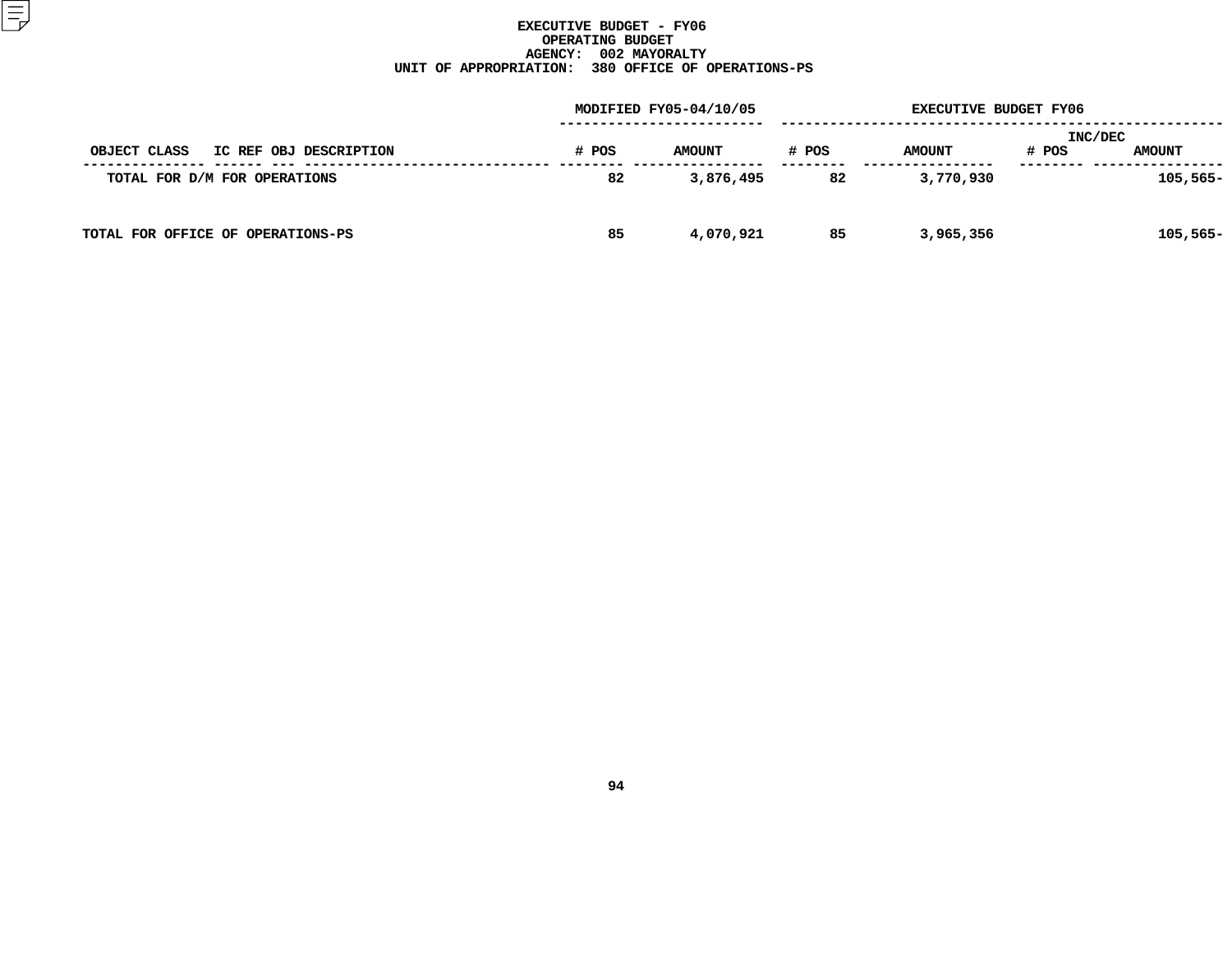# EXECUTIVE BUDGET - FY06
## OPERATING BUDGET
## AGENCY: 002 MAYORALTY
## UNIT OF APPROPRIATION: 380 OFFICE OF OPERATIONS-PS

| OBJECT CLASS | IC REF | OBJ | DESCRIPTION | MODIFIED FY05-04/10/05 # POS | MODIFIED FY05-04/10/05 AMOUNT | EXECUTIVE BUDGET FY06 # POS | EXECUTIVE BUDGET FY06 AMOUNT | INC/DEC # POS | INC/DEC AMOUNT |
|---|---|---|---|---|---|---|---|---|---|
| TOTAL FOR D/M FOR OPERATIONS | | | | 82 | 3,876,495 | 82 | 3,770,930 | | 105,565- |
| TOTAL FOR OFFICE OF OPERATIONS-PS | | | | 85 | 4,070,921 | 85 | 3,965,356 | | 105,565- |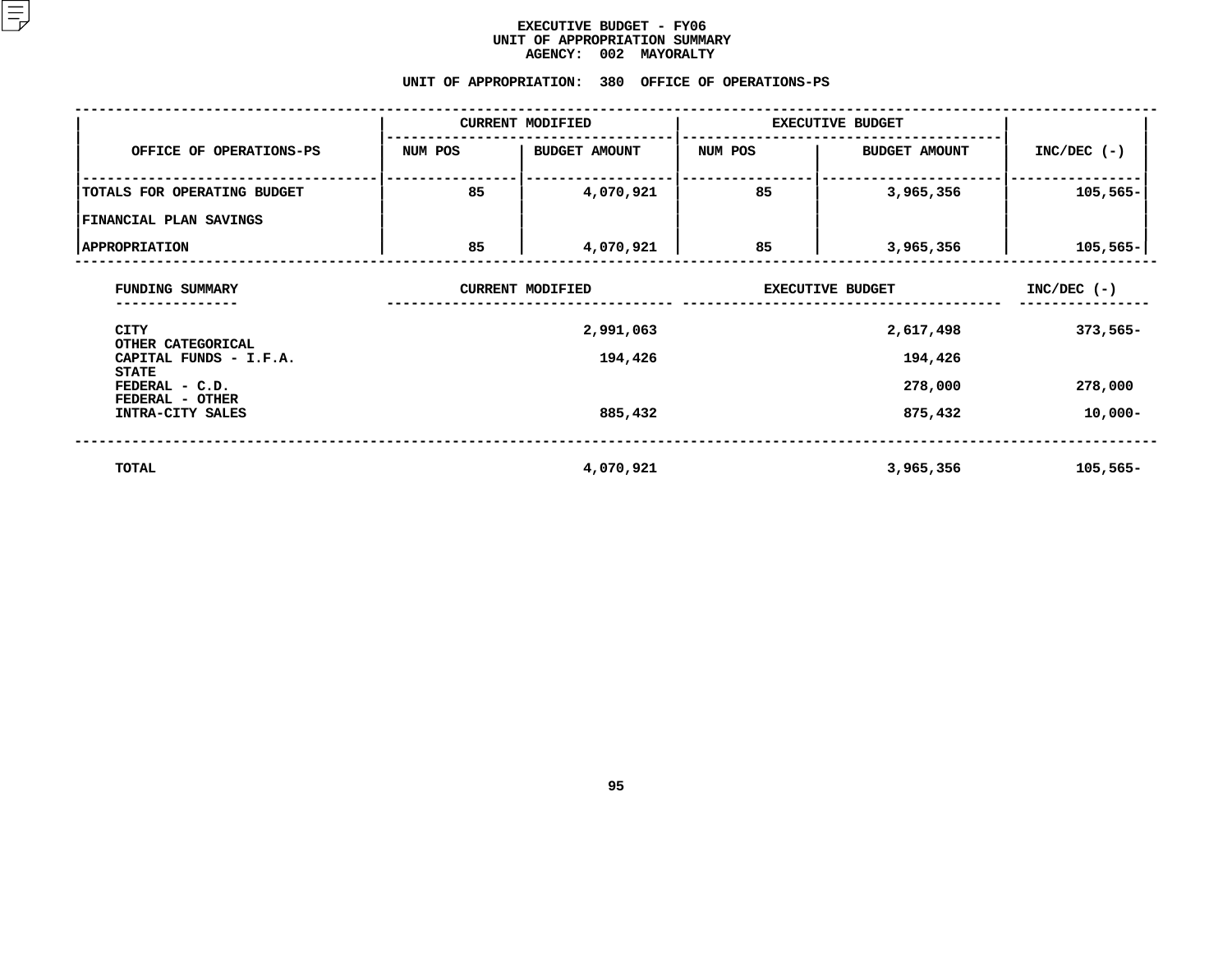# EXECUTIVE BUDGET - FY06
## UNIT OF APPROPRIATION SUMMARY
### AGENCY: 002 MAYORALTY

### UNIT OF APPROPRIATION: 380 OFFICE OF OPERATIONS-PS

| OFFICE OF OPERATIONS-PS | CURRENT MODIFIED | | EXECUTIVE BUDGET | | INC/DEC (-) |
|---|---|---|---|---|---|
| | NUM POS | BUDGET AMOUNT | NUM POS | BUDGET AMOUNT | |
| TOTALS FOR OPERATING BUDGET | 85 | 4,070,921 | 85 | 3,965,356 | 105,565- |
| FINANCIAL PLAN SAVINGS | | | | | |
| APPROPRIATION | 85 | 4,070,921 | 85 | 3,965,356 | 105,565- |

| FUNDING SUMMARY | CURRENT MODIFIED | EXECUTIVE BUDGET | INC/DEC (-) |
|---|---|---|---|
| CITY | 2,991,063 | 2,617,498 | 373,565- |
| OTHER CATEGORICAL | | | |
| CAPITAL FUNDS - I.F.A. | 194,426 | 194,426 | |
| STATE | | | |
| FEDERAL - C.D. | | 278,000 | 278,000 |
| FEDERAL - OTHER | | | |
| INTRA-CITY SALES | 885,432 | 875,432 | 10,000- |
| TOTAL | 4,070,921 | 3,965,356 | 105,565- |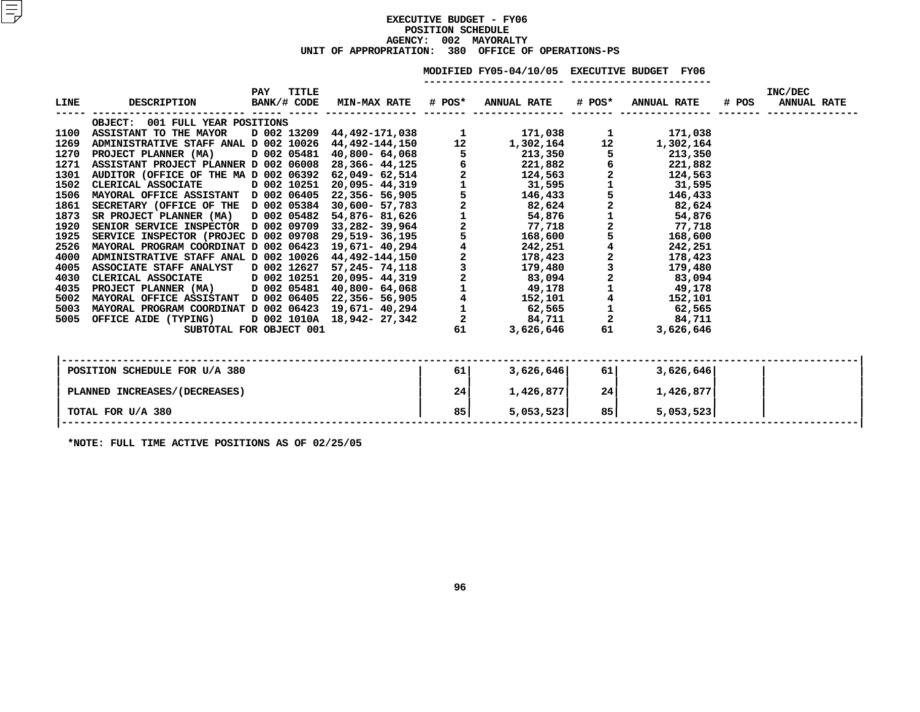# EXECUTIVE BUDGET - FY06
## POSITION SCHEDULE
### AGENCY: 002 MAYORALTY
### UNIT OF APPROPRIATION: 380 OFFICE OF OPERATIONS-PS

| LINE | DESCRIPTION | PAY BANK/# | TITLE CODE | MIN-MAX RATE | MODIFIED FY05-04/10/05 # POS* | MODIFIED FY05-04/10/05 ANNUAL RATE | EXECUTIVE BUDGET FY06 # POS* | EXECUTIVE BUDGET FY06 ANNUAL RATE | INC/DEC # POS | INC/DEC ANNUAL RATE |
|---|---|---|---|---|---|---|---|---|---|---|
| | OBJECT: 001 FULL YEAR POSITIONS | | | | | | | | | |
| 1100 | ASSISTANT TO THE MAYOR | D 002 | 13209 | 44,492-171,038 | 1 | 171,038 | 1 | 171,038 | | |
| 1269 | ADMINISTRATIVE STAFF ANAL | D 002 | 10026 | 44,492-144,150 | 12 | 1,302,164 | 12 | 1,302,164 | | |
| 1270 | PROJECT PLANNER (MA) | D 002 | 05481 | 40,800- 64,068 | 5 | 213,350 | 5 | 213,350 | | |
| 1271 | ASSISTANT PROJECT PLANNER | D 002 | 06008 | 28,366- 44,125 | 6 | 221,882 | 6 | 221,882 | | |
| 1301 | AUDITOR (OFFICE OF THE MA | D 002 | 06392 | 62,049- 62,514 | 2 | 124,563 | 2 | 124,563 | | |
| 1502 | CLERICAL ASSOCIATE | D 002 | 10251 | 20,095- 44,319 | 1 | 31,595 | 1 | 31,595 | | |
| 1506 | MAYORAL OFFICE ASSISTANT | D 002 | 06405 | 22,356- 56,905 | 5 | 146,433 | 5 | 146,433 | | |
| 1861 | SECRETARY (OFFICE OF THE | D 002 | 05384 | 30,600- 57,783 | 2 | 82,624 | 2 | 82,624 | | |
| 1873 | SR PROJECT PLANNER (MA) | D 002 | 05482 | 54,876- 81,626 | 1 | 54,876 | 1 | 54,876 | | |
| 1920 | SENIOR SERVICE INSPECTOR | D 002 | 09709 | 33,282- 39,964 | 2 | 77,718 | 2 | 77,718 | | |
| 1925 | SERVICE INSPECTOR (PROJEC | D 002 | 09708 | 29,519- 36,195 | 5 | 168,600 | 5 | 168,600 | | |
| 2526 | MAYORAL PROGRAM COORDINAT | D 002 | 06423 | 19,671- 40,294 | 4 | 242,251 | 4 | 242,251 | | |
| 4000 | ADMINISTRATIVE STAFF ANAL | D 002 | 10026 | 44,492-144,150 | 2 | 178,423 | 2 | 178,423 | | |
| 4005 | ASSOCIATE STAFF ANALYST | D 002 | 12627 | 57,245- 74,118 | 3 | 179,480 | 3 | 179,480 | | |
| 4030 | CLERICAL ASSOCIATE | D 002 | 10251 | 20,095- 44,319 | 2 | 83,094 | 2 | 83,094 | | |
| 4035 | PROJECT PLANNER (MA) | D 002 | 05481 | 40,800- 64,068 | 1 | 49,178 | 1 | 49,178 | | |
| 5002 | MAYORAL OFFICE ASSISTANT | D 002 | 06405 | 22,356- 56,905 | 4 | 152,101 | 4 | 152,101 | | |
| 5003 | MAYORAL PROGRAM COORDINAT | D 002 | 06423 | 19,671- 40,294 | 1 | 62,565 | 1 | 62,565 | | |
| 5005 | OFFICE AIDE (TYPING) | D 002 | 1010A | 18,942- 27,342 | 2 | 84,711 | 2 | 84,711 | | |
| | SUBTOTAL FOR OBJECT 001 | | | | 61 | 3,626,646 | 61 | 3,626,646 | | |

| | # POS* | ANNUAL RATE | # POS* | ANNUAL RATE | # POS | ANNUAL RATE |
|---|---|---|---|---|---|---|
| POSITION SCHEDULE FOR U/A 380 | 61 | 3,626,646 | 61 | 3,626,646 | | |
| PLANNED INCREASES/(DECREASES) | 24 | 1,426,877 | 24 | 1,426,877 | | |
| TOTAL FOR U/A 380 | 85 | 5,053,523 | 85 | 5,053,523 | | |

*NOTE: FULL TIME ACTIVE POSITIONS AS OF 02/25/05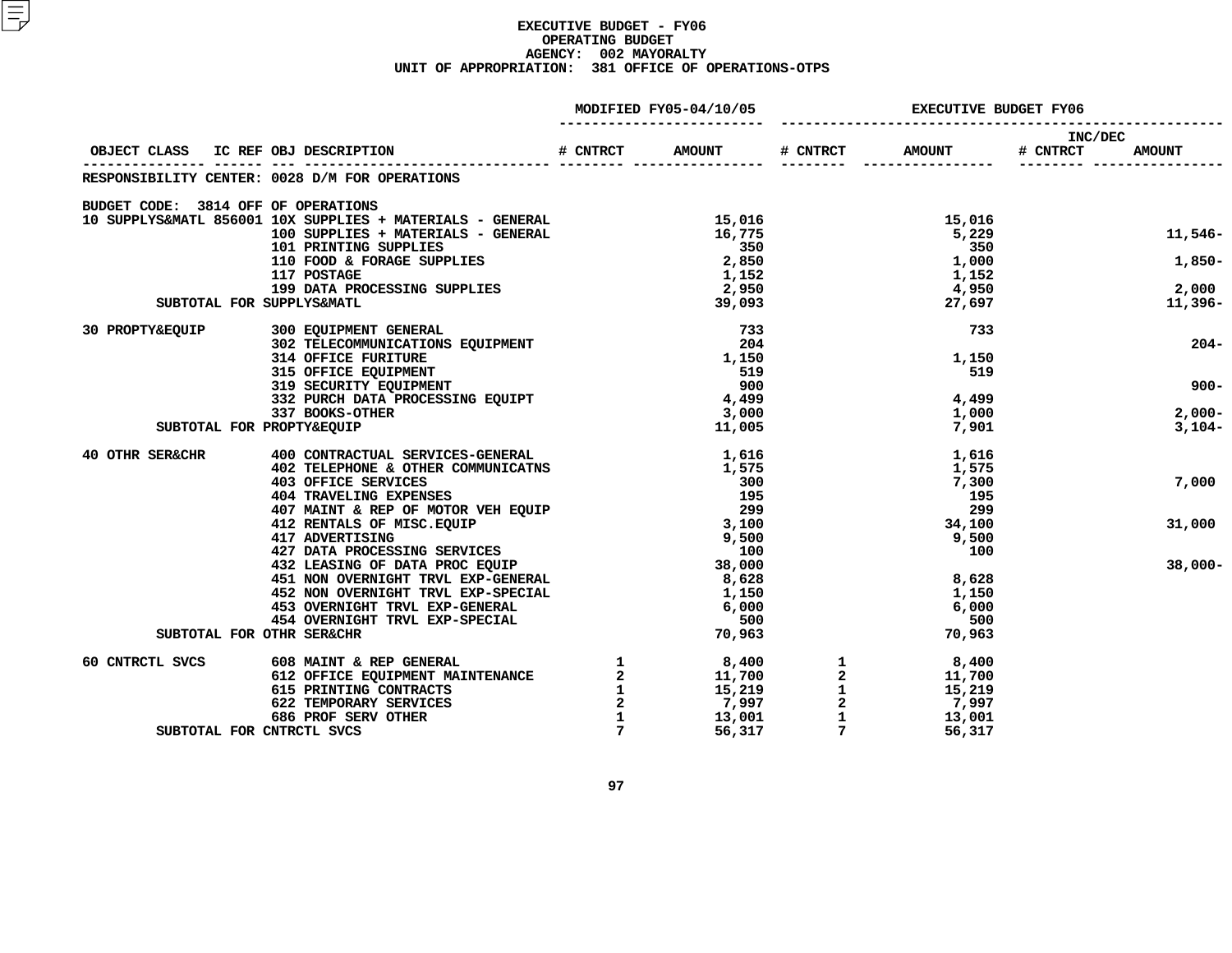# EXECUTIVE BUDGET - FY06
## OPERATING BUDGET
### AGENCY: 002 MAYORALTY
### UNIT OF APPROPRIATION: 381 OFFICE OF OPERATIONS-OTPS

| OBJECT CLASS | IC REF | OBJ DESCRIPTION | MODIFIED FY05-04/10/05 # CNTRCT | MODIFIED FY05-04/10/05 AMOUNT | EXECUTIVE BUDGET FY06 # CNTRCT | EXECUTIVE BUDGET FY06 AMOUNT | INC/DEC # CNTRCT | INC/DEC AMOUNT |
|---|---|---|---|---|---|---|---|---|
| RESPONSIBILITY CENTER: 0028 D/M FOR OPERATIONS | | | | | | | | |
| BUDGET CODE: 3814 OFF OF OPERATIONS | | | | | | | | |
| 10 SUPPLYS&MATL | 856001 | 10X SUPPLIES + MATERIALS - GENERAL | | 15,016 | | 15,016 | | |
| | | 100 SUPPLIES + MATERIALS - GENERAL | | 16,775 | | 5,229 | | 11,546- |
| | | 101 PRINTING SUPPLIES | | 350 | | 350 | | |
| | | 110 FOOD & FORAGE SUPPLIES | | 2,850 | | 1,000 | | 1,850- |
| | | 117 POSTAGE | | 1,152 | | 1,152 | | |
| | | 199 DATA PROCESSING SUPPLIES | | 2,950 | | 4,950 | | 2,000 |
| SUBTOTAL FOR SUPPLYS&MATL | | | | 39,093 | | 27,697 | | 11,396- |
| 30 PROPTY&EQUIP | | 300 EQUIPMENT GENERAL | | 733 | | 733 | | |
| | | 302 TELECOMMUNICATIONS EQUIPMENT | | 204 | | | | 204- |
| | | 314 OFFICE FURITURE | | 1,150 | | 1,150 | | |
| | | 315 OFFICE EQUIPMENT | | 519 | | 519 | | |
| | | 319 SECURITY EQUIPMENT | | 900 | | | | 900- |
| | | 332 PURCH DATA PROCESSING EQUIPT | | 4,499 | | 4,499 | | |
| | | 337 BOOKS-OTHER | | 3,000 | | 1,000 | | 2,000- |
| SUBTOTAL FOR PROPTY&EQUIP | | | | 11,005 | | 7,901 | | 3,104- |
| 40 OTHR SER&CHR | | 400 CONTRACTUAL SERVICES-GENERAL | | 1,616 | | 1,616 | | |
| | | 402 TELEPHONE & OTHER COMMUNICATNS | | 1,575 | | 1,575 | | |
| | | 403 OFFICE SERVICES | | 300 | | 7,300 | | 7,000 |
| | | 404 TRAVELING EXPENSES | | 195 | | 195 | | |
| | | 407 MAINT & REP OF MOTOR VEH EQUIP | | 299 | | 299 | | |
| | | 412 RENTALS OF MISC.EQUIP | | 3,100 | | 34,100 | | 31,000 |
| | | 417 ADVERTISING | | 9,500 | | 9,500 | | |
| | | 427 DATA PROCESSING SERVICES | | 100 | | 100 | | |
| | | 432 LEASING OF DATA PROC EQUIP | | 38,000 | | | | 38,000- |
| | | 451 NON OVERNIGHT TRVL EXP-GENERAL | | 8,628 | | 8,628 | | |
| | | 452 NON OVERNIGHT TRVL EXP-SPECIAL | | 1,150 | | 1,150 | | |
| | | 453 OVERNIGHT TRVL EXP-GENERAL | | 6,000 | | 6,000 | | |
| | | 454 OVERNIGHT TRVL EXP-SPECIAL | | 500 | | 500 | | |
| SUBTOTAL FOR OTHR SER&CHR | | | | 70,963 | | 70,963 | | |
| 60 CNTRCTL SVCS | | 608 MAINT & REP GENERAL | 1 | 8,400 | 1 | 8,400 | | |
| | | 612 OFFICE EQUIPMENT MAINTENANCE | 2 | 11,700 | 2 | 11,700 | | |
| | | 615 PRINTING CONTRACTS | 1 | 15,219 | 1 | 15,219 | | |
| | | 622 TEMPORARY SERVICES | 2 | 7,997 | 2 | 7,997 | | |
| | | 686 PROF SERV OTHER | 1 | 13,001 | 1 | 13,001 | | |
| SUBTOTAL FOR CNTRCTL SVCS | | | 7 | 56,317 | 7 | 56,317 | | |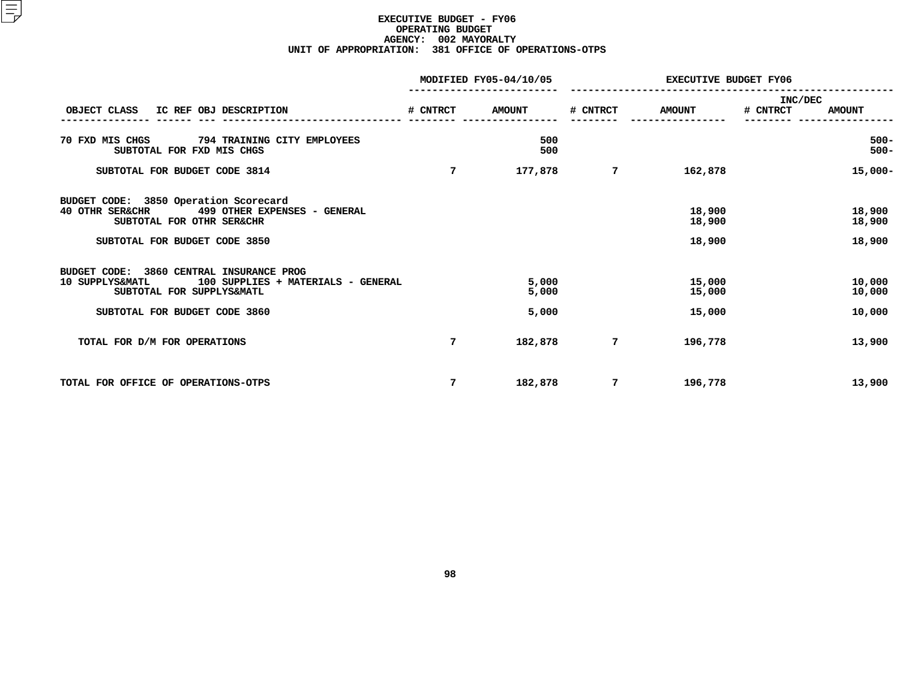**EXECUTIVE BUDGET - FY06**
**OPERATING BUDGET**
**AGENCY: 002 MAYORALTY**
**UNIT OF APPROPRIATION: 381 OFFICE OF OPERATIONS-OTPS**

| OBJECT CLASS | IC REF | OBJ | DESCRIPTION | MODIFIED FY05-04/10/05 # CNTRCT | MODIFIED FY05-04/10/05 AMOUNT | EXECUTIVE BUDGET FY06 # CNTRCT | EXECUTIVE BUDGET FY06 AMOUNT | INC/DEC # CNTRCT | INC/DEC AMOUNT |
|---|---|---|---|---|---|---|---|---|---|
| 70 FXD MIS CHGS | | 794 | TRAINING CITY EMPLOYEES | | 500 | | | | 500- |
| | | | SUBTOTAL FOR FXD MIS CHGS | | 500 | | | | 500- |
| | | | SUBTOTAL FOR BUDGET CODE 3814 | 7 | 177,878 | 7 | 162,878 | | 15,000- |
| BUDGET CODE: 3850 Operation Scorecard | | | | | | | | | |
| 40 OTHR SER&CHR | | 499 | OTHER EXPENSES - GENERAL | | | | 18,900 | | 18,900 |
| | | | SUBTOTAL FOR OTHR SER&CHR | | | | 18,900 | | 18,900 |
| | | | SUBTOTAL FOR BUDGET CODE 3850 | | | | 18,900 | | 18,900 |
| BUDGET CODE: 3860 CENTRAL INSURANCE PROG | | | | | | | | | |
| 10 SUPPLYS&MATL | | 100 | SUPPLIES + MATERIALS - GENERAL | | 5,000 | | 15,000 | | 10,000 |
| | | | SUBTOTAL FOR SUPPLYS&MATL | | 5,000 | | 15,000 | | 10,000 |
| | | | SUBTOTAL FOR BUDGET CODE 3860 | | 5,000 | | 15,000 | | 10,000 |
| TOTAL FOR D/M FOR OPERATIONS | | | | 7 | 182,878 | 7 | 196,778 | | 13,900 |
| TOTAL FOR OFFICE OF OPERATIONS-OTPS | | | | 7 | 182,878 | 7 | 196,778 | | 13,900 |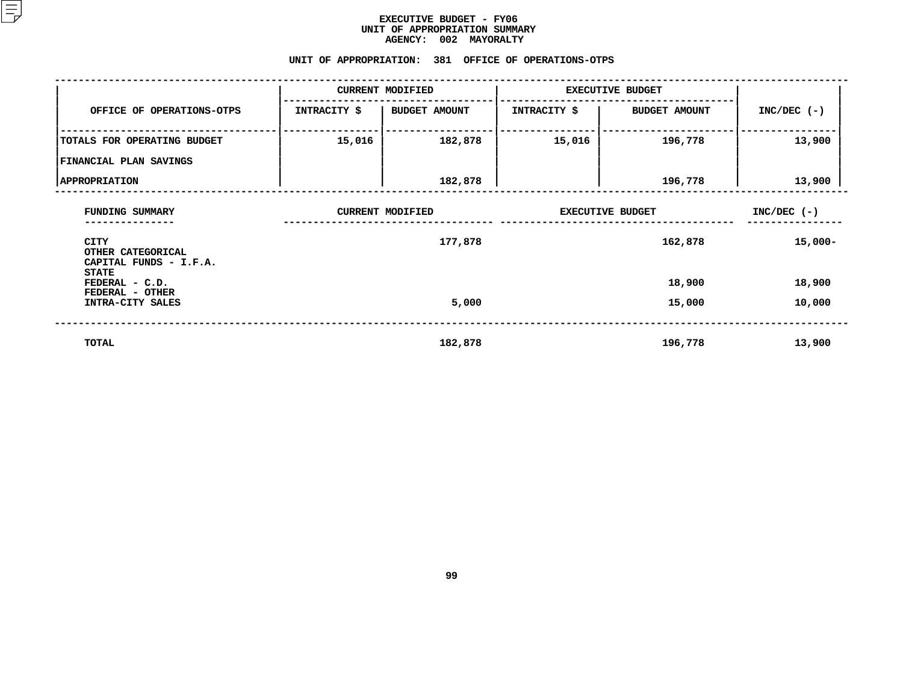# EXECUTIVE BUDGET - FY06
## UNIT OF APPROPRIATION SUMMARY
### AGENCY: 002 MAYORALTY

### UNIT OF APPROPRIATION: 381 OFFICE OF OPERATIONS-OTPS

| OFFICE OF OPERATIONS-OTPS | CURRENT MODIFIED | | EXECUTIVE BUDGET | | INC/DEC (-) |
|---|---|---|---|---|---|
| | INTRACITY $ | BUDGET AMOUNT | INTRACITY $ | BUDGET AMOUNT | |
| TOTALS FOR OPERATING BUDGET | 15,016 | 182,878 | 15,016 | 196,778 | 13,900 |
| FINANCIAL PLAN SAVINGS | | | | | |
| APPROPRIATION | | 182,878 | | 196,778 | 13,900 |

| FUNDING SUMMARY | CURRENT MODIFIED | EXECUTIVE BUDGET | INC/DEC (-) |
|---|---|---|---|
| CITY | 177,878 | 162,878 | 15,000- |
| OTHER CATEGORICAL | | | |
| CAPITAL FUNDS - I.F.A. | | | |
| STATE | | | |
| FEDERAL - C.D. | | 18,900 | 18,900 |
| FEDERAL - OTHER | | | |
| INTRA-CITY SALES | 5,000 | 15,000 | 10,000 |
| TOTAL | 182,878 | 196,778 | 13,900 |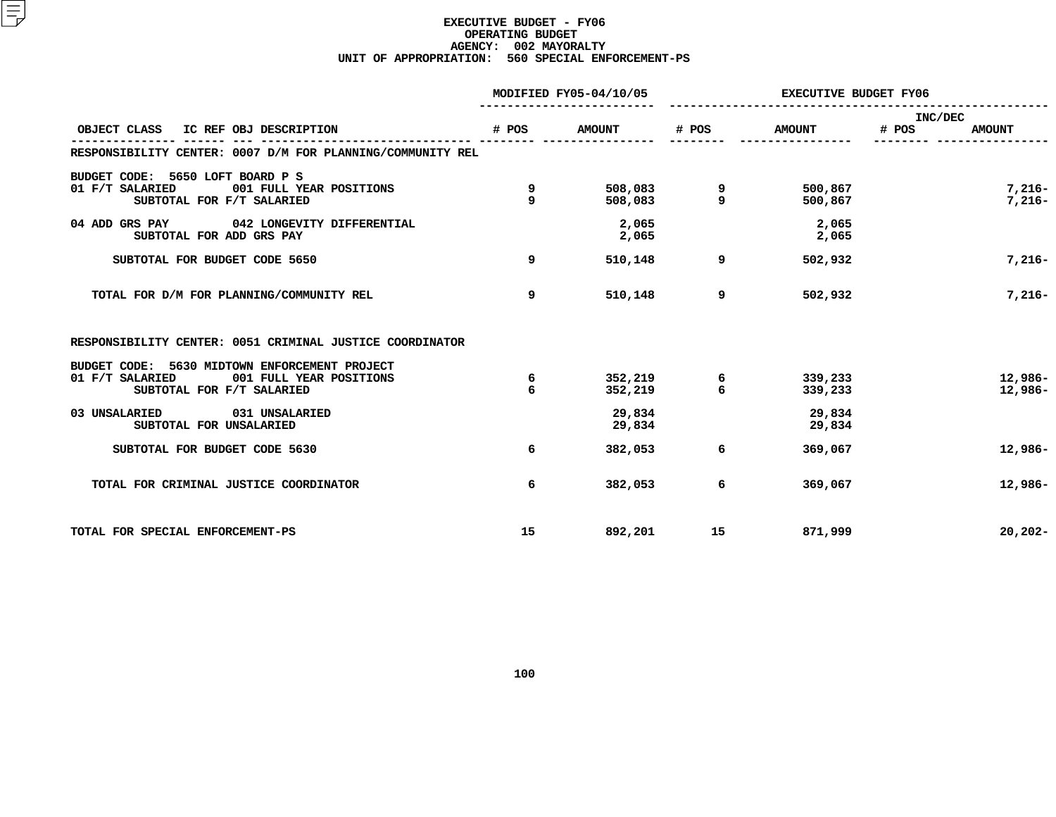**EXECUTIVE BUDGET - FY06**
**OPERATING BUDGET**
**AGENCY: 002 MAYORALTY**
**UNIT OF APPROPRIATION: 560 SPECIAL ENFORCEMENT-PS**

| OBJECT CLASS | IC REF OBJ DESCRIPTION | MODIFIED FY05-04/10/05 # POS | MODIFIED FY05-04/10/05 AMOUNT | EXECUTIVE BUDGET FY06 # POS | EXECUTIVE BUDGET FY06 AMOUNT | INC/DEC # POS | INC/DEC AMOUNT |
|---|---|---|---|---|---|---|---|
| RESPONSIBILITY CENTER: 0007 D/M FOR PLANNING/COMMUNITY REL | | | | | | | |
| BUDGET CODE: 5650 LOFT BOARD P S | | | | | | | |
| 01 F/T SALARIED | 001 FULL YEAR POSITIONS | 9 | 508,083 | 9 | 500,867 | | 7,216- |
| | SUBTOTAL FOR F/T SALARIED | 9 | 508,083 | 9 | 500,867 | | 7,216- |
| 04 ADD GRS PAY | 042 LONGEVITY DIFFERENTIAL | | 2,065 | | 2,065 | | |
| | SUBTOTAL FOR ADD GRS PAY | | 2,065 | | 2,065 | | |
| SUBTOTAL FOR BUDGET CODE 5650 | | 9 | 510,148 | 9 | 502,932 | | 7,216- |
| TOTAL FOR D/M FOR PLANNING/COMMUNITY REL | | 9 | 510,148 | 9 | 502,932 | | 7,216- |
| RESPONSIBILITY CENTER: 0051 CRIMINAL JUSTICE COORDINATOR | | | | | | | |
| BUDGET CODE: 5630 MIDTOWN ENFORCEMENT PROJECT | | | | | | | |
| 01 F/T SALARIED | 001 FULL YEAR POSITIONS | 6 | 352,219 | 6 | 339,233 | | 12,986- |
| | SUBTOTAL FOR F/T SALARIED | 6 | 352,219 | 6 | 339,233 | | 12,986- |
| 03 UNSALARIED | 031 UNSALARIED | | 29,834 | | 29,834 | | |
| | SUBTOTAL FOR UNSALARIED | | 29,834 | | 29,834 | | |
| SUBTOTAL FOR BUDGET CODE 5630 | | 6 | 382,053 | 6 | 369,067 | | 12,986- |
| TOTAL FOR CRIMINAL JUSTICE COORDINATOR | | 6 | 382,053 | 6 | 369,067 | | 12,986- |
| TOTAL FOR SPECIAL ENFORCEMENT-PS | | 15 | 892,201 | 15 | 871,999 | | 20,202- |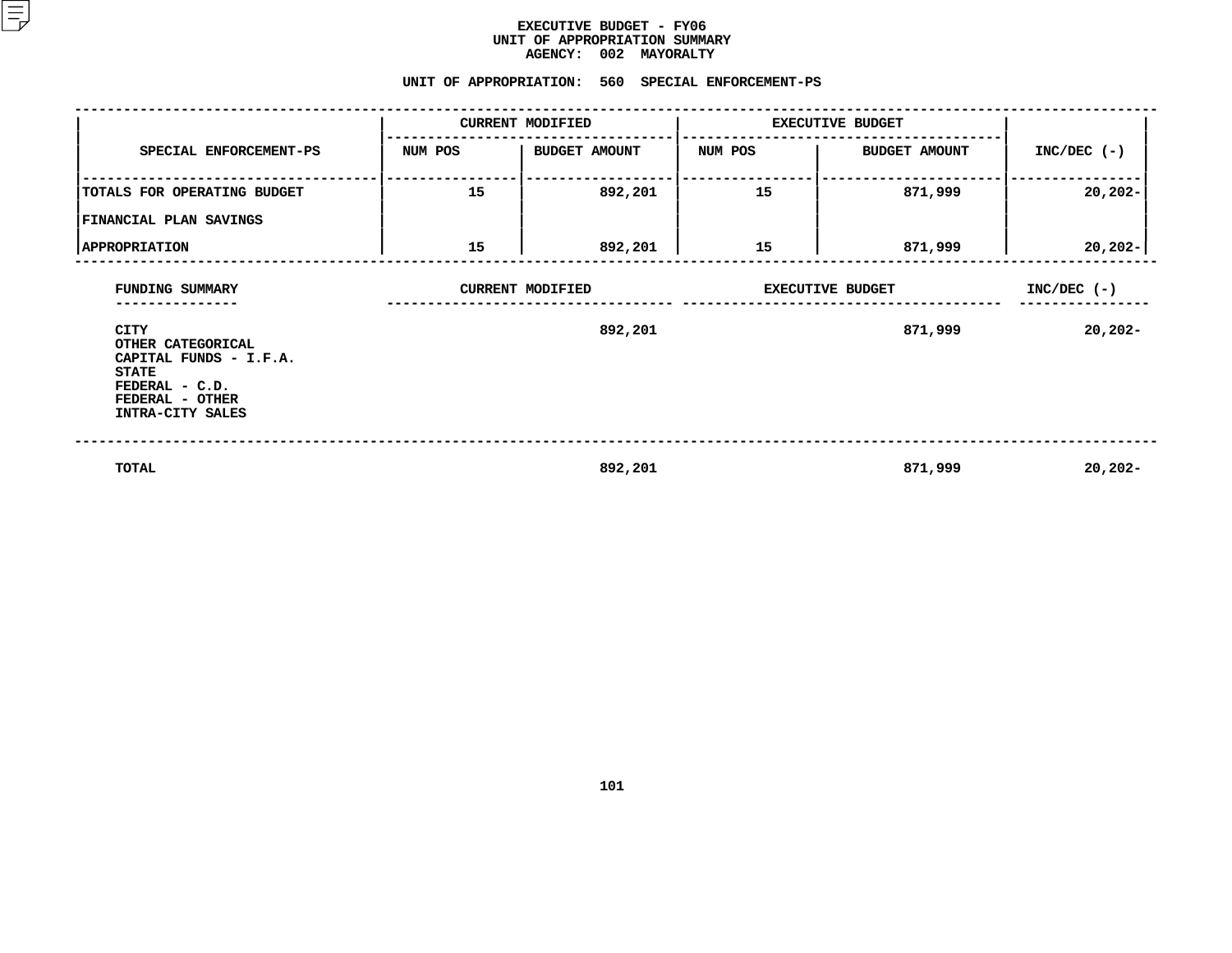# EXECUTIVE BUDGET - FY06
## UNIT OF APPROPRIATION SUMMARY
### AGENCY: 002 MAYORALTY

### UNIT OF APPROPRIATION: 560 SPECIAL ENFORCEMENT-PS

| SPECIAL ENFORCEMENT-PS | CURRENT MODIFIED | | EXECUTIVE BUDGET | | INC/DEC (-) |
|---|---|---|---|---|---|
| | NUM POS | BUDGET AMOUNT | NUM POS | BUDGET AMOUNT | |
| TOTALS FOR OPERATING BUDGET | 15 | 892,201 | 15 | 871,999 | 20,202- |
| FINANCIAL PLAN SAVINGS | | | | | |
| APPROPRIATION | 15 | 892,201 | 15 | 871,999 | 20,202- |

| FUNDING SUMMARY | CURRENT MODIFIED | EXECUTIVE BUDGET | INC/DEC (-) |
|---|---|---|---|
| CITY | 892,201 | 871,999 | 20,202- |
| OTHER CATEGORICAL | | | |
| CAPITAL FUNDS - I.F.A. | | | |
| STATE | | | |
| FEDERAL - C.D. | | | |
| FEDERAL - OTHER | | | |
| INTRA-CITY SALES | | | |
| TOTAL | 892,201 | 871,999 | 20,202- |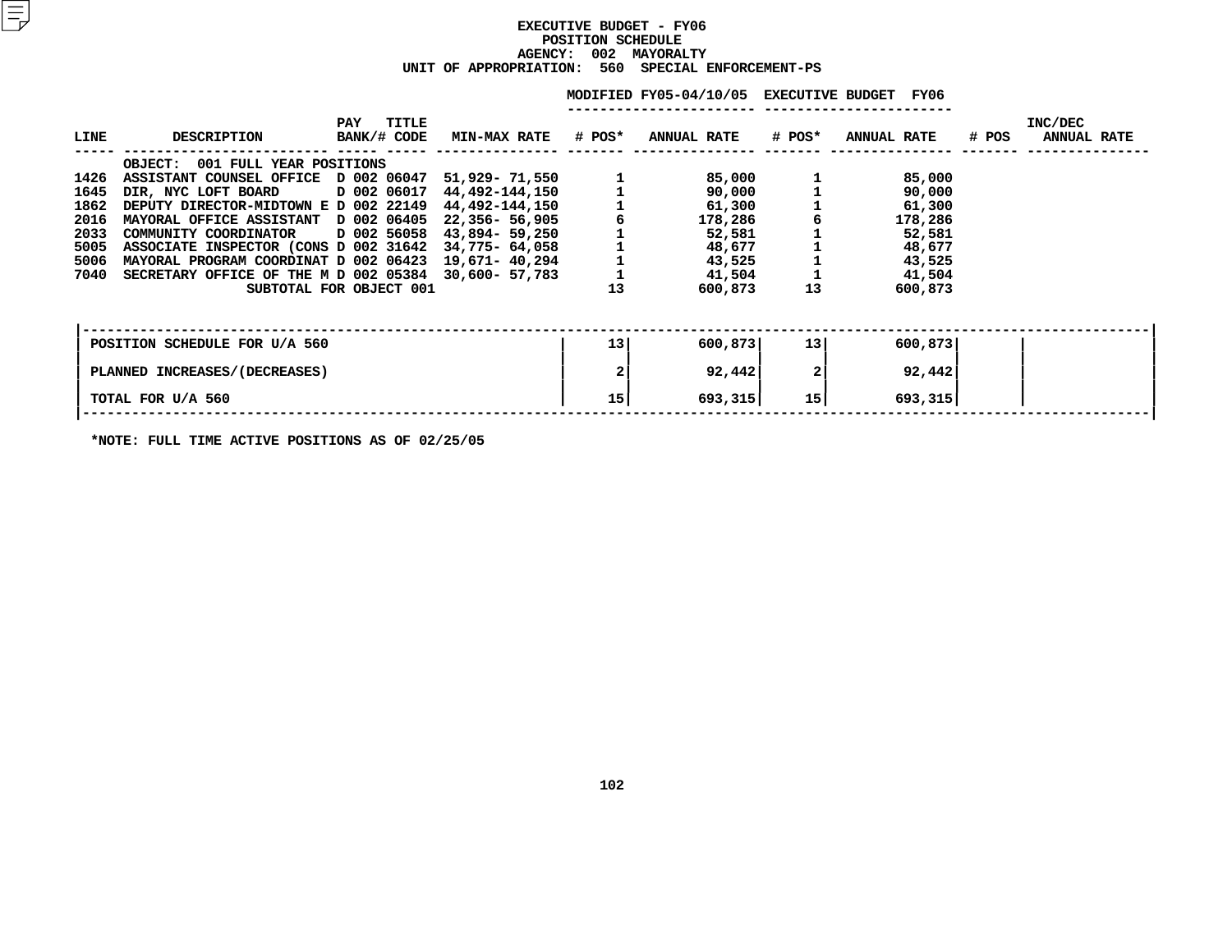# EXECUTIVE BUDGET - FY06
## POSITION SCHEDULE
### AGENCY: 002 MAYORALTY
### UNIT OF APPROPRIATION: 560 SPECIAL ENFORCEMENT-PS

| LINE | DESCRIPTION | PAY BANK/# | TITLE CODE | MIN-MAX RATE | MODIFIED FY05-04/10/05 # POS* | MODIFIED FY05-04/10/05 ANNUAL RATE | EXECUTIVE BUDGET FY06 # POS* | EXECUTIVE BUDGET FY06 ANNUAL RATE | INC/DEC # POS | INC/DEC ANNUAL RATE |
|---|---|---|---|---|---|---|---|---|---|---|
| | OBJECT: 001 FULL YEAR POSITIONS | | | | | | | | | |
| 1426 | ASSISTANT COUNSEL OFFICE | D 002 | 06047 | 51,929- 71,550 | 1 | 85,000 | 1 | 85,000 | | |
| 1645 | DIR, NYC LOFT BOARD | D 002 | 06017 | 44,492-144,150 | 1 | 90,000 | 1 | 90,000 | | |
| 1862 | DEPUTY DIRECTOR-MIDTOWN E | D 002 | 22149 | 44,492-144,150 | 1 | 61,300 | 1 | 61,300 | | |
| 2016 | MAYORAL OFFICE ASSISTANT | D 002 | 06405 | 22,356- 56,905 | 6 | 178,286 | 6 | 178,286 | | |
| 2033 | COMMUNITY COORDINATOR | D 002 | 56058 | 43,894- 59,250 | 1 | 52,581 | 1 | 52,581 | | |
| 5005 | ASSOCIATE INSPECTOR (CONS | D 002 | 31642 | 34,775- 64,058 | 1 | 48,677 | 1 | 48,677 | | |
| 5006 | MAYORAL PROGRAM COORDINAT | D 002 | 06423 | 19,671- 40,294 | 1 | 43,525 | 1 | 43,525 | | |
| 7040 | SECRETARY OFFICE OF THE M | D 002 | 05384 | 30,600- 57,783 | 1 | 41,504 | 1 | 41,504 | | |
| | SUBTOTAL FOR OBJECT 001 | | | | 13 | 600,873 | 13 | 600,873 | | |

| | MODIFIED FY05 # POS* | MODIFIED FY05 ANNUAL RATE | EXECUTIVE BUDGET FY06 # POS* | EXECUTIVE BUDGET FY06 ANNUAL RATE | INC/DEC # POS | INC/DEC ANNUAL RATE |
|---|---|---|---|---|---|---|
| POSITION SCHEDULE FOR U/A 560 | 13 | 600,873 | 13 | 600,873 | | |
| PLANNED INCREASES/(DECREASES) | 2 | 92,442 | 2 | 92,442 | | |
| TOTAL FOR U/A 560 | 15 | 693,315 | 15 | 693,315 | | |

*NOTE: FULL TIME ACTIVE POSITIONS AS OF 02/25/05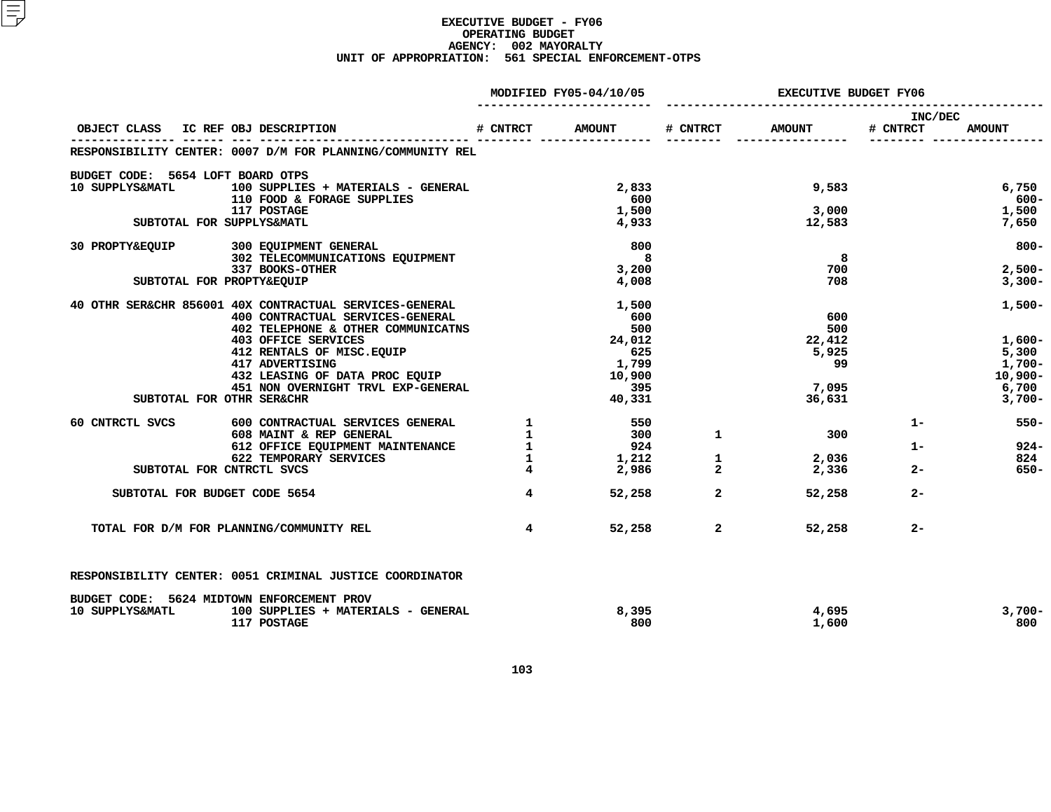# EXECUTIVE BUDGET - FY06
## OPERATING BUDGET
### AGENCY: 002 MAYORALTY
### UNIT OF APPROPRIATION: 561 SPECIAL ENFORCEMENT-OTPS

| OBJECT CLASS | IC REF | OBJ DESCRIPTION | MODIFIED FY05-04/10/05 # CNTRCT | MODIFIED FY05-04/10/05 AMOUNT | EXECUTIVE BUDGET FY06 # CNTRCT | EXECUTIVE BUDGET FY06 AMOUNT | INC/DEC # CNTRCT | INC/DEC AMOUNT |
|---|---|---|---|---|---|---|---|---|
| RESPONSIBILITY CENTER: 0007 D/M FOR PLANNING/COMMUNITY REL | | | | | | | | |
| BUDGET CODE: 5654 LOFT BOARD OTPS | | | | | | | | |
| 10 SUPPLYS&MATL | | 100 SUPPLIES + MATERIALS - GENERAL | | 2,833 | | 9,583 | | 6,750 |
| | | 110 FOOD & FORAGE SUPPLIES | | 600 | | | | 600- |
| | | 117 POSTAGE | | 1,500 | | 3,000 | | 1,500 |
| SUBTOTAL FOR SUPPLYS&MATL | | | | 4,933 | | 12,583 | | 7,650 |
| 30 PROPTY&EQUIP | | 300 EQUIPMENT GENERAL | | 800 | | | | 800- |
| | | 302 TELECOMMUNICATIONS EQUIPMENT | | 8 | | 8 | | |
| | | 337 BOOKS-OTHER | | 3,200 | | 700 | | 2,500- |
| SUBTOTAL FOR PROPTY&EQUIP | | | | 4,008 | | 708 | | 3,300- |
| 40 OTHR SER&CHR | 856001 | 40X CONTRACTUAL SERVICES-GENERAL | | 1,500 | | | | 1,500- |
| | | 400 CONTRACTUAL SERVICES-GENERAL | | 600 | | 600 | | |
| | | 402 TELEPHONE & OTHER COMMUNICATNS | | 500 | | 500 | | |
| | | 403 OFFICE SERVICES | | 24,012 | | 22,412 | | 1,600- |
| | | 412 RENTALS OF MISC.EQUIP | | 625 | | 5,925 | | 5,300 |
| | | 417 ADVERTISING | | 1,799 | | 99 | | 1,700- |
| | | 432 LEASING OF DATA PROC EQUIP | | 10,900 | | | | 10,900- |
| | | 451 NON OVERNIGHT TRVL EXP-GENERAL | | 395 | | 7,095 | | 6,700 |
| SUBTOTAL FOR OTHR SER&CHR | | | | 40,331 | | 36,631 | | 3,700- |
| 60 CNTRCTL SVCS | | 600 CONTRACTUAL SERVICES GENERAL | 1 | 550 | | | 1- | 550- |
| | | 608 MAINT & REP GENERAL | 1 | 300 | 1 | 300 | | |
| | | 612 OFFICE EQUIPMENT MAINTENANCE | 1 | 924 | | | 1- | 924- |
| | | 622 TEMPORARY SERVICES | 1 | 1,212 | 1 | 2,036 | | 824 |
| SUBTOTAL FOR CNTRCTL SVCS | | | 4 | 2,986 | 2 | 2,336 | 2- | 650- |
| SUBTOTAL FOR BUDGET CODE 5654 | | | 4 | 52,258 | 2 | 52,258 | 2- | |
| TOTAL FOR D/M FOR PLANNING/COMMUNITY REL | | | 4 | 52,258 | 2 | 52,258 | 2- | |
| RESPONSIBILITY CENTER: 0051 CRIMINAL JUSTICE COORDINATOR | | | | | | | | |
| BUDGET CODE: 5624 MIDTOWN ENFORCEMENT PROV | | | | | | | | |
| 10 SUPPLYS&MATL | | 100 SUPPLIES + MATERIALS - GENERAL | | 8,395 | | 4,695 | | 3,700- |
| | | 117 POSTAGE | | 800 | | 1,600 | | 800 |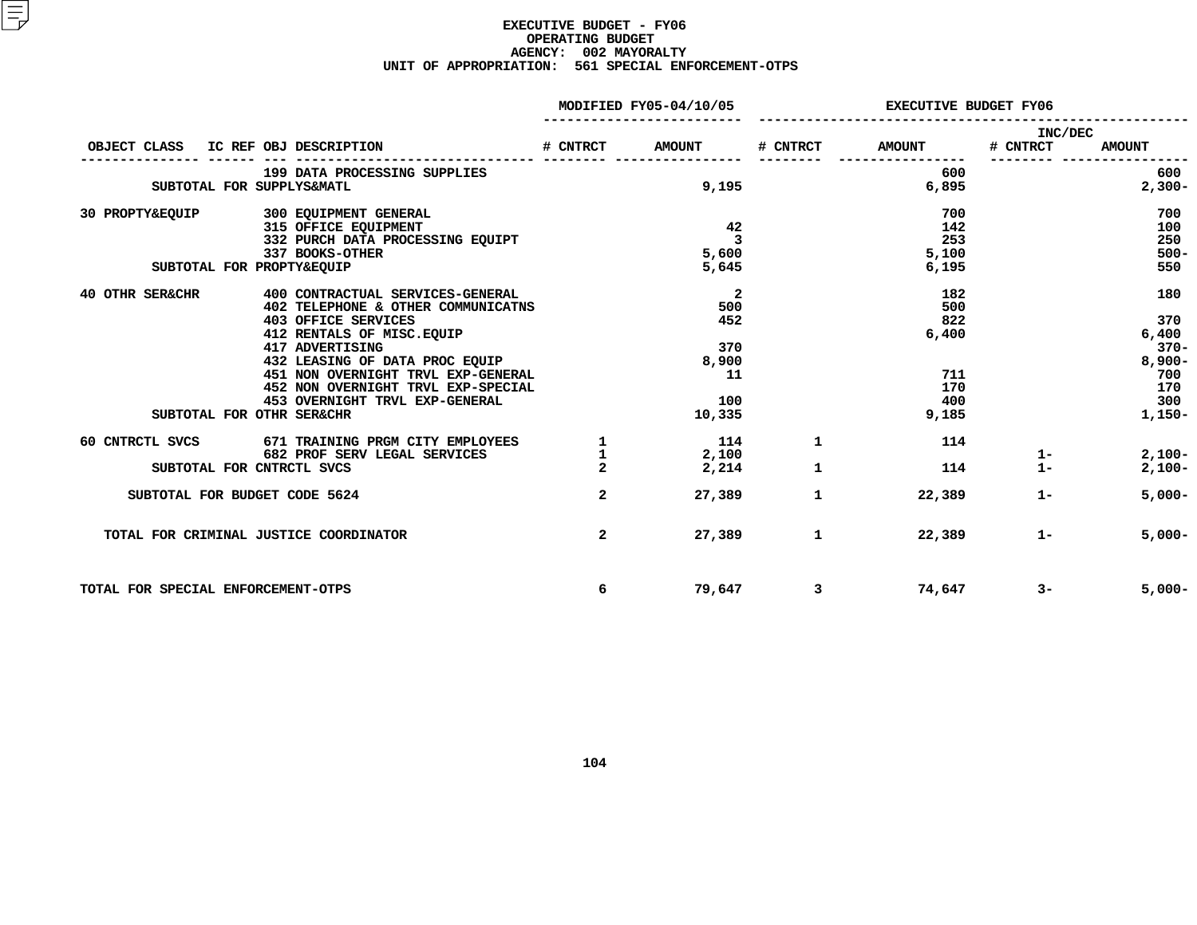# EXECUTIVE BUDGET - FY06
## OPERATING BUDGET
### AGENCY: 002 MAYORALTY
### UNIT OF APPROPRIATION: 561 SPECIAL ENFORCEMENT-OTPS

| OBJECT CLASS | IC REF | OBJ | DESCRIPTION | MODIFIED FY05-04/10/05 # CNTRCT | MODIFIED FY05-04/10/05 AMOUNT | EXECUTIVE BUDGET FY06 # CNTRCT | EXECUTIVE BUDGET FY06 AMOUNT | INC/DEC # CNTRCT | INC/DEC AMOUNT |
|---|---|---|---|---|---|---|---|---|---|
| | | 199 | DATA PROCESSING SUPPLIES | | | | 600 | | 600 |
| SUBTOTAL FOR SUPPLYS&MATL | | | | | 9,195 | | 6,895 | | 2,300- |
| 30 PROPTY&EQUIP | | 300 | EQUIPMENT GENERAL | | | | 700 | | 700 |
| | | 315 | OFFICE EQUIPMENT | | 42 | | 142 | | 100 |
| | | 332 | PURCH DATA PROCESSING EQUIPT | | 3 | | 253 | | 250 |
| | | 337 | BOOKS-OTHER | | 5,600 | | 5,100 | | 500- |
| SUBTOTAL FOR PROPTY&EQUIP | | | | | 5,645 | | 6,195 | | 550 |
| 40 OTHR SER&CHR | | 400 | CONTRACTUAL SERVICES-GENERAL | | 2 | | 182 | | 180 |
| | | 402 | TELEPHONE & OTHER COMMUNICATNS | | 500 | | 500 | | |
| | | 403 | OFFICE SERVICES | | 452 | | 822 | | 370 |
| | | 412 | RENTALS OF MISC.EQUIP | | | | 6,400 | | 6,400 |
| | | 417 | ADVERTISING | | 370 | | | | 370- |
| | | 432 | LEASING OF DATA PROC EQUIP | | 8,900 | | | | 8,900- |
| | | 451 | NON OVERNIGHT TRVL EXP-GENERAL | | 11 | | 711 | | 700 |
| | | 452 | NON OVERNIGHT TRVL EXP-SPECIAL | | | | 170 | | 170 |
| | | 453 | OVERNIGHT TRVL EXP-GENERAL | | 100 | | 400 | | 300 |
| SUBTOTAL FOR OTHR SER&CHR | | | | | 10,335 | | 9,185 | | 1,150- |
| 60 CNTRCTL SVCS | | 671 | TRAINING PRGM CITY EMPLOYEES | 1 | 114 | 1 | 114 | | |
| | | 682 | PROF SERV LEGAL SERVICES | 1 | 2,100 | | | 1- | 2,100- |
| SUBTOTAL FOR CNTRCTL SVCS | | | | 2 | 2,214 | 1 | 114 | 1- | 2,100- |
| SUBTOTAL FOR BUDGET CODE 5624 | | | | 2 | 27,389 | 1 | 22,389 | 1- | 5,000- |
| TOTAL FOR CRIMINAL JUSTICE COORDINATOR | | | | 2 | 27,389 | 1 | 22,389 | 1- | 5,000- |
| TOTAL FOR SPECIAL ENFORCEMENT-OTPS | | | | 6 | 79,647 | 3 | 74,647 | 3- | 5,000- |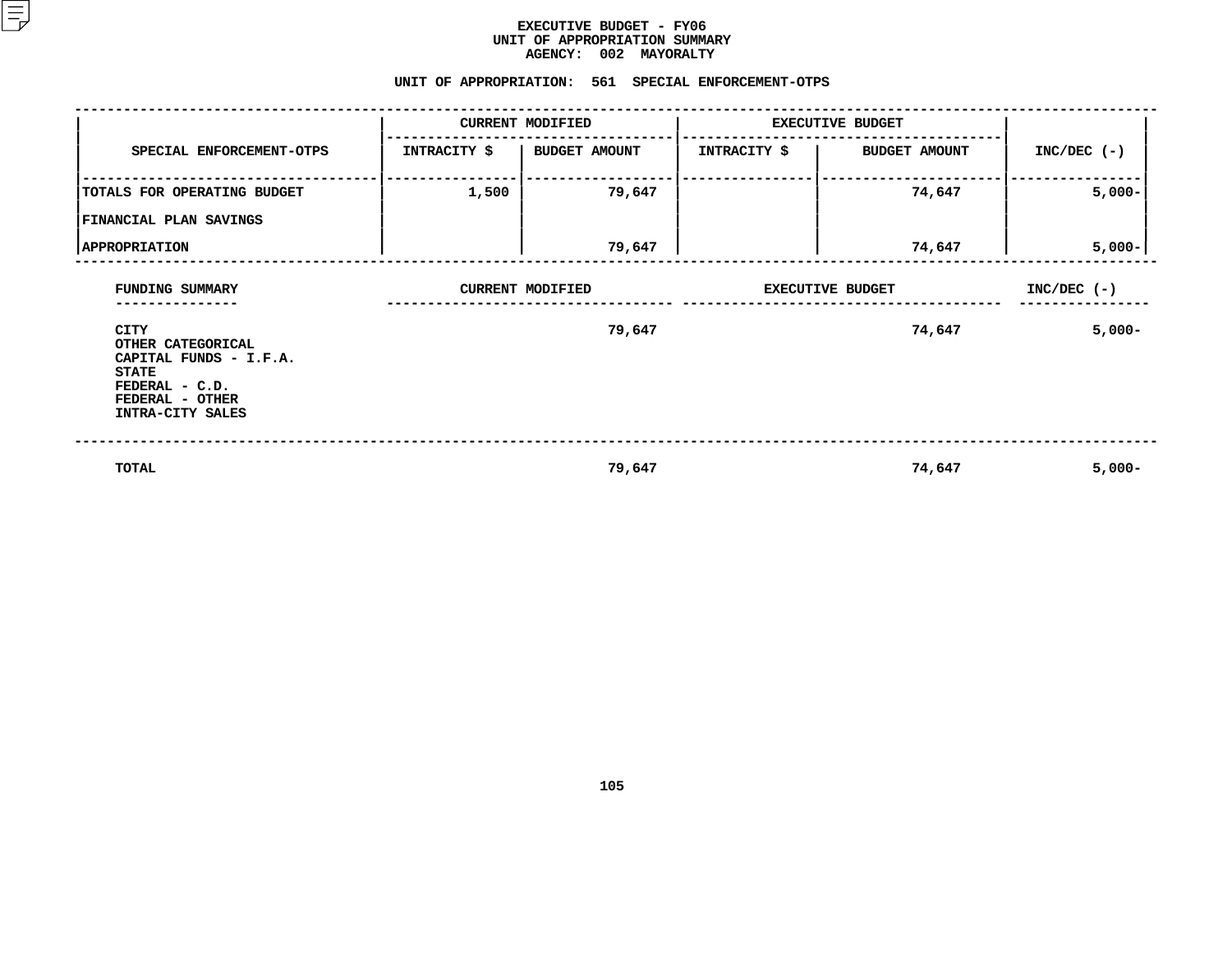# EXECUTIVE BUDGET - FY06
## UNIT OF APPROPRIATION SUMMARY
### AGENCY: 002 MAYORALTY

### UNIT OF APPROPRIATION: 561 SPECIAL ENFORCEMENT-OTPS

| SPECIAL ENFORCEMENT-OTPS | CURRENT MODIFIED | | EXECUTIVE BUDGET | | INC/DEC (-) |
|---|---|---|---|---|---|
| | INTRACITY $ | BUDGET AMOUNT | INTRACITY $ | BUDGET AMOUNT | |
| TOTALS FOR OPERATING BUDGET | 1,500 | 79,647 | | 74,647 | 5,000- |
| FINANCIAL PLAN SAVINGS | | | | | |
| APPROPRIATION | | 79,647 | | 74,647 | 5,000- |

| FUNDING SUMMARY | CURRENT MODIFIED | EXECUTIVE BUDGET | INC/DEC (-) |
|---|---|---|---|
| CITY | 79,647 | 74,647 | 5,000- |
| OTHER CATEGORICAL | | | |
| CAPITAL FUNDS - I.F.A. | | | |
| STATE | | | |
| FEDERAL - C.D. | | | |
| FEDERAL - OTHER | | | |
| INTRA-CITY SALES | | | |
| TOTAL | 79,647 | 74,647 | 5,000- |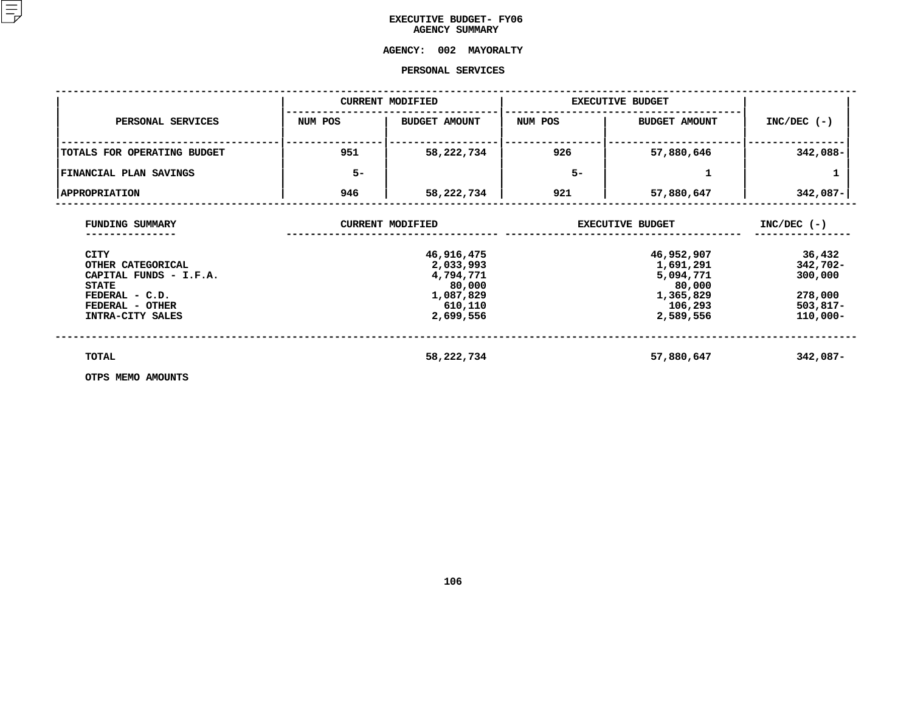# EXECUTIVE BUDGET- FY06
## AGENCY SUMMARY

**AGENCY: 002 MAYORALTY**

**PERSONAL SERVICES**

| PERSONAL SERVICES | CURRENT MODIFIED | | EXECUTIVE BUDGET | | INC/DEC (-) |
|---|---|---|---|---|---|
| | NUM POS | BUDGET AMOUNT | NUM POS | BUDGET AMOUNT | |
| TOTALS FOR OPERATING BUDGET | 951 | 58,222,734 | 926 | 57,880,646 | 342,088- |
| FINANCIAL PLAN SAVINGS | 5- | | 5- | 1 | 1 |
| APPROPRIATION | 946 | 58,222,734 | 921 | 57,880,647 | 342,087- |

| FUNDING SUMMARY | CURRENT MODIFIED | EXECUTIVE BUDGET | INC/DEC (-) |
|---|---|---|---|
| CITY | 46,916,475 | 46,952,907 | 36,432 |
| OTHER CATEGORICAL | 2,033,993 | 1,691,291 | 342,702- |
| CAPITAL FUNDS - I.F.A. | 4,794,771 | 5,094,771 | 300,000 |
| STATE | 80,000 | 80,000 | |
| FEDERAL - C.D. | 1,087,829 | 1,365,829 | 278,000 |
| FEDERAL - OTHER | 610,110 | 106,293 | 503,817- |
| INTRA-CITY SALES | 2,699,556 | 2,589,556 | 110,000- |
| TOTAL | 58,222,734 | 57,880,647 | 342,087- |

OTPS MEMO AMOUNTS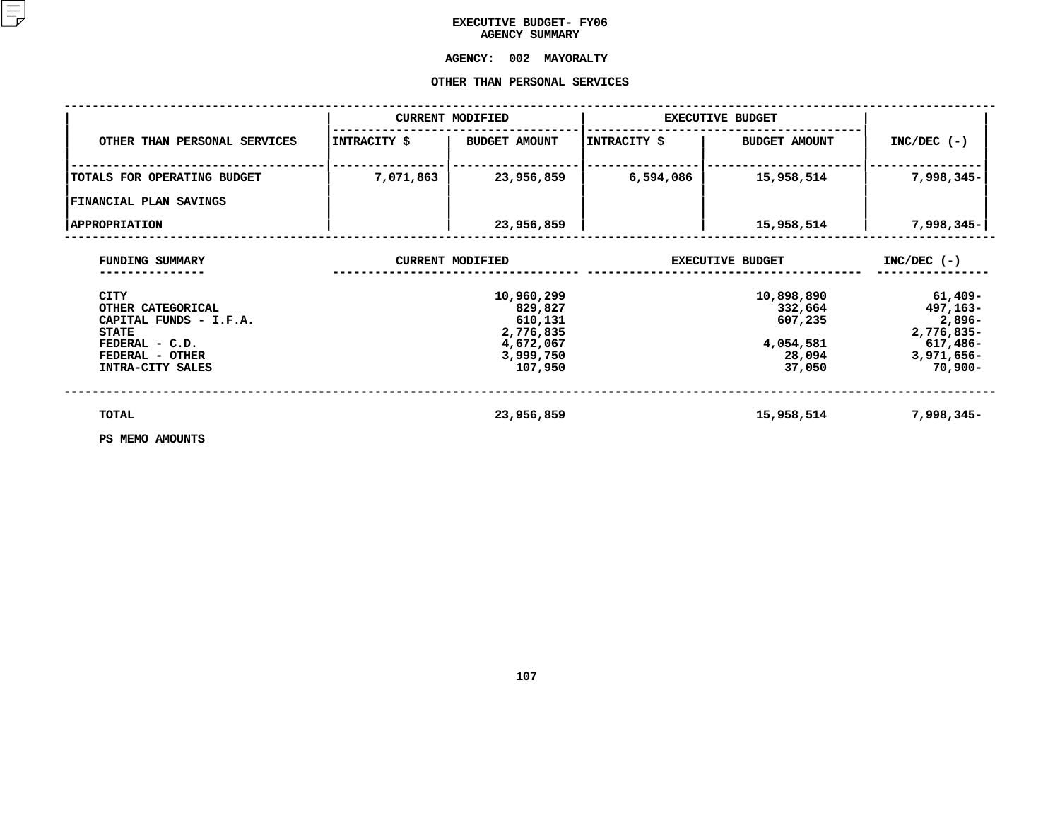# EXECUTIVE BUDGET- FY06
## AGENCY SUMMARY

## AGENCY: 002 MAYORALTY

## OTHER THAN PERSONAL SERVICES

| OTHER THAN PERSONAL SERVICES | CURRENT MODIFIED | | EXECUTIVE BUDGET | | INC/DEC (-) |
|---|---|---|---|---|---|
| | INTRACITY $ | BUDGET AMOUNT | INTRACITY $ | BUDGET AMOUNT | |
| TOTALS FOR OPERATING BUDGET | 7,071,863 | 23,956,859 | 6,594,086 | 15,958,514 | 7,998,345- |
| FINANCIAL PLAN SAVINGS | | | | | |
| APPROPRIATION | | 23,956,859 | | 15,958,514 | 7,998,345- |

| FUNDING SUMMARY | CURRENT MODIFIED | EXECUTIVE BUDGET | INC/DEC (-) |
|---|---|---|---|
| CITY | 10,960,299 | 10,898,890 | 61,409- |
| OTHER CATEGORICAL | 829,827 | 332,664 | 497,163- |
| CAPITAL FUNDS - I.F.A. | 610,131 | 607,235 | 2,896- |
| STATE | 2,776,835 | | 2,776,835- |
| FEDERAL - C.D. | 4,672,067 | 4,054,581 | 617,486- |
| FEDERAL - OTHER | 3,999,750 | 28,094 | 3,971,656- |
| INTRA-CITY SALES | 107,950 | 37,050 | 70,900- |
| TOTAL | 23,956,859 | 15,958,514 | 7,998,345- |

PS MEMO AMOUNTS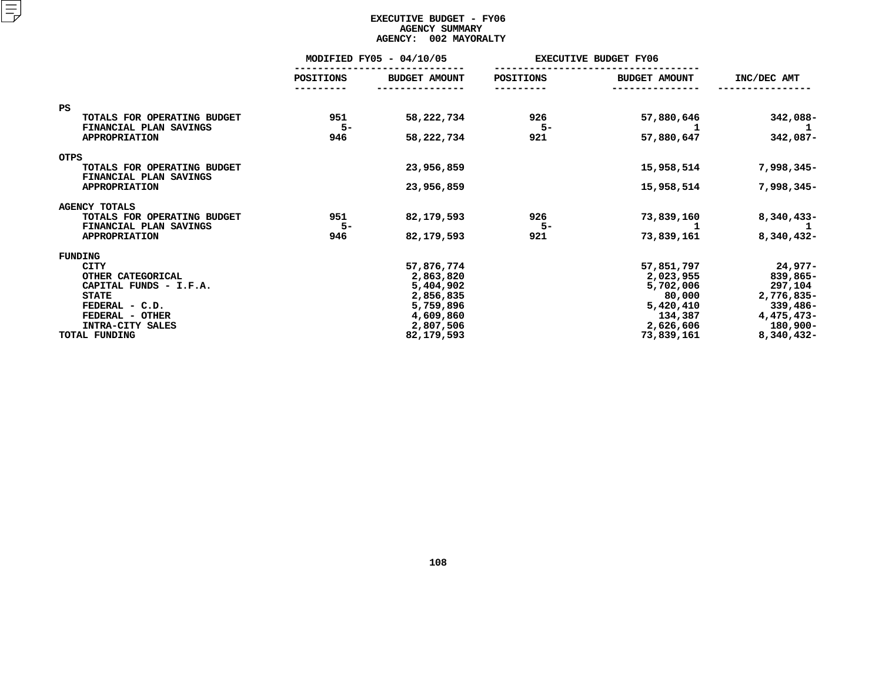# EXECUTIVE BUDGET - FY06
## AGENCY SUMMARY
## AGENCY: 002 MAYORALTY

| | MODIFIED FY05 - 04/10/05 | | EXECUTIVE BUDGET FY06 | | |
|---|---|---|---|---|---|
| | POSITIONS | BUDGET AMOUNT | POSITIONS | BUDGET AMOUNT | INC/DEC AMT |
| **PS** | | | | | |
| TOTALS FOR OPERATING BUDGET | 951 | 58,222,734 | 926 | 57,880,646 | 342,088- |
| FINANCIAL PLAN SAVINGS | 5- | | 5- | 1 | 1 |
| APPROPRIATION | 946 | 58,222,734 | 921 | 57,880,647 | 342,087- |
| **OTPS** | | | | | |
| TOTALS FOR OPERATING BUDGET | | 23,956,859 | | 15,958,514 | 7,998,345- |
| FINANCIAL PLAN SAVINGS | | | | | |
| APPROPRIATION | | 23,956,859 | | 15,958,514 | 7,998,345- |
| **AGENCY TOTALS** | | | | | |
| TOTALS FOR OPERATING BUDGET | 951 | 82,179,593 | 926 | 73,839,160 | 8,340,433- |
| FINANCIAL PLAN SAVINGS | 5- | | 5- | 1 | 1 |
| APPROPRIATION | 946 | 82,179,593 | 921 | 73,839,161 | 8,340,432- |
| **FUNDING** | | | | | |
| CITY | | 57,876,774 | | 57,851,797 | 24,977- |
| OTHER CATEGORICAL | | 2,863,820 | | 2,023,955 | 839,865- |
| CAPITAL FUNDS - I.F.A. | | 5,404,902 | | 5,702,006 | 297,104 |
| STATE | | 2,856,835 | | 80,000 | 2,776,835- |
| FEDERAL - C.D. | | 5,759,896 | | 5,420,410 | 339,486- |
| FEDERAL - OTHER | | 4,609,860 | | 134,387 | 4,475,473- |
| INTRA-CITY SALES | | 2,807,506 | | 2,626,606 | 180,900- |
| TOTAL FUNDING | | 82,179,593 | | 73,839,161 | 8,340,432- |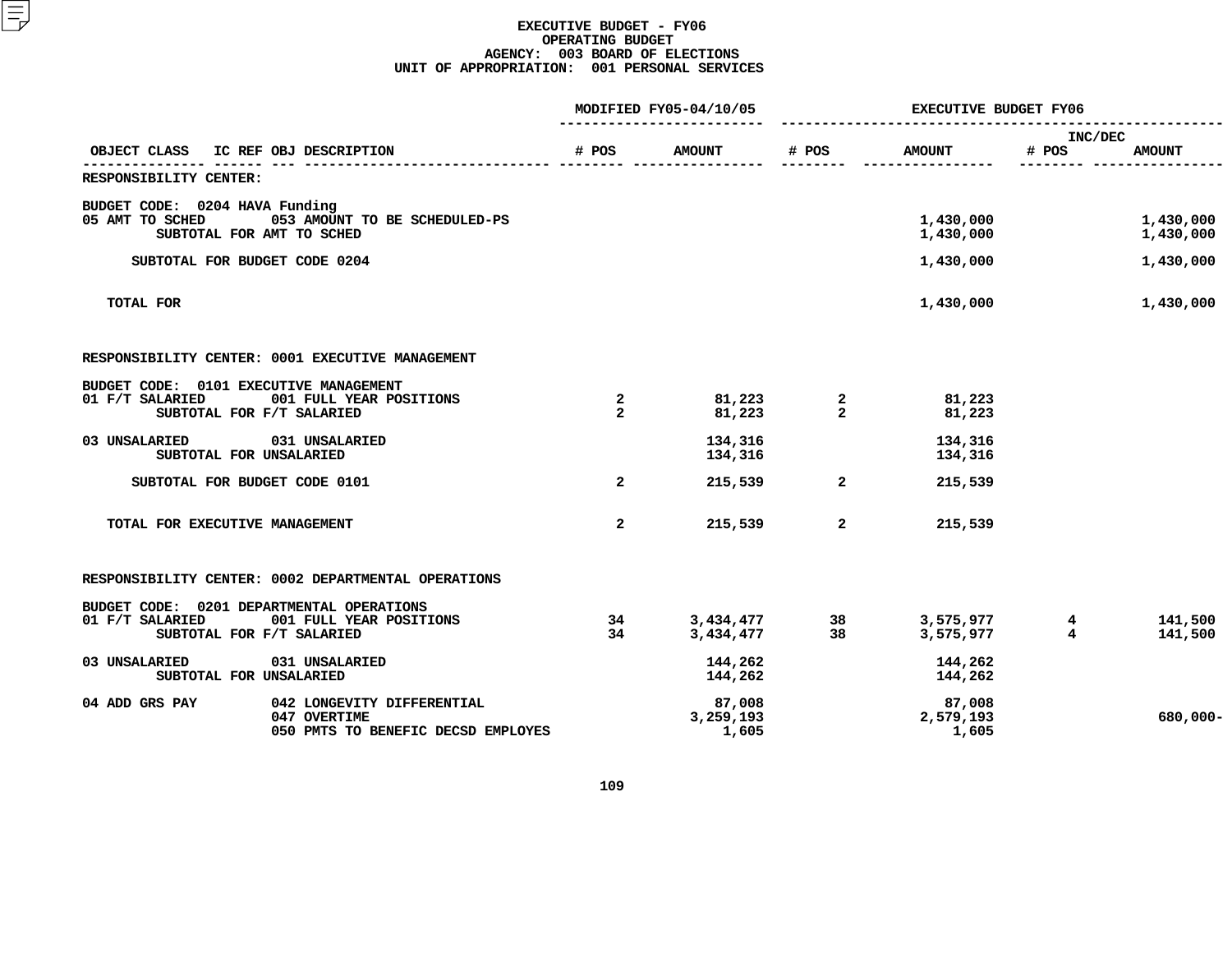# EXECUTIVE BUDGET - FY06
## OPERATING BUDGET
### AGENCY: 003 BOARD OF ELECTIONS
### UNIT OF APPROPRIATION: 001 PERSONAL SERVICES

| OBJECT CLASS | IC REF OBJ DESCRIPTION | MODIFIED FY05-04/10/05 # POS | MODIFIED FY05-04/10/05 AMOUNT | EXECUTIVE BUDGET FY06 # POS | EXECUTIVE BUDGET FY06 AMOUNT | INC/DEC # POS | INC/DEC AMOUNT |
|---|---|---|---|---|---|---|---|
| RESPONSIBILITY CENTER: | | | | | | | |
| BUDGET CODE: 0204 HAVA Funding | | | | | | | |
| 05 AMT TO SCHED | 053 AMOUNT TO BE SCHEDULED-PS | | | | 1,430,000 | | 1,430,000 |
| SUBTOTAL FOR AMT TO SCHED | | | | | 1,430,000 | | 1,430,000 |
| SUBTOTAL FOR BUDGET CODE 0204 | | | | | 1,430,000 | | 1,430,000 |
| TOTAL FOR | | | | | 1,430,000 | | 1,430,000 |
| RESPONSIBILITY CENTER: 0001 EXECUTIVE MANAGEMENT | | | | | | | |
| BUDGET CODE: 0101 EXECUTIVE MANAGEMENT | | | | | | | |
| 01 F/T SALARIED | 001 FULL YEAR POSITIONS | 2 | 81,223 | 2 | 81,223 | | |
| SUBTOTAL FOR F/T SALARIED | | 2 | 81,223 | 2 | 81,223 | | |
| 03 UNSALARIED | 031 UNSALARIED | | 134,316 | | 134,316 | | |
| SUBTOTAL FOR UNSALARIED | | | 134,316 | | 134,316 | | |
| SUBTOTAL FOR BUDGET CODE 0101 | | 2 | 215,539 | 2 | 215,539 | | |
| TOTAL FOR EXECUTIVE MANAGEMENT | | 2 | 215,539 | 2 | 215,539 | | |
| RESPONSIBILITY CENTER: 0002 DEPARTMENTAL OPERATIONS | | | | | | | |
| BUDGET CODE: 0201 DEPARTMENTAL OPERATIONS | | | | | | | |
| 01 F/T SALARIED | 001 FULL YEAR POSITIONS | 34 | 3,434,477 | 38 | 3,575,977 | 4 | 141,500 |
| SUBTOTAL FOR F/T SALARIED | | 34 | 3,434,477 | 38 | 3,575,977 | 4 | 141,500 |
| 03 UNSALARIED | 031 UNSALARIED | | 144,262 | | 144,262 | | |
| SUBTOTAL FOR UNSALARIED | | | 144,262 | | 144,262 | | |
| 04 ADD GRS PAY | 042 LONGEVITY DIFFERENTIAL | | 87,008 | | 87,008 | | |
| | 047 OVERTIME | | 3,259,193 | | 2,579,193 | | 680,000- |
| | 050 PMTS TO BENEFIC DECSD EMPLOYES | | 1,605 | | 1,605 | | |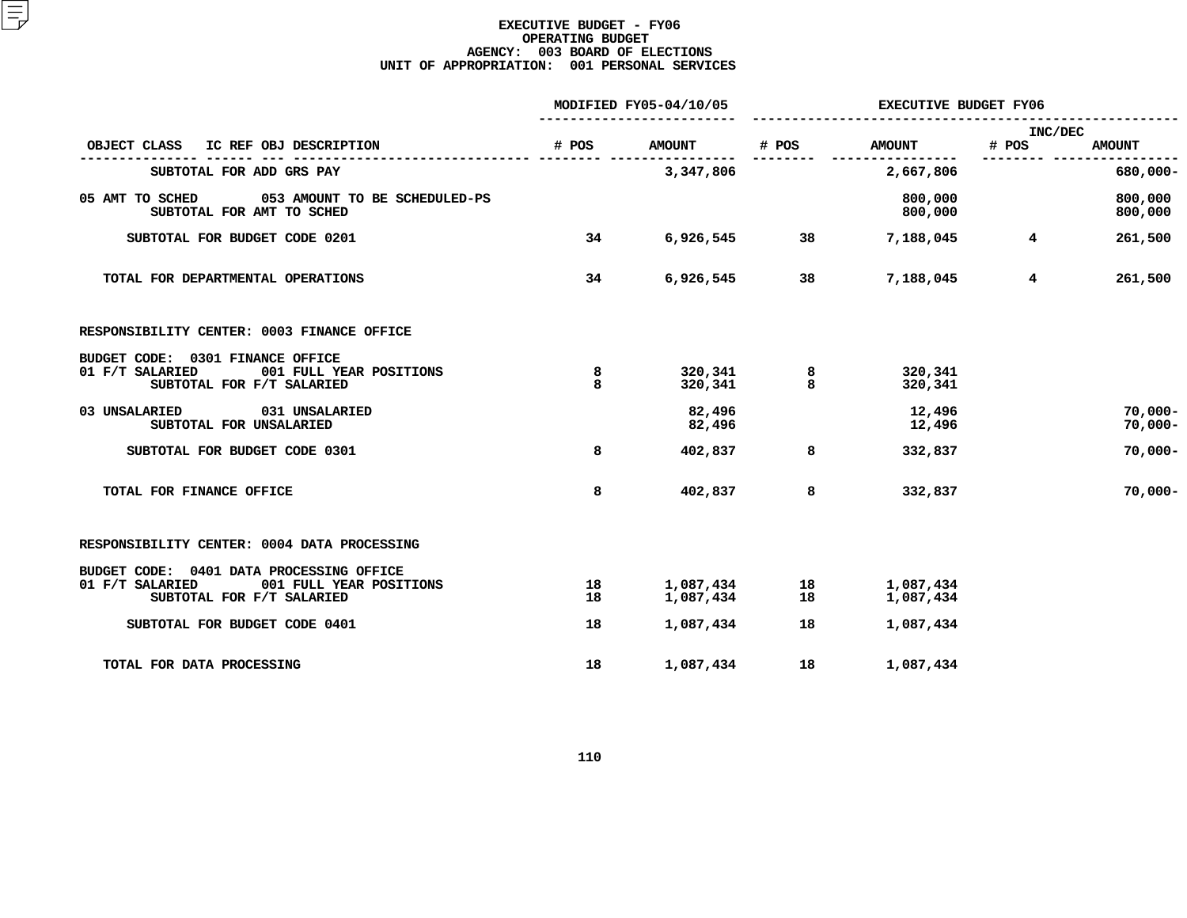# EXECUTIVE BUDGET - FY06
## OPERATING BUDGET
### AGENCY: 003 BOARD OF ELECTIONS
### UNIT OF APPROPRIATION: 001 PERSONAL SERVICES

| OBJECT CLASS | IC REF OBJ DESCRIPTION | MODIFIED FY05-04/10/05 # POS | MODIFIED FY05-04/10/05 AMOUNT | EXECUTIVE BUDGET FY06 # POS | EXECUTIVE BUDGET FY06 AMOUNT | INC/DEC # POS | INC/DEC AMOUNT |
|---|---|---|---|---|---|---|---|
| SUBTOTAL FOR ADD GRS PAY | | | 3,347,806 | | 2,667,806 | | 680,000- |
| 05 AMT TO SCHED | 053 AMOUNT TO BE SCHEDULED-PS | | | | 800,000 | | 800,000 |
| SUBTOTAL FOR AMT TO SCHED | | | | | 800,000 | | 800,000 |
| SUBTOTAL FOR BUDGET CODE 0201 | | 34 | 6,926,545 | 38 | 7,188,045 | 4 | 261,500 |
| TOTAL FOR DEPARTMENTAL OPERATIONS | | 34 | 6,926,545 | 38 | 7,188,045 | 4 | 261,500 |
| RESPONSIBILITY CENTER: 0003 FINANCE OFFICE | | | | | | | |
| BUDGET CODE: 0301 FINANCE OFFICE | | | | | | | |
| 01 F/T SALARIED | 001 FULL YEAR POSITIONS | 8 | 320,341 | 8 | 320,341 | | |
| SUBTOTAL FOR F/T SALARIED | | 8 | 320,341 | 8 | 320,341 | | |
| 03 UNSALARIED | 031 UNSALARIED | | 82,496 | | 12,496 | | 70,000- |
| SUBTOTAL FOR UNSALARIED | | | 82,496 | | 12,496 | | 70,000- |
| SUBTOTAL FOR BUDGET CODE 0301 | | 8 | 402,837 | 8 | 332,837 | | 70,000- |
| TOTAL FOR FINANCE OFFICE | | 8 | 402,837 | 8 | 332,837 | | 70,000- |
| RESPONSIBILITY CENTER: 0004 DATA PROCESSING | | | | | | | |
| BUDGET CODE: 0401 DATA PROCESSING OFFICE | | | | | | | |
| 01 F/T SALARIED | 001 FULL YEAR POSITIONS | 18 | 1,087,434 | 18 | 1,087,434 | | |
| SUBTOTAL FOR F/T SALARIED | | 18 | 1,087,434 | 18 | 1,087,434 | | |
| SUBTOTAL FOR BUDGET CODE 0401 | | 18 | 1,087,434 | 18 | 1,087,434 | | |
| TOTAL FOR DATA PROCESSING | | 18 | 1,087,434 | 18 | 1,087,434 | | |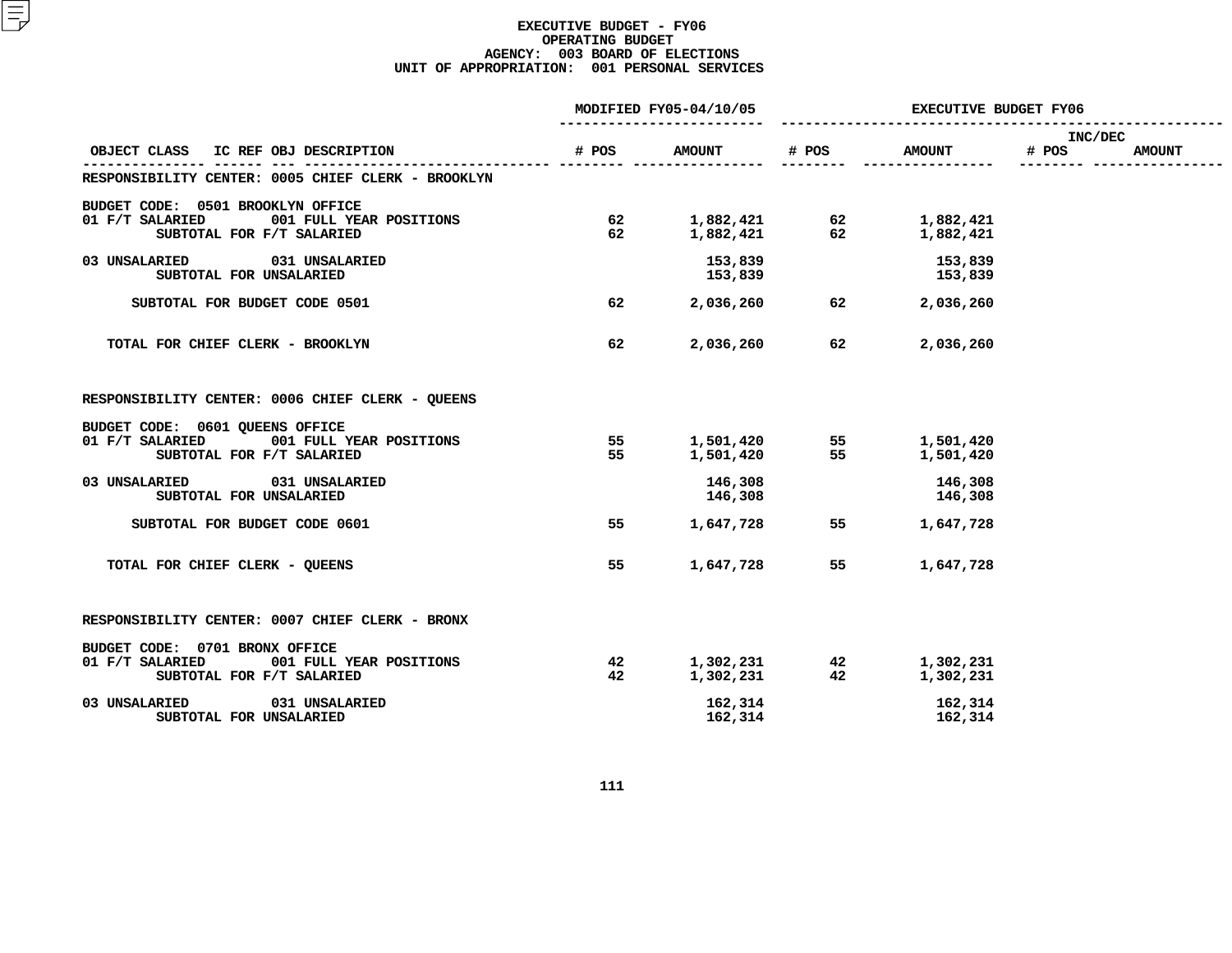**EXECUTIVE BUDGET - FY06**
**OPERATING BUDGET**
**AGENCY: 003 BOARD OF ELECTIONS**
**UNIT OF APPROPRIATION: 001 PERSONAL SERVICES**

| OBJECT CLASS | IC REF OBJ DESCRIPTION | MODIFIED FY05-04/10/05 # POS | MODIFIED FY05-04/10/05 AMOUNT | EXECUTIVE BUDGET FY06 # POS | EXECUTIVE BUDGET FY06 AMOUNT | INC/DEC # POS | INC/DEC AMOUNT |
|---|---|---|---|---|---|---|---|
| RESPONSIBILITY CENTER: 0005 CHIEF CLERK - BROOKLYN | | | | | | | |
| BUDGET CODE: 0501 BROOKLYN OFFICE | | | | | | | |
| 01 F/T SALARIED | 001 FULL YEAR POSITIONS | 62 | 1,882,421 | 62 | 1,882,421 | | |
| SUBTOTAL FOR F/T SALARIED | | 62 | 1,882,421 | 62 | 1,882,421 | | |
| 03 UNSALARIED | 031 UNSALARIED | | 153,839 | | 153,839 | | |
| SUBTOTAL FOR UNSALARIED | | | 153,839 | | 153,839 | | |
| SUBTOTAL FOR BUDGET CODE 0501 | | 62 | 2,036,260 | 62 | 2,036,260 | | |
| TOTAL FOR CHIEF CLERK - BROOKLYN | | 62 | 2,036,260 | 62 | 2,036,260 | | |
| RESPONSIBILITY CENTER: 0006 CHIEF CLERK - QUEENS | | | | | | | |
| BUDGET CODE: 0601 QUEENS OFFICE | | | | | | | |
| 01 F/T SALARIED | 001 FULL YEAR POSITIONS | 55 | 1,501,420 | 55 | 1,501,420 | | |
| SUBTOTAL FOR F/T SALARIED | | 55 | 1,501,420 | 55 | 1,501,420 | | |
| 03 UNSALARIED | 031 UNSALARIED | | 146,308 | | 146,308 | | |
| SUBTOTAL FOR UNSALARIED | | | 146,308 | | 146,308 | | |
| SUBTOTAL FOR BUDGET CODE 0601 | | 55 | 1,647,728 | 55 | 1,647,728 | | |
| TOTAL FOR CHIEF CLERK - QUEENS | | 55 | 1,647,728 | 55 | 1,647,728 | | |
| RESPONSIBILITY CENTER: 0007 CHIEF CLERK - BRONX | | | | | | | |
| BUDGET CODE: 0701 BRONX OFFICE | | | | | | | |
| 01 F/T SALARIED | 001 FULL YEAR POSITIONS | 42 | 1,302,231 | 42 | 1,302,231 | | |
| SUBTOTAL FOR F/T SALARIED | | 42 | 1,302,231 | 42 | 1,302,231 | | |
| 03 UNSALARIED | 031 UNSALARIED | | 162,314 | | 162,314 | | |
| SUBTOTAL FOR UNSALARIED | | | 162,314 | | 162,314 | | |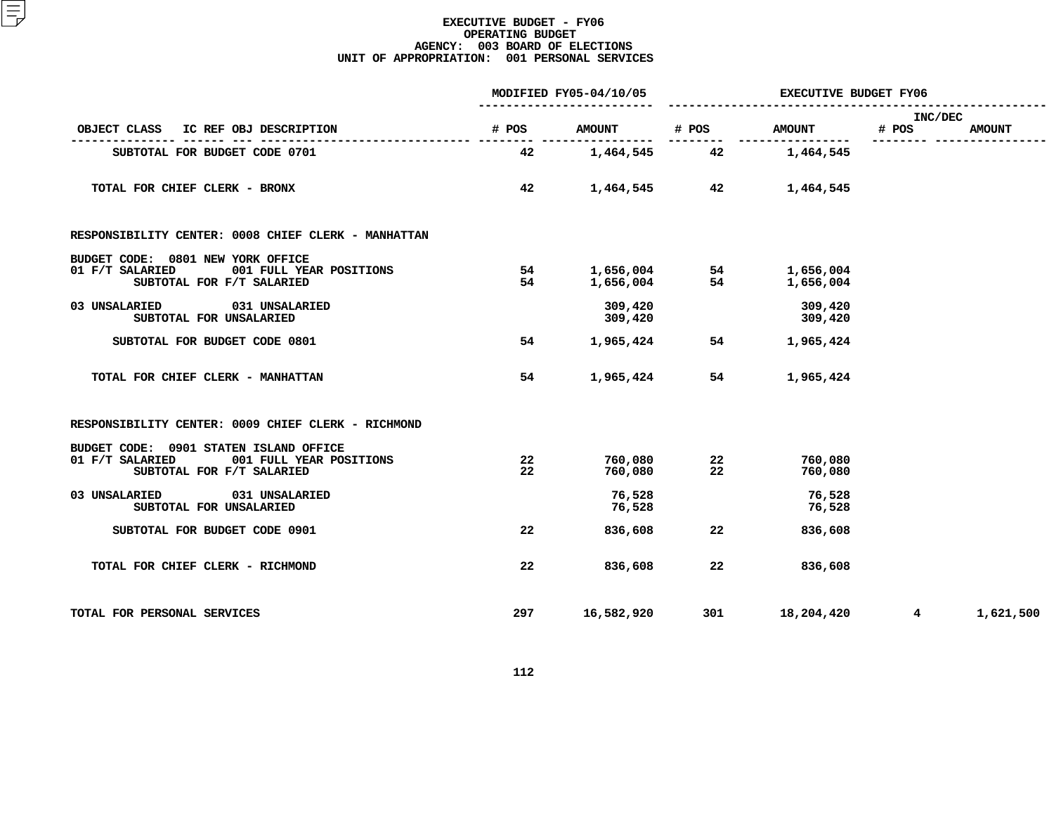# EXECUTIVE BUDGET - FY06
## OPERATING BUDGET
### AGENCY: 003 BOARD OF ELECTIONS
### UNIT OF APPROPRIATION: 001 PERSONAL SERVICES

| OBJECT CLASS IC REF OBJ DESCRIPTION | MODIFIED FY05-04/10/05 # POS | MODIFIED FY05-04/10/05 AMOUNT | EXECUTIVE BUDGET FY06 # POS | EXECUTIVE BUDGET FY06 AMOUNT | INC/DEC # POS | INC/DEC AMOUNT |
|---|---|---|---|---|---|---|
| SUBTOTAL FOR BUDGET CODE 0701 | 42 | 1,464,545 | 42 | 1,464,545 | | |
| TOTAL FOR CHIEF CLERK - BRONX | 42 | 1,464,545 | 42 | 1,464,545 | | |
| RESPONSIBILITY CENTER: 0008 CHIEF CLERK - MANHATTAN | | | | | | |
| BUDGET CODE: 0801 NEW YORK OFFICE | | | | | | |
| 01 F/T SALARIED 001 FULL YEAR POSITIONS | 54 | 1,656,004 | 54 | 1,656,004 | | |
| SUBTOTAL FOR F/T SALARIED | 54 | 1,656,004 | 54 | 1,656,004 | | |
| 03 UNSALARIED 031 UNSALARIED | | 309,420 | | 309,420 | | |
| SUBTOTAL FOR UNSALARIED | | 309,420 | | 309,420 | | |
| SUBTOTAL FOR BUDGET CODE 0801 | 54 | 1,965,424 | 54 | 1,965,424 | | |
| TOTAL FOR CHIEF CLERK - MANHATTAN | 54 | 1,965,424 | 54 | 1,965,424 | | |
| RESPONSIBILITY CENTER: 0009 CHIEF CLERK - RICHMOND | | | | | | |
| BUDGET CODE: 0901 STATEN ISLAND OFFICE | | | | | | |
| 01 F/T SALARIED 001 FULL YEAR POSITIONS | 22 | 760,080 | 22 | 760,080 | | |
| SUBTOTAL FOR F/T SALARIED | 22 | 760,080 | 22 | 760,080 | | |
| 03 UNSALARIED 031 UNSALARIED | | 76,528 | | 76,528 | | |
| SUBTOTAL FOR UNSALARIED | | 76,528 | | 76,528 | | |
| SUBTOTAL FOR BUDGET CODE 0901 | 22 | 836,608 | 22 | 836,608 | | |
| TOTAL FOR CHIEF CLERK - RICHMOND | 22 | 836,608 | 22 | 836,608 | | |
| TOTAL FOR PERSONAL SERVICES | 297 | 16,582,920 | 301 | 18,204,420 | 4 | 1,621,500 |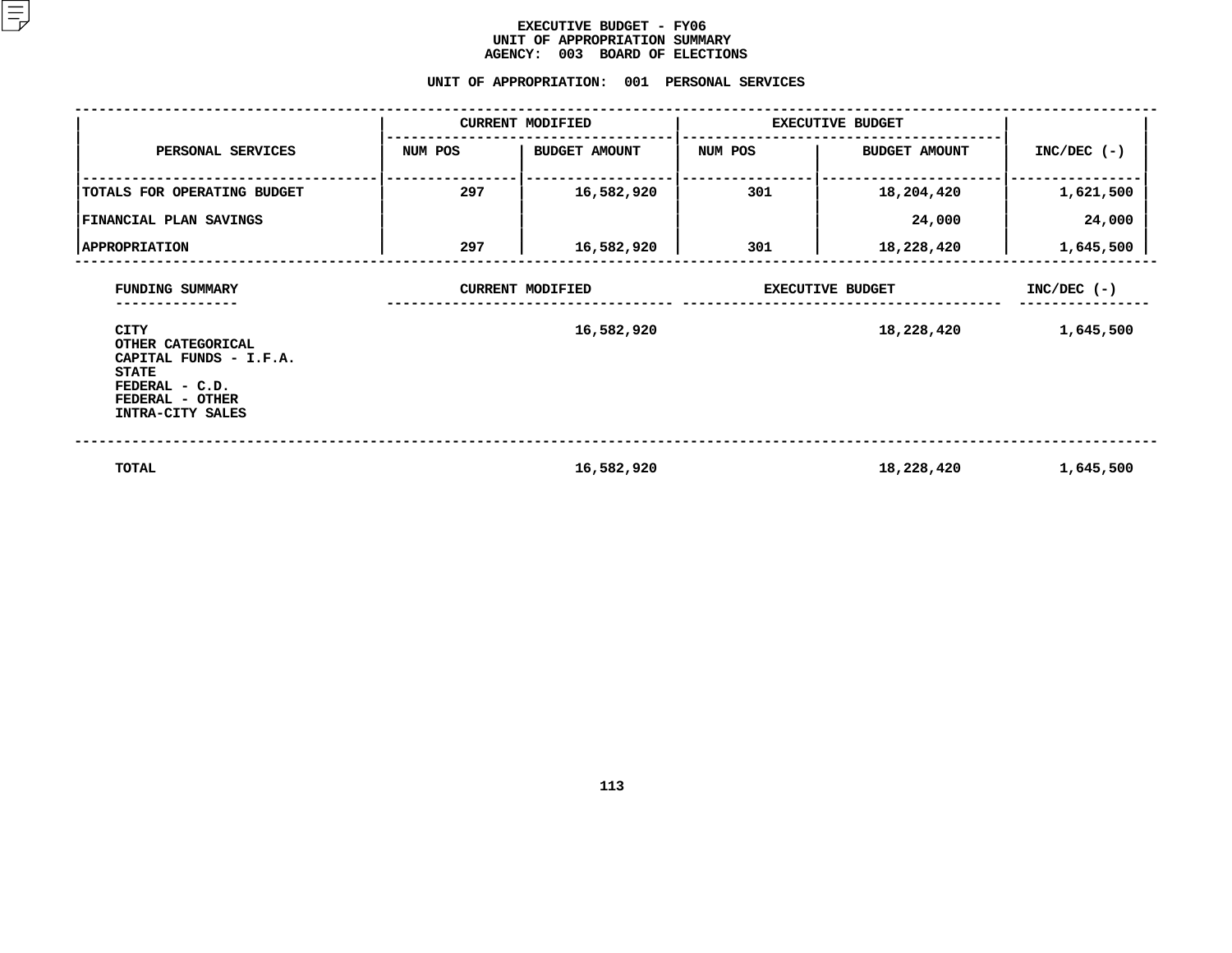# EXECUTIVE BUDGET - FY06
## UNIT OF APPROPRIATION SUMMARY
## AGENCY: 003 BOARD OF ELECTIONS

### UNIT OF APPROPRIATION: 001 PERSONAL SERVICES

| PERSONAL SERVICES | CURRENT MODIFIED | | EXECUTIVE BUDGET | | INC/DEC (-) |
|---|---|---|---|---|---|
| | NUM POS | BUDGET AMOUNT | NUM POS | BUDGET AMOUNT | |
| TOTALS FOR OPERATING BUDGET | 297 | 16,582,920 | 301 | 18,204,420 | 1,621,500 |
| FINANCIAL PLAN SAVINGS | | | | 24,000 | 24,000 |
| APPROPRIATION | 297 | 16,582,920 | 301 | 18,228,420 | 1,645,500 |

| FUNDING SUMMARY | CURRENT MODIFIED | EXECUTIVE BUDGET | INC/DEC (-) |
|---|---|---|---|
| CITY | 16,582,920 | 18,228,420 | 1,645,500 |
| OTHER CATEGORICAL | | | |
| CAPITAL FUNDS - I.F.A. | | | |
| STATE | | | |
| FEDERAL - C.D. | | | |
| FEDERAL - OTHER | | | |
| INTRA-CITY SALES | | | |
| TOTAL | 16,582,920 | 18,228,420 | 1,645,500 |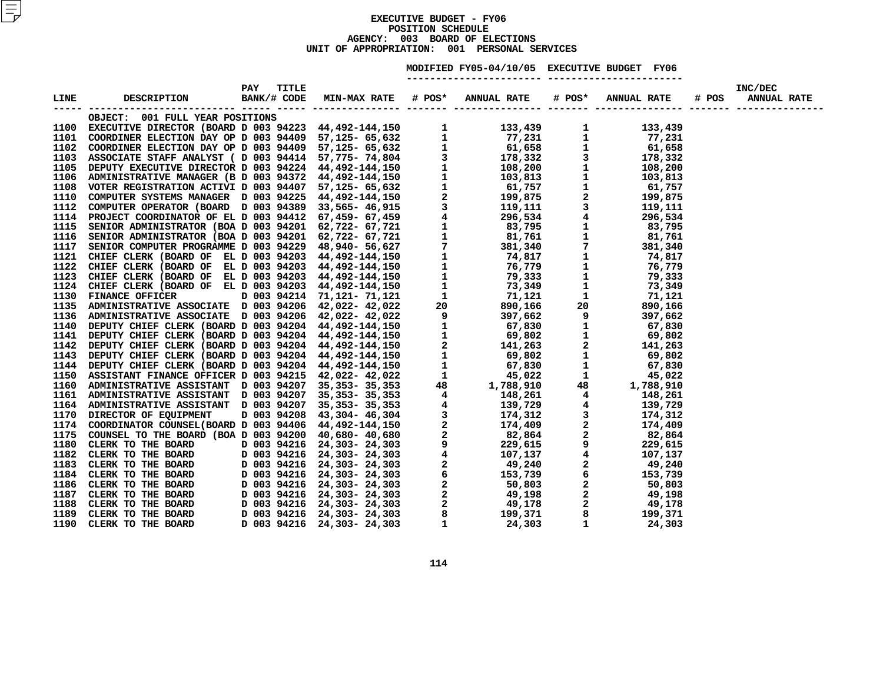# EXECUTIVE BUDGET - FY06
## POSITION SCHEDULE
### AGENCY: 003 BOARD OF ELECTIONS
### UNIT OF APPROPRIATION: 001 PERSONAL SERVICES

| LINE | DESCRIPTION | PAY BANK/# | TITLE CODE | MIN-MAX RATE | MODIFIED FY05-04/10/05 # POS* | MODIFIED FY05-04/10/05 ANNUAL RATE | EXECUTIVE BUDGET FY06 # POS* | EXECUTIVE BUDGET FY06 ANNUAL RATE | INC/DEC # POS | INC/DEC ANNUAL RATE |
|---|---|---|---|---|---|---|---|---|---|---|
| | OBJECT: 001 FULL YEAR POSITIONS | | | | | | | | | |
| 1100 | EXECUTIVE DIRECTOR (BOARD | D 003 | 94223 | 44,492-144,150 | 1 | 133,439 | 1 | 133,439 | | |
| 1101 | COORDINER ELECTION DAY OP | D 003 | 94409 | 57,125- 65,632 | 1 | 77,231 | 1 | 77,231 | | |
| 1102 | COORDINER ELECTION DAY OP | D 003 | 94409 | 57,125- 65,632 | 1 | 61,658 | 1 | 61,658 | | |
| 1103 | ASSOCIATE STAFF ANALYST ( | D 003 | 94414 | 57,775- 74,804 | 3 | 178,332 | 3 | 178,332 | | |
| 1105 | DEPUTY EXECUTIVE DIRECTOR | D 003 | 94224 | 44,492-144,150 | 1 | 108,200 | 1 | 108,200 | | |
| 1106 | ADMINISTRATIVE MANAGER (B | D 003 | 94372 | 44,492-144,150 | 1 | 103,813 | 1 | 103,813 | | |
| 1108 | VOTER REGISTRATION ACTIVI | D 003 | 94407 | 57,125- 65,632 | 1 | 61,757 | 1 | 61,757 | | |
| 1110 | COMPUTER SYSTEMS MANAGER | D 003 | 94225 | 44,492-144,150 | 2 | 199,875 | 2 | 199,875 | | |
| 1112 | COMPUTER OPERATOR (BOARD | D 003 | 94389 | 33,565- 46,915 | 3 | 119,111 | 3 | 119,111 | | |
| 1114 | PROJECT COORDINATOR OF EL | D 003 | 94412 | 67,459- 67,459 | 4 | 296,534 | 4 | 296,534 | | |
| 1115 | SENIOR ADMINISTRATOR (BOA | D 003 | 94201 | 62,722- 67,721 | 1 | 83,795 | 1 | 83,795 | | |
| 1116 | SENIOR ADMINISTRATOR (BOA | D 003 | 94201 | 62,722- 67,721 | 1 | 81,761 | 1 | 81,761 | | |
| 1117 | SENIOR COMPUTER PROGRAMME | D 003 | 94229 | 48,940- 56,627 | 7 | 381,340 | 7 | 381,340 | | |
| 1121 | CHIEF CLERK (BOARD OF EL | D 003 | 94203 | 44,492-144,150 | 1 | 74,817 | 1 | 74,817 | | |
| 1122 | CHIEF CLERK (BOARD OF EL | D 003 | 94203 | 44,492-144,150 | 1 | 76,779 | 1 | 76,779 | | |
| 1123 | CHIEF CLERK (BOARD OF EL | D 003 | 94203 | 44,492-144,150 | 1 | 79,333 | 1 | 79,333 | | |
| 1124 | CHIEF CLERK (BOARD OF EL | D 003 | 94203 | 44,492-144,150 | 1 | 73,349 | 1 | 73,349 | | |
| 1130 | FINANCE OFFICER | D 003 | 94214 | 71,121- 71,121 | 1 | 71,121 | 1 | 71,121 | | |
| 1135 | ADMINISTRATIVE ASSOCIATE | D 003 | 94206 | 42,022- 42,022 | 20 | 890,166 | 20 | 890,166 | | |
| 1136 | ADMINISTRATIVE ASSOCIATE | D 003 | 94206 | 42,022- 42,022 | 9 | 397,662 | 9 | 397,662 | | |
| 1140 | DEPUTY CHIEF CLERK (BOARD | D 003 | 94204 | 44,492-144,150 | 1 | 67,830 | 1 | 67,830 | | |
| 1141 | DEPUTY CHIEF CLERK (BOARD | D 003 | 94204 | 44,492-144,150 | 1 | 69,802 | 1 | 69,802 | | |
| 1142 | DEPUTY CHIEF CLERK (BOARD | D 003 | 94204 | 44,492-144,150 | 2 | 141,263 | 2 | 141,263 | | |
| 1143 | DEPUTY CHIEF CLERK (BOARD | D 003 | 94204 | 44,492-144,150 | 1 | 69,802 | 1 | 69,802 | | |
| 1144 | DEPUTY CHIEF CLERK (BOARD | D 003 | 94204 | 44,492-144,150 | 1 | 67,830 | 1 | 67,830 | | |
| 1150 | ASSISTANT FINANCE OFFICER | D 003 | 94215 | 42,022- 42,022 | 1 | 45,022 | 1 | 45,022 | | |
| 1160 | ADMINISTRATIVE ASSISTANT | D 003 | 94207 | 35,353- 35,353 | 48 | 1,788,910 | 48 | 1,788,910 | | |
| 1161 | ADMINISTRATIVE ASSISTANT | D 003 | 94207 | 35,353- 35,353 | 4 | 148,261 | 4 | 148,261 | | |
| 1164 | ADMINISTRATIVE ASSISTANT | D 003 | 94207 | 35,353- 35,353 | 4 | 139,729 | 4 | 139,729 | | |
| 1170 | DIRECTOR OF EQUIPMENT | D 003 | 94208 | 43,304- 46,304 | 3 | 174,312 | 3 | 174,312 | | |
| 1174 | COORDINATOR COUNSEL(BOARD | D 003 | 94406 | 44,492-144,150 | 2 | 174,409 | 2 | 174,409 | | |
| 1175 | COUNSEL TO THE BOARD (BOA | D 003 | 94200 | 40,680- 40,680 | 2 | 82,864 | 2 | 82,864 | | |
| 1180 | CLERK TO THE BOARD | D 003 | 94216 | 24,303- 24,303 | 9 | 229,615 | 9 | 229,615 | | |
| 1182 | CLERK TO THE BOARD | D 003 | 94216 | 24,303- 24,303 | 4 | 107,137 | 4 | 107,137 | | |
| 1183 | CLERK TO THE BOARD | D 003 | 94216 | 24,303- 24,303 | 2 | 49,240 | 2 | 49,240 | | |
| 1184 | CLERK TO THE BOARD | D 003 | 94216 | 24,303- 24,303 | 6 | 153,739 | 6 | 153,739 | | |
| 1186 | CLERK TO THE BOARD | D 003 | 94216 | 24,303- 24,303 | 2 | 50,803 | 2 | 50,803 | | |
| 1187 | CLERK TO THE BOARD | D 003 | 94216 | 24,303- 24,303 | 2 | 49,198 | 2 | 49,198 | | |
| 1188 | CLERK TO THE BOARD | D 003 | 94216 | 24,303- 24,303 | 2 | 49,178 | 2 | 49,178 | | |
| 1189 | CLERK TO THE BOARD | D 003 | 94216 | 24,303- 24,303 | 8 | 199,371 | 8 | 199,371 | | |
| 1190 | CLERK TO THE BOARD | D 003 | 94216 | 24,303- 24,303 | 1 | 24,303 | 1 | 24,303 | | |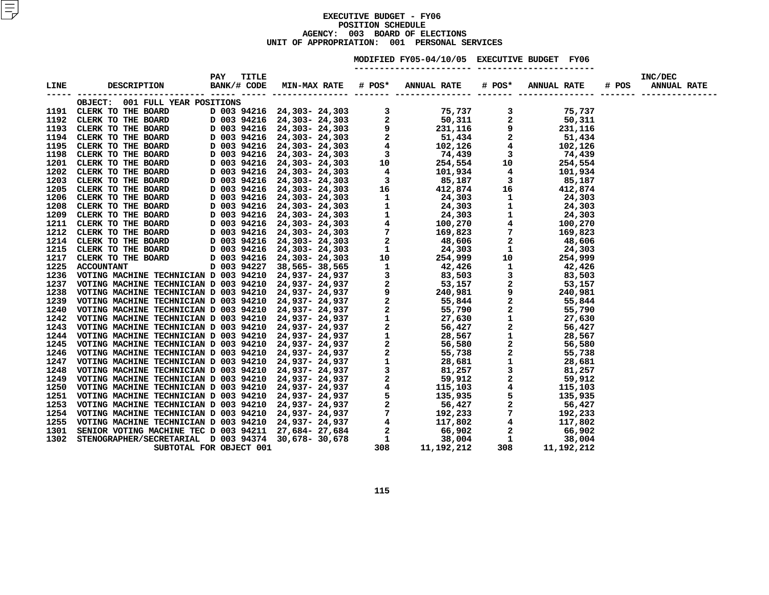**EXECUTIVE BUDGET - FY06**
**POSITION SCHEDULE**
**AGENCY: 003 BOARD OF ELECTIONS**
**UNIT OF APPROPRIATION: 001 PERSONAL SERVICES**

| LINE | DESCRIPTION | PAY BANK/# | TITLE CODE | MIN-MAX RATE | MODIFIED FY05-04/10/05 # POS* | MODIFIED FY05-04/10/05 ANNUAL RATE | EXECUTIVE BUDGET FY06 # POS* | EXECUTIVE BUDGET FY06 ANNUAL RATE | INC/DEC # POS | INC/DEC ANNUAL RATE |
|---|---|---|---|---|---|---|---|---|---|---|
| | OBJECT: 001 FULL YEAR POSITIONS | | | | | | | | | |
| 1191 | CLERK TO THE BOARD | D 003 | 94216 | 24,303- 24,303 | 3 | 75,737 | 3 | 75,737 | | |
| 1192 | CLERK TO THE BOARD | D 003 | 94216 | 24,303- 24,303 | 2 | 50,311 | 2 | 50,311 | | |
| 1193 | CLERK TO THE BOARD | D 003 | 94216 | 24,303- 24,303 | 9 | 231,116 | 9 | 231,116 | | |
| 1194 | CLERK TO THE BOARD | D 003 | 94216 | 24,303- 24,303 | 2 | 51,434 | 2 | 51,434 | | |
| 1195 | CLERK TO THE BOARD | D 003 | 94216 | 24,303- 24,303 | 4 | 102,126 | 4 | 102,126 | | |
| 1198 | CLERK TO THE BOARD | D 003 | 94216 | 24,303- 24,303 | 3 | 74,439 | 3 | 74,439 | | |
| 1201 | CLERK TO THE BOARD | D 003 | 94216 | 24,303- 24,303 | 10 | 254,554 | 10 | 254,554 | | |
| 1202 | CLERK TO THE BOARD | D 003 | 94216 | 24,303- 24,303 | 4 | 101,934 | 4 | 101,934 | | |
| 1203 | CLERK TO THE BOARD | D 003 | 94216 | 24,303- 24,303 | 3 | 85,187 | 3 | 85,187 | | |
| 1205 | CLERK TO THE BOARD | D 003 | 94216 | 24,303- 24,303 | 16 | 412,874 | 16 | 412,874 | | |
| 1206 | CLERK TO THE BOARD | D 003 | 94216 | 24,303- 24,303 | 1 | 24,303 | 1 | 24,303 | | |
| 1208 | CLERK TO THE BOARD | D 003 | 94216 | 24,303- 24,303 | 1 | 24,303 | 1 | 24,303 | | |
| 1209 | CLERK TO THE BOARD | D 003 | 94216 | 24,303- 24,303 | 1 | 24,303 | 1 | 24,303 | | |
| 1211 | CLERK TO THE BOARD | D 003 | 94216 | 24,303- 24,303 | 4 | 100,270 | 4 | 100,270 | | |
| 1212 | CLERK TO THE BOARD | D 003 | 94216 | 24,303- 24,303 | 7 | 169,823 | 7 | 169,823 | | |
| 1214 | CLERK TO THE BOARD | D 003 | 94216 | 24,303- 24,303 | 2 | 48,606 | 2 | 48,606 | | |
| 1215 | CLERK TO THE BOARD | D 003 | 94216 | 24,303- 24,303 | 1 | 24,303 | 1 | 24,303 | | |
| 1217 | CLERK TO THE BOARD | D 003 | 94216 | 24,303- 24,303 | 10 | 254,999 | 10 | 254,999 | | |
| 1225 | ACCOUNTANT | D 003 | 94227 | 38,565- 38,565 | 1 | 42,426 | 1 | 42,426 | | |
| 1236 | VOTING MACHINE TECHNICIAN | D 003 | 94210 | 24,937- 24,937 | 3 | 83,503 | 3 | 83,503 | | |
| 1237 | VOTING MACHINE TECHNICIAN | D 003 | 94210 | 24,937- 24,937 | 2 | 53,157 | 2 | 53,157 | | |
| 1238 | VOTING MACHINE TECHNICIAN | D 003 | 94210 | 24,937- 24,937 | 9 | 240,981 | 9 | 240,981 | | |
| 1239 | VOTING MACHINE TECHNICIAN | D 003 | 94210 | 24,937- 24,937 | 2 | 55,844 | 2 | 55,844 | | |
| 1240 | VOTING MACHINE TECHNICIAN | D 003 | 94210 | 24,937- 24,937 | 2 | 55,790 | 2 | 55,790 | | |
| 1242 | VOTING MACHINE TECHNICIAN | D 003 | 94210 | 24,937- 24,937 | 1 | 27,630 | 1 | 27,630 | | |
| 1243 | VOTING MACHINE TECHNICIAN | D 003 | 94210 | 24,937- 24,937 | 2 | 56,427 | 2 | 56,427 | | |
| 1244 | VOTING MACHINE TECHNICIAN | D 003 | 94210 | 24,937- 24,937 | 1 | 28,567 | 1 | 28,567 | | |
| 1245 | VOTING MACHINE TECHNICIAN | D 003 | 94210 | 24,937- 24,937 | 2 | 56,580 | 2 | 56,580 | | |
| 1246 | VOTING MACHINE TECHNICIAN | D 003 | 94210 | 24,937- 24,937 | 2 | 55,738 | 2 | 55,738 | | |
| 1247 | VOTING MACHINE TECHNICIAN | D 003 | 94210 | 24,937- 24,937 | 1 | 28,681 | 1 | 28,681 | | |
| 1248 | VOTING MACHINE TECHNICIAN | D 003 | 94210 | 24,937- 24,937 | 3 | 81,257 | 3 | 81,257 | | |
| 1249 | VOTING MACHINE TECHNICIAN | D 003 | 94210 | 24,937- 24,937 | 2 | 59,912 | 2 | 59,912 | | |
| 1250 | VOTING MACHINE TECHNICIAN | D 003 | 94210 | 24,937- 24,937 | 4 | 115,103 | 4 | 115,103 | | |
| 1251 | VOTING MACHINE TECHNICIAN | D 003 | 94210 | 24,937- 24,937 | 5 | 135,935 | 5 | 135,935 | | |
| 1253 | VOTING MACHINE TECHNICIAN | D 003 | 94210 | 24,937- 24,937 | 2 | 56,427 | 2 | 56,427 | | |
| 1254 | VOTING MACHINE TECHNICIAN | D 003 | 94210 | 24,937- 24,937 | 7 | 192,233 | 7 | 192,233 | | |
| 1255 | VOTING MACHINE TECHNICIAN | D 003 | 94210 | 24,937- 24,937 | 4 | 117,802 | 4 | 117,802 | | |
| 1301 | SENIOR VOTING MACHINE TEC | D 003 | 94211 | 27,684- 27,684 | 2 | 66,902 | 2 | 66,902 | | |
| 1302 | STENOGRAPHER/SECRETARIAL | D 003 | 94374 | 30,678- 30,678 | 1 | 38,004 | 1 | 38,004 | | |
| | SUBTOTAL FOR OBJECT 001 | | | | 308 | 11,192,212 | 308 | 11,192,212 | | |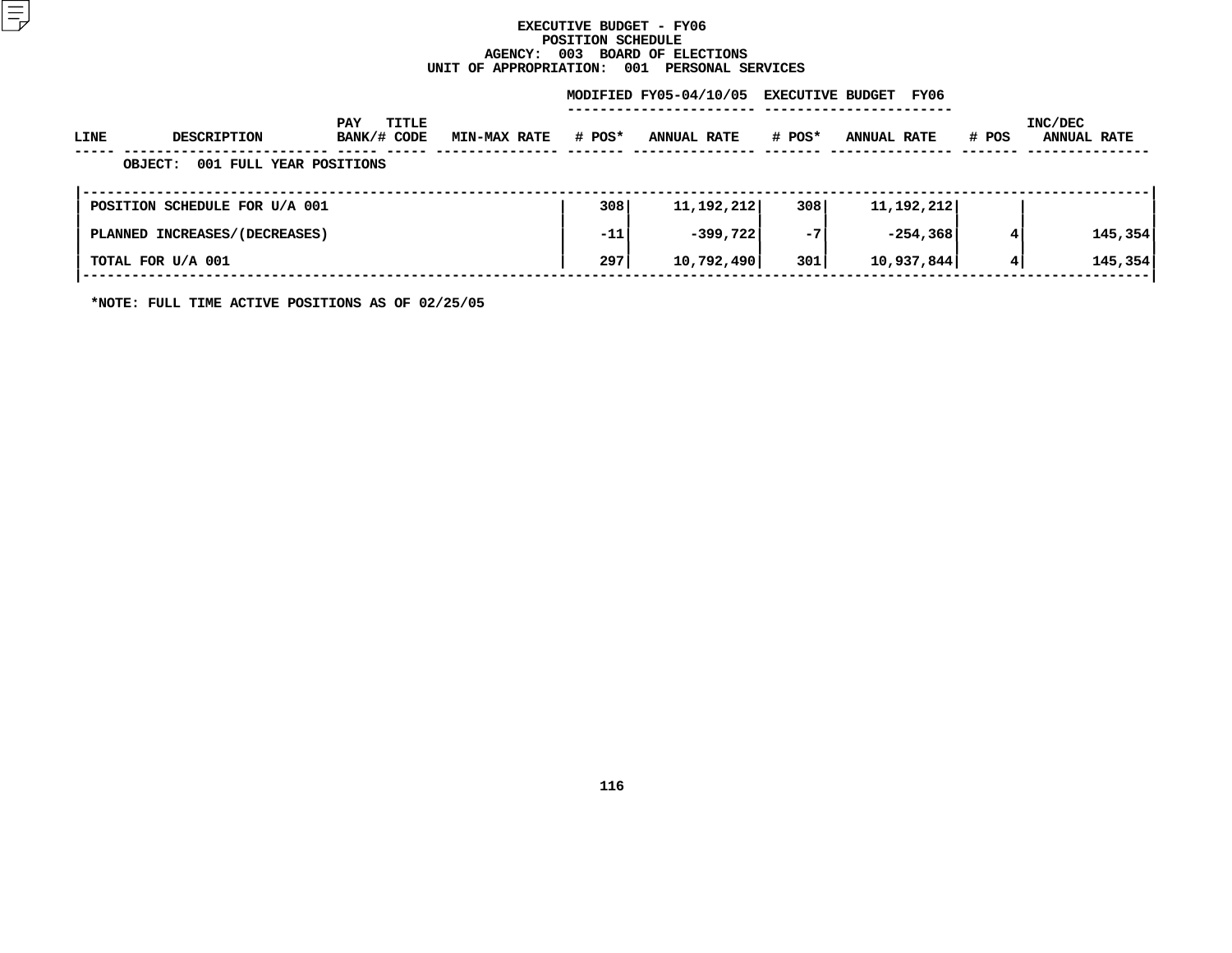# EXECUTIVE BUDGET - FY06
## POSITION SCHEDULE
### AGENCY: 003 BOARD OF ELECTIONS
### UNIT OF APPROPRIATION: 001 PERSONAL SERVICES

| LINE | DESCRIPTION | PAY BANK/# | TITLE CODE | MIN-MAX RATE | MODIFIED FY05-04/10/05 # POS* | MODIFIED FY05-04/10/05 ANNUAL RATE | EXECUTIVE BUDGET FY06 # POS* | EXECUTIVE BUDGET FY06 ANNUAL RATE | INC/DEC # POS | INC/DEC ANNUAL RATE |
|---|---|---|---|---|---|---|---|---|---|---|
| | OBJECT: 001 FULL YEAR POSITIONS | | | | | | | | | |
| | POSITION SCHEDULE FOR U/A 001 | | | | 308 | 11,192,212 | 308 | 11,192,212 | | |
| | PLANNED INCREASES/(DECREASES) | | | | -11 | -399,722 | -7 | -254,368 | 4 | 145,354 |
| | TOTAL FOR U/A 001 | | | | 297 | 10,792,490 | 301 | 10,937,844 | 4 | 145,354 |

*NOTE: FULL TIME ACTIVE POSITIONS AS OF 02/25/05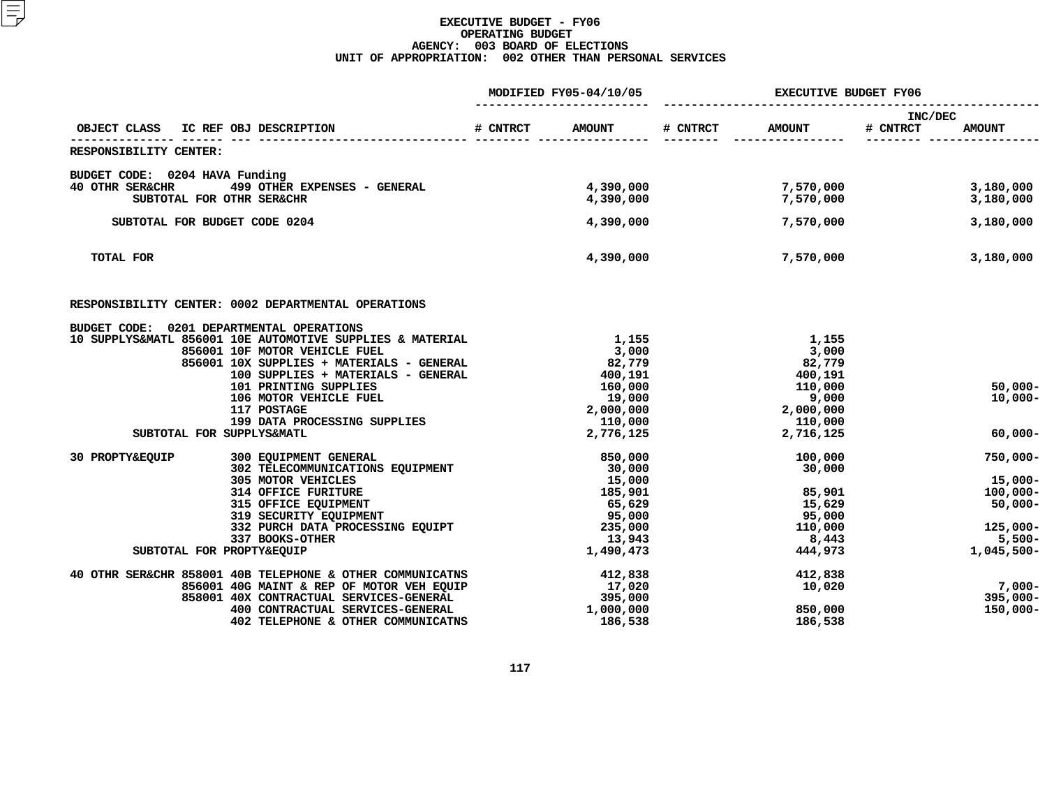# EXECUTIVE BUDGET - FY06
## OPERATING BUDGET
### AGENCY: 003 BOARD OF ELECTIONS
### UNIT OF APPROPRIATION: 002 OTHER THAN PERSONAL SERVICES

| OBJECT CLASS | IC REF | OBJ | DESCRIPTION | MODIFIED FY05-04/10/05 # CNTRCT | MODIFIED FY05-04/10/05 AMOUNT | EXECUTIVE BUDGET FY06 # CNTRCT | EXECUTIVE BUDGET FY06 AMOUNT | INC/DEC # CNTRCT | INC/DEC AMOUNT |
|---|---|---|---|---|---|---|---|---|---|
| RESPONSIBILITY CENTER: | | | | | | | | | |
| BUDGET CODE: 0204 HAVA Funding | | | | | | | | | |
| 40 OTHR SER&CHR | | 499 | OTHER EXPENSES - GENERAL | | 4,390,000 | | 7,570,000 | | 3,180,000 |
| SUBTOTAL FOR OTHR SER&CHR | | | | | 4,390,000 | | 7,570,000 | | 3,180,000 |
| SUBTOTAL FOR BUDGET CODE 0204 | | | | | 4,390,000 | | 7,570,000 | | 3,180,000 |
| TOTAL FOR | | | | | 4,390,000 | | 7,570,000 | | 3,180,000 |
| RESPONSIBILITY CENTER: 0002 DEPARTMENTAL OPERATIONS | | | | | | | | | |
| BUDGET CODE: 0201 DEPARTMENTAL OPERATIONS | | | | | | | | | |
| 10 SUPPLYS&MATL | 856001 | 10E | AUTOMOTIVE SUPPLIES & MATERIAL | | 1,155 | | 1,155 | | |
| | 856001 | 10F | MOTOR VEHICLE FUEL | | 3,000 | | 3,000 | | |
| | 856001 | 10X | SUPPLIES + MATERIALS - GENERAL | | 82,779 | | 82,779 | | |
| | | 100 | SUPPLIES + MATERIALS - GENERAL | | 400,191 | | 400,191 | | |
| | | 101 | PRINTING SUPPLIES | | 160,000 | | 110,000 | | 50,000- |
| | | 106 | MOTOR VEHICLE FUEL | | 19,000 | | 9,000 | | 10,000- |
| | | 117 | POSTAGE | | 2,000,000 | | 2,000,000 | | |
| | | 199 | DATA PROCESSING SUPPLIES | | 110,000 | | 110,000 | | |
| SUBTOTAL FOR SUPPLYS&MATL | | | | | 2,776,125 | | 2,716,125 | | 60,000- |
| 30 PROPTY&EQUIP | | 300 | EQUIPMENT GENERAL | | 850,000 | | 100,000 | | 750,000- |
| | | 302 | TELECOMMUNICATIONS EQUIPMENT | | 30,000 | | 30,000 | | |
| | | 305 | MOTOR VEHICLES | | 15,000 | | | | 15,000- |
| | | 314 | OFFICE FURITURE | | 185,901 | | 85,901 | | 100,000- |
| | | 315 | OFFICE EQUIPMENT | | 65,629 | | 15,629 | | 50,000- |
| | | 319 | SECURITY EQUIPMENT | | 95,000 | | 95,000 | | |
| | | 332 | PURCH DATA PROCESSING EQUIPT | | 235,000 | | 110,000 | | 125,000- |
| | | 337 | BOOKS-OTHER | | 13,943 | | 8,443 | | 5,500- |
| SUBTOTAL FOR PROPTY&EQUIP | | | | | 1,490,473 | | 444,973 | | 1,045,500- |
| 40 OTHR SER&CHR | 858001 | 40B | TELEPHONE & OTHER COMMUNICATNS | | 412,838 | | 412,838 | | |
| | 856001 | 40G | MAINT & REP OF MOTOR VEH EQUIP | | 17,020 | | 10,020 | | 7,000- |
| | 858001 | 40X | CONTRACTUAL SERVICES-GENERAL | | 395,000 | | | | 395,000- |
| | | 400 | CONTRACTUAL SERVICES-GENERAL | | 1,000,000 | | 850,000 | | 150,000- |
| | | 402 | TELEPHONE & OTHER COMMUNICATNS | | 186,538 | | 186,538 | | |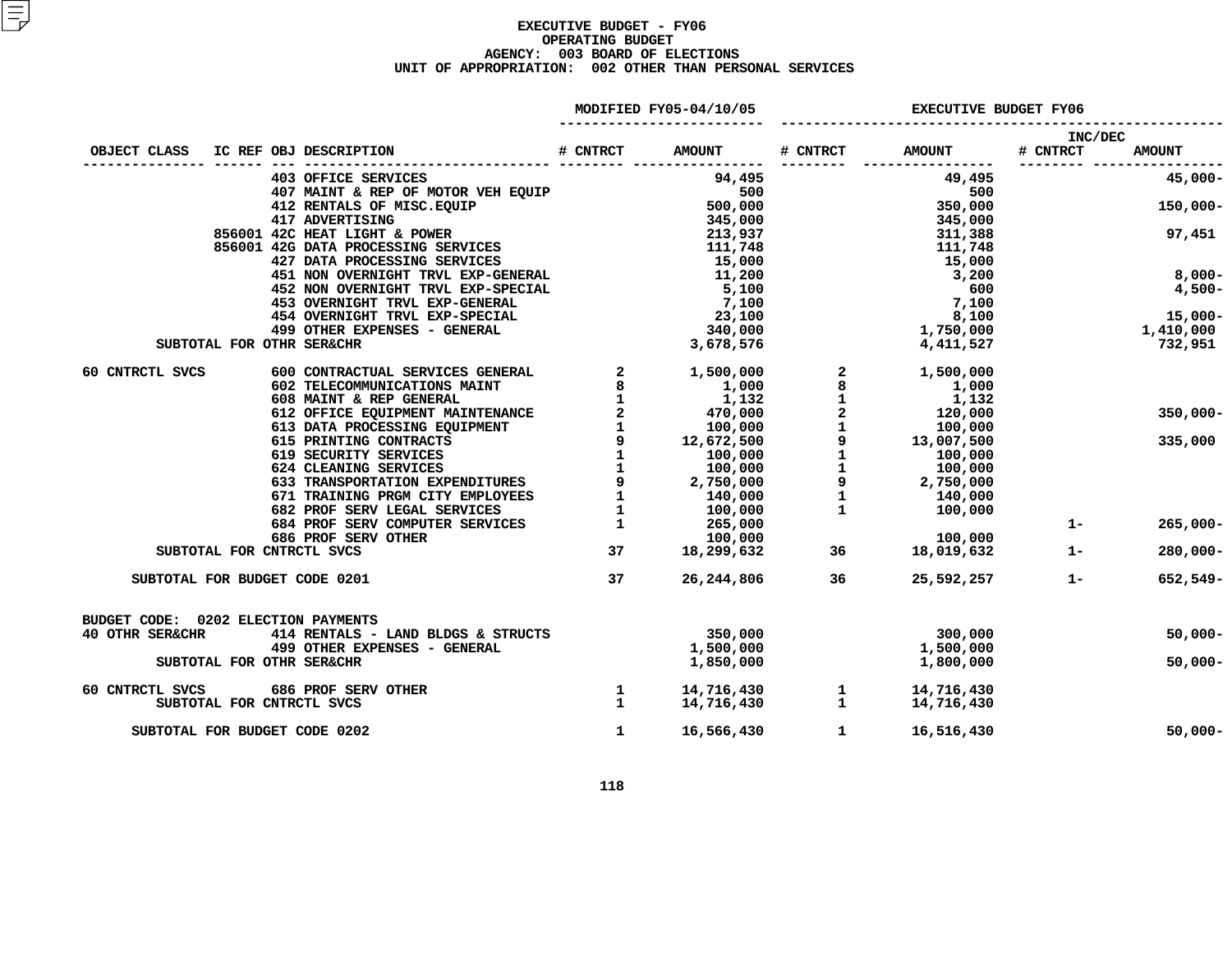**EXECUTIVE BUDGET - FY06**
**OPERATING BUDGET**
**AGENCY: 003 BOARD OF ELECTIONS**
**UNIT OF APPROPRIATION: 002 OTHER THAN PERSONAL SERVICES**

| OBJECT CLASS | IC REF | OBJ | DESCRIPTION | MODIFIED FY05-04/10/05 # CNTRCT | MODIFIED FY05-04/10/05 AMOUNT | EXECUTIVE BUDGET FY06 # CNTRCT | EXECUTIVE BUDGET FY06 AMOUNT | INC/DEC # CNTRCT | INC/DEC AMOUNT |
|---|---|---|---|---|---|---|---|---|---|
| | | 403 | OFFICE SERVICES | | 94,495 | | 49,495 | | 45,000- |
| | | 407 | MAINT & REP OF MOTOR VEH EQUIP | | 500 | | 500 | | |
| | | 412 | RENTALS OF MISC.EQUIP | | 500,000 | | 350,000 | | 150,000- |
| | | 417 | ADVERTISING | | 345,000 | | 345,000 | | |
| | 856001 | 42C | HEAT LIGHT & POWER | | 213,937 | | 311,388 | | 97,451 |
| | 856001 | 42G | DATA PROCESSING SERVICES | | 111,748 | | 111,748 | | |
| | | 427 | DATA PROCESSING SERVICES | | 15,000 | | 15,000 | | |
| | | 451 | NON OVERNIGHT TRVL EXP-GENERAL | | 11,200 | | 3,200 | | 8,000- |
| | | 452 | NON OVERNIGHT TRVL EXP-SPECIAL | | 5,100 | | 600 | | 4,500- |
| | | 453 | OVERNIGHT TRVL EXP-GENERAL | | 7,100 | | 7,100 | | |
| | | 454 | OVERNIGHT TRVL EXP-SPECIAL | | 23,100 | | 8,100 | | 15,000- |
| | | 499 | OTHER EXPENSES - GENERAL | | 340,000 | | 1,750,000 | | 1,410,000 |
| SUBTOTAL FOR OTHR SER&CHR | | | | | 3,678,576 | | 4,411,527 | | 732,951 |
| 60 CNTRCTL SVCS | | 600 | CONTRACTUAL SERVICES GENERAL | 2 | 1,500,000 | 2 | 1,500,000 | | |
| | | 602 | TELECOMMUNICATIONS MAINT | 8 | 1,000 | 8 | 1,000 | | |
| | | 608 | MAINT & REP GENERAL | 1 | 1,132 | 1 | 1,132 | | |
| | | 612 | OFFICE EQUIPMENT MAINTENANCE | 2 | 470,000 | 2 | 120,000 | | 350,000- |
| | | 613 | DATA PROCESSING EQUIPMENT | 1 | 100,000 | 1 | 100,000 | | |
| | | 615 | PRINTING CONTRACTS | 9 | 12,672,500 | 9 | 13,007,500 | | 335,000 |
| | | 619 | SECURITY SERVICES | 1 | 100,000 | 1 | 100,000 | | |
| | | 624 | CLEANING SERVICES | 1 | 100,000 | 1 | 100,000 | | |
| | | 633 | TRANSPORTATION EXPENDITURES | 9 | 2,750,000 | 9 | 2,750,000 | | |
| | | 671 | TRAINING PRGM CITY EMPLOYEES | 1 | 140,000 | 1 | 140,000 | | |
| | | 682 | PROF SERV LEGAL SERVICES | 1 | 100,000 | 1 | 100,000 | | |
| | | 684 | PROF SERV COMPUTER SERVICES | 1 | 265,000 | | | 1- | 265,000- |
| | | 686 | PROF SERV OTHER | | 100,000 | | 100,000 | | |
| SUBTOTAL FOR CNTRCTL SVCS | | | | 37 | 18,299,632 | 36 | 18,019,632 | 1- | 280,000- |
| SUBTOTAL FOR BUDGET CODE 0201 | | | | 37 | 26,244,806 | 36 | 25,592,257 | 1- | 652,549- |
| BUDGET CODE: 0202 ELECTION PAYMENTS | | | | | | | | | |
| 40 OTHR SER&CHR | | 414 | RENTALS - LAND BLDGS & STRUCTS | | 350,000 | | 300,000 | | 50,000- |
| | | 499 | OTHER EXPENSES - GENERAL | | 1,500,000 | | 1,500,000 | | |
| SUBTOTAL FOR OTHR SER&CHR | | | | | 1,850,000 | | 1,800,000 | | 50,000- |
| 60 CNTRCTL SVCS | | 686 | PROF SERV OTHER | 1 | 14,716,430 | 1 | 14,716,430 | | |
| SUBTOTAL FOR CNTRCTL SVCS | | | | 1 | 14,716,430 | 1 | 14,716,430 | | |
| SUBTOTAL FOR BUDGET CODE 0202 | | | | 1 | 16,566,430 | 1 | 16,516,430 | | 50,000- |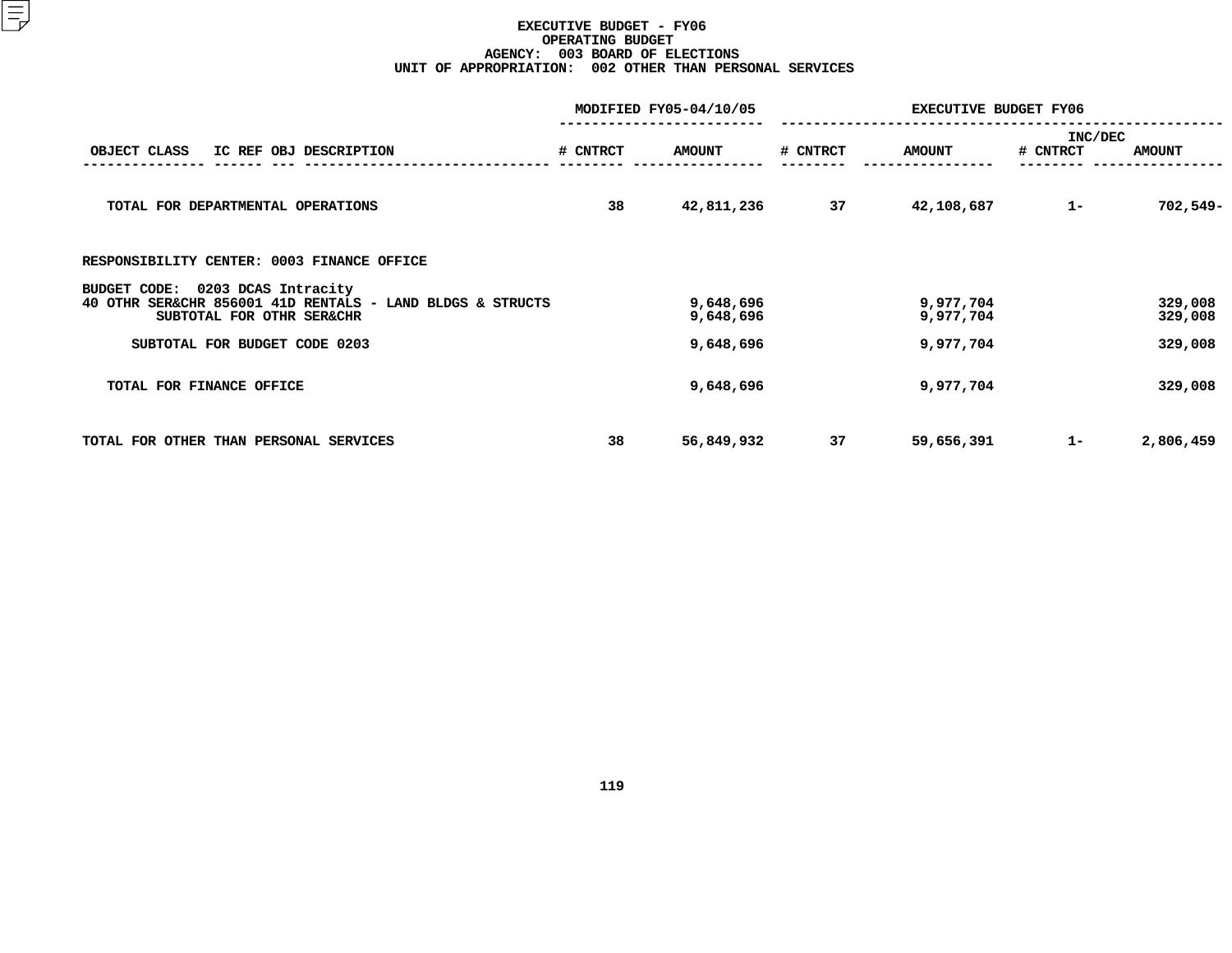# EXECUTIVE BUDGET - FY06
## OPERATING BUDGET
### AGENCY: 003 BOARD OF ELECTIONS
### UNIT OF APPROPRIATION: 002 OTHER THAN PERSONAL SERVICES

| OBJECT CLASS IC REF OBJ DESCRIPTION | MODIFIED FY05-04/10/05 # CNTRCT | MODIFIED FY05-04/10/05 AMOUNT | EXECUTIVE BUDGET FY06 # CNTRCT | EXECUTIVE BUDGET FY06 AMOUNT | INC/DEC # CNTRCT | INC/DEC AMOUNT |
|---|---|---|---|---|---|---|
| TOTAL FOR DEPARTMENTAL OPERATIONS | 38 | 42,811,236 | 37 | 42,108,687 | 1- | 702,549- |
| RESPONSIBILITY CENTER: 0003 FINANCE OFFICE | | | | | | |
| BUDGET CODE: 0203 DCAS Intracity | | | | | | |
| 40 OTHR SER&CHR 856001 41D RENTALS - LAND BLDGS & STRUCTS | | 9,648,696 | | 9,977,704 | | 329,008 |
| SUBTOTAL FOR OTHR SER&CHR | | 9,648,696 | | 9,977,704 | | 329,008 |
| SUBTOTAL FOR BUDGET CODE 0203 | | 9,648,696 | | 9,977,704 | | 329,008 |
| TOTAL FOR FINANCE OFFICE | | 9,648,696 | | 9,977,704 | | 329,008 |
| TOTAL FOR OTHER THAN PERSONAL SERVICES | 38 | 56,849,932 | 37 | 59,656,391 | 1- | 2,806,459 |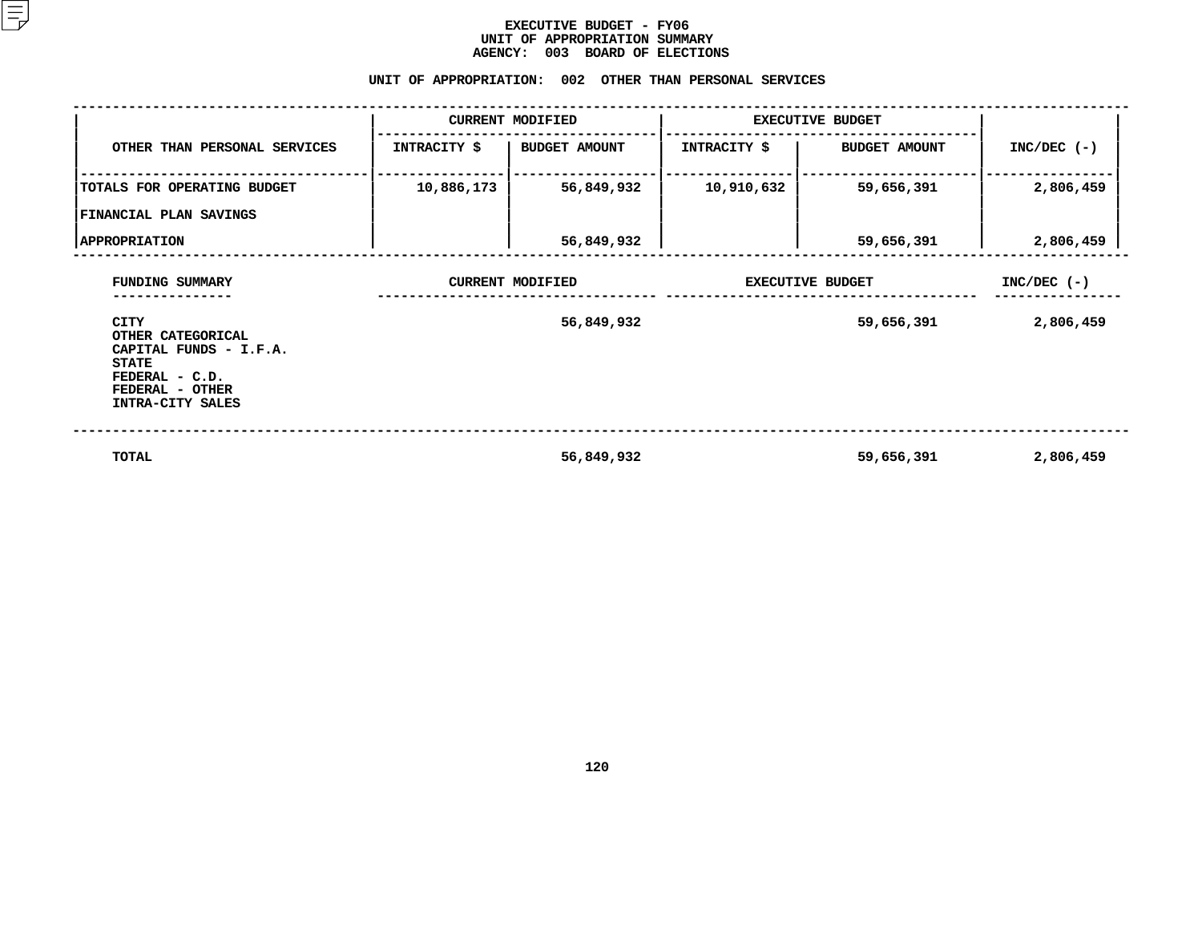# EXECUTIVE BUDGET - FY06
## UNIT OF APPROPRIATION SUMMARY
## AGENCY: 003 BOARD OF ELECTIONS

### UNIT OF APPROPRIATION: 002 OTHER THAN PERSONAL SERVICES

| OTHER THAN PERSONAL SERVICES | CURRENT MODIFIED | | EXECUTIVE BUDGET | | INC/DEC (-) |
|---|---|---|---|---|---|
| | INTRACITY $ | BUDGET AMOUNT | INTRACITY $ | BUDGET AMOUNT | |
| TOTALS FOR OPERATING BUDGET | 10,886,173 | 56,849,932 | 10,910,632 | 59,656,391 | 2,806,459 |
| FINANCIAL PLAN SAVINGS | | | | | |
| APPROPRIATION | | 56,849,932 | | 59,656,391 | 2,806,459 |

| FUNDING SUMMARY | CURRENT MODIFIED | EXECUTIVE BUDGET | INC/DEC (-) |
|---|---|---|---|
| CITY | 56,849,932 | 59,656,391 | 2,806,459 |
| OTHER CATEGORICAL | | | |
| CAPITAL FUNDS - I.F.A. | | | |
| STATE | | | |
| FEDERAL - C.D. | | | |
| FEDERAL - OTHER | | | |
| INTRA-CITY SALES | | | |
| TOTAL | 56,849,932 | 59,656,391 | 2,806,459 |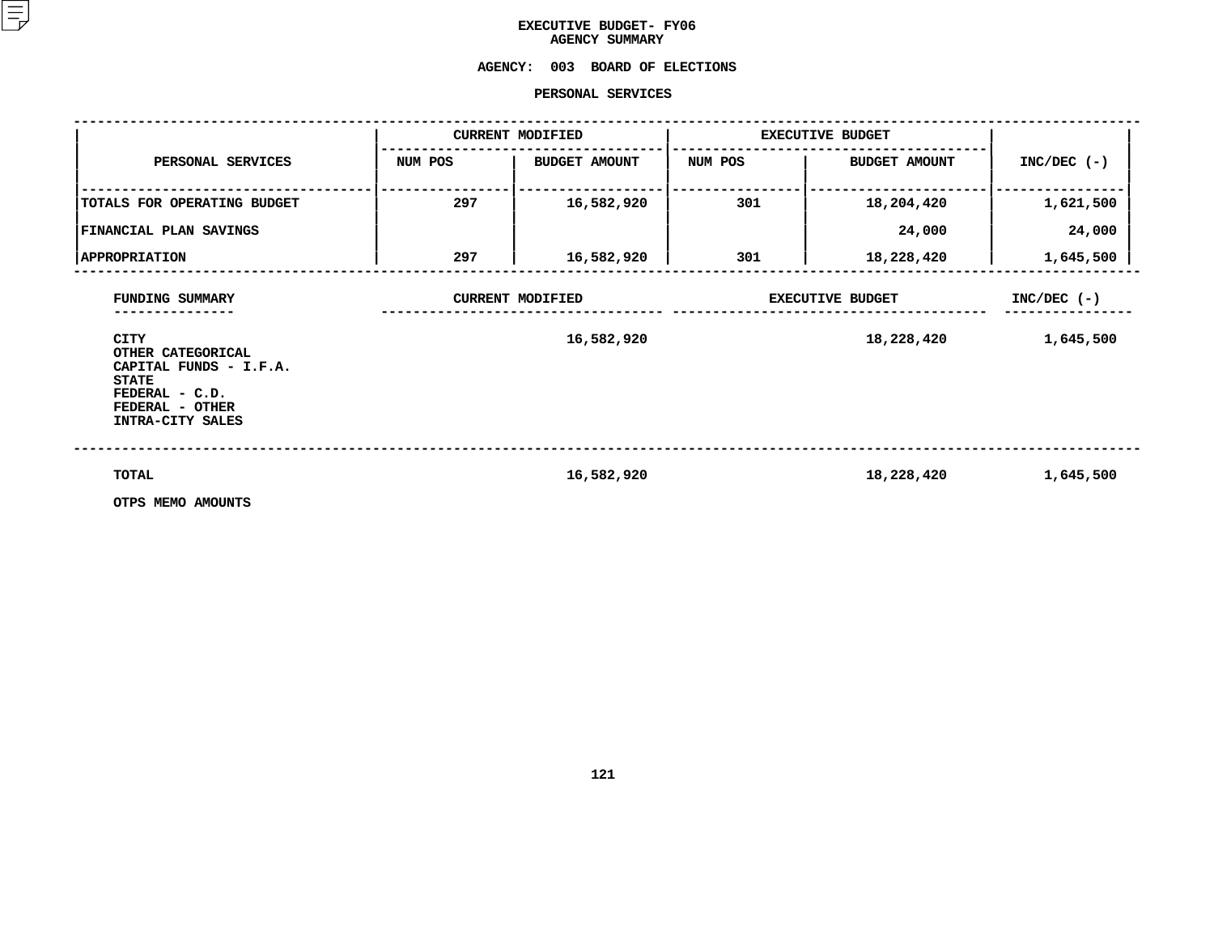# EXECUTIVE BUDGET- FY06
## AGENCY SUMMARY

**AGENCY: 003 BOARD OF ELECTIONS**

**PERSONAL SERVICES**

| PERSONAL SERVICES | CURRENT MODIFIED | | EXECUTIVE BUDGET | | INC/DEC (-) |
|---|---|---|---|---|---|
| | NUM POS | BUDGET AMOUNT | NUM POS | BUDGET AMOUNT | |
| TOTALS FOR OPERATING BUDGET | 297 | 16,582,920 | 301 | 18,204,420 | 1,621,500 |
| FINANCIAL PLAN SAVINGS | | | | 24,000 | 24,000 |
| APPROPRIATION | 297 | 16,582,920 | 301 | 18,228,420 | 1,645,500 |

| FUNDING SUMMARY | CURRENT MODIFIED | EXECUTIVE BUDGET | INC/DEC (-) |
|---|---|---|---|
| CITY | 16,582,920 | 18,228,420 | 1,645,500 |
| OTHER CATEGORICAL | | | |
| CAPITAL FUNDS - I.F.A. | | | |
| STATE | | | |
| FEDERAL - C.D. | | | |
| FEDERAL - OTHER | | | |
| INTRA-CITY SALES | | | |
| TOTAL | 16,582,920 | 18,228,420 | 1,645,500 |

OTPS MEMO AMOUNTS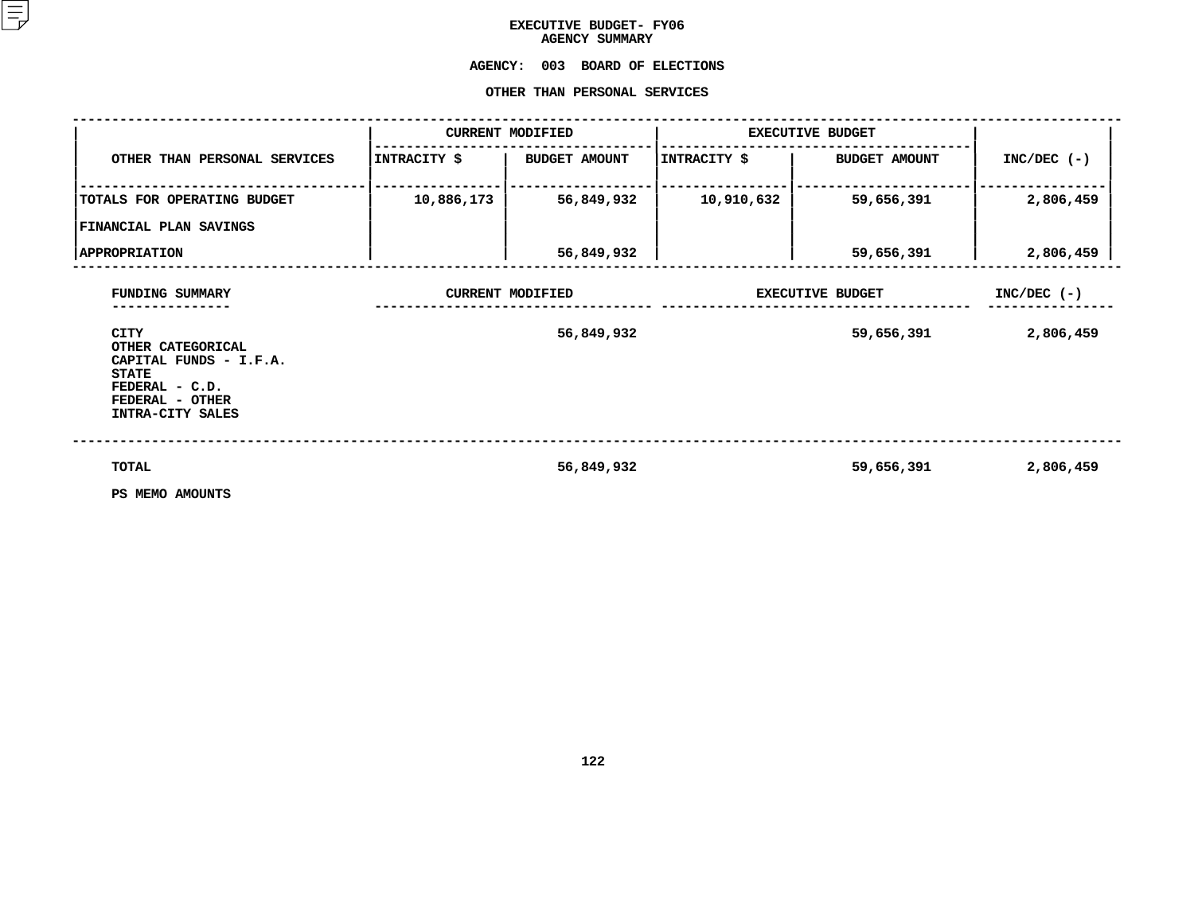# EXECUTIVE BUDGET- FY06
## AGENCY SUMMARY

### AGENCY: 003 BOARD OF ELECTIONS

### OTHER THAN PERSONAL SERVICES

| OTHER THAN PERSONAL SERVICES | CURRENT MODIFIED | | EXECUTIVE BUDGET | | INC/DEC (-) |
|---|---|---|---|---|---|
| | INTRACITY $ | BUDGET AMOUNT | INTRACITY $ | BUDGET AMOUNT | |
| TOTALS FOR OPERATING BUDGET | 10,886,173 | 56,849,932 | 10,910,632 | 59,656,391 | 2,806,459 |
| FINANCIAL PLAN SAVINGS | | | | | |
| APPROPRIATION | | 56,849,932 | | 59,656,391 | 2,806,459 |

| FUNDING SUMMARY | CURRENT MODIFIED | EXECUTIVE BUDGET | INC/DEC (-) |
|---|---|---|---|
| CITY | 56,849,932 | 59,656,391 | 2,806,459 |
| OTHER CATEGORICAL | | | |
| CAPITAL FUNDS - I.F.A. | | | |
| STATE | | | |
| FEDERAL - C.D. | | | |
| FEDERAL - OTHER | | | |
| INTRA-CITY SALES | | | |
| TOTAL | 56,849,932 | 59,656,391 | 2,806,459 |
| PS MEMO AMOUNTS | | | |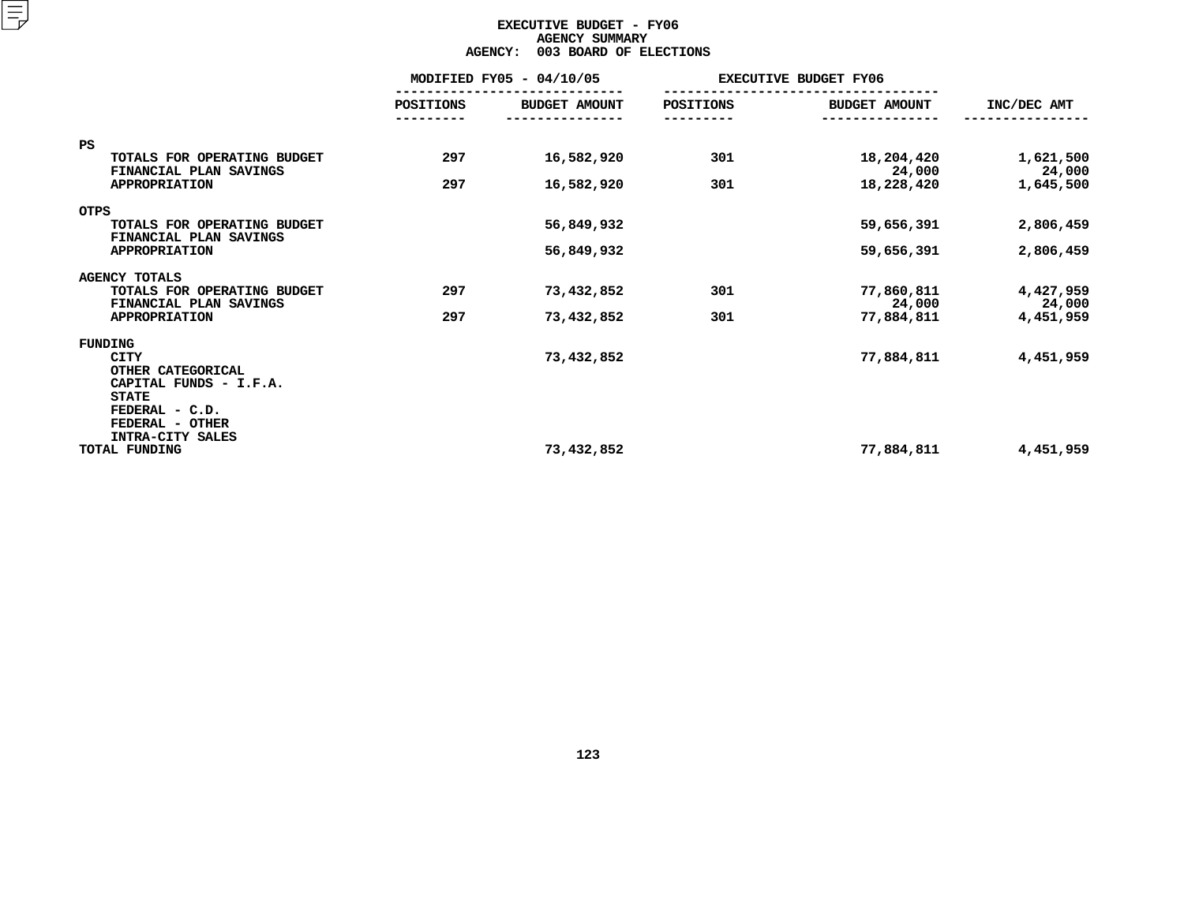# EXECUTIVE BUDGET - FY06
## AGENCY SUMMARY
## AGENCY: 003 BOARD OF ELECTIONS

| | MODIFIED FY05 - 04/10/05 | | EXECUTIVE BUDGET FY06 | | |
|---|---|---|---|---|---|
| | POSITIONS | BUDGET AMOUNT | POSITIONS | BUDGET AMOUNT | INC/DEC AMT |
| **PS** | | | | | |
| TOTALS FOR OPERATING BUDGET | 297 | 16,582,920 | 301 | 18,204,420 | 1,621,500 |
| FINANCIAL PLAN SAVINGS | | | | 24,000 | 24,000 |
| APPROPRIATION | 297 | 16,582,920 | 301 | 18,228,420 | 1,645,500 |
| **OTPS** | | | | | |
| TOTALS FOR OPERATING BUDGET | | 56,849,932 | | 59,656,391 | 2,806,459 |
| FINANCIAL PLAN SAVINGS | | | | | |
| APPROPRIATION | | 56,849,932 | | 59,656,391 | 2,806,459 |
| **AGENCY TOTALS** | | | | | |
| TOTALS FOR OPERATING BUDGET | 297 | 73,432,852 | 301 | 77,860,811 | 4,427,959 |
| FINANCIAL PLAN SAVINGS | | | | 24,000 | 24,000 |
| APPROPRIATION | 297 | 73,432,852 | 301 | 77,884,811 | 4,451,959 |
| **FUNDING** | | | | | |
| CITY | | 73,432,852 | | 77,884,811 | 4,451,959 |
| OTHER CATEGORICAL | | | | | |
| CAPITAL FUNDS - I.F.A. | | | | | |
| STATE | | | | | |
| FEDERAL - C.D. | | | | | |
| FEDERAL - OTHER | | | | | |
| INTRA-CITY SALES | | | | | |
| TOTAL FUNDING | | 73,432,852 | | 77,884,811 | 4,451,959 |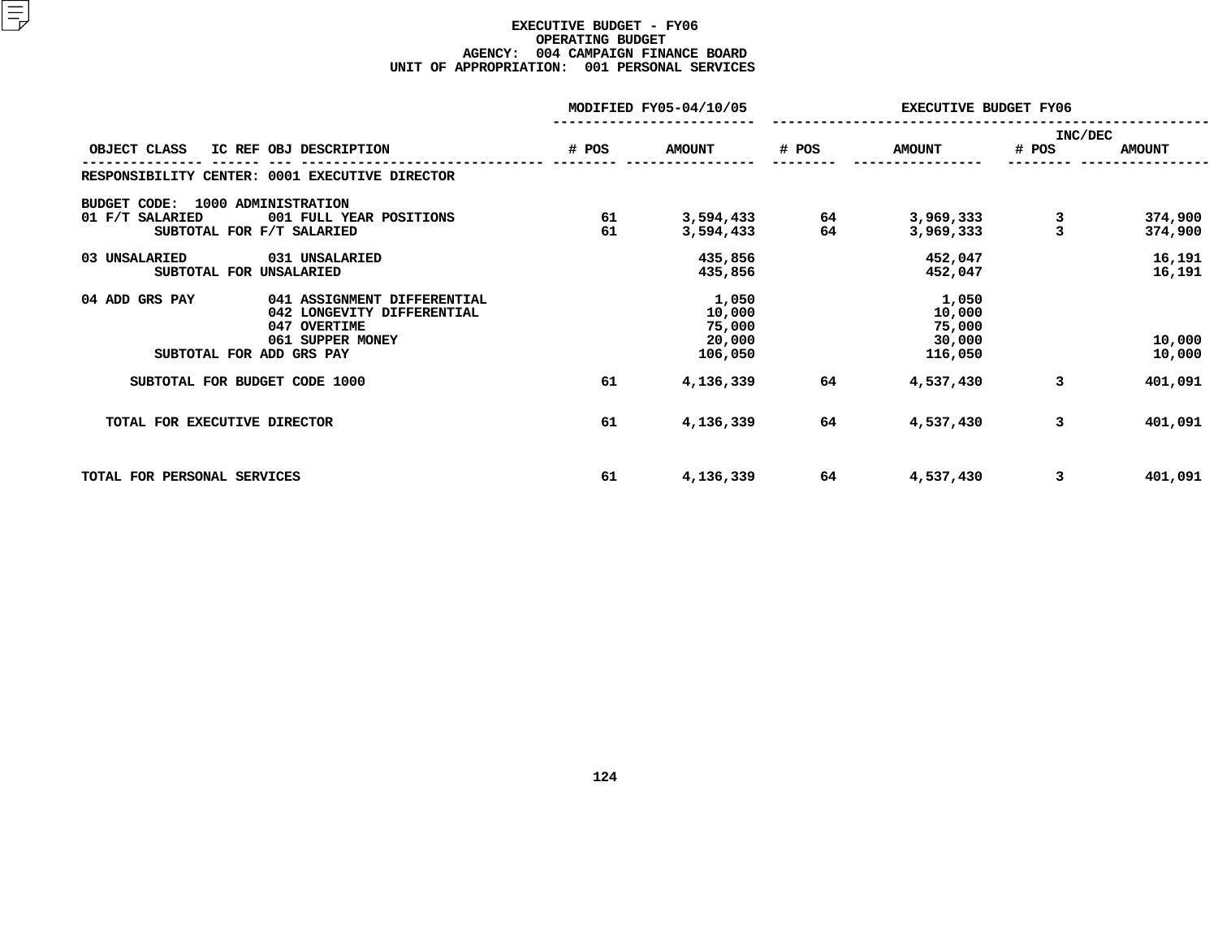# EXECUTIVE BUDGET - FY06
## OPERATING BUDGET
### AGENCY: 004 CAMPAIGN FINANCE BOARD
### UNIT OF APPROPRIATION: 001 PERSONAL SERVICES

| OBJECT CLASS | IC REF OBJ DESCRIPTION | MODIFIED FY05-04/10/05 # POS | MODIFIED FY05-04/10/05 AMOUNT | EXECUTIVE BUDGET FY06 # POS | EXECUTIVE BUDGET FY06 AMOUNT | INC/DEC # POS | INC/DEC AMOUNT |
|---|---|---|---|---|---|---|---|
| RESPONSIBILITY CENTER: 0001 EXECUTIVE DIRECTOR | | | | | | | |
| BUDGET CODE: 1000 ADMINISTRATION | | | | | | | |
| 01 F/T SALARIED | 001 FULL YEAR POSITIONS | 61 | 3,594,433 | 64 | 3,969,333 | 3 | 374,900 |
| SUBTOTAL FOR F/T SALARIED | | 61 | 3,594,433 | 64 | 3,969,333 | 3 | 374,900 |
| 03 UNSALARIED | 031 UNSALARIED | | 435,856 | | 452,047 | | 16,191 |
| SUBTOTAL FOR UNSALARIED | | | 435,856 | | 452,047 | | 16,191 |
| 04 ADD GRS PAY | 041 ASSIGNMENT DIFFERENTIAL | | 1,050 | | 1,050 | | |
| | 042 LONGEVITY DIFFERENTIAL | | 10,000 | | 10,000 | | |
| | 047 OVERTIME | | 75,000 | | 75,000 | | |
| | 061 SUPPER MONEY | | 20,000 | | 30,000 | | 10,000 |
| SUBTOTAL FOR ADD GRS PAY | | | 106,050 | | 116,050 | | 10,000 |
| SUBTOTAL FOR BUDGET CODE 1000 | | 61 | 4,136,339 | 64 | 4,537,430 | 3 | 401,091 |
| TOTAL FOR EXECUTIVE DIRECTOR | | 61 | 4,136,339 | 64 | 4,537,430 | 3 | 401,091 |
| TOTAL FOR PERSONAL SERVICES | | 61 | 4,136,339 | 64 | 4,537,430 | 3 | 401,091 |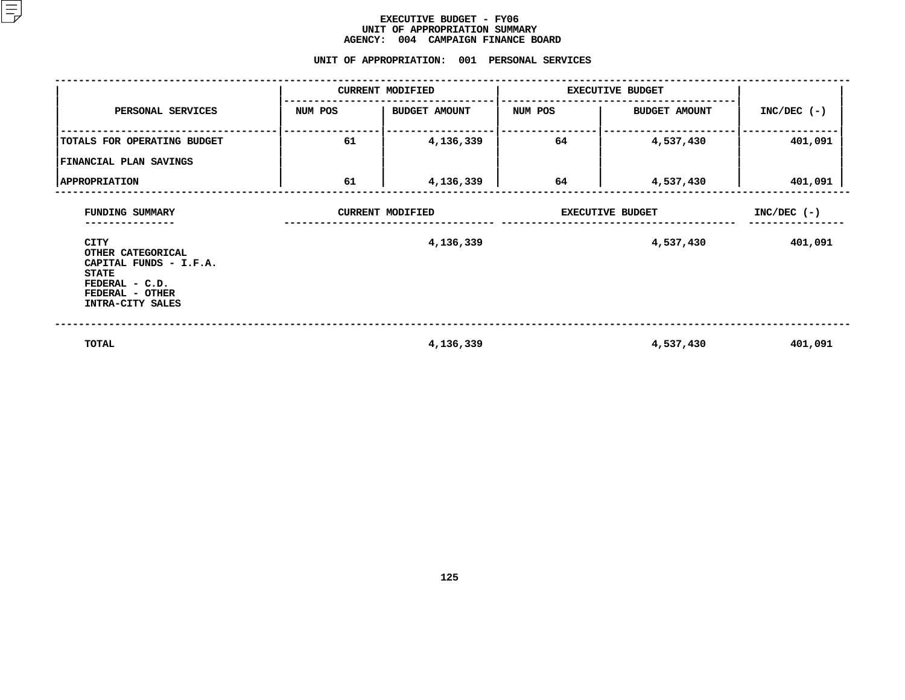# EXECUTIVE BUDGET - FY06
## UNIT OF APPROPRIATION SUMMARY
## AGENCY: 004 CAMPAIGN FINANCE BOARD

### UNIT OF APPROPRIATION: 001 PERSONAL SERVICES

| PERSONAL SERVICES | CURRENT MODIFIED | | EXECUTIVE BUDGET | | INC/DEC (-) |
|---|---|---|---|---|---|
| | NUM POS | BUDGET AMOUNT | NUM POS | BUDGET AMOUNT | |
| TOTALS FOR OPERATING BUDGET | 61 | 4,136,339 | 64 | 4,537,430 | 401,091 |
| FINANCIAL PLAN SAVINGS | | | | | |
| APPROPRIATION | 61 | 4,136,339 | 64 | 4,537,430 | 401,091 |

| FUNDING SUMMARY | CURRENT MODIFIED | EXECUTIVE BUDGET | INC/DEC (-) |
|---|---|---|---|
| CITY | 4,136,339 | 4,537,430 | 401,091 |
| OTHER CATEGORICAL | | | |
| CAPITAL FUNDS - I.F.A. | | | |
| STATE | | | |
| FEDERAL - C.D. | | | |
| FEDERAL - OTHER | | | |
| INTRA-CITY SALES | | | |
| TOTAL | 4,136,339 | 4,537,430 | 401,091 |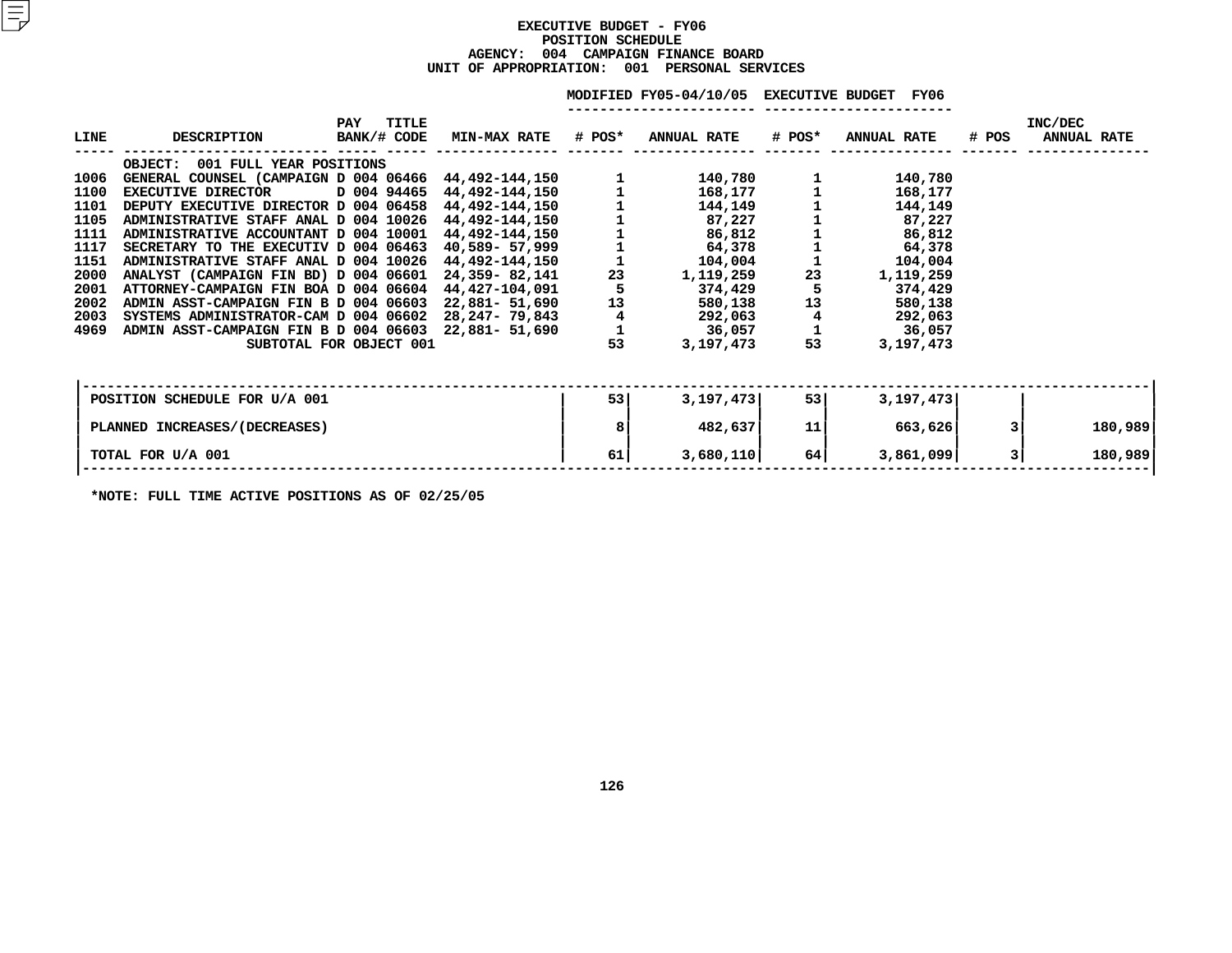# EXECUTIVE BUDGET - FY06
## POSITION SCHEDULE
### AGENCY: 004 CAMPAIGN FINANCE BOARD
### UNIT OF APPROPRIATION: 001 PERSONAL SERVICES

| LINE | DESCRIPTION | PAY BANK/# | TITLE CODE | MIN-MAX RATE | MODIFIED FY05-04/10/05 # POS* | MODIFIED FY05-04/10/05 ANNUAL RATE | EXECUTIVE BUDGET FY06 # POS* | EXECUTIVE BUDGET FY06 ANNUAL RATE | INC/DEC # POS | INC/DEC ANNUAL RATE |
|---|---|---|---|---|---|---|---|---|---|---|
| | OBJECT: 001 FULL YEAR POSITIONS | | | | | | | | | |
| 1006 | GENERAL COUNSEL (CAMPAIGN | D 004 | 06466 | 44,492-144,150 | 1 | 140,780 | 1 | 140,780 | | |
| 1100 | EXECUTIVE DIRECTOR | D 004 | 94465 | 44,492-144,150 | 1 | 168,177 | 1 | 168,177 | | |
| 1101 | DEPUTY EXECUTIVE DIRECTOR | D 004 | 06458 | 44,492-144,150 | 1 | 144,149 | 1 | 144,149 | | |
| 1105 | ADMINISTRATIVE STAFF ANAL | D 004 | 10026 | 44,492-144,150 | 1 | 87,227 | 1 | 87,227 | | |
| 1111 | ADMINISTRATIVE ACCOUNTANT | D 004 | 10001 | 44,492-144,150 | 1 | 86,812 | 1 | 86,812 | | |
| 1117 | SECRETARY TO THE EXECUTIV | D 004 | 06463 | 40,589- 57,999 | 1 | 64,378 | 1 | 64,378 | | |
| 1151 | ADMINISTRATIVE STAFF ANAL | D 004 | 10026 | 44,492-144,150 | 1 | 104,004 | 1 | 104,004 | | |
| 2000 | ANALYST (CAMPAIGN FIN BD) | D 004 | 06601 | 24,359- 82,141 | 23 | 1,119,259 | 23 | 1,119,259 | | |
| 2001 | ATTORNEY-CAMPAIGN FIN BOA | D 004 | 06604 | 44,427-104,091 | 5 | 374,429 | 5 | 374,429 | | |
| 2002 | ADMIN ASST-CAMPAIGN FIN B | D 004 | 06603 | 22,881- 51,690 | 13 | 580,138 | 13 | 580,138 | | |
| 2003 | SYSTEMS ADMINISTRATOR-CAM | D 004 | 06602 | 28,247- 79,843 | 4 | 292,063 | 4 | 292,063 | | |
| 4969 | ADMIN ASST-CAMPAIGN FIN B | D 004 | 06603 | 22,881- 51,690 | 1 | 36,057 | 1 | 36,057 | | |
| | SUBTOTAL FOR OBJECT 001 | | | | 53 | 3,197,473 | 53 | 3,197,473 | | |

| | MODIFIED FY05 # POS* | MODIFIED FY05 ANNUAL RATE | EXECUTIVE BUDGET FY06 # POS* | EXECUTIVE BUDGET FY06 ANNUAL RATE | INC/DEC # POS | INC/DEC ANNUAL RATE |
|---|---|---|---|---|---|---|
| POSITION SCHEDULE FOR U/A 001 | 53 | 3,197,473 | 53 | 3,197,473 | | |
| PLANNED INCREASES/(DECREASES) | 8 | 482,637 | 11 | 663,626 | 3 | 180,989 |
| TOTAL FOR U/A 001 | 61 | 3,680,110 | 64 | 3,861,099 | 3 | 180,989 |

*NOTE: FULL TIME ACTIVE POSITIONS AS OF 02/25/05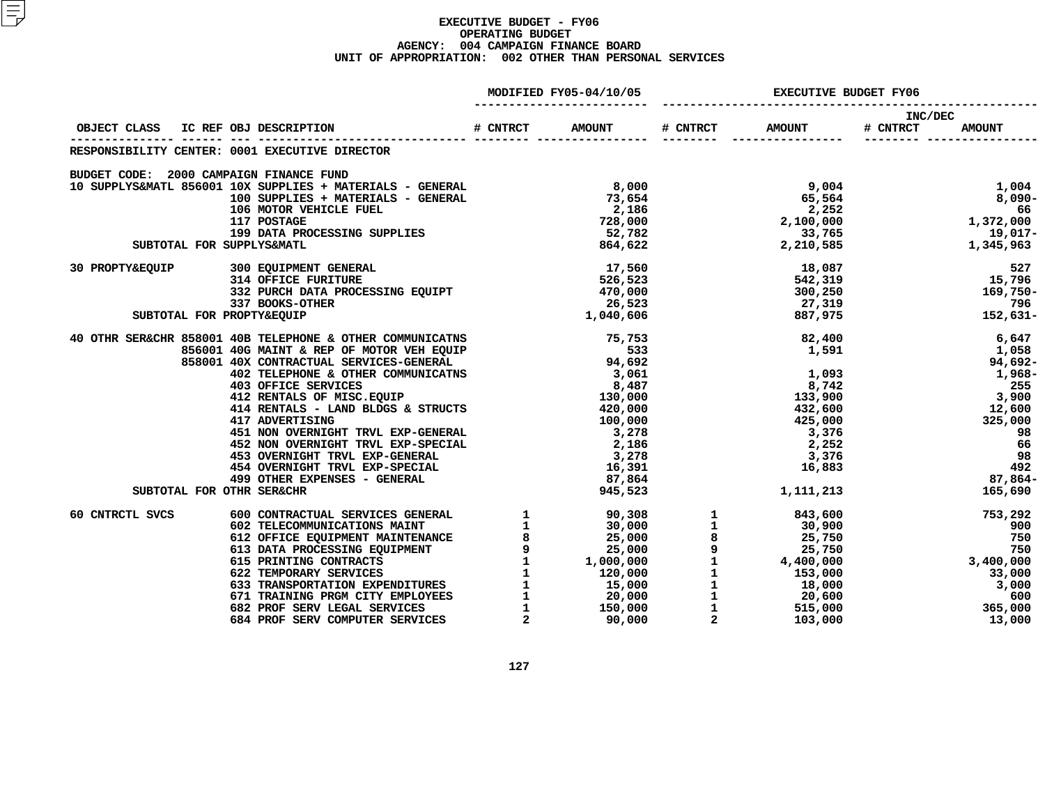# EXECUTIVE BUDGET - FY06
## OPERATING BUDGET
## AGENCY: 004 CAMPAIGN FINANCE BOARD
## UNIT OF APPROPRIATION: 002 OTHER THAN PERSONAL SERVICES

| OBJECT CLASS | IC REF | OBJ | DESCRIPTION | MODIFIED FY05-04/10/05 # CNTRCT | MODIFIED FY05-04/10/05 AMOUNT | EXECUTIVE BUDGET FY06 # CNTRCT | EXECUTIVE BUDGET FY06 AMOUNT | INC/DEC # CNTRCT | INC/DEC AMOUNT |
|---|---|---|---|---|---|---|---|---|---|
| RESPONSIBILITY CENTER: 0001 EXECUTIVE DIRECTOR | | | | | | | | | |
| BUDGET CODE: 2000 CAMPAIGN FINANCE FUND | | | | | | | | | |
| 10 SUPPLYS&MATL | 856001 | 10X | SUPPLIES + MATERIALS - GENERAL | | 8,000 | | 9,004 | | 1,004 |
| | | 100 | SUPPLIES + MATERIALS - GENERAL | | 73,654 | | 65,564 | | 8,090- |
| | | 106 | MOTOR VEHICLE FUEL | | 2,186 | | 2,252 | | 66 |
| | | 117 | POSTAGE | | 728,000 | | 2,100,000 | | 1,372,000 |
| | | 199 | DATA PROCESSING SUPPLIES | | 52,782 | | 33,765 | | 19,017- |
| SUBTOTAL FOR SUPPLYS&MATL | | | | | 864,622 | | 2,210,585 | | 1,345,963 |
| 30 PROPTY&EQUIP | | 300 | EQUIPMENT GENERAL | | 17,560 | | 18,087 | | 527 |
| | | 314 | OFFICE FURITURE | | 526,523 | | 542,319 | | 15,796 |
| | | 332 | PURCH DATA PROCESSING EQUIPT | | 470,000 | | 300,250 | | 169,750- |
| | | 337 | BOOKS-OTHER | | 26,523 | | 27,319 | | 796 |
| SUBTOTAL FOR PROPTY&EQUIP | | | | | 1,040,606 | | 887,975 | | 152,631- |
| 40 OTHR SER&CHR | 858001 | 40B | TELEPHONE & OTHER COMMUNICATNS | | 75,753 | | 82,400 | | 6,647 |
| | 856001 | 40G | MAINT & REP OF MOTOR VEH EQUIP | | 533 | | 1,591 | | 1,058 |
| | 858001 | 40X | CONTRACTUAL SERVICES-GENERAL | | 94,692 | | | | 94,692- |
| | | 402 | TELEPHONE & OTHER COMMUNICATNS | | 3,061 | | 1,093 | | 1,968- |
| | | 403 | OFFICE SERVICES | | 8,487 | | 8,742 | | 255 |
| | | 412 | RENTALS OF MISC.EQUIP | | 130,000 | | 133,900 | | 3,900 |
| | | 414 | RENTALS - LAND BLDGS & STRUCTS | | 420,000 | | 432,600 | | 12,600 |
| | | 417 | ADVERTISING | | 100,000 | | 425,000 | | 325,000 |
| | | 451 | NON OVERNIGHT TRVL EXP-GENERAL | | 3,278 | | 3,376 | | 98 |
| | | 452 | NON OVERNIGHT TRVL EXP-SPECIAL | | 2,186 | | 2,252 | | 66 |
| | | 453 | OVERNIGHT TRVL EXP-GENERAL | | 3,278 | | 3,376 | | 98 |
| | | 454 | OVERNIGHT TRVL EXP-SPECIAL | | 16,391 | | 16,883 | | 492 |
| | | 499 | OTHER EXPENSES - GENERAL | | 87,864 | | | | 87,864- |
| SUBTOTAL FOR OTHR SER&CHR | | | | | 945,523 | | 1,111,213 | | 165,690 |
| 60 CNTRCTL SVCS | | 600 | CONTRACTUAL SERVICES GENERAL | 1 | 90,308 | 1 | 843,600 | | 753,292 |
| | | 602 | TELECOMMUNICATIONS MAINT | 1 | 30,000 | 1 | 30,900 | | 900 |
| | | 612 | OFFICE EQUIPMENT MAINTENANCE | 8 | 25,000 | 8 | 25,750 | | 750 |
| | | 613 | DATA PROCESSING EQUIPMENT | 9 | 25,000 | 9 | 25,750 | | 750 |
| | | 615 | PRINTING CONTRACTS | 1 | 1,000,000 | 1 | 4,400,000 | | 3,400,000 |
| | | 622 | TEMPORARY SERVICES | 1 | 120,000 | 1 | 153,000 | | 33,000 |
| | | 633 | TRANSPORTATION EXPENDITURES | 1 | 15,000 | 1 | 18,000 | | 3,000 |
| | | 671 | TRAINING PRGM CITY EMPLOYEES | 1 | 20,000 | 1 | 20,600 | | 600 |
| | | 682 | PROF SERV LEGAL SERVICES | 1 | 150,000 | 1 | 515,000 | | 365,000 |
| | | 684 | PROF SERV COMPUTER SERVICES | 2 | 90,000 | 2 | 103,000 | | 13,000 |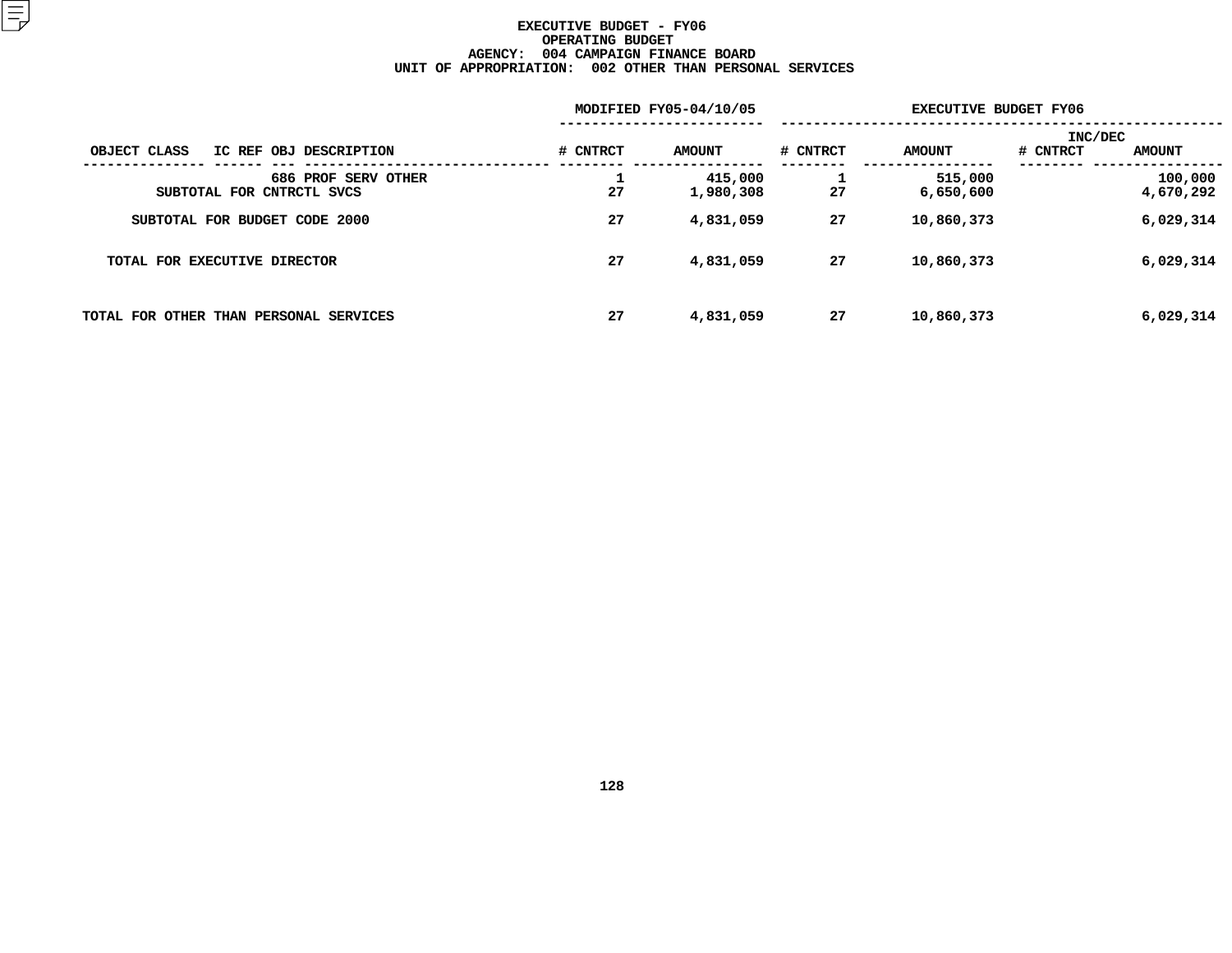# EXECUTIVE BUDGET - FY06
## OPERATING BUDGET
### AGENCY: 004 CAMPAIGN FINANCE BOARD
### UNIT OF APPROPRIATION: 002 OTHER THAN PERSONAL SERVICES

| OBJECT CLASS | IC REF | OBJ | DESCRIPTION | MODIFIED FY05-04/10/05 # CNTRCT | MODIFIED FY05-04/10/05 AMOUNT | EXECUTIVE BUDGET FY06 # CNTRCT | EXECUTIVE BUDGET FY06 AMOUNT | INC/DEC # CNTRCT | INC/DEC AMOUNT |
|---|---|---|---|---|---|---|---|---|---|
| | | 686 | PROF SERV OTHER | 1 | 415,000 | 1 | 515,000 | | 100,000 |
| SUBTOTAL FOR CNTRCTL SVCS | | | | 27 | 1,980,308 | 27 | 6,650,600 | | 4,670,292 |
| SUBTOTAL FOR BUDGET CODE 2000 | | | | 27 | 4,831,059 | 27 | 10,860,373 | | 6,029,314 |
| TOTAL FOR EXECUTIVE DIRECTOR | | | | 27 | 4,831,059 | 27 | 10,860,373 | | 6,029,314 |
| TOTAL FOR OTHER THAN PERSONAL SERVICES | | | | 27 | 4,831,059 | 27 | 10,860,373 | | 6,029,314 |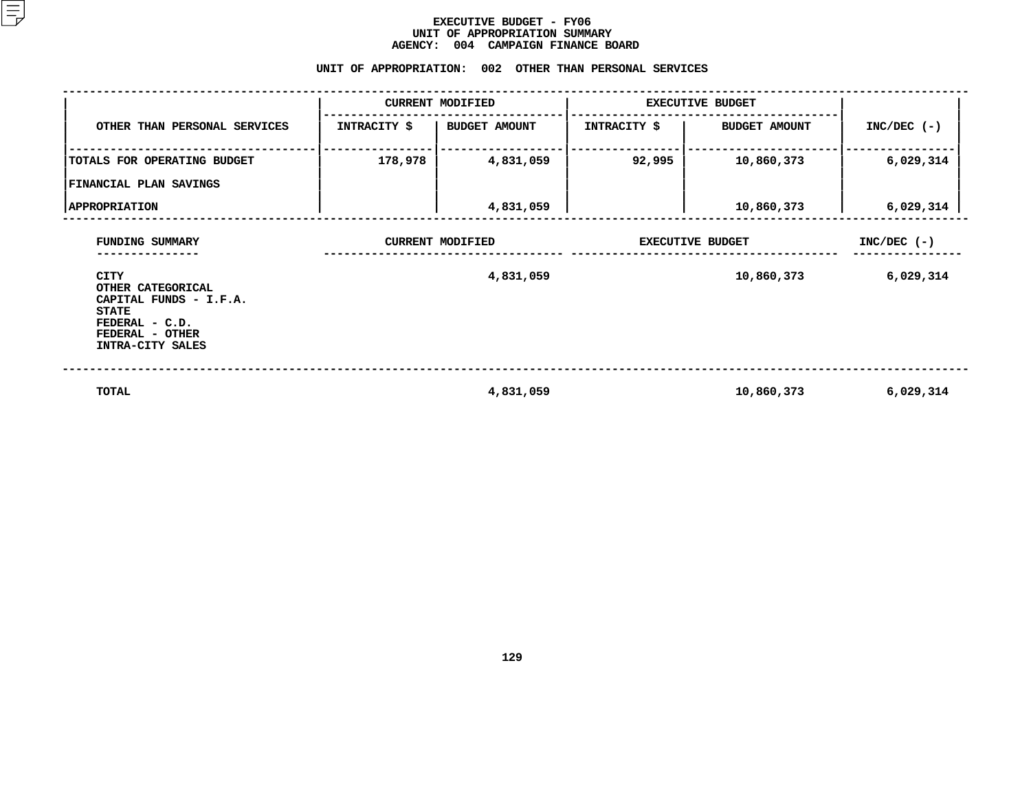# EXECUTIVE BUDGET - FY06
## UNIT OF APPROPRIATION SUMMARY
## AGENCY: 004 CAMPAIGN FINANCE BOARD

### UNIT OF APPROPRIATION: 002 OTHER THAN PERSONAL SERVICES

| OTHER THAN PERSONAL SERVICES | CURRENT MODIFIED | | EXECUTIVE BUDGET | | INC/DEC (-) |
|---|---|---|---|---|---|
| | INTRACITY $ | BUDGET AMOUNT | INTRACITY $ | BUDGET AMOUNT | |
| TOTALS FOR OPERATING BUDGET | 178,978 | 4,831,059 | 92,995 | 10,860,373 | 6,029,314 |
| FINANCIAL PLAN SAVINGS | | | | | |
| APPROPRIATION | | 4,831,059 | | 10,860,373 | 6,029,314 |

| FUNDING SUMMARY | CURRENT MODIFIED | EXECUTIVE BUDGET | INC/DEC (-) |
|---|---|---|---|
| CITY | 4,831,059 | 10,860,373 | 6,029,314 |
| OTHER CATEGORICAL | | | |
| CAPITAL FUNDS - I.F.A. | | | |
| STATE | | | |
| FEDERAL - C.D. | | | |
| FEDERAL - OTHER | | | |
| INTRA-CITY SALES | | | |
| TOTAL | 4,831,059 | 10,860,373 | 6,029,314 |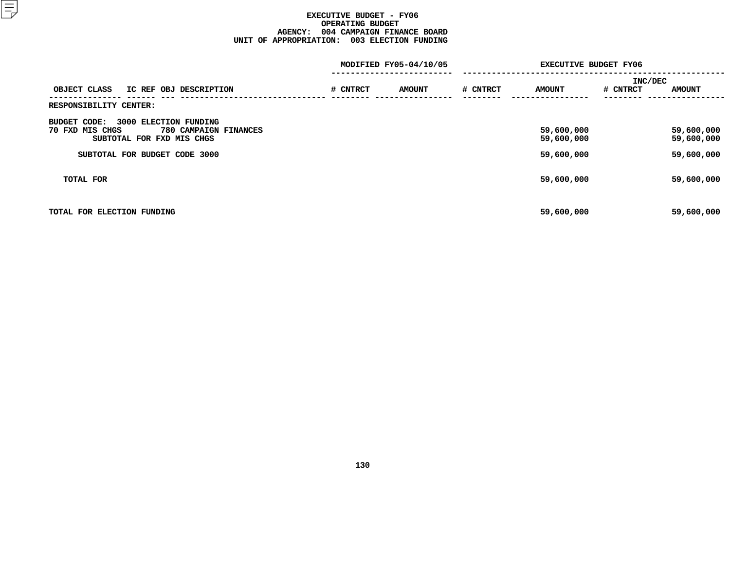# EXECUTIVE BUDGET - FY06
## OPERATING BUDGET
### AGENCY: 004 CAMPAIGN FINANCE BOARD
### UNIT OF APPROPRIATION: 003 ELECTION FUNDING

| OBJECT CLASS | IC REF | OBJ | DESCRIPTION | MODIFIED FY05-04/10/05 # CNTRCT | MODIFIED FY05-04/10/05 AMOUNT | EXECUTIVE BUDGET FY06 # CNTRCT | EXECUTIVE BUDGET FY06 AMOUNT | INC/DEC # CNTRCT | INC/DEC AMOUNT |
|---|---|---|---|---|---|---|---|---|---|
| RESPONSIBILITY CENTER: | | | | | | | | | |
| BUDGET CODE: 3000 ELECTION FUNDING | | | | | | | | | |
| 70 FXD MIS CHGS | | 780 | CAMPAIGN FINANCES | | | | 59,600,000 | | 59,600,000 |
| SUBTOTAL FOR FXD MIS CHGS | | | | | | | 59,600,000 | | 59,600,000 |
| SUBTOTAL FOR BUDGET CODE 3000 | | | | | | | 59,600,000 | | 59,600,000 |
| TOTAL FOR | | | | | | | 59,600,000 | | 59,600,000 |
| TOTAL FOR ELECTION FUNDING | | | | | | | 59,600,000 | | 59,600,000 |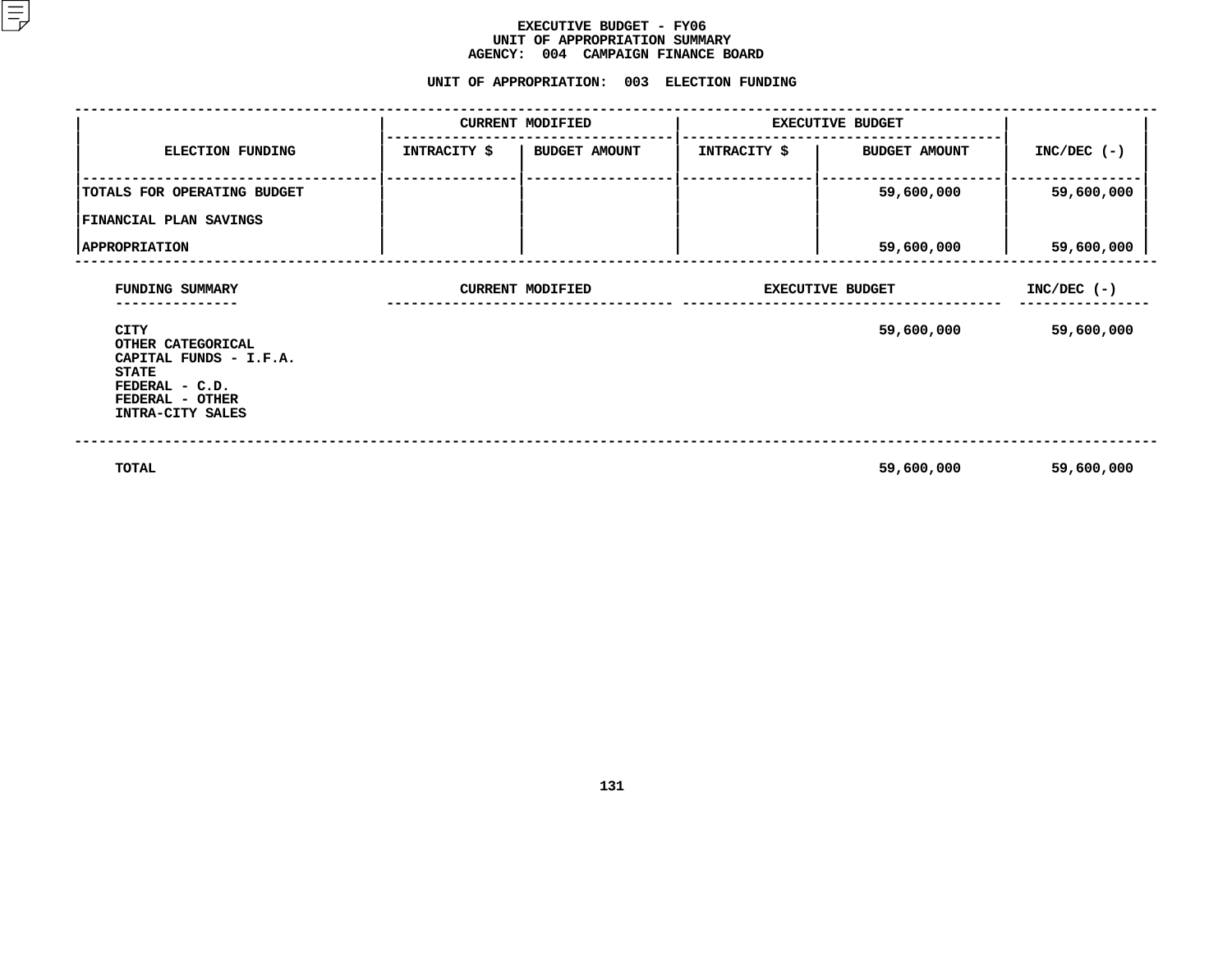# EXECUTIVE BUDGET - FY06
## UNIT OF APPROPRIATION SUMMARY
## AGENCY: 004 CAMPAIGN FINANCE BOARD

### UNIT OF APPROPRIATION: 003 ELECTION FUNDING

| ELECTION FUNDING | CURRENT MODIFIED | | EXECUTIVE BUDGET | | INC/DEC (-) |
|---|---|---|---|---|---|
| | INTRACITY $ | BUDGET AMOUNT | INTRACITY $ | BUDGET AMOUNT | |
| TOTALS FOR OPERATING BUDGET | | | | 59,600,000 | 59,600,000 |
| FINANCIAL PLAN SAVINGS | | | | | |
| APPROPRIATION | | | | 59,600,000 | 59,600,000 |

| FUNDING SUMMARY | CURRENT MODIFIED | EXECUTIVE BUDGET | INC/DEC (-) |
|---|---|---|---|
| CITY | | 59,600,000 | 59,600,000 |
| OTHER CATEGORICAL | | | |
| CAPITAL FUNDS - I.F.A. | | | |
| STATE | | | |
| FEDERAL - C.D. | | | |
| FEDERAL - OTHER | | | |
| INTRA-CITY SALES | | | |
| TOTAL | | 59,600,000 | 59,600,000 |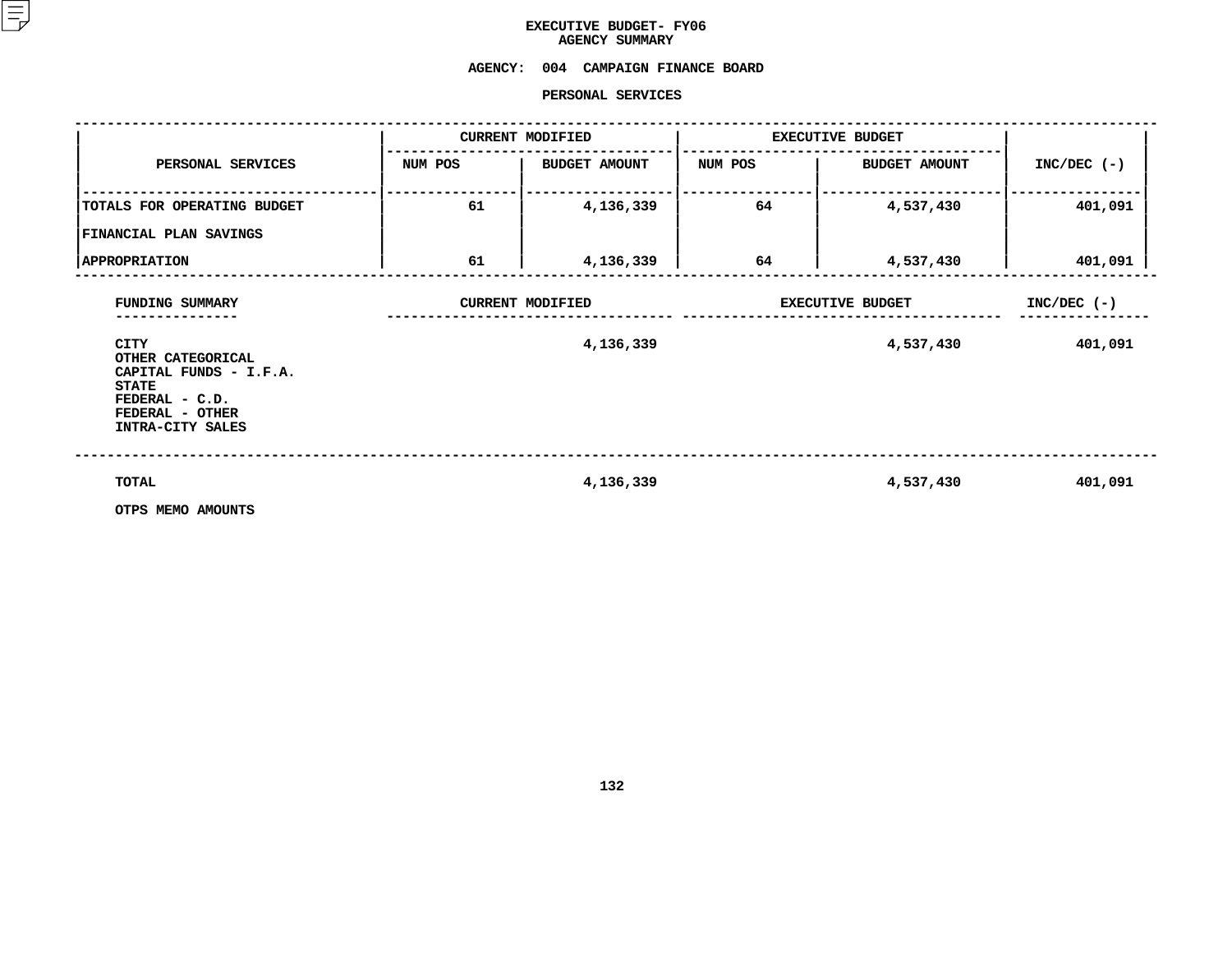# EXECUTIVE BUDGET- FY06
## AGENCY SUMMARY

**AGENCY: 004 CAMPAIGN FINANCE BOARD**

**PERSONAL SERVICES**

| PERSONAL SERVICES | CURRENT MODIFIED | | EXECUTIVE BUDGET | | INC/DEC (-) |
|---|---|---|---|---|---|
| | NUM POS | BUDGET AMOUNT | NUM POS | BUDGET AMOUNT | |
| TOTALS FOR OPERATING BUDGET | 61 | 4,136,339 | 64 | 4,537,430 | 401,091 |
| FINANCIAL PLAN SAVINGS | | | | | |
| APPROPRIATION | 61 | 4,136,339 | 64 | 4,537,430 | 401,091 |

| FUNDING SUMMARY | CURRENT MODIFIED | EXECUTIVE BUDGET | INC/DEC (-) |
|---|---|---|---|
| CITY | 4,136,339 | 4,537,430 | 401,091 |
| OTHER CATEGORICAL | | | |
| CAPITAL FUNDS - I.F.A. | | | |
| STATE | | | |
| FEDERAL - C.D. | | | |
| FEDERAL - OTHER | | | |
| INTRA-CITY SALES | | | |
| TOTAL | 4,136,339 | 4,537,430 | 401,091 |
| OTPS MEMO AMOUNTS | | | |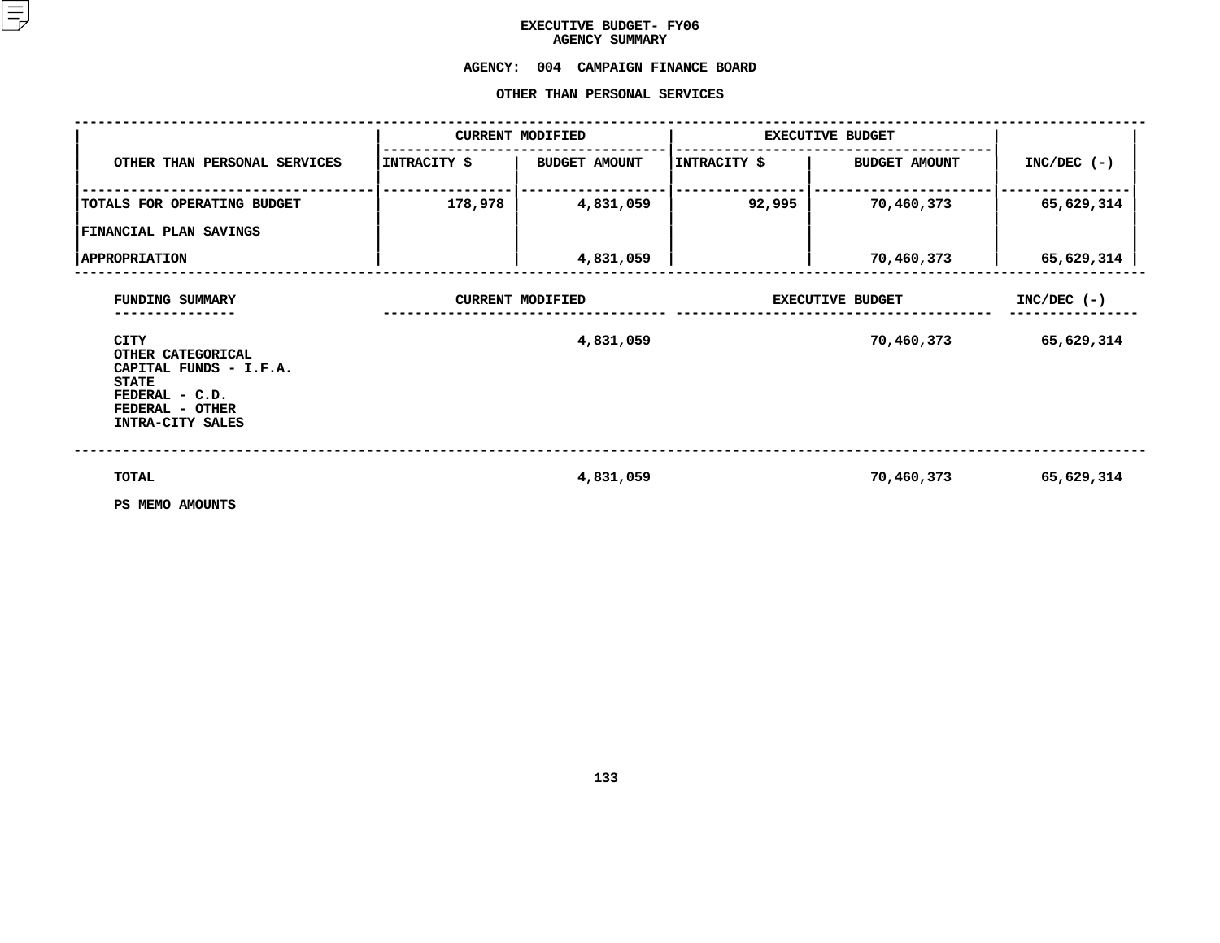# EXECUTIVE BUDGET- FY06
## AGENCY SUMMARY

**AGENCY: 004 CAMPAIGN FINANCE BOARD**

**OTHER THAN PERSONAL SERVICES**

| OTHER THAN PERSONAL SERVICES | CURRENT MODIFIED | | EXECUTIVE BUDGET | | INC/DEC (-) |
|---|---|---|---|---|---|
| | INTRACITY $ | BUDGET AMOUNT | INTRACITY $ | BUDGET AMOUNT | |
| TOTALS FOR OPERATING BUDGET | 178,978 | 4,831,059 | 92,995 | 70,460,373 | 65,629,314 |
| FINANCIAL PLAN SAVINGS | | | | | |
| APPROPRIATION | | 4,831,059 | | 70,460,373 | 65,629,314 |

| FUNDING SUMMARY | CURRENT MODIFIED | EXECUTIVE BUDGET | INC/DEC (-) |
|---|---|---|---|
| CITY | 4,831,059 | 70,460,373 | 65,629,314 |
| OTHER CATEGORICAL | | | |
| CAPITAL FUNDS - I.F.A. | | | |
| STATE | | | |
| FEDERAL - C.D. | | | |
| FEDERAL - OTHER | | | |
| INTRA-CITY SALES | | | |
| TOTAL | 4,831,059 | 70,460,373 | 65,629,314 |
| PS MEMO AMOUNTS | | | |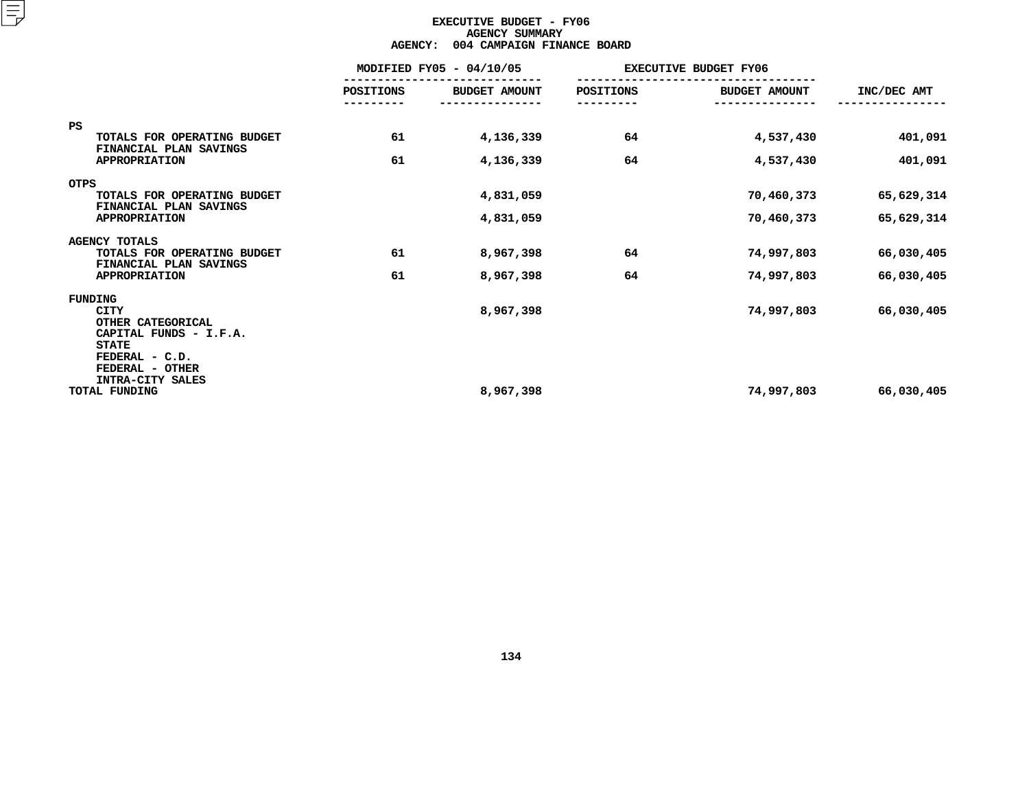# EXECUTIVE BUDGET - FY06
## AGENCY SUMMARY
### AGENCY: 004 CAMPAIGN FINANCE BOARD

| | MODIFIED FY05 - 04/10/05 | | EXECUTIVE BUDGET FY06 | | |
|---|---|---|---|---|---|
| | POSITIONS | BUDGET AMOUNT | POSITIONS | BUDGET AMOUNT | INC/DEC AMT |
| **PS** | | | | | |
| TOTALS FOR OPERATING BUDGET | 61 | 4,136,339 | 64 | 4,537,430 | 401,091 |
| FINANCIAL PLAN SAVINGS | | | | | |
| APPROPRIATION | 61 | 4,136,339 | 64 | 4,537,430 | 401,091 |
| **OTPS** | | | | | |
| TOTALS FOR OPERATING BUDGET | | 4,831,059 | | 70,460,373 | 65,629,314 |
| FINANCIAL PLAN SAVINGS | | | | | |
| APPROPRIATION | | 4,831,059 | | 70,460,373 | 65,629,314 |
| **AGENCY TOTALS** | | | | | |
| TOTALS FOR OPERATING BUDGET | 61 | 8,967,398 | 64 | 74,997,803 | 66,030,405 |
| FINANCIAL PLAN SAVINGS | | | | | |
| APPROPRIATION | 61 | 8,967,398 | 64 | 74,997,803 | 66,030,405 |
| **FUNDING** | | | | | |
| CITY | | 8,967,398 | | 74,997,803 | 66,030,405 |
| OTHER CATEGORICAL | | | | | |
| CAPITAL FUNDS - I.F.A. | | | | | |
| STATE | | | | | |
| FEDERAL - C.D. | | | | | |
| FEDERAL - OTHER | | | | | |
| INTRA-CITY SALES | | | | | |
| TOTAL FUNDING | | 8,967,398 | | 74,997,803 | 66,030,405 |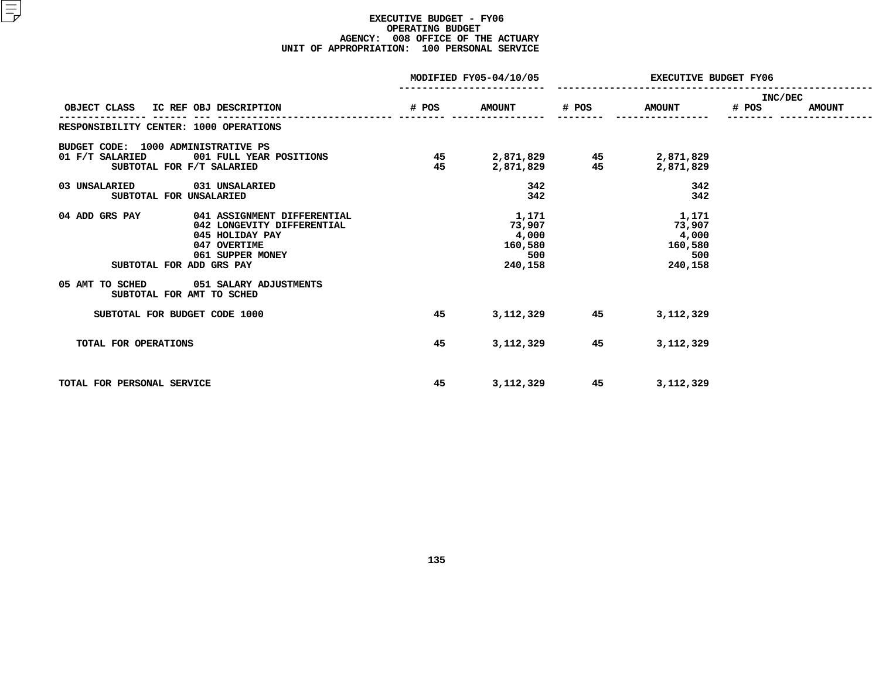# EXECUTIVE BUDGET - FY06
## OPERATING BUDGET
### AGENCY: 008 OFFICE OF THE ACTUARY
### UNIT OF APPROPRIATION: 100 PERSONAL SERVICE

| OBJECT CLASS | IC REF OBJ DESCRIPTION | MODIFIED FY05-04/10/05 # POS | MODIFIED FY05-04/10/05 AMOUNT | EXECUTIVE BUDGET FY06 # POS | EXECUTIVE BUDGET FY06 AMOUNT | INC/DEC # POS | INC/DEC AMOUNT |
|---|---|---|---|---|---|---|---|
| RESPONSIBILITY CENTER: 1000 OPERATIONS | | | | | | | |
| BUDGET CODE: 1000 ADMINISTRATIVE PS | | | | | | | |
| 01 F/T SALARIED | 001 FULL YEAR POSITIONS | 45 | 2,871,829 | 45 | 2,871,829 | | |
| SUBTOTAL FOR F/T SALARIED | | 45 | 2,871,829 | 45 | 2,871,829 | | |
| 03 UNSALARIED | 031 UNSALARIED | | 342 | | 342 | | |
| SUBTOTAL FOR UNSALARIED | | | 342 | | 342 | | |
| 04 ADD GRS PAY | 041 ASSIGNMENT DIFFERENTIAL | | 1,171 | | 1,171 | | |
| | 042 LONGEVITY DIFFERENTIAL | | 73,907 | | 73,907 | | |
| | 045 HOLIDAY PAY | | 4,000 | | 4,000 | | |
| | 047 OVERTIME | | 160,580 | | 160,580 | | |
| | 061 SUPPER MONEY | | 500 | | 500 | | |
| SUBTOTAL FOR ADD GRS PAY | | | 240,158 | | 240,158 | | |
| 05 AMT TO SCHED | 051 SALARY ADJUSTMENTS | | | | | | |
| SUBTOTAL FOR AMT TO SCHED | | | | | | | |
| SUBTOTAL FOR BUDGET CODE 1000 | | 45 | 3,112,329 | 45 | 3,112,329 | | |
| TOTAL FOR OPERATIONS | | 45 | 3,112,329 | 45 | 3,112,329 | | |
| TOTAL FOR PERSONAL SERVICE | | 45 | 3,112,329 | 45 | 3,112,329 | | |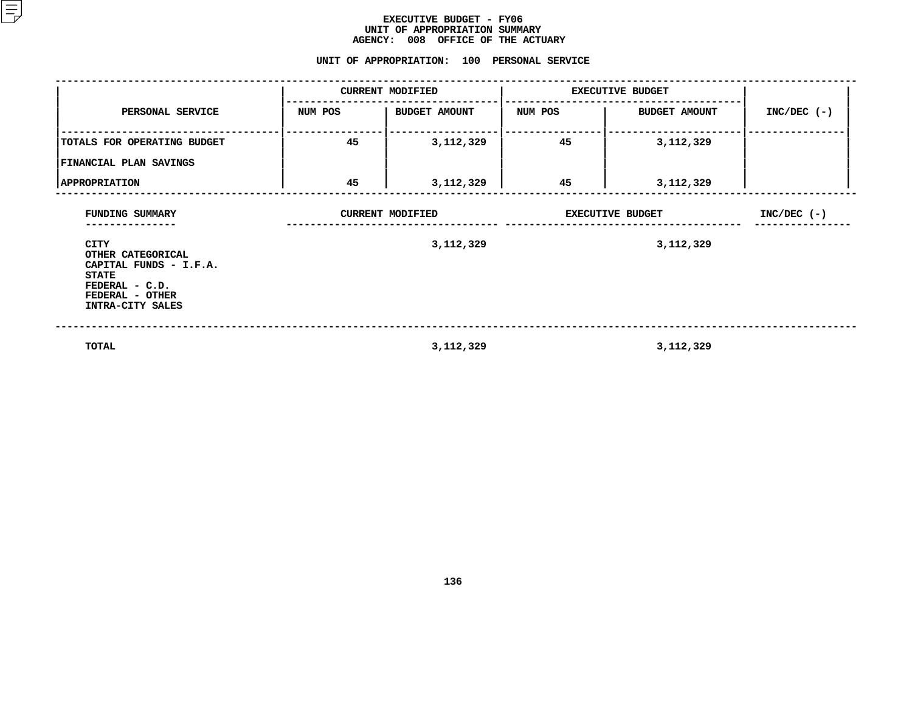# EXECUTIVE BUDGET - FY06
## UNIT OF APPROPRIATION SUMMARY
## AGENCY: 008 OFFICE OF THE ACTUARY

### UNIT OF APPROPRIATION: 100 PERSONAL SERVICE

| PERSONAL SERVICE | CURRENT MODIFIED | | EXECUTIVE BUDGET | | INC/DEC (-) |
|---|---|---|---|---|---|
| | NUM POS | BUDGET AMOUNT | NUM POS | BUDGET AMOUNT | |
| TOTALS FOR OPERATING BUDGET | 45 | 3,112,329 | 45 | 3,112,329 | |
| FINANCIAL PLAN SAVINGS | | | | | |
| APPROPRIATION | 45 | 3,112,329 | 45 | 3,112,329 | |

| FUNDING SUMMARY | CURRENT MODIFIED | EXECUTIVE BUDGET | INC/DEC (-) |
|---|---|---|---|
| CITY | 3,112,329 | 3,112,329 | |
| OTHER CATEGORICAL | | | |
| CAPITAL FUNDS - I.F.A. | | | |
| STATE | | | |
| FEDERAL - C.D. | | | |
| FEDERAL - OTHER | | | |
| INTRA-CITY SALES | | | |
| TOTAL | 3,112,329 | 3,112,329 | |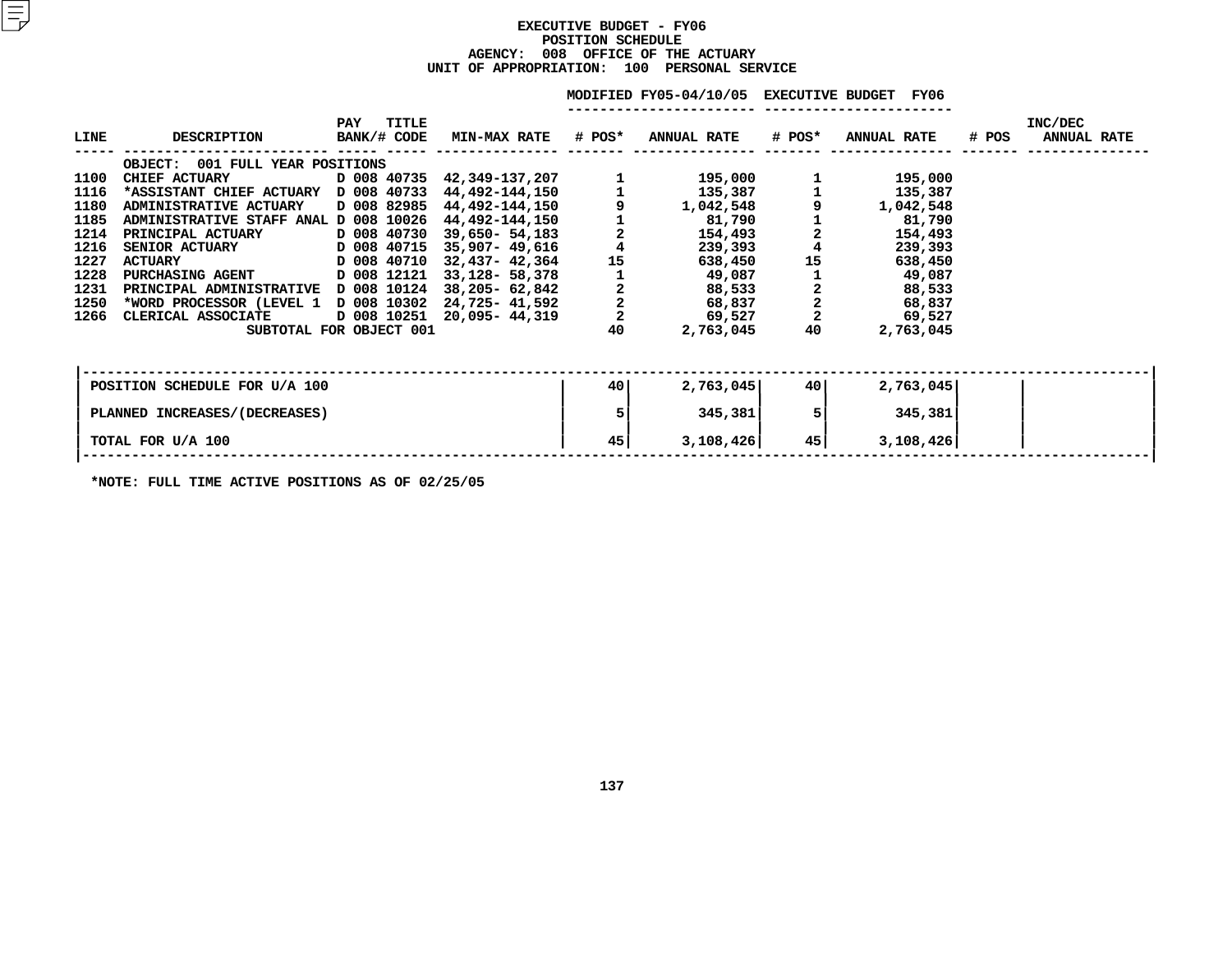# EXECUTIVE BUDGET - FY06
## POSITION SCHEDULE
### AGENCY: 008 OFFICE OF THE ACTUARY
### UNIT OF APPROPRIATION: 100 PERSONAL SERVICE

| LINE | DESCRIPTION | PAY BANK/# | TITLE CODE | MIN-MAX RATE | MODIFIED FY05-04/10/05 # POS* | MODIFIED FY05-04/10/05 ANNUAL RATE | EXECUTIVE BUDGET FY06 # POS* | EXECUTIVE BUDGET FY06 ANNUAL RATE | INC/DEC # POS | INC/DEC ANNUAL RATE |
|---|---|---|---|---|---|---|---|---|---|---|
| | OBJECT: 001 FULL YEAR POSITIONS | | | | | | | | | |
| 1100 | CHIEF ACTUARY | D 008 | 40735 | 42,349-137,207 | 1 | 195,000 | 1 | 195,000 | | |
| 1116 | *ASSISTANT CHIEF ACTUARY | D 008 | 40733 | 44,492-144,150 | 1 | 135,387 | 1 | 135,387 | | |
| 1180 | ADMINISTRATIVE ACTUARY | D 008 | 82985 | 44,492-144,150 | 9 | 1,042,548 | 9 | 1,042,548 | | |
| 1185 | ADMINISTRATIVE STAFF ANAL | D 008 | 10026 | 44,492-144,150 | 1 | 81,790 | 1 | 81,790 | | |
| 1214 | PRINCIPAL ACTUARY | D 008 | 40730 | 39,650- 54,183 | 2 | 154,493 | 2 | 154,493 | | |
| 1216 | SENIOR ACTUARY | D 008 | 40715 | 35,907- 49,616 | 4 | 239,393 | 4 | 239,393 | | |
| 1227 | ACTUARY | D 008 | 40710 | 32,437- 42,364 | 15 | 638,450 | 15 | 638,450 | | |
| 1228 | PURCHASING AGENT | D 008 | 12121 | 33,128- 58,378 | 1 | 49,087 | 1 | 49,087 | | |
| 1231 | PRINCIPAL ADMINISTRATIVE | D 008 | 10124 | 38,205- 62,842 | 2 | 88,533 | 2 | 88,533 | | |
| 1250 | *WORD PROCESSOR (LEVEL 1 | D 008 | 10302 | 24,725- 41,592 | 2 | 68,837 | 2 | 68,837 | | |
| 1266 | CLERICAL ASSOCIATE | D 008 | 10251 | 20,095- 44,319 | 2 | 69,527 | 2 | 69,527 | | |
| | SUBTOTAL FOR OBJECT 001 | | | | 40 | 2,763,045 | 40 | 2,763,045 | | |

| | # POS* | ANNUAL RATE | # POS* | ANNUAL RATE | # POS | ANNUAL RATE |
|---|---|---|---|---|---|---|
| POSITION SCHEDULE FOR U/A 100 | 40 | 2,763,045 | 40 | 2,763,045 | | |
| PLANNED INCREASES/(DECREASES) | 5 | 345,381 | 5 | 345,381 | | |
| TOTAL FOR U/A 100 | 45 | 3,108,426 | 45 | 3,108,426 | | |

*NOTE: FULL TIME ACTIVE POSITIONS AS OF 02/25/05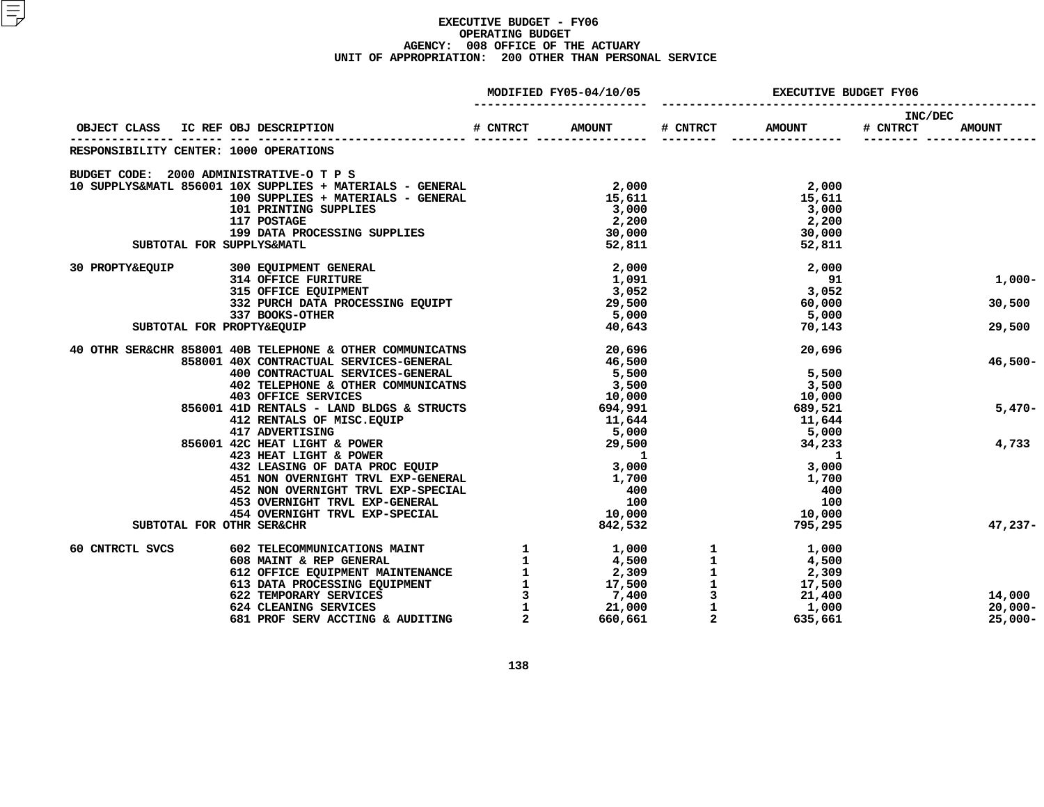# EXECUTIVE BUDGET - FY06
## OPERATING BUDGET
### AGENCY: 008 OFFICE OF THE ACTUARY
### UNIT OF APPROPRIATION: 200 OTHER THAN PERSONAL SERVICE

| OBJECT CLASS | IC REF | OBJ | DESCRIPTION | MODIFIED FY05-04/10/05 # CNTRCT | MODIFIED FY05-04/10/05 AMOUNT | EXECUTIVE BUDGET FY06 # CNTRCT | EXECUTIVE BUDGET FY06 AMOUNT | INC/DEC # CNTRCT | INC/DEC AMOUNT |
|---|---|---|---|---|---|---|---|---|---|
| RESPONSIBILITY CENTER: 1000 OPERATIONS | | | | | | | | | |
| BUDGET CODE: 2000 ADMINISTRATIVE-O T P S | | | | | | | | | |
| 10 SUPPLYS&MATL | 856001 | 10X | SUPPLIES + MATERIALS - GENERAL | | 2,000 | | 2,000 | | |
| | | 100 | SUPPLIES + MATERIALS - GENERAL | | 15,611 | | 15,611 | | |
| | | 101 | PRINTING SUPPLIES | | 3,000 | | 3,000 | | |
| | | 117 | POSTAGE | | 2,200 | | 2,200 | | |
| | | 199 | DATA PROCESSING SUPPLIES | | 30,000 | | 30,000 | | |
| SUBTOTAL FOR SUPPLYS&MATL | | | | | 52,811 | | 52,811 | | |
| 30 PROPTY&EQUIP | | 300 | EQUIPMENT GENERAL | | 2,000 | | 2,000 | | |
| | | 314 | OFFICE FURITURE | | 1,091 | | 91 | | 1,000- |
| | | 315 | OFFICE EQUIPMENT | | 3,052 | | 3,052 | | |
| | | 332 | PURCH DATA PROCESSING EQUIPT | | 29,500 | | 60,000 | | 30,500 |
| | | 337 | BOOKS-OTHER | | 5,000 | | 5,000 | | |
| SUBTOTAL FOR PROPTY&EQUIP | | | | | 40,643 | | 70,143 | | 29,500 |
| 40 OTHR SER&CHR | 858001 | 40B | TELEPHONE & OTHER COMMUNICATNS | | 20,696 | | 20,696 | | |
| | 858001 | 40X | CONTRACTUAL SERVICES-GENERAL | | 46,500 | | | | 46,500- |
| | | 400 | CONTRACTUAL SERVICES-GENERAL | | 5,500 | | 5,500 | | |
| | | 402 | TELEPHONE & OTHER COMMUNICATNS | | 3,500 | | 3,500 | | |
| | | 403 | OFFICE SERVICES | | 10,000 | | 10,000 | | |
| | 856001 | 41D | RENTALS - LAND BLDGS & STRUCTS | | 694,991 | | 689,521 | | 5,470- |
| | | 412 | RENTALS OF MISC.EQUIP | | 11,644 | | 11,644 | | |
| | | 417 | ADVERTISING | | 5,000 | | 5,000 | | |
| | 856001 | 42C | HEAT LIGHT & POWER | | 29,500 | | 34,233 | | 4,733 |
| | | 423 | HEAT LIGHT & POWER | | 1 | | 1 | | |
| | | 432 | LEASING OF DATA PROC EQUIP | | 3,000 | | 3,000 | | |
| | | 451 | NON OVERNIGHT TRVL EXP-GENERAL | | 1,700 | | 1,700 | | |
| | | 452 | NON OVERNIGHT TRVL EXP-SPECIAL | | 400 | | 400 | | |
| | | 453 | OVERNIGHT TRVL EXP-GENERAL | | 100 | | 100 | | |
| | | 454 | OVERNIGHT TRVL EXP-SPECIAL | | 10,000 | | 10,000 | | |
| SUBTOTAL FOR OTHR SER&CHR | | | | | 842,532 | | 795,295 | | 47,237- |
| 60 CNTRCTL SVCS | | 602 | TELECOMMUNICATIONS MAINT | 1 | 1,000 | 1 | 1,000 | | |
| | | 608 | MAINT & REP GENERAL | 1 | 4,500 | 1 | 4,500 | | |
| | | 612 | OFFICE EQUIPMENT MAINTENANCE | 1 | 2,309 | 1 | 2,309 | | |
| | | 613 | DATA PROCESSING EQUIPMENT | 1 | 17,500 | 1 | 17,500 | | |
| | | 622 | TEMPORARY SERVICES | 3 | 7,400 | 3 | 21,400 | | 14,000 |
| | | 624 | CLEANING SERVICES | 1 | 21,000 | 1 | 1,000 | | 20,000- |
| | | 681 | PROF SERV ACCTING & AUDITING | 2 | 660,661 | 2 | 635,661 | | 25,000- |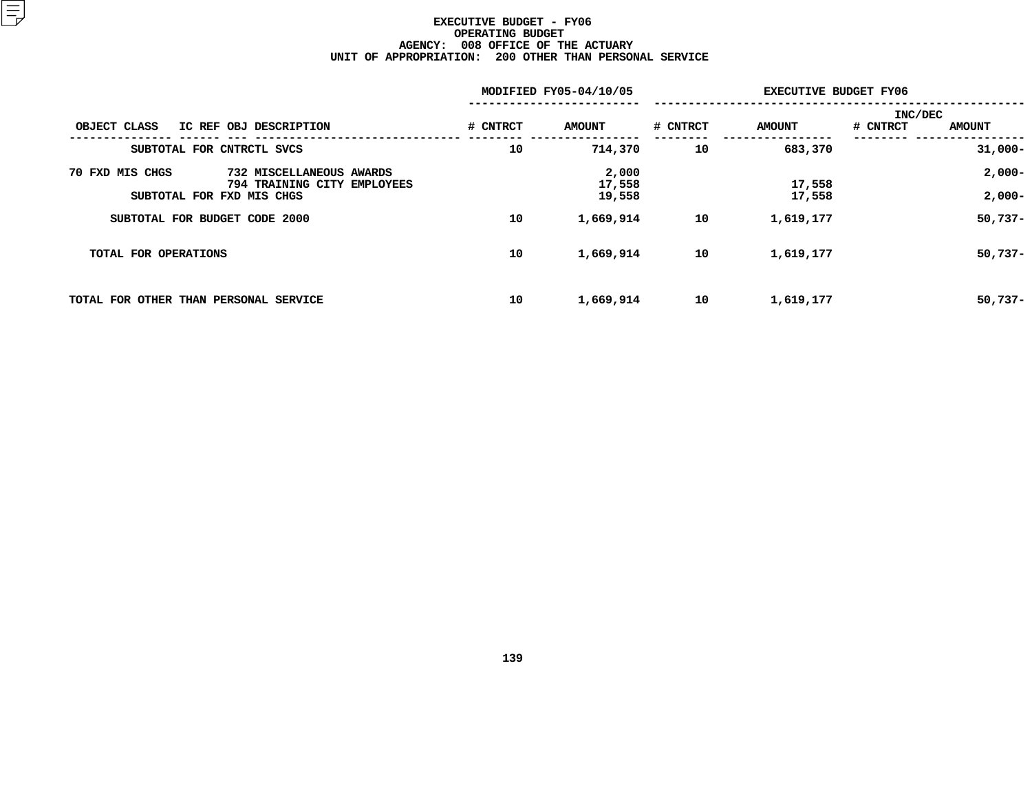# EXECUTIVE BUDGET - FY06
## OPERATING BUDGET
### AGENCY: 008 OFFICE OF THE ACTUARY
### UNIT OF APPROPRIATION: 200 OTHER THAN PERSONAL SERVICE

| OBJECT CLASS | IC REF OBJ DESCRIPTION | MODIFIED FY05-04/10/05 # CNTRCT | MODIFIED FY05-04/10/05 AMOUNT | EXECUTIVE BUDGET FY06 # CNTRCT | EXECUTIVE BUDGET FY06 AMOUNT | INC/DEC # CNTRCT | INC/DEC AMOUNT |
|---|---|---|---|---|---|---|---|
| SUBTOTAL FOR CNTRCTL SVCS | | 10 | 714,370 | 10 | 683,370 | | 31,000- |
| 70 FXD MIS CHGS | 732 MISCELLANEOUS AWARDS | | 2,000 | | | | 2,000- |
| | 794 TRAINING CITY EMPLOYEES | | 17,558 | | 17,558 | | |
| SUBTOTAL FOR FXD MIS CHGS | | | 19,558 | | 17,558 | | 2,000- |
| SUBTOTAL FOR BUDGET CODE 2000 | | 10 | 1,669,914 | 10 | 1,619,177 | | 50,737- |
| TOTAL FOR OPERATIONS | | 10 | 1,669,914 | 10 | 1,619,177 | | 50,737- |
| TOTAL FOR OTHER THAN PERSONAL SERVICE | | 10 | 1,669,914 | 10 | 1,619,177 | | 50,737- |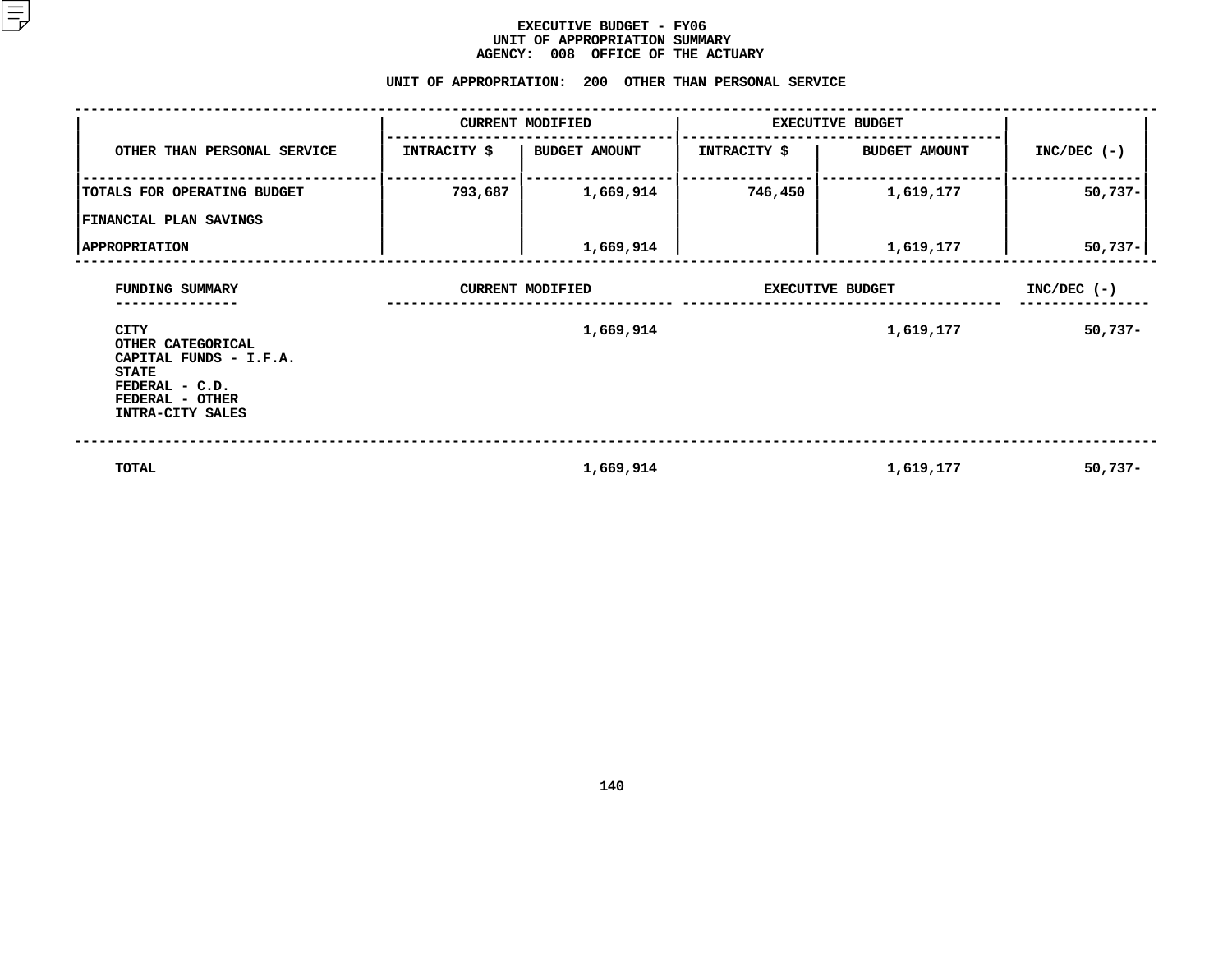# EXECUTIVE BUDGET - FY06
## UNIT OF APPROPRIATION SUMMARY
## AGENCY: 008 OFFICE OF THE ACTUARY

### UNIT OF APPROPRIATION: 200 OTHER THAN PERSONAL SERVICE

| OTHER THAN PERSONAL SERVICE | CURRENT MODIFIED | | EXECUTIVE BUDGET | | INC/DEC (-) |
|---|---|---|---|---|---|
| | INTRACITY $ | BUDGET AMOUNT | INTRACITY $ | BUDGET AMOUNT | |
| TOTALS FOR OPERATING BUDGET | 793,687 | 1,669,914 | 746,450 | 1,619,177 | 50,737- |
| FINANCIAL PLAN SAVINGS | | | | | |
| APPROPRIATION | | 1,669,914 | | 1,619,177 | 50,737- |

| FUNDING SUMMARY | CURRENT MODIFIED | EXECUTIVE BUDGET | INC/DEC (-) |
|---|---|---|---|
| CITY | 1,669,914 | 1,619,177 | 50,737- |
| OTHER CATEGORICAL | | | |
| CAPITAL FUNDS - I.F.A. | | | |
| STATE | | | |
| FEDERAL - C.D. | | | |
| FEDERAL - OTHER | | | |
| INTRA-CITY SALES | | | |
| TOTAL | 1,669,914 | 1,619,177 | 50,737- |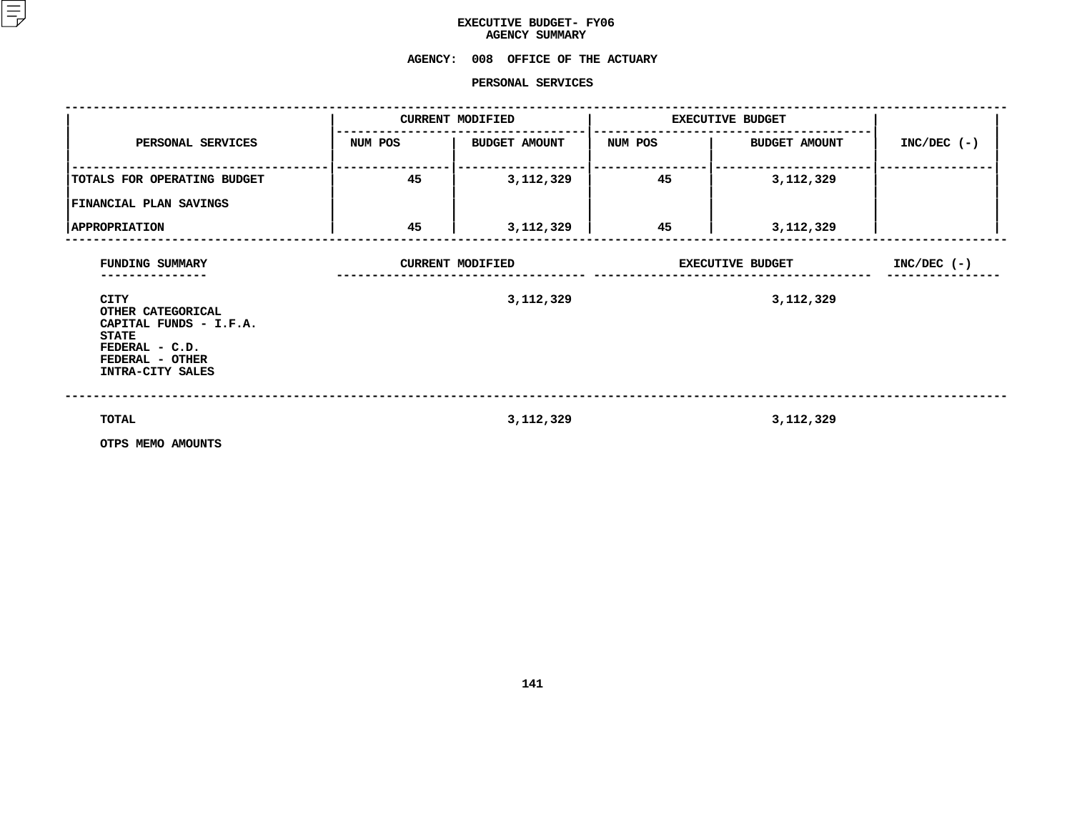# EXECUTIVE BUDGET- FY06
## AGENCY SUMMARY

### AGENCY: 008 OFFICE OF THE ACTUARY

### PERSONAL SERVICES

| PERSONAL SERVICES | CURRENT MODIFIED | | EXECUTIVE BUDGET | | INC/DEC (-) |
|---|---|---|---|---|---|
| | NUM POS | BUDGET AMOUNT | NUM POS | BUDGET AMOUNT | |
| TOTALS FOR OPERATING BUDGET | 45 | 3,112,329 | 45 | 3,112,329 | |
| FINANCIAL PLAN SAVINGS | | | | | |
| APPROPRIATION | 45 | 3,112,329 | 45 | 3,112,329 | |

| FUNDING SUMMARY | CURRENT MODIFIED | EXECUTIVE BUDGET | INC/DEC (-) |
|---|---|---|---|
| CITY | 3,112,329 | 3,112,329 | |
| OTHER CATEGORICAL | | | |
| CAPITAL FUNDS - I.F.A. | | | |
| STATE | | | |
| FEDERAL - C.D. | | | |
| FEDERAL - OTHER | | | |
| INTRA-CITY SALES | | | |
| TOTAL | 3,112,329 | 3,112,329 | |
| OTPS MEMO AMOUNTS | | | |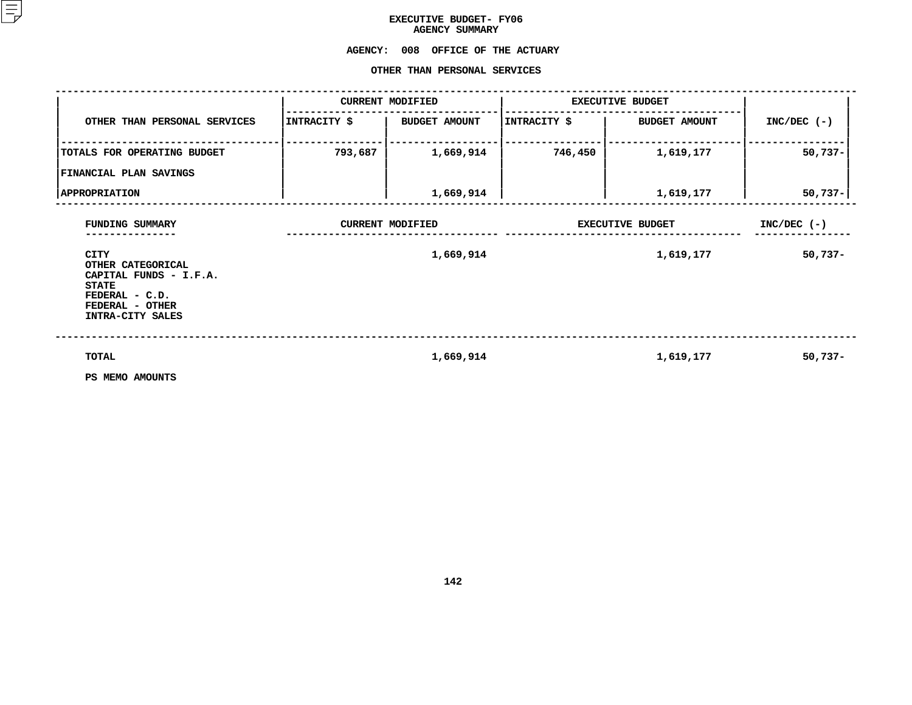# EXECUTIVE BUDGET- FY06
## AGENCY SUMMARY

**AGENCY: 008 OFFICE OF THE ACTUARY**

**OTHER THAN PERSONAL SERVICES**

| OTHER THAN PERSONAL SERVICES | CURRENT MODIFIED | | EXECUTIVE BUDGET | | INC/DEC (-) |
|---|---|---|---|---|---|
| | INTRACITY $ | BUDGET AMOUNT | INTRACITY $ | BUDGET AMOUNT | |
| TOTALS FOR OPERATING BUDGET | 793,687 | 1,669,914 | 746,450 | 1,619,177 | 50,737- |
| FINANCIAL PLAN SAVINGS | | | | | |
| APPROPRIATION | | 1,669,914 | | 1,619,177 | 50,737- |

| FUNDING SUMMARY | CURRENT MODIFIED | EXECUTIVE BUDGET | INC/DEC (-) |
|---|---|---|---|
| CITY | 1,669,914 | 1,619,177 | 50,737- |
| OTHER CATEGORICAL | | | |
| CAPITAL FUNDS - I.F.A. | | | |
| STATE | | | |
| FEDERAL - C.D. | | | |
| FEDERAL - OTHER | | | |
| INTRA-CITY SALES | | | |
| TOTAL | 1,669,914 | 1,619,177 | 50,737- |
| PS MEMO AMOUNTS | | | |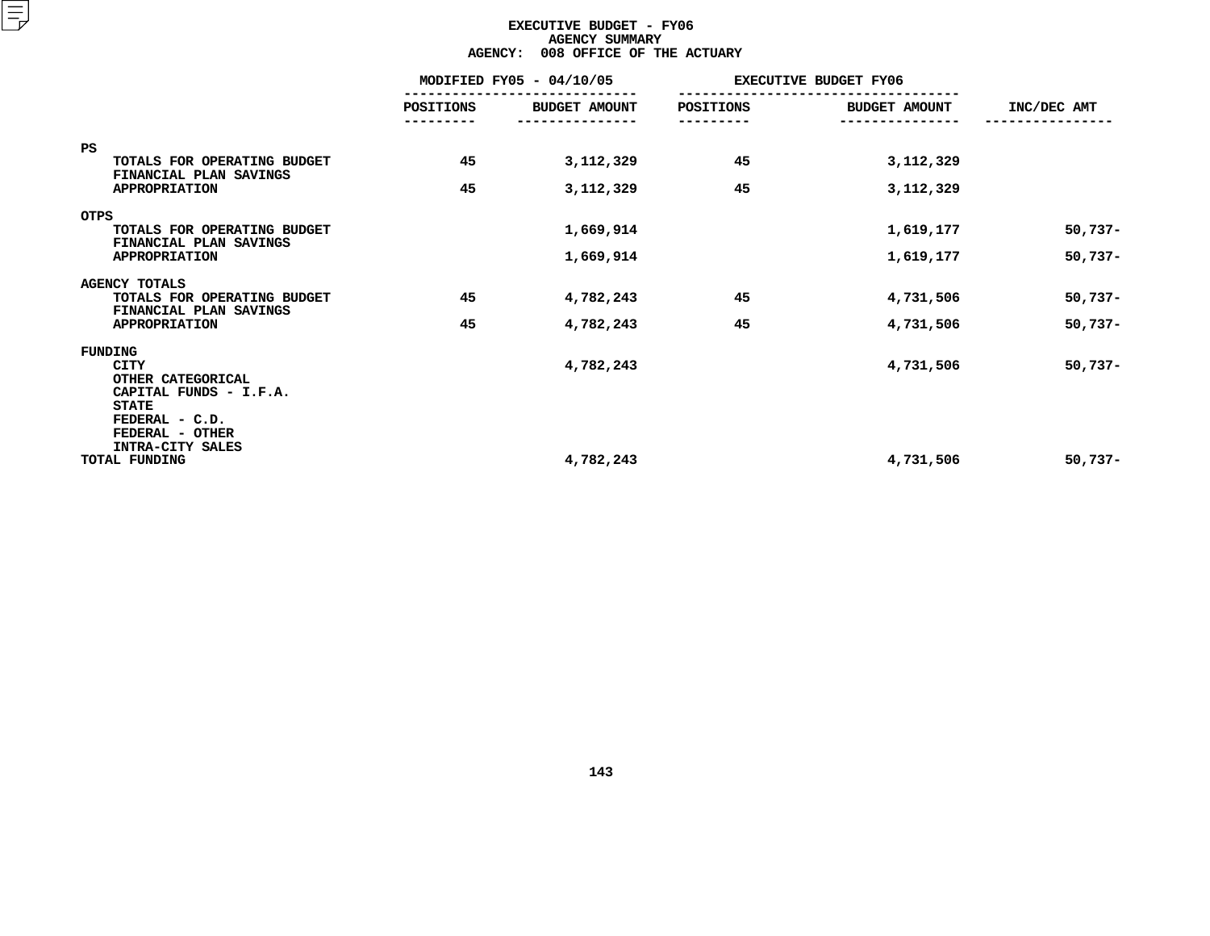# EXECUTIVE BUDGET - FY06
## AGENCY SUMMARY
## AGENCY: 008 OFFICE OF THE ACTUARY

| | MODIFIED FY05 - 04/10/05 | | EXECUTIVE BUDGET FY06 | | |
|---|---|---|---|---|---|
| | POSITIONS | BUDGET AMOUNT | POSITIONS | BUDGET AMOUNT | INC/DEC AMT |
| **PS** | | | | | |
| TOTALS FOR OPERATING BUDGET | 45 | 3,112,329 | 45 | 3,112,329 | |
| FINANCIAL PLAN SAVINGS | | | | | |
| APPROPRIATION | 45 | 3,112,329 | 45 | 3,112,329 | |
| **OTPS** | | | | | |
| TOTALS FOR OPERATING BUDGET | | 1,669,914 | | 1,619,177 | 50,737- |
| FINANCIAL PLAN SAVINGS | | | | | |
| APPROPRIATION | | 1,669,914 | | 1,619,177 | 50,737- |
| **AGENCY TOTALS** | | | | | |
| TOTALS FOR OPERATING BUDGET | 45 | 4,782,243 | 45 | 4,731,506 | 50,737- |
| FINANCIAL PLAN SAVINGS | | | | | |
| APPROPRIATION | 45 | 4,782,243 | 45 | 4,731,506 | 50,737- |
| **FUNDING** | | | | | |
| CITY | | 4,782,243 | | 4,731,506 | 50,737- |
| OTHER CATEGORICAL | | | | | |
| CAPITAL FUNDS - I.F.A. | | | | | |
| STATE | | | | | |
| FEDERAL - C.D. | | | | | |
| FEDERAL - OTHER | | | | | |
| INTRA-CITY SALES | | | | | |
| TOTAL FUNDING | | 4,782,243 | | 4,731,506 | 50,737- |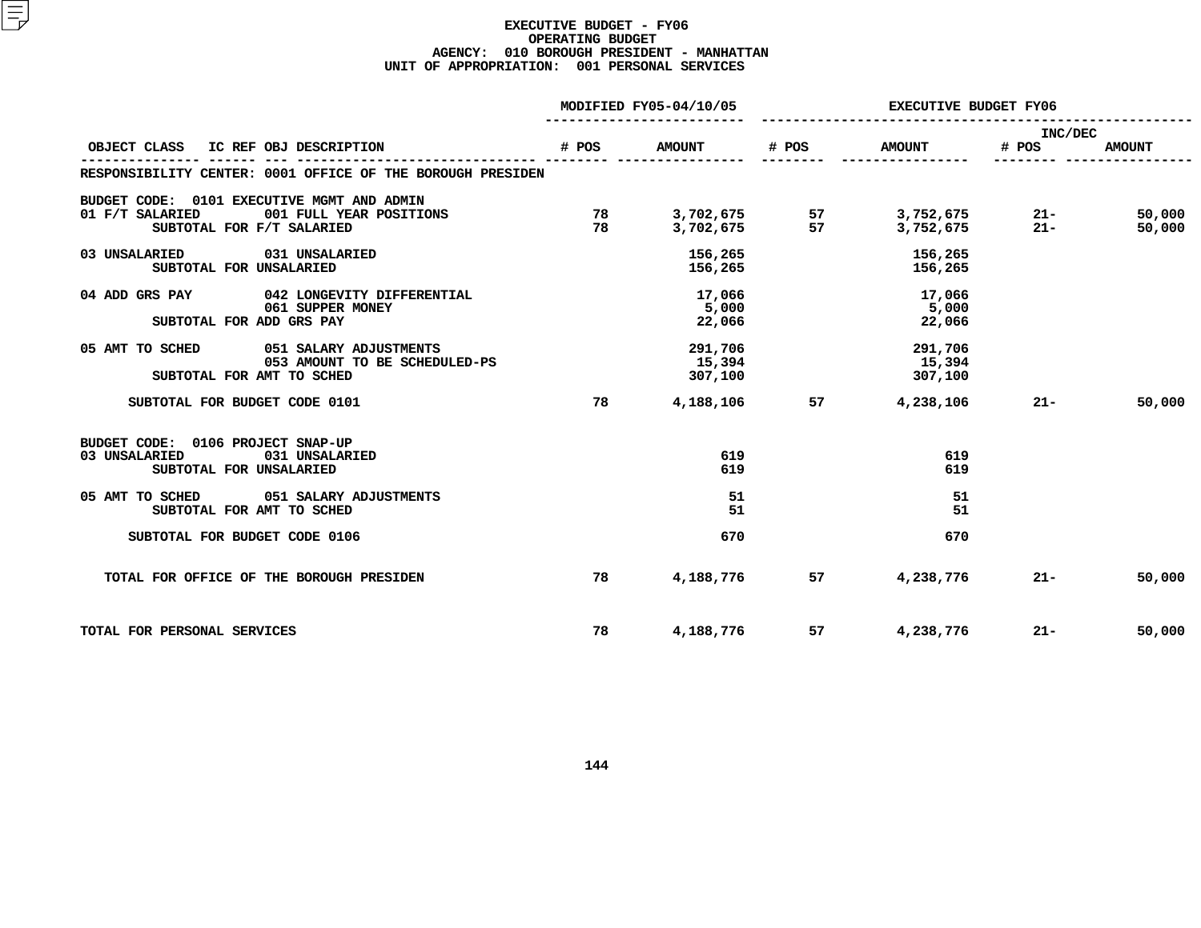# EXECUTIVE BUDGET - FY06
## OPERATING BUDGET
### AGENCY: 010 BOROUGH PRESIDENT - MANHATTAN
### UNIT OF APPROPRIATION: 001 PERSONAL SERVICES

| OBJECT CLASS | IC REF OBJ DESCRIPTION | MODIFIED FY05-04/10/05 # POS | MODIFIED FY05-04/10/05 AMOUNT | EXECUTIVE BUDGET FY06 # POS | EXECUTIVE BUDGET FY06 AMOUNT | INC/DEC # POS | INC/DEC AMOUNT |
|---|---|---|---|---|---|---|---|
| RESPONSIBILITY CENTER: 0001 OFFICE OF THE BOROUGH PRESIDEN | | | | | | | |
| BUDGET CODE: 0101 EXECUTIVE MGMT AND ADMIN | | | | | | | |
| 01 F/T SALARIED | 001 FULL YEAR POSITIONS | 78 | 3,702,675 | 57 | 3,752,675 | 21- | 50,000 |
| SUBTOTAL FOR F/T SALARIED | | 78 | 3,702,675 | 57 | 3,752,675 | 21- | 50,000 |
| 03 UNSALARIED | 031 UNSALARIED | | 156,265 | | 156,265 | | |
| SUBTOTAL FOR UNSALARIED | | | 156,265 | | 156,265 | | |
| 04 ADD GRS PAY | 042 LONGEVITY DIFFERENTIAL | | 17,066 | | 17,066 | | |
| | 061 SUPPER MONEY | | 5,000 | | 5,000 | | |
| SUBTOTAL FOR ADD GRS PAY | | | 22,066 | | 22,066 | | |
| 05 AMT TO SCHED | 051 SALARY ADJUSTMENTS | | 291,706 | | 291,706 | | |
| | 053 AMOUNT TO BE SCHEDULED-PS | | 15,394 | | 15,394 | | |
| SUBTOTAL FOR AMT TO SCHED | | | 307,100 | | 307,100 | | |
| SUBTOTAL FOR BUDGET CODE 0101 | | 78 | 4,188,106 | 57 | 4,238,106 | 21- | 50,000 |
| BUDGET CODE: 0106 PROJECT SNAP-UP | | | | | | | |
| 03 UNSALARIED | 031 UNSALARIED | | 619 | | 619 | | |
| SUBTOTAL FOR UNSALARIED | | | 619 | | 619 | | |
| 05 AMT TO SCHED | 051 SALARY ADJUSTMENTS | | 51 | | 51 | | |
| SUBTOTAL FOR AMT TO SCHED | | | 51 | | 51 | | |
| SUBTOTAL FOR BUDGET CODE 0106 | | | 670 | | 670 | | |
| TOTAL FOR OFFICE OF THE BOROUGH PRESIDEN | | 78 | 4,188,776 | 57 | 4,238,776 | 21- | 50,000 |
| TOTAL FOR PERSONAL SERVICES | | 78 | 4,188,776 | 57 | 4,238,776 | 21- | 50,000 |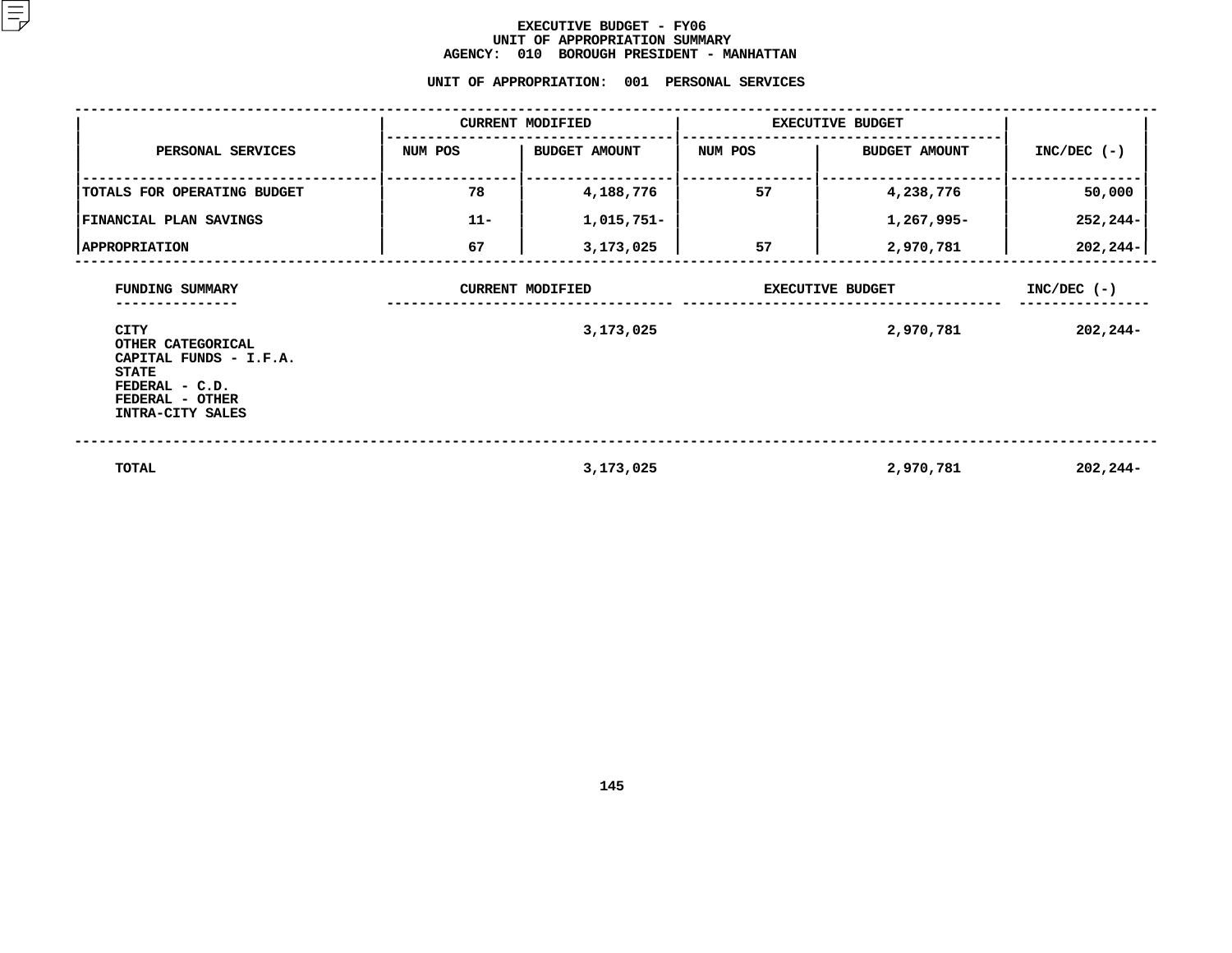# EXECUTIVE BUDGET - FY06
## UNIT OF APPROPRIATION SUMMARY
## AGENCY: 010 BOROUGH PRESIDENT - MANHATTAN

### UNIT OF APPROPRIATION: 001 PERSONAL SERVICES

| PERSONAL SERVICES | CURRENT MODIFIED | | EXECUTIVE BUDGET | | INC/DEC (-) |
|---|---|---|---|---|---|
| | NUM POS | BUDGET AMOUNT | NUM POS | BUDGET AMOUNT | |
| TOTALS FOR OPERATING BUDGET | 78 | 4,188,776 | 57 | 4,238,776 | 50,000 |
| FINANCIAL PLAN SAVINGS | 11- | 1,015,751- | | 1,267,995- | 252,244- |
| APPROPRIATION | 67 | 3,173,025 | 57 | 2,970,781 | 202,244- |

| FUNDING SUMMARY | CURRENT MODIFIED | EXECUTIVE BUDGET | INC/DEC (-) |
|---|---|---|---|
| CITY | 3,173,025 | 2,970,781 | 202,244- |
| OTHER CATEGORICAL | | | |
| CAPITAL FUNDS - I.F.A. | | | |
| STATE | | | |
| FEDERAL - C.D. | | | |
| FEDERAL - OTHER | | | |
| INTRA-CITY SALES | | | |
| TOTAL | 3,173,025 | 2,970,781 | 202,244- |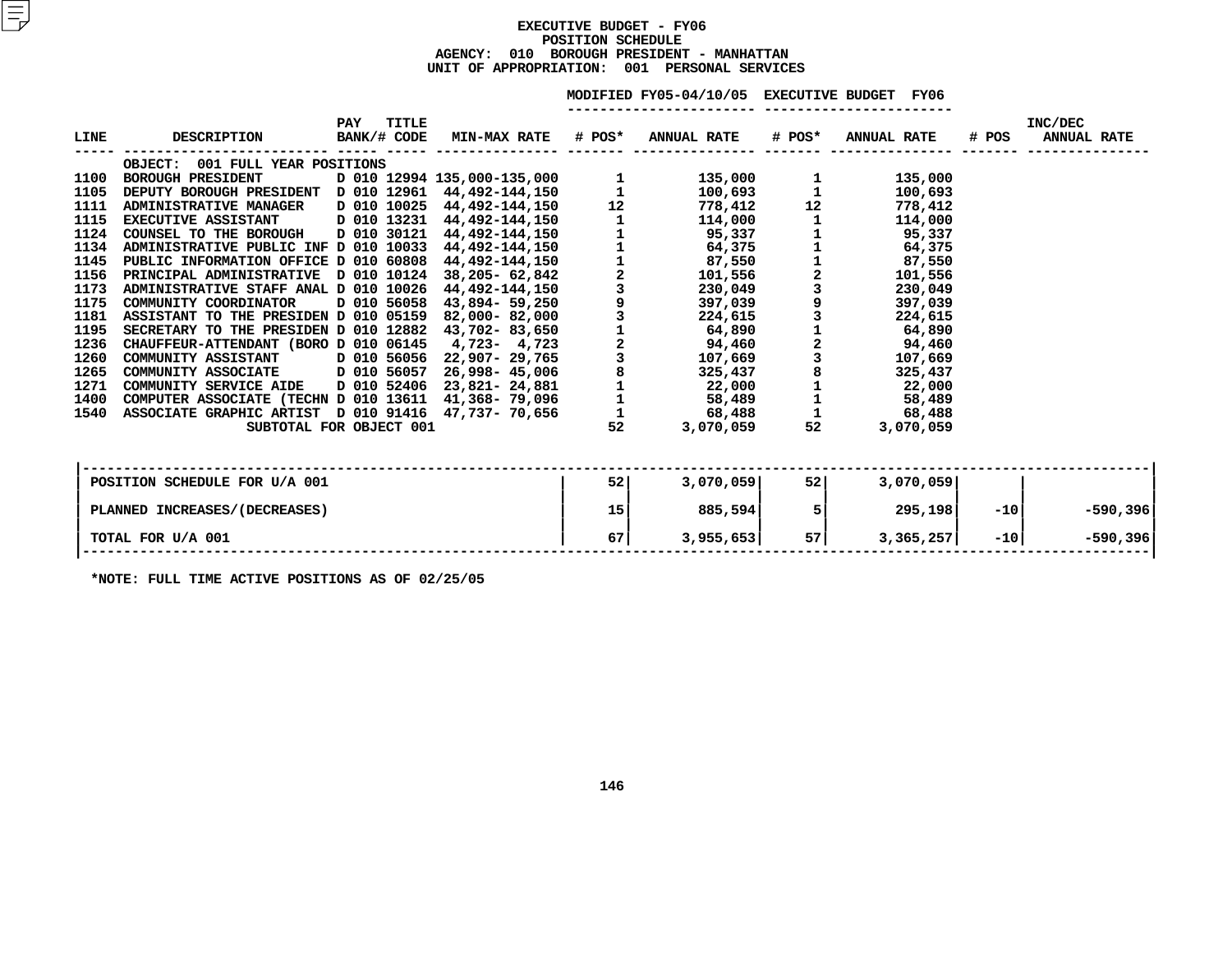# EXECUTIVE BUDGET - FY06
## POSITION SCHEDULE
### AGENCY: 010 BOROUGH PRESIDENT - MANHATTAN
### UNIT OF APPROPRIATION: 001 PERSONAL SERVICES

| LINE | DESCRIPTION | PAY BANK/# | TITLE CODE | MIN-MAX RATE | MODIFIED FY05-04/10/05 # POS* | MODIFIED FY05-04/10/05 ANNUAL RATE | EXECUTIVE BUDGET FY06 # POS* | EXECUTIVE BUDGET FY06 ANNUAL RATE | INC/DEC # POS | INC/DEC ANNUAL RATE |
|---|---|---|---|---|---|---|---|---|---|---|
| | OBJECT: 001 FULL YEAR POSITIONS | | | | | | | | | |
| 1100 | BOROUGH PRESIDENT | D 010 | 12994 | 135,000-135,000 | 1 | 135,000 | 1 | 135,000 | | |
| 1105 | DEPUTY BOROUGH PRESIDENT | D 010 | 12961 | 44,492-144,150 | 1 | 100,693 | 1 | 100,693 | | |
| 1111 | ADMINISTRATIVE MANAGER | D 010 | 10025 | 44,492-144,150 | 12 | 778,412 | 12 | 778,412 | | |
| 1115 | EXECUTIVE ASSISTANT | D 010 | 13231 | 44,492-144,150 | 1 | 114,000 | 1 | 114,000 | | |
| 1124 | COUNSEL TO THE BOROUGH | D 010 | 30121 | 44,492-144,150 | 1 | 95,337 | 1 | 95,337 | | |
| 1134 | ADMINISTRATIVE PUBLIC INF | D 010 | 10033 | 44,492-144,150 | 1 | 64,375 | 1 | 64,375 | | |
| 1145 | PUBLIC INFORMATION OFFICE | D 010 | 60808 | 44,492-144,150 | 1 | 87,550 | 1 | 87,550 | | |
| 1156 | PRINCIPAL ADMINISTRATIVE | D 010 | 10124 | 38,205- 62,842 | 2 | 101,556 | 2 | 101,556 | | |
| 1173 | ADMINISTRATIVE STAFF ANAL | D 010 | 10026 | 44,492-144,150 | 3 | 230,049 | 3 | 230,049 | | |
| 1175 | COMMUNITY COORDINATOR | D 010 | 56058 | 43,894- 59,250 | 9 | 397,039 | 9 | 397,039 | | |
| 1181 | ASSISTANT TO THE PRESIDEN | D 010 | 05159 | 82,000- 82,000 | 3 | 224,615 | 3 | 224,615 | | |
| 1195 | SECRETARY TO THE PRESIDEN | D 010 | 12882 | 43,702- 83,650 | 1 | 64,890 | 1 | 64,890 | | |
| 1236 | CHAUFFEUR-ATTENDANT (BORO | D 010 | 06145 | 4,723- 4,723 | 2 | 94,460 | 2 | 94,460 | | |
| 1260 | COMMUNITY ASSISTANT | D 010 | 56056 | 22,907- 29,765 | 3 | 107,669 | 3 | 107,669 | | |
| 1265 | COMMUNITY ASSOCIATE | D 010 | 56057 | 26,998- 45,006 | 8 | 325,437 | 8 | 325,437 | | |
| 1271 | COMMUNITY SERVICE AIDE | D 010 | 52406 | 23,821- 24,881 | 1 | 22,000 | 1 | 22,000 | | |
| 1400 | COMPUTER ASSOCIATE (TECHN | D 010 | 13611 | 41,368- 79,096 | 1 | 58,489 | 1 | 58,489 | | |
| 1540 | ASSOCIATE GRAPHIC ARTIST | D 010 | 91416 | 47,737- 70,656 | 1 | 68,488 | 1 | 68,488 | | |
| | SUBTOTAL FOR OBJECT 001 | | | | 52 | 3,070,059 | 52 | 3,070,059 | | |

| | MODIFIED FY05 # POS* | MODIFIED FY05 ANNUAL RATE | EXECUTIVE BUDGET FY06 # POS* | EXECUTIVE BUDGET FY06 ANNUAL RATE | INC/DEC # POS | INC/DEC ANNUAL RATE |
|---|---|---|---|---|---|---|
| POSITION SCHEDULE FOR U/A 001 | 52 | 3,070,059 | 52 | 3,070,059 | | |
| PLANNED INCREASES/(DECREASES) | 15 | 885,594 | 5 | 295,198 | -10 | -590,396 |
| TOTAL FOR U/A 001 | 67 | 3,955,653 | 57 | 3,365,257 | -10 | -590,396 |

*NOTE: FULL TIME ACTIVE POSITIONS AS OF 02/25/05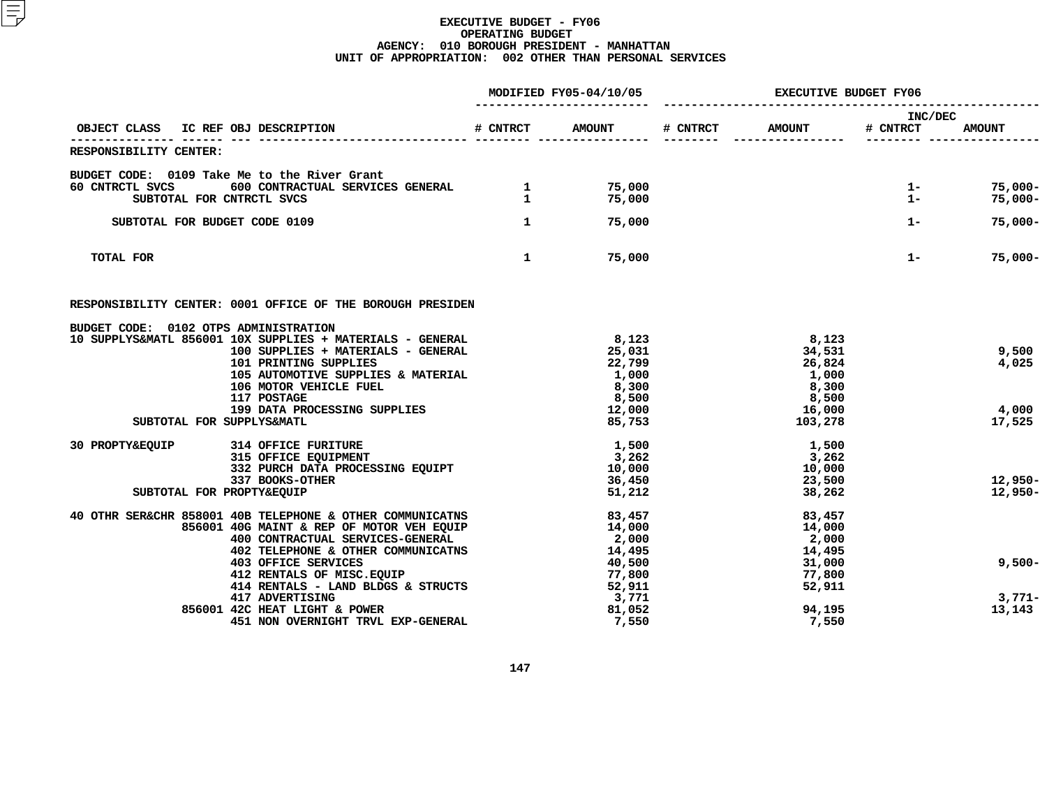# EXECUTIVE BUDGET - FY06
## OPERATING BUDGET
### AGENCY: 010 BOROUGH PRESIDENT - MANHATTAN
### UNIT OF APPROPRIATION: 002 OTHER THAN PERSONAL SERVICES

| OBJECT CLASS | IC REF | OBJ | DESCRIPTION | MODIFIED FY05-04/10/05 # CNTRCT | MODIFIED FY05-04/10/05 AMOUNT | EXECUTIVE BUDGET FY06 # CNTRCT | EXECUTIVE BUDGET FY06 AMOUNT | INC/DEC # CNTRCT | INC/DEC AMOUNT |
|---|---|---|---|---|---|---|---|---|---|
| RESPONSIBILITY CENTER: | | | | | | | | | |
| BUDGET CODE: 0109 Take Me to the River Grant | | | | | | | | | |
| 60 CNTRCTL SVCS | | 600 | CONTRACTUAL SERVICES GENERAL | 1 | 75,000 | | | 1- | 75,000- |
| SUBTOTAL FOR CNTRCTL SVCS | | | | 1 | 75,000 | | | 1- | 75,000- |
| SUBTOTAL FOR BUDGET CODE 0109 | | | | 1 | 75,000 | | | 1- | 75,000- |
| TOTAL FOR | | | | 1 | 75,000 | | | 1- | 75,000- |
| RESPONSIBILITY CENTER: 0001 OFFICE OF THE BOROUGH PRESIDEN | | | | | | | | | |
| BUDGET CODE: 0102 OTPS ADMINISTRATION | | | | | | | | | |
| 10 SUPPLYS&MATL | 856001 | 10X | SUPPLIES + MATERIALS - GENERAL | | 8,123 | | 8,123 | | |
| | | 100 | SUPPLIES + MATERIALS - GENERAL | | 25,031 | | 34,531 | | 9,500 |
| | | 101 | PRINTING SUPPLIES | | 22,799 | | 26,824 | | 4,025 |
| | | 105 | AUTOMOTIVE SUPPLIES & MATERIAL | | 1,000 | | 1,000 | | |
| | | 106 | MOTOR VEHICLE FUEL | | 8,300 | | 8,300 | | |
| | | 117 | POSTAGE | | 8,500 | | 8,500 | | |
| | | 199 | DATA PROCESSING SUPPLIES | | 12,000 | | 16,000 | | 4,000 |
| SUBTOTAL FOR SUPPLYS&MATL | | | | | 85,753 | | 103,278 | | 17,525 |
| 30 PROPTY&EQUIP | | 314 | OFFICE FURITURE | | 1,500 | | 1,500 | | |
| | | 315 | OFFICE EQUIPMENT | | 3,262 | | 3,262 | | |
| | | 332 | PURCH DATA PROCESSING EQUIPT | | 10,000 | | 10,000 | | |
| | | 337 | BOOKS-OTHER | | 36,450 | | 23,500 | | 12,950- |
| SUBTOTAL FOR PROPTY&EQUIP | | | | | 51,212 | | 38,262 | | 12,950- |
| 40 OTHR SER&CHR | 858001 | 40B | TELEPHONE & OTHER COMMUNICATNS | | 83,457 | | 83,457 | | |
| | 856001 | 40G | MAINT & REP OF MOTOR VEH EQUIP | | 14,000 | | 14,000 | | |
| | | 400 | CONTRACTUAL SERVICES-GENERAL | | 2,000 | | 2,000 | | |
| | | 402 | TELEPHONE & OTHER COMMUNICATNS | | 14,495 | | 14,495 | | |
| | | 403 | OFFICE SERVICES | | 40,500 | | 31,000 | | 9,500- |
| | | 412 | RENTALS OF MISC.EQUIP | | 77,800 | | 77,800 | | |
| | | 414 | RENTALS - LAND BLDGS & STRUCTS | | 52,911 | | 52,911 | | |
| | | 417 | ADVERTISING | | 3,771 | | | | 3,771- |
| | 856001 | 42C | HEAT LIGHT & POWER | | 81,052 | | 94,195 | | 13,143 |
| | | 451 | NON OVERNIGHT TRVL EXP-GENERAL | | 7,550 | | 7,550 | | |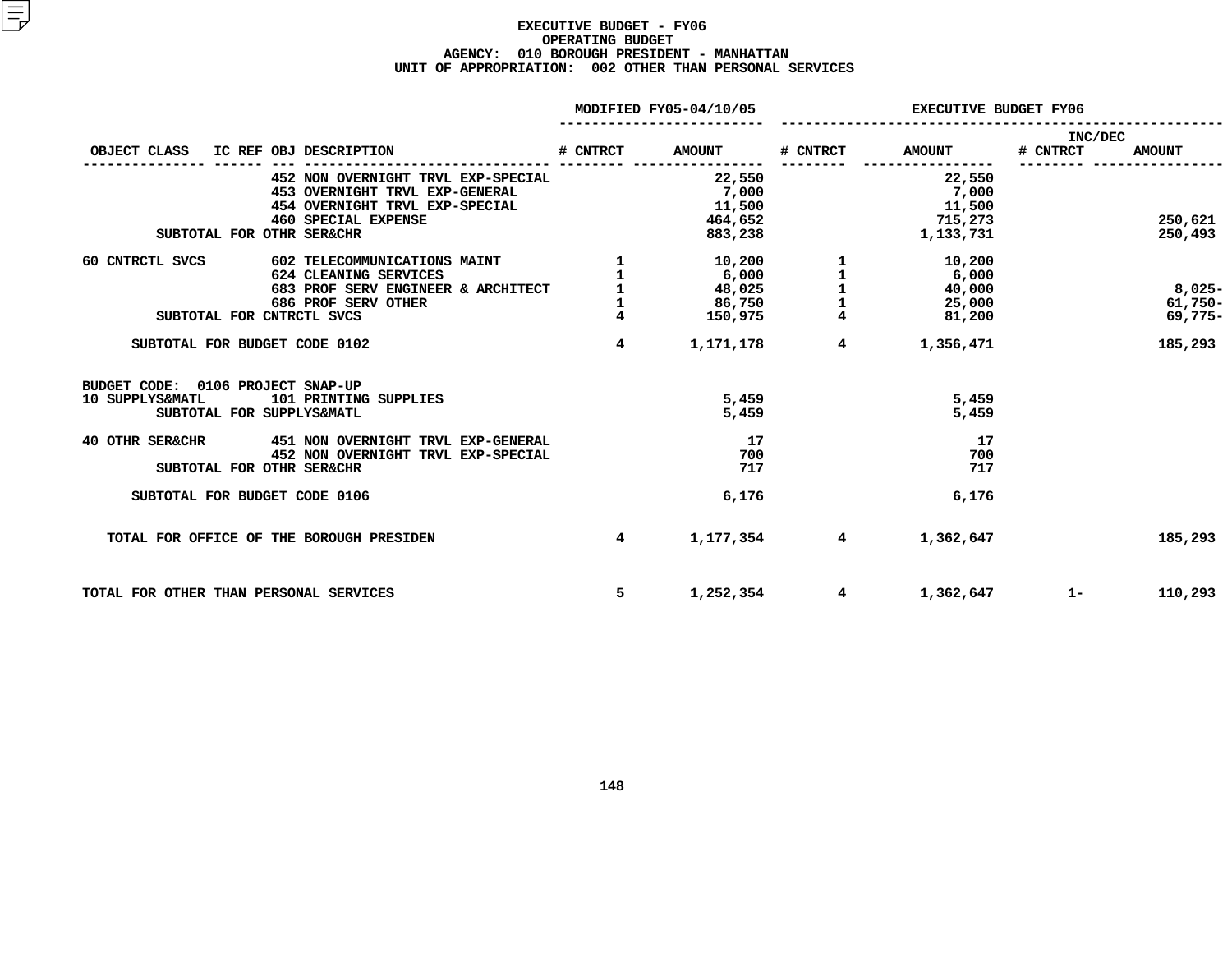**EXECUTIVE BUDGET - FY06**
**OPERATING BUDGET**
**AGENCY: 010 BOROUGH PRESIDENT - MANHATTAN**
**UNIT OF APPROPRIATION: 002 OTHER THAN PERSONAL SERVICES**

| OBJECT CLASS | IC REF | OBJ DESCRIPTION | MODIFIED FY05-04/10/05 # CNTRCT | MODIFIED FY05-04/10/05 AMOUNT | EXECUTIVE BUDGET FY06 # CNTRCT | EXECUTIVE BUDGET FY06 AMOUNT | INC/DEC # CNTRCT | INC/DEC AMOUNT |
|---|---|---|---|---|---|---|---|---|
| | | 452 NON OVERNIGHT TRVL EXP-SPECIAL | | 22,550 | | 22,550 | | |
| | | 453 OVERNIGHT TRVL EXP-GENERAL | | 7,000 | | 7,000 | | |
| | | 454 OVERNIGHT TRVL EXP-SPECIAL | | 11,500 | | 11,500 | | |
| | | 460 SPECIAL EXPENSE | | 464,652 | | 715,273 | | 250,621 |
| SUBTOTAL FOR OTHR SER&CHR | | | | 883,238 | | 1,133,731 | | 250,493 |
| 60 CNTRCTL SVCS | | 602 TELECOMMUNICATIONS MAINT | 1 | 10,200 | 1 | 10,200 | | |
| | | 624 CLEANING SERVICES | 1 | 6,000 | 1 | 6,000 | | |
| | | 683 PROF SERV ENGINEER & ARCHITECT | 1 | 48,025 | 1 | 40,000 | | 8,025- |
| | | 686 PROF SERV OTHER | 1 | 86,750 | 1 | 25,000 | | 61,750- |
| SUBTOTAL FOR CNTRCTL SVCS | | | 4 | 150,975 | 4 | 81,200 | | 69,775- |
| SUBTOTAL FOR BUDGET CODE 0102 | | | 4 | 1,171,178 | 4 | 1,356,471 | | 185,293 |
| BUDGET CODE: 0106 PROJECT SNAP-UP | | | | | | | | |
| 10 SUPPLYS&MATL | | 101 PRINTING SUPPLIES | | 5,459 | | 5,459 | | |
| SUBTOTAL FOR SUPPLYS&MATL | | | | 5,459 | | 5,459 | | |
| 40 OTHR SER&CHR | | 451 NON OVERNIGHT TRVL EXP-GENERAL | | 17 | | 17 | | |
| | | 452 NON OVERNIGHT TRVL EXP-SPECIAL | | 700 | | 700 | | |
| SUBTOTAL FOR OTHR SER&CHR | | | | 717 | | 717 | | |
| SUBTOTAL FOR BUDGET CODE 0106 | | | | 6,176 | | 6,176 | | |
| TOTAL FOR OFFICE OF THE BOROUGH PRESIDEN | | | 4 | 1,177,354 | 4 | 1,362,647 | | 185,293 |
| TOTAL FOR OTHER THAN PERSONAL SERVICES | | | 5 | 1,252,354 | 4 | 1,362,647 | 1- | 110,293 |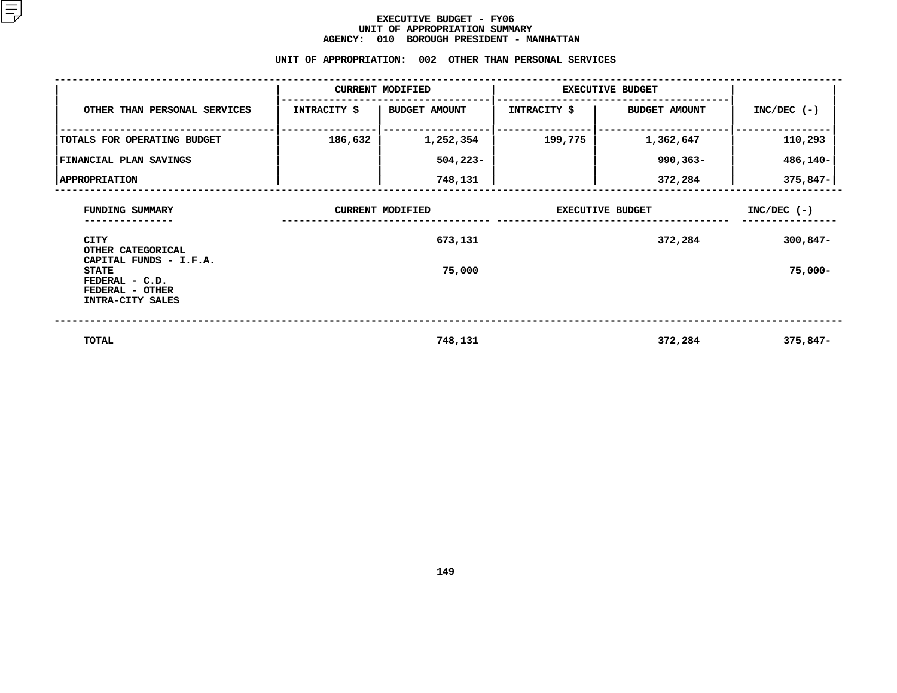# EXECUTIVE BUDGET - FY06
## UNIT OF APPROPRIATION SUMMARY
## AGENCY: 010 BOROUGH PRESIDENT - MANHATTAN

### UNIT OF APPROPRIATION: 002 OTHER THAN PERSONAL SERVICES

| OTHER THAN PERSONAL SERVICES | CURRENT MODIFIED | | EXECUTIVE BUDGET | | INC/DEC (-) |
|---|---|---|---|---|---|
| | INTRACITY $ | BUDGET AMOUNT | INTRACITY $ | BUDGET AMOUNT | |
| TOTALS FOR OPERATING BUDGET | 186,632 | 1,252,354 | 199,775 | 1,362,647 | 110,293 |
| FINANCIAL PLAN SAVINGS | | 504,223- | | 990,363- | 486,140- |
| APPROPRIATION | | 748,131 | | 372,284 | 375,847- |

| FUNDING SUMMARY | CURRENT MODIFIED | EXECUTIVE BUDGET | INC/DEC (-) |
|---|---|---|---|
| CITY | 673,131 | 372,284 | 300,847- |
| OTHER CATEGORICAL | | | |
| CAPITAL FUNDS - I.F.A. | | | |
| STATE | 75,000 | | 75,000- |
| FEDERAL - C.D. | | | |
| FEDERAL - OTHER | | | |
| INTRA-CITY SALES | | | |
| TOTAL | 748,131 | 372,284 | 375,847- |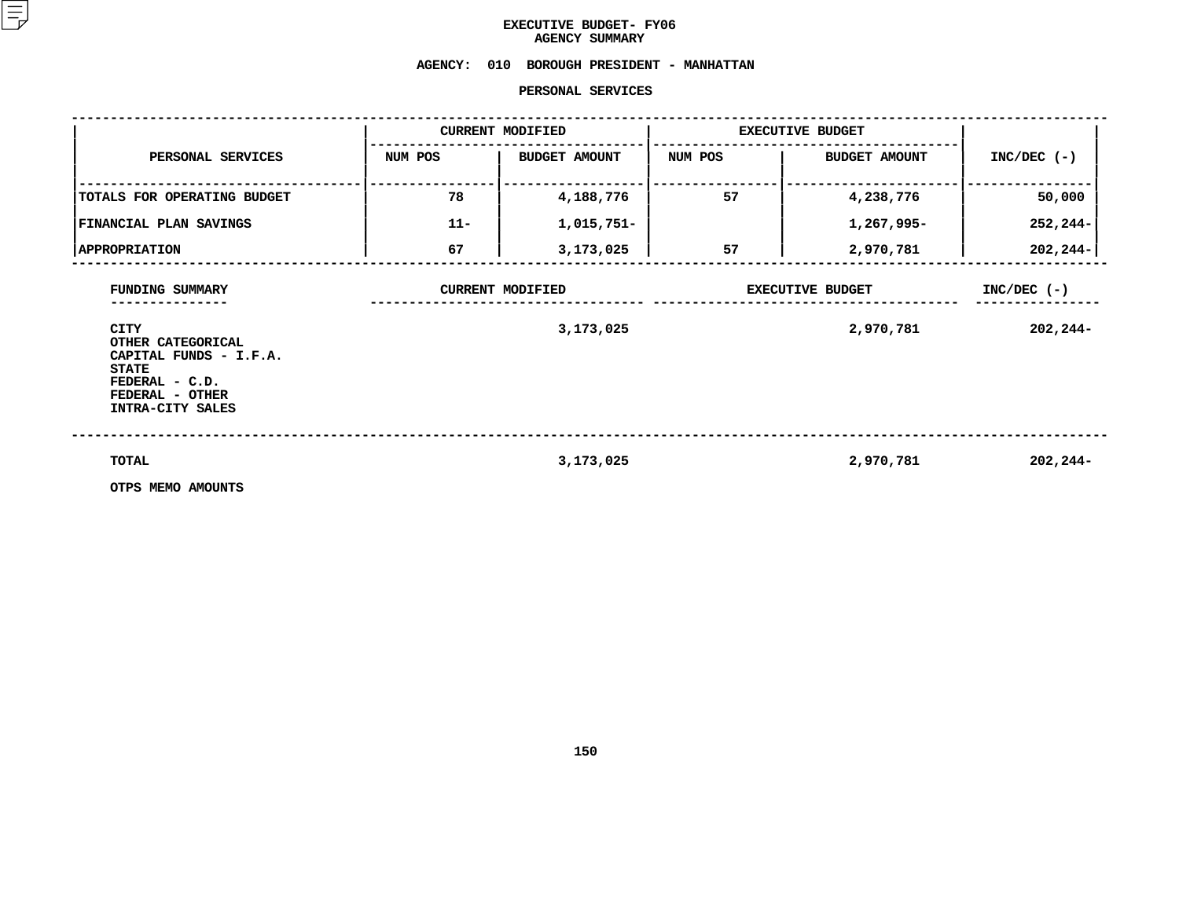# EXECUTIVE BUDGET- FY06
## AGENCY SUMMARY

**AGENCY: 010 BOROUGH PRESIDENT - MANHATTAN**

**PERSONAL SERVICES**

| PERSONAL SERVICES | CURRENT MODIFIED | | EXECUTIVE BUDGET | | INC/DEC (-) |
|---|---|---|---|---|---|
| | NUM POS | BUDGET AMOUNT | NUM POS | BUDGET AMOUNT | |
| TOTALS FOR OPERATING BUDGET | 78 | 4,188,776 | 57 | 4,238,776 | 50,000 |
| FINANCIAL PLAN SAVINGS | 11- | 1,015,751- | | 1,267,995- | 252,244- |
| APPROPRIATION | 67 | 3,173,025 | 57 | 2,970,781 | 202,244- |

| FUNDING SUMMARY | CURRENT MODIFIED | EXECUTIVE BUDGET | INC/DEC (-) |
|---|---|---|---|
| CITY | 3,173,025 | 2,970,781 | 202,244- |
| OTHER CATEGORICAL | | | |
| CAPITAL FUNDS - I.F.A. | | | |
| STATE | | | |
| FEDERAL - C.D. | | | |
| FEDERAL - OTHER | | | |
| INTRA-CITY SALES | | | |
| TOTAL | 3,173,025 | 2,970,781 | 202,244- |

OTPS MEMO AMOUNTS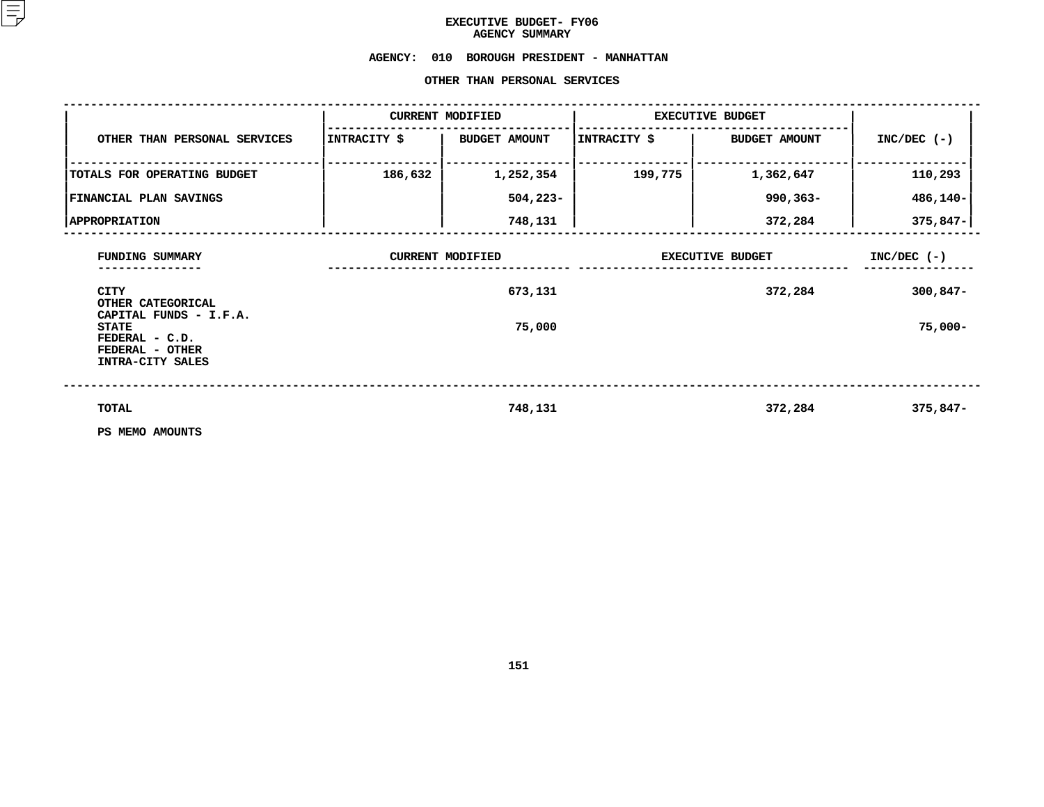# EXECUTIVE BUDGET- FY06
## AGENCY SUMMARY

### AGENCY: 010 BOROUGH PRESIDENT - MANHATTAN

### OTHER THAN PERSONAL SERVICES

| OTHER THAN PERSONAL SERVICES | CURRENT MODIFIED | | EXECUTIVE BUDGET | | INC/DEC (-) |
|---|---|---|---|---|---|
| | INTRACITY $ | BUDGET AMOUNT | INTRACITY $ | BUDGET AMOUNT | |
| TOTALS FOR OPERATING BUDGET | 186,632 | 1,252,354 | 199,775 | 1,362,647 | 110,293 |
| FINANCIAL PLAN SAVINGS | | 504,223- | | 990,363- | 486,140- |
| APPROPRIATION | | 748,131 | | 372,284 | 375,847- |

| FUNDING SUMMARY | CURRENT MODIFIED | EXECUTIVE BUDGET | INC/DEC (-) |
|---|---|---|---|
| CITY | 673,131 | 372,284 | 300,847- |
| OTHER CATEGORICAL | | | |
| CAPITAL FUNDS - I.F.A. | | | |
| STATE | 75,000 | | 75,000- |
| FEDERAL - C.D. | | | |
| FEDERAL - OTHER | | | |
| INTRA-CITY SALES | | | |
| TOTAL | 748,131 | 372,284 | 375,847- |

PS MEMO AMOUNTS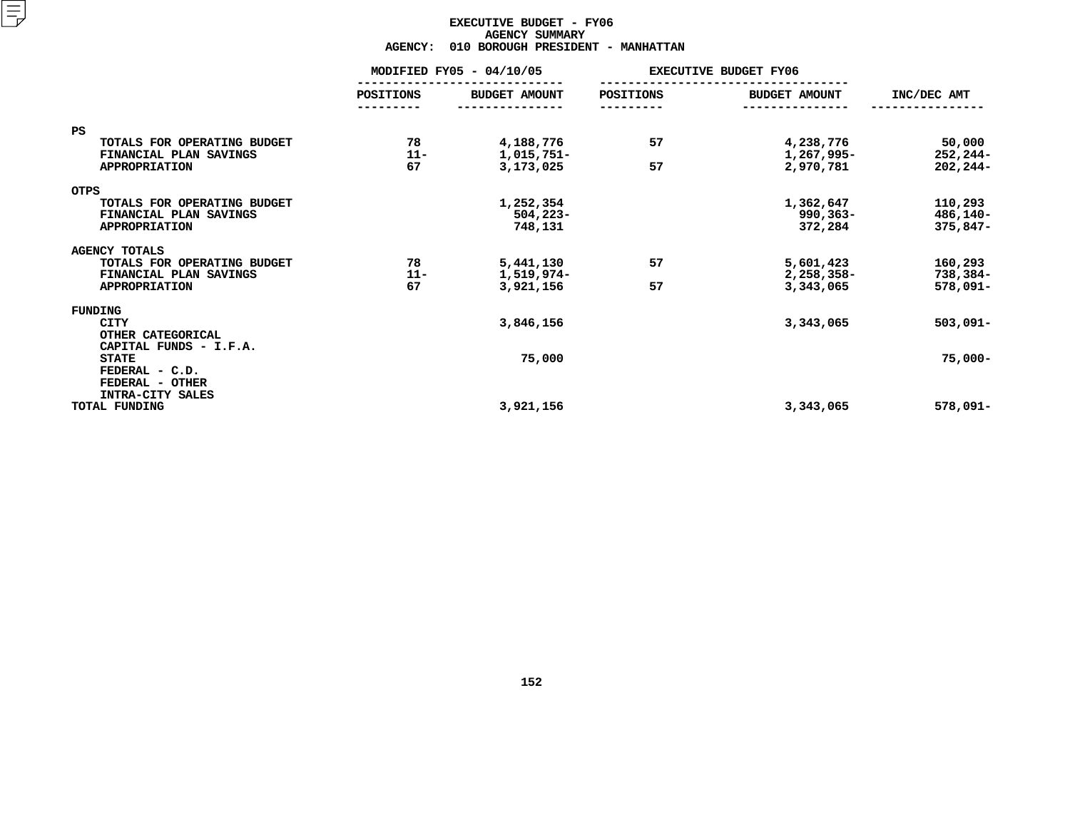# EXECUTIVE BUDGET - FY06
## AGENCY SUMMARY
### AGENCY: 010 BOROUGH PRESIDENT - MANHATTAN

| | MODIFIED FY05 - 04/10/05 | | EXECUTIVE BUDGET FY06 | | |
|---|---|---|---|---|---|
| | POSITIONS | BUDGET AMOUNT | POSITIONS | BUDGET AMOUNT | INC/DEC AMT |
| **PS** | | | | | |
| TOTALS FOR OPERATING BUDGET | 78 | 4,188,776 | 57 | 4,238,776 | 50,000 |
| FINANCIAL PLAN SAVINGS | 11- | 1,015,751- | | 1,267,995- | 252,244- |
| APPROPRIATION | 67 | 3,173,025 | 57 | 2,970,781 | 202,244- |
| **OTPS** | | | | | |
| TOTALS FOR OPERATING BUDGET | | 1,252,354 | | 1,362,647 | 110,293 |
| FINANCIAL PLAN SAVINGS | | 504,223- | | 990,363- | 486,140- |
| APPROPRIATION | | 748,131 | | 372,284 | 375,847- |
| **AGENCY TOTALS** | | | | | |
| TOTALS FOR OPERATING BUDGET | 78 | 5,441,130 | 57 | 5,601,423 | 160,293 |
| FINANCIAL PLAN SAVINGS | 11- | 1,519,974- | | 2,258,358- | 738,384- |
| APPROPRIATION | 67 | 3,921,156 | 57 | 3,343,065 | 578,091- |
| **FUNDING** | | | | | |
| CITY | | 3,846,156 | | 3,343,065 | 503,091- |
| OTHER CATEGORICAL | | | | | |
| CAPITAL FUNDS - I.F.A. | | | | | |
| STATE | | 75,000 | | | 75,000- |
| FEDERAL - C.D. | | | | | |
| FEDERAL - OTHER | | | | | |
| INTRA-CITY SALES | | | | | |
| TOTAL FUNDING | | 3,921,156 | | 3,343,065 | 578,091- |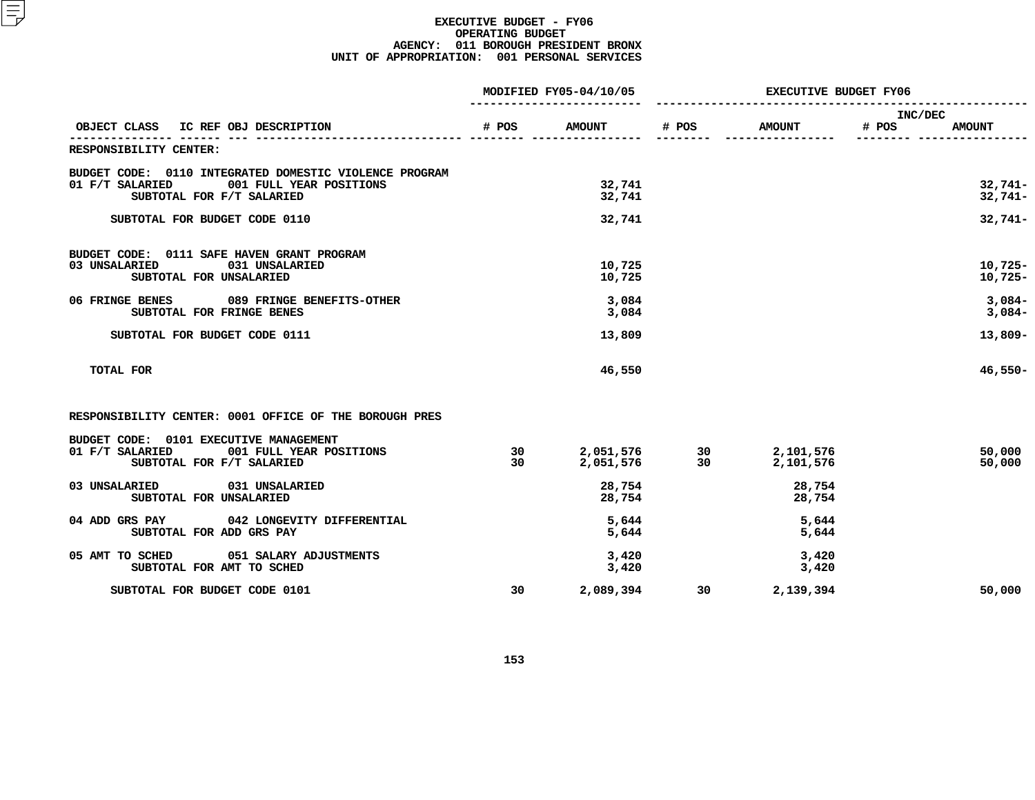# EXECUTIVE BUDGET - FY06
## OPERATING BUDGET
### AGENCY: 011 BOROUGH PRESIDENT BRONX
### UNIT OF APPROPRIATION: 001 PERSONAL SERVICES

| OBJECT CLASS | IC REF OBJ DESCRIPTION | MODIFIED FY05-04/10/05 # POS | MODIFIED FY05-04/10/05 AMOUNT | EXECUTIVE BUDGET FY06 # POS | EXECUTIVE BUDGET FY06 AMOUNT | INC/DEC # POS | INC/DEC AMOUNT |
|---|---|---|---|---|---|---|---|
| **RESPONSIBILITY CENTER:** | | | | | | | |
| **BUDGET CODE: 0110 INTEGRATED DOMESTIC VIOLENCE PROGRAM** | | | | | | | |
| 01 F/T SALARIED | 001 FULL YEAR POSITIONS | | 32,741 | | | | 32,741- |
| | SUBTOTAL FOR F/T SALARIED | | 32,741 | | | | 32,741- |
| | SUBTOTAL FOR BUDGET CODE 0110 | | 32,741 | | | | 32,741- |
| **BUDGET CODE: 0111 SAFE HAVEN GRANT PROGRAM** | | | | | | | |
| 03 UNSALARIED | 031 UNSALARIED | | 10,725 | | | | 10,725- |
| | SUBTOTAL FOR UNSALARIED | | 10,725 | | | | 10,725- |
| 06 FRINGE BENES | 089 FRINGE BENEFITS-OTHER | | 3,084 | | | | 3,084- |
| | SUBTOTAL FOR FRINGE BENES | | 3,084 | | | | 3,084- |
| | SUBTOTAL FOR BUDGET CODE 0111 | | 13,809 | | | | 13,809- |
| TOTAL FOR | | | 46,550 | | | | 46,550- |
| **RESPONSIBILITY CENTER: 0001 OFFICE OF THE BOROUGH PRES** | | | | | | | |
| **BUDGET CODE: 0101 EXECUTIVE MANAGEMENT** | | | | | | | |
| 01 F/T SALARIED | 001 FULL YEAR POSITIONS | 30 | 2,051,576 | 30 | 2,101,576 | | 50,000 |
| | SUBTOTAL FOR F/T SALARIED | 30 | 2,051,576 | 30 | 2,101,576 | | 50,000 |
| 03 UNSALARIED | 031 UNSALARIED | | 28,754 | | 28,754 | | |
| | SUBTOTAL FOR UNSALARIED | | 28,754 | | 28,754 | | |
| 04 ADD GRS PAY | 042 LONGEVITY DIFFERENTIAL | | 5,644 | | 5,644 | | |
| | SUBTOTAL FOR ADD GRS PAY | | 5,644 | | 5,644 | | |
| 05 AMT TO SCHED | 051 SALARY ADJUSTMENTS | | 3,420 | | 3,420 | | |
| | SUBTOTAL FOR AMT TO SCHED | | 3,420 | | 3,420 | | |
| | SUBTOTAL FOR BUDGET CODE 0101 | 30 | 2,089,394 | 30 | 2,139,394 | | 50,000 |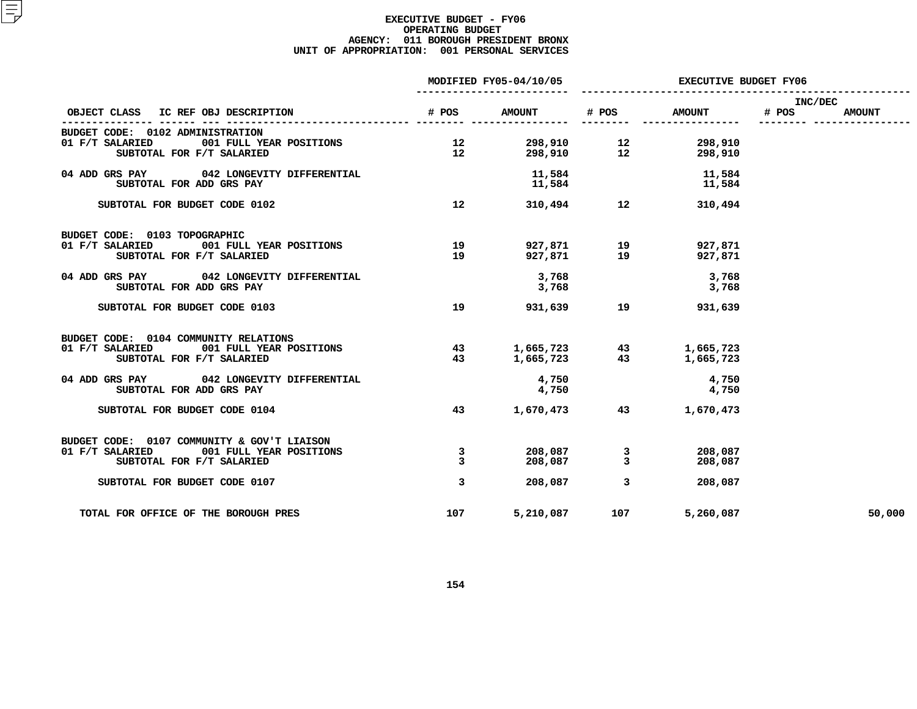# EXECUTIVE BUDGET - FY06
## OPERATING BUDGET
### AGENCY: 011 BOROUGH PRESIDENT BRONX
### UNIT OF APPROPRIATION: 001 PERSONAL SERVICES

| OBJECT CLASS | IC REF OBJ DESCRIPTION | MODIFIED FY05-04/10/05 # POS | MODIFIED FY05-04/10/05 AMOUNT | EXECUTIVE BUDGET FY06 # POS | EXECUTIVE BUDGET FY06 AMOUNT | INC/DEC # POS | INC/DEC AMOUNT |
|---|---|---|---|---|---|---|---|
| BUDGET CODE: 0102 ADMINISTRATION | | | | | | | |
| 01 F/T SALARIED | 001 FULL YEAR POSITIONS | 12 | 298,910 | 12 | 298,910 | | |
| SUBTOTAL FOR F/T SALARIED | | 12 | 298,910 | 12 | 298,910 | | |
| 04 ADD GRS PAY | 042 LONGEVITY DIFFERENTIAL | | 11,584 | | 11,584 | | |
| SUBTOTAL FOR ADD GRS PAY | | | 11,584 | | 11,584 | | |
| SUBTOTAL FOR BUDGET CODE 0102 | | 12 | 310,494 | 12 | 310,494 | | |
| BUDGET CODE: 0103 TOPOGRAPHIC | | | | | | | |
| 01 F/T SALARIED | 001 FULL YEAR POSITIONS | 19 | 927,871 | 19 | 927,871 | | |
| SUBTOTAL FOR F/T SALARIED | | 19 | 927,871 | 19 | 927,871 | | |
| 04 ADD GRS PAY | 042 LONGEVITY DIFFERENTIAL | | 3,768 | | 3,768 | | |
| SUBTOTAL FOR ADD GRS PAY | | | 3,768 | | 3,768 | | |
| SUBTOTAL FOR BUDGET CODE 0103 | | 19 | 931,639 | 19 | 931,639 | | |
| BUDGET CODE: 0104 COMMUNITY RELATIONS | | | | | | | |
| 01 F/T SALARIED | 001 FULL YEAR POSITIONS | 43 | 1,665,723 | 43 | 1,665,723 | | |
| SUBTOTAL FOR F/T SALARIED | | 43 | 1,665,723 | 43 | 1,665,723 | | |
| 04 ADD GRS PAY | 042 LONGEVITY DIFFERENTIAL | | 4,750 | | 4,750 | | |
| SUBTOTAL FOR ADD GRS PAY | | | 4,750 | | 4,750 | | |
| SUBTOTAL FOR BUDGET CODE 0104 | | 43 | 1,670,473 | 43 | 1,670,473 | | |
| BUDGET CODE: 0107 COMMUNITY & GOV'T LIAISON | | | | | | | |
| 01 F/T SALARIED | 001 FULL YEAR POSITIONS | 3 | 208,087 | 3 | 208,087 | | |
| SUBTOTAL FOR F/T SALARIED | | 3 | 208,087 | 3 | 208,087 | | |
| SUBTOTAL FOR BUDGET CODE 0107 | | 3 | 208,087 | 3 | 208,087 | | |
| TOTAL FOR OFFICE OF THE BOROUGH PRES | | 107 | 5,210,087 | 107 | 5,260,087 | | 50,000 |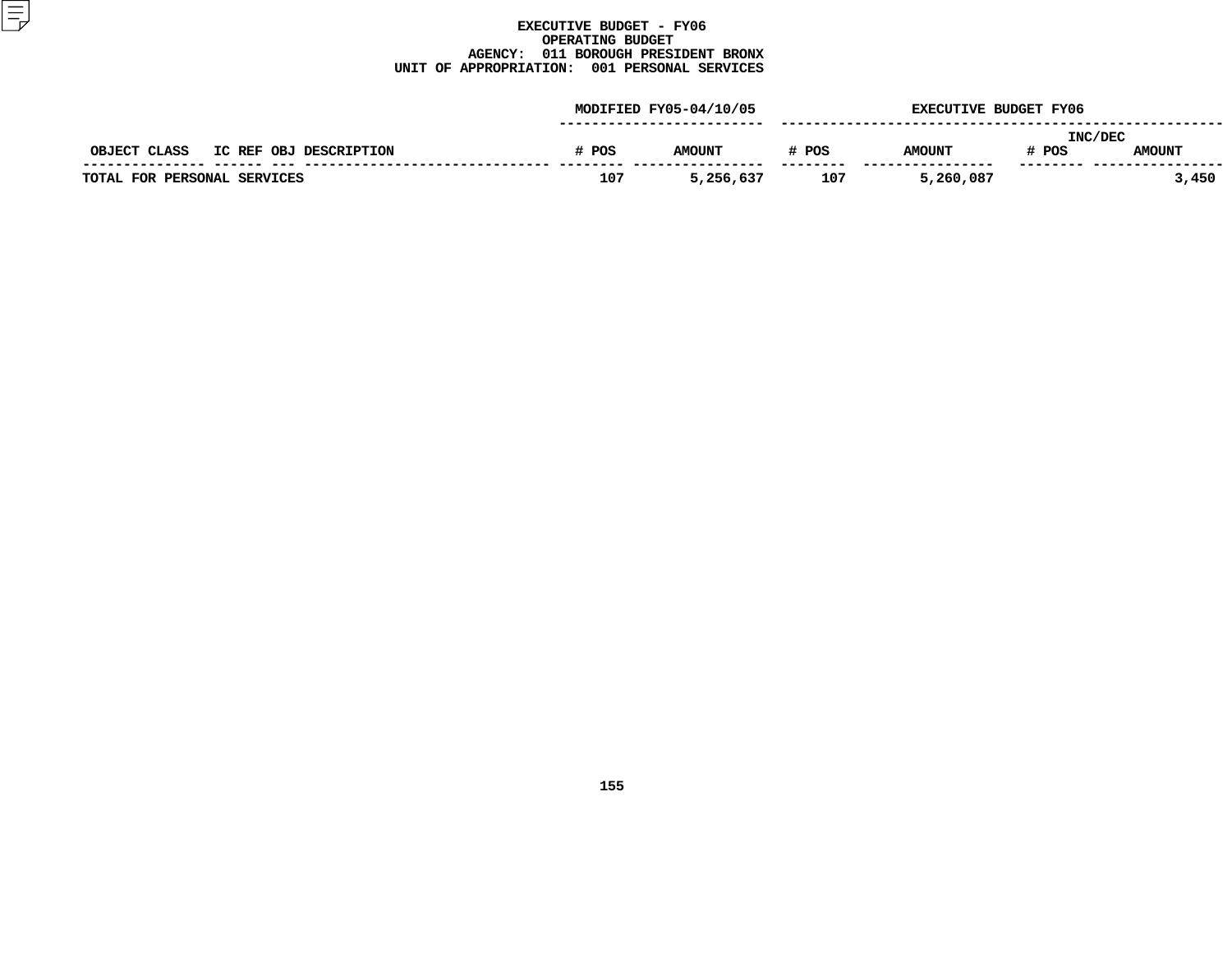# EXECUTIVE BUDGET - FY06
## OPERATING BUDGET
### AGENCY: 011 BOROUGH PRESIDENT BRONX
### UNIT OF APPROPRIATION: 001 PERSONAL SERVICES

| OBJECT CLASS | IC REF | OBJ | DESCRIPTION | MODIFIED FY05-04/10/05 # POS | MODIFIED FY05-04/10/05 AMOUNT | EXECUTIVE BUDGET FY06 # POS | EXECUTIVE BUDGET FY06 AMOUNT | INC/DEC # POS | INC/DEC AMOUNT |
|---|---|---|---|---|---|---|---|---|---|
| TOTAL FOR PERSONAL SERVICES | | | | 107 | 5,256,637 | 107 | 5,260,087 | | 3,450 |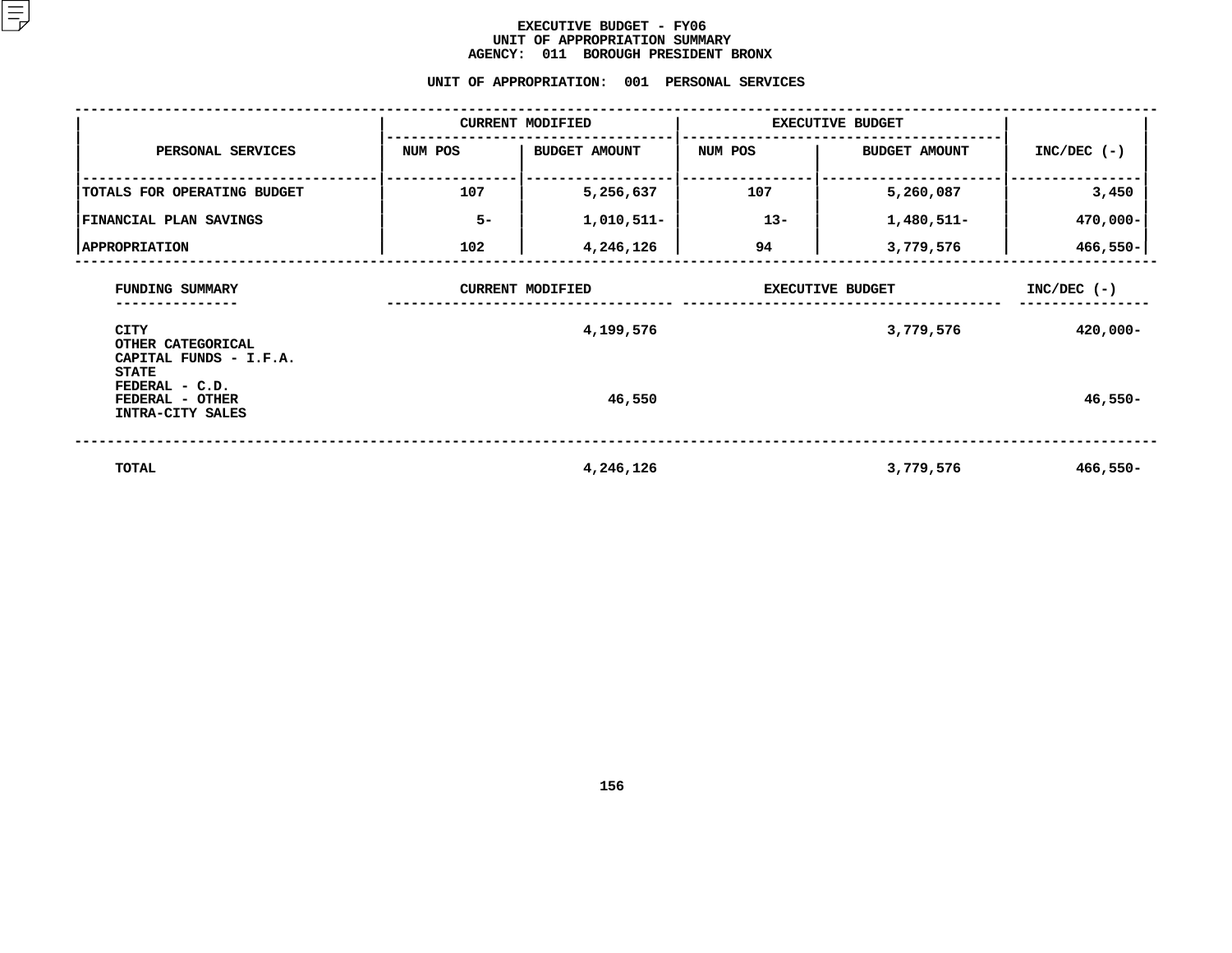# EXECUTIVE BUDGET - FY06
## UNIT OF APPROPRIATION SUMMARY
## AGENCY: 011 BOROUGH PRESIDENT BRONX

### UNIT OF APPROPRIATION: 001 PERSONAL SERVICES

| PERSONAL SERVICES | CURRENT MODIFIED | | EXECUTIVE BUDGET | | INC/DEC (-) |
|---|---|---|---|---|---|
| | NUM POS | BUDGET AMOUNT | NUM POS | BUDGET AMOUNT | |
| TOTALS FOR OPERATING BUDGET | 107 | 5,256,637 | 107 | 5,260,087 | 3,450 |
| FINANCIAL PLAN SAVINGS | 5- | 1,010,511- | 13- | 1,480,511- | 470,000- |
| APPROPRIATION | 102 | 4,246,126 | 94 | 3,779,576 | 466,550- |

| FUNDING SUMMARY | CURRENT MODIFIED | EXECUTIVE BUDGET | INC/DEC (-) |
|---|---|---|---|
| CITY | 4,199,576 | 3,779,576 | 420,000- |
| OTHER CATEGORICAL | | | |
| CAPITAL FUNDS - I.F.A. | | | |
| STATE | | | |
| FEDERAL - C.D. | | | |
| FEDERAL - OTHER | 46,550 | | 46,550- |
| INTRA-CITY SALES | | | |
| TOTAL | 4,246,126 | 3,779,576 | 466,550- |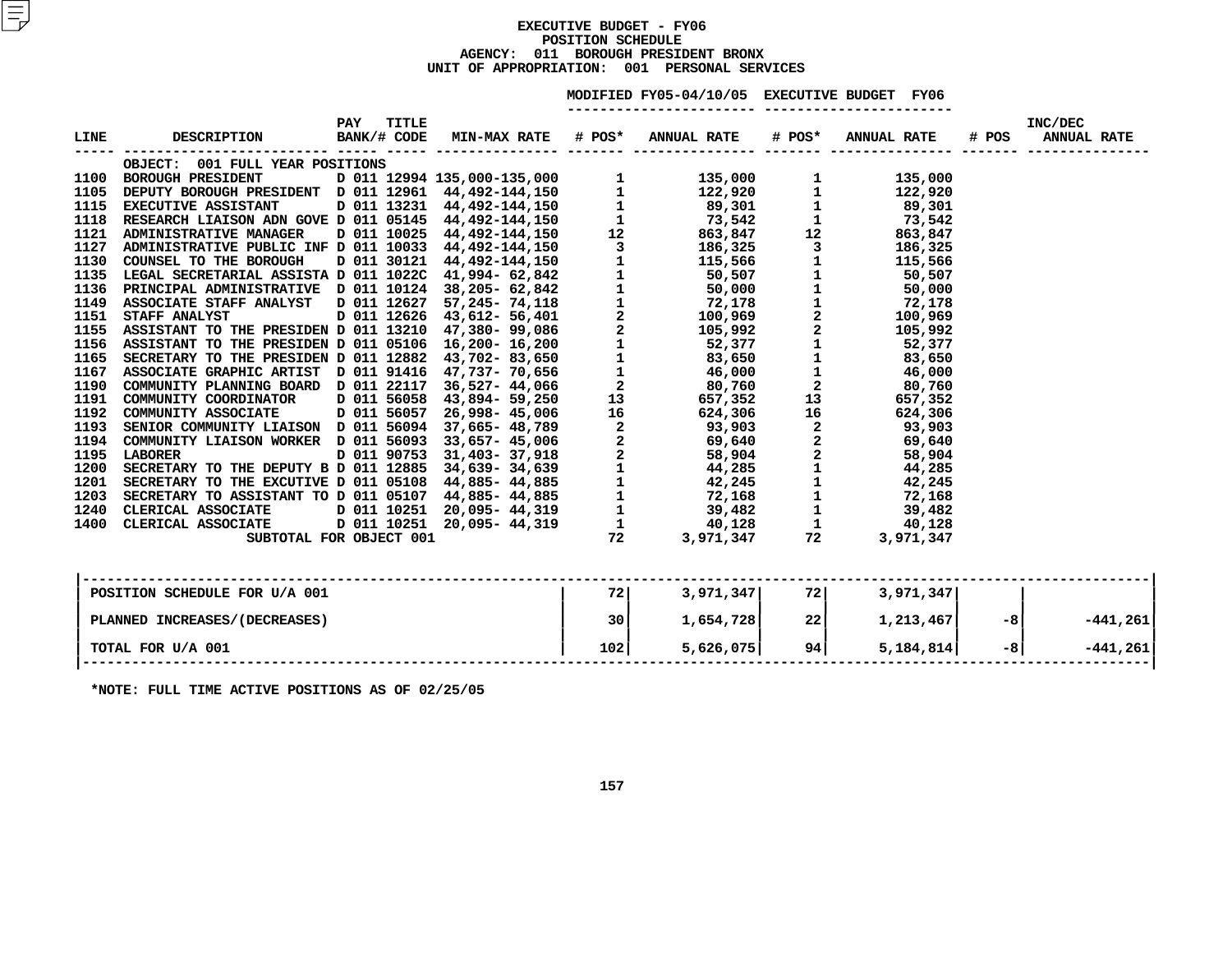# EXECUTIVE BUDGET - FY06
## POSITION SCHEDULE
### AGENCY: 011 BOROUGH PRESIDENT BRONX
### UNIT OF APPROPRIATION: 001 PERSONAL SERVICES

| LINE | DESCRIPTION | PAY BANK/# | TITLE CODE | MIN-MAX RATE | MODIFIED FY05-04/10/05 # POS* | MODIFIED FY05-04/10/05 ANNUAL RATE | EXECUTIVE BUDGET FY06 # POS* | EXECUTIVE BUDGET FY06 ANNUAL RATE | INC/DEC # POS | INC/DEC ANNUAL RATE |
|---|---|---|---|---|---|---|---|---|---|---|
| | OBJECT: 001 FULL YEAR POSITIONS | | | | | | | | | |
| 1100 | BOROUGH PRESIDENT | D 011 | 12994 | 135,000-135,000 | 1 | 135,000 | 1 | 135,000 | | |
| 1105 | DEPUTY BOROUGH PRESIDENT | D 011 | 12961 | 44,492-144,150 | 1 | 122,920 | 1 | 122,920 | | |
| 1115 | EXECUTIVE ASSISTANT | D 011 | 13231 | 44,492-144,150 | 1 | 89,301 | 1 | 89,301 | | |
| 1118 | RESEARCH LIAISON ADN GOVE | D 011 | 05145 | 44,492-144,150 | 1 | 73,542 | 1 | 73,542 | | |
| 1121 | ADMINISTRATIVE MANAGER | D 011 | 10025 | 44,492-144,150 | 12 | 863,847 | 12 | 863,847 | | |
| 1127 | ADMINISTRATIVE PUBLIC INF | D 011 | 10033 | 44,492-144,150 | 3 | 186,325 | 3 | 186,325 | | |
| 1130 | COUNSEL TO THE BOROUGH | D 011 | 30121 | 44,492-144,150 | 1 | 115,566 | 1 | 115,566 | | |
| 1135 | LEGAL SECRETARIAL ASSISTA | D 011 | 1022C | 41,994- 62,842 | 1 | 50,507 | 1 | 50,507 | | |
| 1136 | PRINCIPAL ADMINISTRATIVE | D 011 | 10124 | 38,205- 62,842 | 1 | 50,000 | 1 | 50,000 | | |
| 1149 | ASSOCIATE STAFF ANALYST | D 011 | 12627 | 57,245- 74,118 | 1 | 72,178 | 1 | 72,178 | | |
| 1151 | STAFF ANALYST | D 011 | 12626 | 43,612- 56,401 | 2 | 100,969 | 2 | 100,969 | | |
| 1155 | ASSISTANT TO THE PRESIDEN | D 011 | 13210 | 47,380- 99,086 | 2 | 105,992 | 2 | 105,992 | | |
| 1156 | ASSISTANT TO THE PRESIDEN | D 011 | 05106 | 16,200- 16,200 | 1 | 52,377 | 1 | 52,377 | | |
| 1165 | SECRETARY TO THE PRESIDEN | D 011 | 12882 | 43,702- 83,650 | 1 | 83,650 | 1 | 83,650 | | |
| 1167 | ASSOCIATE GRAPHIC ARTIST | D 011 | 91416 | 47,737- 70,656 | 1 | 46,000 | 1 | 46,000 | | |
| 1190 | COMMUNITY PLANNING BOARD | D 011 | 22117 | 36,527- 44,066 | 2 | 80,760 | 2 | 80,760 | | |
| 1191 | COMMUNITY COORDINATOR | D 011 | 56058 | 43,894- 59,250 | 13 | 657,352 | 13 | 657,352 | | |
| 1192 | COMMUNITY ASSOCIATE | D 011 | 56057 | 26,998- 45,006 | 16 | 624,306 | 16 | 624,306 | | |
| 1193 | SENIOR COMMUNITY LIAISON | D 011 | 56094 | 37,665- 48,789 | 2 | 93,903 | 2 | 93,903 | | |
| 1194 | COMMUNITY LIAISON WORKER | D 011 | 56093 | 33,657- 45,006 | 2 | 69,640 | 2 | 69,640 | | |
| 1195 | LABORER | D 011 | 90753 | 31,403- 37,918 | 2 | 58,904 | 2 | 58,904 | | |
| 1200 | SECRETARY TO THE DEPUTY B | D 011 | 12885 | 34,639- 34,639 | 1 | 44,285 | 1 | 44,285 | | |
| 1201 | SECRETARY TO THE EXCUTIVE | D 011 | 05108 | 44,885- 44,885 | 1 | 42,245 | 1 | 42,245 | | |
| 1203 | SECRETARY TO ASSISTANT TO | D 011 | 05107 | 44,885- 44,885 | 1 | 72,168 | 1 | 72,168 | | |
| 1240 | CLERICAL ASSOCIATE | D 011 | 10251 | 20,095- 44,319 | 1 | 39,482 | 1 | 39,482 | | |
| 1400 | CLERICAL ASSOCIATE | D 011 | 10251 | 20,095- 44,319 | 1 | 40,128 | 1 | 40,128 | | |
| | SUBTOTAL FOR OBJECT 001 | | | | 72 | 3,971,347 | 72 | 3,971,347 | | |

| | MODIFIED FY05 # POS* | MODIFIED FY05 ANNUAL RATE | EXECUTIVE BUDGET FY06 # POS* | EXECUTIVE BUDGET FY06 ANNUAL RATE | INC/DEC # POS | INC/DEC ANNUAL RATE |
|---|---|---|---|---|---|---|
| POSITION SCHEDULE FOR U/A 001 | 72 | 3,971,347 | 72 | 3,971,347 | | |
| PLANNED INCREASES/(DECREASES) | 30 | 1,654,728 | 22 | 1,213,467 | -8 | -441,261 |
| TOTAL FOR U/A 001 | 102 | 5,626,075 | 94 | 5,184,814 | -8 | -441,261 |

*NOTE: FULL TIME ACTIVE POSITIONS AS OF 02/25/05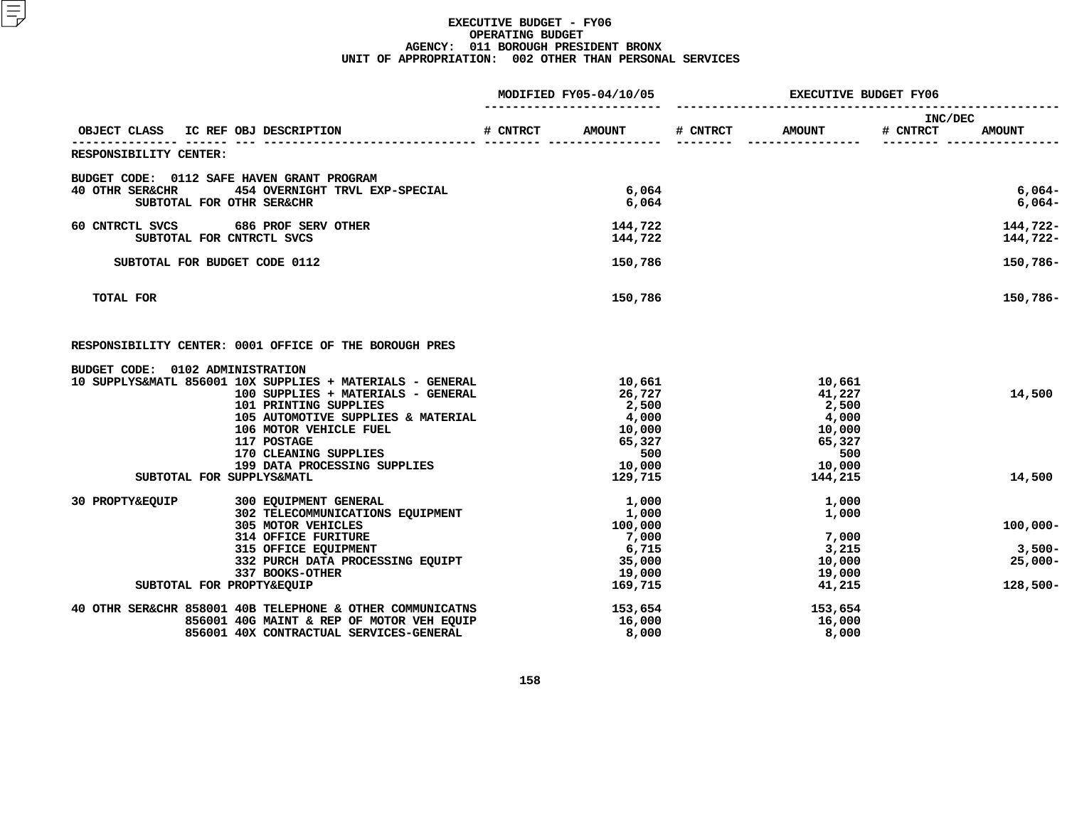# EXECUTIVE BUDGET - FY06
## OPERATING BUDGET
## AGENCY: 011 BOROUGH PRESIDENT BRONX
## UNIT OF APPROPRIATION: 002 OTHER THAN PERSONAL SERVICES

| OBJECT CLASS | IC REF | OBJ | DESCRIPTION | MODIFIED FY05-04/10/05 # CNTRCT | MODIFIED FY05-04/10/05 AMOUNT | EXECUTIVE BUDGET FY06 # CNTRCT | EXECUTIVE BUDGET FY06 AMOUNT | INC/DEC # CNTRCT | INC/DEC AMOUNT |
|---|---|---|---|---|---|---|---|---|---|
| RESPONSIBILITY CENTER: | | | | | | | | | |
| BUDGET CODE: 0112 SAFE HAVEN GRANT PROGRAM | | | | | | | | | |
| 40 OTHR SER&CHR | | 454 | OVERNIGHT TRVL EXP-SPECIAL | | 6,064 | | | | 6,064- |
| SUBTOTAL FOR OTHR SER&CHR | | | | | 6,064 | | | | 6,064- |
| 60 CNTRCTL SVCS | | 686 | PROF SERV OTHER | | 144,722 | | | | 144,722- |
| SUBTOTAL FOR CNTRCTL SVCS | | | | | 144,722 | | | | 144,722- |
| SUBTOTAL FOR BUDGET CODE 0112 | | | | | 150,786 | | | | 150,786- |
| TOTAL FOR | | | | | 150,786 | | | | 150,786- |
| RESPONSIBILITY CENTER: 0001 OFFICE OF THE BOROUGH PRES | | | | | | | | | |
| BUDGET CODE: 0102 ADMINISTRATION | | | | | | | | | |
| 10 SUPPLYS&MATL | 856001 | 10X | SUPPLIES + MATERIALS - GENERAL | | 10,661 | | 10,661 | | |
| | | 100 | SUPPLIES + MATERIALS - GENERAL | | 26,727 | | 41,227 | | 14,500 |
| | | 101 | PRINTING SUPPLIES | | 2,500 | | 2,500 | | |
| | | 105 | AUTOMOTIVE SUPPLIES & MATERIAL | | 4,000 | | 4,000 | | |
| | | 106 | MOTOR VEHICLE FUEL | | 10,000 | | 10,000 | | |
| | | 117 | POSTAGE | | 65,327 | | 65,327 | | |
| | | 170 | CLEANING SUPPLIES | | 500 | | 500 | | |
| | | 199 | DATA PROCESSING SUPPLIES | | 10,000 | | 10,000 | | |
| SUBTOTAL FOR SUPPLYS&MATL | | | | | 129,715 | | 144,215 | | 14,500 |
| 30 PROPTY&EQUIP | | 300 | EQUIPMENT GENERAL | | 1,000 | | 1,000 | | |
| | | 302 | TELECOMMUNICATIONS EQUIPMENT | | 1,000 | | 1,000 | | |
| | | 305 | MOTOR VEHICLES | | 100,000 | | | | 100,000- |
| | | 314 | OFFICE FURITURE | | 7,000 | | 7,000 | | |
| | | 315 | OFFICE EQUIPMENT | | 6,715 | | 3,215 | | 3,500- |
| | | 332 | PURCH DATA PROCESSING EQUIPT | | 35,000 | | 10,000 | | 25,000- |
| | | 337 | BOOKS-OTHER | | 19,000 | | 19,000 | | |
| SUBTOTAL FOR PROPTY&EQUIP | | | | | 169,715 | | 41,215 | | 128,500- |
| 40 OTHR SER&CHR | 858001 | 40B | TELEPHONE & OTHER COMMUNICATNS | | 153,654 | | 153,654 | | |
| | 856001 | 40G | MAINT & REP OF MOTOR VEH EQUIP | | 16,000 | | 16,000 | | |
| | 856001 | 40X | CONTRACTUAL SERVICES-GENERAL | | 8,000 | | 8,000 | | |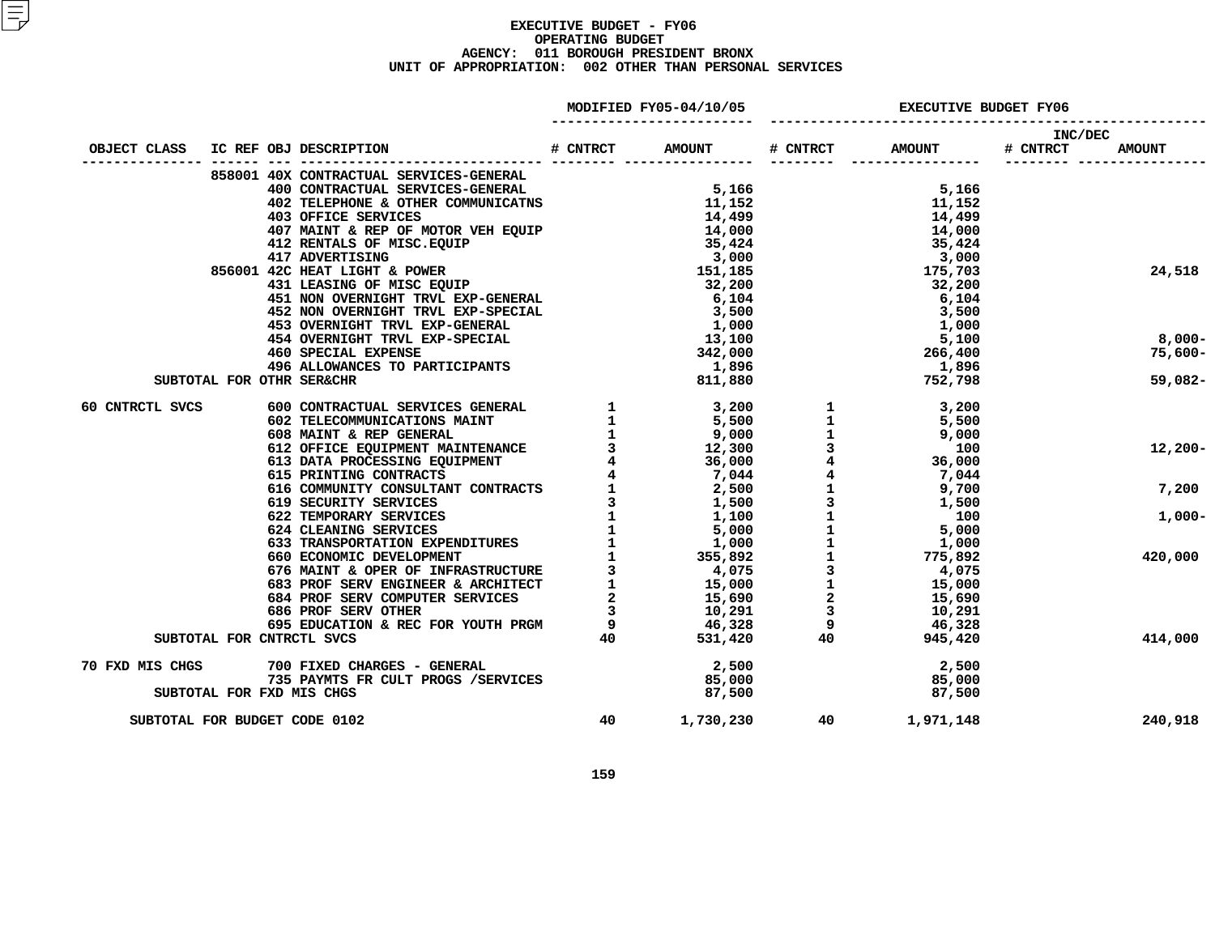# EXECUTIVE BUDGET - FY06
## OPERATING BUDGET
### AGENCY: 011 BOROUGH PRESIDENT BRONX
### UNIT OF APPROPRIATION: 002 OTHER THAN PERSONAL SERVICES

| OBJECT CLASS | IC REF | OBJ | DESCRIPTION | MODIFIED FY05-04/10/05 # CNTRCT | MODIFIED FY05-04/10/05 AMOUNT | EXECUTIVE BUDGET FY06 # CNTRCT | EXECUTIVE BUDGET FY06 AMOUNT | INC/DEC # CNTRCT | INC/DEC AMOUNT |
|---|---|---|---|---|---|---|---|---|---|
| | 858001 | 40X | CONTRACTUAL SERVICES-GENERAL | | | | | | |
| | | 400 | CONTRACTUAL SERVICES-GENERAL | | 5,166 | | 5,166 | | |
| | | 402 | TELEPHONE & OTHER COMMUNICATNS | | 11,152 | | 11,152 | | |
| | | 403 | OFFICE SERVICES | | 14,499 | | 14,499 | | |
| | | 407 | MAINT & REP OF MOTOR VEH EQUIP | | 14,000 | | 14,000 | | |
| | | 412 | RENTALS OF MISC.EQUIP | | 35,424 | | 35,424 | | |
| | | 417 | ADVERTISING | | 3,000 | | 3,000 | | |
| | 856001 | 42C | HEAT LIGHT & POWER | | 151,185 | | 175,703 | | 24,518 |
| | | 431 | LEASING OF MISC EQUIP | | 32,200 | | 32,200 | | |
| | | 451 | NON OVERNIGHT TRVL EXP-GENERAL | | 6,104 | | 6,104 | | |
| | | 452 | NON OVERNIGHT TRVL EXP-SPECIAL | | 3,500 | | 3,500 | | |
| | | 453 | OVERNIGHT TRVL EXP-GENERAL | | 1,000 | | 1,000 | | |
| | | 454 | OVERNIGHT TRVL EXP-SPECIAL | | 13,100 | | 5,100 | | 8,000- |
| | | 460 | SPECIAL EXPENSE | | 342,000 | | 266,400 | | 75,600- |
| | | 496 | ALLOWANCES TO PARTICIPANTS | | 1,896 | | 1,896 | | |
| SUBTOTAL FOR OTHR SER&CHR | | | | | 811,880 | | 752,798 | | 59,082- |
| 60 CNTRCTL SVCS | | 600 | CONTRACTUAL SERVICES GENERAL | 1 | 3,200 | 1 | 3,200 | | |
| | | 602 | TELECOMMUNICATIONS MAINT | 1 | 5,500 | 1 | 5,500 | | |
| | | 608 | MAINT & REP GENERAL | 1 | 9,000 | 1 | 9,000 | | |
| | | 612 | OFFICE EQUIPMENT MAINTENANCE | 3 | 12,300 | 3 | 100 | | 12,200- |
| | | 613 | DATA PROCESSING EQUIPMENT | 4 | 36,000 | 4 | 36,000 | | |
| | | 615 | PRINTING CONTRACTS | 4 | 7,044 | 4 | 7,044 | | |
| | | 616 | COMMUNITY CONSULTANT CONTRACTS | 1 | 2,500 | 1 | 9,700 | | 7,200 |
| | | 619 | SECURITY SERVICES | 3 | 1,500 | 3 | 1,500 | | |
| | | 622 | TEMPORARY SERVICES | 1 | 1,100 | 1 | 100 | | 1,000- |
| | | 624 | CLEANING SERVICES | 1 | 5,000 | 1 | 5,000 | | |
| | | 633 | TRANSPORTATION EXPENDITURES | 1 | 1,000 | 1 | 1,000 | | |
| | | 660 | ECONOMIC DEVELOPMENT | 1 | 355,892 | 1 | 775,892 | | 420,000 |
| | | 676 | MAINT & OPER OF INFRASTRUCTURE | 3 | 4,075 | 3 | 4,075 | | |
| | | 683 | PROF SERV ENGINEER & ARCHITECT | 1 | 15,000 | 1 | 15,000 | | |
| | | 684 | PROF SERV COMPUTER SERVICES | 2 | 15,690 | 2 | 15,690 | | |
| | | 686 | PROF SERV OTHER | 3 | 10,291 | 3 | 10,291 | | |
| | | 695 | EDUCATION & REC FOR YOUTH PRGM | 9 | 46,328 | 9 | 46,328 | | |
| SUBTOTAL FOR CNTRCTL SVCS | | | | 40 | 531,420 | 40 | 945,420 | | 414,000 |
| 70 FXD MIS CHGS | | 700 | FIXED CHARGES - GENERAL | | 2,500 | | 2,500 | | |
| | | 735 | PAYMTS FR CULT PROGS /SERVICES | | 85,000 | | 85,000 | | |
| SUBTOTAL FOR FXD MIS CHGS | | | | | 87,500 | | 87,500 | | |
| SUBTOTAL FOR BUDGET CODE 0102 | | | | 40 | 1,730,230 | 40 | 1,971,148 | | 240,918 |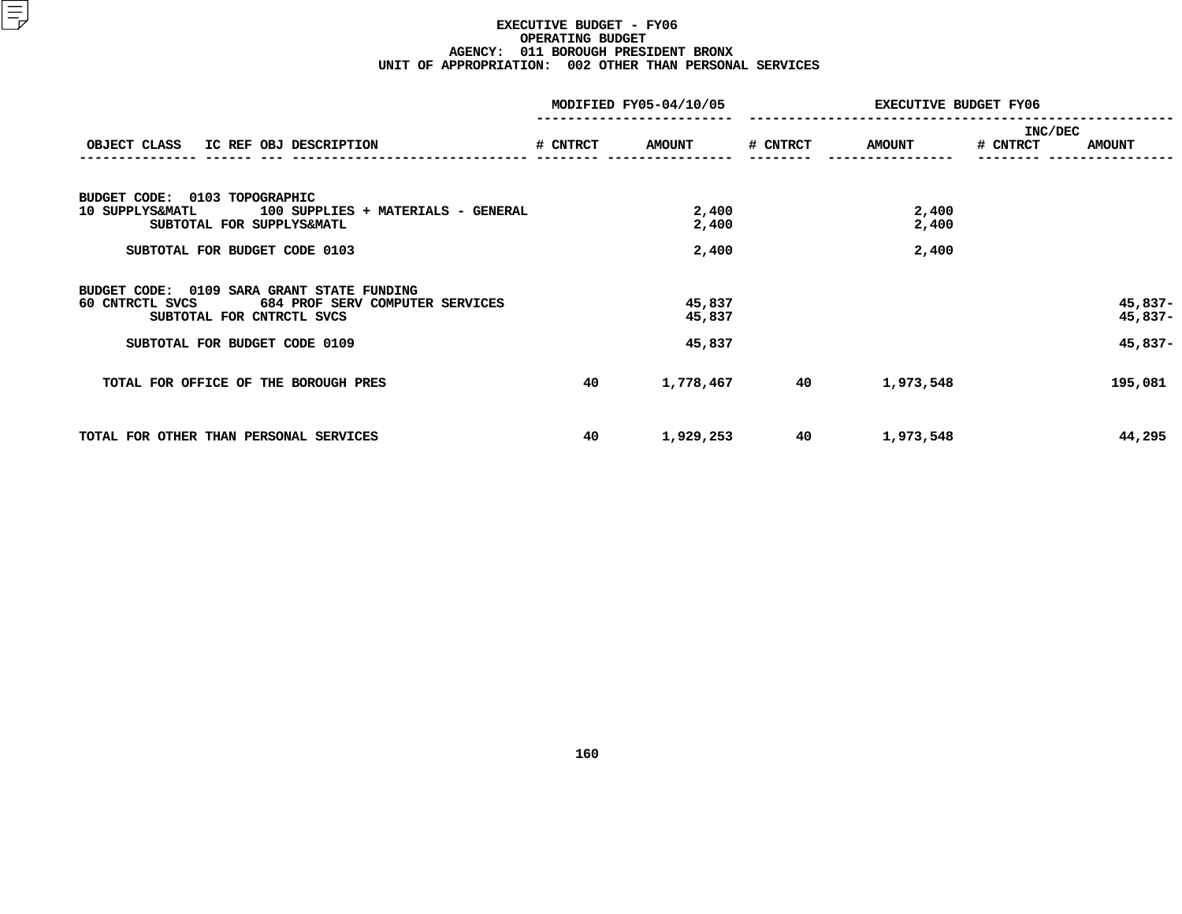# EXECUTIVE BUDGET - FY06
## OPERATING BUDGET
### AGENCY: 011 BOROUGH PRESIDENT BRONX
### UNIT OF APPROPRIATION: 002 OTHER THAN PERSONAL SERVICES

| OBJECT CLASS | IC REF OBJ DESCRIPTION | MODIFIED FY05-04/10/05 # CNTRCT | MODIFIED FY05-04/10/05 AMOUNT | EXECUTIVE BUDGET FY06 # CNTRCT | EXECUTIVE BUDGET FY06 AMOUNT | INC/DEC # CNTRCT | INC/DEC AMOUNT |
|---|---|---|---|---|---|---|---|
| BUDGET CODE: 0103 TOPOGRAPHIC | | | | | | | |
| 10 SUPPLYS&MATL | 100 SUPPLIES + MATERIALS - GENERAL | | 2,400 | | 2,400 | | |
| SUBTOTAL FOR SUPPLYS&MATL | | | 2,400 | | 2,400 | | |
| SUBTOTAL FOR BUDGET CODE 0103 | | | 2,400 | | 2,400 | | |
| BUDGET CODE: 0109 SARA GRANT STATE FUNDING | | | | | | | |
| 60 CNTRCTL SVCS | 684 PROF SERV COMPUTER SERVICES | | 45,837 | | | | 45,837- |
| SUBTOTAL FOR CNTRCTL SVCS | | | 45,837 | | | | 45,837- |
| SUBTOTAL FOR BUDGET CODE 0109 | | | 45,837 | | | | 45,837- |
| TOTAL FOR OFFICE OF THE BOROUGH PRES | | 40 | 1,778,467 | 40 | 1,973,548 | | 195,081 |
| TOTAL FOR OTHER THAN PERSONAL SERVICES | | 40 | 1,929,253 | 40 | 1,973,548 | | 44,295 |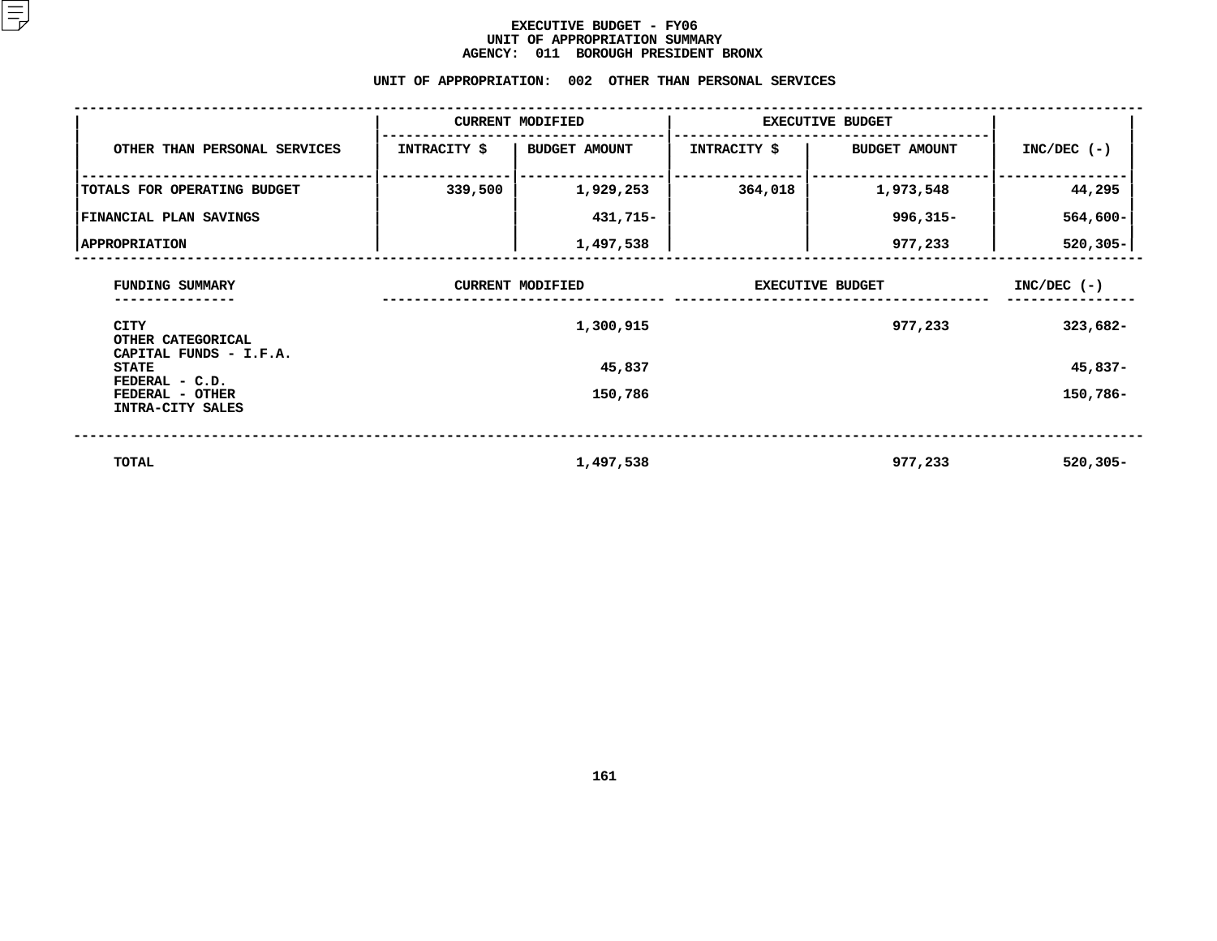# EXECUTIVE BUDGET - FY06
## UNIT OF APPROPRIATION SUMMARY
## AGENCY: 011 BOROUGH PRESIDENT BRONX

### UNIT OF APPROPRIATION: 002 OTHER THAN PERSONAL SERVICES

| OTHER THAN PERSONAL SERVICES | CURRENT MODIFIED | | EXECUTIVE BUDGET | | INC/DEC (-) |
|---|---|---|---|---|---|
| | INTRACITY $ | BUDGET AMOUNT | INTRACITY $ | BUDGET AMOUNT | |
| TOTALS FOR OPERATING BUDGET | 339,500 | 1,929,253 | 364,018 | 1,973,548 | 44,295 |
| FINANCIAL PLAN SAVINGS | | 431,715- | | 996,315- | 564,600- |
| APPROPRIATION | | 1,497,538 | | 977,233 | 520,305- |

| FUNDING SUMMARY | CURRENT MODIFIED | EXECUTIVE BUDGET | INC/DEC (-) |
|---|---|---|---|
| CITY | 1,300,915 | 977,233 | 323,682- |
| OTHER CATEGORICAL | | | |
| CAPITAL FUNDS - I.F.A. | | | |
| STATE | 45,837 | | 45,837- |
| FEDERAL - C.D. | | | |
| FEDERAL - OTHER | 150,786 | | 150,786- |
| INTRA-CITY SALES | | | |
| TOTAL | 1,497,538 | 977,233 | 520,305- |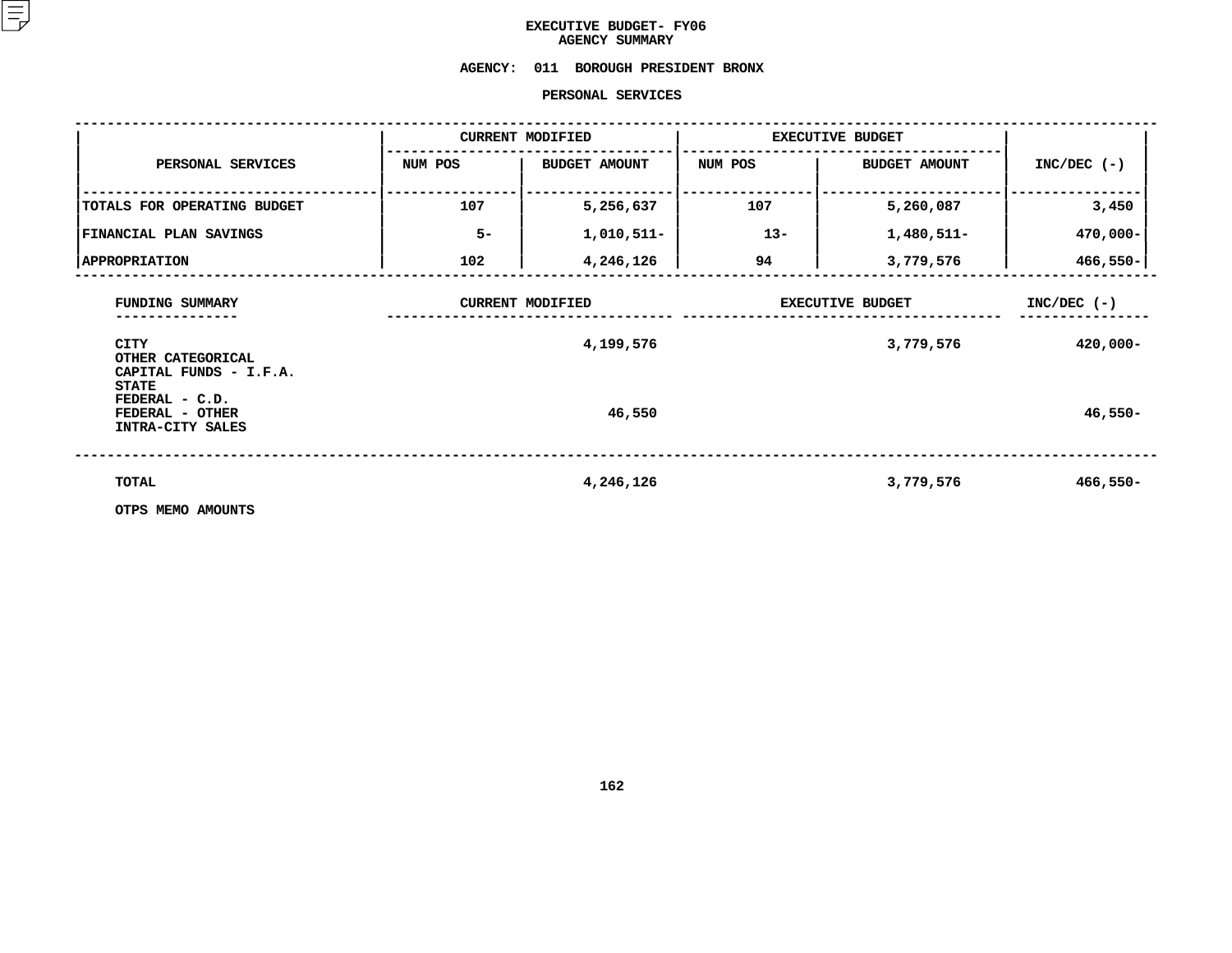# EXECUTIVE BUDGET- FY06
## AGENCY SUMMARY

**AGENCY: 011 BOROUGH PRESIDENT BRONX**

**PERSONAL SERVICES**

| PERSONAL SERVICES | CURRENT MODIFIED | | EXECUTIVE BUDGET | | INC/DEC (-) |
|---|---|---|---|---|---|
| | NUM POS | BUDGET AMOUNT | NUM POS | BUDGET AMOUNT | |
| TOTALS FOR OPERATING BUDGET | 107 | 5,256,637 | 107 | 5,260,087 | 3,450 |
| FINANCIAL PLAN SAVINGS | 5- | 1,010,511- | 13- | 1,480,511- | 470,000- |
| APPROPRIATION | 102 | 4,246,126 | 94 | 3,779,576 | 466,550- |

| FUNDING SUMMARY | CURRENT MODIFIED | EXECUTIVE BUDGET | INC/DEC (-) |
|---|---|---|---|
| CITY | 4,199,576 | 3,779,576 | 420,000- |
| OTHER CATEGORICAL | | | |
| CAPITAL FUNDS - I.F.A. | | | |
| STATE | | | |
| FEDERAL - C.D. | | | |
| FEDERAL - OTHER | 46,550 | | 46,550- |
| INTRA-CITY SALES | | | |
| TOTAL | 4,246,126 | 3,779,576 | 466,550- |

OTPS MEMO AMOUNTS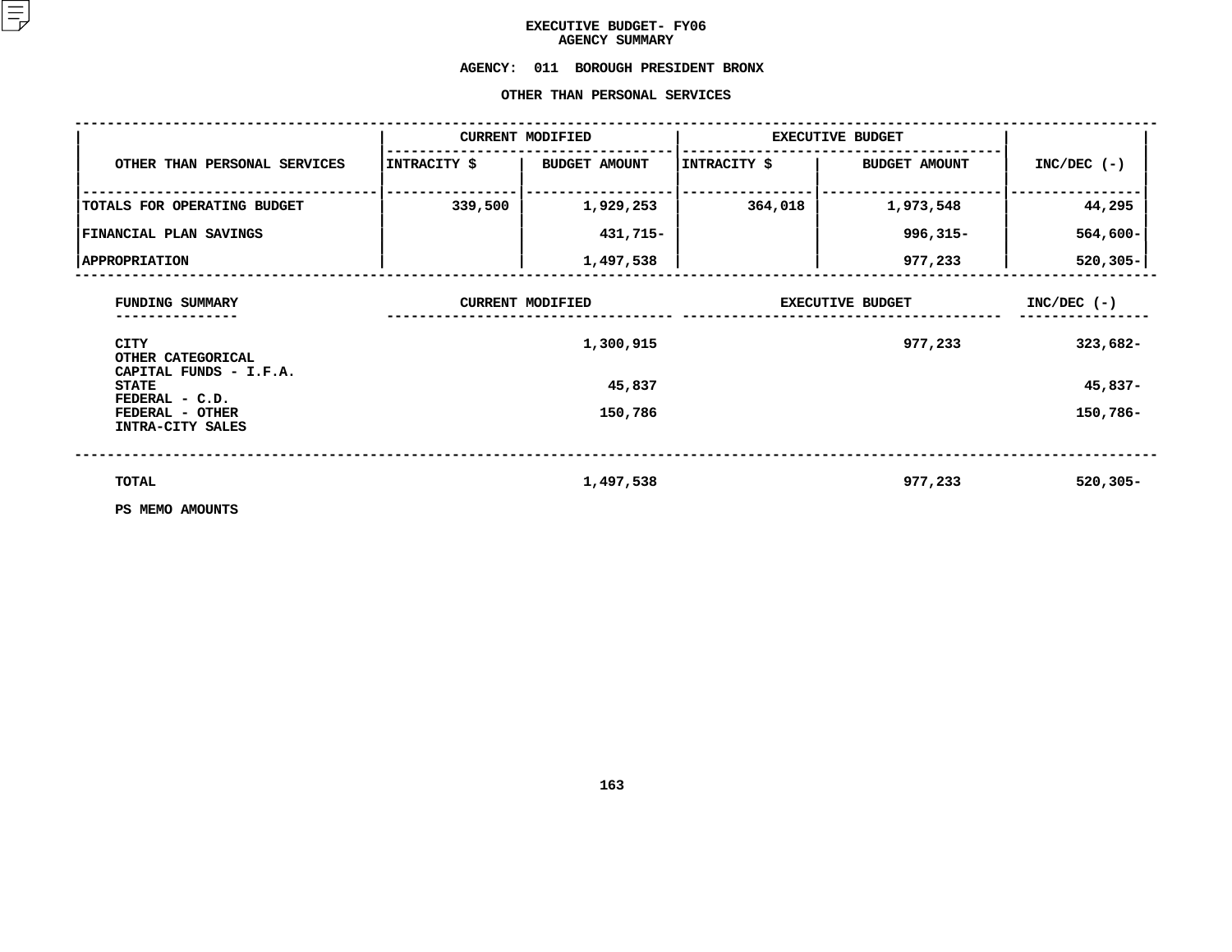# EXECUTIVE BUDGET- FY06
## AGENCY SUMMARY

**AGENCY: 011 BOROUGH PRESIDENT BRONX**

**OTHER THAN PERSONAL SERVICES**

| OTHER THAN PERSONAL SERVICES | CURRENT MODIFIED | | EXECUTIVE BUDGET | | INC/DEC (-) |
|---|---|---|---|---|---|
| | INTRACITY $ | BUDGET AMOUNT | INTRACITY $ | BUDGET AMOUNT | |
| TOTALS FOR OPERATING BUDGET | 339,500 | 1,929,253 | 364,018 | 1,973,548 | 44,295 |
| FINANCIAL PLAN SAVINGS | | 431,715- | | 996,315- | 564,600- |
| APPROPRIATION | | 1,497,538 | | 977,233 | 520,305- |

| FUNDING SUMMARY | CURRENT MODIFIED | EXECUTIVE BUDGET | INC/DEC (-) |
|---|---|---|---|
| CITY | 1,300,915 | 977,233 | 323,682- |
| OTHER CATEGORICAL | | | |
| CAPITAL FUNDS - I.F.A. | | | |
| STATE | 45,837 | | 45,837- |
| FEDERAL - C.D. | | | |
| FEDERAL - OTHER | 150,786 | | 150,786- |
| INTRA-CITY SALES | | | |
| TOTAL | 1,497,538 | 977,233 | 520,305- |

PS MEMO AMOUNTS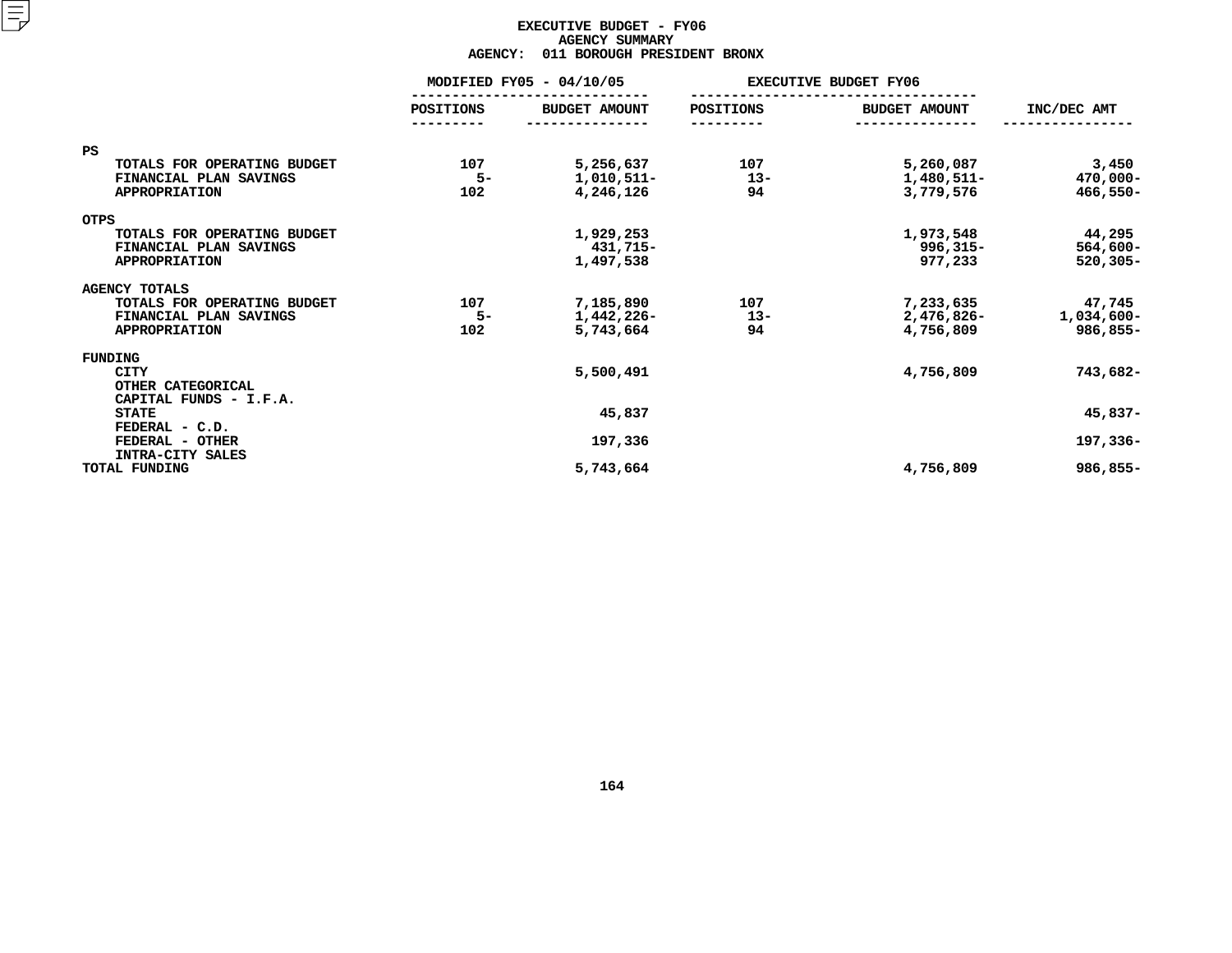# EXECUTIVE BUDGET - FY06
## AGENCY SUMMARY
### AGENCY: 011 BOROUGH PRESIDENT BRONX

| | MODIFIED FY05 - 04/10/05 | | EXECUTIVE BUDGET FY06 | | |
|---|---|---|---|---|---|
| | POSITIONS | BUDGET AMOUNT | POSITIONS | BUDGET AMOUNT | INC/DEC AMT |
| **PS** | | | | | |
| TOTALS FOR OPERATING BUDGET | 107 | 5,256,637 | 107 | 5,260,087 | 3,450 |
| FINANCIAL PLAN SAVINGS | 5- | 1,010,511- | 13- | 1,480,511- | 470,000- |
| APPROPRIATION | 102 | 4,246,126 | 94 | 3,779,576 | 466,550- |
| **OTPS** | | | | | |
| TOTALS FOR OPERATING BUDGET | | 1,929,253 | | 1,973,548 | 44,295 |
| FINANCIAL PLAN SAVINGS | | 431,715- | | 996,315- | 564,600- |
| APPROPRIATION | | 1,497,538 | | 977,233 | 520,305- |
| **AGENCY TOTALS** | | | | | |
| TOTALS FOR OPERATING BUDGET | 107 | 7,185,890 | 107 | 7,233,635 | 47,745 |
| FINANCIAL PLAN SAVINGS | 5- | 1,442,226- | 13- | 2,476,826- | 1,034,600- |
| APPROPRIATION | 102 | 5,743,664 | 94 | 4,756,809 | 986,855- |
| **FUNDING** | | | | | |
| CITY | | 5,500,491 | | 4,756,809 | 743,682- |
| OTHER CATEGORICAL | | | | | |
| CAPITAL FUNDS - I.F.A. | | | | | |
| STATE | | 45,837 | | | 45,837- |
| FEDERAL - C.D. | | | | | |
| FEDERAL - OTHER | | 197,336 | | | 197,336- |
| INTRA-CITY SALES | | | | | |
| TOTAL FUNDING | | 5,743,664 | | 4,756,809 | 986,855- |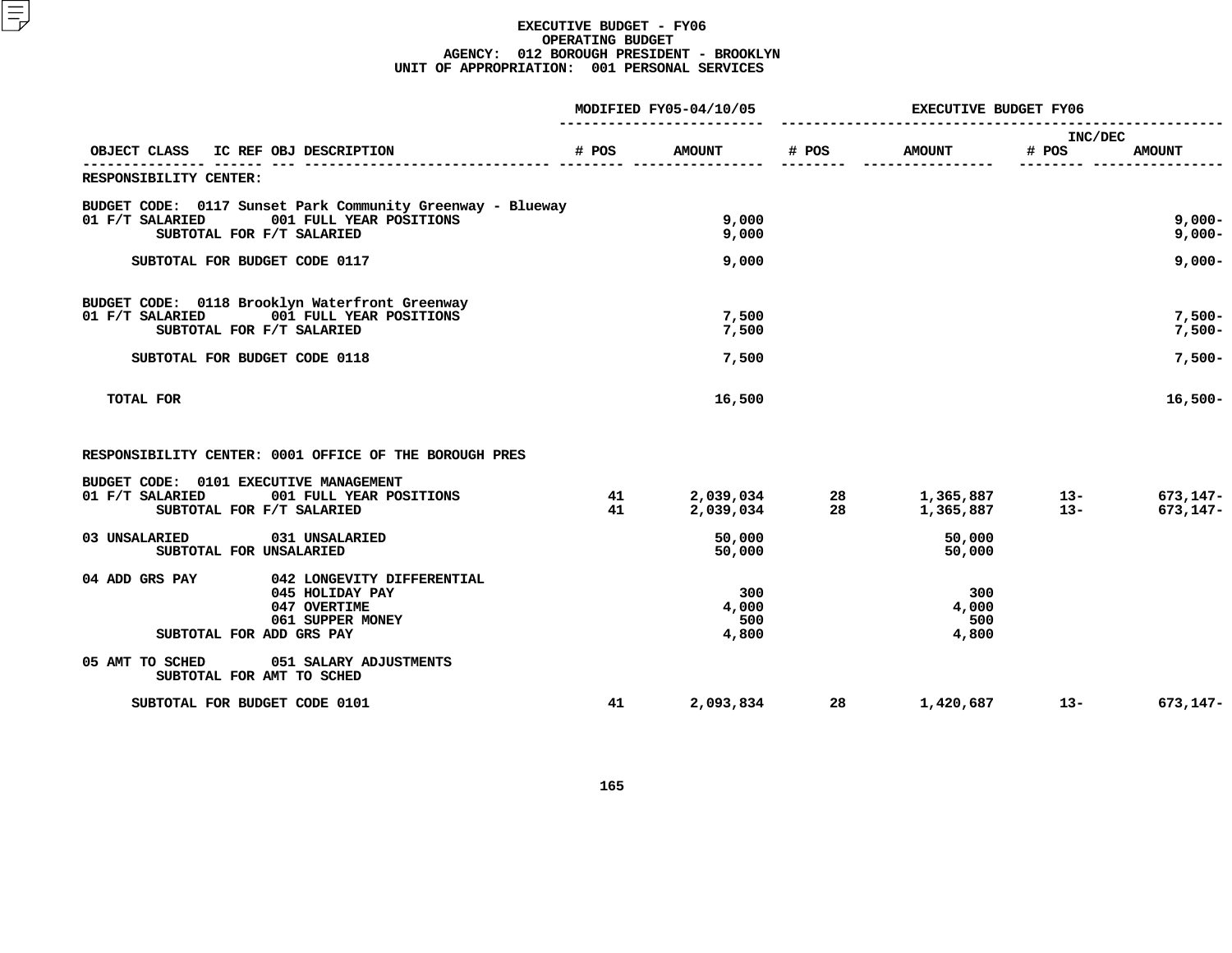# EXECUTIVE BUDGET - FY06
## OPERATING BUDGET
### AGENCY: 012 BOROUGH PRESIDENT - BROOKLYN
### UNIT OF APPROPRIATION: 001 PERSONAL SERVICES

| OBJECT CLASS | IC REF OBJ DESCRIPTION | MODIFIED FY05-04/10/05 # POS | MODIFIED FY05-04/10/05 AMOUNT | EXECUTIVE BUDGET FY06 # POS | EXECUTIVE BUDGET FY06 AMOUNT | INC/DEC # POS | INC/DEC AMOUNT |
|---|---|---|---|---|---|---|---|
| RESPONSIBILITY CENTER: | | | | | | | |
| BUDGET CODE: 0117 Sunset Park Community Greenway - Blueway | | | | | | | |
| 01 F/T SALARIED | 001 FULL YEAR POSITIONS | | 9,000 | | | | 9,000- |
| SUBTOTAL FOR F/T SALARIED | | | 9,000 | | | | 9,000- |
| SUBTOTAL FOR BUDGET CODE 0117 | | | 9,000 | | | | 9,000- |
| BUDGET CODE: 0118 Brooklyn Waterfront Greenway | | | | | | | |
| 01 F/T SALARIED | 001 FULL YEAR POSITIONS | | 7,500 | | | | 7,500- |
| SUBTOTAL FOR F/T SALARIED | | | 7,500 | | | | 7,500- |
| SUBTOTAL FOR BUDGET CODE 0118 | | | 7,500 | | | | 7,500- |
| TOTAL FOR | | | 16,500 | | | | 16,500- |
| RESPONSIBILITY CENTER: 0001 OFFICE OF THE BOROUGH PRES | | | | | | | |
| BUDGET CODE: 0101 EXECUTIVE MANAGEMENT | | | | | | | |
| 01 F/T SALARIED | 001 FULL YEAR POSITIONS | 41 | 2,039,034 | 28 | 1,365,887 | 13- | 673,147- |
| SUBTOTAL FOR F/T SALARIED | | 41 | 2,039,034 | 28 | 1,365,887 | 13- | 673,147- |
| 03 UNSALARIED | 031 UNSALARIED | | 50,000 | | 50,000 | | |
| SUBTOTAL FOR UNSALARIED | | | 50,000 | | 50,000 | | |
| 04 ADD GRS PAY | 042 LONGEVITY DIFFERENTIAL | | | | | | |
| | 045 HOLIDAY PAY | | 300 | | 300 | | |
| | 047 OVERTIME | | 4,000 | | 4,000 | | |
| | 061 SUPPER MONEY | | 500 | | 500 | | |
| SUBTOTAL FOR ADD GRS PAY | | | 4,800 | | 4,800 | | |
| 05 AMT TO SCHED | 051 SALARY ADJUSTMENTS | | | | | | |
| SUBTOTAL FOR AMT TO SCHED | | | | | | | |
| SUBTOTAL FOR BUDGET CODE 0101 | | 41 | 2,093,834 | 28 | 1,420,687 | 13- | 673,147- |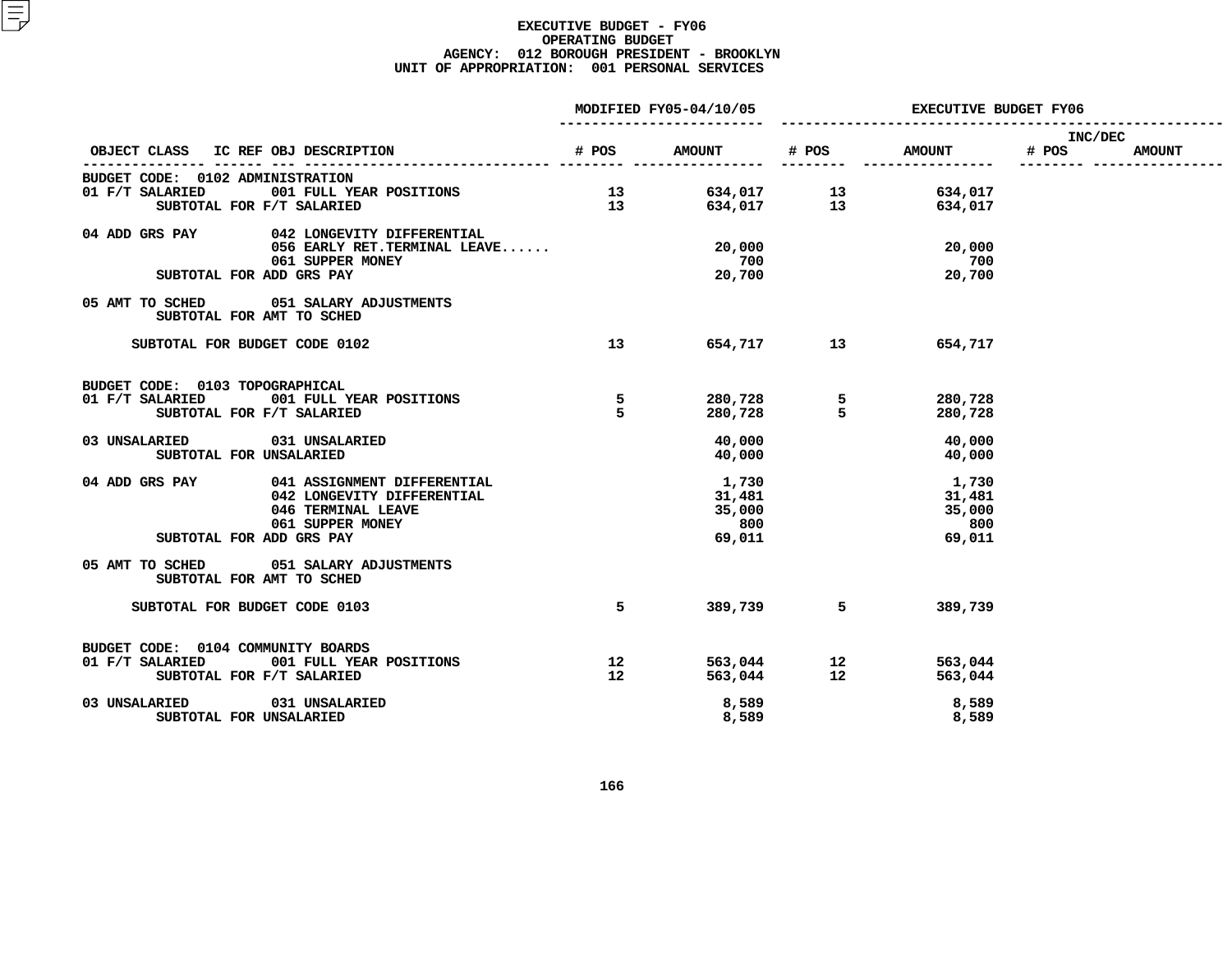**EXECUTIVE BUDGET - FY06**
**OPERATING BUDGET**
**AGENCY: 012 BOROUGH PRESIDENT - BROOKLYN**
**UNIT OF APPROPRIATION: 001 PERSONAL SERVICES**

| OBJECT CLASS | IC REF OBJ DESCRIPTION | MODIFIED FY05-04/10/05 # POS | MODIFIED FY05-04/10/05 AMOUNT | EXECUTIVE BUDGET FY06 # POS | EXECUTIVE BUDGET FY06 AMOUNT | INC/DEC # POS | INC/DEC AMOUNT |
|---|---|---|---|---|---|---|---|
| BUDGET CODE: 0102 ADMINISTRATION | | | | | | | |
| 01 F/T SALARIED | 001 FULL YEAR POSITIONS | 13 | 634,017 | 13 | 634,017 | | |
| SUBTOTAL FOR F/T SALARIED | | 13 | 634,017 | 13 | 634,017 | | |
| 04 ADD GRS PAY | 042 LONGEVITY DIFFERENTIAL | | | | | | |
| | 056 EARLY RET.TERMINAL LEAVE...... | | 20,000 | | 20,000 | | |
| | 061 SUPPER MONEY | | 700 | | 700 | | |
| SUBTOTAL FOR ADD GRS PAY | | | 20,700 | | 20,700 | | |
| 05 AMT TO SCHED | 051 SALARY ADJUSTMENTS | | | | | | |
| SUBTOTAL FOR AMT TO SCHED | | | | | | | |
| SUBTOTAL FOR BUDGET CODE 0102 | | 13 | 654,717 | 13 | 654,717 | | |
| BUDGET CODE: 0103 TOPOGRAPHICAL | | | | | | | |
| 01 F/T SALARIED | 001 FULL YEAR POSITIONS | 5 | 280,728 | 5 | 280,728 | | |
| SUBTOTAL FOR F/T SALARIED | | 5 | 280,728 | 5 | 280,728 | | |
| 03 UNSALARIED | 031 UNSALARIED | | 40,000 | | 40,000 | | |
| SUBTOTAL FOR UNSALARIED | | | 40,000 | | 40,000 | | |
| 04 ADD GRS PAY | 041 ASSIGNMENT DIFFERENTIAL | | 1,730 | | 1,730 | | |
| | 042 LONGEVITY DIFFERENTIAL | | 31,481 | | 31,481 | | |
| | 046 TERMINAL LEAVE | | 35,000 | | 35,000 | | |
| | 061 SUPPER MONEY | | 800 | | 800 | | |
| SUBTOTAL FOR ADD GRS PAY | | | 69,011 | | 69,011 | | |
| 05 AMT TO SCHED | 051 SALARY ADJUSTMENTS | | | | | | |
| SUBTOTAL FOR AMT TO SCHED | | | | | | | |
| SUBTOTAL FOR BUDGET CODE 0103 | | 5 | 389,739 | 5 | 389,739 | | |
| BUDGET CODE: 0104 COMMUNITY BOARDS | | | | | | | |
| 01 F/T SALARIED | 001 FULL YEAR POSITIONS | 12 | 563,044 | 12 | 563,044 | | |
| SUBTOTAL FOR F/T SALARIED | | 12 | 563,044 | 12 | 563,044 | | |
| 03 UNSALARIED | 031 UNSALARIED | | 8,589 | | 8,589 | | |
| SUBTOTAL FOR UNSALARIED | | | 8,589 | | 8,589 | | |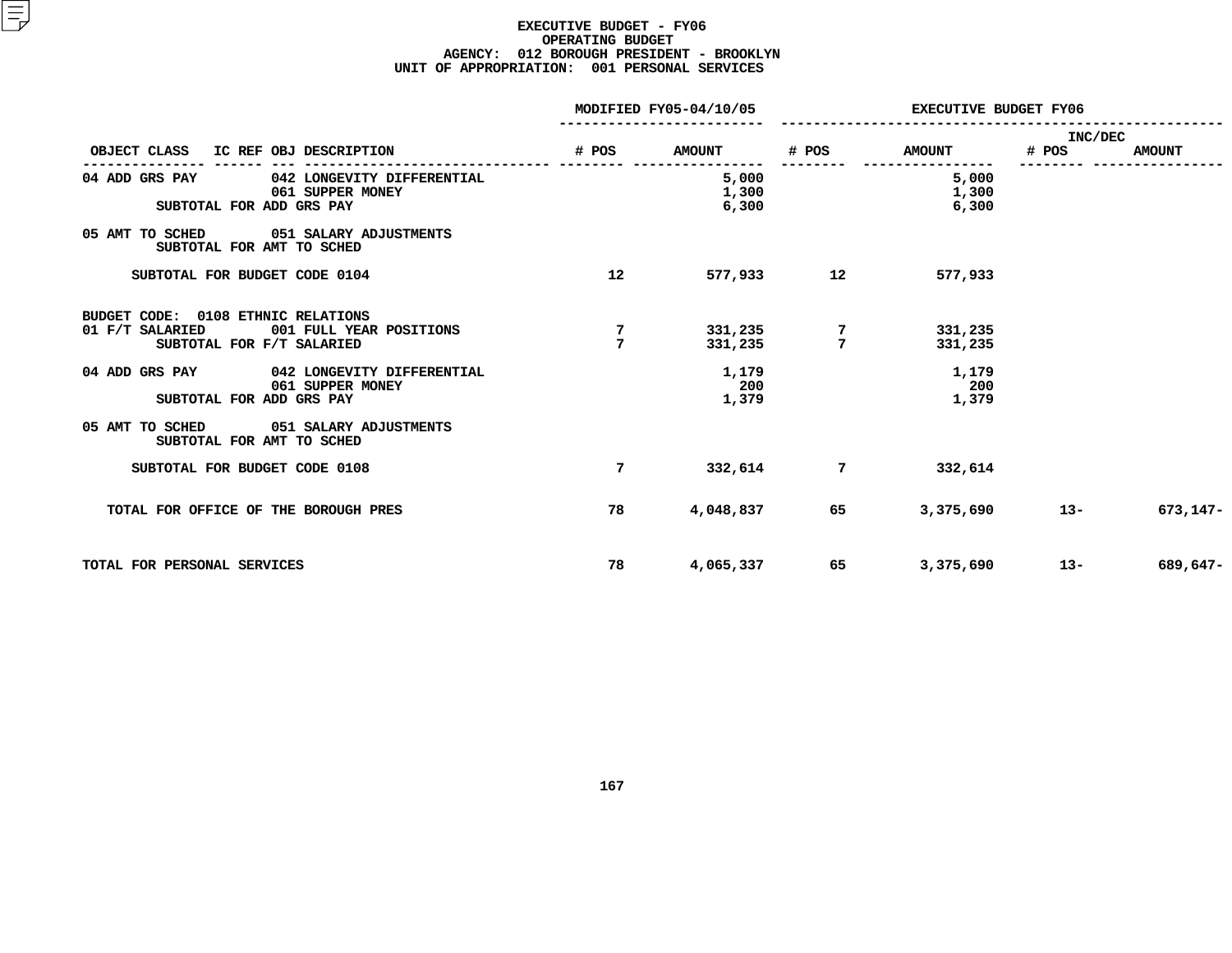# EXECUTIVE BUDGET - FY06
## OPERATING BUDGET
### AGENCY: 012 BOROUGH PRESIDENT - BROOKLYN
### UNIT OF APPROPRIATION: 001 PERSONAL SERVICES

| OBJECT CLASS | IC REF OBJ DESCRIPTION | MODIFIED FY05-04/10/05 # POS | MODIFIED FY05-04/10/05 AMOUNT | EXECUTIVE BUDGET FY06 # POS | EXECUTIVE BUDGET FY06 AMOUNT | INC/DEC # POS | INC/DEC AMOUNT |
|---|---|---|---|---|---|---|---|
| 04 ADD GRS PAY | 042 LONGEVITY DIFFERENTIAL | | 5,000 | | 5,000 | | |
| | 061 SUPPER MONEY | | 1,300 | | 1,300 | | |
| SUBTOTAL FOR ADD GRS PAY | | | 6,300 | | 6,300 | | |
| 05 AMT TO SCHED | 051 SALARY ADJUSTMENTS | | | | | | |
| SUBTOTAL FOR AMT TO SCHED | | | | | | | |
| SUBTOTAL FOR BUDGET CODE 0104 | | 12 | 577,933 | 12 | 577,933 | | |
| BUDGET CODE: 0108 ETHNIC RELATIONS | | | | | | | |
| 01 F/T SALARIED | 001 FULL YEAR POSITIONS | 7 | 331,235 | 7 | 331,235 | | |
| SUBTOTAL FOR F/T SALARIED | | 7 | 331,235 | 7 | 331,235 | | |
| 04 ADD GRS PAY | 042 LONGEVITY DIFFERENTIAL | | 1,179 | | 1,179 | | |
| | 061 SUPPER MONEY | | 200 | | 200 | | |
| SUBTOTAL FOR ADD GRS PAY | | | 1,379 | | 1,379 | | |
| 05 AMT TO SCHED | 051 SALARY ADJUSTMENTS | | | | | | |
| SUBTOTAL FOR AMT TO SCHED | | | | | | | |
| SUBTOTAL FOR BUDGET CODE 0108 | | 7 | 332,614 | 7 | 332,614 | | |
| TOTAL FOR OFFICE OF THE BOROUGH PRES | | 78 | 4,048,837 | 65 | 3,375,690 | 13- | 673,147- |
| TOTAL FOR PERSONAL SERVICES | | 78 | 4,065,337 | 65 | 3,375,690 | 13- | 689,647- |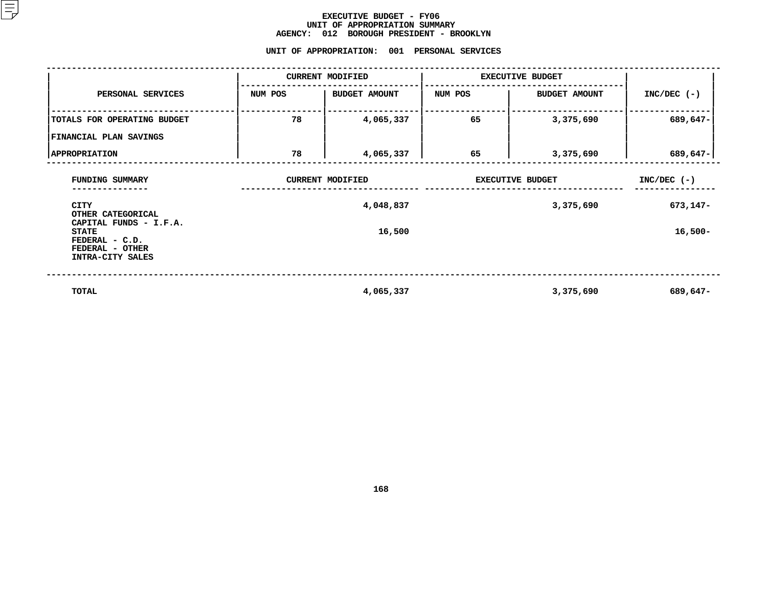# EXECUTIVE BUDGET - FY06
## UNIT OF APPROPRIATION SUMMARY
## AGENCY: 012 BOROUGH PRESIDENT - BROOKLYN

### UNIT OF APPROPRIATION: 001 PERSONAL SERVICES

| PERSONAL SERVICES | CURRENT MODIFIED | | EXECUTIVE BUDGET | | INC/DEC (-) |
|---|---|---|---|---|---|
| | NUM POS | BUDGET AMOUNT | NUM POS | BUDGET AMOUNT | |
| TOTALS FOR OPERATING BUDGET | 78 | 4,065,337 | 65 | 3,375,690 | 689,647- |
| FINANCIAL PLAN SAVINGS | | | | | |
| APPROPRIATION | 78 | 4,065,337 | 65 | 3,375,690 | 689,647- |

| FUNDING SUMMARY | CURRENT MODIFIED | EXECUTIVE BUDGET | INC/DEC (-) |
|---|---|---|---|
| CITY | 4,048,837 | 3,375,690 | 673,147- |
| OTHER CATEGORICAL | | | |
| CAPITAL FUNDS - I.F.A. | | | |
| STATE | 16,500 | | 16,500- |
| FEDERAL - C.D. | | | |
| FEDERAL - OTHER | | | |
| INTRA-CITY SALES | | | |
| TOTAL | 4,065,337 | 3,375,690 | 689,647- |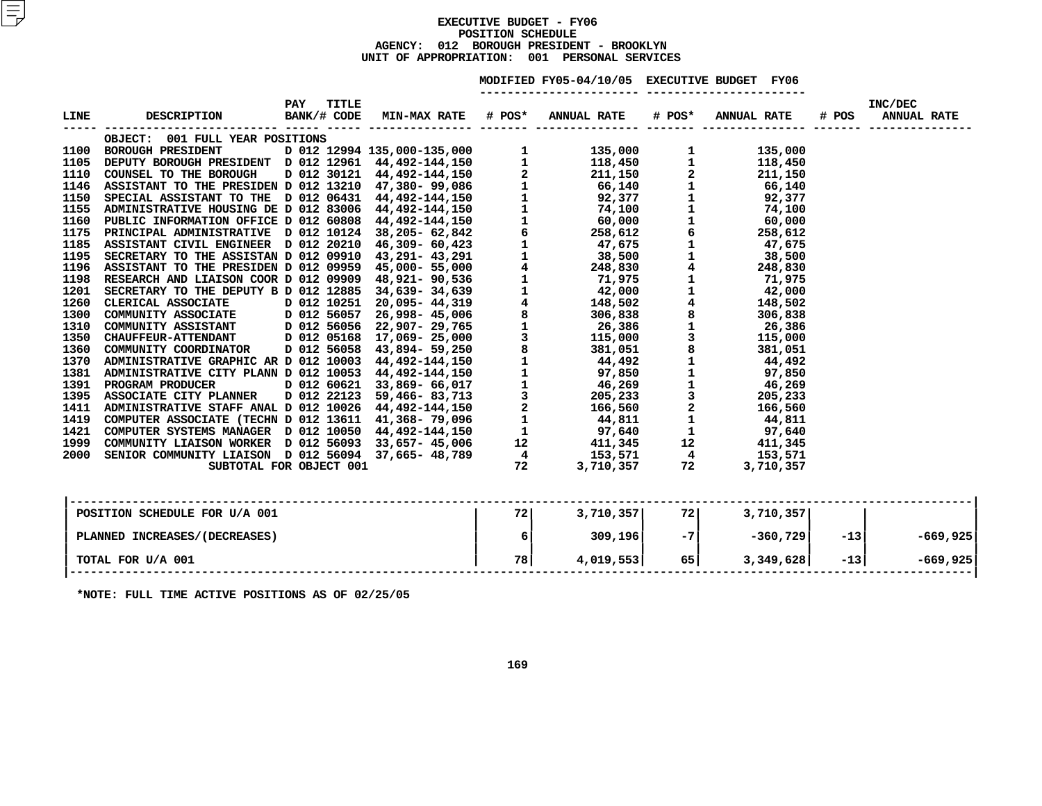# EXECUTIVE BUDGET - FY06
## POSITION SCHEDULE
### AGENCY: 012 BOROUGH PRESIDENT - BROOKLYN
### UNIT OF APPROPRIATION: 001 PERSONAL SERVICES

| LINE | DESCRIPTION | PAY BANK/# | TITLE CODE | MIN-MAX RATE | MODIFIED FY05-04/10/05 # POS* | MODIFIED FY05-04/10/05 ANNUAL RATE | EXECUTIVE BUDGET FY06 # POS* | EXECUTIVE BUDGET FY06 ANNUAL RATE | INC/DEC # POS | INC/DEC ANNUAL RATE |
|---|---|---|---|---|---|---|---|---|---|---|
| | OBJECT: 001 FULL YEAR POSITIONS | | | | | | | | | |
| 1100 | BOROUGH PRESIDENT | D 012 | 12994 | 135,000-135,000 | 1 | 135,000 | 1 | 135,000 | | |
| 1105 | DEPUTY BOROUGH PRESIDENT | D 012 | 12961 | 44,492-144,150 | 1 | 118,450 | 1 | 118,450 | | |
| 1110 | COUNSEL TO THE BOROUGH | D 012 | 30121 | 44,492-144,150 | 2 | 211,150 | 2 | 211,150 | | |
| 1146 | ASSISTANT TO THE PRESIDEN | D 012 | 13210 | 47,380- 99,086 | 1 | 66,140 | 1 | 66,140 | | |
| 1150 | SPECIAL ASSISTANT TO THE | D 012 | 06431 | 44,492-144,150 | 1 | 92,377 | 1 | 92,377 | | |
| 1155 | ADMINISTRATIVE HOUSING DE | D 012 | 83006 | 44,492-144,150 | 1 | 74,100 | 1 | 74,100 | | |
| 1160 | PUBLIC INFORMATION OFFICE | D 012 | 60808 | 44,492-144,150 | 1 | 60,000 | 1 | 60,000 | | |
| 1175 | PRINCIPAL ADMINISTRATIVE | D 012 | 10124 | 38,205- 62,842 | 6 | 258,612 | 6 | 258,612 | | |
| 1185 | ASSISTANT CIVIL ENGINEER | D 012 | 20210 | 46,309- 60,423 | 1 | 47,675 | 1 | 47,675 | | |
| 1195 | SECRETARY TO THE ASSISTAN | D 012 | 09910 | 43,291- 43,291 | 1 | 38,500 | 1 | 38,500 | | |
| 1196 | ASSISTANT TO THE PRESIDEN | D 012 | 09959 | 45,000- 55,000 | 4 | 248,830 | 4 | 248,830 | | |
| 1198 | RESEARCH AND LIAISON COOR | D 012 | 09909 | 48,921- 90,536 | 1 | 71,975 | 1 | 71,975 | | |
| 1201 | SECRETARY TO THE DEPUTY B | D 012 | 12885 | 34,639- 34,639 | 1 | 42,000 | 1 | 42,000 | | |
| 1260 | CLERICAL ASSOCIATE | D 012 | 10251 | 20,095- 44,319 | 4 | 148,502 | 4 | 148,502 | | |
| 1300 | COMMUNITY ASSOCIATE | D 012 | 56057 | 26,998- 45,006 | 8 | 306,838 | 8 | 306,838 | | |
| 1310 | COMMUNITY ASSISTANT | D 012 | 56056 | 22,907- 29,765 | 1 | 26,386 | 1 | 26,386 | | |
| 1350 | CHAUFFEUR-ATTENDANT | D 012 | 05168 | 17,069- 25,000 | 3 | 115,000 | 3 | 115,000 | | |
| 1360 | COMMUNITY COORDINATOR | D 012 | 56058 | 43,894- 59,250 | 8 | 381,051 | 8 | 381,051 | | |
| 1370 | ADMINISTRATIVE GRAPHIC AR | D 012 | 10003 | 44,492-144,150 | 1 | 44,492 | 1 | 44,492 | | |
| 1381 | ADMINISTRATIVE CITY PLANN | D 012 | 10053 | 44,492-144,150 | 1 | 97,850 | 1 | 97,850 | | |
| 1391 | PROGRAM PRODUCER | D 012 | 60621 | 33,869- 66,017 | 1 | 46,269 | 1 | 46,269 | | |
| 1395 | ASSOCIATE CITY PLANNER | D 012 | 22123 | 59,466- 83,713 | 3 | 205,233 | 3 | 205,233 | | |
| 1411 | ADMINISTRATIVE STAFF ANAL | D 012 | 10026 | 44,492-144,150 | 2 | 166,560 | 2 | 166,560 | | |
| 1419 | COMPUTER ASSOCIATE (TECHN | D 012 | 13611 | 41,368- 79,096 | 1 | 44,811 | 1 | 44,811 | | |
| 1421 | COMPUTER SYSTEMS MANAGER | D 012 | 10050 | 44,492-144,150 | 1 | 97,640 | 1 | 97,640 | | |
| 1999 | COMMUNITY LIAISON WORKER | D 012 | 56093 | 33,657- 45,006 | 12 | 411,345 | 12 | 411,345 | | |
| 2000 | SENIOR COMMUNITY LIAISON | D 012 | 56094 | 37,665- 48,789 | 4 | 153,571 | 4 | 153,571 | | |
| | SUBTOTAL FOR OBJECT 001 | | | | 72 | 3,710,357 | 72 | 3,710,357 | | |

| | # POS* | ANNUAL RATE | # POS* | ANNUAL RATE | # POS | ANNUAL RATE |
|---|---|---|---|---|---|---|
| POSITION SCHEDULE FOR U/A 001 | 72 | 3,710,357 | 72 | 3,710,357 | | |
| PLANNED INCREASES/(DECREASES) | 6 | 309,196 | -7 | -360,729 | -13 | -669,925 |
| TOTAL FOR U/A 001 | 78 | 4,019,553 | 65 | 3,349,628 | -13 | -669,925 |

*NOTE: FULL TIME ACTIVE POSITIONS AS OF 02/25/05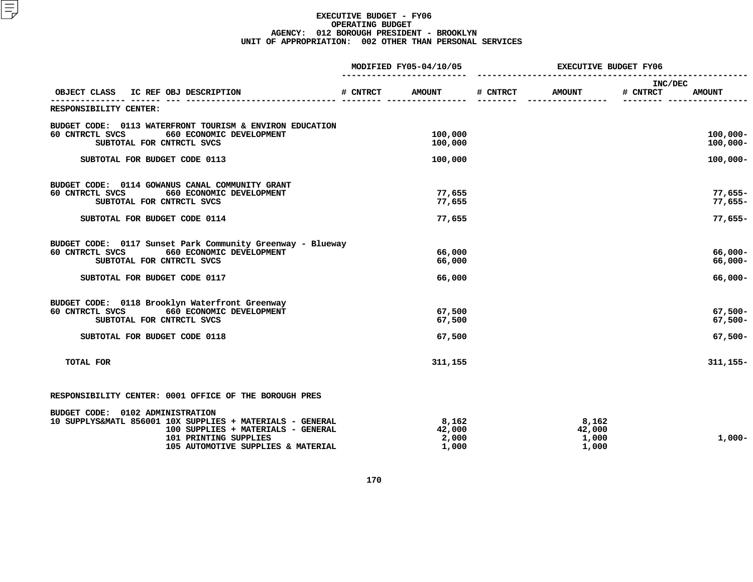# EXECUTIVE BUDGET - FY06
## OPERATING BUDGET
### AGENCY: 012 BOROUGH PRESIDENT - BROOKLYN
### UNIT OF APPROPRIATION: 002 OTHER THAN PERSONAL SERVICES

| OBJECT CLASS | IC REF | OBJ | DESCRIPTION | MODIFIED FY05-04/10/05 # CNTRCT | MODIFIED FY05-04/10/05 AMOUNT | EXECUTIVE BUDGET FY06 # CNTRCT | EXECUTIVE BUDGET FY06 AMOUNT | INC/DEC # CNTRCT | INC/DEC AMOUNT |
|---|---|---|---|---|---|---|---|---|---|
| RESPONSIBILITY CENTER: | | | | | | | | | |
| BUDGET CODE: 0113 WATERFRONT TOURISM & ENVIRON EDUCATION | | | | | | | | | |
| 60 CNTRCTL SVCS | | 660 | ECONOMIC DEVELOPMENT | | 100,000 | | | | 100,000- |
| | | | SUBTOTAL FOR CNTRCTL SVCS | | 100,000 | | | | 100,000- |
| | | | SUBTOTAL FOR BUDGET CODE 0113 | | 100,000 | | | | 100,000- |
| BUDGET CODE: 0114 GOWANUS CANAL COMMUNITY GRANT | | | | | | | | | |
| 60 CNTRCTL SVCS | | 660 | ECONOMIC DEVELOPMENT | | 77,655 | | | | 77,655- |
| | | | SUBTOTAL FOR CNTRCTL SVCS | | 77,655 | | | | 77,655- |
| | | | SUBTOTAL FOR BUDGET CODE 0114 | | 77,655 | | | | 77,655- |
| BUDGET CODE: 0117 Sunset Park Community Greenway - Blueway | | | | | | | | | |
| 60 CNTRCTL SVCS | | 660 | ECONOMIC DEVELOPMENT | | 66,000 | | | | 66,000- |
| | | | SUBTOTAL FOR CNTRCTL SVCS | | 66,000 | | | | 66,000- |
| | | | SUBTOTAL FOR BUDGET CODE 0117 | | 66,000 | | | | 66,000- |
| BUDGET CODE: 0118 Brooklyn Waterfront Greenway | | | | | | | | | |
| 60 CNTRCTL SVCS | | 660 | ECONOMIC DEVELOPMENT | | 67,500 | | | | 67,500- |
| | | | SUBTOTAL FOR CNTRCTL SVCS | | 67,500 | | | | 67,500- |
| | | | SUBTOTAL FOR BUDGET CODE 0118 | | 67,500 | | | | 67,500- |
| TOTAL FOR | | | | | 311,155 | | | | 311,155- |
| RESPONSIBILITY CENTER: 0001 OFFICE OF THE BOROUGH PRES | | | | | | | | | |
| BUDGET CODE: 0102 ADMINISTRATION | | | | | | | | | |
| 10 SUPPLYS&MATL | 856001 | 10X | SUPPLIES + MATERIALS - GENERAL | | 8,162 | | 8,162 | | |
| | | 100 | SUPPLIES + MATERIALS - GENERAL | | 42,000 | | 42,000 | | |
| | | 101 | PRINTING SUPPLIES | | 2,000 | | 1,000 | | 1,000- |
| | | 105 | AUTOMOTIVE SUPPLIES & MATERIAL | | 1,000 | | 1,000 | | |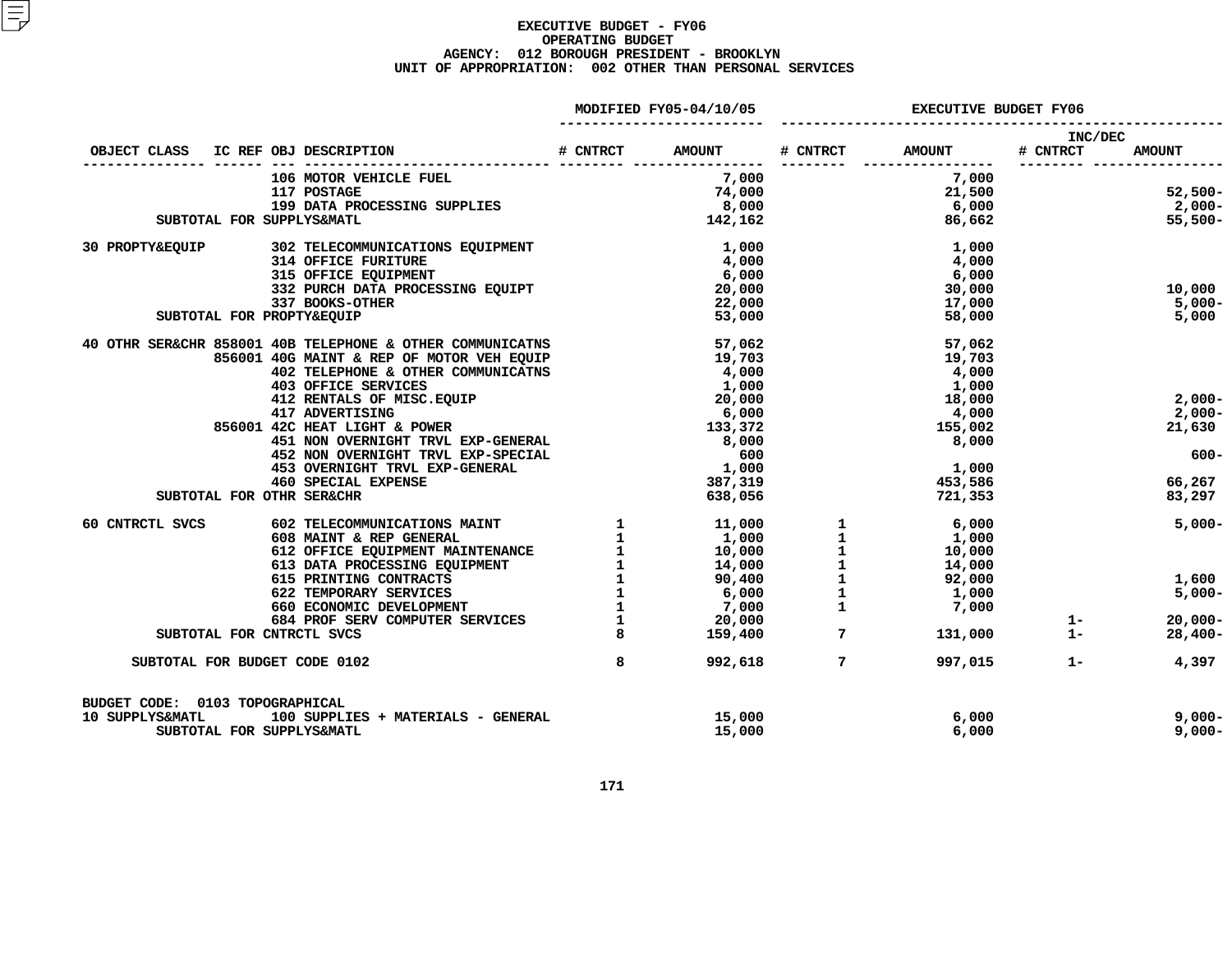# EXECUTIVE BUDGET - FY06
## OPERATING BUDGET
### AGENCY: 012 BOROUGH PRESIDENT - BROOKLYN
### UNIT OF APPROPRIATION: 002 OTHER THAN PERSONAL SERVICES

| OBJECT CLASS | IC REF | OBJ DESCRIPTION | MODIFIED FY05-04/10/05 # CNTRCT | MODIFIED FY05-04/10/05 AMOUNT | EXECUTIVE BUDGET FY06 # CNTRCT | EXECUTIVE BUDGET FY06 AMOUNT | INC/DEC # CNTRCT | INC/DEC AMOUNT |
|---|---|---|---|---|---|---|---|---|
| | | 106 MOTOR VEHICLE FUEL | | 7,000 | | 7,000 | | |
| | | 117 POSTAGE | | 74,000 | | 21,500 | | 52,500- |
| | | 199 DATA PROCESSING SUPPLIES | | 8,000 | | 6,000 | | 2,000- |
| SUBTOTAL FOR SUPPLYS&MATL | | | | 142,162 | | 86,662 | | 55,500- |
| 30 PROPTY&EQUIP | | 302 TELECOMMUNICATIONS EQUIPMENT | | 1,000 | | 1,000 | | |
| | | 314 OFFICE FURITURE | | 4,000 | | 4,000 | | |
| | | 315 OFFICE EQUIPMENT | | 6,000 | | 6,000 | | |
| | | 332 PURCH DATA PROCESSING EQUIPT | | 20,000 | | 30,000 | | 10,000 |
| | | 337 BOOKS-OTHER | | 22,000 | | 17,000 | | 5,000- |
| SUBTOTAL FOR PROPTY&EQUIP | | | | 53,000 | | 58,000 | | 5,000 |
| 40 OTHR SER&CHR | 858001 | 40B TELEPHONE & OTHER COMMUNICATNS | | 57,062 | | 57,062 | | |
| | 856001 | 40G MAINT & REP OF MOTOR VEH EQUIP | | 19,703 | | 19,703 | | |
| | | 402 TELEPHONE & OTHER COMMUNICATNS | | 4,000 | | 4,000 | | |
| | | 403 OFFICE SERVICES | | 1,000 | | 1,000 | | |
| | | 412 RENTALS OF MISC.EQUIP | | 20,000 | | 18,000 | | 2,000- |
| | | 417 ADVERTISING | | 6,000 | | 4,000 | | 2,000- |
| | 856001 | 42C HEAT LIGHT & POWER | | 133,372 | | 155,002 | | 21,630 |
| | | 451 NON OVERNIGHT TRVL EXP-GENERAL | | 8,000 | | 8,000 | | |
| | | 452 NON OVERNIGHT TRVL EXP-SPECIAL | | 600 | | | | 600- |
| | | 453 OVERNIGHT TRVL EXP-GENERAL | | 1,000 | | 1,000 | | |
| | | 460 SPECIAL EXPENSE | | 387,319 | | 453,586 | | 66,267 |
| SUBTOTAL FOR OTHR SER&CHR | | | | 638,056 | | 721,353 | | 83,297 |
| 60 CNTRCTL SVCS | | 602 TELECOMMUNICATIONS MAINT | 1 | 11,000 | 1 | 6,000 | | 5,000- |
| | | 608 MAINT & REP GENERAL | 1 | 1,000 | 1 | 1,000 | | |
| | | 612 OFFICE EQUIPMENT MAINTENANCE | 1 | 10,000 | 1 | 10,000 | | |
| | | 613 DATA PROCESSING EQUIPMENT | 1 | 14,000 | 1 | 14,000 | | |
| | | 615 PRINTING CONTRACTS | 1 | 90,400 | 1 | 92,000 | | 1,600 |
| | | 622 TEMPORARY SERVICES | 1 | 6,000 | 1 | 1,000 | | 5,000- |
| | | 660 ECONOMIC DEVELOPMENT | 1 | 7,000 | 1 | 7,000 | | |
| | | 684 PROF SERV COMPUTER SERVICES | 1 | 20,000 | | | 1- | 20,000- |
| SUBTOTAL FOR CNTRCTL SVCS | | | 8 | 159,400 | 7 | 131,000 | 1- | 28,400- |
| SUBTOTAL FOR BUDGET CODE 0102 | | | 8 | 992,618 | 7 | 997,015 | 1- | 4,397 |
| BUDGET CODE: 0103 TOPOGRAPHICAL | | | | | | | | |
| 10 SUPPLYS&MATL | | 100 SUPPLIES + MATERIALS - GENERAL | | 15,000 | | 6,000 | | 9,000- |
| SUBTOTAL FOR SUPPLYS&MATL | | | | 15,000 | | 6,000 | | 9,000- |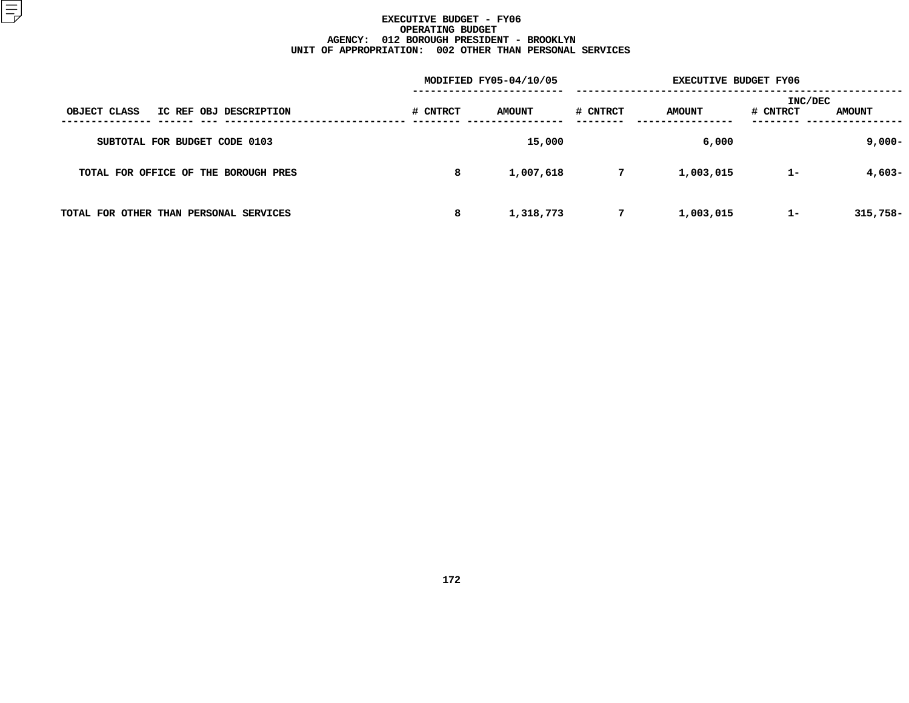**EXECUTIVE BUDGET - FY06**
**OPERATING BUDGET**
**AGENCY: 012 BOROUGH PRESIDENT - BROOKLYN**
**UNIT OF APPROPRIATION: 002 OTHER THAN PERSONAL SERVICES**

| OBJECT CLASS | IC REF | OBJ | DESCRIPTION | MODIFIED FY05-04/10/05 # CNTRCT | MODIFIED FY05-04/10/05 AMOUNT | EXECUTIVE BUDGET FY06 # CNTRCT | EXECUTIVE BUDGET FY06 AMOUNT | INC/DEC # CNTRCT | INC/DEC AMOUNT |
|---|---|---|---|---|---|---|---|---|---|
| SUBTOTAL FOR BUDGET CODE 0103 | | | | | 15,000 | | 6,000 | | 9,000- |
| TOTAL FOR OFFICE OF THE BOROUGH PRES | | | | 8 | 1,007,618 | 7 | 1,003,015 | 1- | 4,603- |
| TOTAL FOR OTHER THAN PERSONAL SERVICES | | | | 8 | 1,318,773 | 7 | 1,003,015 | 1- | 315,758- |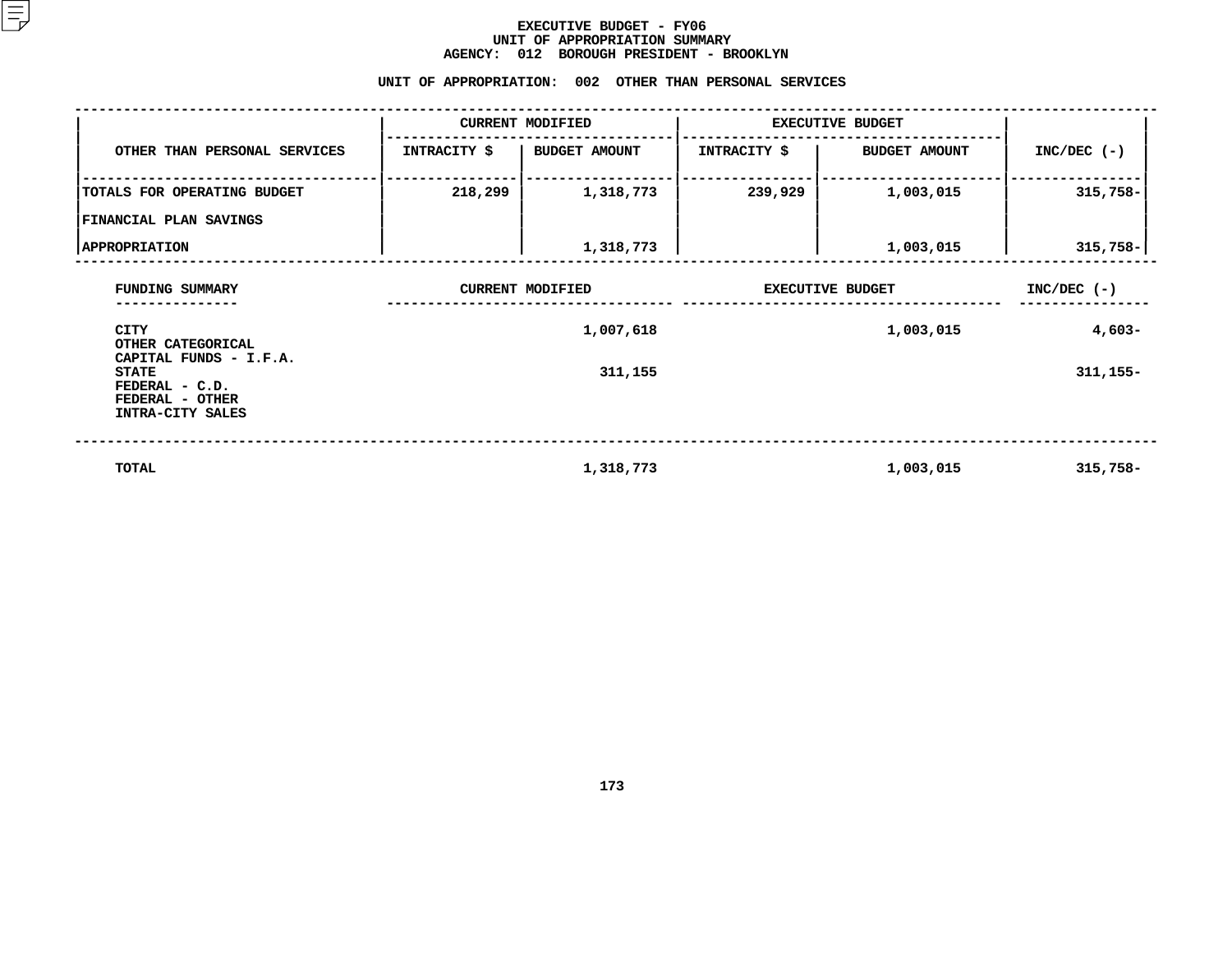# EXECUTIVE BUDGET - FY06
## UNIT OF APPROPRIATION SUMMARY
## AGENCY: 012 BOROUGH PRESIDENT - BROOKLYN

### UNIT OF APPROPRIATION: 002 OTHER THAN PERSONAL SERVICES

| OTHER THAN PERSONAL SERVICES | CURRENT MODIFIED | | EXECUTIVE BUDGET | | INC/DEC (-) |
|---|---|---|---|---|---|
| | INTRACITY $ | BUDGET AMOUNT | INTRACITY $ | BUDGET AMOUNT | |
| TOTALS FOR OPERATING BUDGET | 218,299 | 1,318,773 | 239,929 | 1,003,015 | 315,758- |
| FINANCIAL PLAN SAVINGS | | | | | |
| APPROPRIATION | | 1,318,773 | | 1,003,015 | 315,758- |

| FUNDING SUMMARY | CURRENT MODIFIED | EXECUTIVE BUDGET | INC/DEC (-) |
|---|---|---|---|
| CITY | 1,007,618 | 1,003,015 | 4,603- |
| OTHER CATEGORICAL | | | |
| CAPITAL FUNDS - I.F.A. | | | |
| STATE | 311,155 | | 311,155- |
| FEDERAL - C.D. | | | |
| FEDERAL - OTHER | | | |
| INTRA-CITY SALES | | | |
| TOTAL | 1,318,773 | 1,003,015 | 315,758- |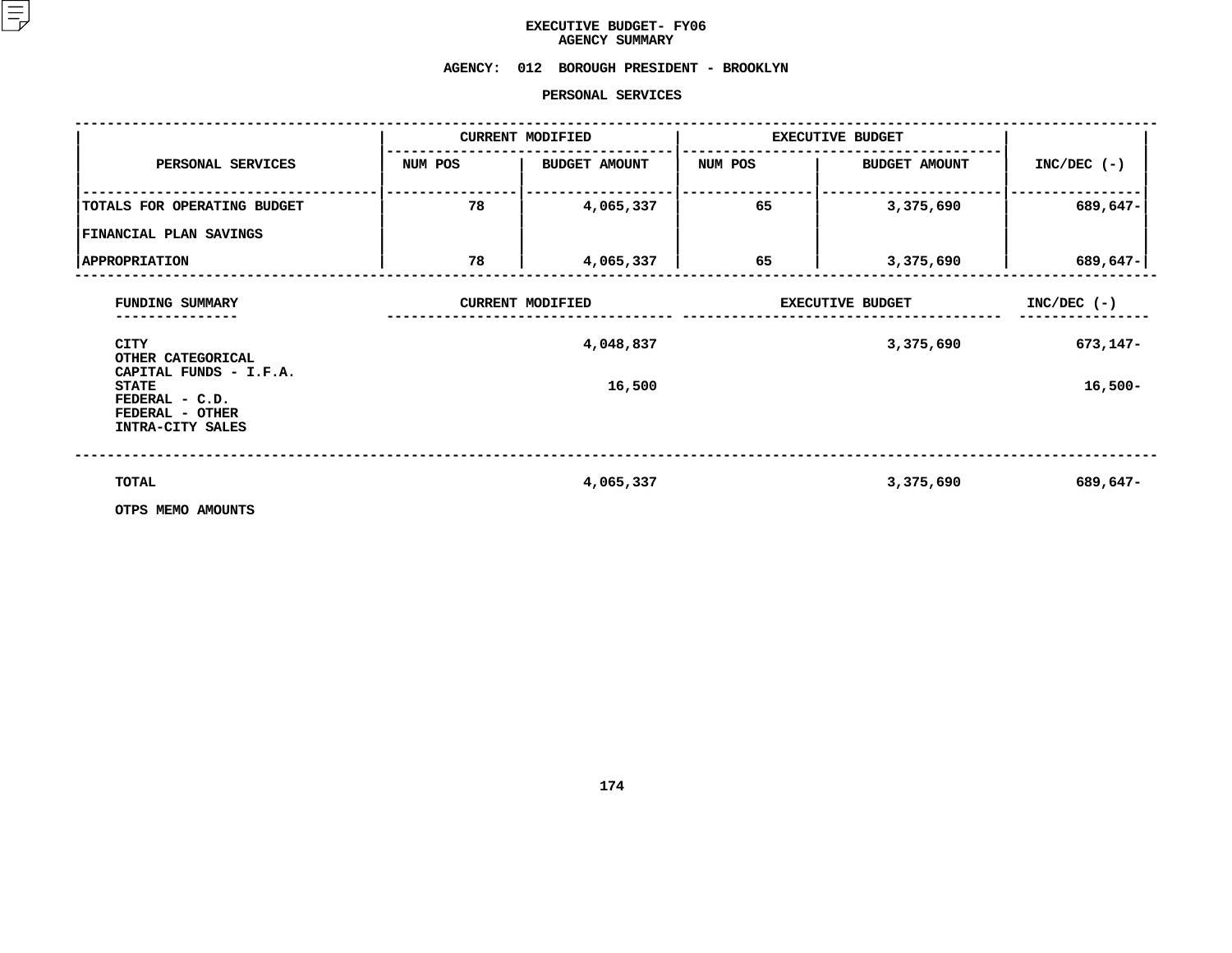# EXECUTIVE BUDGET- FY06
## AGENCY SUMMARY

**AGENCY: 012 BOROUGH PRESIDENT - BROOKLYN**

**PERSONAL SERVICES**

| PERSONAL SERVICES | CURRENT MODIFIED | | EXECUTIVE BUDGET | | INC/DEC (-) |
|---|---|---|---|---|---|
| | NUM POS | BUDGET AMOUNT | NUM POS | BUDGET AMOUNT | |
| TOTALS FOR OPERATING BUDGET | 78 | 4,065,337 | 65 | 3,375,690 | 689,647- |
| FINANCIAL PLAN SAVINGS | | | | | |
| APPROPRIATION | 78 | 4,065,337 | 65 | 3,375,690 | 689,647- |

| FUNDING SUMMARY | CURRENT MODIFIED | EXECUTIVE BUDGET | INC/DEC (-) |
|---|---|---|---|
| CITY | 4,048,837 | 3,375,690 | 673,147- |
| OTHER CATEGORICAL | | | |
| CAPITAL FUNDS - I.F.A. | | | |
| STATE | 16,500 | | 16,500- |
| FEDERAL - C.D. | | | |
| FEDERAL - OTHER | | | |
| INTRA-CITY SALES | | | |
| TOTAL | 4,065,337 | 3,375,690 | 689,647- |
| OTPS MEMO AMOUNTS | | | |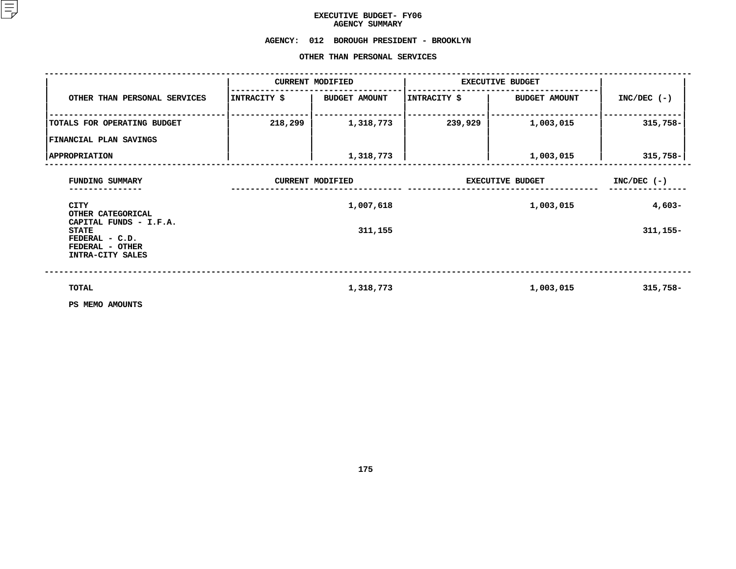# EXECUTIVE BUDGET- FY06
## AGENCY SUMMARY

**AGENCY: 012 BOROUGH PRESIDENT - BROOKLYN**

**OTHER THAN PERSONAL SERVICES**

| OTHER THAN PERSONAL SERVICES | CURRENT MODIFIED | | EXECUTIVE BUDGET | | INC/DEC (-) |
|---|---|---|---|---|---|
| | INTRACITY $ | BUDGET AMOUNT | INTRACITY $ | BUDGET AMOUNT | |
| TOTALS FOR OPERATING BUDGET | 218,299 | 1,318,773 | 239,929 | 1,003,015 | 315,758- |
| FINANCIAL PLAN SAVINGS | | | | | |
| APPROPRIATION | | 1,318,773 | | 1,003,015 | 315,758- |

| FUNDING SUMMARY | CURRENT MODIFIED | EXECUTIVE BUDGET | INC/DEC (-) |
|---|---|---|---|
| CITY | 1,007,618 | 1,003,015 | 4,603- |
| OTHER CATEGORICAL | | | |
| CAPITAL FUNDS - I.F.A. | | | |
| STATE | 311,155 | | 311,155- |
| FEDERAL - C.D. | | | |
| FEDERAL - OTHER | | | |
| INTRA-CITY SALES | | | |
| TOTAL | 1,318,773 | 1,003,015 | 315,758- |

PS MEMO AMOUNTS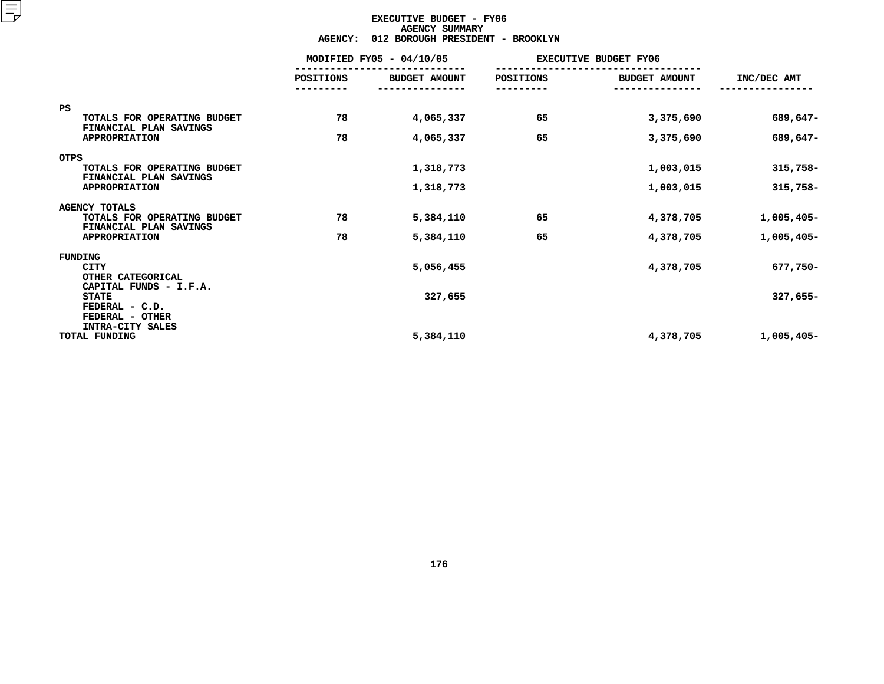# EXECUTIVE BUDGET - FY06
## AGENCY SUMMARY
### AGENCY: 012 BOROUGH PRESIDENT - BROOKLYN

| | MODIFIED FY05 - 04/10/05 | | EXECUTIVE BUDGET FY06 | | |
|---|---|---|---|---|---|
| | POSITIONS | BUDGET AMOUNT | POSITIONS | BUDGET AMOUNT | INC/DEC AMT |
| **PS** | | | | | |
| TOTALS FOR OPERATING BUDGET | 78 | 4,065,337 | 65 | 3,375,690 | 689,647- |
| FINANCIAL PLAN SAVINGS | | | | | |
| APPROPRIATION | 78 | 4,065,337 | 65 | 3,375,690 | 689,647- |
| **OTPS** | | | | | |
| TOTALS FOR OPERATING BUDGET | | 1,318,773 | | 1,003,015 | 315,758- |
| FINANCIAL PLAN SAVINGS | | | | | |
| APPROPRIATION | | 1,318,773 | | 1,003,015 | 315,758- |
| **AGENCY TOTALS** | | | | | |
| TOTALS FOR OPERATING BUDGET | 78 | 5,384,110 | 65 | 4,378,705 | 1,005,405- |
| FINANCIAL PLAN SAVINGS | | | | | |
| APPROPRIATION | 78 | 5,384,110 | 65 | 4,378,705 | 1,005,405- |
| **FUNDING** | | | | | |
| CITY | | 5,056,455 | | 4,378,705 | 677,750- |
| OTHER CATEGORICAL | | | | | |
| CAPITAL FUNDS - I.F.A. | | | | | |
| STATE | | 327,655 | | | 327,655- |
| FEDERAL - C.D. | | | | | |
| FEDERAL - OTHER | | | | | |
| INTRA-CITY SALES | | | | | |
| TOTAL FUNDING | | 5,384,110 | | 4,378,705 | 1,005,405- |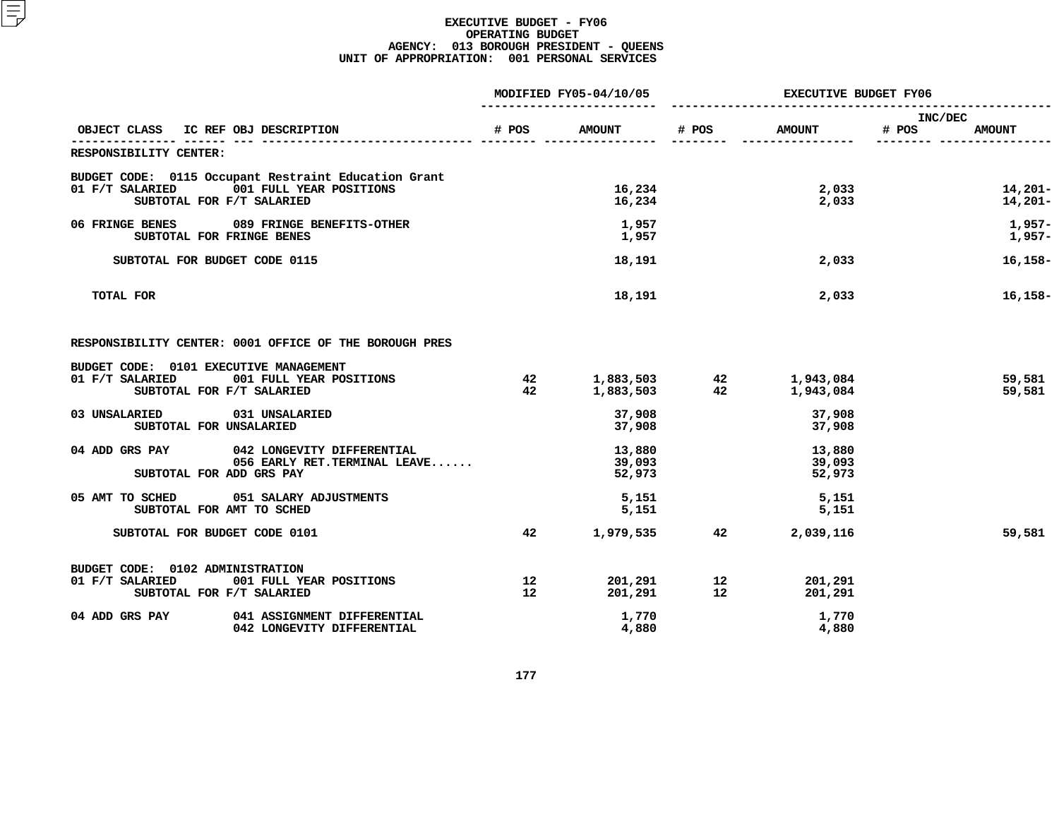# EXECUTIVE BUDGET - FY06
## OPERATING BUDGET
### AGENCY: 013 BOROUGH PRESIDENT - QUEENS
### UNIT OF APPROPRIATION: 001 PERSONAL SERVICES

| OBJECT CLASS | IC REF OBJ DESCRIPTION | MODIFIED FY05-04/10/05 # POS | MODIFIED FY05-04/10/05 AMOUNT | EXECUTIVE BUDGET FY06 # POS | EXECUTIVE BUDGET FY06 AMOUNT | INC/DEC # POS | INC/DEC AMOUNT |
|---|---|---|---|---|---|---|---|
| RESPONSIBILITY CENTER: | | | | | | | |
| BUDGET CODE: 0115 Occupant Restraint Education Grant | | | | | | | |
| 01 F/T SALARIED | 001 FULL YEAR POSITIONS | | 16,234 | | 2,033 | | 14,201- |
| SUBTOTAL FOR F/T SALARIED | | | 16,234 | | 2,033 | | 14,201- |
| 06 FRINGE BENES | 089 FRINGE BENEFITS-OTHER | | 1,957 | | | | 1,957- |
| SUBTOTAL FOR FRINGE BENES | | | 1,957 | | | | 1,957- |
| SUBTOTAL FOR BUDGET CODE 0115 | | | 18,191 | | 2,033 | | 16,158- |
| TOTAL FOR | | | 18,191 | | 2,033 | | 16,158- |
| RESPONSIBILITY CENTER: 0001 OFFICE OF THE BOROUGH PRES | | | | | | | |
| BUDGET CODE: 0101 EXECUTIVE MANAGEMENT | | | | | | | |
| 01 F/T SALARIED | 001 FULL YEAR POSITIONS | 42 | 1,883,503 | 42 | 1,943,084 | | 59,581 |
| SUBTOTAL FOR F/T SALARIED | | 42 | 1,883,503 | 42 | 1,943,084 | | 59,581 |
| 03 UNSALARIED | 031 UNSALARIED | | 37,908 | | 37,908 | | |
| SUBTOTAL FOR UNSALARIED | | | 37,908 | | 37,908 | | |
| 04 ADD GRS PAY | 042 LONGEVITY DIFFERENTIAL | | 13,880 | | 13,880 | | |
| | 056 EARLY RET.TERMINAL LEAVE...... | | 39,093 | | 39,093 | | |
| SUBTOTAL FOR ADD GRS PAY | | | 52,973 | | 52,973 | | |
| 05 AMT TO SCHED | 051 SALARY ADJUSTMENTS | | 5,151 | | 5,151 | | |
| SUBTOTAL FOR AMT TO SCHED | | | 5,151 | | 5,151 | | |
| SUBTOTAL FOR BUDGET CODE 0101 | | 42 | 1,979,535 | 42 | 2,039,116 | | 59,581 |
| BUDGET CODE: 0102 ADMINISTRATION | | | | | | | |
| 01 F/T SALARIED | 001 FULL YEAR POSITIONS | 12 | 201,291 | 12 | 201,291 | | |
| SUBTOTAL FOR F/T SALARIED | | 12 | 201,291 | 12 | 201,291 | | |
| 04 ADD GRS PAY | 041 ASSIGNMENT DIFFERENTIAL | | 1,770 | | 1,770 | | |
| | 042 LONGEVITY DIFFERENTIAL | | 4,880 | | 4,880 | | |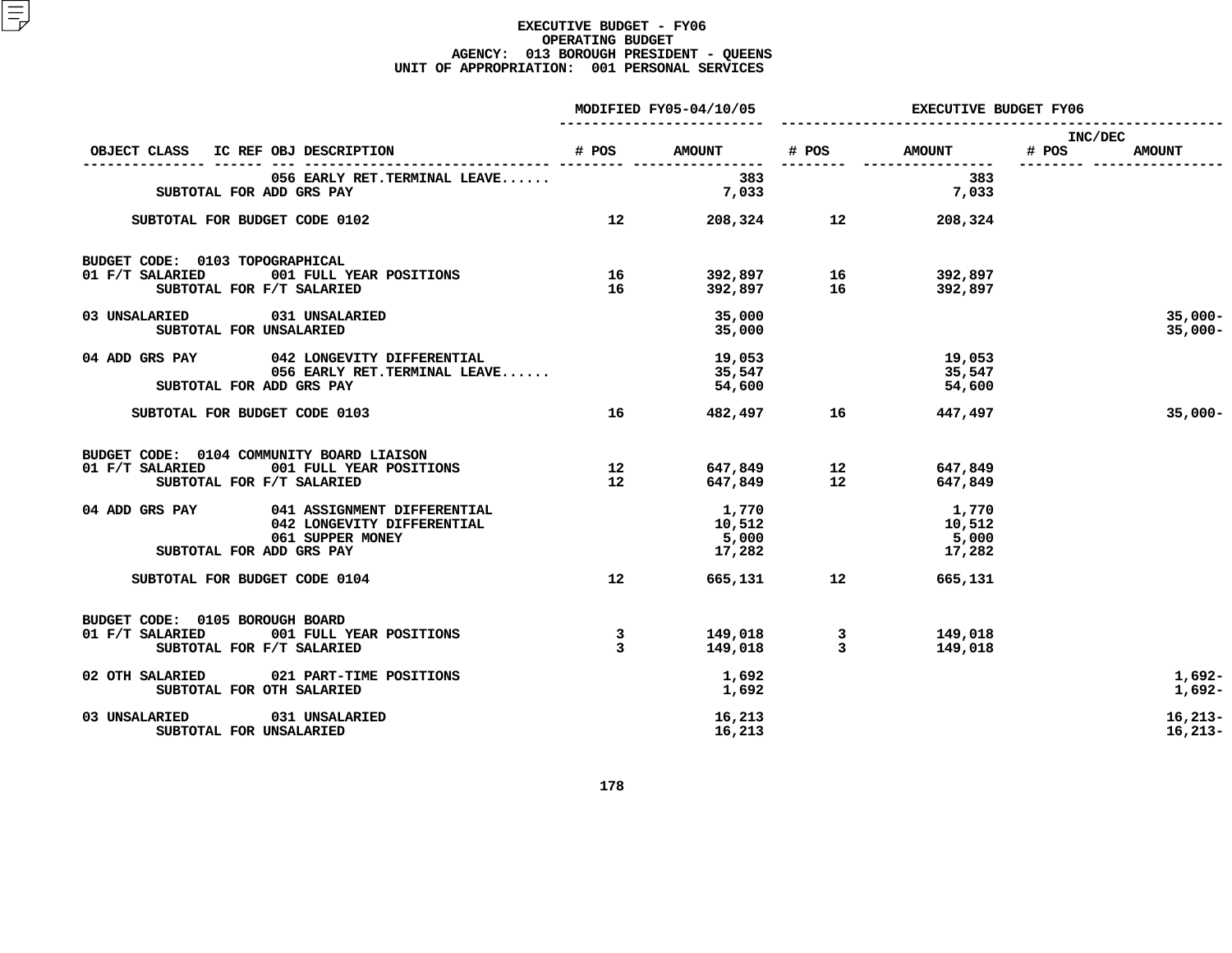# EXECUTIVE BUDGET - FY06
## OPERATING BUDGET
### AGENCY: 013 BOROUGH PRESIDENT - QUEENS
### UNIT OF APPROPRIATION: 001 PERSONAL SERVICES

| OBJECT CLASS | IC REF OBJ DESCRIPTION | MODIFIED FY05-04/10/05 # POS | MODIFIED FY05-04/10/05 AMOUNT | EXECUTIVE BUDGET FY06 # POS | EXECUTIVE BUDGET FY06 AMOUNT | INC/DEC # POS | INC/DEC AMOUNT |
|---|---|---|---|---|---|---|---|
| | 056 EARLY RET.TERMINAL LEAVE...... | | 383 | | 383 | | |
| | SUBTOTAL FOR ADD GRS PAY | | 7,033 | | 7,033 | | |
| | SUBTOTAL FOR BUDGET CODE 0102 | 12 | 208,324 | 12 | 208,324 | | |
| BUDGET CODE: 0103 TOPOGRAPHICAL | | | | | | | |
| 01 F/T SALARIED | 001 FULL YEAR POSITIONS | 16 | 392,897 | 16 | 392,897 | | |
| | SUBTOTAL FOR F/T SALARIED | 16 | 392,897 | 16 | 392,897 | | |
| 03 UNSALARIED | 031 UNSALARIED | | 35,000 | | | | 35,000- |
| | SUBTOTAL FOR UNSALARIED | | 35,000 | | | | 35,000- |
| 04 ADD GRS PAY | 042 LONGEVITY DIFFERENTIAL | | 19,053 | | 19,053 | | |
| | 056 EARLY RET.TERMINAL LEAVE...... | | 35,547 | | 35,547 | | |
| | SUBTOTAL FOR ADD GRS PAY | | 54,600 | | 54,600 | | |
| | SUBTOTAL FOR BUDGET CODE 0103 | 16 | 482,497 | 16 | 447,497 | | 35,000- |
| BUDGET CODE: 0104 COMMUNITY BOARD LIAISON | | | | | | | |
| 01 F/T SALARIED | 001 FULL YEAR POSITIONS | 12 | 647,849 | 12 | 647,849 | | |
| | SUBTOTAL FOR F/T SALARIED | 12 | 647,849 | 12 | 647,849 | | |
| 04 ADD GRS PAY | 041 ASSIGNMENT DIFFERENTIAL | | 1,770 | | 1,770 | | |
| | 042 LONGEVITY DIFFERENTIAL | | 10,512 | | 10,512 | | |
| | 061 SUPPER MONEY | | 5,000 | | 5,000 | | |
| | SUBTOTAL FOR ADD GRS PAY | | 17,282 | | 17,282 | | |
| | SUBTOTAL FOR BUDGET CODE 0104 | 12 | 665,131 | 12 | 665,131 | | |
| BUDGET CODE: 0105 BOROUGH BOARD | | | | | | | |
| 01 F/T SALARIED | 001 FULL YEAR POSITIONS | 3 | 149,018 | 3 | 149,018 | | |
| | SUBTOTAL FOR F/T SALARIED | 3 | 149,018 | 3 | 149,018 | | |
| 02 OTH SALARIED | 021 PART-TIME POSITIONS | | 1,692 | | | | 1,692- |
| | SUBTOTAL FOR OTH SALARIED | | 1,692 | | | | 1,692- |
| 03 UNSALARIED | 031 UNSALARIED | | 16,213 | | | | 16,213- |
| | SUBTOTAL FOR UNSALARIED | | 16,213 | | | | 16,213- |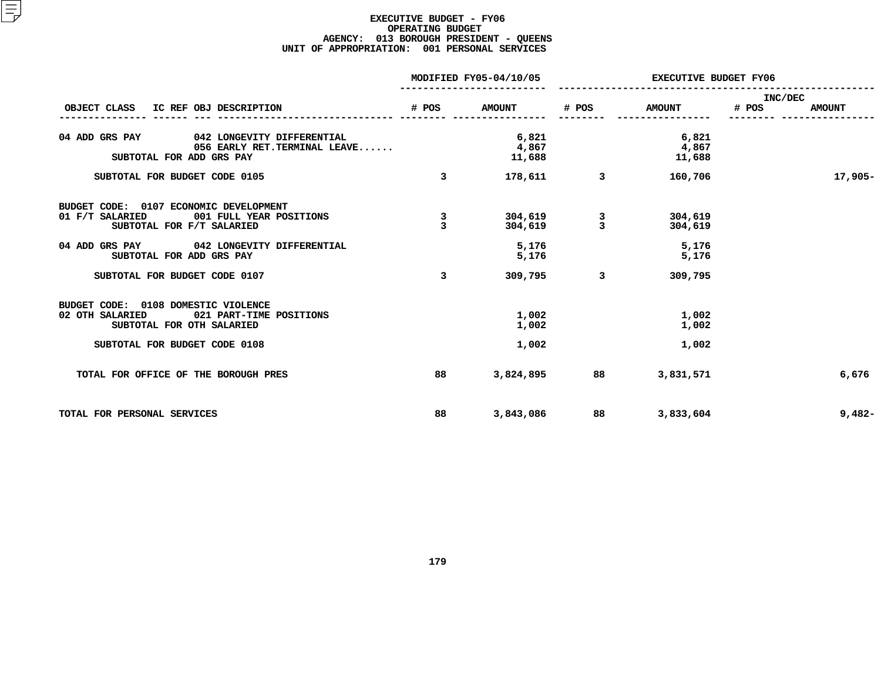# EXECUTIVE BUDGET - FY06
## OPERATING BUDGET
### AGENCY: 013 BOROUGH PRESIDENT - QUEENS
### UNIT OF APPROPRIATION: 001 PERSONAL SERVICES

| OBJECT CLASS | IC REF OBJ DESCRIPTION | MODIFIED FY05-04/10/05 # POS | MODIFIED FY05-04/10/05 AMOUNT | EXECUTIVE BUDGET FY06 # POS | EXECUTIVE BUDGET FY06 AMOUNT | INC/DEC # POS | INC/DEC AMOUNT |
|---|---|---|---|---|---|---|---|
| 04 ADD GRS PAY | 042 LONGEVITY DIFFERENTIAL | | 6,821 | | 6,821 | | |
| | 056 EARLY RET.TERMINAL LEAVE...... | | 4,867 | | 4,867 | | |
| SUBTOTAL FOR ADD GRS PAY | | | 11,688 | | 11,688 | | |
| SUBTOTAL FOR BUDGET CODE 0105 | | 3 | 178,611 | 3 | 160,706 | | 17,905- |
| BUDGET CODE: 0107 ECONOMIC DEVELOPMENT | | | | | | | |
| 01 F/T SALARIED | 001 FULL YEAR POSITIONS | 3 | 304,619 | 3 | 304,619 | | |
| SUBTOTAL FOR F/T SALARIED | | 3 | 304,619 | 3 | 304,619 | | |
| 04 ADD GRS PAY | 042 LONGEVITY DIFFERENTIAL | | 5,176 | | 5,176 | | |
| SUBTOTAL FOR ADD GRS PAY | | | 5,176 | | 5,176 | | |
| SUBTOTAL FOR BUDGET CODE 0107 | | 3 | 309,795 | 3 | 309,795 | | |
| BUDGET CODE: 0108 DOMESTIC VIOLENCE | | | | | | | |
| 02 OTH SALARIED | 021 PART-TIME POSITIONS | | 1,002 | | 1,002 | | |
| SUBTOTAL FOR OTH SALARIED | | | 1,002 | | 1,002 | | |
| SUBTOTAL FOR BUDGET CODE 0108 | | | 1,002 | | 1,002 | | |
| TOTAL FOR OFFICE OF THE BOROUGH PRES | | 88 | 3,824,895 | 88 | 3,831,571 | | 6,676 |
| TOTAL FOR PERSONAL SERVICES | | 88 | 3,843,086 | 88 | 3,833,604 | | 9,482- |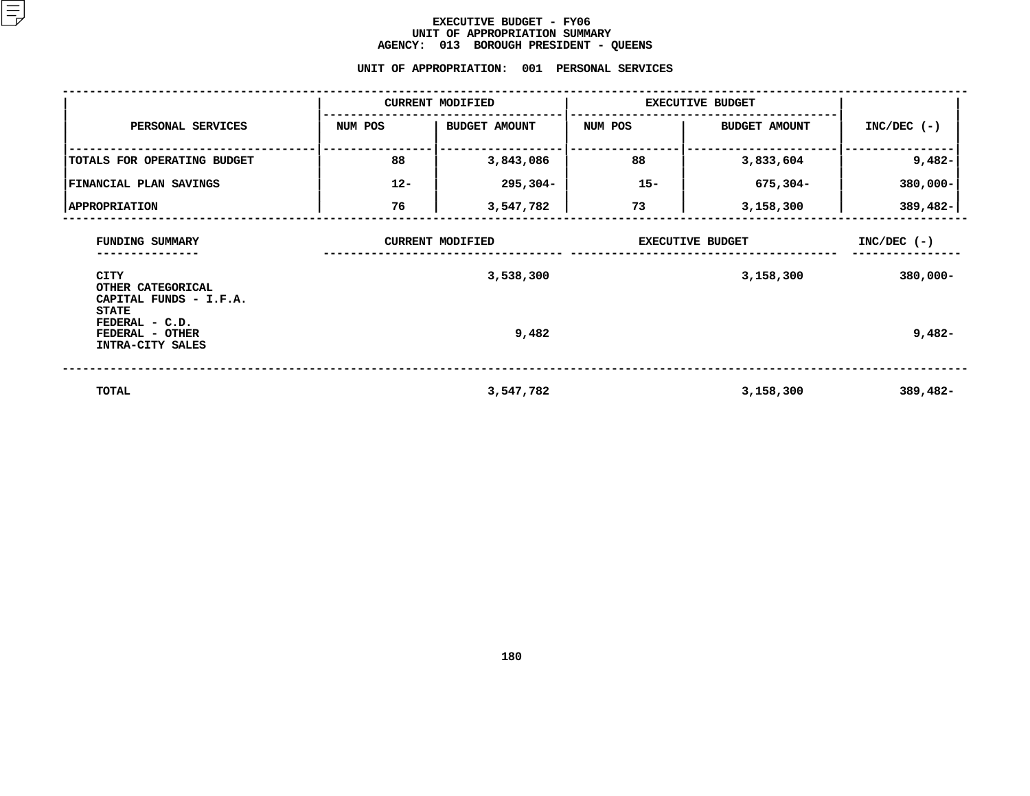# EXECUTIVE BUDGET - FY06
## UNIT OF APPROPRIATION SUMMARY
## AGENCY: 013 BOROUGH PRESIDENT - QUEENS

### UNIT OF APPROPRIATION: 001 PERSONAL SERVICES

| PERSONAL SERVICES | CURRENT MODIFIED NUM POS | CURRENT MODIFIED BUDGET AMOUNT | EXECUTIVE BUDGET NUM POS | EXECUTIVE BUDGET BUDGET AMOUNT | INC/DEC (-) |
|---|---|---|---|---|---|
| TOTALS FOR OPERATING BUDGET | 88 | 3,843,086 | 88 | 3,833,604 | 9,482- |
| FINANCIAL PLAN SAVINGS | 12- | 295,304- | 15- | 675,304- | 380,000- |
| APPROPRIATION | 76 | 3,547,782 | 73 | 3,158,300 | 389,482- |

| FUNDING SUMMARY | CURRENT MODIFIED | EXECUTIVE BUDGET | INC/DEC (-) |
|---|---|---|---|
| CITY | 3,538,300 | 3,158,300 | 380,000- |
| OTHER CATEGORICAL | | | |
| CAPITAL FUNDS - I.F.A. | | | |
| STATE | | | |
| FEDERAL - C.D. | | | |
| FEDERAL - OTHER | 9,482 | | 9,482- |
| INTRA-CITY SALES | | | |
| TOTAL | 3,547,782 | 3,158,300 | 389,482- |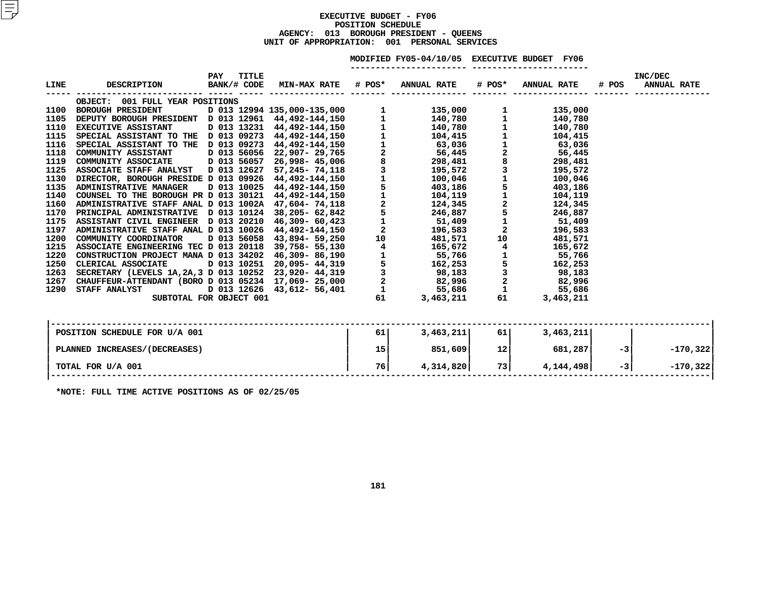# EXECUTIVE BUDGET - FY06
## POSITION SCHEDULE
### AGENCY: 013 BOROUGH PRESIDENT - QUEENS
### UNIT OF APPROPRIATION: 001 PERSONAL SERVICES

| LINE | DESCRIPTION | PAY BANK/# | TITLE CODE | MIN-MAX RATE | MODIFIED FY05-04/10/05 # POS* | MODIFIED FY05-04/10/05 ANNUAL RATE | EXECUTIVE BUDGET FY06 # POS* | EXECUTIVE BUDGET FY06 ANNUAL RATE | INC/DEC # POS | INC/DEC ANNUAL RATE |
|---|---|---|---|---|---|---|---|---|---|---|
| | OBJECT: 001 FULL YEAR POSITIONS | | | | | | | | | |
| 1100 | BOROUGH PRESIDENT | D 013 | 12994 | 135,000-135,000 | 1 | 135,000 | 1 | 135,000 | | |
| 1105 | DEPUTY BOROUGH PRESIDENT | D 013 | 12961 | 44,492-144,150 | 1 | 140,780 | 1 | 140,780 | | |
| 1110 | EXECUTIVE ASSISTANT | D 013 | 13231 | 44,492-144,150 | 1 | 140,780 | 1 | 140,780 | | |
| 1115 | SPECIAL ASSISTANT TO THE | D 013 | 09273 | 44,492-144,150 | 1 | 104,415 | 1 | 104,415 | | |
| 1116 | SPECIAL ASSISTANT TO THE | D 013 | 09273 | 44,492-144,150 | 1 | 63,036 | 1 | 63,036 | | |
| 1118 | COMMUNITY ASSISTANT | D 013 | 56056 | 22,907- 29,765 | 2 | 56,445 | 2 | 56,445 | | |
| 1119 | COMMUNITY ASSOCIATE | D 013 | 56057 | 26,998- 45,006 | 8 | 298,481 | 8 | 298,481 | | |
| 1125 | ASSOCIATE STAFF ANALYST | D 013 | 12627 | 57,245- 74,118 | 3 | 195,572 | 3 | 195,572 | | |
| 1130 | DIRECTOR, BOROUGH PRESIDE | D 013 | 09926 | 44,492-144,150 | 1 | 100,046 | 1 | 100,046 | | |
| 1135 | ADMINISTRATIVE MANAGER | D 013 | 10025 | 44,492-144,150 | 5 | 403,186 | 5 | 403,186 | | |
| 1140 | COUNSEL TO THE BOROUGH PR | D 013 | 30121 | 44,492-144,150 | 1 | 104,119 | 1 | 104,119 | | |
| 1160 | ADMINISTRATIVE STAFF ANAL | D 013 | 1002A | 47,604- 74,118 | 2 | 124,345 | 2 | 124,345 | | |
| 1170 | PRINCIPAL ADMINISTRATIVE | D 013 | 10124 | 38,205- 62,842 | 5 | 246,887 | 5 | 246,887 | | |
| 1175 | ASSISTANT CIVIL ENGINEER | D 013 | 20210 | 46,309- 60,423 | 1 | 51,409 | 1 | 51,409 | | |
| 1197 | ADMINISTRATIVE STAFF ANAL | D 013 | 10026 | 44,492-144,150 | 2 | 196,583 | 2 | 196,583 | | |
| 1200 | COMMUNITY COORDINATOR | D 013 | 56058 | 43,894- 59,250 | 10 | 481,571 | 10 | 481,571 | | |
| 1215 | ASSOCIATE ENGINEERING TEC | D 013 | 20118 | 39,758- 55,130 | 4 | 165,672 | 4 | 165,672 | | |
| 1220 | CONSTRUCTION PROJECT MANA | D 013 | 34202 | 46,309- 86,190 | 1 | 55,766 | 1 | 55,766 | | |
| 1250 | CLERICAL ASSOCIATE | D 013 | 10251 | 20,095- 44,319 | 5 | 162,253 | 5 | 162,253 | | |
| 1263 | SECRETARY (LEVELS 1A,2A,3 | D 013 | 10252 | 23,920- 44,319 | 3 | 98,183 | 3 | 98,183 | | |
| 1267 | CHAUFFEUR-ATTENDANT (BORO | D 013 | 05234 | 17,069- 25,000 | 2 | 82,996 | 2 | 82,996 | | |
| 1290 | STAFF ANALYST | D 013 | 12626 | 43,612- 56,401 | 1 | 55,686 | 1 | 55,686 | | |
| | SUBTOTAL FOR OBJECT 001 | | | | 61 | 3,463,211 | 61 | 3,463,211 | | |

| | # POS* | ANNUAL RATE | # POS* | ANNUAL RATE | # POS | ANNUAL RATE |
|---|---|---|---|---|---|---|
| POSITION SCHEDULE FOR U/A 001 | 61 | 3,463,211 | 61 | 3,463,211 | | |
| PLANNED INCREASES/(DECREASES) | 15 | 851,609 | 12 | 681,287 | -3 | -170,322 |
| TOTAL FOR U/A 001 | 76 | 4,314,820 | 73 | 4,144,498 | -3 | -170,322 |

*NOTE: FULL TIME ACTIVE POSITIONS AS OF 02/25/05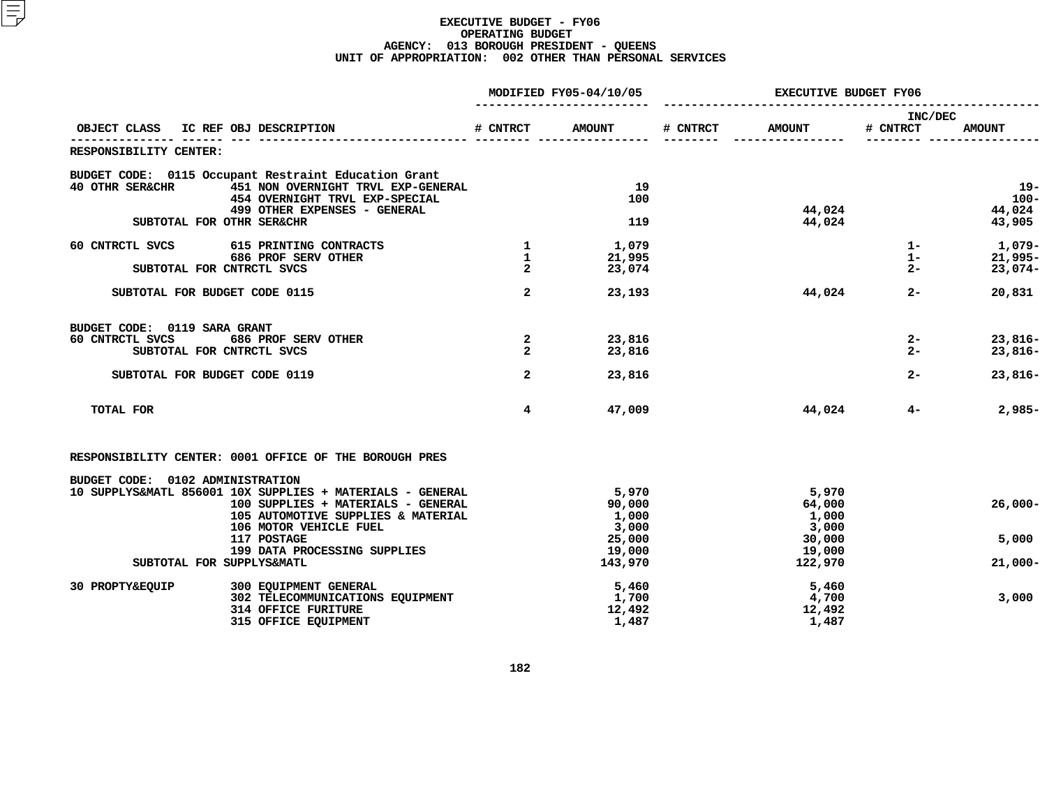# EXECUTIVE BUDGET - FY06
## OPERATING BUDGET
## AGENCY: 013 BOROUGH PRESIDENT - QUEENS
## UNIT OF APPROPRIATION: 002 OTHER THAN PERSONAL SERVICES

| OBJECT CLASS | IC REF | OBJ | DESCRIPTION | MODIFIED FY05-04/10/05 # CNTRCT | MODIFIED FY05-04/10/05 AMOUNT | EXECUTIVE BUDGET FY06 # CNTRCT | EXECUTIVE BUDGET FY06 AMOUNT | INC/DEC # CNTRCT | INC/DEC AMOUNT |
|---|---|---|---|---|---|---|---|---|---|
| RESPONSIBILITY CENTER: | | | | | | | | | |
| BUDGET CODE: 0115 Occupant Restraint Education Grant | | | | | | | | | |
| 40 OTHR SER&CHR | | 451 | NON OVERNIGHT TRVL EXP-GENERAL | | 19 | | | | 19- |
| | | 454 | OVERNIGHT TRVL EXP-SPECIAL | | 100 | | | | 100- |
| | | 499 | OTHER EXPENSES - GENERAL | | | | 44,024 | | 44,024 |
| SUBTOTAL FOR OTHR SER&CHR | | | | | 119 | | 44,024 | | 43,905 |
| 60 CNTRCTL SVCS | | 615 | PRINTING CONTRACTS | 1 | 1,079 | | | 1- | 1,079- |
| | | 686 | PROF SERV OTHER | 1 | 21,995 | | | 1- | 21,995- |
| SUBTOTAL FOR CNTRCTL SVCS | | | | 2 | 23,074 | | | 2- | 23,074- |
| SUBTOTAL FOR BUDGET CODE 0115 | | | | 2 | 23,193 | | 44,024 | 2- | 20,831 |
| BUDGET CODE: 0119 SARA GRANT | | | | | | | | | |
| 60 CNTRCTL SVCS | | 686 | PROF SERV OTHER | 2 | 23,816 | | | 2- | 23,816- |
| SUBTOTAL FOR CNTRCTL SVCS | | | | 2 | 23,816 | | | 2- | 23,816- |
| SUBTOTAL FOR BUDGET CODE 0119 | | | | 2 | 23,816 | | | 2- | 23,816- |
| TOTAL FOR | | | | 4 | 47,009 | | 44,024 | 4- | 2,985- |
| RESPONSIBILITY CENTER: 0001 OFFICE OF THE BOROUGH PRES | | | | | | | | | |
| BUDGET CODE: 0102 ADMINISTRATION | | | | | | | | | |
| 10 SUPPLYS&MATL | 856001 | 10X | SUPPLIES + MATERIALS - GENERAL | | 5,970 | | 5,970 | | |
| | | 100 | SUPPLIES + MATERIALS - GENERAL | | 90,000 | | 64,000 | | 26,000- |
| | | 105 | AUTOMOTIVE SUPPLIES & MATERIAL | | 1,000 | | 1,000 | | |
| | | 106 | MOTOR VEHICLE FUEL | | 3,000 | | 3,000 | | |
| | | 117 | POSTAGE | | 25,000 | | 30,000 | | 5,000 |
| | | 199 | DATA PROCESSING SUPPLIES | | 19,000 | | 19,000 | | |
| SUBTOTAL FOR SUPPLYS&MATL | | | | | 143,970 | | 122,970 | | 21,000- |
| 30 PROPTY&EQUIP | | 300 | EQUIPMENT GENERAL | | 5,460 | | 5,460 | | |
| | | 302 | TELECOMMUNICATIONS EQUIPMENT | | 1,700 | | 4,700 | | 3,000 |
| | | 314 | OFFICE FURITURE | | 12,492 | | 12,492 | | |
| | | 315 | OFFICE EQUIPMENT | | 1,487 | | 1,487 | | |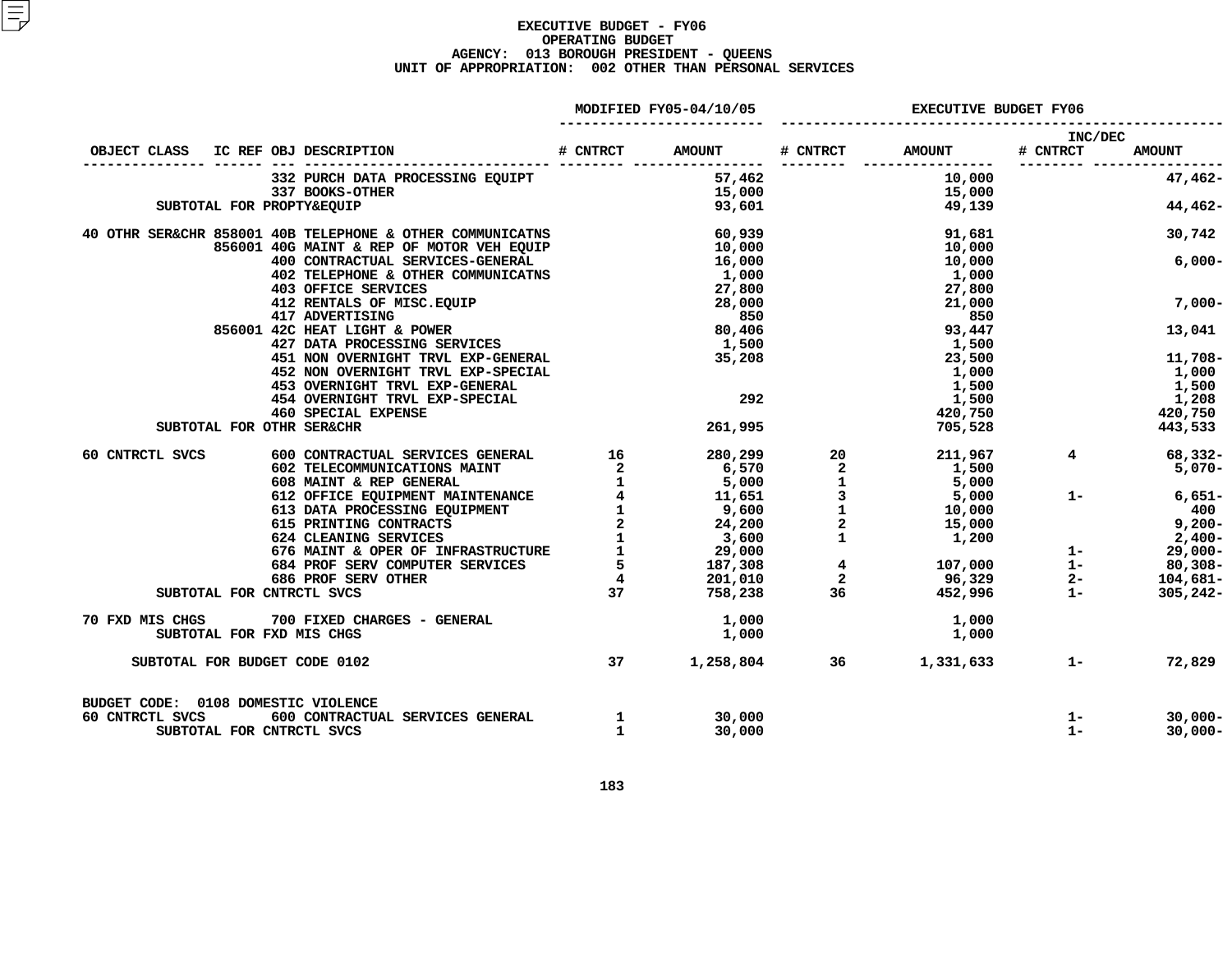# EXECUTIVE BUDGET - FY06
## OPERATING BUDGET
### AGENCY: 013 BOROUGH PRESIDENT - QUEENS
### UNIT OF APPROPRIATION: 002 OTHER THAN PERSONAL SERVICES

| OBJECT CLASS | IC REF | OBJ | DESCRIPTION | MODIFIED FY05-04/10/05 # CNTRCT | MODIFIED FY05-04/10/05 AMOUNT | EXECUTIVE BUDGET FY06 # CNTRCT | EXECUTIVE BUDGET FY06 AMOUNT | INC/DEC # CNTRCT | INC/DEC AMOUNT |
|---|---|---|---|---|---|---|---|---|---|
| | | 332 | PURCH DATA PROCESSING EQUIPT | | 57,462 | | 10,000 | | 47,462- |
| | | 337 | BOOKS-OTHER | | 15,000 | | 15,000 | | |
| SUBTOTAL FOR PROPTY&EQUIP | | | | | 93,601 | | 49,139 | | 44,462- |
| 40 OTHR SER&CHR | 858001 | 40B | TELEPHONE & OTHER COMMUNICATNS | | 60,939 | | 91,681 | | 30,742 |
| | 856001 | 40G | MAINT & REP OF MOTOR VEH EQUIP | | 10,000 | | 10,000 | | |
| | | 400 | CONTRACTUAL SERVICES-GENERAL | | 16,000 | | 10,000 | | 6,000- |
| | | 402 | TELEPHONE & OTHER COMMUNICATNS | | 1,000 | | 1,000 | | |
| | | 403 | OFFICE SERVICES | | 27,800 | | 27,800 | | |
| | | 412 | RENTALS OF MISC.EQUIP | | 28,000 | | 21,000 | | 7,000- |
| | | 417 | ADVERTISING | | 850 | | 850 | | |
| | 856001 | 42C | HEAT LIGHT & POWER | | 80,406 | | 93,447 | | 13,041 |
| | | 427 | DATA PROCESSING SERVICES | | 1,500 | | 1,500 | | |
| | | 451 | NON OVERNIGHT TRVL EXP-GENERAL | | 35,208 | | 23,500 | | 11,708- |
| | | 452 | NON OVERNIGHT TRVL EXP-SPECIAL | | | | 1,000 | | 1,000 |
| | | 453 | OVERNIGHT TRVL EXP-GENERAL | | | | 1,500 | | 1,500 |
| | | 454 | OVERNIGHT TRVL EXP-SPECIAL | | 292 | | 1,500 | | 1,208 |
| | | 460 | SPECIAL EXPENSE | | | | 420,750 | | 420,750 |
| SUBTOTAL FOR OTHR SER&CHR | | | | | 261,995 | | 705,528 | | 443,533 |
| 60 CNTRCTL SVCS | | 600 | CONTRACTUAL SERVICES GENERAL | 16 | 280,299 | 20 | 211,967 | 4 | 68,332- |
| | | 602 | TELECOMMUNICATIONS MAINT | 2 | 6,570 | 2 | 1,500 | | 5,070- |
| | | 608 | MAINT & REP GENERAL | 1 | 5,000 | 1 | 5,000 | | |
| | | 612 | OFFICE EQUIPMENT MAINTENANCE | 4 | 11,651 | 3 | 5,000 | 1- | 6,651- |
| | | 613 | DATA PROCESSING EQUIPMENT | 1 | 9,600 | 1 | 10,000 | | 400 |
| | | 615 | PRINTING CONTRACTS | 2 | 24,200 | 2 | 15,000 | | 9,200- |
| | | 624 | CLEANING SERVICES | 1 | 3,600 | 1 | 1,200 | | 2,400- |
| | | 676 | MAINT & OPER OF INFRASTRUCTURE | 1 | 29,000 | | | 1- | 29,000- |
| | | 684 | PROF SERV COMPUTER SERVICES | 5 | 187,308 | 4 | 107,000 | 1- | 80,308- |
| | | 686 | PROF SERV OTHER | 4 | 201,010 | 2 | 96,329 | 2- | 104,681- |
| SUBTOTAL FOR CNTRCTL SVCS | | | | 37 | 758,238 | 36 | 452,996 | 1- | 305,242- |
| 70 FXD MIS CHGS | | 700 | FIXED CHARGES - GENERAL | | 1,000 | | 1,000 | | |
| SUBTOTAL FOR FXD MIS CHGS | | | | | 1,000 | | 1,000 | | |
| SUBTOTAL FOR BUDGET CODE 0102 | | | | 37 | 1,258,804 | 36 | 1,331,633 | 1- | 72,829 |

BUDGET CODE: 0108 DOMESTIC VIOLENCE

| OBJECT CLASS | IC REF | OBJ | DESCRIPTION | MODIFIED FY05-04/10/05 # CNTRCT | MODIFIED FY05-04/10/05 AMOUNT | EXECUTIVE BUDGET FY06 # CNTRCT | EXECUTIVE BUDGET FY06 AMOUNT | INC/DEC # CNTRCT | INC/DEC AMOUNT |
|---|---|---|---|---|---|---|---|---|---|
| 60 CNTRCTL SVCS | | 600 | CONTRACTUAL SERVICES GENERAL | 1 | 30,000 | | | 1- | 30,000- |
| SUBTOTAL FOR CNTRCTL SVCS | | | | 1 | 30,000 | | | 1- | 30,000- |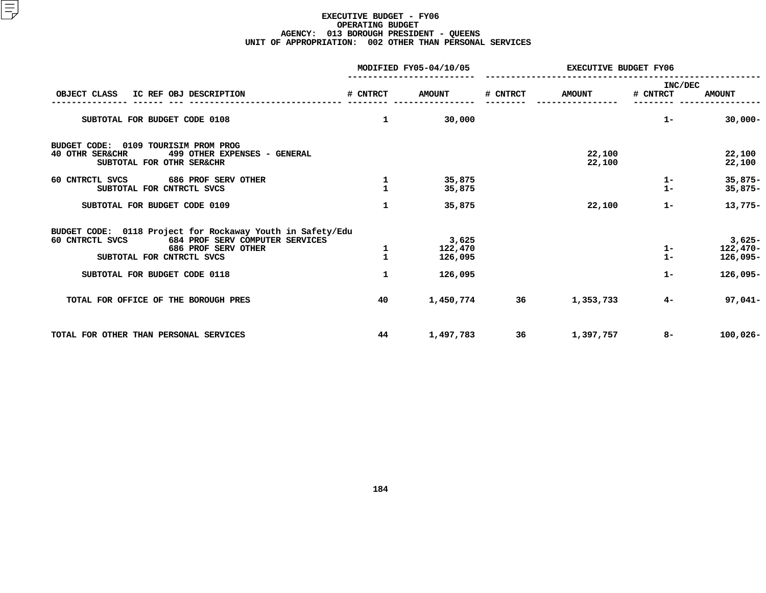**EXECUTIVE BUDGET - FY06**
**OPERATING BUDGET**
**AGENCY: 013 BOROUGH PRESIDENT - QUEENS**
**UNIT OF APPROPRIATION: 002 OTHER THAN PERSONAL SERVICES**

| OBJECT CLASS | IC REF | OBJ | DESCRIPTION | MODIFIED FY05-04/10/05 # CNTRCT | MODIFIED FY05-04/10/05 AMOUNT | EXECUTIVE BUDGET FY06 # CNTRCT | EXECUTIVE BUDGET FY06 AMOUNT | INC/DEC # CNTRCT | INC/DEC AMOUNT |
|---|---|---|---|---|---|---|---|---|---|
| SUBTOTAL FOR BUDGET CODE 0108 | | | | 1 | 30,000 | | | 1- | 30,000- |
| BUDGET CODE: 0109 TOURISIM PROM PROG | | | | | | | | | |
| 40 OTHR SER&CHR | | 499 | OTHER EXPENSES - GENERAL | | | | 22,100 | | 22,100 |
| SUBTOTAL FOR OTHR SER&CHR | | | | | | | 22,100 | | 22,100 |
| 60 CNTRCTL SVCS | | 686 | PROF SERV OTHER | 1 | 35,875 | | | 1- | 35,875- |
| SUBTOTAL FOR CNTRCTL SVCS | | | | 1 | 35,875 | | | 1- | 35,875- |
| SUBTOTAL FOR BUDGET CODE 0109 | | | | 1 | 35,875 | | 22,100 | 1- | 13,775- |
| BUDGET CODE: 0118 Project for Rockaway Youth in Safety/Edu | | | | | | | | | |
| 60 CNTRCTL SVCS | | 684 | PROF SERV COMPUTER SERVICES | | 3,625 | | | | 3,625- |
| | | 686 | PROF SERV OTHER | 1 | 122,470 | | | 1- | 122,470- |
| SUBTOTAL FOR CNTRCTL SVCS | | | | 1 | 126,095 | | | 1- | 126,095- |
| SUBTOTAL FOR BUDGET CODE 0118 | | | | 1 | 126,095 | | | 1- | 126,095- |
| TOTAL FOR OFFICE OF THE BOROUGH PRES | | | | 40 | 1,450,774 | 36 | 1,353,733 | 4- | 97,041- |
| TOTAL FOR OTHER THAN PERSONAL SERVICES | | | | 44 | 1,497,783 | 36 | 1,397,757 | 8- | 100,026- |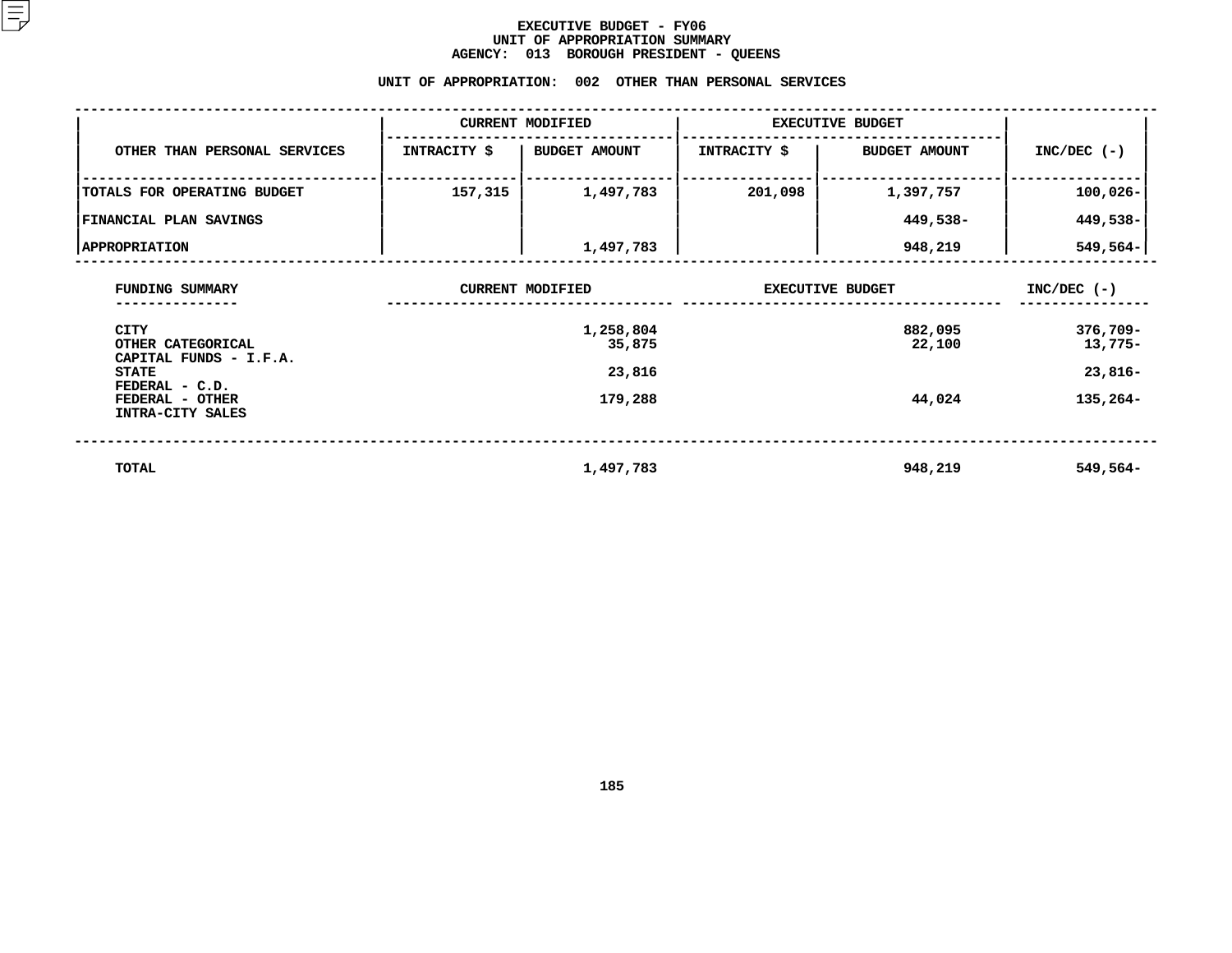# EXECUTIVE BUDGET - FY06
## UNIT OF APPROPRIATION SUMMARY
## AGENCY: 013 BOROUGH PRESIDENT - QUEENS

### UNIT OF APPROPRIATION: 002 OTHER THAN PERSONAL SERVICES

| OTHER THAN PERSONAL SERVICES | CURRENT MODIFIED | | EXECUTIVE BUDGET | | INC/DEC (-) |
|---|---|---|---|---|---|
| | INTRACITY $ | BUDGET AMOUNT | INTRACITY $ | BUDGET AMOUNT | |
| TOTALS FOR OPERATING BUDGET | 157,315 | 1,497,783 | 201,098 | 1,397,757 | 100,026- |
| FINANCIAL PLAN SAVINGS | | | | 449,538- | 449,538- |
| APPROPRIATION | | 1,497,783 | | 948,219 | 549,564- |

| FUNDING SUMMARY | CURRENT MODIFIED | EXECUTIVE BUDGET | INC/DEC (-) |
|---|---|---|---|
| CITY | 1,258,804 | 882,095 | 376,709- |
| OTHER CATEGORICAL | 35,875 | 22,100 | 13,775- |
| CAPITAL FUNDS - I.F.A. | | | |
| STATE | 23,816 | | 23,816- |
| FEDERAL - C.D. | | | |
| FEDERAL - OTHER | 179,288 | 44,024 | 135,264- |
| INTRA-CITY SALES | | | |
| TOTAL | 1,497,783 | 948,219 | 549,564- |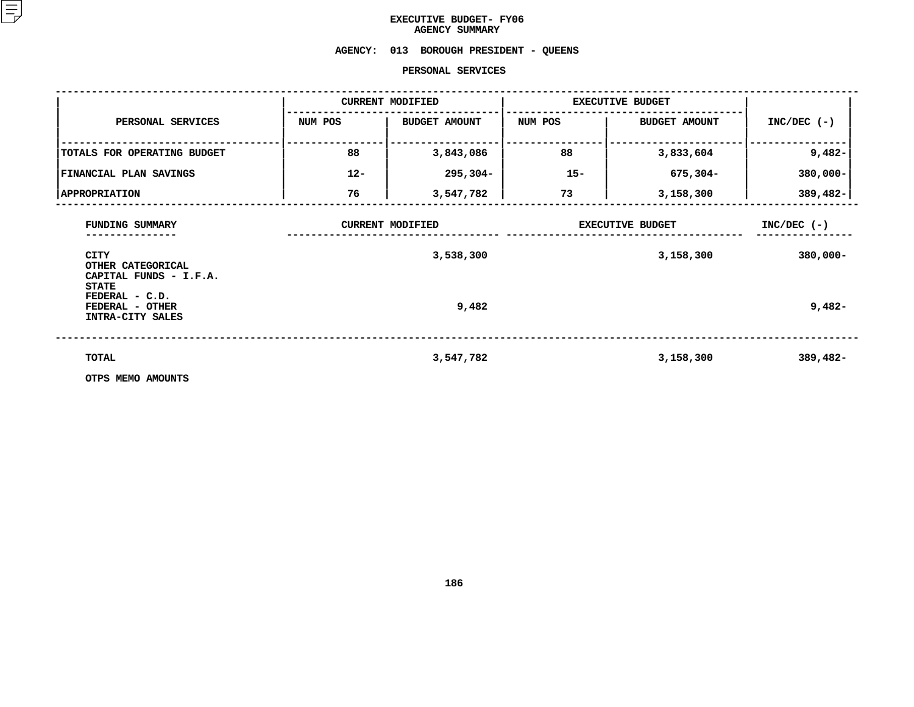**EXECUTIVE BUDGET- FY06**
**AGENCY SUMMARY**

**AGENCY: 013 BOROUGH PRESIDENT - QUEENS**

**PERSONAL SERVICES**

| PERSONAL SERVICES | CURRENT MODIFIED | | EXECUTIVE BUDGET | | INC/DEC (-) |
|---|---|---|---|---|---|
| | NUM POS | BUDGET AMOUNT | NUM POS | BUDGET AMOUNT | |
| TOTALS FOR OPERATING BUDGET | 88 | 3,843,086 | 88 | 3,833,604 | 9,482- |
| FINANCIAL PLAN SAVINGS | 12- | 295,304- | 15- | 675,304- | 380,000- |
| APPROPRIATION | 76 | 3,547,782 | 73 | 3,158,300 | 389,482- |

| FUNDING SUMMARY | CURRENT MODIFIED | EXECUTIVE BUDGET | INC/DEC (-) |
|---|---|---|---|
| CITY | 3,538,300 | 3,158,300 | 380,000- |
| OTHER CATEGORICAL | | | |
| CAPITAL FUNDS - I.F.A. | | | |
| STATE | | | |
| FEDERAL - C.D. | | | |
| FEDERAL - OTHER | 9,482 | | 9,482- |
| INTRA-CITY SALES | | | |
| TOTAL | 3,547,782 | 3,158,300 | 389,482- |

OTPS MEMO AMOUNTS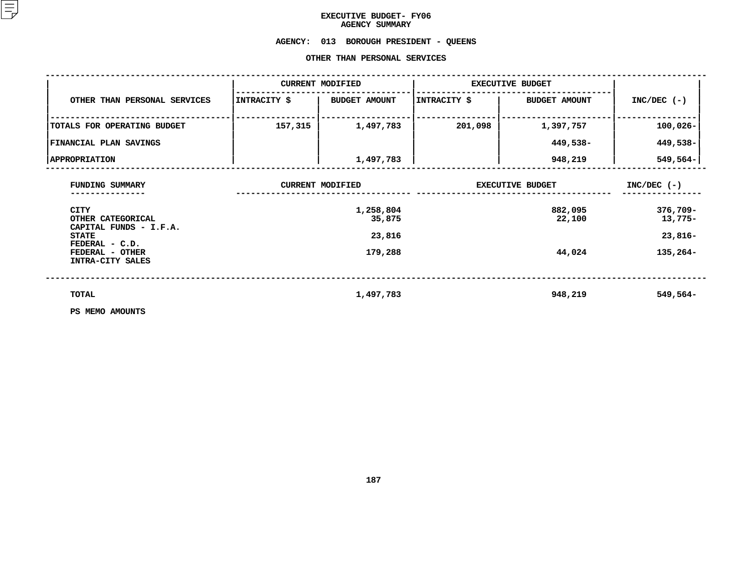# EXECUTIVE BUDGET- FY06
## AGENCY SUMMARY

### AGENCY: 013 BOROUGH PRESIDENT - QUEENS

### OTHER THAN PERSONAL SERVICES

| OTHER THAN PERSONAL SERVICES | CURRENT MODIFIED | | EXECUTIVE BUDGET | | INC/DEC (-) |
|---|---|---|---|---|---|
| | INTRACITY $ | BUDGET AMOUNT | INTRACITY $ | BUDGET AMOUNT | |
| TOTALS FOR OPERATING BUDGET | 157,315 | 1,497,783 | 201,098 | 1,397,757 | 100,026- |
| FINANCIAL PLAN SAVINGS | | | | 449,538- | 449,538- |
| APPROPRIATION | | 1,497,783 | | 948,219 | 549,564- |

| FUNDING SUMMARY | CURRENT MODIFIED | EXECUTIVE BUDGET | INC/DEC (-) |
|---|---|---|---|
| CITY | 1,258,804 | 882,095 | 376,709- |
| OTHER CATEGORICAL | 35,875 | 22,100 | 13,775- |
| CAPITAL FUNDS - I.F.A. | | | |
| STATE | 23,816 | | 23,816- |
| FEDERAL - C.D. | | | |
| FEDERAL - OTHER | 179,288 | 44,024 | 135,264- |
| INTRA-CITY SALES | | | |
| TOTAL | 1,497,783 | 948,219 | 549,564- |

PS MEMO AMOUNTS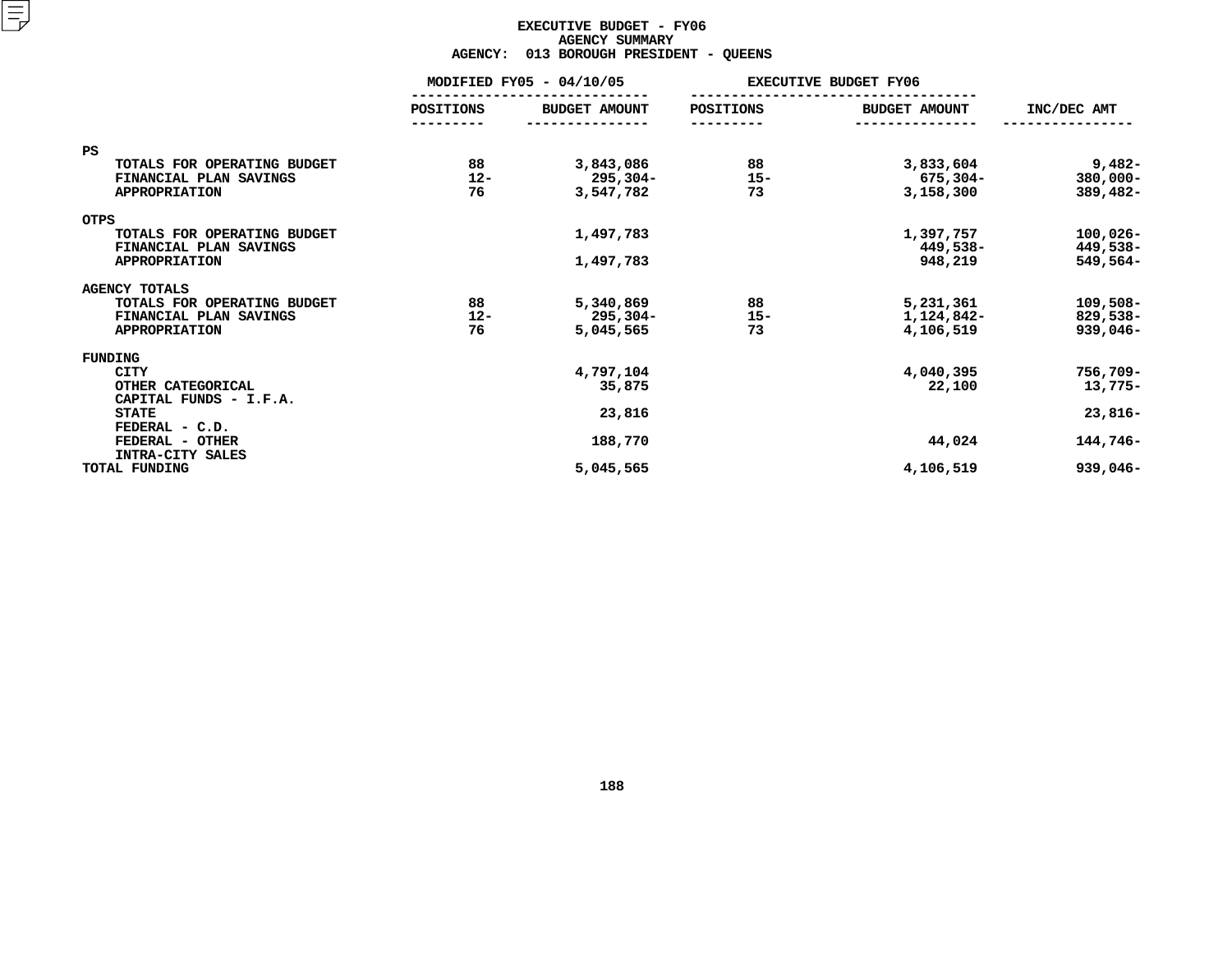# EXECUTIVE BUDGET - FY06
## AGENCY SUMMARY
## AGENCY: 013 BOROUGH PRESIDENT - QUEENS

| | MODIFIED FY05 - 04/10/05 | | EXECUTIVE BUDGET FY06 | | |
|---|---|---|---|---|---|
| | POSITIONS | BUDGET AMOUNT | POSITIONS | BUDGET AMOUNT | INC/DEC AMT |
| **PS** | | | | | |
| TOTALS FOR OPERATING BUDGET | 88 | 3,843,086 | 88 | 3,833,604 | 9,482- |
| FINANCIAL PLAN SAVINGS | 12- | 295,304- | 15- | 675,304- | 380,000- |
| APPROPRIATION | 76 | 3,547,782 | 73 | 3,158,300 | 389,482- |
| **OTPS** | | | | | |
| TOTALS FOR OPERATING BUDGET | | 1,497,783 | | 1,397,757 | 100,026- |
| FINANCIAL PLAN SAVINGS | | | | 449,538- | 449,538- |
| APPROPRIATION | | 1,497,783 | | 948,219 | 549,564- |
| **AGENCY TOTALS** | | | | | |
| TOTALS FOR OPERATING BUDGET | 88 | 5,340,869 | 88 | 5,231,361 | 109,508- |
| FINANCIAL PLAN SAVINGS | 12- | 295,304- | 15- | 1,124,842- | 829,538- |
| APPROPRIATION | 76 | 5,045,565 | 73 | 4,106,519 | 939,046- |
| **FUNDING** | | | | | |
| CITY | | 4,797,104 | | 4,040,395 | 756,709- |
| OTHER CATEGORICAL | | 35,875 | | 22,100 | 13,775- |
| CAPITAL FUNDS - I.F.A. | | | | | |
| STATE | | 23,816 | | | 23,816- |
| FEDERAL - C.D. | | | | | |
| FEDERAL - OTHER | | 188,770 | | 44,024 | 144,746- |
| INTRA-CITY SALES | | | | | |
| **TOTAL FUNDING** | | 5,045,565 | | 4,106,519 | 939,046- |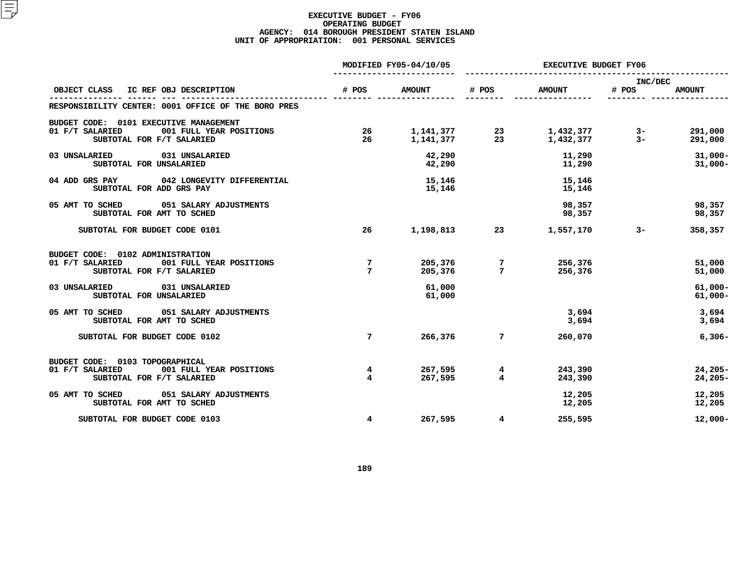# EXECUTIVE BUDGET - FY06
## OPERATING BUDGET
### AGENCY: 014 BOROUGH PRESIDENT STATEN ISLAND
### UNIT OF APPROPRIATION: 001 PERSONAL SERVICES

| OBJECT CLASS | IC REF OBJ DESCRIPTION | MODIFIED FY05-04/10/05 # POS | MODIFIED FY05-04/10/05 AMOUNT | EXECUTIVE BUDGET FY06 # POS | EXECUTIVE BUDGET FY06 AMOUNT | INC/DEC # POS | INC/DEC AMOUNT |
|---|---|---|---|---|---|---|---|
| RESPONSIBILITY CENTER: 0001 OFFICE OF THE BORO PRES | | | | | | | |
| BUDGET CODE: 0101 EXECUTIVE MANAGEMENT | | | | | | | |
| 01 F/T SALARIED | 001 FULL YEAR POSITIONS | 26 | 1,141,377 | 23 | 1,432,377 | 3- | 291,000 |
| SUBTOTAL FOR F/T SALARIED | | 26 | 1,141,377 | 23 | 1,432,377 | 3- | 291,000 |
| 03 UNSALARIED | 031 UNSALARIED | | 42,290 | | 11,290 | | 31,000- |
| SUBTOTAL FOR UNSALARIED | | | 42,290 | | 11,290 | | 31,000- |
| 04 ADD GRS PAY | 042 LONGEVITY DIFFERENTIAL | | 15,146 | | 15,146 | | |
| SUBTOTAL FOR ADD GRS PAY | | | 15,146 | | 15,146 | | |
| 05 AMT TO SCHED | 051 SALARY ADJUSTMENTS | | | | 98,357 | | 98,357 |
| SUBTOTAL FOR AMT TO SCHED | | | | | 98,357 | | 98,357 |
| SUBTOTAL FOR BUDGET CODE 0101 | | 26 | 1,198,813 | 23 | 1,557,170 | 3- | 358,357 |
| BUDGET CODE: 0102 ADMINISTRATION | | | | | | | |
| 01 F/T SALARIED | 001 FULL YEAR POSITIONS | 7 | 205,376 | 7 | 256,376 | | 51,000 |
| SUBTOTAL FOR F/T SALARIED | | 7 | 205,376 | 7 | 256,376 | | 51,000 |
| 03 UNSALARIED | 031 UNSALARIED | | 61,000 | | | | 61,000- |
| SUBTOTAL FOR UNSALARIED | | | 61,000 | | | | 61,000- |
| 05 AMT TO SCHED | 051 SALARY ADJUSTMENTS | | | | 3,694 | | 3,694 |
| SUBTOTAL FOR AMT TO SCHED | | | | | 3,694 | | 3,694 |
| SUBTOTAL FOR BUDGET CODE 0102 | | 7 | 266,376 | 7 | 260,070 | | 6,306- |
| BUDGET CODE: 0103 TOPOGRAPHICAL | | | | | | | |
| 01 F/T SALARIED | 001 FULL YEAR POSITIONS | 4 | 267,595 | 4 | 243,390 | | 24,205- |
| SUBTOTAL FOR F/T SALARIED | | 4 | 267,595 | 4 | 243,390 | | 24,205- |
| 05 AMT TO SCHED | 051 SALARY ADJUSTMENTS | | | | 12,205 | | 12,205 |
| SUBTOTAL FOR AMT TO SCHED | | | | | 12,205 | | 12,205 |
| SUBTOTAL FOR BUDGET CODE 0103 | | 4 | 267,595 | 4 | 255,595 | | 12,000- |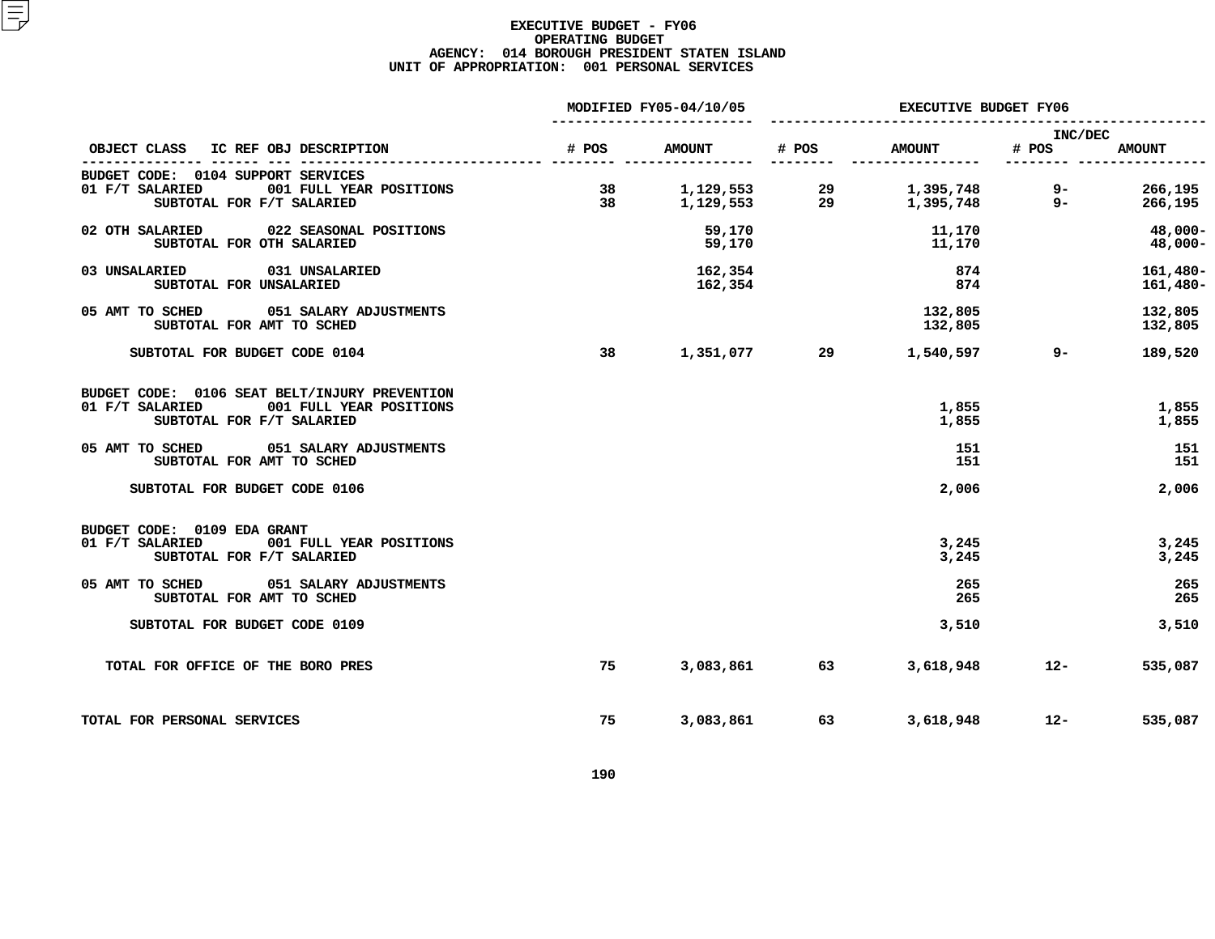# EXECUTIVE BUDGET - FY06
## OPERATING BUDGET
### AGENCY: 014 BOROUGH PRESIDENT STATEN ISLAND
### UNIT OF APPROPRIATION: 001 PERSONAL SERVICES

| OBJECT CLASS | IC REF OBJ DESCRIPTION | MODIFIED FY05-04/10/05 # POS | MODIFIED FY05-04/10/05 AMOUNT | EXECUTIVE BUDGET FY06 # POS | EXECUTIVE BUDGET FY06 AMOUNT | INC/DEC # POS | INC/DEC AMOUNT |
|---|---|---|---|---|---|---|---|
| BUDGET CODE: 0104 SUPPORT SERVICES | | | | | | | |
| 01 F/T SALARIED | 001 FULL YEAR POSITIONS | 38 | 1,129,553 | 29 | 1,395,748 | 9- | 266,195 |
| | SUBTOTAL FOR F/T SALARIED | 38 | 1,129,553 | 29 | 1,395,748 | 9- | 266,195 |
| 02 OTH SALARIED | 022 SEASONAL POSITIONS | | 59,170 | | 11,170 | | 48,000- |
| | SUBTOTAL FOR OTH SALARIED | | 59,170 | | 11,170 | | 48,000- |
| 03 UNSALARIED | 031 UNSALARIED | | 162,354 | | 874 | | 161,480- |
| | SUBTOTAL FOR UNSALARIED | | 162,354 | | 874 | | 161,480- |
| 05 AMT TO SCHED | 051 SALARY ADJUSTMENTS | | | | 132,805 | | 132,805 |
| | SUBTOTAL FOR AMT TO SCHED | | | | 132,805 | | 132,805 |
| SUBTOTAL FOR BUDGET CODE 0104 | | 38 | 1,351,077 | 29 | 1,540,597 | 9- | 189,520 |
| BUDGET CODE: 0106 SEAT BELT/INJURY PREVENTION | | | | | | | |
| 01 F/T SALARIED | 001 FULL YEAR POSITIONS | | | | 1,855 | | 1,855 |
| | SUBTOTAL FOR F/T SALARIED | | | | 1,855 | | 1,855 |
| 05 AMT TO SCHED | 051 SALARY ADJUSTMENTS | | | | 151 | | 151 |
| | SUBTOTAL FOR AMT TO SCHED | | | | 151 | | 151 |
| SUBTOTAL FOR BUDGET CODE 0106 | | | | | 2,006 | | 2,006 |
| BUDGET CODE: 0109 EDA GRANT | | | | | | | |
| 01 F/T SALARIED | 001 FULL YEAR POSITIONS | | | | 3,245 | | 3,245 |
| | SUBTOTAL FOR F/T SALARIED | | | | 3,245 | | 3,245 |
| 05 AMT TO SCHED | 051 SALARY ADJUSTMENTS | | | | 265 | | 265 |
| | SUBTOTAL FOR AMT TO SCHED | | | | 265 | | 265 |
| SUBTOTAL FOR BUDGET CODE 0109 | | | | | 3,510 | | 3,510 |
| TOTAL FOR OFFICE OF THE BORO PRES | | 75 | 3,083,861 | 63 | 3,618,948 | 12- | 535,087 |
| TOTAL FOR PERSONAL SERVICES | | 75 | 3,083,861 | 63 | 3,618,948 | 12- | 535,087 |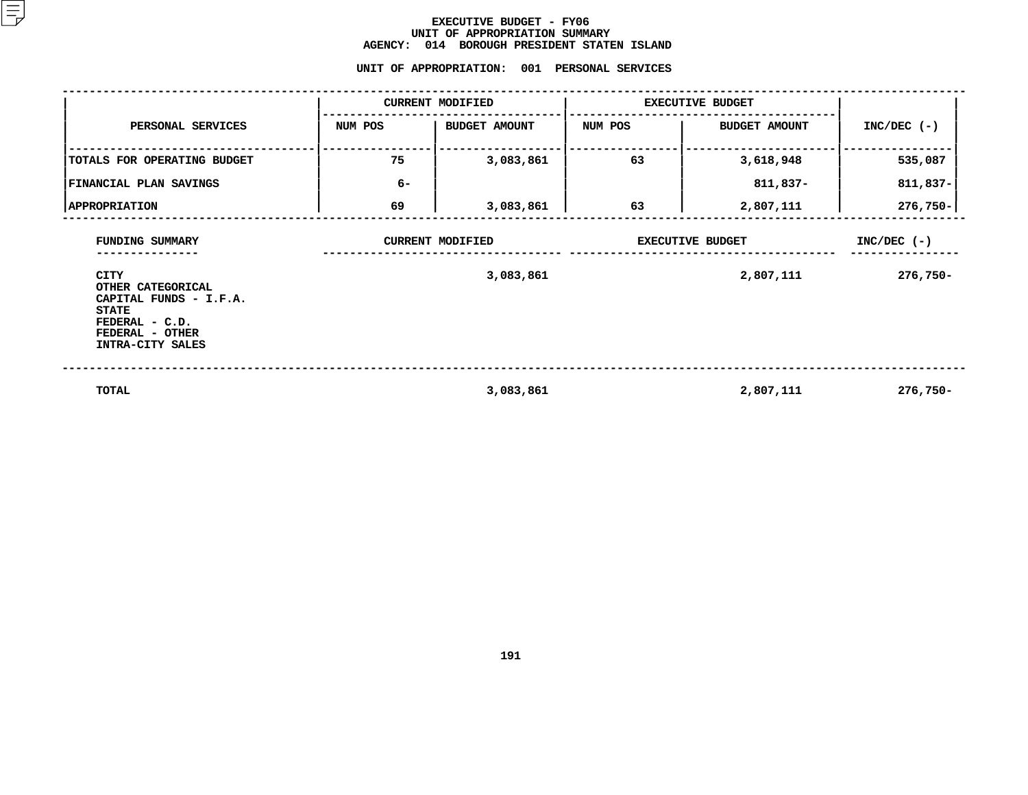# EXECUTIVE BUDGET - FY06
## UNIT OF APPROPRIATION SUMMARY
## AGENCY: 014 BOROUGH PRESIDENT STATEN ISLAND

### UNIT OF APPROPRIATION: 001 PERSONAL SERVICES

| PERSONAL SERVICES | CURRENT MODIFIED | | EXECUTIVE BUDGET | | INC/DEC (-) |
|---|---|---|---|---|---|
| | NUM POS | BUDGET AMOUNT | NUM POS | BUDGET AMOUNT | |
| TOTALS FOR OPERATING BUDGET | 75 | 3,083,861 | 63 | 3,618,948 | 535,087 |
| FINANCIAL PLAN SAVINGS | 6- | | | 811,837- | 811,837- |
| APPROPRIATION | 69 | 3,083,861 | 63 | 2,807,111 | 276,750- |

| FUNDING SUMMARY | CURRENT MODIFIED | EXECUTIVE BUDGET | INC/DEC (-) |
|---|---|---|---|
| CITY | 3,083,861 | 2,807,111 | 276,750- |
| OTHER CATEGORICAL | | | |
| CAPITAL FUNDS - I.F.A. | | | |
| STATE | | | |
| FEDERAL - C.D. | | | |
| FEDERAL - OTHER | | | |
| INTRA-CITY SALES | | | |
| TOTAL | 3,083,861 | 2,807,111 | 276,750- |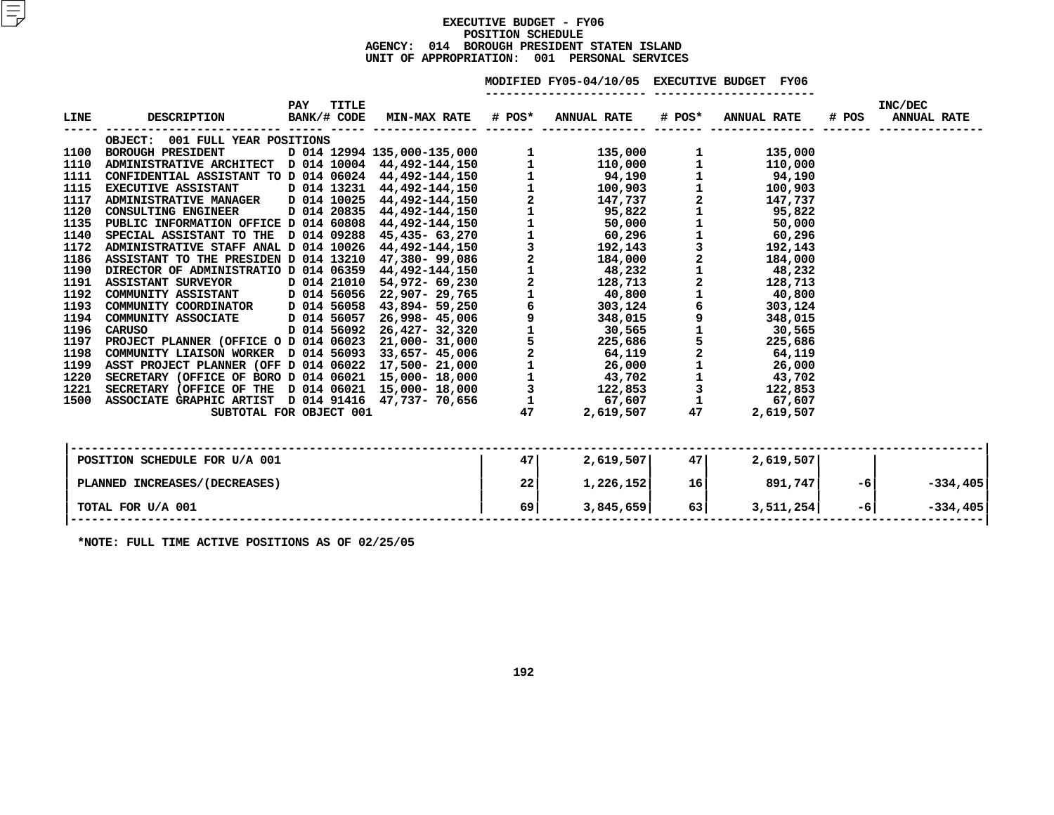# EXECUTIVE BUDGET - FY06
## POSITION SCHEDULE
### AGENCY: 014 BOROUGH PRESIDENT STATEN ISLAND
### UNIT OF APPROPRIATION: 001 PERSONAL SERVICES

| LINE | DESCRIPTION | PAY BANK/# | TITLE CODE | MIN-MAX RATE | MODIFIED FY05-04/10/05 # POS* | MODIFIED FY05-04/10/05 ANNUAL RATE | EXECUTIVE BUDGET FY06 # POS* | EXECUTIVE BUDGET FY06 ANNUAL RATE | INC/DEC # POS | INC/DEC ANNUAL RATE |
|---|---|---|---|---|---|---|---|---|---|---|
| | OBJECT: 001 FULL YEAR POSITIONS | | | | | | | | | |
| 1100 | BOROUGH PRESIDENT | D 014 | 12994 | 135,000-135,000 | 1 | 135,000 | 1 | 135,000 | | |
| 1110 | ADMINISTRATIVE ARCHITECT | D 014 | 10004 | 44,492-144,150 | 1 | 110,000 | 1 | 110,000 | | |
| 1111 | CONFIDENTIAL ASSISTANT TO | D 014 | 06024 | 44,492-144,150 | 1 | 94,190 | 1 | 94,190 | | |
| 1115 | EXECUTIVE ASSISTANT | D 014 | 13231 | 44,492-144,150 | 1 | 100,903 | 1 | 100,903 | | |
| 1117 | ADMINISTRATIVE MANAGER | D 014 | 10025 | 44,492-144,150 | 2 | 147,737 | 2 | 147,737 | | |
| 1120 | CONSULTING ENGINEER | D 014 | 20835 | 44,492-144,150 | 1 | 95,822 | 1 | 95,822 | | |
| 1135 | PUBLIC INFORMATION OFFICE | D 014 | 60808 | 44,492-144,150 | 1 | 50,000 | 1 | 50,000 | | |
| 1140 | SPECIAL ASSISTANT TO THE | D 014 | 09288 | 45,435- 63,270 | 1 | 60,296 | 1 | 60,296 | | |
| 1172 | ADMINISTRATIVE STAFF ANAL | D 014 | 10026 | 44,492-144,150 | 3 | 192,143 | 3 | 192,143 | | |
| 1186 | ASSISTANT TO THE PRESIDEN | D 014 | 13210 | 47,380- 99,086 | 2 | 184,000 | 2 | 184,000 | | |
| 1190 | DIRECTOR OF ADMINISTRATIO | D 014 | 06359 | 44,492-144,150 | 1 | 48,232 | 1 | 48,232 | | |
| 1191 | ASSISTANT SURVEYOR | D 014 | 21010 | 54,972- 69,230 | 2 | 128,713 | 2 | 128,713 | | |
| 1192 | COMMUNITY ASSISTANT | D 014 | 56056 | 22,907- 29,765 | 1 | 40,800 | 1 | 40,800 | | |
| 1193 | COMMUNITY COORDINATOR | D 014 | 56058 | 43,894- 59,250 | 6 | 303,124 | 6 | 303,124 | | |
| 1194 | COMMUNITY ASSOCIATE | D 014 | 56057 | 26,998- 45,006 | 9 | 348,015 | 9 | 348,015 | | |
| 1196 | CARUSO | D 014 | 56092 | 26,427- 32,320 | 1 | 30,565 | 1 | 30,565 | | |
| 1197 | PROJECT PLANNER (OFFICE O | D 014 | 06023 | 21,000- 31,000 | 5 | 225,686 | 5 | 225,686 | | |
| 1198 | COMMUNITY LIAISON WORKER | D 014 | 56093 | 33,657- 45,006 | 2 | 64,119 | 2 | 64,119 | | |
| 1199 | ASST PROJECT PLANNER (OFF | D 014 | 06022 | 17,500- 21,000 | 1 | 26,000 | 1 | 26,000 | | |
| 1220 | SECRETARY (OFFICE OF BORO | D 014 | 06021 | 15,000- 18,000 | 1 | 43,702 | 1 | 43,702 | | |
| 1221 | SECRETARY (OFFICE OF THE | D 014 | 06021 | 15,000- 18,000 | 3 | 122,853 | 3 | 122,853 | | |
| 1500 | ASSOCIATE GRAPHIC ARTIST | D 014 | 91416 | 47,737- 70,656 | 1 | 67,607 | 1 | 67,607 | | |
| | SUBTOTAL FOR OBJECT 001 | | | | 47 | 2,619,507 | 47 | 2,619,507 | | |

| | MODIFIED FY05 # POS* | MODIFIED FY05 ANNUAL RATE | EXECUTIVE BUDGET FY06 # POS* | EXECUTIVE BUDGET FY06 ANNUAL RATE | INC/DEC # POS | INC/DEC ANNUAL RATE |
|---|---|---|---|---|---|---|
| POSITION SCHEDULE FOR U/A 001 | 47 | 2,619,507 | 47 | 2,619,507 | | |
| PLANNED INCREASES/(DECREASES) | 22 | 1,226,152 | 16 | 891,747 | -6 | -334,405 |
| TOTAL FOR U/A 001 | 69 | 3,845,659 | 63 | 3,511,254 | -6 | -334,405 |

*NOTE: FULL TIME ACTIVE POSITIONS AS OF 02/25/05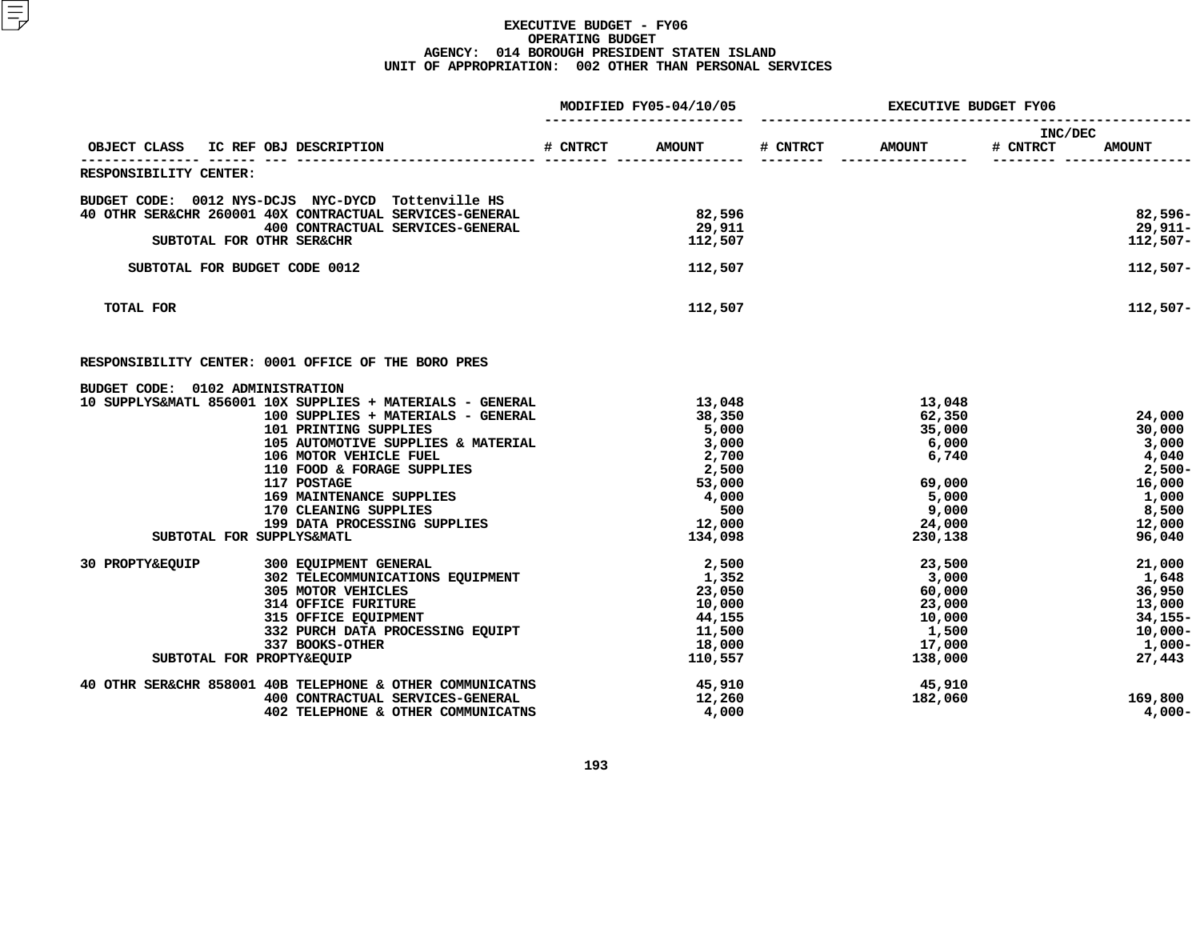# EXECUTIVE BUDGET - FY06
## OPERATING BUDGET
### AGENCY: 014 BOROUGH PRESIDENT STATEN ISLAND
### UNIT OF APPROPRIATION: 002 OTHER THAN PERSONAL SERVICES

| OBJECT CLASS | IC REF | OBJ | DESCRIPTION | MODIFIED FY05-04/10/05 # CNTRCT | MODIFIED FY05-04/10/05 AMOUNT | EXECUTIVE BUDGET FY06 # CNTRCT | EXECUTIVE BUDGET FY06 AMOUNT | INC/DEC # CNTRCT | INC/DEC AMOUNT |
|---|---|---|---|---|---|---|---|---|---|
| RESPONSIBILITY CENTER: | | | | | | | | | |
| BUDGET CODE: 0012 NYS-DCJS NYC-DYCD Tottenville HS | | | | | | | | | |
| 40 OTHR SER&CHR | 260001 | 40X | CONTRACTUAL SERVICES-GENERAL | | 82,596 | | | | 82,596- |
| | | 400 | CONTRACTUAL SERVICES-GENERAL | | 29,911 | | | | 29,911- |
| SUBTOTAL FOR OTHR SER&CHR | | | | | 112,507 | | | | 112,507- |
| SUBTOTAL FOR BUDGET CODE 0012 | | | | | 112,507 | | | | 112,507- |
| TOTAL FOR | | | | | 112,507 | | | | 112,507- |
| RESPONSIBILITY CENTER: 0001 OFFICE OF THE BORO PRES | | | | | | | | | |
| BUDGET CODE: 0102 ADMINISTRATION | | | | | | | | | |
| 10 SUPPLYS&MATL | 856001 | 10X | SUPPLIES + MATERIALS - GENERAL | | 13,048 | | 13,048 | | |
| | | 100 | SUPPLIES + MATERIALS - GENERAL | | 38,350 | | 62,350 | | 24,000 |
| | | 101 | PRINTING SUPPLIES | | 5,000 | | 35,000 | | 30,000 |
| | | 105 | AUTOMOTIVE SUPPLIES & MATERIAL | | 3,000 | | 6,000 | | 3,000 |
| | | 106 | MOTOR VEHICLE FUEL | | 2,700 | | 6,740 | | 4,040 |
| | | 110 | FOOD & FORAGE SUPPLIES | | 2,500 | | | | 2,500- |
| | | 117 | POSTAGE | | 53,000 | | 69,000 | | 16,000 |
| | | 169 | MAINTENANCE SUPPLIES | | 4,000 | | 5,000 | | 1,000 |
| | | 170 | CLEANING SUPPLIES | | 500 | | 9,000 | | 8,500 |
| | | 199 | DATA PROCESSING SUPPLIES | | 12,000 | | 24,000 | | 12,000 |
| SUBTOTAL FOR SUPPLYS&MATL | | | | | 134,098 | | 230,138 | | 96,040 |
| 30 PROPTY&EQUIP | | 300 | EQUIPMENT GENERAL | | 2,500 | | 23,500 | | 21,000 |
| | | 302 | TELECOMMUNICATIONS EQUIPMENT | | 1,352 | | 3,000 | | 1,648 |
| | | 305 | MOTOR VEHICLES | | 23,050 | | 60,000 | | 36,950 |
| | | 314 | OFFICE FURITURE | | 10,000 | | 23,000 | | 13,000 |
| | | 315 | OFFICE EQUIPMENT | | 44,155 | | 10,000 | | 34,155- |
| | | 332 | PURCH DATA PROCESSING EQUIPT | | 11,500 | | 1,500 | | 10,000- |
| | | 337 | BOOKS-OTHER | | 18,000 | | 17,000 | | 1,000- |
| SUBTOTAL FOR PROPTY&EQUIP | | | | | 110,557 | | 138,000 | | 27,443 |
| 40 OTHR SER&CHR | 858001 | 40B | TELEPHONE & OTHER COMMUNICATNS | | 45,910 | | 45,910 | | |
| | | 400 | CONTRACTUAL SERVICES-GENERAL | | 12,260 | | 182,060 | | 169,800 |
| | | 402 | TELEPHONE & OTHER COMMUNICATNS | | 4,000 | | | | 4,000- |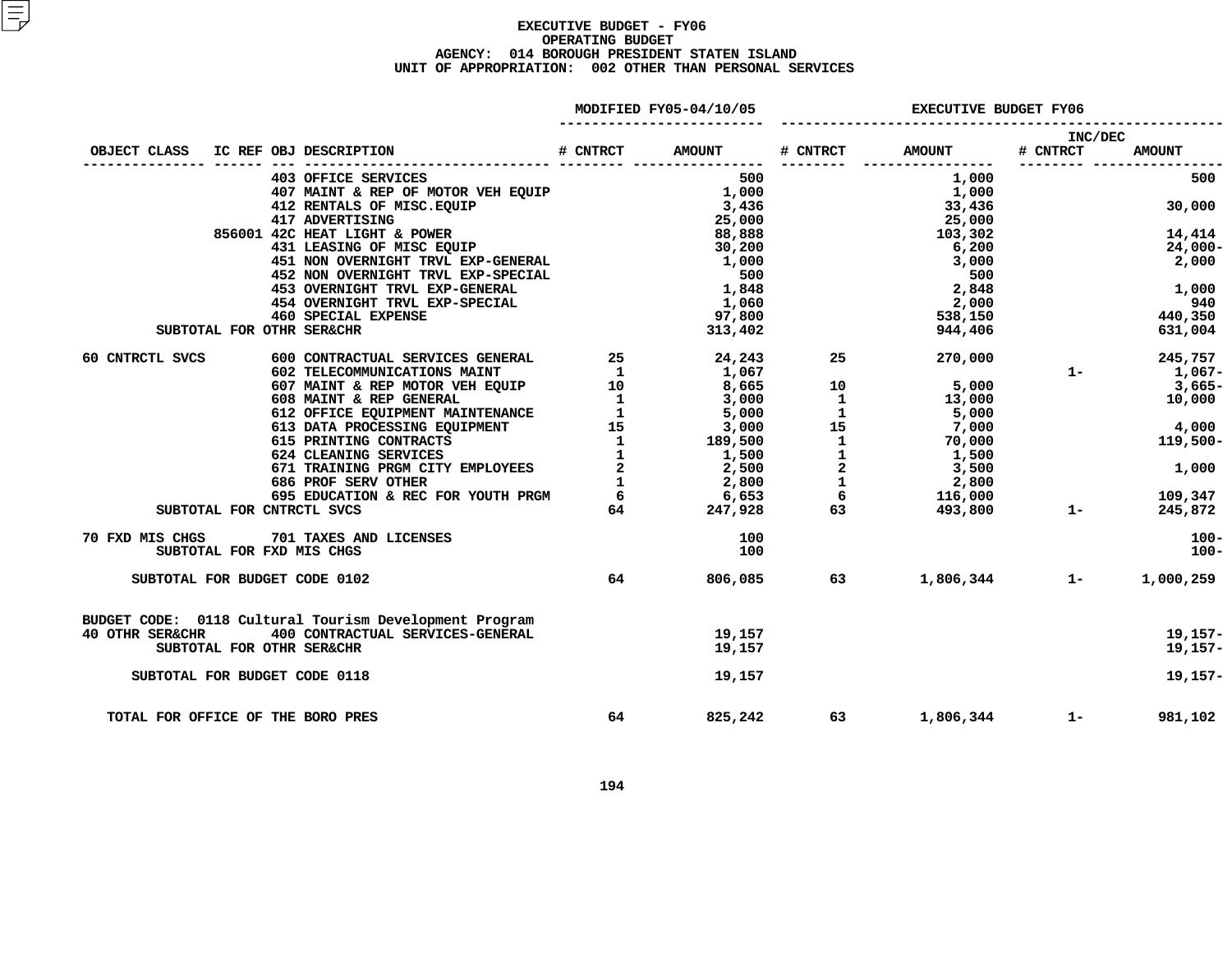**EXECUTIVE BUDGET - FY06**
**OPERATING BUDGET**
**AGENCY: 014 BOROUGH PRESIDENT STATEN ISLAND**
**UNIT OF APPROPRIATION: 002 OTHER THAN PERSONAL SERVICES**

| OBJECT CLASS | IC REF | OBJ | DESCRIPTION | MODIFIED FY05-04/10/05 # CNTRCT | MODIFIED FY05-04/10/05 AMOUNT | EXECUTIVE BUDGET FY06 # CNTRCT | EXECUTIVE BUDGET FY06 AMOUNT | INC/DEC # CNTRCT | INC/DEC AMOUNT |
|---|---|---|---|---|---|---|---|---|---|
| | | 403 | OFFICE SERVICES | | 500 | | 1,000 | | 500 |
| | | 407 | MAINT & REP OF MOTOR VEH EQUIP | | 1,000 | | 1,000 | | |
| | | 412 | RENTALS OF MISC.EQUIP | | 3,436 | | 33,436 | | 30,000 |
| | | 417 | ADVERTISING | | 25,000 | | 25,000 | | |
| | 856001 | 42C | HEAT LIGHT & POWER | | 88,888 | | 103,302 | | 14,414 |
| | | 431 | LEASING OF MISC EQUIP | | 30,200 | | 6,200 | | 24,000- |
| | | 451 | NON OVERNIGHT TRVL EXP-GENERAL | | 1,000 | | 3,000 | | 2,000 |
| | | 452 | NON OVERNIGHT TRVL EXP-SPECIAL | | 500 | | 500 | | |
| | | 453 | OVERNIGHT TRVL EXP-GENERAL | | 1,848 | | 2,848 | | 1,000 |
| | | 454 | OVERNIGHT TRVL EXP-SPECIAL | | 1,060 | | 2,000 | | 940 |
| | | 460 | SPECIAL EXPENSE | | 97,800 | | 538,150 | | 440,350 |
| SUBTOTAL FOR OTHR SER&CHR | | | | | 313,402 | | 944,406 | | 631,004 |
| 60 CNTRCTL SVCS | | 600 | CONTRACTUAL SERVICES GENERAL | 25 | 24,243 | 25 | 270,000 | | 245,757 |
| | | 602 | TELECOMMUNICATIONS MAINT | 1 | 1,067 | | | 1- | 1,067- |
| | | 607 | MAINT & REP MOTOR VEH EQUIP | 10 | 8,665 | 10 | 5,000 | | 3,665- |
| | | 608 | MAINT & REP GENERAL | 1 | 3,000 | 1 | 13,000 | | 10,000 |
| | | 612 | OFFICE EQUIPMENT MAINTENANCE | 1 | 5,000 | 1 | 5,000 | | |
| | | 613 | DATA PROCESSING EQUIPMENT | 15 | 3,000 | 15 | 7,000 | | 4,000 |
| | | 615 | PRINTING CONTRACTS | 1 | 189,500 | 1 | 70,000 | | 119,500- |
| | | 624 | CLEANING SERVICES | 1 | 1,500 | 1 | 1,500 | | |
| | | 671 | TRAINING PRGM CITY EMPLOYEES | 2 | 2,500 | 2 | 3,500 | | 1,000 |
| | | 686 | PROF SERV OTHER | 1 | 2,800 | 1 | 2,800 | | |
| | | 695 | EDUCATION & REC FOR YOUTH PRGM | 6 | 6,653 | 6 | 116,000 | | 109,347 |
| SUBTOTAL FOR CNTRCTL SVCS | | | | 64 | 247,928 | 63 | 493,800 | 1- | 245,872 |
| 70 FXD MIS CHGS | | 701 | TAXES AND LICENSES | | 100 | | | | 100- |
| SUBTOTAL FOR FXD MIS CHGS | | | | | 100 | | | | 100- |
| SUBTOTAL FOR BUDGET CODE 0102 | | | | 64 | 806,085 | 63 | 1,806,344 | 1- | 1,000,259 |
| BUDGET CODE: 0118 Cultural Tourism Development Program | | | | | | | | | |
| 40 OTHR SER&CHR | | 400 | CONTRACTUAL SERVICES-GENERAL | | 19,157 | | | | 19,157- |
| SUBTOTAL FOR OTHR SER&CHR | | | | | 19,157 | | | | 19,157- |
| SUBTOTAL FOR BUDGET CODE 0118 | | | | | 19,157 | | | | 19,157- |
| TOTAL FOR OFFICE OF THE BORO PRES | | | | 64 | 825,242 | 63 | 1,806,344 | 1- | 981,102 |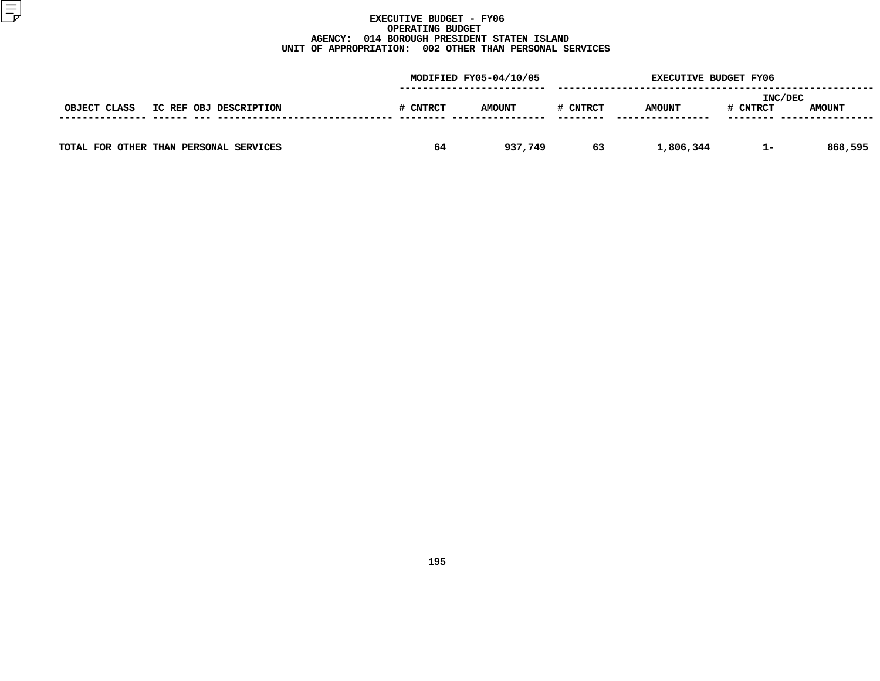# EXECUTIVE BUDGET - FY06
## OPERATING BUDGET
### AGENCY: 014 BOROUGH PRESIDENT STATEN ISLAND
### UNIT OF APPROPRIATION: 002 OTHER THAN PERSONAL SERVICES

| OBJECT CLASS | IC REF | OBJ | DESCRIPTION | MODIFIED FY05-04/10/05 # CNTRCT | MODIFIED FY05-04/10/05 AMOUNT | EXECUTIVE BUDGET FY06 # CNTRCT | EXECUTIVE BUDGET FY06 AMOUNT | INC/DEC # CNTRCT | INC/DEC AMOUNT |
|---|---|---|---|---|---|---|---|---|---|
| TOTAL FOR OTHER THAN PERSONAL SERVICES | | | | 64 | 937,749 | 63 | 1,806,344 | 1- | 868,595 |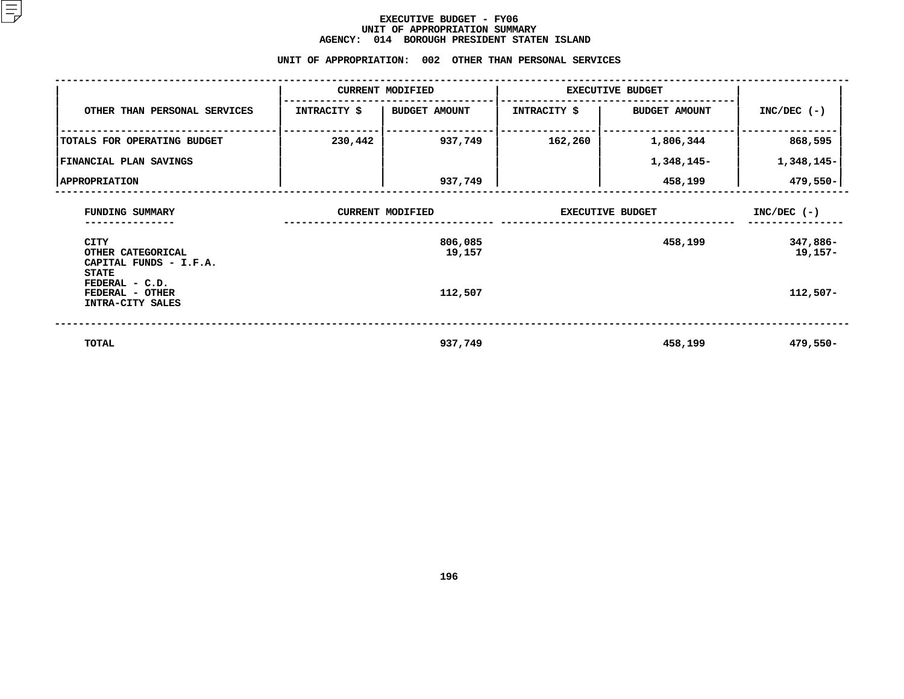# EXECUTIVE BUDGET - FY06
## UNIT OF APPROPRIATION SUMMARY
## AGENCY: 014 BOROUGH PRESIDENT STATEN ISLAND

### UNIT OF APPROPRIATION: 002 OTHER THAN PERSONAL SERVICES

| OTHER THAN PERSONAL SERVICES | CURRENT MODIFIED | | EXECUTIVE BUDGET | | INC/DEC (-) |
|---|---|---|---|---|---|
| | INTRACITY $ | BUDGET AMOUNT | INTRACITY $ | BUDGET AMOUNT | |
| TOTALS FOR OPERATING BUDGET | 230,442 | 937,749 | 162,260 | 1,806,344 | 868,595 |
| FINANCIAL PLAN SAVINGS | | | | 1,348,145- | 1,348,145- |
| APPROPRIATION | | 937,749 | | 458,199 | 479,550- |

| FUNDING SUMMARY | CURRENT MODIFIED | EXECUTIVE BUDGET | INC/DEC (-) |
|---|---|---|---|
| CITY | 806,085 | 458,199 | 347,886- |
| OTHER CATEGORICAL | 19,157 | | 19,157- |
| CAPITAL FUNDS - I.F.A. | | | |
| STATE | | | |
| FEDERAL - C.D. | | | |
| FEDERAL - OTHER | 112,507 | | 112,507- |
| INTRA-CITY SALES | | | |
| TOTAL | 937,749 | 458,199 | 479,550- |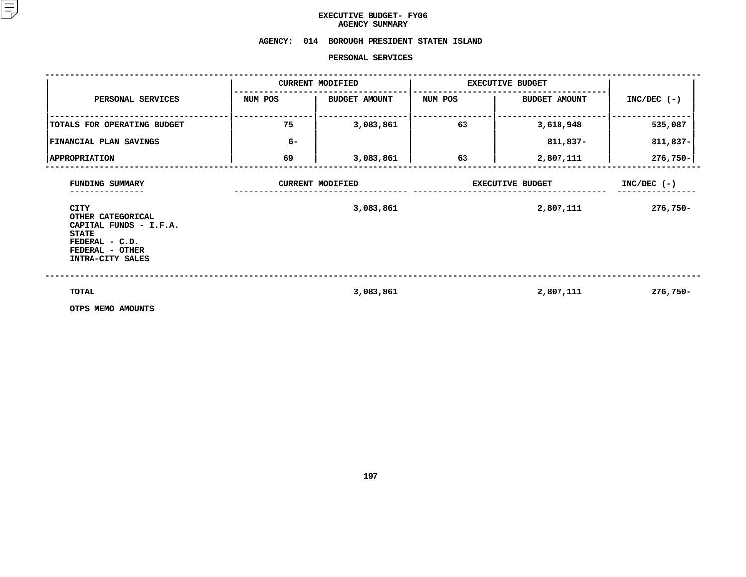# EXECUTIVE BUDGET- FY06
## AGENCY SUMMARY

**AGENCY: 014 BOROUGH PRESIDENT STATEN ISLAND**

**PERSONAL SERVICES**

| PERSONAL SERVICES | CURRENT MODIFIED | | EXECUTIVE BUDGET | | INC/DEC (-) |
|---|---|---|---|---|---|
| | NUM POS | BUDGET AMOUNT | NUM POS | BUDGET AMOUNT | |
| TOTALS FOR OPERATING BUDGET | 75 | 3,083,861 | 63 | 3,618,948 | 535,087 |
| FINANCIAL PLAN SAVINGS | 6- | | | 811,837- | 811,837- |
| APPROPRIATION | 69 | 3,083,861 | 63 | 2,807,111 | 276,750- |

| FUNDING SUMMARY | CURRENT MODIFIED | EXECUTIVE BUDGET | INC/DEC (-) |
|---|---|---|---|
| CITY | 3,083,861 | 2,807,111 | 276,750- |
| OTHER CATEGORICAL | | | |
| CAPITAL FUNDS - I.F.A. | | | |
| STATE | | | |
| FEDERAL - C.D. | | | |
| FEDERAL - OTHER | | | |
| INTRA-CITY SALES | | | |
| TOTAL | 3,083,861 | 2,807,111 | 276,750- |

OTPS MEMO AMOUNTS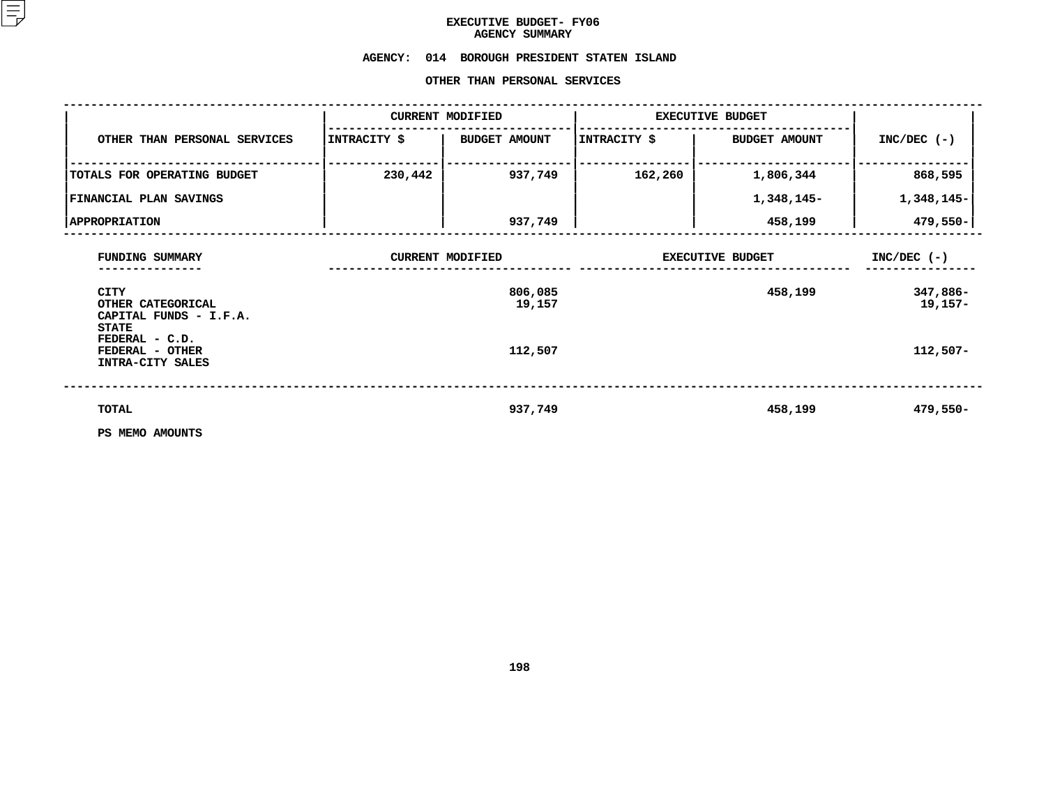# EXECUTIVE BUDGET- FY06
## AGENCY SUMMARY

**AGENCY: 014 BOROUGH PRESIDENT STATEN ISLAND**

**OTHER THAN PERSONAL SERVICES**

| OTHER THAN PERSONAL SERVICES | CURRENT MODIFIED | | EXECUTIVE BUDGET | | INC/DEC (-) |
|---|---|---|---|---|---|
| | INTRACITY $ | BUDGET AMOUNT | INTRACITY $ | BUDGET AMOUNT | |
| TOTALS FOR OPERATING BUDGET | 230,442 | 937,749 | 162,260 | 1,806,344 | 868,595 |
| FINANCIAL PLAN SAVINGS | | | | 1,348,145- | 1,348,145- |
| APPROPRIATION | | 937,749 | | 458,199 | 479,550- |

| FUNDING SUMMARY | CURRENT MODIFIED | EXECUTIVE BUDGET | INC/DEC (-) |
|---|---|---|---|
| CITY | 806,085 | 458,199 | 347,886- |
| OTHER CATEGORICAL | 19,157 | | 19,157- |
| CAPITAL FUNDS - I.F.A. | | | |
| STATE | | | |
| FEDERAL - C.D. | | | |
| FEDERAL - OTHER | 112,507 | | 112,507- |
| INTRA-CITY SALES | | | |
| TOTAL | 937,749 | 458,199 | 479,550- |

PS MEMO AMOUNTS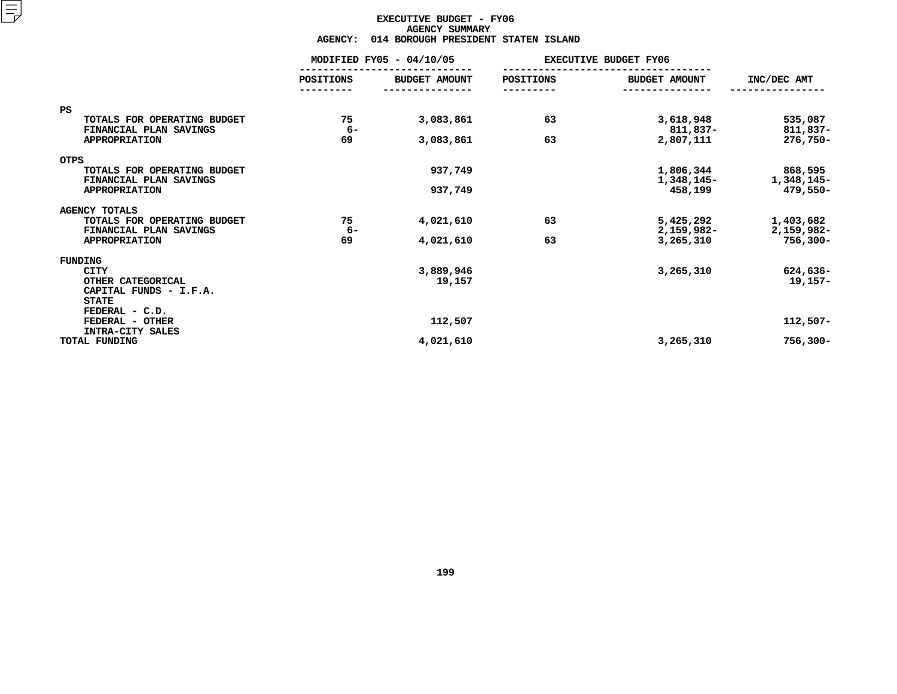# EXECUTIVE BUDGET - FY06
## AGENCY SUMMARY
### AGENCY: 014 BOROUGH PRESIDENT STATEN ISLAND

| | MODIFIED FY05 - 04/10/05 | | EXECUTIVE BUDGET FY06 | | |
|---|---|---|---|---|---|
| | POSITIONS | BUDGET AMOUNT | POSITIONS | BUDGET AMOUNT | INC/DEC AMT |
| **PS** | | | | | |
| TOTALS FOR OPERATING BUDGET | 75 | 3,083,861 | 63 | 3,618,948 | 535,087 |
| FINANCIAL PLAN SAVINGS | 6- | | | 811,837- | 811,837- |
| APPROPRIATION | 69 | 3,083,861 | 63 | 2,807,111 | 276,750- |
| **OTPS** | | | | | |
| TOTALS FOR OPERATING BUDGET | | 937,749 | | 1,806,344 | 868,595 |
| FINANCIAL PLAN SAVINGS | | | | 1,348,145- | 1,348,145- |
| APPROPRIATION | | 937,749 | | 458,199 | 479,550- |
| **AGENCY TOTALS** | | | | | |
| TOTALS FOR OPERATING BUDGET | 75 | 4,021,610 | 63 | 5,425,292 | 1,403,682 |
| FINANCIAL PLAN SAVINGS | 6- | | | 2,159,982- | 2,159,982- |
| APPROPRIATION | 69 | 4,021,610 | 63 | 3,265,310 | 756,300- |
| **FUNDING** | | | | | |
| CITY | | 3,889,946 | | 3,265,310 | 624,636- |
| OTHER CATEGORICAL | | 19,157 | | | 19,157- |
| CAPITAL FUNDS - I.F.A. | | | | | |
| STATE | | | | | |
| FEDERAL - C.D. | | | | | |
| FEDERAL - OTHER | | 112,507 | | | 112,507- |
| INTRA-CITY SALES | | | | | |
| TOTAL FUNDING | | 4,021,610 | | 3,265,310 | 756,300- |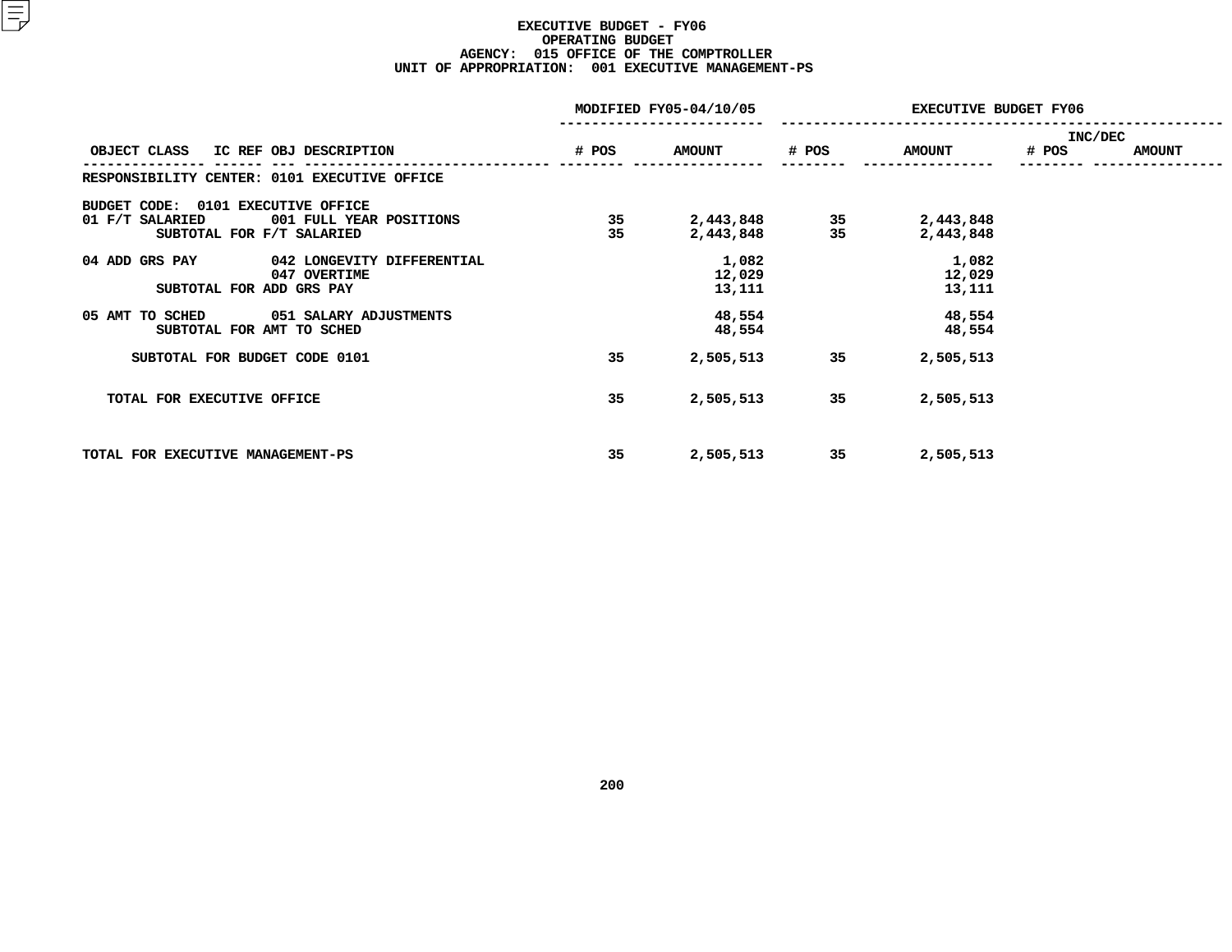**EXECUTIVE BUDGET - FY06**
**OPERATING BUDGET**
**AGENCY: 015 OFFICE OF THE COMPTROLLER**
**UNIT OF APPROPRIATION: 001 EXECUTIVE MANAGEMENT-PS**

| OBJECT CLASS | IC REF OBJ DESCRIPTION | MODIFIED FY05-04/10/05 # POS | MODIFIED FY05-04/10/05 AMOUNT | EXECUTIVE BUDGET FY06 # POS | EXECUTIVE BUDGET FY06 AMOUNT | INC/DEC # POS | INC/DEC AMOUNT |
|---|---|---|---|---|---|---|---|
| RESPONSIBILITY CENTER: 0101 EXECUTIVE OFFICE | | | | | | | |
| BUDGET CODE: 0101 EXECUTIVE OFFICE | | | | | | | |
| 01 F/T SALARIED | 001 FULL YEAR POSITIONS | 35 | 2,443,848 | 35 | 2,443,848 | | |
| SUBTOTAL FOR F/T SALARIED | | 35 | 2,443,848 | 35 | 2,443,848 | | |
| 04 ADD GRS PAY | 042 LONGEVITY DIFFERENTIAL | | 1,082 | | 1,082 | | |
| | 047 OVERTIME | | 12,029 | | 12,029 | | |
| SUBTOTAL FOR ADD GRS PAY | | | 13,111 | | 13,111 | | |
| 05 AMT TO SCHED | 051 SALARY ADJUSTMENTS | | 48,554 | | 48,554 | | |
| SUBTOTAL FOR AMT TO SCHED | | | 48,554 | | 48,554 | | |
| SUBTOTAL FOR BUDGET CODE 0101 | | 35 | 2,505,513 | 35 | 2,505,513 | | |
| TOTAL FOR EXECUTIVE OFFICE | | 35 | 2,505,513 | 35 | 2,505,513 | | |
| TOTAL FOR EXECUTIVE MANAGEMENT-PS | | 35 | 2,505,513 | 35 | 2,505,513 | | |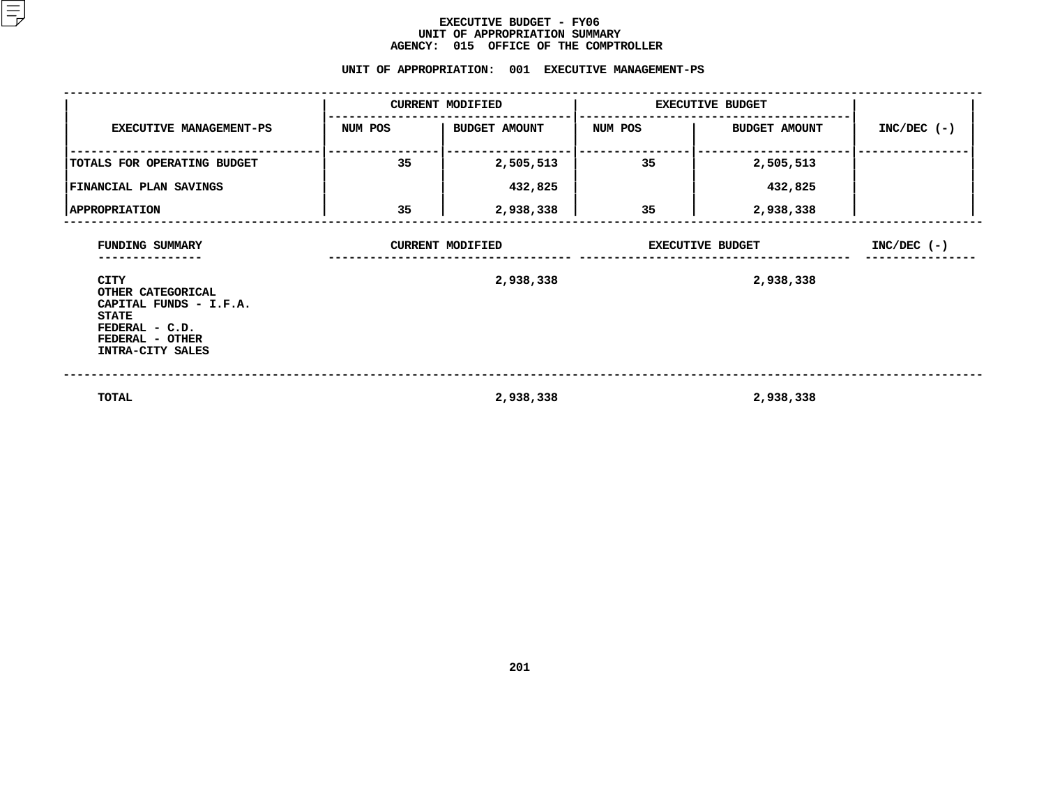# EXECUTIVE BUDGET - FY06
## UNIT OF APPROPRIATION SUMMARY
## AGENCY: 015 OFFICE OF THE COMPTROLLER

### UNIT OF APPROPRIATION: 001 EXECUTIVE MANAGEMENT-PS

| EXECUTIVE MANAGEMENT-PS | CURRENT MODIFIED | | EXECUTIVE BUDGET | | INC/DEC (-) |
|---|---|---|---|---|---|
| | NUM POS | BUDGET AMOUNT | NUM POS | BUDGET AMOUNT | |
| TOTALS FOR OPERATING BUDGET | 35 | 2,505,513 | 35 | 2,505,513 | |
| FINANCIAL PLAN SAVINGS | | 432,825 | | 432,825 | |
| APPROPRIATION | 35 | 2,938,338 | 35 | 2,938,338 | |

| FUNDING SUMMARY | CURRENT MODIFIED | EXECUTIVE BUDGET | INC/DEC (-) |
|---|---|---|---|
| CITY | 2,938,338 | 2,938,338 | |
| OTHER CATEGORICAL | | | |
| CAPITAL FUNDS - I.F.A. | | | |
| STATE | | | |
| FEDERAL - C.D. | | | |
| FEDERAL - OTHER | | | |
| INTRA-CITY SALES | | | |
| TOTAL | 2,938,338 | 2,938,338 | |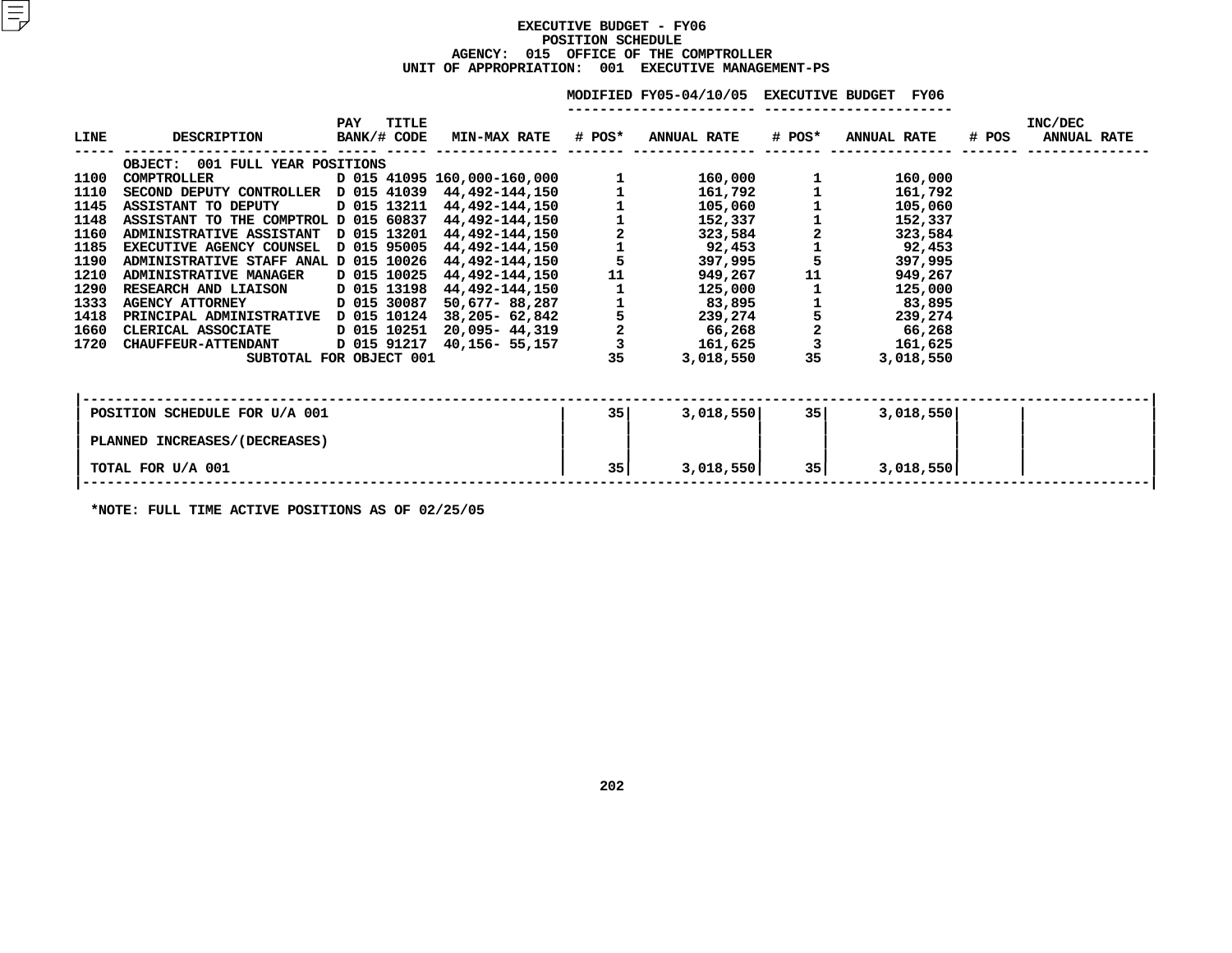# EXECUTIVE BUDGET - FY06
## POSITION SCHEDULE
### AGENCY: 015 OFFICE OF THE COMPTROLLER
### UNIT OF APPROPRIATION: 001 EXECUTIVE MANAGEMENT-PS

| LINE | DESCRIPTION | PAY BANK/# | TITLE CODE | MIN-MAX RATE | MODIFIED FY05-04/10/05 # POS* | MODIFIED FY05-04/10/05 ANNUAL RATE | EXECUTIVE BUDGET FY06 # POS* | EXECUTIVE BUDGET FY06 ANNUAL RATE | INC/DEC # POS | INC/DEC ANNUAL RATE |
|---|---|---|---|---|---|---|---|---|---|---|
| | OBJECT: 001 FULL YEAR POSITIONS | | | | | | | | | |
| 1100 | COMPTROLLER | D 015 | 41095 | 160,000-160,000 | 1 | 160,000 | 1 | 160,000 | | |
| 1110 | SECOND DEPUTY CONTROLLER | D 015 | 41039 | 44,492-144,150 | 1 | 161,792 | 1 | 161,792 | | |
| 1145 | ASSISTANT TO DEPUTY | D 015 | 13211 | 44,492-144,150 | 1 | 105,060 | 1 | 105,060 | | |
| 1148 | ASSISTANT TO THE COMPTROL | D 015 | 60837 | 44,492-144,150 | 1 | 152,337 | 1 | 152,337 | | |
| 1160 | ADMINISTRATIVE ASSISTANT | D 015 | 13201 | 44,492-144,150 | 2 | 323,584 | 2 | 323,584 | | |
| 1185 | EXECUTIVE AGENCY COUNSEL | D 015 | 95005 | 44,492-144,150 | 1 | 92,453 | 1 | 92,453 | | |
| 1190 | ADMINISTRATIVE STAFF ANAL | D 015 | 10026 | 44,492-144,150 | 5 | 397,995 | 5 | 397,995 | | |
| 1210 | ADMINISTRATIVE MANAGER | D 015 | 10025 | 44,492-144,150 | 11 | 949,267 | 11 | 949,267 | | |
| 1290 | RESEARCH AND LIAISON | D 015 | 13198 | 44,492-144,150 | 1 | 125,000 | 1 | 125,000 | | |
| 1333 | AGENCY ATTORNEY | D 015 | 30087 | 50,677- 88,287 | 1 | 83,895 | 1 | 83,895 | | |
| 1418 | PRINCIPAL ADMINISTRATIVE | D 015 | 10124 | 38,205- 62,842 | 5 | 239,274 | 5 | 239,274 | | |
| 1660 | CLERICAL ASSOCIATE | D 015 | 10251 | 20,095- 44,319 | 2 | 66,268 | 2 | 66,268 | | |
| 1720 | CHAUFFEUR-ATTENDANT | D 015 | 91217 | 40,156- 55,157 | 3 | 161,625 | 3 | 161,625 | | |
| | SUBTOTAL FOR OBJECT 001 | | | | 35 | 3,018,550 | 35 | 3,018,550 | | |

| | # POS* | ANNUAL RATE | # POS* | ANNUAL RATE | # POS | ANNUAL RATE |
|---|---|---|---|---|---|---|
| POSITION SCHEDULE FOR U/A 001 | 35 | 3,018,550 | 35 | 3,018,550 | | |
| PLANNED INCREASES/(DECREASES) | | | | | | |
| TOTAL FOR U/A 001 | 35 | 3,018,550 | 35 | 3,018,550 | | |

*NOTE: FULL TIME ACTIVE POSITIONS AS OF 02/25/05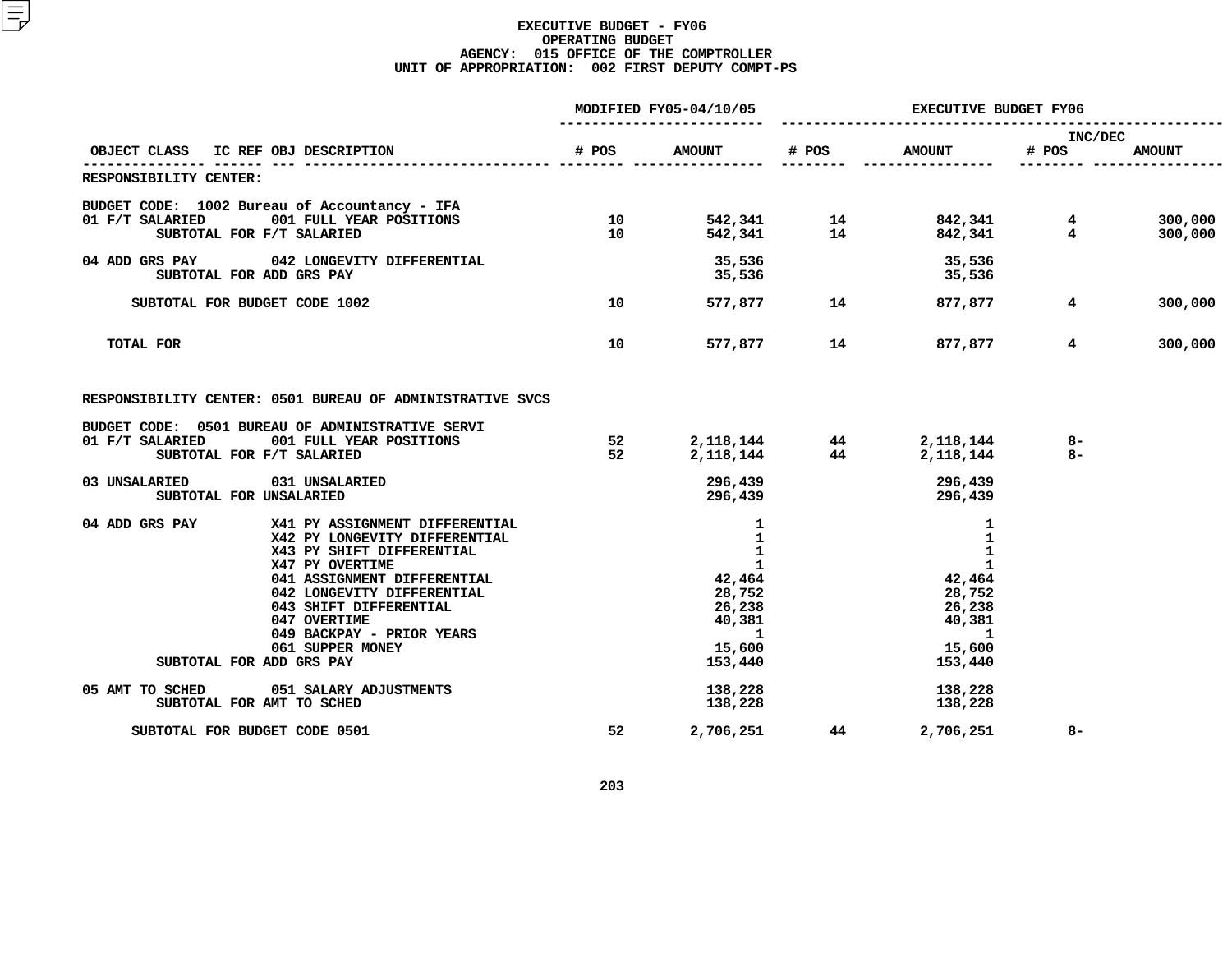# EXECUTIVE BUDGET - FY06
## OPERATING BUDGET
### AGENCY: 015 OFFICE OF THE COMPTROLLER
### UNIT OF APPROPRIATION: 002 FIRST DEPUTY COMPT-PS

| OBJECT CLASS | IC REF OBJ DESCRIPTION | MODIFIED FY05-04/10/05 # POS | MODIFIED FY05-04/10/05 AMOUNT | EXECUTIVE BUDGET FY06 # POS | EXECUTIVE BUDGET FY06 AMOUNT | INC/DEC # POS | INC/DEC AMOUNT |
|---|---|---|---|---|---|---|---|
| RESPONSIBILITY CENTER: | | | | | | | |
| BUDGET CODE: 1002 Bureau of Accountancy - IFA | | | | | | | |
| 01 F/T SALARIED | 001 FULL YEAR POSITIONS | 10 | 542,341 | 14 | 842,341 | 4 | 300,000 |
| SUBTOTAL FOR F/T SALARIED | | 10 | 542,341 | 14 | 842,341 | 4 | 300,000 |
| 04 ADD GRS PAY | 042 LONGEVITY DIFFERENTIAL | | 35,536 | | 35,536 | | |
| SUBTOTAL FOR ADD GRS PAY | | | 35,536 | | 35,536 | | |
| SUBTOTAL FOR BUDGET CODE 1002 | | 10 | 577,877 | 14 | 877,877 | 4 | 300,000 |
| TOTAL FOR | | 10 | 577,877 | 14 | 877,877 | 4 | 300,000 |
| RESPONSIBILITY CENTER: 0501 BUREAU OF ADMINISTRATIVE SVCS | | | | | | | |
| BUDGET CODE: 0501 BUREAU OF ADMINISTRATIVE SERVI | | | | | | | |
| 01 F/T SALARIED | 001 FULL YEAR POSITIONS | 52 | 2,118,144 | 44 | 2,118,144 | 8- | |
| SUBTOTAL FOR F/T SALARIED | | 52 | 2,118,144 | 44 | 2,118,144 | 8- | |
| 03 UNSALARIED | 031 UNSALARIED | | 296,439 | | 296,439 | | |
| SUBTOTAL FOR UNSALARIED | | | 296,439 | | 296,439 | | |
| 04 ADD GRS PAY | X41 PY ASSIGNMENT DIFFERENTIAL | | 1 | | 1 | | |
| | X42 PY LONGEVITY DIFFERENTIAL | | 1 | | 1 | | |
| | X43 PY SHIFT DIFFERENTIAL | | 1 | | 1 | | |
| | X47 PY OVERTIME | | 1 | | 1 | | |
| | 041 ASSIGNMENT DIFFERENTIAL | | 42,464 | | 42,464 | | |
| | 042 LONGEVITY DIFFERENTIAL | | 28,752 | | 28,752 | | |
| | 043 SHIFT DIFFERENTIAL | | 26,238 | | 26,238 | | |
| | 047 OVERTIME | | 40,381 | | 40,381 | | |
| | 049 BACKPAY - PRIOR YEARS | | 1 | | 1 | | |
| | 061 SUPPER MONEY | | 15,600 | | 15,600 | | |
| SUBTOTAL FOR ADD GRS PAY | | | 153,440 | | 153,440 | | |
| 05 AMT TO SCHED | 051 SALARY ADJUSTMENTS | | 138,228 | | 138,228 | | |
| SUBTOTAL FOR AMT TO SCHED | | | 138,228 | | 138,228 | | |
| SUBTOTAL FOR BUDGET CODE 0501 | | 52 | 2,706,251 | 44 | 2,706,251 | 8- | |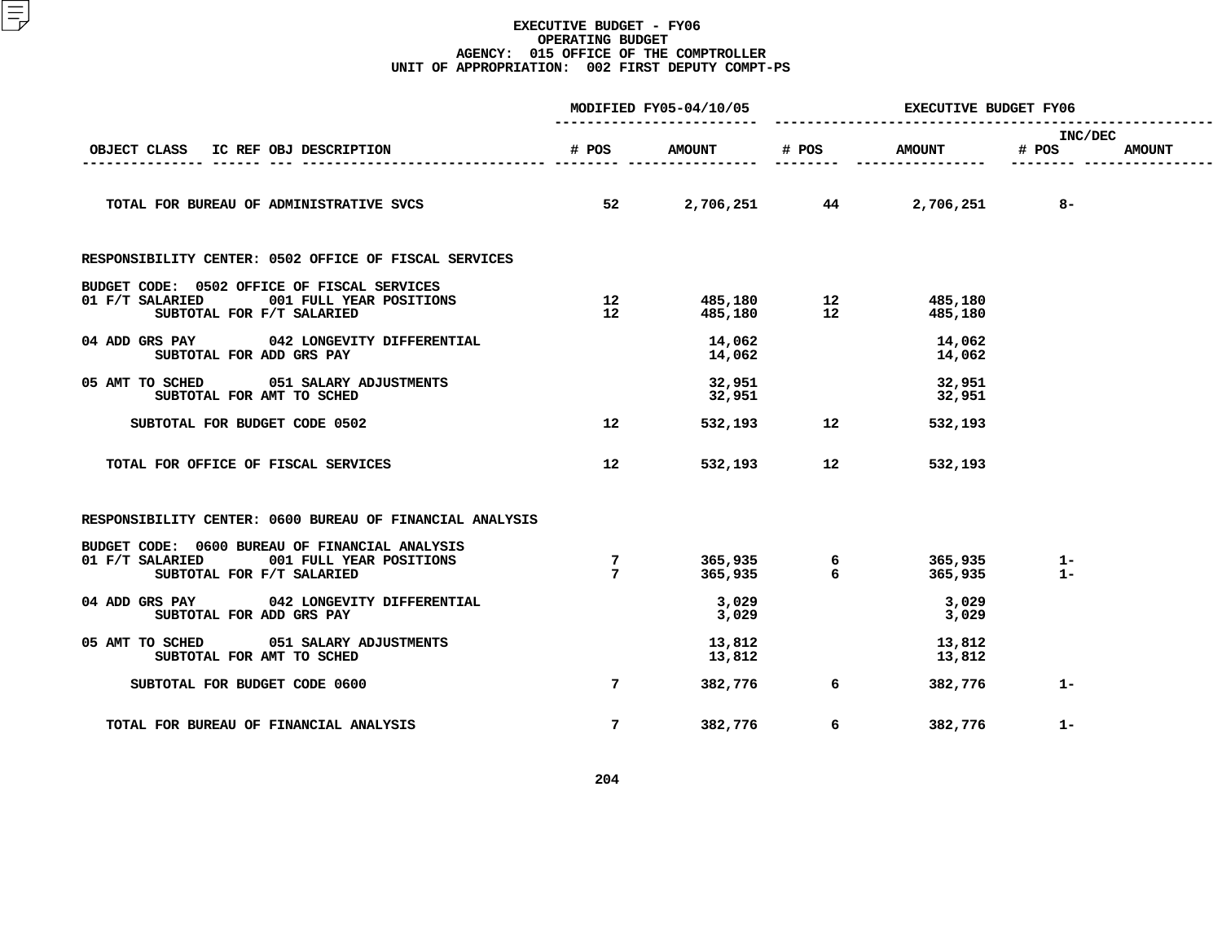# EXECUTIVE BUDGET - FY06
## OPERATING BUDGET
### AGENCY: 015 OFFICE OF THE COMPTROLLER
### UNIT OF APPROPRIATION: 002 FIRST DEPUTY COMPT-PS

| OBJECT CLASS | IC REF OBJ DESCRIPTION | MODIFIED FY05-04/10/05 # POS | MODIFIED FY05-04/10/05 AMOUNT | EXECUTIVE BUDGET FY06 # POS | EXECUTIVE BUDGET FY06 AMOUNT | INC/DEC # POS | INC/DEC AMOUNT |
|---|---|---|---|---|---|---|---|
| TOTAL FOR BUREAU OF ADMINISTRATIVE SVCS | | 52 | 2,706,251 | 44 | 2,706,251 | 8- | |
| RESPONSIBILITY CENTER: 0502 OFFICE OF FISCAL SERVICES | | | | | | | |
| BUDGET CODE: 0502 OFFICE OF FISCAL SERVICES | | | | | | | |
| 01 F/T SALARIED | 001 FULL YEAR POSITIONS | 12 | 485,180 | 12 | 485,180 | | |
| SUBTOTAL FOR F/T SALARIED | | 12 | 485,180 | 12 | 485,180 | | |
| 04 ADD GRS PAY | 042 LONGEVITY DIFFERENTIAL | | 14,062 | | 14,062 | | |
| SUBTOTAL FOR ADD GRS PAY | | | 14,062 | | 14,062 | | |
| 05 AMT TO SCHED | 051 SALARY ADJUSTMENTS | | 32,951 | | 32,951 | | |
| SUBTOTAL FOR AMT TO SCHED | | | 32,951 | | 32,951 | | |
| SUBTOTAL FOR BUDGET CODE 0502 | | 12 | 532,193 | 12 | 532,193 | | |
| TOTAL FOR OFFICE OF FISCAL SERVICES | | 12 | 532,193 | 12 | 532,193 | | |
| RESPONSIBILITY CENTER: 0600 BUREAU OF FINANCIAL ANALYSIS | | | | | | | |
| BUDGET CODE: 0600 BUREAU OF FINANCIAL ANALYSIS | | | | | | | |
| 01 F/T SALARIED | 001 FULL YEAR POSITIONS | 7 | 365,935 | 6 | 365,935 | 1- | |
| SUBTOTAL FOR F/T SALARIED | | 7 | 365,935 | 6 | 365,935 | 1- | |
| 04 ADD GRS PAY | 042 LONGEVITY DIFFERENTIAL | | 3,029 | | 3,029 | | |
| SUBTOTAL FOR ADD GRS PAY | | | 3,029 | | 3,029 | | |
| 05 AMT TO SCHED | 051 SALARY ADJUSTMENTS | | 13,812 | | 13,812 | | |
| SUBTOTAL FOR AMT TO SCHED | | | 13,812 | | 13,812 | | |
| SUBTOTAL FOR BUDGET CODE 0600 | | 7 | 382,776 | 6 | 382,776 | 1- | |
| TOTAL FOR BUREAU OF FINANCIAL ANALYSIS | | 7 | 382,776 | 6 | 382,776 | 1- | |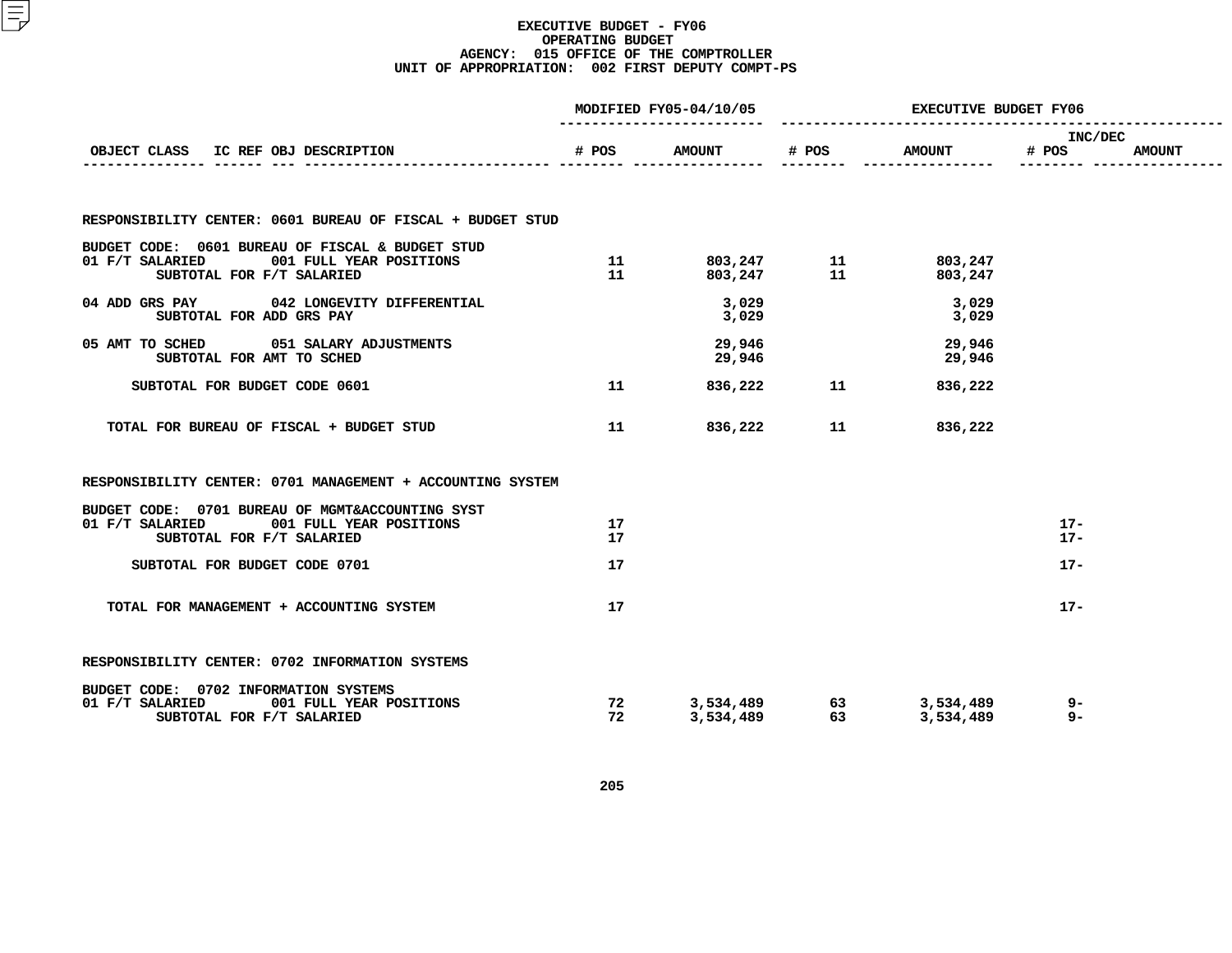# EXECUTIVE BUDGET - FY06
## OPERATING BUDGET
### AGENCY: 015 OFFICE OF THE COMPTROLLER
### UNIT OF APPROPRIATION: 002 FIRST DEPUTY COMPT-PS

| OBJECT CLASS | IC REF OBJ DESCRIPTION | MODIFIED FY05-04/10/05 # POS | MODIFIED FY05-04/10/05 AMOUNT | EXECUTIVE BUDGET FY06 # POS | EXECUTIVE BUDGET FY06 AMOUNT | INC/DEC # POS | INC/DEC AMOUNT |
|---|---|---|---|---|---|---|---|
| **RESPONSIBILITY CENTER: 0601 BUREAU OF FISCAL + BUDGET STUD** | | | | | | | |
| BUDGET CODE: 0601 BUREAU OF FISCAL & BUDGET STUD | | | | | | | |
| 01 F/T SALARIED | 001 FULL YEAR POSITIONS | 11 | 803,247 | 11 | 803,247 | | |
| | SUBTOTAL FOR F/T SALARIED | 11 | 803,247 | 11 | 803,247 | | |
| 04 ADD GRS PAY | 042 LONGEVITY DIFFERENTIAL | | 3,029 | | 3,029 | | |
| | SUBTOTAL FOR ADD GRS PAY | | 3,029 | | 3,029 | | |
| 05 AMT TO SCHED | 051 SALARY ADJUSTMENTS | | 29,946 | | 29,946 | | |
| | SUBTOTAL FOR AMT TO SCHED | | 29,946 | | 29,946 | | |
| | SUBTOTAL FOR BUDGET CODE 0601 | 11 | 836,222 | 11 | 836,222 | | |
| | TOTAL FOR BUREAU OF FISCAL + BUDGET STUD | 11 | 836,222 | 11 | 836,222 | | |
| **RESPONSIBILITY CENTER: 0701 MANAGEMENT + ACCOUNTING SYSTEM** | | | | | | | |
| BUDGET CODE: 0701 BUREAU OF MGMT&ACCOUNTING SYST | | | | | | | |
| 01 F/T SALARIED | 001 FULL YEAR POSITIONS | 17 | | | | 17- | |
| | SUBTOTAL FOR F/T SALARIED | 17 | | | | 17- | |
| | SUBTOTAL FOR BUDGET CODE 0701 | 17 | | | | 17- | |
| | TOTAL FOR MANAGEMENT + ACCOUNTING SYSTEM | 17 | | | | 17- | |
| **RESPONSIBILITY CENTER: 0702 INFORMATION SYSTEMS** | | | | | | | |
| BUDGET CODE: 0702 INFORMATION SYSTEMS | | | | | | | |
| 01 F/T SALARIED | 001 FULL YEAR POSITIONS | 72 | 3,534,489 | 63 | 3,534,489 | 9- | |
| | SUBTOTAL FOR F/T SALARIED | 72 | 3,534,489 | 63 | 3,534,489 | 9- | |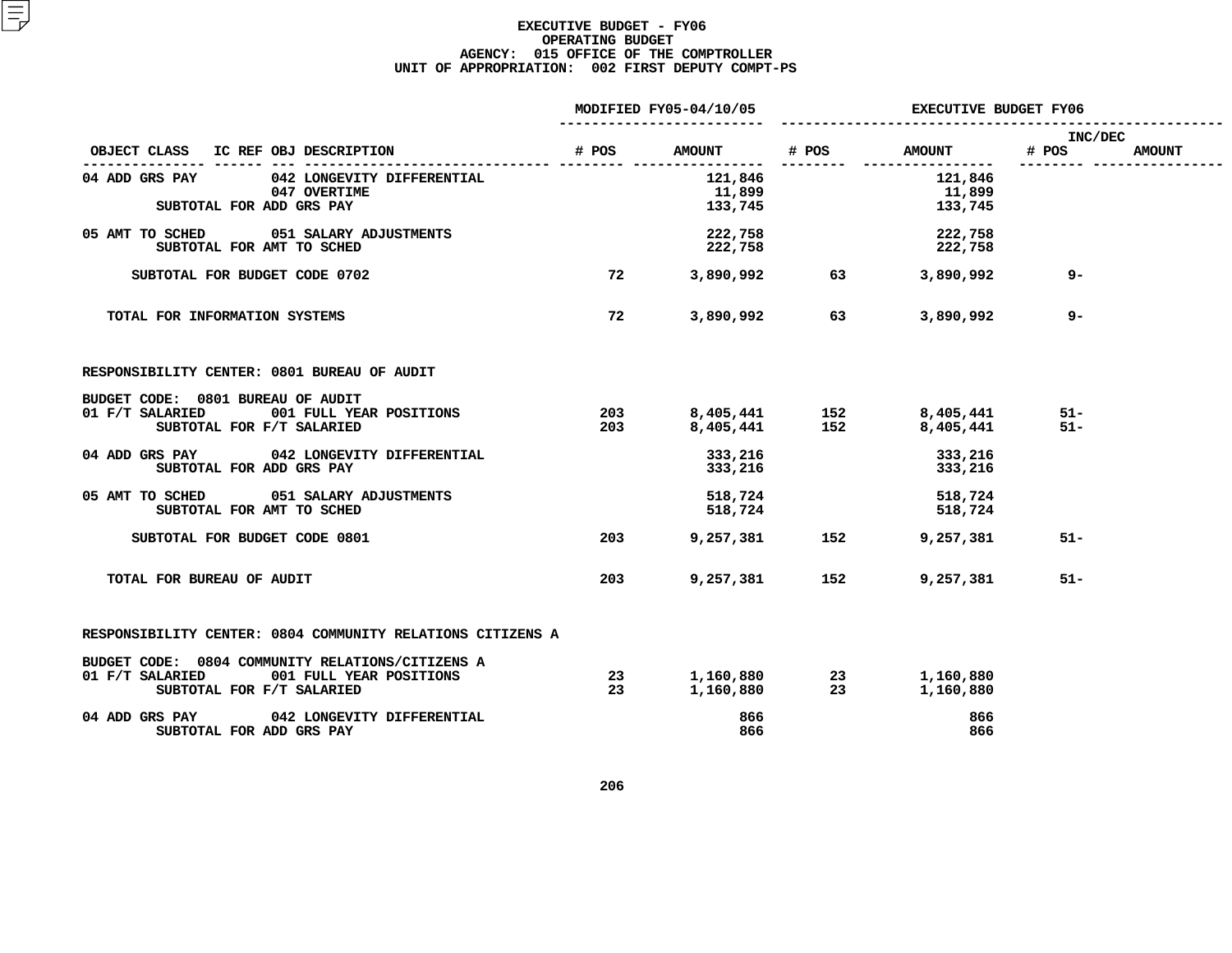# EXECUTIVE BUDGET - FY06
## OPERATING BUDGET
### AGENCY: 015 OFFICE OF THE COMPTROLLER
### UNIT OF APPROPRIATION: 002 FIRST DEPUTY COMPT-PS

| OBJECT CLASS | IC REF OBJ DESCRIPTION | MODIFIED FY05-04/10/05 # POS | MODIFIED FY05-04/10/05 AMOUNT | EXECUTIVE BUDGET FY06 # POS | EXECUTIVE BUDGET FY06 AMOUNT | INC/DEC # POS | INC/DEC AMOUNT |
|---|---|---|---|---|---|---|---|
| 04 ADD GRS PAY | 042 LONGEVITY DIFFERENTIAL | | 121,846 | | 121,846 | | |
| | 047 OVERTIME | | 11,899 | | 11,899 | | |
| SUBTOTAL FOR ADD GRS PAY | | | 133,745 | | 133,745 | | |
| 05 AMT TO SCHED | 051 SALARY ADJUSTMENTS | | 222,758 | | 222,758 | | |
| SUBTOTAL FOR AMT TO SCHED | | | 222,758 | | 222,758 | | |
| SUBTOTAL FOR BUDGET CODE 0702 | | 72 | 3,890,992 | 63 | 3,890,992 | 9- | |
| TOTAL FOR INFORMATION SYSTEMS | | 72 | 3,890,992 | 63 | 3,890,992 | 9- | |
| RESPONSIBILITY CENTER: 0801 BUREAU OF AUDIT | | | | | | | |
| BUDGET CODE: 0801 BUREAU OF AUDIT | | | | | | | |
| 01 F/T SALARIED | 001 FULL YEAR POSITIONS | 203 | 8,405,441 | 152 | 8,405,441 | 51- | |
| SUBTOTAL FOR F/T SALARIED | | 203 | 8,405,441 | 152 | 8,405,441 | 51- | |
| 04 ADD GRS PAY | 042 LONGEVITY DIFFERENTIAL | | 333,216 | | 333,216 | | |
| SUBTOTAL FOR ADD GRS PAY | | | 333,216 | | 333,216 | | |
| 05 AMT TO SCHED | 051 SALARY ADJUSTMENTS | | 518,724 | | 518,724 | | |
| SUBTOTAL FOR AMT TO SCHED | | | 518,724 | | 518,724 | | |
| SUBTOTAL FOR BUDGET CODE 0801 | | 203 | 9,257,381 | 152 | 9,257,381 | 51- | |
| TOTAL FOR BUREAU OF AUDIT | | 203 | 9,257,381 | 152 | 9,257,381 | 51- | |
| RESPONSIBILITY CENTER: 0804 COMMUNITY RELATIONS CITIZENS A | | | | | | | |
| BUDGET CODE: 0804 COMMUNITY RELATIONS/CITIZENS A | | | | | | | |
| 01 F/T SALARIED | 001 FULL YEAR POSITIONS | 23 | 1,160,880 | 23 | 1,160,880 | | |
| SUBTOTAL FOR F/T SALARIED | | 23 | 1,160,880 | 23 | 1,160,880 | | |
| 04 ADD GRS PAY | 042 LONGEVITY DIFFERENTIAL | | 866 | | 866 | | |
| SUBTOTAL FOR ADD GRS PAY | | | 866 | | 866 | | |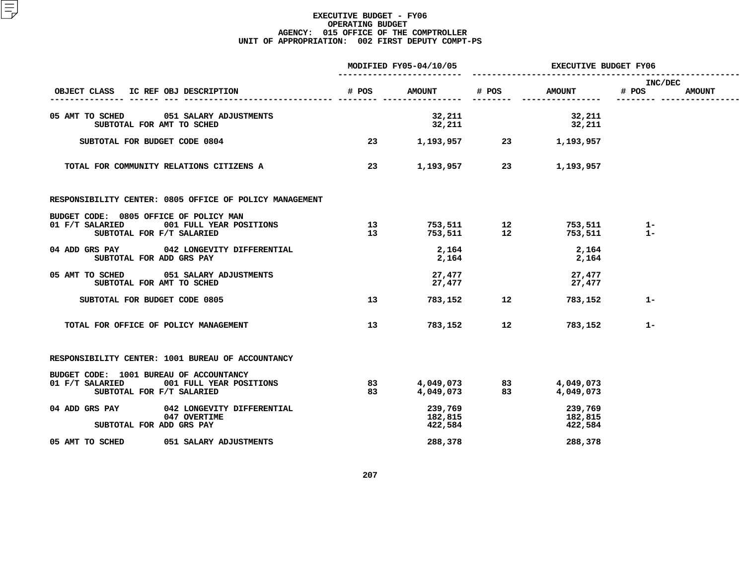# EXECUTIVE BUDGET - FY06
## OPERATING BUDGET
### AGENCY: 015 OFFICE OF THE COMPTROLLER
### UNIT OF APPROPRIATION: 002 FIRST DEPUTY COMPT-PS

| OBJECT CLASS | IC REF OBJ DESCRIPTION | MODIFIED FY05-04/10/05 # POS | MODIFIED FY05-04/10/05 AMOUNT | EXECUTIVE BUDGET FY06 # POS | EXECUTIVE BUDGET FY06 AMOUNT | INC/DEC # POS | INC/DEC AMOUNT |
|---|---|---|---|---|---|---|---|
| 05 AMT TO SCHED | 051 SALARY ADJUSTMENTS | | 32,211 | | 32,211 | | |
| SUBTOTAL FOR AMT TO SCHED | | | 32,211 | | 32,211 | | |
| SUBTOTAL FOR BUDGET CODE 0804 | | 23 | 1,193,957 | 23 | 1,193,957 | | |
| TOTAL FOR COMMUNITY RELATIONS CITIZENS A | | 23 | 1,193,957 | 23 | 1,193,957 | | |
| RESPONSIBILITY CENTER: 0805 OFFICE OF POLICY MANAGEMENT | | | | | | | |
| BUDGET CODE: 0805 OFFICE OF POLICY MAN | | | | | | | |
| 01 F/T SALARIED | 001 FULL YEAR POSITIONS | 13 | 753,511 | 12 | 753,511 | 1- | |
| SUBTOTAL FOR F/T SALARIED | | 13 | 753,511 | 12 | 753,511 | 1- | |
| 04 ADD GRS PAY | 042 LONGEVITY DIFFERENTIAL | | 2,164 | | 2,164 | | |
| SUBTOTAL FOR ADD GRS PAY | | | 2,164 | | 2,164 | | |
| 05 AMT TO SCHED | 051 SALARY ADJUSTMENTS | | 27,477 | | 27,477 | | |
| SUBTOTAL FOR AMT TO SCHED | | | 27,477 | | 27,477 | | |
| SUBTOTAL FOR BUDGET CODE 0805 | | 13 | 783,152 | 12 | 783,152 | 1- | |
| TOTAL FOR OFFICE OF POLICY MANAGEMENT | | 13 | 783,152 | 12 | 783,152 | 1- | |
| RESPONSIBILITY CENTER: 1001 BUREAU OF ACCOUNTANCY | | | | | | | |
| BUDGET CODE: 1001 BUREAU OF ACCOUNTANCY | | | | | | | |
| 01 F/T SALARIED | 001 FULL YEAR POSITIONS | 83 | 4,049,073 | 83 | 4,049,073 | | |
| SUBTOTAL FOR F/T SALARIED | | 83 | 4,049,073 | 83 | 4,049,073 | | |
| 04 ADD GRS PAY | 042 LONGEVITY DIFFERENTIAL | | 239,769 | | 239,769 | | |
| | 047 OVERTIME | | 182,815 | | 182,815 | | |
| SUBTOTAL FOR ADD GRS PAY | | | 422,584 | | 422,584 | | |
| 05 AMT TO SCHED | 051 SALARY ADJUSTMENTS | | 288,378 | | 288,378 | | |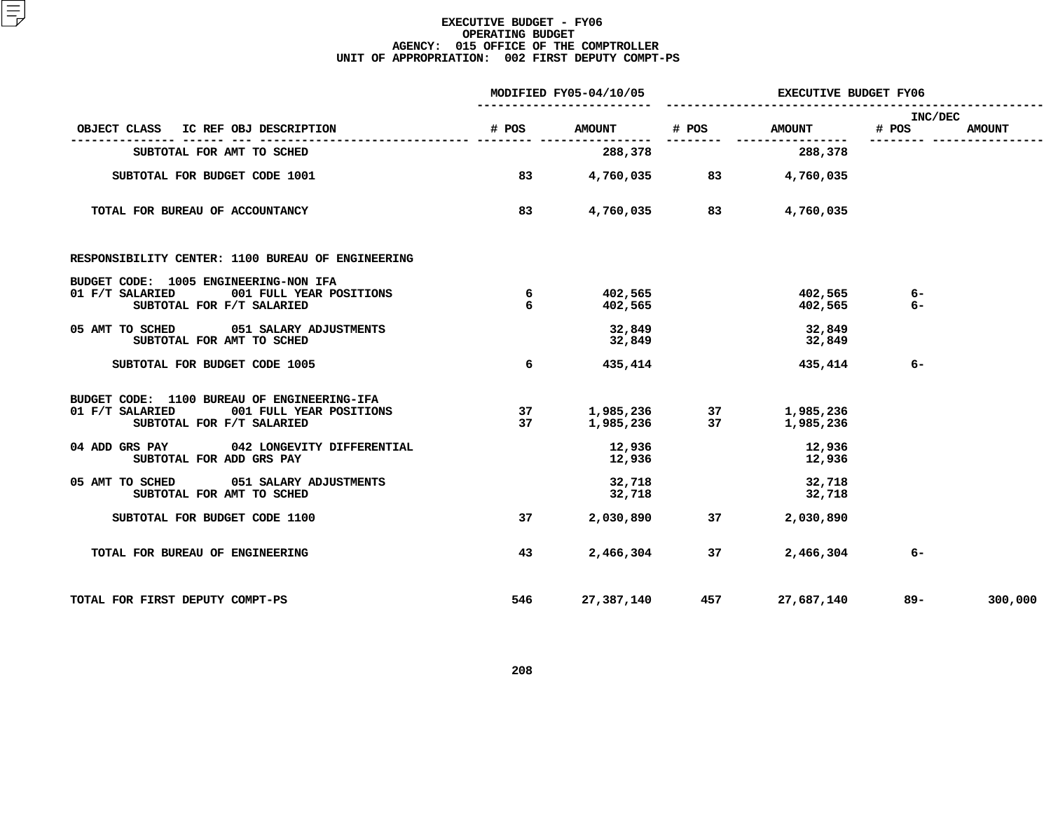**EXECUTIVE BUDGET - FY06**
**OPERATING BUDGET**
**AGENCY: 015 OFFICE OF THE COMPTROLLER**
**UNIT OF APPROPRIATION: 002 FIRST DEPUTY COMPT-PS**

| OBJECT CLASS | IC REF OBJ DESCRIPTION | MODIFIED FY05-04/10/05 # POS | MODIFIED FY05-04/10/05 AMOUNT | EXECUTIVE BUDGET FY06 # POS | EXECUTIVE BUDGET FY06 AMOUNT | INC/DEC # POS | INC/DEC AMOUNT |
|---|---|---|---|---|---|---|---|
| | SUBTOTAL FOR AMT TO SCHED | | 288,378 | | 288,378 | | |
| | SUBTOTAL FOR BUDGET CODE 1001 | 83 | 4,760,035 | 83 | 4,760,035 | | |
| | TOTAL FOR BUREAU OF ACCOUNTANCY | 83 | 4,760,035 | 83 | 4,760,035 | | |
| RESPONSIBILITY CENTER: 1100 BUREAU OF ENGINEERING | | | | | | | |
| BUDGET CODE: 1005 ENGINEERING-NON IFA | | | | | | | |
| 01 F/T SALARIED | 001 FULL YEAR POSITIONS | 6 | 402,565 | | 402,565 | 6- | |
| | SUBTOTAL FOR F/T SALARIED | 6 | 402,565 | | 402,565 | 6- | |
| 05 AMT TO SCHED | 051 SALARY ADJUSTMENTS | | 32,849 | | 32,849 | | |
| | SUBTOTAL FOR AMT TO SCHED | | 32,849 | | 32,849 | | |
| | SUBTOTAL FOR BUDGET CODE 1005 | 6 | 435,414 | | 435,414 | 6- | |
| BUDGET CODE: 1100 BUREAU OF ENGINEERING-IFA | | | | | | | |
| 01 F/T SALARIED | 001 FULL YEAR POSITIONS | 37 | 1,985,236 | 37 | 1,985,236 | | |
| | SUBTOTAL FOR F/T SALARIED | 37 | 1,985,236 | 37 | 1,985,236 | | |
| 04 ADD GRS PAY | 042 LONGEVITY DIFFERENTIAL | | 12,936 | | 12,936 | | |
| | SUBTOTAL FOR ADD GRS PAY | | 12,936 | | 12,936 | | |
| 05 AMT TO SCHED | 051 SALARY ADJUSTMENTS | | 32,718 | | 32,718 | | |
| | SUBTOTAL FOR AMT TO SCHED | | 32,718 | | 32,718 | | |
| | SUBTOTAL FOR BUDGET CODE 1100 | 37 | 2,030,890 | 37 | 2,030,890 | | |
| | TOTAL FOR BUREAU OF ENGINEERING | 43 | 2,466,304 | 37 | 2,466,304 | 6- | |
| TOTAL FOR FIRST DEPUTY COMPT-PS | | 546 | 27,387,140 | 457 | 27,687,140 | 89- | 300,000 |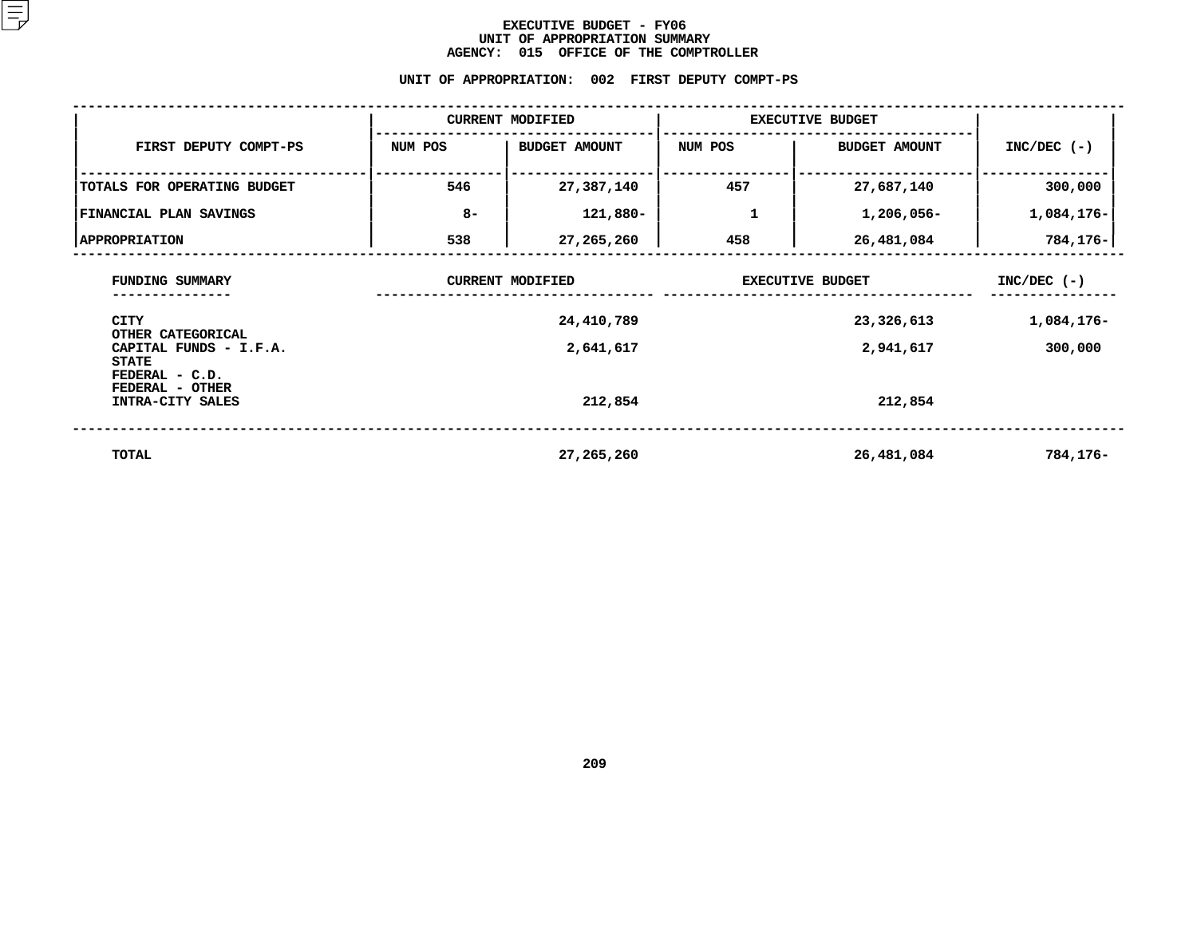# EXECUTIVE BUDGET - FY06
## UNIT OF APPROPRIATION SUMMARY
## AGENCY: 015 OFFICE OF THE COMPTROLLER

### UNIT OF APPROPRIATION: 002 FIRST DEPUTY COMPT-PS

| FIRST DEPUTY COMPT-PS | CURRENT MODIFIED | | EXECUTIVE BUDGET | | INC/DEC (-) |
|---|---|---|---|---|---|
| | NUM POS | BUDGET AMOUNT | NUM POS | BUDGET AMOUNT | |
| TOTALS FOR OPERATING BUDGET | 546 | 27,387,140 | 457 | 27,687,140 | 300,000 |
| FINANCIAL PLAN SAVINGS | 8- | 121,880- | 1 | 1,206,056- | 1,084,176- |
| APPROPRIATION | 538 | 27,265,260 | 458 | 26,481,084 | 784,176- |

| FUNDING SUMMARY | CURRENT MODIFIED | EXECUTIVE BUDGET | INC/DEC (-) |
|---|---|---|---|
| CITY | 24,410,789 | 23,326,613 | 1,084,176- |
| OTHER CATEGORICAL | | | |
| CAPITAL FUNDS - I.F.A. | 2,641,617 | 2,941,617 | 300,000 |
| STATE | | | |
| FEDERAL - C.D. | | | |
| FEDERAL - OTHER | | | |
| INTRA-CITY SALES | 212,854 | 212,854 | |
| TOTAL | 27,265,260 | 26,481,084 | 784,176- |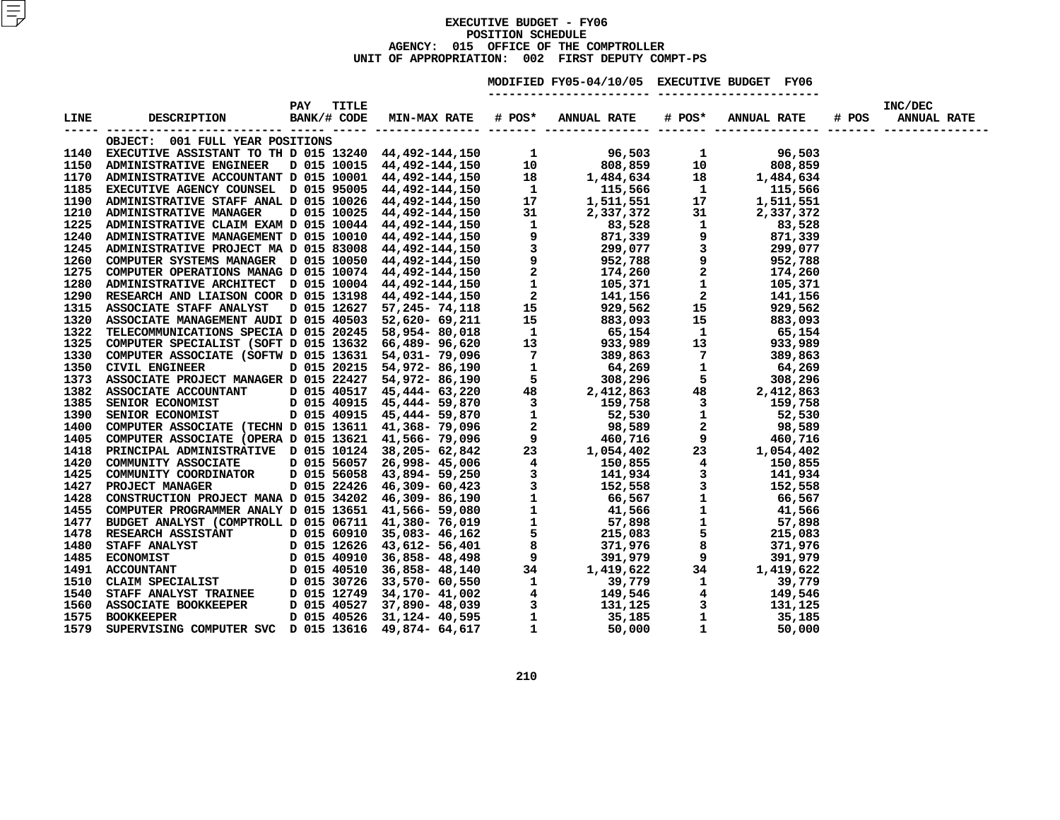**EXECUTIVE BUDGET - FY06**
**POSITION SCHEDULE**
**AGENCY: 015 OFFICE OF THE COMPTROLLER**
**UNIT OF APPROPRIATION: 002 FIRST DEPUTY COMPT-PS**

| LINE | DESCRIPTION | PAY BANK/# | TITLE CODE | MIN-MAX RATE | MODIFIED FY05-04/10/05 # POS* | MODIFIED FY05-04/10/05 ANNUAL RATE | EXECUTIVE BUDGET FY06 # POS* | EXECUTIVE BUDGET FY06 ANNUAL RATE | INC/DEC # POS | INC/DEC ANNUAL RATE |
|---|---|---|---|---|---|---|---|---|---|---|
| | OBJECT: 001 FULL YEAR POSITIONS | | | | | | | | | |
| 1140 | EXECUTIVE ASSISTANT TO TH | D 015 | 13240 | 44,492-144,150 | 1 | 96,503 | 1 | 96,503 | | |
| 1150 | ADMINISTRATIVE ENGINEER | D 015 | 10015 | 44,492-144,150 | 10 | 808,859 | 10 | 808,859 | | |
| 1170 | ADMINISTRATIVE ACCOUNTANT | D 015 | 10001 | 44,492-144,150 | 18 | 1,484,634 | 18 | 1,484,634 | | |
| 1185 | EXECUTIVE AGENCY COUNSEL | D 015 | 95005 | 44,492-144,150 | 1 | 115,566 | 1 | 115,566 | | |
| 1190 | ADMINISTRATIVE STAFF ANAL | D 015 | 10026 | 44,492-144,150 | 17 | 1,511,551 | 17 | 1,511,551 | | |
| 1210 | ADMINISTRATIVE MANAGER | D 015 | 10025 | 44,492-144,150 | 31 | 2,337,372 | 31 | 2,337,372 | | |
| 1225 | ADMINISTRATIVE CLAIM EXAM | D 015 | 10044 | 44,492-144,150 | 1 | 83,528 | 1 | 83,528 | | |
| 1240 | ADMINISTRATIVE MANAGEMENT | D 015 | 10010 | 44,492-144,150 | 9 | 871,339 | 9 | 871,339 | | |
| 1245 | ADMINISTRATIVE PROJECT MA | D 015 | 83008 | 44,492-144,150 | 3 | 299,077 | 3 | 299,077 | | |
| 1260 | COMPUTER SYSTEMS MANAGER | D 015 | 10050 | 44,492-144,150 | 9 | 952,788 | 9 | 952,788 | | |
| 1275 | COMPUTER OPERATIONS MANAG | D 015 | 10074 | 44,492-144,150 | 2 | 174,260 | 2 | 174,260 | | |
| 1280 | ADMINISTRATIVE ARCHITECT | D 015 | 10004 | 44,492-144,150 | 1 | 105,371 | 1 | 105,371 | | |
| 1290 | RESEARCH AND LIAISON COOR | D 015 | 13198 | 44,492-144,150 | 2 | 141,156 | 2 | 141,156 | | |
| 1315 | ASSOCIATE STAFF ANALYST | D 015 | 12627 | 57,245- 74,118 | 15 | 929,562 | 15 | 929,562 | | |
| 1320 | ASSOCIATE MANAGEMENT AUDI | D 015 | 40503 | 52,620- 69,211 | 15 | 883,093 | 15 | 883,093 | | |
| 1322 | TELECOMMUNICATIONS SPECIA | D 015 | 20245 | 58,954- 80,018 | 1 | 65,154 | 1 | 65,154 | | |
| 1325 | COMPUTER SPECIALIST (SOFT | D 015 | 13632 | 66,489- 96,620 | 13 | 933,989 | 13 | 933,989 | | |
| 1330 | COMPUTER ASSOCIATE (SOFTW | D 015 | 13631 | 54,031- 79,096 | 7 | 389,863 | 7 | 389,863 | | |
| 1350 | CIVIL ENGINEER | D 015 | 20215 | 54,972- 86,190 | 1 | 64,269 | 1 | 64,269 | | |
| 1373 | ASSOCIATE PROJECT MANAGER | D 015 | 22427 | 54,972- 86,190 | 5 | 308,296 | 5 | 308,296 | | |
| 1382 | ASSOCIATE ACCOUNTANT | D 015 | 40517 | 45,444- 63,220 | 48 | 2,412,863 | 48 | 2,412,863 | | |
| 1385 | SENIOR ECONOMIST | D 015 | 40915 | 45,444- 59,870 | 3 | 159,758 | 3 | 159,758 | | |
| 1390 | SENIOR ECONOMIST | D 015 | 40915 | 45,444- 59,870 | 1 | 52,530 | 1 | 52,530 | | |
| 1400 | COMPUTER ASSOCIATE (TECHN | D 015 | 13611 | 41,368- 79,096 | 2 | 98,589 | 2 | 98,589 | | |
| 1405 | COMPUTER ASSOCIATE (OPERA | D 015 | 13621 | 41,566- 79,096 | 9 | 460,716 | 9 | 460,716 | | |
| 1418 | PRINCIPAL ADMINISTRATIVE | D 015 | 10124 | 38,205- 62,842 | 23 | 1,054,402 | 23 | 1,054,402 | | |
| 1420 | COMMUNITY ASSOCIATE | D 015 | 56057 | 26,998- 45,006 | 4 | 150,855 | 4 | 150,855 | | |
| 1425 | COMMUNITY COORDINATOR | D 015 | 56058 | 43,894- 59,250 | 3 | 141,934 | 3 | 141,934 | | |
| 1427 | PROJECT MANAGER | D 015 | 22426 | 46,309- 60,423 | 3 | 152,558 | 3 | 152,558 | | |
| 1428 | CONSTRUCTION PROJECT MANA | D 015 | 34202 | 46,309- 86,190 | 1 | 66,567 | 1 | 66,567 | | |
| 1455 | COMPUTER PROGRAMMER ANALY | D 015 | 13651 | 41,566- 59,080 | 1 | 41,566 | 1 | 41,566 | | |
| 1477 | BUDGET ANALYST (COMPTROLL | D 015 | 06711 | 41,380- 76,019 | 1 | 57,898 | 1 | 57,898 | | |
| 1478 | RESEARCH ASSISTANT | D 015 | 60910 | 35,083- 46,162 | 5 | 215,083 | 5 | 215,083 | | |
| 1480 | STAFF ANALYST | D 015 | 12626 | 43,612- 56,401 | 8 | 371,976 | 8 | 371,976 | | |
| 1485 | ECONOMIST | D 015 | 40910 | 36,858- 48,498 | 9 | 391,979 | 9 | 391,979 | | |
| 1491 | ACCOUNTANT | D 015 | 40510 | 36,858- 48,140 | 34 | 1,419,622 | 34 | 1,419,622 | | |
| 1510 | CLAIM SPECIALIST | D 015 | 30726 | 33,570- 60,550 | 1 | 39,779 | 1 | 39,779 | | |
| 1540 | STAFF ANALYST TRAINEE | D 015 | 12749 | 34,170- 41,002 | 4 | 149,546 | 4 | 149,546 | | |
| 1560 | ASSOCIATE BOOKKEEPER | D 015 | 40527 | 37,890- 48,039 | 3 | 131,125 | 3 | 131,125 | | |
| 1575 | BOOKKEEPER | D 015 | 40526 | 31,124- 40,595 | 1 | 35,185 | 1 | 35,185 | | |
| 1579 | SUPERVISING COMPUTER SVC | D 015 | 13616 | 49,874- 64,617 | 1 | 50,000 | 1 | 50,000 | | |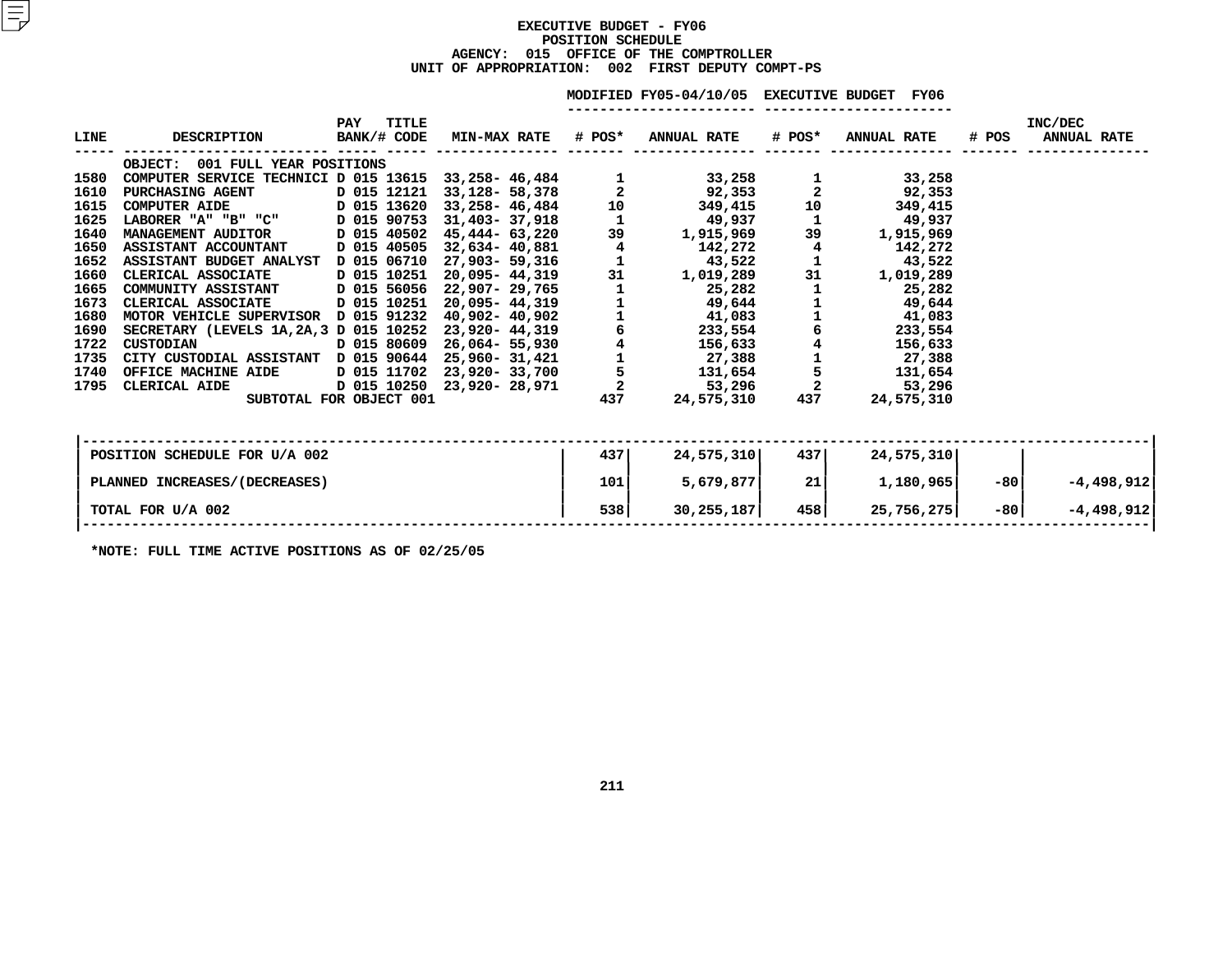# EXECUTIVE BUDGET - FY06
## POSITION SCHEDULE
### AGENCY: 015 OFFICE OF THE COMPTROLLER
### UNIT OF APPROPRIATION: 002 FIRST DEPUTY COMPT-PS

| LINE | DESCRIPTION | PAY BANK/# | TITLE CODE | MIN-MAX RATE | MODIFIED FY05-04/10/05 # POS* | MODIFIED FY05-04/10/05 ANNUAL RATE | EXECUTIVE BUDGET FY06 # POS* | EXECUTIVE BUDGET FY06 ANNUAL RATE | INC/DEC # POS | INC/DEC ANNUAL RATE |
|---|---|---|---|---|---|---|---|---|---|---|
| | OBJECT: 001 FULL YEAR POSITIONS | | | | | | | | | |
| 1580 | COMPUTER SERVICE TECHNICI | D 015 | 13615 | 33,258- 46,484 | 1 | 33,258 | 1 | 33,258 | | |
| 1610 | PURCHASING AGENT | D 015 | 12121 | 33,128- 58,378 | 2 | 92,353 | 2 | 92,353 | | |
| 1615 | COMPUTER AIDE | D 015 | 13620 | 33,258- 46,484 | 10 | 349,415 | 10 | 349,415 | | |
| 1625 | LABORER "A" "B" "C" | D 015 | 90753 | 31,403- 37,918 | 1 | 49,937 | 1 | 49,937 | | |
| 1640 | MANAGEMENT AUDITOR | D 015 | 40502 | 45,444- 63,220 | 39 | 1,915,969 | 39 | 1,915,969 | | |
| 1650 | ASSISTANT ACCOUNTANT | D 015 | 40505 | 32,634- 40,881 | 4 | 142,272 | 4 | 142,272 | | |
| 1652 | ASSISTANT BUDGET ANALYST | D 015 | 06710 | 27,903- 59,316 | 1 | 43,522 | 1 | 43,522 | | |
| 1660 | CLERICAL ASSOCIATE | D 015 | 10251 | 20,095- 44,319 | 31 | 1,019,289 | 31 | 1,019,289 | | |
| 1665 | COMMUNITY ASSISTANT | D 015 | 56056 | 22,907- 29,765 | 1 | 25,282 | 1 | 25,282 | | |
| 1673 | CLERICAL ASSOCIATE | D 015 | 10251 | 20,095- 44,319 | 1 | 49,644 | 1 | 49,644 | | |
| 1680 | MOTOR VEHICLE SUPERVISOR | D 015 | 91232 | 40,902- 40,902 | 1 | 41,083 | 1 | 41,083 | | |
| 1690 | SECRETARY (LEVELS 1A,2A,3 | D 015 | 10252 | 23,920- 44,319 | 6 | 233,554 | 6 | 233,554 | | |
| 1722 | CUSTODIAN | D 015 | 80609 | 26,064- 55,930 | 4 | 156,633 | 4 | 156,633 | | |
| 1735 | CITY CUSTODIAL ASSISTANT | D 015 | 90644 | 25,960- 31,421 | 1 | 27,388 | 1 | 27,388 | | |
| 1740 | OFFICE MACHINE AIDE | D 015 | 11702 | 23,920- 33,700 | 5 | 131,654 | 5 | 131,654 | | |
| 1795 | CLERICAL AIDE | D 015 | 10250 | 23,920- 28,971 | 2 | 53,296 | 2 | 53,296 | | |
| | SUBTOTAL FOR OBJECT 001 | | | | 437 | 24,575,310 | 437 | 24,575,310 | | |

| | # POS* | ANNUAL RATE | # POS* | ANNUAL RATE | # POS | ANNUAL RATE |
|---|---|---|---|---|---|---|
| POSITION SCHEDULE FOR U/A 002 | 437 | 24,575,310 | 437 | 24,575,310 | | |
| PLANNED INCREASES/(DECREASES) | 101 | 5,679,877 | 21 | 1,180,965 | -80 | -4,498,912 |
| TOTAL FOR U/A 002 | 538 | 30,255,187 | 458 | 25,756,275 | -80 | -4,498,912 |

*NOTE: FULL TIME ACTIVE POSITIONS AS OF 02/25/05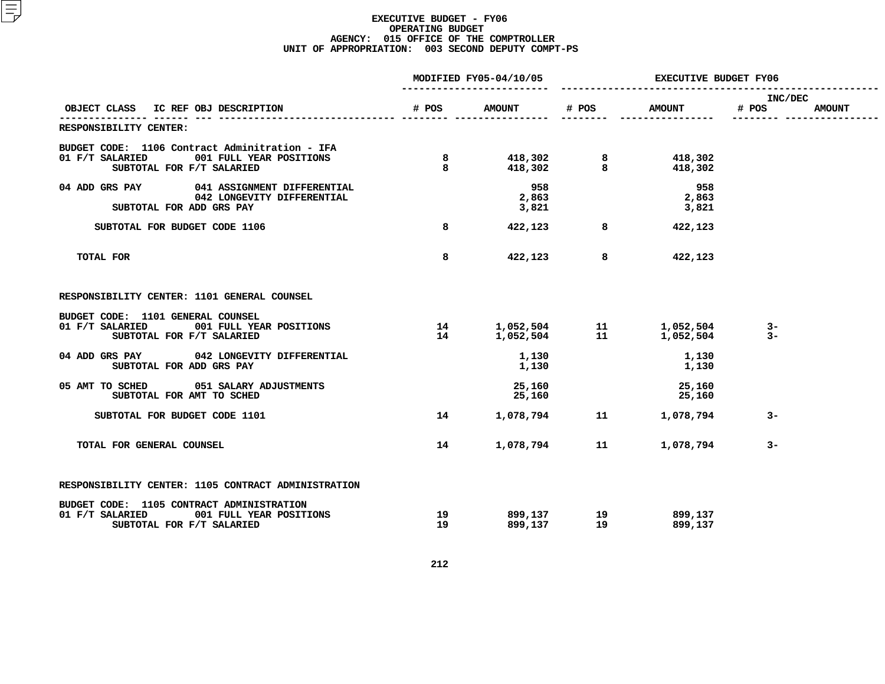# EXECUTIVE BUDGET - FY06
## OPERATING BUDGET
### AGENCY: 015 OFFICE OF THE COMPTROLLER
### UNIT OF APPROPRIATION: 003 SECOND DEPUTY COMPT-PS

| OBJECT CLASS | IC REF OBJ DESCRIPTION | MODIFIED FY05-04/10/05 # POS | MODIFIED FY05-04/10/05 AMOUNT | EXECUTIVE BUDGET FY06 # POS | EXECUTIVE BUDGET FY06 AMOUNT | INC/DEC # POS | INC/DEC AMOUNT |
|---|---|---|---|---|---|---|---|
| RESPONSIBILITY CENTER: | | | | | | | |
| BUDGET CODE: 1106 Contract Adminitration - IFA | | | | | | | |
| 01 F/T SALARIED | 001 FULL YEAR POSITIONS | 8 | 418,302 | 8 | 418,302 | | |
| SUBTOTAL FOR F/T SALARIED | | 8 | 418,302 | 8 | 418,302 | | |
| 04 ADD GRS PAY | 041 ASSIGNMENT DIFFERENTIAL | | 958 | | 958 | | |
| | 042 LONGEVITY DIFFERENTIAL | | 2,863 | | 2,863 | | |
| SUBTOTAL FOR ADD GRS PAY | | | 3,821 | | 3,821 | | |
| SUBTOTAL FOR BUDGET CODE 1106 | | 8 | 422,123 | 8 | 422,123 | | |
| TOTAL FOR | | 8 | 422,123 | 8 | 422,123 | | |
| RESPONSIBILITY CENTER: 1101 GENERAL COUNSEL | | | | | | | |
| BUDGET CODE: 1101 GENERAL COUNSEL | | | | | | | |
| 01 F/T SALARIED | 001 FULL YEAR POSITIONS | 14 | 1,052,504 | 11 | 1,052,504 | 3- | |
| SUBTOTAL FOR F/T SALARIED | | 14 | 1,052,504 | 11 | 1,052,504 | 3- | |
| 04 ADD GRS PAY | 042 LONGEVITY DIFFERENTIAL | | 1,130 | | 1,130 | | |
| SUBTOTAL FOR ADD GRS PAY | | | 1,130 | | 1,130 | | |
| 05 AMT TO SCHED | 051 SALARY ADJUSTMENTS | | 25,160 | | 25,160 | | |
| SUBTOTAL FOR AMT TO SCHED | | | 25,160 | | 25,160 | | |
| SUBTOTAL FOR BUDGET CODE 1101 | | 14 | 1,078,794 | 11 | 1,078,794 | 3- | |
| TOTAL FOR GENERAL COUNSEL | | 14 | 1,078,794 | 11 | 1,078,794 | 3- | |
| RESPONSIBILITY CENTER: 1105 CONTRACT ADMINISTRATION | | | | | | | |
| BUDGET CODE: 1105 CONTRACT ADMINISTRATION | | | | | | | |
| 01 F/T SALARIED | 001 FULL YEAR POSITIONS | 19 | 899,137 | 19 | 899,137 | | |
| SUBTOTAL FOR F/T SALARIED | | 19 | 899,137 | 19 | 899,137 | | |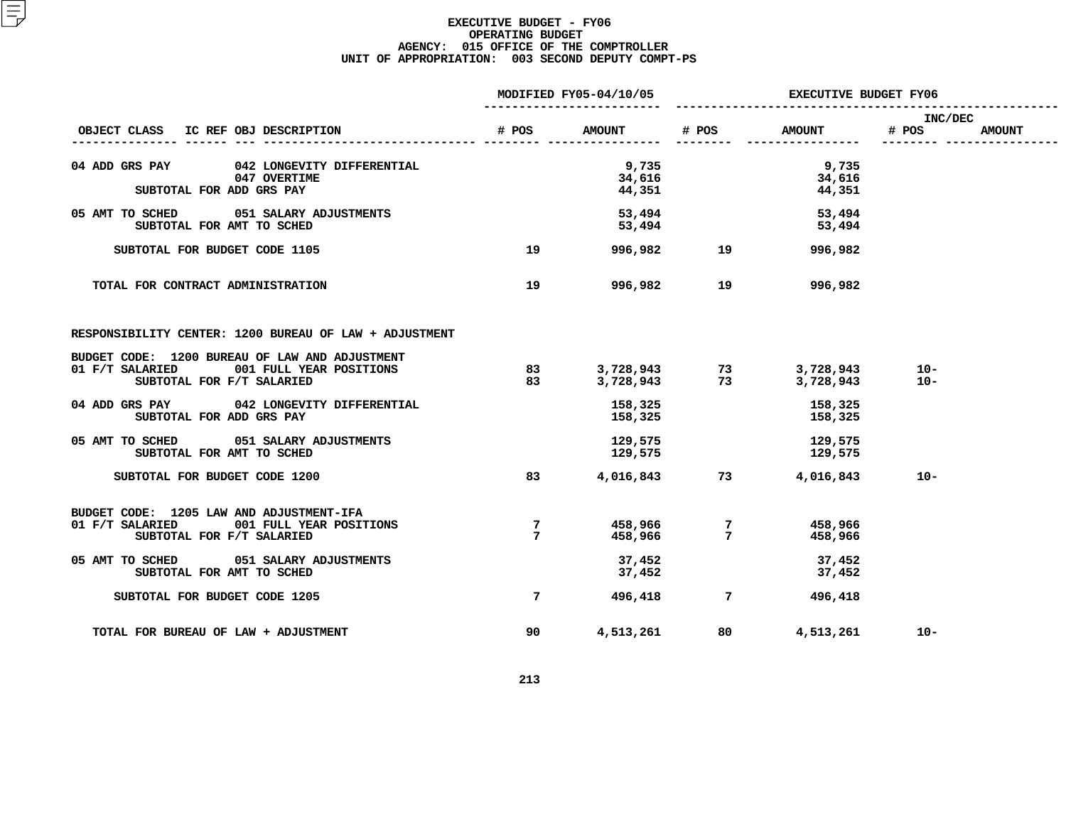# EXECUTIVE BUDGET - FY06
## OPERATING BUDGET
### AGENCY: 015 OFFICE OF THE COMPTROLLER
### UNIT OF APPROPRIATION: 003 SECOND DEPUTY COMPT-PS

| OBJECT CLASS | IC REF OBJ DESCRIPTION | MODIFIED FY05-04/10/05 # POS | MODIFIED FY05-04/10/05 AMOUNT | EXECUTIVE BUDGET FY06 # POS | EXECUTIVE BUDGET FY06 AMOUNT | INC/DEC # POS | INC/DEC AMOUNT |
|---|---|---|---|---|---|---|---|
| 04 ADD GRS PAY | 042 LONGEVITY DIFFERENTIAL | | 9,735 | | 9,735 | | |
| | 047 OVERTIME | | 34,616 | | 34,616 | | |
| | SUBTOTAL FOR ADD GRS PAY | | 44,351 | | 44,351 | | |
| 05 AMT TO SCHED | 051 SALARY ADJUSTMENTS | | 53,494 | | 53,494 | | |
| | SUBTOTAL FOR AMT TO SCHED | | 53,494 | | 53,494 | | |
| SUBTOTAL FOR BUDGET CODE 1105 | | 19 | 996,982 | 19 | 996,982 | | |
| TOTAL FOR CONTRACT ADMINISTRATION | | 19 | 996,982 | 19 | 996,982 | | |
| RESPONSIBILITY CENTER: 1200 BUREAU OF LAW + ADJUSTMENT | | | | | | | |
| BUDGET CODE: 1200 BUREAU OF LAW AND ADJUSTMENT | | | | | | | |
| 01 F/T SALARIED | 001 FULL YEAR POSITIONS | 83 | 3,728,943 | 73 | 3,728,943 | 10- | |
| | SUBTOTAL FOR F/T SALARIED | 83 | 3,728,943 | 73 | 3,728,943 | 10- | |
| 04 ADD GRS PAY | 042 LONGEVITY DIFFERENTIAL | | 158,325 | | 158,325 | | |
| | SUBTOTAL FOR ADD GRS PAY | | 158,325 | | 158,325 | | |
| 05 AMT TO SCHED | 051 SALARY ADJUSTMENTS | | 129,575 | | 129,575 | | |
| | SUBTOTAL FOR AMT TO SCHED | | 129,575 | | 129,575 | | |
| SUBTOTAL FOR BUDGET CODE 1200 | | 83 | 4,016,843 | 73 | 4,016,843 | 10- | |
| BUDGET CODE: 1205 LAW AND ADJUSTMENT-IFA | | | | | | | |
| 01 F/T SALARIED | 001 FULL YEAR POSITIONS | 7 | 458,966 | 7 | 458,966 | | |
| | SUBTOTAL FOR F/T SALARIED | 7 | 458,966 | 7 | 458,966 | | |
| 05 AMT TO SCHED | 051 SALARY ADJUSTMENTS | | 37,452 | | 37,452 | | |
| | SUBTOTAL FOR AMT TO SCHED | | 37,452 | | 37,452 | | |
| SUBTOTAL FOR BUDGET CODE 1205 | | 7 | 496,418 | 7 | 496,418 | | |
| TOTAL FOR BUREAU OF LAW + ADJUSTMENT | | 90 | 4,513,261 | 80 | 4,513,261 | 10- | |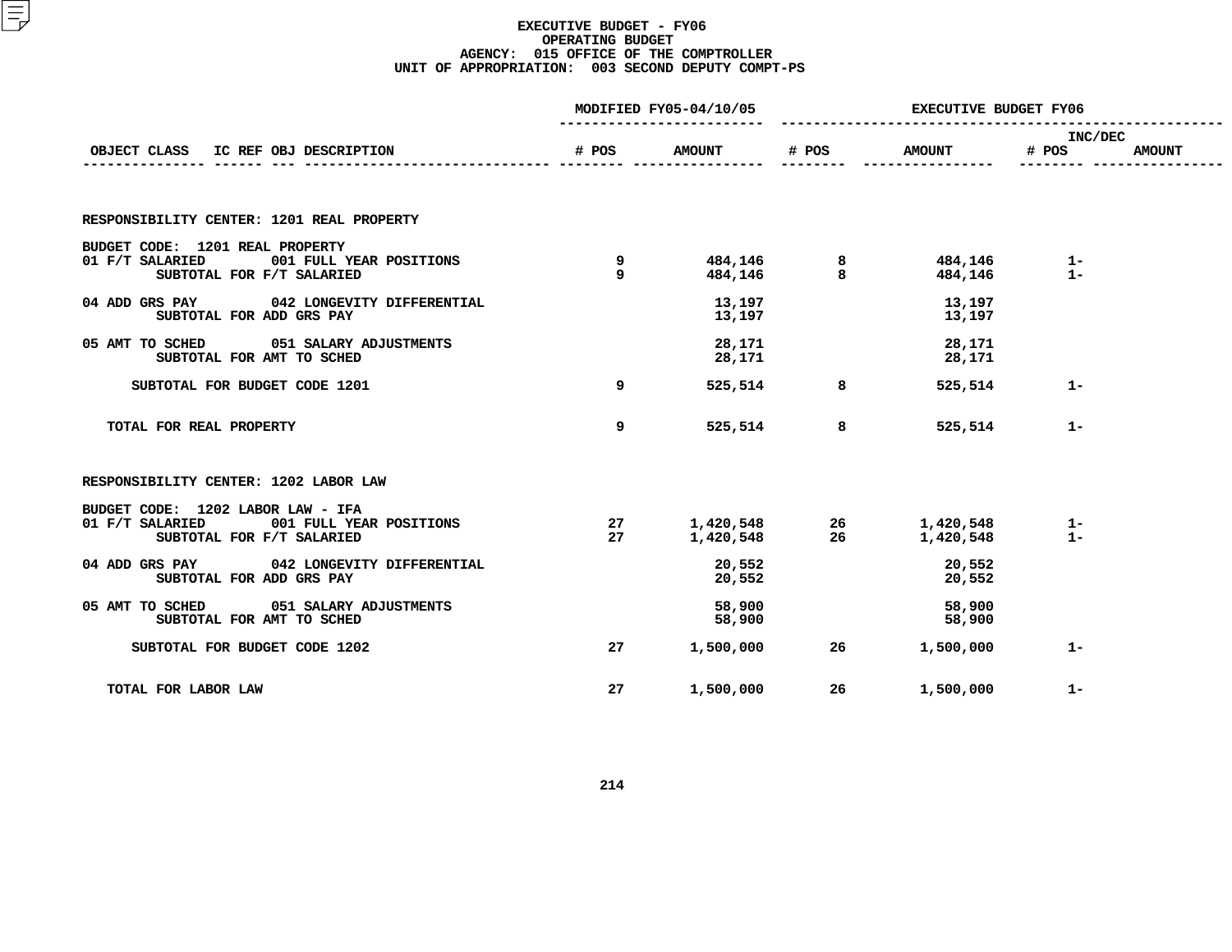# EXECUTIVE BUDGET - FY06
## OPERATING BUDGET
### AGENCY: 015 OFFICE OF THE COMPTROLLER
### UNIT OF APPROPRIATION: 003 SECOND DEPUTY COMPT-PS

| OBJECT CLASS | IC REF OBJ DESCRIPTION | MODIFIED FY05-04/10/05 # POS | MODIFIED FY05-04/10/05 AMOUNT | EXECUTIVE BUDGET FY06 # POS | EXECUTIVE BUDGET FY06 AMOUNT | INC/DEC # POS | INC/DEC AMOUNT |
|---|---|---|---|---|---|---|---|
| **RESPONSIBILITY CENTER: 1201 REAL PROPERTY** | | | | | | | |
| BUDGET CODE: 1201 REAL PROPERTY | | | | | | | |
| 01 F/T SALARIED | 001 FULL YEAR POSITIONS | 9 | 484,146 | 8 | 484,146 | 1- | |
| | SUBTOTAL FOR F/T SALARIED | 9 | 484,146 | 8 | 484,146 | 1- | |
| 04 ADD GRS PAY | 042 LONGEVITY DIFFERENTIAL | | 13,197 | | 13,197 | | |
| | SUBTOTAL FOR ADD GRS PAY | | 13,197 | | 13,197 | | |
| 05 AMT TO SCHED | 051 SALARY ADJUSTMENTS | | 28,171 | | 28,171 | | |
| | SUBTOTAL FOR AMT TO SCHED | | 28,171 | | 28,171 | | |
| SUBTOTAL FOR BUDGET CODE 1201 | | 9 | 525,514 | 8 | 525,514 | 1- | |
| TOTAL FOR REAL PROPERTY | | 9 | 525,514 | 8 | 525,514 | 1- | |
| **RESPONSIBILITY CENTER: 1202 LABOR LAW** | | | | | | | |
| BUDGET CODE: 1202 LABOR LAW - IFA | | | | | | | |
| 01 F/T SALARIED | 001 FULL YEAR POSITIONS | 27 | 1,420,548 | 26 | 1,420,548 | 1- | |
| | SUBTOTAL FOR F/T SALARIED | 27 | 1,420,548 | 26 | 1,420,548 | 1- | |
| 04 ADD GRS PAY | 042 LONGEVITY DIFFERENTIAL | | 20,552 | | 20,552 | | |
| | SUBTOTAL FOR ADD GRS PAY | | 20,552 | | 20,552 | | |
| 05 AMT TO SCHED | 051 SALARY ADJUSTMENTS | | 58,900 | | 58,900 | | |
| | SUBTOTAL FOR AMT TO SCHED | | 58,900 | | 58,900 | | |
| SUBTOTAL FOR BUDGET CODE 1202 | | 27 | 1,500,000 | 26 | 1,500,000 | 1- | |
| TOTAL FOR LABOR LAW | | 27 | 1,500,000 | 26 | 1,500,000 | 1- | |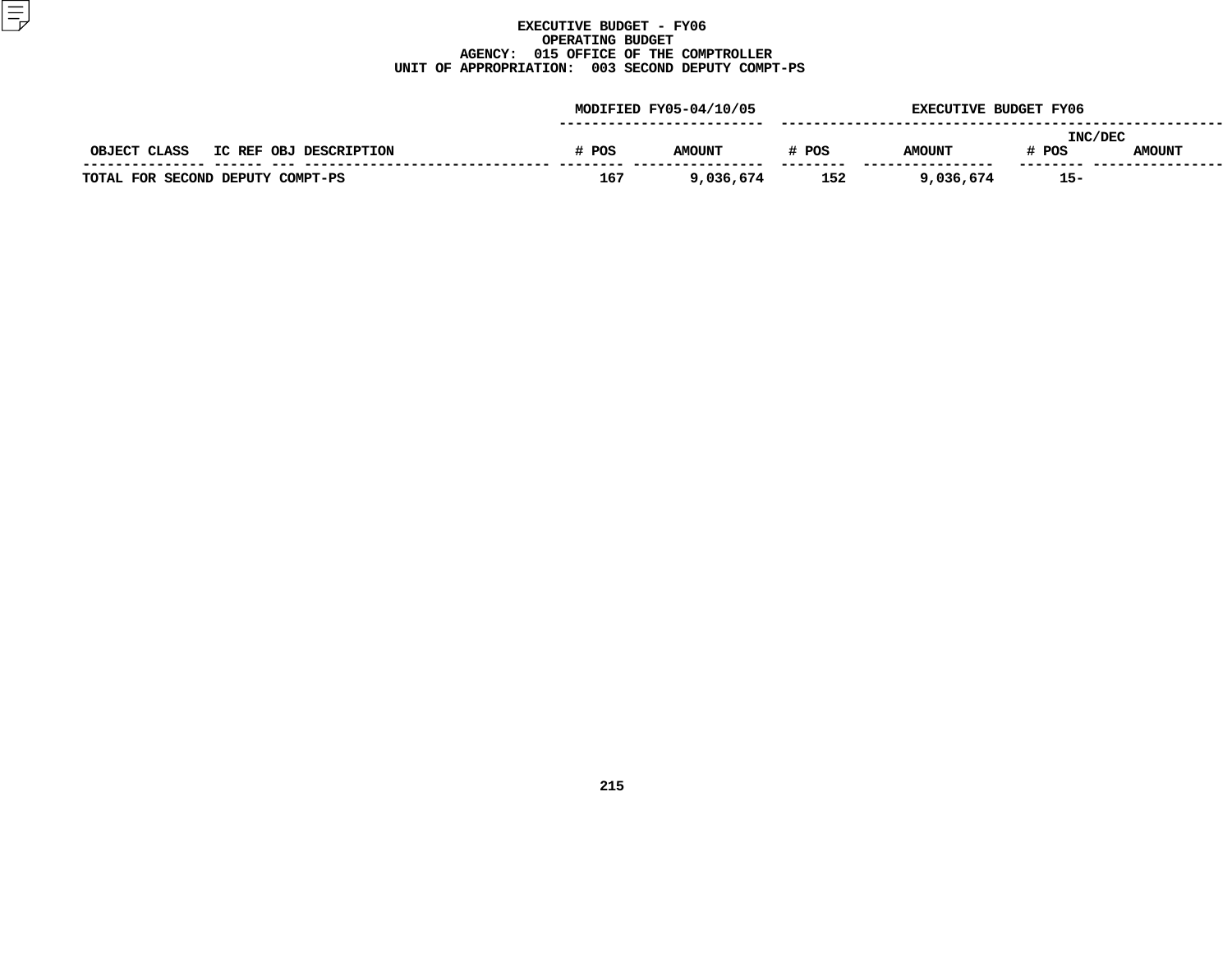# EXECUTIVE BUDGET - FY06
## OPERATING BUDGET
### AGENCY: 015 OFFICE OF THE COMPTROLLER
### UNIT OF APPROPRIATION: 003 SECOND DEPUTY COMPT-PS

| OBJECT CLASS | IC REF | OBJ | DESCRIPTION | MODIFIED FY05-04/10/05 # POS | MODIFIED FY05-04/10/05 AMOUNT | EXECUTIVE BUDGET FY06 # POS | EXECUTIVE BUDGET FY06 AMOUNT | INC/DEC # POS | INC/DEC AMOUNT |
|---|---|---|---|---|---|---|---|---|---|
| TOTAL FOR SECOND DEPUTY COMPT-PS | | | | 167 | 9,036,674 | 152 | 9,036,674 | 15- | |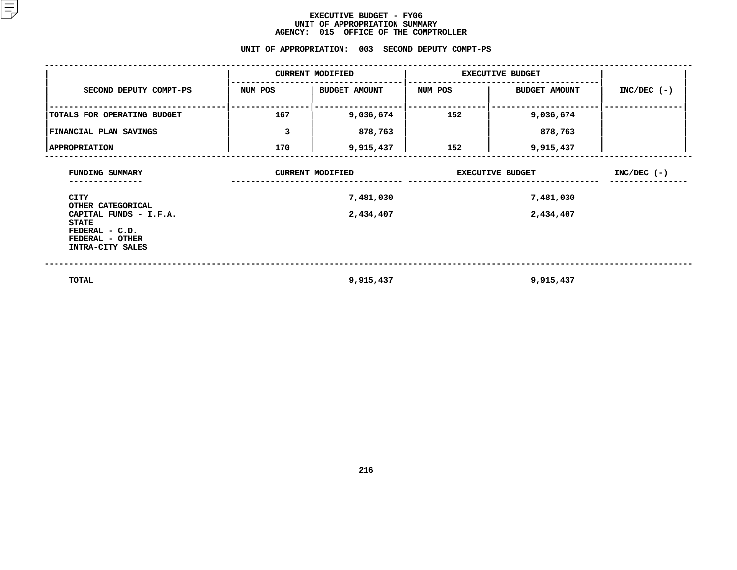# EXECUTIVE BUDGET - FY06
## UNIT OF APPROPRIATION SUMMARY
## AGENCY: 015 OFFICE OF THE COMPTROLLER

### UNIT OF APPROPRIATION: 003 SECOND DEPUTY COMPT-PS

| SECOND DEPUTY COMPT-PS | CURRENT MODIFIED | | EXECUTIVE BUDGET | | INC/DEC (-) |
|---|---|---|---|---|---|
| | NUM POS | BUDGET AMOUNT | NUM POS | BUDGET AMOUNT | |
| TOTALS FOR OPERATING BUDGET | 167 | 9,036,674 | 152 | 9,036,674 | |
| FINANCIAL PLAN SAVINGS | 3 | 878,763 | | 878,763 | |
| APPROPRIATION | 170 | 9,915,437 | 152 | 9,915,437 | |

| FUNDING SUMMARY | CURRENT MODIFIED | EXECUTIVE BUDGET | INC/DEC (-) |
|---|---|---|---|
| CITY | 7,481,030 | 7,481,030 | |
| OTHER CATEGORICAL | | | |
| CAPITAL FUNDS - I.F.A. | 2,434,407 | 2,434,407 | |
| STATE | | | |
| FEDERAL - C.D. | | | |
| FEDERAL - OTHER | | | |
| INTRA-CITY SALES | | | |
| TOTAL | 9,915,437 | 9,915,437 | |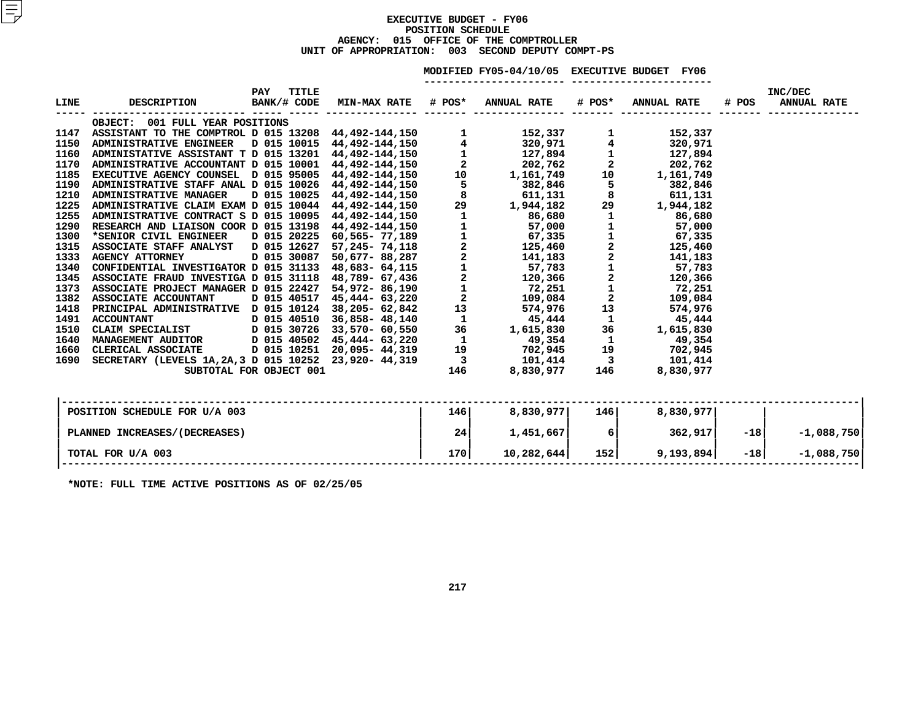# EXECUTIVE BUDGET - FY06
## POSITION SCHEDULE
### AGENCY: 015 OFFICE OF THE COMPTROLLER
### UNIT OF APPROPRIATION: 003 SECOND DEPUTY COMPT-PS

| LINE | DESCRIPTION | PAY BANK/# | TITLE CODE | MIN-MAX RATE | MODIFIED FY05-04/10/05 # POS* | MODIFIED FY05-04/10/05 ANNUAL RATE | EXECUTIVE BUDGET FY06 # POS* | EXECUTIVE BUDGET FY06 ANNUAL RATE | INC/DEC # POS | INC/DEC ANNUAL RATE |
|---|---|---|---|---|---|---|---|---|---|---|
| | OBJECT: 001 FULL YEAR POSITIONS | | | | | | | | | |
| 1147 | ASSISTANT TO THE COMPTROL | D 015 | 13208 | 44,492-144,150 | 1 | 152,337 | 1 | 152,337 | | |
| 1150 | ADMINISTRATIVE ENGINEER | D 015 | 10015 | 44,492-144,150 | 4 | 320,971 | 4 | 320,971 | | |
| 1160 | ADMINISTATIVE ASSISTANT T | D 015 | 13201 | 44,492-144,150 | 1 | 127,894 | 1 | 127,894 | | |
| 1170 | ADMINISTRATIVE ACCOUNTANT | D 015 | 10001 | 44,492-144,150 | 2 | 202,762 | 2 | 202,762 | | |
| 1185 | EXECUTIVE AGENCY COUNSEL | D 015 | 95005 | 44,492-144,150 | 10 | 1,161,749 | 10 | 1,161,749 | | |
| 1190 | ADMINISTRATIVE STAFF ANAL | D 015 | 10026 | 44,492-144,150 | 5 | 382,846 | 5 | 382,846 | | |
| 1210 | ADMINISTRATIVE MANAGER | D 015 | 10025 | 44,492-144,150 | 8 | 611,131 | 8 | 611,131 | | |
| 1225 | ADMINISTRATIVE CLAIM EXAM | D 015 | 10044 | 44,492-144,150 | 29 | 1,944,182 | 29 | 1,944,182 | | |
| 1255 | ADMINISTRATIVE CONTRACT S | D 015 | 10095 | 44,492-144,150 | 1 | 86,680 | 1 | 86,680 | | |
| 1290 | RESEARCH AND LIAISON COOR | D 015 | 13198 | 44,492-144,150 | 1 | 57,000 | 1 | 57,000 | | |
| 1300 | *SENIOR CIVIL ENGINEER | D 015 | 20225 | 60,565- 77,189 | 1 | 67,335 | 1 | 67,335 | | |
| 1315 | ASSOCIATE STAFF ANALYST | D 015 | 12627 | 57,245- 74,118 | 2 | 125,460 | 2 | 125,460 | | |
| 1333 | AGENCY ATTORNEY | D 015 | 30087 | 50,677- 88,287 | 2 | 141,183 | 2 | 141,183 | | |
| 1340 | CONFIDENTIAL INVESTIGATOR | D 015 | 31133 | 48,683- 64,115 | 1 | 57,783 | 1 | 57,783 | | |
| 1345 | ASSOCIATE FRAUD INVESTIGA | D 015 | 31118 | 48,789- 67,436 | 2 | 120,366 | 2 | 120,366 | | |
| 1373 | ASSOCIATE PROJECT MANAGER | D 015 | 22427 | 54,972- 86,190 | 1 | 72,251 | 1 | 72,251 | | |
| 1382 | ASSOCIATE ACCOUNTANT | D 015 | 40517 | 45,444- 63,220 | 2 | 109,084 | 2 | 109,084 | | |
| 1418 | PRINCIPAL ADMINISTRATIVE | D 015 | 10124 | 38,205- 62,842 | 13 | 574,976 | 13 | 574,976 | | |
| 1491 | ACCOUNTANT | D 015 | 40510 | 36,858- 48,140 | 1 | 45,444 | 1 | 45,444 | | |
| 1510 | CLAIM SPECIALIST | D 015 | 30726 | 33,570- 60,550 | 36 | 1,615,830 | 36 | 1,615,830 | | |
| 1640 | MANAGEMENT AUDITOR | D 015 | 40502 | 45,444- 63,220 | 1 | 49,354 | 1 | 49,354 | | |
| 1660 | CLERICAL ASSOCIATE | D 015 | 10251 | 20,095- 44,319 | 19 | 702,945 | 19 | 702,945 | | |
| 1690 | SECRETARY (LEVELS 1A,2A,3 | D 015 | 10252 | 23,920- 44,319 | 3 | 101,414 | 3 | 101,414 | | |
| | SUBTOTAL FOR OBJECT 001 | | | | 146 | 8,830,977 | 146 | 8,830,977 | | |

| | MODIFIED FY05 # POS* | MODIFIED FY05 ANNUAL RATE | EXECUTIVE BUDGET FY06 # POS* | EXECUTIVE BUDGET FY06 ANNUAL RATE | INC/DEC # POS | INC/DEC ANNUAL RATE |
|---|---|---|---|---|---|---|
| POSITION SCHEDULE FOR U/A 003 | 146 | 8,830,977 | 146 | 8,830,977 | | |
| PLANNED INCREASES/(DECREASES) | 24 | 1,451,667 | 6 | 362,917 | -18 | -1,088,750 |
| TOTAL FOR U/A 003 | 170 | 10,282,644 | 152 | 9,193,894 | -18 | -1,088,750 |

*NOTE: FULL TIME ACTIVE POSITIONS AS OF 02/25/05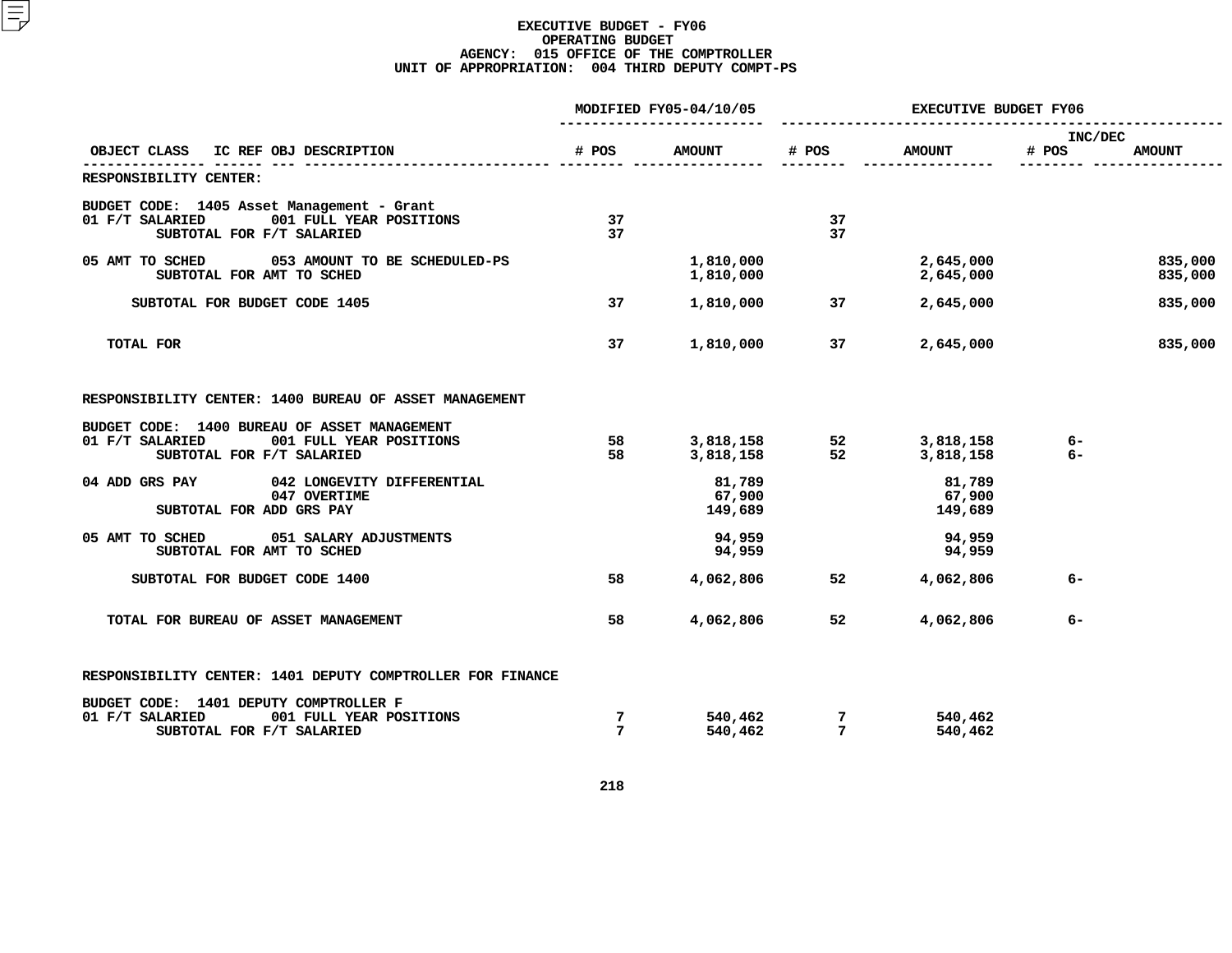**EXECUTIVE BUDGET - FY06**
**OPERATING BUDGET**
**AGENCY: 015 OFFICE OF THE COMPTROLLER**
**UNIT OF APPROPRIATION: 004 THIRD DEPUTY COMPT-PS**

| OBJECT CLASS | IC REF OBJ DESCRIPTION | MODIFIED FY05-04/10/05 # POS | MODIFIED FY05-04/10/05 AMOUNT | EXECUTIVE BUDGET FY06 # POS | EXECUTIVE BUDGET FY06 AMOUNT | INC/DEC # POS | INC/DEC AMOUNT |
|---|---|---|---|---|---|---|---|
| RESPONSIBILITY CENTER: | | | | | | | |
| BUDGET CODE: 1405 Asset Management - Grant | | | | | | | |
| 01 F/T SALARIED | 001 FULL YEAR POSITIONS | 37 | | 37 | | | |
| SUBTOTAL FOR F/T SALARIED | | 37 | | 37 | | | |
| 05 AMT TO SCHED | 053 AMOUNT TO BE SCHEDULED-PS | | 1,810,000 | | 2,645,000 | | 835,000 |
| SUBTOTAL FOR AMT TO SCHED | | | 1,810,000 | | 2,645,000 | | 835,000 |
| SUBTOTAL FOR BUDGET CODE 1405 | | 37 | 1,810,000 | 37 | 2,645,000 | | 835,000 |
| TOTAL FOR | | 37 | 1,810,000 | 37 | 2,645,000 | | 835,000 |
| RESPONSIBILITY CENTER: 1400 BUREAU OF ASSET MANAGEMENT | | | | | | | |
| BUDGET CODE: 1400 BUREAU OF ASSET MANAGEMENT | | | | | | | |
| 01 F/T SALARIED | 001 FULL YEAR POSITIONS | 58 | 3,818,158 | 52 | 3,818,158 | 6- | |
| SUBTOTAL FOR F/T SALARIED | | 58 | 3,818,158 | 52 | 3,818,158 | 6- | |
| 04 ADD GRS PAY | 042 LONGEVITY DIFFERENTIAL | | 81,789 | | 81,789 | | |
| | 047 OVERTIME | | 67,900 | | 67,900 | | |
| SUBTOTAL FOR ADD GRS PAY | | | 149,689 | | 149,689 | | |
| 05 AMT TO SCHED | 051 SALARY ADJUSTMENTS | | 94,959 | | 94,959 | | |
| SUBTOTAL FOR AMT TO SCHED | | | 94,959 | | 94,959 | | |
| SUBTOTAL FOR BUDGET CODE 1400 | | 58 | 4,062,806 | 52 | 4,062,806 | 6- | |
| TOTAL FOR BUREAU OF ASSET MANAGEMENT | | 58 | 4,062,806 | 52 | 4,062,806 | 6- | |
| RESPONSIBILITY CENTER: 1401 DEPUTY COMPTROLLER FOR FINANCE | | | | | | | |
| BUDGET CODE: 1401 DEPUTY COMPTROLLER F | | | | | | | |
| 01 F/T SALARIED | 001 FULL YEAR POSITIONS | 7 | 540,462 | 7 | 540,462 | | |
| SUBTOTAL FOR F/T SALARIED | | 7 | 540,462 | 7 | 540,462 | | |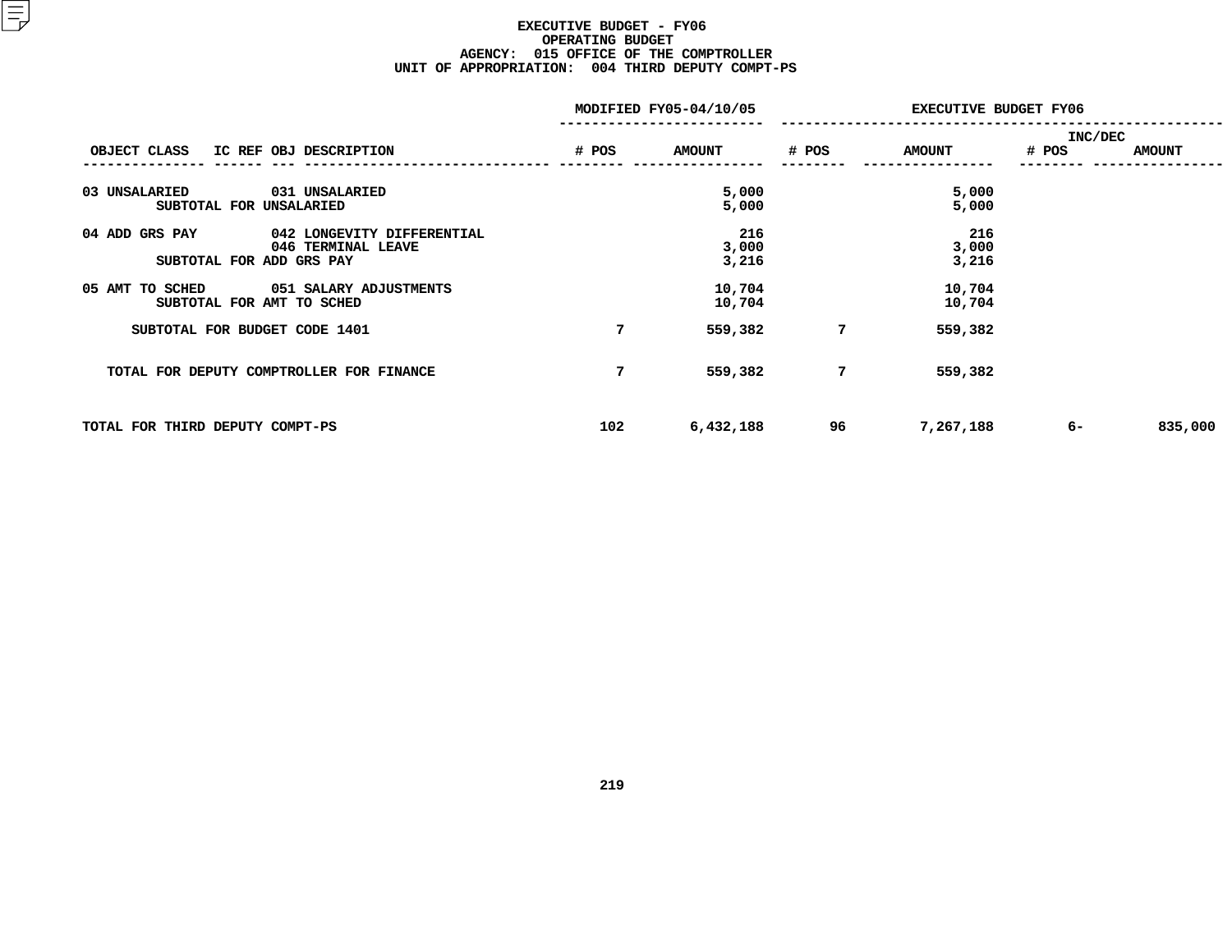# EXECUTIVE BUDGET - FY06
## OPERATING BUDGET
### AGENCY: 015 OFFICE OF THE COMPTROLLER
### UNIT OF APPROPRIATION: 004 THIRD DEPUTY COMPT-PS

| OBJECT CLASS | IC REF | OBJ DESCRIPTION | MODIFIED FY05-04/10/05 # POS | MODIFIED FY05-04/10/05 AMOUNT | EXECUTIVE BUDGET FY06 # POS | EXECUTIVE BUDGET FY06 AMOUNT | INC/DEC # POS | INC/DEC AMOUNT |
|---|---|---|---|---|---|---|---|---|
| 03 UNSALARIED | | 031 UNSALARIED | | 5,000 | | 5,000 | | |
| SUBTOTAL FOR UNSALARIED | | | | 5,000 | | 5,000 | | |
| 04 ADD GRS PAY | | 042 LONGEVITY DIFFERENTIAL | | 216 | | 216 | | |
| | | 046 TERMINAL LEAVE | | 3,000 | | 3,000 | | |
| SUBTOTAL FOR ADD GRS PAY | | | | 3,216 | | 3,216 | | |
| 05 AMT TO SCHED | | 051 SALARY ADJUSTMENTS | | 10,704 | | 10,704 | | |
| SUBTOTAL FOR AMT TO SCHED | | | | 10,704 | | 10,704 | | |
| SUBTOTAL FOR BUDGET CODE 1401 | | | 7 | 559,382 | 7 | 559,382 | | |
| TOTAL FOR DEPUTY COMPTROLLER FOR FINANCE | | | 7 | 559,382 | 7 | 559,382 | | |
| TOTAL FOR THIRD DEPUTY COMPT-PS | | | 102 | 6,432,188 | 96 | 7,267,188 | 6- | 835,000 |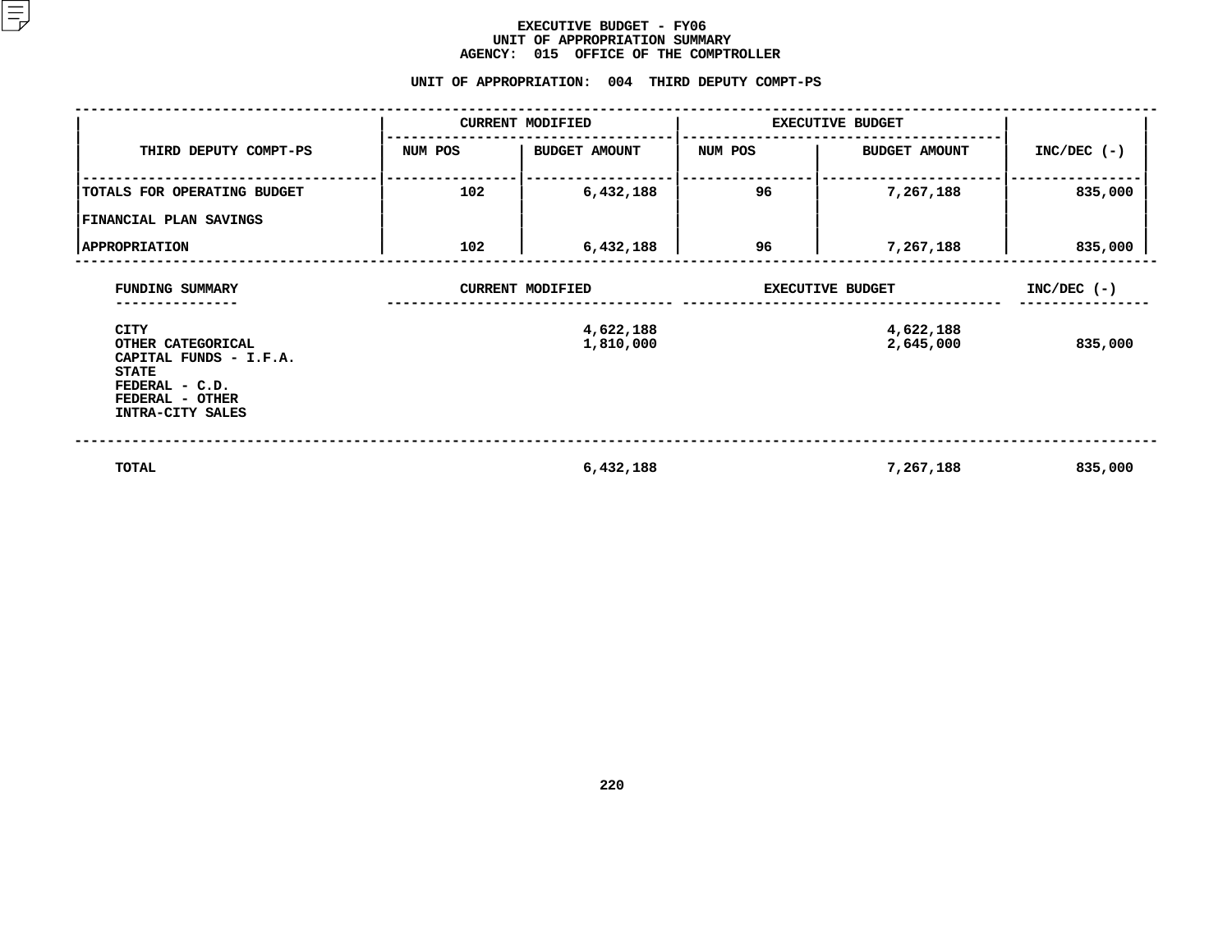# EXECUTIVE BUDGET - FY06
## UNIT OF APPROPRIATION SUMMARY
## AGENCY: 015 OFFICE OF THE COMPTROLLER

### UNIT OF APPROPRIATION: 004 THIRD DEPUTY COMPT-PS

| THIRD DEPUTY COMPT-PS | CURRENT MODIFIED | | EXECUTIVE BUDGET | | INC/DEC (-) |
|---|---|---|---|---|---|
| | NUM POS | BUDGET AMOUNT | NUM POS | BUDGET AMOUNT | |
| TOTALS FOR OPERATING BUDGET | 102 | 6,432,188 | 96 | 7,267,188 | 835,000 |
| FINANCIAL PLAN SAVINGS | | | | | |
| APPROPRIATION | 102 | 6,432,188 | 96 | 7,267,188 | 835,000 |

| FUNDING SUMMARY | CURRENT MODIFIED | EXECUTIVE BUDGET | INC/DEC (-) |
|---|---|---|---|
| CITY | 4,622,188 | 4,622,188 | |
| OTHER CATEGORICAL | 1,810,000 | 2,645,000 | 835,000 |
| CAPITAL FUNDS - I.F.A. | | | |
| STATE | | | |
| FEDERAL - C.D. | | | |
| FEDERAL - OTHER | | | |
| INTRA-CITY SALES | | | |
| TOTAL | 6,432,188 | 7,267,188 | 835,000 |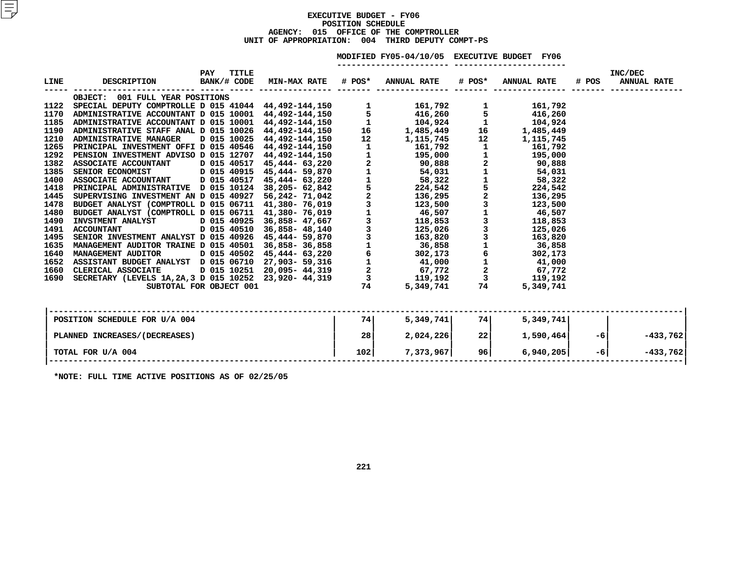# EXECUTIVE BUDGET - FY06
## POSITION SCHEDULE
### AGENCY: 015 OFFICE OF THE COMPTROLLER
### UNIT OF APPROPRIATION: 004 THIRD DEPUTY COMPT-PS

| LINE | DESCRIPTION | PAY BANK/# | TITLE CODE | MIN-MAX RATE | MODIFIED FY05-04/10/05 # POS* | MODIFIED FY05-04/10/05 ANNUAL RATE | EXECUTIVE BUDGET FY06 # POS* | EXECUTIVE BUDGET FY06 ANNUAL RATE | INC/DEC # POS | INC/DEC ANNUAL RATE |
|---|---|---|---|---|---|---|---|---|---|---|
| | OBJECT: 001 FULL YEAR POSITIONS | | | | | | | | | |
| 1122 | SPECIAL DEPUTY COMPTROLLE | D 015 | 41044 | 44,492-144,150 | 1 | 161,792 | 1 | 161,792 | | |
| 1170 | ADMINISTRATIVE ACCOUNTANT | D 015 | 10001 | 44,492-144,150 | 5 | 416,260 | 5 | 416,260 | | |
| 1185 | ADMINISTRATIVE ACCOUNTANT | D 015 | 10001 | 44,492-144,150 | 1 | 104,924 | 1 | 104,924 | | |
| 1190 | ADMINISTRATIVE STAFF ANAL | D 015 | 10026 | 44,492-144,150 | 16 | 1,485,449 | 16 | 1,485,449 | | |
| 1210 | ADMINISTRATIVE MANAGER | D 015 | 10025 | 44,492-144,150 | 12 | 1,115,745 | 12 | 1,115,745 | | |
| 1265 | PRINCIPAL INVESTMENT OFFI | D 015 | 40546 | 44,492-144,150 | 1 | 161,792 | 1 | 161,792 | | |
| 1292 | PENSION INVESTMENT ADVISO | D 015 | 12707 | 44,492-144,150 | 1 | 195,000 | 1 | 195,000 | | |
| 1382 | ASSOCIATE ACCOUNTANT | D 015 | 40517 | 45,444- 63,220 | 2 | 90,888 | 2 | 90,888 | | |
| 1385 | SENIOR ECONOMIST | D 015 | 40915 | 45,444- 59,870 | 1 | 54,031 | 1 | 54,031 | | |
| 1400 | ASSOCIATE ACCOUNTANT | D 015 | 40517 | 45,444- 63,220 | 1 | 58,322 | 1 | 58,322 | | |
| 1418 | PRINCIPAL ADMINISTRATIVE | D 015 | 10124 | 38,205- 62,842 | 5 | 224,542 | 5 | 224,542 | | |
| 1445 | SUPERVISING INVESTMENT AN | D 015 | 40927 | 56,242- 71,042 | 2 | 136,295 | 2 | 136,295 | | |
| 1478 | BUDGET ANALYST (COMPTROLL | D 015 | 06711 | 41,380- 76,019 | 3 | 123,500 | 3 | 123,500 | | |
| 1480 | BUDGET ANALYST (COMPTROLL | D 015 | 06711 | 41,380- 76,019 | 1 | 46,507 | 1 | 46,507 | | |
| 1490 | INVSTMENT ANALYST | D 015 | 40925 | 36,858- 47,667 | 3 | 118,853 | 3 | 118,853 | | |
| 1491 | ACCOUNTANT | D 015 | 40510 | 36,858- 48,140 | 3 | 125,026 | 3 | 125,026 | | |
| 1495 | SENIOR INVESTMENT ANALYST | D 015 | 40926 | 45,444- 59,870 | 3 | 163,820 | 3 | 163,820 | | |
| 1635 | MANAGEMENT AUDITOR TRAINE | D 015 | 40501 | 36,858- 36,858 | 1 | 36,858 | 1 | 36,858 | | |
| 1640 | MANAGEMENT AUDITOR | D 015 | 40502 | 45,444- 63,220 | 6 | 302,173 | 6 | 302,173 | | |
| 1652 | ASSISTANT BUDGET ANALYST | D 015 | 06710 | 27,903- 59,316 | 1 | 41,000 | 1 | 41,000 | | |
| 1660 | CLERICAL ASSOCIATE | D 015 | 10251 | 20,095- 44,319 | 2 | 67,772 | 2 | 67,772 | | |
| 1690 | SECRETARY (LEVELS 1A,2A,3 | D 015 | 10252 | 23,920- 44,319 | 3 | 119,192 | 3 | 119,192 | | |
| | SUBTOTAL FOR OBJECT 001 | | | | 74 | 5,349,741 | 74 | 5,349,741 | | |

| | # POS* | ANNUAL RATE | # POS* | ANNUAL RATE | # POS | ANNUAL RATE |
|---|---|---|---|---|---|---|
| POSITION SCHEDULE FOR U/A 004 | 74 | 5,349,741 | 74 | 5,349,741 | | |
| PLANNED INCREASES/(DECREASES) | 28 | 2,024,226 | 22 | 1,590,464 | -6 | -433,762 |
| TOTAL FOR U/A 004 | 102 | 7,373,967 | 96 | 6,940,205 | -6 | -433,762 |

*NOTE: FULL TIME ACTIVE POSITIONS AS OF 02/25/05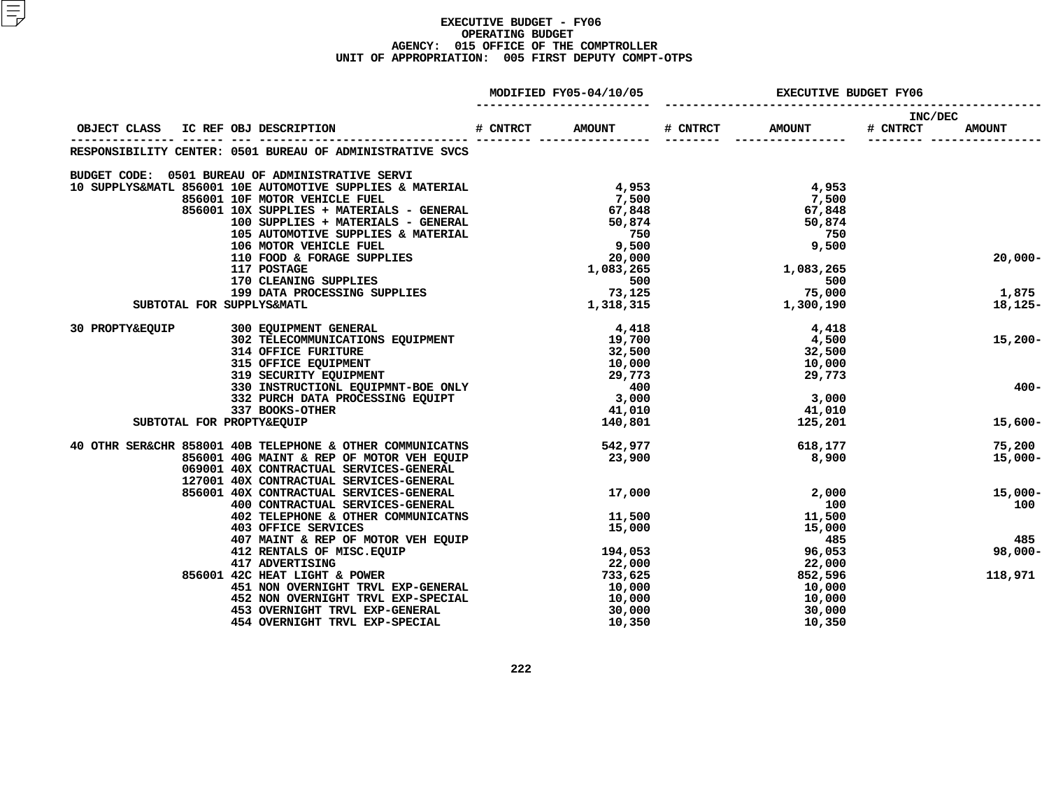# EXECUTIVE BUDGET - FY06
## OPERATING BUDGET
### AGENCY: 015 OFFICE OF THE COMPTROLLER
### UNIT OF APPROPRIATION: 005 FIRST DEPUTY COMPT-OTPS

| OBJECT CLASS | IC REF | OBJ | DESCRIPTION | MODIFIED FY05-04/10/05 # CNTRCT | MODIFIED FY05-04/10/05 AMOUNT | EXECUTIVE BUDGET FY06 # CNTRCT | EXECUTIVE BUDGET FY06 AMOUNT | INC/DEC # CNTRCT | INC/DEC AMOUNT |
|---|---|---|---|---|---|---|---|---|---|
| RESPONSIBILITY CENTER: 0501 BUREAU OF ADMINISTRATIVE SVCS | | | | | | | | | |
| BUDGET CODE: 0501 BUREAU OF ADMINISTRATIVE SERVI | | | | | | | | | |
| 10 SUPPLYS&MATL | 856001 | 10E | AUTOMOTIVE SUPPLIES & MATERIAL | | 4,953 | | 4,953 | | |
| | 856001 | 10F | MOTOR VEHICLE FUEL | | 7,500 | | 7,500 | | |
| | 856001 | 10X | SUPPLIES + MATERIALS - GENERAL | | 67,848 | | 67,848 | | |
| | | 100 | SUPPLIES + MATERIALS - GENERAL | | 50,874 | | 50,874 | | |
| | | 105 | AUTOMOTIVE SUPPLIES & MATERIAL | | 750 | | 750 | | |
| | | 106 | MOTOR VEHICLE FUEL | | 9,500 | | 9,500 | | |
| | | 110 | FOOD & FORAGE SUPPLIES | | 20,000 | | | | 20,000- |
| | | 117 | POSTAGE | | 1,083,265 | | 1,083,265 | | |
| | | 170 | CLEANING SUPPLIES | | 500 | | 500 | | |
| | | 199 | DATA PROCESSING SUPPLIES | | 73,125 | | 75,000 | | 1,875 |
| SUBTOTAL FOR SUPPLYS&MATL | | | | | 1,318,315 | | 1,300,190 | | 18,125- |
| 30 PROPTY&EQUIP | | 300 | EQUIPMENT GENERAL | | 4,418 | | 4,418 | | |
| | | 302 | TELECOMMUNICATIONS EQUIPMENT | | 19,700 | | 4,500 | | 15,200- |
| | | 314 | OFFICE FURITURE | | 32,500 | | 32,500 | | |
| | | 315 | OFFICE EQUIPMENT | | 10,000 | | 10,000 | | |
| | | 319 | SECURITY EQUIPMENT | | 29,773 | | 29,773 | | |
| | | 330 | INSTRUCTIONL EQUIPMNT-BOE ONLY | | 400 | | | | 400- |
| | | 332 | PURCH DATA PROCESSING EQUIPT | | 3,000 | | 3,000 | | |
| | | 337 | BOOKS-OTHER | | 41,010 | | 41,010 | | |
| SUBTOTAL FOR PROPTY&EQUIP | | | | | 140,801 | | 125,201 | | 15,600- |
| 40 OTHR SER&CHR | 858001 | 40B | TELEPHONE & OTHER COMMUNICATNS | | 542,977 | | 618,177 | | 75,200 |
| | 856001 | 40G | MAINT & REP OF MOTOR VEH EQUIP | | 23,900 | | 8,900 | | 15,000- |
| | 069001 | 40X | CONTRACTUAL SERVICES-GENERAL | | | | | | |
| | 127001 | 40X | CONTRACTUAL SERVICES-GENERAL | | | | | | |
| | 856001 | 40X | CONTRACTUAL SERVICES-GENERAL | | 17,000 | | 2,000 | | 15,000- |
| | | 400 | CONTRACTUAL SERVICES-GENERAL | | | | 100 | | 100 |
| | | 402 | TELEPHONE & OTHER COMMUNICATNS | | 11,500 | | 11,500 | | |
| | | 403 | OFFICE SERVICES | | 15,000 | | 15,000 | | |
| | | 407 | MAINT & REP OF MOTOR VEH EQUIP | | | | 485 | | 485 |
| | | 412 | RENTALS OF MISC.EQUIP | | 194,053 | | 96,053 | | 98,000- |
| | | 417 | ADVERTISING | | 22,000 | | 22,000 | | |
| | 856001 | 42C | HEAT LIGHT & POWER | | 733,625 | | 852,596 | | 118,971 |
| | | 451 | NON OVERNIGHT TRVL EXP-GENERAL | | 10,000 | | 10,000 | | |
| | | 452 | NON OVERNIGHT TRVL EXP-SPECIAL | | 10,000 | | 10,000 | | |
| | | 453 | OVERNIGHT TRVL EXP-GENERAL | | 30,000 | | 30,000 | | |
| | | 454 | OVERNIGHT TRVL EXP-SPECIAL | | 10,350 | | 10,350 | | |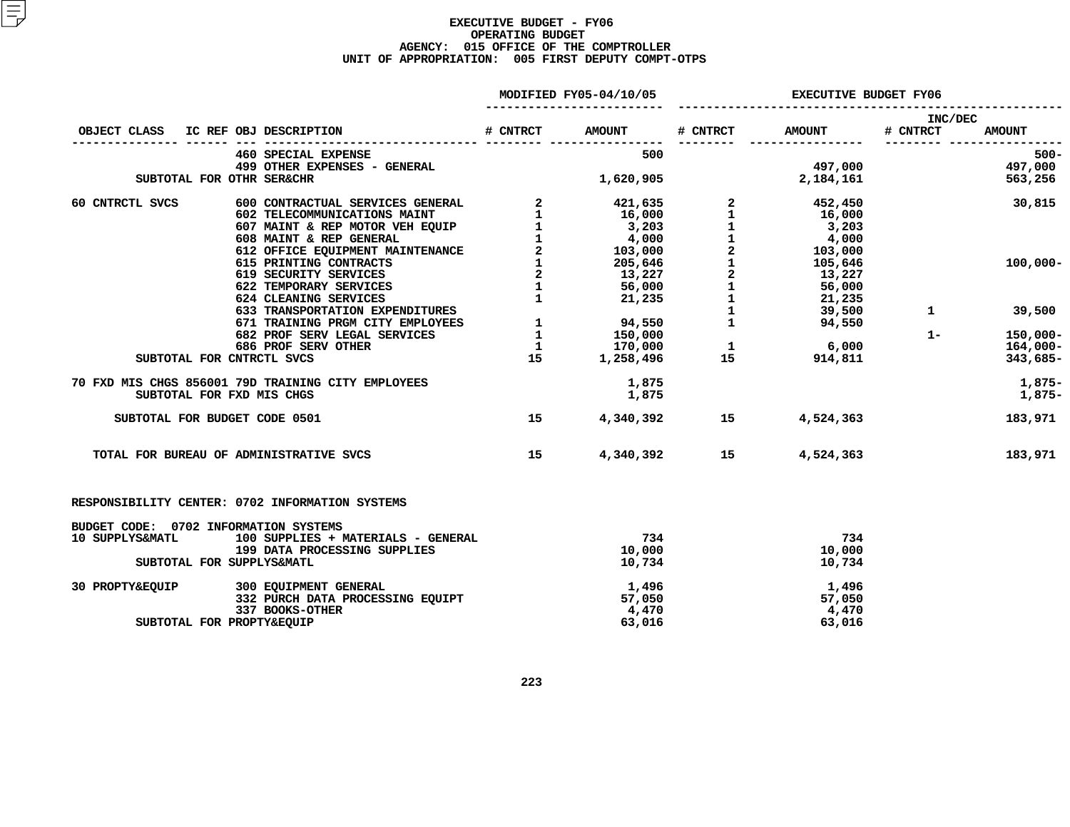# EXECUTIVE BUDGET - FY06
## OPERATING BUDGET
### AGENCY: 015 OFFICE OF THE COMPTROLLER
### UNIT OF APPROPRIATION: 005 FIRST DEPUTY COMPT-OTPS

| OBJECT CLASS | IC REF | OBJ | DESCRIPTION | MODIFIED FY05-04/10/05 # CNTRCT | MODIFIED FY05-04/10/05 AMOUNT | EXECUTIVE BUDGET FY06 # CNTRCT | EXECUTIVE BUDGET FY06 AMOUNT | INC/DEC # CNTRCT | INC/DEC AMOUNT |
|---|---|---|---|---|---|---|---|---|---|
| | | 460 | SPECIAL EXPENSE | | 500 | | | | 500- |
| | | 499 | OTHER EXPENSES - GENERAL | | | | 497,000 | | 497,000 |
| SUBTOTAL FOR OTHR SER&CHR | | | | | 1,620,905 | | 2,184,161 | | 563,256 |
| 60 CNTRCTL SVCS | | 600 | CONTRACTUAL SERVICES GENERAL | 2 | 421,635 | 2 | 452,450 | | 30,815 |
| | | 602 | TELECOMMUNICATIONS MAINT | 1 | 16,000 | 1 | 16,000 | | |
| | | 607 | MAINT & REP MOTOR VEH EQUIP | 1 | 3,203 | 1 | 3,203 | | |
| | | 608 | MAINT & REP GENERAL | 1 | 4,000 | 1 | 4,000 | | |
| | | 612 | OFFICE EQUIPMENT MAINTENANCE | 2 | 103,000 | 2 | 103,000 | | |
| | | 615 | PRINTING CONTRACTS | 1 | 205,646 | 1 | 105,646 | | 100,000- |
| | | 619 | SECURITY SERVICES | 2 | 13,227 | 2 | 13,227 | | |
| | | 622 | TEMPORARY SERVICES | 1 | 56,000 | 1 | 56,000 | | |
| | | 624 | CLEANING SERVICES | 1 | 21,235 | 1 | 21,235 | | |
| | | 633 | TRANSPORTATION EXPENDITURES | | | 1 | 39,500 | 1 | 39,500 |
| | | 671 | TRAINING PRGM CITY EMPLOYEES | 1 | 94,550 | 1 | 94,550 | | |
| | | 682 | PROF SERV LEGAL SERVICES | 1 | 150,000 | | | 1- | 150,000- |
| | | 686 | PROF SERV OTHER | 1 | 170,000 | 1 | 6,000 | | 164,000- |
| SUBTOTAL FOR CNTRCTL SVCS | | | | 15 | 1,258,496 | 15 | 914,811 | | 343,685- |
| 70 FXD MIS CHGS | 856001 | 79D | TRAINING CITY EMPLOYEES | | 1,875 | | | | 1,875- |
| SUBTOTAL FOR FXD MIS CHGS | | | | | 1,875 | | | | 1,875- |
| SUBTOTAL FOR BUDGET CODE 0501 | | | | 15 | 4,340,392 | 15 | 4,524,363 | | 183,971 |
| TOTAL FOR BUREAU OF ADMINISTRATIVE SVCS | | | | 15 | 4,340,392 | 15 | 4,524,363 | | 183,971 |

RESPONSIBILITY CENTER: 0702 INFORMATION SYSTEMS

BUDGET CODE: 0702 INFORMATION SYSTEMS

| OBJECT CLASS | IC REF | OBJ | DESCRIPTION | MODIFIED FY05-04/10/05 # CNTRCT | MODIFIED FY05-04/10/05 AMOUNT | EXECUTIVE BUDGET FY06 # CNTRCT | EXECUTIVE BUDGET FY06 AMOUNT | INC/DEC # CNTRCT | INC/DEC AMOUNT |
|---|---|---|---|---|---|---|---|---|---|
| 10 SUPPLYS&MATL | | 100 | SUPPLIES + MATERIALS - GENERAL | | 734 | | 734 | | |
| | | 199 | DATA PROCESSING SUPPLIES | | 10,000 | | 10,000 | | |
| SUBTOTAL FOR SUPPLYS&MATL | | | | | 10,734 | | 10,734 | | |
| 30 PROPTY&EQUIP | | 300 | EQUIPMENT GENERAL | | 1,496 | | 1,496 | | |
| | | 332 | PURCH DATA PROCESSING EQUIPT | | 57,050 | | 57,050 | | |
| | | 337 | BOOKS-OTHER | | 4,470 | | 4,470 | | |
| SUBTOTAL FOR PROPTY&EQUIP | | | | | 63,016 | | 63,016 | | |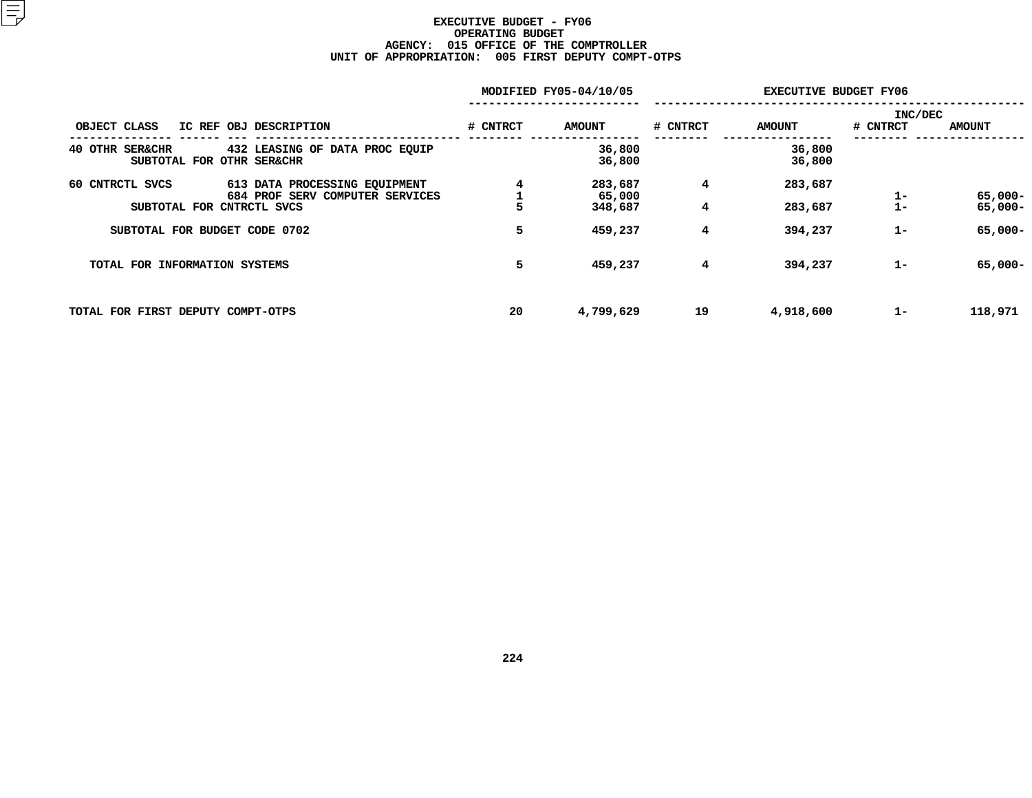# EXECUTIVE BUDGET - FY06
## OPERATING BUDGET
### AGENCY: 015 OFFICE OF THE COMPTROLLER
### UNIT OF APPROPRIATION: 005 FIRST DEPUTY COMPT-OTPS

| OBJECT CLASS | IC REF | OBJ | DESCRIPTION | MODIFIED FY05-04/10/05 # CNTRCT | MODIFIED FY05-04/10/05 AMOUNT | EXECUTIVE BUDGET FY06 # CNTRCT | EXECUTIVE BUDGET FY06 AMOUNT | INC/DEC # CNTRCT | INC/DEC AMOUNT |
|---|---|---|---|---|---|---|---|---|---|
| 40 OTHR SER&CHR | | 432 | LEASING OF DATA PROC EQUIP | | 36,800 | | 36,800 | | |
| SUBTOTAL FOR OTHR SER&CHR | | | | | 36,800 | | 36,800 | | |
| 60 CNTRCTL SVCS | | 613 | DATA PROCESSING EQUIPMENT | 4 | 283,687 | 4 | 283,687 | | |
| | | 684 | PROF SERV COMPUTER SERVICES | 1 | 65,000 | | | 1- | 65,000- |
| SUBTOTAL FOR CNTRCTL SVCS | | | | 5 | 348,687 | 4 | 283,687 | 1- | 65,000- |
| SUBTOTAL FOR BUDGET CODE 0702 | | | | 5 | 459,237 | 4 | 394,237 | 1- | 65,000- |
| TOTAL FOR INFORMATION SYSTEMS | | | | 5 | 459,237 | 4 | 394,237 | 1- | 65,000- |
| TOTAL FOR FIRST DEPUTY COMPT-OTPS | | | | 20 | 4,799,629 | 19 | 4,918,600 | 1- | 118,971 |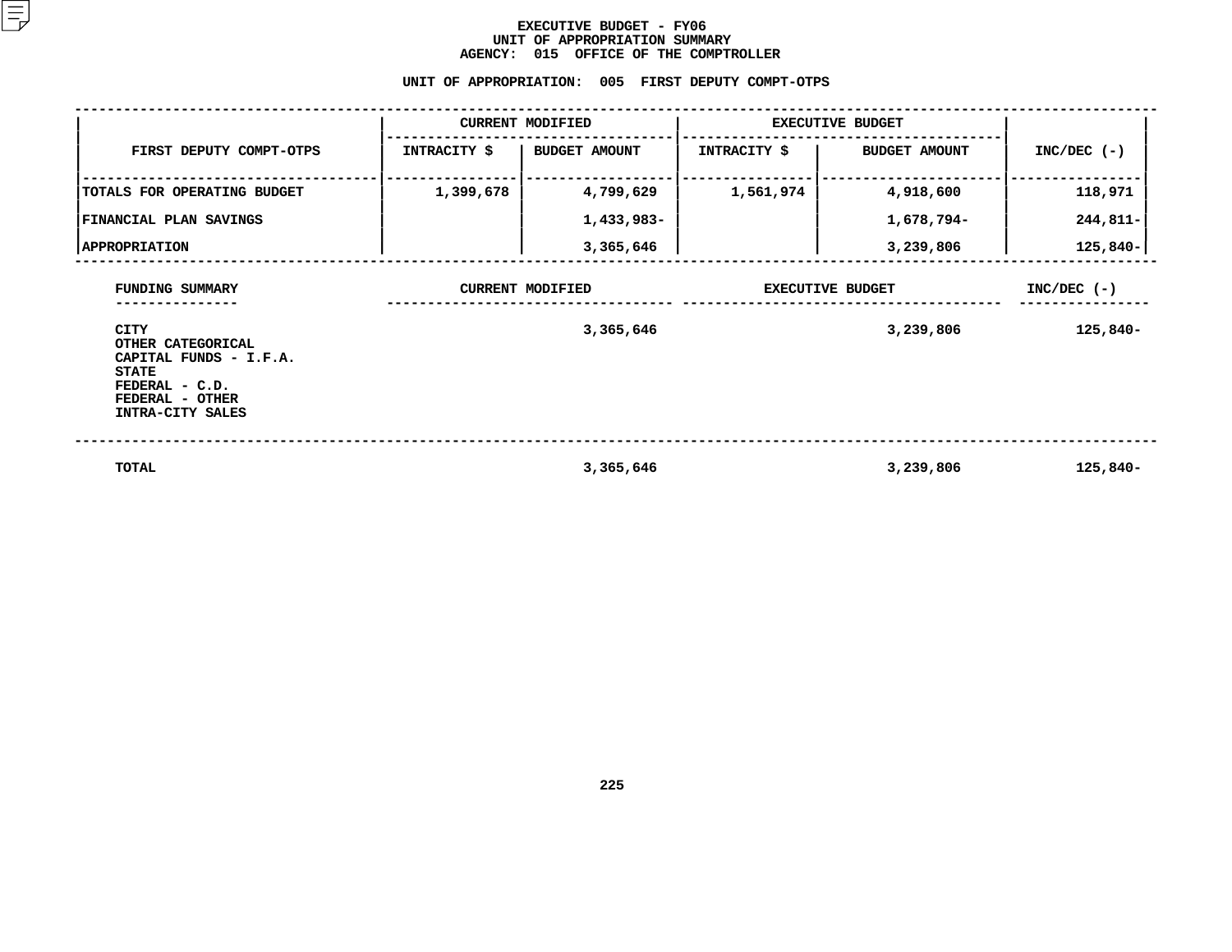# EXECUTIVE BUDGET - FY06
## UNIT OF APPROPRIATION SUMMARY
## AGENCY: 015 OFFICE OF THE COMPTROLLER

### UNIT OF APPROPRIATION: 005 FIRST DEPUTY COMPT-OTPS

| FIRST DEPUTY COMPT-OTPS | CURRENT MODIFIED | | EXECUTIVE BUDGET | | INC/DEC (-) |
|---|---|---|---|---|---|
| | INTRACITY $ | BUDGET AMOUNT | INTRACITY $ | BUDGET AMOUNT | |
| TOTALS FOR OPERATING BUDGET | 1,399,678 | 4,799,629 | 1,561,974 | 4,918,600 | 118,971 |
| FINANCIAL PLAN SAVINGS | | 1,433,983- | | 1,678,794- | 244,811- |
| APPROPRIATION | | 3,365,646 | | 3,239,806 | 125,840- |

| FUNDING SUMMARY | CURRENT MODIFIED | EXECUTIVE BUDGET | INC/DEC (-) |
|---|---|---|---|
| CITY | 3,365,646 | 3,239,806 | 125,840- |
| OTHER CATEGORICAL | | | |
| CAPITAL FUNDS - I.F.A. | | | |
| STATE | | | |
| FEDERAL - C.D. | | | |
| FEDERAL - OTHER | | | |
| INTRA-CITY SALES | | | |
| TOTAL | 3,365,646 | 3,239,806 | 125,840- |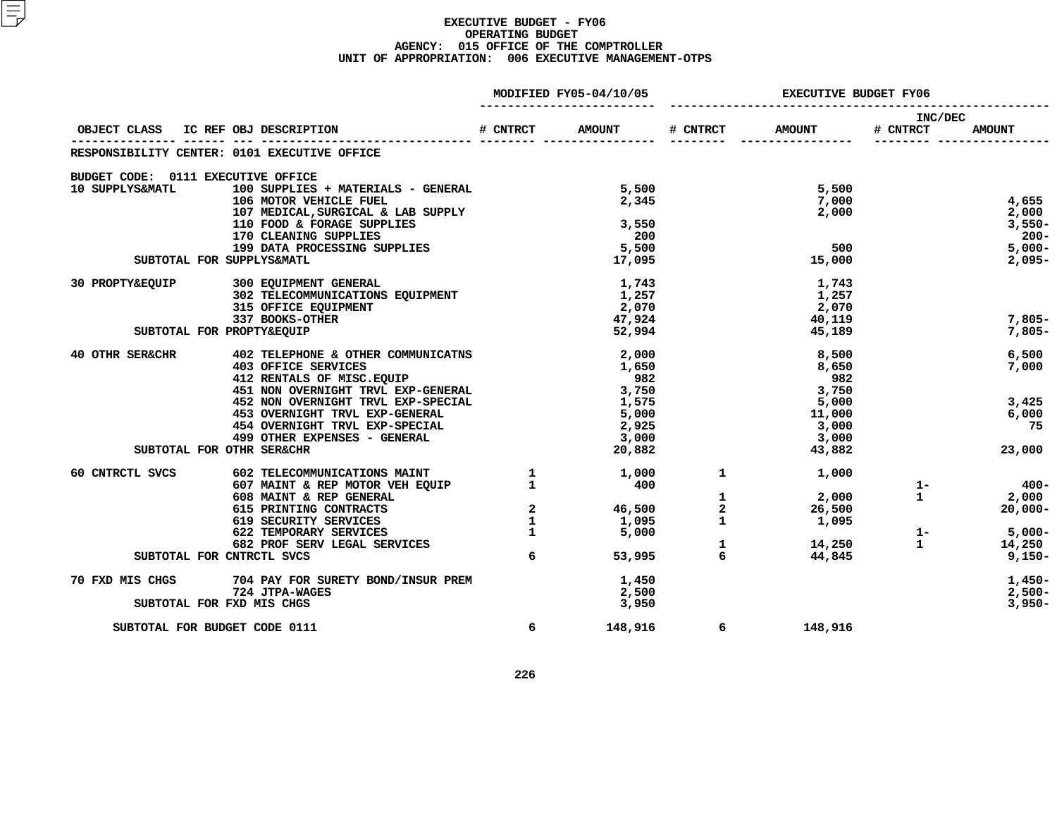# EXECUTIVE BUDGET - FY06
## OPERATING BUDGET
### AGENCY: 015 OFFICE OF THE COMPTROLLER
### UNIT OF APPROPRIATION: 006 EXECUTIVE MANAGEMENT-OTPS

| OBJECT CLASS | IC REF OBJ DESCRIPTION | MODIFIED FY05-04/10/05 # CNTRCT | MODIFIED FY05-04/10/05 AMOUNT | EXECUTIVE BUDGET FY06 # CNTRCT | EXECUTIVE BUDGET FY06 AMOUNT | INC/DEC # CNTRCT | INC/DEC AMOUNT |
|---|---|---|---|---|---|---|---|
| RESPONSIBILITY CENTER: 0101 EXECUTIVE OFFICE | | | | | | | |
| BUDGET CODE: 0111 EXECUTIVE OFFICE | | | | | | | |
| 10 SUPPLYS&MATL | 100 SUPPLIES + MATERIALS - GENERAL | | 5,500 | | 5,500 | | |
| | 106 MOTOR VEHICLE FUEL | | 2,345 | | 7,000 | | 4,655 |
| | 107 MEDICAL,SURGICAL & LAB SUPPLY | | | | 2,000 | | 2,000 |
| | 110 FOOD & FORAGE SUPPLIES | | 3,550 | | | | 3,550- |
| | 170 CLEANING SUPPLIES | | 200 | | | | 200- |
| | 199 DATA PROCESSING SUPPLIES | | 5,500 | | 500 | | 5,000- |
| SUBTOTAL FOR SUPPLYS&MATL | | | 17,095 | | 15,000 | | 2,095- |
| 30 PROPTY&EQUIP | 300 EQUIPMENT GENERAL | | 1,743 | | 1,743 | | |
| | 302 TELECOMMUNICATIONS EQUIPMENT | | 1,257 | | 1,257 | | |
| | 315 OFFICE EQUIPMENT | | 2,070 | | 2,070 | | |
| | 337 BOOKS-OTHER | | 47,924 | | 40,119 | | 7,805- |
| SUBTOTAL FOR PROPTY&EQUIP | | | 52,994 | | 45,189 | | 7,805- |
| 40 OTHR SER&CHR | 402 TELEPHONE & OTHER COMMUNICATNS | | 2,000 | | 8,500 | | 6,500 |
| | 403 OFFICE SERVICES | | 1,650 | | 8,650 | | 7,000 |
| | 412 RENTALS OF MISC.EQUIP | | 982 | | 982 | | |
| | 451 NON OVERNIGHT TRVL EXP-GENERAL | | 3,750 | | 3,750 | | |
| | 452 NON OVERNIGHT TRVL EXP-SPECIAL | | 1,575 | | 5,000 | | 3,425 |
| | 453 OVERNIGHT TRVL EXP-GENERAL | | 5,000 | | 11,000 | | 6,000 |
| | 454 OVERNIGHT TRVL EXP-SPECIAL | | 2,925 | | 3,000 | | 75 |
| | 499 OTHER EXPENSES - GENERAL | | 3,000 | | 3,000 | | |
| SUBTOTAL FOR OTHR SER&CHR | | | 20,882 | | 43,882 | | 23,000 |
| 60 CNTRCTL SVCS | 602 TELECOMMUNICATIONS MAINT | 1 | 1,000 | 1 | 1,000 | | |
| | 607 MAINT & REP MOTOR VEH EQUIP | 1 | 400 | | | 1- | 400- |
| | 608 MAINT & REP GENERAL | | | 1 | 2,000 | 1 | 2,000 |
| | 615 PRINTING CONTRACTS | 2 | 46,500 | 2 | 26,500 | | 20,000- |
| | 619 SECURITY SERVICES | 1 | 1,095 | 1 | 1,095 | | |
| | 622 TEMPORARY SERVICES | 1 | 5,000 | | | 1- | 5,000- |
| | 682 PROF SERV LEGAL SERVICES | | | 1 | 14,250 | 1 | 14,250 |
| SUBTOTAL FOR CNTRCTL SVCS | | 6 | 53,995 | 6 | 44,845 | | 9,150- |
| 70 FXD MIS CHGS | 704 PAY FOR SURETY BOND/INSUR PREM | | 1,450 | | | | 1,450- |
| | 724 JTPA-WAGES | | 2,500 | | | | 2,500- |
| SUBTOTAL FOR FXD MIS CHGS | | | 3,950 | | | | 3,950- |
| SUBTOTAL FOR BUDGET CODE 0111 | | 6 | 148,916 | 6 | 148,916 | | |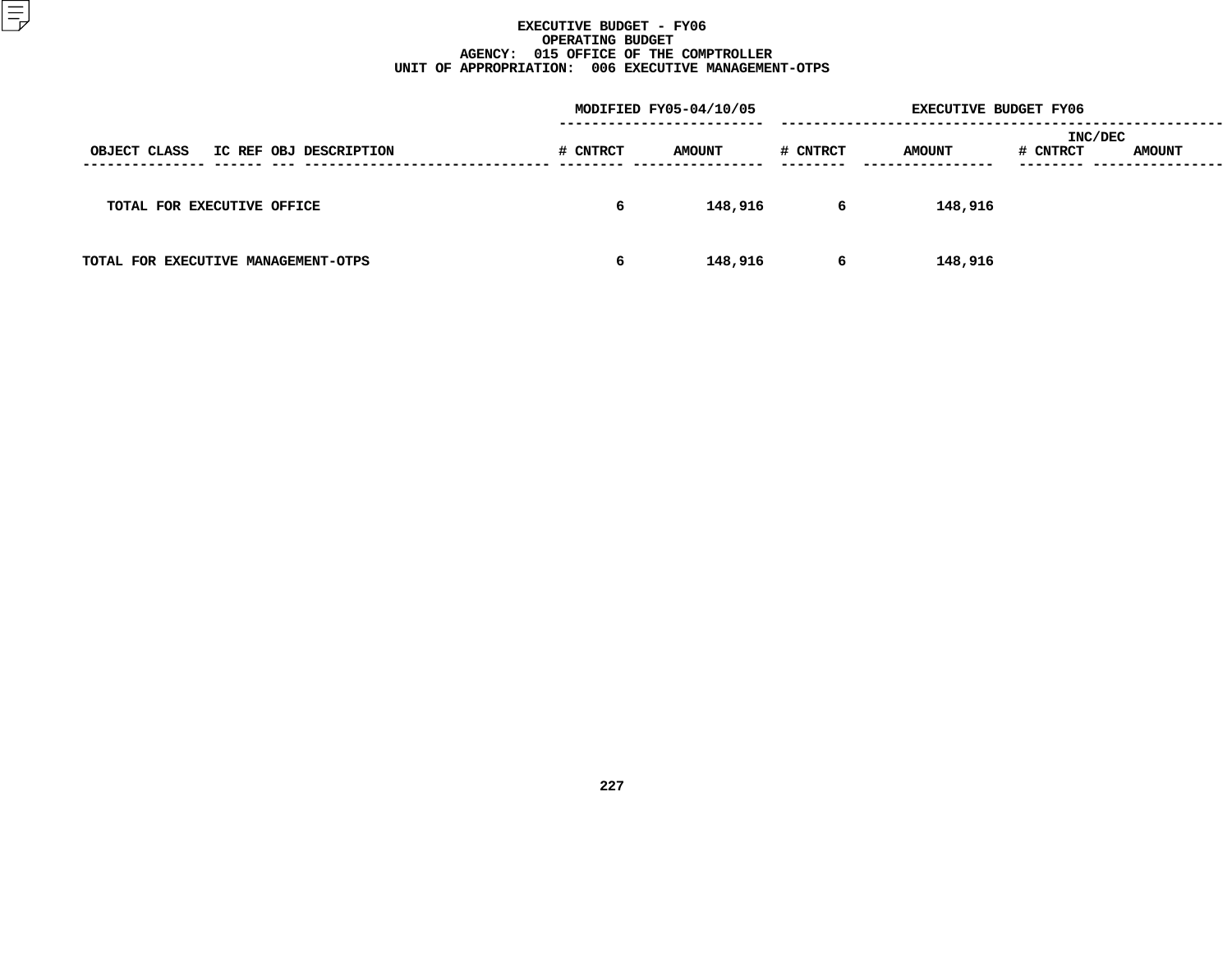# EXECUTIVE BUDGET - FY06
## OPERATING BUDGET
## AGENCY: 015 OFFICE OF THE COMPTROLLER
## UNIT OF APPROPRIATION: 006 EXECUTIVE MANAGEMENT-OTPS

| OBJECT CLASS | IC REF | OBJ | DESCRIPTION | MODIFIED FY05-04/10/05 # CNTRCT | MODIFIED FY05-04/10/05 AMOUNT | EXECUTIVE BUDGET FY06 # CNTRCT | EXECUTIVE BUDGET FY06 AMOUNT | INC/DEC # CNTRCT | INC/DEC AMOUNT |
|---|---|---|---|---|---|---|---|---|---|
| TOTAL FOR EXECUTIVE OFFICE | | | | 6 | 148,916 | 6 | 148,916 | | |
| TOTAL FOR EXECUTIVE MANAGEMENT-OTPS | | | | 6 | 148,916 | 6 | 148,916 | | |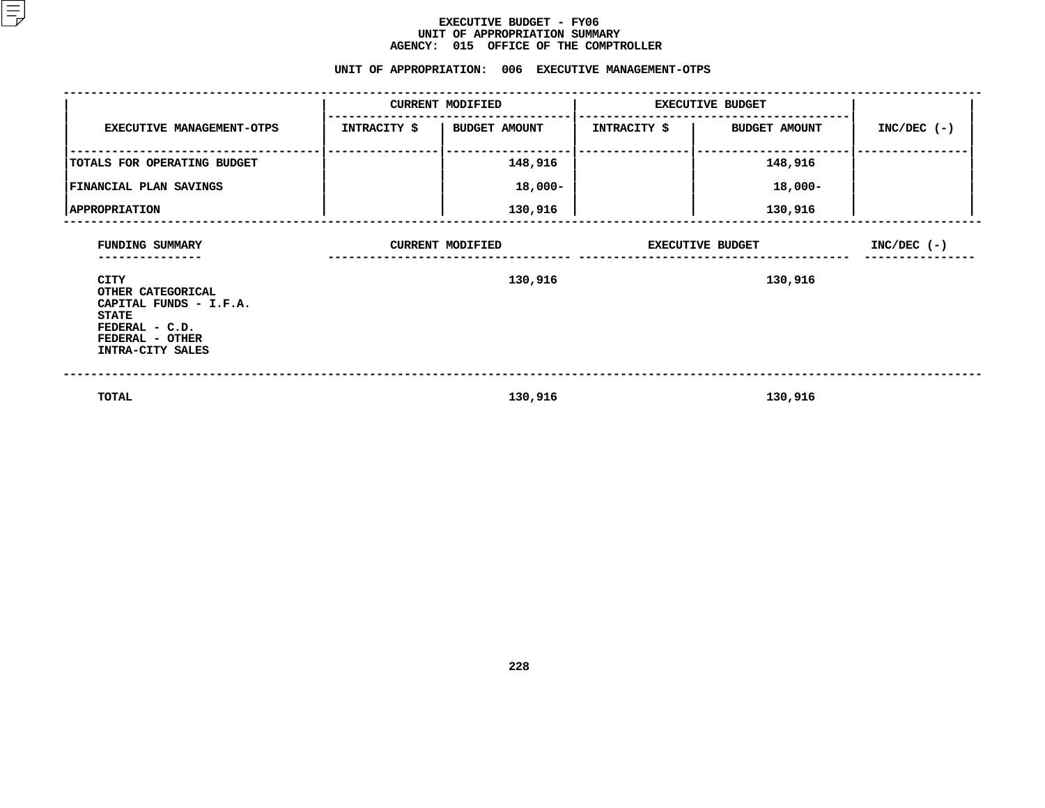# EXECUTIVE BUDGET - FY06
## UNIT OF APPROPRIATION SUMMARY
## AGENCY: 015 OFFICE OF THE COMPTROLLER

### UNIT OF APPROPRIATION: 006 EXECUTIVE MANAGEMENT-OTPS

| EXECUTIVE MANAGEMENT-OTPS | CURRENT MODIFIED | | EXECUTIVE BUDGET | | INC/DEC (-) |
|---|---|---|---|---|---|
| | INTRACITY $ | BUDGET AMOUNT | INTRACITY $ | BUDGET AMOUNT | |
| TOTALS FOR OPERATING BUDGET | | 148,916 | | 148,916 | |
| FINANCIAL PLAN SAVINGS | | 18,000- | | 18,000- | |
| APPROPRIATION | | 130,916 | | 130,916 | |

| FUNDING SUMMARY | CURRENT MODIFIED | EXECUTIVE BUDGET | INC/DEC (-) |
|---|---|---|---|
| CITY | 130,916 | 130,916 | |
| OTHER CATEGORICAL | | | |
| CAPITAL FUNDS - I.F.A. | | | |
| STATE | | | |
| FEDERAL - C.D. | | | |
| FEDERAL - OTHER | | | |
| INTRA-CITY SALES | | | |
| TOTAL | 130,916 | 130,916 | |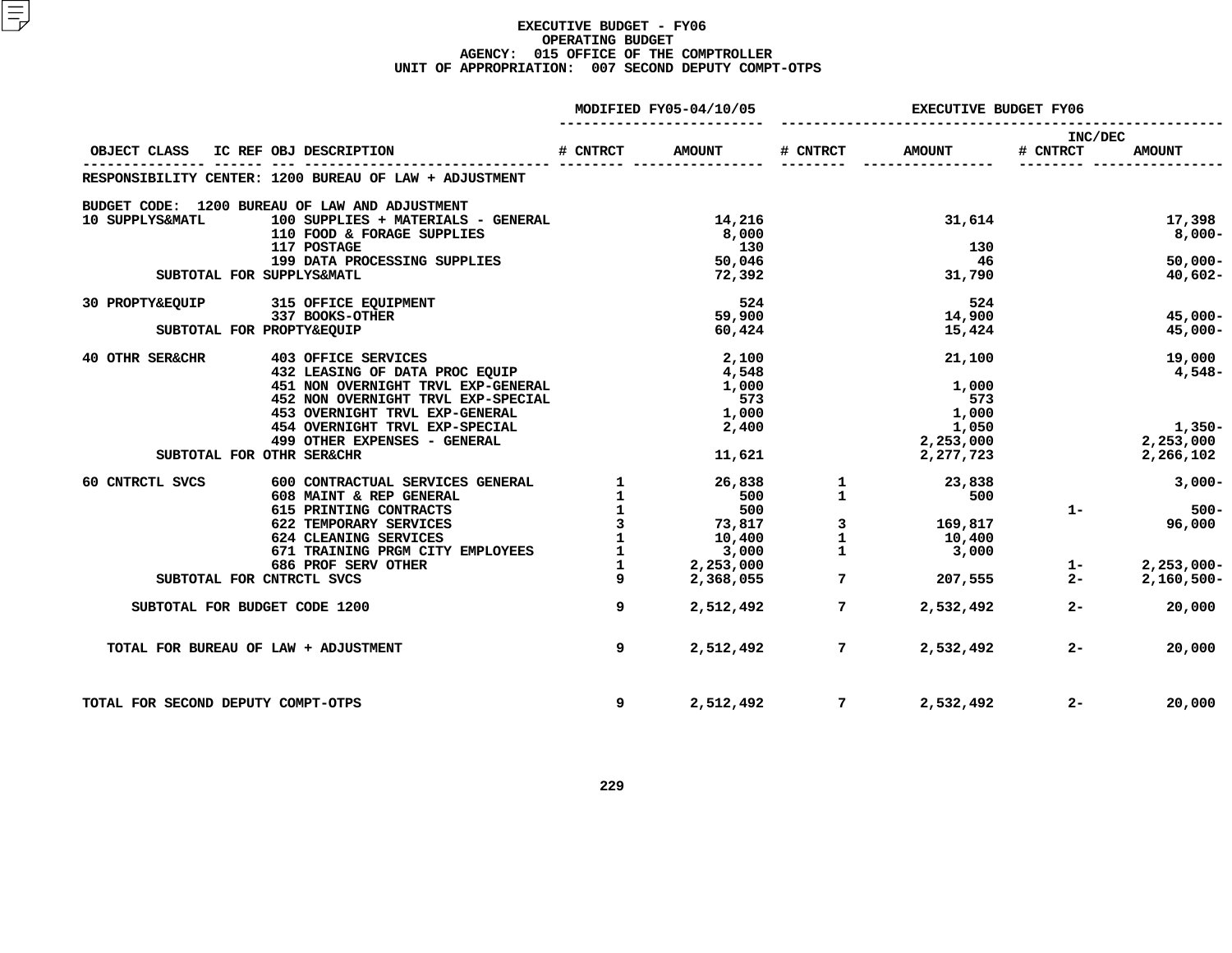# EXECUTIVE BUDGET - FY06
## OPERATING BUDGET
### AGENCY: 015 OFFICE OF THE COMPTROLLER
### UNIT OF APPROPRIATION: 007 SECOND DEPUTY COMPT-OTPS

| OBJECT CLASS | IC REF OBJ DESCRIPTION | MODIFIED FY05-04/10/05 # CNTRCT | MODIFIED FY05-04/10/05 AMOUNT | EXECUTIVE BUDGET FY06 # CNTRCT | EXECUTIVE BUDGET FY06 AMOUNT | INC/DEC # CNTRCT | INC/DEC AMOUNT |
|---|---|---|---|---|---|---|---|
| RESPONSIBILITY CENTER: 1200 BUREAU OF LAW + ADJUSTMENT | | | | | | | |
| BUDGET CODE: 1200 BUREAU OF LAW AND ADJUSTMENT | | | | | | | |
| 10 SUPPLYS&MATL | 100 SUPPLIES + MATERIALS - GENERAL | | 14,216 | | 31,614 | | 17,398 |
| | 110 FOOD & FORAGE SUPPLIES | | 8,000 | | | | 8,000- |
| | 117 POSTAGE | | 130 | | 130 | | |
| | 199 DATA PROCESSING SUPPLIES | | 50,046 | | 46 | | 50,000- |
| SUBTOTAL FOR SUPPLYS&MATL | | | 72,392 | | 31,790 | | 40,602- |
| 30 PROPTY&EQUIP | 315 OFFICE EQUIPMENT | | 524 | | 524 | | |
| | 337 BOOKS-OTHER | | 59,900 | | 14,900 | | 45,000- |
| SUBTOTAL FOR PROPTY&EQUIP | | | 60,424 | | 15,424 | | 45,000- |
| 40 OTHR SER&CHR | 403 OFFICE SERVICES | | 2,100 | | 21,100 | | 19,000 |
| | 432 LEASING OF DATA PROC EQUIP | | 4,548 | | | | 4,548- |
| | 451 NON OVERNIGHT TRVL EXP-GENERAL | | 1,000 | | 1,000 | | |
| | 452 NON OVERNIGHT TRVL EXP-SPECIAL | | 573 | | 573 | | |
| | 453 OVERNIGHT TRVL EXP-GENERAL | | 1,000 | | 1,000 | | |
| | 454 OVERNIGHT TRVL EXP-SPECIAL | | 2,400 | | 1,050 | | 1,350- |
| | 499 OTHER EXPENSES - GENERAL | | | | 2,253,000 | | 2,253,000 |
| SUBTOTAL FOR OTHR SER&CHR | | | 11,621 | | 2,277,723 | | 2,266,102 |
| 60 CNTRCTL SVCS | 600 CONTRACTUAL SERVICES GENERAL | 1 | 26,838 | 1 | 23,838 | | 3,000- |
| | 608 MAINT & REP GENERAL | 1 | 500 | 1 | 500 | | |
| | 615 PRINTING CONTRACTS | 1 | 500 | | | 1- | 500- |
| | 622 TEMPORARY SERVICES | 3 | 73,817 | 3 | 169,817 | | 96,000 |
| | 624 CLEANING SERVICES | 1 | 10,400 | 1 | 10,400 | | |
| | 671 TRAINING PRGM CITY EMPLOYEES | 1 | 3,000 | 1 | 3,000 | | |
| | 686 PROF SERV OTHER | 1 | 2,253,000 | | | 1- | 2,253,000- |
| SUBTOTAL FOR CNTRCTL SVCS | | 9 | 2,368,055 | 7 | 207,555 | 2- | 2,160,500- |
| SUBTOTAL FOR BUDGET CODE 1200 | | 9 | 2,512,492 | 7 | 2,532,492 | 2- | 20,000 |
| TOTAL FOR BUREAU OF LAW + ADJUSTMENT | | 9 | 2,512,492 | 7 | 2,532,492 | 2- | 20,000 |
| TOTAL FOR SECOND DEPUTY COMPT-OTPS | | 9 | 2,512,492 | 7 | 2,532,492 | 2- | 20,000 |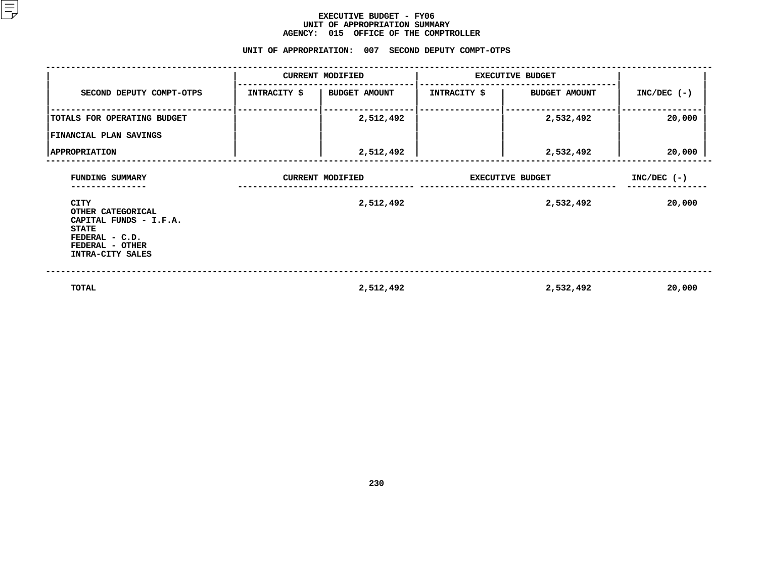# EXECUTIVE BUDGET - FY06
## UNIT OF APPROPRIATION SUMMARY
## AGENCY: 015 OFFICE OF THE COMPTROLLER

### UNIT OF APPROPRIATION: 007 SECOND DEPUTY COMPT-OTPS

| SECOND DEPUTY COMPT-OTPS | CURRENT MODIFIED | | EXECUTIVE BUDGET | | INC/DEC (-) |
|---|---|---|---|---|---|
| | INTRACITY $ | BUDGET AMOUNT | INTRACITY $ | BUDGET AMOUNT | |
| TOTALS FOR OPERATING BUDGET | | 2,512,492 | | 2,532,492 | 20,000 |
| FINANCIAL PLAN SAVINGS | | | | | |
| APPROPRIATION | | 2,512,492 | | 2,532,492 | 20,000 |

| FUNDING SUMMARY | CURRENT MODIFIED | EXECUTIVE BUDGET | INC/DEC (-) |
|---|---|---|---|
| CITY | 2,512,492 | 2,532,492 | 20,000 |
| OTHER CATEGORICAL | | | |
| CAPITAL FUNDS - I.F.A. | | | |
| STATE | | | |
| FEDERAL - C.D. | | | |
| FEDERAL - OTHER | | | |
| INTRA-CITY SALES | | | |
| TOTAL | 2,512,492 | 2,532,492 | 20,000 |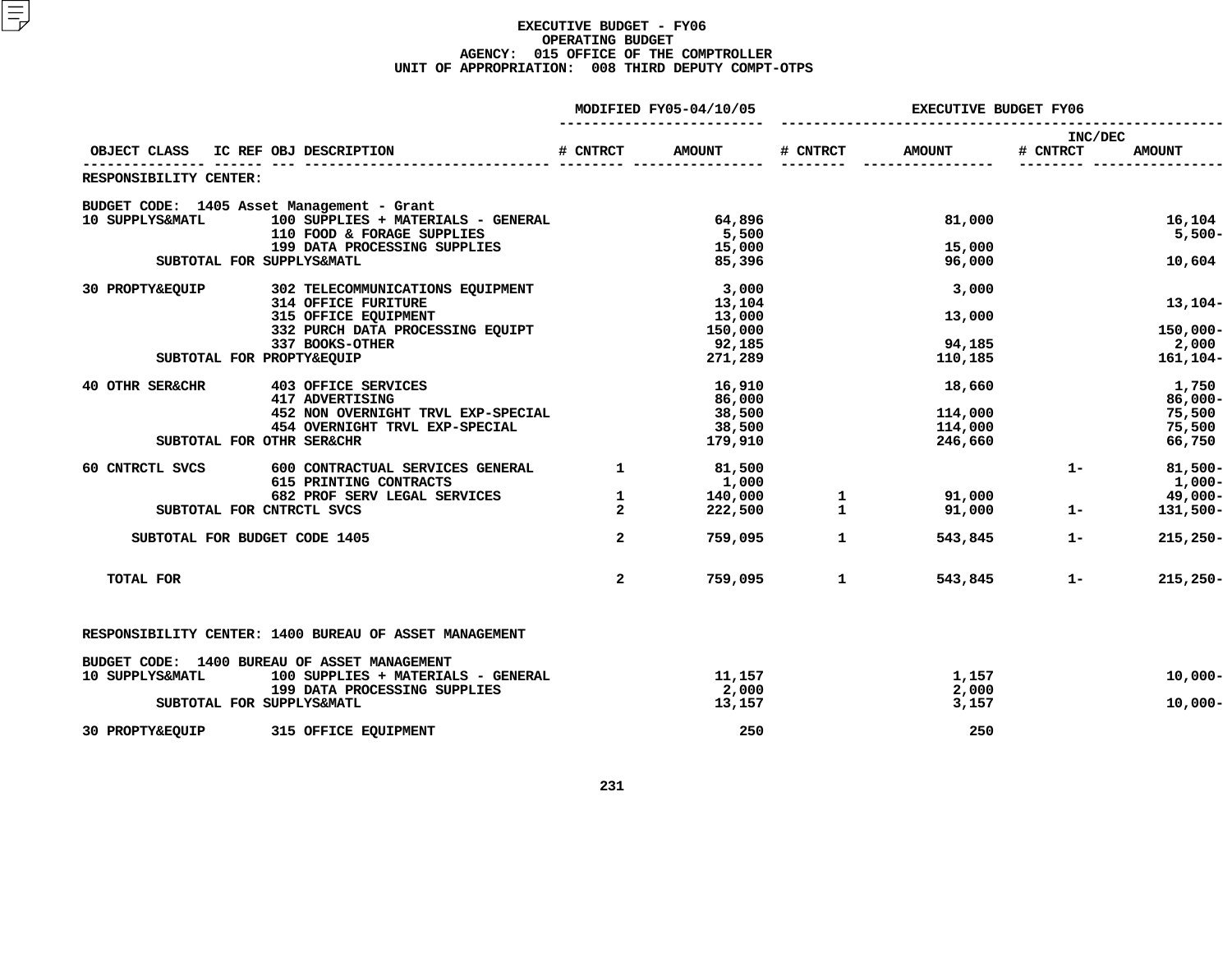# EXECUTIVE BUDGET - FY06
## OPERATING BUDGET
### AGENCY: 015 OFFICE OF THE COMPTROLLER
### UNIT OF APPROPRIATION: 008 THIRD DEPUTY COMPT-OTPS

| OBJECT CLASS | IC REF OBJ DESCRIPTION | MODIFIED FY05-04/10/05 # CNTRCT | MODIFIED FY05-04/10/05 AMOUNT | EXECUTIVE BUDGET FY06 # CNTRCT | EXECUTIVE BUDGET FY06 AMOUNT | INC/DEC # CNTRCT | INC/DEC AMOUNT |
|---|---|---|---|---|---|---|---|
| RESPONSIBILITY CENTER: | | | | | | | |
| BUDGET CODE: 1405 Asset Management - Grant | | | | | | | |
| 10 SUPPLYS&MATL | 100 SUPPLIES + MATERIALS - GENERAL | | 64,896 | | 81,000 | | 16,104 |
| | 110 FOOD & FORAGE SUPPLIES | | 5,500 | | | | 5,500- |
| | 199 DATA PROCESSING SUPPLIES | | 15,000 | | 15,000 | | |
| SUBTOTAL FOR SUPPLYS&MATL | | | 85,396 | | 96,000 | | 10,604 |
| 30 PROPTY&EQUIP | 302 TELECOMMUNICATIONS EQUIPMENT | | 3,000 | | 3,000 | | |
| | 314 OFFICE FURITURE | | 13,104 | | | | 13,104- |
| | 315 OFFICE EQUIPMENT | | 13,000 | | 13,000 | | |
| | 332 PURCH DATA PROCESSING EQUIPT | | 150,000 | | | | 150,000- |
| | 337 BOOKS-OTHER | | 92,185 | | 94,185 | | 2,000 |
| SUBTOTAL FOR PROPTY&EQUIP | | | 271,289 | | 110,185 | | 161,104- |
| 40 OTHR SER&CHR | 403 OFFICE SERVICES | | 16,910 | | 18,660 | | 1,750 |
| | 417 ADVERTISING | | 86,000 | | | | 86,000- |
| | 452 NON OVERNIGHT TRVL EXP-SPECIAL | | 38,500 | | 114,000 | | 75,500 |
| | 454 OVERNIGHT TRVL EXP-SPECIAL | | 38,500 | | 114,000 | | 75,500 |
| SUBTOTAL FOR OTHR SER&CHR | | | 179,910 | | 246,660 | | 66,750 |
| 60 CNTRCTL SVCS | 600 CONTRACTUAL SERVICES GENERAL | 1 | 81,500 | | | 1- | 81,500- |
| | 615 PRINTING CONTRACTS | | 1,000 | | | | 1,000- |
| | 682 PROF SERV LEGAL SERVICES | 1 | 140,000 | 1 | 91,000 | | 49,000- |
| SUBTOTAL FOR CNTRCTL SVCS | | 2 | 222,500 | 1 | 91,000 | 1- | 131,500- |
| SUBTOTAL FOR BUDGET CODE 1405 | | 2 | 759,095 | 1 | 543,845 | 1- | 215,250- |
| TOTAL FOR | | 2 | 759,095 | 1 | 543,845 | 1- | 215,250- |
| RESPONSIBILITY CENTER: 1400 BUREAU OF ASSET MANAGEMENT | | | | | | | |
| BUDGET CODE: 1400 BUREAU OF ASSET MANAGEMENT | | | | | | | |
| 10 SUPPLYS&MATL | 100 SUPPLIES + MATERIALS - GENERAL | | 11,157 | | 1,157 | | 10,000- |
| | 199 DATA PROCESSING SUPPLIES | | 2,000 | | 2,000 | | |
| SUBTOTAL FOR SUPPLYS&MATL | | | 13,157 | | 3,157 | | 10,000- |
| 30 PROPTY&EQUIP | 315 OFFICE EQUIPMENT | | 250 | | 250 | | |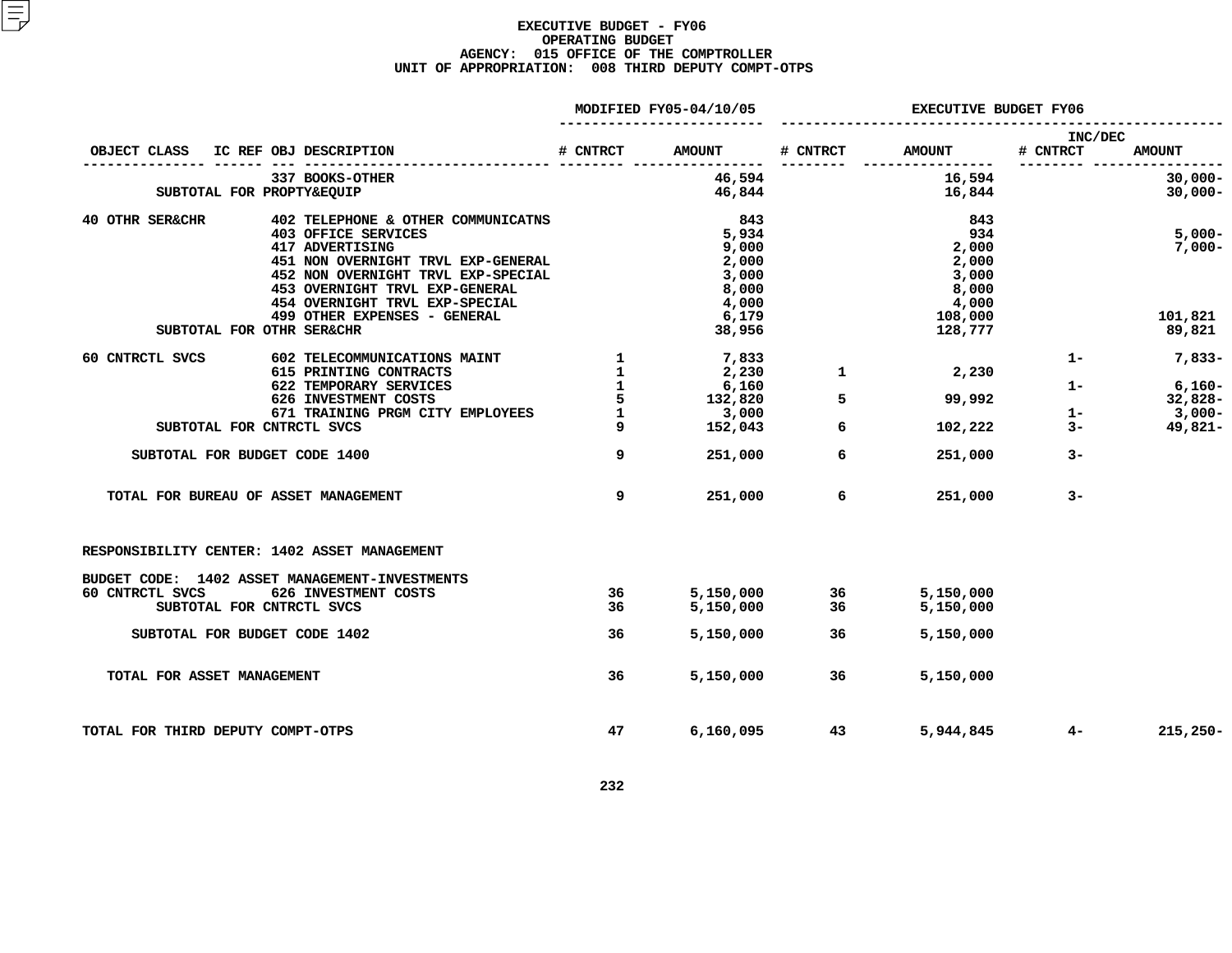# EXECUTIVE BUDGET - FY06
## OPERATING BUDGET
### AGENCY: 015 OFFICE OF THE COMPTROLLER
### UNIT OF APPROPRIATION: 008 THIRD DEPUTY COMPT-OTPS

| OBJECT CLASS | IC REF | OBJ | DESCRIPTION | MODIFIED FY05-04/10/05 # CNTRCT | MODIFIED FY05-04/10/05 AMOUNT | EXECUTIVE BUDGET FY06 # CNTRCT | EXECUTIVE BUDGET FY06 AMOUNT | INC/DEC # CNTRCT | INC/DEC AMOUNT |
|---|---|---|---|---|---|---|---|---|---|
| | | 337 | BOOKS-OTHER | | 46,594 | | 16,594 | | 30,000- |
| SUBTOTAL FOR PROPTY&EQUIP | | | | | 46,844 | | 16,844 | | 30,000- |
| 40 OTHR SER&CHR | | 402 | TELEPHONE & OTHER COMMUNICATNS | | 843 | | 843 | | |
| | | 403 | OFFICE SERVICES | | 5,934 | | 934 | | 5,000- |
| | | 417 | ADVERTISING | | 9,000 | | 2,000 | | 7,000- |
| | | 451 | NON OVERNIGHT TRVL EXP-GENERAL | | 2,000 | | 2,000 | | |
| | | 452 | NON OVERNIGHT TRVL EXP-SPECIAL | | 3,000 | | 3,000 | | |
| | | 453 | OVERNIGHT TRVL EXP-GENERAL | | 8,000 | | 8,000 | | |
| | | 454 | OVERNIGHT TRVL EXP-SPECIAL | | 4,000 | | 4,000 | | |
| | | 499 | OTHER EXPENSES - GENERAL | | 6,179 | | 108,000 | | 101,821 |
| SUBTOTAL FOR OTHR SER&CHR | | | | | 38,956 | | 128,777 | | 89,821 |
| 60 CNTRCTL SVCS | | 602 | TELECOMMUNICATIONS MAINT | 1 | 7,833 | | | 1- | 7,833- |
| | | 615 | PRINTING CONTRACTS | 1 | 2,230 | 1 | 2,230 | | |
| | | 622 | TEMPORARY SERVICES | 1 | 6,160 | | | 1- | 6,160- |
| | | 626 | INVESTMENT COSTS | 5 | 132,820 | 5 | 99,992 | | 32,828- |
| | | 671 | TRAINING PRGM CITY EMPLOYEES | 1 | 3,000 | | | 1- | 3,000- |
| SUBTOTAL FOR CNTRCTL SVCS | | | | 9 | 152,043 | 6 | 102,222 | 3- | 49,821- |
| SUBTOTAL FOR BUDGET CODE 1400 | | | | 9 | 251,000 | 6 | 251,000 | 3- | |
| TOTAL FOR BUREAU OF ASSET MANAGEMENT | | | | 9 | 251,000 | 6 | 251,000 | 3- | |

RESPONSIBILITY CENTER: 1402 ASSET MANAGEMENT

BUDGET CODE: 1402 ASSET MANAGEMENT-INVESTMENTS

| OBJECT CLASS | IC REF | OBJ | DESCRIPTION | MODIFIED FY05-04/10/05 # CNTRCT | MODIFIED FY05-04/10/05 AMOUNT | EXECUTIVE BUDGET FY06 # CNTRCT | EXECUTIVE BUDGET FY06 AMOUNT | INC/DEC # CNTRCT | INC/DEC AMOUNT |
|---|---|---|---|---|---|---|---|---|---|
| 60 CNTRCTL SVCS | | 626 | INVESTMENT COSTS | 36 | 5,150,000 | 36 | 5,150,000 | | |
| SUBTOTAL FOR CNTRCTL SVCS | | | | 36 | 5,150,000 | 36 | 5,150,000 | | |
| SUBTOTAL FOR BUDGET CODE 1402 | | | | 36 | 5,150,000 | 36 | 5,150,000 | | |
| TOTAL FOR ASSET MANAGEMENT | | | | 36 | 5,150,000 | 36 | 5,150,000 | | |
| TOTAL FOR THIRD DEPUTY COMPT-OTPS | | | | 47 | 6,160,095 | 43 | 5,944,845 | 4- | 215,250- |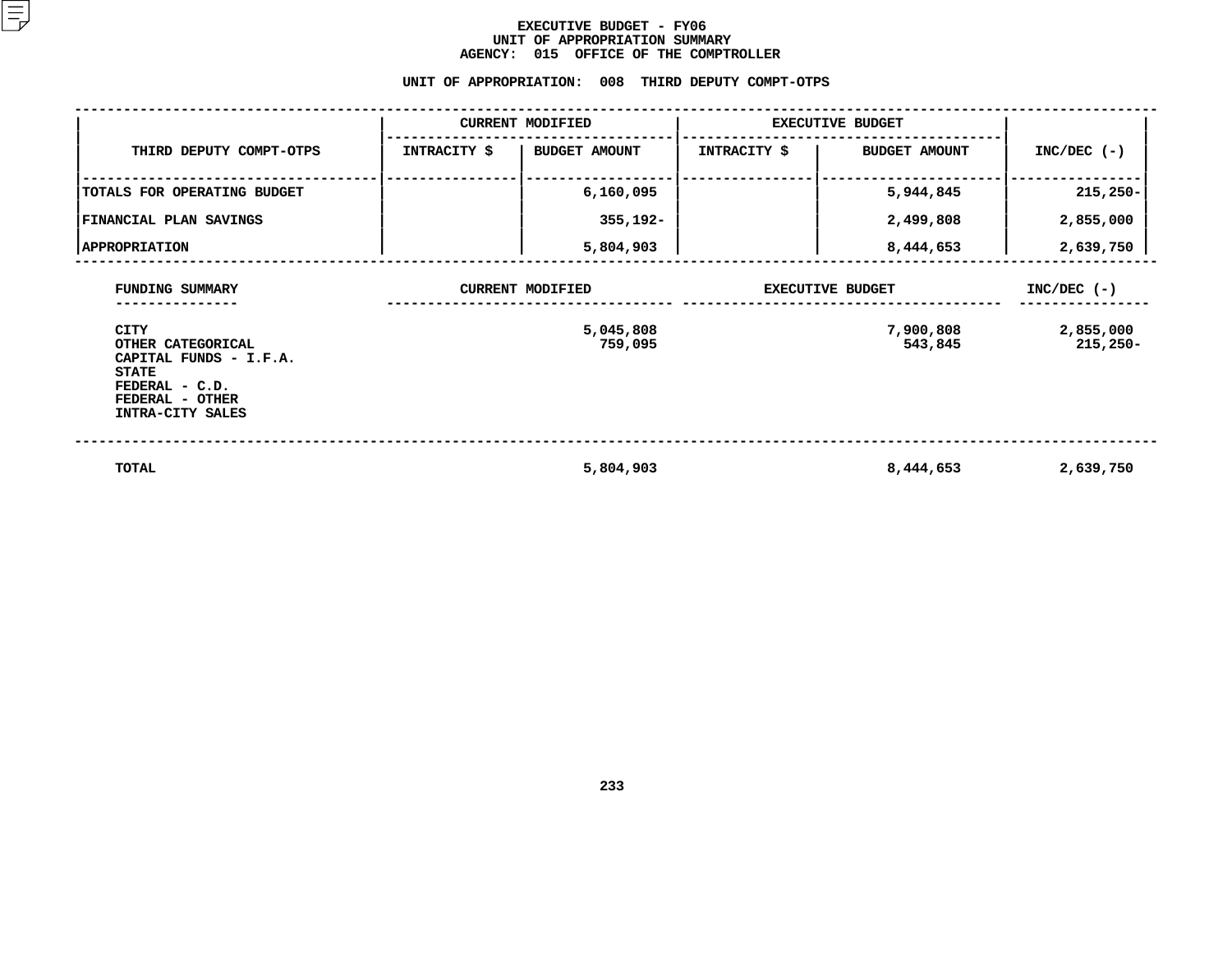# EXECUTIVE BUDGET - FY06
## UNIT OF APPROPRIATION SUMMARY
## AGENCY: 015 OFFICE OF THE COMPTROLLER

### UNIT OF APPROPRIATION: 008 THIRD DEPUTY COMPT-OTPS

| THIRD DEPUTY COMPT-OTPS | CURRENT MODIFIED | | EXECUTIVE BUDGET | | INC/DEC (-) |
|---|---|---|---|---|---|
| | INTRACITY $ | BUDGET AMOUNT | INTRACITY $ | BUDGET AMOUNT | |
| TOTALS FOR OPERATING BUDGET | | 6,160,095 | | 5,944,845 | 215,250- |
| FINANCIAL PLAN SAVINGS | | 355,192- | | 2,499,808 | 2,855,000 |
| APPROPRIATION | | 5,804,903 | | 8,444,653 | 2,639,750 |

| FUNDING SUMMARY | CURRENT MODIFIED | EXECUTIVE BUDGET | INC/DEC (-) |
|---|---|---|---|
| CITY | 5,045,808 | 7,900,808 | 2,855,000 |
| OTHER CATEGORICAL | 759,095 | 543,845 | 215,250- |
| CAPITAL FUNDS - I.F.A. | | | |
| STATE | | | |
| FEDERAL - C.D. | | | |
| FEDERAL - OTHER | | | |
| INTRA-CITY SALES | | | |
| TOTAL | 5,804,903 | 8,444,653 | 2,639,750 |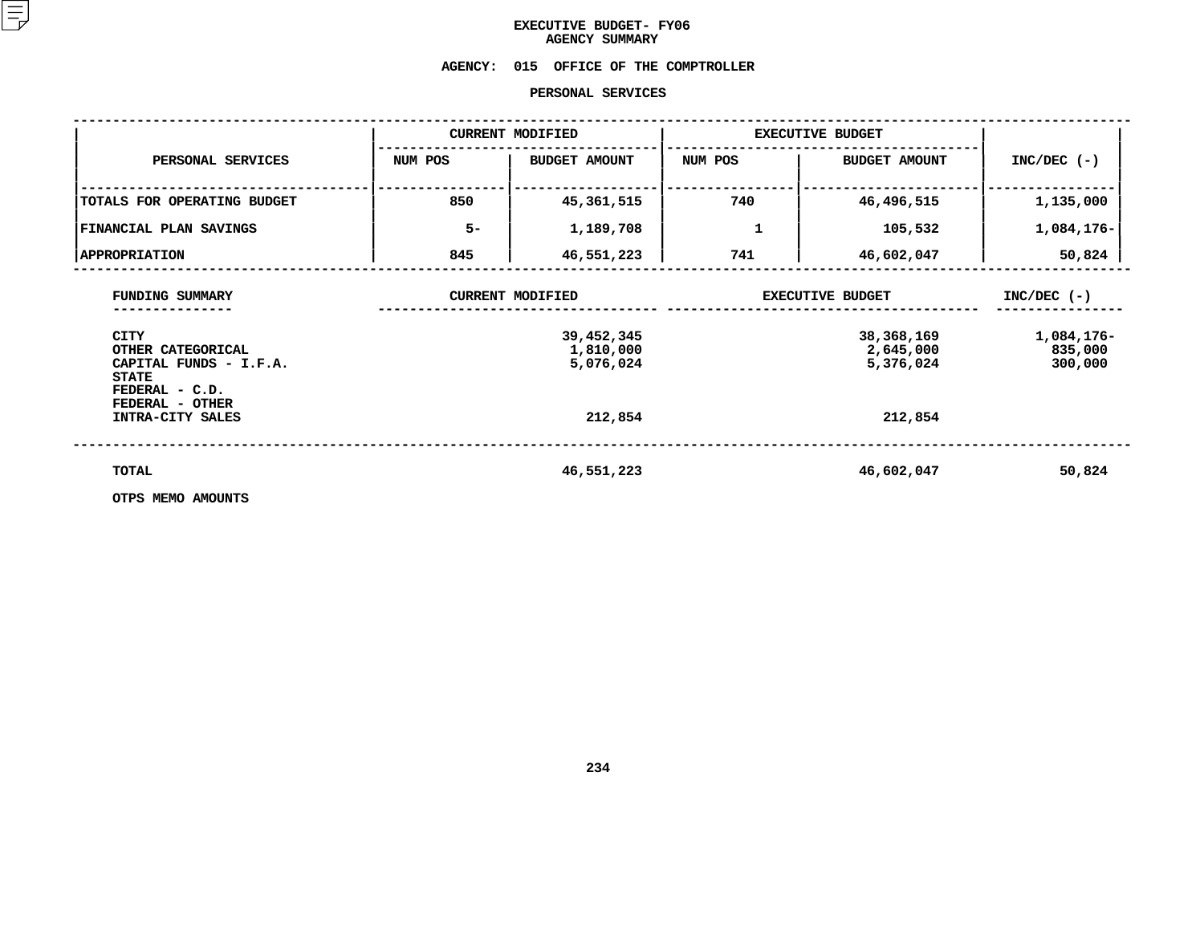# EXECUTIVE BUDGET- FY06
## AGENCY SUMMARY

**AGENCY: 015 OFFICE OF THE COMPTROLLER**

**PERSONAL SERVICES**

| PERSONAL SERVICES | CURRENT MODIFIED | | EXECUTIVE BUDGET | | INC/DEC (-) |
|---|---|---|---|---|---|
| | NUM POS | BUDGET AMOUNT | NUM POS | BUDGET AMOUNT | |
| TOTALS FOR OPERATING BUDGET | 850 | 45,361,515 | 740 | 46,496,515 | 1,135,000 |
| FINANCIAL PLAN SAVINGS | 5- | 1,189,708 | 1 | 105,532 | 1,084,176- |
| APPROPRIATION | 845 | 46,551,223 | 741 | 46,602,047 | 50,824 |

| FUNDING SUMMARY | CURRENT MODIFIED | EXECUTIVE BUDGET | INC/DEC (-) |
|---|---|---|---|
| CITY | 39,452,345 | 38,368,169 | 1,084,176- |
| OTHER CATEGORICAL | 1,810,000 | 2,645,000 | 835,000 |
| CAPITAL FUNDS - I.F.A. | 5,076,024 | 5,376,024 | 300,000 |
| STATE | | | |
| FEDERAL - C.D. | | | |
| FEDERAL - OTHER | | | |
| INTRA-CITY SALES | 212,854 | 212,854 | |
| TOTAL | 46,551,223 | 46,602,047 | 50,824 |

OTPS MEMO AMOUNTS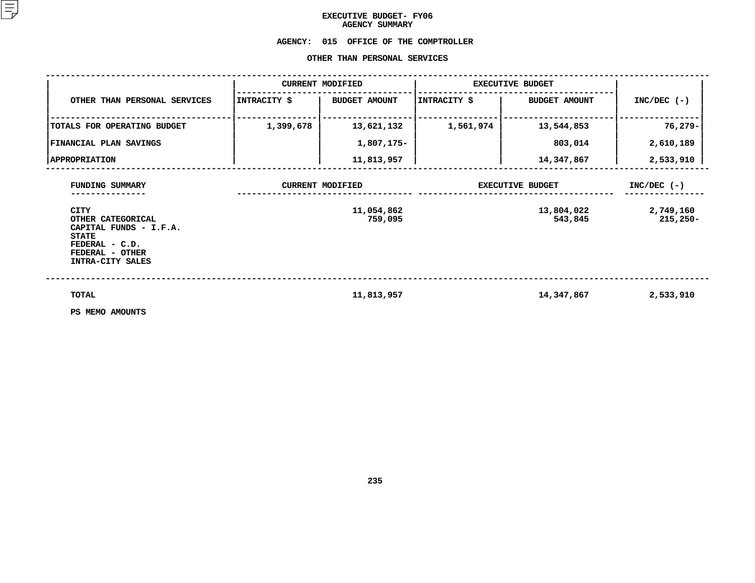# EXECUTIVE BUDGET- FY06
## AGENCY SUMMARY

### AGENCY: 015 OFFICE OF THE COMPTROLLER

### OTHER THAN PERSONAL SERVICES

| OTHER THAN PERSONAL SERVICES | CURRENT MODIFIED | | EXECUTIVE BUDGET | | INC/DEC (-) |
|---|---|---|---|---|---|
| | INTRACITY $ | BUDGET AMOUNT | INTRACITY $ | BUDGET AMOUNT | |
| TOTALS FOR OPERATING BUDGET | 1,399,678 | 13,621,132 | 1,561,974 | 13,544,853 | 76,279- |
| FINANCIAL PLAN SAVINGS | | 1,807,175- | | 803,014 | 2,610,189 |
| APPROPRIATION | | 11,813,957 | | 14,347,867 | 2,533,910 |

| FUNDING SUMMARY | CURRENT MODIFIED | EXECUTIVE BUDGET | INC/DEC (-) |
|---|---|---|---|
| CITY | 11,054,862 | 13,804,022 | 2,749,160 |
| OTHER CATEGORICAL | 759,095 | 543,845 | 215,250- |
| CAPITAL FUNDS - I.F.A. | | | |
| STATE | | | |
| FEDERAL - C.D. | | | |
| FEDERAL - OTHER | | | |
| INTRA-CITY SALES | | | |
| TOTAL | 11,813,957 | 14,347,867 | 2,533,910 |
| PS MEMO AMOUNTS | | | |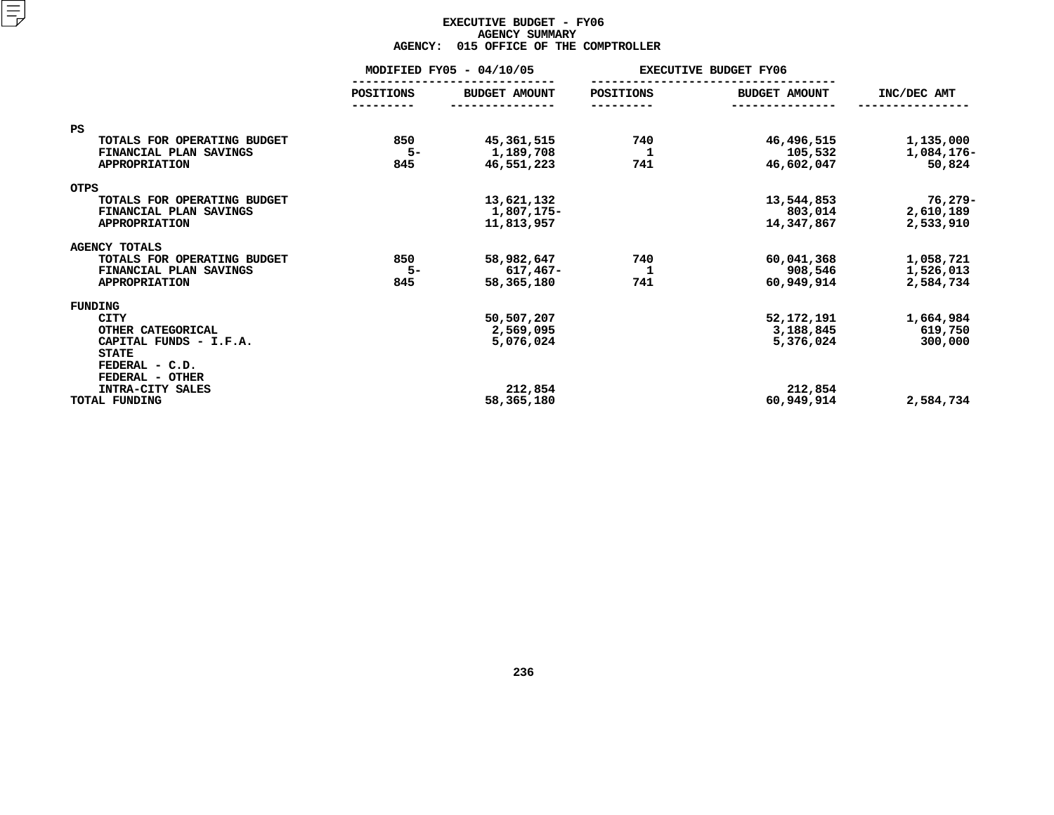# EXECUTIVE BUDGET - FY06
## AGENCY SUMMARY
## AGENCY: 015 OFFICE OF THE COMPTROLLER

| | MODIFIED FY05 - 04/10/05 | | EXECUTIVE BUDGET FY06 | | |
|---|---|---|---|---|---|
| | POSITIONS | BUDGET AMOUNT | POSITIONS | BUDGET AMOUNT | INC/DEC AMT |
| **PS** | | | | | |
| TOTALS FOR OPERATING BUDGET | 850 | 45,361,515 | 740 | 46,496,515 | 1,135,000 |
| FINANCIAL PLAN SAVINGS | 5- | 1,189,708 | 1 | 105,532 | 1,084,176- |
| APPROPRIATION | 845 | 46,551,223 | 741 | 46,602,047 | 50,824 |
| **OTPS** | | | | | |
| TOTALS FOR OPERATING BUDGET | | 13,621,132 | | 13,544,853 | 76,279- |
| FINANCIAL PLAN SAVINGS | | 1,807,175- | | 803,014 | 2,610,189 |
| APPROPRIATION | | 11,813,957 | | 14,347,867 | 2,533,910 |
| **AGENCY TOTALS** | | | | | |
| TOTALS FOR OPERATING BUDGET | 850 | 58,982,647 | 740 | 60,041,368 | 1,058,721 |
| FINANCIAL PLAN SAVINGS | 5- | 617,467- | 1 | 908,546 | 1,526,013 |
| APPROPRIATION | 845 | 58,365,180 | 741 | 60,949,914 | 2,584,734 |
| **FUNDING** | | | | | |
| CITY | | 50,507,207 | | 52,172,191 | 1,664,984 |
| OTHER CATEGORICAL | | 2,569,095 | | 3,188,845 | 619,750 |
| CAPITAL FUNDS - I.F.A. | | 5,076,024 | | 5,376,024 | 300,000 |
| STATE | | | | | |
| FEDERAL - C.D. | | | | | |
| FEDERAL - OTHER | | | | | |
| INTRA-CITY SALES | | 212,854 | | 212,854 | |
| TOTAL FUNDING | | 58,365,180 | | 60,949,914 | 2,584,734 |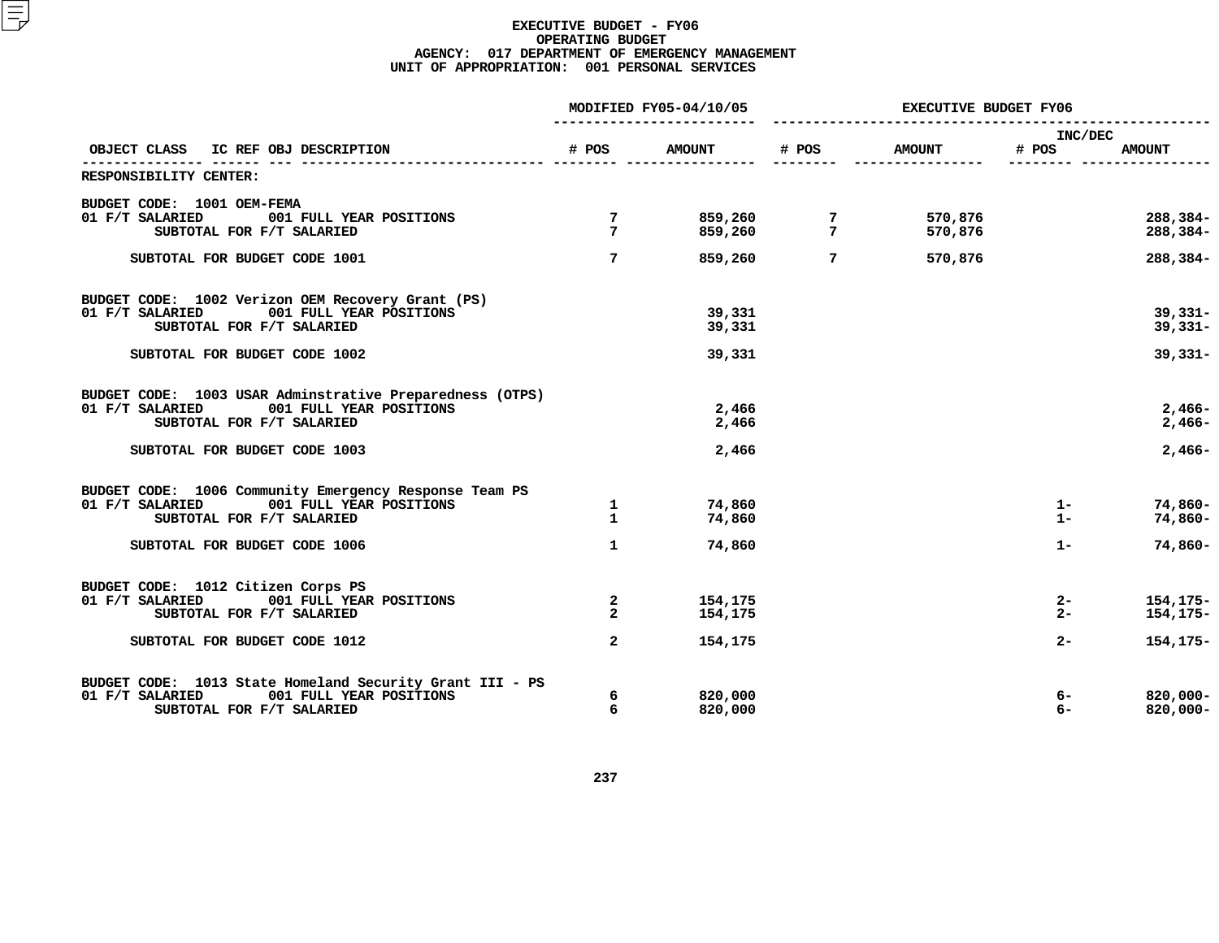# EXECUTIVE BUDGET - FY06
## OPERATING BUDGET
### AGENCY: 017 DEPARTMENT OF EMERGENCY MANAGEMENT
### UNIT OF APPROPRIATION: 001 PERSONAL SERVICES

| OBJECT CLASS | IC REF OBJ DESCRIPTION | MODIFIED FY05-04/10/05 # POS | MODIFIED FY05-04/10/05 AMOUNT | EXECUTIVE BUDGET FY06 # POS | EXECUTIVE BUDGET FY06 AMOUNT | INC/DEC # POS | INC/DEC AMOUNT |
|---|---|---|---|---|---|---|---|
| RESPONSIBILITY CENTER: | | | | | | | |
| BUDGET CODE: 1001 OEM-FEMA | | | | | | | |
| 01 F/T SALARIED | 001 FULL YEAR POSITIONS | 7 | 859,260 | 7 | 570,876 | | 288,384- |
| SUBTOTAL FOR F/T SALARIED | | 7 | 859,260 | 7 | 570,876 | | 288,384- |
| SUBTOTAL FOR BUDGET CODE 1001 | | 7 | 859,260 | 7 | 570,876 | | 288,384- |
| BUDGET CODE: 1002 Verizon OEM Recovery Grant (PS) | | | | | | | |
| 01 F/T SALARIED | 001 FULL YEAR POSITIONS | | 39,331 | | | | 39,331- |
| SUBTOTAL FOR F/T SALARIED | | | 39,331 | | | | 39,331- |
| SUBTOTAL FOR BUDGET CODE 1002 | | | 39,331 | | | | 39,331- |
| BUDGET CODE: 1003 USAR Adminstrative Preparedness (OTPS) | | | | | | | |
| 01 F/T SALARIED | 001 FULL YEAR POSITIONS | | 2,466 | | | | 2,466- |
| SUBTOTAL FOR F/T SALARIED | | | 2,466 | | | | 2,466- |
| SUBTOTAL FOR BUDGET CODE 1003 | | | 2,466 | | | | 2,466- |
| BUDGET CODE: 1006 Community Emergency Response Team PS | | | | | | | |
| 01 F/T SALARIED | 001 FULL YEAR POSITIONS | 1 | 74,860 | | | 1- | 74,860- |
| SUBTOTAL FOR F/T SALARIED | | 1 | 74,860 | | | 1- | 74,860- |
| SUBTOTAL FOR BUDGET CODE 1006 | | 1 | 74,860 | | | 1- | 74,860- |
| BUDGET CODE: 1012 Citizen Corps PS | | | | | | | |
| 01 F/T SALARIED | 001 FULL YEAR POSITIONS | 2 | 154,175 | | | 2- | 154,175- |
| SUBTOTAL FOR F/T SALARIED | | 2 | 154,175 | | | 2- | 154,175- |
| SUBTOTAL FOR BUDGET CODE 1012 | | 2 | 154,175 | | | 2- | 154,175- |
| BUDGET CODE: 1013 State Homeland Security Grant III - PS | | | | | | | |
| 01 F/T SALARIED | 001 FULL YEAR POSITIONS | 6 | 820,000 | | | 6- | 820,000- |
| SUBTOTAL FOR F/T SALARIED | | 6 | 820,000 | | | 6- | 820,000- |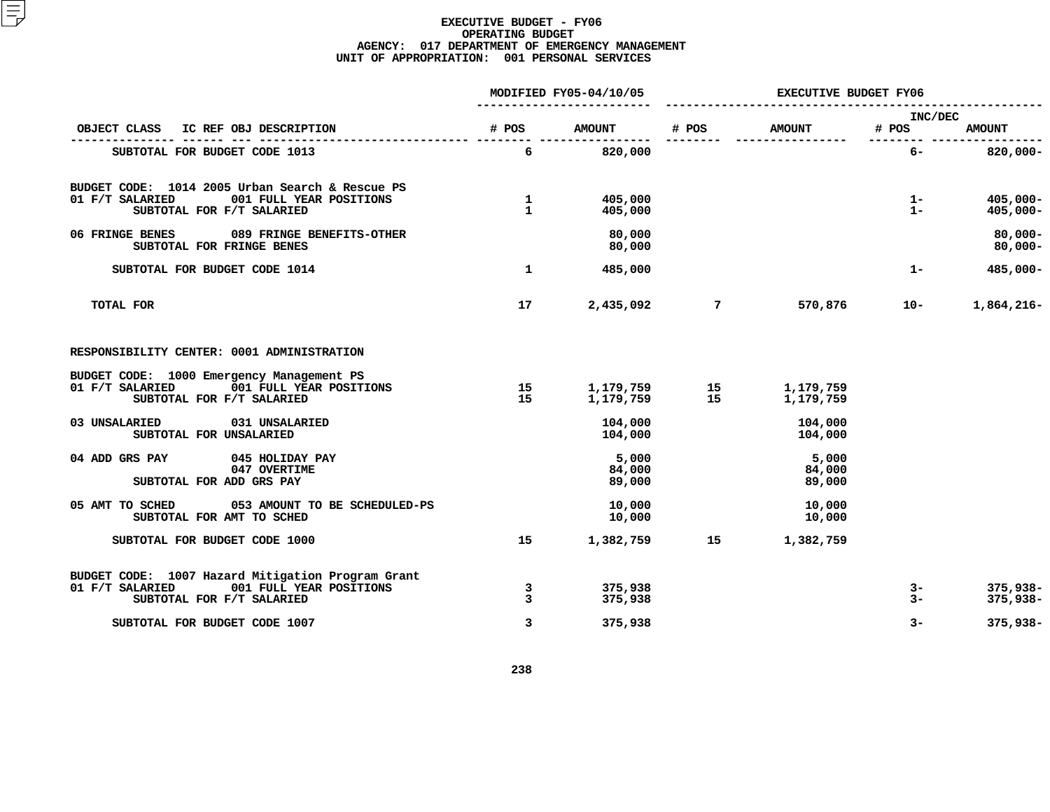# EXECUTIVE BUDGET - FY06
## OPERATING BUDGET
### AGENCY: 017 DEPARTMENT OF EMERGENCY MANAGEMENT
### UNIT OF APPROPRIATION: 001 PERSONAL SERVICES

| OBJECT CLASS | IC REF OBJ DESCRIPTION | MODIFIED FY05-04/10/05 # POS | MODIFIED FY05-04/10/05 AMOUNT | EXECUTIVE BUDGET FY06 # POS | EXECUTIVE BUDGET FY06 AMOUNT | INC/DEC # POS | INC/DEC AMOUNT |
|---|---|---|---|---|---|---|---|
| SUBTOTAL FOR BUDGET CODE 1013 | | 6 | 820,000 | | | 6- | 820,000- |
| BUDGET CODE: 1014 2005 Urban Search & Rescue PS | | | | | | | |
| 01 F/T SALARIED | 001 FULL YEAR POSITIONS | 1 | 405,000 | | | 1- | 405,000- |
| SUBTOTAL FOR F/T SALARIED | | 1 | 405,000 | | | 1- | 405,000- |
| 06 FRINGE BENES | 089 FRINGE BENEFITS-OTHER | | 80,000 | | | | 80,000- |
| SUBTOTAL FOR FRINGE BENES | | | 80,000 | | | | 80,000- |
| SUBTOTAL FOR BUDGET CODE 1014 | | 1 | 485,000 | | | 1- | 485,000- |
| TOTAL FOR | | 17 | 2,435,092 | 7 | 570,876 | 10- | 1,864,216- |
| RESPONSIBILITY CENTER: 0001 ADMINISTRATION | | | | | | | |
| BUDGET CODE: 1000 Emergency Management PS | | | | | | | |
| 01 F/T SALARIED | 001 FULL YEAR POSITIONS | 15 | 1,179,759 | 15 | 1,179,759 | | |
| SUBTOTAL FOR F/T SALARIED | | 15 | 1,179,759 | 15 | 1,179,759 | | |
| 03 UNSALARIED | 031 UNSALARIED | | 104,000 | | 104,000 | | |
| SUBTOTAL FOR UNSALARIED | | | 104,000 | | 104,000 | | |
| 04 ADD GRS PAY | 045 HOLIDAY PAY | | 5,000 | | 5,000 | | |
| | 047 OVERTIME | | 84,000 | | 84,000 | | |
| SUBTOTAL FOR ADD GRS PAY | | | 89,000 | | 89,000 | | |
| 05 AMT TO SCHED | 053 AMOUNT TO BE SCHEDULED-PS | | 10,000 | | 10,000 | | |
| SUBTOTAL FOR AMT TO SCHED | | | 10,000 | | 10,000 | | |
| SUBTOTAL FOR BUDGET CODE 1000 | | 15 | 1,382,759 | 15 | 1,382,759 | | |
| BUDGET CODE: 1007 Hazard Mitigation Program Grant | | | | | | | |
| 01 F/T SALARIED | 001 FULL YEAR POSITIONS | 3 | 375,938 | | | 3- | 375,938- |
| SUBTOTAL FOR F/T SALARIED | | 3 | 375,938 | | | 3- | 375,938- |
| SUBTOTAL FOR BUDGET CODE 1007 | | 3 | 375,938 | | | 3- | 375,938- |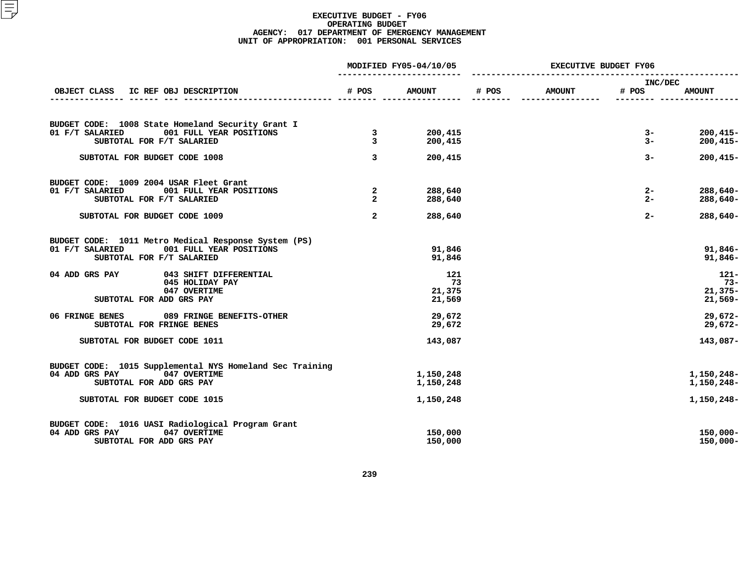# EXECUTIVE BUDGET - FY06
## OPERATING BUDGET
### AGENCY: 017 DEPARTMENT OF EMERGENCY MANAGEMENT
### UNIT OF APPROPRIATION: 001 PERSONAL SERVICES

| OBJECT CLASS | IC REF OBJ DESCRIPTION | MODIFIED FY05-04/10/05 # POS | MODIFIED FY05-04/10/05 AMOUNT | EXECUTIVE BUDGET FY06 # POS | EXECUTIVE BUDGET FY06 AMOUNT | INC/DEC # POS | INC/DEC AMOUNT |
|---|---|---|---|---|---|---|---|
| **BUDGET CODE: 1008 State Homeland Security Grant I** | | | | | | | |
| 01 F/T SALARIED | 001 FULL YEAR POSITIONS | 3 | 200,415 | | | 3- | 200,415- |
| SUBTOTAL FOR F/T SALARIED | | 3 | 200,415 | | | 3- | 200,415- |
| SUBTOTAL FOR BUDGET CODE 1008 | | 3 | 200,415 | | | 3- | 200,415- |
| **BUDGET CODE: 1009 2004 USAR Fleet Grant** | | | | | | | |
| 01 F/T SALARIED | 001 FULL YEAR POSITIONS | 2 | 288,640 | | | 2- | 288,640- |
| SUBTOTAL FOR F/T SALARIED | | 2 | 288,640 | | | 2- | 288,640- |
| SUBTOTAL FOR BUDGET CODE 1009 | | 2 | 288,640 | | | 2- | 288,640- |
| **BUDGET CODE: 1011 Metro Medical Response System (PS)** | | | | | | | |
| 01 F/T SALARIED | 001 FULL YEAR POSITIONS | | 91,846 | | | | 91,846- |
| SUBTOTAL FOR F/T SALARIED | | | 91,846 | | | | 91,846- |
| 04 ADD GRS PAY | 043 SHIFT DIFFERENTIAL | | 121 | | | | 121- |
| | 045 HOLIDAY PAY | | 73 | | | | 73- |
| | 047 OVERTIME | | 21,375 | | | | 21,375- |
| SUBTOTAL FOR ADD GRS PAY | | | 21,569 | | | | 21,569- |
| 06 FRINGE BENES | 089 FRINGE BENEFITS-OTHER | | 29,672 | | | | 29,672- |
| SUBTOTAL FOR FRINGE BENES | | | 29,672 | | | | 29,672- |
| SUBTOTAL FOR BUDGET CODE 1011 | | | 143,087 | | | | 143,087- |
| **BUDGET CODE: 1015 Supplemental NYS Homeland Sec Training** | | | | | | | |
| 04 ADD GRS PAY | 047 OVERTIME | | 1,150,248 | | | | 1,150,248- |
| SUBTOTAL FOR ADD GRS PAY | | | 1,150,248 | | | | 1,150,248- |
| SUBTOTAL FOR BUDGET CODE 1015 | | | 1,150,248 | | | | 1,150,248- |
| **BUDGET CODE: 1016 UASI Radiological Program Grant** | | | | | | | |
| 04 ADD GRS PAY | 047 OVERTIME | | 150,000 | | | | 150,000- |
| SUBTOTAL FOR ADD GRS PAY | | | 150,000 | | | | 150,000- |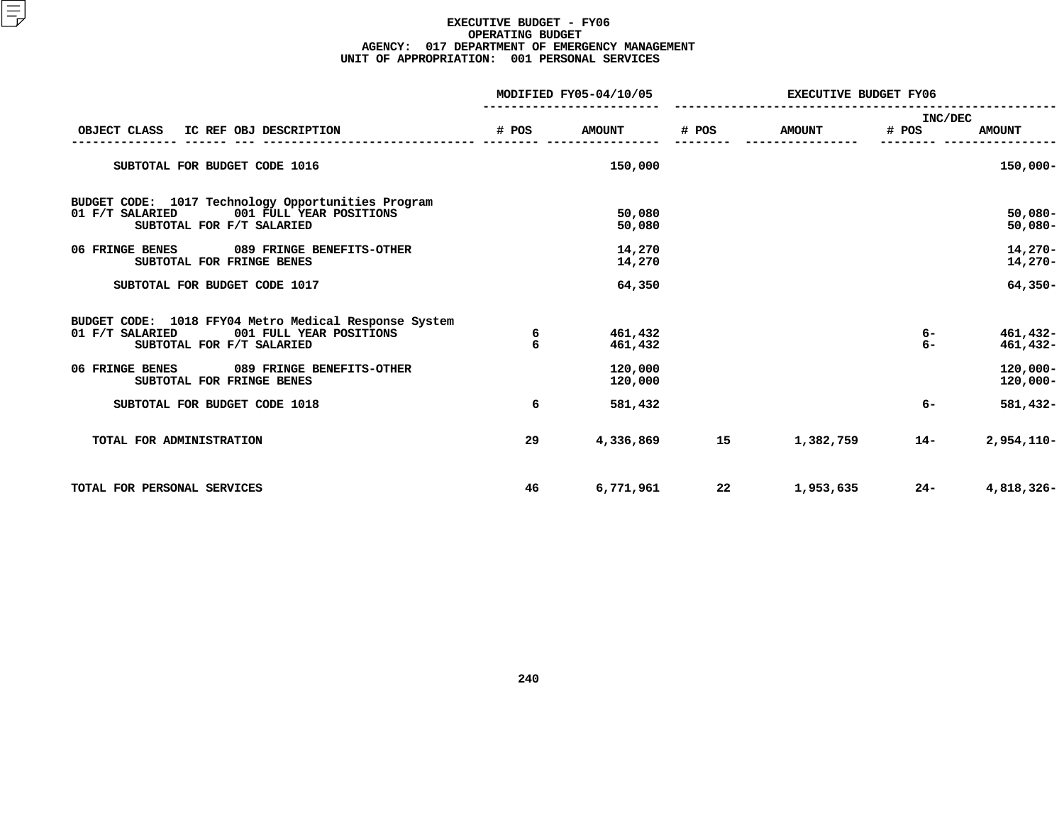# EXECUTIVE BUDGET - FY06
## OPERATING BUDGET
### AGENCY: 017 DEPARTMENT OF EMERGENCY MANAGEMENT
### UNIT OF APPROPRIATION: 001 PERSONAL SERVICES

| OBJECT CLASS | IC REF OBJ DESCRIPTION | MODIFIED FY05-04/10/05 # POS | MODIFIED FY05-04/10/05 AMOUNT | EXECUTIVE BUDGET FY06 # POS | EXECUTIVE BUDGET FY06 AMOUNT | INC/DEC # POS | INC/DEC AMOUNT |
|---|---|---|---|---|---|---|---|
| SUBTOTAL FOR BUDGET CODE 1016 | | | 150,000 | | | | 150,000- |
| BUDGET CODE: 1017 Technology Opportunities Program | | | | | | | |
| 01 F/T SALARIED | 001 FULL YEAR POSITIONS | | 50,080 | | | | 50,080- |
| SUBTOTAL FOR F/T SALARIED | | | 50,080 | | | | 50,080- |
| 06 FRINGE BENES | 089 FRINGE BENEFITS-OTHER | | 14,270 | | | | 14,270- |
| SUBTOTAL FOR FRINGE BENES | | | 14,270 | | | | 14,270- |
| SUBTOTAL FOR BUDGET CODE 1017 | | | 64,350 | | | | 64,350- |
| BUDGET CODE: 1018 FFY04 Metro Medical Response System | | | | | | | |
| 01 F/T SALARIED | 001 FULL YEAR POSITIONS | 6 | 461,432 | | | 6- | 461,432- |
| SUBTOTAL FOR F/T SALARIED | | 6 | 461,432 | | | 6- | 461,432- |
| 06 FRINGE BENES | 089 FRINGE BENEFITS-OTHER | | 120,000 | | | | 120,000- |
| SUBTOTAL FOR FRINGE BENES | | | 120,000 | | | | 120,000- |
| SUBTOTAL FOR BUDGET CODE 1018 | | 6 | 581,432 | | | 6- | 581,432- |
| TOTAL FOR ADMINISTRATION | | 29 | 4,336,869 | 15 | 1,382,759 | 14- | 2,954,110- |
| TOTAL FOR PERSONAL SERVICES | | 46 | 6,771,961 | 22 | 1,953,635 | 24- | 4,818,326- |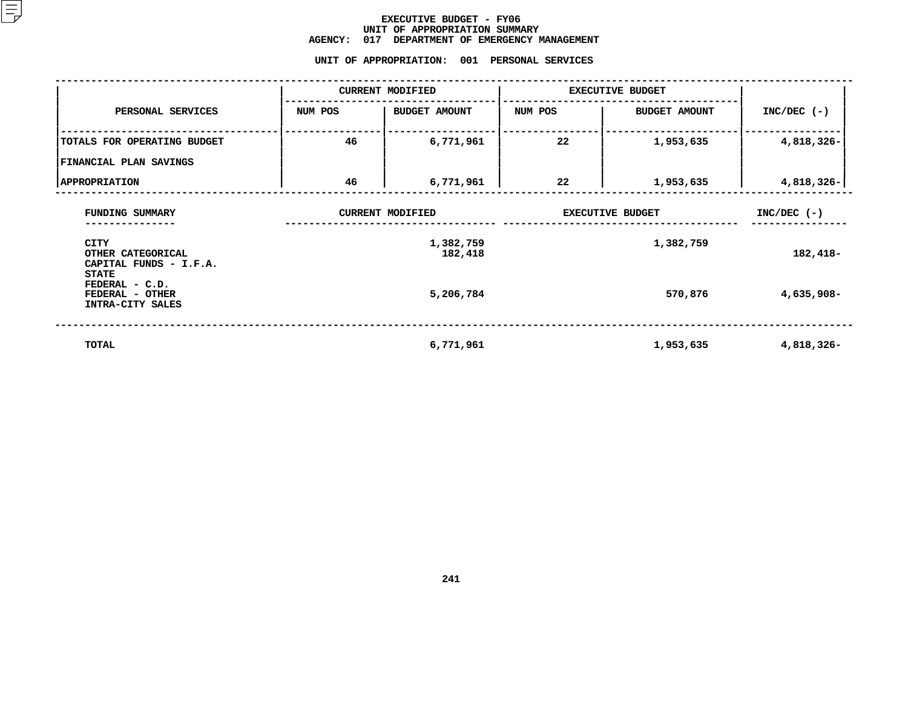# EXECUTIVE BUDGET - FY06
## UNIT OF APPROPRIATION SUMMARY
## AGENCY: 017 DEPARTMENT OF EMERGENCY MANAGEMENT

### UNIT OF APPROPRIATION: 001 PERSONAL SERVICES

| PERSONAL SERVICES | CURRENT MODIFIED | | EXECUTIVE BUDGET | | INC/DEC (-) |
|---|---|---|---|---|---|
| | NUM POS | BUDGET AMOUNT | NUM POS | BUDGET AMOUNT | |
| TOTALS FOR OPERATING BUDGET | 46 | 6,771,961 | 22 | 1,953,635 | 4,818,326- |
| FINANCIAL PLAN SAVINGS | | | | | |
| APPROPRIATION | 46 | 6,771,961 | 22 | 1,953,635 | 4,818,326- |

| FUNDING SUMMARY | CURRENT MODIFIED | EXECUTIVE BUDGET | INC/DEC (-) |
|---|---|---|---|
| CITY | 1,382,759 | 1,382,759 | |
| OTHER CATEGORICAL | 182,418 | | 182,418- |
| CAPITAL FUNDS - I.F.A. | | | |
| STATE | | | |
| FEDERAL - C.D. | | | |
| FEDERAL - OTHER | 5,206,784 | 570,876 | 4,635,908- |
| INTRA-CITY SALES | | | |
| TOTAL | 6,771,961 | 1,953,635 | 4,818,326- |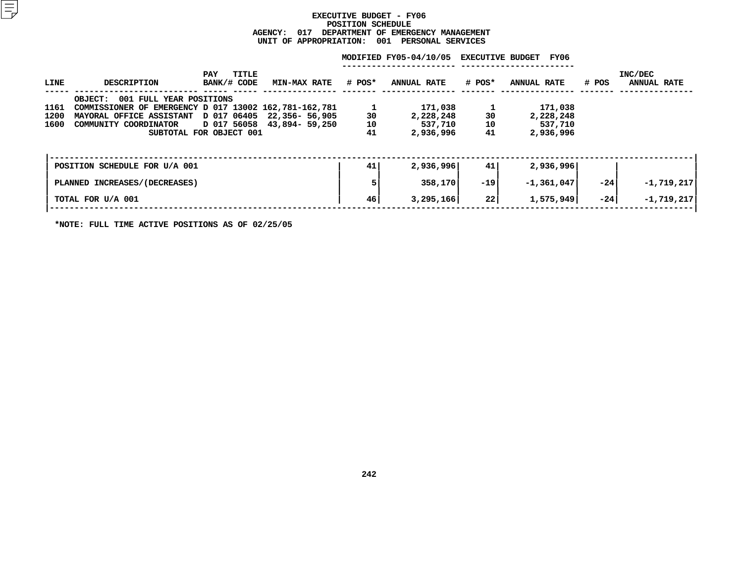# EXECUTIVE BUDGET - FY06
## POSITION SCHEDULE
### AGENCY: 017 DEPARTMENT OF EMERGENCY MANAGEMENT
### UNIT OF APPROPRIATION: 001 PERSONAL SERVICES

| LINE | DESCRIPTION | PAY BANK/# | TITLE CODE | MIN-MAX RATE | MODIFIED FY05-04/10/05 # POS* | MODIFIED FY05-04/10/05 ANNUAL RATE | EXECUTIVE BUDGET FY06 # POS* | EXECUTIVE BUDGET FY06 ANNUAL RATE | # POS | INC/DEC ANNUAL RATE |
|---|---|---|---|---|---|---|---|---|---|---|
| | OBJECT: 001 FULL YEAR POSITIONS | | | | | | | | | |
| 1161 | COMMISSIONER OF EMERGENCY | D 017 | 13002 | 162,781-162,781 | 1 | 171,038 | 1 | 171,038 | | |
| 1200 | MAYORAL OFFICE ASSISTANT | D 017 | 06405 | 22,356- 56,905 | 30 | 2,228,248 | 30 | 2,228,248 | | |
| 1600 | COMMUNITY COORDINATOR | D 017 | 56058 | 43,894- 59,250 | 10 | 537,710 | 10 | 537,710 | | |
| | SUBTOTAL FOR OBJECT 001 | | | | 41 | 2,936,996 | 41 | 2,936,996 | | |

| | # POS* | ANNUAL RATE | # POS* | ANNUAL RATE | # POS | ANNUAL RATE |
|---|---|---|---|---|---|---|
| POSITION SCHEDULE FOR U/A 001 | 41 | 2,936,996 | 41 | 2,936,996 | | |
| PLANNED INCREASES/(DECREASES) | 5 | 358,170 | -19 | -1,361,047 | -24 | -1,719,217 |
| TOTAL FOR U/A 001 | 46 | 3,295,166 | 22 | 1,575,949 | -24 | -1,719,217 |

*NOTE: FULL TIME ACTIVE POSITIONS AS OF 02/25/05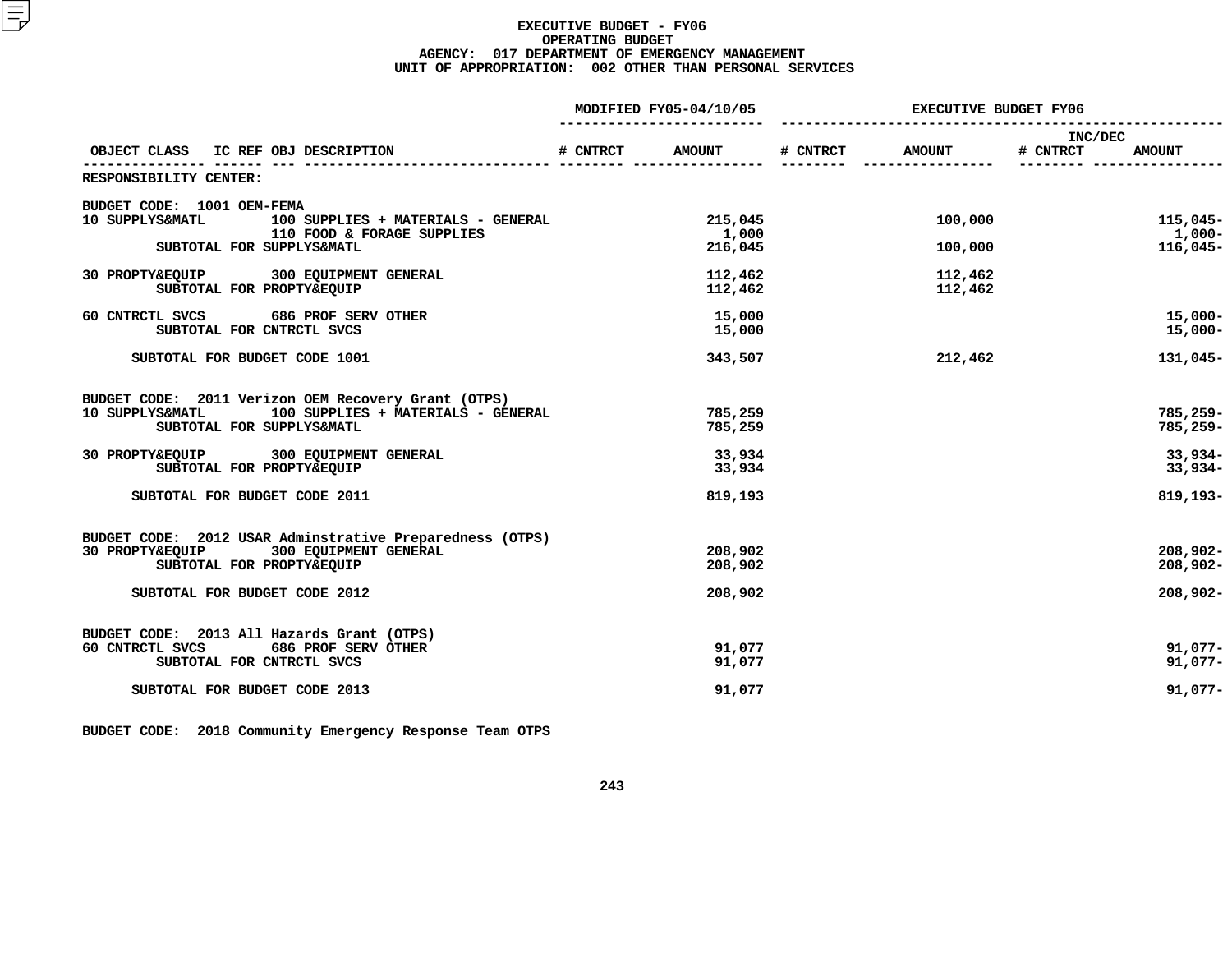# EXECUTIVE BUDGET - FY06
## OPERATING BUDGET
### AGENCY: 017 DEPARTMENT OF EMERGENCY MANAGEMENT
### UNIT OF APPROPRIATION: 002 OTHER THAN PERSONAL SERVICES

| OBJECT CLASS | IC REF | OBJ DESCRIPTION | MODIFIED FY05-04/10/05 # CNTRCT | MODIFIED FY05-04/10/05 AMOUNT | EXECUTIVE BUDGET FY06 # CNTRCT | EXECUTIVE BUDGET FY06 AMOUNT | INC/DEC # CNTRCT | INC/DEC AMOUNT |
|---|---|---|---|---|---|---|---|---|
| RESPONSIBILITY CENTER: | | | | | | | | |
| BUDGET CODE: 1001 OEM-FEMA | | | | | | | | |
| 10 SUPPLYS&MATL | | 100 SUPPLIES + MATERIALS - GENERAL | | 215,045 | | 100,000 | | 115,045- |
| | | 110 FOOD & FORAGE SUPPLIES | | 1,000 | | | | 1,000- |
| SUBTOTAL FOR SUPPLYS&MATL | | | | 216,045 | | 100,000 | | 116,045- |
| 30 PROPTY&EQUIP | | 300 EQUIPMENT GENERAL | | 112,462 | | 112,462 | | |
| SUBTOTAL FOR PROPTY&EQUIP | | | | 112,462 | | 112,462 | | |
| 60 CNTRCTL SVCS | | 686 PROF SERV OTHER | | 15,000 | | | | 15,000- |
| SUBTOTAL FOR CNTRCTL SVCS | | | | 15,000 | | | | 15,000- |
| SUBTOTAL FOR BUDGET CODE 1001 | | | | 343,507 | | 212,462 | | 131,045- |
| BUDGET CODE: 2011 Verizon OEM Recovery Grant (OTPS) | | | | | | | | |
| 10 SUPPLYS&MATL | | 100 SUPPLIES + MATERIALS - GENERAL | | 785,259 | | | | 785,259- |
| SUBTOTAL FOR SUPPLYS&MATL | | | | 785,259 | | | | 785,259- |
| 30 PROPTY&EQUIP | | 300 EQUIPMENT GENERAL | | 33,934 | | | | 33,934- |
| SUBTOTAL FOR PROPTY&EQUIP | | | | 33,934 | | | | 33,934- |
| SUBTOTAL FOR BUDGET CODE 2011 | | | | 819,193 | | | | 819,193- |
| BUDGET CODE: 2012 USAR Adminstrative Preparedness (OTPS) | | | | | | | | |
| 30 PROPTY&EQUIP | | 300 EQUIPMENT GENERAL | | 208,902 | | | | 208,902- |
| SUBTOTAL FOR PROPTY&EQUIP | | | | 208,902 | | | | 208,902- |
| SUBTOTAL FOR BUDGET CODE 2012 | | | | 208,902 | | | | 208,902- |
| BUDGET CODE: 2013 All Hazards Grant (OTPS) | | | | | | | | |
| 60 CNTRCTL SVCS | | 686 PROF SERV OTHER | | 91,077 | | | | 91,077- |
| SUBTOTAL FOR CNTRCTL SVCS | | | | 91,077 | | | | 91,077- |
| SUBTOTAL FOR BUDGET CODE 2013 | | | | 91,077 | | | | 91,077- |
| BUDGET CODE: 2018 Community Emergency Response Team OTPS | | | | | | | | |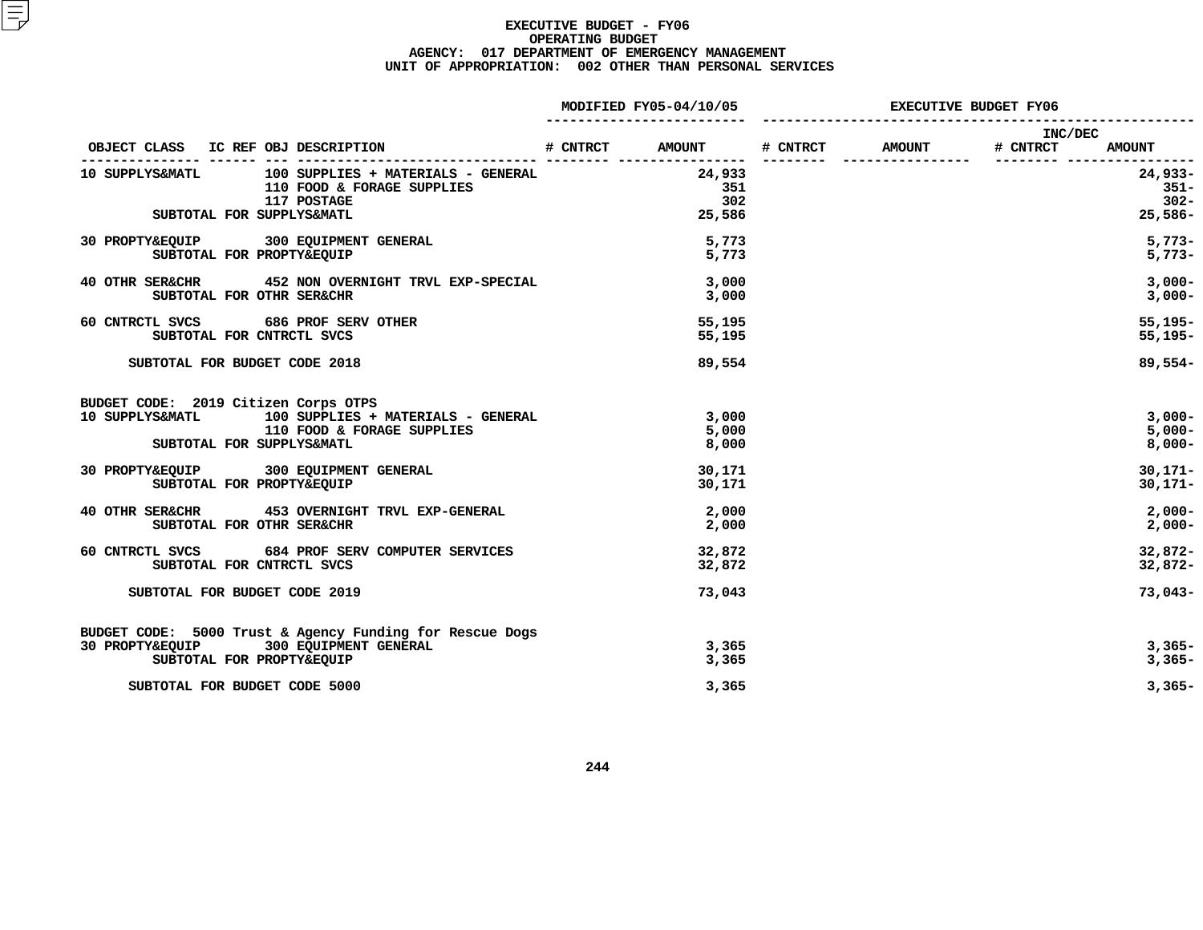# EXECUTIVE BUDGET - FY06
## OPERATING BUDGET
### AGENCY: 017 DEPARTMENT OF EMERGENCY MANAGEMENT
### UNIT OF APPROPRIATION: 002 OTHER THAN PERSONAL SERVICES

| OBJECT CLASS | IC REF | OBJ DESCRIPTION | MODIFIED FY05-04/10/05 # CNTRCT | MODIFIED FY05-04/10/05 AMOUNT | EXECUTIVE BUDGET FY06 # CNTRCT | EXECUTIVE BUDGET FY06 AMOUNT | INC/DEC # CNTRCT | INC/DEC AMOUNT |
|---|---|---|---|---|---|---|---|---|
| 10 SUPPLYS&MATL | | 100 SUPPLIES + MATERIALS - GENERAL | | 24,933 | | | | 24,933- |
| | | 110 FOOD & FORAGE SUPPLIES | | 351 | | | | 351- |
| | | 117 POSTAGE | | 302 | | | | 302- |
| SUBTOTAL FOR SUPPLYS&MATL | | | | 25,586 | | | | 25,586- |
| 30 PROPTY&EQUIP | | 300 EQUIPMENT GENERAL | | 5,773 | | | | 5,773- |
| SUBTOTAL FOR PROPTY&EQUIP | | | | 5,773 | | | | 5,773- |
| 40 OTHR SER&CHR | | 452 NON OVERNIGHT TRVL EXP-SPECIAL | | 3,000 | | | | 3,000- |
| SUBTOTAL FOR OTHR SER&CHR | | | | 3,000 | | | | 3,000- |
| 60 CNTRCTL SVCS | | 686 PROF SERV OTHER | | 55,195 | | | | 55,195- |
| SUBTOTAL FOR CNTRCTL SVCS | | | | 55,195 | | | | 55,195- |
| SUBTOTAL FOR BUDGET CODE 2018 | | | | 89,554 | | | | 89,554- |
| BUDGET CODE: 2019 Citizen Corps OTPS | | | | | | | | |
| 10 SUPPLYS&MATL | | 100 SUPPLIES + MATERIALS - GENERAL | | 3,000 | | | | 3,000- |
| | | 110 FOOD & FORAGE SUPPLIES | | 5,000 | | | | 5,000- |
| SUBTOTAL FOR SUPPLYS&MATL | | | | 8,000 | | | | 8,000- |
| 30 PROPTY&EQUIP | | 300 EQUIPMENT GENERAL | | 30,171 | | | | 30,171- |
| SUBTOTAL FOR PROPTY&EQUIP | | | | 30,171 | | | | 30,171- |
| 40 OTHR SER&CHR | | 453 OVERNIGHT TRVL EXP-GENERAL | | 2,000 | | | | 2,000- |
| SUBTOTAL FOR OTHR SER&CHR | | | | 2,000 | | | | 2,000- |
| 60 CNTRCTL SVCS | | 684 PROF SERV COMPUTER SERVICES | | 32,872 | | | | 32,872- |
| SUBTOTAL FOR CNTRCTL SVCS | | | | 32,872 | | | | 32,872- |
| SUBTOTAL FOR BUDGET CODE 2019 | | | | 73,043 | | | | 73,043- |
| BUDGET CODE: 5000 Trust & Agency Funding for Rescue Dogs | | | | | | | | |
| 30 PROPTY&EQUIP | | 300 EQUIPMENT GENERAL | | 3,365 | | | | 3,365- |
| SUBTOTAL FOR PROPTY&EQUIP | | | | 3,365 | | | | 3,365- |
| SUBTOTAL FOR BUDGET CODE 5000 | | | | 3,365 | | | | 3,365- |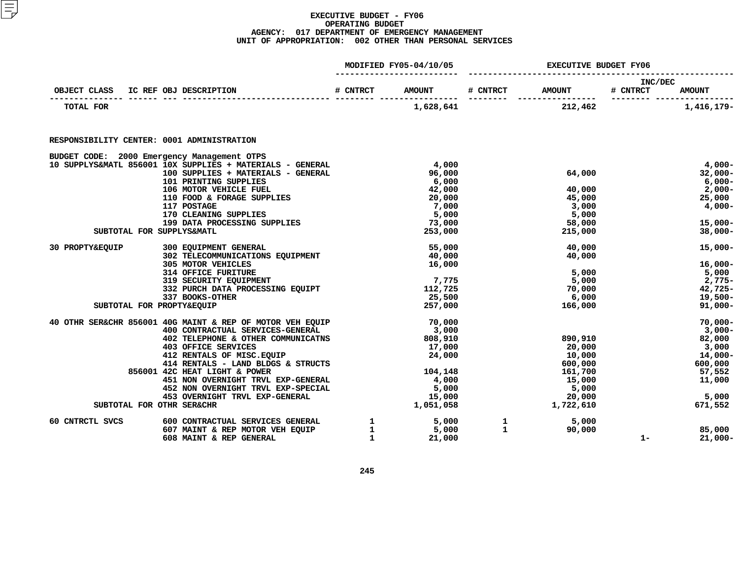# EXECUTIVE BUDGET - FY06
## OPERATING BUDGET
### AGENCY: 017 DEPARTMENT OF EMERGENCY MANAGEMENT
### UNIT OF APPROPRIATION: 002 OTHER THAN PERSONAL SERVICES

| OBJECT CLASS | IC REF | OBJ | DESCRIPTION | MODIFIED FY05-04/10/05 # CNTRCT | MODIFIED FY05-04/10/05 AMOUNT | EXECUTIVE BUDGET FY06 # CNTRCT | EXECUTIVE BUDGET FY06 AMOUNT | INC/DEC # CNTRCT | INC/DEC AMOUNT |
|---|---|---|---|---|---|---|---|---|---|
| TOTAL FOR | | | | | 1,628,641 | | 212,462 | | 1,416,179- |

RESPONSIBILITY CENTER: 0001 ADMINISTRATION

BUDGET CODE: 2000 Emergency Management OTPS

| OBJECT CLASS | IC REF | OBJ | DESCRIPTION | MODIFIED FY05-04/10/05 # CNTRCT | MODIFIED FY05-04/10/05 AMOUNT | EXECUTIVE BUDGET FY06 # CNTRCT | EXECUTIVE BUDGET FY06 AMOUNT | INC/DEC # CNTRCT | INC/DEC AMOUNT |
|---|---|---|---|---|---|---|---|---|---|
| 10 SUPPLYS&MATL | 856001 | 10X | SUPPLIES + MATERIALS - GENERAL | | 4,000 | | | | 4,000- |
| | | 100 | SUPPLIES + MATERIALS - GENERAL | | 96,000 | | 64,000 | | 32,000- |
| | | 101 | PRINTING SUPPLIES | | 6,000 | | | | 6,000- |
| | | 106 | MOTOR VEHICLE FUEL | | 42,000 | | 40,000 | | 2,000- |
| | | 110 | FOOD & FORAGE SUPPLIES | | 20,000 | | 45,000 | | 25,000 |
| | | 117 | POSTAGE | | 7,000 | | 3,000 | | 4,000- |
| | | 170 | CLEANING SUPPLIES | | 5,000 | | 5,000 | | |
| | | 199 | DATA PROCESSING SUPPLIES | | 73,000 | | 58,000 | | 15,000- |
| SUBTOTAL FOR SUPPLYS&MATL | | | | | 253,000 | | 215,000 | | 38,000- |
| 30 PROPTY&EQUIP | | 300 | EQUIPMENT GENERAL | | 55,000 | | 40,000 | | 15,000- |
| | | 302 | TELECOMMUNICATIONS EQUIPMENT | | 40,000 | | 40,000 | | |
| | | 305 | MOTOR VEHICLES | | 16,000 | | | | 16,000- |
| | | 314 | OFFICE FURITURE | | | | 5,000 | | 5,000 |
| | | 319 | SECURITY EQUIPMENT | | 7,775 | | 5,000 | | 2,775- |
| | | 332 | PURCH DATA PROCESSING EQUIPT | | 112,725 | | 70,000 | | 42,725- |
| | | 337 | BOOKS-OTHER | | 25,500 | | 6,000 | | 19,500- |
| SUBTOTAL FOR PROPTY&EQUIP | | | | | 257,000 | | 166,000 | | 91,000- |
| 40 OTHR SER&CHR | 856001 | 40G | MAINT & REP OF MOTOR VEH EQUIP | | 70,000 | | | | 70,000- |
| | | 400 | CONTRACTUAL SERVICES-GENERAL | | 3,000 | | | | 3,000- |
| | | 402 | TELEPHONE & OTHER COMMUNICATNS | | 808,910 | | 890,910 | | 82,000 |
| | | 403 | OFFICE SERVICES | | 17,000 | | 20,000 | | 3,000 |
| | | 412 | RENTALS OF MISC.EQUIP | | 24,000 | | 10,000 | | 14,000- |
| | | 414 | RENTALS - LAND BLDGS & STRUCTS | | | | 600,000 | | 600,000 |
| | 856001 | 42C | HEAT LIGHT & POWER | | 104,148 | | 161,700 | | 57,552 |
| | | 451 | NON OVERNIGHT TRVL EXP-GENERAL | | 4,000 | | 15,000 | | 11,000 |
| | | 452 | NON OVERNIGHT TRVL EXP-SPECIAL | | 5,000 | | 5,000 | | |
| | | 453 | OVERNIGHT TRVL EXP-GENERAL | | 15,000 | | 20,000 | | 5,000 |
| SUBTOTAL FOR OTHR SER&CHR | | | | | 1,051,058 | | 1,722,610 | | 671,552 |
| 60 CNTRCTL SVCS | | 600 | CONTRACTUAL SERVICES GENERAL | 1 | 5,000 | 1 | 5,000 | | |
| | | 607 | MAINT & REP MOTOR VEH EQUIP | 1 | 5,000 | 1 | 90,000 | | 85,000 |
| | | 608 | MAINT & REP GENERAL | 1 | 21,000 | | | 1- | 21,000- |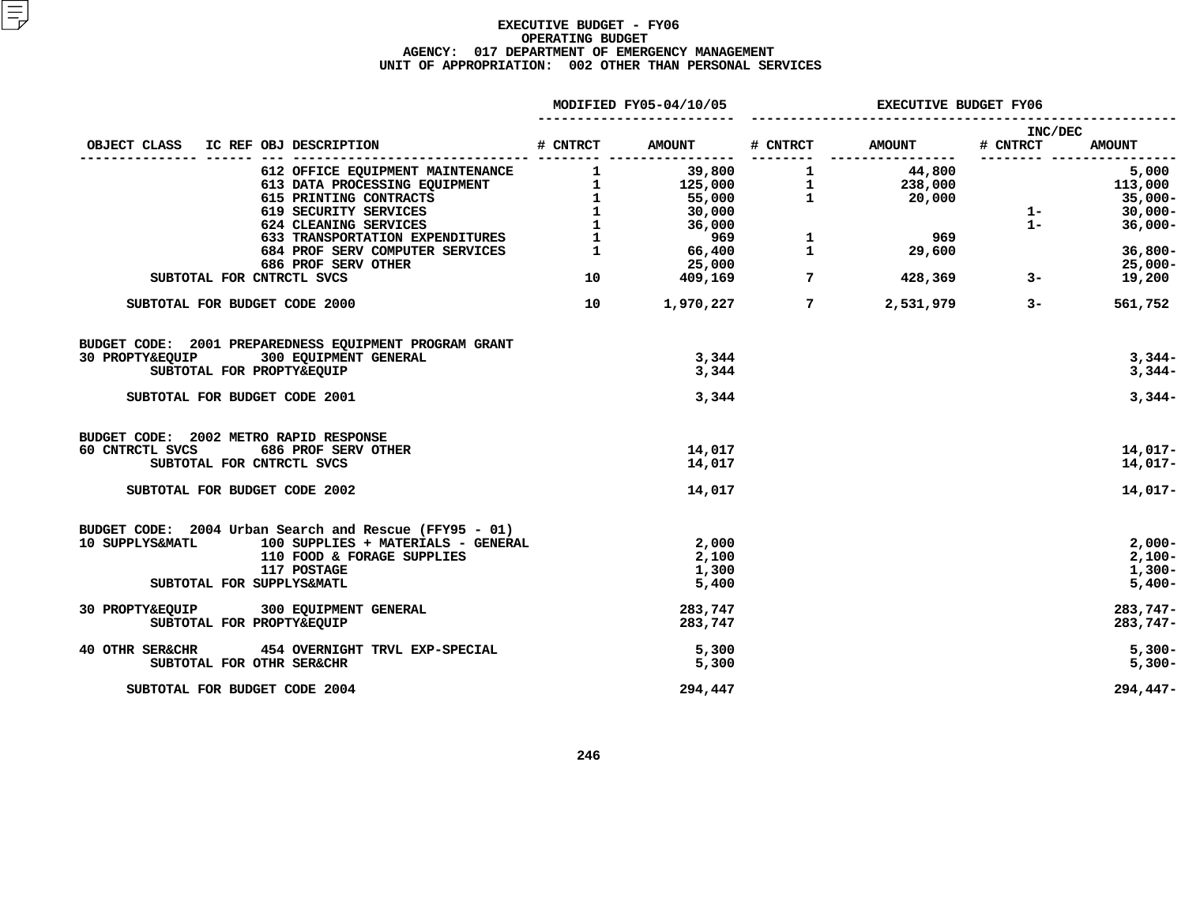# EXECUTIVE BUDGET - FY06
## OPERATING BUDGET
### AGENCY: 017 DEPARTMENT OF EMERGENCY MANAGEMENT
### UNIT OF APPROPRIATION: 002 OTHER THAN PERSONAL SERVICES

| OBJECT CLASS | IC REF | OBJ DESCRIPTION | MODIFIED FY05-04/10/05 # CNTRCT | MODIFIED FY05-04/10/05 AMOUNT | EXECUTIVE BUDGET FY06 # CNTRCT | EXECUTIVE BUDGET FY06 AMOUNT | INC/DEC # CNTRCT | INC/DEC AMOUNT |
|---|---|---|---|---|---|---|---|---|
| | | 612 OFFICE EQUIPMENT MAINTENANCE | 1 | 39,800 | 1 | 44,800 | | 5,000 |
| | | 613 DATA PROCESSING EQUIPMENT | 1 | 125,000 | 1 | 238,000 | | 113,000 |
| | | 615 PRINTING CONTRACTS | 1 | 55,000 | 1 | 20,000 | | 35,000- |
| | | 619 SECURITY SERVICES | 1 | 30,000 | | | 1- | 30,000- |
| | | 624 CLEANING SERVICES | 1 | 36,000 | | | 1- | 36,000- |
| | | 633 TRANSPORTATION EXPENDITURES | 1 | 969 | 1 | 969 | | |
| | | 684 PROF SERV COMPUTER SERVICES | 1 | 66,400 | 1 | 29,600 | | 36,800- |
| | | 686 PROF SERV OTHER | | 25,000 | | | | 25,000- |
| SUBTOTAL FOR CNTRCTL SVCS | | | 10 | 409,169 | 7 | 428,369 | 3- | 19,200 |
| SUBTOTAL FOR BUDGET CODE 2000 | | | 10 | 1,970,227 | 7 | 2,531,979 | 3- | 561,752 |
| BUDGET CODE: 2001 PREPAREDNESS EQUIPMENT PROGRAM GRANT | | | | | | | | |
| 30 PROPTY&EQUIP | | 300 EQUIPMENT GENERAL | | 3,344 | | | | 3,344- |
| SUBTOTAL FOR PROPTY&EQUIP | | | | 3,344 | | | | 3,344- |
| SUBTOTAL FOR BUDGET CODE 2001 | | | | 3,344 | | | | 3,344- |
| BUDGET CODE: 2002 METRO RAPID RESPONSE | | | | | | | | |
| 60 CNTRCTL SVCS | | 686 PROF SERV OTHER | | 14,017 | | | | 14,017- |
| SUBTOTAL FOR CNTRCTL SVCS | | | | 14,017 | | | | 14,017- |
| SUBTOTAL FOR BUDGET CODE 2002 | | | | 14,017 | | | | 14,017- |
| BUDGET CODE: 2004 Urban Search and Rescue (FFY95 - 01) | | | | | | | | |
| 10 SUPPLYS&MATL | | 100 SUPPLIES + MATERIALS - GENERAL | | 2,000 | | | | 2,000- |
| | | 110 FOOD & FORAGE SUPPLIES | | 2,100 | | | | 2,100- |
| | | 117 POSTAGE | | 1,300 | | | | 1,300- |
| SUBTOTAL FOR SUPPLYS&MATL | | | | 5,400 | | | | 5,400- |
| 30 PROPTY&EQUIP | | 300 EQUIPMENT GENERAL | | 283,747 | | | | 283,747- |
| SUBTOTAL FOR PROPTY&EQUIP | | | | 283,747 | | | | 283,747- |
| 40 OTHR SER&CHR | | 454 OVERNIGHT TRVL EXP-SPECIAL | | 5,300 | | | | 5,300- |
| SUBTOTAL FOR OTHR SER&CHR | | | | 5,300 | | | | 5,300- |
| SUBTOTAL FOR BUDGET CODE 2004 | | | | 294,447 | | | | 294,447- |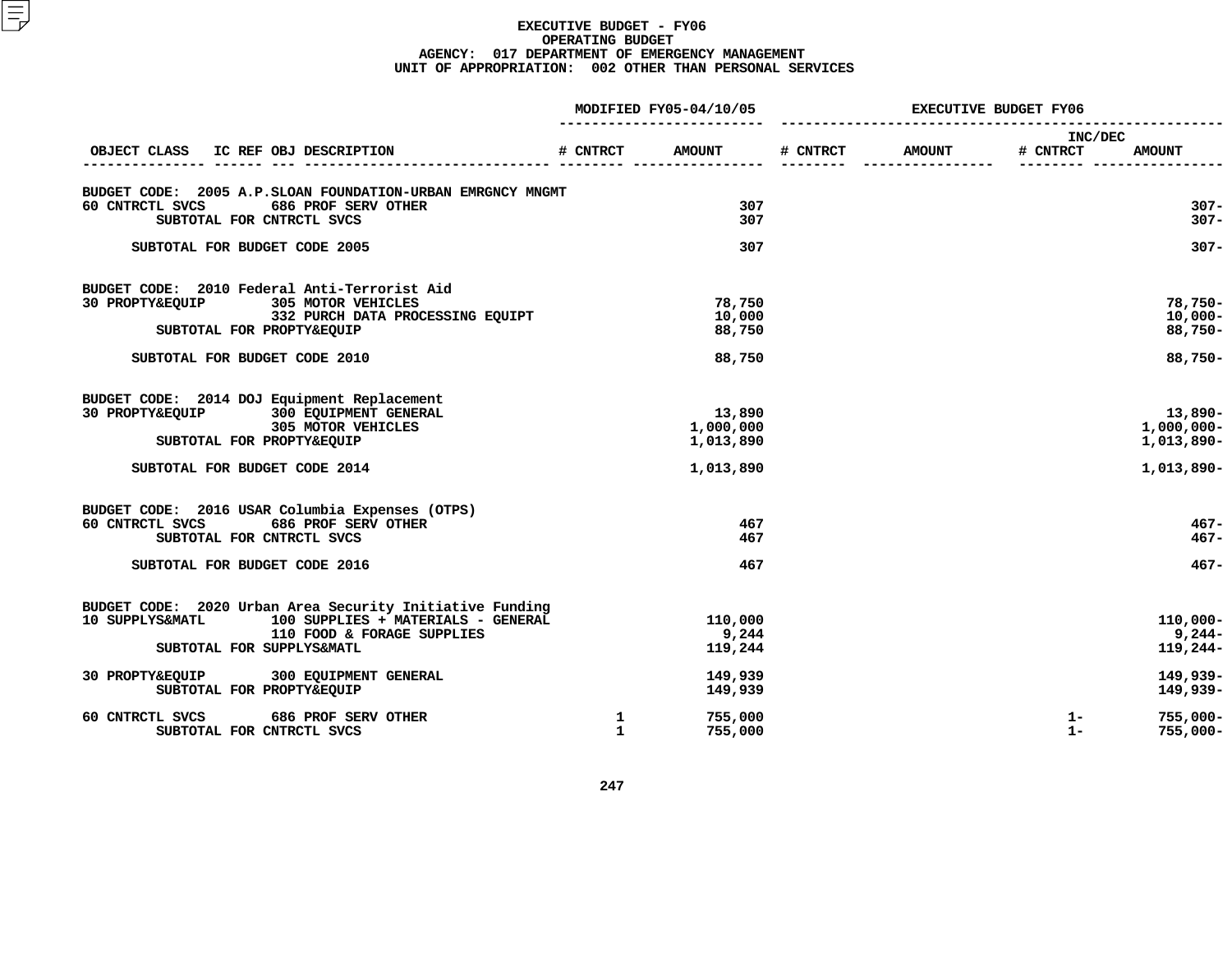# EXECUTIVE BUDGET - FY06
## OPERATING BUDGET
### AGENCY: 017 DEPARTMENT OF EMERGENCY MANAGEMENT
### UNIT OF APPROPRIATION: 002 OTHER THAN PERSONAL SERVICES

| OBJECT CLASS | IC REF OBJ DESCRIPTION | MODIFIED FY05-04/10/05 # CNTRCT | MODIFIED FY05-04/10/05 AMOUNT | EXECUTIVE BUDGET FY06 # CNTRCT | EXECUTIVE BUDGET FY06 AMOUNT | INC/DEC # CNTRCT | INC/DEC AMOUNT |
|---|---|---|---|---|---|---|---|
| BUDGET CODE: 2005 A.P.SLOAN FOUNDATION-URBAN EMRGNCY MNGMT | | | | | | | |
| 60 CNTRCTL SVCS | 686 PROF SERV OTHER | | 307 | | | | 307- |
| SUBTOTAL FOR CNTRCTL SVCS | | | 307 | | | | 307- |
| SUBTOTAL FOR BUDGET CODE 2005 | | | 307 | | | | 307- |
| BUDGET CODE: 2010 Federal Anti-Terrorist Aid | | | | | | | |
| 30 PROPTY&EQUIP | 305 MOTOR VEHICLES | | 78,750 | | | | 78,750- |
| | 332 PURCH DATA PROCESSING EQUIPT | | 10,000 | | | | 10,000- |
| SUBTOTAL FOR PROPTY&EQUIP | | | 88,750 | | | | 88,750- |
| SUBTOTAL FOR BUDGET CODE 2010 | | | 88,750 | | | | 88,750- |
| BUDGET CODE: 2014 DOJ Equipment Replacement | | | | | | | |
| 30 PROPTY&EQUIP | 300 EQUIPMENT GENERAL | | 13,890 | | | | 13,890- |
| | 305 MOTOR VEHICLES | | 1,000,000 | | | | 1,000,000- |
| SUBTOTAL FOR PROPTY&EQUIP | | | 1,013,890 | | | | 1,013,890- |
| SUBTOTAL FOR BUDGET CODE 2014 | | | 1,013,890 | | | | 1,013,890- |
| BUDGET CODE: 2016 USAR Columbia Expenses (OTPS) | | | | | | | |
| 60 CNTRCTL SVCS | 686 PROF SERV OTHER | | 467 | | | | 467- |
| SUBTOTAL FOR CNTRCTL SVCS | | | 467 | | | | 467- |
| SUBTOTAL FOR BUDGET CODE 2016 | | | 467 | | | | 467- |
| BUDGET CODE: 2020 Urban Area Security Initiative Funding | | | | | | | |
| 10 SUPPLYS&MATL | 100 SUPPLIES + MATERIALS - GENERAL | | 110,000 | | | | 110,000- |
| | 110 FOOD & FORAGE SUPPLIES | | 9,244 | | | | 9,244- |
| SUBTOTAL FOR SUPPLYS&MATL | | | 119,244 | | | | 119,244- |
| 30 PROPTY&EQUIP | 300 EQUIPMENT GENERAL | | 149,939 | | | | 149,939- |
| SUBTOTAL FOR PROPTY&EQUIP | | | 149,939 | | | | 149,939- |
| 60 CNTRCTL SVCS | 686 PROF SERV OTHER | 1 | 755,000 | | | 1- | 755,000- |
| SUBTOTAL FOR CNTRCTL SVCS | | 1 | 755,000 | | | 1- | 755,000- |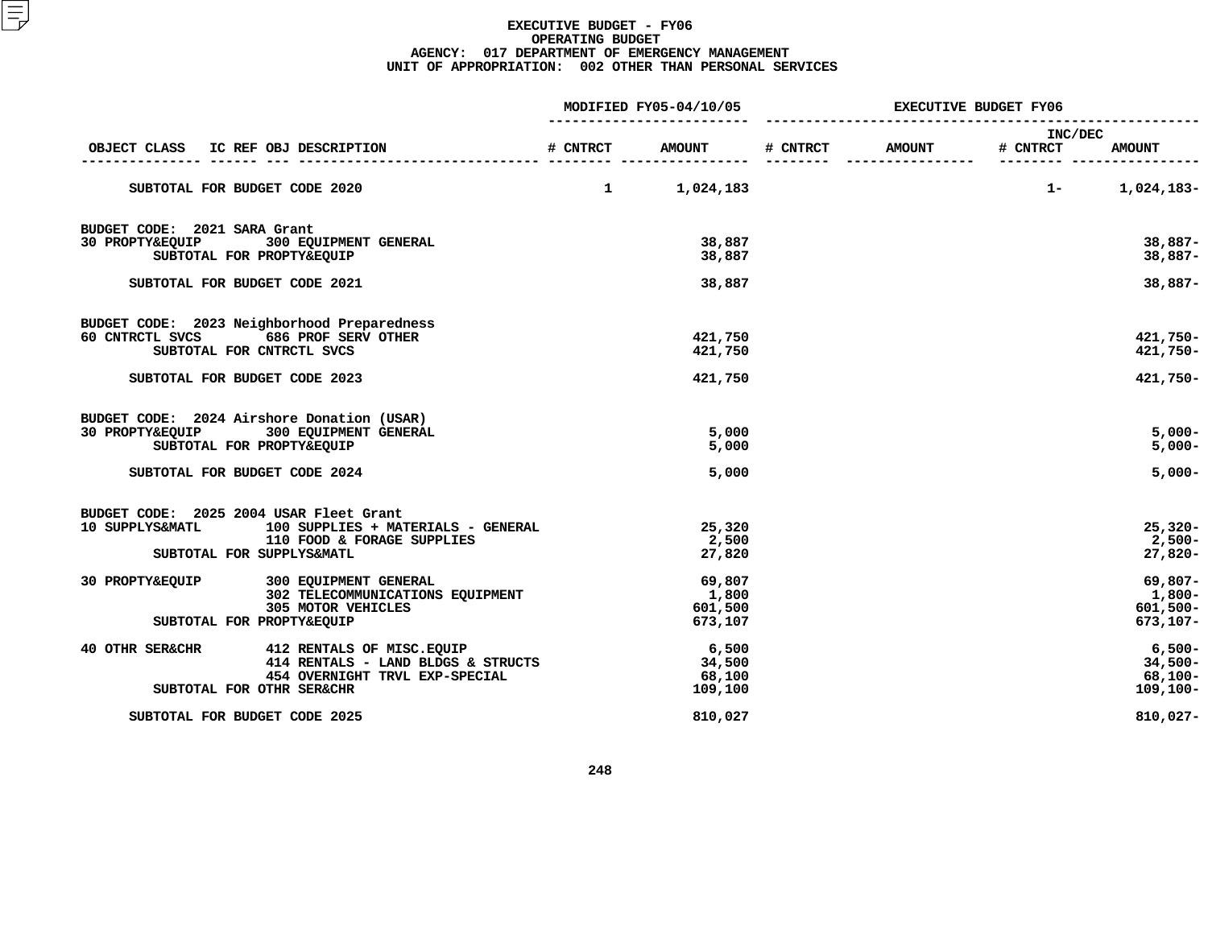**EXECUTIVE BUDGET - FY06**
**OPERATING BUDGET**
**AGENCY: 017 DEPARTMENT OF EMERGENCY MANAGEMENT**
**UNIT OF APPROPRIATION: 002 OTHER THAN PERSONAL SERVICES**

| OBJECT CLASS | IC REF OBJ DESCRIPTION | MODIFIED FY05-04/10/05 # CNTRCT | MODIFIED FY05-04/10/05 AMOUNT | EXECUTIVE BUDGET FY06 # CNTRCT | EXECUTIVE BUDGET FY06 AMOUNT | INC/DEC # CNTRCT | INC/DEC AMOUNT |
|---|---|---|---|---|---|---|---|
| SUBTOTAL FOR BUDGET CODE 2020 | | 1 | 1,024,183 | | | 1- | 1,024,183- |
| BUDGET CODE: 2021 SARA Grant | | | | | | | |
| 30 PROPTY&EQUIP | 300 EQUIPMENT GENERAL | | 38,887 | | | | 38,887- |
| SUBTOTAL FOR PROPTY&EQUIP | | | 38,887 | | | | 38,887- |
| SUBTOTAL FOR BUDGET CODE 2021 | | | 38,887 | | | | 38,887- |
| BUDGET CODE: 2023 Neighborhood Preparedness | | | | | | | |
| 60 CNTRCTL SVCS | 686 PROF SERV OTHER | | 421,750 | | | | 421,750- |
| SUBTOTAL FOR CNTRCTL SVCS | | | 421,750 | | | | 421,750- |
| SUBTOTAL FOR BUDGET CODE 2023 | | | 421,750 | | | | 421,750- |
| BUDGET CODE: 2024 Airshore Donation (USAR) | | | | | | | |
| 30 PROPTY&EQUIP | 300 EQUIPMENT GENERAL | | 5,000 | | | | 5,000- |
| SUBTOTAL FOR PROPTY&EQUIP | | | 5,000 | | | | 5,000- |
| SUBTOTAL FOR BUDGET CODE 2024 | | | 5,000 | | | | 5,000- |
| BUDGET CODE: 2025 2004 USAR Fleet Grant | | | | | | | |
| 10 SUPPLYS&MATL | 100 SUPPLIES + MATERIALS - GENERAL | | 25,320 | | | | 25,320- |
| | 110 FOOD & FORAGE SUPPLIES | | 2,500 | | | | 2,500- |
| SUBTOTAL FOR SUPPLYS&MATL | | | 27,820 | | | | 27,820- |
| 30 PROPTY&EQUIP | 300 EQUIPMENT GENERAL | | 69,807 | | | | 69,807- |
| | 302 TELECOMMUNICATIONS EQUIPMENT | | 1,800 | | | | 1,800- |
| | 305 MOTOR VEHICLES | | 601,500 | | | | 601,500- |
| SUBTOTAL FOR PROPTY&EQUIP | | | 673,107 | | | | 673,107- |
| 40 OTHR SER&CHR | 412 RENTALS OF MISC.EQUIP | | 6,500 | | | | 6,500- |
| | 414 RENTALS - LAND BLDGS & STRUCTS | | 34,500 | | | | 34,500- |
| | 454 OVERNIGHT TRVL EXP-SPECIAL | | 68,100 | | | | 68,100- |
| SUBTOTAL FOR OTHR SER&CHR | | | 109,100 | | | | 109,100- |
| SUBTOTAL FOR BUDGET CODE 2025 | | | 810,027 | | | | 810,027- |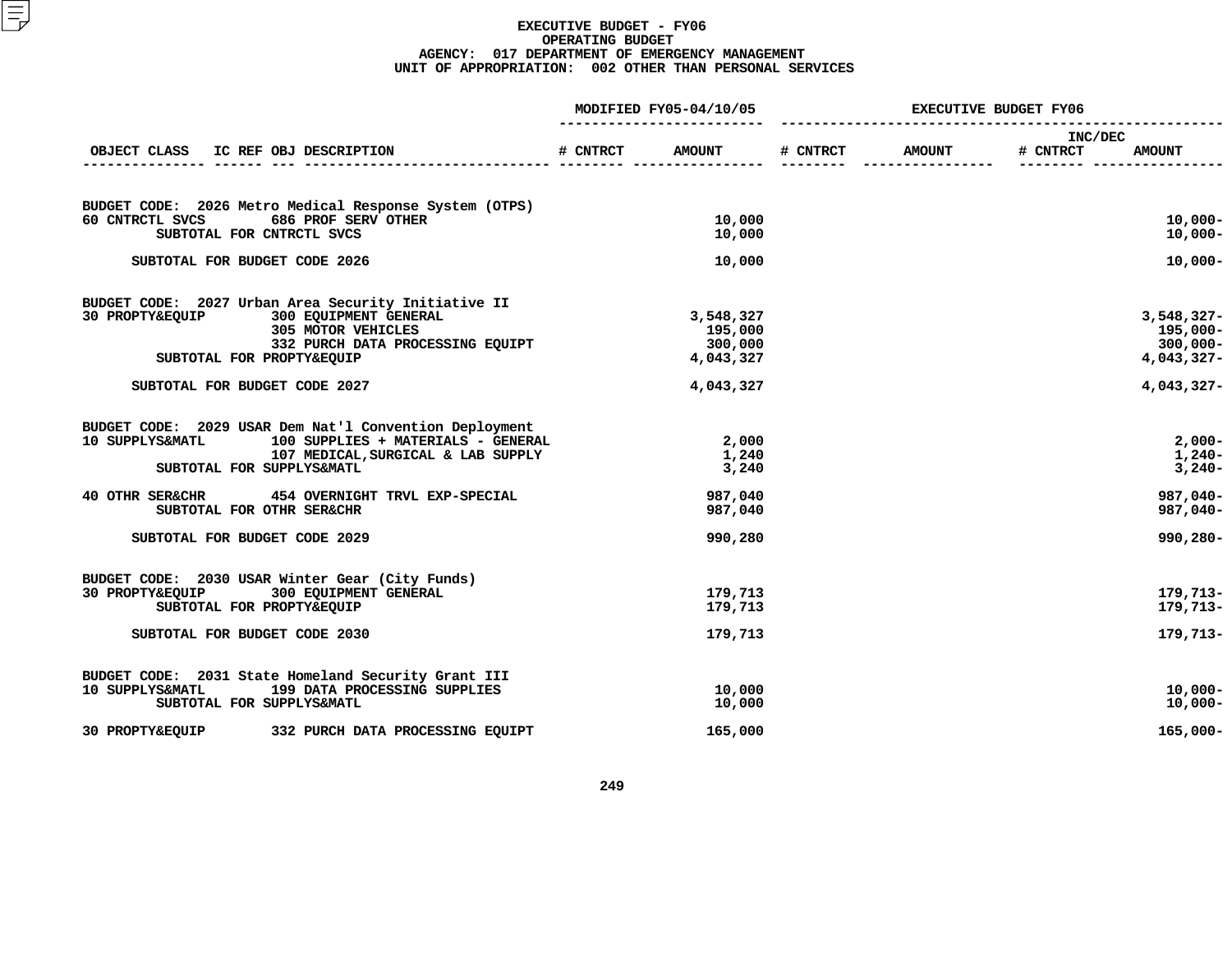# EXECUTIVE BUDGET - FY06
## OPERATING BUDGET
### AGENCY: 017 DEPARTMENT OF EMERGENCY MANAGEMENT
### UNIT OF APPROPRIATION: 002 OTHER THAN PERSONAL SERVICES

| OBJECT CLASS | IC REF | OBJ | DESCRIPTION | MODIFIED FY05-04/10/05 # CNTRCT | MODIFIED FY05-04/10/05 AMOUNT | EXECUTIVE BUDGET FY06 # CNTRCT | EXECUTIVE BUDGET FY06 AMOUNT | INC/DEC # CNTRCT | INC/DEC AMOUNT |
|---|---|---|---|---|---|---|---|---|---|
| **BUDGET CODE: 2026 Metro Medical Response System (OTPS)** | | | | | | | | | |
| 60 CNTRCTL SVCS | | 686 | PROF SERV OTHER | | 10,000 | | | | 10,000- |
| SUBTOTAL FOR CNTRCTL SVCS | | | | | 10,000 | | | | 10,000- |
| SUBTOTAL FOR BUDGET CODE 2026 | | | | | 10,000 | | | | 10,000- |
| **BUDGET CODE: 2027 Urban Area Security Initiative II** | | | | | | | | | |
| 30 PROPTY&EQUIP | | 300 | EQUIPMENT GENERAL | | 3,548,327 | | | | 3,548,327- |
| | | 305 | MOTOR VEHICLES | | 195,000 | | | | 195,000- |
| | | 332 | PURCH DATA PROCESSING EQUIPT | | 300,000 | | | | 300,000- |
| SUBTOTAL FOR PROPTY&EQUIP | | | | | 4,043,327 | | | | 4,043,327- |
| SUBTOTAL FOR BUDGET CODE 2027 | | | | | 4,043,327 | | | | 4,043,327- |
| **BUDGET CODE: 2029 USAR Dem Nat'l Convention Deployment** | | | | | | | | | |
| 10 SUPPLYS&MATL | | 100 | SUPPLIES + MATERIALS - GENERAL | | 2,000 | | | | 2,000- |
| | | 107 | MEDICAL,SURGICAL & LAB SUPPLY | | 1,240 | | | | 1,240- |
| SUBTOTAL FOR SUPPLYS&MATL | | | | | 3,240 | | | | 3,240- |
| 40 OTHR SER&CHR | | 454 | OVERNIGHT TRVL EXP-SPECIAL | | 987,040 | | | | 987,040- |
| SUBTOTAL FOR OTHR SER&CHR | | | | | 987,040 | | | | 987,040- |
| SUBTOTAL FOR BUDGET CODE 2029 | | | | | 990,280 | | | | 990,280- |
| **BUDGET CODE: 2030 USAR Winter Gear (City Funds)** | | | | | | | | | |
| 30 PROPTY&EQUIP | | 300 | EQUIPMENT GENERAL | | 179,713 | | | | 179,713- |
| SUBTOTAL FOR PROPTY&EQUIP | | | | | 179,713 | | | | 179,713- |
| SUBTOTAL FOR BUDGET CODE 2030 | | | | | 179,713 | | | | 179,713- |
| **BUDGET CODE: 2031 State Homeland Security Grant III** | | | | | | | | | |
| 10 SUPPLYS&MATL | | 199 | DATA PROCESSING SUPPLIES | | 10,000 | | | | 10,000- |
| SUBTOTAL FOR SUPPLYS&MATL | | | | | 10,000 | | | | 10,000- |
| 30 PROPTY&EQUIP | | 332 | PURCH DATA PROCESSING EQUIPT | | 165,000 | | | | 165,000- |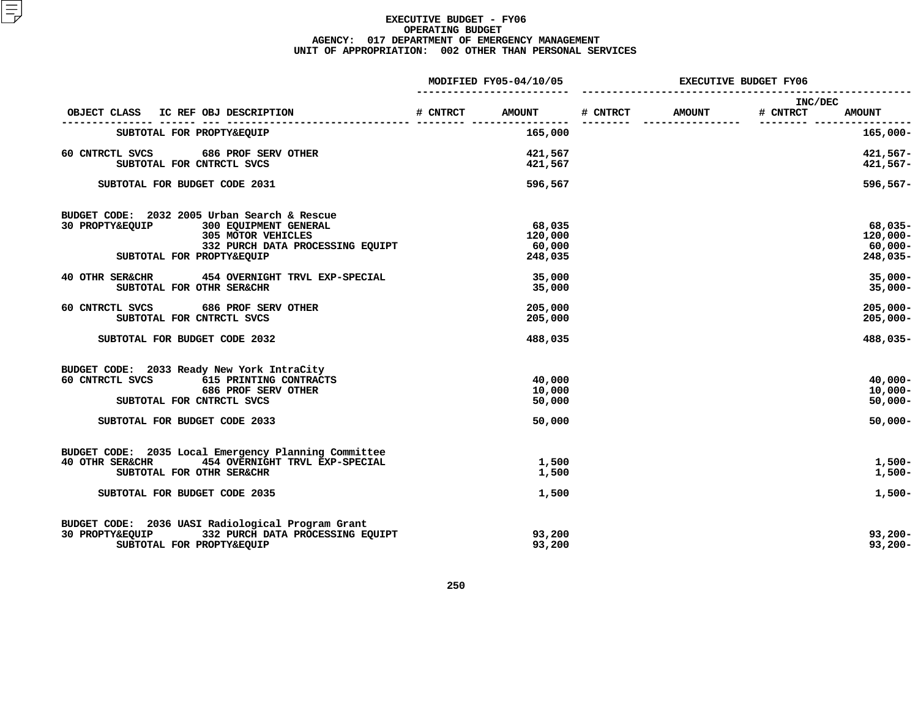# EXECUTIVE BUDGET - FY06
## OPERATING BUDGET
### AGENCY: 017 DEPARTMENT OF EMERGENCY MANAGEMENT
### UNIT OF APPROPRIATION: 002 OTHER THAN PERSONAL SERVICES

| OBJECT CLASS | IC REF OBJ DESCRIPTION | MODIFIED FY05-04/10/05 # CNTRCT | MODIFIED FY05-04/10/05 AMOUNT | EXECUTIVE BUDGET FY06 # CNTRCT | EXECUTIVE BUDGET FY06 AMOUNT | INC/DEC # CNTRCT | INC/DEC AMOUNT |
|---|---|---|---|---|---|---|---|
| SUBTOTAL FOR PROPTY&EQUIP | | | 165,000 | | | | 165,000- |
| 60 CNTRCTL SVCS | 686 PROF SERV OTHER | | 421,567 | | | | 421,567- |
| SUBTOTAL FOR CNTRCTL SVCS | | | 421,567 | | | | 421,567- |
| SUBTOTAL FOR BUDGET CODE 2031 | | | 596,567 | | | | 596,567- |
| BUDGET CODE: 2032 2005 Urban Search & Rescue | | | | | | | |
| 30 PROPTY&EQUIP | 300 EQUIPMENT GENERAL | | 68,035 | | | | 68,035- |
| | 305 MOTOR VEHICLES | | 120,000 | | | | 120,000- |
| | 332 PURCH DATA PROCESSING EQUIPT | | 60,000 | | | | 60,000- |
| SUBTOTAL FOR PROPTY&EQUIP | | | 248,035 | | | | 248,035- |
| 40 OTHR SER&CHR | 454 OVERNIGHT TRVL EXP-SPECIAL | | 35,000 | | | | 35,000- |
| SUBTOTAL FOR OTHR SER&CHR | | | 35,000 | | | | 35,000- |
| 60 CNTRCTL SVCS | 686 PROF SERV OTHER | | 205,000 | | | | 205,000- |
| SUBTOTAL FOR CNTRCTL SVCS | | | 205,000 | | | | 205,000- |
| SUBTOTAL FOR BUDGET CODE 2032 | | | 488,035 | | | | 488,035- |
| BUDGET CODE: 2033 Ready New York IntraCity | | | | | | | |
| 60 CNTRCTL SVCS | 615 PRINTING CONTRACTS | | 40,000 | | | | 40,000- |
| | 686 PROF SERV OTHER | | 10,000 | | | | 10,000- |
| SUBTOTAL FOR CNTRCTL SVCS | | | 50,000 | | | | 50,000- |
| SUBTOTAL FOR BUDGET CODE 2033 | | | 50,000 | | | | 50,000- |
| BUDGET CODE: 2035 Local Emergency Planning Committee | | | | | | | |
| 40 OTHR SER&CHR | 454 OVERNIGHT TRVL EXP-SPECIAL | | 1,500 | | | | 1,500- |
| SUBTOTAL FOR OTHR SER&CHR | | | 1,500 | | | | 1,500- |
| SUBTOTAL FOR BUDGET CODE 2035 | | | 1,500 | | | | 1,500- |
| BUDGET CODE: 2036 UASI Radiological Program Grant | | | | | | | |
| 30 PROPTY&EQUIP | 332 PURCH DATA PROCESSING EQUIPT | | 93,200 | | | | 93,200- |
| SUBTOTAL FOR PROPTY&EQUIP | | | 93,200 | | | | 93,200- |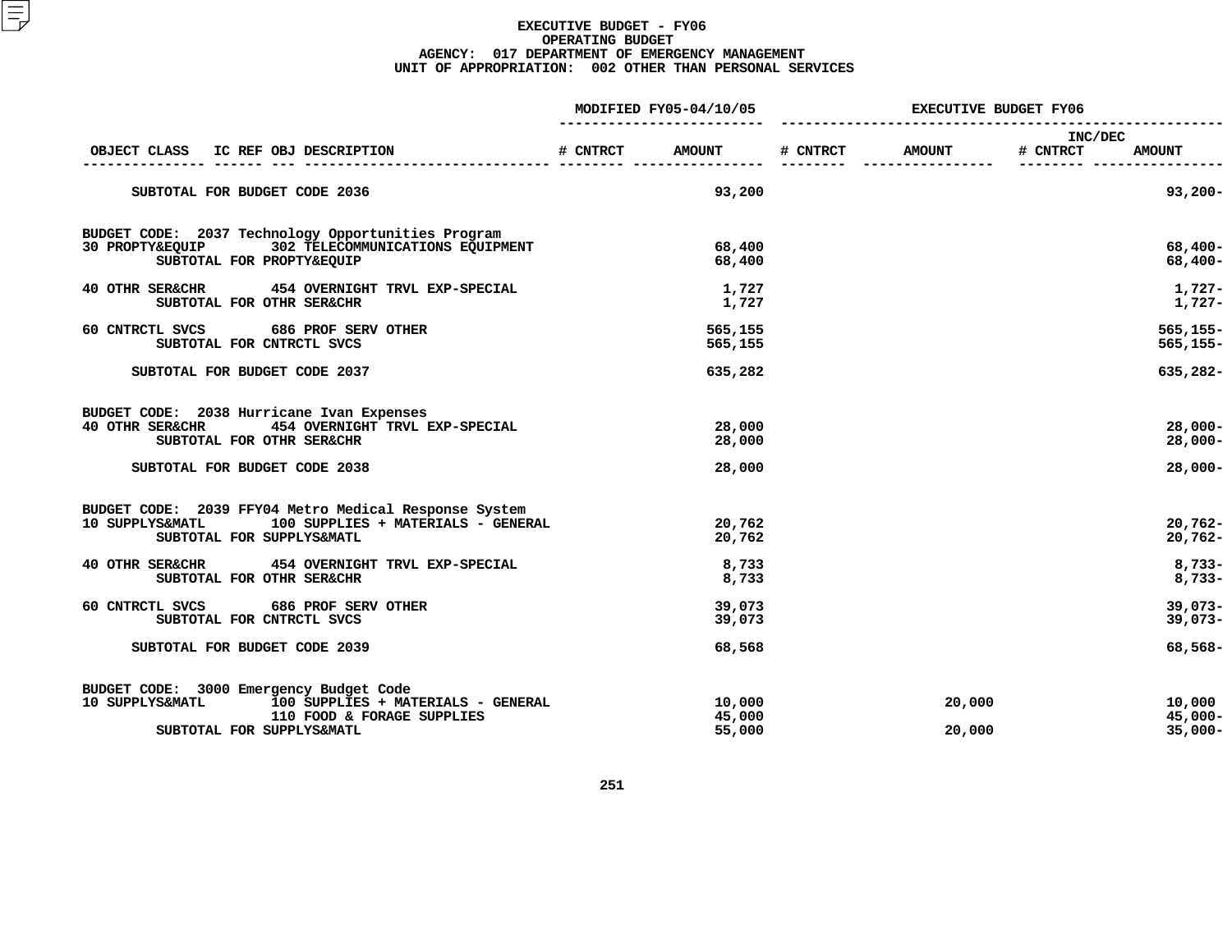# EXECUTIVE BUDGET - FY06
## OPERATING BUDGET
## AGENCY: 017 DEPARTMENT OF EMERGENCY MANAGEMENT
## UNIT OF APPROPRIATION: 002 OTHER THAN PERSONAL SERVICES

| OBJECT CLASS | IC REF OBJ DESCRIPTION | MODIFIED FY05-04/10/05 # CNTRCT | MODIFIED FY05-04/10/05 AMOUNT | EXECUTIVE BUDGET FY06 # CNTRCT | EXECUTIVE BUDGET FY06 AMOUNT | INC/DEC # CNTRCT | INC/DEC AMOUNT |
|---|---|---|---|---|---|---|---|
| SUBTOTAL FOR BUDGET CODE 2036 | | | 93,200 | | | | 93,200- |
| BUDGET CODE: 2037 Technology Opportunities Program | | | | | | | |
| 30 PROPTY&EQUIP | 302 TELECOMMUNICATIONS EQUIPMENT | | 68,400 | | | | 68,400- |
| SUBTOTAL FOR PROPTY&EQUIP | | | 68,400 | | | | 68,400- |
| 40 OTHR SER&CHR | 454 OVERNIGHT TRVL EXP-SPECIAL | | 1,727 | | | | 1,727- |
| SUBTOTAL FOR OTHR SER&CHR | | | 1,727 | | | | 1,727- |
| 60 CNTRCTL SVCS | 686 PROF SERV OTHER | | 565,155 | | | | 565,155- |
| SUBTOTAL FOR CNTRCTL SVCS | | | 565,155 | | | | 565,155- |
| SUBTOTAL FOR BUDGET CODE 2037 | | | 635,282 | | | | 635,282- |
| BUDGET CODE: 2038 Hurricane Ivan Expenses | | | | | | | |
| 40 OTHR SER&CHR | 454 OVERNIGHT TRVL EXP-SPECIAL | | 28,000 | | | | 28,000- |
| SUBTOTAL FOR OTHR SER&CHR | | | 28,000 | | | | 28,000- |
| SUBTOTAL FOR BUDGET CODE 2038 | | | 28,000 | | | | 28,000- |
| BUDGET CODE: 2039 FFY04 Metro Medical Response System | | | | | | | |
| 10 SUPPLYS&MATL | 100 SUPPLIES + MATERIALS - GENERAL | | 20,762 | | | | 20,762- |
| SUBTOTAL FOR SUPPLYS&MATL | | | 20,762 | | | | 20,762- |
| 40 OTHR SER&CHR | 454 OVERNIGHT TRVL EXP-SPECIAL | | 8,733 | | | | 8,733- |
| SUBTOTAL FOR OTHR SER&CHR | | | 8,733 | | | | 8,733- |
| 60 CNTRCTL SVCS | 686 PROF SERV OTHER | | 39,073 | | | | 39,073- |
| SUBTOTAL FOR CNTRCTL SVCS | | | 39,073 | | | | 39,073- |
| SUBTOTAL FOR BUDGET CODE 2039 | | | 68,568 | | | | 68,568- |
| BUDGET CODE: 3000 Emergency Budget Code | | | | | | | |
| 10 SUPPLYS&MATL | 100 SUPPLIES + MATERIALS - GENERAL | | 10,000 | | 20,000 | | 10,000 |
| | 110 FOOD & FORAGE SUPPLIES | | 45,000 | | | | 45,000- |
| SUBTOTAL FOR SUPPLYS&MATL | | | 55,000 | | 20,000 | | 35,000- |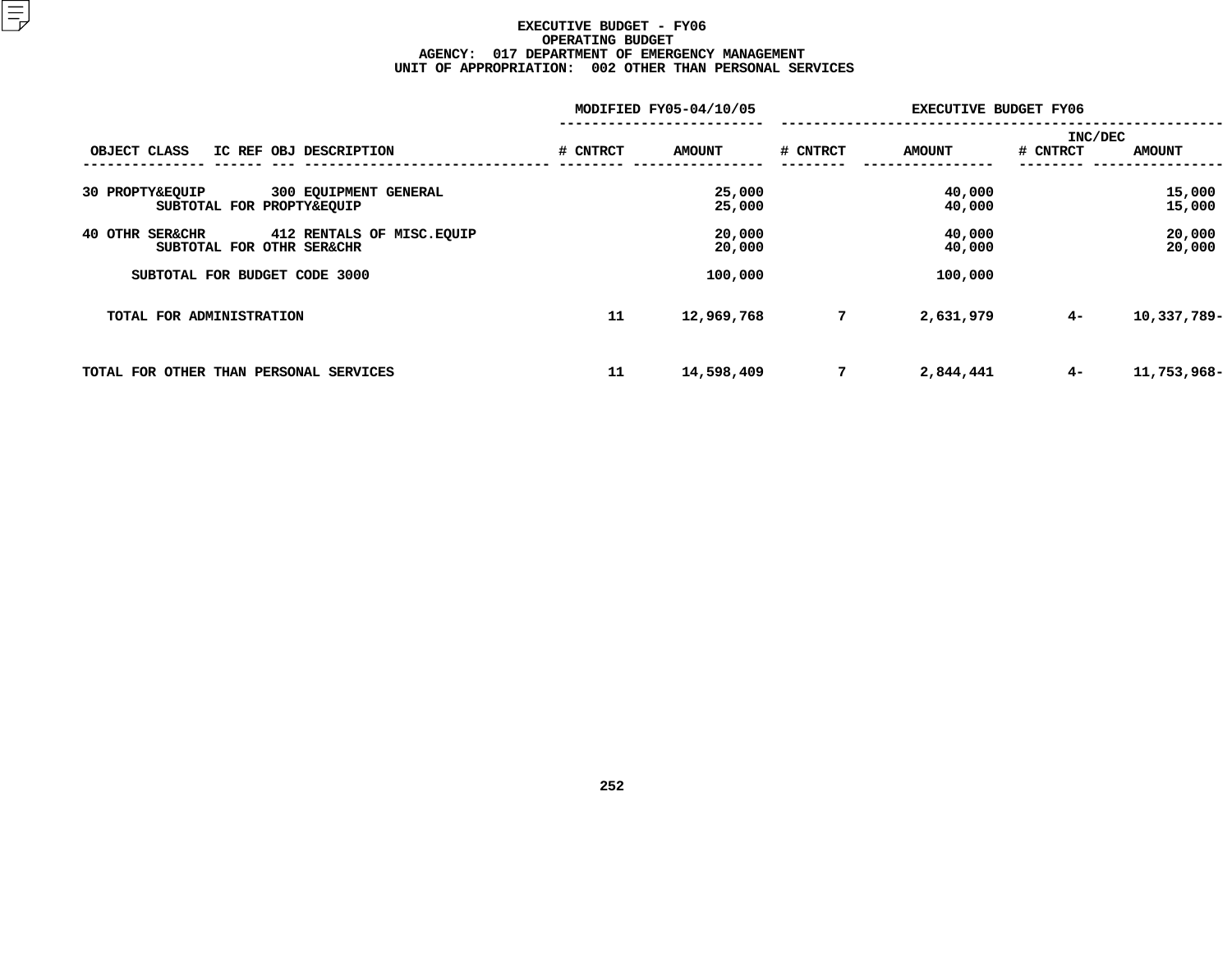# EXECUTIVE BUDGET - FY06
## OPERATING BUDGET
### AGENCY: 017 DEPARTMENT OF EMERGENCY MANAGEMENT
### UNIT OF APPROPRIATION: 002 OTHER THAN PERSONAL SERVICES

| OBJECT CLASS | IC REF | OBJ | DESCRIPTION | MODIFIED FY05-04/10/05 # CNTRCT | MODIFIED FY05-04/10/05 AMOUNT | EXECUTIVE BUDGET FY06 # CNTRCT | EXECUTIVE BUDGET FY06 AMOUNT | INC/DEC # CNTRCT | INC/DEC AMOUNT |
|---|---|---|---|---|---|---|---|---|---|
| 30 PROPTY&EQUIP | | 300 | EQUIPMENT GENERAL | | 25,000 | | 40,000 | | 15,000 |
| SUBTOTAL FOR PROPTY&EQUIP | | | | | 25,000 | | 40,000 | | 15,000 |
| 40 OTHR SER&CHR | | 412 | RENTALS OF MISC.EQUIP | | 20,000 | | 40,000 | | 20,000 |
| SUBTOTAL FOR OTHR SER&CHR | | | | | 20,000 | | 40,000 | | 20,000 |
| SUBTOTAL FOR BUDGET CODE 3000 | | | | | 100,000 | | 100,000 | | |
| TOTAL FOR ADMINISTRATION | | | | 11 | 12,969,768 | 7 | 2,631,979 | 4- | 10,337,789- |
| TOTAL FOR OTHER THAN PERSONAL SERVICES | | | | 11 | 14,598,409 | 7 | 2,844,441 | 4- | 11,753,968- |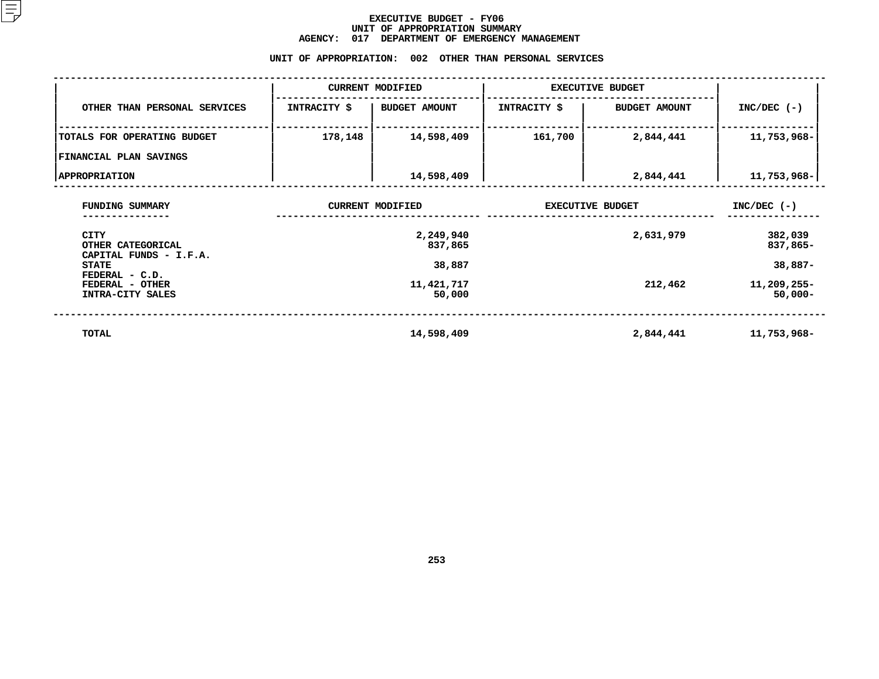# EXECUTIVE BUDGET - FY06
## UNIT OF APPROPRIATION SUMMARY
## AGENCY: 017 DEPARTMENT OF EMERGENCY MANAGEMENT

### UNIT OF APPROPRIATION: 002 OTHER THAN PERSONAL SERVICES

| | CURRENT MODIFIED | | EXECUTIVE BUDGET | | |
|---|---|---|---|---|---|
| OTHER THAN PERSONAL SERVICES | INTRACITY $ | BUDGET AMOUNT | INTRACITY $ | BUDGET AMOUNT | INC/DEC (-) |
| TOTALS FOR OPERATING BUDGET | 178,148 | 14,598,409 | 161,700 | 2,844,441 | 11,753,968- |
| FINANCIAL PLAN SAVINGS | | | | | |
| APPROPRIATION | | 14,598,409 | | 2,844,441 | 11,753,968- |

| FUNDING SUMMARY | CURRENT MODIFIED | EXECUTIVE BUDGET | INC/DEC (-) |
|---|---|---|---|
| CITY | 2,249,940 | 2,631,979 | 382,039 |
| OTHER CATEGORICAL | 837,865 | | 837,865- |
| CAPITAL FUNDS - I.F.A. | | | |
| STATE | 38,887 | | 38,887- |
| FEDERAL - C.D. | | | |
| FEDERAL - OTHER | 11,421,717 | 212,462 | 11,209,255- |
| INTRA-CITY SALES | 50,000 | | 50,000- |
| TOTAL | 14,598,409 | 2,844,441 | 11,753,968- |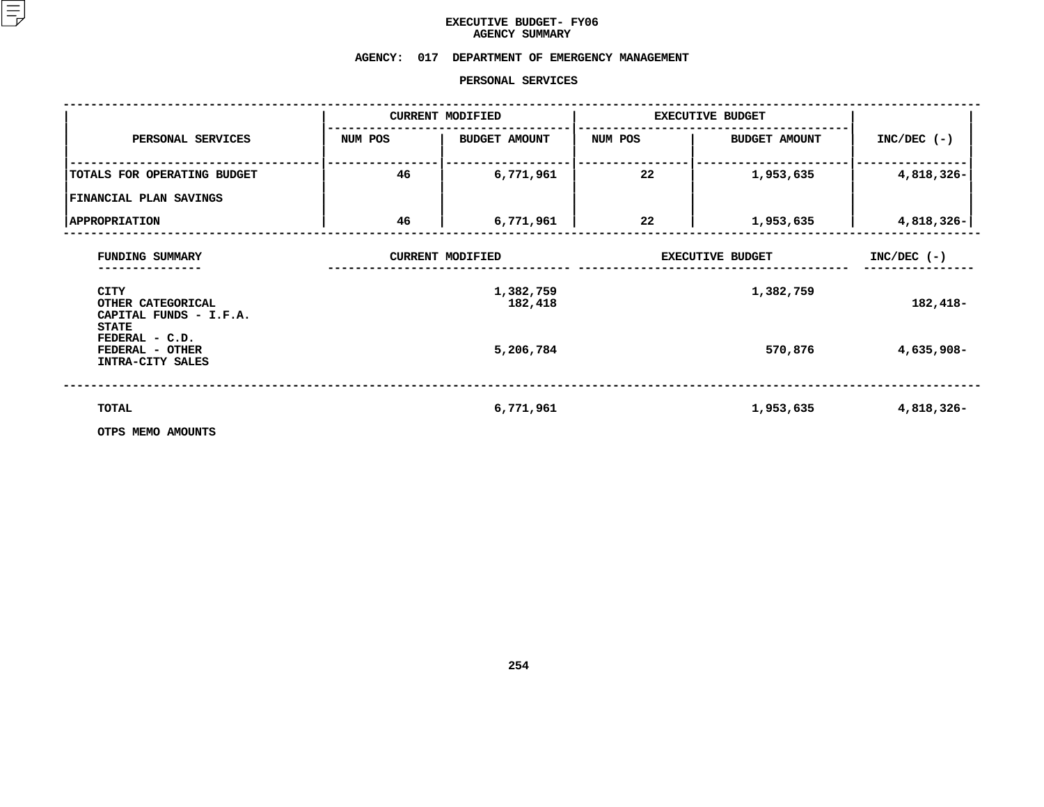# EXECUTIVE BUDGET- FY06
## AGENCY SUMMARY

**AGENCY: 017 DEPARTMENT OF EMERGENCY MANAGEMENT**

**PERSONAL SERVICES**

| PERSONAL SERVICES | CURRENT MODIFIED | | EXECUTIVE BUDGET | | INC/DEC (-) |
|---|---|---|---|---|---|
| | NUM POS | BUDGET AMOUNT | NUM POS | BUDGET AMOUNT | |
| TOTALS FOR OPERATING BUDGET | 46 | 6,771,961 | 22 | 1,953,635 | 4,818,326- |
| FINANCIAL PLAN SAVINGS | | | | | |
| APPROPRIATION | 46 | 6,771,961 | 22 | 1,953,635 | 4,818,326- |

| FUNDING SUMMARY | CURRENT MODIFIED | EXECUTIVE BUDGET | INC/DEC (-) |
|---|---|---|---|
| CITY | 1,382,759 | 1,382,759 | |
| OTHER CATEGORICAL | 182,418 | | 182,418- |
| CAPITAL FUNDS - I.F.A. | | | |
| STATE | | | |
| FEDERAL - C.D. | | | |
| FEDERAL - OTHER | 5,206,784 | 570,876 | 4,635,908- |
| INTRA-CITY SALES | | | |
| TOTAL | 6,771,961 | 1,953,635 | 4,818,326- |

OTPS MEMO AMOUNTS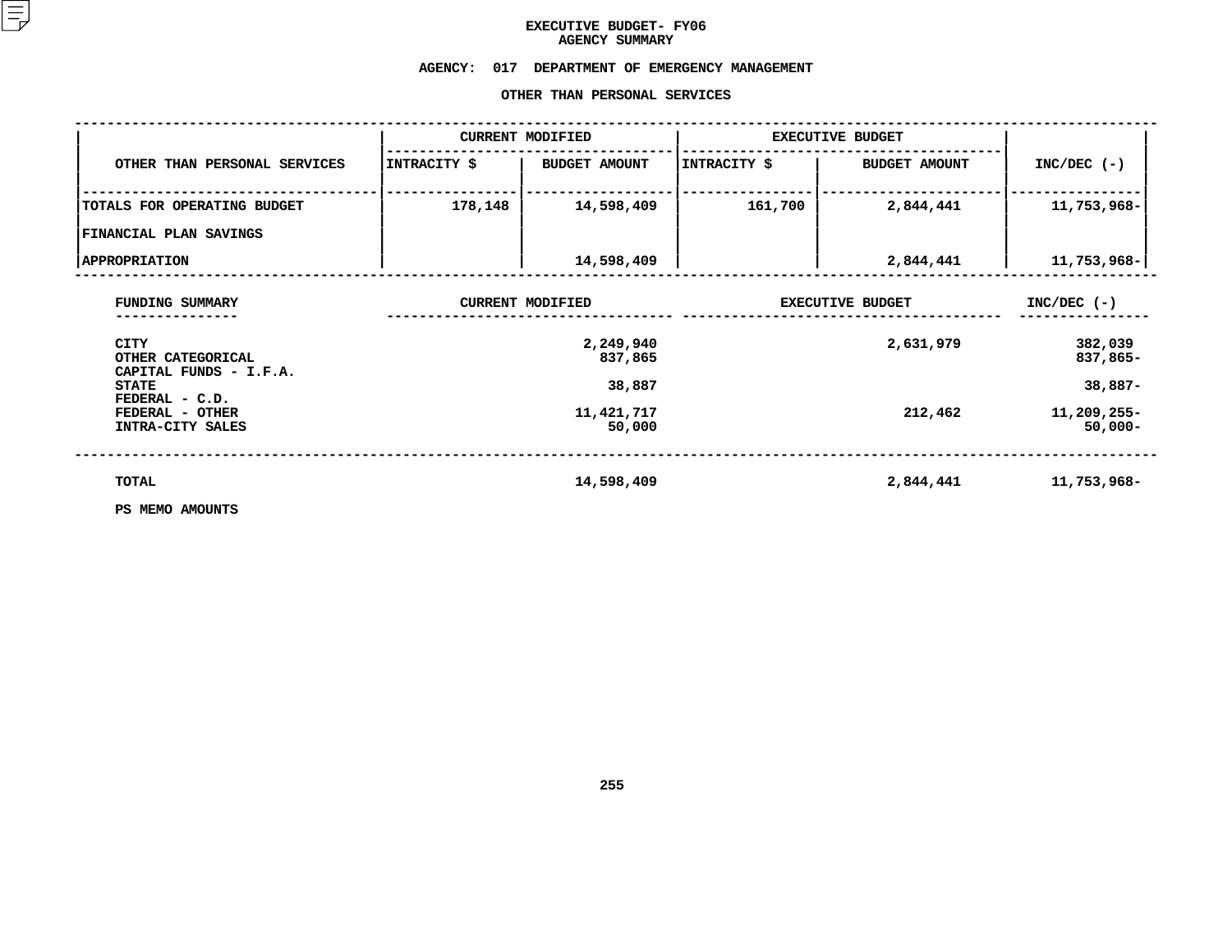# EXECUTIVE BUDGET- FY06
## AGENCY SUMMARY

**AGENCY: 017 DEPARTMENT OF EMERGENCY MANAGEMENT**

**OTHER THAN PERSONAL SERVICES**

| OTHER THAN PERSONAL SERVICES | CURRENT MODIFIED | | EXECUTIVE BUDGET | | INC/DEC (-) |
|---|---|---|---|---|---|
| | INTRACITY $ | BUDGET AMOUNT | INTRACITY $ | BUDGET AMOUNT | |
| TOTALS FOR OPERATING BUDGET | 178,148 | 14,598,409 | 161,700 | 2,844,441 | 11,753,968- |
| FINANCIAL PLAN SAVINGS | | | | | |
| APPROPRIATION | | 14,598,409 | | 2,844,441 | 11,753,968- |

| FUNDING SUMMARY | CURRENT MODIFIED | EXECUTIVE BUDGET | INC/DEC (-) |
|---|---|---|---|
| CITY | 2,249,940 | 2,631,979 | 382,039 |
| OTHER CATEGORICAL | 837,865 | | 837,865- |
| CAPITAL FUNDS - I.F.A. | | | |
| STATE | 38,887 | | 38,887- |
| FEDERAL - C.D. | | | |
| FEDERAL - OTHER | 11,421,717 | 212,462 | 11,209,255- |
| INTRA-CITY SALES | 50,000 | | 50,000- |
| TOTAL | 14,598,409 | 2,844,441 | 11,753,968- |

PS MEMO AMOUNTS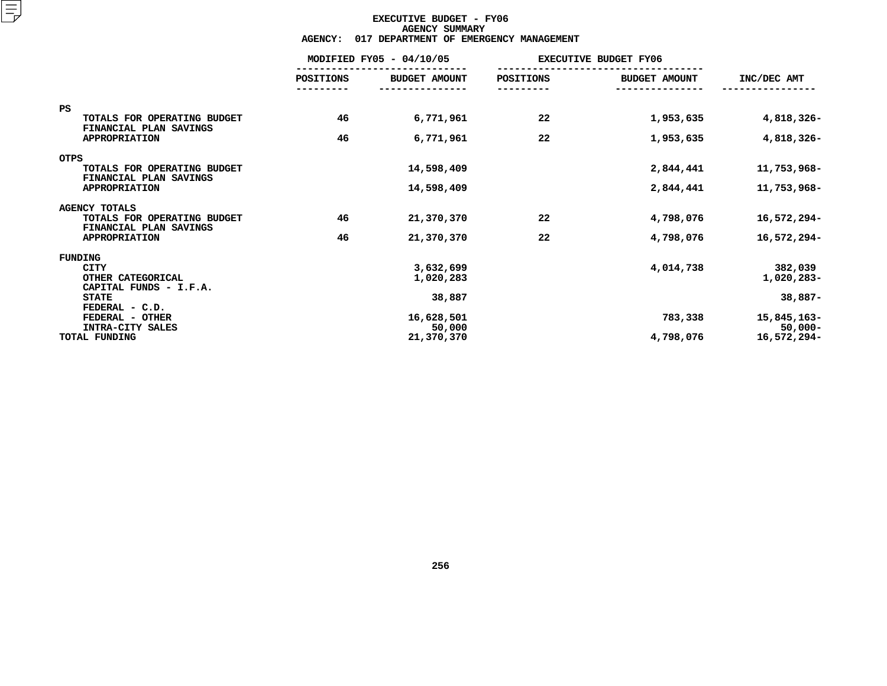# EXECUTIVE BUDGET - FY06
## AGENCY SUMMARY
### AGENCY: 017 DEPARTMENT OF EMERGENCY MANAGEMENT

| | MODIFIED FY05 - 04/10/05 | | EXECUTIVE BUDGET FY06 | | |
|---|---|---|---|---|---|
| | POSITIONS | BUDGET AMOUNT | POSITIONS | BUDGET AMOUNT | INC/DEC AMT |
| **PS** | | | | | |
| TOTALS FOR OPERATING BUDGET | 46 | 6,771,961 | 22 | 1,953,635 | 4,818,326- |
| FINANCIAL PLAN SAVINGS | | | | | |
| APPROPRIATION | 46 | 6,771,961 | 22 | 1,953,635 | 4,818,326- |
| **OTPS** | | | | | |
| TOTALS FOR OPERATING BUDGET | | 14,598,409 | | 2,844,441 | 11,753,968- |
| FINANCIAL PLAN SAVINGS | | | | | |
| APPROPRIATION | | 14,598,409 | | 2,844,441 | 11,753,968- |
| **AGENCY TOTALS** | | | | | |
| TOTALS FOR OPERATING BUDGET | 46 | 21,370,370 | 22 | 4,798,076 | 16,572,294- |
| FINANCIAL PLAN SAVINGS | | | | | |
| APPROPRIATION | 46 | 21,370,370 | 22 | 4,798,076 | 16,572,294- |
| **FUNDING** | | | | | |
| CITY | | 3,632,699 | | 4,014,738 | 382,039 |
| OTHER CATEGORICAL | | 1,020,283 | | | 1,020,283- |
| CAPITAL FUNDS - I.F.A. | | | | | |
| STATE | | 38,887 | | | 38,887- |
| FEDERAL - C.D. | | | | | |
| FEDERAL - OTHER | | 16,628,501 | | 783,338 | 15,845,163- |
| INTRA-CITY SALES | | 50,000 | | | 50,000- |
| TOTAL FUNDING | | 21,370,370 | | 4,798,076 | 16,572,294- |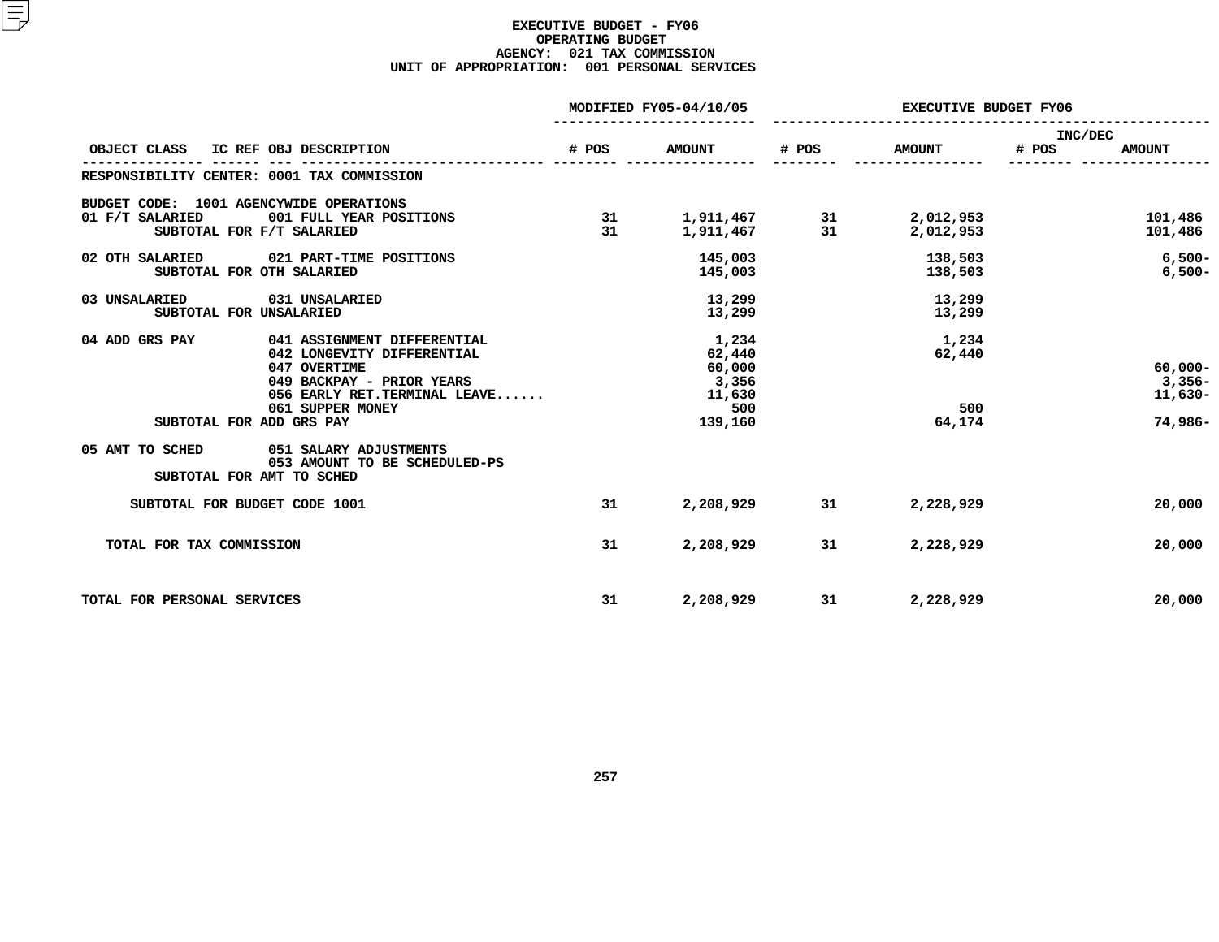# EXECUTIVE BUDGET - FY06
## OPERATING BUDGET
### AGENCY: 021 TAX COMMISSION
### UNIT OF APPROPRIATION: 001 PERSONAL SERVICES

| OBJECT CLASS | IC REF OBJ DESCRIPTION | MODIFIED FY05-04/10/05 # POS | MODIFIED FY05-04/10/05 AMOUNT | EXECUTIVE BUDGET FY06 # POS | EXECUTIVE BUDGET FY06 AMOUNT | INC/DEC # POS | INC/DEC AMOUNT |
|---|---|---|---|---|---|---|---|
| RESPONSIBILITY CENTER: 0001 TAX COMMISSION | | | | | | | |
| BUDGET CODE: 1001 AGENCYWIDE OPERATIONS | | | | | | | |
| 01 F/T SALARIED | 001 FULL YEAR POSITIONS | 31 | 1,911,467 | 31 | 2,012,953 | | 101,486 |
| SUBTOTAL FOR F/T SALARIED | | 31 | 1,911,467 | 31 | 2,012,953 | | 101,486 |
| 02 OTH SALARIED | 021 PART-TIME POSITIONS | | 145,003 | | 138,503 | | 6,500- |
| SUBTOTAL FOR OTH SALARIED | | | 145,003 | | 138,503 | | 6,500- |
| 03 UNSALARIED | 031 UNSALARIED | | 13,299 | | 13,299 | | |
| SUBTOTAL FOR UNSALARIED | | | 13,299 | | 13,299 | | |
| 04 ADD GRS PAY | 041 ASSIGNMENT DIFFERENTIAL | | 1,234 | | 1,234 | | |
| | 042 LONGEVITY DIFFERENTIAL | | 62,440 | | 62,440 | | |
| | 047 OVERTIME | | 60,000 | | | | 60,000- |
| | 049 BACKPAY - PRIOR YEARS | | 3,356 | | | | 3,356- |
| | 056 EARLY RET.TERMINAL LEAVE...... | | 11,630 | | | | 11,630- |
| | 061 SUPPER MONEY | | 500 | | 500 | | |
| SUBTOTAL FOR ADD GRS PAY | | | 139,160 | | 64,174 | | 74,986- |
| 05 AMT TO SCHED | 051 SALARY ADJUSTMENTS | | | | | | |
| | 053 AMOUNT TO BE SCHEDULED-PS | | | | | | |
| SUBTOTAL FOR AMT TO SCHED | | | | | | | |
| SUBTOTAL FOR BUDGET CODE 1001 | | 31 | 2,208,929 | 31 | 2,228,929 | | 20,000 |
| TOTAL FOR TAX COMMISSION | | 31 | 2,208,929 | 31 | 2,228,929 | | 20,000 |
| TOTAL FOR PERSONAL SERVICES | | 31 | 2,208,929 | 31 | 2,228,929 | | 20,000 |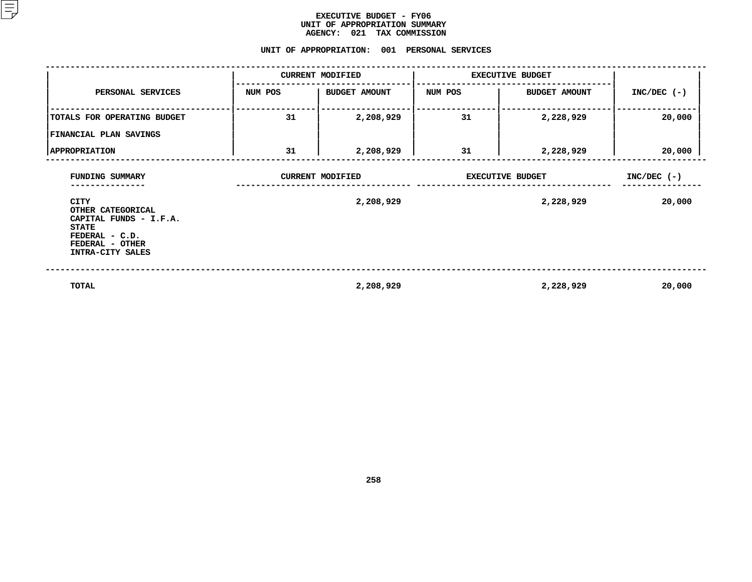# EXECUTIVE BUDGET - FY06
## UNIT OF APPROPRIATION SUMMARY
## AGENCY: 021 TAX COMMISSION

### UNIT OF APPROPRIATION: 001 PERSONAL SERVICES

| PERSONAL SERVICES | CURRENT MODIFIED | | EXECUTIVE BUDGET | | INC/DEC (-) |
|---|---|---|---|---|---|
| | NUM POS | BUDGET AMOUNT | NUM POS | BUDGET AMOUNT | |
| TOTALS FOR OPERATING BUDGET | 31 | 2,208,929 | 31 | 2,228,929 | 20,000 |
| FINANCIAL PLAN SAVINGS | | | | | |
| APPROPRIATION | 31 | 2,208,929 | 31 | 2,228,929 | 20,000 |

| FUNDING SUMMARY | CURRENT MODIFIED | EXECUTIVE BUDGET | INC/DEC (-) |
|---|---|---|---|
| CITY | 2,208,929 | 2,228,929 | 20,000 |
| OTHER CATEGORICAL | | | |
| CAPITAL FUNDS - I.F.A. | | | |
| STATE | | | |
| FEDERAL - C.D. | | | |
| FEDERAL - OTHER | | | |
| INTRA-CITY SALES | | | |
| TOTAL | 2,208,929 | 2,228,929 | 20,000 |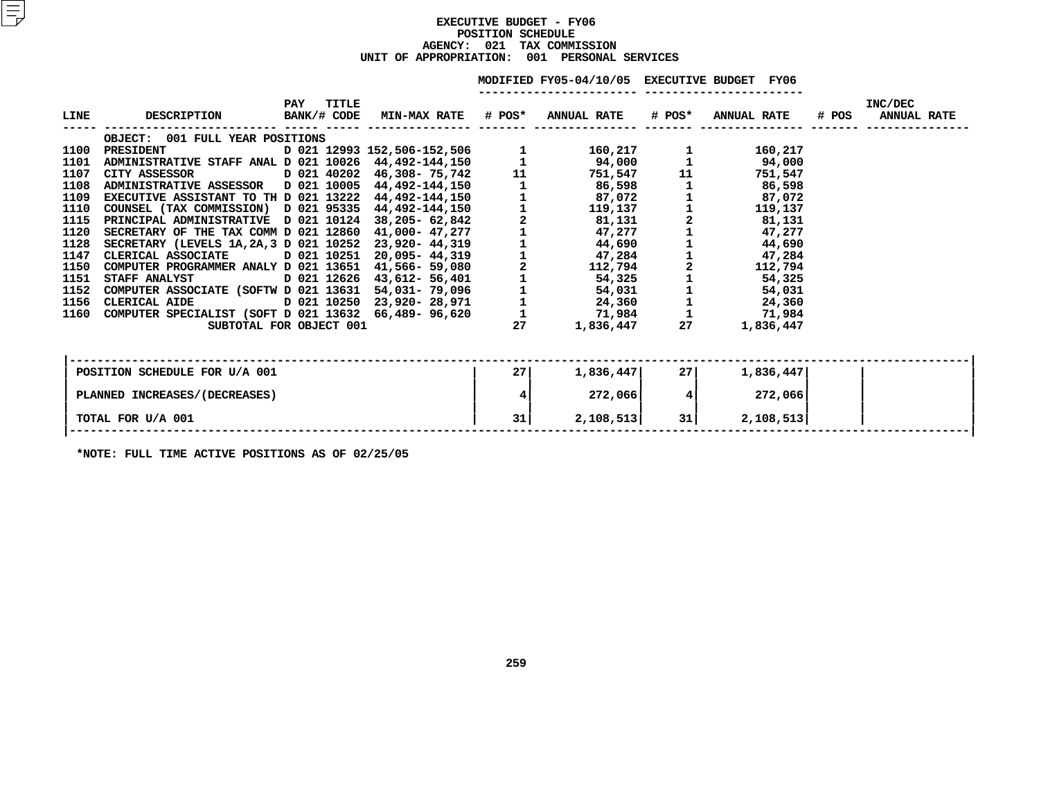# EXECUTIVE BUDGET - FY06
## POSITION SCHEDULE
### AGENCY: 021 TAX COMMISSION
### UNIT OF APPROPRIATION: 001 PERSONAL SERVICES

| LINE | DESCRIPTION | PAY BANK/# | TITLE CODE | MIN-MAX RATE | MODIFIED FY05-04/10/05 # POS* | MODIFIED FY05-04/10/05 ANNUAL RATE | EXECUTIVE BUDGET FY06 # POS* | EXECUTIVE BUDGET FY06 ANNUAL RATE | INC/DEC # POS | INC/DEC ANNUAL RATE |
|---|---|---|---|---|---|---|---|---|---|---|
| | OBJECT: 001 FULL YEAR POSITIONS | | | | | | | | | |
| 1100 | PRESIDENT | D 021 | 12993 | 152,506-152,506 | 1 | 160,217 | 1 | 160,217 | | |
| 1101 | ADMINISTRATIVE STAFF ANAL | D 021 | 10026 | 44,492-144,150 | 1 | 94,000 | 1 | 94,000 | | |
| 1107 | CITY ASSESSOR | D 021 | 40202 | 46,308- 75,742 | 11 | 751,547 | 11 | 751,547 | | |
| 1108 | ADMINISTRATIVE ASSESSOR | D 021 | 10005 | 44,492-144,150 | 1 | 86,598 | 1 | 86,598 | | |
| 1109 | EXECUTIVE ASSISTANT TO TH | D 021 | 13222 | 44,492-144,150 | 1 | 87,072 | 1 | 87,072 | | |
| 1110 | COUNSEL (TAX COMMISSION) | D 021 | 95335 | 44,492-144,150 | 1 | 119,137 | 1 | 119,137 | | |
| 1115 | PRINCIPAL ADMINISTRATIVE | D 021 | 10124 | 38,205- 62,842 | 2 | 81,131 | 2 | 81,131 | | |
| 1120 | SECRETARY OF THE TAX COMM | D 021 | 12860 | 41,000- 47,277 | 1 | 47,277 | 1 | 47,277 | | |
| 1128 | SECRETARY (LEVELS 1A,2A,3 | D 021 | 10252 | 23,920- 44,319 | 1 | 44,690 | 1 | 44,690 | | |
| 1147 | CLERICAL ASSOCIATE | D 021 | 10251 | 20,095- 44,319 | 1 | 47,284 | 1 | 47,284 | | |
| 1150 | COMPUTER PROGRAMMER ANALY | D 021 | 13651 | 41,566- 59,080 | 2 | 112,794 | 2 | 112,794 | | |
| 1151 | STAFF ANALYST | D 021 | 12626 | 43,612- 56,401 | 1 | 54,325 | 1 | 54,325 | | |
| 1152 | COMPUTER ASSOCIATE (SOFTW | D 021 | 13631 | 54,031- 79,096 | 1 | 54,031 | 1 | 54,031 | | |
| 1156 | CLERICAL AIDE | D 021 | 10250 | 23,920- 28,971 | 1 | 24,360 | 1 | 24,360 | | |
| 1160 | COMPUTER SPECIALIST (SOFT | D 021 | 13632 | 66,489- 96,620 | 1 | 71,984 | 1 | 71,984 | | |
| | SUBTOTAL FOR OBJECT 001 | | | | 27 | 1,836,447 | 27 | 1,836,447 | | |

| | # POS* | ANNUAL RATE | # POS* | ANNUAL RATE | # POS | ANNUAL RATE |
|---|---|---|---|---|---|---|
| POSITION SCHEDULE FOR U/A 001 | 27 | 1,836,447 | 27 | 1,836,447 | | |
| PLANNED INCREASES/(DECREASES) | 4 | 272,066 | 4 | 272,066 | | |
| TOTAL FOR U/A 001 | 31 | 2,108,513 | 31 | 2,108,513 | | |

*NOTE: FULL TIME ACTIVE POSITIONS AS OF 02/25/05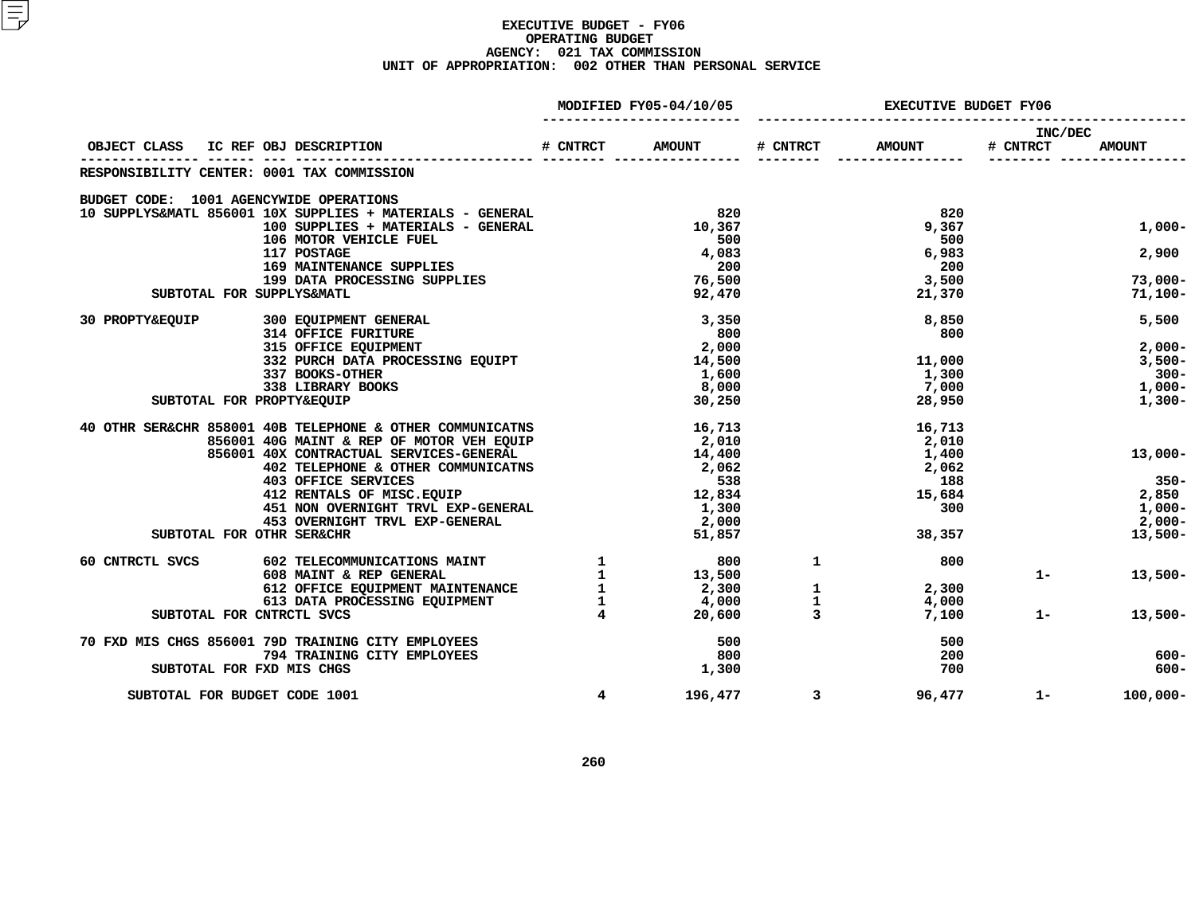**EXECUTIVE BUDGET - FY06**
**OPERATING BUDGET**
**AGENCY: 021 TAX COMMISSION**
**UNIT OF APPROPRIATION: 002 OTHER THAN PERSONAL SERVICE**

| OBJECT CLASS | IC REF | OBJ | DESCRIPTION | MODIFIED FY05-04/10/05 # CNTRCT | MODIFIED FY05-04/10/05 AMOUNT | EXECUTIVE BUDGET FY06 # CNTRCT | EXECUTIVE BUDGET FY06 AMOUNT | INC/DEC # CNTRCT | INC/DEC AMOUNT |
|---|---|---|---|---|---|---|---|---|---|
| RESPONSIBILITY CENTER: 0001 TAX COMMISSION | | | | | | | | | |
| BUDGET CODE: 1001 AGENCYWIDE OPERATIONS | | | | | | | | | |
| 10 SUPPLYS&MATL | 856001 | 10X | SUPPLIES + MATERIALS - GENERAL | | 820 | | 820 | | |
| | | 100 | SUPPLIES + MATERIALS - GENERAL | | 10,367 | | 9,367 | | 1,000- |
| | | 106 | MOTOR VEHICLE FUEL | | 500 | | 500 | | |
| | | 117 | POSTAGE | | 4,083 | | 6,983 | | 2,900 |
| | | 169 | MAINTENANCE SUPPLIES | | 200 | | 200 | | |
| | | 199 | DATA PROCESSING SUPPLIES | | 76,500 | | 3,500 | | 73,000- |
| SUBTOTAL FOR SUPPLYS&MATL | | | | | 92,470 | | 21,370 | | 71,100- |
| 30 PROPTY&EQUIP | | 300 | EQUIPMENT GENERAL | | 3,350 | | 8,850 | | 5,500 |
| | | 314 | OFFICE FURITURE | | 800 | | 800 | | |
| | | 315 | OFFICE EQUIPMENT | | 2,000 | | | | 2,000- |
| | | 332 | PURCH DATA PROCESSING EQUIPT | | 14,500 | | 11,000 | | 3,500- |
| | | 337 | BOOKS-OTHER | | 1,600 | | 1,300 | | 300- |
| | | 338 | LIBRARY BOOKS | | 8,000 | | 7,000 | | 1,000- |
| SUBTOTAL FOR PROPTY&EQUIP | | | | | 30,250 | | 28,950 | | 1,300- |
| 40 OTHR SER&CHR | 858001 | 40B | TELEPHONE & OTHER COMMUNICATNS | | 16,713 | | 16,713 | | |
| | 856001 | 40G | MAINT & REP OF MOTOR VEH EQUIP | | 2,010 | | 2,010 | | |
| | 856001 | 40X | CONTRACTUAL SERVICES-GENERAL | | 14,400 | | 1,400 | | 13,000- |
| | | 402 | TELEPHONE & OTHER COMMUNICATNS | | 2,062 | | 2,062 | | |
| | | 403 | OFFICE SERVICES | | 538 | | 188 | | 350- |
| | | 412 | RENTALS OF MISC.EQUIP | | 12,834 | | 15,684 | | 2,850 |
| | | 451 | NON OVERNIGHT TRVL EXP-GENERAL | | 1,300 | | 300 | | 1,000- |
| | | 453 | OVERNIGHT TRVL EXP-GENERAL | | 2,000 | | | | 2,000- |
| SUBTOTAL FOR OTHR SER&CHR | | | | | 51,857 | | 38,357 | | 13,500- |
| 60 CNTRCTL SVCS | | 602 | TELECOMMUNICATIONS MAINT | 1 | 800 | 1 | 800 | | |
| | | 608 | MAINT & REP GENERAL | 1 | 13,500 | | | 1- | 13,500- |
| | | 612 | OFFICE EQUIPMENT MAINTENANCE | 1 | 2,300 | 1 | 2,300 | | |
| | | 613 | DATA PROCESSING EQUIPMENT | 1 | 4,000 | 1 | 4,000 | | |
| SUBTOTAL FOR CNTRCTL SVCS | | | | 4 | 20,600 | 3 | 7,100 | 1- | 13,500- |
| 70 FXD MIS CHGS | 856001 | 79D | TRAINING CITY EMPLOYEES | | 500 | | 500 | | |
| | | 794 | TRAINING CITY EMPLOYEES | | 800 | | 200 | | 600- |
| SUBTOTAL FOR FXD MIS CHGS | | | | | 1,300 | | 700 | | 600- |
| SUBTOTAL FOR BUDGET CODE 1001 | | | | 4 | 196,477 | 3 | 96,477 | 1- | 100,000- |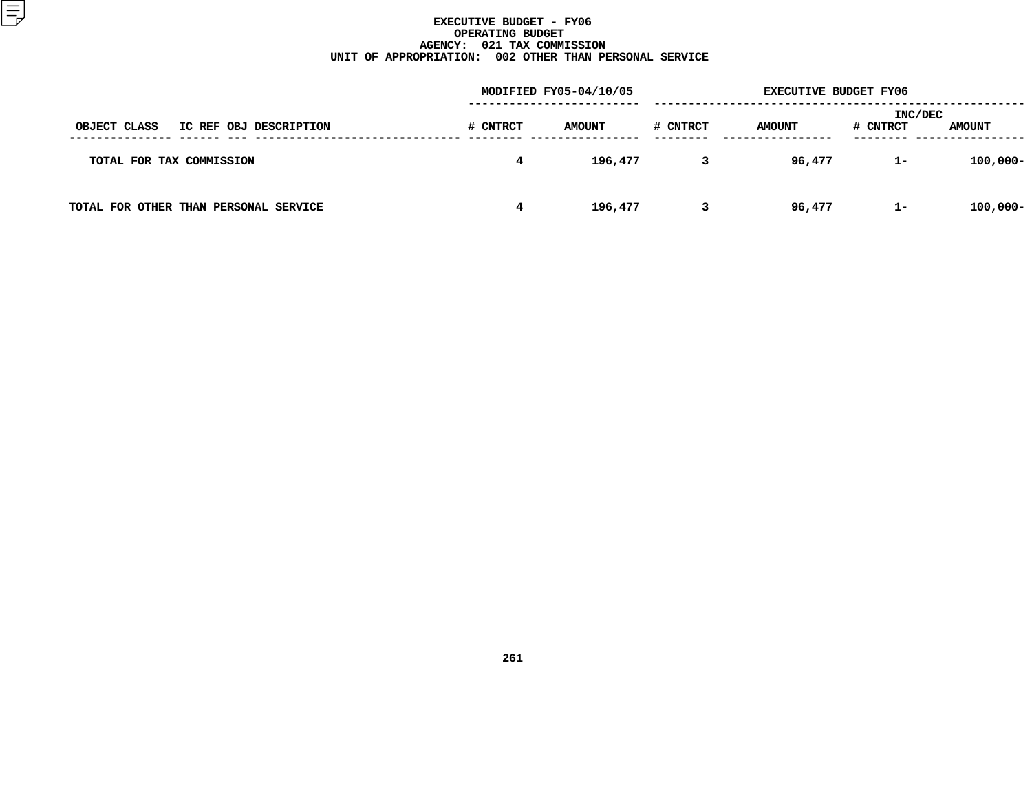# EXECUTIVE BUDGET - FY06
## OPERATING BUDGET
## AGENCY: 021 TAX COMMISSION
## UNIT OF APPROPRIATION: 002 OTHER THAN PERSONAL SERVICE

| OBJECT CLASS | IC REF | OBJ | DESCRIPTION | MODIFIED FY05-04/10/05 # CNTRCT | MODIFIED FY05-04/10/05 AMOUNT | EXECUTIVE BUDGET FY06 # CNTRCT | EXECUTIVE BUDGET FY06 AMOUNT | INC/DEC # CNTRCT | INC/DEC AMOUNT |
|---|---|---|---|---|---|---|---|---|---|
| TOTAL FOR TAX COMMISSION | | | | 4 | 196,477 | 3 | 96,477 | 1- | 100,000- |
| TOTAL FOR OTHER THAN PERSONAL SERVICE | | | | 4 | 196,477 | 3 | 96,477 | 1- | 100,000- |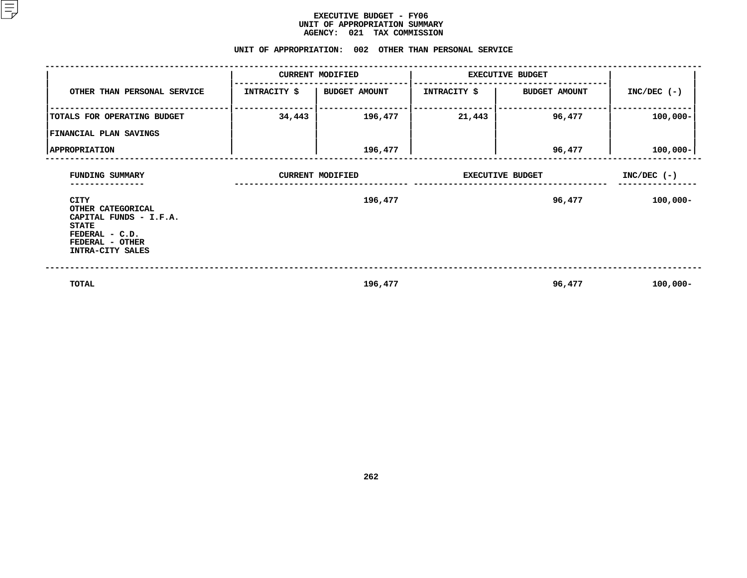# EXECUTIVE BUDGET - FY06
## UNIT OF APPROPRIATION SUMMARY
## AGENCY: 021 TAX COMMISSION

### UNIT OF APPROPRIATION: 002 OTHER THAN PERSONAL SERVICE

| OTHER THAN PERSONAL SERVICE | CURRENT MODIFIED | | EXECUTIVE BUDGET | | INC/DEC (-) |
|---|---|---|---|---|---|
| | INTRACITY $ | BUDGET AMOUNT | INTRACITY $ | BUDGET AMOUNT | |
| TOTALS FOR OPERATING BUDGET | 34,443 | 196,477 | 21,443 | 96,477 | 100,000- |
| FINANCIAL PLAN SAVINGS | | | | | |
| APPROPRIATION | | 196,477 | | 96,477 | 100,000- |

| FUNDING SUMMARY | CURRENT MODIFIED | EXECUTIVE BUDGET | INC/DEC (-) |
|---|---|---|---|
| CITY | 196,477 | 96,477 | 100,000- |
| OTHER CATEGORICAL | | | |
| CAPITAL FUNDS - I.F.A. | | | |
| STATE | | | |
| FEDERAL - C.D. | | | |
| FEDERAL - OTHER | | | |
| INTRA-CITY SALES | | | |
| TOTAL | 196,477 | 96,477 | 100,000- |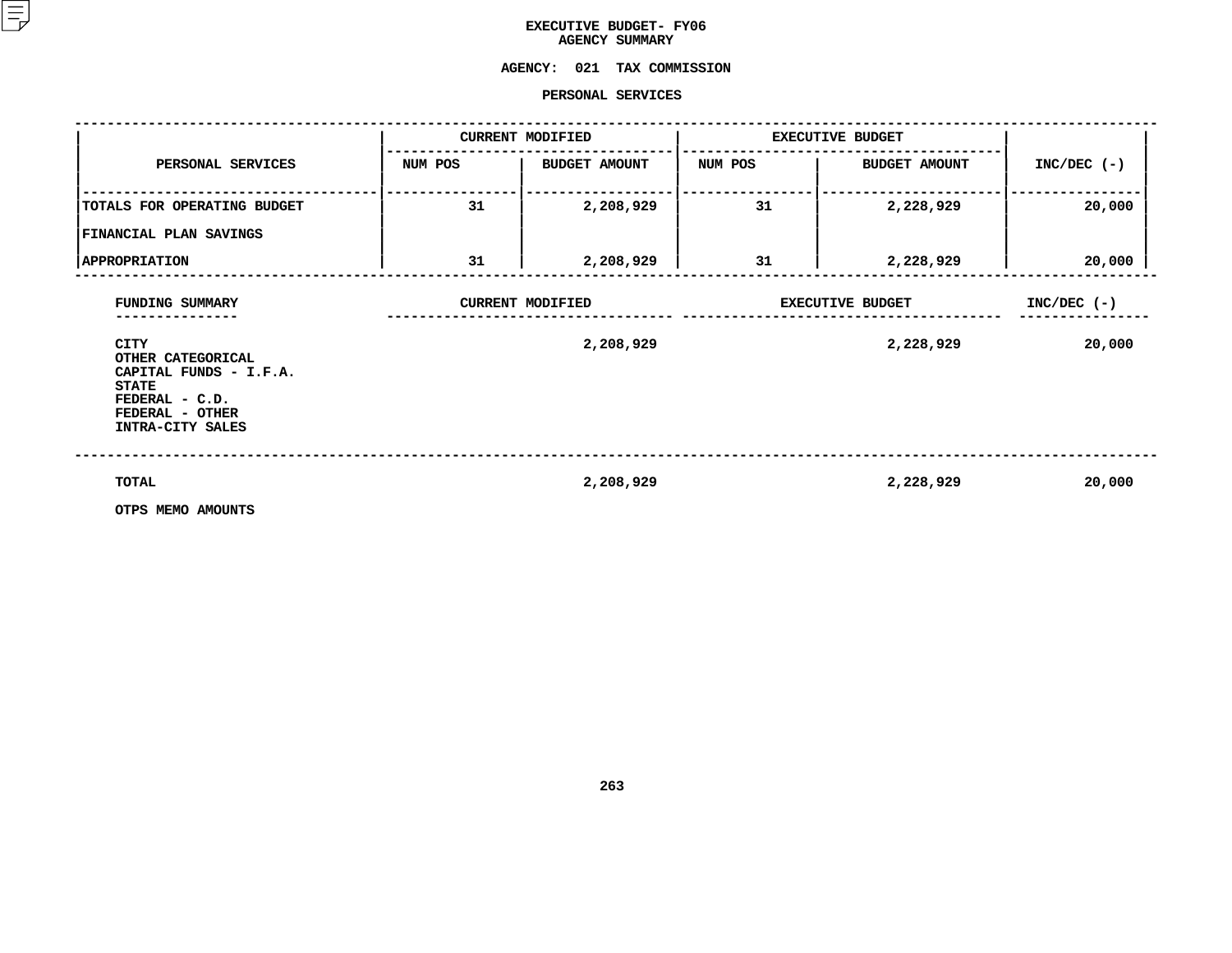# EXECUTIVE BUDGET- FY06
## AGENCY SUMMARY

### AGENCY: 021 TAX COMMISSION

### PERSONAL SERVICES

| PERSONAL SERVICES | CURRENT MODIFIED | | EXECUTIVE BUDGET | | INC/DEC (-) |
|---|---|---|---|---|---|
| | NUM POS | BUDGET AMOUNT | NUM POS | BUDGET AMOUNT | |
| TOTALS FOR OPERATING BUDGET | 31 | 2,208,929 | 31 | 2,228,929 | 20,000 |
| FINANCIAL PLAN SAVINGS | | | | | |
| APPROPRIATION | 31 | 2,208,929 | 31 | 2,228,929 | 20,000 |

| FUNDING SUMMARY | CURRENT MODIFIED | EXECUTIVE BUDGET | INC/DEC (-) |
|---|---|---|---|
| CITY | 2,208,929 | 2,228,929 | 20,000 |
| OTHER CATEGORICAL | | | |
| CAPITAL FUNDS - I.F.A. | | | |
| STATE | | | |
| FEDERAL - C.D. | | | |
| FEDERAL - OTHER | | | |
| INTRA-CITY SALES | | | |
| TOTAL | 2,208,929 | 2,228,929 | 20,000 |
| OTPS MEMO AMOUNTS | | | |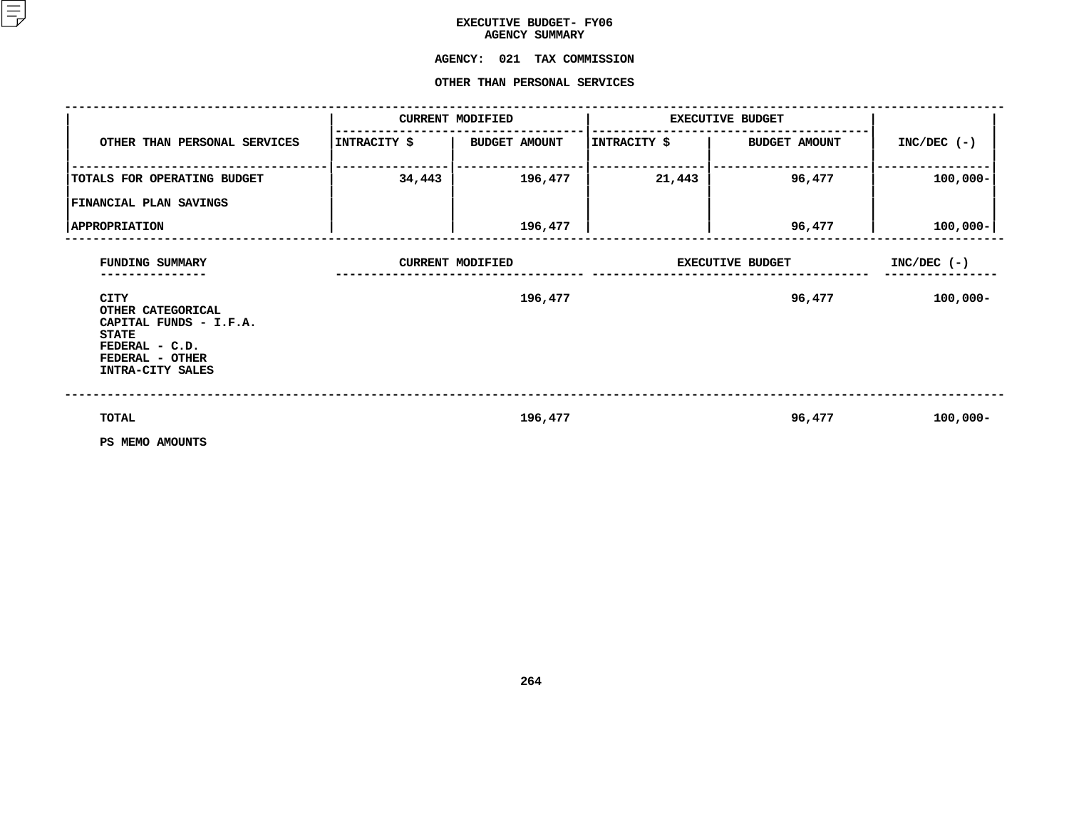**EXECUTIVE BUDGET- FY06**
**AGENCY SUMMARY**

**AGENCY: 021 TAX COMMISSION**

**OTHER THAN PERSONAL SERVICES**

| OTHER THAN PERSONAL SERVICES | CURRENT MODIFIED | | EXECUTIVE BUDGET | | INC/DEC (-) |
|---|---|---|---|---|---|
| | INTRACITY $ | BUDGET AMOUNT | INTRACITY $ | BUDGET AMOUNT | |
| TOTALS FOR OPERATING BUDGET | 34,443 | 196,477 | 21,443 | 96,477 | 100,000- |
| FINANCIAL PLAN SAVINGS | | | | | |
| APPROPRIATION | | 196,477 | | 96,477 | 100,000- |

| FUNDING SUMMARY | CURRENT MODIFIED | EXECUTIVE BUDGET | INC/DEC (-) |
|---|---|---|---|
| CITY | 196,477 | 96,477 | 100,000- |
| OTHER CATEGORICAL | | | |
| CAPITAL FUNDS - I.F.A. | | | |
| STATE | | | |
| FEDERAL - C.D. | | | |
| FEDERAL - OTHER | | | |
| INTRA-CITY SALES | | | |
| TOTAL | 196,477 | 96,477 | 100,000- |
| PS MEMO AMOUNTS | | | |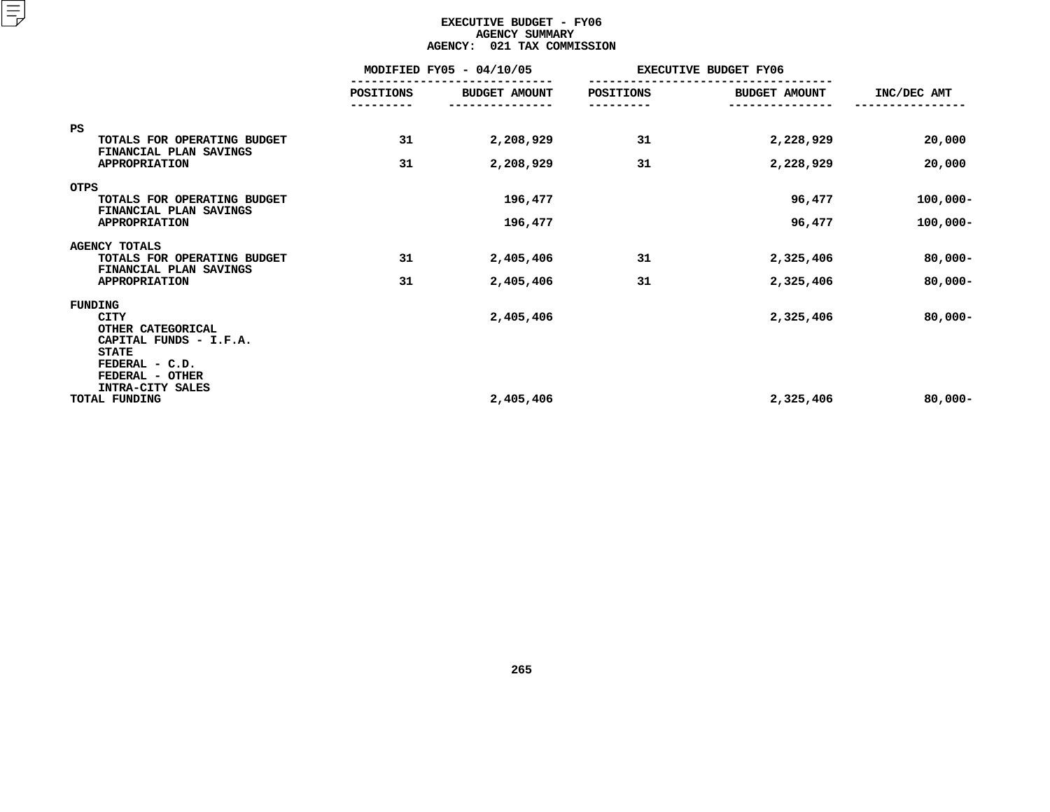# EXECUTIVE BUDGET - FY06
## AGENCY SUMMARY
## AGENCY: 021 TAX COMMISSION

| | MODIFIED FY05 - 04/10/05 | | EXECUTIVE BUDGET FY06 | | |
|---|---|---|---|---|---|
| | POSITIONS | BUDGET AMOUNT | POSITIONS | BUDGET AMOUNT | INC/DEC AMT |
| **PS** | | | | | |
| TOTALS FOR OPERATING BUDGET | 31 | 2,208,929 | 31 | 2,228,929 | 20,000 |
| FINANCIAL PLAN SAVINGS | | | | | |
| APPROPRIATION | 31 | 2,208,929 | 31 | 2,228,929 | 20,000 |
| **OTPS** | | | | | |
| TOTALS FOR OPERATING BUDGET | | 196,477 | | 96,477 | 100,000- |
| FINANCIAL PLAN SAVINGS | | | | | |
| APPROPRIATION | | 196,477 | | 96,477 | 100,000- |
| **AGENCY TOTALS** | | | | | |
| TOTALS FOR OPERATING BUDGET | 31 | 2,405,406 | 31 | 2,325,406 | 80,000- |
| FINANCIAL PLAN SAVINGS | | | | | |
| APPROPRIATION | 31 | 2,405,406 | 31 | 2,325,406 | 80,000- |
| **FUNDING** | | | | | |
| CITY | | 2,405,406 | | 2,325,406 | 80,000- |
| OTHER CATEGORICAL | | | | | |
| CAPITAL FUNDS - I.F.A. | | | | | |
| STATE | | | | | |
| FEDERAL - C.D. | | | | | |
| FEDERAL - OTHER | | | | | |
| INTRA-CITY SALES | | | | | |
| TOTAL FUNDING | | 2,405,406 | | 2,325,406 | 80,000- |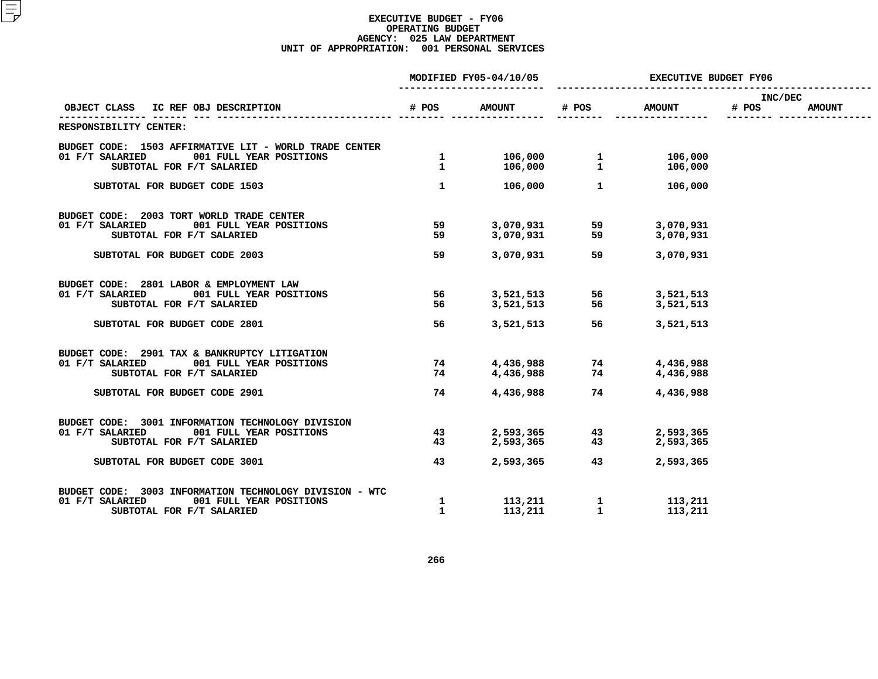# EXECUTIVE BUDGET - FY06
## OPERATING BUDGET
### AGENCY: 025 LAW DEPARTMENT
### UNIT OF APPROPRIATION: 001 PERSONAL SERVICES

| OBJECT CLASS | IC REF OBJ DESCRIPTION | MODIFIED FY05-04/10/05 # POS | MODIFIED FY05-04/10/05 AMOUNT | EXECUTIVE BUDGET FY06 # POS | EXECUTIVE BUDGET FY06 AMOUNT | INC/DEC # POS | INC/DEC AMOUNT |
|---|---|---|---|---|---|---|---|
| RESPONSIBILITY CENTER: | | | | | | | |
| BUDGET CODE: 1503 AFFIRMATIVE LIT - WORLD TRADE CENTER | | | | | | | |
| 01 F/T SALARIED | 001 FULL YEAR POSITIONS | 1 | 106,000 | 1 | 106,000 | | |
| | SUBTOTAL FOR F/T SALARIED | 1 | 106,000 | 1 | 106,000 | | |
| | SUBTOTAL FOR BUDGET CODE 1503 | 1 | 106,000 | 1 | 106,000 | | |
| BUDGET CODE: 2003 TORT WORLD TRADE CENTER | | | | | | | |
| 01 F/T SALARIED | 001 FULL YEAR POSITIONS | 59 | 3,070,931 | 59 | 3,070,931 | | |
| | SUBTOTAL FOR F/T SALARIED | 59 | 3,070,931 | 59 | 3,070,931 | | |
| | SUBTOTAL FOR BUDGET CODE 2003 | 59 | 3,070,931 | 59 | 3,070,931 | | |
| BUDGET CODE: 2801 LABOR & EMPLOYMENT LAW | | | | | | | |
| 01 F/T SALARIED | 001 FULL YEAR POSITIONS | 56 | 3,521,513 | 56 | 3,521,513 | | |
| | SUBTOTAL FOR F/T SALARIED | 56 | 3,521,513 | 56 | 3,521,513 | | |
| | SUBTOTAL FOR BUDGET CODE 2801 | 56 | 3,521,513 | 56 | 3,521,513 | | |
| BUDGET CODE: 2901 TAX & BANKRUPTCY LITIGATION | | | | | | | |
| 01 F/T SALARIED | 001 FULL YEAR POSITIONS | 74 | 4,436,988 | 74 | 4,436,988 | | |
| | SUBTOTAL FOR F/T SALARIED | 74 | 4,436,988 | 74 | 4,436,988 | | |
| | SUBTOTAL FOR BUDGET CODE 2901 | 74 | 4,436,988 | 74 | 4,436,988 | | |
| BUDGET CODE: 3001 INFORMATION TECHNOLOGY DIVISION | | | | | | | |
| 01 F/T SALARIED | 001 FULL YEAR POSITIONS | 43 | 2,593,365 | 43 | 2,593,365 | | |
| | SUBTOTAL FOR F/T SALARIED | 43 | 2,593,365 | 43 | 2,593,365 | | |
| | SUBTOTAL FOR BUDGET CODE 3001 | 43 | 2,593,365 | 43 | 2,593,365 | | |
| BUDGET CODE: 3003 INFORMATION TECHNOLOGY DIVISION - WTC | | | | | | | |
| 01 F/T SALARIED | 001 FULL YEAR POSITIONS | 1 | 113,211 | 1 | 113,211 | | |
| | SUBTOTAL FOR F/T SALARIED | 1 | 113,211 | 1 | 113,211 | | |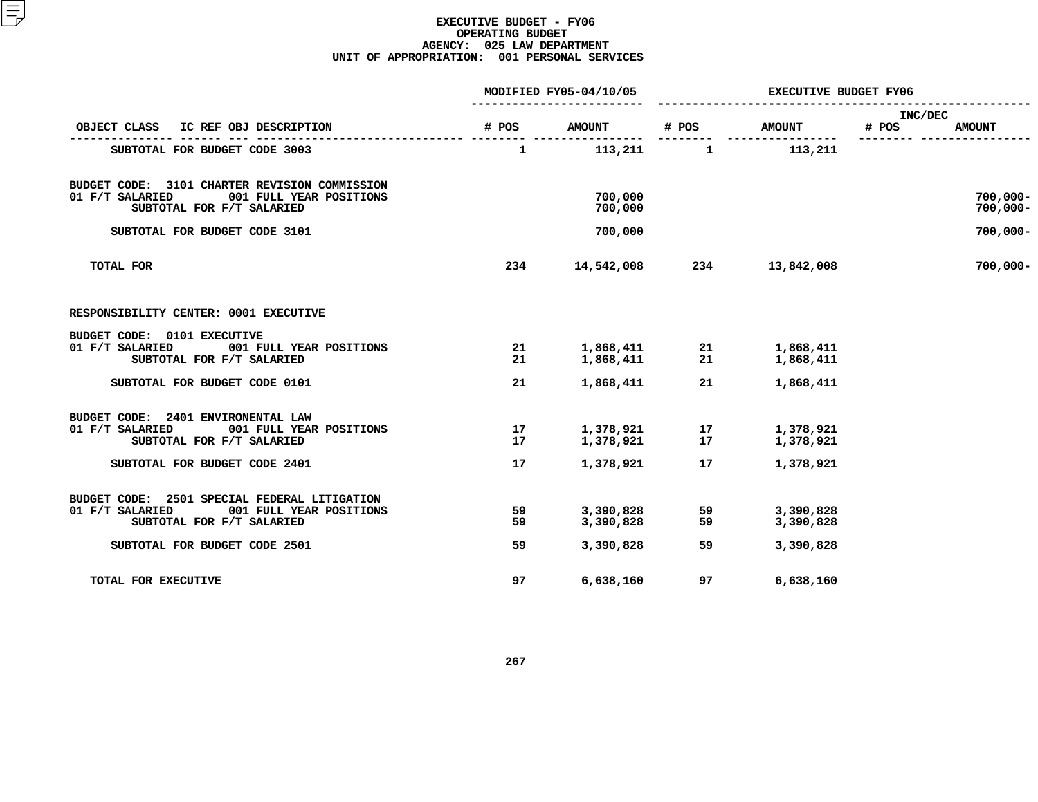**EXECUTIVE BUDGET - FY06**
**OPERATING BUDGET**
**AGENCY: 025 LAW DEPARTMENT**
**UNIT OF APPROPRIATION: 001 PERSONAL SERVICES**

| OBJECT CLASS IC REF OBJ DESCRIPTION | MODIFIED FY05-04/10/05 # POS | MODIFIED FY05-04/10/05 AMOUNT | EXECUTIVE BUDGET FY06 # POS | EXECUTIVE BUDGET FY06 AMOUNT | INC/DEC # POS | INC/DEC AMOUNT |
|---|---|---|---|---|---|---|
| SUBTOTAL FOR BUDGET CODE 3003 | 1 | 113,211 | 1 | 113,211 | | |
| BUDGET CODE: 3101 CHARTER REVISION COMMISSION | | | | | | |
| 01 F/T SALARIED 001 FULL YEAR POSITIONS | | 700,000 | | | | 700,000- |
| SUBTOTAL FOR F/T SALARIED | | 700,000 | | | | 700,000- |
| SUBTOTAL FOR BUDGET CODE 3101 | | 700,000 | | | | 700,000- |
| TOTAL FOR | 234 | 14,542,008 | 234 | 13,842,008 | | 700,000- |
| RESPONSIBILITY CENTER: 0001 EXECUTIVE | | | | | | |
| BUDGET CODE: 0101 EXECUTIVE | | | | | | |
| 01 F/T SALARIED 001 FULL YEAR POSITIONS | 21 | 1,868,411 | 21 | 1,868,411 | | |
| SUBTOTAL FOR F/T SALARIED | 21 | 1,868,411 | 21 | 1,868,411 | | |
| SUBTOTAL FOR BUDGET CODE 0101 | 21 | 1,868,411 | 21 | 1,868,411 | | |
| BUDGET CODE: 2401 ENVIRONENTAL LAW | | | | | | |
| 01 F/T SALARIED 001 FULL YEAR POSITIONS | 17 | 1,378,921 | 17 | 1,378,921 | | |
| SUBTOTAL FOR F/T SALARIED | 17 | 1,378,921 | 17 | 1,378,921 | | |
| SUBTOTAL FOR BUDGET CODE 2401 | 17 | 1,378,921 | 17 | 1,378,921 | | |
| BUDGET CODE: 2501 SPECIAL FEDERAL LITIGATION | | | | | | |
| 01 F/T SALARIED 001 FULL YEAR POSITIONS | 59 | 3,390,828 | 59 | 3,390,828 | | |
| SUBTOTAL FOR F/T SALARIED | 59 | 3,390,828 | 59 | 3,390,828 | | |
| SUBTOTAL FOR BUDGET CODE 2501 | 59 | 3,390,828 | 59 | 3,390,828 | | |
| TOTAL FOR EXECUTIVE | 97 | 6,638,160 | 97 | 6,638,160 | | |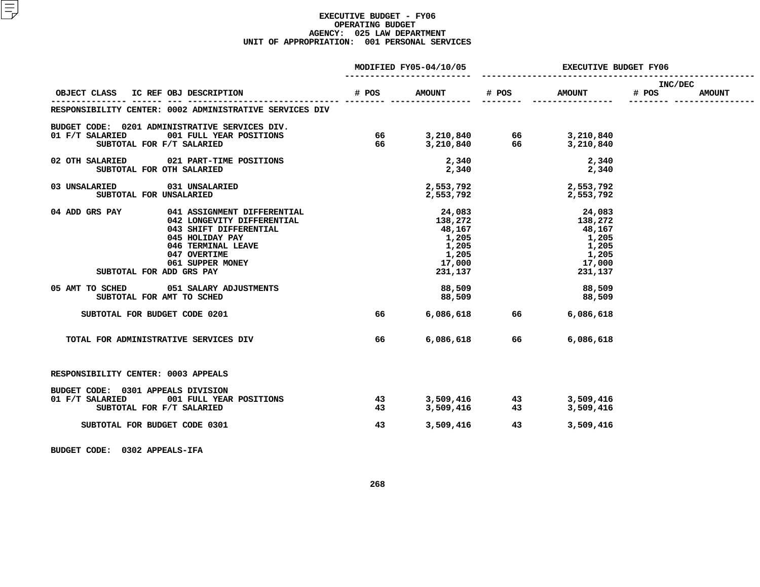# EXECUTIVE BUDGET - FY06
## OPERATING BUDGET
## AGENCY: 025 LAW DEPARTMENT
## UNIT OF APPROPRIATION: 001 PERSONAL SERVICES

| OBJECT CLASS | IC REF OBJ DESCRIPTION | MODIFIED FY05-04/10/05 # POS | MODIFIED FY05-04/10/05 AMOUNT | EXECUTIVE BUDGET FY06 # POS | EXECUTIVE BUDGET FY06 AMOUNT | INC/DEC # POS | INC/DEC AMOUNT |
|---|---|---|---|---|---|---|---|
| RESPONSIBILITY CENTER: 0002 ADMINISTRATIVE SERVICES DIV | | | | | | | |
| BUDGET CODE: 0201 ADMINISTRATIVE SERVICES DIV. | | | | | | | |
| 01 F/T SALARIED | 001 FULL YEAR POSITIONS | 66 | 3,210,840 | 66 | 3,210,840 | | |
| SUBTOTAL FOR F/T SALARIED | | 66 | 3,210,840 | 66 | 3,210,840 | | |
| 02 OTH SALARIED | 021 PART-TIME POSITIONS | | 2,340 | | 2,340 | | |
| SUBTOTAL FOR OTH SALARIED | | | 2,340 | | 2,340 | | |
| 03 UNSALARIED | 031 UNSALARIED | | 2,553,792 | | 2,553,792 | | |
| SUBTOTAL FOR UNSALARIED | | | 2,553,792 | | 2,553,792 | | |
| 04 ADD GRS PAY | 041 ASSIGNMENT DIFFERENTIAL | | 24,083 | | 24,083 | | |
| | 042 LONGEVITY DIFFERENTIAL | | 138,272 | | 138,272 | | |
| | 043 SHIFT DIFFERENTIAL | | 48,167 | | 48,167 | | |
| | 045 HOLIDAY PAY | | 1,205 | | 1,205 | | |
| | 046 TERMINAL LEAVE | | 1,205 | | 1,205 | | |
| | 047 OVERTIME | | 1,205 | | 1,205 | | |
| | 061 SUPPER MONEY | | 17,000 | | 17,000 | | |
| SUBTOTAL FOR ADD GRS PAY | | | 231,137 | | 231,137 | | |
| 05 AMT TO SCHED | 051 SALARY ADJUSTMENTS | | 88,509 | | 88,509 | | |
| SUBTOTAL FOR AMT TO SCHED | | | 88,509 | | 88,509 | | |
| SUBTOTAL FOR BUDGET CODE 0201 | | 66 | 6,086,618 | 66 | 6,086,618 | | |
| TOTAL FOR ADMINISTRATIVE SERVICES DIV | | 66 | 6,086,618 | 66 | 6,086,618 | | |
| RESPONSIBILITY CENTER: 0003 APPEALS | | | | | | | |
| BUDGET CODE: 0301 APPEALS DIVISION | | | | | | | |
| 01 F/T SALARIED | 001 FULL YEAR POSITIONS | 43 | 3,509,416 | 43 | 3,509,416 | | |
| SUBTOTAL FOR F/T SALARIED | | 43 | 3,509,416 | 43 | 3,509,416 | | |
| SUBTOTAL FOR BUDGET CODE 0301 | | 43 | 3,509,416 | 43 | 3,509,416 | | |
| BUDGET CODE: 0302 APPEALS-IFA | | | | | | | |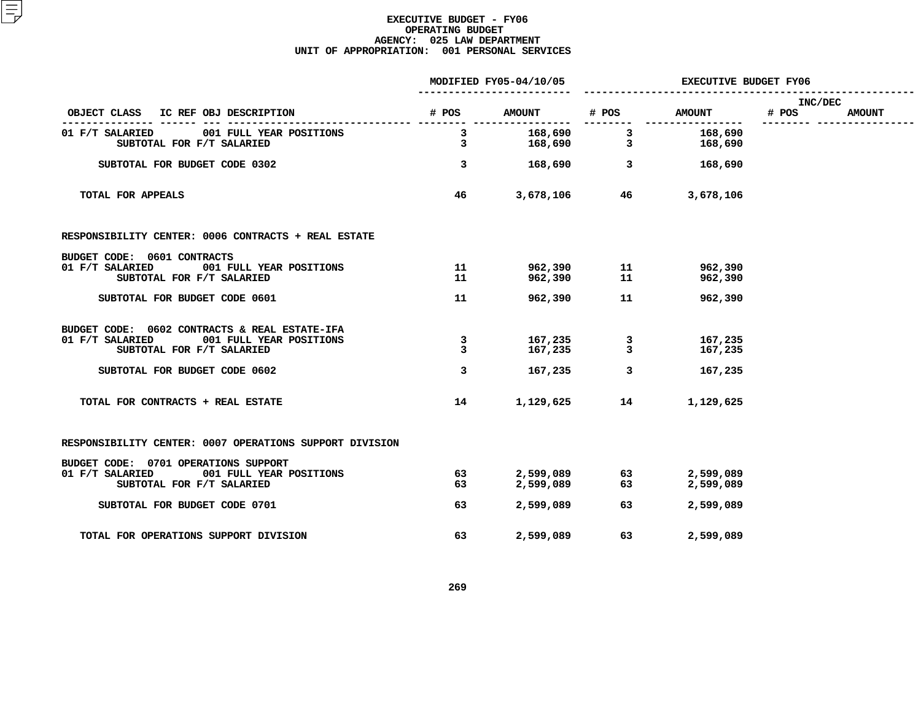**EXECUTIVE BUDGET - FY06**
**OPERATING BUDGET**
**AGENCY: 025 LAW DEPARTMENT**
**UNIT OF APPROPRIATION: 001 PERSONAL SERVICES**

| OBJECT CLASS | IC REF OBJ DESCRIPTION | MODIFIED FY05-04/10/05 # POS | MODIFIED FY05-04/10/05 AMOUNT | EXECUTIVE BUDGET FY06 # POS | EXECUTIVE BUDGET FY06 AMOUNT | INC/DEC # POS | INC/DEC AMOUNT |
|---|---|---|---|---|---|---|---|
| 01 F/T SALARIED | 001 FULL YEAR POSITIONS | 3 | 168,690 | 3 | 168,690 | | |
| SUBTOTAL FOR F/T SALARIED | | 3 | 168,690 | 3 | 168,690 | | |
| SUBTOTAL FOR BUDGET CODE 0302 | | 3 | 168,690 | 3 | 168,690 | | |
| TOTAL FOR APPEALS | | 46 | 3,678,106 | 46 | 3,678,106 | | |
| RESPONSIBILITY CENTER: 0006 CONTRACTS + REAL ESTATE | | | | | | | |
| BUDGET CODE: 0601 CONTRACTS | | | | | | | |
| 01 F/T SALARIED | 001 FULL YEAR POSITIONS | 11 | 962,390 | 11 | 962,390 | | |
| SUBTOTAL FOR F/T SALARIED | | 11 | 962,390 | 11 | 962,390 | | |
| SUBTOTAL FOR BUDGET CODE 0601 | | 11 | 962,390 | 11 | 962,390 | | |
| BUDGET CODE: 0602 CONTRACTS & REAL ESTATE-IFA | | | | | | | |
| 01 F/T SALARIED | 001 FULL YEAR POSITIONS | 3 | 167,235 | 3 | 167,235 | | |
| SUBTOTAL FOR F/T SALARIED | | 3 | 167,235 | 3 | 167,235 | | |
| SUBTOTAL FOR BUDGET CODE 0602 | | 3 | 167,235 | 3 | 167,235 | | |
| TOTAL FOR CONTRACTS + REAL ESTATE | | 14 | 1,129,625 | 14 | 1,129,625 | | |
| RESPONSIBILITY CENTER: 0007 OPERATIONS SUPPORT DIVISION | | | | | | | |
| BUDGET CODE: 0701 OPERATIONS SUPPORT | | | | | | | |
| 01 F/T SALARIED | 001 FULL YEAR POSITIONS | 63 | 2,599,089 | 63 | 2,599,089 | | |
| SUBTOTAL FOR F/T SALARIED | | 63 | 2,599,089 | 63 | 2,599,089 | | |
| SUBTOTAL FOR BUDGET CODE 0701 | | 63 | 2,599,089 | 63 | 2,599,089 | | |
| TOTAL FOR OPERATIONS SUPPORT DIVISION | | 63 | 2,599,089 | 63 | 2,599,089 | | |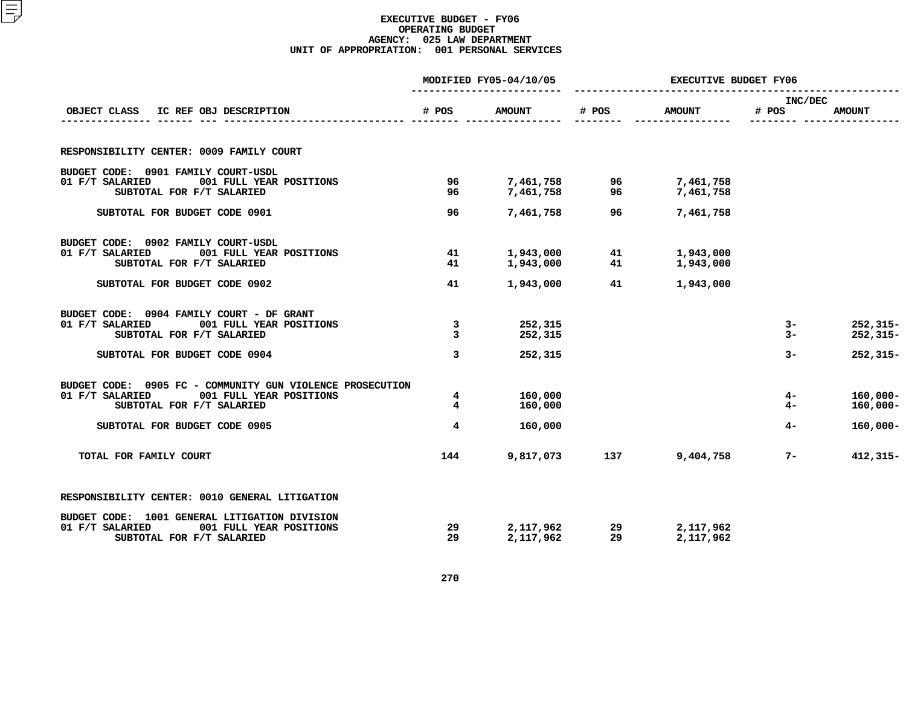# EXECUTIVE BUDGET - FY06
## OPERATING BUDGET
### AGENCY: 025 LAW DEPARTMENT
### UNIT OF APPROPRIATION: 001 PERSONAL SERVICES

| OBJECT CLASS | IC REF OBJ DESCRIPTION | MODIFIED FY05-04/10/05 # POS | MODIFIED FY05-04/10/05 AMOUNT | EXECUTIVE BUDGET FY06 # POS | EXECUTIVE BUDGET FY06 AMOUNT | INC/DEC # POS | INC/DEC AMOUNT |
|---|---|---|---|---|---|---|---|
| **RESPONSIBILITY CENTER: 0009 FAMILY COURT** | | | | | | | |
| BUDGET CODE: 0901 FAMILY COURT-USDL | | | | | | | |
| 01 F/T SALARIED | 001 FULL YEAR POSITIONS | 96 | 7,461,758 | 96 | 7,461,758 | | |
| | SUBTOTAL FOR F/T SALARIED | 96 | 7,461,758 | 96 | 7,461,758 | | |
| | SUBTOTAL FOR BUDGET CODE 0901 | 96 | 7,461,758 | 96 | 7,461,758 | | |
| BUDGET CODE: 0902 FAMILY COURT-USDL | | | | | | | |
| 01 F/T SALARIED | 001 FULL YEAR POSITIONS | 41 | 1,943,000 | 41 | 1,943,000 | | |
| | SUBTOTAL FOR F/T SALARIED | 41 | 1,943,000 | 41 | 1,943,000 | | |
| | SUBTOTAL FOR BUDGET CODE 0902 | 41 | 1,943,000 | 41 | 1,943,000 | | |
| BUDGET CODE: 0904 FAMILY COURT - DF GRANT | | | | | | | |
| 01 F/T SALARIED | 001 FULL YEAR POSITIONS | 3 | 252,315 | | | 3- | 252,315- |
| | SUBTOTAL FOR F/T SALARIED | 3 | 252,315 | | | 3- | 252,315- |
| | SUBTOTAL FOR BUDGET CODE 0904 | 3 | 252,315 | | | 3- | 252,315- |
| BUDGET CODE: 0905 FC - COMMUNITY GUN VIOLENCE PROSECUTION | | | | | | | |
| 01 F/T SALARIED | 001 FULL YEAR POSITIONS | 4 | 160,000 | | | 4- | 160,000- |
| | SUBTOTAL FOR F/T SALARIED | 4 | 160,000 | | | 4- | 160,000- |
| | SUBTOTAL FOR BUDGET CODE 0905 | 4 | 160,000 | | | 4- | 160,000- |
| TOTAL FOR FAMILY COURT | | 144 | 9,817,073 | 137 | 9,404,758 | 7- | 412,315- |
| **RESPONSIBILITY CENTER: 0010 GENERAL LITIGATION** | | | | | | | |
| BUDGET CODE: 1001 GENERAL LITIGATION DIVISION | | | | | | | |
| 01 F/T SALARIED | 001 FULL YEAR POSITIONS | 29 | 2,117,962 | 29 | 2,117,962 | | |
| | SUBTOTAL FOR F/T SALARIED | 29 | 2,117,962 | 29 | 2,117,962 | | |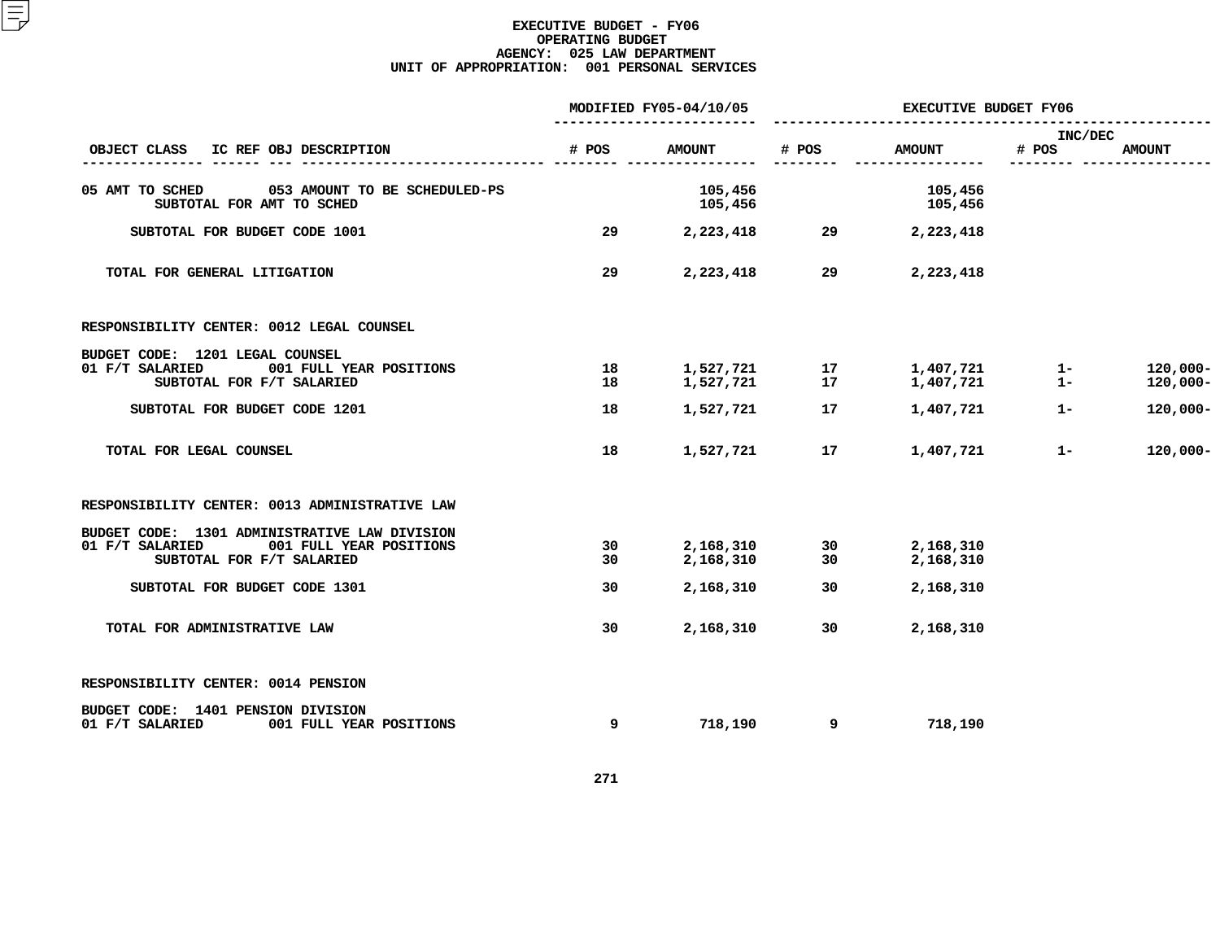# EXECUTIVE BUDGET - FY06
## OPERATING BUDGET
### AGENCY: 025 LAW DEPARTMENT
### UNIT OF APPROPRIATION: 001 PERSONAL SERVICES

| OBJECT CLASS | IC REF OBJ DESCRIPTION | MODIFIED FY05-04/10/05 # POS | MODIFIED FY05-04/10/05 AMOUNT | EXECUTIVE BUDGET FY06 # POS | EXECUTIVE BUDGET FY06 AMOUNT | INC/DEC # POS | INC/DEC AMOUNT |
|---|---|---|---|---|---|---|---|
| 05 AMT TO SCHED | 053 AMOUNT TO BE SCHEDULED-PS | | 105,456 | | 105,456 | | |
| | SUBTOTAL FOR AMT TO SCHED | | 105,456 | | 105,456 | | |
| | SUBTOTAL FOR BUDGET CODE 1001 | 29 | 2,223,418 | 29 | 2,223,418 | | |
| | TOTAL FOR GENERAL LITIGATION | 29 | 2,223,418 | 29 | 2,223,418 | | |
| RESPONSIBILITY CENTER: 0012 LEGAL COUNSEL | | | | | | | |
| BUDGET CODE: 1201 LEGAL COUNSEL | | | | | | | |
| 01 F/T SALARIED | 001 FULL YEAR POSITIONS | 18 | 1,527,721 | 17 | 1,407,721 | 1- | 120,000- |
| | SUBTOTAL FOR F/T SALARIED | 18 | 1,527,721 | 17 | 1,407,721 | 1- | 120,000- |
| | SUBTOTAL FOR BUDGET CODE 1201 | 18 | 1,527,721 | 17 | 1,407,721 | 1- | 120,000- |
| | TOTAL FOR LEGAL COUNSEL | 18 | 1,527,721 | 17 | 1,407,721 | 1- | 120,000- |
| RESPONSIBILITY CENTER: 0013 ADMINISTRATIVE LAW | | | | | | | |
| BUDGET CODE: 1301 ADMINISTRATIVE LAW DIVISION | | | | | | | |
| 01 F/T SALARIED | 001 FULL YEAR POSITIONS | 30 | 2,168,310 | 30 | 2,168,310 | | |
| | SUBTOTAL FOR F/T SALARIED | 30 | 2,168,310 | 30 | 2,168,310 | | |
| | SUBTOTAL FOR BUDGET CODE 1301 | 30 | 2,168,310 | 30 | 2,168,310 | | |
| | TOTAL FOR ADMINISTRATIVE LAW | 30 | 2,168,310 | 30 | 2,168,310 | | |
| RESPONSIBILITY CENTER: 0014 PENSION | | | | | | | |
| BUDGET CODE: 1401 PENSION DIVISION | | | | | | | |
| 01 F/T SALARIED | 001 FULL YEAR POSITIONS | 9 | 718,190 | 9 | 718,190 | | |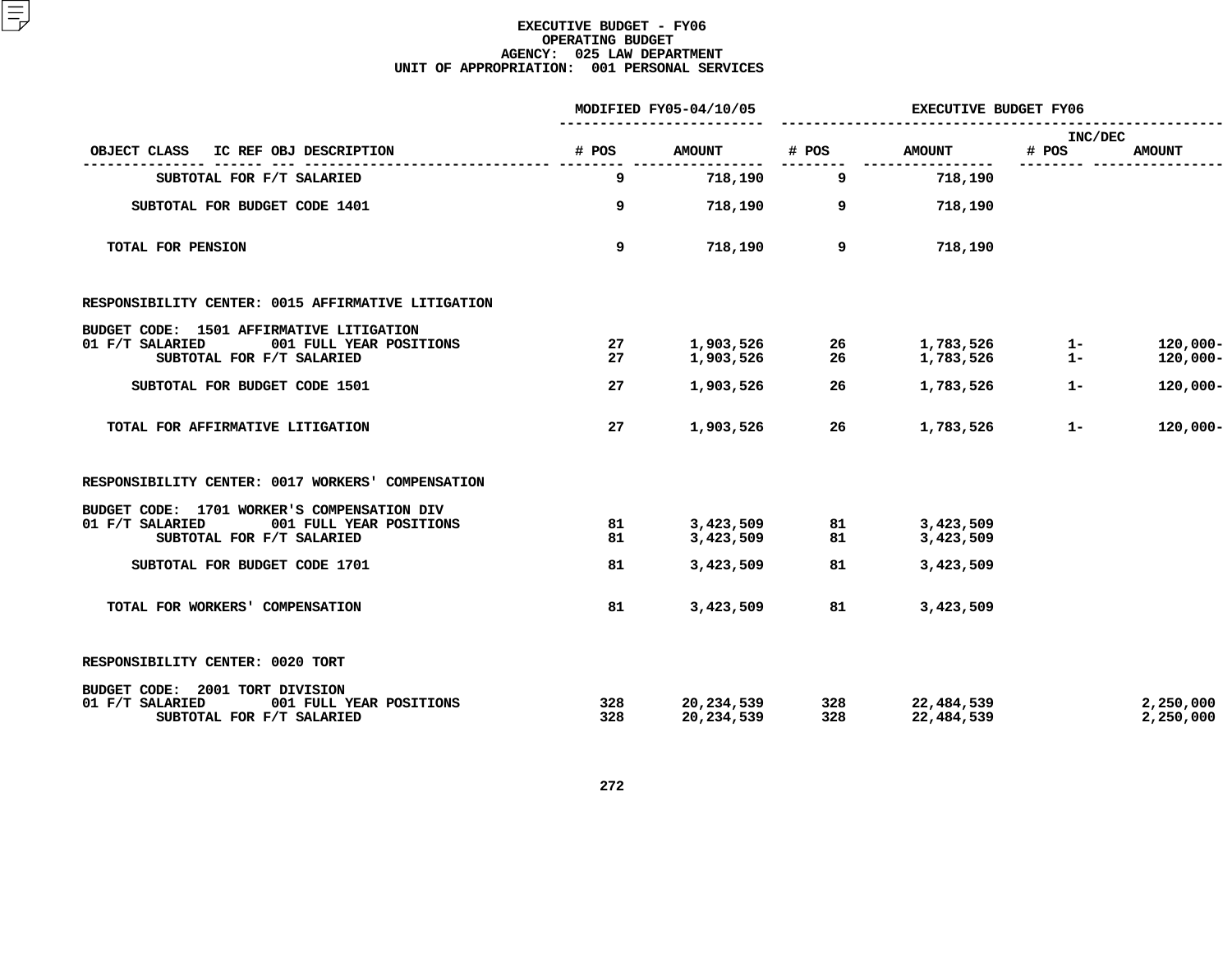# EXECUTIVE BUDGET - FY06
## OPERATING BUDGET
### AGENCY: 025 LAW DEPARTMENT
### UNIT OF APPROPRIATION: 001 PERSONAL SERVICES

| OBJECT CLASS IC REF OBJ DESCRIPTION | MODIFIED FY05-04/10/05 # POS | MODIFIED FY05-04/10/05 AMOUNT | EXECUTIVE BUDGET FY06 # POS | EXECUTIVE BUDGET FY06 AMOUNT | INC/DEC # POS | INC/DEC AMOUNT |
|---|---|---|---|---|---|---|
| SUBTOTAL FOR F/T SALARIED | 9 | 718,190 | 9 | 718,190 | | |
| SUBTOTAL FOR BUDGET CODE 1401 | 9 | 718,190 | 9 | 718,190 | | |
| TOTAL FOR PENSION | 9 | 718,190 | 9 | 718,190 | | |
| **RESPONSIBILITY CENTER: 0015 AFFIRMATIVE LITIGATION** | | | | | | |
| BUDGET CODE: 1501 AFFIRMATIVE LITIGATION | | | | | | |
| 01 F/T SALARIED 001 FULL YEAR POSITIONS | 27 | 1,903,526 | 26 | 1,783,526 | 1- | 120,000- |
| SUBTOTAL FOR F/T SALARIED | 27 | 1,903,526 | 26 | 1,783,526 | 1- | 120,000- |
| SUBTOTAL FOR BUDGET CODE 1501 | 27 | 1,903,526 | 26 | 1,783,526 | 1- | 120,000- |
| TOTAL FOR AFFIRMATIVE LITIGATION | 27 | 1,903,526 | 26 | 1,783,526 | 1- | 120,000- |
| **RESPONSIBILITY CENTER: 0017 WORKERS' COMPENSATION** | | | | | | |
| BUDGET CODE: 1701 WORKER'S COMPENSATION DIV | | | | | | |
| 01 F/T SALARIED 001 FULL YEAR POSITIONS | 81 | 3,423,509 | 81 | 3,423,509 | | |
| SUBTOTAL FOR F/T SALARIED | 81 | 3,423,509 | 81 | 3,423,509 | | |
| SUBTOTAL FOR BUDGET CODE 1701 | 81 | 3,423,509 | 81 | 3,423,509 | | |
| TOTAL FOR WORKERS' COMPENSATION | 81 | 3,423,509 | 81 | 3,423,509 | | |
| **RESPONSIBILITY CENTER: 0020 TORT** | | | | | | |
| BUDGET CODE: 2001 TORT DIVISION | | | | | | |
| 01 F/T SALARIED 001 FULL YEAR POSITIONS | 328 | 20,234,539 | 328 | 22,484,539 | | 2,250,000 |
| SUBTOTAL FOR F/T SALARIED | 328 | 20,234,539 | 328 | 22,484,539 | | 2,250,000 |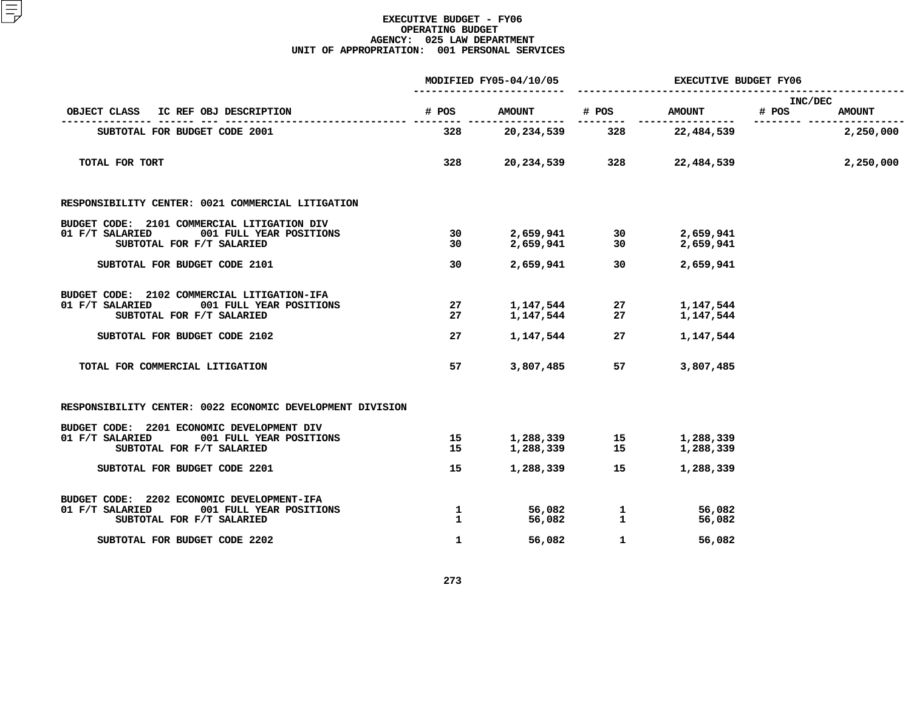**EXECUTIVE BUDGET - FY06**
**OPERATING BUDGET**
**AGENCY: 025 LAW DEPARTMENT**
**UNIT OF APPROPRIATION: 001 PERSONAL SERVICES**

| OBJECT CLASS | IC REF OBJ DESCRIPTION | MODIFIED FY05-04/10/05 # POS | MODIFIED FY05-04/10/05 AMOUNT | EXECUTIVE BUDGET FY06 # POS | EXECUTIVE BUDGET FY06 AMOUNT | INC/DEC # POS | INC/DEC AMOUNT |
|---|---|---|---|---|---|---|---|
| SUBTOTAL FOR BUDGET CODE 2001 | | 328 | 20,234,539 | 328 | 22,484,539 | | 2,250,000 |
| TOTAL FOR TORT | | 328 | 20,234,539 | 328 | 22,484,539 | | 2,250,000 |
| RESPONSIBILITY CENTER: 0021 COMMERCIAL LITIGATION | | | | | | | |
| BUDGET CODE: 2101 COMMERCIAL LITIGATION DIV | | | | | | | |
| 01 F/T SALARIED | 001 FULL YEAR POSITIONS | 30 | 2,659,941 | 30 | 2,659,941 | | |
| SUBTOTAL FOR F/T SALARIED | | 30 | 2,659,941 | 30 | 2,659,941 | | |
| SUBTOTAL FOR BUDGET CODE 2101 | | 30 | 2,659,941 | 30 | 2,659,941 | | |
| BUDGET CODE: 2102 COMMERCIAL LITIGATION-IFA | | | | | | | |
| 01 F/T SALARIED | 001 FULL YEAR POSITIONS | 27 | 1,147,544 | 27 | 1,147,544 | | |
| SUBTOTAL FOR F/T SALARIED | | 27 | 1,147,544 | 27 | 1,147,544 | | |
| SUBTOTAL FOR BUDGET CODE 2102 | | 27 | 1,147,544 | 27 | 1,147,544 | | |
| TOTAL FOR COMMERCIAL LITIGATION | | 57 | 3,807,485 | 57 | 3,807,485 | | |
| RESPONSIBILITY CENTER: 0022 ECONOMIC DEVELOPMENT DIVISION | | | | | | | |
| BUDGET CODE: 2201 ECONOMIC DEVELOPMENT DIV | | | | | | | |
| 01 F/T SALARIED | 001 FULL YEAR POSITIONS | 15 | 1,288,339 | 15 | 1,288,339 | | |
| SUBTOTAL FOR F/T SALARIED | | 15 | 1,288,339 | 15 | 1,288,339 | | |
| SUBTOTAL FOR BUDGET CODE 2201 | | 15 | 1,288,339 | 15 | 1,288,339 | | |
| BUDGET CODE: 2202 ECONOMIC DEVELOPMENT-IFA | | | | | | | |
| 01 F/T SALARIED | 001 FULL YEAR POSITIONS | 1 | 56,082 | 1 | 56,082 | | |
| SUBTOTAL FOR F/T SALARIED | | 1 | 56,082 | 1 | 56,082 | | |
| SUBTOTAL FOR BUDGET CODE 2202 | | 1 | 56,082 | 1 | 56,082 | | |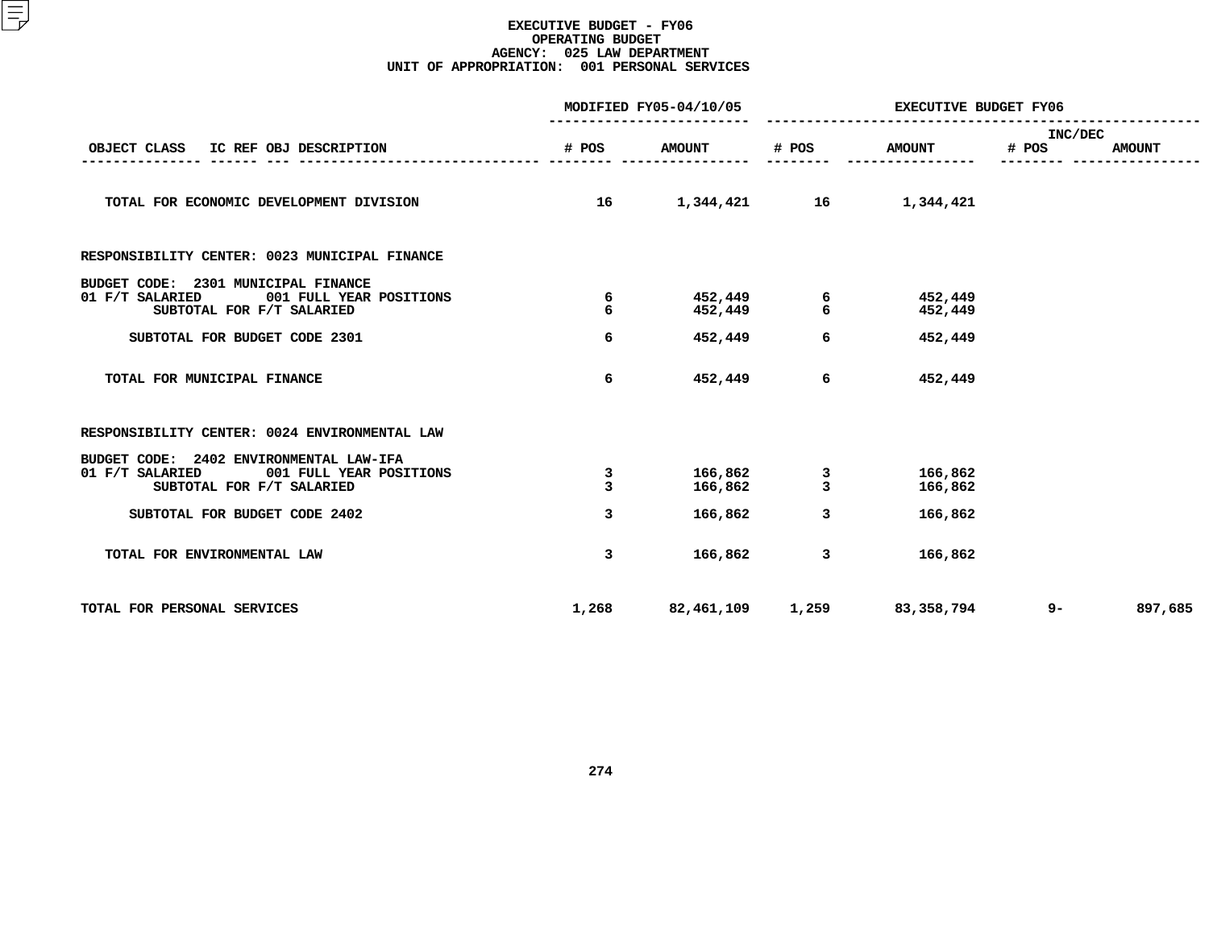**EXECUTIVE BUDGET - FY06**
**OPERATING BUDGET**
**AGENCY: 025 LAW DEPARTMENT**
**UNIT OF APPROPRIATION: 001 PERSONAL SERVICES**

| OBJECT CLASS | IC REF OBJ DESCRIPTION | MODIFIED FY05-04/10/05 # POS | MODIFIED FY05-04/10/05 AMOUNT | EXECUTIVE BUDGET FY06 # POS | EXECUTIVE BUDGET FY06 AMOUNT | INC/DEC # POS | INC/DEC AMOUNT |
|---|---|---|---|---|---|---|---|
| TOTAL FOR ECONOMIC DEVELOPMENT DIVISION | | 16 | 1,344,421 | 16 | 1,344,421 | | |
| RESPONSIBILITY CENTER: 0023 MUNICIPAL FINANCE | | | | | | | |
| BUDGET CODE: 2301 MUNICIPAL FINANCE | | | | | | | |
| 01 F/T SALARIED | 001 FULL YEAR POSITIONS | 6 | 452,449 | 6 | 452,449 | | |
| SUBTOTAL FOR F/T SALARIED | | 6 | 452,449 | 6 | 452,449 | | |
| SUBTOTAL FOR BUDGET CODE 2301 | | 6 | 452,449 | 6 | 452,449 | | |
| TOTAL FOR MUNICIPAL FINANCE | | 6 | 452,449 | 6 | 452,449 | | |
| RESPONSIBILITY CENTER: 0024 ENVIRONMENTAL LAW | | | | | | | |
| BUDGET CODE: 2402 ENVIRONMENTAL LAW-IFA | | | | | | | |
| 01 F/T SALARIED | 001 FULL YEAR POSITIONS | 3 | 166,862 | 3 | 166,862 | | |
| SUBTOTAL FOR F/T SALARIED | | 3 | 166,862 | 3 | 166,862 | | |
| SUBTOTAL FOR BUDGET CODE 2402 | | 3 | 166,862 | 3 | 166,862 | | |
| TOTAL FOR ENVIRONMENTAL LAW | | 3 | 166,862 | 3 | 166,862 | | |
| TOTAL FOR PERSONAL SERVICES | | 1,268 | 82,461,109 | 1,259 | 83,358,794 | 9- | 897,685 |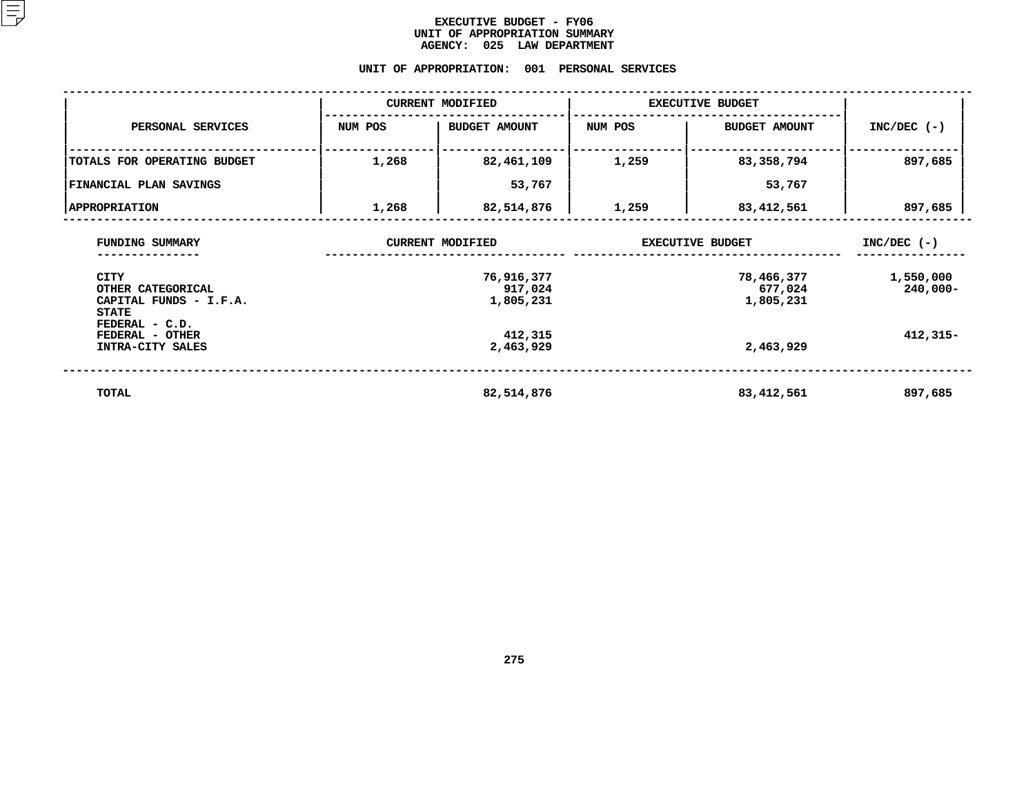# EXECUTIVE BUDGET - FY06
## UNIT OF APPROPRIATION SUMMARY
## AGENCY: 025 LAW DEPARTMENT

### UNIT OF APPROPRIATION: 001 PERSONAL SERVICES

| PERSONAL SERVICES | CURRENT MODIFIED | | EXECUTIVE BUDGET | | INC/DEC (-) |
|---|---|---|---|---|---|
| | NUM POS | BUDGET AMOUNT | NUM POS | BUDGET AMOUNT | |
| TOTALS FOR OPERATING BUDGET | 1,268 | 82,461,109 | 1,259 | 83,358,794 | 897,685 |
| FINANCIAL PLAN SAVINGS | | 53,767 | | 53,767 | |
| APPROPRIATION | 1,268 | 82,514,876 | 1,259 | 83,412,561 | 897,685 |

| FUNDING SUMMARY | CURRENT MODIFIED | EXECUTIVE BUDGET | INC/DEC (-) |
|---|---|---|---|
| CITY | 76,916,377 | 78,466,377 | 1,550,000 |
| OTHER CATEGORICAL | 917,024 | 677,024 | 240,000- |
| CAPITAL FUNDS - I.F.A. | 1,805,231 | 1,805,231 | |
| STATE | | | |
| FEDERAL - C.D. | | | |
| FEDERAL - OTHER | 412,315 | | 412,315- |
| INTRA-CITY SALES | 2,463,929 | 2,463,929 | |
| TOTAL | 82,514,876 | 83,412,561 | 897,685 |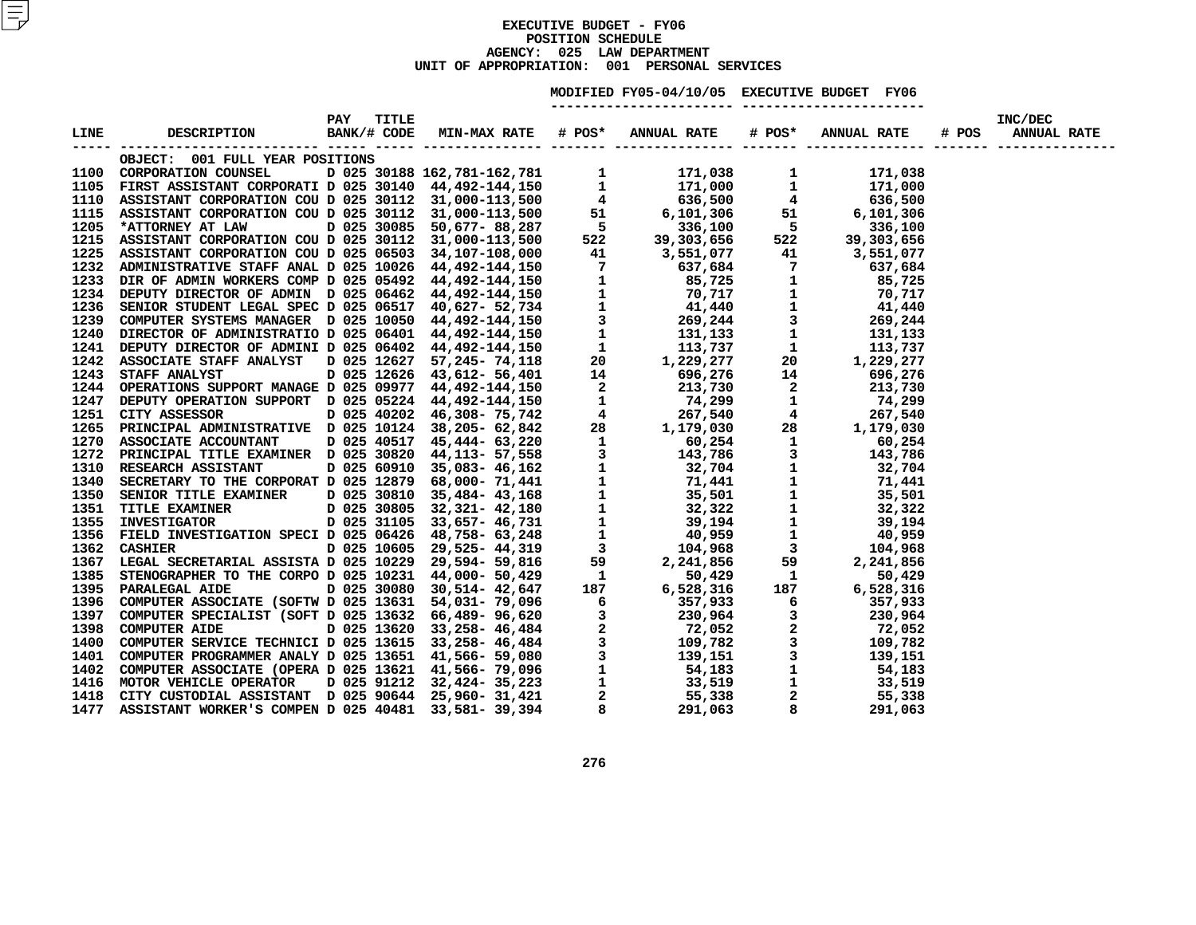# EXECUTIVE BUDGET - FY06
## POSITION SCHEDULE
### AGENCY: 025 LAW DEPARTMENT
### UNIT OF APPROPRIATION: 001 PERSONAL SERVICES

| LINE | DESCRIPTION | PAY BANK/# | TITLE CODE | MIN-MAX RATE | MODIFIED FY05-04/10/05 # POS* | MODIFIED FY05-04/10/05 ANNUAL RATE | EXECUTIVE BUDGET FY06 # POS* | EXECUTIVE BUDGET FY06 ANNUAL RATE | INC/DEC # POS | INC/DEC ANNUAL RATE |
|---|---|---|---|---|---|---|---|---|---|---|
| | OBJECT: 001 FULL YEAR POSITIONS | | | | | | | | | |
| 1100 | CORPORATION COUNSEL | D 025 | 30188 | 162,781-162,781 | 1 | 171,038 | 1 | 171,038 | | |
| 1105 | FIRST ASSISTANT CORPORATI | D 025 | 30140 | 44,492-144,150 | 1 | 171,000 | 1 | 171,000 | | |
| 1110 | ASSISTANT CORPORATION COU | D 025 | 30112 | 31,000-113,500 | 4 | 636,500 | 4 | 636,500 | | |
| 1115 | ASSISTANT CORPORATION COU | D 025 | 30112 | 31,000-113,500 | 51 | 6,101,306 | 51 | 6,101,306 | | |
| 1205 | *ATTORNEY AT LAW | D 025 | 30085 | 50,677- 88,287 | 5 | 336,100 | 5 | 336,100 | | |
| 1215 | ASSISTANT CORPORATION COU | D 025 | 30112 | 31,000-113,500 | 522 | 39,303,656 | 522 | 39,303,656 | | |
| 1225 | ASSISTANT CORPORATION COU | D 025 | 06503 | 34,107-108,000 | 41 | 3,551,077 | 41 | 3,551,077 | | |
| 1232 | ADMINISTRATIVE STAFF ANAL | D 025 | 10026 | 44,492-144,150 | 7 | 637,684 | 7 | 637,684 | | |
| 1233 | DIR OF ADMIN WORKERS COMP | D 025 | 05492 | 44,492-144,150 | 1 | 85,725 | 1 | 85,725 | | |
| 1234 | DEPUTY DIRECTOR OF ADMIN | D 025 | 06462 | 44,492-144,150 | 1 | 70,717 | 1 | 70,717 | | |
| 1236 | SENIOR STUDENT LEGAL SPEC | D 025 | 06517 | 40,627- 52,734 | 1 | 41,440 | 1 | 41,440 | | |
| 1239 | COMPUTER SYSTEMS MANAGER | D 025 | 10050 | 44,492-144,150 | 3 | 269,244 | 3 | 269,244 | | |
| 1240 | DIRECTOR OF ADMINISTRATIO | D 025 | 06401 | 44,492-144,150 | 1 | 131,133 | 1 | 131,133 | | |
| 1241 | DEPUTY DIRECTOR OF ADMINI | D 025 | 06402 | 44,492-144,150 | 1 | 113,737 | 1 | 113,737 | | |
| 1242 | ASSOCIATE STAFF ANALYST | D 025 | 12627 | 57,245- 74,118 | 20 | 1,229,277 | 20 | 1,229,277 | | |
| 1243 | STAFF ANALYST | D 025 | 12626 | 43,612- 56,401 | 14 | 696,276 | 14 | 696,276 | | |
| 1244 | OPERATIONS SUPPORT MANAGE | D 025 | 09977 | 44,492-144,150 | 2 | 213,730 | 2 | 213,730 | | |
| 1247 | DEPUTY OPERATION SUPPORT | D 025 | 05224 | 44,492-144,150 | 1 | 74,299 | 1 | 74,299 | | |
| 1251 | CITY ASSESSOR | D 025 | 40202 | 46,308- 75,742 | 4 | 267,540 | 4 | 267,540 | | |
| 1265 | PRINCIPAL ADMINISTRATIVE | D 025 | 10124 | 38,205- 62,842 | 28 | 1,179,030 | 28 | 1,179,030 | | |
| 1270 | ASSOCIATE ACCOUNTANT | D 025 | 40517 | 45,444- 63,220 | 1 | 60,254 | 1 | 60,254 | | |
| 1272 | PRINCIPAL TITLE EXAMINER | D 025 | 30820 | 44,113- 57,558 | 3 | 143,786 | 3 | 143,786 | | |
| 1310 | RESEARCH ASSISTANT | D 025 | 60910 | 35,083- 46,162 | 1 | 32,704 | 1 | 32,704 | | |
| 1340 | SECRETARY TO THE CORPORAT | D 025 | 12879 | 68,000- 71,441 | 1 | 71,441 | 1 | 71,441 | | |
| 1350 | SENIOR TITLE EXAMINER | D 025 | 30810 | 35,484- 43,168 | 1 | 35,501 | 1 | 35,501 | | |
| 1351 | TITLE EXAMINER | D 025 | 30805 | 32,321- 42,180 | 1 | 32,322 | 1 | 32,322 | | |
| 1355 | INVESTIGATOR | D 025 | 31105 | 33,657- 46,731 | 1 | 39,194 | 1 | 39,194 | | |
| 1356 | FIELD INVESTIGATION SPECI | D 025 | 06426 | 48,758- 63,248 | 1 | 40,959 | 1 | 40,959 | | |
| 1362 | CASHIER | D 025 | 10605 | 29,525- 44,319 | 3 | 104,968 | 3 | 104,968 | | |
| 1367 | LEGAL SECRETARIAL ASSISTA | D 025 | 10229 | 29,594- 59,816 | 59 | 2,241,856 | 59 | 2,241,856 | | |
| 1385 | STENOGRAPHER TO THE CORPO | D 025 | 10231 | 44,000- 50,429 | 1 | 50,429 | 1 | 50,429 | | |
| 1395 | PARALEGAL AIDE | D 025 | 30080 | 30,514- 42,647 | 187 | 6,528,316 | 187 | 6,528,316 | | |
| 1396 | COMPUTER ASSOCIATE (SOFTW | D 025 | 13631 | 54,031- 79,096 | 6 | 357,933 | 6 | 357,933 | | |
| 1397 | COMPUTER SPECIALIST (SOFT | D 025 | 13632 | 66,489- 96,620 | 3 | 230,964 | 3 | 230,964 | | |
| 1398 | COMPUTER AIDE | D 025 | 13620 | 33,258- 46,484 | 2 | 72,052 | 2 | 72,052 | | |
| 1400 | COMPUTER SERVICE TECHNICI | D 025 | 13615 | 33,258- 46,484 | 3 | 109,782 | 3 | 109,782 | | |
| 1401 | COMPUTER PROGRAMMER ANALY | D 025 | 13651 | 41,566- 59,080 | 3 | 139,151 | 3 | 139,151 | | |
| 1402 | COMPUTER ASSOCIATE (OPERA | D 025 | 13621 | 41,566- 79,096 | 1 | 54,183 | 1 | 54,183 | | |
| 1416 | MOTOR VEHICLE OPERATOR | D 025 | 91212 | 32,424- 35,223 | 1 | 33,519 | 1 | 33,519 | | |
| 1418 | CITY CUSTODIAL ASSISTANT | D 025 | 90644 | 25,960- 31,421 | 2 | 55,338 | 2 | 55,338 | | |
| 1477 | ASSISTANT WORKER'S COMPEN | D 025 | 40481 | 33,581- 39,394 | 8 | 291,063 | 8 | 291,063 | | |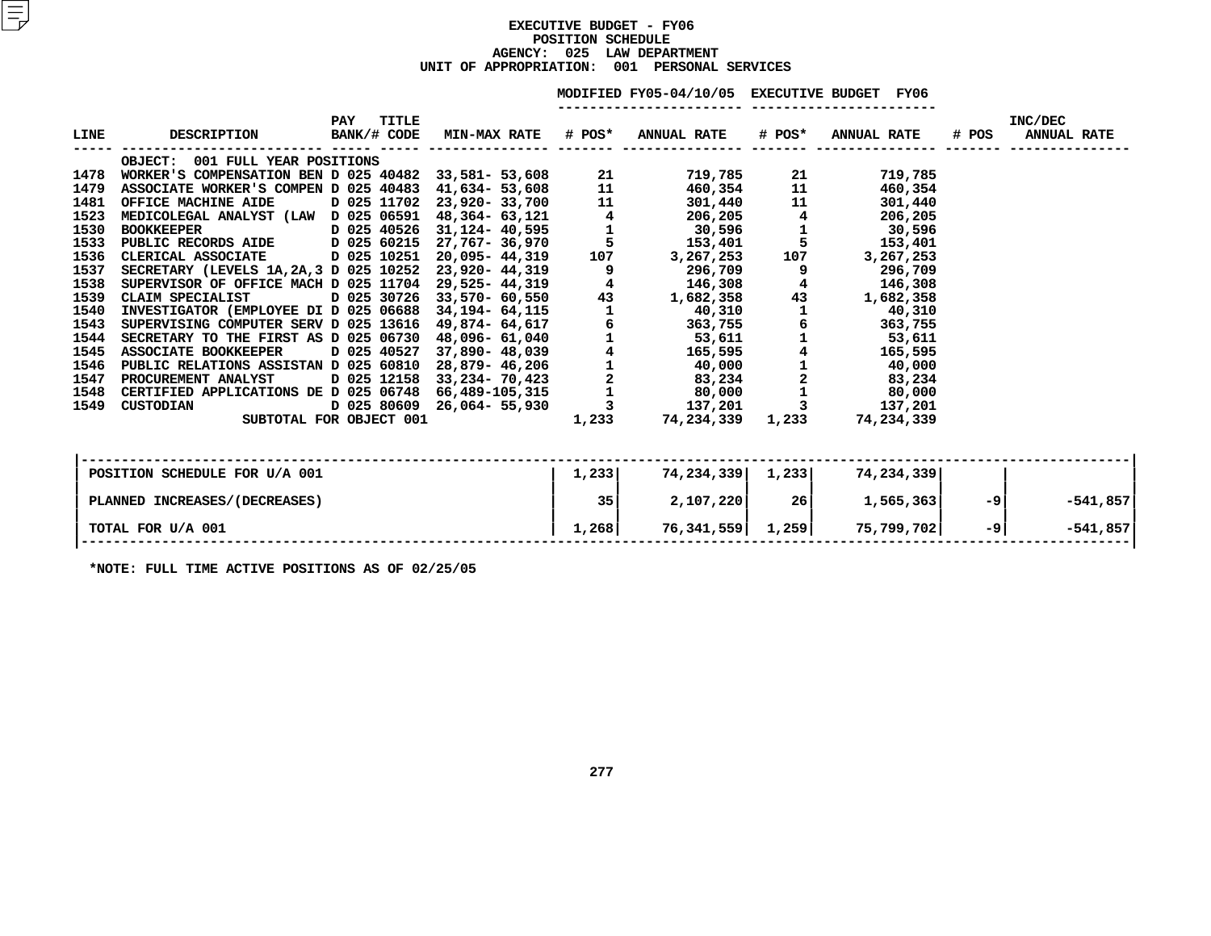# EXECUTIVE BUDGET - FY06
## POSITION SCHEDULE
### AGENCY: 025 LAW DEPARTMENT
### UNIT OF APPROPRIATION: 001 PERSONAL SERVICES

| LINE | DESCRIPTION | PAY BANK/# | TITLE CODE | MIN-MAX RATE | MODIFIED FY05-04/10/05 # POS* | MODIFIED FY05-04/10/05 ANNUAL RATE | EXECUTIVE BUDGET FY06 # POS* | EXECUTIVE BUDGET FY06 ANNUAL RATE | INC/DEC # POS | INC/DEC ANNUAL RATE |
|---|---|---|---|---|---|---|---|---|---|---|
| | OBJECT: 001 FULL YEAR POSITIONS | | | | | | | | | |
| 1478 | WORKER'S COMPENSATION BEN | D 025 | 40482 | 33,581- 53,608 | 21 | 719,785 | 21 | 719,785 | | |
| 1479 | ASSOCIATE WORKER'S COMPEN | D 025 | 40483 | 41,634- 53,608 | 11 | 460,354 | 11 | 460,354 | | |
| 1481 | OFFICE MACHINE AIDE | D 025 | 11702 | 23,920- 33,700 | 11 | 301,440 | 11 | 301,440 | | |
| 1523 | MEDICOLEGAL ANALYST (LAW | D 025 | 06591 | 48,364- 63,121 | 4 | 206,205 | 4 | 206,205 | | |
| 1530 | BOOKKEEPER | D 025 | 40526 | 31,124- 40,595 | 1 | 30,596 | 1 | 30,596 | | |
| 1533 | PUBLIC RECORDS AIDE | D 025 | 60215 | 27,767- 36,970 | 5 | 153,401 | 5 | 153,401 | | |
| 1536 | CLERICAL ASSOCIATE | D 025 | 10251 | 20,095- 44,319 | 107 | 3,267,253 | 107 | 3,267,253 | | |
| 1537 | SECRETARY (LEVELS 1A,2A,3 | D 025 | 10252 | 23,920- 44,319 | 9 | 296,709 | 9 | 296,709 | | |
| 1538 | SUPERVISOR OF OFFICE MACH | D 025 | 11704 | 29,525- 44,319 | 4 | 146,308 | 4 | 146,308 | | |
| 1539 | CLAIM SPECIALIST | D 025 | 30726 | 33,570- 60,550 | 43 | 1,682,358 | 43 | 1,682,358 | | |
| 1540 | INVESTIGATOR (EMPLOYEE DI | D 025 | 06688 | 34,194- 64,115 | 1 | 40,310 | 1 | 40,310 | | |
| 1543 | SUPERVISING COMPUTER SERV | D 025 | 13616 | 49,874- 64,617 | 6 | 363,755 | 6 | 363,755 | | |
| 1544 | SECRETARY TO THE FIRST AS | D 025 | 06730 | 48,096- 61,040 | 1 | 53,611 | 1 | 53,611 | | |
| 1545 | ASSOCIATE BOOKKEEPER | D 025 | 40527 | 37,890- 48,039 | 4 | 165,595 | 4 | 165,595 | | |
| 1546 | PUBLIC RELATIONS ASSISTAN | D 025 | 60810 | 28,879- 46,206 | 1 | 40,000 | 1 | 40,000 | | |
| 1547 | PROCUREMENT ANALYST | D 025 | 12158 | 33,234- 70,423 | 2 | 83,234 | 2 | 83,234 | | |
| 1548 | CERTIFIED APPLICATIONS DE | D 025 | 06748 | 66,489-105,315 | 1 | 80,000 | 1 | 80,000 | | |
| 1549 | CUSTODIAN | D 025 | 80609 | 26,064- 55,930 | 3 | 137,201 | 3 | 137,201 | | |
| | SUBTOTAL FOR OBJECT 001 | | | | 1,233 | 74,234,339 | 1,233 | 74,234,339 | | |

| | MODIFIED FY05 # POS* | MODIFIED FY05 ANNUAL RATE | EXECUTIVE BUDGET FY06 # POS* | EXECUTIVE BUDGET FY06 ANNUAL RATE | INC/DEC # POS | INC/DEC ANNUAL RATE |
|---|---|---|---|---|---|---|
| POSITION SCHEDULE FOR U/A 001 | 1,233 | 74,234,339 | 1,233 | 74,234,339 | | |
| PLANNED INCREASES/(DECREASES) | 35 | 2,107,220 | 26 | 1,565,363 | -9 | -541,857 |
| TOTAL FOR U/A 001 | 1,268 | 76,341,559 | 1,259 | 75,799,702 | -9 | -541,857 |

*NOTE: FULL TIME ACTIVE POSITIONS AS OF 02/25/05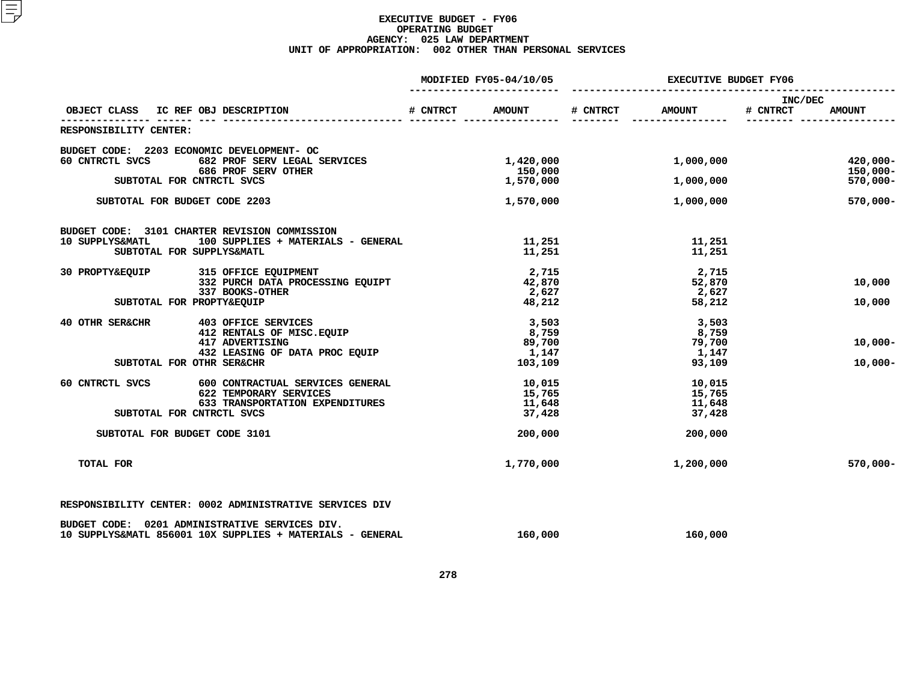# EXECUTIVE BUDGET - FY06
## OPERATING BUDGET
### AGENCY: 025 LAW DEPARTMENT
### UNIT OF APPROPRIATION: 002 OTHER THAN PERSONAL SERVICES

| OBJECT CLASS | IC REF | OBJ DESCRIPTION | MODIFIED FY05-04/10/05 # CNTRCT | MODIFIED FY05-04/10/05 AMOUNT | EXECUTIVE BUDGET FY06 # CNTRCT | EXECUTIVE BUDGET FY06 AMOUNT | INC/DEC # CNTRCT | INC/DEC AMOUNT |
|---|---|---|---|---|---|---|---|---|
| RESPONSIBILITY CENTER: | | | | | | | | |
| BUDGET CODE: 2203 ECONOMIC DEVELOPMENT- OC | | | | | | | | |
| 60 CNTRCTL SVCS | | 682 PROF SERV LEGAL SERVICES | | 1,420,000 | | 1,000,000 | | 420,000- |
| | | 686 PROF SERV OTHER | | 150,000 | | | | 150,000- |
| SUBTOTAL FOR CNTRCTL SVCS | | | | 1,570,000 | | 1,000,000 | | 570,000- |
| SUBTOTAL FOR BUDGET CODE 2203 | | | | 1,570,000 | | 1,000,000 | | 570,000- |
| BUDGET CODE: 3101 CHARTER REVISION COMMISSION | | | | | | | | |
| 10 SUPPLYS&MATL | | 100 SUPPLIES + MATERIALS - GENERAL | | 11,251 | | 11,251 | | |
| SUBTOTAL FOR SUPPLYS&MATL | | | | 11,251 | | 11,251 | | |
| 30 PROPTY&EQUIP | | 315 OFFICE EQUIPMENT | | 2,715 | | 2,715 | | |
| | | 332 PURCH DATA PROCESSING EQUIPT | | 42,870 | | 52,870 | | 10,000 |
| | | 337 BOOKS-OTHER | | 2,627 | | 2,627 | | |
| SUBTOTAL FOR PROPTY&EQUIP | | | | 48,212 | | 58,212 | | 10,000 |
| 40 OTHR SER&CHR | | 403 OFFICE SERVICES | | 3,503 | | 3,503 | | |
| | | 412 RENTALS OF MISC.EQUIP | | 8,759 | | 8,759 | | |
| | | 417 ADVERTISING | | 89,700 | | 79,700 | | 10,000- |
| | | 432 LEASING OF DATA PROC EQUIP | | 1,147 | | 1,147 | | |
| SUBTOTAL FOR OTHR SER&CHR | | | | 103,109 | | 93,109 | | 10,000- |
| 60 CNTRCTL SVCS | | 600 CONTRACTUAL SERVICES GENERAL | | 10,015 | | 10,015 | | |
| | | 622 TEMPORARY SERVICES | | 15,765 | | 15,765 | | |
| | | 633 TRANSPORTATION EXPENDITURES | | 11,648 | | 11,648 | | |
| SUBTOTAL FOR CNTRCTL SVCS | | | | 37,428 | | 37,428 | | |
| SUBTOTAL FOR BUDGET CODE 3101 | | | | 200,000 | | 200,000 | | |
| TOTAL FOR | | | | 1,770,000 | | 1,200,000 | | 570,000- |
| RESPONSIBILITY CENTER: 0002 ADMINISTRATIVE SERVICES DIV | | | | | | | | |
| BUDGET CODE: 0201 ADMINISTRATIVE SERVICES DIV. | | | | | | | | |
| 10 SUPPLYS&MATL | 856001 | 10X SUPPLIES + MATERIALS - GENERAL | | 160,000 | | 160,000 | | |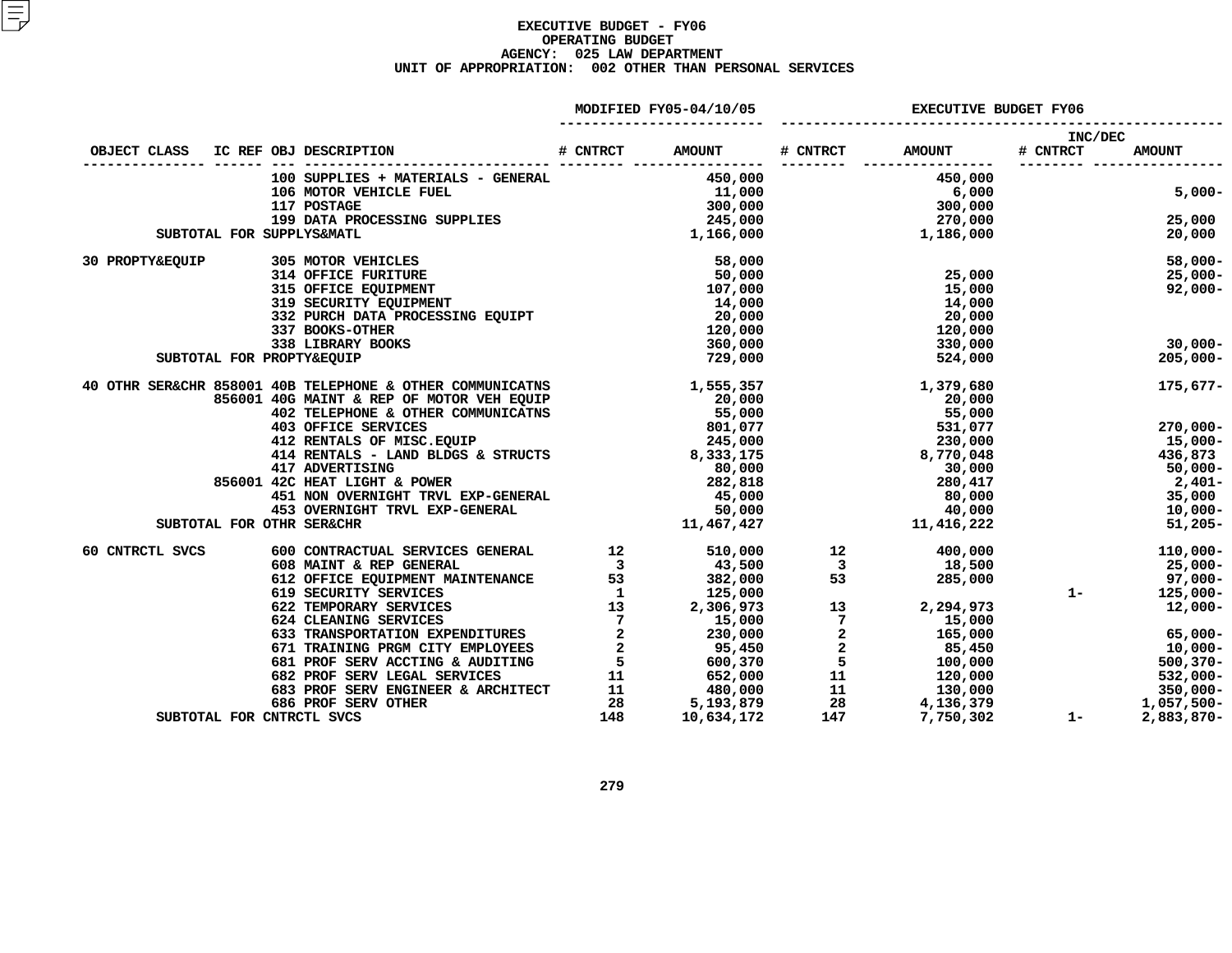# EXECUTIVE BUDGET - FY06
## OPERATING BUDGET
### AGENCY: 025 LAW DEPARTMENT
### UNIT OF APPROPRIATION: 002 OTHER THAN PERSONAL SERVICES

| OBJECT CLASS | IC REF | OBJ | DESCRIPTION | MODIFIED FY05-04/10/05 # CNTRCT | MODIFIED FY05-04/10/05 AMOUNT | EXECUTIVE BUDGET FY06 # CNTRCT | EXECUTIVE BUDGET FY06 AMOUNT | INC/DEC # CNTRCT | INC/DEC AMOUNT |
|---|---|---|---|---|---|---|---|---|---|
| | | 100 | SUPPLIES + MATERIALS - GENERAL | | 450,000 | | 450,000 | | |
| | | 106 | MOTOR VEHICLE FUEL | | 11,000 | | 6,000 | | 5,000- |
| | | 117 | POSTAGE | | 300,000 | | 300,000 | | |
| | | 199 | DATA PROCESSING SUPPLIES | | 245,000 | | 270,000 | | 25,000 |
| SUBTOTAL FOR SUPPLYS&MATL | | | | | 1,166,000 | | 1,186,000 | | 20,000 |
| 30 PROPTY&EQUIP | | 305 | MOTOR VEHICLES | | 58,000 | | | | 58,000- |
| | | 314 | OFFICE FURITURE | | 50,000 | | 25,000 | | 25,000- |
| | | 315 | OFFICE EQUIPMENT | | 107,000 | | 15,000 | | 92,000- |
| | | 319 | SECURITY EQUIPMENT | | 14,000 | | 14,000 | | |
| | | 332 | PURCH DATA PROCESSING EQUIPT | | 20,000 | | 20,000 | | |
| | | 337 | BOOKS-OTHER | | 120,000 | | 120,000 | | |
| | | 338 | LIBRARY BOOKS | | 360,000 | | 330,000 | | 30,000- |
| SUBTOTAL FOR PROPTY&EQUIP | | | | | 729,000 | | 524,000 | | 205,000- |
| 40 OTHR SER&CHR | 858001 | 40B | TELEPHONE & OTHER COMMUNICATNS | | 1,555,357 | | 1,379,680 | | 175,677- |
| | 856001 | 40G | MAINT & REP OF MOTOR VEH EQUIP | | 20,000 | | 20,000 | | |
| | | 402 | TELEPHONE & OTHER COMMUNICATNS | | 55,000 | | 55,000 | | |
| | | 403 | OFFICE SERVICES | | 801,077 | | 531,077 | | 270,000- |
| | | 412 | RENTALS OF MISC.EQUIP | | 245,000 | | 230,000 | | 15,000- |
| | | 414 | RENTALS - LAND BLDGS & STRUCTS | | 8,333,175 | | 8,770,048 | | 436,873 |
| | | 417 | ADVERTISING | | 80,000 | | 30,000 | | 50,000- |
| | 856001 | 42C | HEAT LIGHT & POWER | | 282,818 | | 280,417 | | 2,401- |
| | | 451 | NON OVERNIGHT TRVL EXP-GENERAL | | 45,000 | | 80,000 | | 35,000 |
| | | 453 | OVERNIGHT TRVL EXP-GENERAL | | 50,000 | | 40,000 | | 10,000- |
| SUBTOTAL FOR OTHR SER&CHR | | | | | 11,467,427 | | 11,416,222 | | 51,205- |
| 60 CNTRCTL SVCS | | 600 | CONTRACTUAL SERVICES GENERAL | 12 | 510,000 | 12 | 400,000 | | 110,000- |
| | | 608 | MAINT & REP GENERAL | 3 | 43,500 | 3 | 18,500 | | 25,000- |
| | | 612 | OFFICE EQUIPMENT MAINTENANCE | 53 | 382,000 | 53 | 285,000 | | 97,000- |
| | | 619 | SECURITY SERVICES | 1 | 125,000 | | | 1- | 125,000- |
| | | 622 | TEMPORARY SERVICES | 13 | 2,306,973 | 13 | 2,294,973 | | 12,000- |
| | | 624 | CLEANING SERVICES | 7 | 15,000 | 7 | 15,000 | | |
| | | 633 | TRANSPORTATION EXPENDITURES | 2 | 230,000 | 2 | 165,000 | | 65,000- |
| | | 671 | TRAINING PRGM CITY EMPLOYEES | 2 | 95,450 | 2 | 85,450 | | 10,000- |
| | | 681 | PROF SERV ACCTING & AUDITING | 5 | 600,370 | 5 | 100,000 | | 500,370- |
| | | 682 | PROF SERV LEGAL SERVICES | 11 | 652,000 | 11 | 120,000 | | 532,000- |
| | | 683 | PROF SERV ENGINEER & ARCHITECT | 11 | 480,000 | 11 | 130,000 | | 350,000- |
| | | 686 | PROF SERV OTHER | 28 | 5,193,879 | 28 | 4,136,379 | | 1,057,500- |
| SUBTOTAL FOR CNTRCTL SVCS | | | | 148 | 10,634,172 | 147 | 7,750,302 | 1- | 2,883,870- |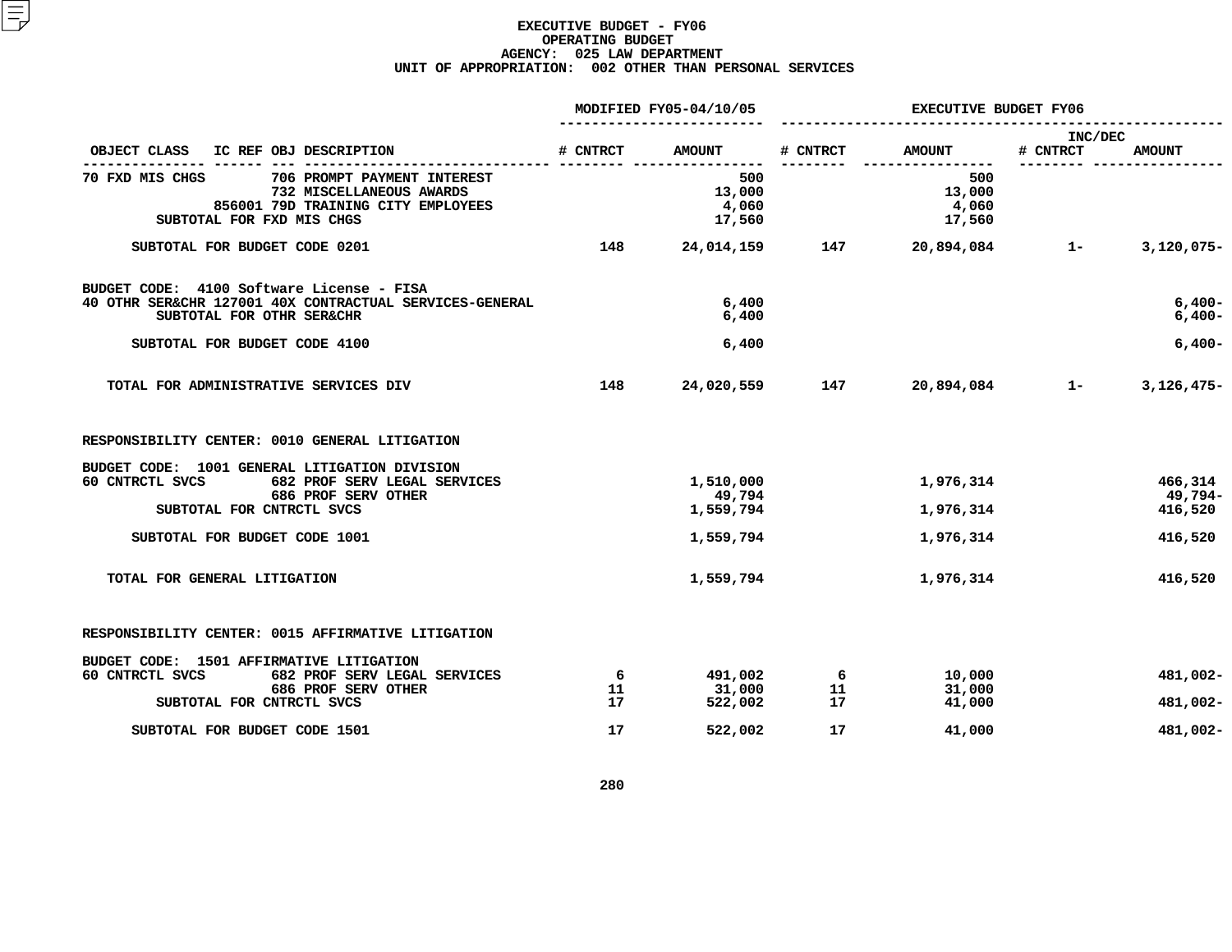# EXECUTIVE BUDGET - FY06
## OPERATING BUDGET
## AGENCY: 025 LAW DEPARTMENT
## UNIT OF APPROPRIATION: 002 OTHER THAN PERSONAL SERVICES

| OBJECT CLASS | IC REF | OBJ | DESCRIPTION | MODIFIED FY05-04/10/05 # CNTRCT | MODIFIED FY05-04/10/05 AMOUNT | EXECUTIVE BUDGET FY06 # CNTRCT | EXECUTIVE BUDGET FY06 AMOUNT | INC/DEC # CNTRCT | INC/DEC AMOUNT |
|---|---|---|---|---|---|---|---|---|---|
| 70 FXD MIS CHGS | | 706 | PROMPT PAYMENT INTEREST | | 500 | | 500 | | |
| | | 732 | MISCELLANEOUS AWARDS | | 13,000 | | 13,000 | | |
| | 856001 | 79D | TRAINING CITY EMPLOYEES | | 4,060 | | 4,060 | | |
| SUBTOTAL FOR FXD MIS CHGS | | | | | 17,560 | | 17,560 | | |
| SUBTOTAL FOR BUDGET CODE 0201 | | | | 148 | 24,014,159 | 147 | 20,894,084 | 1- | 3,120,075- |
| BUDGET CODE: 4100 Software License - FISA | | | | | | | | | |
| 40 OTHR SER&CHR | 127001 | 40X | CONTRACTUAL SERVICES-GENERAL | | 6,400 | | | | 6,400- |
| SUBTOTAL FOR OTHR SER&CHR | | | | | 6,400 | | | | 6,400- |
| SUBTOTAL FOR BUDGET CODE 4100 | | | | | 6,400 | | | | 6,400- |
| TOTAL FOR ADMINISTRATIVE SERVICES DIV | | | | 148 | 24,020,559 | 147 | 20,894,084 | 1- | 3,126,475- |
| RESPONSIBILITY CENTER: 0010 GENERAL LITIGATION | | | | | | | | | |
| BUDGET CODE: 1001 GENERAL LITIGATION DIVISION | | | | | | | | | |
| 60 CNTRCTL SVCS | | 682 | PROF SERV LEGAL SERVICES | | 1,510,000 | | 1,976,314 | | 466,314 |
| | | 686 | PROF SERV OTHER | | 49,794 | | | | 49,794- |
| SUBTOTAL FOR CNTRCTL SVCS | | | | | 1,559,794 | | 1,976,314 | | 416,520 |
| SUBTOTAL FOR BUDGET CODE 1001 | | | | | 1,559,794 | | 1,976,314 | | 416,520 |
| TOTAL FOR GENERAL LITIGATION | | | | | 1,559,794 | | 1,976,314 | | 416,520 |
| RESPONSIBILITY CENTER: 0015 AFFIRMATIVE LITIGATION | | | | | | | | | |
| BUDGET CODE: 1501 AFFIRMATIVE LITIGATION | | | | | | | | | |
| 60 CNTRCTL SVCS | | 682 | PROF SERV LEGAL SERVICES | 6 | 491,002 | 6 | 10,000 | | 481,002- |
| | | 686 | PROF SERV OTHER | 11 | 31,000 | 11 | 31,000 | | |
| SUBTOTAL FOR CNTRCTL SVCS | | | | 17 | 522,002 | 17 | 41,000 | | 481,002- |
| SUBTOTAL FOR BUDGET CODE 1501 | | | | 17 | 522,002 | 17 | 41,000 | | 481,002- |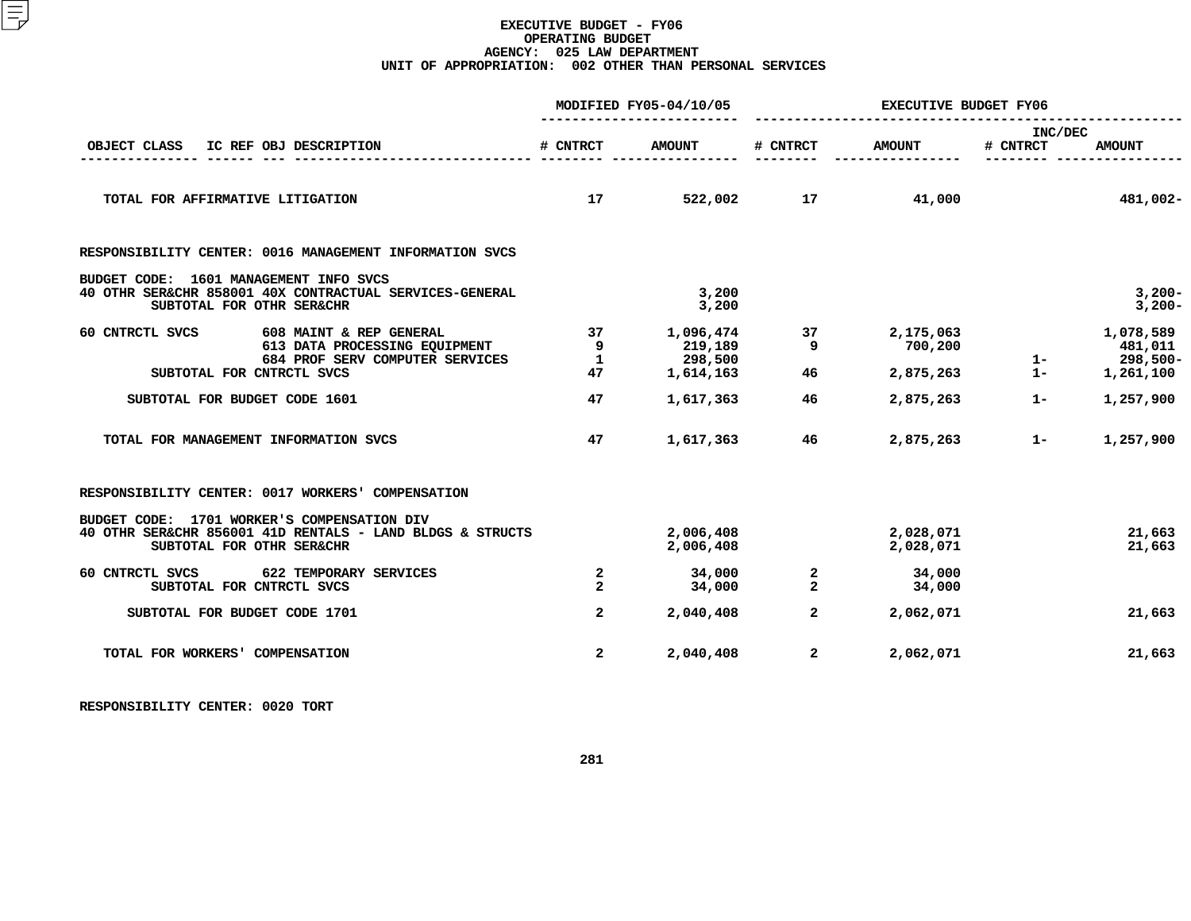**EXECUTIVE BUDGET - FY06**
**OPERATING BUDGET**
**AGENCY: 025 LAW DEPARTMENT**
**UNIT OF APPROPRIATION: 002 OTHER THAN PERSONAL SERVICES**

| OBJECT CLASS | IC REF | OBJ | DESCRIPTION | MODIFIED FY05-04/10/05 # CNTRCT | MODIFIED FY05-04/10/05 AMOUNT | EXECUTIVE BUDGET FY06 # CNTRCT | EXECUTIVE BUDGET FY06 AMOUNT | INC/DEC # CNTRCT | INC/DEC AMOUNT |
|---|---|---|---|---|---|---|---|---|---|
| TOTAL FOR AFFIRMATIVE LITIGATION | | | | 17 | 522,002 | 17 | 41,000 | | 481,002- |
| RESPONSIBILITY CENTER: 0016 MANAGEMENT INFORMATION SVCS | | | | | | | | | |
| BUDGET CODE: 1601 MANAGEMENT INFO SVCS | | | | | | | | | |
| 40 OTHR SER&CHR | 858001 | 40X | CONTRACTUAL SERVICES-GENERAL | | 3,200 | | | | 3,200- |
| SUBTOTAL FOR OTHR SER&CHR | | | | | 3,200 | | | | 3,200- |
| 60 CNTRCTL SVCS | | 608 | MAINT & REP GENERAL | 37 | 1,096,474 | 37 | 2,175,063 | | 1,078,589 |
| | | 613 | DATA PROCESSING EQUIPMENT | 9 | 219,189 | 9 | 700,200 | | 481,011 |
| | | 684 | PROF SERV COMPUTER SERVICES | 1 | 298,500 | | | 1- | 298,500- |
| SUBTOTAL FOR CNTRCTL SVCS | | | | 47 | 1,614,163 | 46 | 2,875,263 | 1- | 1,261,100 |
| SUBTOTAL FOR BUDGET CODE 1601 | | | | 47 | 1,617,363 | 46 | 2,875,263 | 1- | 1,257,900 |
| TOTAL FOR MANAGEMENT INFORMATION SVCS | | | | 47 | 1,617,363 | 46 | 2,875,263 | 1- | 1,257,900 |
| RESPONSIBILITY CENTER: 0017 WORKERS' COMPENSATION | | | | | | | | | |
| BUDGET CODE: 1701 WORKER'S COMPENSATION DIV | | | | | | | | | |
| 40 OTHR SER&CHR | 856001 | 41D | RENTALS - LAND BLDGS & STRUCTS | | 2,006,408 | | 2,028,071 | | 21,663 |
| SUBTOTAL FOR OTHR SER&CHR | | | | | 2,006,408 | | 2,028,071 | | 21,663 |
| 60 CNTRCTL SVCS | | 622 | TEMPORARY SERVICES | 2 | 34,000 | 2 | 34,000 | | |
| SUBTOTAL FOR CNTRCTL SVCS | | | | 2 | 34,000 | 2 | 34,000 | | |
| SUBTOTAL FOR BUDGET CODE 1701 | | | | 2 | 2,040,408 | 2 | 2,062,071 | | 21,663 |
| TOTAL FOR WORKERS' COMPENSATION | | | | 2 | 2,040,408 | 2 | 2,062,071 | | 21,663 |

RESPONSIBILITY CENTER: 0020 TORT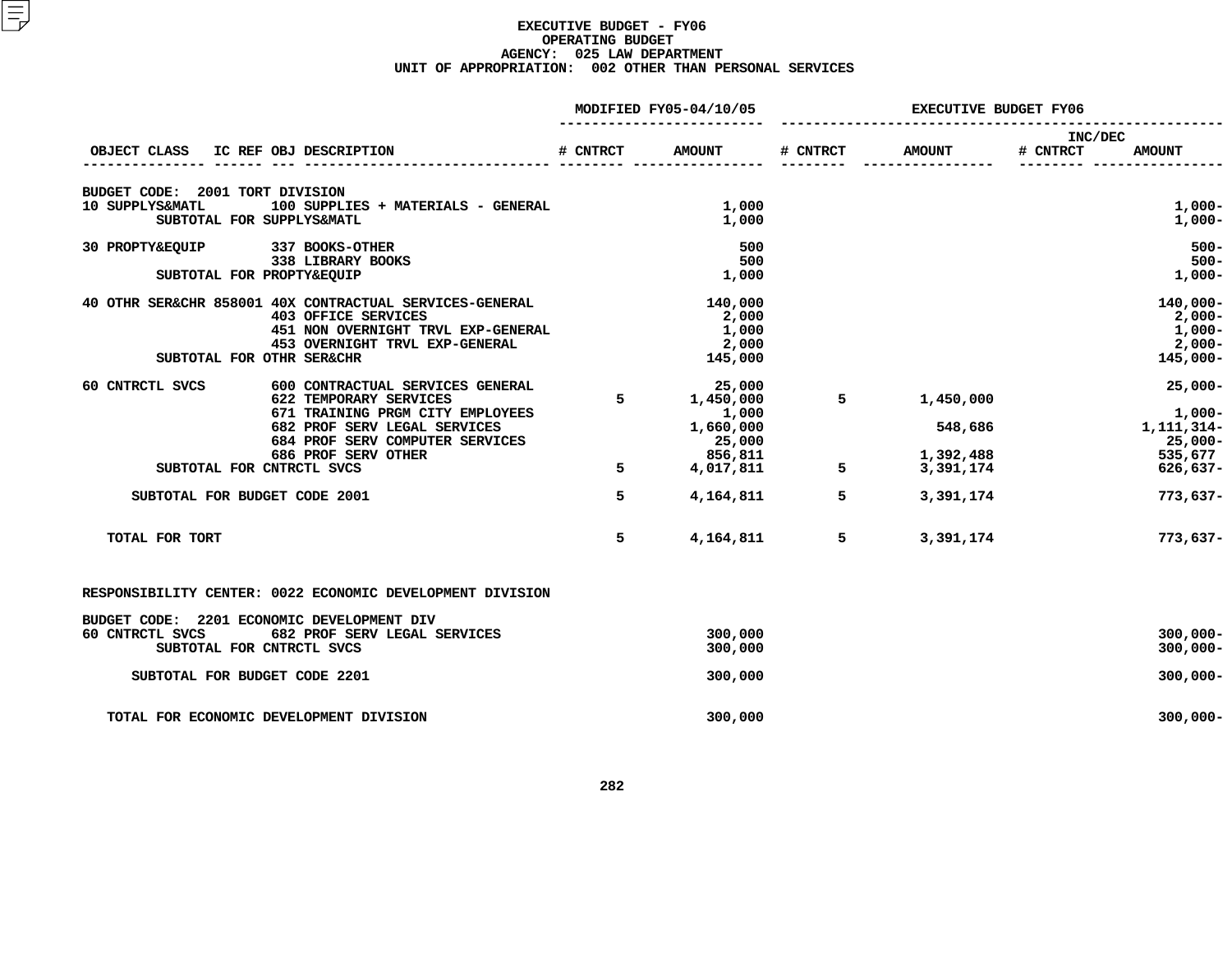# EXECUTIVE BUDGET - FY06
## OPERATING BUDGET
## AGENCY: 025 LAW DEPARTMENT
## UNIT OF APPROPRIATION: 002 OTHER THAN PERSONAL SERVICES

| OBJECT CLASS | IC REF | OBJ | DESCRIPTION | MODIFIED FY05-04/10/05 # CNTRCT | MODIFIED FY05-04/10/05 AMOUNT | EXECUTIVE BUDGET FY06 # CNTRCT | EXECUTIVE BUDGET FY06 AMOUNT | INC/DEC # CNTRCT | INC/DEC AMOUNT |
|---|---|---|---|---|---|---|---|---|---|
| BUDGET CODE: 2001 TORT DIVISION | | | | | | | | | |
| 10 SUPPLYS&MATL | | 100 | SUPPLIES + MATERIALS - GENERAL | | 1,000 | | | | 1,000- |
| SUBTOTAL FOR SUPPLYS&MATL | | | | | 1,000 | | | | 1,000- |
| 30 PROPTY&EQUIP | | 337 | BOOKS-OTHER | | 500 | | | | 500- |
| | | 338 | LIBRARY BOOKS | | 500 | | | | 500- |
| SUBTOTAL FOR PROPTY&EQUIP | | | | | 1,000 | | | | 1,000- |
| 40 OTHR SER&CHR | 858001 | 40X | CONTRACTUAL SERVICES-GENERAL | | 140,000 | | | | 140,000- |
| | | 403 | OFFICE SERVICES | | 2,000 | | | | 2,000- |
| | | 451 | NON OVERNIGHT TRVL EXP-GENERAL | | 1,000 | | | | 1,000- |
| | | 453 | OVERNIGHT TRVL EXP-GENERAL | | 2,000 | | | | 2,000- |
| SUBTOTAL FOR OTHR SER&CHR | | | | | 145,000 | | | | 145,000- |
| 60 CNTRCTL SVCS | | 600 | CONTRACTUAL SERVICES GENERAL | | 25,000 | | | | 25,000- |
| | | 622 | TEMPORARY SERVICES | 5 | 1,450,000 | 5 | 1,450,000 | | |
| | | 671 | TRAINING PRGM CITY EMPLOYEES | | 1,000 | | | | 1,000- |
| | | 682 | PROF SERV LEGAL SERVICES | | 1,660,000 | | 548,686 | | 1,111,314- |
| | | 684 | PROF SERV COMPUTER SERVICES | | 25,000 | | | | 25,000- |
| | | 686 | PROF SERV OTHER | | 856,811 | | 1,392,488 | | 535,677 |
| SUBTOTAL FOR CNTRCTL SVCS | | | | 5 | 4,017,811 | 5 | 3,391,174 | | 626,637- |
| SUBTOTAL FOR BUDGET CODE 2001 | | | | 5 | 4,164,811 | 5 | 3,391,174 | | 773,637- |
| TOTAL FOR TORT | | | | 5 | 4,164,811 | 5 | 3,391,174 | | 773,637- |
| RESPONSIBILITY CENTER: 0022 ECONOMIC DEVELOPMENT DIVISION | | | | | | | | | |
| BUDGET CODE: 2201 ECONOMIC DEVELOPMENT DIV | | | | | | | | | |
| 60 CNTRCTL SVCS | | 682 | PROF SERV LEGAL SERVICES | | 300,000 | | | | 300,000- |
| SUBTOTAL FOR CNTRCTL SVCS | | | | | 300,000 | | | | 300,000- |
| SUBTOTAL FOR BUDGET CODE 2201 | | | | | 300,000 | | | | 300,000- |
| TOTAL FOR ECONOMIC DEVELOPMENT DIVISION | | | | | 300,000 | | | | 300,000- |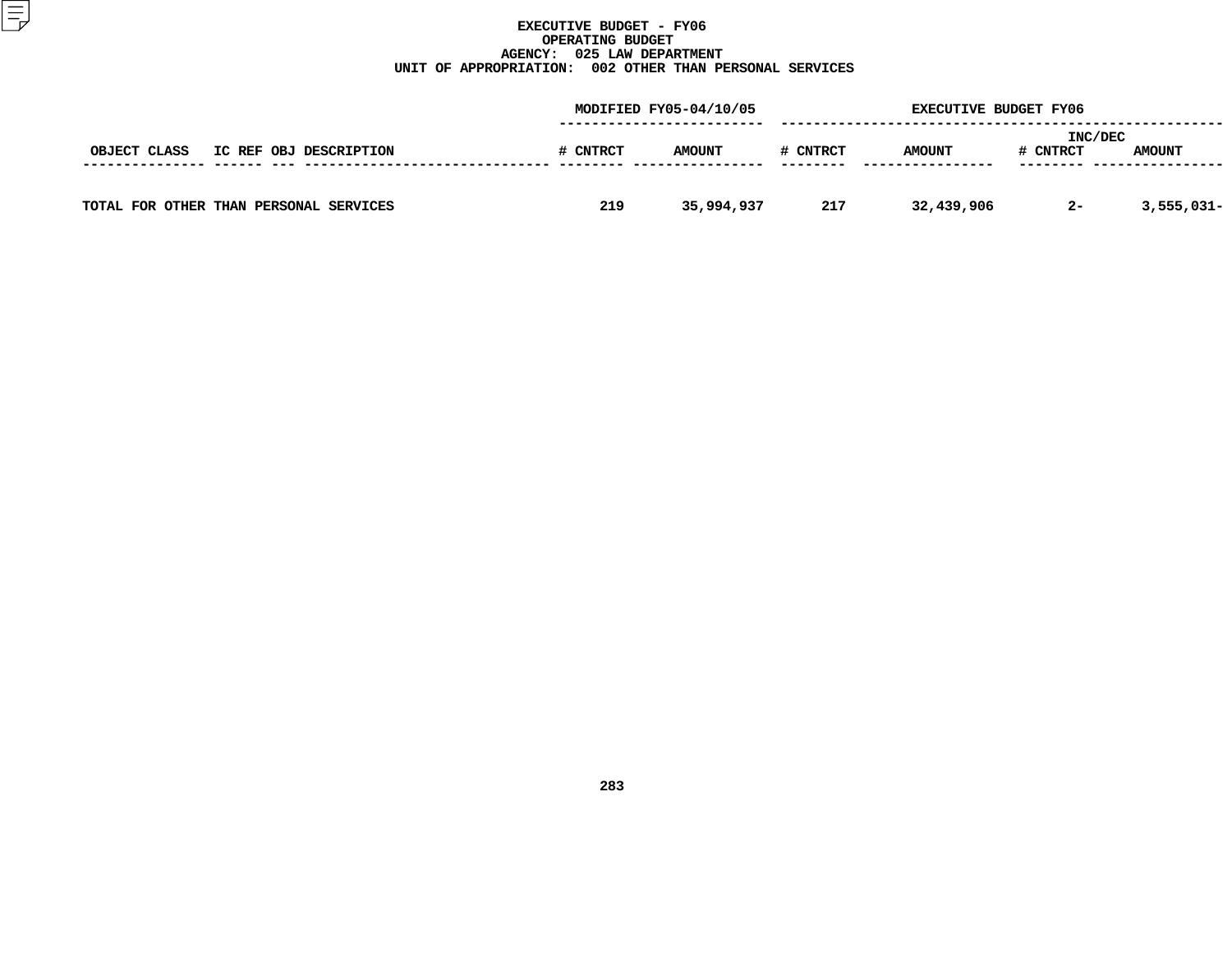# EXECUTIVE BUDGET - FY06
## OPERATING BUDGET
## AGENCY: 025 LAW DEPARTMENT
## UNIT OF APPROPRIATION: 002 OTHER THAN PERSONAL SERVICES

| OBJECT CLASS | IC REF | OBJ | DESCRIPTION | MODIFIED FY05-04/10/05 # CNTRCT | MODIFIED FY05-04/10/05 AMOUNT | EXECUTIVE BUDGET FY06 # CNTRCT | EXECUTIVE BUDGET FY06 AMOUNT | INC/DEC # CNTRCT | INC/DEC AMOUNT |
|---|---|---|---|---|---|---|---|---|---|
| TOTAL FOR OTHER THAN PERSONAL SERVICES | | | | 219 | 35,994,937 | 217 | 32,439,906 | 2- | 3,555,031- |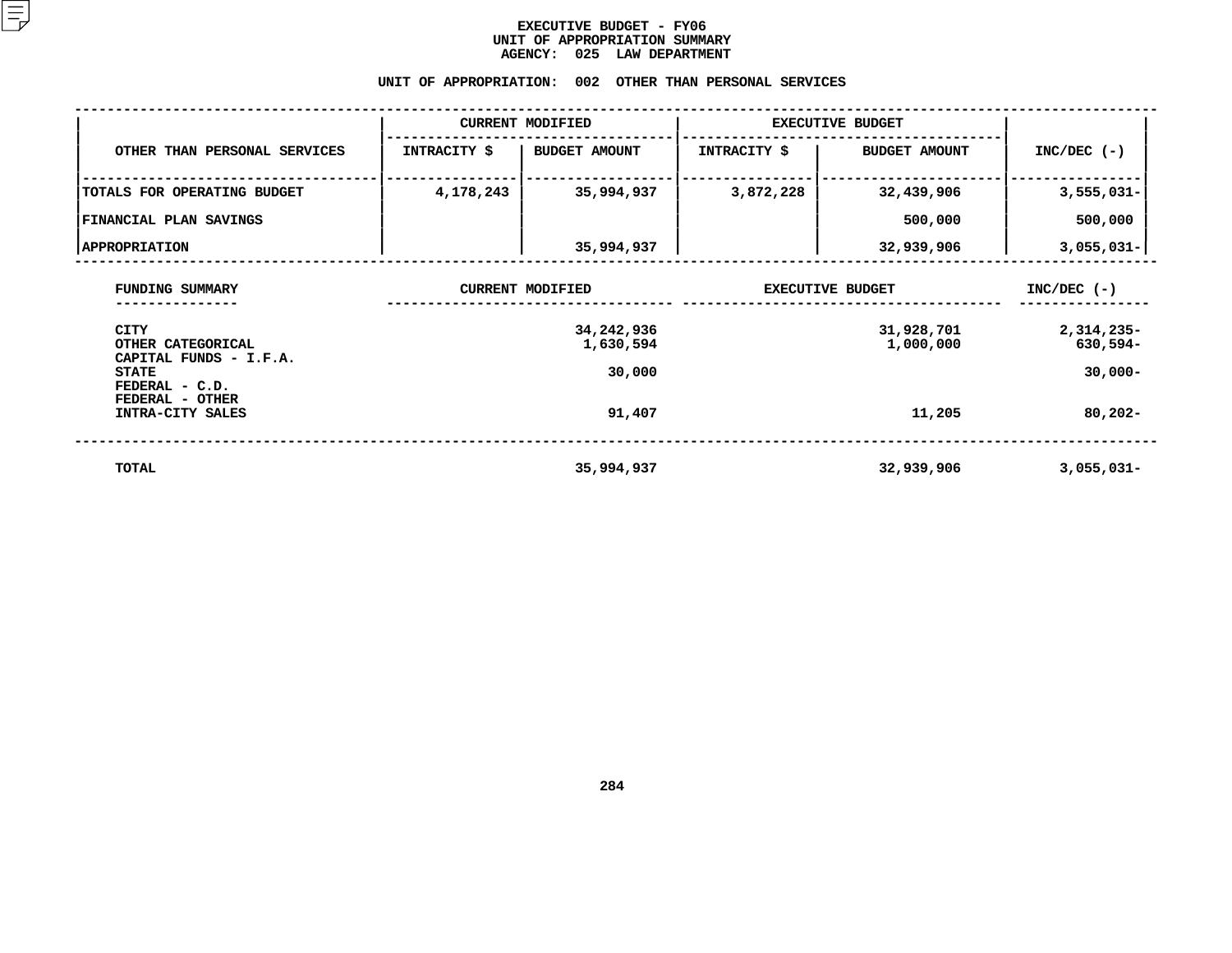# EXECUTIVE BUDGET - FY06
## UNIT OF APPROPRIATION SUMMARY
## AGENCY: 025 LAW DEPARTMENT

### UNIT OF APPROPRIATION: 002 OTHER THAN PERSONAL SERVICES

| OTHER THAN PERSONAL SERVICES | CURRENT MODIFIED | | EXECUTIVE BUDGET | | INC/DEC (-) |
|---|---|---|---|---|---|
| | INTRACITY $ | BUDGET AMOUNT | INTRACITY $ | BUDGET AMOUNT | |
| TOTALS FOR OPERATING BUDGET | 4,178,243 | 35,994,937 | 3,872,228 | 32,439,906 | 3,555,031- |
| FINANCIAL PLAN SAVINGS | | | | 500,000 | 500,000 |
| APPROPRIATION | | 35,994,937 | | 32,939,906 | 3,055,031- |

| FUNDING SUMMARY | CURRENT MODIFIED | EXECUTIVE BUDGET | INC/DEC (-) |
|---|---|---|---|
| CITY | 34,242,936 | 31,928,701 | 2,314,235- |
| OTHER CATEGORICAL | 1,630,594 | 1,000,000 | 630,594- |
| CAPITAL FUNDS - I.F.A. | | | |
| STATE | 30,000 | | 30,000- |
| FEDERAL - C.D. | | | |
| FEDERAL - OTHER | | | |
| INTRA-CITY SALES | 91,407 | 11,205 | 80,202- |
| TOTAL | 35,994,937 | 32,939,906 | 3,055,031- |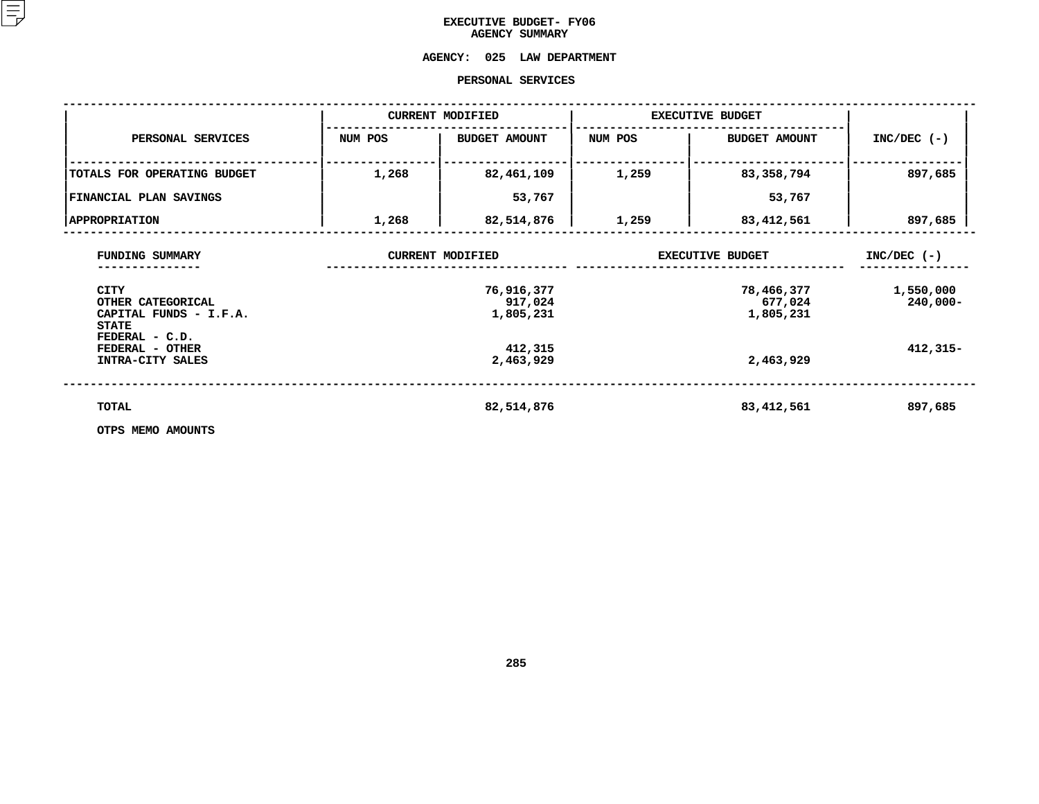# EXECUTIVE BUDGET- FY06
## AGENCY SUMMARY

**AGENCY: 025 LAW DEPARTMENT**

**PERSONAL SERVICES**

| PERSONAL SERVICES | CURRENT MODIFIED | | EXECUTIVE BUDGET | | INC/DEC (-) |
|---|---|---|---|---|---|
| | NUM POS | BUDGET AMOUNT | NUM POS | BUDGET AMOUNT | |
| TOTALS FOR OPERATING BUDGET | 1,268 | 82,461,109 | 1,259 | 83,358,794 | 897,685 |
| FINANCIAL PLAN SAVINGS | | 53,767 | | 53,767 | |
| APPROPRIATION | 1,268 | 82,514,876 | 1,259 | 83,412,561 | 897,685 |

| FUNDING SUMMARY | CURRENT MODIFIED | EXECUTIVE BUDGET | INC/DEC (-) |
|---|---|---|---|
| CITY | 76,916,377 | 78,466,377 | 1,550,000 |
| OTHER CATEGORICAL | 917,024 | 677,024 | 240,000- |
| CAPITAL FUNDS - I.F.A. | 1,805,231 | 1,805,231 | |
| STATE | | | |
| FEDERAL - C.D. | | | |
| FEDERAL - OTHER | 412,315 | | 412,315- |
| INTRA-CITY SALES | 2,463,929 | 2,463,929 | |
| TOTAL | 82,514,876 | 83,412,561 | 897,685 |

OTPS MEMO AMOUNTS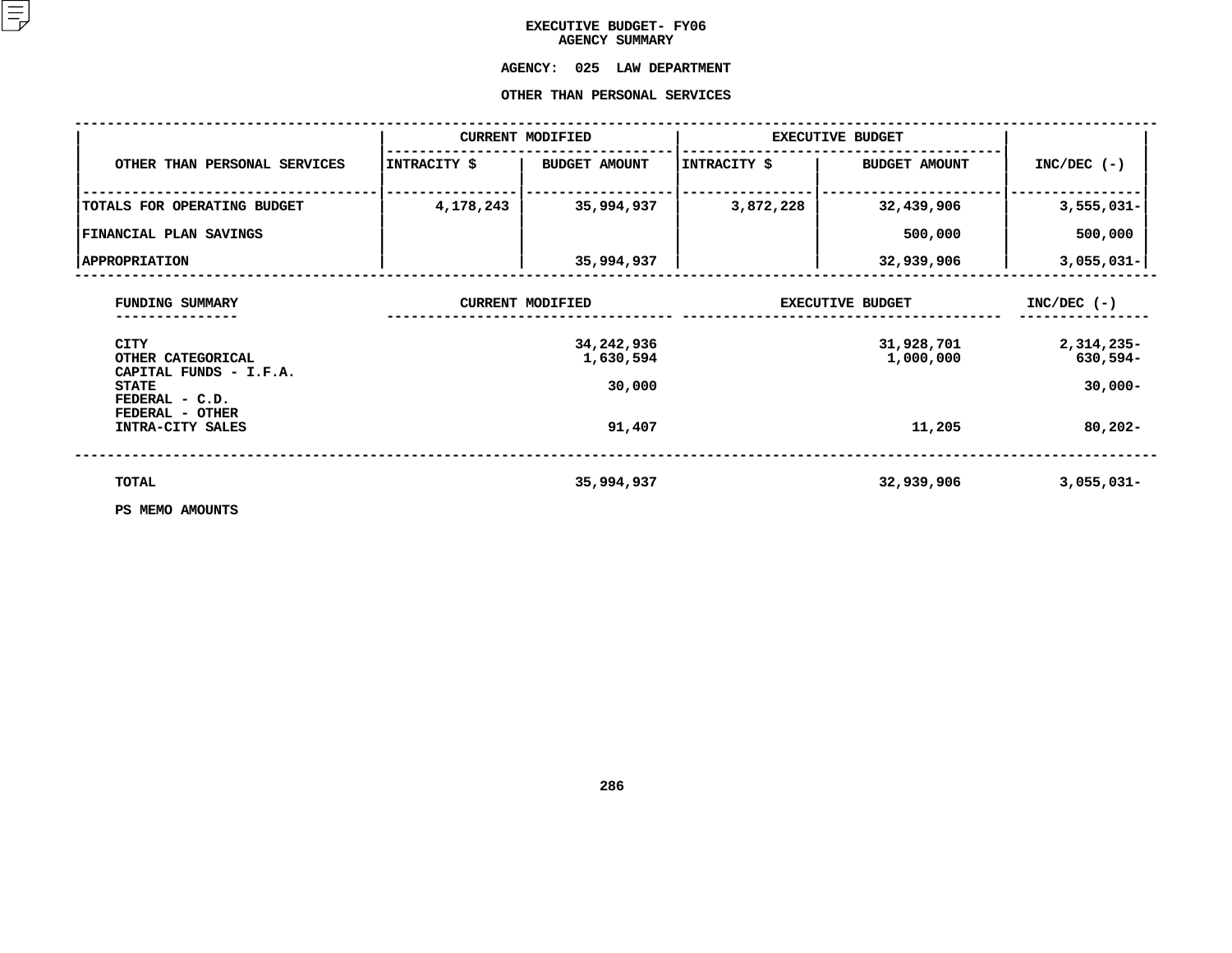# EXECUTIVE BUDGET- FY06
## AGENCY SUMMARY

**AGENCY: 025 LAW DEPARTMENT**

**OTHER THAN PERSONAL SERVICES**

| OTHER THAN PERSONAL SERVICES | CURRENT MODIFIED | | EXECUTIVE BUDGET | | INC/DEC (-) |
|---|---|---|---|---|---|
| | INTRACITY $ | BUDGET AMOUNT | INTRACITY $ | BUDGET AMOUNT | |
| TOTALS FOR OPERATING BUDGET | 4,178,243 | 35,994,937 | 3,872,228 | 32,439,906 | 3,555,031- |
| FINANCIAL PLAN SAVINGS | | | | 500,000 | 500,000 |
| APPROPRIATION | | 35,994,937 | | 32,939,906 | 3,055,031- |

| FUNDING SUMMARY | CURRENT MODIFIED | EXECUTIVE BUDGET | INC/DEC (-) |
|---|---|---|---|
| CITY | 34,242,936 | 31,928,701 | 2,314,235- |
| OTHER CATEGORICAL | 1,630,594 | 1,000,000 | 630,594- |
| CAPITAL FUNDS - I.F.A. | | | |
| STATE | 30,000 | | 30,000- |
| FEDERAL - C.D. | | | |
| FEDERAL - OTHER | | | |
| INTRA-CITY SALES | 91,407 | 11,205 | 80,202- |
| TOTAL | 35,994,937 | 32,939,906 | 3,055,031- |

PS MEMO AMOUNTS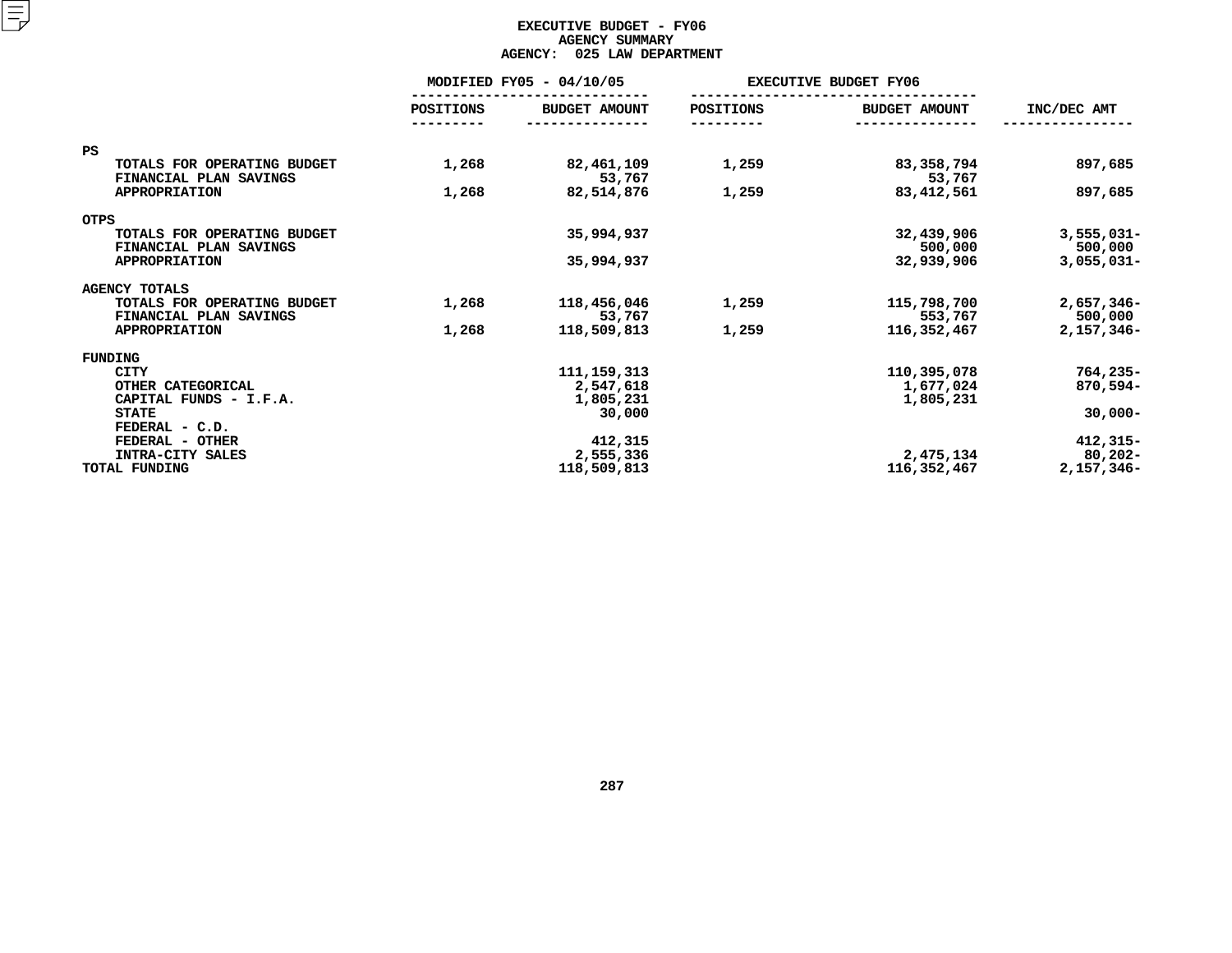# EXECUTIVE BUDGET - FY06
## AGENCY SUMMARY
## AGENCY: 025 LAW DEPARTMENT

| | MODIFIED FY05 - 04/10/05 | | EXECUTIVE BUDGET FY06 | | |
|---|---|---|---|---|---|
| | POSITIONS | BUDGET AMOUNT | POSITIONS | BUDGET AMOUNT | INC/DEC AMT |
| **PS** | | | | | |
| TOTALS FOR OPERATING BUDGET | 1,268 | 82,461,109 | 1,259 | 83,358,794 | 897,685 |
| FINANCIAL PLAN SAVINGS | | 53,767 | | 53,767 | |
| APPROPRIATION | 1,268 | 82,514,876 | 1,259 | 83,412,561 | 897,685 |
| **OTPS** | | | | | |
| TOTALS FOR OPERATING BUDGET | | 35,994,937 | | 32,439,906 | 3,555,031- |
| FINANCIAL PLAN SAVINGS | | | | 500,000 | 500,000 |
| APPROPRIATION | | 35,994,937 | | 32,939,906 | 3,055,031- |
| **AGENCY TOTALS** | | | | | |
| TOTALS FOR OPERATING BUDGET | 1,268 | 118,456,046 | 1,259 | 115,798,700 | 2,657,346- |
| FINANCIAL PLAN SAVINGS | | 53,767 | | 553,767 | 500,000 |
| APPROPRIATION | 1,268 | 118,509,813 | 1,259 | 116,352,467 | 2,157,346- |
| **FUNDING** | | | | | |
| CITY | | 111,159,313 | | 110,395,078 | 764,235- |
| OTHER CATEGORICAL | | 2,547,618 | | 1,677,024 | 870,594- |
| CAPITAL FUNDS - I.F.A. | | 1,805,231 | | 1,805,231 | |
| STATE | | 30,000 | | | 30,000- |
| FEDERAL - C.D. | | | | | |
| FEDERAL - OTHER | | 412,315 | | | 412,315- |
| INTRA-CITY SALES | | 2,555,336 | | 2,475,134 | 80,202- |
| TOTAL FUNDING | | 118,509,813 | | 116,352,467 | 2,157,346- |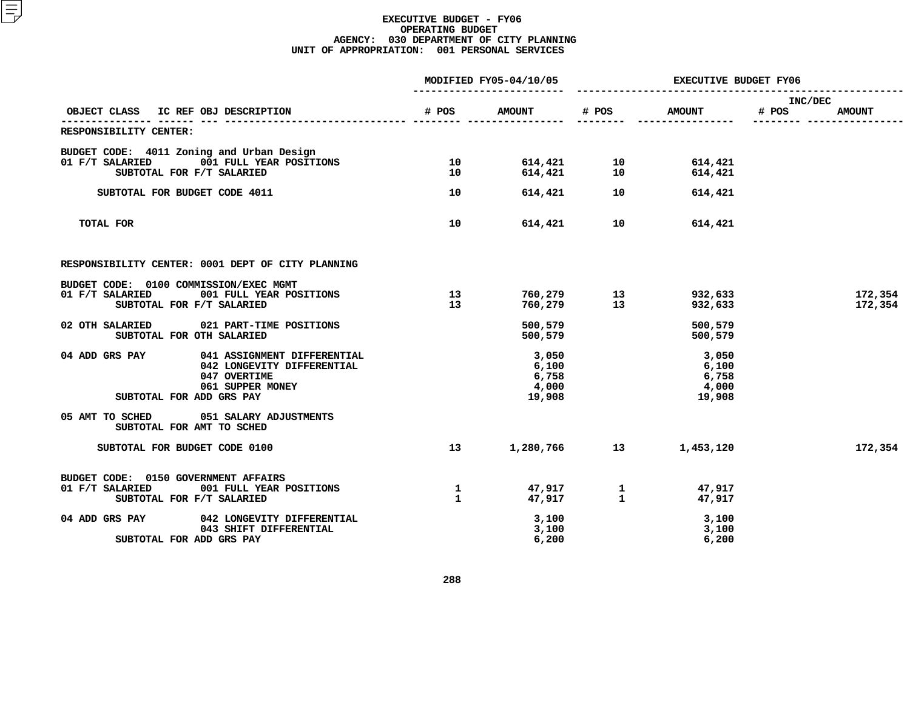# EXECUTIVE BUDGET - FY06
## OPERATING BUDGET
### AGENCY: 030 DEPARTMENT OF CITY PLANNING
### UNIT OF APPROPRIATION: 001 PERSONAL SERVICES

| OBJECT CLASS | IC REF OBJ DESCRIPTION | MODIFIED FY05-04/10/05 # POS | MODIFIED FY05-04/10/05 AMOUNT | EXECUTIVE BUDGET FY06 # POS | EXECUTIVE BUDGET FY06 AMOUNT | INC/DEC # POS | INC/DEC AMOUNT |
|---|---|---|---|---|---|---|---|
| RESPONSIBILITY CENTER: | | | | | | | |
| BUDGET CODE: 4011 Zoning and Urban Design | | | | | | | |
| 01 F/T SALARIED | 001 FULL YEAR POSITIONS | 10 | 614,421 | 10 | 614,421 | | |
| SUBTOTAL FOR F/T SALARIED | | 10 | 614,421 | 10 | 614,421 | | |
| SUBTOTAL FOR BUDGET CODE 4011 | | 10 | 614,421 | 10 | 614,421 | | |
| TOTAL FOR | | 10 | 614,421 | 10 | 614,421 | | |
| RESPONSIBILITY CENTER: 0001 DEPT OF CITY PLANNING | | | | | | | |
| BUDGET CODE: 0100 COMMISSION/EXEC MGMT | | | | | | | |
| 01 F/T SALARIED | 001 FULL YEAR POSITIONS | 13 | 760,279 | 13 | 932,633 | | 172,354 |
| SUBTOTAL FOR F/T SALARIED | | 13 | 760,279 | 13 | 932,633 | | 172,354 |
| 02 OTH SALARIED | 021 PART-TIME POSITIONS | | 500,579 | | 500,579 | | |
| SUBTOTAL FOR OTH SALARIED | | | 500,579 | | 500,579 | | |
| 04 ADD GRS PAY | 041 ASSIGNMENT DIFFERENTIAL | | 3,050 | | 3,050 | | |
| | 042 LONGEVITY DIFFERENTIAL | | 6,100 | | 6,100 | | |
| | 047 OVERTIME | | 6,758 | | 6,758 | | |
| | 061 SUPPER MONEY | | 4,000 | | 4,000 | | |
| SUBTOTAL FOR ADD GRS PAY | | | 19,908 | | 19,908 | | |
| 05 AMT TO SCHED | 051 SALARY ADJUSTMENTS | | | | | | |
| SUBTOTAL FOR AMT TO SCHED | | | | | | | |
| SUBTOTAL FOR BUDGET CODE 0100 | | 13 | 1,280,766 | 13 | 1,453,120 | | 172,354 |
| BUDGET CODE: 0150 GOVERNMENT AFFAIRS | | | | | | | |
| 01 F/T SALARIED | 001 FULL YEAR POSITIONS | 1 | 47,917 | 1 | 47,917 | | |
| SUBTOTAL FOR F/T SALARIED | | 1 | 47,917 | 1 | 47,917 | | |
| 04 ADD GRS PAY | 042 LONGEVITY DIFFERENTIAL | | 3,100 | | 3,100 | | |
| | 043 SHIFT DIFFERENTIAL | | 3,100 | | 3,100 | | |
| SUBTOTAL FOR ADD GRS PAY | | | 6,200 | | 6,200 | | |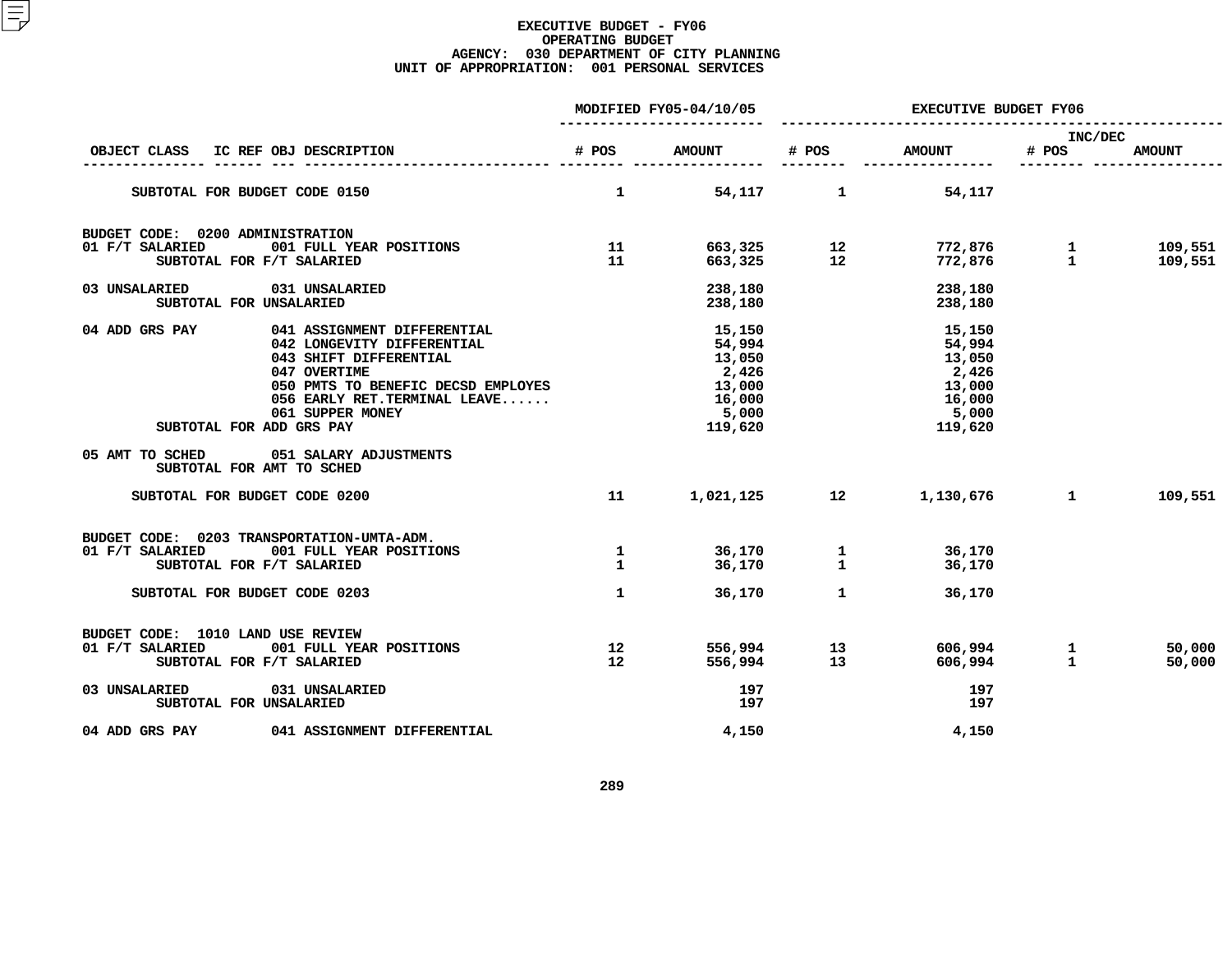# EXECUTIVE BUDGET - FY06
## OPERATING BUDGET
### AGENCY: 030 DEPARTMENT OF CITY PLANNING
### UNIT OF APPROPRIATION: 001 PERSONAL SERVICES

| OBJECT CLASS | IC REF OBJ DESCRIPTION | MODIFIED FY05-04/10/05 # POS | MODIFIED FY05-04/10/05 AMOUNT | EXECUTIVE BUDGET FY06 # POS | EXECUTIVE BUDGET FY06 AMOUNT | INC/DEC # POS | INC/DEC AMOUNT |
|---|---|---|---|---|---|---|---|
| SUBTOTAL FOR BUDGET CODE 0150 | | 1 | 54,117 | 1 | 54,117 | | |
| BUDGET CODE: 0200 ADMINISTRATION | | | | | | | |
| 01 F/T SALARIED | 001 FULL YEAR POSITIONS | 11 | 663,325 | 12 | 772,876 | 1 | 109,551 |
| SUBTOTAL FOR F/T SALARIED | | 11 | 663,325 | 12 | 772,876 | 1 | 109,551 |
| 03 UNSALARIED | 031 UNSALARIED | | 238,180 | | 238,180 | | |
| SUBTOTAL FOR UNSALARIED | | | 238,180 | | 238,180 | | |
| 04 ADD GRS PAY | 041 ASSIGNMENT DIFFERENTIAL | | 15,150 | | 15,150 | | |
| | 042 LONGEVITY DIFFERENTIAL | | 54,994 | | 54,994 | | |
| | 043 SHIFT DIFFERENTIAL | | 13,050 | | 13,050 | | |
| | 047 OVERTIME | | 2,426 | | 2,426 | | |
| | 050 PMTS TO BENEFIC DECSD EMPLOYES | | 13,000 | | 13,000 | | |
| | 056 EARLY RET.TERMINAL LEAVE...... | | 16,000 | | 16,000 | | |
| | 061 SUPPER MONEY | | 5,000 | | 5,000 | | |
| SUBTOTAL FOR ADD GRS PAY | | | 119,620 | | 119,620 | | |
| 05 AMT TO SCHED | 051 SALARY ADJUSTMENTS | | | | | | |
| SUBTOTAL FOR AMT TO SCHED | | | | | | | |
| SUBTOTAL FOR BUDGET CODE 0200 | | 11 | 1,021,125 | 12 | 1,130,676 | 1 | 109,551 |
| BUDGET CODE: 0203 TRANSPORTATION-UMTA-ADM. | | | | | | | |
| 01 F/T SALARIED | 001 FULL YEAR POSITIONS | 1 | 36,170 | 1 | 36,170 | | |
| SUBTOTAL FOR F/T SALARIED | | 1 | 36,170 | 1 | 36,170 | | |
| SUBTOTAL FOR BUDGET CODE 0203 | | 1 | 36,170 | 1 | 36,170 | | |
| BUDGET CODE: 1010 LAND USE REVIEW | | | | | | | |
| 01 F/T SALARIED | 001 FULL YEAR POSITIONS | 12 | 556,994 | 13 | 606,994 | 1 | 50,000 |
| SUBTOTAL FOR F/T SALARIED | | 12 | 556,994 | 13 | 606,994 | 1 | 50,000 |
| 03 UNSALARIED | 031 UNSALARIED | | 197 | | 197 | | |
| SUBTOTAL FOR UNSALARIED | | | 197 | | 197 | | |
| 04 ADD GRS PAY | 041 ASSIGNMENT DIFFERENTIAL | | 4,150 | | 4,150 | | |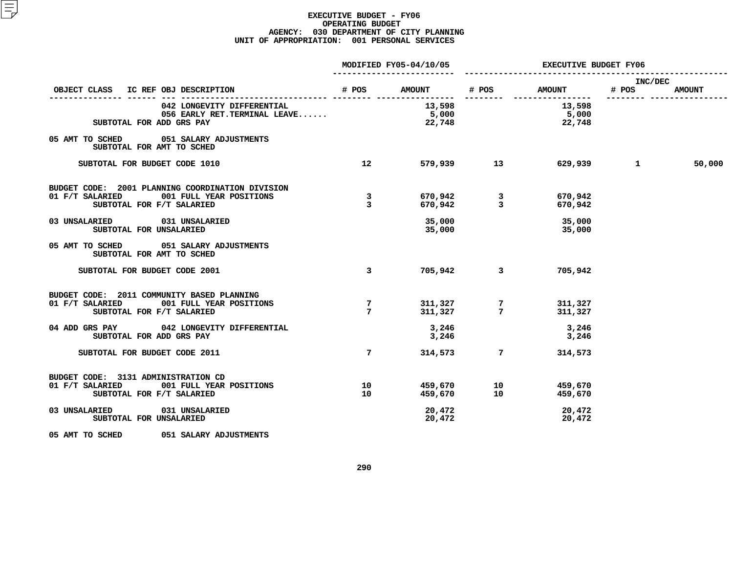# EXECUTIVE BUDGET - FY06
## OPERATING BUDGET
### AGENCY: 030 DEPARTMENT OF CITY PLANNING
### UNIT OF APPROPRIATION: 001 PERSONAL SERVICES

| OBJECT CLASS | IC REF OBJ DESCRIPTION | MODIFIED FY05-04/10/05 # POS | MODIFIED FY05-04/10/05 AMOUNT | EXECUTIVE BUDGET FY06 # POS | EXECUTIVE BUDGET FY06 AMOUNT | INC/DEC # POS | INC/DEC AMOUNT |
|---|---|---|---|---|---|---|---|
| | 042 LONGEVITY DIFFERENTIAL | | 13,598 | | 13,598 | | |
| | 056 EARLY RET.TERMINAL LEAVE...... | | 5,000 | | 5,000 | | |
| SUBTOTAL FOR ADD GRS PAY | | | 22,748 | | 22,748 | | |
| 05 AMT TO SCHED | 051 SALARY ADJUSTMENTS | | | | | | |
| SUBTOTAL FOR AMT TO SCHED | | | | | | | |
| SUBTOTAL FOR BUDGET CODE 1010 | | 12 | 579,939 | 13 | 629,939 | 1 | 50,000 |
| BUDGET CODE: 2001 PLANNING COORDINATION DIVISION | | | | | | | |
| 01 F/T SALARIED | 001 FULL YEAR POSITIONS | 3 | 670,942 | 3 | 670,942 | | |
| SUBTOTAL FOR F/T SALARIED | | 3 | 670,942 | 3 | 670,942 | | |
| 03 UNSALARIED | 031 UNSALARIED | | 35,000 | | 35,000 | | |
| SUBTOTAL FOR UNSALARIED | | | 35,000 | | 35,000 | | |
| 05 AMT TO SCHED | 051 SALARY ADJUSTMENTS | | | | | | |
| SUBTOTAL FOR AMT TO SCHED | | | | | | | |
| SUBTOTAL FOR BUDGET CODE 2001 | | 3 | 705,942 | 3 | 705,942 | | |
| BUDGET CODE: 2011 COMMUNITY BASED PLANNING | | | | | | | |
| 01 F/T SALARIED | 001 FULL YEAR POSITIONS | 7 | 311,327 | 7 | 311,327 | | |
| SUBTOTAL FOR F/T SALARIED | | 7 | 311,327 | 7 | 311,327 | | |
| 04 ADD GRS PAY | 042 LONGEVITY DIFFERENTIAL | | 3,246 | | 3,246 | | |
| SUBTOTAL FOR ADD GRS PAY | | | 3,246 | | 3,246 | | |
| SUBTOTAL FOR BUDGET CODE 2011 | | 7 | 314,573 | 7 | 314,573 | | |
| BUDGET CODE: 3131 ADMINISTRATION CD | | | | | | | |
| 01 F/T SALARIED | 001 FULL YEAR POSITIONS | 10 | 459,670 | 10 | 459,670 | | |
| SUBTOTAL FOR F/T SALARIED | | 10 | 459,670 | 10 | 459,670 | | |
| 03 UNSALARIED | 031 UNSALARIED | | 20,472 | | 20,472 | | |
| SUBTOTAL FOR UNSALARIED | | | 20,472 | | 20,472 | | |
| 05 AMT TO SCHED | 051 SALARY ADJUSTMENTS | | | | | | |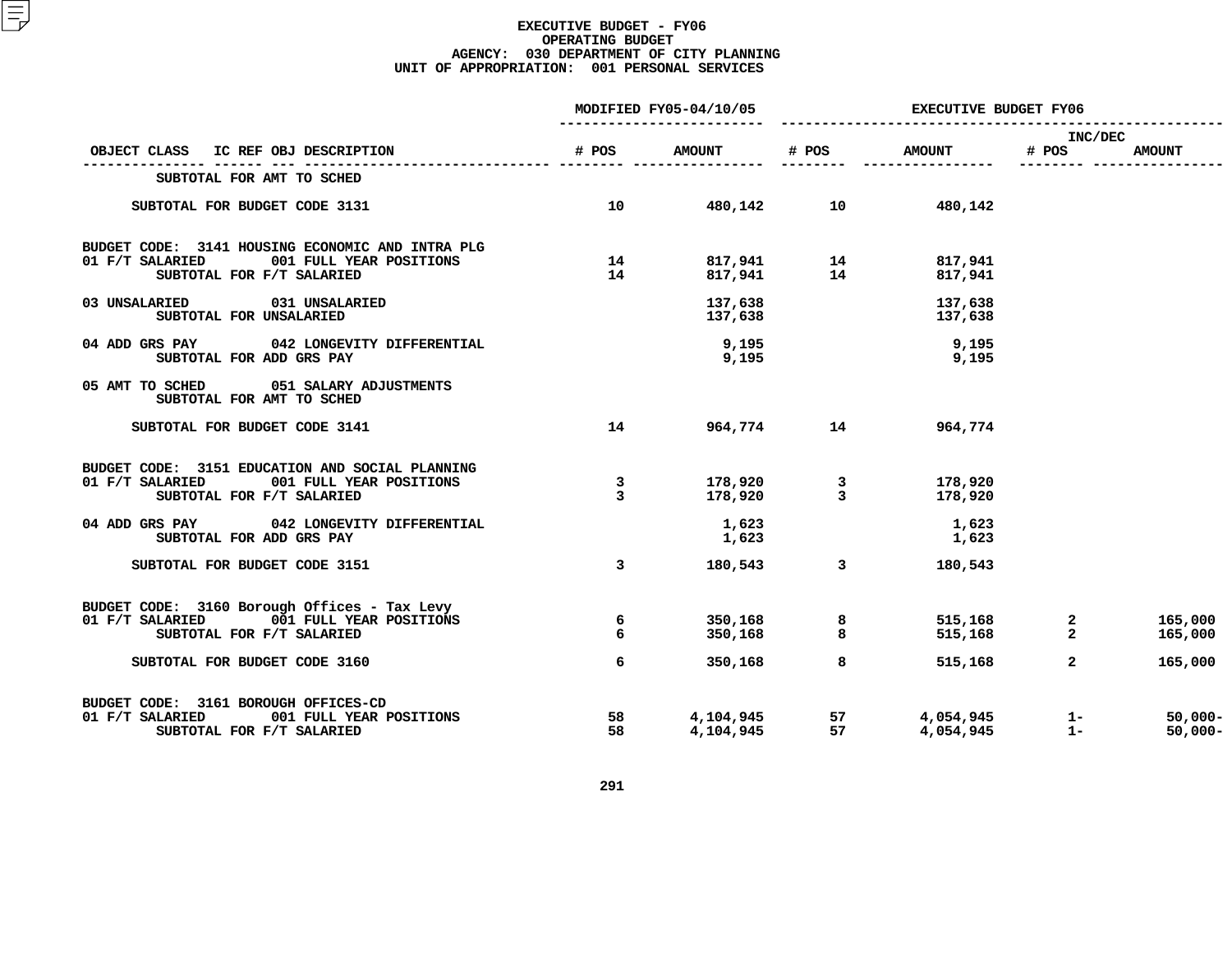**EXECUTIVE BUDGET - FY06**
**OPERATING BUDGET**
**AGENCY: 030 DEPARTMENT OF CITY PLANNING**
**UNIT OF APPROPRIATION: 001 PERSONAL SERVICES**

| OBJECT CLASS IC REF OBJ DESCRIPTION | MODIFIED FY05-04/10/05 # POS | MODIFIED FY05-04/10/05 AMOUNT | EXECUTIVE BUDGET FY06 # POS | EXECUTIVE BUDGET FY06 AMOUNT | INC/DEC # POS | INC/DEC AMOUNT |
|---|---|---|---|---|---|---|
| SUBTOTAL FOR AMT TO SCHED | | | | | | |
| SUBTOTAL FOR BUDGET CODE 3131 | 10 | 480,142 | 10 | 480,142 | | |
| BUDGET CODE: 3141 HOUSING ECONOMIC AND INTRA PLG | | | | | | |
| 01 F/T SALARIED 001 FULL YEAR POSITIONS | 14 | 817,941 | 14 | 817,941 | | |
| SUBTOTAL FOR F/T SALARIED | 14 | 817,941 | 14 | 817,941 | | |
| 03 UNSALARIED 031 UNSALARIED | | 137,638 | | 137,638 | | |
| SUBTOTAL FOR UNSALARIED | | 137,638 | | 137,638 | | |
| 04 ADD GRS PAY 042 LONGEVITY DIFFERENTIAL | | 9,195 | | 9,195 | | |
| SUBTOTAL FOR ADD GRS PAY | | 9,195 | | 9,195 | | |
| 05 AMT TO SCHED 051 SALARY ADJUSTMENTS | | | | | | |
| SUBTOTAL FOR AMT TO SCHED | | | | | | |
| SUBTOTAL FOR BUDGET CODE 3141 | 14 | 964,774 | 14 | 964,774 | | |
| BUDGET CODE: 3151 EDUCATION AND SOCIAL PLANNING | | | | | | |
| 01 F/T SALARIED 001 FULL YEAR POSITIONS | 3 | 178,920 | 3 | 178,920 | | |
| SUBTOTAL FOR F/T SALARIED | 3 | 178,920 | 3 | 178,920 | | |
| 04 ADD GRS PAY 042 LONGEVITY DIFFERENTIAL | | 1,623 | | 1,623 | | |
| SUBTOTAL FOR ADD GRS PAY | | 1,623 | | 1,623 | | |
| SUBTOTAL FOR BUDGET CODE 3151 | 3 | 180,543 | 3 | 180,543 | | |
| BUDGET CODE: 3160 Borough Offices - Tax Levy | | | | | | |
| 01 F/T SALARIED 001 FULL YEAR POSITIONS | 6 | 350,168 | 8 | 515,168 | 2 | 165,000 |
| SUBTOTAL FOR F/T SALARIED | 6 | 350,168 | 8 | 515,168 | 2 | 165,000 |
| SUBTOTAL FOR BUDGET CODE 3160 | 6 | 350,168 | 8 | 515,168 | 2 | 165,000 |
| BUDGET CODE: 3161 BOROUGH OFFICES-CD | | | | | | |
| 01 F/T SALARIED 001 FULL YEAR POSITIONS | 58 | 4,104,945 | 57 | 4,054,945 | 1- | 50,000- |
| SUBTOTAL FOR F/T SALARIED | 58 | 4,104,945 | 57 | 4,054,945 | 1- | 50,000- |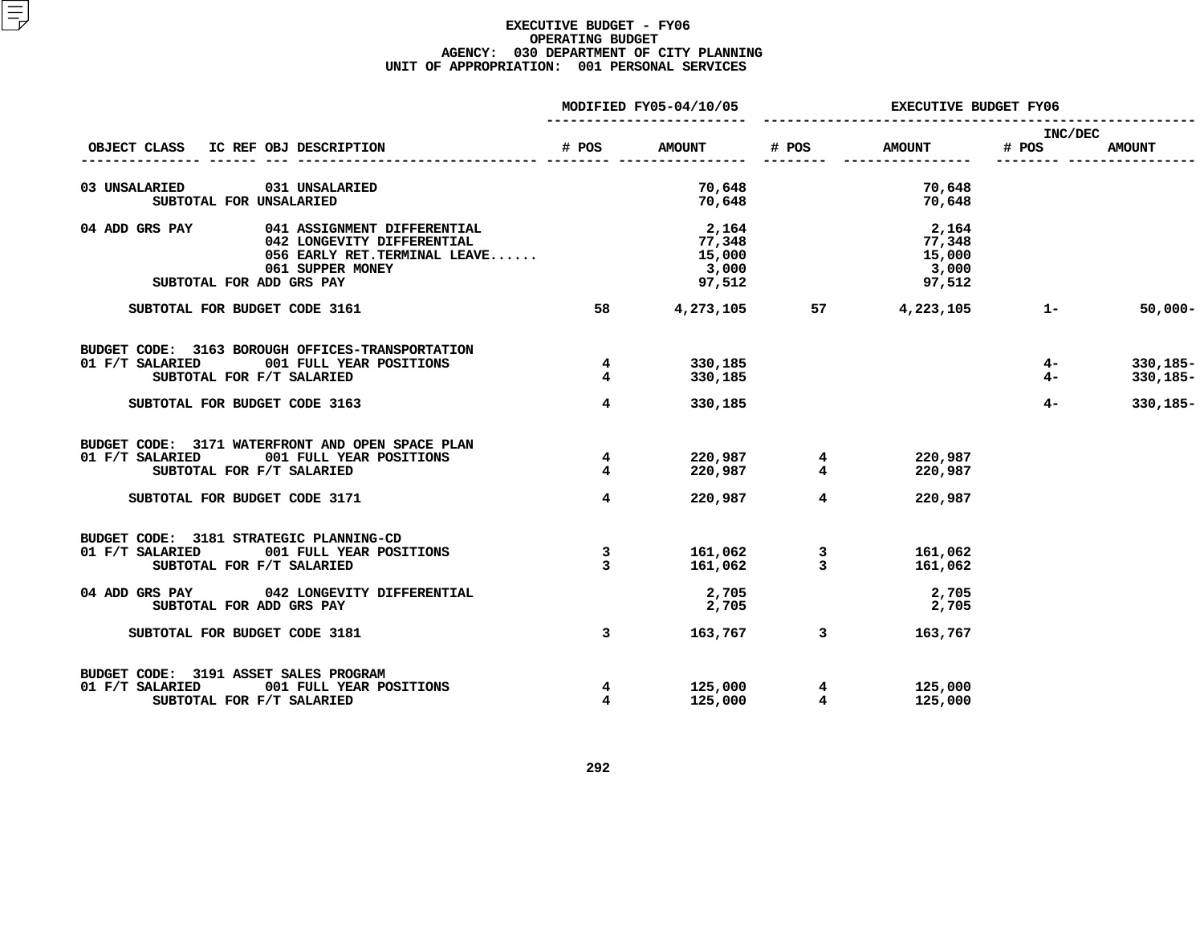# EXECUTIVE BUDGET - FY06
## OPERATING BUDGET
### AGENCY: 030 DEPARTMENT OF CITY PLANNING
### UNIT OF APPROPRIATION: 001 PERSONAL SERVICES

| OBJECT CLASS | IC REF OBJ DESCRIPTION | MODIFIED FY05-04/10/05 # POS | MODIFIED FY05-04/10/05 AMOUNT | EXECUTIVE BUDGET FY06 # POS | EXECUTIVE BUDGET FY06 AMOUNT | INC/DEC # POS | INC/DEC AMOUNT |
|---|---|---|---|---|---|---|---|
| 03 UNSALARIED | 031 UNSALARIED | | 70,648 | | 70,648 | | |
| | SUBTOTAL FOR UNSALARIED | | 70,648 | | 70,648 | | |
| 04 ADD GRS PAY | 041 ASSIGNMENT DIFFERENTIAL | | 2,164 | | 2,164 | | |
| | 042 LONGEVITY DIFFERENTIAL | | 77,348 | | 77,348 | | |
| | 056 EARLY RET.TERMINAL LEAVE...... | | 15,000 | | 15,000 | | |
| | 061 SUPPER MONEY | | 3,000 | | 3,000 | | |
| | SUBTOTAL FOR ADD GRS PAY | | 97,512 | | 97,512 | | |
| | SUBTOTAL FOR BUDGET CODE 3161 | 58 | 4,273,105 | 57 | 4,223,105 | 1- | 50,000- |
| BUDGET CODE: 3163 BOROUGH OFFICES-TRANSPORTATION | | | | | | | |
| 01 F/T SALARIED | 001 FULL YEAR POSITIONS | 4 | 330,185 | | | 4- | 330,185- |
| | SUBTOTAL FOR F/T SALARIED | 4 | 330,185 | | | 4- | 330,185- |
| | SUBTOTAL FOR BUDGET CODE 3163 | 4 | 330,185 | | | 4- | 330,185- |
| BUDGET CODE: 3171 WATERFRONT AND OPEN SPACE PLAN | | | | | | | |
| 01 F/T SALARIED | 001 FULL YEAR POSITIONS | 4 | 220,987 | 4 | 220,987 | | |
| | SUBTOTAL FOR F/T SALARIED | 4 | 220,987 | 4 | 220,987 | | |
| | SUBTOTAL FOR BUDGET CODE 3171 | 4 | 220,987 | 4 | 220,987 | | |
| BUDGET CODE: 3181 STRATEGIC PLANNING-CD | | | | | | | |
| 01 F/T SALARIED | 001 FULL YEAR POSITIONS | 3 | 161,062 | 3 | 161,062 | | |
| | SUBTOTAL FOR F/T SALARIED | 3 | 161,062 | 3 | 161,062 | | |
| 04 ADD GRS PAY | 042 LONGEVITY DIFFERENTIAL | | 2,705 | | 2,705 | | |
| | SUBTOTAL FOR ADD GRS PAY | | 2,705 | | 2,705 | | |
| | SUBTOTAL FOR BUDGET CODE 3181 | 3 | 163,767 | 3 | 163,767 | | |
| BUDGET CODE: 3191 ASSET SALES PROGRAM | | | | | | | |
| 01 F/T SALARIED | 001 FULL YEAR POSITIONS | 4 | 125,000 | 4 | 125,000 | | |
| | SUBTOTAL FOR F/T SALARIED | 4 | 125,000 | 4 | 125,000 | | |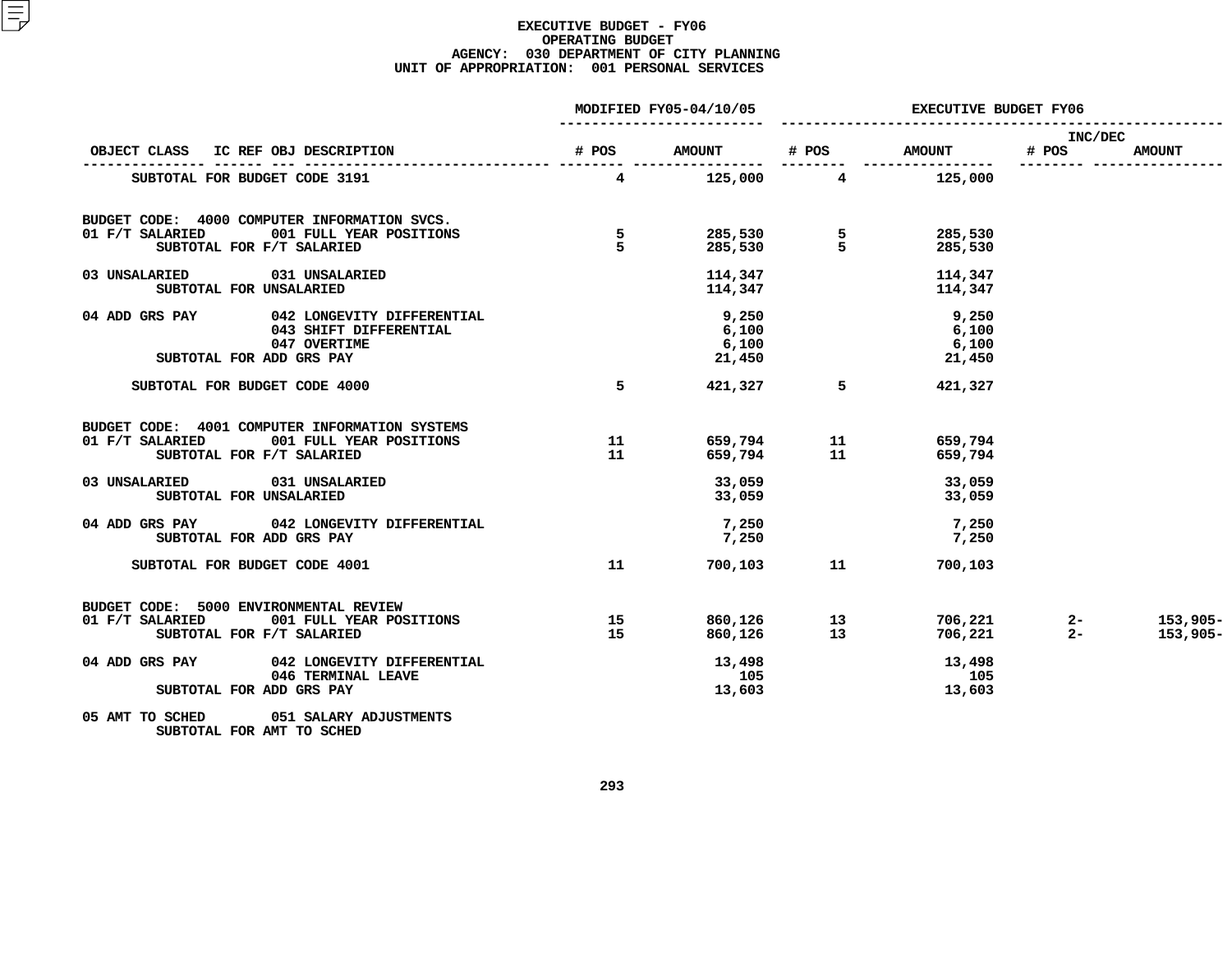# EXECUTIVE BUDGET - FY06
## OPERATING BUDGET
### AGENCY: 030 DEPARTMENT OF CITY PLANNING
### UNIT OF APPROPRIATION: 001 PERSONAL SERVICES

| OBJECT CLASS | IC REF OBJ DESCRIPTION | MODIFIED FY05-04/10/05 # POS | MODIFIED FY05-04/10/05 AMOUNT | EXECUTIVE BUDGET FY06 # POS | EXECUTIVE BUDGET FY06 AMOUNT | INC/DEC # POS | INC/DEC AMOUNT |
|---|---|---|---|---|---|---|---|
| SUBTOTAL FOR BUDGET CODE 3191 | | 4 | 125,000 | 4 | 125,000 | | |
| BUDGET CODE: 4000 COMPUTER INFORMATION SVCS. | | | | | | | |
| 01 F/T SALARIED | 001 FULL YEAR POSITIONS | 5 | 285,530 | 5 | 285,530 | | |
| SUBTOTAL FOR F/T SALARIED | | 5 | 285,530 | 5 | 285,530 | | |
| 03 UNSALARIED | 031 UNSALARIED | | 114,347 | | 114,347 | | |
| SUBTOTAL FOR UNSALARIED | | | 114,347 | | 114,347 | | |
| 04 ADD GRS PAY | 042 LONGEVITY DIFFERENTIAL | | 9,250 | | 9,250 | | |
| | 043 SHIFT DIFFERENTIAL | | 6,100 | | 6,100 | | |
| | 047 OVERTIME | | 6,100 | | 6,100 | | |
| SUBTOTAL FOR ADD GRS PAY | | | 21,450 | | 21,450 | | |
| SUBTOTAL FOR BUDGET CODE 4000 | | 5 | 421,327 | 5 | 421,327 | | |
| BUDGET CODE: 4001 COMPUTER INFORMATION SYSTEMS | | | | | | | |
| 01 F/T SALARIED | 001 FULL YEAR POSITIONS | 11 | 659,794 | 11 | 659,794 | | |
| SUBTOTAL FOR F/T SALARIED | | 11 | 659,794 | 11 | 659,794 | | |
| 03 UNSALARIED | 031 UNSALARIED | | 33,059 | | 33,059 | | |
| SUBTOTAL FOR UNSALARIED | | | 33,059 | | 33,059 | | |
| 04 ADD GRS PAY | 042 LONGEVITY DIFFERENTIAL | | 7,250 | | 7,250 | | |
| SUBTOTAL FOR ADD GRS PAY | | | 7,250 | | 7,250 | | |
| SUBTOTAL FOR BUDGET CODE 4001 | | 11 | 700,103 | 11 | 700,103 | | |
| BUDGET CODE: 5000 ENVIRONMENTAL REVIEW | | | | | | | |
| 01 F/T SALARIED | 001 FULL YEAR POSITIONS | 15 | 860,126 | 13 | 706,221 | 2- | 153,905- |
| SUBTOTAL FOR F/T SALARIED | | 15 | 860,126 | 13 | 706,221 | 2- | 153,905- |
| 04 ADD GRS PAY | 042 LONGEVITY DIFFERENTIAL | | 13,498 | | 13,498 | | |
| | 046 TERMINAL LEAVE | | 105 | | 105 | | |
| SUBTOTAL FOR ADD GRS PAY | | | 13,603 | | 13,603 | | |
| 05 AMT TO SCHED | 051 SALARY ADJUSTMENTS | | | | | | |
| SUBTOTAL FOR AMT TO SCHED | | | | | | | |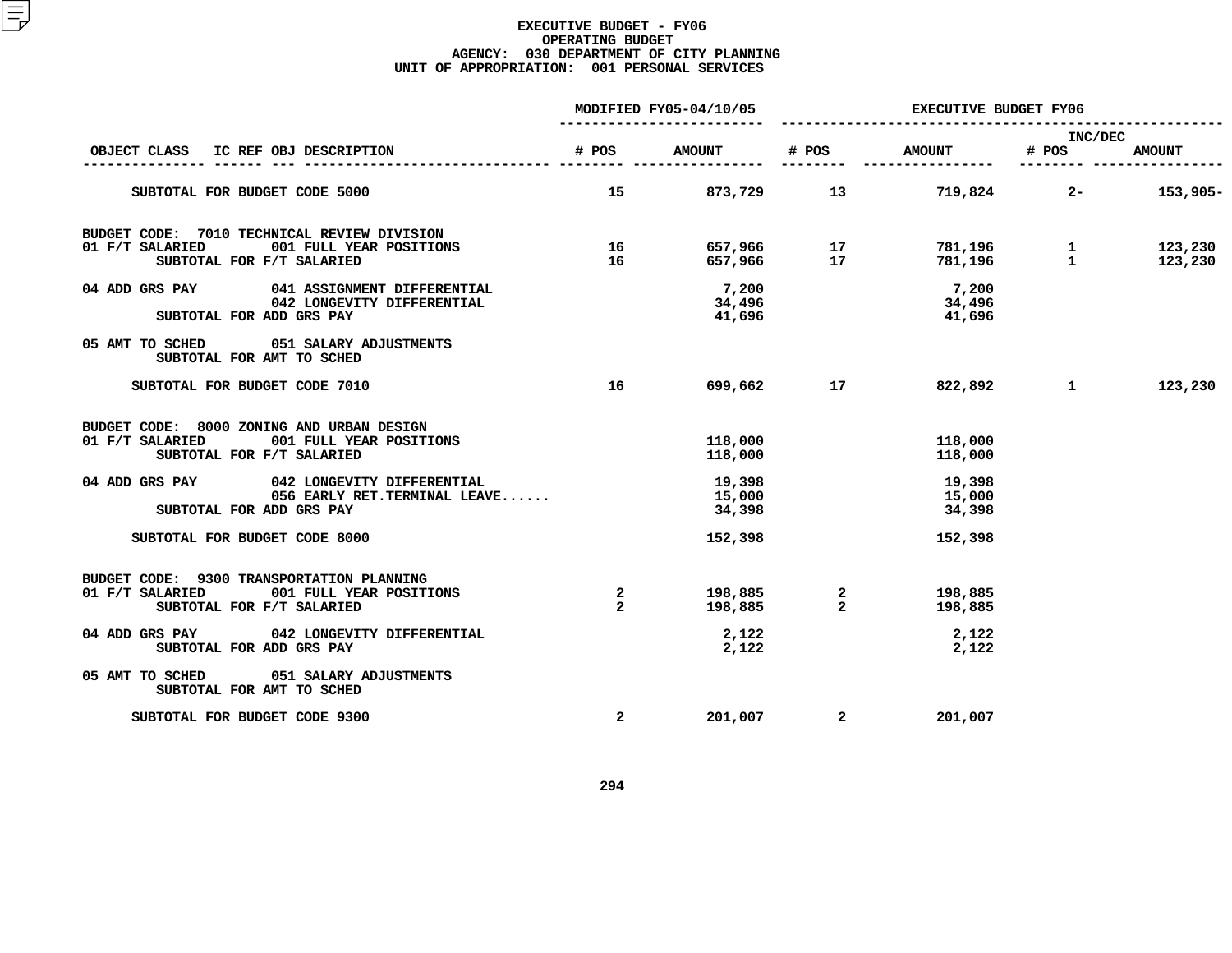**EXECUTIVE BUDGET - FY06**
**OPERATING BUDGET**
**AGENCY: 030 DEPARTMENT OF CITY PLANNING**
**UNIT OF APPROPRIATION: 001 PERSONAL SERVICES**

| OBJECT CLASS | IC REF OBJ DESCRIPTION | MODIFIED FY05-04/10/05 # POS | MODIFIED FY05-04/10/05 AMOUNT | EXECUTIVE BUDGET FY06 # POS | EXECUTIVE BUDGET FY06 AMOUNT | INC/DEC # POS | INC/DEC AMOUNT |
|---|---|---|---|---|---|---|---|
| SUBTOTAL FOR BUDGET CODE 5000 | | 15 | 873,729 | 13 | 719,824 | 2- | 153,905- |
| BUDGET CODE: 7010 TECHNICAL REVIEW DIVISION | | | | | | | |
| 01 F/T SALARIED | 001 FULL YEAR POSITIONS | 16 | 657,966 | 17 | 781,196 | 1 | 123,230 |
| SUBTOTAL FOR F/T SALARIED | | 16 | 657,966 | 17 | 781,196 | 1 | 123,230 |
| 04 ADD GRS PAY | 041 ASSIGNMENT DIFFERENTIAL | | 7,200 | | 7,200 | | |
| | 042 LONGEVITY DIFFERENTIAL | | 34,496 | | 34,496 | | |
| SUBTOTAL FOR ADD GRS PAY | | | 41,696 | | 41,696 | | |
| 05 AMT TO SCHED | 051 SALARY ADJUSTMENTS | | | | | | |
| SUBTOTAL FOR AMT TO SCHED | | | | | | | |
| SUBTOTAL FOR BUDGET CODE 7010 | | 16 | 699,662 | 17 | 822,892 | 1 | 123,230 |
| BUDGET CODE: 8000 ZONING AND URBAN DESIGN | | | | | | | |
| 01 F/T SALARIED | 001 FULL YEAR POSITIONS | | 118,000 | | 118,000 | | |
| SUBTOTAL FOR F/T SALARIED | | | 118,000 | | 118,000 | | |
| 04 ADD GRS PAY | 042 LONGEVITY DIFFERENTIAL | | 19,398 | | 19,398 | | |
| | 056 EARLY RET.TERMINAL LEAVE...... | | 15,000 | | 15,000 | | |
| SUBTOTAL FOR ADD GRS PAY | | | 34,398 | | 34,398 | | |
| SUBTOTAL FOR BUDGET CODE 8000 | | | 152,398 | | 152,398 | | |
| BUDGET CODE: 9300 TRANSPORTATION PLANNING | | | | | | | |
| 01 F/T SALARIED | 001 FULL YEAR POSITIONS | 2 | 198,885 | 2 | 198,885 | | |
| SUBTOTAL FOR F/T SALARIED | | 2 | 198,885 | 2 | 198,885 | | |
| 04 ADD GRS PAY | 042 LONGEVITY DIFFERENTIAL | | 2,122 | | 2,122 | | |
| SUBTOTAL FOR ADD GRS PAY | | | 2,122 | | 2,122 | | |
| 05 AMT TO SCHED | 051 SALARY ADJUSTMENTS | | | | | | |
| SUBTOTAL FOR AMT TO SCHED | | | | | | | |
| SUBTOTAL FOR BUDGET CODE 9300 | | 2 | 201,007 | 2 | 201,007 | | |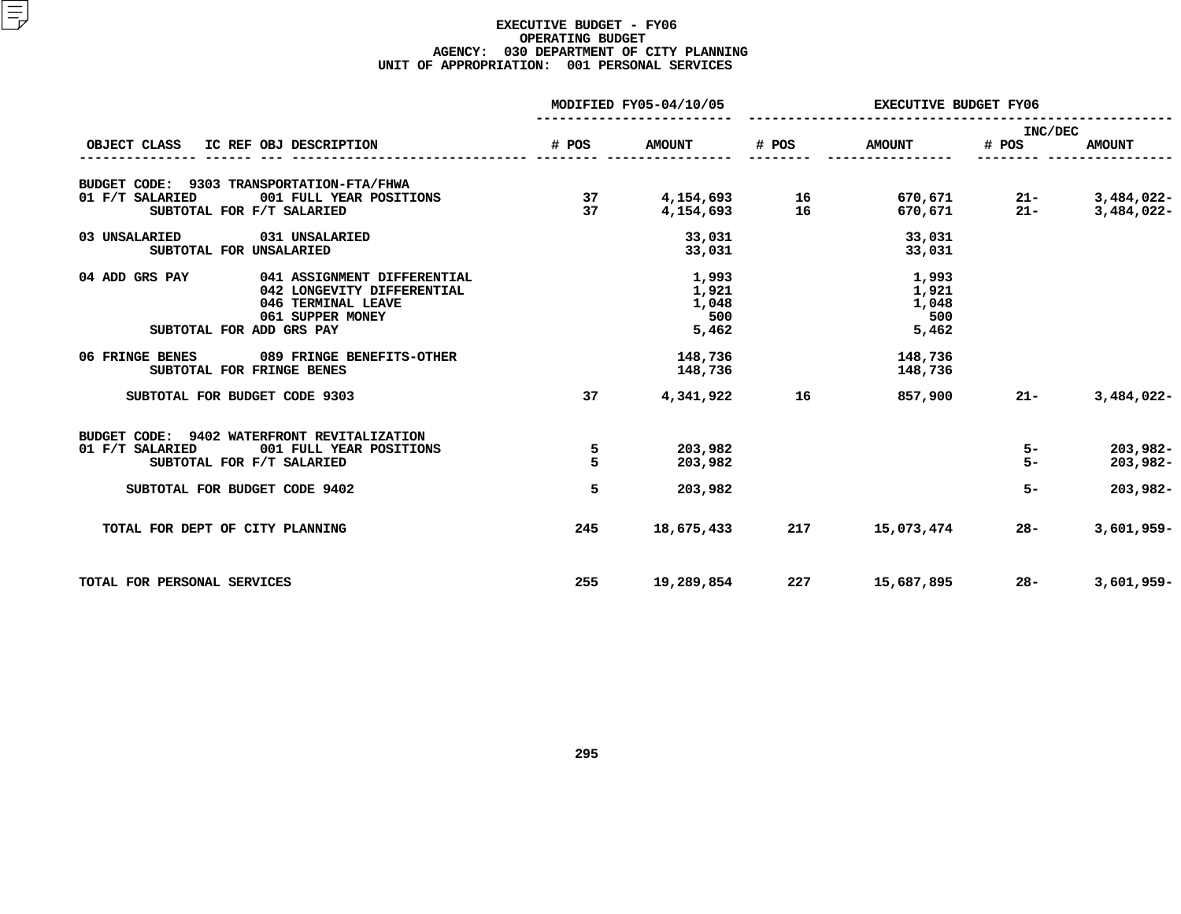# EXECUTIVE BUDGET - FY06
## OPERATING BUDGET
### AGENCY: 030 DEPARTMENT OF CITY PLANNING
### UNIT OF APPROPRIATION: 001 PERSONAL SERVICES

| OBJECT CLASS | IC REF OBJ DESCRIPTION | MODIFIED FY05-04/10/05 # POS | MODIFIED FY05-04/10/05 AMOUNT | EXECUTIVE BUDGET FY06 # POS | EXECUTIVE BUDGET FY06 AMOUNT | INC/DEC # POS | INC/DEC AMOUNT |
|---|---|---|---|---|---|---|---|
| BUDGET CODE: 9303 TRANSPORTATION-FTA/FHWA | | | | | | | |
| 01 F/T SALARIED | 001 FULL YEAR POSITIONS | 37 | 4,154,693 | 16 | 670,671 | 21- | 3,484,022- |
| SUBTOTAL FOR F/T SALARIED | | 37 | 4,154,693 | 16 | 670,671 | 21- | 3,484,022- |
| 03 UNSALARIED | 031 UNSALARIED | | 33,031 | | 33,031 | | |
| SUBTOTAL FOR UNSALARIED | | | 33,031 | | 33,031 | | |
| 04 ADD GRS PAY | 041 ASSIGNMENT DIFFERENTIAL | | 1,993 | | 1,993 | | |
| | 042 LONGEVITY DIFFERENTIAL | | 1,921 | | 1,921 | | |
| | 046 TERMINAL LEAVE | | 1,048 | | 1,048 | | |
| | 061 SUPPER MONEY | | 500 | | 500 | | |
| SUBTOTAL FOR ADD GRS PAY | | | 5,462 | | 5,462 | | |
| 06 FRINGE BENES | 089 FRINGE BENEFITS-OTHER | | 148,736 | | 148,736 | | |
| SUBTOTAL FOR FRINGE BENES | | | 148,736 | | 148,736 | | |
| SUBTOTAL FOR BUDGET CODE 9303 | | 37 | 4,341,922 | 16 | 857,900 | 21- | 3,484,022- |
| BUDGET CODE: 9402 WATERFRONT REVITALIZATION | | | | | | | |
| 01 F/T SALARIED | 001 FULL YEAR POSITIONS | 5 | 203,982 | | | 5- | 203,982- |
| SUBTOTAL FOR F/T SALARIED | | 5 | 203,982 | | | 5- | 203,982- |
| SUBTOTAL FOR BUDGET CODE 9402 | | 5 | 203,982 | | | 5- | 203,982- |
| TOTAL FOR DEPT OF CITY PLANNING | | 245 | 18,675,433 | 217 | 15,073,474 | 28- | 3,601,959- |
| TOTAL FOR PERSONAL SERVICES | | 255 | 19,289,854 | 227 | 15,687,895 | 28- | 3,601,959- |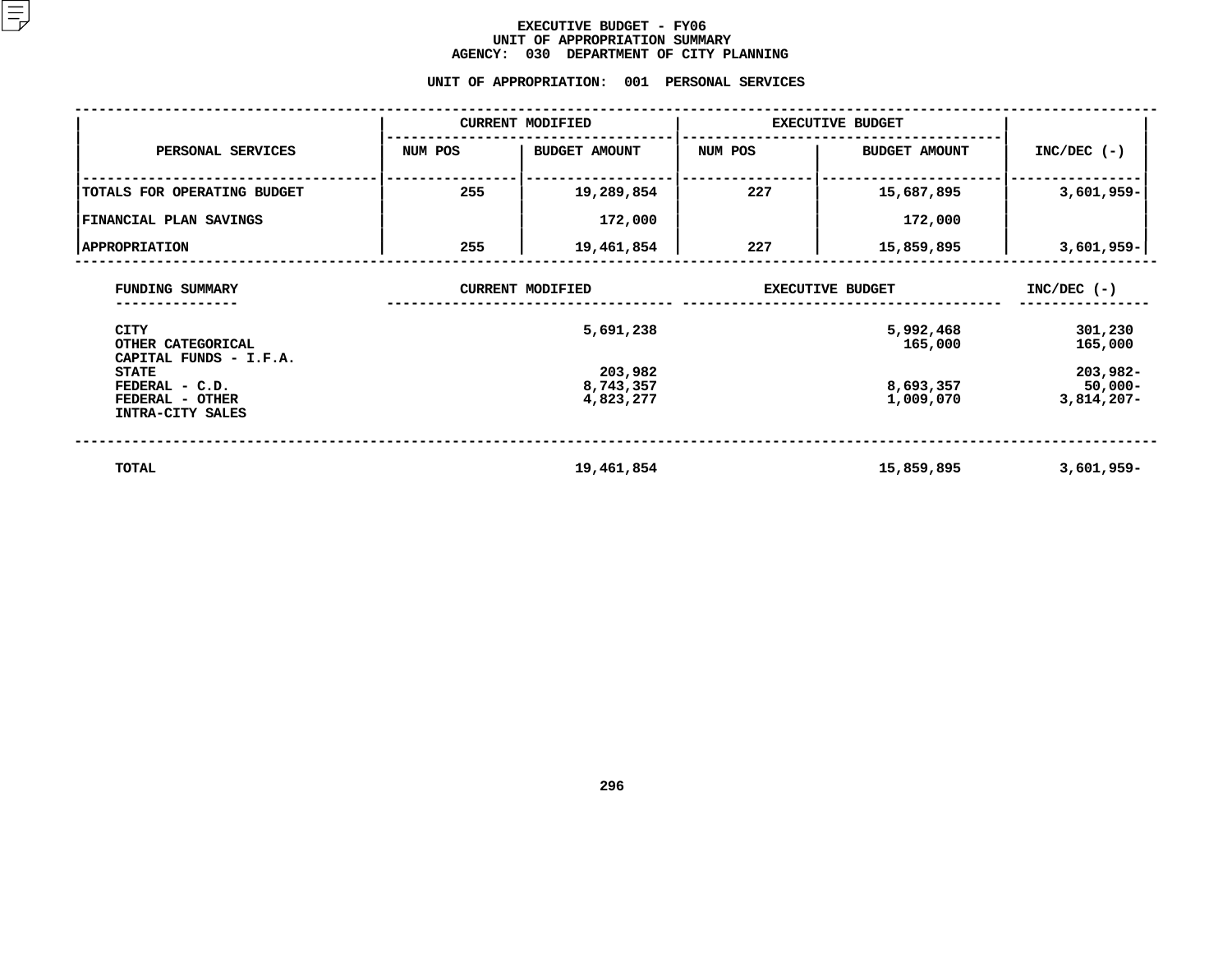# EXECUTIVE BUDGET - FY06
## UNIT OF APPROPRIATION SUMMARY
## AGENCY: 030 DEPARTMENT OF CITY PLANNING

### UNIT OF APPROPRIATION: 001 PERSONAL SERVICES

| PERSONAL SERVICES | CURRENT MODIFIED NUM POS | CURRENT MODIFIED BUDGET AMOUNT | EXECUTIVE BUDGET NUM POS | EXECUTIVE BUDGET BUDGET AMOUNT | INC/DEC (-) |
|---|---|---|---|---|---|
| TOTALS FOR OPERATING BUDGET | 255 | 19,289,854 | 227 | 15,687,895 | 3,601,959- |
| FINANCIAL PLAN SAVINGS | | 172,000 | | 172,000 | |
| APPROPRIATION | 255 | 19,461,854 | 227 | 15,859,895 | 3,601,959- |

| FUNDING SUMMARY | CURRENT MODIFIED | EXECUTIVE BUDGET | INC/DEC (-) |
|---|---|---|---|
| CITY | 5,691,238 | 5,992,468 | 301,230 |
| OTHER CATEGORICAL | | 165,000 | 165,000 |
| CAPITAL FUNDS - I.F.A. | | | |
| STATE | 203,982 | | 203,982- |
| FEDERAL - C.D. | 8,743,357 | 8,693,357 | 50,000- |
| FEDERAL - OTHER | 4,823,277 | 1,009,070 | 3,814,207- |
| INTRA-CITY SALES | | | |
| TOTAL | 19,461,854 | 15,859,895 | 3,601,959- |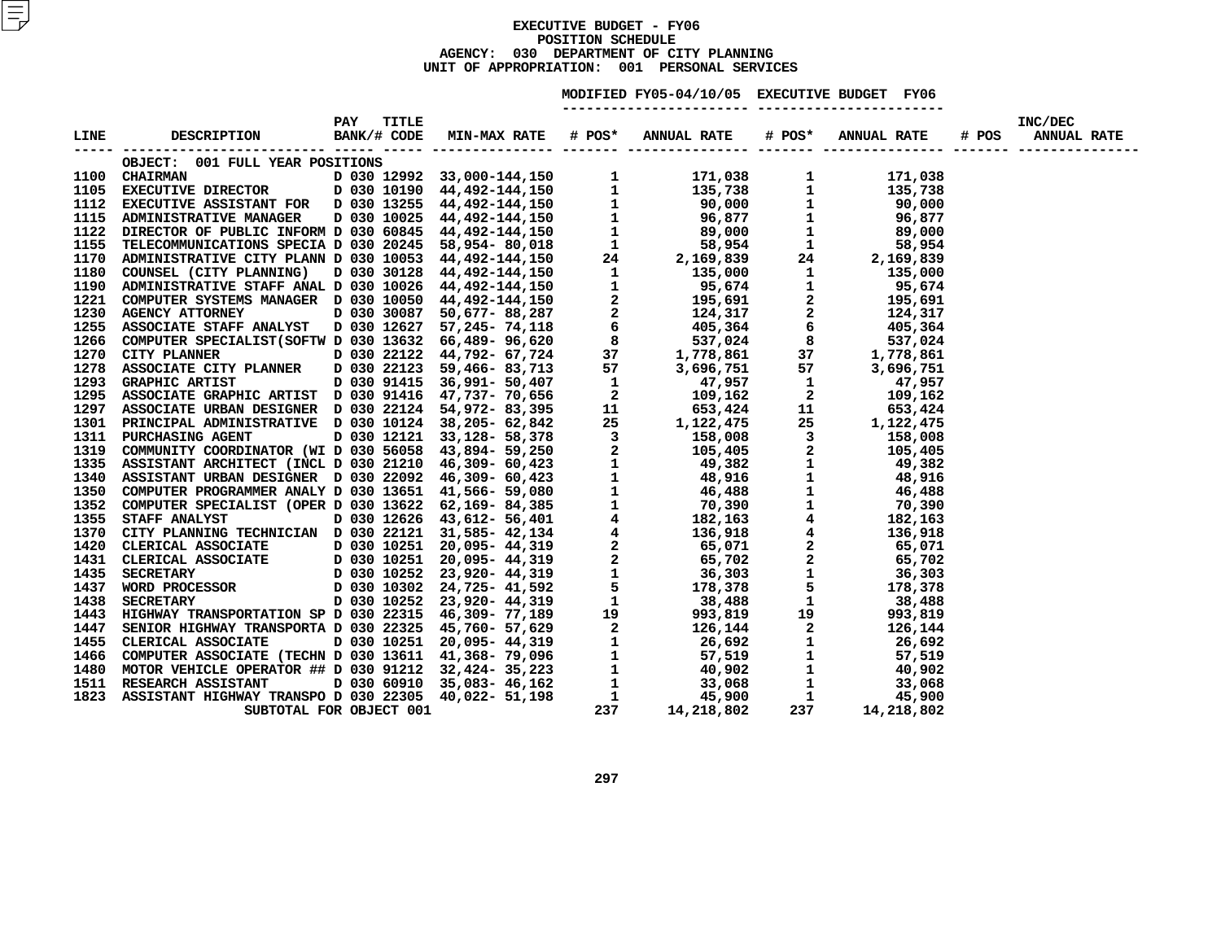# EXECUTIVE BUDGET - FY06
## POSITION SCHEDULE
### AGENCY: 030 DEPARTMENT OF CITY PLANNING
### UNIT OF APPROPRIATION: 001 PERSONAL SERVICES

| LINE | DESCRIPTION | PAY BANK/# | TITLE CODE | MIN-MAX RATE | MODIFIED FY05-04/10/05 # POS* | MODIFIED FY05-04/10/05 ANNUAL RATE | EXECUTIVE BUDGET FY06 # POS* | EXECUTIVE BUDGET FY06 ANNUAL RATE | INC/DEC # POS | INC/DEC ANNUAL RATE |
|---|---|---|---|---|---|---|---|---|---|---|
| | OBJECT: 001 FULL YEAR POSITIONS | | | | | | | | | |
| 1100 | CHAIRMAN | D 030 | 12992 | 33,000-144,150 | 1 | 171,038 | 1 | 171,038 | | |
| 1105 | EXECUTIVE DIRECTOR | D 030 | 10190 | 44,492-144,150 | 1 | 135,738 | 1 | 135,738 | | |
| 1112 | EXECUTIVE ASSISTANT FOR | D 030 | 13255 | 44,492-144,150 | 1 | 90,000 | 1 | 90,000 | | |
| 1115 | ADMINISTRATIVE MANAGER | D 030 | 10025 | 44,492-144,150 | 1 | 96,877 | 1 | 96,877 | | |
| 1122 | DIRECTOR OF PUBLIC INFORM | D 030 | 60845 | 44,492-144,150 | 1 | 89,000 | 1 | 89,000 | | |
| 1155 | TELECOMMUNICATIONS SPECIA | D 030 | 20245 | 58,954- 80,018 | 1 | 58,954 | 1 | 58,954 | | |
| 1170 | ADMINISTRATIVE CITY PLANN | D 030 | 10053 | 44,492-144,150 | 24 | 2,169,839 | 24 | 2,169,839 | | |
| 1180 | COUNSEL (CITY PLANNING) | D 030 | 30128 | 44,492-144,150 | 1 | 135,000 | 1 | 135,000 | | |
| 1190 | ADMINISTRATIVE STAFF ANAL | D 030 | 10026 | 44,492-144,150 | 1 | 95,674 | 1 | 95,674 | | |
| 1221 | COMPUTER SYSTEMS MANAGER | D 030 | 10050 | 44,492-144,150 | 2 | 195,691 | 2 | 195,691 | | |
| 1230 | AGENCY ATTORNEY | D 030 | 30087 | 50,677- 88,287 | 2 | 124,317 | 2 | 124,317 | | |
| 1255 | ASSOCIATE STAFF ANALYST | D 030 | 12627 | 57,245- 74,118 | 6 | 405,364 | 6 | 405,364 | | |
| 1266 | COMPUTER SPECIALIST(SOFTW | D 030 | 13632 | 66,489- 96,620 | 8 | 537,024 | 8 | 537,024 | | |
| 1270 | CITY PLANNER | D 030 | 22122 | 44,792- 67,724 | 37 | 1,778,861 | 37 | 1,778,861 | | |
| 1278 | ASSOCIATE CITY PLANNER | D 030 | 22123 | 59,466- 83,713 | 57 | 3,696,751 | 57 | 3,696,751 | | |
| 1293 | GRAPHIC ARTIST | D 030 | 91415 | 36,991- 50,407 | 1 | 47,957 | 1 | 47,957 | | |
| 1295 | ASSOCIATE GRAPHIC ARTIST | D 030 | 91416 | 47,737- 70,656 | 2 | 109,162 | 2 | 109,162 | | |
| 1297 | ASSOCIATE URBAN DESIGNER | D 030 | 22124 | 54,972- 83,395 | 11 | 653,424 | 11 | 653,424 | | |
| 1301 | PRINCIPAL ADMINISTRATIVE | D 030 | 10124 | 38,205- 62,842 | 25 | 1,122,475 | 25 | 1,122,475 | | |
| 1311 | PURCHASING AGENT | D 030 | 12121 | 33,128- 58,378 | 3 | 158,008 | 3 | 158,008 | | |
| 1319 | COMMUNITY COORDINATOR (WI | D 030 | 56058 | 43,894- 59,250 | 2 | 105,405 | 2 | 105,405 | | |
| 1335 | ASSISTANT ARCHITECT (INCL | D 030 | 21210 | 46,309- 60,423 | 1 | 49,382 | 1 | 49,382 | | |
| 1340 | ASSISTANT URBAN DESIGNER | D 030 | 22092 | 46,309- 60,423 | 1 | 48,916 | 1 | 48,916 | | |
| 1350 | COMPUTER PROGRAMMER ANALY | D 030 | 13651 | 41,566- 59,080 | 1 | 46,488 | 1 | 46,488 | | |
| 1352 | COMPUTER SPECIALIST (OPER | D 030 | 13622 | 62,169- 84,385 | 1 | 70,390 | 1 | 70,390 | | |
| 1355 | STAFF ANALYST | D 030 | 12626 | 43,612- 56,401 | 4 | 182,163 | 4 | 182,163 | | |
| 1370 | CITY PLANNING TECHNICIAN | D 030 | 22121 | 31,585- 42,134 | 4 | 136,918 | 4 | 136,918 | | |
| 1420 | CLERICAL ASSOCIATE | D 030 | 10251 | 20,095- 44,319 | 2 | 65,071 | 2 | 65,071 | | |
| 1431 | CLERICAL ASSOCIATE | D 030 | 10251 | 20,095- 44,319 | 2 | 65,702 | 2 | 65,702 | | |
| 1435 | SECRETARY | D 030 | 10252 | 23,920- 44,319 | 1 | 36,303 | 1 | 36,303 | | |
| 1437 | WORD PROCESSOR | D 030 | 10302 | 24,725- 41,592 | 5 | 178,378 | 5 | 178,378 | | |
| 1438 | SECRETARY | D 030 | 10252 | 23,920- 44,319 | 1 | 38,488 | 1 | 38,488 | | |
| 1443 | HIGHWAY TRANSPORTATION SP | D 030 | 22315 | 46,309- 77,189 | 19 | 993,819 | 19 | 993,819 | | |
| 1447 | SENIOR HIGHWAY TRANSPORTA | D 030 | 22325 | 45,760- 57,629 | 2 | 126,144 | 2 | 126,144 | | |
| 1455 | CLERICAL ASSOCIATE | D 030 | 10251 | 20,095- 44,319 | 1 | 26,692 | 1 | 26,692 | | |
| 1466 | COMPUTER ASSOCIATE (TECHN | D 030 | 13611 | 41,368- 79,096 | 1 | 57,519 | 1 | 57,519 | | |
| 1480 | MOTOR VEHICLE OPERATOR ## | D 030 | 91212 | 32,424- 35,223 | 1 | 40,902 | 1 | 40,902 | | |
| 1511 | RESEARCH ASSISTANT | D 030 | 60910 | 35,083- 46,162 | 1 | 33,068 | 1 | 33,068 | | |
| 1823 | ASSISTANT HIGHWAY TRANSPO | D 030 | 22305 | 40,022- 51,198 | 1 | 45,900 | 1 | 45,900 | | |
| | SUBTOTAL FOR OBJECT 001 | | | | 237 | 14,218,802 | 237 | 14,218,802 | | |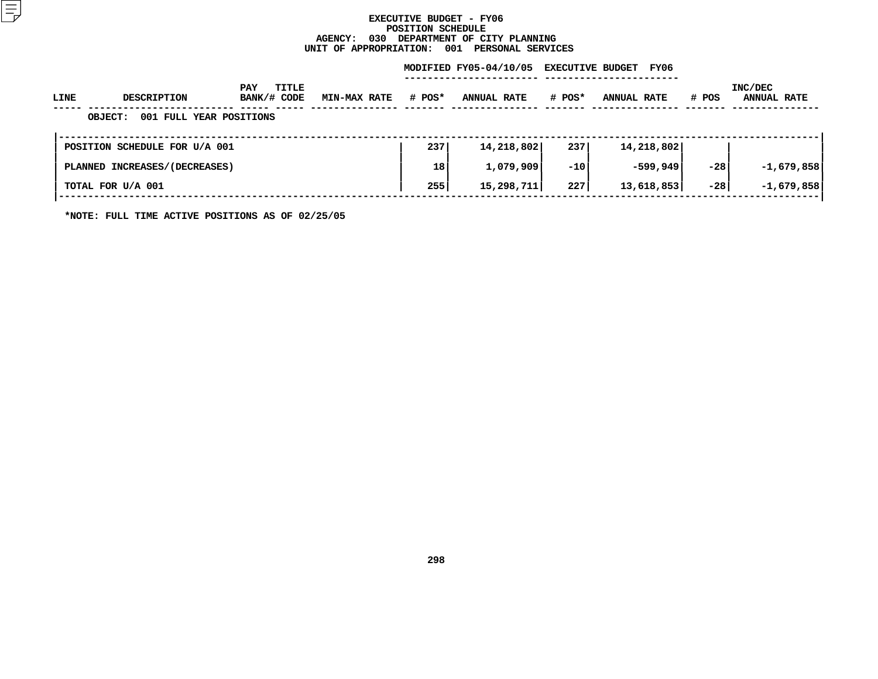**EXECUTIVE BUDGET - FY06**
**POSITION SCHEDULE**
**AGENCY: 030 DEPARTMENT OF CITY PLANNING**
**UNIT OF APPROPRIATION: 001 PERSONAL SERVICES**

| LINE | DESCRIPTION | PAY BANK/# | TITLE CODE | MIN-MAX RATE | MODIFIED FY05-04/10/05 # POS* | MODIFIED FY05-04/10/05 ANNUAL RATE | EXECUTIVE BUDGET FY06 # POS* | EXECUTIVE BUDGET FY06 ANNUAL RATE | INC/DEC # POS | INC/DEC ANNUAL RATE |
|---|---|---|---|---|---|---|---|---|---|---|
| | OBJECT: 001 FULL YEAR POSITIONS | | | | | | | | | |
| | POSITION SCHEDULE FOR U/A 001 | | | | 237 | 14,218,802 | 237 | 14,218,802 | | |
| | PLANNED INCREASES/(DECREASES) | | | | 18 | 1,079,909 | -10 | -599,949 | -28 | -1,679,858 |
| | TOTAL FOR U/A 001 | | | | 255 | 15,298,711 | 227 | 13,618,853 | -28 | -1,679,858 |

*NOTE: FULL TIME ACTIVE POSITIONS AS OF 02/25/05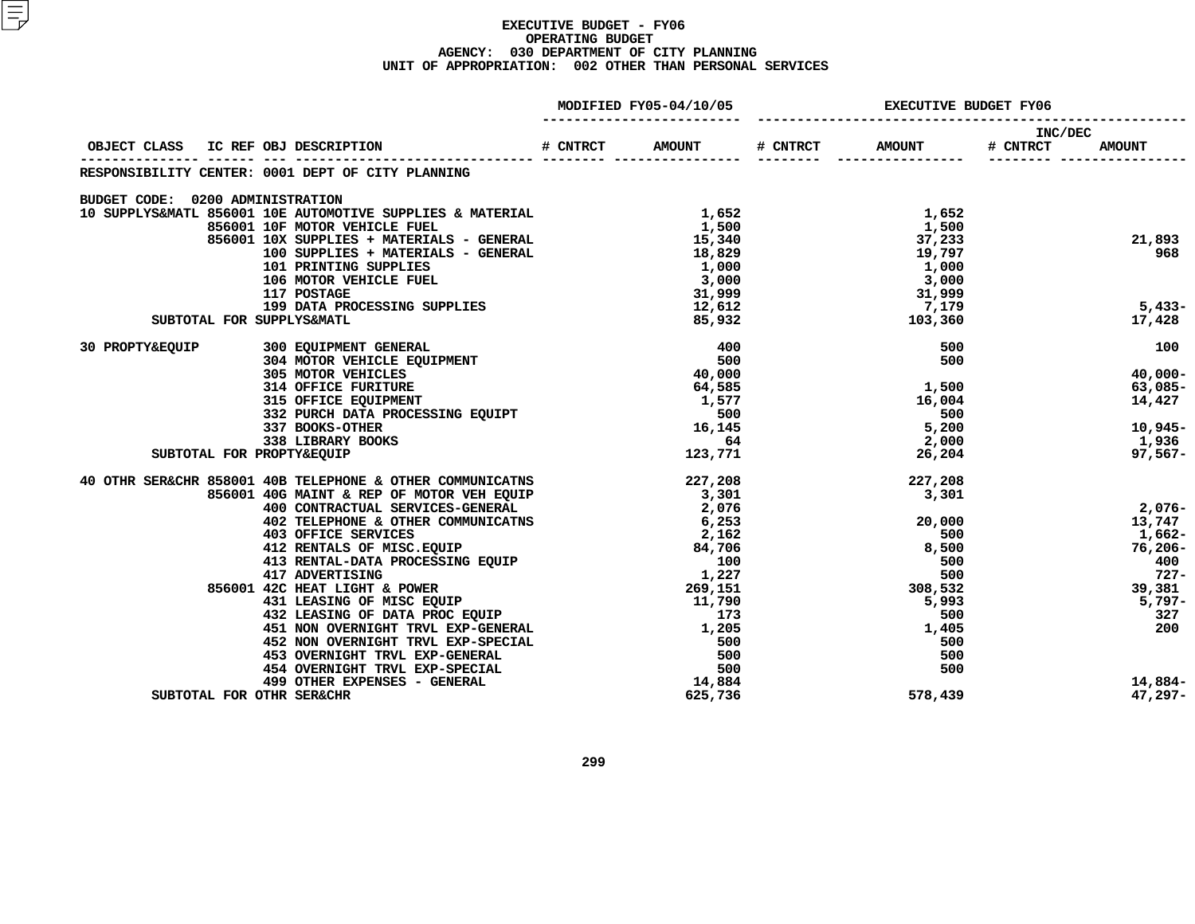# EXECUTIVE BUDGET - FY06
## OPERATING BUDGET
## AGENCY: 030 DEPARTMENT OF CITY PLANNING
## UNIT OF APPROPRIATION: 002 OTHER THAN PERSONAL SERVICES

| OBJECT CLASS | IC REF | OBJ | DESCRIPTION | MODIFIED FY05-04/10/05 # CNTRCT | MODIFIED FY05-04/10/05 AMOUNT | EXECUTIVE BUDGET FY06 # CNTRCT | EXECUTIVE BUDGET FY06 AMOUNT | INC/DEC # CNTRCT | INC/DEC AMOUNT |
|---|---|---|---|---|---|---|---|---|---|
| RESPONSIBILITY CENTER: 0001 DEPT OF CITY PLANNING | | | | | | | | | |
| BUDGET CODE: 0200 ADMINISTRATION | | | | | | | | | |
| 10 SUPPLYS&MATL | 856001 | 10E | AUTOMOTIVE SUPPLIES & MATERIAL | | 1,652 | | 1,652 | | |
| | 856001 | 10F | MOTOR VEHICLE FUEL | | 1,500 | | 1,500 | | |
| | 856001 | 10X | SUPPLIES + MATERIALS - GENERAL | | 15,340 | | 37,233 | | 21,893 |
| | | 100 | SUPPLIES + MATERIALS - GENERAL | | 18,829 | | 19,797 | | 968 |
| | | 101 | PRINTING SUPPLIES | | 1,000 | | 1,000 | | |
| | | 106 | MOTOR VEHICLE FUEL | | 3,000 | | 3,000 | | |
| | | 117 | POSTAGE | | 31,999 | | 31,999 | | |
| | | 199 | DATA PROCESSING SUPPLIES | | 12,612 | | 7,179 | | 5,433- |
| SUBTOTAL FOR SUPPLYS&MATL | | | | | 85,932 | | 103,360 | | 17,428 |
| 30 PROPTY&EQUIP | | 300 | EQUIPMENT GENERAL | | 400 | | 500 | | 100 |
| | | 304 | MOTOR VEHICLE EQUIPMENT | | 500 | | 500 | | |
| | | 305 | MOTOR VEHICLES | | 40,000 | | | | 40,000- |
| | | 314 | OFFICE FURITURE | | 64,585 | | 1,500 | | 63,085- |
| | | 315 | OFFICE EQUIPMENT | | 1,577 | | 16,004 | | 14,427 |
| | | 332 | PURCH DATA PROCESSING EQUIPT | | 500 | | 500 | | |
| | | 337 | BOOKS-OTHER | | 16,145 | | 5,200 | | 10,945- |
| | | 338 | LIBRARY BOOKS | | 64 | | 2,000 | | 1,936 |
| SUBTOTAL FOR PROPTY&EQUIP | | | | | 123,771 | | 26,204 | | 97,567- |
| 40 OTHR SER&CHR | 858001 | 40B | TELEPHONE & OTHER COMMUNICATNS | | 227,208 | | 227,208 | | |
| | 856001 | 40G | MAINT & REP OF MOTOR VEH EQUIP | | 3,301 | | 3,301 | | |
| | | 400 | CONTRACTUAL SERVICES-GENERAL | | 2,076 | | | | 2,076- |
| | | 402 | TELEPHONE & OTHER COMMUNICATNS | | 6,253 | | 20,000 | | 13,747 |
| | | 403 | OFFICE SERVICES | | 2,162 | | 500 | | 1,662- |
| | | 412 | RENTALS OF MISC.EQUIP | | 84,706 | | 8,500 | | 76,206- |
| | | 413 | RENTAL-DATA PROCESSING EQUIP | | 100 | | 500 | | 400 |
| | | 417 | ADVERTISING | | 1,227 | | 500 | | 727- |
| | 856001 | 42C | HEAT LIGHT & POWER | | 269,151 | | 308,532 | | 39,381 |
| | | 431 | LEASING OF MISC EQUIP | | 11,790 | | 5,993 | | 5,797- |
| | | 432 | LEASING OF DATA PROC EQUIP | | 173 | | 500 | | 327 |
| | | 451 | NON OVERNIGHT TRVL EXP-GENERAL | | 1,205 | | 1,405 | | 200 |
| | | 452 | NON OVERNIGHT TRVL EXP-SPECIAL | | 500 | | 500 | | |
| | | 453 | OVERNIGHT TRVL EXP-GENERAL | | 500 | | 500 | | |
| | | 454 | OVERNIGHT TRVL EXP-SPECIAL | | 500 | | 500 | | |
| | | 499 | OTHER EXPENSES - GENERAL | | 14,884 | | | | 14,884- |
| SUBTOTAL FOR OTHR SER&CHR | | | | | 625,736 | | 578,439 | | 47,297- |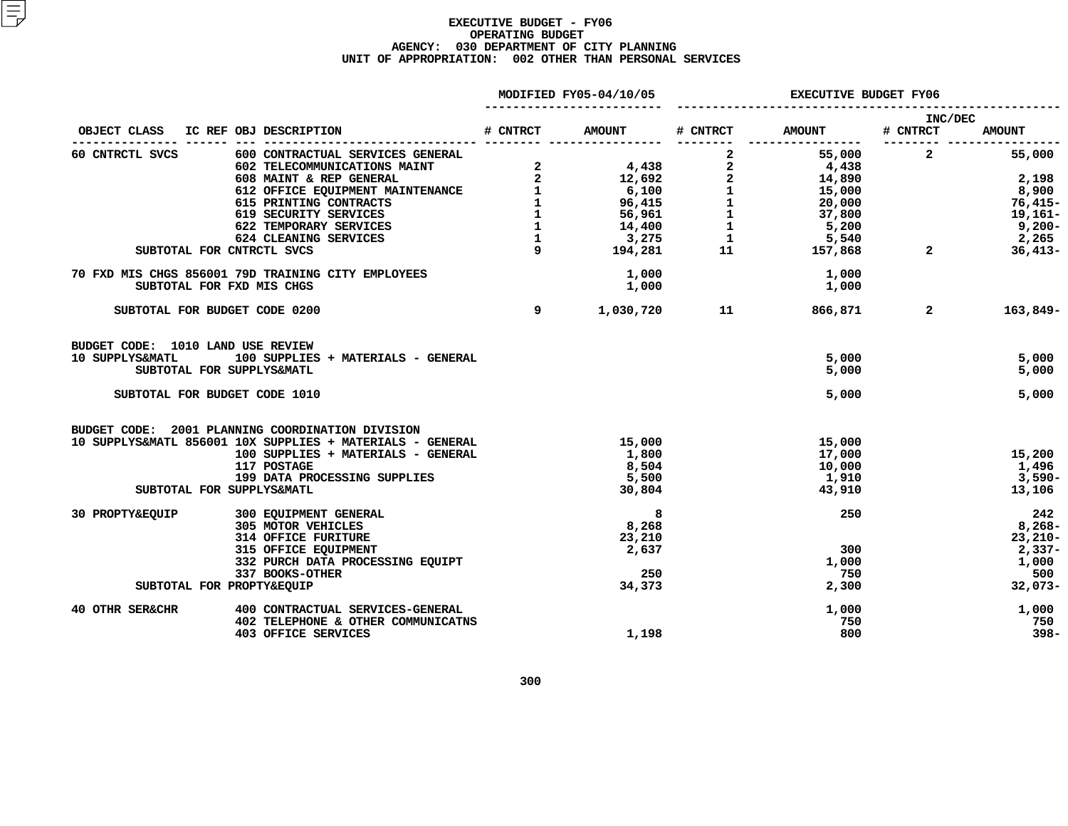# EXECUTIVE BUDGET - FY06
## OPERATING BUDGET
### AGENCY: 030 DEPARTMENT OF CITY PLANNING
### UNIT OF APPROPRIATION: 002 OTHER THAN PERSONAL SERVICES

| OBJECT CLASS | IC REF | OBJ | DESCRIPTION | MODIFIED FY05-04/10/05 # CNTRCT | MODIFIED FY05-04/10/05 AMOUNT | EXECUTIVE BUDGET FY06 # CNTRCT | EXECUTIVE BUDGET FY06 AMOUNT | INC/DEC # CNTRCT | INC/DEC AMOUNT |
|---|---|---|---|---|---|---|---|---|---|
| 60 CNTRCTL SVCS | | 600 | CONTRACTUAL SERVICES GENERAL | | | 2 | 55,000 | 2 | 55,000 |
| | | 602 | TELECOMMUNICATIONS MAINT | 2 | 4,438 | 2 | 4,438 | | |
| | | 608 | MAINT & REP GENERAL | 2 | 12,692 | 2 | 14,890 | | 2,198 |
| | | 612 | OFFICE EQUIPMENT MAINTENANCE | 1 | 6,100 | 1 | 15,000 | | 8,900 |
| | | 615 | PRINTING CONTRACTS | 1 | 96,415 | 1 | 20,000 | | 76,415- |
| | | 619 | SECURITY SERVICES | 1 | 56,961 | 1 | 37,800 | | 19,161- |
| | | 622 | TEMPORARY SERVICES | 1 | 14,400 | 1 | 5,200 | | 9,200- |
| | | 624 | CLEANING SERVICES | 1 | 3,275 | 1 | 5,540 | | 2,265 |
| SUBTOTAL FOR CNTRCTL SVCS | | | | 9 | 194,281 | 11 | 157,868 | 2 | 36,413- |
| 70 FXD MIS CHGS | 856001 | 79D | TRAINING CITY EMPLOYEES | | 1,000 | | 1,000 | | |
| SUBTOTAL FOR FXD MIS CHGS | | | | | 1,000 | | 1,000 | | |
| SUBTOTAL FOR BUDGET CODE 0200 | | | | 9 | 1,030,720 | 11 | 866,871 | 2 | 163,849- |
| **BUDGET CODE: 1010 LAND USE REVIEW** | | | | | | | | | |
| 10 SUPPLYS&MATL | | 100 | SUPPLIES + MATERIALS - GENERAL | | | | 5,000 | | 5,000 |
| SUBTOTAL FOR SUPPLYS&MATL | | | | | | | 5,000 | | 5,000 |
| SUBTOTAL FOR BUDGET CODE 1010 | | | | | | | 5,000 | | 5,000 |
| **BUDGET CODE: 2001 PLANNING COORDINATION DIVISION** | | | | | | | | | |
| 10 SUPPLYS&MATL | 856001 | 10X | SUPPLIES + MATERIALS - GENERAL | | 15,000 | | 15,000 | | |
| | | 100 | SUPPLIES + MATERIALS - GENERAL | | 1,800 | | 17,000 | | 15,200 |
| | | 117 | POSTAGE | | 8,504 | | 10,000 | | 1,496 |
| | | 199 | DATA PROCESSING SUPPLIES | | 5,500 | | 1,910 | | 3,590- |
| SUBTOTAL FOR SUPPLYS&MATL | | | | | 30,804 | | 43,910 | | 13,106 |
| 30 PROPTY&EQUIP | | 300 | EQUIPMENT GENERAL | | 8 | | 250 | | 242 |
| | | 305 | MOTOR VEHICLES | | 8,268 | | | | 8,268- |
| | | 314 | OFFICE FURITURE | | 23,210 | | | | 23,210- |
| | | 315 | OFFICE EQUIPMENT | | 2,637 | | 300 | | 2,337- |
| | | 332 | PURCH DATA PROCESSING EQUIPT | | | | 1,000 | | 1,000 |
| | | 337 | BOOKS-OTHER | | 250 | | 750 | | 500 |
| SUBTOTAL FOR PROPTY&EQUIP | | | | | 34,373 | | 2,300 | | 32,073- |
| 40 OTHR SER&CHR | | 400 | CONTRACTUAL SERVICES-GENERAL | | | | 1,000 | | 1,000 |
| | | 402 | TELEPHONE & OTHER COMMUNICATNS | | | | 750 | | 750 |
| | | 403 | OFFICE SERVICES | | 1,198 | | 800 | | 398- |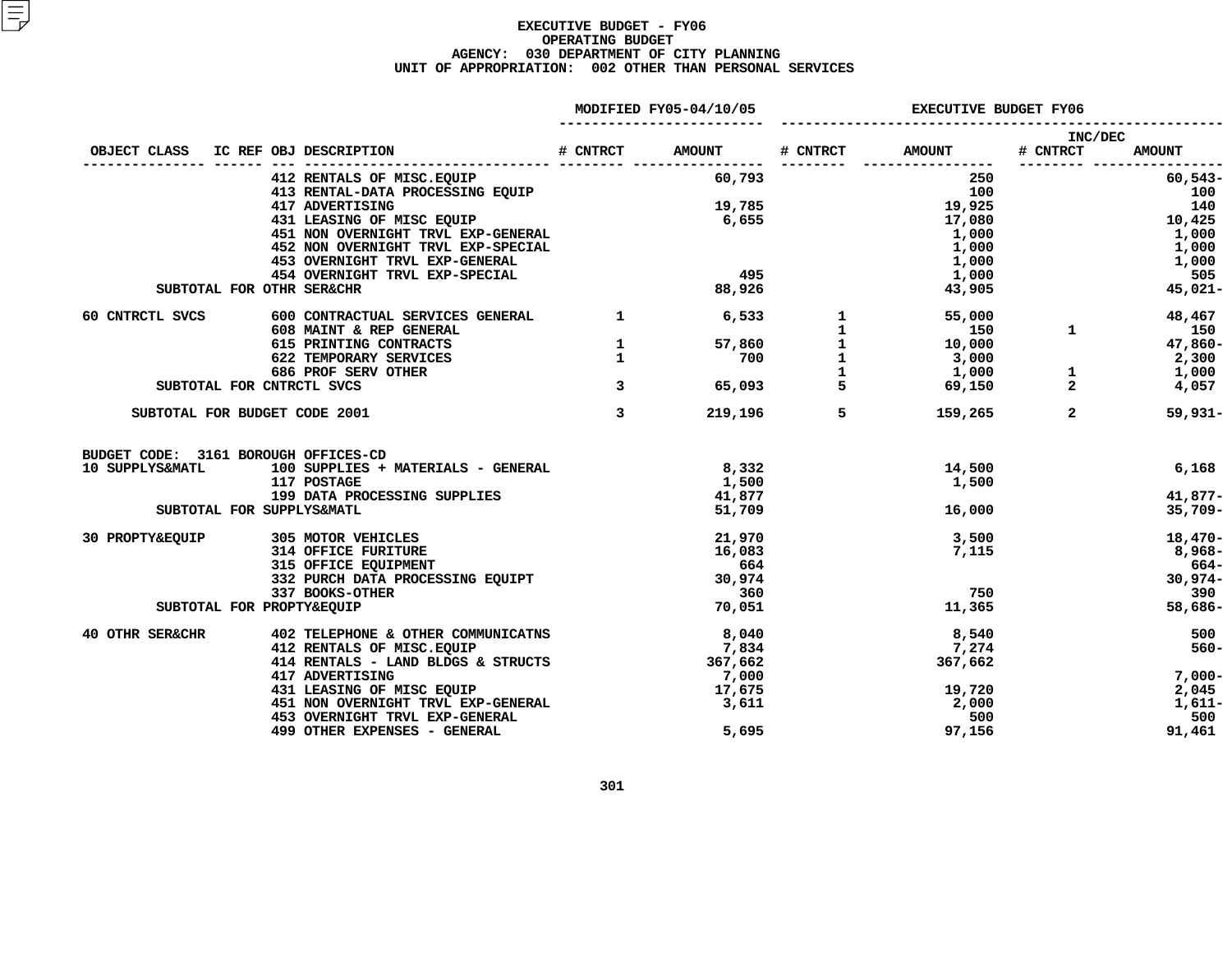# EXECUTIVE BUDGET - FY06
## OPERATING BUDGET
### AGENCY: 030 DEPARTMENT OF CITY PLANNING
### UNIT OF APPROPRIATION: 002 OTHER THAN PERSONAL SERVICES

| OBJECT CLASS | IC REF | OBJ DESCRIPTION | MODIFIED FY05-04/10/05 # CNTRCT | MODIFIED FY05-04/10/05 AMOUNT | EXECUTIVE BUDGET FY06 # CNTRCT | EXECUTIVE BUDGET FY06 AMOUNT | INC/DEC # CNTRCT | INC/DEC AMOUNT |
|---|---|---|---|---|---|---|---|---|
| | | 412 RENTALS OF MISC.EQUIP | | 60,793 | | 250 | | 60,543- |
| | | 413 RENTAL-DATA PROCESSING EQUIP | | | | 100 | | 100 |
| | | 417 ADVERTISING | | 19,785 | | 19,925 | | 140 |
| | | 431 LEASING OF MISC EQUIP | | 6,655 | | 17,080 | | 10,425 |
| | | 451 NON OVERNIGHT TRVL EXP-GENERAL | | | | 1,000 | | 1,000 |
| | | 452 NON OVERNIGHT TRVL EXP-SPECIAL | | | | 1,000 | | 1,000 |
| | | 453 OVERNIGHT TRVL EXP-GENERAL | | | | 1,000 | | 1,000 |
| | | 454 OVERNIGHT TRVL EXP-SPECIAL | | 495 | | 1,000 | | 505 |
| SUBTOTAL FOR OTHR SER&CHR | | | | 88,926 | | 43,905 | | 45,021- |
| 60 CNTRCTL SVCS | | 600 CONTRACTUAL SERVICES GENERAL | 1 | 6,533 | 1 | 55,000 | | 48,467 |
| | | 608 MAINT & REP GENERAL | | | 1 | 150 | 1 | 150 |
| | | 615 PRINTING CONTRACTS | 1 | 57,860 | 1 | 10,000 | | 47,860- |
| | | 622 TEMPORARY SERVICES | 1 | 700 | 1 | 3,000 | | 2,300 |
| | | 686 PROF SERV OTHER | | | 1 | 1,000 | 1 | 1,000 |
| SUBTOTAL FOR CNTRCTL SVCS | | | 3 | 65,093 | 5 | 69,150 | 2 | 4,057 |
| SUBTOTAL FOR BUDGET CODE 2001 | | | 3 | 219,196 | 5 | 159,265 | 2 | 59,931- |
| BUDGET CODE: 3161 BOROUGH OFFICES-CD | | | | | | | | |
| 10 SUPPLYS&MATL | | 100 SUPPLIES + MATERIALS - GENERAL | | 8,332 | | 14,500 | | 6,168 |
| | | 117 POSTAGE | | 1,500 | | 1,500 | | |
| | | 199 DATA PROCESSING SUPPLIES | | 41,877 | | | | 41,877- |
| SUBTOTAL FOR SUPPLYS&MATL | | | | 51,709 | | 16,000 | | 35,709- |
| 30 PROPTY&EQUIP | | 305 MOTOR VEHICLES | | 21,970 | | 3,500 | | 18,470- |
| | | 314 OFFICE FURITURE | | 16,083 | | 7,115 | | 8,968- |
| | | 315 OFFICE EQUIPMENT | | 664 | | | | 664- |
| | | 332 PURCH DATA PROCESSING EQUIPT | | 30,974 | | | | 30,974- |
| | | 337 BOOKS-OTHER | | 360 | | 750 | | 390 |
| SUBTOTAL FOR PROPTY&EQUIP | | | | 70,051 | | 11,365 | | 58,686- |
| 40 OTHR SER&CHR | | 402 TELEPHONE & OTHER COMMUNICATNS | | 8,040 | | 8,540 | | 500 |
| | | 412 RENTALS OF MISC.EQUIP | | 7,834 | | 7,274 | | 560- |
| | | 414 RENTALS - LAND BLDGS & STRUCTS | | 367,662 | | 367,662 | | |
| | | 417 ADVERTISING | | 7,000 | | | | 7,000- |
| | | 431 LEASING OF MISC EQUIP | | 17,675 | | 19,720 | | 2,045 |
| | | 451 NON OVERNIGHT TRVL EXP-GENERAL | | 3,611 | | 2,000 | | 1,611- |
| | | 453 OVERNIGHT TRVL EXP-GENERAL | | | | 500 | | 500 |
| | | 499 OTHER EXPENSES - GENERAL | | 5,695 | | 97,156 | | 91,461 |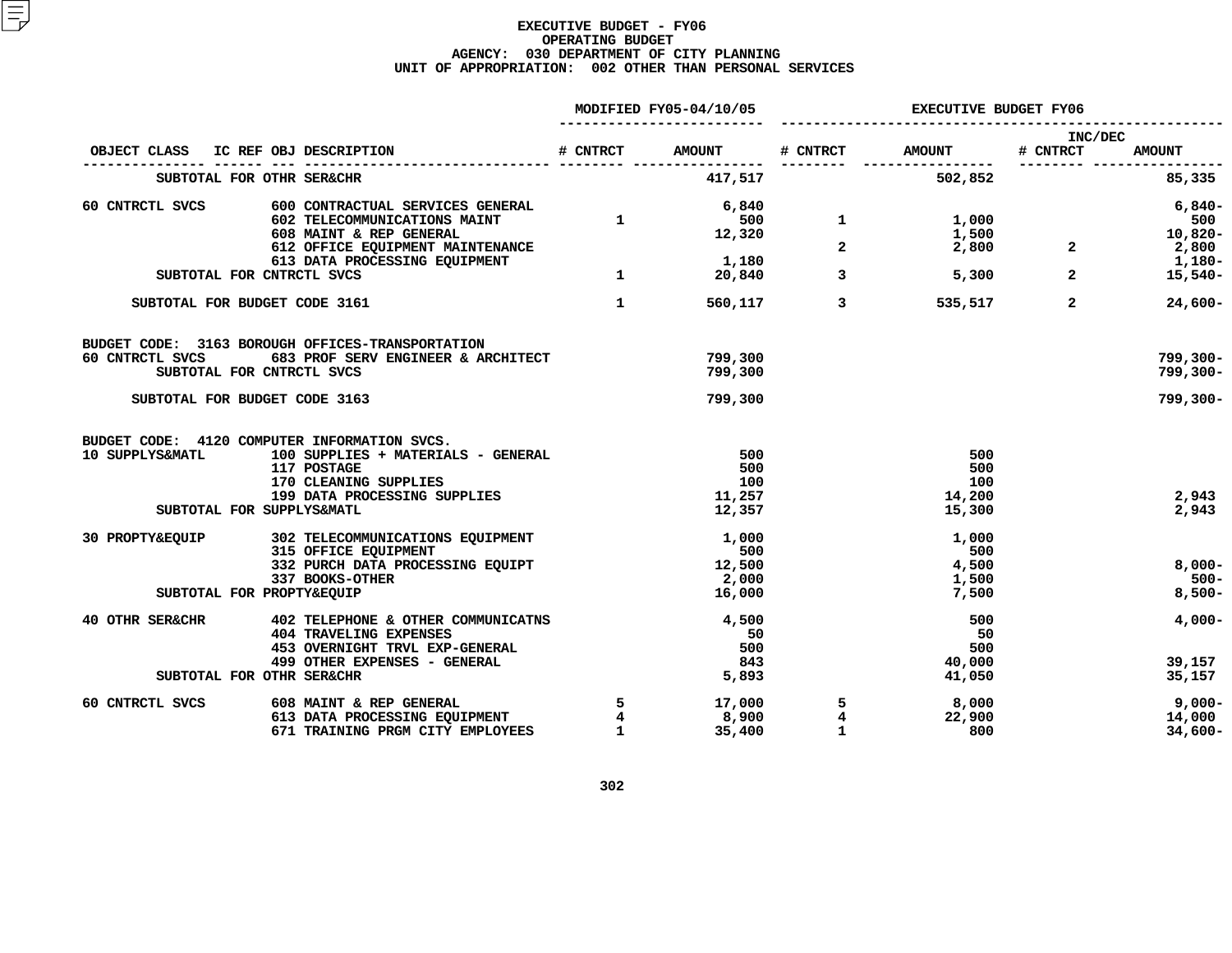**EXECUTIVE BUDGET - FY06**
**OPERATING BUDGET**
**AGENCY: 030 DEPARTMENT OF CITY PLANNING**
**UNIT OF APPROPRIATION: 002 OTHER THAN PERSONAL SERVICES**

| OBJECT CLASS | IC REF OBJ DESCRIPTION | MODIFIED FY05-04/10/05 # CNTRCT | MODIFIED FY05-04/10/05 AMOUNT | EXECUTIVE BUDGET FY06 # CNTRCT | EXECUTIVE BUDGET FY06 AMOUNT | INC/DEC # CNTRCT | INC/DEC AMOUNT |
|---|---|---|---|---|---|---|---|
| SUBTOTAL FOR OTHR SER&CHR | | | 417,517 | | 502,852 | | 85,335 |
| 60 CNTRCTL SVCS | 600 CONTRACTUAL SERVICES GENERAL | | 6,840 | | | | 6,840- |
| | 602 TELECOMMUNICATIONS MAINT | 1 | 500 | 1 | 1,000 | | 500 |
| | 608 MAINT & REP GENERAL | | 12,320 | | 1,500 | | 10,820- |
| | 612 OFFICE EQUIPMENT MAINTENANCE | | | 2 | 2,800 | 2 | 2,800 |
| | 613 DATA PROCESSING EQUIPMENT | | 1,180 | | | | 1,180- |
| SUBTOTAL FOR CNTRCTL SVCS | | 1 | 20,840 | 3 | 5,300 | 2 | 15,540- |
| SUBTOTAL FOR BUDGET CODE 3161 | | 1 | 560,117 | 3 | 535,517 | 2 | 24,600- |
| BUDGET CODE: 3163 BOROUGH OFFICES-TRANSPORTATION | | | | | | | |
| 60 CNTRCTL SVCS | 683 PROF SERV ENGINEER & ARCHITECT | | 799,300 | | | | 799,300- |
| SUBTOTAL FOR CNTRCTL SVCS | | | 799,300 | | | | 799,300- |
| SUBTOTAL FOR BUDGET CODE 3163 | | | 799,300 | | | | 799,300- |
| BUDGET CODE: 4120 COMPUTER INFORMATION SVCS. | | | | | | | |
| 10 SUPPLYS&MATL | 100 SUPPLIES + MATERIALS - GENERAL | | 500 | | 500 | | |
| | 117 POSTAGE | | 500 | | 500 | | |
| | 170 CLEANING SUPPLIES | | 100 | | 100 | | |
| | 199 DATA PROCESSING SUPPLIES | | 11,257 | | 14,200 | | 2,943 |
| SUBTOTAL FOR SUPPLYS&MATL | | | 12,357 | | 15,300 | | 2,943 |
| 30 PROPTY&EQUIP | 302 TELECOMMUNICATIONS EQUIPMENT | | 1,000 | | 1,000 | | |
| | 315 OFFICE EQUIPMENT | | 500 | | 500 | | |
| | 332 PURCH DATA PROCESSING EQUIPT | | 12,500 | | 4,500 | | 8,000- |
| | 337 BOOKS-OTHER | | 2,000 | | 1,500 | | 500- |
| SUBTOTAL FOR PROPTY&EQUIP | | | 16,000 | | 7,500 | | 8,500- |
| 40 OTHR SER&CHR | 402 TELEPHONE & OTHER COMMUNICATNS | | 4,500 | | 500 | | 4,000- |
| | 404 TRAVELING EXPENSES | | 50 | | 50 | | |
| | 453 OVERNIGHT TRVL EXP-GENERAL | | 500 | | 500 | | |
| | 499 OTHER EXPENSES - GENERAL | | 843 | | 40,000 | | 39,157 |
| SUBTOTAL FOR OTHR SER&CHR | | | 5,893 | | 41,050 | | 35,157 |
| 60 CNTRCTL SVCS | 608 MAINT & REP GENERAL | 5 | 17,000 | 5 | 8,000 | | 9,000- |
| | 613 DATA PROCESSING EQUIPMENT | 4 | 8,900 | 4 | 22,900 | | 14,000 |
| | 671 TRAINING PRGM CITY EMPLOYEES | 1 | 35,400 | 1 | 800 | | 34,600- |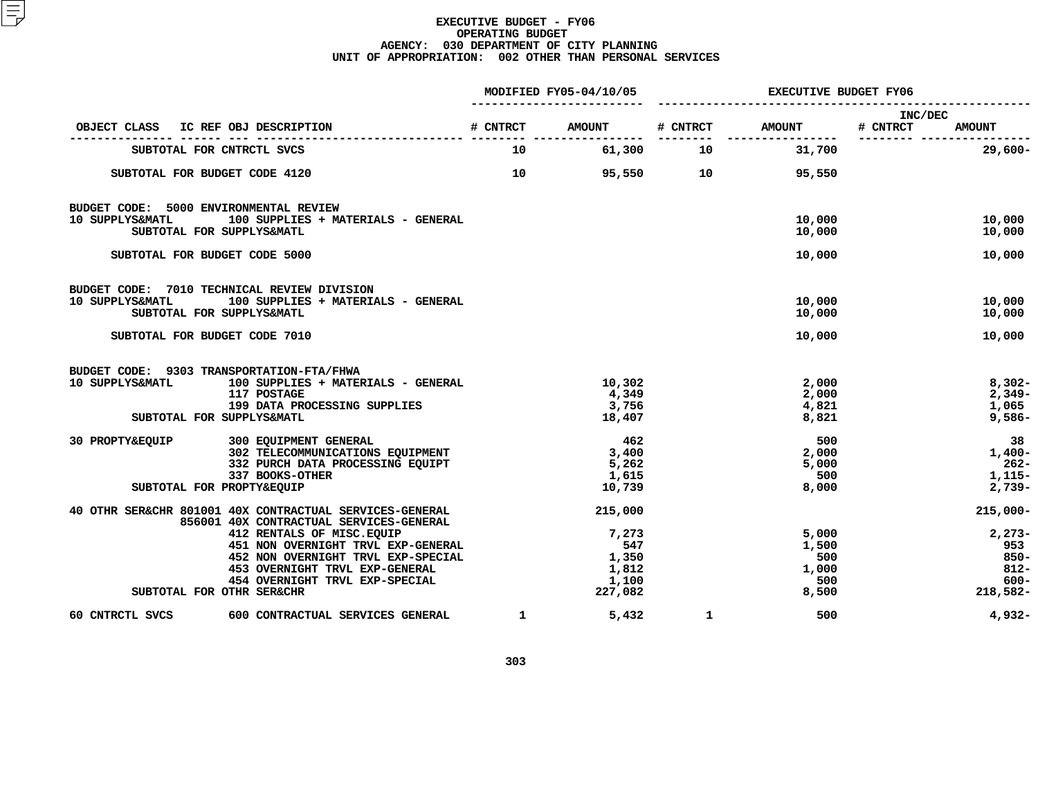# EXECUTIVE BUDGET - FY06
## OPERATING BUDGET
### AGENCY: 030 DEPARTMENT OF CITY PLANNING
### UNIT OF APPROPRIATION: 002 OTHER THAN PERSONAL SERVICES

| OBJECT CLASS | IC REF | OBJ | DESCRIPTION | MODIFIED FY05-04/10/05 # CNTRCT | MODIFIED FY05-04/10/05 AMOUNT | EXECUTIVE BUDGET FY06 # CNTRCT | EXECUTIVE BUDGET FY06 AMOUNT | INC/DEC # CNTRCT | INC/DEC AMOUNT |
|---|---|---|---|---|---|---|---|---|---|
| | | | SUBTOTAL FOR CNTRCTL SVCS | 10 | 61,300 | 10 | 31,700 | | 29,600- |
| | | | SUBTOTAL FOR BUDGET CODE 4120 | 10 | 95,550 | 10 | 95,550 | | |
| BUDGET CODE: 5000 ENVIRONMENTAL REVIEW | | | | | | | | | |
| 10 SUPPLYS&MATL | | 100 | SUPPLIES + MATERIALS - GENERAL | | | | 10,000 | | 10,000 |
| | | | SUBTOTAL FOR SUPPLYS&MATL | | | | 10,000 | | 10,000 |
| | | | SUBTOTAL FOR BUDGET CODE 5000 | | | | 10,000 | | 10,000 |
| BUDGET CODE: 7010 TECHNICAL REVIEW DIVISION | | | | | | | | | |
| 10 SUPPLYS&MATL | | 100 | SUPPLIES + MATERIALS - GENERAL | | | | 10,000 | | 10,000 |
| | | | SUBTOTAL FOR SUPPLYS&MATL | | | | 10,000 | | 10,000 |
| | | | SUBTOTAL FOR BUDGET CODE 7010 | | | | 10,000 | | 10,000 |
| BUDGET CODE: 9303 TRANSPORTATION-FTA/FHWA | | | | | | | | | |
| 10 SUPPLYS&MATL | | 100 | SUPPLIES + MATERIALS - GENERAL | | 10,302 | | 2,000 | | 8,302- |
| | | 117 | POSTAGE | | 4,349 | | 2,000 | | 2,349- |
| | | 199 | DATA PROCESSING SUPPLIES | | 3,756 | | 4,821 | | 1,065 |
| | | | SUBTOTAL FOR SUPPLYS&MATL | | 18,407 | | 8,821 | | 9,586- |
| 30 PROPTY&EQUIP | | 300 | EQUIPMENT GENERAL | | 462 | | 500 | | 38 |
| | | 302 | TELECOMMUNICATIONS EQUIPMENT | | 3,400 | | 2,000 | | 1,400- |
| | | 332 | PURCH DATA PROCESSING EQUIPT | | 5,262 | | 5,000 | | 262- |
| | | 337 | BOOKS-OTHER | | 1,615 | | 500 | | 1,115- |
| | | | SUBTOTAL FOR PROPTY&EQUIP | | 10,739 | | 8,000 | | 2,739- |
| 40 OTHR SER&CHR | 801001 | 40X | CONTRACTUAL SERVICES-GENERAL | | 215,000 | | | | 215,000- |
| | 856001 | 40X | CONTRACTUAL SERVICES-GENERAL | | | | | | |
| | | 412 | RENTALS OF MISC.EQUIP | | 7,273 | | 5,000 | | 2,273- |
| | | 451 | NON OVERNIGHT TRVL EXP-GENERAL | | 547 | | 1,500 | | 953 |
| | | 452 | NON OVERNIGHT TRVL EXP-SPECIAL | | 1,350 | | 500 | | 850- |
| | | 453 | OVERNIGHT TRVL EXP-GENERAL | | 1,812 | | 1,000 | | 812- |
| | | 454 | OVERNIGHT TRVL EXP-SPECIAL | | 1,100 | | 500 | | 600- |
| | | | SUBTOTAL FOR OTHR SER&CHR | | 227,082 | | 8,500 | | 218,582- |
| 60 CNTRCTL SVCS | | 600 | CONTRACTUAL SERVICES GENERAL | 1 | 5,432 | 1 | 500 | | 4,932- |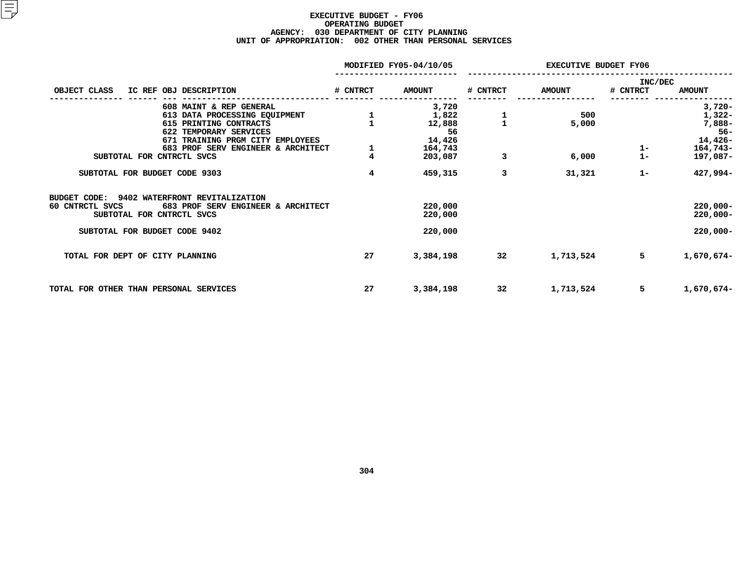# EXECUTIVE BUDGET - FY06
## OPERATING BUDGET
### AGENCY: 030 DEPARTMENT OF CITY PLANNING
### UNIT OF APPROPRIATION: 002 OTHER THAN PERSONAL SERVICES

| OBJECT CLASS | IC REF | OBJ | DESCRIPTION | MODIFIED FY05-04/10/05 # CNTRCT | MODIFIED FY05-04/10/05 AMOUNT | EXECUTIVE BUDGET FY06 # CNTRCT | EXECUTIVE BUDGET FY06 AMOUNT | INC/DEC # CNTRCT | INC/DEC AMOUNT |
|---|---|---|---|---|---|---|---|---|---|
| | | 608 | MAINT & REP GENERAL | | 3,720 | | | | 3,720- |
| | | 613 | DATA PROCESSING EQUIPMENT | 1 | 1,822 | 1 | 500 | | 1,322- |
| | | 615 | PRINTING CONTRACTS | 1 | 12,888 | 1 | 5,000 | | 7,888- |
| | | 622 | TEMPORARY SERVICES | | 56 | | | | 56- |
| | | 671 | TRAINING PRGM CITY EMPLOYEES | | 14,426 | | | | 14,426- |
| | | 683 | PROF SERV ENGINEER & ARCHITECT | 1 | 164,743 | | | 1- | 164,743- |
| SUBTOTAL FOR CNTRCTL SVCS | | | | 4 | 203,087 | 3 | 6,000 | 1- | 197,087- |
| SUBTOTAL FOR BUDGET CODE 9303 | | | | 4 | 459,315 | 3 | 31,321 | 1- | 427,994- |
| BUDGET CODE: 9402 WATERFRONT REVITALIZATION | | | | | | | | | |
| 60 CNTRCTL SVCS | | 683 | PROF SERV ENGINEER & ARCHITECT | | 220,000 | | | | 220,000- |
| SUBTOTAL FOR CNTRCTL SVCS | | | | | 220,000 | | | | 220,000- |
| SUBTOTAL FOR BUDGET CODE 9402 | | | | | 220,000 | | | | 220,000- |
| TOTAL FOR DEPT OF CITY PLANNING | | | | 27 | 3,384,198 | 32 | 1,713,524 | 5 | 1,670,674- |
| TOTAL FOR OTHER THAN PERSONAL SERVICES | | | | 27 | 3,384,198 | 32 | 1,713,524 | 5 | 1,670,674- |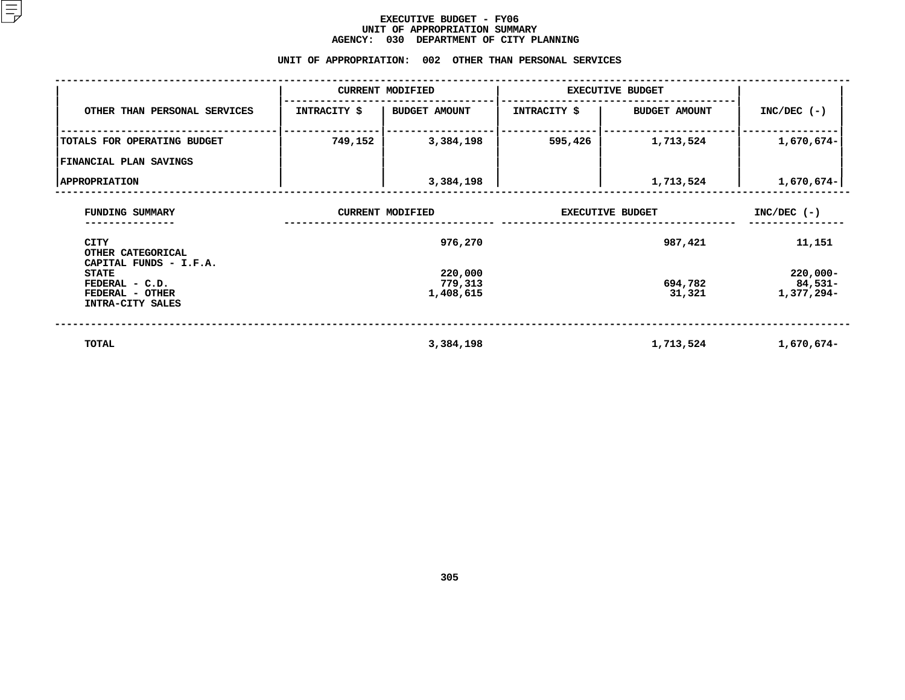# EXECUTIVE BUDGET - FY06
## UNIT OF APPROPRIATION SUMMARY
## AGENCY: 030 DEPARTMENT OF CITY PLANNING

### UNIT OF APPROPRIATION: 002 OTHER THAN PERSONAL SERVICES

| OTHER THAN PERSONAL SERVICES | CURRENT MODIFIED | | EXECUTIVE BUDGET | | INC/DEC (-) |
|---|---|---|---|---|---|
| | INTRACITY $ | BUDGET AMOUNT | INTRACITY $ | BUDGET AMOUNT | |
| TOTALS FOR OPERATING BUDGET | 749,152 | 3,384,198 | 595,426 | 1,713,524 | 1,670,674- |
| FINANCIAL PLAN SAVINGS | | | | | |
| APPROPRIATION | | 3,384,198 | | 1,713,524 | 1,670,674- |

| FUNDING SUMMARY | CURRENT MODIFIED | EXECUTIVE BUDGET | INC/DEC (-) |
|---|---|---|---|
| CITY | 976,270 | 987,421 | 11,151 |
| OTHER CATEGORICAL | | | |
| CAPITAL FUNDS - I.F.A. | | | |
| STATE | 220,000 | | 220,000- |
| FEDERAL - C.D. | 779,313 | 694,782 | 84,531- |
| FEDERAL - OTHER | 1,408,615 | 31,321 | 1,377,294- |
| INTRA-CITY SALES | | | |
| TOTAL | 3,384,198 | 1,713,524 | 1,670,674- |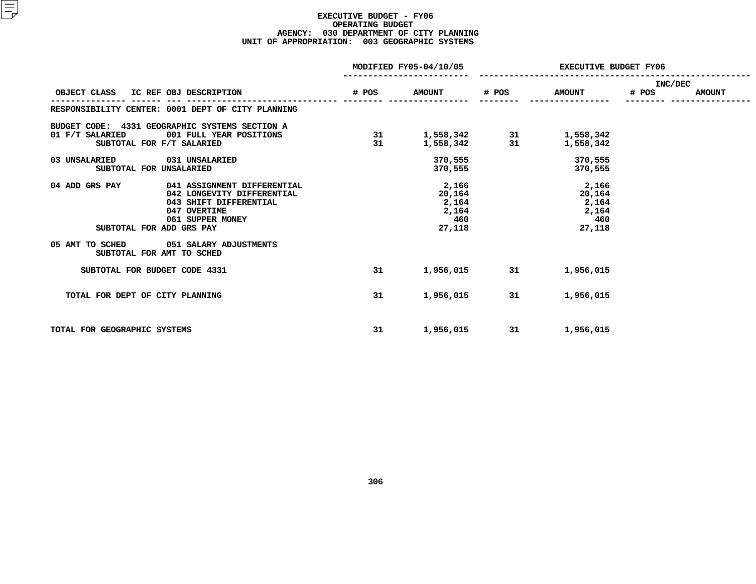# EXECUTIVE BUDGET - FY06
## OPERATING BUDGET
### AGENCY: 030 DEPARTMENT OF CITY PLANNING
### UNIT OF APPROPRIATION: 003 GEOGRAPHIC SYSTEMS

| OBJECT CLASS | IC REF OBJ DESCRIPTION | MODIFIED FY05-04/10/05 # POS | MODIFIED FY05-04/10/05 AMOUNT | EXECUTIVE BUDGET FY06 # POS | EXECUTIVE BUDGET FY06 AMOUNT | INC/DEC # POS | INC/DEC AMOUNT |
|---|---|---|---|---|---|---|---|
| RESPONSIBILITY CENTER: 0001 DEPT OF CITY PLANNING | | | | | | | |
| BUDGET CODE: 4331 GEOGRAPHIC SYSTEMS SECTION A | | | | | | | |
| 01 F/T SALARIED | 001 FULL YEAR POSITIONS | 31 | 1,558,342 | 31 | 1,558,342 | | |
| SUBTOTAL FOR F/T SALARIED | | 31 | 1,558,342 | 31 | 1,558,342 | | |
| 03 UNSALARIED | 031 UNSALARIED | | 370,555 | | 370,555 | | |
| SUBTOTAL FOR UNSALARIED | | | 370,555 | | 370,555 | | |
| 04 ADD GRS PAY | 041 ASSIGNMENT DIFFERENTIAL | | 2,166 | | 2,166 | | |
| | 042 LONGEVITY DIFFERENTIAL | | 20,164 | | 20,164 | | |
| | 043 SHIFT DIFFERENTIAL | | 2,164 | | 2,164 | | |
| | 047 OVERTIME | | 2,164 | | 2,164 | | |
| | 061 SUPPER MONEY | | 460 | | 460 | | |
| SUBTOTAL FOR ADD GRS PAY | | | 27,118 | | 27,118 | | |
| 05 AMT TO SCHED | 051 SALARY ADJUSTMENTS | | | | | | |
| SUBTOTAL FOR AMT TO SCHED | | | | | | | |
| SUBTOTAL FOR BUDGET CODE 4331 | | 31 | 1,956,015 | 31 | 1,956,015 | | |
| TOTAL FOR DEPT OF CITY PLANNING | | 31 | 1,956,015 | 31 | 1,956,015 | | |
| TOTAL FOR GEOGRAPHIC SYSTEMS | | 31 | 1,956,015 | 31 | 1,956,015 | | |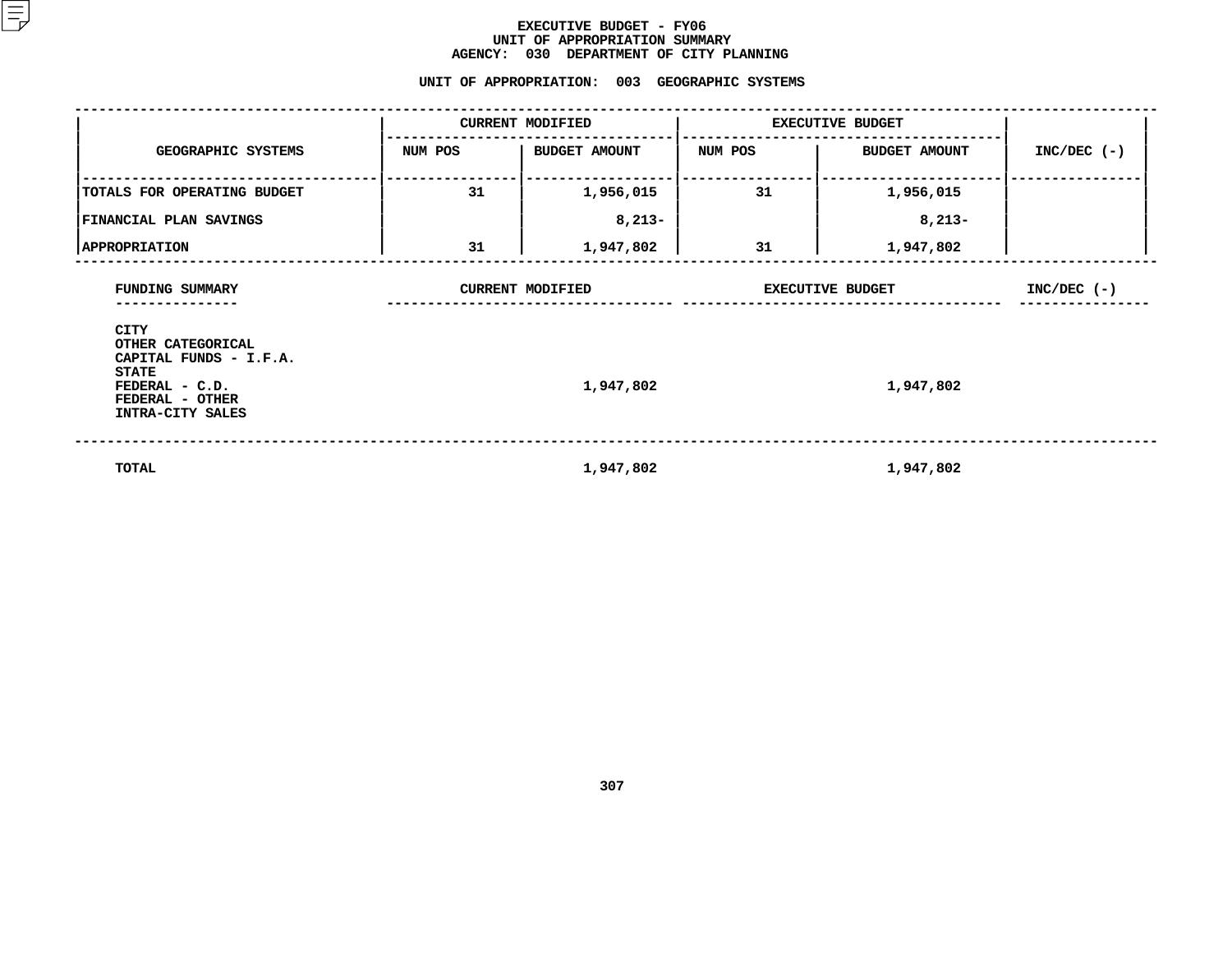# EXECUTIVE BUDGET - FY06
## UNIT OF APPROPRIATION SUMMARY
## AGENCY: 030 DEPARTMENT OF CITY PLANNING

### UNIT OF APPROPRIATION: 003 GEOGRAPHIC SYSTEMS

| GEOGRAPHIC SYSTEMS | CURRENT MODIFIED NUM POS | CURRENT MODIFIED BUDGET AMOUNT | EXECUTIVE BUDGET NUM POS | EXECUTIVE BUDGET BUDGET AMOUNT | INC/DEC (-) |
|---|---|---|---|---|---|
| TOTALS FOR OPERATING BUDGET | 31 | 1,956,015 | 31 | 1,956,015 | |
| FINANCIAL PLAN SAVINGS | | 8,213- | | 8,213- | |
| APPROPRIATION | 31 | 1,947,802 | 31 | 1,947,802 | |

| FUNDING SUMMARY | CURRENT MODIFIED | EXECUTIVE BUDGET | INC/DEC (-) |
|---|---|---|---|
| CITY | | | |
| OTHER CATEGORICAL | | | |
| CAPITAL FUNDS - I.F.A. | | | |
| STATE | | | |
| FEDERAL - C.D. | 1,947,802 | 1,947,802 | |
| FEDERAL - OTHER | | | |
| INTRA-CITY SALES | | | |
| TOTAL | 1,947,802 | 1,947,802 | |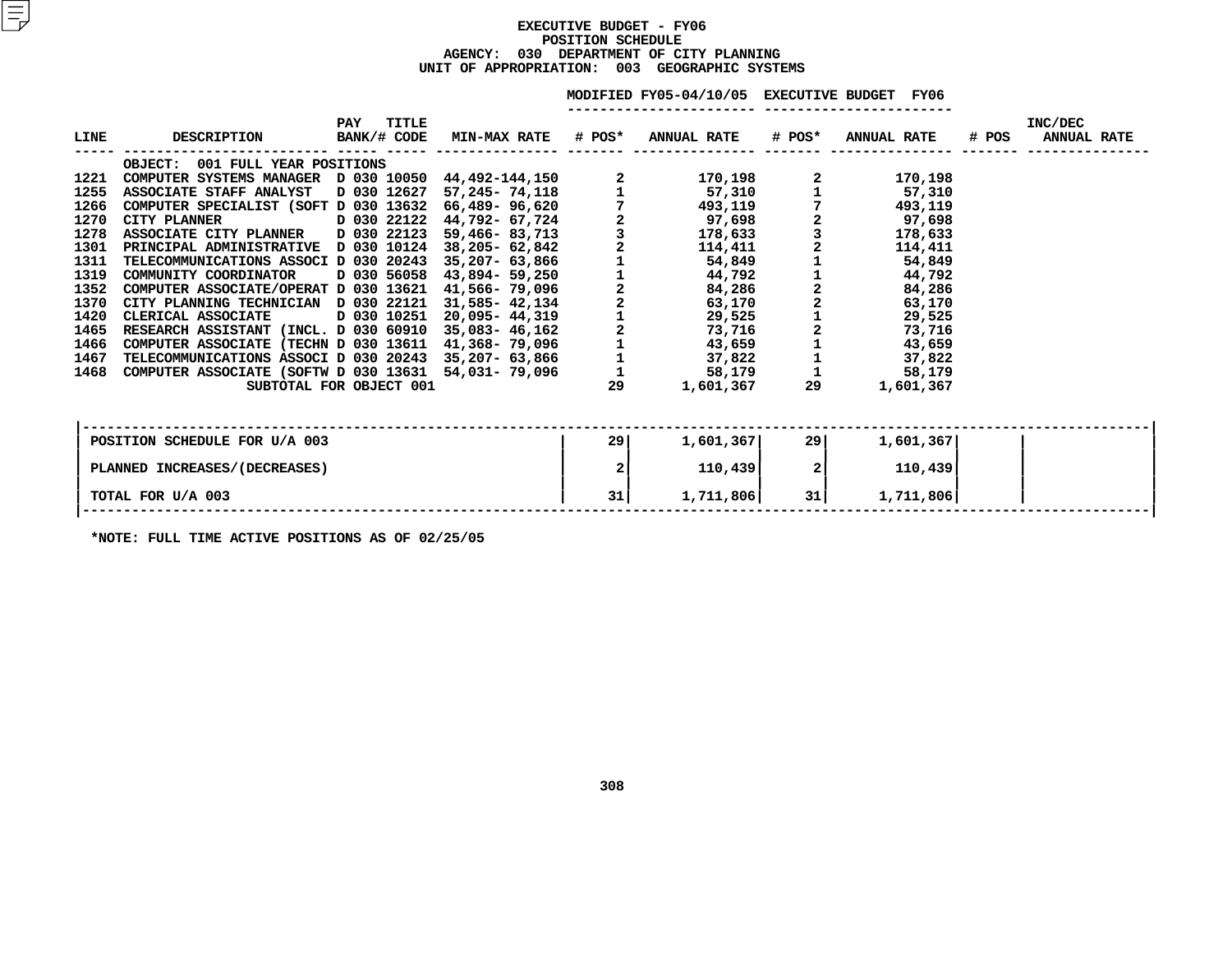# EXECUTIVE BUDGET - FY06
## POSITION SCHEDULE
### AGENCY: 030 DEPARTMENT OF CITY PLANNING
### UNIT OF APPROPRIATION: 003 GEOGRAPHIC SYSTEMS

| LINE | DESCRIPTION | PAY BANK/# | TITLE CODE | MIN-MAX RATE | MODIFIED FY05-04/10/05 # POS* | MODIFIED FY05-04/10/05 ANNUAL RATE | EXECUTIVE BUDGET FY06 # POS* | EXECUTIVE BUDGET FY06 ANNUAL RATE | INC/DEC # POS | INC/DEC ANNUAL RATE |
|---|---|---|---|---|---|---|---|---|---|---|
| | OBJECT: 001 FULL YEAR POSITIONS | | | | | | | | | |
| 1221 | COMPUTER SYSTEMS MANAGER | D 030 | 10050 | 44,492-144,150 | 2 | 170,198 | 2 | 170,198 | | |
| 1255 | ASSOCIATE STAFF ANALYST | D 030 | 12627 | 57,245- 74,118 | 1 | 57,310 | 1 | 57,310 | | |
| 1266 | COMPUTER SPECIALIST (SOFT | D 030 | 13632 | 66,489- 96,620 | 7 | 493,119 | 7 | 493,119 | | |
| 1270 | CITY PLANNER | D 030 | 22122 | 44,792- 67,724 | 2 | 97,698 | 2 | 97,698 | | |
| 1278 | ASSOCIATE CITY PLANNER | D 030 | 22123 | 59,466- 83,713 | 3 | 178,633 | 3 | 178,633 | | |
| 1301 | PRINCIPAL ADMINISTRATIVE | D 030 | 10124 | 38,205- 62,842 | 2 | 114,411 | 2 | 114,411 | | |
| 1311 | TELECOMMUNICATIONS ASSOCI | D 030 | 20243 | 35,207- 63,866 | 1 | 54,849 | 1 | 54,849 | | |
| 1319 | COMMUNITY COORDINATOR | D 030 | 56058 | 43,894- 59,250 | 1 | 44,792 | 1 | 44,792 | | |
| 1352 | COMPUTER ASSOCIATE/OPERAT | D 030 | 13621 | 41,566- 79,096 | 2 | 84,286 | 2 | 84,286 | | |
| 1370 | CITY PLANNING TECHNICIAN | D 030 | 22121 | 31,585- 42,134 | 2 | 63,170 | 2 | 63,170 | | |
| 1420 | CLERICAL ASSOCIATE | D 030 | 10251 | 20,095- 44,319 | 1 | 29,525 | 1 | 29,525 | | |
| 1465 | RESEARCH ASSISTANT (INCL. | D 030 | 60910 | 35,083- 46,162 | 2 | 73,716 | 2 | 73,716 | | |
| 1466 | COMPUTER ASSOCIATE (TECHN | D 030 | 13611 | 41,368- 79,096 | 1 | 43,659 | 1 | 43,659 | | |
| 1467 | TELECOMMUNICATIONS ASSOCI | D 030 | 20243 | 35,207- 63,866 | 1 | 37,822 | 1 | 37,822 | | |
| 1468 | COMPUTER ASSOCIATE (SOFTW | D 030 | 13631 | 54,031- 79,096 | 1 | 58,179 | 1 | 58,179 | | |
| | SUBTOTAL FOR OBJECT 001 | | | | 29 | 1,601,367 | 29 | 1,601,367 | | |

| | # POS* | ANNUAL RATE | # POS* | ANNUAL RATE | # POS | ANNUAL RATE |
|---|---|---|---|---|---|---|
| POSITION SCHEDULE FOR U/A 003 | 29 | 1,601,367 | 29 | 1,601,367 | | |
| PLANNED INCREASES/(DECREASES) | 2 | 110,439 | 2 | 110,439 | | |
| TOTAL FOR U/A 003 | 31 | 1,711,806 | 31 | 1,711,806 | | |

*NOTE: FULL TIME ACTIVE POSITIONS AS OF 02/25/05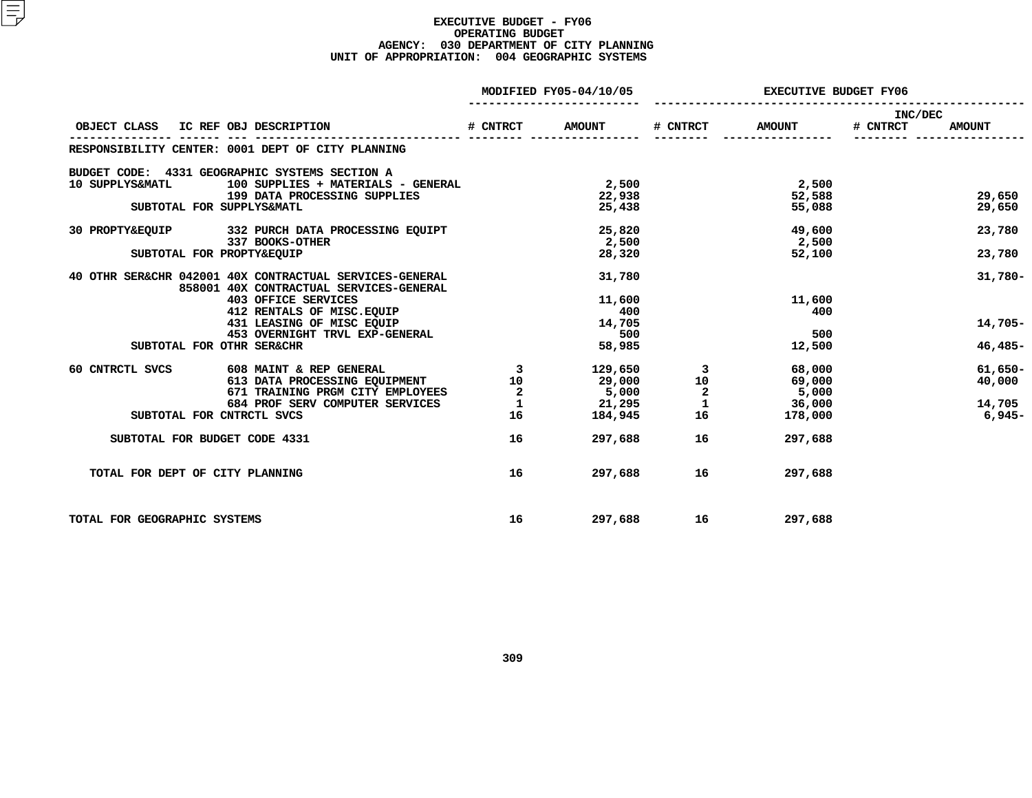# EXECUTIVE BUDGET - FY06
## OPERATING BUDGET
### AGENCY: 030 DEPARTMENT OF CITY PLANNING
### UNIT OF APPROPRIATION: 004 GEOGRAPHIC SYSTEMS

| OBJECT CLASS | IC REF | OBJ | DESCRIPTION | MODIFIED FY05-04/10/05 # CNTRCT | MODIFIED FY05-04/10/05 AMOUNT | EXECUTIVE BUDGET FY06 # CNTRCT | EXECUTIVE BUDGET FY06 AMOUNT | INC/DEC # CNTRCT | INC/DEC AMOUNT |
|---|---|---|---|---|---|---|---|---|---|
| RESPONSIBILITY CENTER: 0001 DEPT OF CITY PLANNING | | | | | | | | | |
| BUDGET CODE: 4331 GEOGRAPHIC SYSTEMS SECTION A | | | | | | | | | |
| 10 SUPPLYS&MATL | | 100 | SUPPLIES + MATERIALS - GENERAL | | 2,500 | | 2,500 | | |
| | | 199 | DATA PROCESSING SUPPLIES | | 22,938 | | 52,588 | | 29,650 |
| SUBTOTAL FOR SUPPLYS&MATL | | | | | 25,438 | | 55,088 | | 29,650 |
| 30 PROPTY&EQUIP | | 332 | PURCH DATA PROCESSING EQUIPT | | 25,820 | | 49,600 | | 23,780 |
| | | 337 | BOOKS-OTHER | | 2,500 | | 2,500 | | |
| SUBTOTAL FOR PROPTY&EQUIP | | | | | 28,320 | | 52,100 | | 23,780 |
| 40 OTHR SER&CHR | 042001 | 40X | CONTRACTUAL SERVICES-GENERAL | | 31,780 | | | | 31,780- |
| | 858001 | 40X | CONTRACTUAL SERVICES-GENERAL | | | | | | |
| | | 403 | OFFICE SERVICES | | 11,600 | | 11,600 | | |
| | | 412 | RENTALS OF MISC.EQUIP | | 400 | | 400 | | |
| | | 431 | LEASING OF MISC EQUIP | | 14,705 | | | | 14,705- |
| | | 453 | OVERNIGHT TRVL EXP-GENERAL | | 500 | | 500 | | |
| SUBTOTAL FOR OTHR SER&CHR | | | | | 58,985 | | 12,500 | | 46,485- |
| 60 CNTRCTL SVCS | | 608 | MAINT & REP GENERAL | 3 | 129,650 | 3 | 68,000 | | 61,650- |
| | | 613 | DATA PROCESSING EQUIPMENT | 10 | 29,000 | 10 | 69,000 | | 40,000 |
| | | 671 | TRAINING PRGM CITY EMPLOYEES | 2 | 5,000 | 2 | 5,000 | | |
| | | 684 | PROF SERV COMPUTER SERVICES | 1 | 21,295 | 1 | 36,000 | | 14,705 |
| SUBTOTAL FOR CNTRCTL SVCS | | | | 16 | 184,945 | 16 | 178,000 | | 6,945- |
| SUBTOTAL FOR BUDGET CODE 4331 | | | | 16 | 297,688 | 16 | 297,688 | | |
| TOTAL FOR DEPT OF CITY PLANNING | | | | 16 | 297,688 | 16 | 297,688 | | |
| TOTAL FOR GEOGRAPHIC SYSTEMS | | | | 16 | 297,688 | 16 | 297,688 | | |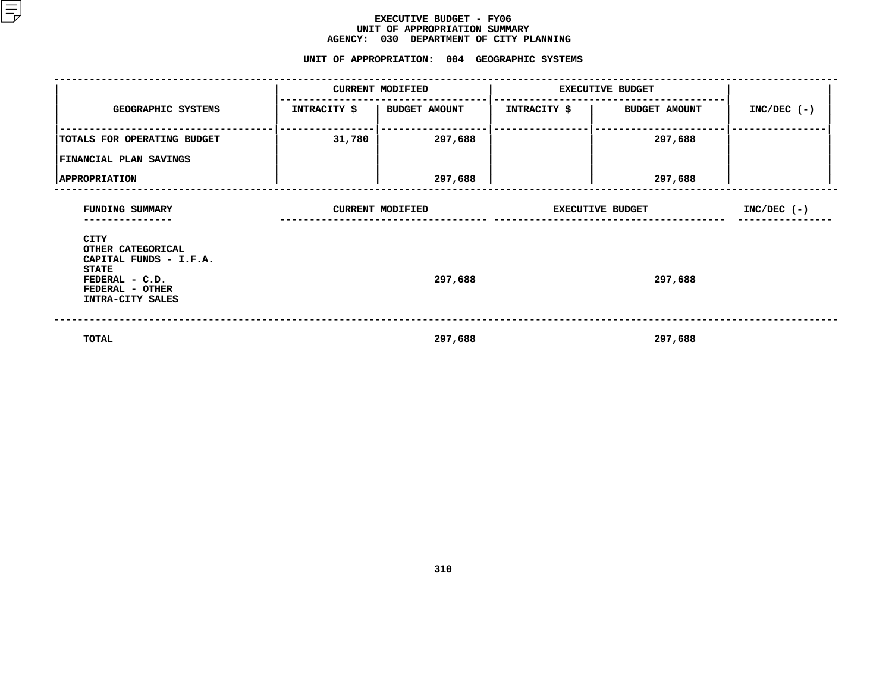# EXECUTIVE BUDGET - FY06
## UNIT OF APPROPRIATION SUMMARY
## AGENCY: 030 DEPARTMENT OF CITY PLANNING

### UNIT OF APPROPRIATION: 004 GEOGRAPHIC SYSTEMS

| GEOGRAPHIC SYSTEMS | CURRENT MODIFIED | | EXECUTIVE BUDGET | | INC/DEC (-) |
|---|---|---|---|---|---|
| | INTRACITY $ | BUDGET AMOUNT | INTRACITY $ | BUDGET AMOUNT | |
| TOTALS FOR OPERATING BUDGET | 31,780 | 297,688 | | 297,688 | |
| FINANCIAL PLAN SAVINGS | | | | | |
| APPROPRIATION | | 297,688 | | 297,688 | |

| FUNDING SUMMARY | CURRENT MODIFIED | EXECUTIVE BUDGET | INC/DEC (-) |
|---|---|---|---|
| CITY | | | |
| OTHER CATEGORICAL | | | |
| CAPITAL FUNDS - I.F.A. | | | |
| STATE | | | |
| FEDERAL - C.D. | 297,688 | 297,688 | |
| FEDERAL - OTHER | | | |
| INTRA-CITY SALES | | | |
| TOTAL | 297,688 | 297,688 | |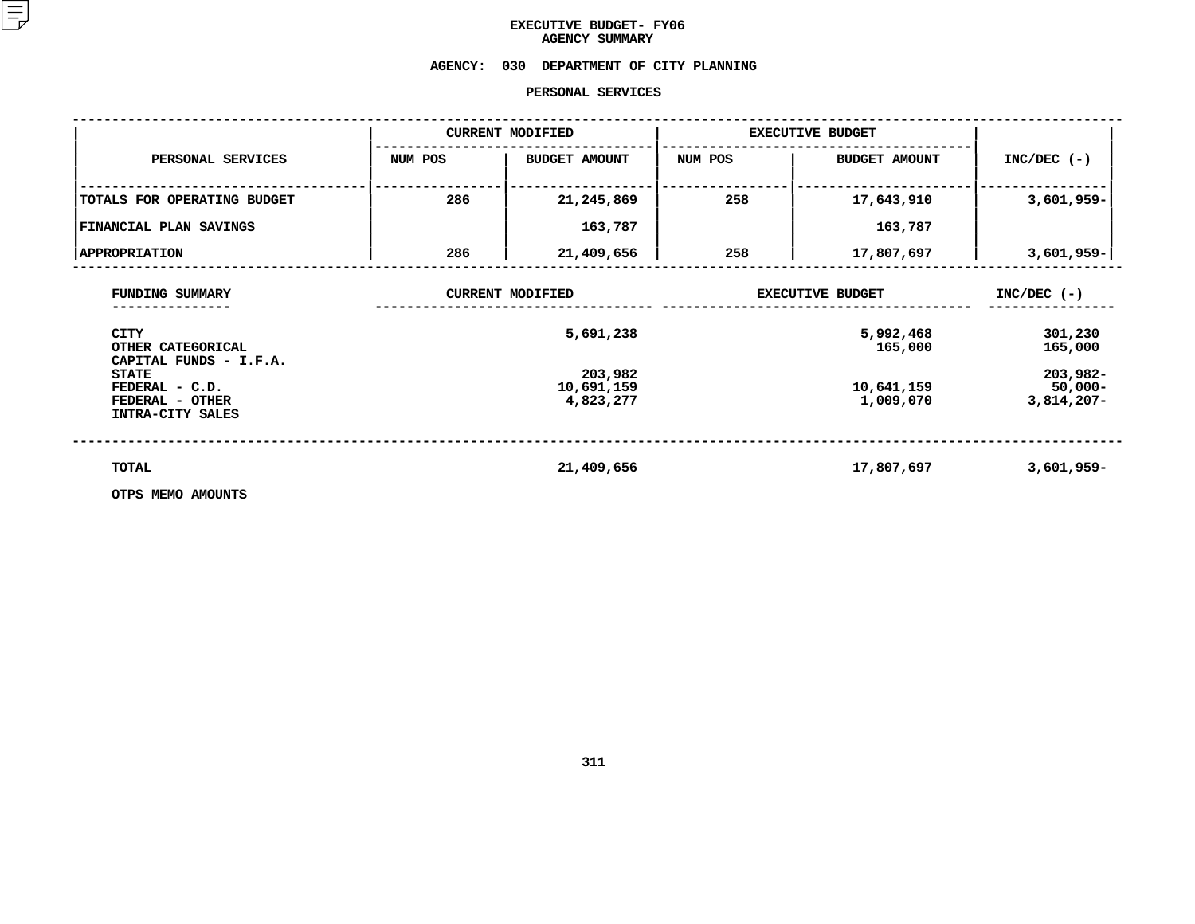# EXECUTIVE BUDGET- FY06
## AGENCY SUMMARY

### AGENCY: 030 DEPARTMENT OF CITY PLANNING

### PERSONAL SERVICES

| PERSONAL SERVICES | CURRENT MODIFIED | | EXECUTIVE BUDGET | | INC/DEC (-) |
|---|---|---|---|---|---|
| | NUM POS | BUDGET AMOUNT | NUM POS | BUDGET AMOUNT | |
| TOTALS FOR OPERATING BUDGET | 286 | 21,245,869 | 258 | 17,643,910 | 3,601,959- |
| FINANCIAL PLAN SAVINGS | | 163,787 | | 163,787 | |
| APPROPRIATION | 286 | 21,409,656 | 258 | 17,807,697 | 3,601,959- |

| FUNDING SUMMARY | CURRENT MODIFIED | EXECUTIVE BUDGET | INC/DEC (-) |
|---|---|---|---|
| CITY | 5,691,238 | 5,992,468 | 301,230 |
| OTHER CATEGORICAL | | 165,000 | 165,000 |
| CAPITAL FUNDS - I.F.A. | | | |
| STATE | 203,982 | | 203,982- |
| FEDERAL - C.D. | 10,691,159 | 10,641,159 | 50,000- |
| FEDERAL - OTHER | 4,823,277 | 1,009,070 | 3,814,207- |
| INTRA-CITY SALES | | | |
| TOTAL | 21,409,656 | 17,807,697 | 3,601,959- |

OTPS MEMO AMOUNTS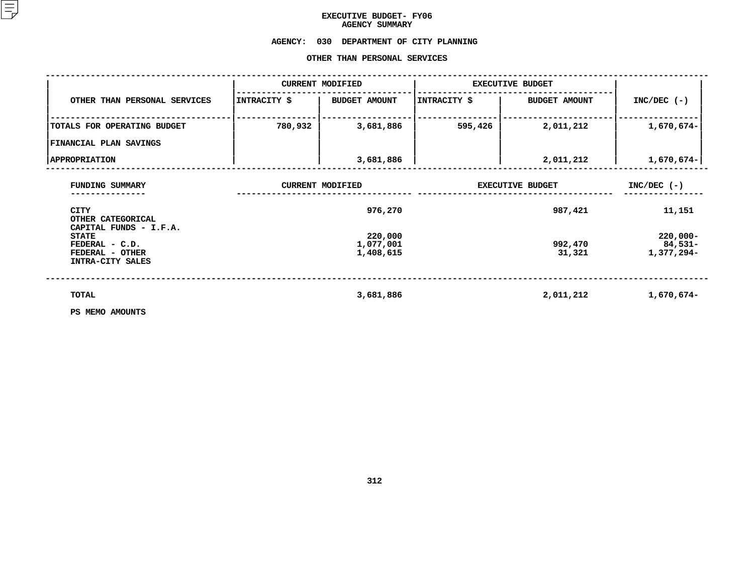# EXECUTIVE BUDGET- FY06
## AGENCY SUMMARY

**AGENCY: 030 DEPARTMENT OF CITY PLANNING**

**OTHER THAN PERSONAL SERVICES**

| OTHER THAN PERSONAL SERVICES | CURRENT MODIFIED | | EXECUTIVE BUDGET | | INC/DEC (-) |
|---|---|---|---|---|---|
| | INTRACITY $ | BUDGET AMOUNT | INTRACITY $ | BUDGET AMOUNT | |
| TOTALS FOR OPERATING BUDGET | 780,932 | 3,681,886 | 595,426 | 2,011,212 | 1,670,674- |
| FINANCIAL PLAN SAVINGS | | | | | |
| APPROPRIATION | | 3,681,886 | | 2,011,212 | 1,670,674- |

| FUNDING SUMMARY | CURRENT MODIFIED | EXECUTIVE BUDGET | INC/DEC (-) |
|---|---|---|---|
| CITY | 976,270 | 987,421 | 11,151 |
| OTHER CATEGORICAL | | | |
| CAPITAL FUNDS - I.F.A. | | | |
| STATE | 220,000 | | 220,000- |
| FEDERAL - C.D. | 1,077,001 | 992,470 | 84,531- |
| FEDERAL - OTHER | 1,408,615 | 31,321 | 1,377,294- |
| INTRA-CITY SALES | | | |
| TOTAL | 3,681,886 | 2,011,212 | 1,670,674- |

PS MEMO AMOUNTS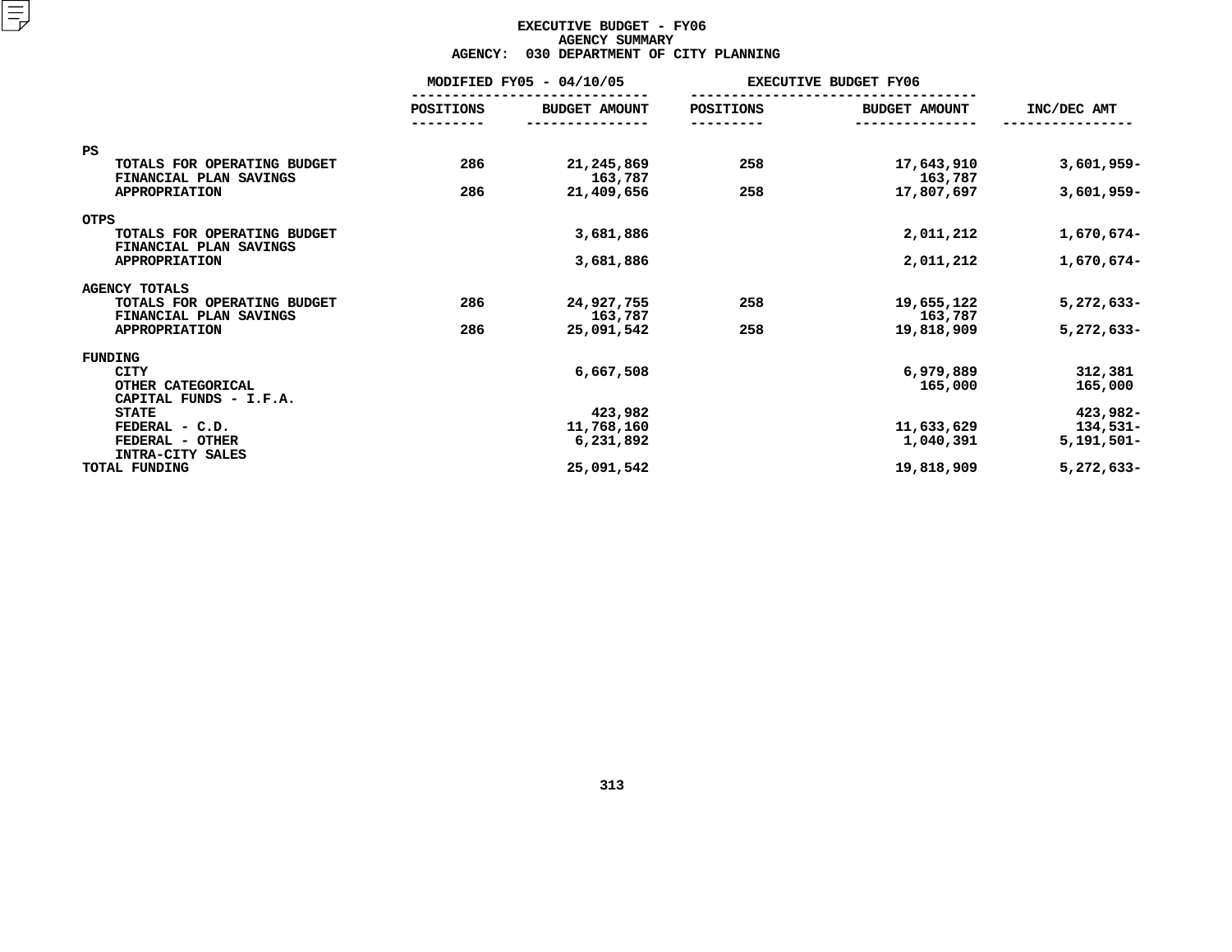# EXECUTIVE BUDGET - FY06
## AGENCY SUMMARY
## AGENCY: 030 DEPARTMENT OF CITY PLANNING

| | MODIFIED FY05 - 04/10/05 | | EXECUTIVE BUDGET FY06 | | |
|---|---|---|---|---|---|
| | POSITIONS | BUDGET AMOUNT | POSITIONS | BUDGET AMOUNT | INC/DEC AMT |
| **PS** | | | | | |
| TOTALS FOR OPERATING BUDGET | 286 | 21,245,869 | 258 | 17,643,910 | 3,601,959- |
| FINANCIAL PLAN SAVINGS | | 163,787 | | 163,787 | |
| APPROPRIATION | 286 | 21,409,656 | 258 | 17,807,697 | 3,601,959- |
| **OTPS** | | | | | |
| TOTALS FOR OPERATING BUDGET | | 3,681,886 | | 2,011,212 | 1,670,674- |
| FINANCIAL PLAN SAVINGS | | | | | |
| APPROPRIATION | | 3,681,886 | | 2,011,212 | 1,670,674- |
| **AGENCY TOTALS** | | | | | |
| TOTALS FOR OPERATING BUDGET | 286 | 24,927,755 | 258 | 19,655,122 | 5,272,633- |
| FINANCIAL PLAN SAVINGS | | 163,787 | | 163,787 | |
| APPROPRIATION | 286 | 25,091,542 | 258 | 19,818,909 | 5,272,633- |
| **FUNDING** | | | | | |
| CITY | | 6,667,508 | | 6,979,889 | 312,381 |
| OTHER CATEGORICAL | | | | 165,000 | 165,000 |
| CAPITAL FUNDS - I.F.A. | | | | | |
| STATE | | 423,982 | | | 423,982- |
| FEDERAL - C.D. | | 11,768,160 | | 11,633,629 | 134,531- |
| FEDERAL - OTHER | | 6,231,892 | | 1,040,391 | 5,191,501- |
| INTRA-CITY SALES | | | | | |
| **TOTAL FUNDING** | | 25,091,542 | | 19,818,909 | 5,272,633- |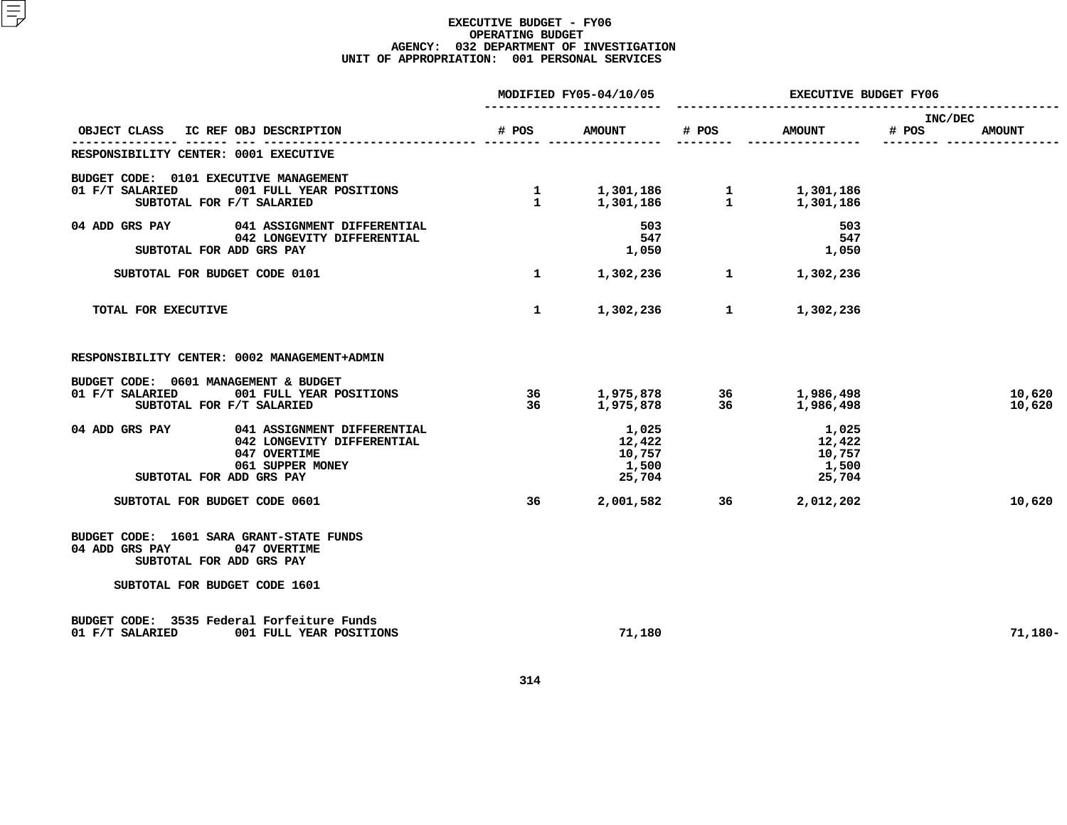# EXECUTIVE BUDGET - FY06
## OPERATING BUDGET
### AGENCY: 032 DEPARTMENT OF INVESTIGATION
### UNIT OF APPROPRIATION: 001 PERSONAL SERVICES

| OBJECT CLASS | IC REF OBJ DESCRIPTION | MODIFIED FY05-04/10/05 # POS | MODIFIED FY05-04/10/05 AMOUNT | EXECUTIVE BUDGET FY06 # POS | EXECUTIVE BUDGET FY06 AMOUNT | INC/DEC # POS | INC/DEC AMOUNT |
|---|---|---|---|---|---|---|---|
| RESPONSIBILITY CENTER: 0001 EXECUTIVE | | | | | | | |
| BUDGET CODE: 0101 EXECUTIVE MANAGEMENT | | | | | | | |
| 01 F/T SALARIED | 001 FULL YEAR POSITIONS | 1 | 1,301,186 | 1 | 1,301,186 | | |
| SUBTOTAL FOR F/T SALARIED | | 1 | 1,301,186 | 1 | 1,301,186 | | |
| 04 ADD GRS PAY | 041 ASSIGNMENT DIFFERENTIAL | | 503 | | 503 | | |
| | 042 LONGEVITY DIFFERENTIAL | | 547 | | 547 | | |
| SUBTOTAL FOR ADD GRS PAY | | | 1,050 | | 1,050 | | |
| SUBTOTAL FOR BUDGET CODE 0101 | | 1 | 1,302,236 | 1 | 1,302,236 | | |
| TOTAL FOR EXECUTIVE | | 1 | 1,302,236 | 1 | 1,302,236 | | |
| RESPONSIBILITY CENTER: 0002 MANAGEMENT+ADMIN | | | | | | | |
| BUDGET CODE: 0601 MANAGEMENT & BUDGET | | | | | | | |
| 01 F/T SALARIED | 001 FULL YEAR POSITIONS | 36 | 1,975,878 | 36 | 1,986,498 | | 10,620 |
| SUBTOTAL FOR F/T SALARIED | | 36 | 1,975,878 | 36 | 1,986,498 | | 10,620 |
| 04 ADD GRS PAY | 041 ASSIGNMENT DIFFERENTIAL | | 1,025 | | 1,025 | | |
| | 042 LONGEVITY DIFFERENTIAL | | 12,422 | | 12,422 | | |
| | 047 OVERTIME | | 10,757 | | 10,757 | | |
| | 061 SUPPER MONEY | | 1,500 | | 1,500 | | |
| SUBTOTAL FOR ADD GRS PAY | | | 25,704 | | 25,704 | | |
| SUBTOTAL FOR BUDGET CODE 0601 | | 36 | 2,001,582 | 36 | 2,012,202 | | 10,620 |
| BUDGET CODE: 1601 SARA GRANT-STATE FUNDS | | | | | | | |
| 04 ADD GRS PAY | 047 OVERTIME | | | | | | |
| SUBTOTAL FOR ADD GRS PAY | | | | | | | |
| SUBTOTAL FOR BUDGET CODE 1601 | | | | | | | |
| BUDGET CODE: 3535 Federal Forfeiture Funds | | | | | | | |
| 01 F/T SALARIED | 001 FULL YEAR POSITIONS | | 71,180 | | | | 71,180- |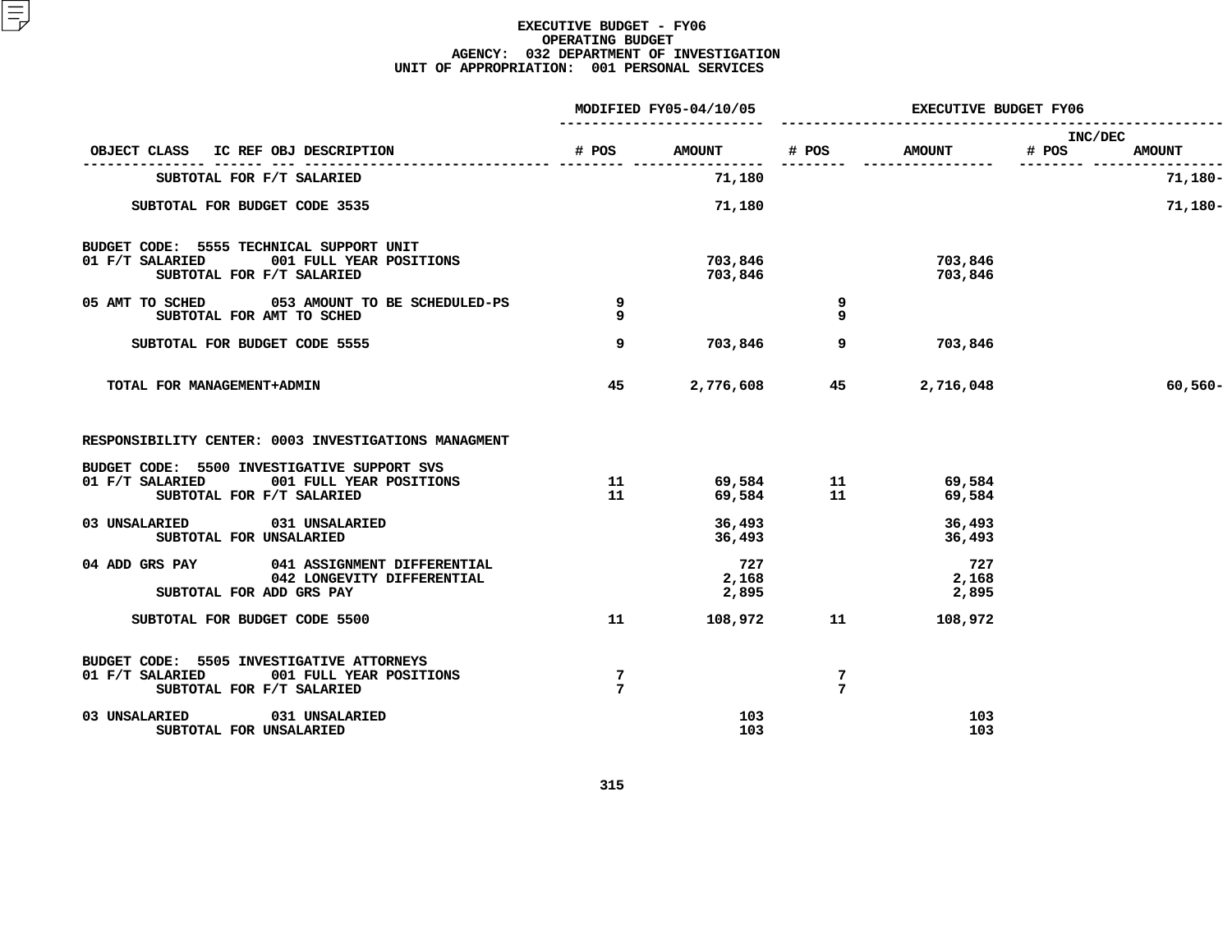# EXECUTIVE BUDGET - FY06
## OPERATING BUDGET
### AGENCY: 032 DEPARTMENT OF INVESTIGATION
### UNIT OF APPROPRIATION: 001 PERSONAL SERVICES

| OBJECT CLASS | IC REF OBJ DESCRIPTION | MODIFIED FY05-04/10/05 # POS | MODIFIED FY05-04/10/05 AMOUNT | EXECUTIVE BUDGET FY06 # POS | EXECUTIVE BUDGET FY06 AMOUNT | INC/DEC # POS | INC/DEC AMOUNT |
|---|---|---|---|---|---|---|---|
| SUBTOTAL FOR F/T SALARIED | | | 71,180 | | | | 71,180- |
| SUBTOTAL FOR BUDGET CODE 3535 | | | 71,180 | | | | 71,180- |
| BUDGET CODE: 5555 TECHNICAL SUPPORT UNIT | | | | | | | |
| 01 F/T SALARIED | 001 FULL YEAR POSITIONS | | 703,846 | | 703,846 | | |
| SUBTOTAL FOR F/T SALARIED | | | 703,846 | | 703,846 | | |
| 05 AMT TO SCHED | 053 AMOUNT TO BE SCHEDULED-PS | 9 | | 9 | | | |
| SUBTOTAL FOR AMT TO SCHED | | 9 | | 9 | | | |
| SUBTOTAL FOR BUDGET CODE 5555 | | 9 | 703,846 | 9 | 703,846 | | |
| TOTAL FOR MANAGEMENT+ADMIN | | 45 | 2,776,608 | 45 | 2,716,048 | | 60,560- |
| RESPONSIBILITY CENTER: 0003 INVESTIGATIONS MANAGMENT | | | | | | | |
| BUDGET CODE: 5500 INVESTIGATIVE SUPPORT SVS | | | | | | | |
| 01 F/T SALARIED | 001 FULL YEAR POSITIONS | 11 | 69,584 | 11 | 69,584 | | |
| SUBTOTAL FOR F/T SALARIED | | 11 | 69,584 | 11 | 69,584 | | |
| 03 UNSALARIED | 031 UNSALARIED | | 36,493 | | 36,493 | | |
| SUBTOTAL FOR UNSALARIED | | | 36,493 | | 36,493 | | |
| 04 ADD GRS PAY | 041 ASSIGNMENT DIFFERENTIAL | | 727 | | 727 | | |
| | 042 LONGEVITY DIFFERENTIAL | | 2,168 | | 2,168 | | |
| SUBTOTAL FOR ADD GRS PAY | | | 2,895 | | 2,895 | | |
| SUBTOTAL FOR BUDGET CODE 5500 | | 11 | 108,972 | 11 | 108,972 | | |
| BUDGET CODE: 5505 INVESTIGATIVE ATTORNEYS | | | | | | | |
| 01 F/T SALARIED | 001 FULL YEAR POSITIONS | 7 | | 7 | | | |
| SUBTOTAL FOR F/T SALARIED | | 7 | | 7 | | | |
| 03 UNSALARIED | 031 UNSALARIED | | 103 | | 103 | | |
| SUBTOTAL FOR UNSALARIED | | | 103 | | 103 | | |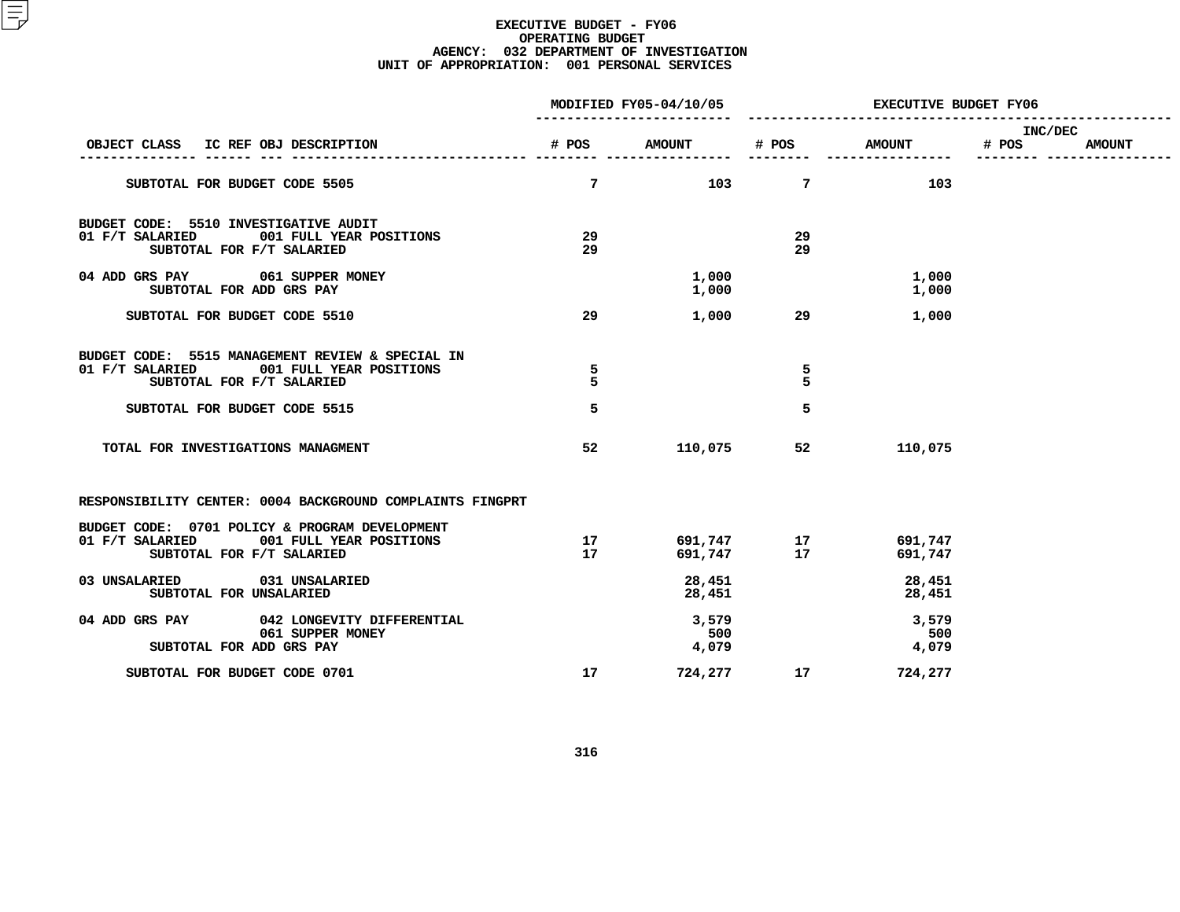# EXECUTIVE BUDGET - FY06
## OPERATING BUDGET
### AGENCY: 032 DEPARTMENT OF INVESTIGATION
### UNIT OF APPROPRIATION: 001 PERSONAL SERVICES

| OBJECT CLASS | IC REF OBJ DESCRIPTION | MODIFIED FY05-04/10/05 # POS | MODIFIED FY05-04/10/05 AMOUNT | EXECUTIVE BUDGET FY06 # POS | EXECUTIVE BUDGET FY06 AMOUNT | INC/DEC # POS | INC/DEC AMOUNT |
|---|---|---|---|---|---|---|---|
| SUBTOTAL FOR BUDGET CODE 5505 | | 7 | 103 | 7 | 103 | | |
| BUDGET CODE: 5510 INVESTIGATIVE AUDIT | | | | | | | |
| 01 F/T SALARIED | 001 FULL YEAR POSITIONS | 29 | | 29 | | | |
| SUBTOTAL FOR F/T SALARIED | | 29 | | 29 | | | |
| 04 ADD GRS PAY | 061 SUPPER MONEY | | 1,000 | | 1,000 | | |
| SUBTOTAL FOR ADD GRS PAY | | | 1,000 | | 1,000 | | |
| SUBTOTAL FOR BUDGET CODE 5510 | | 29 | 1,000 | 29 | 1,000 | | |
| BUDGET CODE: 5515 MANAGEMENT REVIEW & SPECIAL IN | | | | | | | |
| 01 F/T SALARIED | 001 FULL YEAR POSITIONS | 5 | | 5 | | | |
| SUBTOTAL FOR F/T SALARIED | | 5 | | 5 | | | |
| SUBTOTAL FOR BUDGET CODE 5515 | | 5 | | 5 | | | |
| TOTAL FOR INVESTIGATIONS MANAGMENT | | 52 | 110,075 | 52 | 110,075 | | |
| RESPONSIBILITY CENTER: 0004 BACKGROUND COMPLAINTS FINGPRT | | | | | | | |
| BUDGET CODE: 0701 POLICY & PROGRAM DEVELOPMENT | | | | | | | |
| 01 F/T SALARIED | 001 FULL YEAR POSITIONS | 17 | 691,747 | 17 | 691,747 | | |
| SUBTOTAL FOR F/T SALARIED | | 17 | 691,747 | 17 | 691,747 | | |
| 03 UNSALARIED | 031 UNSALARIED | | 28,451 | | 28,451 | | |
| SUBTOTAL FOR UNSALARIED | | | 28,451 | | 28,451 | | |
| 04 ADD GRS PAY | 042 LONGEVITY DIFFERENTIAL | | 3,579 | | 3,579 | | |
| | 061 SUPPER MONEY | | 500 | | 500 | | |
| SUBTOTAL FOR ADD GRS PAY | | | 4,079 | | 4,079 | | |
| SUBTOTAL FOR BUDGET CODE 0701 | | 17 | 724,277 | 17 | 724,277 | | |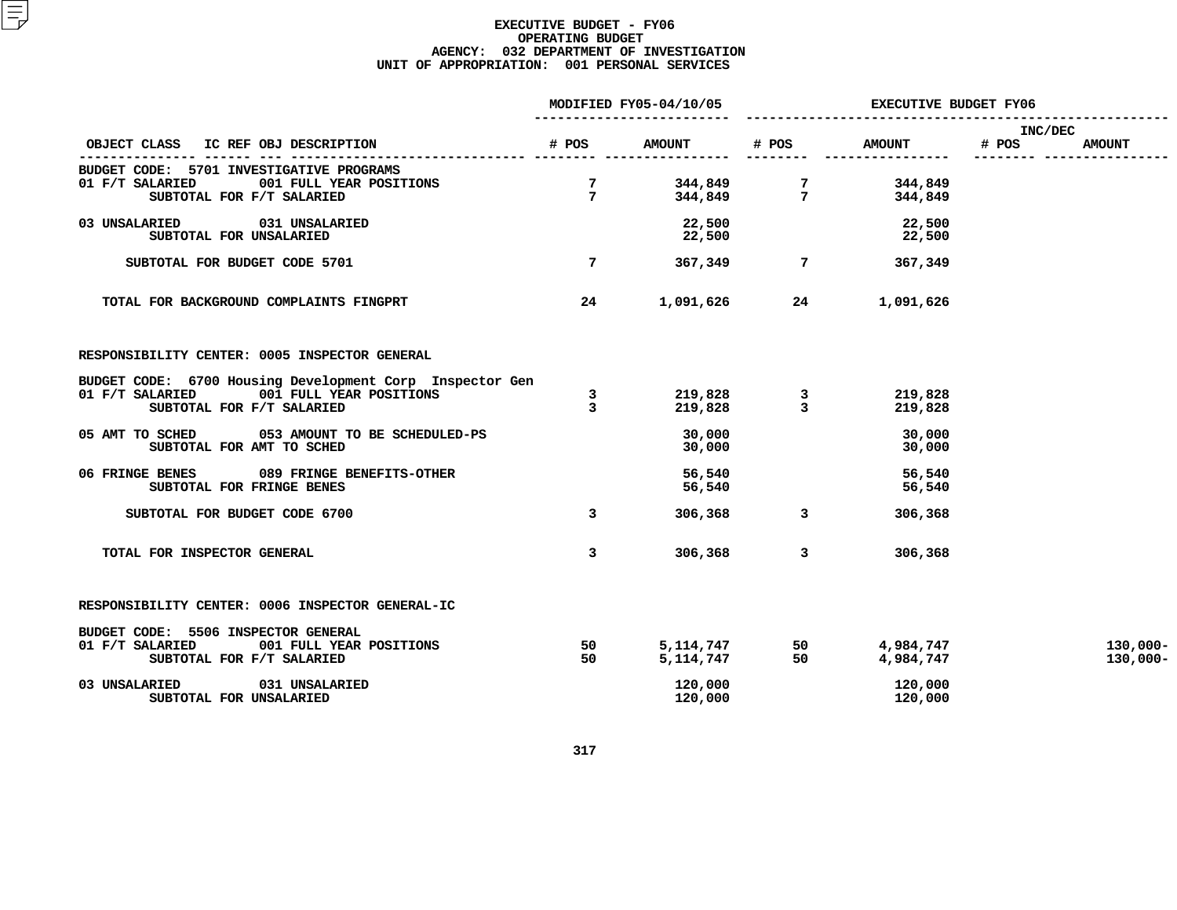# EXECUTIVE BUDGET - FY06
## OPERATING BUDGET
### AGENCY: 032 DEPARTMENT OF INVESTIGATION
### UNIT OF APPROPRIATION: 001 PERSONAL SERVICES

| OBJECT CLASS | IC REF OBJ DESCRIPTION | MODIFIED FY05-04/10/05 # POS | MODIFIED FY05-04/10/05 AMOUNT | EXECUTIVE BUDGET FY06 # POS | EXECUTIVE BUDGET FY06 AMOUNT | INC/DEC # POS | INC/DEC AMOUNT |
|---|---|---|---|---|---|---|---|
| BUDGET CODE: 5701 INVESTIGATIVE PROGRAMS | | | | | | | |
| 01 F/T SALARIED | 001 FULL YEAR POSITIONS | 7 | 344,849 | 7 | 344,849 | | |
| | SUBTOTAL FOR F/T SALARIED | 7 | 344,849 | 7 | 344,849 | | |
| 03 UNSALARIED | 031 UNSALARIED | | 22,500 | | 22,500 | | |
| | SUBTOTAL FOR UNSALARIED | | 22,500 | | 22,500 | | |
| SUBTOTAL FOR BUDGET CODE 5701 | | 7 | 367,349 | 7 | 367,349 | | |
| TOTAL FOR BACKGROUND COMPLAINTS FINGPRT | | 24 | 1,091,626 | 24 | 1,091,626 | | |
| RESPONSIBILITY CENTER: 0005 INSPECTOR GENERAL | | | | | | | |
| BUDGET CODE: 6700 Housing Development Corp Inspector Gen | | | | | | | |
| 01 F/T SALARIED | 001 FULL YEAR POSITIONS | 3 | 219,828 | 3 | 219,828 | | |
| | SUBTOTAL FOR F/T SALARIED | 3 | 219,828 | 3 | 219,828 | | |
| 05 AMT TO SCHED | 053 AMOUNT TO BE SCHEDULED-PS | | 30,000 | | 30,000 | | |
| | SUBTOTAL FOR AMT TO SCHED | | 30,000 | | 30,000 | | |
| 06 FRINGE BENES | 089 FRINGE BENEFITS-OTHER | | 56,540 | | 56,540 | | |
| | SUBTOTAL FOR FRINGE BENES | | 56,540 | | 56,540 | | |
| SUBTOTAL FOR BUDGET CODE 6700 | | 3 | 306,368 | 3 | 306,368 | | |
| TOTAL FOR INSPECTOR GENERAL | | 3 | 306,368 | 3 | 306,368 | | |
| RESPONSIBILITY CENTER: 0006 INSPECTOR GENERAL-IC | | | | | | | |
| BUDGET CODE: 5506 INSPECTOR GENERAL | | | | | | | |
| 01 F/T SALARIED | 001 FULL YEAR POSITIONS | 50 | 5,114,747 | 50 | 4,984,747 | | 130,000- |
| | SUBTOTAL FOR F/T SALARIED | 50 | 5,114,747 | 50 | 4,984,747 | | 130,000- |
| 03 UNSALARIED | 031 UNSALARIED | | 120,000 | | 120,000 | | |
| | SUBTOTAL FOR UNSALARIED | | 120,000 | | 120,000 | | |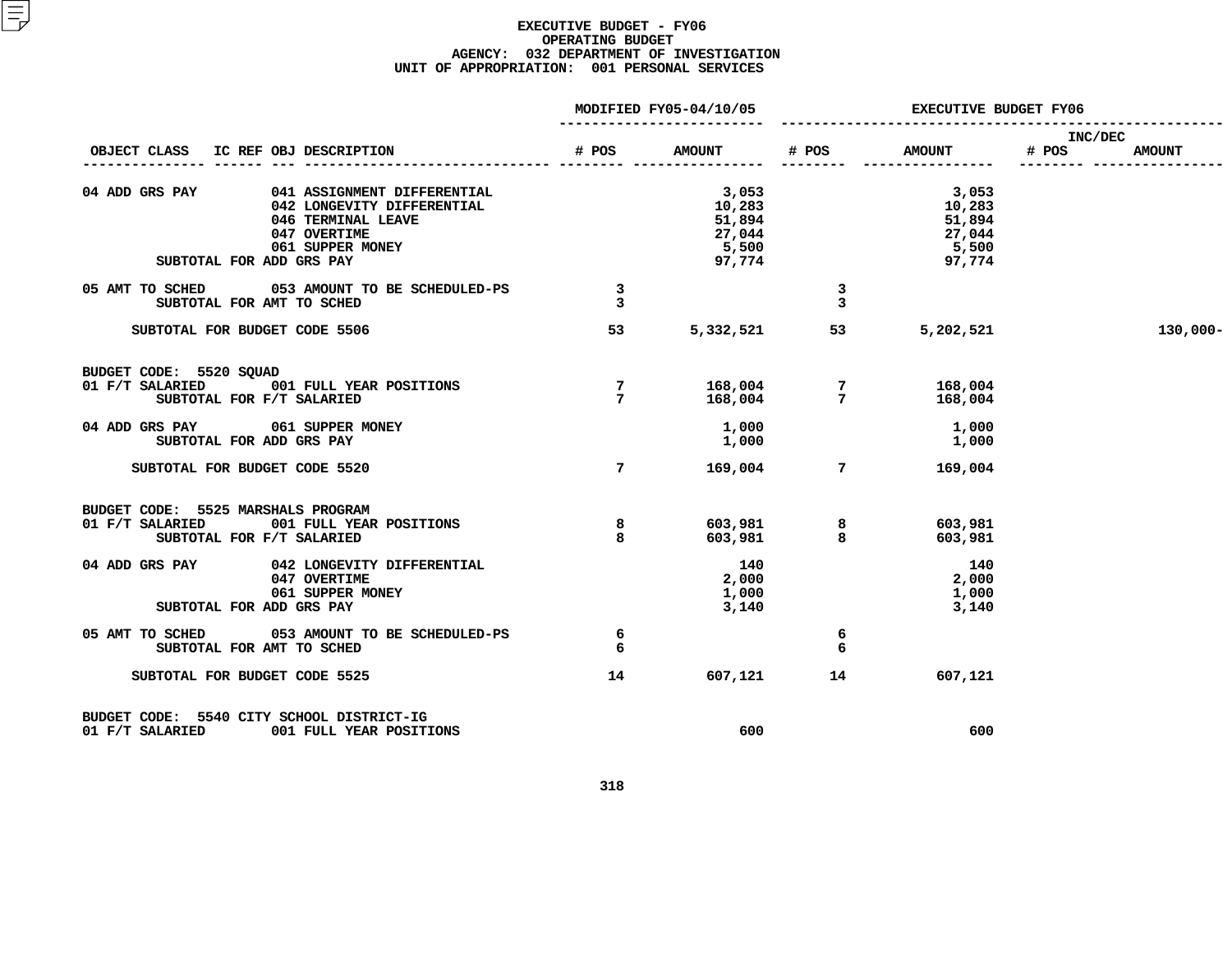# EXECUTIVE BUDGET - FY06
## OPERATING BUDGET
### AGENCY: 032 DEPARTMENT OF INVESTIGATION
### UNIT OF APPROPRIATION: 001 PERSONAL SERVICES

| OBJECT CLASS | IC REF | OBJ DESCRIPTION | MODIFIED FY05-04/10/05 # POS | MODIFIED FY05-04/10/05 AMOUNT | EXECUTIVE BUDGET FY06 # POS | EXECUTIVE BUDGET FY06 AMOUNT | INC/DEC # POS | INC/DEC AMOUNT |
|---|---|---|---|---|---|---|---|---|
| 04 ADD GRS PAY | | 041 ASSIGNMENT DIFFERENTIAL | | 3,053 | | 3,053 | | |
| | | 042 LONGEVITY DIFFERENTIAL | | 10,283 | | 10,283 | | |
| | | 046 TERMINAL LEAVE | | 51,894 | | 51,894 | | |
| | | 047 OVERTIME | | 27,044 | | 27,044 | | |
| | | 061 SUPPER MONEY | | 5,500 | | 5,500 | | |
| SUBTOTAL FOR ADD GRS PAY | | | | 97,774 | | 97,774 | | |
| 05 AMT TO SCHED | | 053 AMOUNT TO BE SCHEDULED-PS | 3 | | 3 | | | |
| SUBTOTAL FOR AMT TO SCHED | | | 3 | | 3 | | | |
| SUBTOTAL FOR BUDGET CODE 5506 | | | 53 | 5,332,521 | 53 | 5,202,521 | | 130,000- |
| BUDGET CODE: 5520 SQUAD | | | | | | | | |
| 01 F/T SALARIED | | 001 FULL YEAR POSITIONS | 7 | 168,004 | 7 | 168,004 | | |
| SUBTOTAL FOR F/T SALARIED | | | 7 | 168,004 | 7 | 168,004 | | |
| 04 ADD GRS PAY | | 061 SUPPER MONEY | | 1,000 | | 1,000 | | |
| SUBTOTAL FOR ADD GRS PAY | | | | 1,000 | | 1,000 | | |
| SUBTOTAL FOR BUDGET CODE 5520 | | | 7 | 169,004 | 7 | 169,004 | | |
| BUDGET CODE: 5525 MARSHALS PROGRAM | | | | | | | | |
| 01 F/T SALARIED | | 001 FULL YEAR POSITIONS | 8 | 603,981 | 8 | 603,981 | | |
| SUBTOTAL FOR F/T SALARIED | | | 8 | 603,981 | 8 | 603,981 | | |
| 04 ADD GRS PAY | | 042 LONGEVITY DIFFERENTIAL | | 140 | | 140 | | |
| | | 047 OVERTIME | | 2,000 | | 2,000 | | |
| | | 061 SUPPER MONEY | | 1,000 | | 1,000 | | |
| SUBTOTAL FOR ADD GRS PAY | | | | 3,140 | | 3,140 | | |
| 05 AMT TO SCHED | | 053 AMOUNT TO BE SCHEDULED-PS | 6 | | 6 | | | |
| SUBTOTAL FOR AMT TO SCHED | | | 6 | | 6 | | | |
| SUBTOTAL FOR BUDGET CODE 5525 | | | 14 | 607,121 | 14 | 607,121 | | |
| BUDGET CODE: 5540 CITY SCHOOL DISTRICT-IG | | | | | | | | |
| 01 F/T SALARIED | | 001 FULL YEAR POSITIONS | | 600 | | 600 | | |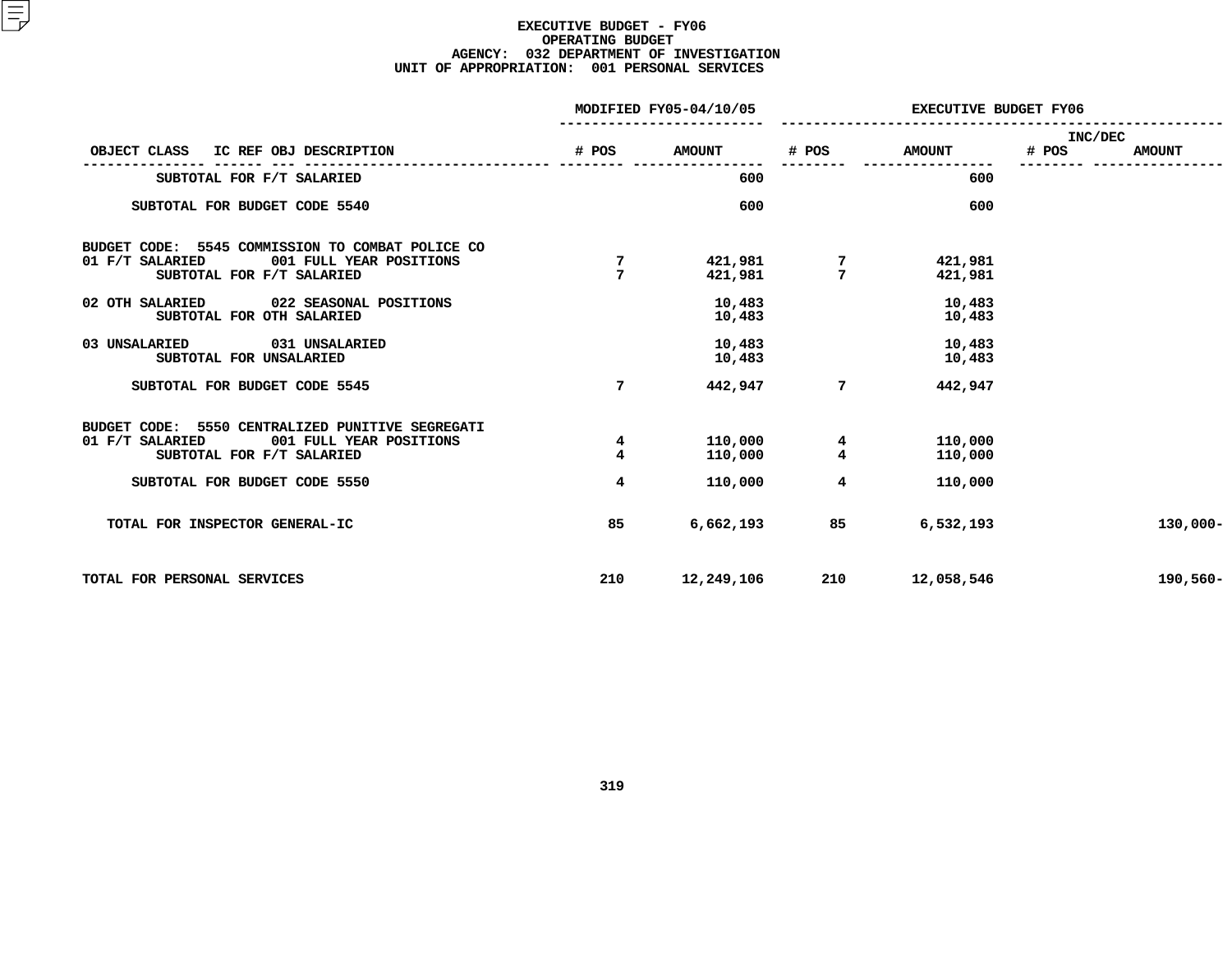# EXECUTIVE BUDGET - FY06
## OPERATING BUDGET
### AGENCY: 032 DEPARTMENT OF INVESTIGATION
### UNIT OF APPROPRIATION: 001 PERSONAL SERVICES

| OBJECT CLASS | IC REF OBJ DESCRIPTION | MODIFIED FY05-04/10/05 # POS | MODIFIED FY05-04/10/05 AMOUNT | EXECUTIVE BUDGET FY06 # POS | EXECUTIVE BUDGET FY06 AMOUNT | INC/DEC # POS | INC/DEC AMOUNT |
|---|---|---|---|---|---|---|---|
| SUBTOTAL FOR F/T SALARIED | | | 600 | | 600 | | |
| SUBTOTAL FOR BUDGET CODE 5540 | | | 600 | | 600 | | |
| BUDGET CODE: 5545 COMMISSION TO COMBAT POLICE CO | | | | | | | |
| 01 F/T SALARIED | 001 FULL YEAR POSITIONS | 7 | 421,981 | 7 | 421,981 | | |
| SUBTOTAL FOR F/T SALARIED | | 7 | 421,981 | 7 | 421,981 | | |
| 02 OTH SALARIED | 022 SEASONAL POSITIONS | | 10,483 | | 10,483 | | |
| SUBTOTAL FOR OTH SALARIED | | | 10,483 | | 10,483 | | |
| 03 UNSALARIED | 031 UNSALARIED | | 10,483 | | 10,483 | | |
| SUBTOTAL FOR UNSALARIED | | | 10,483 | | 10,483 | | |
| SUBTOTAL FOR BUDGET CODE 5545 | | 7 | 442,947 | 7 | 442,947 | | |
| BUDGET CODE: 5550 CENTRALIZED PUNITIVE SEGREGATI | | | | | | | |
| 01 F/T SALARIED | 001 FULL YEAR POSITIONS | 4 | 110,000 | 4 | 110,000 | | |
| SUBTOTAL FOR F/T SALARIED | | 4 | 110,000 | 4 | 110,000 | | |
| SUBTOTAL FOR BUDGET CODE 5550 | | 4 | 110,000 | 4 | 110,000 | | |
| TOTAL FOR INSPECTOR GENERAL-IC | | 85 | 6,662,193 | 85 | 6,532,193 | | 130,000- |
| TOTAL FOR PERSONAL SERVICES | | 210 | 12,249,106 | 210 | 12,058,546 | | 190,560- |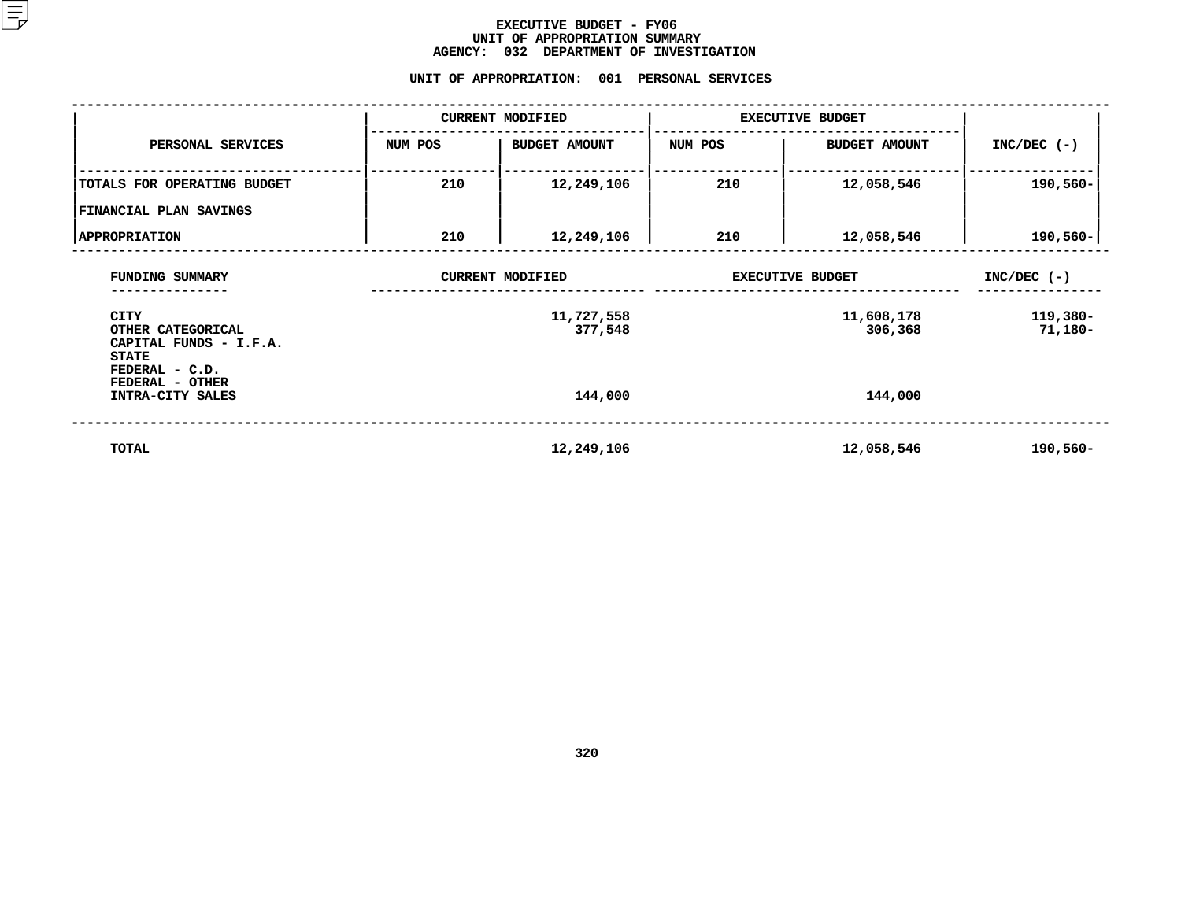# EXECUTIVE BUDGET - FY06
## UNIT OF APPROPRIATION SUMMARY
## AGENCY: 032 DEPARTMENT OF INVESTIGATION

### UNIT OF APPROPRIATION: 001 PERSONAL SERVICES

| PERSONAL SERVICES | CURRENT MODIFIED | | EXECUTIVE BUDGET | | INC/DEC (-) |
|---|---|---|---|---|---|
| | NUM POS | BUDGET AMOUNT | NUM POS | BUDGET AMOUNT | |
| TOTALS FOR OPERATING BUDGET | 210 | 12,249,106 | 210 | 12,058,546 | 190,560- |
| FINANCIAL PLAN SAVINGS | | | | | |
| APPROPRIATION | 210 | 12,249,106 | 210 | 12,058,546 | 190,560- |

| FUNDING SUMMARY | CURRENT MODIFIED | EXECUTIVE BUDGET | INC/DEC (-) |
|---|---|---|---|
| CITY | 11,727,558 | 11,608,178 | 119,380- |
| OTHER CATEGORICAL | 377,548 | 306,368 | 71,180- |
| CAPITAL FUNDS - I.F.A. | | | |
| STATE | | | |
| FEDERAL - C.D. | | | |
| FEDERAL - OTHER | | | |
| INTRA-CITY SALES | 144,000 | 144,000 | |
| TOTAL | 12,249,106 | 12,058,546 | 190,560- |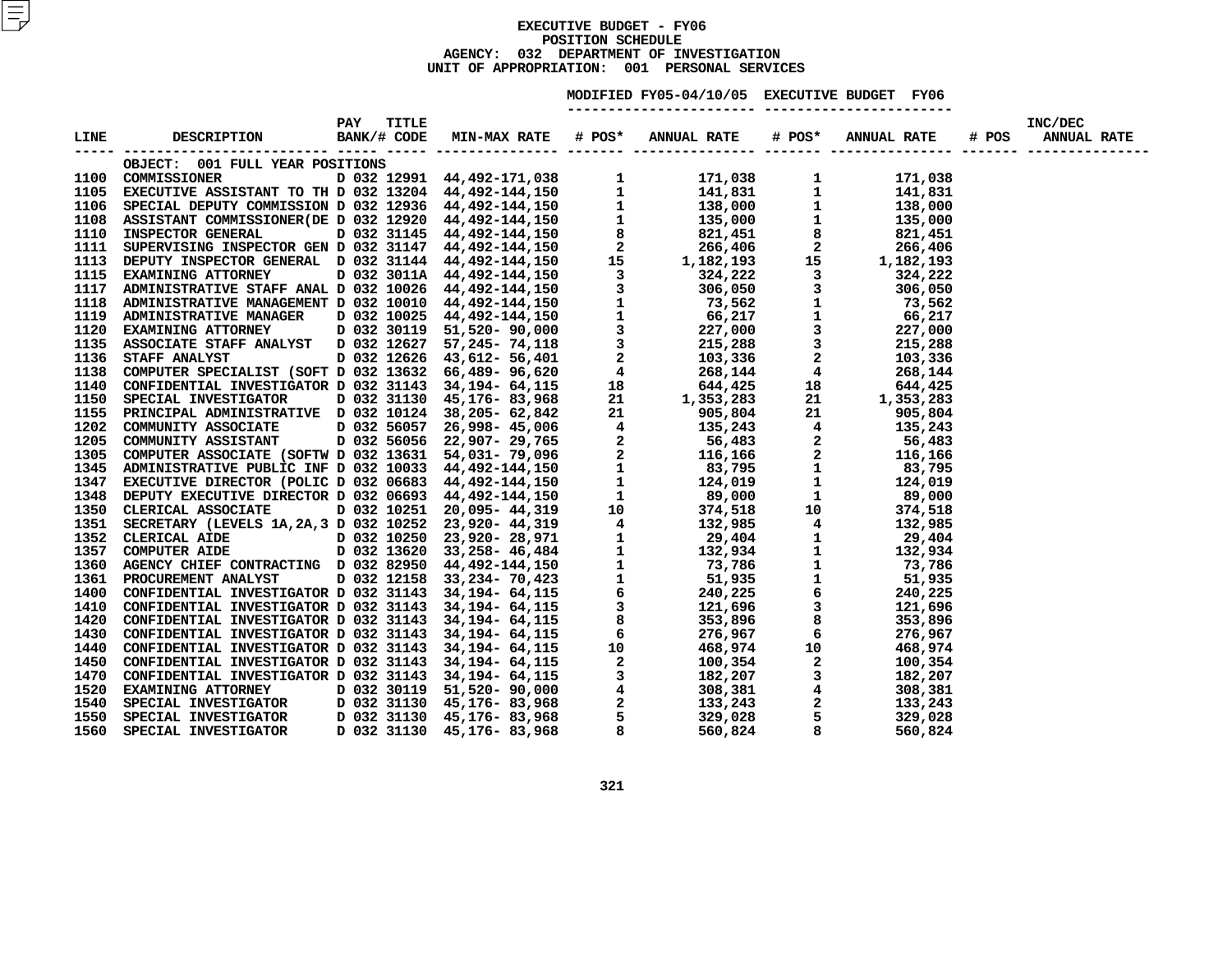# EXECUTIVE BUDGET - FY06
## POSITION SCHEDULE
### AGENCY: 032 DEPARTMENT OF INVESTIGATION
### UNIT OF APPROPRIATION: 001 PERSONAL SERVICES

| LINE | DESCRIPTION | PAY BANK/# | TITLE CODE | MIN-MAX RATE | MODIFIED FY05-04/10/05 # POS* | MODIFIED FY05-04/10/05 ANNUAL RATE | EXECUTIVE BUDGET FY06 # POS* | EXECUTIVE BUDGET FY06 ANNUAL RATE | INC/DEC # POS | INC/DEC ANNUAL RATE |
|---|---|---|---|---|---|---|---|---|---|---|
| | OBJECT: 001 FULL YEAR POSITIONS | | | | | | | | | |
| 1100 | COMMISSIONER | D 032 | 12991 | 44,492-171,038 | 1 | 171,038 | 1 | 171,038 | | |
| 1105 | EXECUTIVE ASSISTANT TO TH | D 032 | 13204 | 44,492-144,150 | 1 | 141,831 | 1 | 141,831 | | |
| 1106 | SPECIAL DEPUTY COMMISSION | D 032 | 12936 | 44,492-144,150 | 1 | 138,000 | 1 | 138,000 | | |
| 1108 | ASSISTANT COMMISSIONER(DE | D 032 | 12920 | 44,492-144,150 | 1 | 135,000 | 1 | 135,000 | | |
| 1110 | INSPECTOR GENERAL | D 032 | 31145 | 44,492-144,150 | 8 | 821,451 | 8 | 821,451 | | |
| 1111 | SUPERVISING INSPECTOR GEN | D 032 | 31147 | 44,492-144,150 | 2 | 266,406 | 2 | 266,406 | | |
| 1113 | DEPUTY INSPECTOR GENERAL | D 032 | 31144 | 44,492-144,150 | 15 | 1,182,193 | 15 | 1,182,193 | | |
| 1115 | EXAMINING ATTORNEY | D 032 | 3011A | 44,492-144,150 | 3 | 324,222 | 3 | 324,222 | | |
| 1117 | ADMINISTRATIVE STAFF ANAL | D 032 | 10026 | 44,492-144,150 | 3 | 306,050 | 3 | 306,050 | | |
| 1118 | ADMINISTRATIVE MANAGEMENT | D 032 | 10010 | 44,492-144,150 | 1 | 73,562 | 1 | 73,562 | | |
| 1119 | ADMINISTRATIVE MANAGER | D 032 | 10025 | 44,492-144,150 | 1 | 66,217 | 1 | 66,217 | | |
| 1120 | EXAMINING ATTORNEY | D 032 | 30119 | 51,520- 90,000 | 3 | 227,000 | 3 | 227,000 | | |
| 1135 | ASSOCIATE STAFF ANALYST | D 032 | 12627 | 57,245- 74,118 | 3 | 215,288 | 3 | 215,288 | | |
| 1136 | STAFF ANALYST | D 032 | 12626 | 43,612- 56,401 | 2 | 103,336 | 2 | 103,336 | | |
| 1138 | COMPUTER SPECIALIST (SOFT | D 032 | 13632 | 66,489- 96,620 | 4 | 268,144 | 4 | 268,144 | | |
| 1140 | CONFIDENTIAL INVESTIGATOR | D 032 | 31143 | 34,194- 64,115 | 18 | 644,425 | 18 | 644,425 | | |
| 1150 | SPECIAL INVESTIGATOR | D 032 | 31130 | 45,176- 83,968 | 21 | 1,353,283 | 21 | 1,353,283 | | |
| 1155 | PRINCIPAL ADMINISTRATIVE | D 032 | 10124 | 38,205- 62,842 | 21 | 905,804 | 21 | 905,804 | | |
| 1202 | COMMUNITY ASSOCIATE | D 032 | 56057 | 26,998- 45,006 | 4 | 135,243 | 4 | 135,243 | | |
| 1205 | COMMUNITY ASSISTANT | D 032 | 56056 | 22,907- 29,765 | 2 | 56,483 | 2 | 56,483 | | |
| 1305 | COMPUTER ASSOCIATE (SOFTW | D 032 | 13631 | 54,031- 79,096 | 2 | 116,166 | 2 | 116,166 | | |
| 1345 | ADMINISTRATIVE PUBLIC INF | D 032 | 10033 | 44,492-144,150 | 1 | 83,795 | 1 | 83,795 | | |
| 1347 | EXECUTIVE DIRECTOR (POLIC | D 032 | 06683 | 44,492-144,150 | 1 | 124,019 | 1 | 124,019 | | |
| 1348 | DEPUTY EXECUTIVE DIRECTOR | D 032 | 06693 | 44,492-144,150 | 1 | 89,000 | 1 | 89,000 | | |
| 1350 | CLERICAL ASSOCIATE | D 032 | 10251 | 20,095- 44,319 | 10 | 374,518 | 10 | 374,518 | | |
| 1351 | SECRETARY (LEVELS 1A,2A,3 | D 032 | 10252 | 23,920- 44,319 | 4 | 132,985 | 4 | 132,985 | | |
| 1352 | CLERICAL AIDE | D 032 | 10250 | 23,920- 28,971 | 1 | 29,404 | 1 | 29,404 | | |
| 1357 | COMPUTER AIDE | D 032 | 13620 | 33,258- 46,484 | 1 | 132,934 | 1 | 132,934 | | |
| 1360 | AGENCY CHIEF CONTRACTING | D 032 | 82950 | 44,492-144,150 | 1 | 73,786 | 1 | 73,786 | | |
| 1361 | PROCUREMENT ANALYST | D 032 | 12158 | 33,234- 70,423 | 1 | 51,935 | 1 | 51,935 | | |
| 1400 | CONFIDENTIAL INVESTIGATOR | D 032 | 31143 | 34,194- 64,115 | 6 | 240,225 | 6 | 240,225 | | |
| 1410 | CONFIDENTIAL INVESTIGATOR | D 032 | 31143 | 34,194- 64,115 | 3 | 121,696 | 3 | 121,696 | | |
| 1420 | CONFIDENTIAL INVESTIGATOR | D 032 | 31143 | 34,194- 64,115 | 8 | 353,896 | 8 | 353,896 | | |
| 1430 | CONFIDENTIAL INVESTIGATOR | D 032 | 31143 | 34,194- 64,115 | 6 | 276,967 | 6 | 276,967 | | |
| 1440 | CONFIDENTIAL INVESTIGATOR | D 032 | 31143 | 34,194- 64,115 | 10 | 468,974 | 10 | 468,974 | | |
| 1450 | CONFIDENTIAL INVESTIGATOR | D 032 | 31143 | 34,194- 64,115 | 2 | 100,354 | 2 | 100,354 | | |
| 1470 | CONFIDENTIAL INVESTIGATOR | D 032 | 31143 | 34,194- 64,115 | 3 | 182,207 | 3 | 182,207 | | |
| 1520 | EXAMINING ATTORNEY | D 032 | 30119 | 51,520- 90,000 | 4 | 308,381 | 4 | 308,381 | | |
| 1540 | SPECIAL INVESTIGATOR | D 032 | 31130 | 45,176- 83,968 | 2 | 133,243 | 2 | 133,243 | | |
| 1550 | SPECIAL INVESTIGATOR | D 032 | 31130 | 45,176- 83,968 | 5 | 329,028 | 5 | 329,028 | | |
| 1560 | SPECIAL INVESTIGATOR | D 032 | 31130 | 45,176- 83,968 | 8 | 560,824 | 8 | 560,824 | | |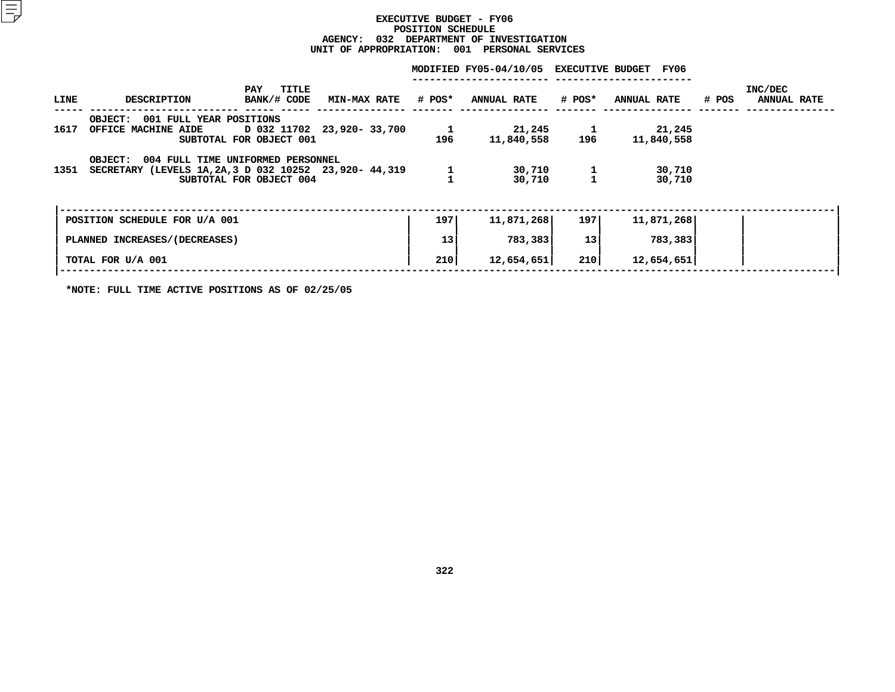# EXECUTIVE BUDGET - FY06
## POSITION SCHEDULE
### AGENCY: 032 DEPARTMENT OF INVESTIGATION
### UNIT OF APPROPRIATION: 001 PERSONAL SERVICES

| LINE | DESCRIPTION | PAY BANK/# | TITLE CODE | MIN-MAX RATE | MODIFIED FY05-04/10/05 # POS* | MODIFIED FY05-04/10/05 ANNUAL RATE | EXECUTIVE BUDGET FY06 # POS* | EXECUTIVE BUDGET FY06 ANNUAL RATE | INC/DEC # POS | INC/DEC ANNUAL RATE |
|---|---|---|---|---|---|---|---|---|---|---|
| | OBJECT: 001 FULL YEAR POSITIONS | | | | | | | | | |
| 1617 | OFFICE MACHINE AIDE | D 032 | 11702 | 23,920- 33,700 | 1 | 21,245 | 1 | 21,245 | | |
| | SUBTOTAL FOR OBJECT 001 | | | | 196 | 11,840,558 | 196 | 11,840,558 | | |
| | OBJECT: 004 FULL TIME UNIFORMED PERSONNEL | | | | | | | | | |
| 1351 | SECRETARY (LEVELS 1A,2A,3 | D 032 | 10252 | 23,920- 44,319 | 1 | 30,710 | 1 | 30,710 | | |
| | SUBTOTAL FOR OBJECT 004 | | | | 1 | 30,710 | 1 | 30,710 | | |

| | # POS* | ANNUAL RATE | # POS* | ANNUAL RATE | # POS | ANNUAL RATE |
|---|---|---|---|---|---|---|
| POSITION SCHEDULE FOR U/A 001 | 197 | 11,871,268 | 197 | 11,871,268 | | |
| PLANNED INCREASES/(DECREASES) | 13 | 783,383 | 13 | 783,383 | | |
| TOTAL FOR U/A 001 | 210 | 12,654,651 | 210 | 12,654,651 | | |

*NOTE: FULL TIME ACTIVE POSITIONS AS OF 02/25/05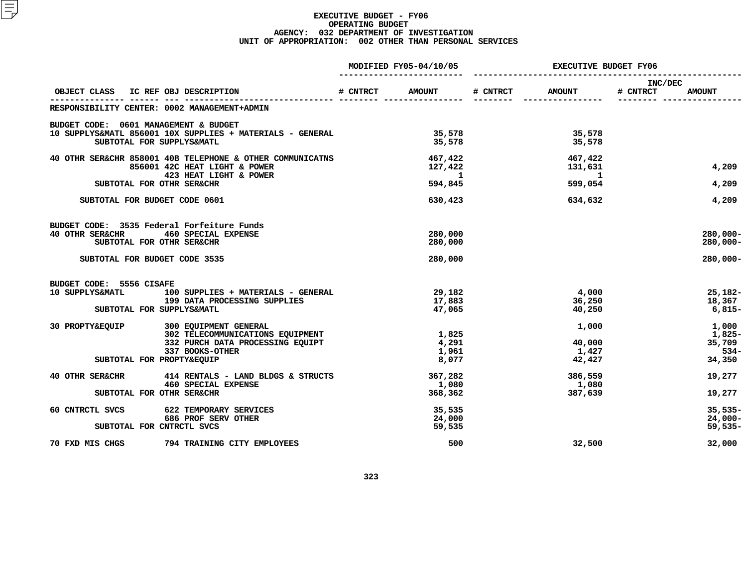# EXECUTIVE BUDGET - FY06
## OPERATING BUDGET
### AGENCY: 032 DEPARTMENT OF INVESTIGATION
### UNIT OF APPROPRIATION: 002 OTHER THAN PERSONAL SERVICES

| OBJECT CLASS | IC REF | OBJ | DESCRIPTION | MODIFIED FY05-04/10/05 # CNTRCT | MODIFIED FY05-04/10/05 AMOUNT | EXECUTIVE BUDGET FY06 # CNTRCT | EXECUTIVE BUDGET FY06 AMOUNT | INC/DEC # CNTRCT | INC/DEC AMOUNT |
|---|---|---|---|---|---|---|---|---|---|
| RESPONSIBILITY CENTER: 0002 MANAGEMENT+ADMIN | | | | | | | | | |
| BUDGET CODE: 0601 MANAGEMENT & BUDGET | | | | | | | | | |
| 10 SUPPLYS&MATL | 856001 | 10X | SUPPLIES + MATERIALS - GENERAL | | 35,578 | | 35,578 | | |
| SUBTOTAL FOR SUPPLYS&MATL | | | | | 35,578 | | 35,578 | | |
| 40 OTHR SER&CHR | 858001 | 40B | TELEPHONE & OTHER COMMUNICATNS | | 467,422 | | 467,422 | | |
| | 856001 | 42C | HEAT LIGHT & POWER | | 127,422 | | 131,631 | | 4,209 |
| | | 423 | HEAT LIGHT & POWER | | 1 | | 1 | | |
| SUBTOTAL FOR OTHR SER&CHR | | | | | 594,845 | | 599,054 | | 4,209 |
| SUBTOTAL FOR BUDGET CODE 0601 | | | | | 630,423 | | 634,632 | | 4,209 |
| BUDGET CODE: 3535 Federal Forfeiture Funds | | | | | | | | | |
| 40 OTHR SER&CHR | | 460 | SPECIAL EXPENSE | | 280,000 | | | | 280,000- |
| SUBTOTAL FOR OTHR SER&CHR | | | | | 280,000 | | | | 280,000- |
| SUBTOTAL FOR BUDGET CODE 3535 | | | | | 280,000 | | | | 280,000- |
| BUDGET CODE: 5556 CISAFE | | | | | | | | | |
| 10 SUPPLYS&MATL | | 100 | SUPPLIES + MATERIALS - GENERAL | | 29,182 | | 4,000 | | 25,182- |
| | | 199 | DATA PROCESSING SUPPLIES | | 17,883 | | 36,250 | | 18,367 |
| SUBTOTAL FOR SUPPLYS&MATL | | | | | 47,065 | | 40,250 | | 6,815- |
| 30 PROPTY&EQUIP | | 300 | EQUIPMENT GENERAL | | | | 1,000 | | 1,000 |
| | | 302 | TELECOMMUNICATIONS EQUIPMENT | | 1,825 | | | | 1,825- |
| | | 332 | PURCH DATA PROCESSING EQUIPT | | 4,291 | | 40,000 | | 35,709 |
| | | 337 | BOOKS-OTHER | | 1,961 | | 1,427 | | 534- |
| SUBTOTAL FOR PROPTY&EQUIP | | | | | 8,077 | | 42,427 | | 34,350 |
| 40 OTHR SER&CHR | | 414 | RENTALS - LAND BLDGS & STRUCTS | | 367,282 | | 386,559 | | 19,277 |
| | | 460 | SPECIAL EXPENSE | | 1,080 | | 1,080 | | |
| SUBTOTAL FOR OTHR SER&CHR | | | | | 368,362 | | 387,639 | | 19,277 |
| 60 CNTRCTL SVCS | | 622 | TEMPORARY SERVICES | | 35,535 | | | | 35,535- |
| | | 686 | PROF SERV OTHER | | 24,000 | | | | 24,000- |
| SUBTOTAL FOR CNTRCTL SVCS | | | | | 59,535 | | | | 59,535- |
| 70 FXD MIS CHGS | | 794 | TRAINING CITY EMPLOYEES | | 500 | | 32,500 | | 32,000 |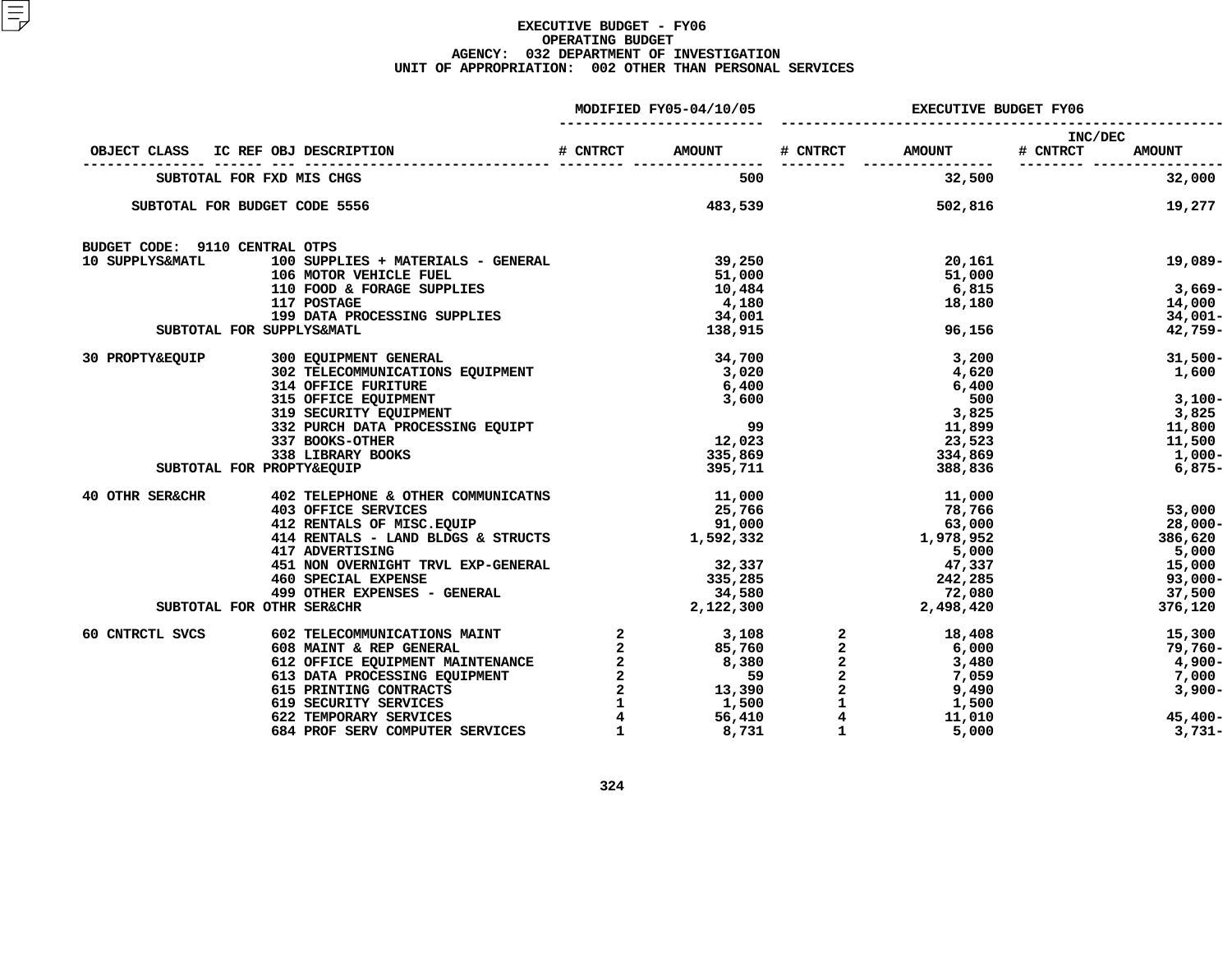# EXECUTIVE BUDGET - FY06
## OPERATING BUDGET
### AGENCY: 032 DEPARTMENT OF INVESTIGATION
### UNIT OF APPROPRIATION: 002 OTHER THAN PERSONAL SERVICES

| OBJECT CLASS | IC REF OBJ DESCRIPTION | MODIFIED FY05-04/10/05 # CNTRCT | MODIFIED FY05-04/10/05 AMOUNT | EXECUTIVE BUDGET FY06 # CNTRCT | EXECUTIVE BUDGET FY06 AMOUNT | INC/DEC # CNTRCT | INC/DEC AMOUNT |
|---|---|---|---|---|---|---|---|
| SUBTOTAL FOR FXD MIS CHGS | | | 500 | | 32,500 | | 32,000 |
| SUBTOTAL FOR BUDGET CODE 5556 | | | 483,539 | | 502,816 | | 19,277 |
| BUDGET CODE: 9110 CENTRAL OTPS | | | | | | | |
| 10 SUPPLYS&MATL | 100 SUPPLIES + MATERIALS - GENERAL | | 39,250 | | 20,161 | | 19,089- |
| | 106 MOTOR VEHICLE FUEL | | 51,000 | | 51,000 | | |
| | 110 FOOD & FORAGE SUPPLIES | | 10,484 | | 6,815 | | 3,669- |
| | 117 POSTAGE | | 4,180 | | 18,180 | | 14,000 |
| | 199 DATA PROCESSING SUPPLIES | | 34,001 | | | | 34,001- |
| SUBTOTAL FOR SUPPLYS&MATL | | | 138,915 | | 96,156 | | 42,759- |
| 30 PROPTY&EQUIP | 300 EQUIPMENT GENERAL | | 34,700 | | 3,200 | | 31,500- |
| | 302 TELECOMMUNICATIONS EQUIPMENT | | 3,020 | | 4,620 | | 1,600 |
| | 314 OFFICE FURITURE | | 6,400 | | 6,400 | | |
| | 315 OFFICE EQUIPMENT | | 3,600 | | 500 | | 3,100- |
| | 319 SECURITY EQUIPMENT | | | | 3,825 | | 3,825 |
| | 332 PURCH DATA PROCESSING EQUIPT | | 99 | | 11,899 | | 11,800 |
| | 337 BOOKS-OTHER | | 12,023 | | 23,523 | | 11,500 |
| | 338 LIBRARY BOOKS | | 335,869 | | 334,869 | | 1,000- |
| SUBTOTAL FOR PROPTY&EQUIP | | | 395,711 | | 388,836 | | 6,875- |
| 40 OTHR SER&CHR | 402 TELEPHONE & OTHER COMMUNICATNS | | 11,000 | | 11,000 | | |
| | 403 OFFICE SERVICES | | 25,766 | | 78,766 | | 53,000 |
| | 412 RENTALS OF MISC.EQUIP | | 91,000 | | 63,000 | | 28,000- |
| | 414 RENTALS - LAND BLDGS & STRUCTS | | 1,592,332 | | 1,978,952 | | 386,620 |
| | 417 ADVERTISING | | | | 5,000 | | 5,000 |
| | 451 NON OVERNIGHT TRVL EXP-GENERAL | | 32,337 | | 47,337 | | 15,000 |
| | 460 SPECIAL EXPENSE | | 335,285 | | 242,285 | | 93,000- |
| | 499 OTHER EXPENSES - GENERAL | | 34,580 | | 72,080 | | 37,500 |
| SUBTOTAL FOR OTHR SER&CHR | | | 2,122,300 | | 2,498,420 | | 376,120 |
| 60 CNTRCTL SVCS | 602 TELECOMMUNICATIONS MAINT | 2 | 3,108 | 2 | 18,408 | | 15,300 |
| | 608 MAINT & REP GENERAL | 2 | 85,760 | 2 | 6,000 | | 79,760- |
| | 612 OFFICE EQUIPMENT MAINTENANCE | 2 | 8,380 | 2 | 3,480 | | 4,900- |
| | 613 DATA PROCESSING EQUIPMENT | 2 | 59 | 2 | 7,059 | | 7,000 |
| | 615 PRINTING CONTRACTS | 2 | 13,390 | 2 | 9,490 | | 3,900- |
| | 619 SECURITY SERVICES | 1 | 1,500 | 1 | 1,500 | | |
| | 622 TEMPORARY SERVICES | 4 | 56,410 | 4 | 11,010 | | 45,400- |
| | 684 PROF SERV COMPUTER SERVICES | 1 | 8,731 | 1 | 5,000 | | 3,731- |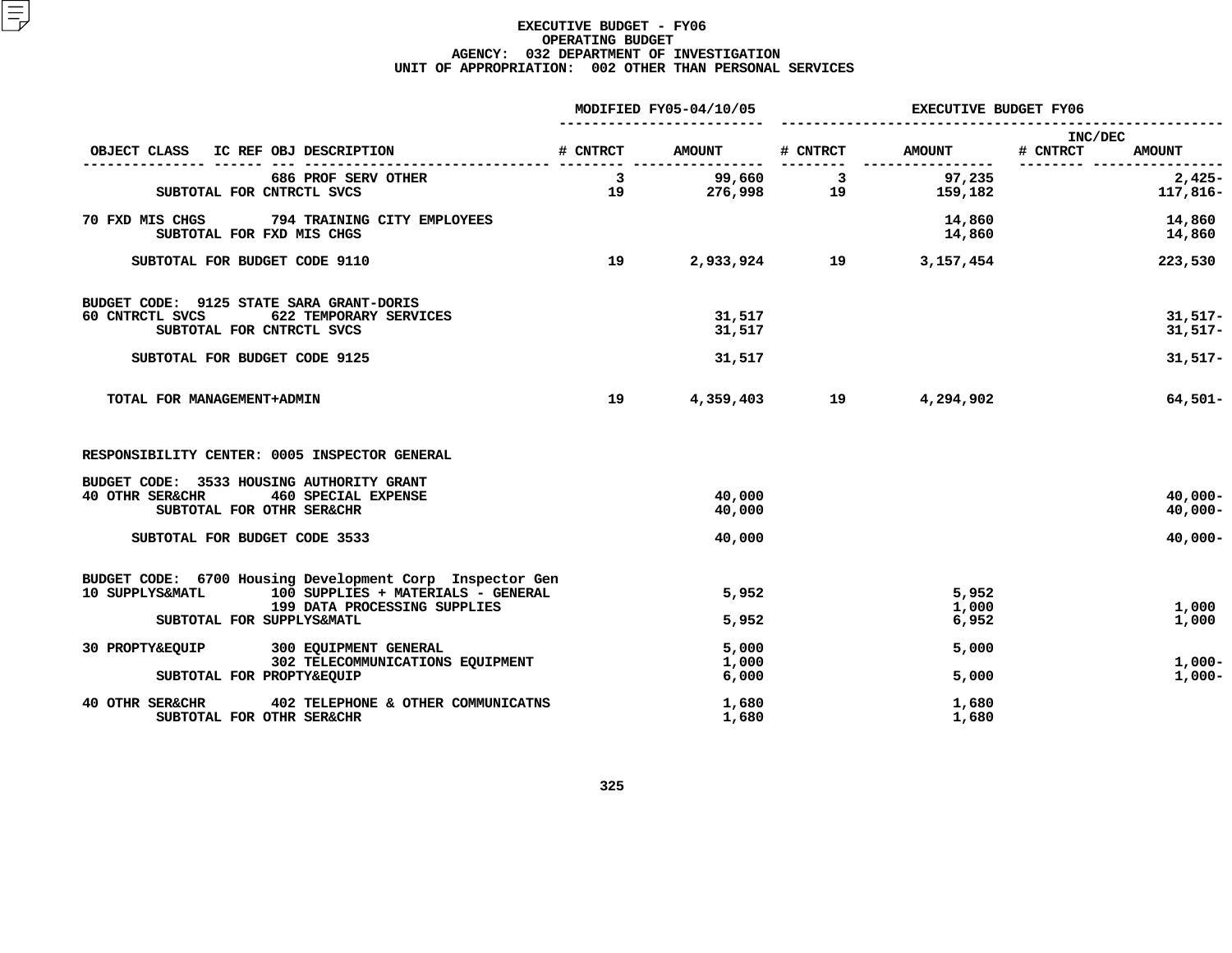# EXECUTIVE BUDGET - FY06
## OPERATING BUDGET
### AGENCY: 032 DEPARTMENT OF INVESTIGATION
### UNIT OF APPROPRIATION: 002 OTHER THAN PERSONAL SERVICES

| OBJECT CLASS | IC REF | OBJ DESCRIPTION | MODIFIED FY05-04/10/05 # CNTRCT | MODIFIED FY05-04/10/05 AMOUNT | EXECUTIVE BUDGET FY06 # CNTRCT | EXECUTIVE BUDGET FY06 AMOUNT | INC/DEC # CNTRCT | INC/DEC AMOUNT |
|---|---|---|---|---|---|---|---|---|
| | | 686 PROF SERV OTHER | 3 | 99,660 | 3 | 97,235 | | 2,425- |
| SUBTOTAL FOR CNTRCTL SVCS | | | 19 | 276,998 | 19 | 159,182 | | 117,816- |
| 70 FXD MIS CHGS | | 794 TRAINING CITY EMPLOYEES | | | | 14,860 | | 14,860 |
| SUBTOTAL FOR FXD MIS CHGS | | | | | | 14,860 | | 14,860 |
| SUBTOTAL FOR BUDGET CODE 9110 | | | 19 | 2,933,924 | 19 | 3,157,454 | | 223,530 |
| BUDGET CODE: 9125 STATE SARA GRANT-DORIS | | | | | | | | |
| 60 CNTRCTL SVCS | | 622 TEMPORARY SERVICES | | 31,517 | | | | 31,517- |
| SUBTOTAL FOR CNTRCTL SVCS | | | | 31,517 | | | | 31,517- |
| SUBTOTAL FOR BUDGET CODE 9125 | | | | 31,517 | | | | 31,517- |
| TOTAL FOR MANAGEMENT+ADMIN | | | 19 | 4,359,403 | 19 | 4,294,902 | | 64,501- |
| RESPONSIBILITY CENTER: 0005 INSPECTOR GENERAL | | | | | | | | |
| BUDGET CODE: 3533 HOUSING AUTHORITY GRANT | | | | | | | | |
| 40 OTHR SER&CHR | | 460 SPECIAL EXPENSE | | 40,000 | | | | 40,000- |
| SUBTOTAL FOR OTHR SER&CHR | | | | 40,000 | | | | 40,000- |
| SUBTOTAL FOR BUDGET CODE 3533 | | | | 40,000 | | | | 40,000- |
| BUDGET CODE: 6700 Housing Development Corp Inspector Gen | | | | | | | | |
| 10 SUPPLYS&MATL | | 100 SUPPLIES + MATERIALS - GENERAL | | 5,952 | | 5,952 | | |
| | | 199 DATA PROCESSING SUPPLIES | | | | 1,000 | | 1,000 |
| SUBTOTAL FOR SUPPLYS&MATL | | | | 5,952 | | 6,952 | | 1,000 |
| 30 PROPTY&EQUIP | | 300 EQUIPMENT GENERAL | | 5,000 | | 5,000 | | |
| | | 302 TELECOMMUNICATIONS EQUIPMENT | | 1,000 | | | | 1,000- |
| SUBTOTAL FOR PROPTY&EQUIP | | | | 6,000 | | 5,000 | | 1,000- |
| 40 OTHR SER&CHR | | 402 TELEPHONE & OTHER COMMUNICATNS | | 1,680 | | 1,680 | | |
| SUBTOTAL FOR OTHR SER&CHR | | | | 1,680 | | 1,680 | | |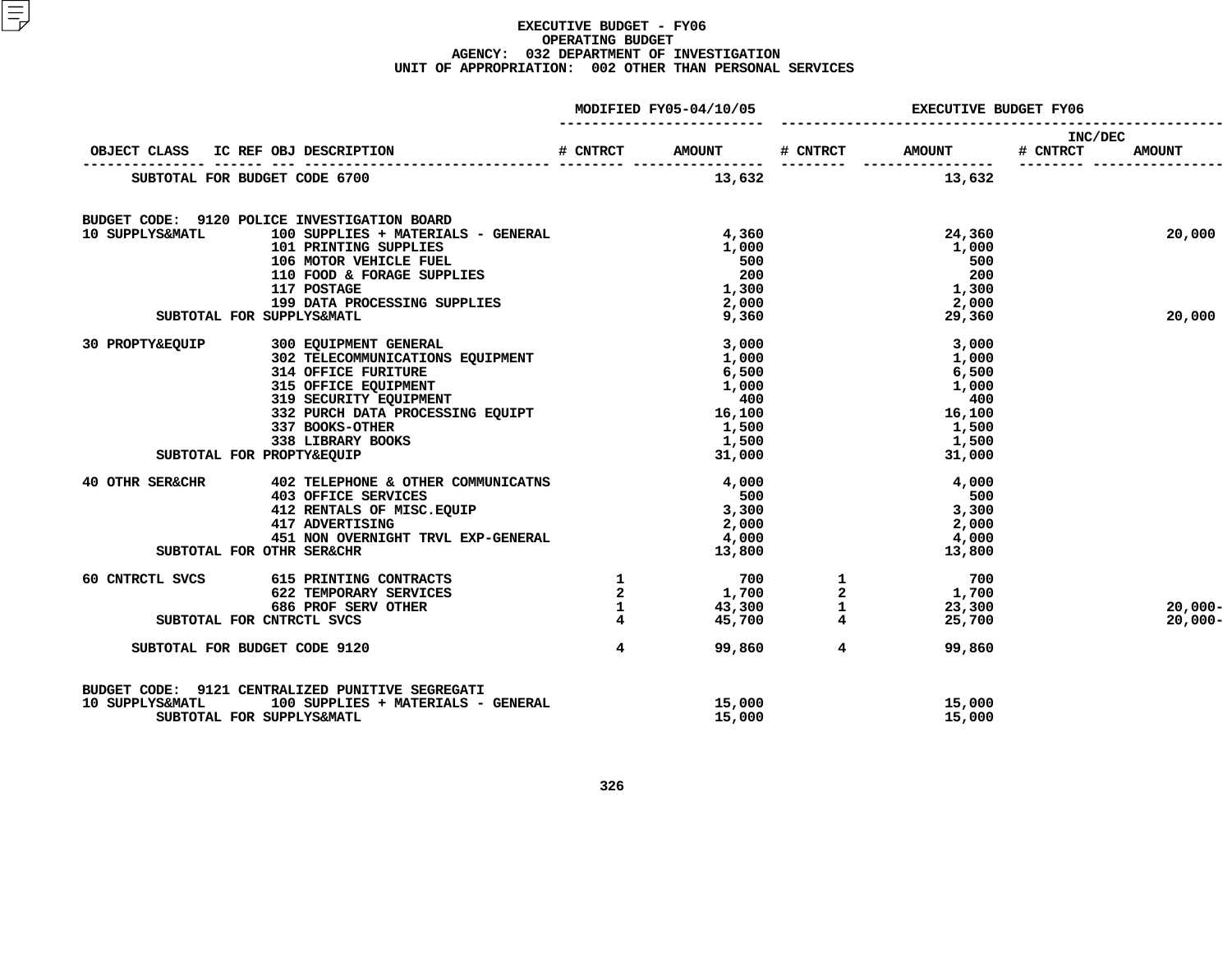# EXECUTIVE BUDGET - FY06
## OPERATING BUDGET
### AGENCY: 032 DEPARTMENT OF INVESTIGATION
### UNIT OF APPROPRIATION: 002 OTHER THAN PERSONAL SERVICES

| OBJECT CLASS | IC REF OBJ DESCRIPTION | MODIFIED FY05-04/10/05 # CNTRCT | MODIFIED FY05-04/10/05 AMOUNT | EXECUTIVE BUDGET FY06 # CNTRCT | EXECUTIVE BUDGET FY06 AMOUNT | INC/DEC # CNTRCT | INC/DEC AMOUNT |
|---|---|---|---|---|---|---|---|
| SUBTOTAL FOR BUDGET CODE 6700 | | | 13,632 | | 13,632 | | |
| BUDGET CODE: 9120 POLICE INVESTIGATION BOARD | | | | | | | |
| 10 SUPPLYS&MATL | 100 SUPPLIES + MATERIALS - GENERAL | | 4,360 | | 24,360 | | 20,000 |
| | 101 PRINTING SUPPLIES | | 1,000 | | 1,000 | | |
| | 106 MOTOR VEHICLE FUEL | | 500 | | 500 | | |
| | 110 FOOD & FORAGE SUPPLIES | | 200 | | 200 | | |
| | 117 POSTAGE | | 1,300 | | 1,300 | | |
| | 199 DATA PROCESSING SUPPLIES | | 2,000 | | 2,000 | | |
| SUBTOTAL FOR SUPPLYS&MATL | | | 9,360 | | 29,360 | | 20,000 |
| 30 PROPTY&EQUIP | 300 EQUIPMENT GENERAL | | 3,000 | | 3,000 | | |
| | 302 TELECOMMUNICATIONS EQUIPMENT | | 1,000 | | 1,000 | | |
| | 314 OFFICE FURITURE | | 6,500 | | 6,500 | | |
| | 315 OFFICE EQUIPMENT | | 1,000 | | 1,000 | | |
| | 319 SECURITY EQUIPMENT | | 400 | | 400 | | |
| | 332 PURCH DATA PROCESSING EQUIPT | | 16,100 | | 16,100 | | |
| | 337 BOOKS-OTHER | | 1,500 | | 1,500 | | |
| | 338 LIBRARY BOOKS | | 1,500 | | 1,500 | | |
| SUBTOTAL FOR PROPTY&EQUIP | | | 31,000 | | 31,000 | | |
| 40 OTHR SER&CHR | 402 TELEPHONE & OTHER COMMUNICATNS | | 4,000 | | 4,000 | | |
| | 403 OFFICE SERVICES | | 500 | | 500 | | |
| | 412 RENTALS OF MISC.EQUIP | | 3,300 | | 3,300 | | |
| | 417 ADVERTISING | | 2,000 | | 2,000 | | |
| | 451 NON OVERNIGHT TRVL EXP-GENERAL | | 4,000 | | 4,000 | | |
| SUBTOTAL FOR OTHR SER&CHR | | | 13,800 | | 13,800 | | |
| 60 CNTRCTL SVCS | 615 PRINTING CONTRACTS | 1 | 700 | 1 | 700 | | |
| | 622 TEMPORARY SERVICES | 2 | 1,700 | 2 | 1,700 | | |
| | 686 PROF SERV OTHER | 1 | 43,300 | 1 | 23,300 | | 20,000- |
| SUBTOTAL FOR CNTRCTL SVCS | | 4 | 45,700 | 4 | 25,700 | | 20,000- |
| SUBTOTAL FOR BUDGET CODE 9120 | | 4 | 99,860 | 4 | 99,860 | | |
| BUDGET CODE: 9121 CENTRALIZED PUNITIVE SEGREGATI | | | | | | | |
| 10 SUPPLYS&MATL | 100 SUPPLIES + MATERIALS - GENERAL | | 15,000 | | 15,000 | | |
| SUBTOTAL FOR SUPPLYS&MATL | | | 15,000 | | 15,000 | | |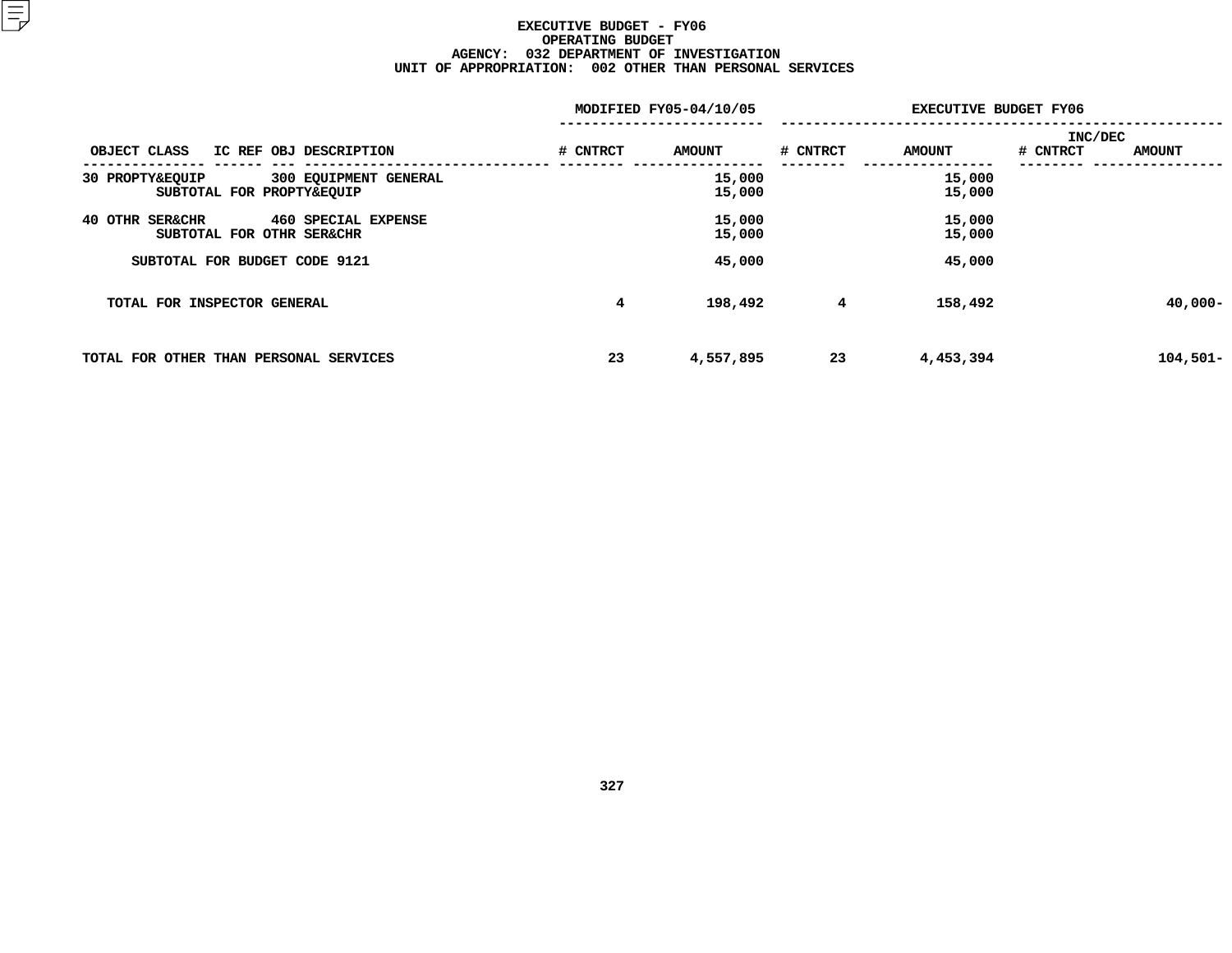**EXECUTIVE BUDGET - FY06**
**OPERATING BUDGET**
**AGENCY: 032 DEPARTMENT OF INVESTIGATION**
**UNIT OF APPROPRIATION: 002 OTHER THAN PERSONAL SERVICES**

| OBJECT CLASS | IC REF | OBJ | DESCRIPTION | MODIFIED FY05-04/10/05 # CNTRCT | MODIFIED FY05-04/10/05 AMOUNT | EXECUTIVE BUDGET FY06 # CNTRCT | EXECUTIVE BUDGET FY06 AMOUNT | INC/DEC # CNTRCT | INC/DEC AMOUNT |
|---|---|---|---|---|---|---|---|---|---|
| 30 PROPTY&EQUIP | | 300 | EQUIPMENT GENERAL | | 15,000 | | 15,000 | | |
| SUBTOTAL FOR PROPTY&EQUIP | | | | | 15,000 | | 15,000 | | |
| 40 OTHR SER&CHR | | 460 | SPECIAL EXPENSE | | 15,000 | | 15,000 | | |
| SUBTOTAL FOR OTHR SER&CHR | | | | | 15,000 | | 15,000 | | |
| SUBTOTAL FOR BUDGET CODE 9121 | | | | | 45,000 | | 45,000 | | |
| TOTAL FOR INSPECTOR GENERAL | | | | 4 | 198,492 | 4 | 158,492 | | 40,000- |
| TOTAL FOR OTHER THAN PERSONAL SERVICES | | | | 23 | 4,557,895 | 23 | 4,453,394 | | 104,501- |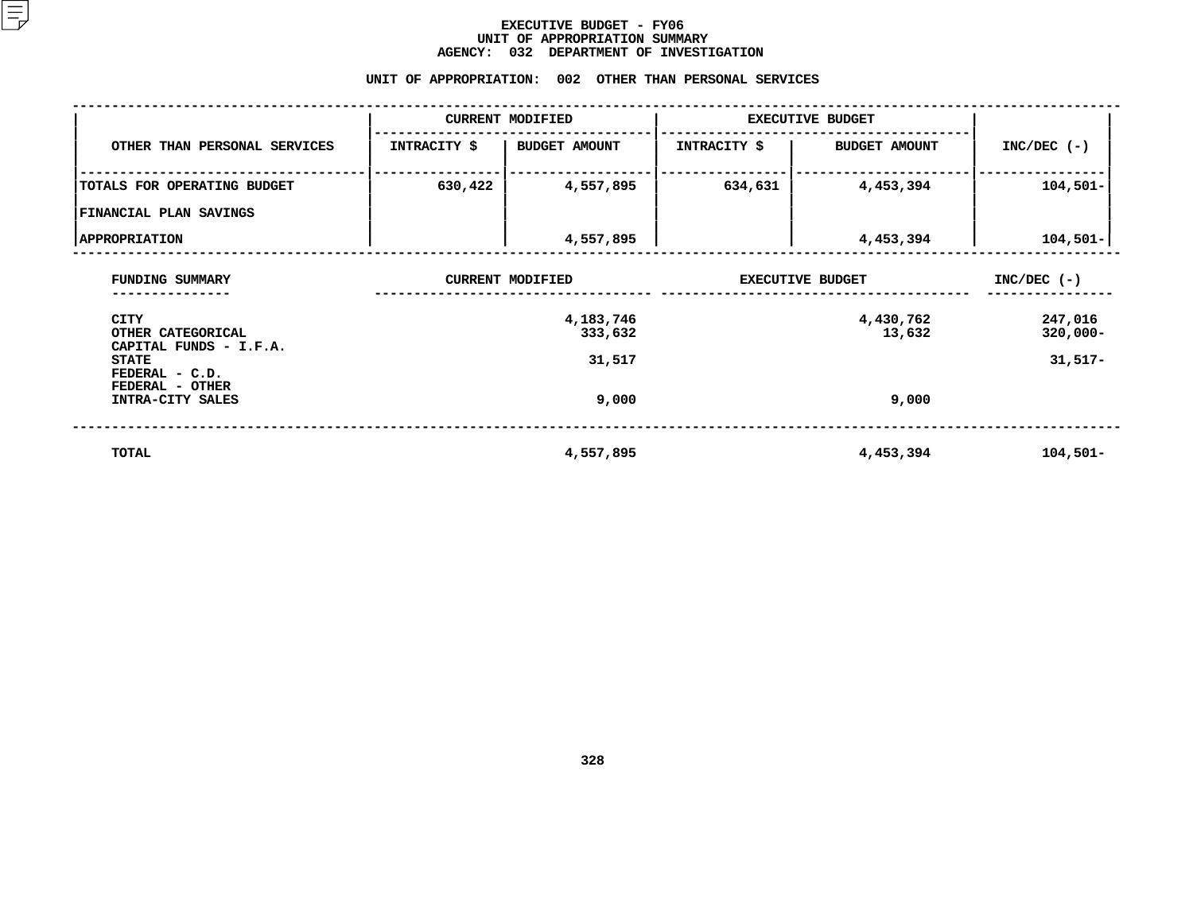# EXECUTIVE BUDGET - FY06
## UNIT OF APPROPRIATION SUMMARY
## AGENCY: 032 DEPARTMENT OF INVESTIGATION

### UNIT OF APPROPRIATION: 002 OTHER THAN PERSONAL SERVICES

| OTHER THAN PERSONAL SERVICES | CURRENT MODIFIED | | EXECUTIVE BUDGET | | INC/DEC (-) |
|---|---|---|---|---|---|
| | INTRACITY $ | BUDGET AMOUNT | INTRACITY $ | BUDGET AMOUNT | |
| TOTALS FOR OPERATING BUDGET | 630,422 | 4,557,895 | 634,631 | 4,453,394 | 104,501- |
| FINANCIAL PLAN SAVINGS | | | | | |
| APPROPRIATION | | 4,557,895 | | 4,453,394 | 104,501- |

| FUNDING SUMMARY | CURRENT MODIFIED | EXECUTIVE BUDGET | INC/DEC (-) |
|---|---|---|---|
| CITY | 4,183,746 | 4,430,762 | 247,016 |
| OTHER CATEGORICAL | 333,632 | 13,632 | 320,000- |
| CAPITAL FUNDS - I.F.A. | | | |
| STATE | 31,517 | | 31,517- |
| FEDERAL - C.D. | | | |
| FEDERAL - OTHER | | | |
| INTRA-CITY SALES | 9,000 | 9,000 | |
| TOTAL | 4,557,895 | 4,453,394 | 104,501- |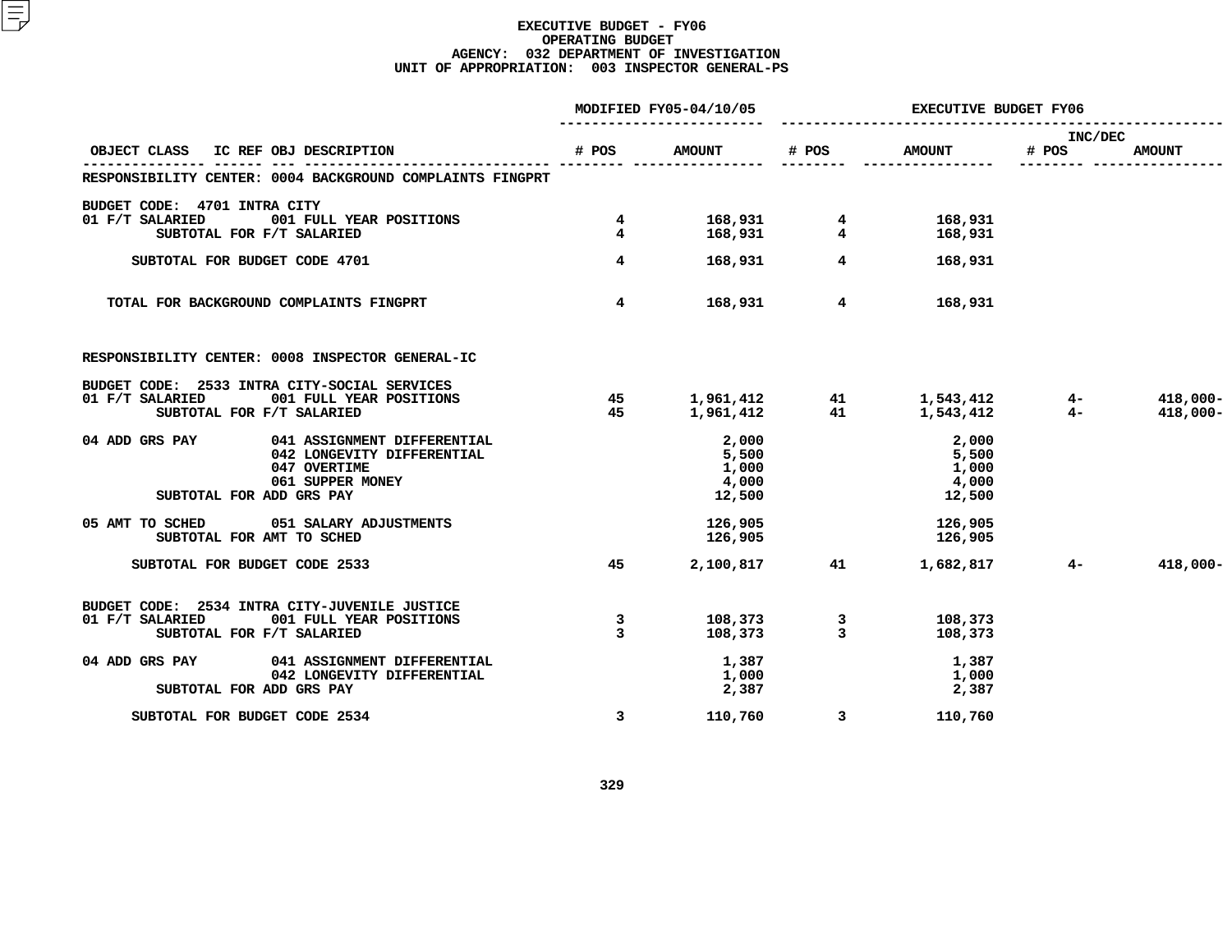# EXECUTIVE BUDGET - FY06
## OPERATING BUDGET
### AGENCY: 032 DEPARTMENT OF INVESTIGATION
### UNIT OF APPROPRIATION: 003 INSPECTOR GENERAL-PS

| OBJECT CLASS | IC REF OBJ DESCRIPTION | MODIFIED FY05-04/10/05 # POS | MODIFIED FY05-04/10/05 AMOUNT | EXECUTIVE BUDGET FY06 # POS | EXECUTIVE BUDGET FY06 AMOUNT | INC/DEC # POS | INC/DEC AMOUNT |
|---|---|---|---|---|---|---|---|
| RESPONSIBILITY CENTER: 0004 BACKGROUND COMPLAINTS FINGPRT | | | | | | | |
| BUDGET CODE: 4701 INTRA CITY | | | | | | | |
| 01 F/T SALARIED | 001 FULL YEAR POSITIONS | 4 | 168,931 | 4 | 168,931 | | |
| SUBTOTAL FOR F/T SALARIED | | 4 | 168,931 | 4 | 168,931 | | |
| SUBTOTAL FOR BUDGET CODE 4701 | | 4 | 168,931 | 4 | 168,931 | | |
| TOTAL FOR BACKGROUND COMPLAINTS FINGPRT | | 4 | 168,931 | 4 | 168,931 | | |
| RESPONSIBILITY CENTER: 0008 INSPECTOR GENERAL-IC | | | | | | | |
| BUDGET CODE: 2533 INTRA CITY-SOCIAL SERVICES | | | | | | | |
| 01 F/T SALARIED | 001 FULL YEAR POSITIONS | 45 | 1,961,412 | 41 | 1,543,412 | 4- | 418,000- |
| SUBTOTAL FOR F/T SALARIED | | 45 | 1,961,412 | 41 | 1,543,412 | 4- | 418,000- |
| 04 ADD GRS PAY | 041 ASSIGNMENT DIFFERENTIAL | | 2,000 | | 2,000 | | |
| | 042 LONGEVITY DIFFERENTIAL | | 5,500 | | 5,500 | | |
| | 047 OVERTIME | | 1,000 | | 1,000 | | |
| | 061 SUPPER MONEY | | 4,000 | | 4,000 | | |
| SUBTOTAL FOR ADD GRS PAY | | | 12,500 | | 12,500 | | |
| 05 AMT TO SCHED | 051 SALARY ADJUSTMENTS | | 126,905 | | 126,905 | | |
| SUBTOTAL FOR AMT TO SCHED | | | 126,905 | | 126,905 | | |
| SUBTOTAL FOR BUDGET CODE 2533 | | 45 | 2,100,817 | 41 | 1,682,817 | 4- | 418,000- |
| BUDGET CODE: 2534 INTRA CITY-JUVENILE JUSTICE | | | | | | | |
| 01 F/T SALARIED | 001 FULL YEAR POSITIONS | 3 | 108,373 | 3 | 108,373 | | |
| SUBTOTAL FOR F/T SALARIED | | 3 | 108,373 | 3 | 108,373 | | |
| 04 ADD GRS PAY | 041 ASSIGNMENT DIFFERENTIAL | | 1,387 | | 1,387 | | |
| | 042 LONGEVITY DIFFERENTIAL | | 1,000 | | 1,000 | | |
| SUBTOTAL FOR ADD GRS PAY | | | 2,387 | | 2,387 | | |
| SUBTOTAL FOR BUDGET CODE 2534 | | 3 | 110,760 | 3 | 110,760 | | |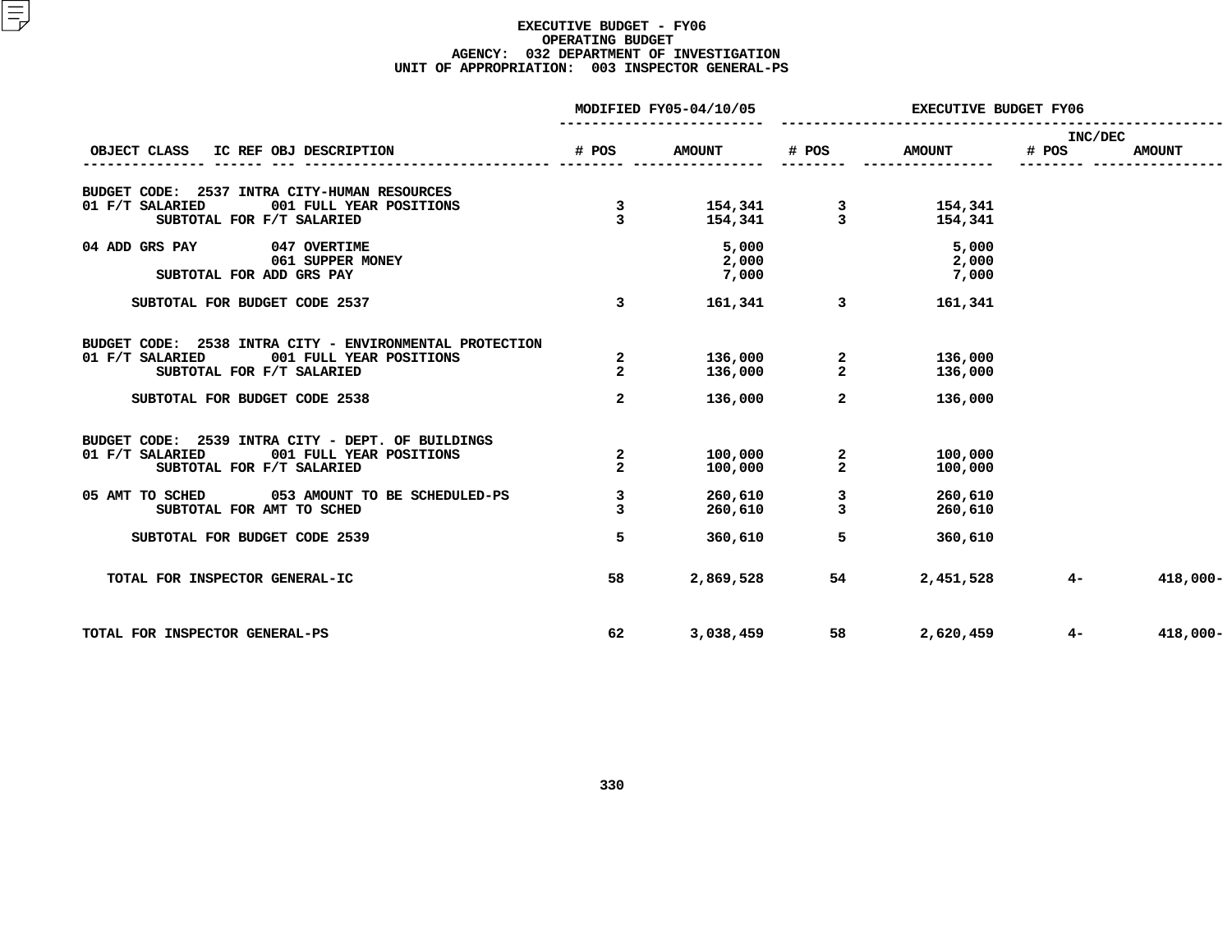# EXECUTIVE BUDGET - FY06
## OPERATING BUDGET
### AGENCY: 032 DEPARTMENT OF INVESTIGATION
### UNIT OF APPROPRIATION: 003 INSPECTOR GENERAL-PS

| OBJECT CLASS | IC REF | OBJ | DESCRIPTION | MODIFIED FY05-04/10/05 # POS | MODIFIED FY05-04/10/05 AMOUNT | EXECUTIVE BUDGET FY06 # POS | EXECUTIVE BUDGET FY06 AMOUNT | INC/DEC # POS | INC/DEC AMOUNT |
|---|---|---|---|---|---|---|---|---|---|
| BUDGET CODE: 2537 INTRA CITY-HUMAN RESOURCES | | | | | | | | | |
| 01 F/T SALARIED | | 001 | FULL YEAR POSITIONS | 3 | 154,341 | 3 | 154,341 | | |
| SUBTOTAL FOR F/T SALARIED | | | | 3 | 154,341 | 3 | 154,341 | | |
| 04 ADD GRS PAY | | 047 | OVERTIME | | 5,000 | | 5,000 | | |
| | | 061 | SUPPER MONEY | | 2,000 | | 2,000 | | |
| SUBTOTAL FOR ADD GRS PAY | | | | | 7,000 | | 7,000 | | |
| SUBTOTAL FOR BUDGET CODE 2537 | | | | 3 | 161,341 | 3 | 161,341 | | |
| BUDGET CODE: 2538 INTRA CITY - ENVIRONMENTAL PROTECTION | | | | | | | | | |
| 01 F/T SALARIED | | 001 | FULL YEAR POSITIONS | 2 | 136,000 | 2 | 136,000 | | |
| SUBTOTAL FOR F/T SALARIED | | | | 2 | 136,000 | 2 | 136,000 | | |
| SUBTOTAL FOR BUDGET CODE 2538 | | | | 2 | 136,000 | 2 | 136,000 | | |
| BUDGET CODE: 2539 INTRA CITY - DEPT. OF BUILDINGS | | | | | | | | | |
| 01 F/T SALARIED | | 001 | FULL YEAR POSITIONS | 2 | 100,000 | 2 | 100,000 | | |
| SUBTOTAL FOR F/T SALARIED | | | | 2 | 100,000 | 2 | 100,000 | | |
| 05 AMT TO SCHED | | 053 | AMOUNT TO BE SCHEDULED-PS | 3 | 260,610 | 3 | 260,610 | | |
| SUBTOTAL FOR AMT TO SCHED | | | | 3 | 260,610 | 3 | 260,610 | | |
| SUBTOTAL FOR BUDGET CODE 2539 | | | | 5 | 360,610 | 5 | 360,610 | | |
| TOTAL FOR INSPECTOR GENERAL-IC | | | | 58 | 2,869,528 | 54 | 2,451,528 | 4- | 418,000- |
| TOTAL FOR INSPECTOR GENERAL-PS | | | | 62 | 3,038,459 | 58 | 2,620,459 | 4- | 418,000- |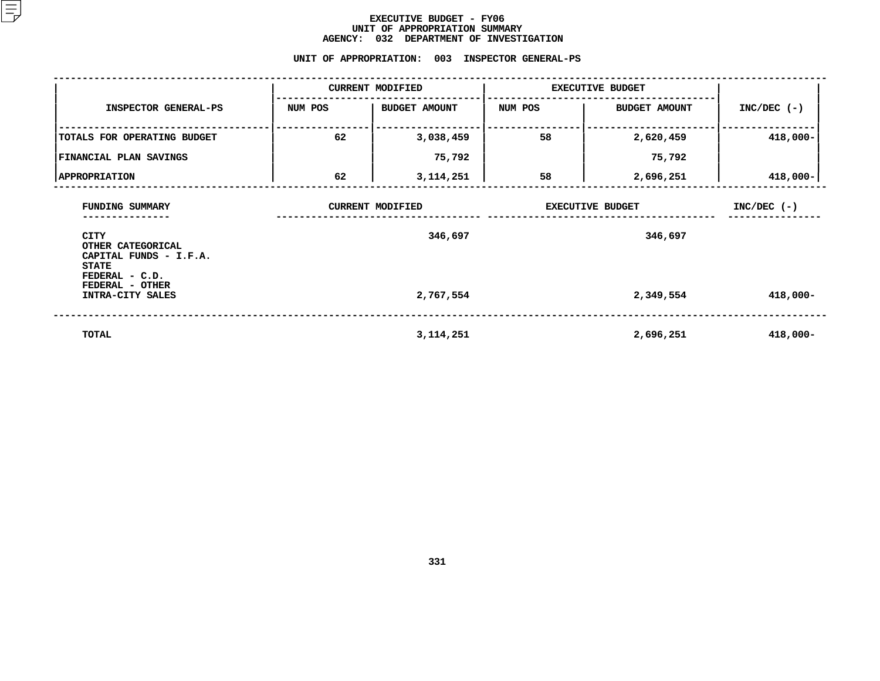# EXECUTIVE BUDGET - FY06
## UNIT OF APPROPRIATION SUMMARY
## AGENCY: 032 DEPARTMENT OF INVESTIGATION

### UNIT OF APPROPRIATION: 003 INSPECTOR GENERAL-PS

| INSPECTOR GENERAL-PS | CURRENT MODIFIED | | EXECUTIVE BUDGET | | INC/DEC (-) |
|---|---|---|---|---|---|
| | NUM POS | BUDGET AMOUNT | NUM POS | BUDGET AMOUNT | |
| TOTALS FOR OPERATING BUDGET | 62 | 3,038,459 | 58 | 2,620,459 | 418,000- |
| FINANCIAL PLAN SAVINGS | | 75,792 | | 75,792 | |
| APPROPRIATION | 62 | 3,114,251 | 58 | 2,696,251 | 418,000- |

| FUNDING SUMMARY | CURRENT MODIFIED | EXECUTIVE BUDGET | INC/DEC (-) |
|---|---|---|---|
| CITY | 346,697 | 346,697 | |
| OTHER CATEGORICAL | | | |
| CAPITAL FUNDS - I.F.A. | | | |
| STATE | | | |
| FEDERAL - C.D. | | | |
| FEDERAL - OTHER | | | |
| INTRA-CITY SALES | 2,767,554 | 2,349,554 | 418,000- |
| TOTAL | 3,114,251 | 2,696,251 | 418,000- |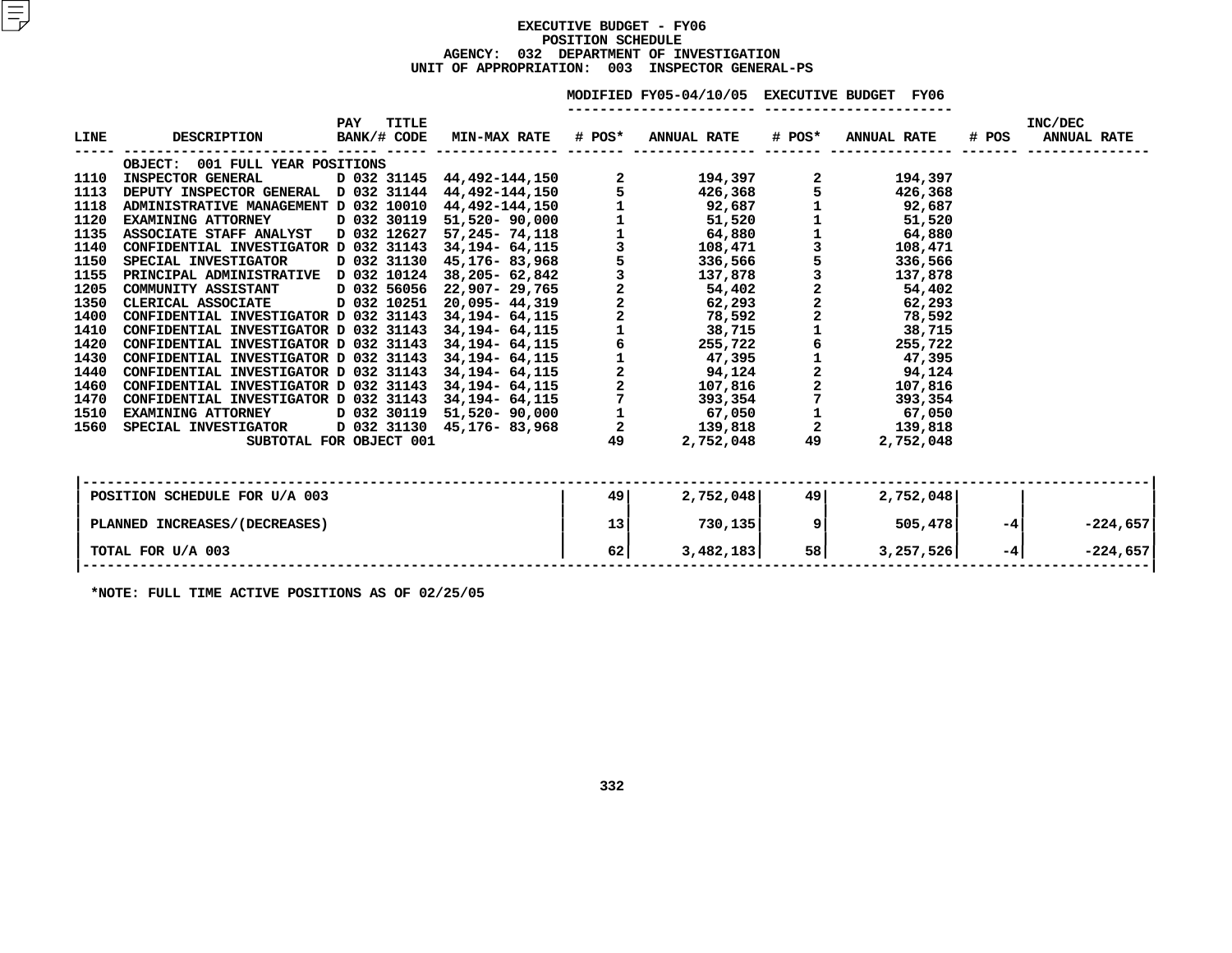# EXECUTIVE BUDGET - FY06
## POSITION SCHEDULE
### AGENCY: 032 DEPARTMENT OF INVESTIGATION
### UNIT OF APPROPRIATION: 003 INSPECTOR GENERAL-PS

| LINE | DESCRIPTION | PAY BANK/# | TITLE CODE | MIN-MAX RATE | MODIFIED FY05-04/10/05 # POS* | MODIFIED FY05-04/10/05 ANNUAL RATE | EXECUTIVE BUDGET FY06 # POS* | EXECUTIVE BUDGET FY06 ANNUAL RATE | INC/DEC # POS | INC/DEC ANNUAL RATE |
|---|---|---|---|---|---|---|---|---|---|---|
| | OBJECT: 001 FULL YEAR POSITIONS | | | | | | | | | |
| 1110 | INSPECTOR GENERAL | D 032 | 31145 | 44,492-144,150 | 2 | 194,397 | 2 | 194,397 | | |
| 1113 | DEPUTY INSPECTOR GENERAL | D 032 | 31144 | 44,492-144,150 | 5 | 426,368 | 5 | 426,368 | | |
| 1118 | ADMINISTRATIVE MANAGEMENT | D 032 | 10010 | 44,492-144,150 | 1 | 92,687 | 1 | 92,687 | | |
| 1120 | EXAMINING ATTORNEY | D 032 | 30119 | 51,520- 90,000 | 1 | 51,520 | 1 | 51,520 | | |
| 1135 | ASSOCIATE STAFF ANALYST | D 032 | 12627 | 57,245- 74,118 | 1 | 64,880 | 1 | 64,880 | | |
| 1140 | CONFIDENTIAL INVESTIGATOR | D 032 | 31143 | 34,194- 64,115 | 3 | 108,471 | 3 | 108,471 | | |
| 1150 | SPECIAL INVESTIGATOR | D 032 | 31130 | 45,176- 83,968 | 5 | 336,566 | 5 | 336,566 | | |
| 1155 | PRINCIPAL ADMINISTRATIVE | D 032 | 10124 | 38,205- 62,842 | 3 | 137,878 | 3 | 137,878 | | |
| 1205 | COMMUNITY ASSISTANT | D 032 | 56056 | 22,907- 29,765 | 2 | 54,402 | 2 | 54,402 | | |
| 1350 | CLERICAL ASSOCIATE | D 032 | 10251 | 20,095- 44,319 | 2 | 62,293 | 2 | 62,293 | | |
| 1400 | CONFIDENTIAL INVESTIGATOR | D 032 | 31143 | 34,194- 64,115 | 2 | 78,592 | 2 | 78,592 | | |
| 1410 | CONFIDENTIAL INVESTIGATOR | D 032 | 31143 | 34,194- 64,115 | 1 | 38,715 | 1 | 38,715 | | |
| 1420 | CONFIDENTIAL INVESTIGATOR | D 032 | 31143 | 34,194- 64,115 | 6 | 255,722 | 6 | 255,722 | | |
| 1430 | CONFIDENTIAL INVESTIGATOR | D 032 | 31143 | 34,194- 64,115 | 1 | 47,395 | 1 | 47,395 | | |
| 1440 | CONFIDENTIAL INVESTIGATOR | D 032 | 31143 | 34,194- 64,115 | 2 | 94,124 | 2 | 94,124 | | |
| 1460 | CONFIDENTIAL INVESTIGATOR | D 032 | 31143 | 34,194- 64,115 | 2 | 107,816 | 2 | 107,816 | | |
| 1470 | CONFIDENTIAL INVESTIGATOR | D 032 | 31143 | 34,194- 64,115 | 7 | 393,354 | 7 | 393,354 | | |
| 1510 | EXAMINING ATTORNEY | D 032 | 30119 | 51,520- 90,000 | 1 | 67,050 | 1 | 67,050 | | |
| 1560 | SPECIAL INVESTIGATOR | D 032 | 31130 | 45,176- 83,968 | 2 | 139,818 | 2 | 139,818 | | |
| | SUBTOTAL FOR OBJECT 001 | | | | 49 | 2,752,048 | 49 | 2,752,048 | | |

| | MODIFIED FY05 # POS* | MODIFIED FY05 ANNUAL RATE | EXECUTIVE BUDGET FY06 # POS* | EXECUTIVE BUDGET FY06 ANNUAL RATE | INC/DEC # POS | INC/DEC ANNUAL RATE |
|---|---|---|---|---|---|---|
| POSITION SCHEDULE FOR U/A 003 | 49 | 2,752,048 | 49 | 2,752,048 | | |
| PLANNED INCREASES/(DECREASES) | 13 | 730,135 | 9 | 505,478 | -4 | -224,657 |
| TOTAL FOR U/A 003 | 62 | 3,482,183 | 58 | 3,257,526 | -4 | -224,657 |

*NOTE: FULL TIME ACTIVE POSITIONS AS OF 02/25/05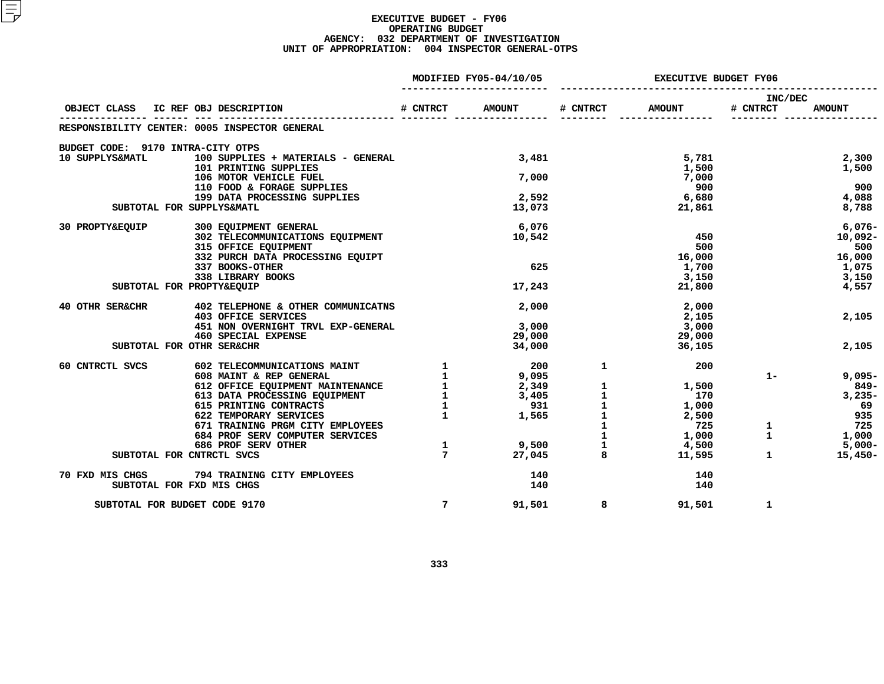# EXECUTIVE BUDGET - FY06
## OPERATING BUDGET
### AGENCY: 032 DEPARTMENT OF INVESTIGATION
### UNIT OF APPROPRIATION: 004 INSPECTOR GENERAL-OTPS

| OBJECT CLASS | IC REF OBJ DESCRIPTION | MODIFIED FY05-04/10/05 # CNTRCT | MODIFIED FY05-04/10/05 AMOUNT | EXECUTIVE BUDGET FY06 # CNTRCT | EXECUTIVE BUDGET FY06 AMOUNT | INC/DEC # CNTRCT | INC/DEC AMOUNT |
|---|---|---|---|---|---|---|---|
| RESPONSIBILITY CENTER: 0005 INSPECTOR GENERAL | | | | | | | |
| BUDGET CODE: 9170 INTRA-CITY OTPS | | | | | | | |
| 10 SUPPLYS&MATL | 100 SUPPLIES + MATERIALS - GENERAL | | 3,481 | | 5,781 | | 2,300 |
| | 101 PRINTING SUPPLIES | | | | 1,500 | | 1,500 |
| | 106 MOTOR VEHICLE FUEL | | 7,000 | | 7,000 | | |
| | 110 FOOD & FORAGE SUPPLIES | | | | 900 | | 900 |
| | 199 DATA PROCESSING SUPPLIES | | 2,592 | | 6,680 | | 4,088 |
| SUBTOTAL FOR SUPPLYS&MATL | | | 13,073 | | 21,861 | | 8,788 |
| 30 PROPTY&EQUIP | 300 EQUIPMENT GENERAL | | 6,076 | | | | 6,076- |
| | 302 TELECOMMUNICATIONS EQUIPMENT | | 10,542 | | 450 | | 10,092- |
| | 315 OFFICE EQUIPMENT | | | | 500 | | 500 |
| | 332 PURCH DATA PROCESSING EQUIPT | | | | 16,000 | | 16,000 |
| | 337 BOOKS-OTHER | | 625 | | 1,700 | | 1,075 |
| | 338 LIBRARY BOOKS | | | | 3,150 | | 3,150 |
| SUBTOTAL FOR PROPTY&EQUIP | | | 17,243 | | 21,800 | | 4,557 |
| 40 OTHR SER&CHR | 402 TELEPHONE & OTHER COMMUNICATNS | | 2,000 | | 2,000 | | |
| | 403 OFFICE SERVICES | | | | 2,105 | | 2,105 |
| | 451 NON OVERNIGHT TRVL EXP-GENERAL | | 3,000 | | 3,000 | | |
| | 460 SPECIAL EXPENSE | | 29,000 | | 29,000 | | |
| SUBTOTAL FOR OTHR SER&CHR | | | 34,000 | | 36,105 | | 2,105 |
| 60 CNTRCTL SVCS | 602 TELECOMMUNICATIONS MAINT | 1 | 200 | 1 | 200 | | |
| | 608 MAINT & REP GENERAL | 1 | 9,095 | | | 1- | 9,095- |
| | 612 OFFICE EQUIPMENT MAINTENANCE | 1 | 2,349 | 1 | 1,500 | | 849- |
| | 613 DATA PROCESSING EQUIPMENT | 1 | 3,405 | 1 | 170 | | 3,235- |
| | 615 PRINTING CONTRACTS | 1 | 931 | 1 | 1,000 | | 69 |
| | 622 TEMPORARY SERVICES | 1 | 1,565 | 1 | 2,500 | | 935 |
| | 671 TRAINING PRGM CITY EMPLOYEES | | | 1 | 725 | 1 | 725 |
| | 684 PROF SERV COMPUTER SERVICES | | | 1 | 1,000 | 1 | 1,000 |
| | 686 PROF SERV OTHER | 1 | 9,500 | 1 | 4,500 | | 5,000- |
| SUBTOTAL FOR CNTRCTL SVCS | | 7 | 27,045 | 8 | 11,595 | 1 | 15,450- |
| 70 FXD MIS CHGS | 794 TRAINING CITY EMPLOYEES | | 140 | | 140 | | |
| SUBTOTAL FOR FXD MIS CHGS | | | 140 | | 140 | | |
| SUBTOTAL FOR BUDGET CODE 9170 | | 7 | 91,501 | 8 | 91,501 | 1 | |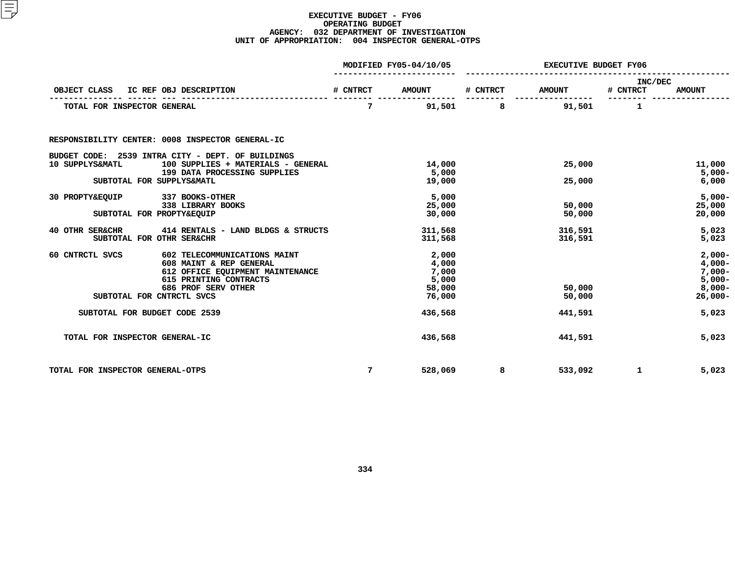# EXECUTIVE BUDGET - FY06
## OPERATING BUDGET
### AGENCY: 032 DEPARTMENT OF INVESTIGATION
### UNIT OF APPROPRIATION: 004 INSPECTOR GENERAL-OTPS

| OBJECT CLASS | IC REF | OBJ | DESCRIPTION | MODIFIED FY05-04/10/05 # CNTRCT | MODIFIED FY05-04/10/05 AMOUNT | EXECUTIVE BUDGET FY06 # CNTRCT | EXECUTIVE BUDGET FY06 AMOUNT | INC/DEC # CNTRCT | INC/DEC AMOUNT |
|---|---|---|---|---|---|---|---|---|---|
| TOTAL FOR INSPECTOR GENERAL | | | | 7 | 91,501 | 8 | 91,501 | 1 | |
| RESPONSIBILITY CENTER: 0008 INSPECTOR GENERAL-IC | | | | | | | | | |
| BUDGET CODE: 2539 INTRA CITY - DEPT. OF BUILDINGS | | | | | | | | | |
| 10 SUPPLYS&MATL | | 100 | SUPPLIES + MATERIALS - GENERAL | | 14,000 | | 25,000 | | 11,000 |
| | | 199 | DATA PROCESSING SUPPLIES | | 5,000 | | | | 5,000- |
| SUBTOTAL FOR SUPPLYS&MATL | | | | | 19,000 | | 25,000 | | 6,000 |
| 30 PROPTY&EQUIP | | 337 | BOOKS-OTHER | | 5,000 | | | | 5,000- |
| | | 338 | LIBRARY BOOKS | | 25,000 | | 50,000 | | 25,000 |
| SUBTOTAL FOR PROPTY&EQUIP | | | | | 30,000 | | 50,000 | | 20,000 |
| 40 OTHR SER&CHR | | 414 | RENTALS - LAND BLDGS & STRUCTS | | 311,568 | | 316,591 | | 5,023 |
| SUBTOTAL FOR OTHR SER&CHR | | | | | 311,568 | | 316,591 | | 5,023 |
| 60 CNTRCTL SVCS | | 602 | TELECOMMUNICATIONS MAINT | | 2,000 | | | | 2,000- |
| | | 608 | MAINT & REP GENERAL | | 4,000 | | | | 4,000- |
| | | 612 | OFFICE EQUIPMENT MAINTENANCE | | 7,000 | | | | 7,000- |
| | | 615 | PRINTING CONTRACTS | | 5,000 | | | | 5,000- |
| | | 686 | PROF SERV OTHER | | 58,000 | | 50,000 | | 8,000- |
| SUBTOTAL FOR CNTRCTL SVCS | | | | | 76,000 | | 50,000 | | 26,000- |
| SUBTOTAL FOR BUDGET CODE 2539 | | | | | 436,568 | | 441,591 | | 5,023 |
| TOTAL FOR INSPECTOR GENERAL-IC | | | | | 436,568 | | 441,591 | | 5,023 |
| TOTAL FOR INSPECTOR GENERAL-OTPS | | | | 7 | 528,069 | 8 | 533,092 | 1 | 5,023 |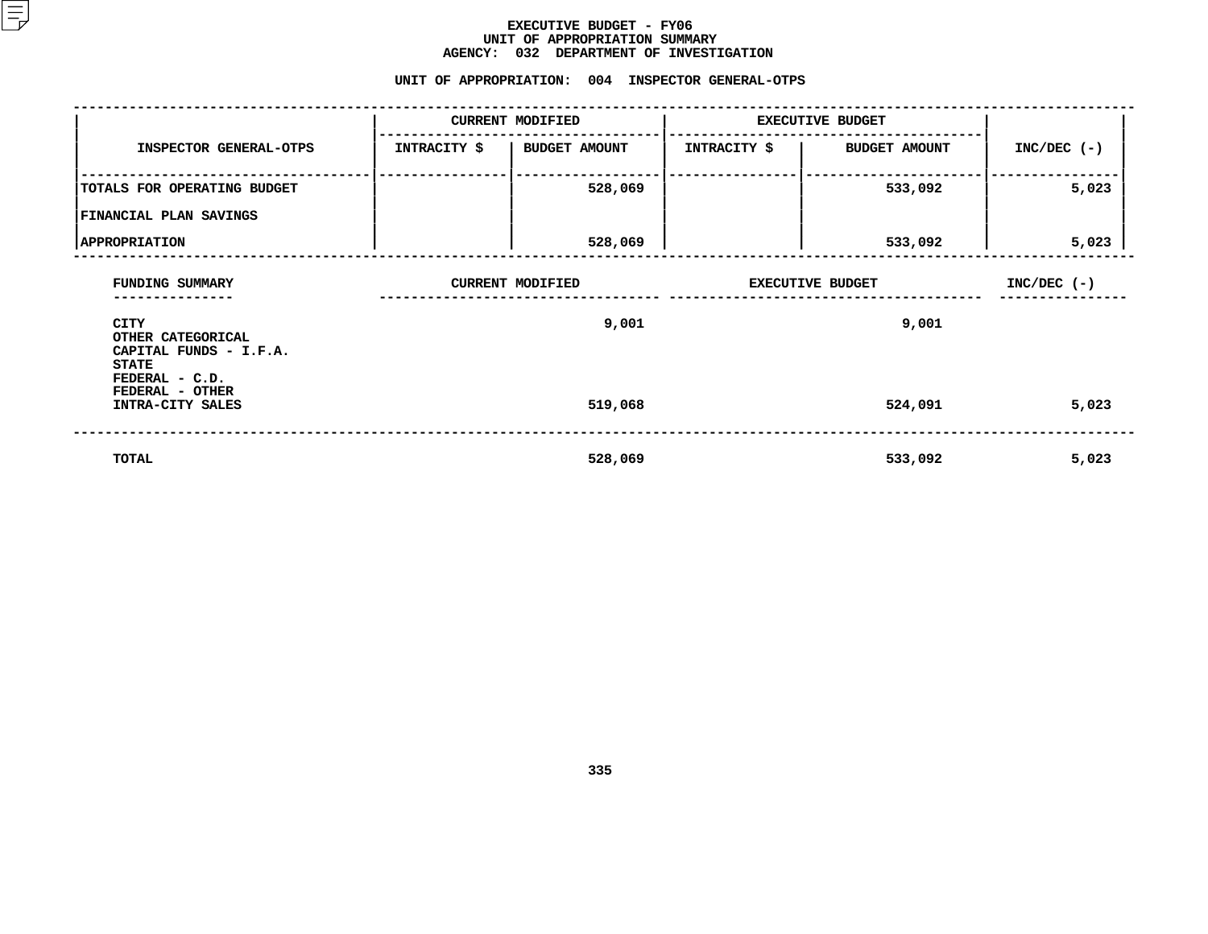# EXECUTIVE BUDGET - FY06
## UNIT OF APPROPRIATION SUMMARY
## AGENCY: 032 DEPARTMENT OF INVESTIGATION

### UNIT OF APPROPRIATION: 004 INSPECTOR GENERAL-OTPS

| INSPECTOR GENERAL-OTPS | CURRENT MODIFIED | | EXECUTIVE BUDGET | | INC/DEC (-) |
|---|---|---|---|---|---|
| | INTRACITY $ | BUDGET AMOUNT | INTRACITY $ | BUDGET AMOUNT | |
| TOTALS FOR OPERATING BUDGET | | 528,069 | | 533,092 | 5,023 |
| FINANCIAL PLAN SAVINGS | | | | | |
| APPROPRIATION | | 528,069 | | 533,092 | 5,023 |

| FUNDING SUMMARY | CURRENT MODIFIED | EXECUTIVE BUDGET | INC/DEC (-) |
|---|---|---|---|
| CITY | 9,001 | 9,001 | |
| OTHER CATEGORICAL | | | |
| CAPITAL FUNDS - I.F.A. | | | |
| STATE | | | |
| FEDERAL - C.D. | | | |
| FEDERAL - OTHER | | | |
| INTRA-CITY SALES | 519,068 | 524,091 | 5,023 |
| TOTAL | 528,069 | 533,092 | 5,023 |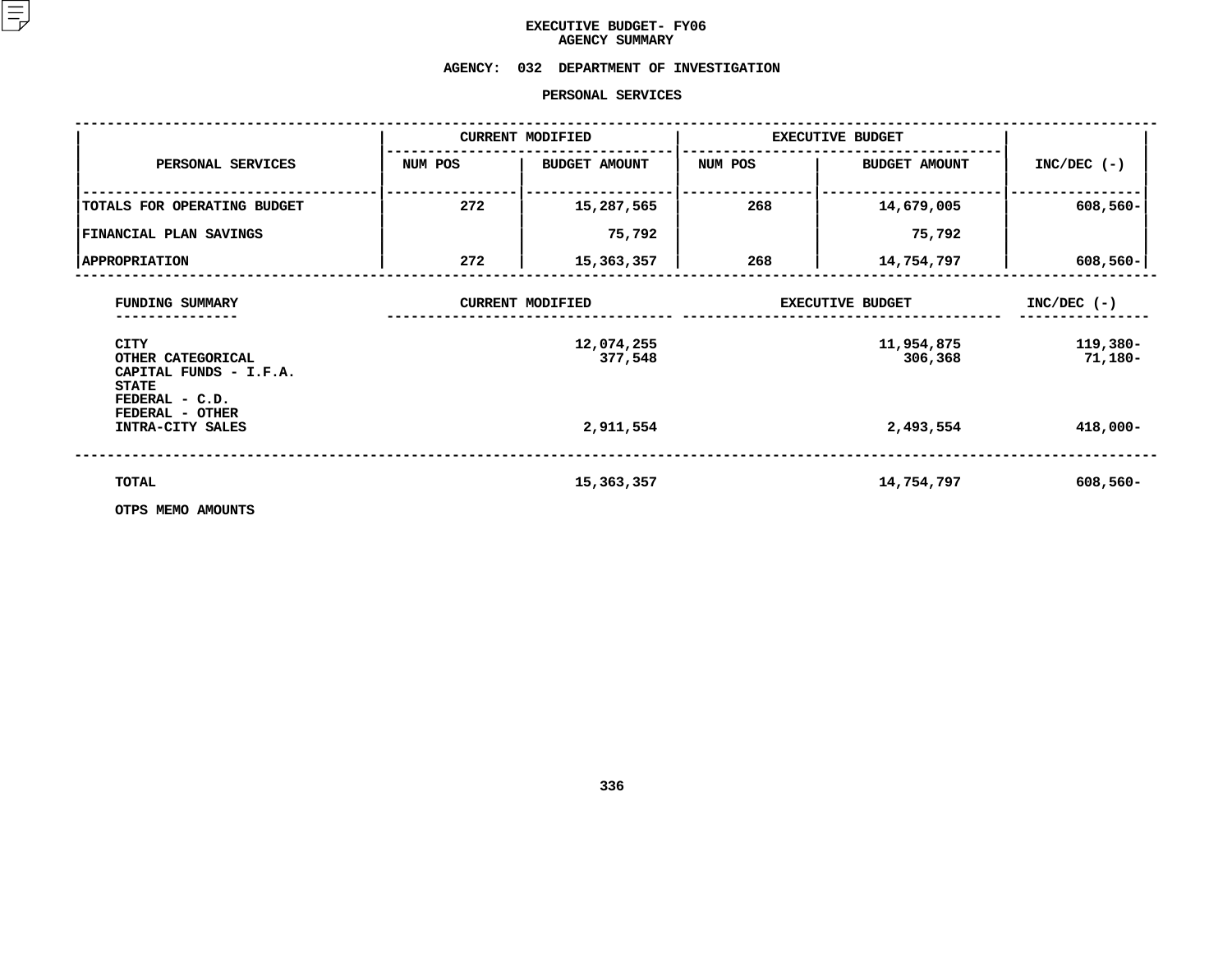# EXECUTIVE BUDGET- FY06
## AGENCY SUMMARY

**AGENCY: 032 DEPARTMENT OF INVESTIGATION**

**PERSONAL SERVICES**

| PERSONAL SERVICES | CURRENT MODIFIED | | EXECUTIVE BUDGET | | INC/DEC (-) |
|---|---|---|---|---|---|
| | NUM POS | BUDGET AMOUNT | NUM POS | BUDGET AMOUNT | |
| TOTALS FOR OPERATING BUDGET | 272 | 15,287,565 | 268 | 14,679,005 | 608,560- |
| FINANCIAL PLAN SAVINGS | | 75,792 | | 75,792 | |
| APPROPRIATION | 272 | 15,363,357 | 268 | 14,754,797 | 608,560- |

| FUNDING SUMMARY | CURRENT MODIFIED | EXECUTIVE BUDGET | INC/DEC (-) |
|---|---|---|---|
| CITY | 12,074,255 | 11,954,875 | 119,380- |
| OTHER CATEGORICAL | 377,548 | 306,368 | 71,180- |
| CAPITAL FUNDS - I.F.A. | | | |
| STATE | | | |
| FEDERAL - C.D. | | | |
| FEDERAL - OTHER | | | |
| INTRA-CITY SALES | 2,911,554 | 2,493,554 | 418,000- |
| TOTAL | 15,363,357 | 14,754,797 | 608,560- |

OTPS MEMO AMOUNTS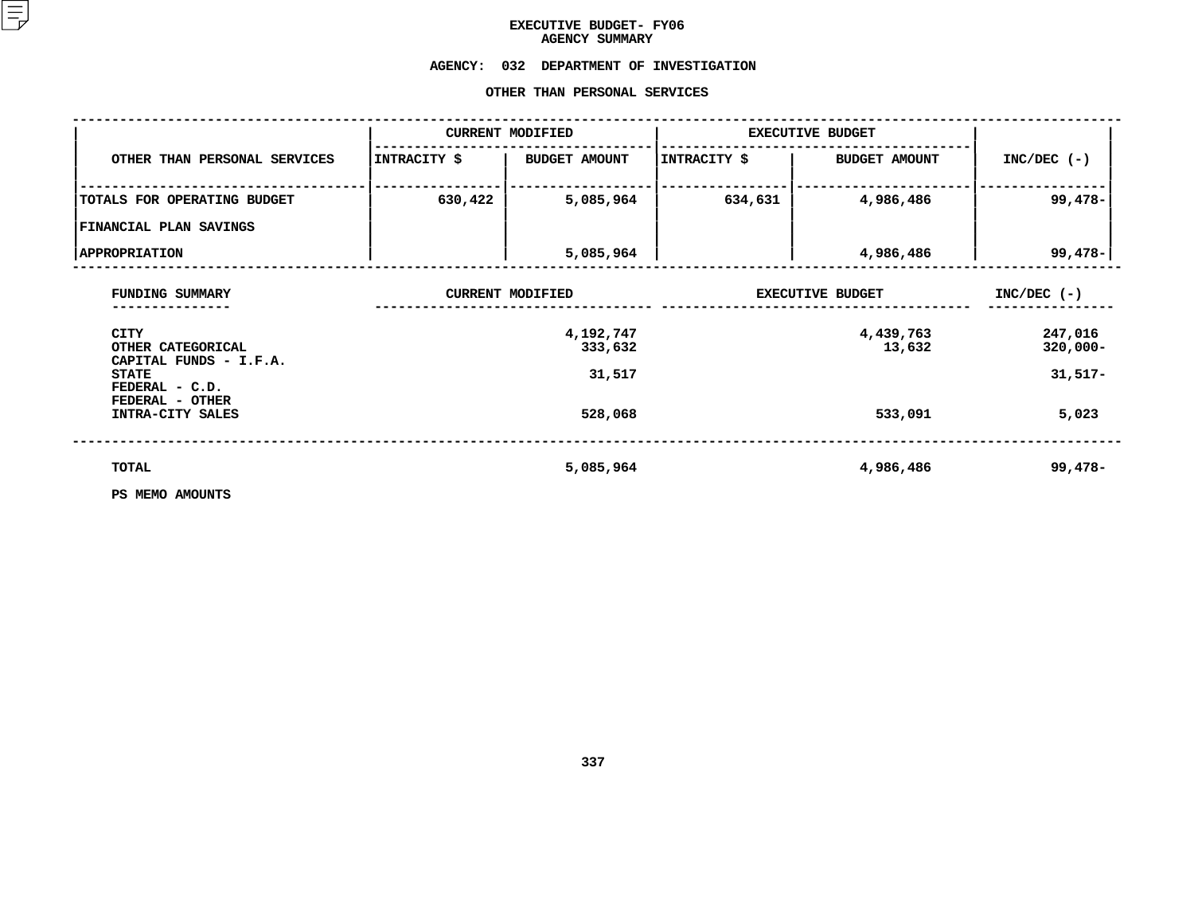# EXECUTIVE BUDGET- FY06
## AGENCY SUMMARY

**AGENCY: 032 DEPARTMENT OF INVESTIGATION**

**OTHER THAN PERSONAL SERVICES**

| OTHER THAN PERSONAL SERVICES | CURRENT MODIFIED | | EXECUTIVE BUDGET | | INC/DEC (-) |
|---|---|---|---|---|---|
| | INTRACITY $ | BUDGET AMOUNT | INTRACITY $ | BUDGET AMOUNT | |
| TOTALS FOR OPERATING BUDGET | 630,422 | 5,085,964 | 634,631 | 4,986,486 | 99,478- |
| FINANCIAL PLAN SAVINGS | | | | | |
| APPROPRIATION | | 5,085,964 | | 4,986,486 | 99,478- |

| FUNDING SUMMARY | CURRENT MODIFIED | EXECUTIVE BUDGET | INC/DEC (-) |
|---|---|---|---|
| CITY | 4,192,747 | 4,439,763 | 247,016 |
| OTHER CATEGORICAL | 333,632 | 13,632 | 320,000- |
| CAPITAL FUNDS - I.F.A. | | | |
| STATE | 31,517 | | 31,517- |
| FEDERAL - C.D. | | | |
| FEDERAL - OTHER | | | |
| INTRA-CITY SALES | 528,068 | 533,091 | 5,023 |
| TOTAL | 5,085,964 | 4,986,486 | 99,478- |

PS MEMO AMOUNTS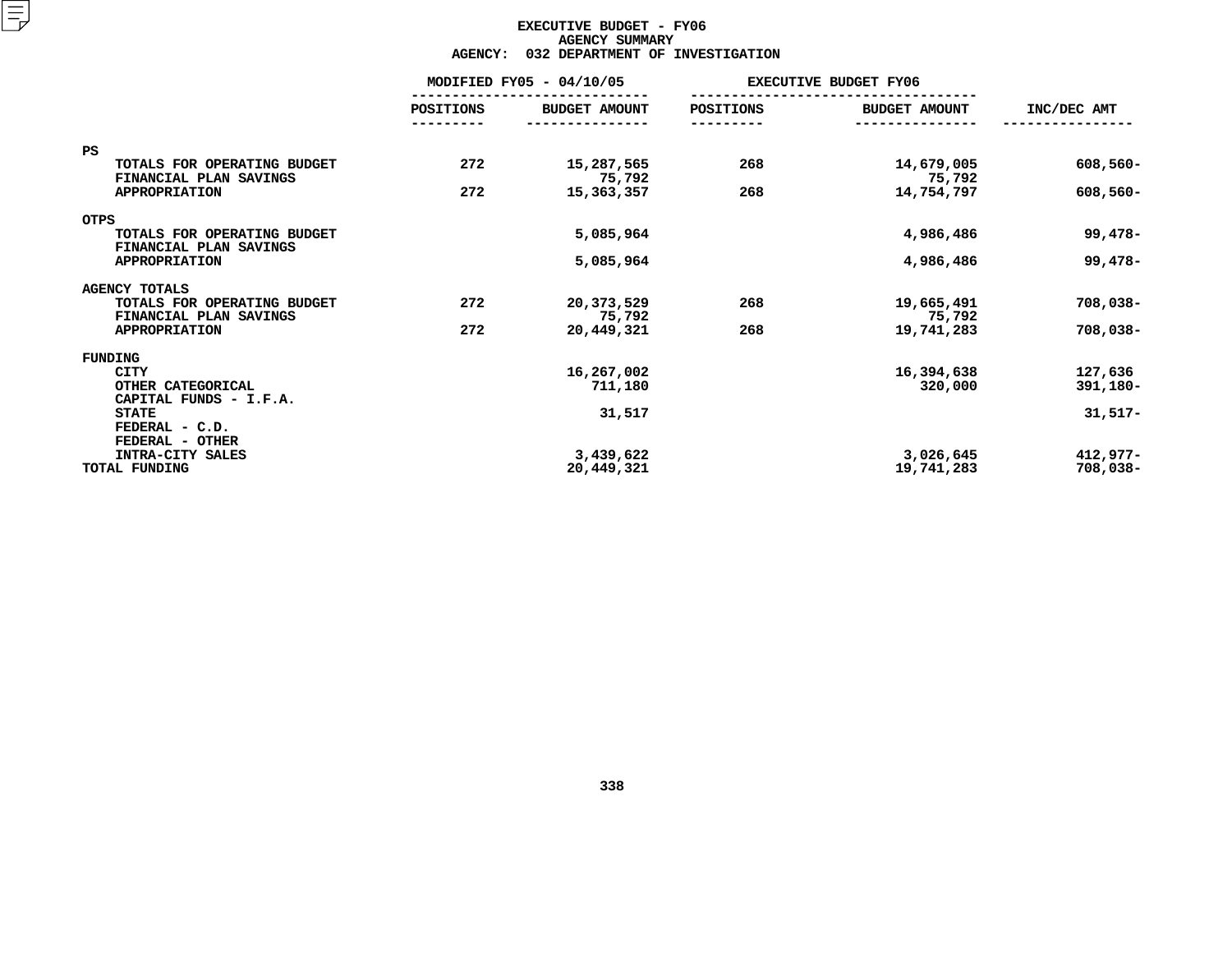# EXECUTIVE BUDGET - FY06
## AGENCY SUMMARY
### AGENCY: 032 DEPARTMENT OF INVESTIGATION

| | MODIFIED FY05 - 04/10/05 | | EXECUTIVE BUDGET FY06 | | |
|---|---|---|---|---|---|
| | POSITIONS | BUDGET AMOUNT | POSITIONS | BUDGET AMOUNT | INC/DEC AMT |
| **PS** | | | | | |
| TOTALS FOR OPERATING BUDGET | 272 | 15,287,565 | 268 | 14,679,005 | 608,560- |
| FINANCIAL PLAN SAVINGS | | 75,792 | | 75,792 | |
| APPROPRIATION | 272 | 15,363,357 | 268 | 14,754,797 | 608,560- |
| **OTPS** | | | | | |
| TOTALS FOR OPERATING BUDGET | | 5,085,964 | | 4,986,486 | 99,478- |
| FINANCIAL PLAN SAVINGS | | | | | |
| APPROPRIATION | | 5,085,964 | | 4,986,486 | 99,478- |
| **AGENCY TOTALS** | | | | | |
| TOTALS FOR OPERATING BUDGET | 272 | 20,373,529 | 268 | 19,665,491 | 708,038- |
| FINANCIAL PLAN SAVINGS | | 75,792 | | 75,792 | |
| APPROPRIATION | 272 | 20,449,321 | 268 | 19,741,283 | 708,038- |
| **FUNDING** | | | | | |
| CITY | | 16,267,002 | | 16,394,638 | 127,636 |
| OTHER CATEGORICAL | | 711,180 | | 320,000 | 391,180- |
| CAPITAL FUNDS - I.F.A. | | | | | |
| STATE | | 31,517 | | | 31,517- |
| FEDERAL - C.D. | | | | | |
| FEDERAL - OTHER | | | | | |
| INTRA-CITY SALES | | 3,439,622 | | 3,026,645 | 412,977- |
| TOTAL FUNDING | | 20,449,321 | | 19,741,283 | 708,038- |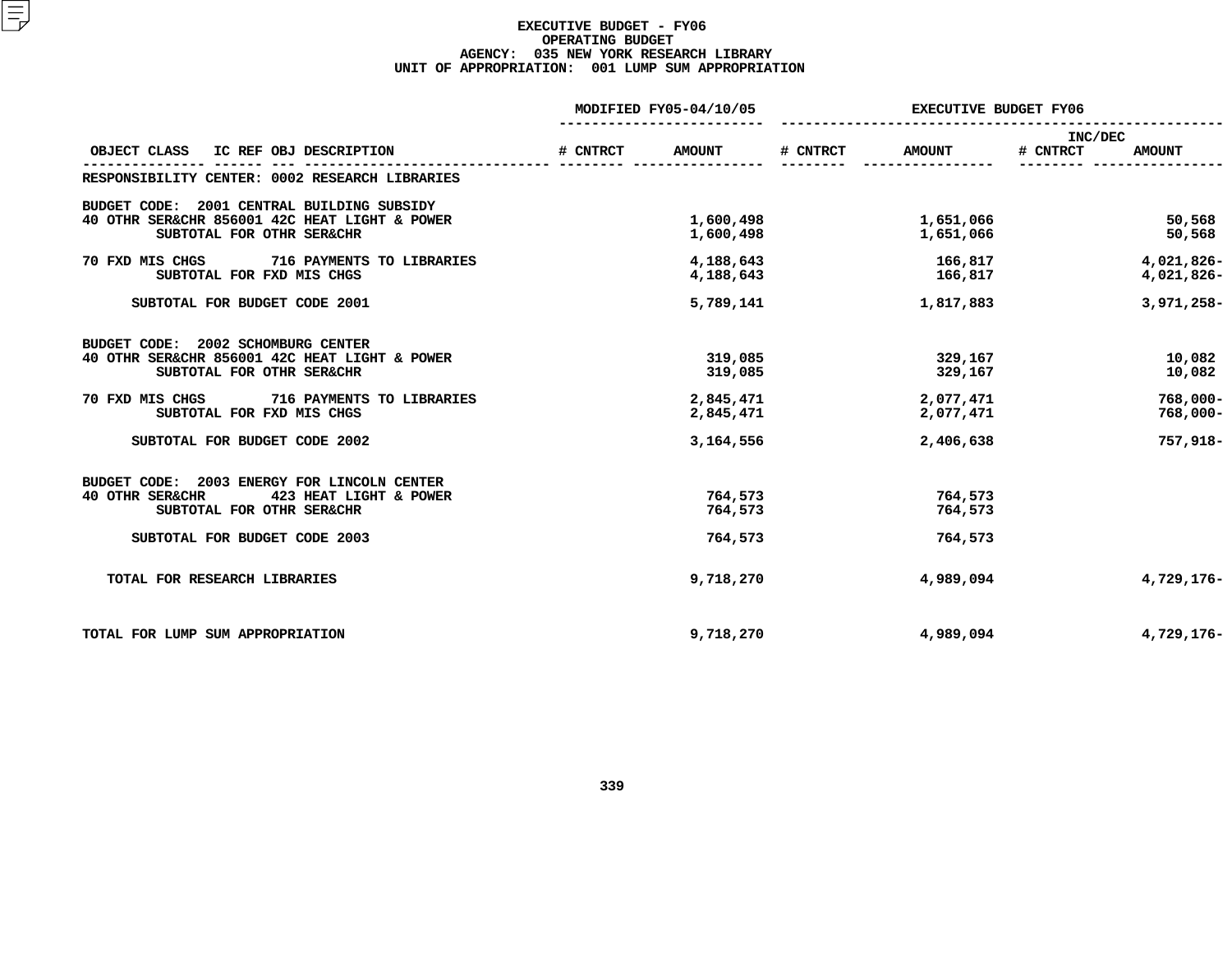# EXECUTIVE BUDGET - FY06
## OPERATING BUDGET
### AGENCY: 035 NEW YORK RESEARCH LIBRARY
### UNIT OF APPROPRIATION: 001 LUMP SUM APPROPRIATION

| OBJECT CLASS | IC REF | OBJ | DESCRIPTION | MODIFIED FY05-04/10/05 # CNTRCT | MODIFIED FY05-04/10/05 AMOUNT | EXECUTIVE BUDGET FY06 # CNTRCT | EXECUTIVE BUDGET FY06 AMOUNT | INC/DEC # CNTRCT | INC/DEC AMOUNT |
|---|---|---|---|---|---|---|---|---|---|
| RESPONSIBILITY CENTER: 0002 RESEARCH LIBRARIES | | | | | | | | | |
| BUDGET CODE: 2001 CENTRAL BUILDING SUBSIDY | | | | | | | | | |
| 40 OTHR SER&CHR | 856001 | 42C | HEAT LIGHT & POWER | | 1,600,498 | | 1,651,066 | | 50,568 |
| | | | SUBTOTAL FOR OTHR SER&CHR | | 1,600,498 | | 1,651,066 | | 50,568 |
| 70 FXD MIS CHGS | | 716 | PAYMENTS TO LIBRARIES | | 4,188,643 | | 166,817 | | 4,021,826- |
| | | | SUBTOTAL FOR FXD MIS CHGS | | 4,188,643 | | 166,817 | | 4,021,826- |
| | | | SUBTOTAL FOR BUDGET CODE 2001 | | 5,789,141 | | 1,817,883 | | 3,971,258- |
| BUDGET CODE: 2002 SCHOMBURG CENTER | | | | | | | | | |
| 40 OTHR SER&CHR | 856001 | 42C | HEAT LIGHT & POWER | | 319,085 | | 329,167 | | 10,082 |
| | | | SUBTOTAL FOR OTHR SER&CHR | | 319,085 | | 329,167 | | 10,082 |
| 70 FXD MIS CHGS | | 716 | PAYMENTS TO LIBRARIES | | 2,845,471 | | 2,077,471 | | 768,000- |
| | | | SUBTOTAL FOR FXD MIS CHGS | | 2,845,471 | | 2,077,471 | | 768,000- |
| | | | SUBTOTAL FOR BUDGET CODE 2002 | | 3,164,556 | | 2,406,638 | | 757,918- |
| BUDGET CODE: 2003 ENERGY FOR LINCOLN CENTER | | | | | | | | | |
| 40 OTHR SER&CHR | | 423 | HEAT LIGHT & POWER | | 764,573 | | 764,573 | | |
| | | | SUBTOTAL FOR OTHR SER&CHR | | 764,573 | | 764,573 | | |
| | | | SUBTOTAL FOR BUDGET CODE 2003 | | 764,573 | | 764,573 | | |
| TOTAL FOR RESEARCH LIBRARIES | | | | | 9,718,270 | | 4,989,094 | | 4,729,176- |
| TOTAL FOR LUMP SUM APPROPRIATION | | | | | 9,718,270 | | 4,989,094 | | 4,729,176- |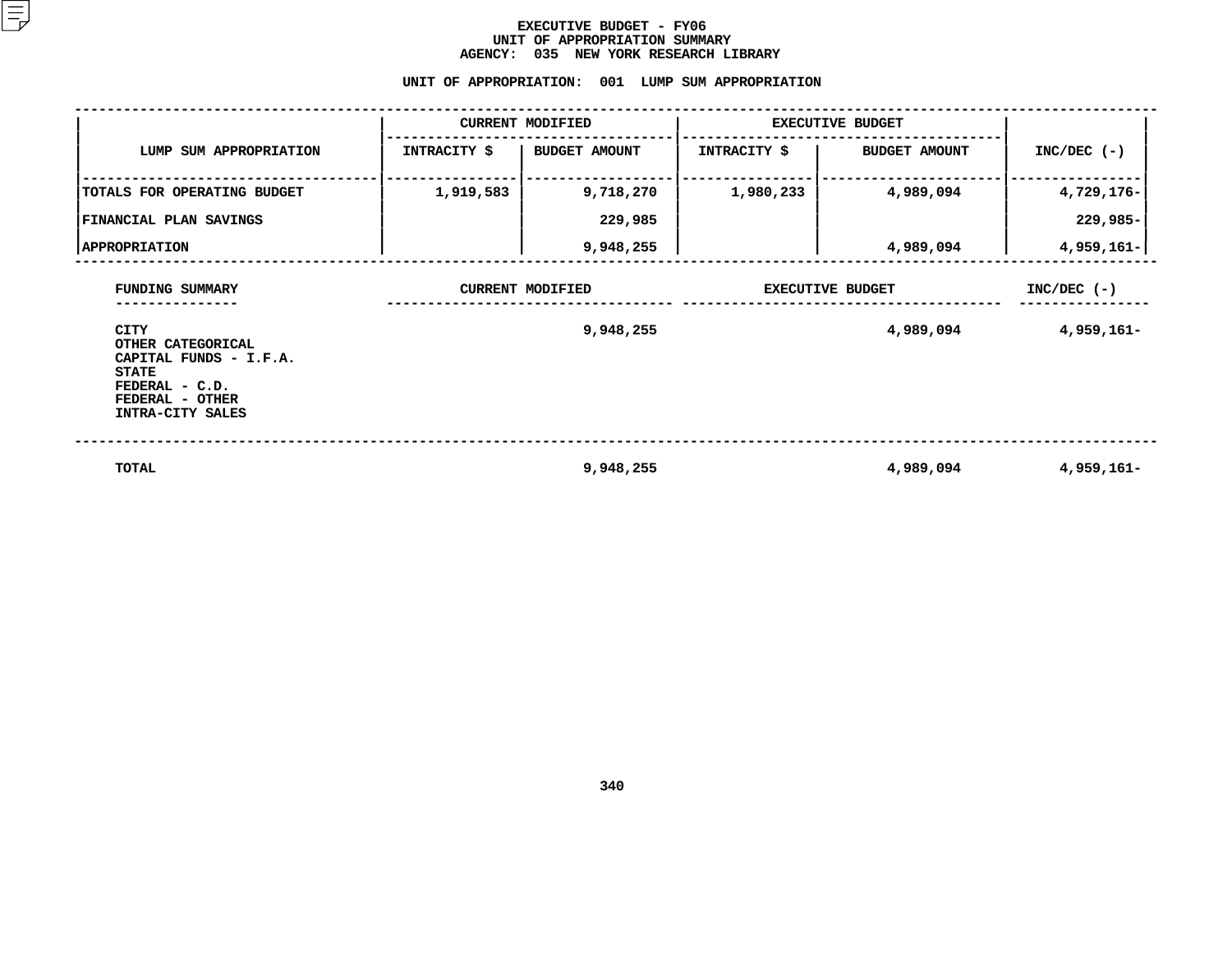# EXECUTIVE BUDGET - FY06
## UNIT OF APPROPRIATION SUMMARY
## AGENCY: 035 NEW YORK RESEARCH LIBRARY

### UNIT OF APPROPRIATION: 001 LUMP SUM APPROPRIATION

| LUMP SUM APPROPRIATION | CURRENT MODIFIED | | EXECUTIVE BUDGET | | INC/DEC (-) |
|---|---|---|---|---|---|
| | INTRACITY $ | BUDGET AMOUNT | INTRACITY $ | BUDGET AMOUNT | |
| TOTALS FOR OPERATING BUDGET | 1,919,583 | 9,718,270 | 1,980,233 | 4,989,094 | 4,729,176- |
| FINANCIAL PLAN SAVINGS | | 229,985 | | | 229,985- |
| APPROPRIATION | | 9,948,255 | | 4,989,094 | 4,959,161- |

| FUNDING SUMMARY | CURRENT MODIFIED | EXECUTIVE BUDGET | INC/DEC (-) |
|---|---|---|---|
| CITY | 9,948,255 | 4,989,094 | 4,959,161- |
| OTHER CATEGORICAL | | | |
| CAPITAL FUNDS - I.F.A. | | | |
| STATE | | | |
| FEDERAL - C.D. | | | |
| FEDERAL - OTHER | | | |
| INTRA-CITY SALES | | | |
| TOTAL | 9,948,255 | 4,989,094 | 4,959,161- |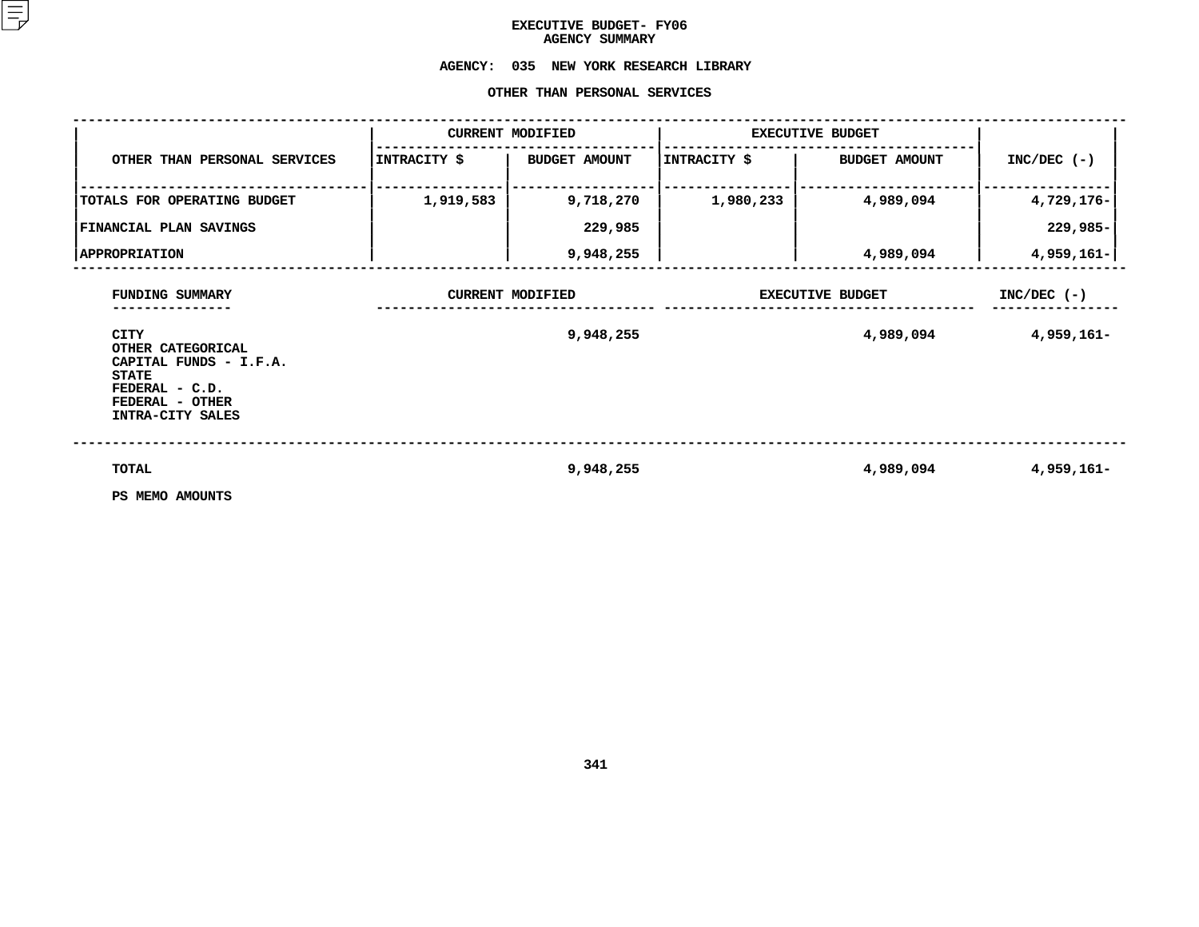# EXECUTIVE BUDGET- FY06
## AGENCY SUMMARY

**AGENCY: 035 NEW YORK RESEARCH LIBRARY**

**OTHER THAN PERSONAL SERVICES**

| OTHER THAN PERSONAL SERVICES | CURRENT MODIFIED | | EXECUTIVE BUDGET | | INC/DEC (-) |
|---|---|---|---|---|---|
| | INTRACITY $ | BUDGET AMOUNT | INTRACITY $ | BUDGET AMOUNT | |
| TOTALS FOR OPERATING BUDGET | 1,919,583 | 9,718,270 | 1,980,233 | 4,989,094 | 4,729,176- |
| FINANCIAL PLAN SAVINGS | | 229,985 | | | 229,985- |
| APPROPRIATION | | 9,948,255 | | 4,989,094 | 4,959,161- |

| FUNDING SUMMARY | CURRENT MODIFIED | EXECUTIVE BUDGET | INC/DEC (-) |
|---|---|---|---|
| CITY | 9,948,255 | 4,989,094 | 4,959,161- |
| OTHER CATEGORICAL | | | |
| CAPITAL FUNDS - I.F.A. | | | |
| STATE | | | |
| FEDERAL - C.D. | | | |
| FEDERAL - OTHER | | | |
| INTRA-CITY SALES | | | |
| TOTAL | 9,948,255 | 4,989,094 | 4,959,161- |

PS MEMO AMOUNTS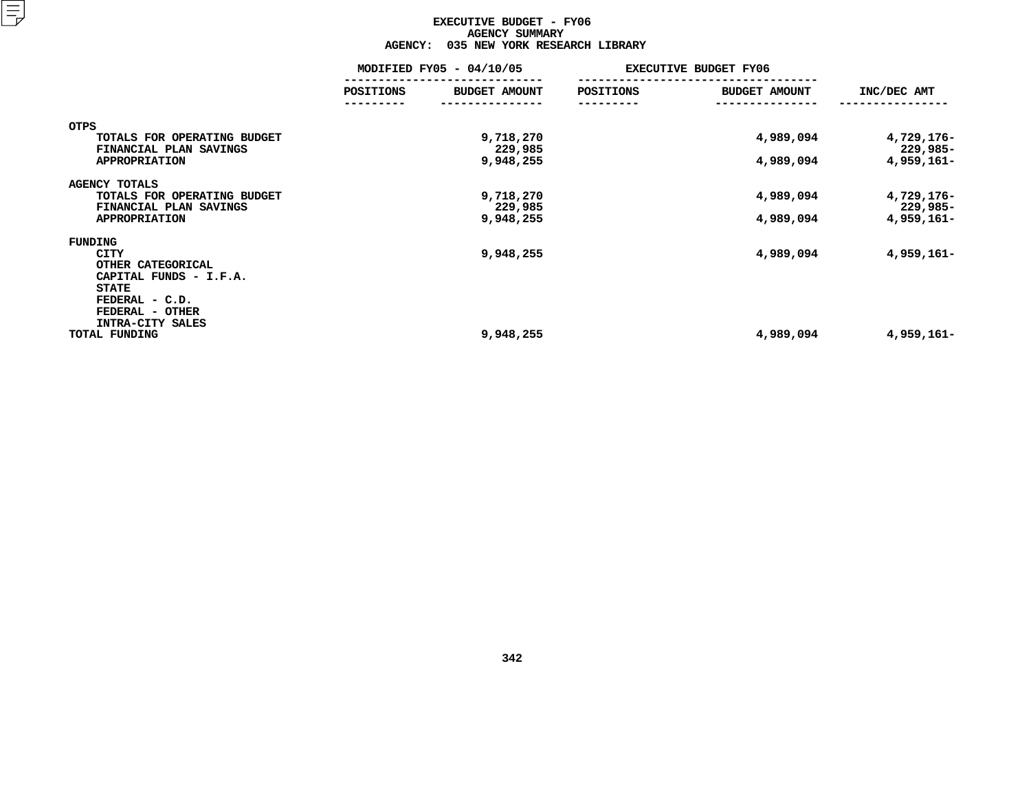# EXECUTIVE BUDGET - FY06
## AGENCY SUMMARY
### AGENCY: 035 NEW YORK RESEARCH LIBRARY

| | MODIFIED FY05 - 04/10/05 | | EXECUTIVE BUDGET FY06 | | |
|---|---|---|---|---|---|
| | POSITIONS | BUDGET AMOUNT | POSITIONS | BUDGET AMOUNT | INC/DEC AMT |
| **OTPS** | | | | | |
| TOTALS FOR OPERATING BUDGET | | 9,718,270 | | 4,989,094 | 4,729,176- |
| FINANCIAL PLAN SAVINGS | | 229,985 | | | 229,985- |
| APPROPRIATION | | 9,948,255 | | 4,989,094 | 4,959,161- |
| **AGENCY TOTALS** | | | | | |
| TOTALS FOR OPERATING BUDGET | | 9,718,270 | | 4,989,094 | 4,729,176- |
| FINANCIAL PLAN SAVINGS | | 229,985 | | | 229,985- |
| APPROPRIATION | | 9,948,255 | | 4,989,094 | 4,959,161- |
| **FUNDING** | | | | | |
| CITY | | 9,948,255 | | 4,989,094 | 4,959,161- |
| OTHER CATEGORICAL | | | | | |
| CAPITAL FUNDS - I.F.A. | | | | | |
| STATE | | | | | |
| FEDERAL - C.D. | | | | | |
| FEDERAL - OTHER | | | | | |
| INTRA-CITY SALES | | | | | |
| TOTAL FUNDING | | 9,948,255 | | 4,989,094 | 4,959,161- |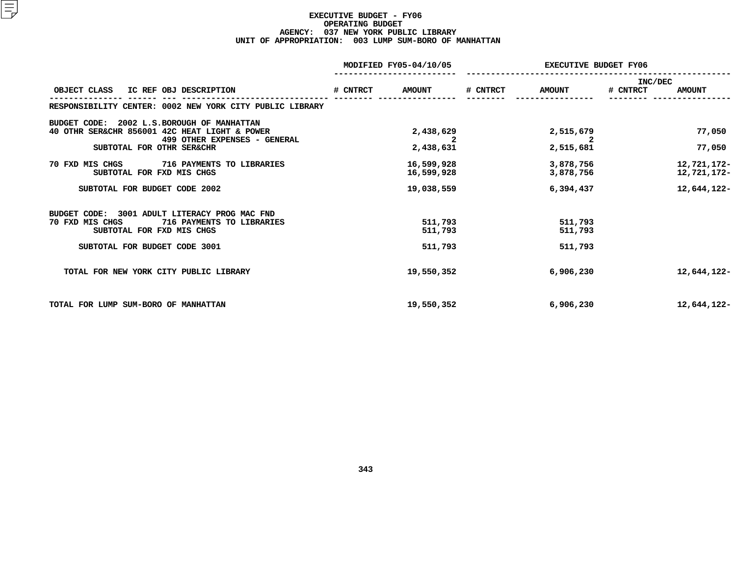# EXECUTIVE BUDGET - FY06
## OPERATING BUDGET
### AGENCY: 037 NEW YORK PUBLIC LIBRARY
### UNIT OF APPROPRIATION: 003 LUMP SUM-BORO OF MANHATTAN

| OBJECT CLASS | IC REF | OBJ | DESCRIPTION | MODIFIED FY05-04/10/05 # CNTRCT | MODIFIED FY05-04/10/05 AMOUNT | EXECUTIVE BUDGET FY06 # CNTRCT | EXECUTIVE BUDGET FY06 AMOUNT | INC/DEC # CNTRCT | INC/DEC AMOUNT |
|---|---|---|---|---|---|---|---|---|---|
| RESPONSIBILITY CENTER: 0002 NEW YORK CITY PUBLIC LIBRARY | | | | | | | | | |
| BUDGET CODE: 2002 L.S.BOROUGH OF MANHATTAN | | | | | | | | | |
| 40 OTHR SER&CHR | 856001 | 42C | HEAT LIGHT & POWER | | 2,438,629 | | 2,515,679 | | 77,050 |
| | | 499 | OTHER EXPENSES - GENERAL | | 2 | | 2 | | |
| SUBTOTAL FOR OTHR SER&CHR | | | | | 2,438,631 | | 2,515,681 | | 77,050 |
| 70 FXD MIS CHGS | | 716 | PAYMENTS TO LIBRARIES | | 16,599,928 | | 3,878,756 | | 12,721,172- |
| SUBTOTAL FOR FXD MIS CHGS | | | | | 16,599,928 | | 3,878,756 | | 12,721,172- |
| SUBTOTAL FOR BUDGET CODE 2002 | | | | | 19,038,559 | | 6,394,437 | | 12,644,122- |
| BUDGET CODE: 3001 ADULT LITERACY PROG MAC FND | | | | | | | | | |
| 70 FXD MIS CHGS | | 716 | PAYMENTS TO LIBRARIES | | 511,793 | | 511,793 | | |
| SUBTOTAL FOR FXD MIS CHGS | | | | | 511,793 | | 511,793 | | |
| SUBTOTAL FOR BUDGET CODE 3001 | | | | | 511,793 | | 511,793 | | |
| TOTAL FOR NEW YORK CITY PUBLIC LIBRARY | | | | | 19,550,352 | | 6,906,230 | | 12,644,122- |
| TOTAL FOR LUMP SUM-BORO OF MANHATTAN | | | | | 19,550,352 | | 6,906,230 | | 12,644,122- |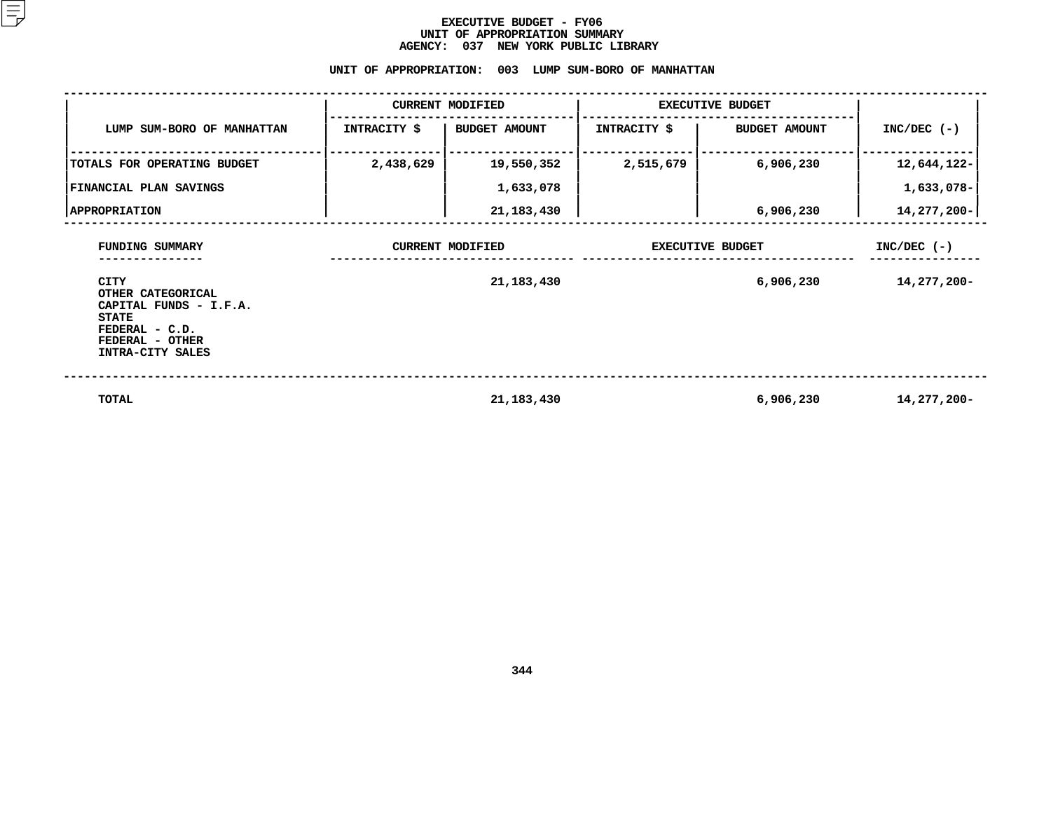# EXECUTIVE BUDGET - FY06
## UNIT OF APPROPRIATION SUMMARY
## AGENCY: 037 NEW YORK PUBLIC LIBRARY

### UNIT OF APPROPRIATION: 003 LUMP SUM-BORO OF MANHATTAN

| LUMP SUM-BORO OF MANHATTAN | CURRENT MODIFIED | | EXECUTIVE BUDGET | | INC/DEC (-) |
|---|---|---|---|---|---|
| | INTRACITY $ | BUDGET AMOUNT | INTRACITY $ | BUDGET AMOUNT | |
| TOTALS FOR OPERATING BUDGET | 2,438,629 | 19,550,352 | 2,515,679 | 6,906,230 | 12,644,122- |
| FINANCIAL PLAN SAVINGS | | 1,633,078 | | | 1,633,078- |
| APPROPRIATION | | 21,183,430 | | 6,906,230 | 14,277,200- |

| FUNDING SUMMARY | CURRENT MODIFIED | EXECUTIVE BUDGET | INC/DEC (-) |
|---|---|---|---|
| CITY | 21,183,430 | 6,906,230 | 14,277,200- |
| OTHER CATEGORICAL | | | |
| CAPITAL FUNDS - I.F.A. | | | |
| STATE | | | |
| FEDERAL - C.D. | | | |
| FEDERAL - OTHER | | | |
| INTRA-CITY SALES | | | |
| TOTAL | 21,183,430 | 6,906,230 | 14,277,200- |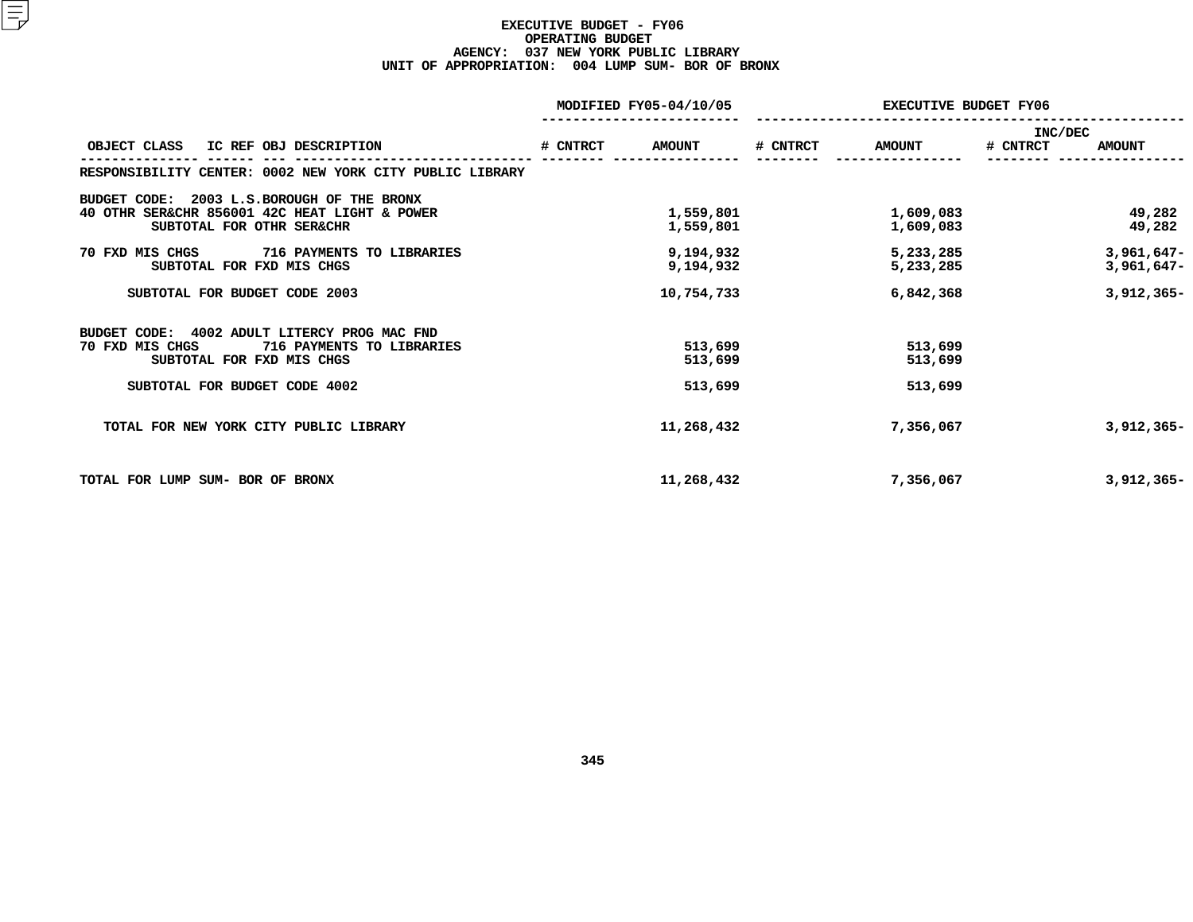# EXECUTIVE BUDGET - FY06
## OPERATING BUDGET
### AGENCY: 037 NEW YORK PUBLIC LIBRARY
### UNIT OF APPROPRIATION: 004 LUMP SUM- BOR OF BRONX

| OBJECT CLASS | IC REF | OBJ | DESCRIPTION | MODIFIED FY05-04/10/05 # CNTRCT | MODIFIED FY05-04/10/05 AMOUNT | EXECUTIVE BUDGET FY06 # CNTRCT | EXECUTIVE BUDGET FY06 AMOUNT | INC/DEC # CNTRCT | INC/DEC AMOUNT |
|---|---|---|---|---|---|---|---|---|---|
| RESPONSIBILITY CENTER: 0002 NEW YORK CITY PUBLIC LIBRARY | | | | | | | | | |
| BUDGET CODE: 2003 L.S.BOROUGH OF THE BRONX | | | | | | | | | |
| 40 OTHR SER&CHR | 856001 | 42C | HEAT LIGHT & POWER | | 1,559,801 | | 1,609,083 | | 49,282 |
| | | | SUBTOTAL FOR OTHR SER&CHR | | 1,559,801 | | 1,609,083 | | 49,282 |
| 70 FXD MIS CHGS | | 716 | PAYMENTS TO LIBRARIES | | 9,194,932 | | 5,233,285 | | 3,961,647- |
| | | | SUBTOTAL FOR FXD MIS CHGS | | 9,194,932 | | 5,233,285 | | 3,961,647- |
| | | | SUBTOTAL FOR BUDGET CODE 2003 | | 10,754,733 | | 6,842,368 | | 3,912,365- |
| BUDGET CODE: 4002 ADULT LITERCY PROG MAC FND | | | | | | | | | |
| 70 FXD MIS CHGS | | 716 | PAYMENTS TO LIBRARIES | | 513,699 | | 513,699 | | |
| | | | SUBTOTAL FOR FXD MIS CHGS | | 513,699 | | 513,699 | | |
| | | | SUBTOTAL FOR BUDGET CODE 4002 | | 513,699 | | 513,699 | | |
| TOTAL FOR NEW YORK CITY PUBLIC LIBRARY | | | | | 11,268,432 | | 7,356,067 | | 3,912,365- |
| TOTAL FOR LUMP SUM- BOR OF BRONX | | | | | 11,268,432 | | 7,356,067 | | 3,912,365- |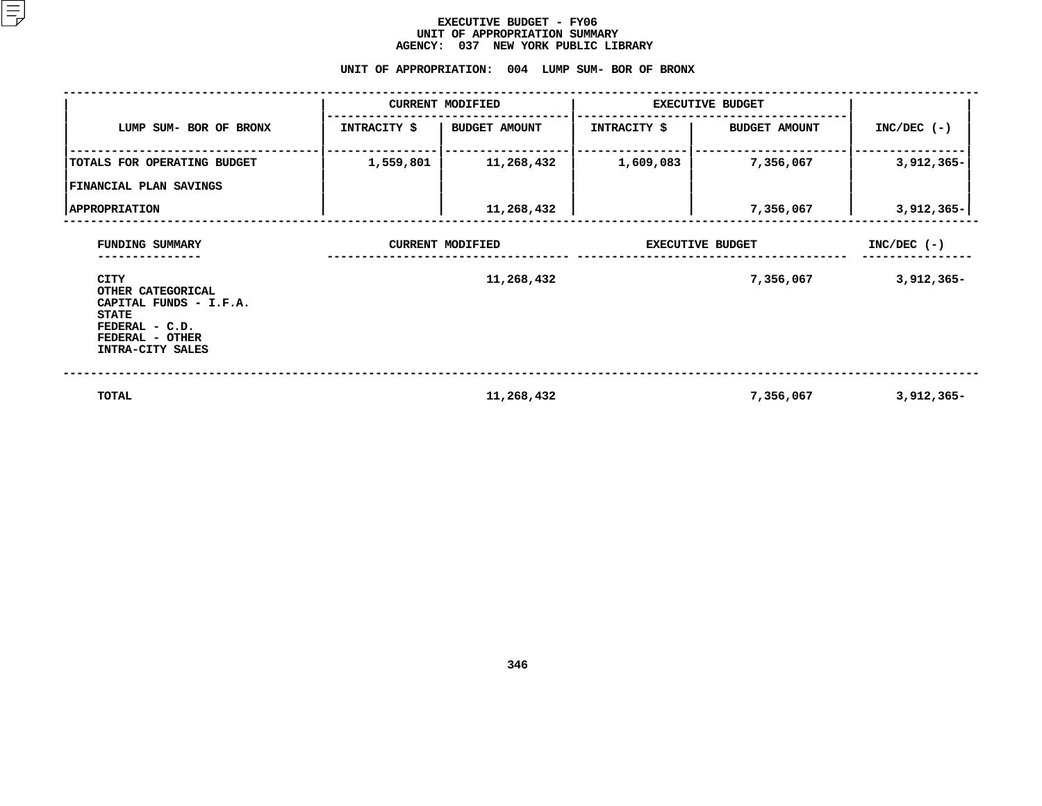# EXECUTIVE BUDGET - FY06
## UNIT OF APPROPRIATION SUMMARY
## AGENCY: 037 NEW YORK PUBLIC LIBRARY

### UNIT OF APPROPRIATION: 004 LUMP SUM- BOR OF BRONX

| LUMP SUM- BOR OF BRONX | CURRENT MODIFIED | | EXECUTIVE BUDGET | | INC/DEC (-) |
|---|---|---|---|---|---|
| | INTRACITY $ | BUDGET AMOUNT | INTRACITY $ | BUDGET AMOUNT | |
| TOTALS FOR OPERATING BUDGET | 1,559,801 | 11,268,432 | 1,609,083 | 7,356,067 | 3,912,365- |
| FINANCIAL PLAN SAVINGS | | | | | |
| APPROPRIATION | | 11,268,432 | | 7,356,067 | 3,912,365- |

| FUNDING SUMMARY | CURRENT MODIFIED | EXECUTIVE BUDGET | INC/DEC (-) |
|---|---|---|---|
| CITY | 11,268,432 | 7,356,067 | 3,912,365- |
| OTHER CATEGORICAL | | | |
| CAPITAL FUNDS - I.F.A. | | | |
| STATE | | | |
| FEDERAL - C.D. | | | |
| FEDERAL - OTHER | | | |
| INTRA-CITY SALES | | | |
| TOTAL | 11,268,432 | 7,356,067 | 3,912,365- |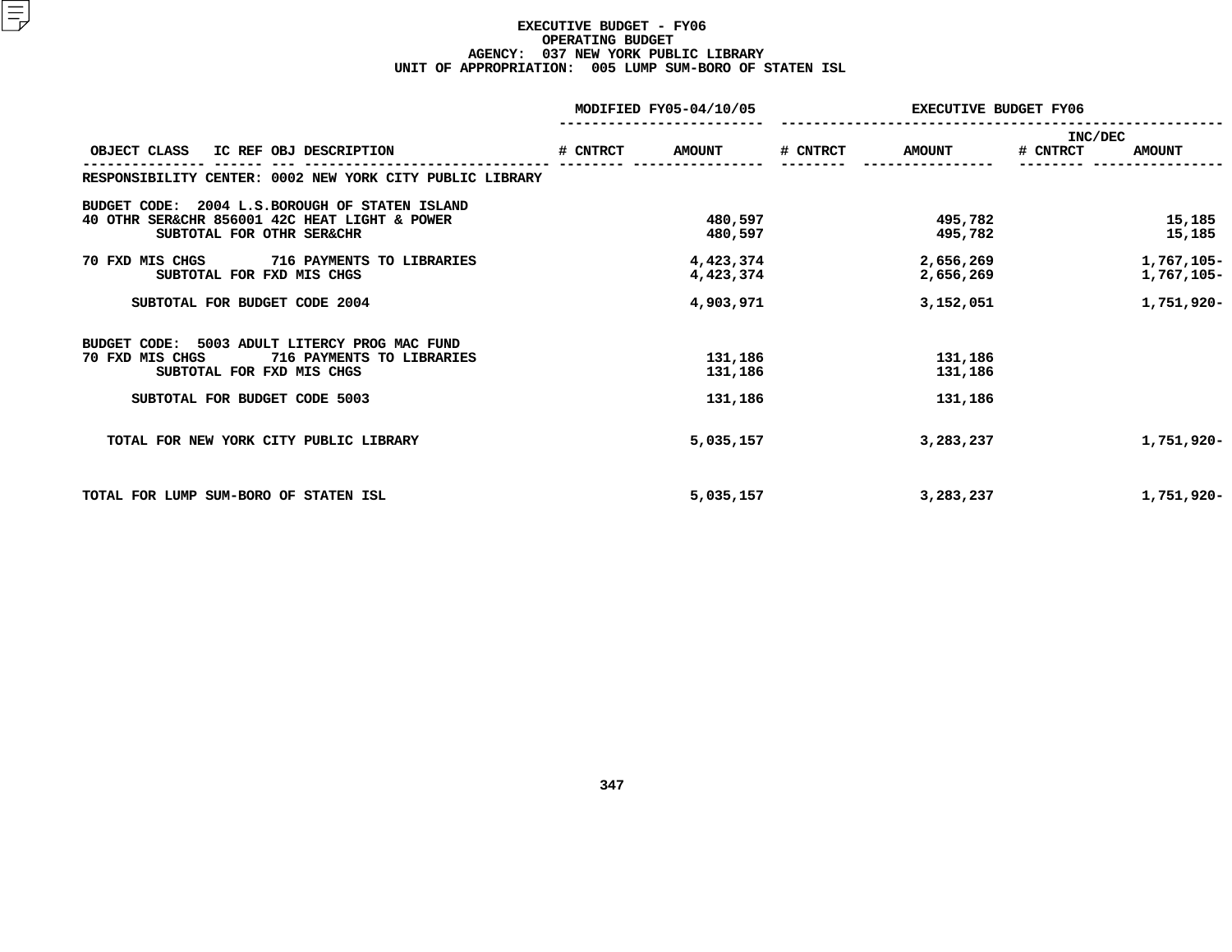# EXECUTIVE BUDGET - FY06
## OPERATING BUDGET
### AGENCY: 037 NEW YORK PUBLIC LIBRARY
### UNIT OF APPROPRIATION: 005 LUMP SUM-BORO OF STATEN ISL

| OBJECT CLASS | IC REF | OBJ | DESCRIPTION | MODIFIED FY05-04/10/05 # CNTRCT | MODIFIED FY05-04/10/05 AMOUNT | EXECUTIVE BUDGET FY06 # CNTRCT | EXECUTIVE BUDGET FY06 AMOUNT | INC/DEC # CNTRCT | INC/DEC AMOUNT |
|---|---|---|---|---|---|---|---|---|---|
| RESPONSIBILITY CENTER: 0002 NEW YORK CITY PUBLIC LIBRARY | | | | | | | | | |
| BUDGET CODE: 2004 L.S.BOROUGH OF STATEN ISLAND | | | | | | | | | |
| 40 OTHR SER&CHR | 856001 | 42C | HEAT LIGHT & POWER | | 480,597 | | 495,782 | | 15,185 |
| | | | SUBTOTAL FOR OTHR SER&CHR | | 480,597 | | 495,782 | | 15,185 |
| 70 FXD MIS CHGS | | 716 | PAYMENTS TO LIBRARIES | | 4,423,374 | | 2,656,269 | | 1,767,105- |
| | | | SUBTOTAL FOR FXD MIS CHGS | | 4,423,374 | | 2,656,269 | | 1,767,105- |
| | | | SUBTOTAL FOR BUDGET CODE 2004 | | 4,903,971 | | 3,152,051 | | 1,751,920- |
| BUDGET CODE: 5003 ADULT LITERCY PROG MAC FUND | | | | | | | | | |
| 70 FXD MIS CHGS | | 716 | PAYMENTS TO LIBRARIES | | 131,186 | | 131,186 | | |
| | | | SUBTOTAL FOR FXD MIS CHGS | | 131,186 | | 131,186 | | |
| | | | SUBTOTAL FOR BUDGET CODE 5003 | | 131,186 | | 131,186 | | |
| TOTAL FOR NEW YORK CITY PUBLIC LIBRARY | | | | | 5,035,157 | | 3,283,237 | | 1,751,920- |
| TOTAL FOR LUMP SUM-BORO OF STATEN ISL | | | | | 5,035,157 | | 3,283,237 | | 1,751,920- |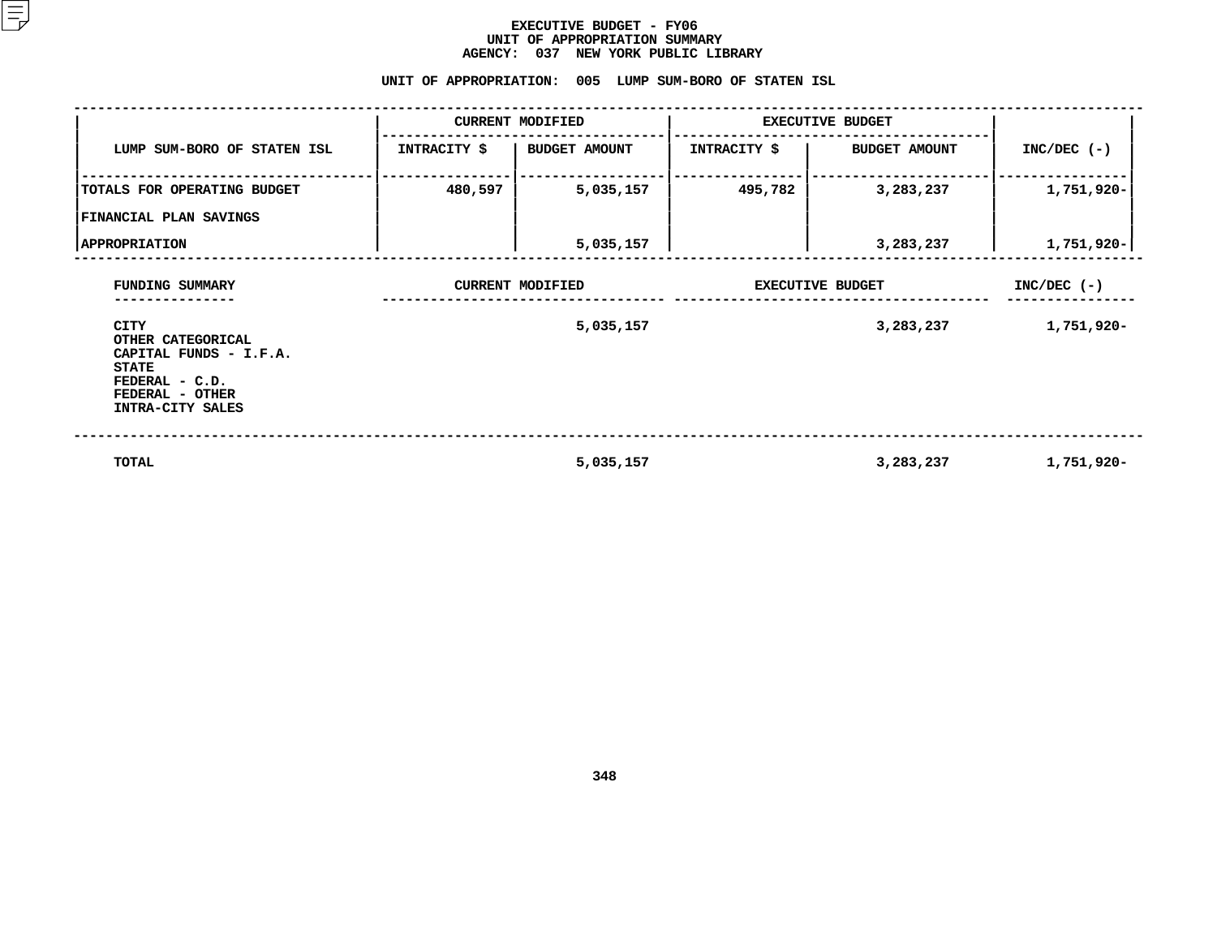# EXECUTIVE BUDGET - FY06
## UNIT OF APPROPRIATION SUMMARY
## AGENCY: 037 NEW YORK PUBLIC LIBRARY

### UNIT OF APPROPRIATION: 005 LUMP SUM-BORO OF STATEN ISL

| LUMP SUM-BORO OF STATEN ISL | CURRENT MODIFIED | | EXECUTIVE BUDGET | | INC/DEC (-) |
|---|---|---|---|---|---|
| | INTRACITY $ | BUDGET AMOUNT | INTRACITY $ | BUDGET AMOUNT | |
| TOTALS FOR OPERATING BUDGET | 480,597 | 5,035,157 | 495,782 | 3,283,237 | 1,751,920- |
| FINANCIAL PLAN SAVINGS | | | | | |
| APPROPRIATION | | 5,035,157 | | 3,283,237 | 1,751,920- |

| FUNDING SUMMARY | CURRENT MODIFIED | EXECUTIVE BUDGET | INC/DEC (-) |
|---|---|---|---|
| CITY | 5,035,157 | 3,283,237 | 1,751,920- |
| OTHER CATEGORICAL | | | |
| CAPITAL FUNDS - I.F.A. | | | |
| STATE | | | |
| FEDERAL - C.D. | | | |
| FEDERAL - OTHER | | | |
| INTRA-CITY SALES | | | |
| TOTAL | 5,035,157 | 3,283,237 | 1,751,920- |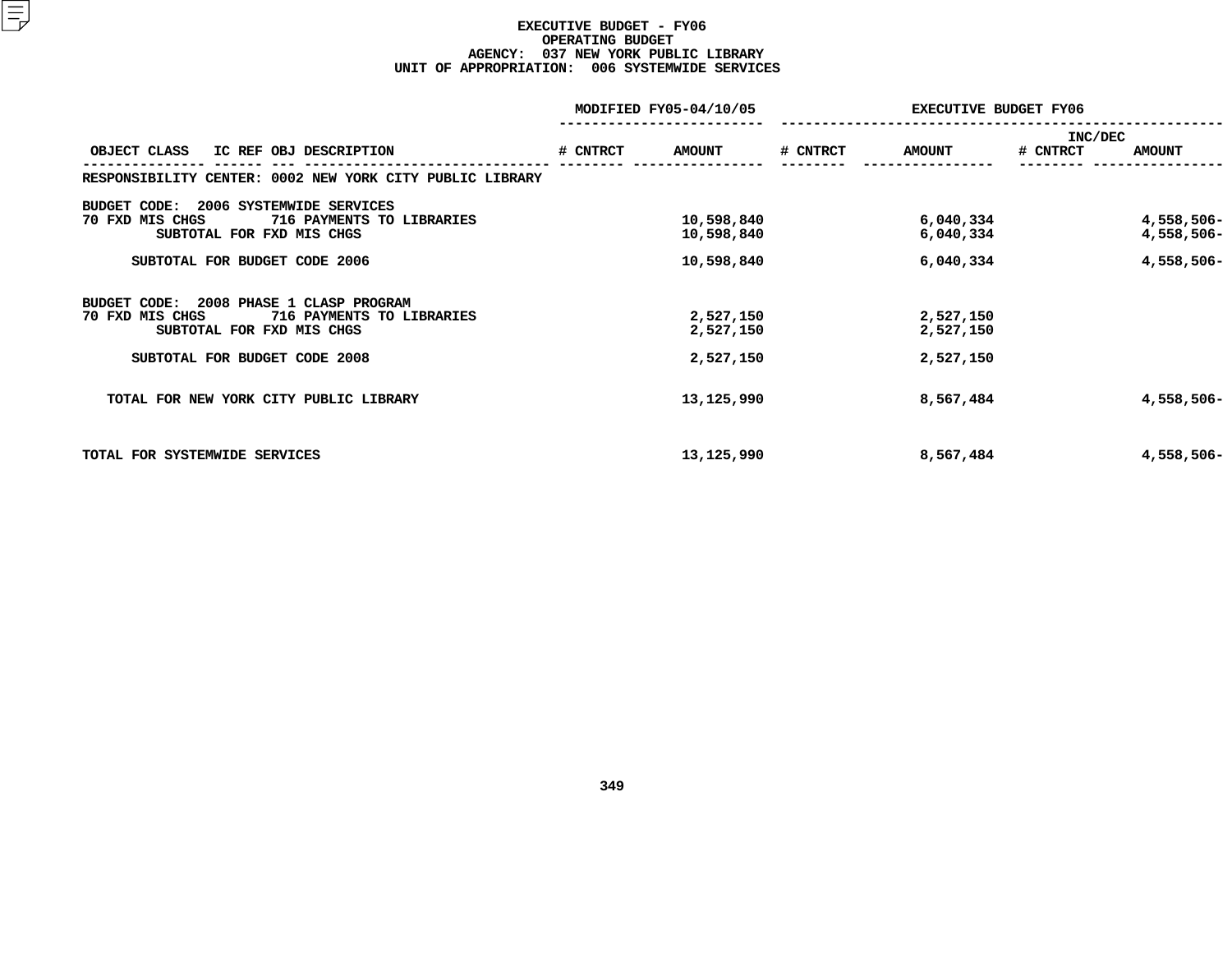# EXECUTIVE BUDGET - FY06
## OPERATING BUDGET
### AGENCY: 037 NEW YORK PUBLIC LIBRARY
### UNIT OF APPROPRIATION: 006 SYSTEMWIDE SERVICES

| OBJECT CLASS | IC REF | OBJ DESCRIPTION | MODIFIED FY05-04/10/05 # CNTRCT | MODIFIED FY05-04/10/05 AMOUNT | EXECUTIVE BUDGET FY06 # CNTRCT | EXECUTIVE BUDGET FY06 AMOUNT | INC/DEC # CNTRCT | INC/DEC AMOUNT |
|---|---|---|---|---|---|---|---|---|
| RESPONSIBILITY CENTER: 0002 NEW YORK CITY PUBLIC LIBRARY | | | | | | | | |
| BUDGET CODE: 2006 SYSTEMWIDE SERVICES | | | | | | | | |
| 70 FXD MIS CHGS | | 716 PAYMENTS TO LIBRARIES | | 10,598,840 | | 6,040,334 | | 4,558,506- |
| SUBTOTAL FOR FXD MIS CHGS | | | | 10,598,840 | | 6,040,334 | | 4,558,506- |
| SUBTOTAL FOR BUDGET CODE 2006 | | | | 10,598,840 | | 6,040,334 | | 4,558,506- |
| BUDGET CODE: 2008 PHASE 1 CLASP PROGRAM | | | | | | | | |
| 70 FXD MIS CHGS | | 716 PAYMENTS TO LIBRARIES | | 2,527,150 | | 2,527,150 | | |
| SUBTOTAL FOR FXD MIS CHGS | | | | 2,527,150 | | 2,527,150 | | |
| SUBTOTAL FOR BUDGET CODE 2008 | | | | 2,527,150 | | 2,527,150 | | |
| TOTAL FOR NEW YORK CITY PUBLIC LIBRARY | | | | 13,125,990 | | 8,567,484 | | 4,558,506- |
| TOTAL FOR SYSTEMWIDE SERVICES | | | | 13,125,990 | | 8,567,484 | | 4,558,506- |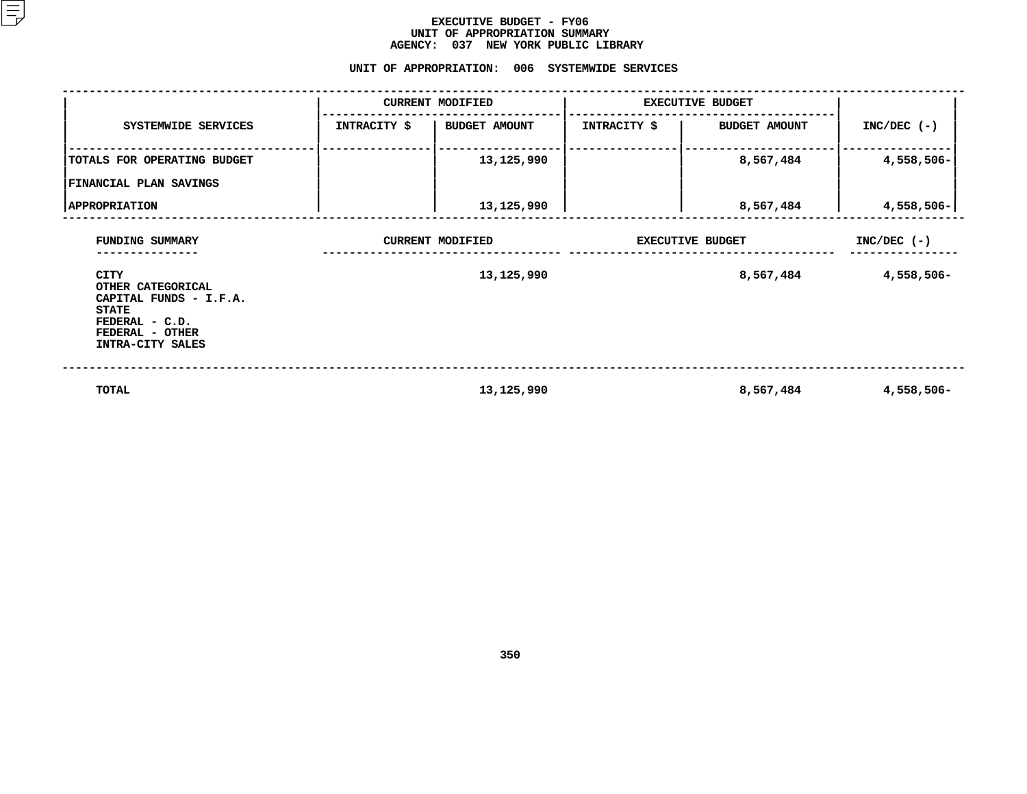# EXECUTIVE BUDGET - FY06
## UNIT OF APPROPRIATION SUMMARY
## AGENCY: 037 NEW YORK PUBLIC LIBRARY

### UNIT OF APPROPRIATION: 006 SYSTEMWIDE SERVICES

| SYSTEMWIDE SERVICES | CURRENT MODIFIED | | EXECUTIVE BUDGET | | INC/DEC (-) |
|---|---|---|---|---|---|
| | INTRACITY $ | BUDGET AMOUNT | INTRACITY $ | BUDGET AMOUNT | |
| TOTALS FOR OPERATING BUDGET | | 13,125,990 | | 8,567,484 | 4,558,506- |
| FINANCIAL PLAN SAVINGS | | | | | |
| APPROPRIATION | | 13,125,990 | | 8,567,484 | 4,558,506- |

| FUNDING SUMMARY | CURRENT MODIFIED | EXECUTIVE BUDGET | INC/DEC (-) |
|---|---|---|---|
| CITY | 13,125,990 | 8,567,484 | 4,558,506- |
| OTHER CATEGORICAL | | | |
| CAPITAL FUNDS - I.F.A. | | | |
| STATE | | | |
| FEDERAL - C.D. | | | |
| FEDERAL - OTHER | | | |
| INTRA-CITY SALES | | | |
| TOTAL | 13,125,990 | 8,567,484 | 4,558,506- |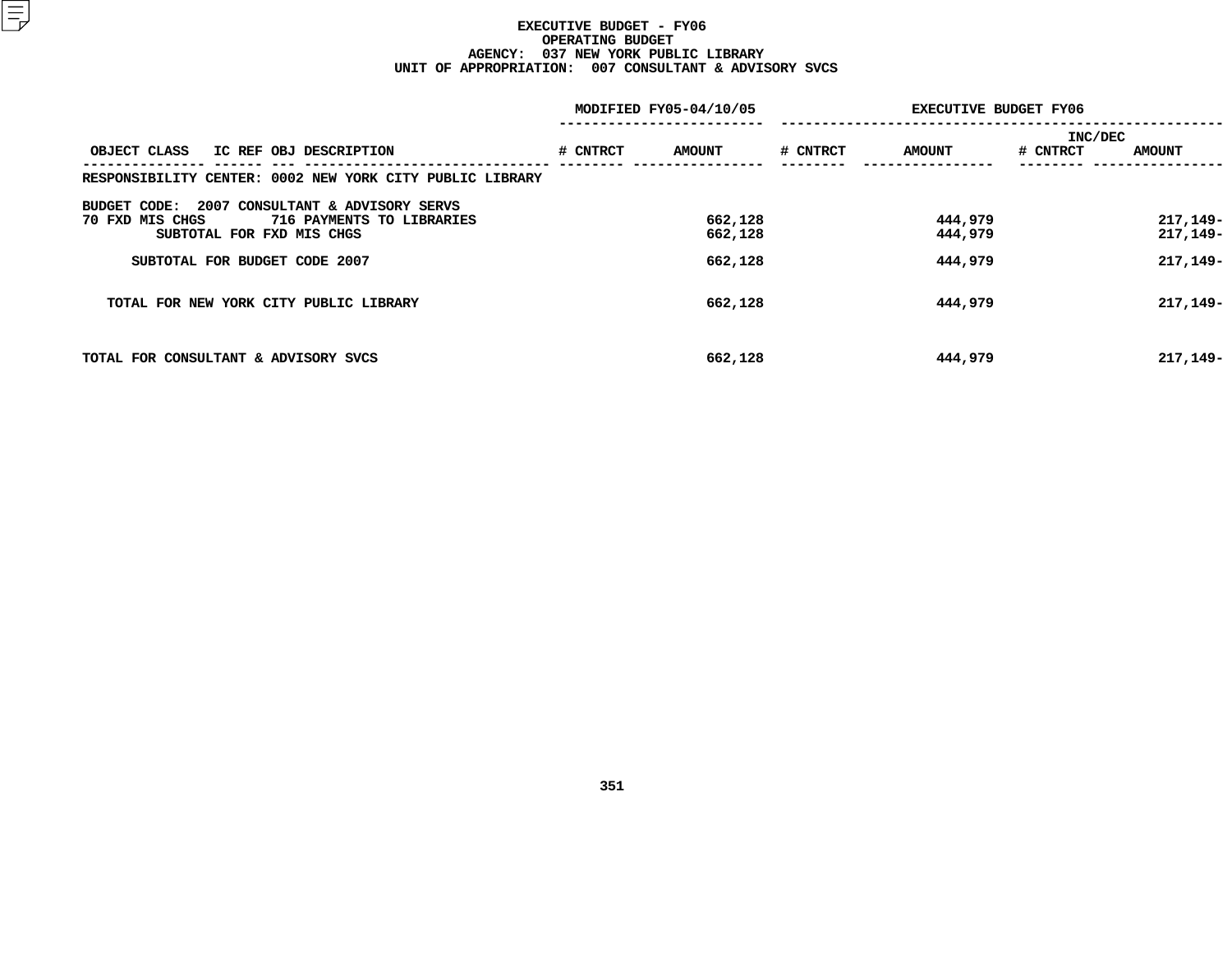# EXECUTIVE BUDGET - FY06
## OPERATING BUDGET
## AGENCY: 037 NEW YORK PUBLIC LIBRARY
## UNIT OF APPROPRIATION: 007 CONSULTANT & ADVISORY SVCS

| OBJECT CLASS | IC REF | OBJ | DESCRIPTION | MODIFIED FY05-04/10/05 # CNTRCT | MODIFIED FY05-04/10/05 AMOUNT | EXECUTIVE BUDGET FY06 # CNTRCT | EXECUTIVE BUDGET FY06 AMOUNT | INC/DEC # CNTRCT | INC/DEC AMOUNT |
|---|---|---|---|---|---|---|---|---|---|
| RESPONSIBILITY CENTER: 0002 NEW YORK CITY PUBLIC LIBRARY | | | | | | | | | |
| BUDGET CODE: 2007 CONSULTANT & ADVISORY SERVS | | | | | | | | | |
| 70 FXD MIS CHGS | | 716 | PAYMENTS TO LIBRARIES | | 662,128 | | 444,979 | | 217,149- |
| | | | SUBTOTAL FOR FXD MIS CHGS | | 662,128 | | 444,979 | | 217,149- |
| | | | SUBTOTAL FOR BUDGET CODE 2007 | | 662,128 | | 444,979 | | 217,149- |
| TOTAL FOR NEW YORK CITY PUBLIC LIBRARY | | | | | 662,128 | | 444,979 | | 217,149- |
| TOTAL FOR CONSULTANT & ADVISORY SVCS | | | | | 662,128 | | 444,979 | | 217,149- |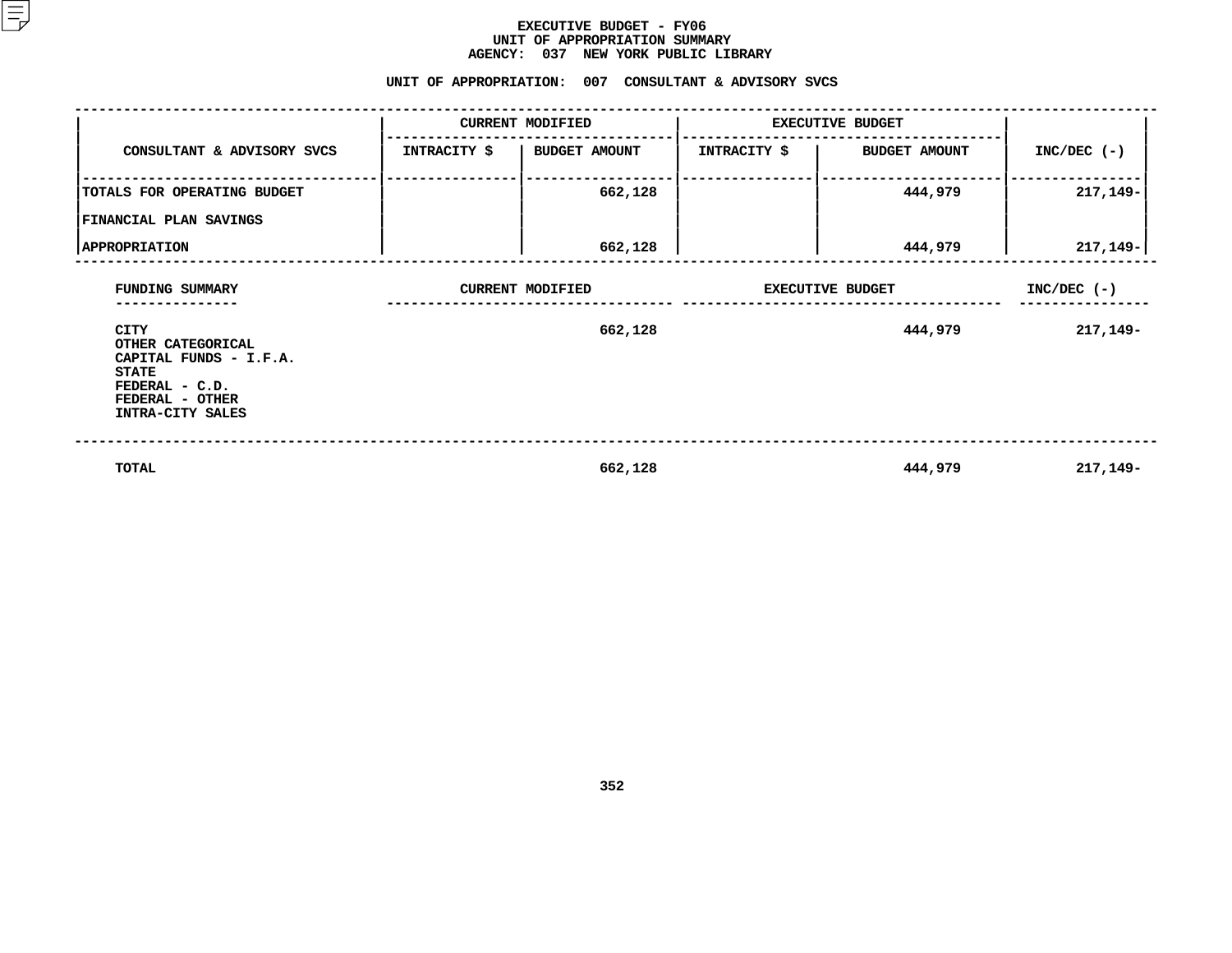# EXECUTIVE BUDGET - FY06
## UNIT OF APPROPRIATION SUMMARY
## AGENCY: 037 NEW YORK PUBLIC LIBRARY

### UNIT OF APPROPRIATION: 007 CONSULTANT & ADVISORY SVCS

| CONSULTANT & ADVISORY SVCS | CURRENT MODIFIED | | EXECUTIVE BUDGET | | INC/DEC (-) |
|---|---|---|---|---|---|
| | INTRACITY $ | BUDGET AMOUNT | INTRACITY $ | BUDGET AMOUNT | |
| TOTALS FOR OPERATING BUDGET | | 662,128 | | 444,979 | 217,149- |
| FINANCIAL PLAN SAVINGS | | | | | |
| APPROPRIATION | | 662,128 | | 444,979 | 217,149- |

| FUNDING SUMMARY | CURRENT MODIFIED | EXECUTIVE BUDGET | INC/DEC (-) |
|---|---|---|---|
| CITY | 662,128 | 444,979 | 217,149- |
| OTHER CATEGORICAL | | | |
| CAPITAL FUNDS - I.F.A. | | | |
| STATE | | | |
| FEDERAL - C.D. | | | |
| FEDERAL - OTHER | | | |
| INTRA-CITY SALES | | | |
| TOTAL | 662,128 | 444,979 | 217,149- |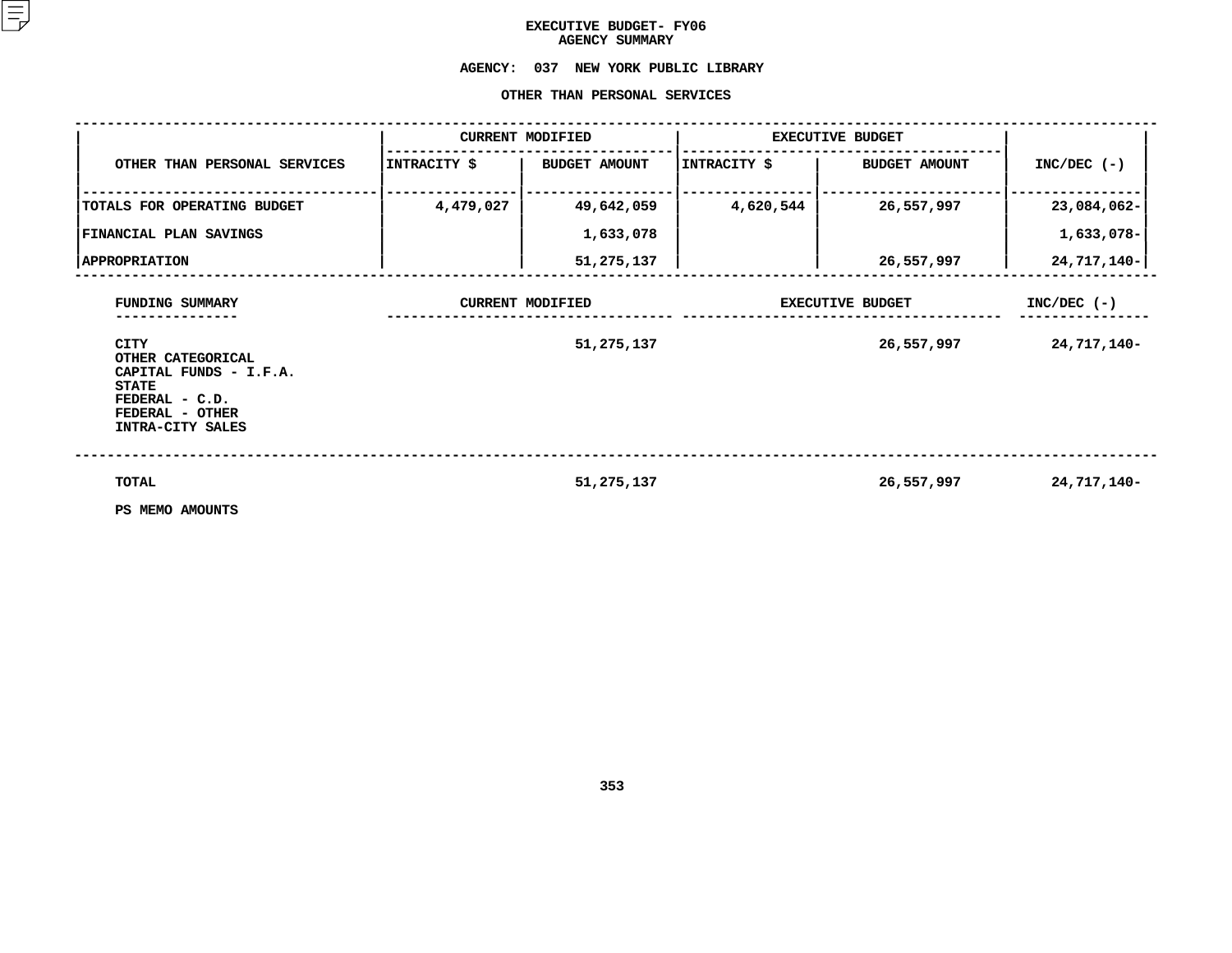# EXECUTIVE BUDGET- FY06
## AGENCY SUMMARY

### AGENCY: 037 NEW YORK PUBLIC LIBRARY

### OTHER THAN PERSONAL SERVICES

| OTHER THAN PERSONAL SERVICES | CURRENT MODIFIED | | EXECUTIVE BUDGET | | INC/DEC (-) |
|---|---|---|---|---|---|
| | INTRACITY $ | BUDGET AMOUNT | INTRACITY $ | BUDGET AMOUNT | |
| TOTALS FOR OPERATING BUDGET | 4,479,027 | 49,642,059 | 4,620,544 | 26,557,997 | 23,084,062- |
| FINANCIAL PLAN SAVINGS | | 1,633,078 | | | 1,633,078- |
| APPROPRIATION | | 51,275,137 | | 26,557,997 | 24,717,140- |

| FUNDING SUMMARY | CURRENT MODIFIED | EXECUTIVE BUDGET | INC/DEC (-) |
|---|---|---|---|
| CITY | 51,275,137 | 26,557,997 | 24,717,140- |
| OTHER CATEGORICAL | | | |
| CAPITAL FUNDS - I.F.A. | | | |
| STATE | | | |
| FEDERAL - C.D. | | | |
| FEDERAL - OTHER | | | |
| INTRA-CITY SALES | | | |
| TOTAL | 51,275,137 | 26,557,997 | 24,717,140- |

PS MEMO AMOUNTS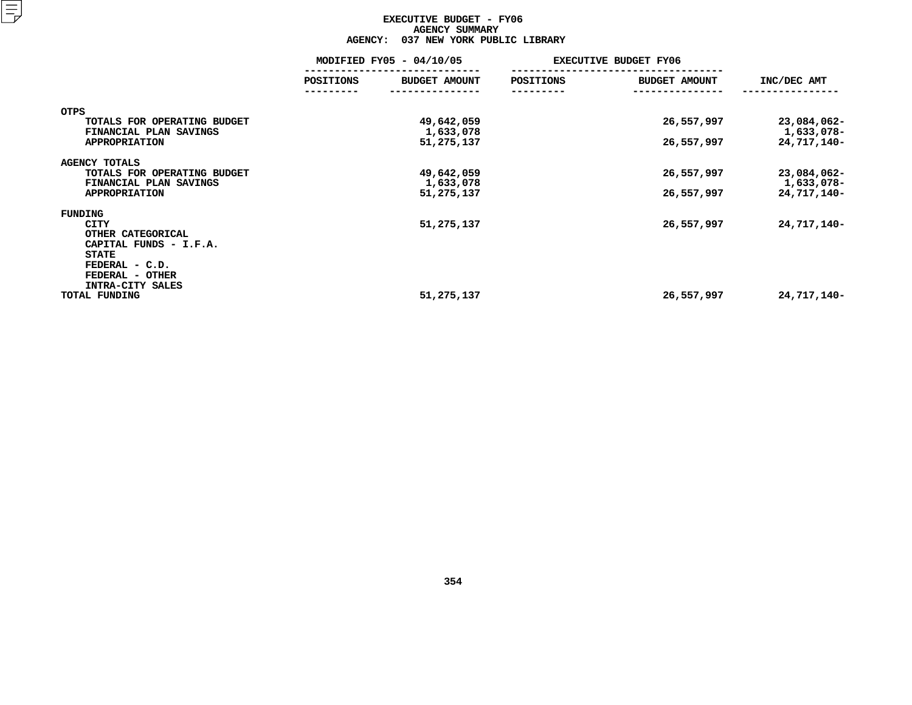# EXECUTIVE BUDGET - FY06
## AGENCY SUMMARY
## AGENCY: 037 NEW YORK PUBLIC LIBRARY

| | MODIFIED FY05 - 04/10/05 | | EXECUTIVE BUDGET FY06 | | |
|---|---|---|---|---|---|
| | POSITIONS | BUDGET AMOUNT | POSITIONS | BUDGET AMOUNT | INC/DEC AMT |
| **OTPS** | | | | | |
| TOTALS FOR OPERATING BUDGET | | 49,642,059 | | 26,557,997 | 23,084,062- |
| FINANCIAL PLAN SAVINGS | | 1,633,078 | | | 1,633,078- |
| APPROPRIATION | | 51,275,137 | | 26,557,997 | 24,717,140- |
| **AGENCY TOTALS** | | | | | |
| TOTALS FOR OPERATING BUDGET | | 49,642,059 | | 26,557,997 | 23,084,062- |
| FINANCIAL PLAN SAVINGS | | 1,633,078 | | | 1,633,078- |
| APPROPRIATION | | 51,275,137 | | 26,557,997 | 24,717,140- |
| **FUNDING** | | | | | |
| CITY | | 51,275,137 | | 26,557,997 | 24,717,140- |
| OTHER CATEGORICAL | | | | | |
| CAPITAL FUNDS - I.F.A. | | | | | |
| STATE | | | | | |
| FEDERAL - C.D. | | | | | |
| FEDERAL - OTHER | | | | | |
| INTRA-CITY SALES | | | | | |
| TOTAL FUNDING | | 51,275,137 | | 26,557,997 | 24,717,140- |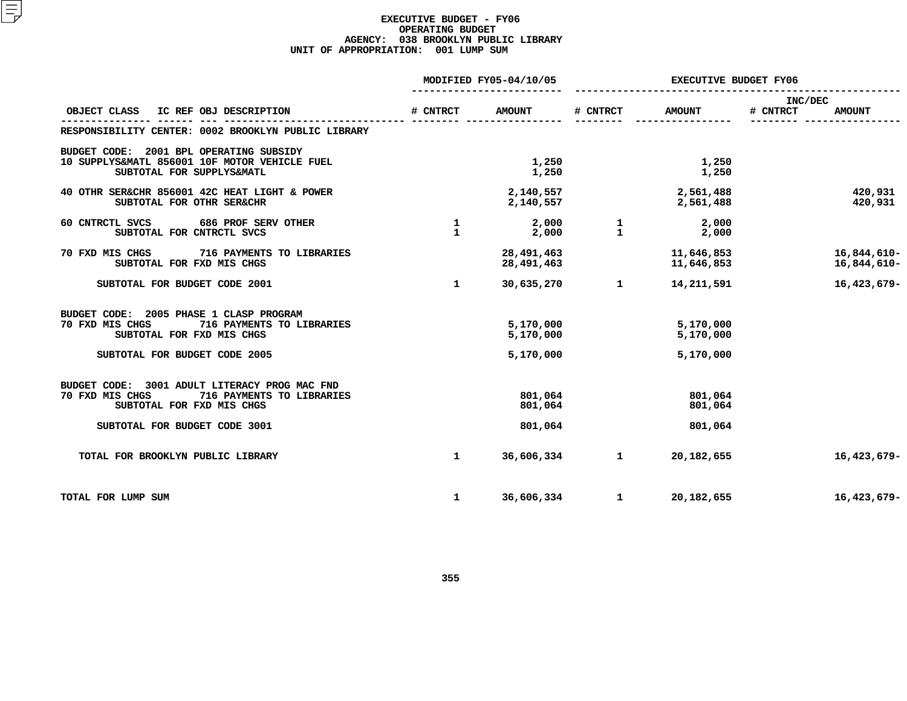**EXECUTIVE BUDGET - FY06**
**OPERATING BUDGET**
**AGENCY: 038 BROOKLYN PUBLIC LIBRARY**
**UNIT OF APPROPRIATION: 001 LUMP SUM**

| OBJECT CLASS IC REF OBJ DESCRIPTION | MODIFIED FY05-04/10/05 # CNTRCT | MODIFIED FY05-04/10/05 AMOUNT | EXECUTIVE BUDGET FY06 # CNTRCT | EXECUTIVE BUDGET FY06 AMOUNT | INC/DEC # CNTRCT | INC/DEC AMOUNT |
|---|---|---|---|---|---|---|
| RESPONSIBILITY CENTER: 0002 BROOKLYN PUBLIC LIBRARY | | | | | | |
| BUDGET CODE: 2001 BPL OPERATING SUBSIDY | | | | | | |
| 10 SUPPLYS&MATL 856001 10F MOTOR VEHICLE FUEL | | 1,250 | | 1,250 | | |
| SUBTOTAL FOR SUPPLYS&MATL | | 1,250 | | 1,250 | | |
| 40 OTHR SER&CHR 856001 42C HEAT LIGHT & POWER | | 2,140,557 | | 2,561,488 | | 420,931 |
| SUBTOTAL FOR OTHR SER&CHR | | 2,140,557 | | 2,561,488 | | 420,931 |
| 60 CNTRCTL SVCS 686 PROF SERV OTHER | 1 | 2,000 | 1 | 2,000 | | |
| SUBTOTAL FOR CNTRCTL SVCS | 1 | 2,000 | 1 | 2,000 | | |
| 70 FXD MIS CHGS 716 PAYMENTS TO LIBRARIES | | 28,491,463 | | 11,646,853 | | 16,844,610- |
| SUBTOTAL FOR FXD MIS CHGS | | 28,491,463 | | 11,646,853 | | 16,844,610- |
| SUBTOTAL FOR BUDGET CODE 2001 | 1 | 30,635,270 | 1 | 14,211,591 | | 16,423,679- |
| BUDGET CODE: 2005 PHASE 1 CLASP PROGRAM | | | | | | |
| 70 FXD MIS CHGS 716 PAYMENTS TO LIBRARIES | | 5,170,000 | | 5,170,000 | | |
| SUBTOTAL FOR FXD MIS CHGS | | 5,170,000 | | 5,170,000 | | |
| SUBTOTAL FOR BUDGET CODE 2005 | | 5,170,000 | | 5,170,000 | | |
| BUDGET CODE: 3001 ADULT LITERACY PROG MAC FND | | | | | | |
| 70 FXD MIS CHGS 716 PAYMENTS TO LIBRARIES | | 801,064 | | 801,064 | | |
| SUBTOTAL FOR FXD MIS CHGS | | 801,064 | | 801,064 | | |
| SUBTOTAL FOR BUDGET CODE 3001 | | 801,064 | | 801,064 | | |
| TOTAL FOR BROOKLYN PUBLIC LIBRARY | 1 | 36,606,334 | 1 | 20,182,655 | | 16,423,679- |
| TOTAL FOR LUMP SUM | 1 | 36,606,334 | 1 | 20,182,655 | | 16,423,679- |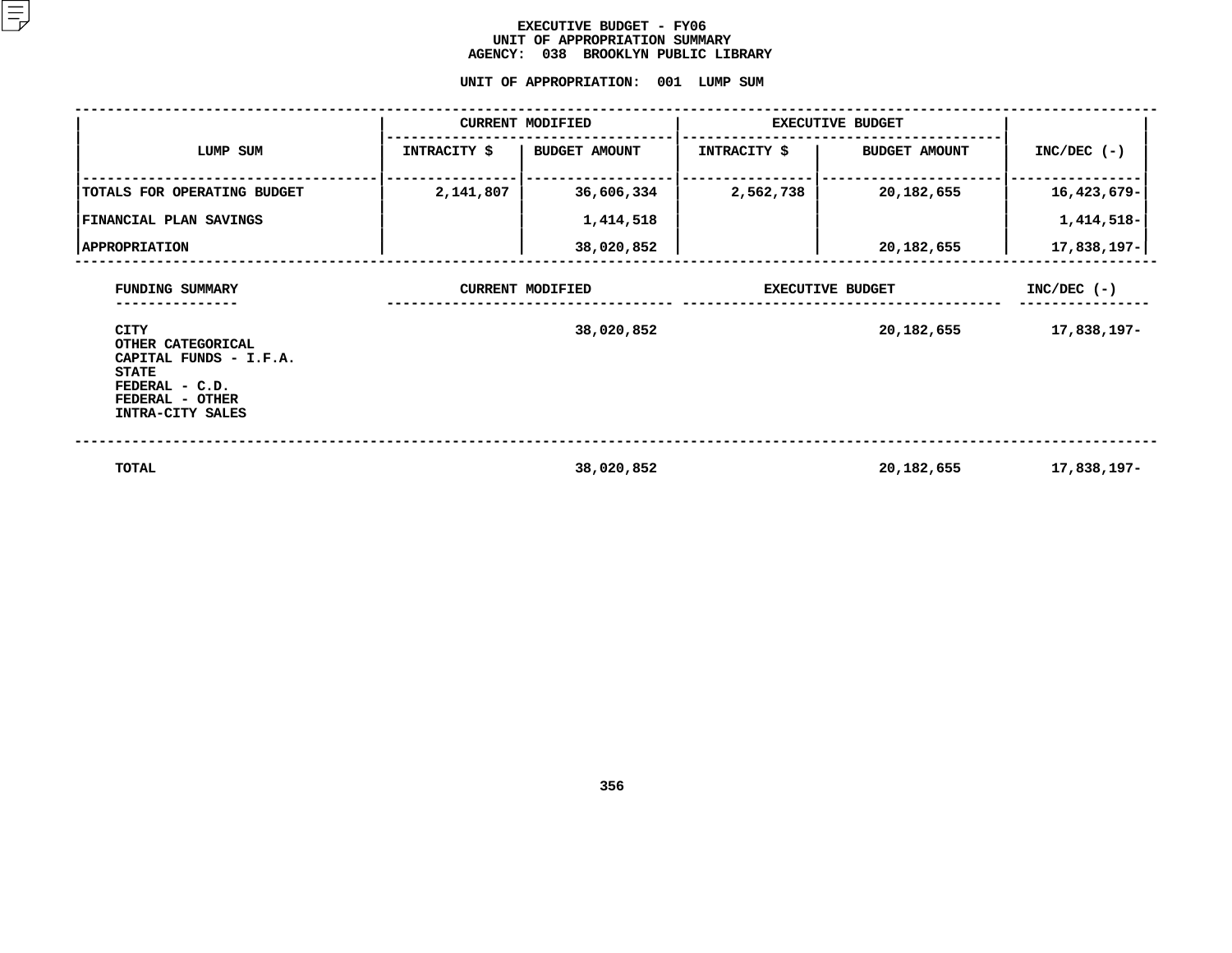# EXECUTIVE BUDGET - FY06
## UNIT OF APPROPRIATION SUMMARY
## AGENCY: 038 BROOKLYN PUBLIC LIBRARY

### UNIT OF APPROPRIATION: 001 LUMP SUM

| LUMP SUM | CURRENT MODIFIED | | EXECUTIVE BUDGET | | INC/DEC (-) |
|---|---|---|---|---|---|
| | INTRACITY $ | BUDGET AMOUNT | INTRACITY $ | BUDGET AMOUNT | |
| TOTALS FOR OPERATING BUDGET | 2,141,807 | 36,606,334 | 2,562,738 | 20,182,655 | 16,423,679- |
| FINANCIAL PLAN SAVINGS | | 1,414,518 | | | 1,414,518- |
| APPROPRIATION | | 38,020,852 | | 20,182,655 | 17,838,197- |

| FUNDING SUMMARY | CURRENT MODIFIED | EXECUTIVE BUDGET | INC/DEC (-) |
|---|---|---|---|
| CITY | 38,020,852 | 20,182,655 | 17,838,197- |
| OTHER CATEGORICAL | | | |
| CAPITAL FUNDS - I.F.A. | | | |
| STATE | | | |
| FEDERAL - C.D. | | | |
| FEDERAL - OTHER | | | |
| INTRA-CITY SALES | | | |
| TOTAL | 38,020,852 | 20,182,655 | 17,838,197- |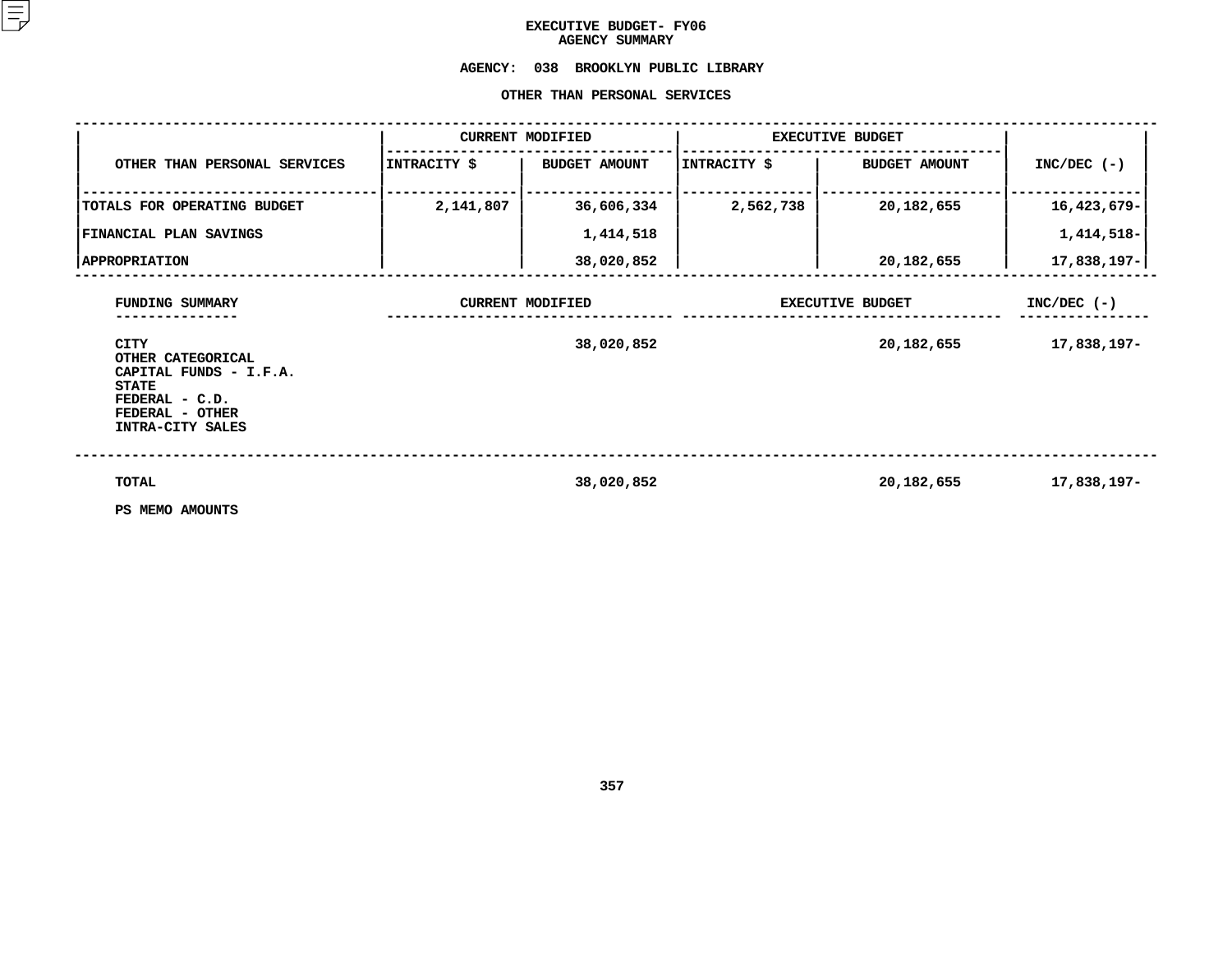# EXECUTIVE BUDGET- FY06
## AGENCY SUMMARY

### AGENCY: 038 BROOKLYN PUBLIC LIBRARY

### OTHER THAN PERSONAL SERVICES

| OTHER THAN PERSONAL SERVICES | CURRENT MODIFIED | | EXECUTIVE BUDGET | | INC/DEC (-) |
|---|---|---|---|---|---|
| | INTRACITY $ | BUDGET AMOUNT | INTRACITY $ | BUDGET AMOUNT | |
| TOTALS FOR OPERATING BUDGET | 2,141,807 | 36,606,334 | 2,562,738 | 20,182,655 | 16,423,679- |
| FINANCIAL PLAN SAVINGS | | 1,414,518 | | | 1,414,518- |
| APPROPRIATION | | 38,020,852 | | 20,182,655 | 17,838,197- |

| FUNDING SUMMARY | CURRENT MODIFIED | EXECUTIVE BUDGET | INC/DEC (-) |
|---|---|---|---|
| CITY | 38,020,852 | 20,182,655 | 17,838,197- |
| OTHER CATEGORICAL | | | |
| CAPITAL FUNDS - I.F.A. | | | |
| STATE | | | |
| FEDERAL - C.D. | | | |
| FEDERAL - OTHER | | | |
| INTRA-CITY SALES | | | |
| TOTAL | 38,020,852 | 20,182,655 | 17,838,197- |

PS MEMO AMOUNTS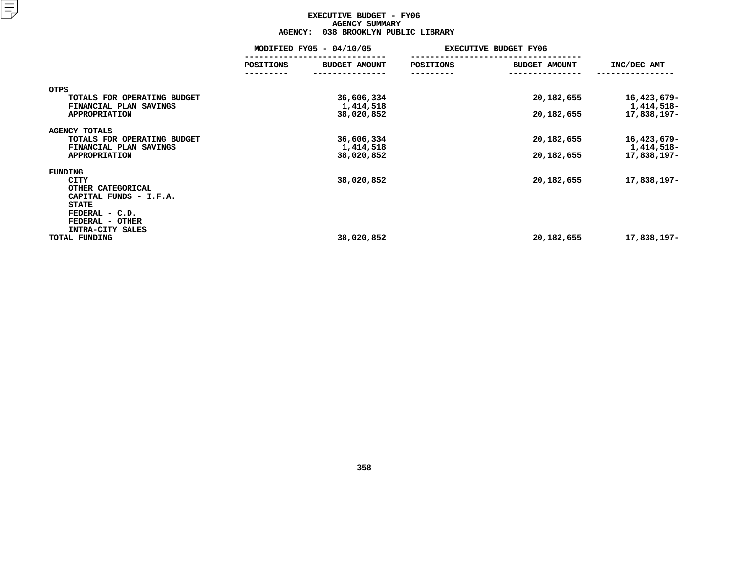# EXECUTIVE BUDGET - FY06
## AGENCY SUMMARY
### AGENCY: 038 BROOKLYN PUBLIC LIBRARY

| | MODIFIED FY05 - 04/10/05 | | EXECUTIVE BUDGET FY06 | | |
|---|---|---|---|---|---|
| | POSITIONS | BUDGET AMOUNT | POSITIONS | BUDGET AMOUNT | INC/DEC AMT |
| **OTPS** | | | | | |
| TOTALS FOR OPERATING BUDGET | | 36,606,334 | | 20,182,655 | 16,423,679- |
| FINANCIAL PLAN SAVINGS | | 1,414,518 | | | 1,414,518- |
| APPROPRIATION | | 38,020,852 | | 20,182,655 | 17,838,197- |
| **AGENCY TOTALS** | | | | | |
| TOTALS FOR OPERATING BUDGET | | 36,606,334 | | 20,182,655 | 16,423,679- |
| FINANCIAL PLAN SAVINGS | | 1,414,518 | | | 1,414,518- |
| APPROPRIATION | | 38,020,852 | | 20,182,655 | 17,838,197- |
| **FUNDING** | | | | | |
| CITY | | 38,020,852 | | 20,182,655 | 17,838,197- |
| OTHER CATEGORICAL | | | | | |
| CAPITAL FUNDS - I.F.A. | | | | | |
| STATE | | | | | |
| FEDERAL - C.D. | | | | | |
| FEDERAL - OTHER | | | | | |
| INTRA-CITY SALES | | | | | |
| TOTAL FUNDING | | 38,020,852 | | 20,182,655 | 17,838,197- |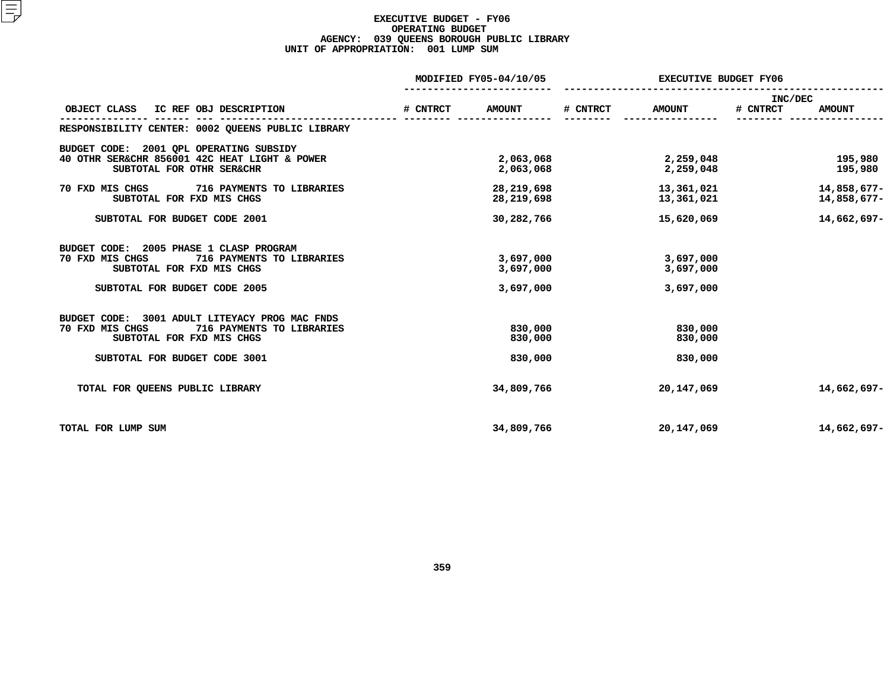# EXECUTIVE BUDGET - FY06
## OPERATING BUDGET
### AGENCY: 039 QUEENS BOROUGH PUBLIC LIBRARY
### UNIT OF APPROPRIATION: 001 LUMP SUM

| OBJECT CLASS | IC REF | OBJ | DESCRIPTION | MODIFIED FY05-04/10/05 # CNTRCT | MODIFIED FY05-04/10/05 AMOUNT | EXECUTIVE BUDGET FY06 # CNTRCT | EXECUTIVE BUDGET FY06 AMOUNT | INC/DEC # CNTRCT | INC/DEC AMOUNT |
|---|---|---|---|---|---|---|---|---|---|
| RESPONSIBILITY CENTER: 0002 QUEENS PUBLIC LIBRARY | | | | | | | | | |
| BUDGET CODE: 2001 QPL OPERATING SUBSIDY | | | | | | | | | |
| 40 OTHR SER&CHR | 856 | 001 | 42C HEAT LIGHT & POWER | | 2,063,068 | | 2,259,048 | | 195,980 |
| | | | SUBTOTAL FOR OTHR SER&CHR | | 2,063,068 | | 2,259,048 | | 195,980 |
| 70 FXD MIS CHGS | | 716 | PAYMENTS TO LIBRARIES | | 28,219,698 | | 13,361,021 | | 14,858,677- |
| | | | SUBTOTAL FOR FXD MIS CHGS | | 28,219,698 | | 13,361,021 | | 14,858,677- |
| | | | SUBTOTAL FOR BUDGET CODE 2001 | | 30,282,766 | | 15,620,069 | | 14,662,697- |
| BUDGET CODE: 2005 PHASE 1 CLASP PROGRAM | | | | | | | | | |
| 70 FXD MIS CHGS | | 716 | PAYMENTS TO LIBRARIES | | 3,697,000 | | 3,697,000 | | |
| | | | SUBTOTAL FOR FXD MIS CHGS | | 3,697,000 | | 3,697,000 | | |
| | | | SUBTOTAL FOR BUDGET CODE 2005 | | 3,697,000 | | 3,697,000 | | |
| BUDGET CODE: 3001 ADULT LITEYACY PROG MAC FNDS | | | | | | | | | |
| 70 FXD MIS CHGS | | 716 | PAYMENTS TO LIBRARIES | | 830,000 | | 830,000 | | |
| | | | SUBTOTAL FOR FXD MIS CHGS | | 830,000 | | 830,000 | | |
| | | | SUBTOTAL FOR BUDGET CODE 3001 | | 830,000 | | 830,000 | | |
| TOTAL FOR QUEENS PUBLIC LIBRARY | | | | | 34,809,766 | | 20,147,069 | | 14,662,697- |
| TOTAL FOR LUMP SUM | | | | | 34,809,766 | | 20,147,069 | | 14,662,697- |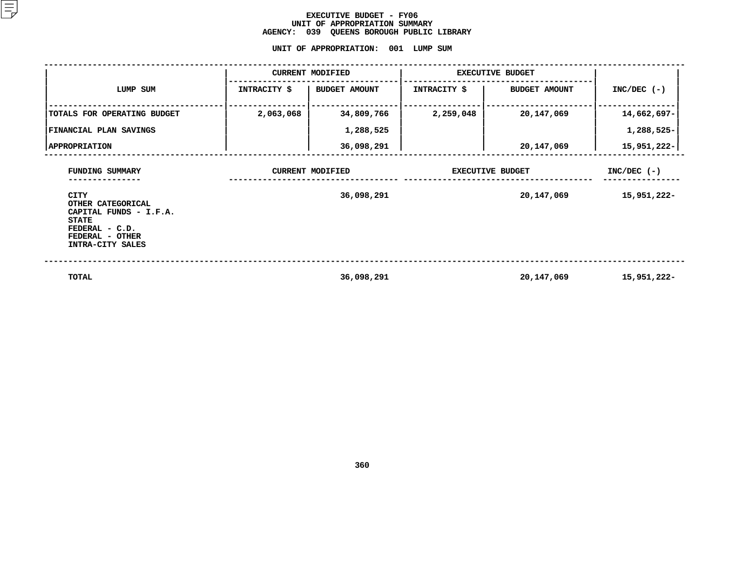# EXECUTIVE BUDGET - FY06
## UNIT OF APPROPRIATION SUMMARY
## AGENCY: 039 QUEENS BOROUGH PUBLIC LIBRARY

### UNIT OF APPROPRIATION: 001 LUMP SUM

| LUMP SUM | CURRENT MODIFIED | | EXECUTIVE BUDGET | | INC/DEC (-) |
|---|---|---|---|---|---|
| | INTRACITY $ | BUDGET AMOUNT | INTRACITY $ | BUDGET AMOUNT | |
| TOTALS FOR OPERATING BUDGET | 2,063,068 | 34,809,766 | 2,259,048 | 20,147,069 | 14,662,697- |
| FINANCIAL PLAN SAVINGS | | 1,288,525 | | | 1,288,525- |
| APPROPRIATION | | 36,098,291 | | 20,147,069 | 15,951,222- |

| FUNDING SUMMARY | CURRENT MODIFIED | EXECUTIVE BUDGET | INC/DEC (-) |
|---|---|---|---|
| CITY | 36,098,291 | 20,147,069 | 15,951,222- |
| OTHER CATEGORICAL | | | |
| CAPITAL FUNDS - I.F.A. | | | |
| STATE | | | |
| FEDERAL - C.D. | | | |
| FEDERAL - OTHER | | | |
| INTRA-CITY SALES | | | |
| TOTAL | 36,098,291 | 20,147,069 | 15,951,222- |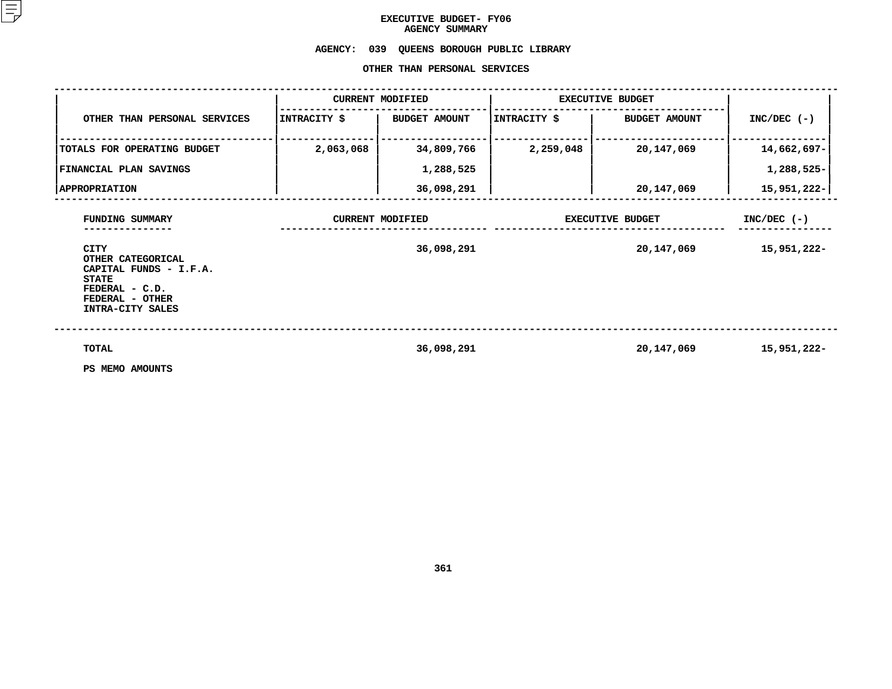# EXECUTIVE BUDGET- FY06
## AGENCY SUMMARY

### AGENCY: 039 QUEENS BOROUGH PUBLIC LIBRARY

### OTHER THAN PERSONAL SERVICES

| OTHER THAN PERSONAL SERVICES | CURRENT MODIFIED | | EXECUTIVE BUDGET | | INC/DEC (-) |
|---|---|---|---|---|---|
| | INTRACITY $ | BUDGET AMOUNT | INTRACITY $ | BUDGET AMOUNT | |
| TOTALS FOR OPERATING BUDGET | 2,063,068 | 34,809,766 | 2,259,048 | 20,147,069 | 14,662,697- |
| FINANCIAL PLAN SAVINGS | | 1,288,525 | | | 1,288,525- |
| APPROPRIATION | | 36,098,291 | | 20,147,069 | 15,951,222- |

| FUNDING SUMMARY | CURRENT MODIFIED | EXECUTIVE BUDGET | INC/DEC (-) |
|---|---|---|---|
| CITY | 36,098,291 | 20,147,069 | 15,951,222- |
| OTHER CATEGORICAL | | | |
| CAPITAL FUNDS - I.F.A. | | | |
| STATE | | | |
| FEDERAL - C.D. | | | |
| FEDERAL - OTHER | | | |
| INTRA-CITY SALES | | | |
| TOTAL | 36,098,291 | 20,147,069 | 15,951,222- |

PS MEMO AMOUNTS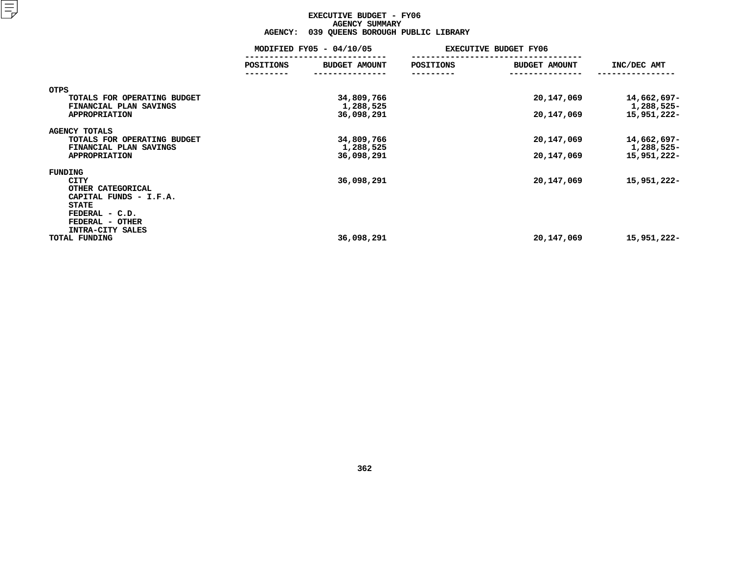# EXECUTIVE BUDGET - FY06
## AGENCY SUMMARY
## AGENCY: 039 QUEENS BOROUGH PUBLIC LIBRARY

| | MODIFIED FY05 - 04/10/05 | | EXECUTIVE BUDGET FY06 | | |
|---|---|---|---|---|---|
| | POSITIONS | BUDGET AMOUNT | POSITIONS | BUDGET AMOUNT | INC/DEC AMT |
| **OTPS** | | | | | |
| TOTALS FOR OPERATING BUDGET | | 34,809,766 | | 20,147,069 | 14,662,697- |
| FINANCIAL PLAN SAVINGS | | 1,288,525 | | | 1,288,525- |
| APPROPRIATION | | 36,098,291 | | 20,147,069 | 15,951,222- |
| **AGENCY TOTALS** | | | | | |
| TOTALS FOR OPERATING BUDGET | | 34,809,766 | | 20,147,069 | 14,662,697- |
| FINANCIAL PLAN SAVINGS | | 1,288,525 | | | 1,288,525- |
| APPROPRIATION | | 36,098,291 | | 20,147,069 | 15,951,222- |
| **FUNDING** | | | | | |
| CITY | | 36,098,291 | | 20,147,069 | 15,951,222- |
| OTHER CATEGORICAL | | | | | |
| CAPITAL FUNDS - I.F.A. | | | | | |
| STATE | | | | | |
| FEDERAL - C.D. | | | | | |
| FEDERAL - OTHER | | | | | |
| INTRA-CITY SALES | | | | | |
| TOTAL FUNDING | | 36,098,291 | | 20,147,069 | 15,951,222- |